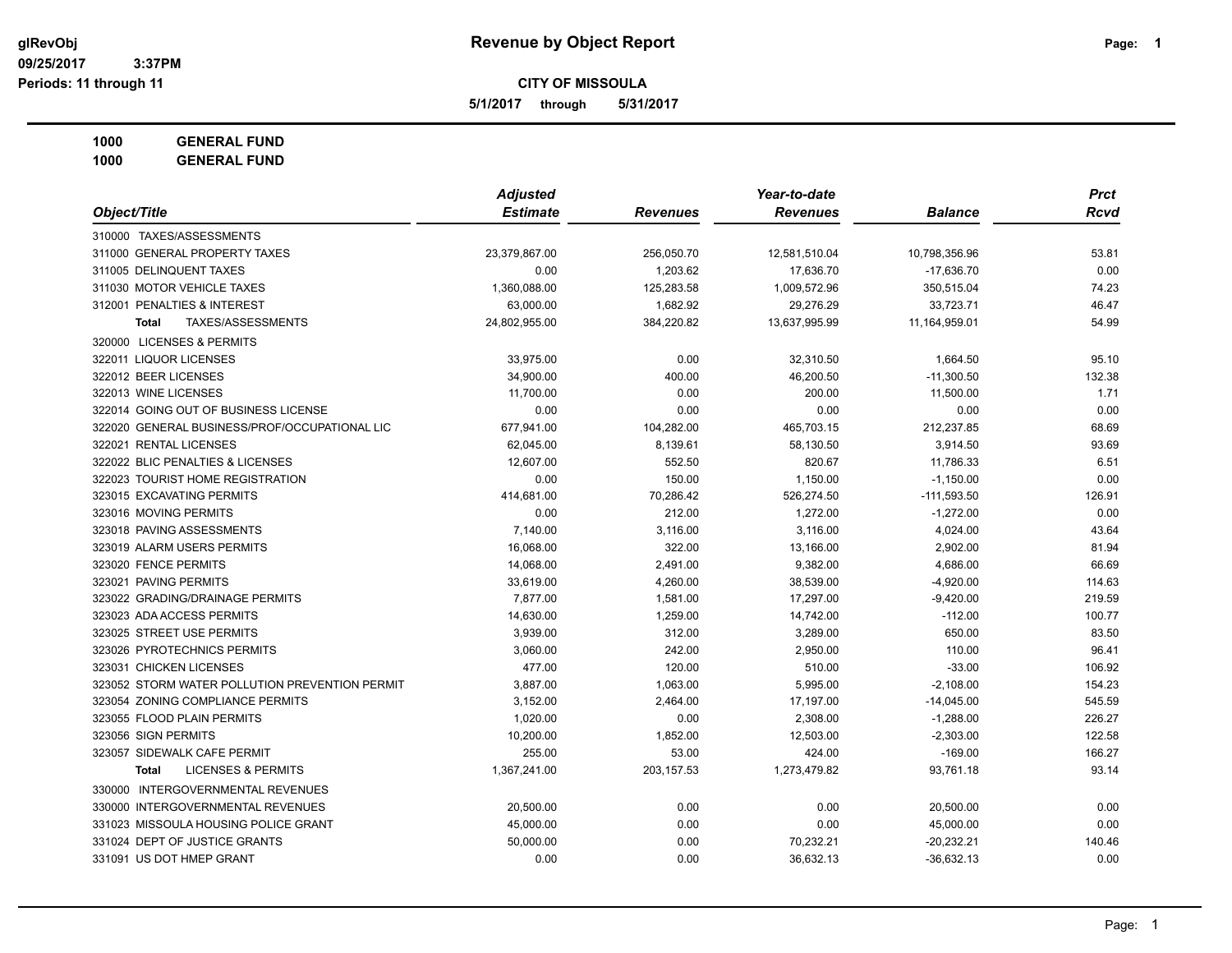glRevObj
09/25/2017 3:37PM
Periods: 11 through 11

# Revenue by Object Report

**CITY OF MISSOULA**

**5/1/2017 through 5/31/2017**

**1000 GENERAL FUND**
**1000 GENERAL FUND**

| *Object/Title* | *Adjusted Estimate* | *Revenues* | *Year-to-date Revenues* | *Balance* | *Prct Rcvd* |
|---|---|---|---|---|---|
| 310000 TAXES/ASSESSMENTS | | | | | |
| 311000 GENERAL PROPERTY TAXES | 23,379,867.00 | 256,050.70 | 12,581,510.04 | 10,798,356.96 | 53.81 |
| 311005 DELINQUENT TAXES | 0.00 | 1,203.62 | 17,636.70 | -17,636.70 | 0.00 |
| 311030 MOTOR VEHICLE TAXES | 1,360,088.00 | 125,283.58 | 1,009,572.96 | 350,515.04 | 74.23 |
| 312001 PENALTIES & INTEREST | 63,000.00 | 1,682.92 | 29,276.29 | 33,723.71 | 46.47 |
| **Total** TAXES/ASSESSMENTS | 24,802,955.00 | 384,220.82 | 13,637,995.99 | 11,164,959.01 | 54.99 |
| 320000 LICENSES & PERMITS | | | | | |
| 322011 LIQUOR LICENSES | 33,975.00 | 0.00 | 32,310.50 | 1,664.50 | 95.10 |
| 322012 BEER LICENSES | 34,900.00 | 400.00 | 46,200.50 | -11,300.50 | 132.38 |
| 322013 WINE LICENSES | 11,700.00 | 0.00 | 200.00 | 11,500.00 | 1.71 |
| 322014 GOING OUT OF BUSINESS LICENSE | 0.00 | 0.00 | 0.00 | 0.00 | 0.00 |
| 322020 GENERAL BUSINESS/PROF/OCCUPATIONAL LIC | 677,941.00 | 104,282.00 | 465,703.15 | 212,237.85 | 68.69 |
| 322021 RENTAL LICENSES | 62,045.00 | 8,139.61 | 58,130.50 | 3,914.50 | 93.69 |
| 322022 BLIC PENALTIES & LICENSES | 12,607.00 | 552.50 | 820.67 | 11,786.33 | 6.51 |
| 322023 TOURIST HOME REGISTRATION | 0.00 | 150.00 | 1,150.00 | -1,150.00 | 0.00 |
| 323015 EXCAVATING PERMITS | 414,681.00 | 70,286.42 | 526,274.50 | -111,593.50 | 126.91 |
| 323016 MOVING PERMITS | 0.00 | 212.00 | 1,272.00 | -1,272.00 | 0.00 |
| 323018 PAVING ASSESSMENTS | 7,140.00 | 3,116.00 | 3,116.00 | 4,024.00 | 43.64 |
| 323019 ALARM USERS PERMITS | 16,068.00 | 322.00 | 13,166.00 | 2,902.00 | 81.94 |
| 323020 FENCE PERMITS | 14,068.00 | 2,491.00 | 9,382.00 | 4,686.00 | 66.69 |
| 323021 PAVING PERMITS | 33,619.00 | 4,260.00 | 38,539.00 | -4,920.00 | 114.63 |
| 323022 GRADING/DRAINAGE PERMITS | 7,877.00 | 1,581.00 | 17,297.00 | -9,420.00 | 219.59 |
| 323023 ADA ACCESS PERMITS | 14,630.00 | 1,259.00 | 14,742.00 | -112.00 | 100.77 |
| 323025 STREET USE PERMITS | 3,939.00 | 312.00 | 3,289.00 | 650.00 | 83.50 |
| 323026 PYROTECHNICS PERMITS | 3,060.00 | 242.00 | 2,950.00 | 110.00 | 96.41 |
| 323031 CHICKEN LICENSES | 477.00 | 120.00 | 510.00 | -33.00 | 106.92 |
| 323052 STORM WATER POLLUTION PREVENTION PERMIT | 3,887.00 | 1,063.00 | 5,995.00 | -2,108.00 | 154.23 |
| 323054 ZONING COMPLIANCE PERMITS | 3,152.00 | 2,464.00 | 17,197.00 | -14,045.00 | 545.59 |
| 323055 FLOOD PLAIN PERMITS | 1,020.00 | 0.00 | 2,308.00 | -1,288.00 | 226.27 |
| 323056 SIGN PERMITS | 10,200.00 | 1,852.00 | 12,503.00 | -2,303.00 | 122.58 |
| 323057 SIDEWALK CAFE PERMIT | 255.00 | 53.00 | 424.00 | -169.00 | 166.27 |
| **Total** LICENSES & PERMITS | 1,367,241.00 | 203,157.53 | 1,273,479.82 | 93,761.18 | 93.14 |
| 330000 INTERGOVERNMENTAL REVENUES | | | | | |
| 330000 INTERGOVERNMENTAL REVENUES | 20,500.00 | 0.00 | 0.00 | 20,500.00 | 0.00 |
| 331023 MISSOULA HOUSING POLICE GRANT | 45,000.00 | 0.00 | 0.00 | 45,000.00 | 0.00 |
| 331024 DEPT OF JUSTICE GRANTS | 50,000.00 | 0.00 | 70,232.21 | -20,232.21 | 140.46 |
| 331091 US DOT HMEP GRANT | 0.00 | 0.00 | 36,632.13 | -36,632.13 | 0.00 |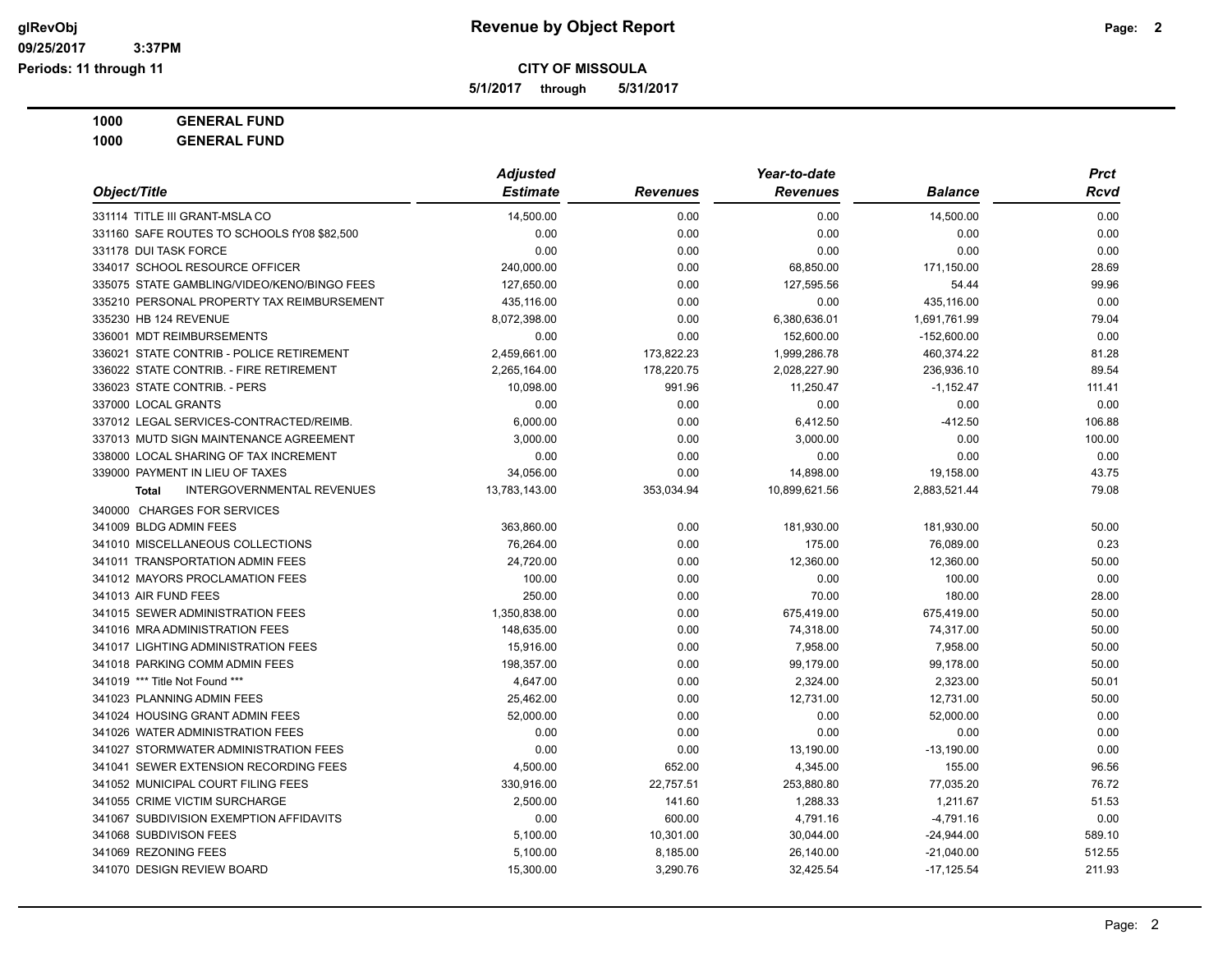**CITY OF MISSOULA**

**Revenue by Object Report**

**5/1/2017 through 5/31/2017**

Periods: 11 through 11

**1000 GENERAL FUND**

**1000 GENERAL FUND**

| Object/Title | Adjusted Estimate | Revenues | Year-to-date Revenues | Balance | Prct Rcvd |
|---|---|---|---|---|---|
| 331114 TITLE III GRANT-MSLA CO | 14,500.00 | 0.00 | 0.00 | 14,500.00 | 0.00 |
| 331160 SAFE ROUTES TO SCHOOLS fY08 $82,500 | 0.00 | 0.00 | 0.00 | 0.00 | 0.00 |
| 331178 DUI TASK FORCE | 0.00 | 0.00 | 0.00 | 0.00 | 0.00 |
| 334017 SCHOOL RESOURCE OFFICER | 240,000.00 | 0.00 | 68,850.00 | 171,150.00 | 28.69 |
| 335075 STATE GAMBLING/VIDEO/KENO/BINGO FEES | 127,650.00 | 0.00 | 127,595.56 | 54.44 | 99.96 |
| 335210 PERSONAL PROPERTY TAX REIMBURSEMENT | 435,116.00 | 0.00 | 0.00 | 435,116.00 | 0.00 |
| 335230 HB 124 REVENUE | 8,072,398.00 | 0.00 | 6,380,636.01 | 1,691,761.99 | 79.04 |
| 336001 MDT REIMBURSEMENTS | 0.00 | 0.00 | 152,600.00 | -152,600.00 | 0.00 |
| 336021 STATE CONTRIB - POLICE RETIREMENT | 2,459,661.00 | 173,822.23 | 1,999,286.78 | 460,374.22 | 81.28 |
| 336022 STATE CONTRIB. - FIRE RETIREMENT | 2,265,164.00 | 178,220.75 | 2,028,227.90 | 236,936.10 | 89.54 |
| 336023 STATE CONTRIB. - PERS | 10,098.00 | 991.96 | 11,250.47 | -1,152.47 | 111.41 |
| 337000 LOCAL GRANTS | 0.00 | 0.00 | 0.00 | 0.00 | 0.00 |
| 337012 LEGAL SERVICES-CONTRACTED/REIMB. | 6,000.00 | 0.00 | 6,412.50 | -412.50 | 106.88 |
| 337013 MUTD SIGN MAINTENANCE AGREEMENT | 3,000.00 | 0.00 | 3,000.00 | 0.00 | 100.00 |
| 338000 LOCAL SHARING OF TAX INCREMENT | 0.00 | 0.00 | 0.00 | 0.00 | 0.00 |
| 339000 PAYMENT IN LIEU OF TAXES | 34,056.00 | 0.00 | 14,898.00 | 19,158.00 | 43.75 |
| **Total** INTERGOVERNMENTAL REVENUES | 13,783,143.00 | 353,034.94 | 10,899,621.56 | 2,883,521.44 | 79.08 |
| 340000 CHARGES FOR SERVICES | | | | | |
| 341009 BLDG ADMIN FEES | 363,860.00 | 0.00 | 181,930.00 | 181,930.00 | 50.00 |
| 341010 MISCELLANEOUS COLLECTIONS | 76,264.00 | 0.00 | 175.00 | 76,089.00 | 0.23 |
| 341011 TRANSPORTATION ADMIN FEES | 24,720.00 | 0.00 | 12,360.00 | 12,360.00 | 50.00 |
| 341012 MAYORS PROCLAMATION FEES | 100.00 | 0.00 | 0.00 | 100.00 | 0.00 |
| 341013 AIR FUND FEES | 250.00 | 0.00 | 70.00 | 180.00 | 28.00 |
| 341015 SEWER ADMINISTRATION FEES | 1,350,838.00 | 0.00 | 675,419.00 | 675,419.00 | 50.00 |
| 341016 MRA ADMINISTRATION FEES | 148,635.00 | 0.00 | 74,318.00 | 74,317.00 | 50.00 |
| 341017 LIGHTING ADMINISTRATION FEES | 15,916.00 | 0.00 | 7,958.00 | 7,958.00 | 50.00 |
| 341018 PARKING COMM ADMIN FEES | 198,357.00 | 0.00 | 99,179.00 | 99,178.00 | 50.00 |
| 341019 *** Title Not Found *** | 4,647.00 | 0.00 | 2,324.00 | 2,323.00 | 50.01 |
| 341023 PLANNING ADMIN FEES | 25,462.00 | 0.00 | 12,731.00 | 12,731.00 | 50.00 |
| 341024 HOUSING GRANT ADMIN FEES | 52,000.00 | 0.00 | 0.00 | 52,000.00 | 0.00 |
| 341026 WATER ADMINISTRATION FEES | 0.00 | 0.00 | 0.00 | 0.00 | 0.00 |
| 341027 STORMWATER ADMINISTRATION FEES | 0.00 | 0.00 | 13,190.00 | -13,190.00 | 0.00 |
| 341041 SEWER EXTENSION RECORDING FEES | 4,500.00 | 652.00 | 4,345.00 | 155.00 | 96.56 |
| 341052 MUNICIPAL COURT FILING FEES | 330,916.00 | 22,757.51 | 253,880.80 | 77,035.20 | 76.72 |
| 341055 CRIME VICTIM SURCHARGE | 2,500.00 | 141.60 | 1,288.33 | 1,211.67 | 51.53 |
| 341067 SUBDIVISION EXEMPTION AFFIDAVITS | 0.00 | 600.00 | 4,791.16 | -4,791.16 | 0.00 |
| 341068 SUBDIVISON FEES | 5,100.00 | 10,301.00 | 30,044.00 | -24,944.00 | 589.10 |
| 341069 REZONING FEES | 5,100.00 | 8,185.00 | 26,140.00 | -21,040.00 | 512.55 |
| 341070 DESIGN REVIEW BOARD | 15,300.00 | 3,290.76 | 32,425.54 | -17,125.54 | 211.93 |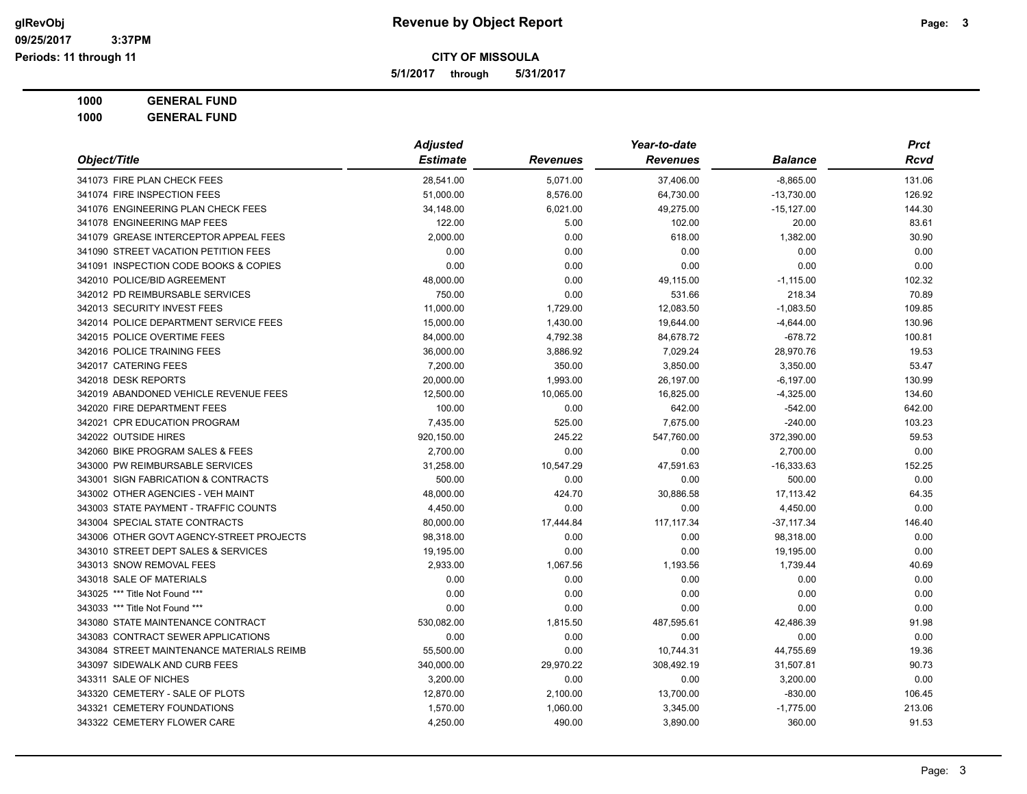**Revenue by Object Report**

**CITY OF MISSOULA**

**5/1/2017 through 5/31/2017**

glRevObj
09/25/2017 3:37PM
Periods: 11 through 11

**1000 GENERAL FUND**

**1000 GENERAL FUND**

| Object/Title | Adjusted Estimate | Revenues | Year-to-date Revenues | Balance | Prct Rcvd |
|---|---|---|---|---|---|
| 341073 FIRE PLAN CHECK FEES | 28,541.00 | 5,071.00 | 37,406.00 | -8,865.00 | 131.06 |
| 341074 FIRE INSPECTION FEES | 51,000.00 | 8,576.00 | 64,730.00 | -13,730.00 | 126.92 |
| 341076 ENGINEERING PLAN CHECK FEES | 34,148.00 | 6,021.00 | 49,275.00 | -15,127.00 | 144.30 |
| 341078 ENGINEERING MAP FEES | 122.00 | 5.00 | 102.00 | 20.00 | 83.61 |
| 341079 GREASE INTERCEPTOR APPEAL FEES | 2,000.00 | 0.00 | 618.00 | 1,382.00 | 30.90 |
| 341090 STREET VACATION PETITION FEES | 0.00 | 0.00 | 0.00 | 0.00 | 0.00 |
| 341091 INSPECTION CODE BOOKS & COPIES | 0.00 | 0.00 | 0.00 | 0.00 | 0.00 |
| 342010 POLICE/BID AGREEMENT | 48,000.00 | 0.00 | 49,115.00 | -1,115.00 | 102.32 |
| 342012 PD REIMBURSABLE SERVICES | 750.00 | 0.00 | 531.66 | 218.34 | 70.89 |
| 342013 SECURITY INVEST FEES | 11,000.00 | 1,729.00 | 12,083.50 | -1,083.50 | 109.85 |
| 342014 POLICE DEPARTMENT SERVICE FEES | 15,000.00 | 1,430.00 | 19,644.00 | -4,644.00 | 130.96 |
| 342015 POLICE OVERTIME FEES | 84,000.00 | 4,792.38 | 84,678.72 | -678.72 | 100.81 |
| 342016 POLICE TRAINING FEES | 36,000.00 | 3,886.92 | 7,029.24 | 28,970.76 | 19.53 |
| 342017 CATERING FEES | 7,200.00 | 350.00 | 3,850.00 | 3,350.00 | 53.47 |
| 342018 DESK REPORTS | 20,000.00 | 1,993.00 | 26,197.00 | -6,197.00 | 130.99 |
| 342019 ABANDONED VEHICLE REVENUE FEES | 12,500.00 | 10,065.00 | 16,825.00 | -4,325.00 | 134.60 |
| 342020 FIRE DEPARTMENT FEES | 100.00 | 0.00 | 642.00 | -542.00 | 642.00 |
| 342021 CPR EDUCATION PROGRAM | 7,435.00 | 525.00 | 7,675.00 | -240.00 | 103.23 |
| 342022 OUTSIDE HIRES | 920,150.00 | 245.22 | 547,760.00 | 372,390.00 | 59.53 |
| 342060 BIKE PROGRAM SALES & FEES | 2,700.00 | 0.00 | 0.00 | 2,700.00 | 0.00 |
| 343000 PW REIMBURSABLE SERVICES | 31,258.00 | 10,547.29 | 47,591.63 | -16,333.63 | 152.25 |
| 343001 SIGN FABRICATION & CONTRACTS | 500.00 | 0.00 | 0.00 | 500.00 | 0.00 |
| 343002 OTHER AGENCIES - VEH MAINT | 48,000.00 | 424.70 | 30,886.58 | 17,113.42 | 64.35 |
| 343003 STATE PAYMENT - TRAFFIC COUNTS | 4,450.00 | 0.00 | 0.00 | 4,450.00 | 0.00 |
| 343004 SPECIAL STATE CONTRACTS | 80,000.00 | 17,444.84 | 117,117.34 | -37,117.34 | 146.40 |
| 343006 OTHER GOVT AGENCY-STREET PROJECTS | 98,318.00 | 0.00 | 0.00 | 98,318.00 | 0.00 |
| 343010 STREET DEPT SALES & SERVICES | 19,195.00 | 0.00 | 0.00 | 19,195.00 | 0.00 |
| 343013 SNOW REMOVAL FEES | 2,933.00 | 1,067.56 | 1,193.56 | 1,739.44 | 40.69 |
| 343018 SALE OF MATERIALS | 0.00 | 0.00 | 0.00 | 0.00 | 0.00 |
| 343025 *** Title Not Found *** | 0.00 | 0.00 | 0.00 | 0.00 | 0.00 |
| 343033 *** Title Not Found *** | 0.00 | 0.00 | 0.00 | 0.00 | 0.00 |
| 343080 STATE MAINTENANCE CONTRACT | 530,082.00 | 1,815.50 | 487,595.61 | 42,486.39 | 91.98 |
| 343083 CONTRACT SEWER APPLICATIONS | 0.00 | 0.00 | 0.00 | 0.00 | 0.00 |
| 343084 STREET MAINTENANCE MATERIALS REIMB | 55,500.00 | 0.00 | 10,744.31 | 44,755.69 | 19.36 |
| 343097 SIDEWALK AND CURB FEES | 340,000.00 | 29,970.22 | 308,492.19 | 31,507.81 | 90.73 |
| 343311 SALE OF NICHES | 3,200.00 | 0.00 | 0.00 | 3,200.00 | 0.00 |
| 343320 CEMETERY - SALE OF PLOTS | 12,870.00 | 2,100.00 | 13,700.00 | -830.00 | 106.45 |
| 343321 CEMETERY FOUNDATIONS | 1,570.00 | 1,060.00 | 3,345.00 | -1,775.00 | 213.06 |
| 343322 CEMETERY FLOWER CARE | 4,250.00 | 490.00 | 3,890.00 | 360.00 | 91.53 |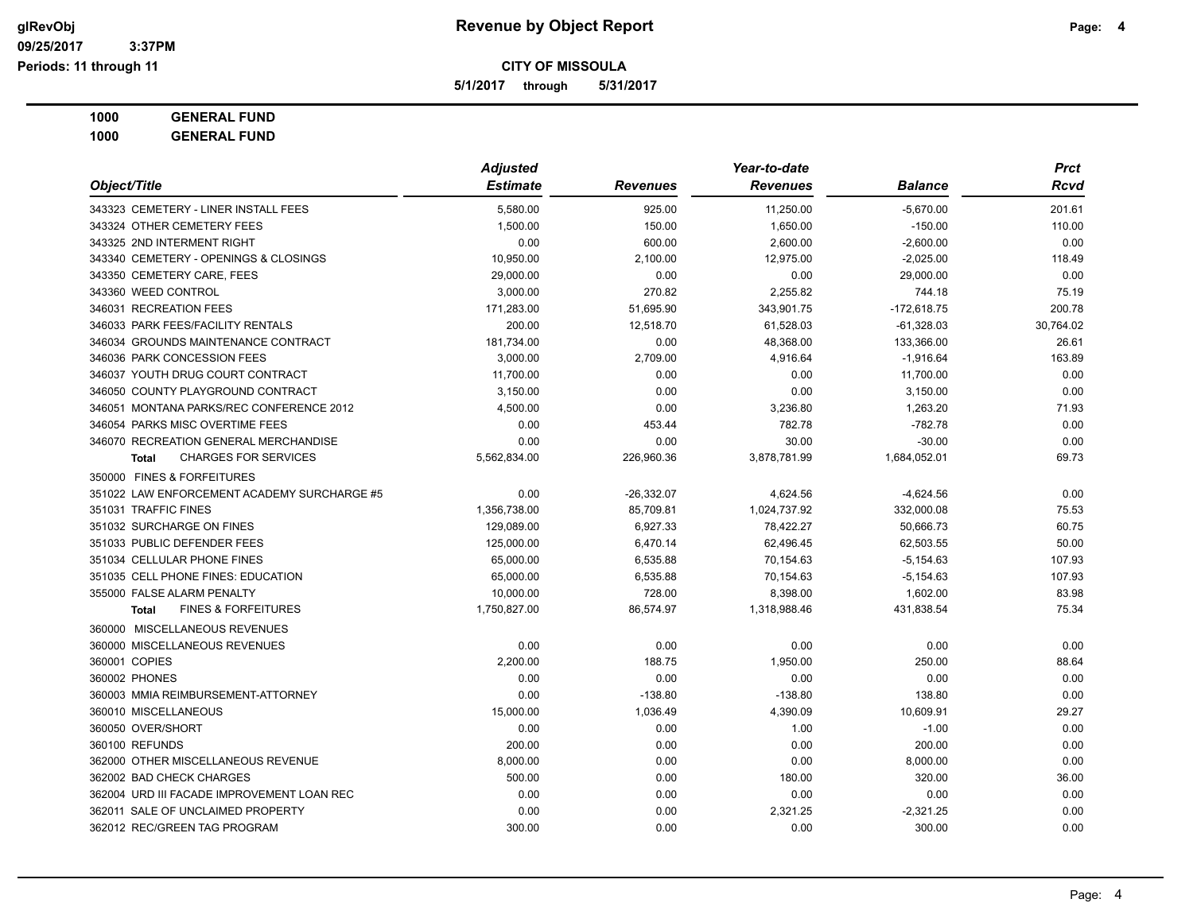**CITY OF MISSOULA**

**5/1/2017 through 5/31/2017**

**1000 GENERAL FUND**

**1000 GENERAL FUND**

| Object/Title | Adjusted Estimate | Revenues | Year-to-date Revenues | Balance | Prct Rcvd |
|---|---|---|---|---|---|
| 343323 CEMETERY - LINER INSTALL FEES | 5,580.00 | 925.00 | 11,250.00 | -5,670.00 | 201.61 |
| 343324 OTHER CEMETERY FEES | 1,500.00 | 150.00 | 1,650.00 | -150.00 | 110.00 |
| 343325 2ND INTERMENT RIGHT | 0.00 | 600.00 | 2,600.00 | -2,600.00 | 0.00 |
| 343340 CEMETERY - OPENINGS & CLOSINGS | 10,950.00 | 2,100.00 | 12,975.00 | -2,025.00 | 118.49 |
| 343350 CEMETERY CARE, FEES | 29,000.00 | 0.00 | 0.00 | 29,000.00 | 0.00 |
| 343360 WEED CONTROL | 3,000.00 | 270.82 | 2,255.82 | 744.18 | 75.19 |
| 346031 RECREATION FEES | 171,283.00 | 51,695.90 | 343,901.75 | -172,618.75 | 200.78 |
| 346033 PARK FEES/FACILITY RENTALS | 200.00 | 12,518.70 | 61,528.03 | -61,328.03 | 30,764.02 |
| 346034 GROUNDS MAINTENANCE CONTRACT | 181,734.00 | 0.00 | 48,368.00 | 133,366.00 | 26.61 |
| 346036 PARK CONCESSION FEES | 3,000.00 | 2,709.00 | 4,916.64 | -1,916.64 | 163.89 |
| 346037 YOUTH DRUG COURT CONTRACT | 11,700.00 | 0.00 | 0.00 | 11,700.00 | 0.00 |
| 346050 COUNTY PLAYGROUND CONTRACT | 3,150.00 | 0.00 | 0.00 | 3,150.00 | 0.00 |
| 346051 MONTANA PARKS/REC CONFERENCE 2012 | 4,500.00 | 0.00 | 3,236.80 | 1,263.20 | 71.93 |
| 346054 PARKS MISC OVERTIME FEES | 0.00 | 453.44 | 782.78 | -782.78 | 0.00 |
| 346070 RECREATION GENERAL MERCHANDISE | 0.00 | 0.00 | 30.00 | -30.00 | 0.00 |
| **Total** CHARGES FOR SERVICES | 5,562,834.00 | 226,960.36 | 3,878,781.99 | 1,684,052.01 | 69.73 |
| 350000 FINES & FORFEITURES | | | | | |
| 351022 LAW ENFORCEMENT ACADEMY SURCHARGE #5 | 0.00 | -26,332.07 | 4,624.56 | -4,624.56 | 0.00 |
| 351031 TRAFFIC FINES | 1,356,738.00 | 85,709.81 | 1,024,737.92 | 332,000.08 | 75.53 |
| 351032 SURCHARGE ON FINES | 129,089.00 | 6,927.33 | 78,422.27 | 50,666.73 | 60.75 |
| 351033 PUBLIC DEFENDER FEES | 125,000.00 | 6,470.14 | 62,496.45 | 62,503.55 | 50.00 |
| 351034 CELLULAR PHONE FINES | 65,000.00 | 6,535.88 | 70,154.63 | -5,154.63 | 107.93 |
| 351035 CELL PHONE FINES: EDUCATION | 65,000.00 | 6,535.88 | 70,154.63 | -5,154.63 | 107.93 |
| 355000 FALSE ALARM PENALTY | 10,000.00 | 728.00 | 8,398.00 | 1,602.00 | 83.98 |
| **Total** FINES & FORFEITURES | 1,750,827.00 | 86,574.97 | 1,318,988.46 | 431,838.54 | 75.34 |
| 360000 MISCELLANEOUS REVENUES | | | | | |
| 360000 MISCELLANEOUS REVENUES | 0.00 | 0.00 | 0.00 | 0.00 | 0.00 |
| 360001 COPIES | 2,200.00 | 188.75 | 1,950.00 | 250.00 | 88.64 |
| 360002 PHONES | 0.00 | 0.00 | 0.00 | 0.00 | 0.00 |
| 360003 MMIA REIMBURSEMENT-ATTORNEY | 0.00 | -138.80 | -138.80 | 138.80 | 0.00 |
| 360010 MISCELLANEOUS | 15,000.00 | 1,036.49 | 4,390.09 | 10,609.91 | 29.27 |
| 360050 OVER/SHORT | 0.00 | 0.00 | 1.00 | -1.00 | 0.00 |
| 360100 REFUNDS | 200.00 | 0.00 | 0.00 | 200.00 | 0.00 |
| 362000 OTHER MISCELLANEOUS REVENUE | 8,000.00 | 0.00 | 0.00 | 8,000.00 | 0.00 |
| 362002 BAD CHECK CHARGES | 500.00 | 0.00 | 180.00 | 320.00 | 36.00 |
| 362004 URD III FACADE IMPROVEMENT LOAN REC | 0.00 | 0.00 | 0.00 | 0.00 | 0.00 |
| 362011 SALE OF UNCLAIMED PROPERTY | 0.00 | 0.00 | 2,321.25 | -2,321.25 | 0.00 |
| 362012 REC/GREEN TAG PROGRAM | 300.00 | 0.00 | 0.00 | 300.00 | 0.00 |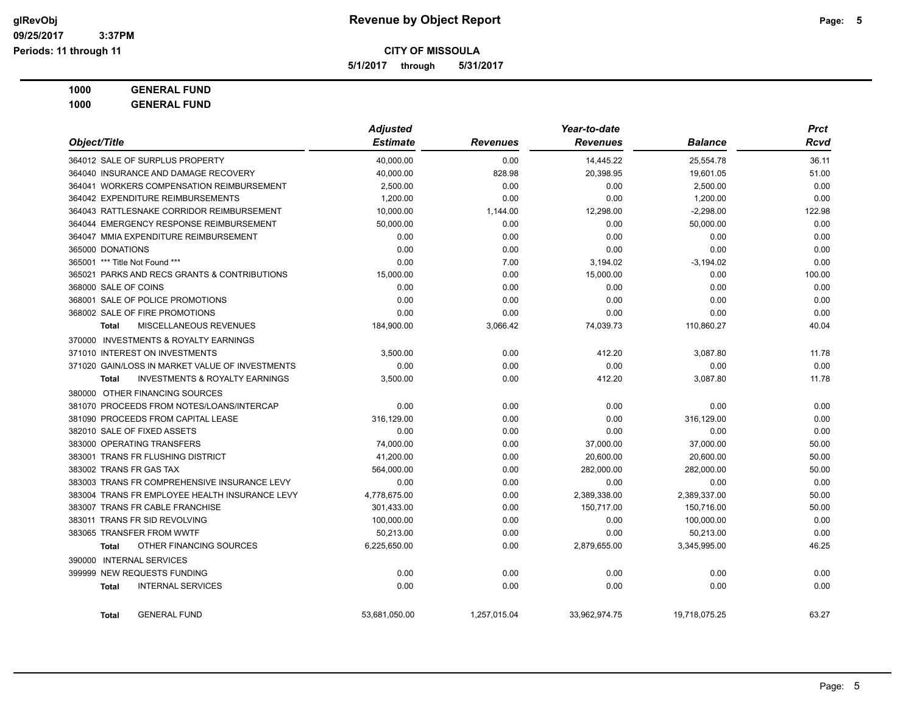**CITY OF MISSOULA**

**5/1/2017 through 5/31/2017**

**1000 GENERAL FUND**

**1000 GENERAL FUND**

| Object/Title | Adjusted Estimate | Revenues | Year-to-date Revenues | Balance | Prct Rcvd |
|---|---|---|---|---|---|
| 364012 SALE OF SURPLUS PROPERTY | 40,000.00 | 0.00 | 14,445.22 | 25,554.78 | 36.11 |
| 364040 INSURANCE AND DAMAGE RECOVERY | 40,000.00 | 828.98 | 20,398.95 | 19,601.05 | 51.00 |
| 364041 WORKERS COMPENSATION REIMBURSEMENT | 2,500.00 | 0.00 | 0.00 | 2,500.00 | 0.00 |
| 364042 EXPENDITURE REIMBURSEMENTS | 1,200.00 | 0.00 | 0.00 | 1,200.00 | 0.00 |
| 364043 RATTLESNAKE CORRIDOR REIMBURSEMENT | 10,000.00 | 1,144.00 | 12,298.00 | -2,298.00 | 122.98 |
| 364044 EMERGENCY RESPONSE REIMBURSEMENT | 50,000.00 | 0.00 | 0.00 | 50,000.00 | 0.00 |
| 364047 MMIA EXPENDITURE REIMBURSEMENT | 0.00 | 0.00 | 0.00 | 0.00 | 0.00 |
| 365000 DONATIONS | 0.00 | 0.00 | 0.00 | 0.00 | 0.00 |
| 365001 *** Title Not Found *** | 0.00 | 7.00 | 3,194.02 | -3,194.02 | 0.00 |
| 365021 PARKS AND RECS GRANTS & CONTRIBUTIONS | 15,000.00 | 0.00 | 15,000.00 | 0.00 | 100.00 |
| 368000 SALE OF COINS | 0.00 | 0.00 | 0.00 | 0.00 | 0.00 |
| 368001 SALE OF POLICE PROMOTIONS | 0.00 | 0.00 | 0.00 | 0.00 | 0.00 |
| 368002 SALE OF FIRE PROMOTIONS | 0.00 | 0.00 | 0.00 | 0.00 | 0.00 |
| **Total** MISCELLANEOUS REVENUES | 184,900.00 | 3,066.42 | 74,039.73 | 110,860.27 | 40.04 |
| 370000 INVESTMENTS & ROYALTY EARNINGS | | | | | |
| 371010 INTEREST ON INVESTMENTS | 3,500.00 | 0.00 | 412.20 | 3,087.80 | 11.78 |
| 371020 GAIN/LOSS IN MARKET VALUE OF INVESTMENTS | 0.00 | 0.00 | 0.00 | 0.00 | 0.00 |
| **Total** INVESTMENTS & ROYALTY EARNINGS | 3,500.00 | 0.00 | 412.20 | 3,087.80 | 11.78 |
| 380000 OTHER FINANCING SOURCES | | | | | |
| 381070 PROCEEDS FROM NOTES/LOANS/INTERCAP | 0.00 | 0.00 | 0.00 | 0.00 | 0.00 |
| 381090 PROCEEDS FROM CAPITAL LEASE | 316,129.00 | 0.00 | 0.00 | 316,129.00 | 0.00 |
| 382010 SALE OF FIXED ASSETS | 0.00 | 0.00 | 0.00 | 0.00 | 0.00 |
| 383000 OPERATING TRANSFERS | 74,000.00 | 0.00 | 37,000.00 | 37,000.00 | 50.00 |
| 383001 TRANS FR FLUSHING DISTRICT | 41,200.00 | 0.00 | 20,600.00 | 20,600.00 | 50.00 |
| 383002 TRANS FR GAS TAX | 564,000.00 | 0.00 | 282,000.00 | 282,000.00 | 50.00 |
| 383003 TRANS FR COMPREHENSIVE INSURANCE LEVY | 0.00 | 0.00 | 0.00 | 0.00 | 0.00 |
| 383004 TRANS FR EMPLOYEE HEALTH INSURANCE LEVY | 4,778,675.00 | 0.00 | 2,389,338.00 | 2,389,337.00 | 50.00 |
| 383007 TRANS FR CABLE FRANCHISE | 301,433.00 | 0.00 | 150,717.00 | 150,716.00 | 50.00 |
| 383011 TRANS FR SID REVOLVING | 100,000.00 | 0.00 | 0.00 | 100,000.00 | 0.00 |
| 383065 TRANSFER FROM WWTF | 50,213.00 | 0.00 | 0.00 | 50,213.00 | 0.00 |
| **Total** OTHER FINANCING SOURCES | 6,225,650.00 | 0.00 | 2,879,655.00 | 3,345,995.00 | 46.25 |
| 390000 INTERNAL SERVICES | | | | | |
| 399999 NEW REQUESTS FUNDING | 0.00 | 0.00 | 0.00 | 0.00 | 0.00 |
| **Total** INTERNAL SERVICES | 0.00 | 0.00 | 0.00 | 0.00 | 0.00 |
| **Total** GENERAL FUND | 53,681,050.00 | 1,257,015.04 | 33,962,974.75 | 19,718,075.25 | 63.27 |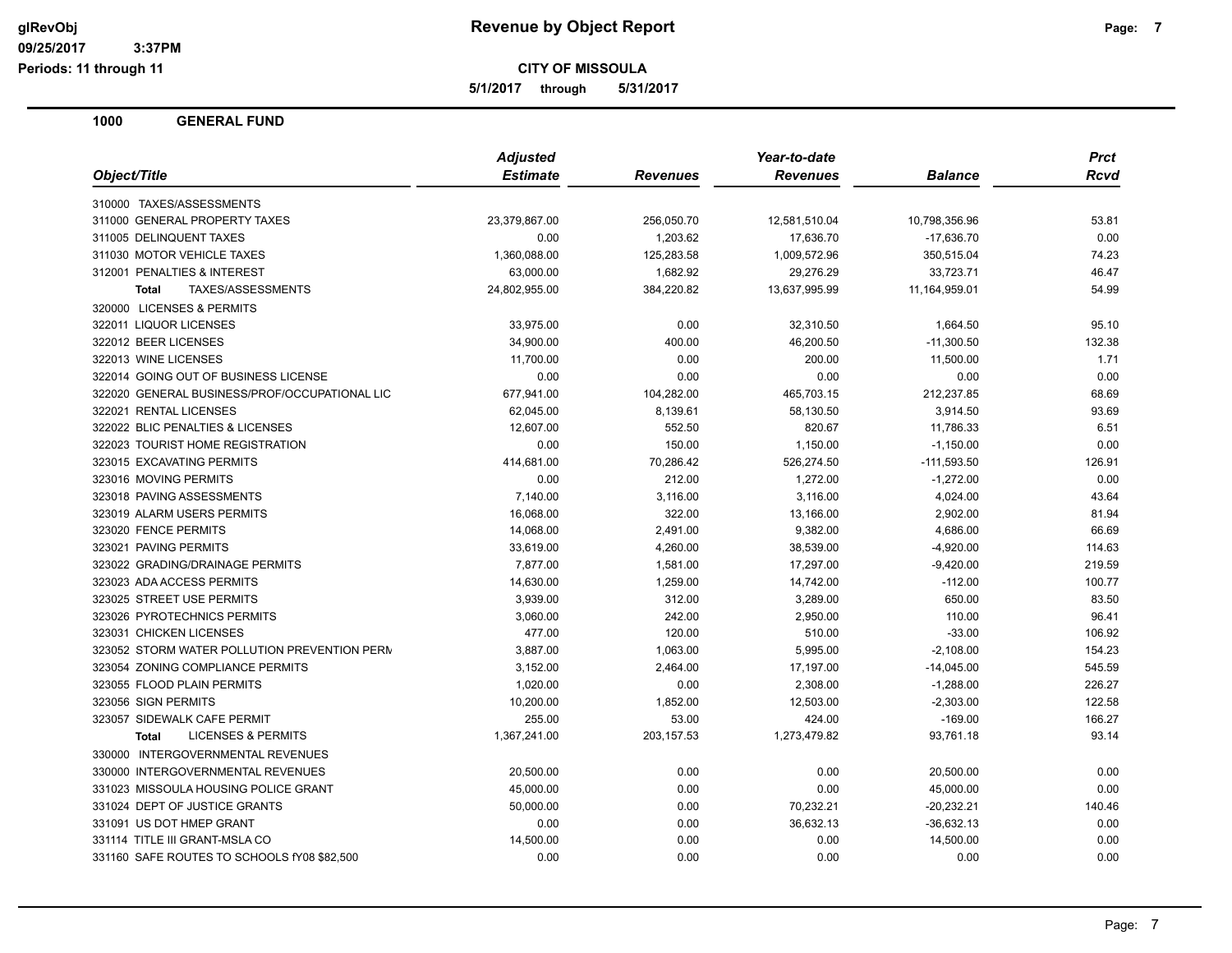# Revenue by Object Report

**CITY OF MISSOULA**

**5/1/2017 through 5/31/2017**

glRevObj
09/25/2017 3:37PM
Periods: 11 through 11

## 1000 GENERAL FUND

| Object/Title | Adjusted Estimate | Revenues | Year-to-date Revenues | Balance | Prct Rcvd |
|---|---|---|---|---|---|
| 310000 TAXES/ASSESSMENTS | | | | | |
| 311000 GENERAL PROPERTY TAXES | 23,379,867.00 | 256,050.70 | 12,581,510.04 | 10,798,356.96 | 53.81 |
| 311005 DELINQUENT TAXES | 0.00 | 1,203.62 | 17,636.70 | -17,636.70 | 0.00 |
| 311030 MOTOR VEHICLE TAXES | 1,360,088.00 | 125,283.58 | 1,009,572.96 | 350,515.04 | 74.23 |
| 312001 PENALTIES & INTEREST | 63,000.00 | 1,682.92 | 29,276.29 | 33,723.71 | 46.47 |
| **Total** TAXES/ASSESSMENTS | 24,802,955.00 | 384,220.82 | 13,637,995.99 | 11,164,959.01 | 54.99 |
| 320000 LICENSES & PERMITS | | | | | |
| 322011 LIQUOR LICENSES | 33,975.00 | 0.00 | 32,310.50 | 1,664.50 | 95.10 |
| 322012 BEER LICENSES | 34,900.00 | 400.00 | 46,200.50 | -11,300.50 | 132.38 |
| 322013 WINE LICENSES | 11,700.00 | 0.00 | 200.00 | 11,500.00 | 1.71 |
| 322014 GOING OUT OF BUSINESS LICENSE | 0.00 | 0.00 | 0.00 | 0.00 | 0.00 |
| 322020 GENERAL BUSINESS/PROF/OCCUPATIONAL LIC | 677,941.00 | 104,282.00 | 465,703.15 | 212,237.85 | 68.69 |
| 322021 RENTAL LICENSES | 62,045.00 | 8,139.61 | 58,130.50 | 3,914.50 | 93.69 |
| 322022 BLIC PENALTIES & LICENSES | 12,607.00 | 552.50 | 820.67 | 11,786.33 | 6.51 |
| 322023 TOURIST HOME REGISTRATION | 0.00 | 150.00 | 1,150.00 | -1,150.00 | 0.00 |
| 323015 EXCAVATING PERMITS | 414,681.00 | 70,286.42 | 526,274.50 | -111,593.50 | 126.91 |
| 323016 MOVING PERMITS | 0.00 | 212.00 | 1,272.00 | -1,272.00 | 0.00 |
| 323018 PAVING ASSESSMENTS | 7,140.00 | 3,116.00 | 3,116.00 | 4,024.00 | 43.64 |
| 323019 ALARM USERS PERMITS | 16,068.00 | 322.00 | 13,166.00 | 2,902.00 | 81.94 |
| 323020 FENCE PERMITS | 14,068.00 | 2,491.00 | 9,382.00 | 4,686.00 | 66.69 |
| 323021 PAVING PERMITS | 33,619.00 | 4,260.00 | 38,539.00 | -4,920.00 | 114.63 |
| 323022 GRADING/DRAINAGE PERMITS | 7,877.00 | 1,581.00 | 17,297.00 | -9,420.00 | 219.59 |
| 323023 ADA ACCESS PERMITS | 14,630.00 | 1,259.00 | 14,742.00 | -112.00 | 100.77 |
| 323025 STREET USE PERMITS | 3,939.00 | 312.00 | 3,289.00 | 650.00 | 83.50 |
| 323026 PYROTECHNICS PERMITS | 3,060.00 | 242.00 | 2,950.00 | 110.00 | 96.41 |
| 323031 CHICKEN LICENSES | 477.00 | 120.00 | 510.00 | -33.00 | 106.92 |
| 323052 STORM WATER POLLUTION PREVENTION PERM | 3,887.00 | 1,063.00 | 5,995.00 | -2,108.00 | 154.23 |
| 323054 ZONING COMPLIANCE PERMITS | 3,152.00 | 2,464.00 | 17,197.00 | -14,045.00 | 545.59 |
| 323055 FLOOD PLAIN PERMITS | 1,020.00 | 0.00 | 2,308.00 | -1,288.00 | 226.27 |
| 323056 SIGN PERMITS | 10,200.00 | 1,852.00 | 12,503.00 | -2,303.00 | 122.58 |
| 323057 SIDEWALK CAFE PERMIT | 255.00 | 53.00 | 424.00 | -169.00 | 166.27 |
| **Total** LICENSES & PERMITS | 1,367,241.00 | 203,157.53 | 1,273,479.82 | 93,761.18 | 93.14 |
| 330000 INTERGOVERNMENTAL REVENUES | | | | | |
| 330000 INTERGOVERNMENTAL REVENUES | 20,500.00 | 0.00 | 0.00 | 20,500.00 | 0.00 |
| 331023 MISSOULA HOUSING POLICE GRANT | 45,000.00 | 0.00 | 0.00 | 45,000.00 | 0.00 |
| 331024 DEPT OF JUSTICE GRANTS | 50,000.00 | 0.00 | 70,232.21 | -20,232.21 | 140.46 |
| 331091 US DOT HMEP GRANT | 0.00 | 0.00 | 36,632.13 | -36,632.13 | 0.00 |
| 331114 TITLE III GRANT-MSLA CO | 14,500.00 | 0.00 | 0.00 | 14,500.00 | 0.00 |
| 331160 SAFE ROUTES TO SCHOOLS fY08 $82,500 | 0.00 | 0.00 | 0.00 | 0.00 | 0.00 |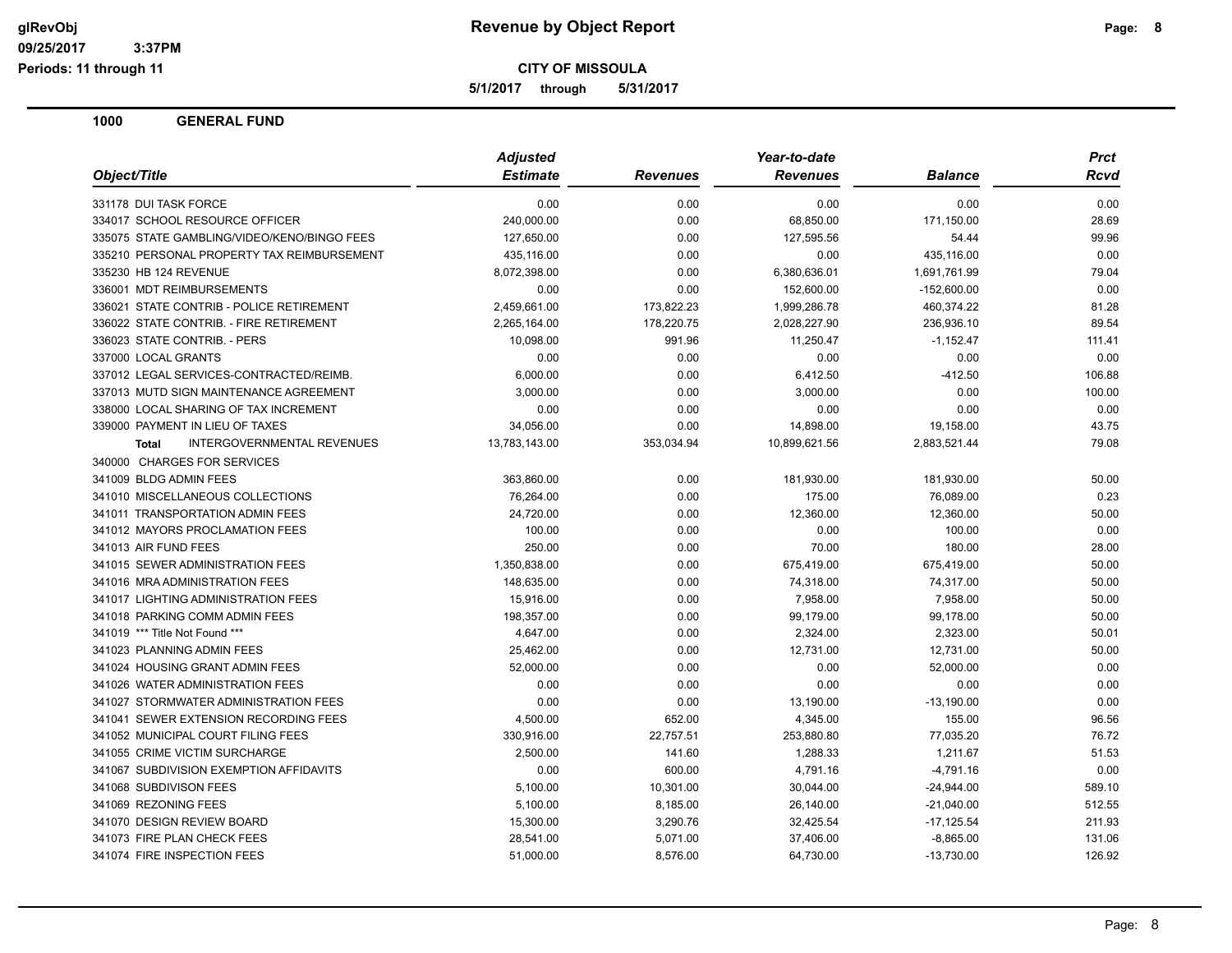**CITY OF MISSOULA**

**5/1/2017 through 5/31/2017**

## 1000 GENERAL FUND

| Object/Title | Adjusted Estimate | Revenues | Year-to-date Revenues | Balance | Prct Rcvd |
|---|---|---|---|---|---|
| 331178 DUI TASK FORCE | 0.00 | 0.00 | 0.00 | 0.00 | 0.00 |
| 334017 SCHOOL RESOURCE OFFICER | 240,000.00 | 0.00 | 68,850.00 | 171,150.00 | 28.69 |
| 335075 STATE GAMBLING/VIDEO/KENO/BINGO FEES | 127,650.00 | 0.00 | 127,595.56 | 54.44 | 99.96 |
| 335210 PERSONAL PROPERTY TAX REIMBURSEMENT | 435,116.00 | 0.00 | 0.00 | 435,116.00 | 0.00 |
| 335230 HB 124 REVENUE | 8,072,398.00 | 0.00 | 6,380,636.01 | 1,691,761.99 | 79.04 |
| 336001 MDT REIMBURSEMENTS | 0.00 | 0.00 | 152,600.00 | -152,600.00 | 0.00 |
| 336021 STATE CONTRIB - POLICE RETIREMENT | 2,459,661.00 | 173,822.23 | 1,999,286.78 | 460,374.22 | 81.28 |
| 336022 STATE CONTRIB. - FIRE RETIREMENT | 2,265,164.00 | 178,220.75 | 2,028,227.90 | 236,936.10 | 89.54 |
| 336023 STATE CONTRIB. - PERS | 10,098.00 | 991.96 | 11,250.47 | -1,152.47 | 111.41 |
| 337000 LOCAL GRANTS | 0.00 | 0.00 | 0.00 | 0.00 | 0.00 |
| 337012 LEGAL SERVICES-CONTRACTED/REIMB. | 6,000.00 | 0.00 | 6,412.50 | -412.50 | 106.88 |
| 337013 MUTD SIGN MAINTENANCE AGREEMENT | 3,000.00 | 0.00 | 3,000.00 | 0.00 | 100.00 |
| 338000 LOCAL SHARING OF TAX INCREMENT | 0.00 | 0.00 | 0.00 | 0.00 | 0.00 |
| 339000 PAYMENT IN LIEU OF TAXES | 34,056.00 | 0.00 | 14,898.00 | 19,158.00 | 43.75 |
| **Total** INTERGOVERNMENTAL REVENUES | 13,783,143.00 | 353,034.94 | 10,899,621.56 | 2,883,521.44 | 79.08 |
| 340000 CHARGES FOR SERVICES | | | | | |
| 341009 BLDG ADMIN FEES | 363,860.00 | 0.00 | 181,930.00 | 181,930.00 | 50.00 |
| 341010 MISCELLANEOUS COLLECTIONS | 76,264.00 | 0.00 | 175.00 | 76,089.00 | 0.23 |
| 341011 TRANSPORTATION ADMIN FEES | 24,720.00 | 0.00 | 12,360.00 | 12,360.00 | 50.00 |
| 341012 MAYORS PROCLAMATION FEES | 100.00 | 0.00 | 0.00 | 100.00 | 0.00 |
| 341013 AIR FUND FEES | 250.00 | 0.00 | 70.00 | 180.00 | 28.00 |
| 341015 SEWER ADMINISTRATION FEES | 1,350,838.00 | 0.00 | 675,419.00 | 675,419.00 | 50.00 |
| 341016 MRA ADMINISTRATION FEES | 148,635.00 | 0.00 | 74,318.00 | 74,317.00 | 50.00 |
| 341017 LIGHTING ADMINISTRATION FEES | 15,916.00 | 0.00 | 7,958.00 | 7,958.00 | 50.00 |
| 341018 PARKING COMM ADMIN FEES | 198,357.00 | 0.00 | 99,179.00 | 99,178.00 | 50.00 |
| 341019 *** Title Not Found *** | 4,647.00 | 0.00 | 2,324.00 | 2,323.00 | 50.01 |
| 341023 PLANNING ADMIN FEES | 25,462.00 | 0.00 | 12,731.00 | 12,731.00 | 50.00 |
| 341024 HOUSING GRANT ADMIN FEES | 52,000.00 | 0.00 | 0.00 | 52,000.00 | 0.00 |
| 341026 WATER ADMINISTRATION FEES | 0.00 | 0.00 | 0.00 | 0.00 | 0.00 |
| 341027 STORMWATER ADMINISTRATION FEES | 0.00 | 0.00 | 13,190.00 | -13,190.00 | 0.00 |
| 341041 SEWER EXTENSION RECORDING FEES | 4,500.00 | 652.00 | 4,345.00 | 155.00 | 96.56 |
| 341052 MUNICIPAL COURT FILING FEES | 330,916.00 | 22,757.51 | 253,880.80 | 77,035.20 | 76.72 |
| 341055 CRIME VICTIM SURCHARGE | 2,500.00 | 141.60 | 1,288.33 | 1,211.67 | 51.53 |
| 341067 SUBDIVISION EXEMPTION AFFIDAVITS | 0.00 | 600.00 | 4,791.16 | -4,791.16 | 0.00 |
| 341068 SUBDIVISON FEES | 5,100.00 | 10,301.00 | 30,044.00 | -24,944.00 | 589.10 |
| 341069 REZONING FEES | 5,100.00 | 8,185.00 | 26,140.00 | -21,040.00 | 512.55 |
| 341070 DESIGN REVIEW BOARD | 15,300.00 | 3,290.76 | 32,425.54 | -17,125.54 | 211.93 |
| 341073 FIRE PLAN CHECK FEES | 28,541.00 | 5,071.00 | 37,406.00 | -8,865.00 | 131.06 |
| 341074 FIRE INSPECTION FEES | 51,000.00 | 8,576.00 | 64,730.00 | -13,730.00 | 126.92 |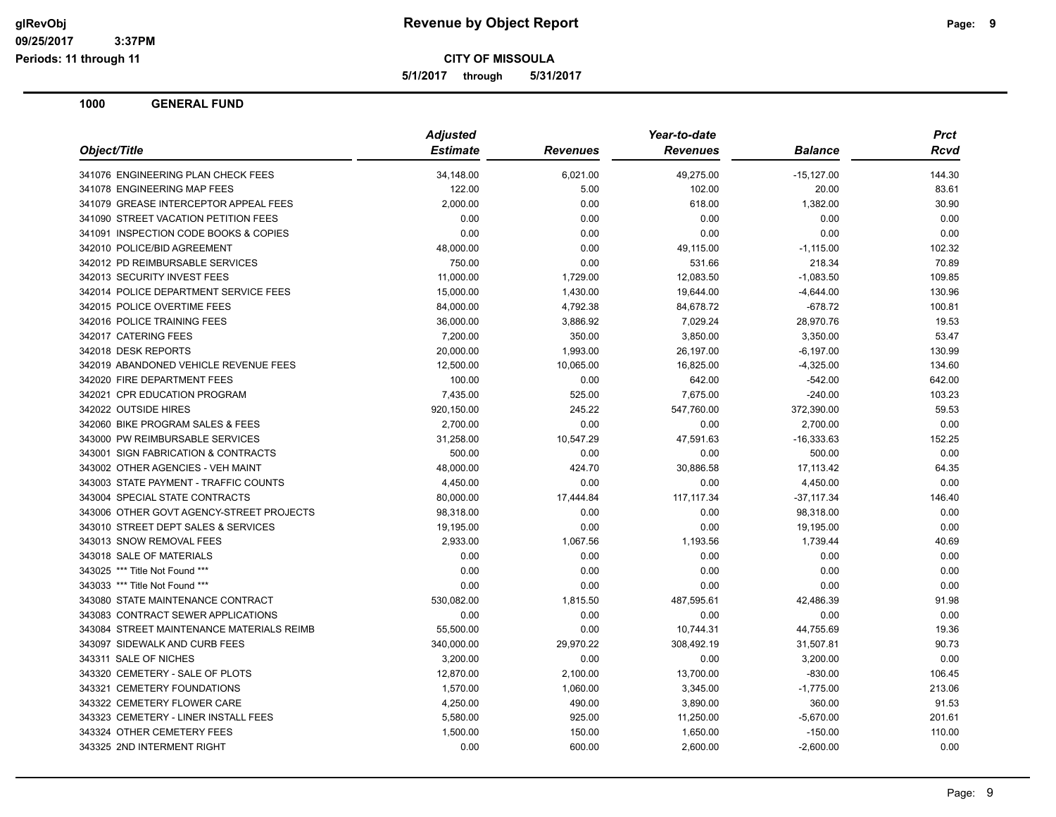**CITY OF MISSOULA**

**5/1/2017 through 5/31/2017**

**1000 GENERAL FUND**

| Object/Title | Adjusted Estimate | Revenues | Year-to-date Revenues | Balance | Prct Rcvd |
|---|---|---|---|---|---|
| 341076 ENGINEERING PLAN CHECK FEES | 34,148.00 | 6,021.00 | 49,275.00 | -15,127.00 | 144.30 |
| 341078 ENGINEERING MAP FEES | 122.00 | 5.00 | 102.00 | 20.00 | 83.61 |
| 341079 GREASE INTERCEPTOR APPEAL FEES | 2,000.00 | 0.00 | 618.00 | 1,382.00 | 30.90 |
| 341090 STREET VACATION PETITION FEES | 0.00 | 0.00 | 0.00 | 0.00 | 0.00 |
| 341091 INSPECTION CODE BOOKS & COPIES | 0.00 | 0.00 | 0.00 | 0.00 | 0.00 |
| 342010 POLICE/BID AGREEMENT | 48,000.00 | 0.00 | 49,115.00 | -1,115.00 | 102.32 |
| 342012 PD REIMBURSABLE SERVICES | 750.00 | 0.00 | 531.66 | 218.34 | 70.89 |
| 342013 SECURITY INVEST FEES | 11,000.00 | 1,729.00 | 12,083.50 | -1,083.50 | 109.85 |
| 342014 POLICE DEPARTMENT SERVICE FEES | 15,000.00 | 1,430.00 | 19,644.00 | -4,644.00 | 130.96 |
| 342015 POLICE OVERTIME FEES | 84,000.00 | 4,792.38 | 84,678.72 | -678.72 | 100.81 |
| 342016 POLICE TRAINING FEES | 36,000.00 | 3,886.92 | 7,029.24 | 28,970.76 | 19.53 |
| 342017 CATERING FEES | 7,200.00 | 350.00 | 3,850.00 | 3,350.00 | 53.47 |
| 342018 DESK REPORTS | 20,000.00 | 1,993.00 | 26,197.00 | -6,197.00 | 130.99 |
| 342019 ABANDONED VEHICLE REVENUE FEES | 12,500.00 | 10,065.00 | 16,825.00 | -4,325.00 | 134.60 |
| 342020 FIRE DEPARTMENT FEES | 100.00 | 0.00 | 642.00 | -542.00 | 642.00 |
| 342021 CPR EDUCATION PROGRAM | 7,435.00 | 525.00 | 7,675.00 | -240.00 | 103.23 |
| 342022 OUTSIDE HIRES | 920,150.00 | 245.22 | 547,760.00 | 372,390.00 | 59.53 |
| 342060 BIKE PROGRAM SALES & FEES | 2,700.00 | 0.00 | 0.00 | 2,700.00 | 0.00 |
| 343000 PW REIMBURSABLE SERVICES | 31,258.00 | 10,547.29 | 47,591.63 | -16,333.63 | 152.25 |
| 343001 SIGN FABRICATION & CONTRACTS | 500.00 | 0.00 | 0.00 | 500.00 | 0.00 |
| 343002 OTHER AGENCIES - VEH MAINT | 48,000.00 | 424.70 | 30,886.58 | 17,113.42 | 64.35 |
| 343003 STATE PAYMENT - TRAFFIC COUNTS | 4,450.00 | 0.00 | 0.00 | 4,450.00 | 0.00 |
| 343004 SPECIAL STATE CONTRACTS | 80,000.00 | 17,444.84 | 117,117.34 | -37,117.34 | 146.40 |
| 343006 OTHER GOVT AGENCY-STREET PROJECTS | 98,318.00 | 0.00 | 0.00 | 98,318.00 | 0.00 |
| 343010 STREET DEPT SALES & SERVICES | 19,195.00 | 0.00 | 0.00 | 19,195.00 | 0.00 |
| 343013 SNOW REMOVAL FEES | 2,933.00 | 1,067.56 | 1,193.56 | 1,739.44 | 40.69 |
| 343018 SALE OF MATERIALS | 0.00 | 0.00 | 0.00 | 0.00 | 0.00 |
| 343025 *** Title Not Found *** | 0.00 | 0.00 | 0.00 | 0.00 | 0.00 |
| 343033 *** Title Not Found *** | 0.00 | 0.00 | 0.00 | 0.00 | 0.00 |
| 343080 STATE MAINTENANCE CONTRACT | 530,082.00 | 1,815.50 | 487,595.61 | 42,486.39 | 91.98 |
| 343083 CONTRACT SEWER APPLICATIONS | 0.00 | 0.00 | 0.00 | 0.00 | 0.00 |
| 343084 STREET MAINTENANCE MATERIALS REIMB | 55,500.00 | 0.00 | 10,744.31 | 44,755.69 | 19.36 |
| 343097 SIDEWALK AND CURB FEES | 340,000.00 | 29,970.22 | 308,492.19 | 31,507.81 | 90.73 |
| 343311 SALE OF NICHES | 3,200.00 | 0.00 | 0.00 | 3,200.00 | 0.00 |
| 343320 CEMETERY - SALE OF PLOTS | 12,870.00 | 2,100.00 | 13,700.00 | -830.00 | 106.45 |
| 343321 CEMETERY FOUNDATIONS | 1,570.00 | 1,060.00 | 3,345.00 | -1,775.00 | 213.06 |
| 343322 CEMETERY FLOWER CARE | 4,250.00 | 490.00 | 3,890.00 | 360.00 | 91.53 |
| 343323 CEMETERY - LINER INSTALL FEES | 5,580.00 | 925.00 | 11,250.00 | -5,670.00 | 201.61 |
| 343324 OTHER CEMETERY FEES | 1,500.00 | 150.00 | 1,650.00 | -150.00 | 110.00 |
| 343325 2ND INTERMENT RIGHT | 0.00 | 600.00 | 2,600.00 | -2,600.00 | 0.00 |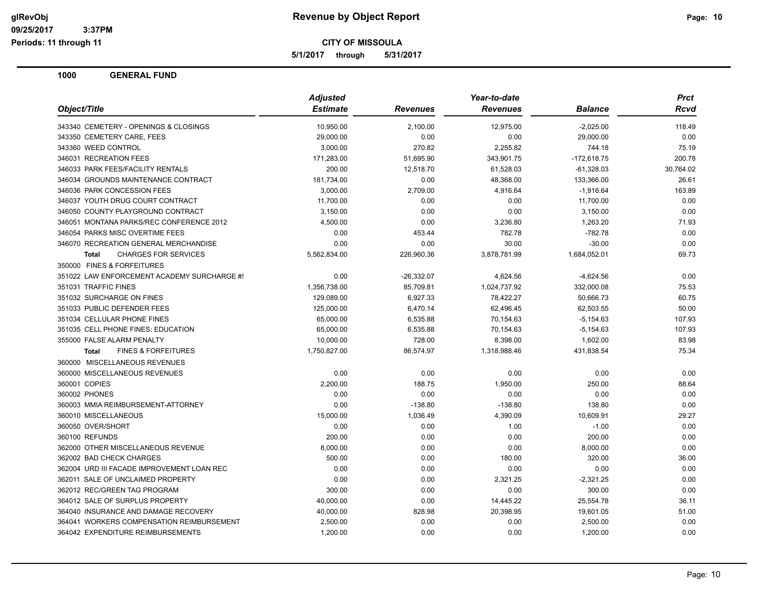# Revenue by Object Report

**CITY OF MISSOULA**

**5/1/2017 through 5/31/2017**

glRevObj
09/25/2017 3:37PM
Periods: 11 through 11

## 1000 GENERAL FUND

| Object/Title | Adjusted Estimate | Revenues | Year-to-date Revenues | Balance | Prct Rcvd |
|---|---|---|---|---|---|
| 343340 CEMETERY - OPENINGS & CLOSINGS | 10,950.00 | 2,100.00 | 12,975.00 | -2,025.00 | 118.49 |
| 343350 CEMETERY CARE, FEES | 29,000.00 | 0.00 | 0.00 | 29,000.00 | 0.00 |
| 343360 WEED CONTROL | 3,000.00 | 270.82 | 2,255.82 | 744.18 | 75.19 |
| 346031 RECREATION FEES | 171,283.00 | 51,695.90 | 343,901.75 | -172,618.75 | 200.78 |
| 346033 PARK FEES/FACILITY RENTALS | 200.00 | 12,518.70 | 61,528.03 | -61,328.03 | 30,764.02 |
| 346034 GROUNDS MAINTENANCE CONTRACT | 181,734.00 | 0.00 | 48,368.00 | 133,366.00 | 26.61 |
| 346036 PARK CONCESSION FEES | 3,000.00 | 2,709.00 | 4,916.64 | -1,916.64 | 163.89 |
| 346037 YOUTH DRUG COURT CONTRACT | 11,700.00 | 0.00 | 0.00 | 11,700.00 | 0.00 |
| 346050 COUNTY PLAYGROUND CONTRACT | 3,150.00 | 0.00 | 0.00 | 3,150.00 | 0.00 |
| 346051 MONTANA PARKS/REC CONFERENCE 2012 | 4,500.00 | 0.00 | 3,236.80 | 1,263.20 | 71.93 |
| 346054 PARKS MISC OVERTIME FEES | 0.00 | 453.44 | 782.78 | -782.78 | 0.00 |
| 346070 RECREATION GENERAL MERCHANDISE | 0.00 | 0.00 | 30.00 | -30.00 | 0.00 |
| **Total** CHARGES FOR SERVICES | 5,562,834.00 | 226,960.36 | 3,878,781.99 | 1,684,052.01 | 69.73 |
| 350000 FINES & FORFEITURES | | | | | |
| 351022 LAW ENFORCEMENT ACADEMY SURCHARGE #! | 0.00 | -26,332.07 | 4,624.56 | -4,624.56 | 0.00 |
| 351031 TRAFFIC FINES | 1,356,738.00 | 85,709.81 | 1,024,737.92 | 332,000.08 | 75.53 |
| 351032 SURCHARGE ON FINES | 129,089.00 | 6,927.33 | 78,422.27 | 50,666.73 | 60.75 |
| 351033 PUBLIC DEFENDER FEES | 125,000.00 | 6,470.14 | 62,496.45 | 62,503.55 | 50.00 |
| 351034 CELLULAR PHONE FINES | 65,000.00 | 6,535.88 | 70,154.63 | -5,154.63 | 107.93 |
| 351035 CELL PHONE FINES: EDUCATION | 65,000.00 | 6,535.88 | 70,154.63 | -5,154.63 | 107.93 |
| 355000 FALSE ALARM PENALTY | 10,000.00 | 728.00 | 8,398.00 | 1,602.00 | 83.98 |
| **Total** FINES & FORFEITURES | 1,750,827.00 | 86,574.97 | 1,318,988.46 | 431,838.54 | 75.34 |
| 360000 MISCELLANEOUS REVENUES | | | | | |
| 360000 MISCELLANEOUS REVENUES | 0.00 | 0.00 | 0.00 | 0.00 | 0.00 |
| 360001 COPIES | 2,200.00 | 188.75 | 1,950.00 | 250.00 | 88.64 |
| 360002 PHONES | 0.00 | 0.00 | 0.00 | 0.00 | 0.00 |
| 360003 MMIA REIMBURSEMENT-ATTORNEY | 0.00 | -138.80 | -138.80 | 138.80 | 0.00 |
| 360010 MISCELLANEOUS | 15,000.00 | 1,036.49 | 4,390.09 | 10,609.91 | 29.27 |
| 360050 OVER/SHORT | 0.00 | 0.00 | 1.00 | -1.00 | 0.00 |
| 360100 REFUNDS | 200.00 | 0.00 | 0.00 | 200.00 | 0.00 |
| 362000 OTHER MISCELLANEOUS REVENUE | 8,000.00 | 0.00 | 0.00 | 8,000.00 | 0.00 |
| 362002 BAD CHECK CHARGES | 500.00 | 0.00 | 180.00 | 320.00 | 36.00 |
| 362004 URD III FACADE IMPROVEMENT LOAN REC | 0.00 | 0.00 | 0.00 | 0.00 | 0.00 |
| 362011 SALE OF UNCLAIMED PROPERTY | 0.00 | 0.00 | 2,321.25 | -2,321.25 | 0.00 |
| 362012 REC/GREEN TAG PROGRAM | 300.00 | 0.00 | 0.00 | 300.00 | 0.00 |
| 364012 SALE OF SURPLUS PROPERTY | 40,000.00 | 0.00 | 14,445.22 | 25,554.78 | 36.11 |
| 364040 INSURANCE AND DAMAGE RECOVERY | 40,000.00 | 828.98 | 20,398.95 | 19,601.05 | 51.00 |
| 364041 WORKERS COMPENSATION REIMBURSEMENT | 2,500.00 | 0.00 | 0.00 | 2,500.00 | 0.00 |
| 364042 EXPENDITURE REIMBURSEMENTS | 1,200.00 | 0.00 | 0.00 | 1,200.00 | 0.00 |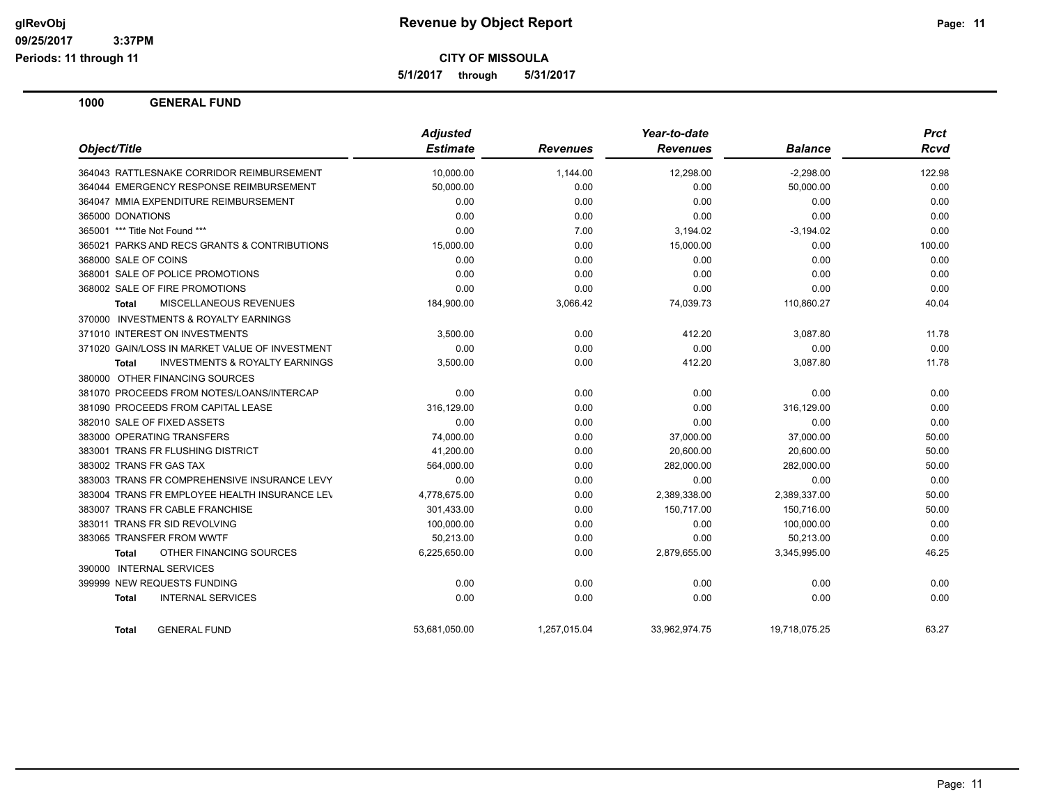**CITY OF MISSOULA**

**5/1/2017 through 5/31/2017**

**Revenue by Object Report**

## 1000 GENERAL FUND

| Object/Title | Adjusted Estimate | Revenues | Year-to-date Revenues | Balance | Prct Rcvd |
|---|---|---|---|---|---|
| 364043 RATTLESNAKE CORRIDOR REIMBURSEMENT | 10,000.00 | 1,144.00 | 12,298.00 | -2,298.00 | 122.98 |
| 364044 EMERGENCY RESPONSE REIMBURSEMENT | 50,000.00 | 0.00 | 0.00 | 50,000.00 | 0.00 |
| 364047 MMIA EXPENDITURE REIMBURSEMENT | 0.00 | 0.00 | 0.00 | 0.00 | 0.00 |
| 365000 DONATIONS | 0.00 | 0.00 | 0.00 | 0.00 | 0.00 |
| 365001 *** Title Not Found *** | 0.00 | 7.00 | 3,194.02 | -3,194.02 | 0.00 |
| 365021 PARKS AND RECS GRANTS & CONTRIBUTIONS | 15,000.00 | 0.00 | 15,000.00 | 0.00 | 100.00 |
| 368000 SALE OF COINS | 0.00 | 0.00 | 0.00 | 0.00 | 0.00 |
| 368001 SALE OF POLICE PROMOTIONS | 0.00 | 0.00 | 0.00 | 0.00 | 0.00 |
| 368002 SALE OF FIRE PROMOTIONS | 0.00 | 0.00 | 0.00 | 0.00 | 0.00 |
| **Total** MISCELLANEOUS REVENUES | 184,900.00 | 3,066.42 | 74,039.73 | 110,860.27 | 40.04 |
| 370000 INVESTMENTS & ROYALTY EARNINGS | | | | | |
| 371010 INTEREST ON INVESTMENTS | 3,500.00 | 0.00 | 412.20 | 3,087.80 | 11.78 |
| 371020 GAIN/LOSS IN MARKET VALUE OF INVESTMENT | 0.00 | 0.00 | 0.00 | 0.00 | 0.00 |
| **Total** INVESTMENTS & ROYALTY EARNINGS | 3,500.00 | 0.00 | 412.20 | 3,087.80 | 11.78 |
| 380000 OTHER FINANCING SOURCES | | | | | |
| 381070 PROCEEDS FROM NOTES/LOANS/INTERCAP | 0.00 | 0.00 | 0.00 | 0.00 | 0.00 |
| 381090 PROCEEDS FROM CAPITAL LEASE | 316,129.00 | 0.00 | 0.00 | 316,129.00 | 0.00 |
| 382010 SALE OF FIXED ASSETS | 0.00 | 0.00 | 0.00 | 0.00 | 0.00 |
| 383000 OPERATING TRANSFERS | 74,000.00 | 0.00 | 37,000.00 | 37,000.00 | 50.00 |
| 383001 TRANS FR FLUSHING DISTRICT | 41,200.00 | 0.00 | 20,600.00 | 20,600.00 | 50.00 |
| 383002 TRANS FR GAS TAX | 564,000.00 | 0.00 | 282,000.00 | 282,000.00 | 50.00 |
| 383003 TRANS FR COMPREHENSIVE INSURANCE LEVY | 0.00 | 0.00 | 0.00 | 0.00 | 0.00 |
| 383004 TRANS FR EMPLOYEE HEALTH INSURANCE LEV | 4,778,675.00 | 0.00 | 2,389,338.00 | 2,389,337.00 | 50.00 |
| 383007 TRANS FR CABLE FRANCHISE | 301,433.00 | 0.00 | 150,717.00 | 150,716.00 | 50.00 |
| 383011 TRANS FR SID REVOLVING | 100,000.00 | 0.00 | 0.00 | 100,000.00 | 0.00 |
| 383065 TRANSFER FROM WWTF | 50,213.00 | 0.00 | 0.00 | 50,213.00 | 0.00 |
| **Total** OTHER FINANCING SOURCES | 6,225,650.00 | 0.00 | 2,879,655.00 | 3,345,995.00 | 46.25 |
| 390000 INTERNAL SERVICES | | | | | |
| 399999 NEW REQUESTS FUNDING | 0.00 | 0.00 | 0.00 | 0.00 | 0.00 |
| **Total** INTERNAL SERVICES | 0.00 | 0.00 | 0.00 | 0.00 | 0.00 |
| **Total** GENERAL FUND | 53,681,050.00 | 1,257,015.04 | 33,962,974.75 | 19,718,075.25 | 63.27 |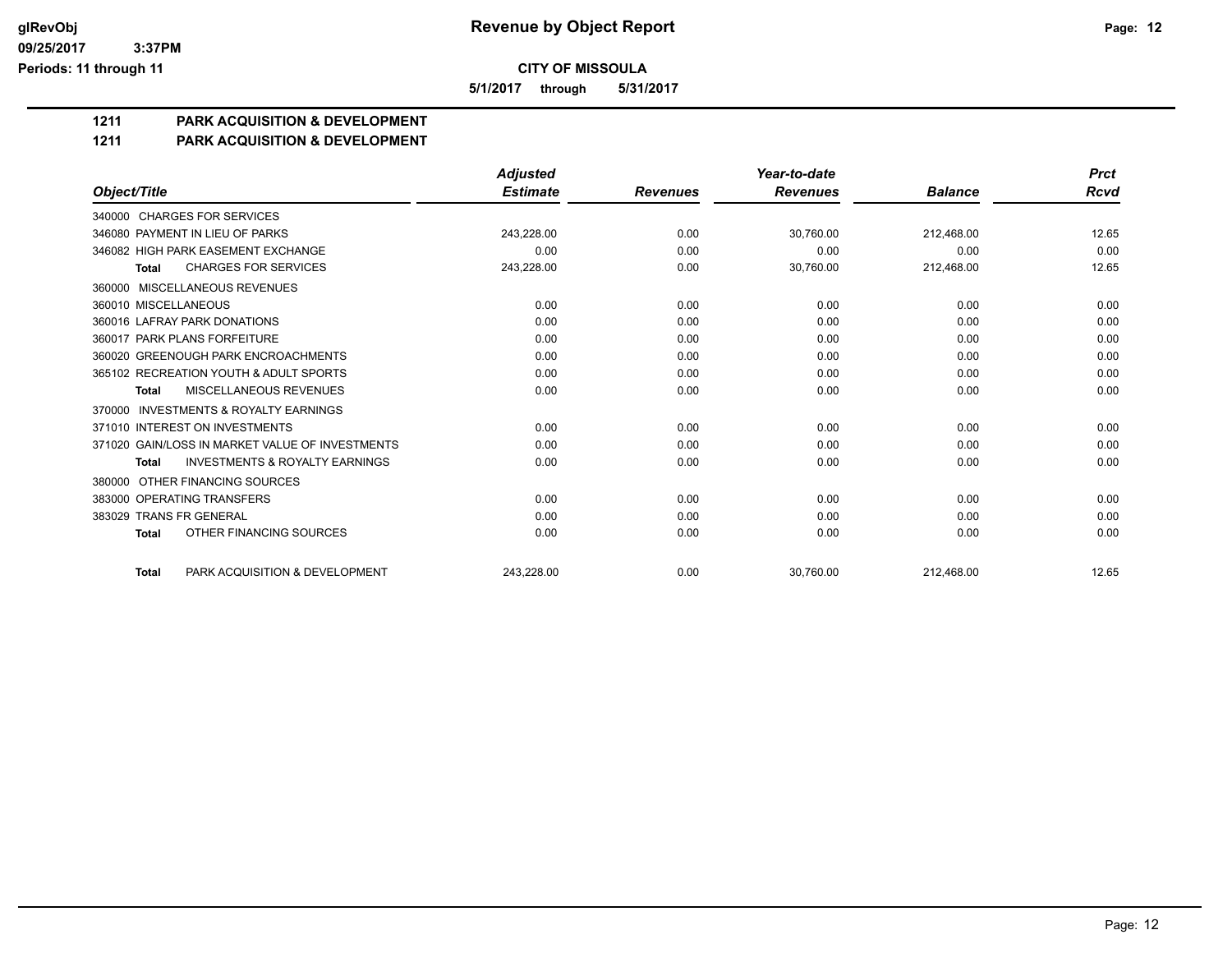# Revenue by Object Report

**CITY OF MISSOULA**

**5/1/2017 through 5/31/2017**

glRevObj
09/25/2017 3:37PM
Periods: 11 through 11

## 1211 PARK ACQUISITION & DEVELOPMENT
## 1211 PARK ACQUISITION & DEVELOPMENT

| Object/Title | Adjusted Estimate | Revenues | Year-to-date Revenues | Balance | Prct Rcvd |
|---|---|---|---|---|---|
| 340000 CHARGES FOR SERVICES | | | | | |
| 346080 PAYMENT IN LIEU OF PARKS | 243,228.00 | 0.00 | 30,760.00 | 212,468.00 | 12.65 |
| 346082 HIGH PARK EASEMENT EXCHANGE | 0.00 | 0.00 | 0.00 | 0.00 | 0.00 |
| **Total** CHARGES FOR SERVICES | 243,228.00 | 0.00 | 30,760.00 | 212,468.00 | 12.65 |
| 360000 MISCELLANEOUS REVENUES | | | | | |
| 360010 MISCELLANEOUS | 0.00 | 0.00 | 0.00 | 0.00 | 0.00 |
| 360016 LAFRAY PARK DONATIONS | 0.00 | 0.00 | 0.00 | 0.00 | 0.00 |
| 360017 PARK PLANS FORFEITURE | 0.00 | 0.00 | 0.00 | 0.00 | 0.00 |
| 360020 GREENOUGH PARK ENCROACHMENTS | 0.00 | 0.00 | 0.00 | 0.00 | 0.00 |
| 365102 RECREATION YOUTH & ADULT SPORTS | 0.00 | 0.00 | 0.00 | 0.00 | 0.00 |
| **Total** MISCELLANEOUS REVENUES | 0.00 | 0.00 | 0.00 | 0.00 | 0.00 |
| 370000 INVESTMENTS & ROYALTY EARNINGS | | | | | |
| 371010 INTEREST ON INVESTMENTS | 0.00 | 0.00 | 0.00 | 0.00 | 0.00 |
| 371020 GAIN/LOSS IN MARKET VALUE OF INVESTMENTS | 0.00 | 0.00 | 0.00 | 0.00 | 0.00 |
| **Total** INVESTMENTS & ROYALTY EARNINGS | 0.00 | 0.00 | 0.00 | 0.00 | 0.00 |
| 380000 OTHER FINANCING SOURCES | | | | | |
| 383000 OPERATING TRANSFERS | 0.00 | 0.00 | 0.00 | 0.00 | 0.00 |
| 383029 TRANS FR GENERAL | 0.00 | 0.00 | 0.00 | 0.00 | 0.00 |
| **Total** OTHER FINANCING SOURCES | 0.00 | 0.00 | 0.00 | 0.00 | 0.00 |
| **Total** PARK ACQUISITION & DEVELOPMENT | 243,228.00 | 0.00 | 30,760.00 | 212,468.00 | 12.65 |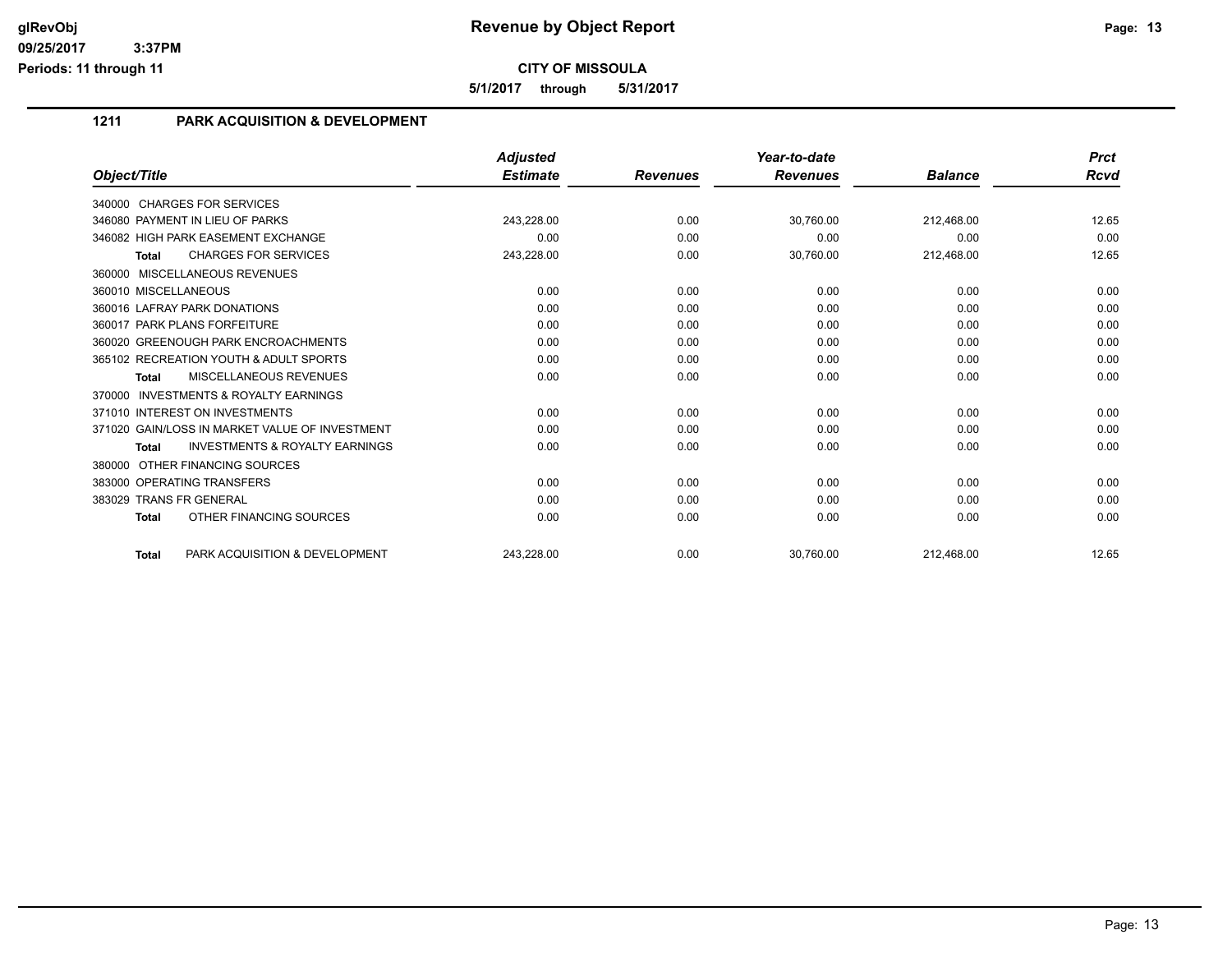**glRevObj**
**09/25/2017 3:37PM**
**Periods: 11 through 11**

# Revenue by Object Report

**CITY OF MISSOULA**

**5/1/2017 through 5/31/2017**

## 1211 PARK ACQUISITION & DEVELOPMENT

| Object/Title | Adjusted Estimate | Revenues | Year-to-date Revenues | Balance | Prct Rcvd |
|---|---|---|---|---|---|
| 340000 CHARGES FOR SERVICES | | | | | |
| 346080 PAYMENT IN LIEU OF PARKS | 243,228.00 | 0.00 | 30,760.00 | 212,468.00 | 12.65 |
| 346082 HIGH PARK EASEMENT EXCHANGE | 0.00 | 0.00 | 0.00 | 0.00 | 0.00 |
| **Total** CHARGES FOR SERVICES | 243,228.00 | 0.00 | 30,760.00 | 212,468.00 | 12.65 |
| 360000 MISCELLANEOUS REVENUES | | | | | |
| 360010 MISCELLANEOUS | 0.00 | 0.00 | 0.00 | 0.00 | 0.00 |
| 360016 LAFRAY PARK DONATIONS | 0.00 | 0.00 | 0.00 | 0.00 | 0.00 |
| 360017 PARK PLANS FORFEITURE | 0.00 | 0.00 | 0.00 | 0.00 | 0.00 |
| 360020 GREENOUGH PARK ENCROACHMENTS | 0.00 | 0.00 | 0.00 | 0.00 | 0.00 |
| 365102 RECREATION YOUTH & ADULT SPORTS | 0.00 | 0.00 | 0.00 | 0.00 | 0.00 |
| **Total** MISCELLANEOUS REVENUES | 0.00 | 0.00 | 0.00 | 0.00 | 0.00 |
| 370000 INVESTMENTS & ROYALTY EARNINGS | | | | | |
| 371010 INTEREST ON INVESTMENTS | 0.00 | 0.00 | 0.00 | 0.00 | 0.00 |
| 371020 GAIN/LOSS IN MARKET VALUE OF INVESTMENT | 0.00 | 0.00 | 0.00 | 0.00 | 0.00 |
| **Total** INVESTMENTS & ROYALTY EARNINGS | 0.00 | 0.00 | 0.00 | 0.00 | 0.00 |
| 380000 OTHER FINANCING SOURCES | | | | | |
| 383000 OPERATING TRANSFERS | 0.00 | 0.00 | 0.00 | 0.00 | 0.00 |
| 383029 TRANS FR GENERAL | 0.00 | 0.00 | 0.00 | 0.00 | 0.00 |
| **Total** OTHER FINANCING SOURCES | 0.00 | 0.00 | 0.00 | 0.00 | 0.00 |
| **Total** PARK ACQUISITION & DEVELOPMENT | 243,228.00 | 0.00 | 30,760.00 | 212,468.00 | 12.65 |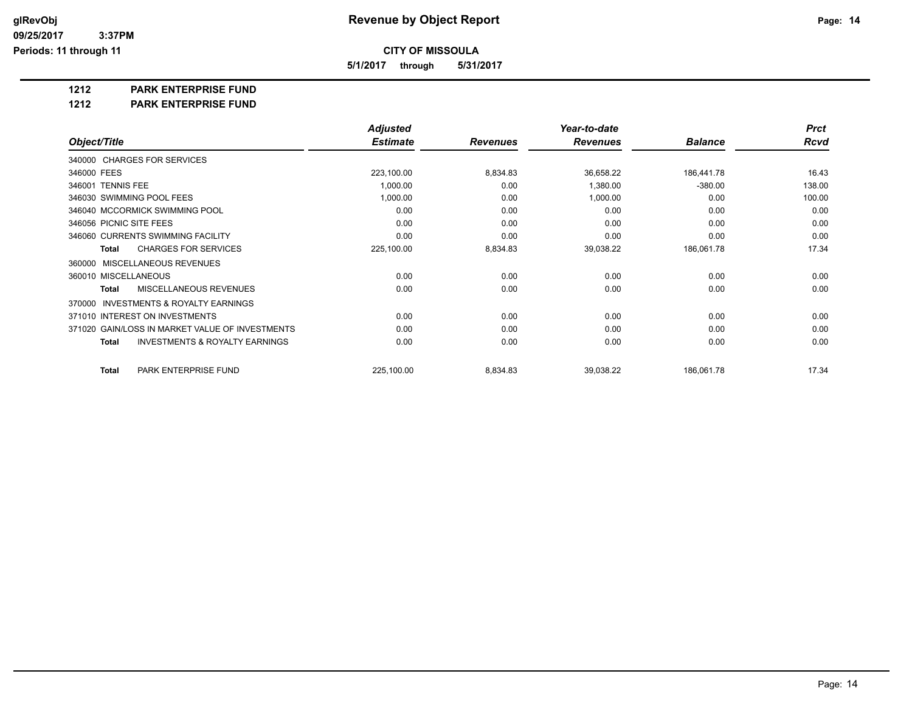# Revenue by Object Report

**CITY OF MISSOULA**

**5/1/2017 through 5/31/2017**

glRevObj
09/25/2017 3:37PM
Periods: 11 through 11

**1212 PARK ENTERPRISE FUND**

**1212 PARK ENTERPRISE FUND**

| Object/Title | Adjusted Estimate | Revenues | Year-to-date Revenues | Balance | Prct Rcvd |
|---|---|---|---|---|---|
| 340000 CHARGES FOR SERVICES | | | | | |
| 346000 FEES | 223,100.00 | 8,834.83 | 36,658.22 | 186,441.78 | 16.43 |
| 346001 TENNIS FEE | 1,000.00 | 0.00 | 1,380.00 | -380.00 | 138.00 |
| 346030 SWIMMING POOL FEES | 1,000.00 | 0.00 | 1,000.00 | 0.00 | 100.00 |
| 346040 MCCORMICK SWIMMING POOL | 0.00 | 0.00 | 0.00 | 0.00 | 0.00 |
| 346056 PICNIC SITE FEES | 0.00 | 0.00 | 0.00 | 0.00 | 0.00 |
| 346060 CURRENTS SWIMMING FACILITY | 0.00 | 0.00 | 0.00 | 0.00 | 0.00 |
| **Total** CHARGES FOR SERVICES | 225,100.00 | 8,834.83 | 39,038.22 | 186,061.78 | 17.34 |
| 360000 MISCELLANEOUS REVENUES | | | | | |
| 360010 MISCELLANEOUS | 0.00 | 0.00 | 0.00 | 0.00 | 0.00 |
| **Total** MISCELLANEOUS REVENUES | 0.00 | 0.00 | 0.00 | 0.00 | 0.00 |
| 370000 INVESTMENTS & ROYALTY EARNINGS | | | | | |
| 371010 INTEREST ON INVESTMENTS | 0.00 | 0.00 | 0.00 | 0.00 | 0.00 |
| 371020 GAIN/LOSS IN MARKET VALUE OF INVESTMENTS | 0.00 | 0.00 | 0.00 | 0.00 | 0.00 |
| **Total** INVESTMENTS & ROYALTY EARNINGS | 0.00 | 0.00 | 0.00 | 0.00 | 0.00 |
| **Total** PARK ENTERPRISE FUND | 225,100.00 | 8,834.83 | 39,038.22 | 186,061.78 | 17.34 |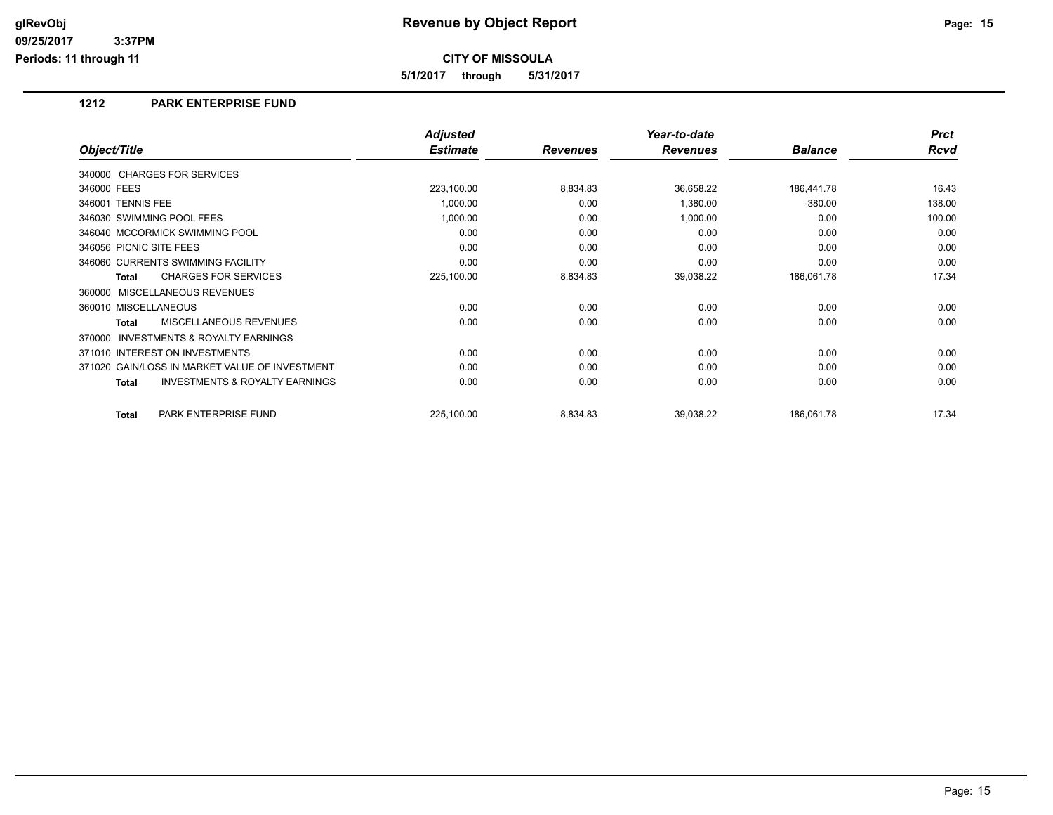# Revenue by Object Report

glRevObj
09/25/2017 3:37PM
Periods: 11 through 11

**CITY OF MISSOULA**

**5/1/2017 through 5/31/2017**

## 1212 PARK ENTERPRISE FUND

| Object/Title | Adjusted Estimate | Revenues | Year-to-date Revenues | Balance | Prct Rcvd |
|---|---|---|---|---|---|
| 340000 CHARGES FOR SERVICES | | | | | |
| 346000 FEES | 223,100.00 | 8,834.83 | 36,658.22 | 186,441.78 | 16.43 |
| 346001 TENNIS FEE | 1,000.00 | 0.00 | 1,380.00 | -380.00 | 138.00 |
| 346030 SWIMMING POOL FEES | 1,000.00 | 0.00 | 1,000.00 | 0.00 | 100.00 |
| 346040 MCCORMICK SWIMMING POOL | 0.00 | 0.00 | 0.00 | 0.00 | 0.00 |
| 346056 PICNIC SITE FEES | 0.00 | 0.00 | 0.00 | 0.00 | 0.00 |
| 346060 CURRENTS SWIMMING FACILITY | 0.00 | 0.00 | 0.00 | 0.00 | 0.00 |
| **Total** CHARGES FOR SERVICES | 225,100.00 | 8,834.83 | 39,038.22 | 186,061.78 | 17.34 |
| 360000 MISCELLANEOUS REVENUES | | | | | |
| 360010 MISCELLANEOUS | 0.00 | 0.00 | 0.00 | 0.00 | 0.00 |
| **Total** MISCELLANEOUS REVENUES | 0.00 | 0.00 | 0.00 | 0.00 | 0.00 |
| 370000 INVESTMENTS & ROYALTY EARNINGS | | | | | |
| 371010 INTEREST ON INVESTMENTS | 0.00 | 0.00 | 0.00 | 0.00 | 0.00 |
| 371020 GAIN/LOSS IN MARKET VALUE OF INVESTMENT | 0.00 | 0.00 | 0.00 | 0.00 | 0.00 |
| **Total** INVESTMENTS & ROYALTY EARNINGS | 0.00 | 0.00 | 0.00 | 0.00 | 0.00 |
| **Total** PARK ENTERPRISE FUND | 225,100.00 | 8,834.83 | 39,038.22 | 186,061.78 | 17.34 |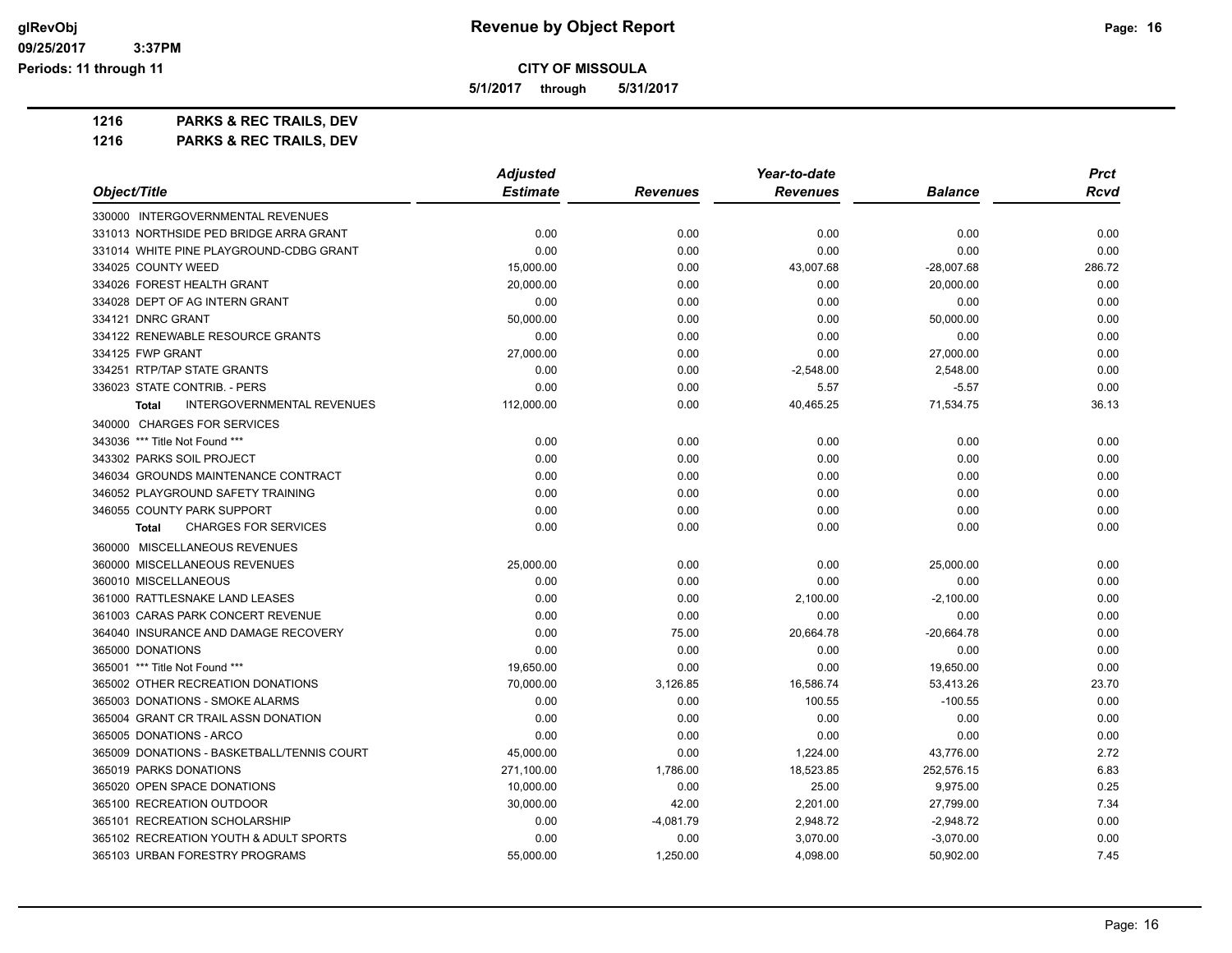**Revenue by Object Report**

**CITY OF MISSOULA**

**5/1/2017 through 5/31/2017**

glRevObj
09/25/2017 3:37PM
Periods: 11 through 11

**1216 PARKS & REC TRAILS, DEV**

**1216 PARKS & REC TRAILS, DEV**

| Object/Title | Adjusted Estimate | Revenues | Year-to-date Revenues | Balance | Prct Rcvd |
|---|---|---|---|---|---|
| 330000 INTERGOVERNMENTAL REVENUES | | | | | |
| 331013 NORTHSIDE PED BRIDGE ARRA GRANT | 0.00 | 0.00 | 0.00 | 0.00 | 0.00 |
| 331014 WHITE PINE PLAYGROUND-CDBG GRANT | 0.00 | 0.00 | 0.00 | 0.00 | 0.00 |
| 334025 COUNTY WEED | 15,000.00 | 0.00 | 43,007.68 | -28,007.68 | 286.72 |
| 334026 FOREST HEALTH GRANT | 20,000.00 | 0.00 | 0.00 | 20,000.00 | 0.00 |
| 334028 DEPT OF AG INTERN GRANT | 0.00 | 0.00 | 0.00 | 0.00 | 0.00 |
| 334121 DNRC GRANT | 50,000.00 | 0.00 | 0.00 | 50,000.00 | 0.00 |
| 334122 RENEWABLE RESOURCE GRANTS | 0.00 | 0.00 | 0.00 | 0.00 | 0.00 |
| 334125 FWP GRANT | 27,000.00 | 0.00 | 0.00 | 27,000.00 | 0.00 |
| 334251 RTP/TAP STATE GRANTS | 0.00 | 0.00 | -2,548.00 | 2,548.00 | 0.00 |
| 336023 STATE CONTRIB. - PERS | 0.00 | 0.00 | 5.57 | -5.57 | 0.00 |
| **Total** INTERGOVERNMENTAL REVENUES | 112,000.00 | 0.00 | 40,465.25 | 71,534.75 | 36.13 |
| 340000 CHARGES FOR SERVICES | | | | | |
| 343036 *** Title Not Found *** | 0.00 | 0.00 | 0.00 | 0.00 | 0.00 |
| 343302 PARKS SOIL PROJECT | 0.00 | 0.00 | 0.00 | 0.00 | 0.00 |
| 346034 GROUNDS MAINTENANCE CONTRACT | 0.00 | 0.00 | 0.00 | 0.00 | 0.00 |
| 346052 PLAYGROUND SAFETY TRAINING | 0.00 | 0.00 | 0.00 | 0.00 | 0.00 |
| 346055 COUNTY PARK SUPPORT | 0.00 | 0.00 | 0.00 | 0.00 | 0.00 |
| **Total** CHARGES FOR SERVICES | 0.00 | 0.00 | 0.00 | 0.00 | 0.00 |
| 360000 MISCELLANEOUS REVENUES | | | | | |
| 360000 MISCELLANEOUS REVENUES | 25,000.00 | 0.00 | 0.00 | 25,000.00 | 0.00 |
| 360010 MISCELLANEOUS | 0.00 | 0.00 | 0.00 | 0.00 | 0.00 |
| 361000 RATTLESNAKE LAND LEASES | 0.00 | 0.00 | 2,100.00 | -2,100.00 | 0.00 |
| 361003 CARAS PARK CONCERT REVENUE | 0.00 | 0.00 | 0.00 | 0.00 | 0.00 |
| 364040 INSURANCE AND DAMAGE RECOVERY | 0.00 | 75.00 | 20,664.78 | -20,664.78 | 0.00 |
| 365000 DONATIONS | 0.00 | 0.00 | 0.00 | 0.00 | 0.00 |
| 365001 *** Title Not Found *** | 19,650.00 | 0.00 | 0.00 | 19,650.00 | 0.00 |
| 365002 OTHER RECREATION DONATIONS | 70,000.00 | 3,126.85 | 16,586.74 | 53,413.26 | 23.70 |
| 365003 DONATIONS - SMOKE ALARMS | 0.00 | 0.00 | 100.55 | -100.55 | 0.00 |
| 365004 GRANT CR TRAIL ASSN DONATION | 0.00 | 0.00 | 0.00 | 0.00 | 0.00 |
| 365005 DONATIONS - ARCO | 0.00 | 0.00 | 0.00 | 0.00 | 0.00 |
| 365009 DONATIONS - BASKETBALL/TENNIS COURT | 45,000.00 | 0.00 | 1,224.00 | 43,776.00 | 2.72 |
| 365019 PARKS DONATIONS | 271,100.00 | 1,786.00 | 18,523.85 | 252,576.15 | 6.83 |
| 365020 OPEN SPACE DONATIONS | 10,000.00 | 0.00 | 25.00 | 9,975.00 | 0.25 |
| 365100 RECREATION OUTDOOR | 30,000.00 | 42.00 | 2,201.00 | 27,799.00 | 7.34 |
| 365101 RECREATION SCHOLARSHIP | 0.00 | -4,081.79 | 2,948.72 | -2,948.72 | 0.00 |
| 365102 RECREATION YOUTH & ADULT SPORTS | 0.00 | 0.00 | 3,070.00 | -3,070.00 | 0.00 |
| 365103 URBAN FORESTRY PROGRAMS | 55,000.00 | 1,250.00 | 4,098.00 | 50,902.00 | 7.45 |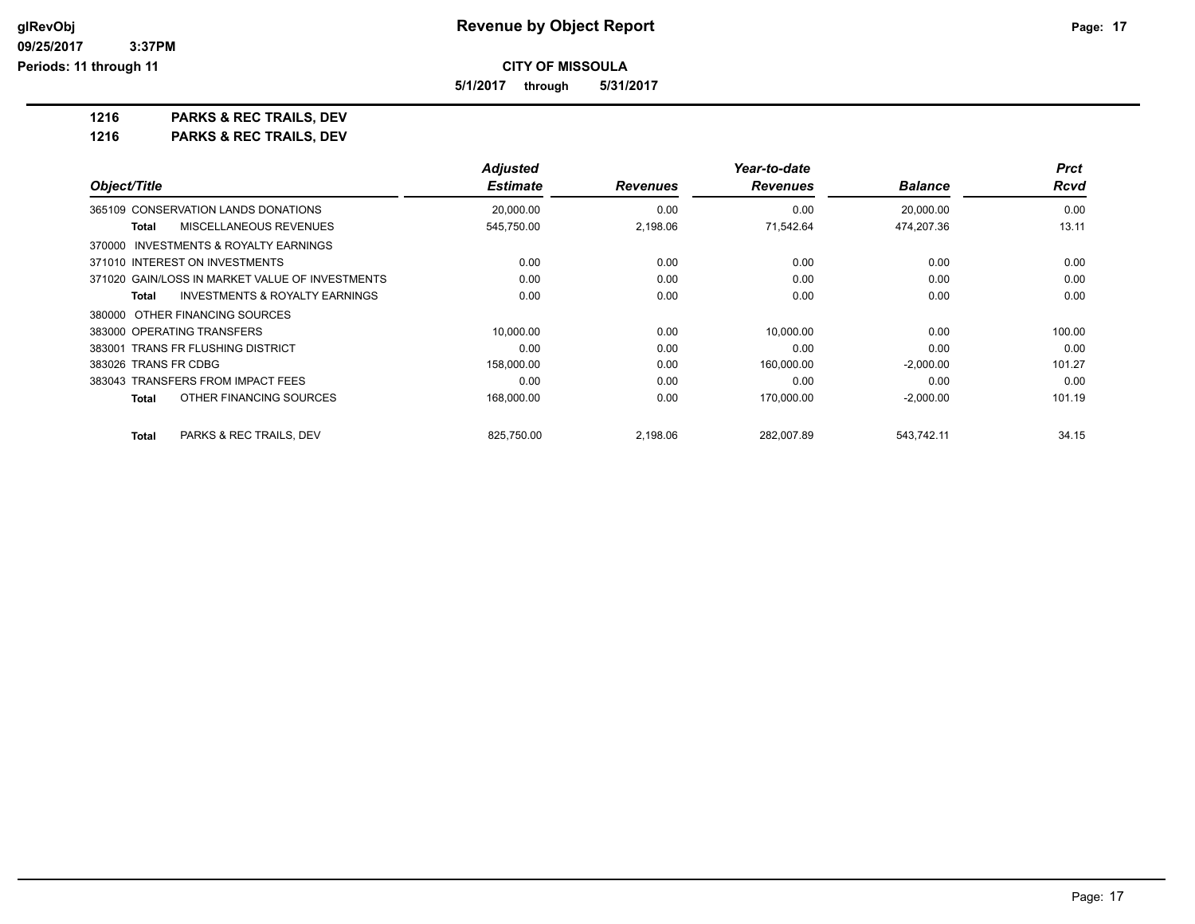# Revenue by Object Report

**CITY OF MISSOULA**

**5/1/2017 through 5/31/2017**

glRevObj
09/25/2017 3:37PM
Periods: 11 through 11

**1216 PARKS & REC TRAILS, DEV**

**1216 PARKS & REC TRAILS, DEV**

| Object/Title | Adjusted Estimate | Revenues | Year-to-date Revenues | Balance | Prct Rcvd |
|---|---|---|---|---|---|
| 365109 CONSERVATION LANDS DONATIONS | 20,000.00 | 0.00 | 0.00 | 20,000.00 | 0.00 |
| **Total** MISCELLANEOUS REVENUES | 545,750.00 | 2,198.06 | 71,542.64 | 474,207.36 | 13.11 |
| 370000 INVESTMENTS & ROYALTY EARNINGS | | | | | |
| 371010 INTEREST ON INVESTMENTS | 0.00 | 0.00 | 0.00 | 0.00 | 0.00 |
| 371020 GAIN/LOSS IN MARKET VALUE OF INVESTMENTS | 0.00 | 0.00 | 0.00 | 0.00 | 0.00 |
| **Total** INVESTMENTS & ROYALTY EARNINGS | 0.00 | 0.00 | 0.00 | 0.00 | 0.00 |
| 380000 OTHER FINANCING SOURCES | | | | | |
| 383000 OPERATING TRANSFERS | 10,000.00 | 0.00 | 10,000.00 | 0.00 | 100.00 |
| 383001 TRANS FR FLUSHING DISTRICT | 0.00 | 0.00 | 0.00 | 0.00 | 0.00 |
| 383026 TRANS FR CDBG | 158,000.00 | 0.00 | 160,000.00 | -2,000.00 | 101.27 |
| 383043 TRANSFERS FROM IMPACT FEES | 0.00 | 0.00 | 0.00 | 0.00 | 0.00 |
| **Total** OTHER FINANCING SOURCES | 168,000.00 | 0.00 | 170,000.00 | -2,000.00 | 101.19 |
| **Total** PARKS & REC TRAILS, DEV | 825,750.00 | 2,198.06 | 282,007.89 | 543,742.11 | 34.15 |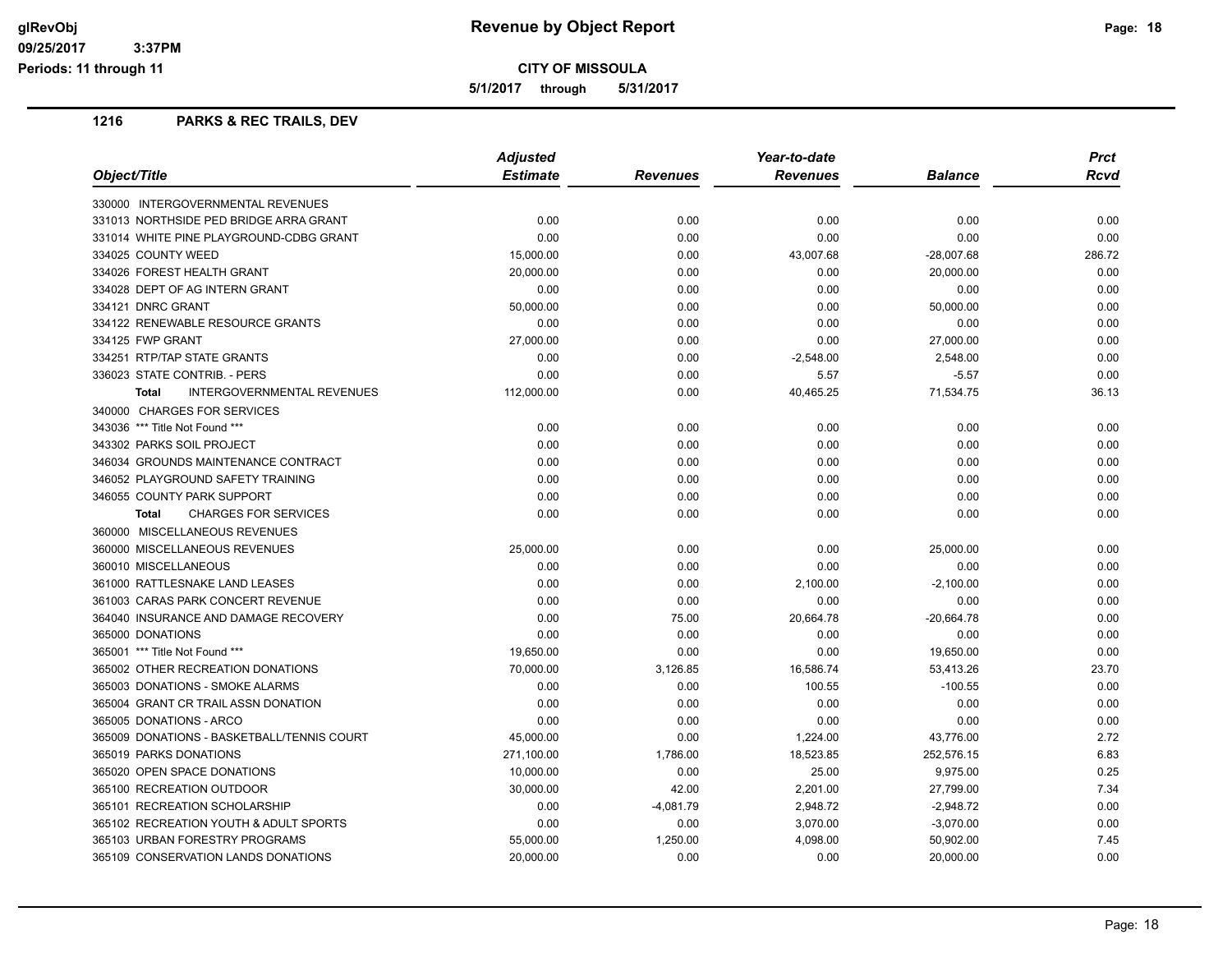**Revenue by Object Report**

**CITY OF MISSOULA**

**5/1/2017 through 5/31/2017**

glRevObj
09/25/2017 3:37PM
Periods: 11 through 11

## 1216 PARKS & REC TRAILS, DEV

| Object/Title | Adjusted Estimate | Revenues | Year-to-date Revenues | Balance | Prct Rcvd |
|---|---|---|---|---|---|
| 330000 INTERGOVERNMENTAL REVENUES | | | | | |
| 331013 NORTHSIDE PED BRIDGE ARRA GRANT | 0.00 | 0.00 | 0.00 | 0.00 | 0.00 |
| 331014 WHITE PINE PLAYGROUND-CDBG GRANT | 0.00 | 0.00 | 0.00 | 0.00 | 0.00 |
| 334025 COUNTY WEED | 15,000.00 | 0.00 | 43,007.68 | -28,007.68 | 286.72 |
| 334026 FOREST HEALTH GRANT | 20,000.00 | 0.00 | 0.00 | 20,000.00 | 0.00 |
| 334028 DEPT OF AG INTERN GRANT | 0.00 | 0.00 | 0.00 | 0.00 | 0.00 |
| 334121 DNRC GRANT | 50,000.00 | 0.00 | 0.00 | 50,000.00 | 0.00 |
| 334122 RENEWABLE RESOURCE GRANTS | 0.00 | 0.00 | 0.00 | 0.00 | 0.00 |
| 334125 FWP GRANT | 27,000.00 | 0.00 | 0.00 | 27,000.00 | 0.00 |
| 334251 RTP/TAP STATE GRANTS | 0.00 | 0.00 | -2,548.00 | 2,548.00 | 0.00 |
| 336023 STATE CONTRIB. - PERS | 0.00 | 0.00 | 5.57 | -5.57 | 0.00 |
| **Total** INTERGOVERNMENTAL REVENUES | 112,000.00 | 0.00 | 40,465.25 | 71,534.75 | 36.13 |
| 340000 CHARGES FOR SERVICES | | | | | |
| 343036 *** Title Not Found *** | 0.00 | 0.00 | 0.00 | 0.00 | 0.00 |
| 343302 PARKS SOIL PROJECT | 0.00 | 0.00 | 0.00 | 0.00 | 0.00 |
| 346034 GROUNDS MAINTENANCE CONTRACT | 0.00 | 0.00 | 0.00 | 0.00 | 0.00 |
| 346052 PLAYGROUND SAFETY TRAINING | 0.00 | 0.00 | 0.00 | 0.00 | 0.00 |
| 346055 COUNTY PARK SUPPORT | 0.00 | 0.00 | 0.00 | 0.00 | 0.00 |
| **Total** CHARGES FOR SERVICES | 0.00 | 0.00 | 0.00 | 0.00 | 0.00 |
| 360000 MISCELLANEOUS REVENUES | | | | | |
| 360000 MISCELLANEOUS REVENUES | 25,000.00 | 0.00 | 0.00 | 25,000.00 | 0.00 |
| 360010 MISCELLANEOUS | 0.00 | 0.00 | 0.00 | 0.00 | 0.00 |
| 361000 RATTLESNAKE LAND LEASES | 0.00 | 0.00 | 2,100.00 | -2,100.00 | 0.00 |
| 361003 CARAS PARK CONCERT REVENUE | 0.00 | 0.00 | 0.00 | 0.00 | 0.00 |
| 364040 INSURANCE AND DAMAGE RECOVERY | 0.00 | 75.00 | 20,664.78 | -20,664.78 | 0.00 |
| 365000 DONATIONS | 0.00 | 0.00 | 0.00 | 0.00 | 0.00 |
| 365001 *** Title Not Found *** | 19,650.00 | 0.00 | 0.00 | 19,650.00 | 0.00 |
| 365002 OTHER RECREATION DONATIONS | 70,000.00 | 3,126.85 | 16,586.74 | 53,413.26 | 23.70 |
| 365003 DONATIONS - SMOKE ALARMS | 0.00 | 0.00 | 100.55 | -100.55 | 0.00 |
| 365004 GRANT CR TRAIL ASSN DONATION | 0.00 | 0.00 | 0.00 | 0.00 | 0.00 |
| 365005 DONATIONS - ARCO | 0.00 | 0.00 | 0.00 | 0.00 | 0.00 |
| 365009 DONATIONS - BASKETBALL/TENNIS COURT | 45,000.00 | 0.00 | 1,224.00 | 43,776.00 | 2.72 |
| 365019 PARKS DONATIONS | 271,100.00 | 1,786.00 | 18,523.85 | 252,576.15 | 6.83 |
| 365020 OPEN SPACE DONATIONS | 10,000.00 | 0.00 | 25.00 | 9,975.00 | 0.25 |
| 365100 RECREATION OUTDOOR | 30,000.00 | 42.00 | 2,201.00 | 27,799.00 | 7.34 |
| 365101 RECREATION SCHOLARSHIP | 0.00 | -4,081.79 | 2,948.72 | -2,948.72 | 0.00 |
| 365102 RECREATION YOUTH & ADULT SPORTS | 0.00 | 0.00 | 3,070.00 | -3,070.00 | 0.00 |
| 365103 URBAN FORESTRY PROGRAMS | 55,000.00 | 1,250.00 | 4,098.00 | 50,902.00 | 7.45 |
| 365109 CONSERVATION LANDS DONATIONS | 20,000.00 | 0.00 | 0.00 | 20,000.00 | 0.00 |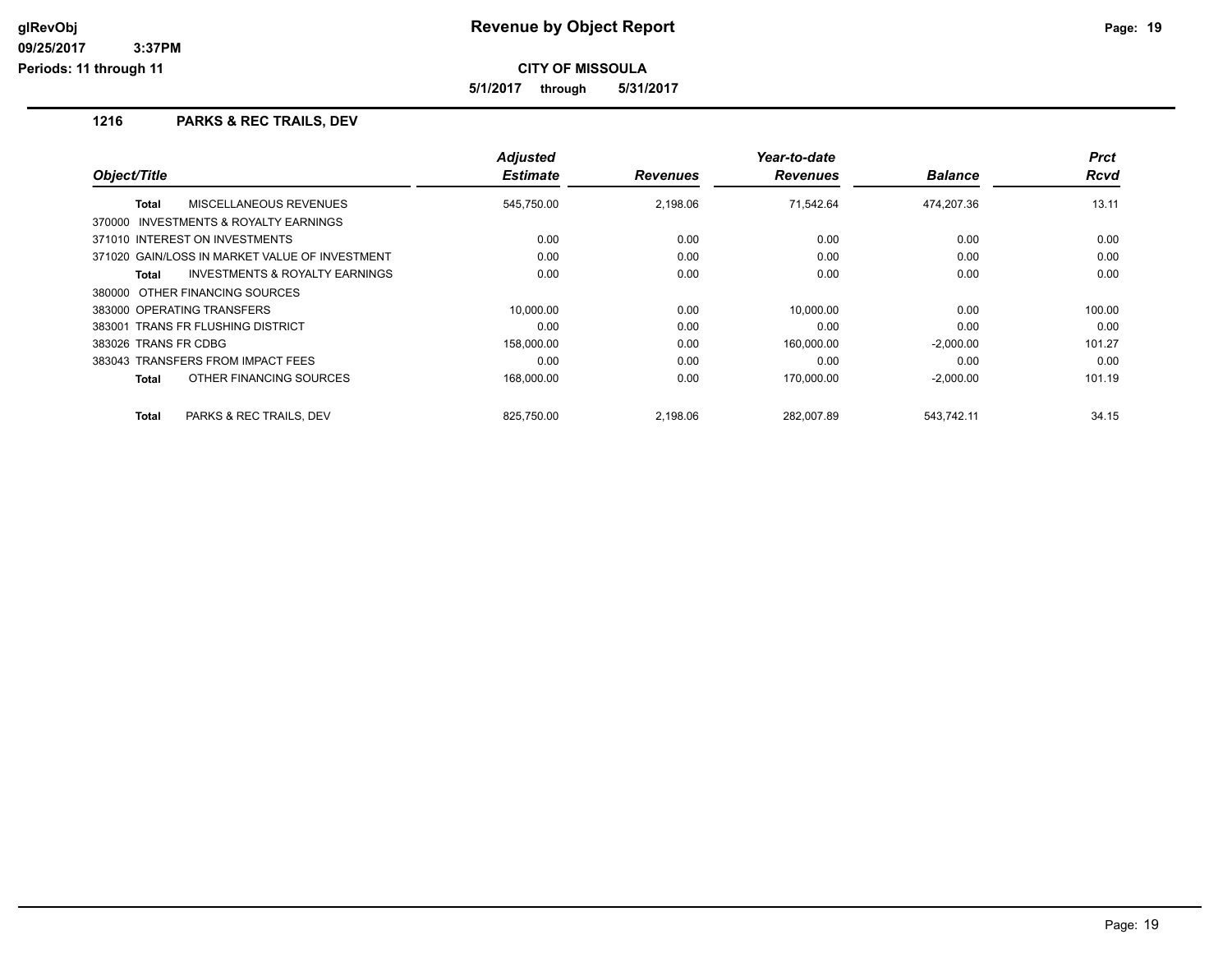# Revenue by Object Report

**CITY OF MISSOULA**

**5/1/2017 through 5/31/2017**

## 1216 PARKS & REC TRAILS, DEV

| Object/Title | Adjusted Estimate | Revenues | Year-to-date Revenues | Balance | Prct Rcvd |
|---|---|---|---|---|---|
| **Total** MISCELLANEOUS REVENUES | 545,750.00 | 2,198.06 | 71,542.64 | 474,207.36 | 13.11 |
| 370000 INVESTMENTS & ROYALTY EARNINGS | | | | | |
| 371010 INTEREST ON INVESTMENTS | 0.00 | 0.00 | 0.00 | 0.00 | 0.00 |
| 371020 GAIN/LOSS IN MARKET VALUE OF INVESTMENT | 0.00 | 0.00 | 0.00 | 0.00 | 0.00 |
| **Total** INVESTMENTS & ROYALTY EARNINGS | 0.00 | 0.00 | 0.00 | 0.00 | 0.00 |
| 380000 OTHER FINANCING SOURCES | | | | | |
| 383000 OPERATING TRANSFERS | 10,000.00 | 0.00 | 10,000.00 | 0.00 | 100.00 |
| 383001 TRANS FR FLUSHING DISTRICT | 0.00 | 0.00 | 0.00 | 0.00 | 0.00 |
| 383026 TRANS FR CDBG | 158,000.00 | 0.00 | 160,000.00 | -2,000.00 | 101.27 |
| 383043 TRANSFERS FROM IMPACT FEES | 0.00 | 0.00 | 0.00 | 0.00 | 0.00 |
| **Total** OTHER FINANCING SOURCES | 168,000.00 | 0.00 | 170,000.00 | -2,000.00 | 101.19 |
| **Total** PARKS & REC TRAILS, DEV | 825,750.00 | 2,198.06 | 282,007.89 | 543,742.11 | 34.15 |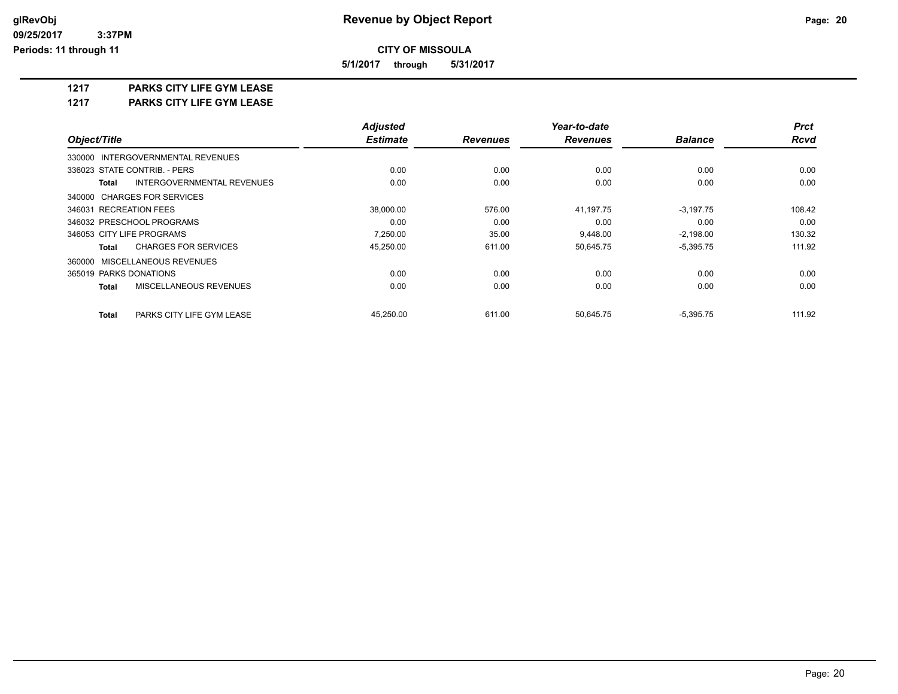**CITY OF MISSOULA**

**5/1/2017 through 5/31/2017**

## 1217 PARKS CITY LIFE GYM LEASE

## 1217 PARKS CITY LIFE GYM LEASE

| Object/Title | Adjusted Estimate | Revenues | Year-to-date Revenues | Balance | Prct Rcvd |
|---|---|---|---|---|---|
| 330000 INTERGOVERNMENTAL REVENUES | | | | | |
| 336023 STATE CONTRIB. - PERS | 0.00 | 0.00 | 0.00 | 0.00 | 0.00 |
| **Total** INTERGOVERNMENTAL REVENUES | 0.00 | 0.00 | 0.00 | 0.00 | 0.00 |
| 340000 CHARGES FOR SERVICES | | | | | |
| 346031 RECREATION FEES | 38,000.00 | 576.00 | 41,197.75 | -3,197.75 | 108.42 |
| 346032 PRESCHOOL PROGRAMS | 0.00 | 0.00 | 0.00 | 0.00 | 0.00 |
| 346053 CITY LIFE PROGRAMS | 7,250.00 | 35.00 | 9,448.00 | -2,198.00 | 130.32 |
| **Total** CHARGES FOR SERVICES | 45,250.00 | 611.00 | 50,645.75 | -5,395.75 | 111.92 |
| 360000 MISCELLANEOUS REVENUES | | | | | |
| 365019 PARKS DONATIONS | 0.00 | 0.00 | 0.00 | 0.00 | 0.00 |
| **Total** MISCELLANEOUS REVENUES | 0.00 | 0.00 | 0.00 | 0.00 | 0.00 |
| **Total** PARKS CITY LIFE GYM LEASE | 45,250.00 | 611.00 | 50,645.75 | -5,395.75 | 111.92 |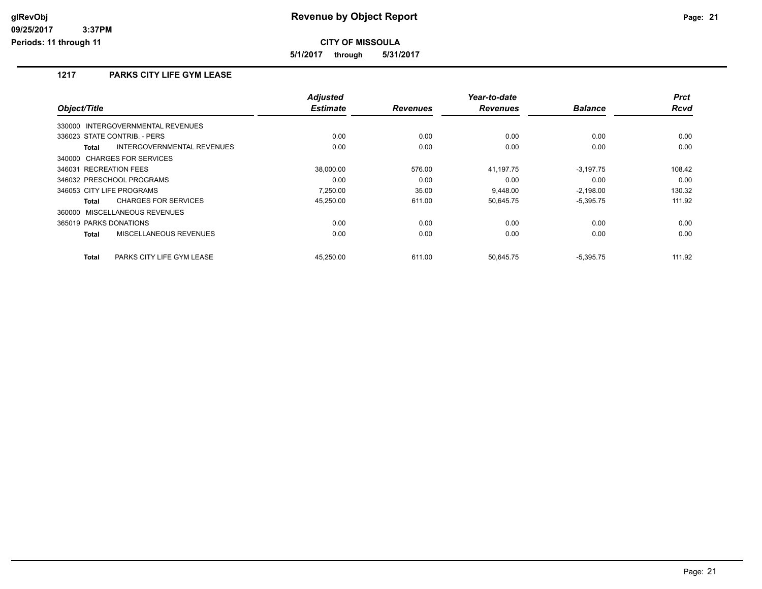**Revenue by Object Report**

**CITY OF MISSOULA**

**5/1/2017 through 5/31/2017**

glRevObj
09/25/2017 3:37PM
Periods: 11 through 11

## 1217 PARKS CITY LIFE GYM LEASE

| Object/Title | Adjusted Estimate | Revenues | Year-to-date Revenues | Balance | Prct Rcvd |
|---|---|---|---|---|---|
| 330000 INTERGOVERNMENTAL REVENUES | | | | | |
| 336023 STATE CONTRIB. - PERS | 0.00 | 0.00 | 0.00 | 0.00 | 0.00 |
| **Total** INTERGOVERNMENTAL REVENUES | 0.00 | 0.00 | 0.00 | 0.00 | 0.00 |
| 340000 CHARGES FOR SERVICES | | | | | |
| 346031 RECREATION FEES | 38,000.00 | 576.00 | 41,197.75 | -3,197.75 | 108.42 |
| 346032 PRESCHOOL PROGRAMS | 0.00 | 0.00 | 0.00 | 0.00 | 0.00 |
| 346053 CITY LIFE PROGRAMS | 7,250.00 | 35.00 | 9,448.00 | -2,198.00 | 130.32 |
| **Total** CHARGES FOR SERVICES | 45,250.00 | 611.00 | 50,645.75 | -5,395.75 | 111.92 |
| 360000 MISCELLANEOUS REVENUES | | | | | |
| 365019 PARKS DONATIONS | 0.00 | 0.00 | 0.00 | 0.00 | 0.00 |
| **Total** MISCELLANEOUS REVENUES | 0.00 | 0.00 | 0.00 | 0.00 | 0.00 |
| **Total** PARKS CITY LIFE GYM LEASE | 45,250.00 | 611.00 | 50,645.75 | -5,395.75 | 111.92 |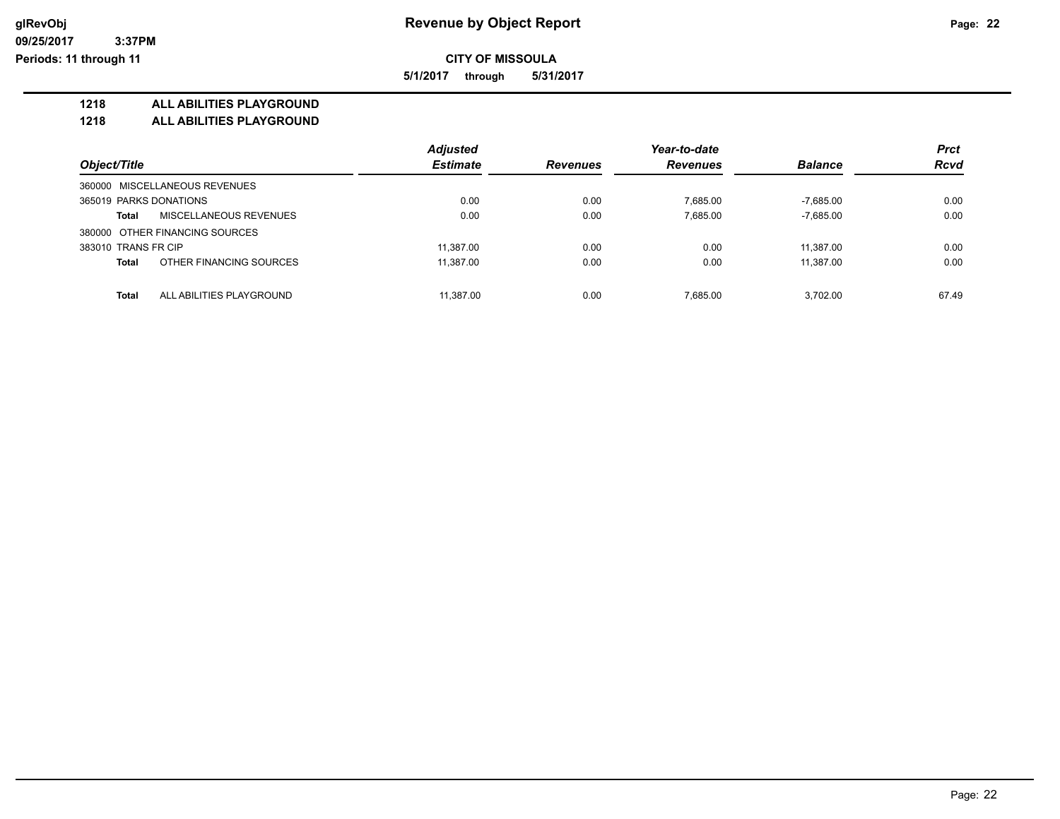# Revenue by Object Report

glRevObj
09/25/2017 3:37PM
Periods: 11 through 11

**CITY OF MISSOULA**

**5/1/2017 through 5/31/2017**

**1218 ALL ABILITIES PLAYGROUND**

**1218 ALL ABILITIES PLAYGROUND**

| Object/Title | Adjusted Estimate | Revenues | Year-to-date Revenues | Balance | Prct Rcvd |
|---|---|---|---|---|---|
| 360000 MISCELLANEOUS REVENUES | | | | | |
| 365019 PARKS DONATIONS | 0.00 | 0.00 | 7,685.00 | -7,685.00 | 0.00 |
| **Total** MISCELLANEOUS REVENUES | 0.00 | 0.00 | 7,685.00 | -7,685.00 | 0.00 |
| 380000 OTHER FINANCING SOURCES | | | | | |
| 383010 TRANS FR CIP | 11,387.00 | 0.00 | 0.00 | 11,387.00 | 0.00 |
| **Total** OTHER FINANCING SOURCES | 11,387.00 | 0.00 | 0.00 | 11,387.00 | 0.00 |
| **Total** ALL ABILITIES PLAYGROUND | 11,387.00 | 0.00 | 7,685.00 | 3,702.00 | 67.49 |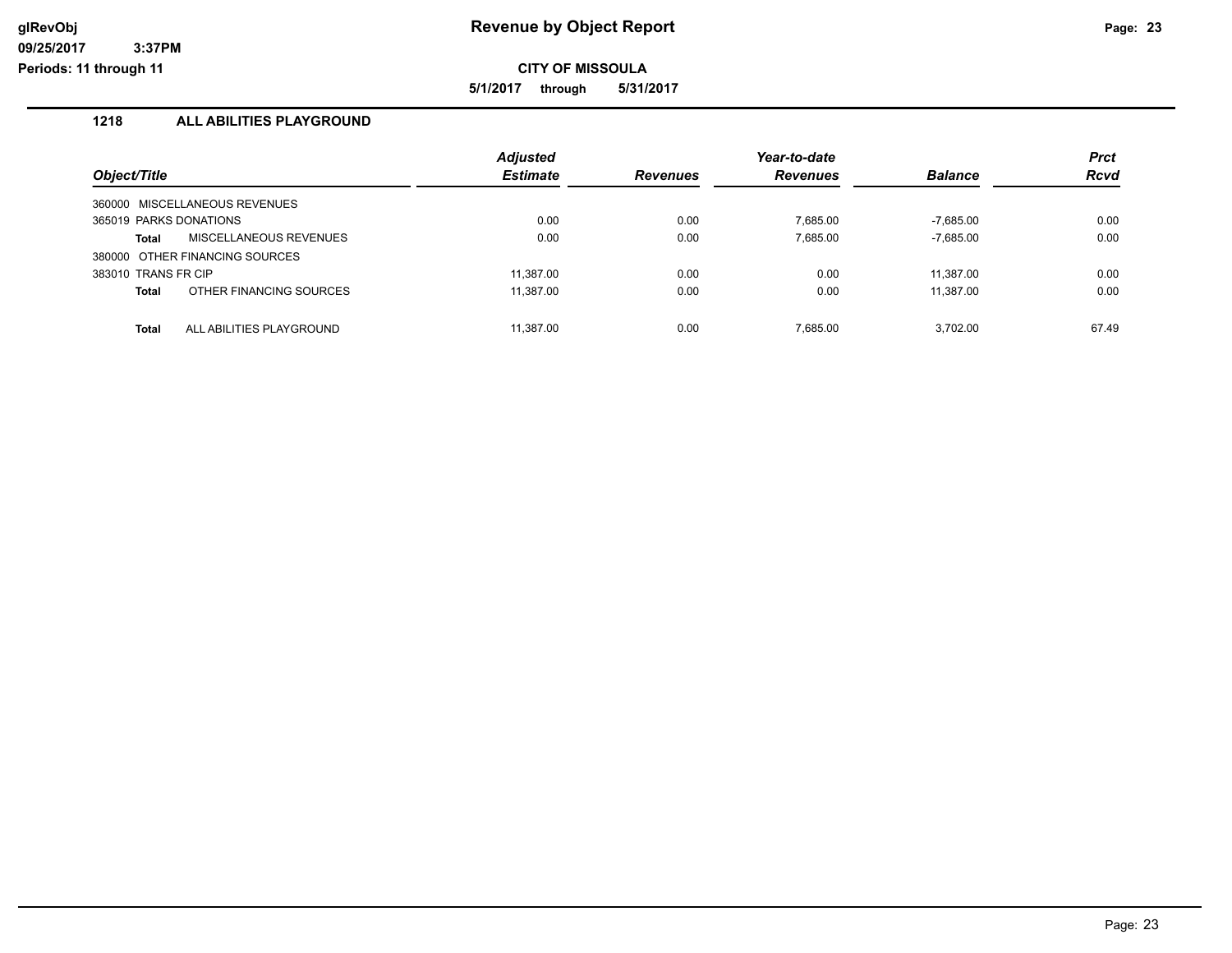# Revenue by Object Report

glRevObj
09/25/2017 3:37PM
Periods: 11 through 11

**CITY OF MISSOULA**

**5/1/2017 through 5/31/2017**

## 1218 ALL ABILITIES PLAYGROUND

| Object/Title | | Adjusted Estimate | Revenues | Year-to-date Revenues | Balance | Prct Rcvd |
|---|---|---|---|---|---|---|
| 360000 MISCELLANEOUS REVENUES | | | | | | |
| 365019 PARKS DONATIONS | | 0.00 | 0.00 | 7,685.00 | -7,685.00 | 0.00 |
| **Total** | MISCELLANEOUS REVENUES | 0.00 | 0.00 | 7,685.00 | -7,685.00 | 0.00 |
| 380000 OTHER FINANCING SOURCES | | | | | | |
| 383010 TRANS FR CIP | | 11,387.00 | 0.00 | 0.00 | 11,387.00 | 0.00 |
| **Total** | OTHER FINANCING SOURCES | 11,387.00 | 0.00 | 0.00 | 11,387.00 | 0.00 |
| **Total** | ALL ABILITIES PLAYGROUND | 11,387.00 | 0.00 | 7,685.00 | 3,702.00 | 67.49 |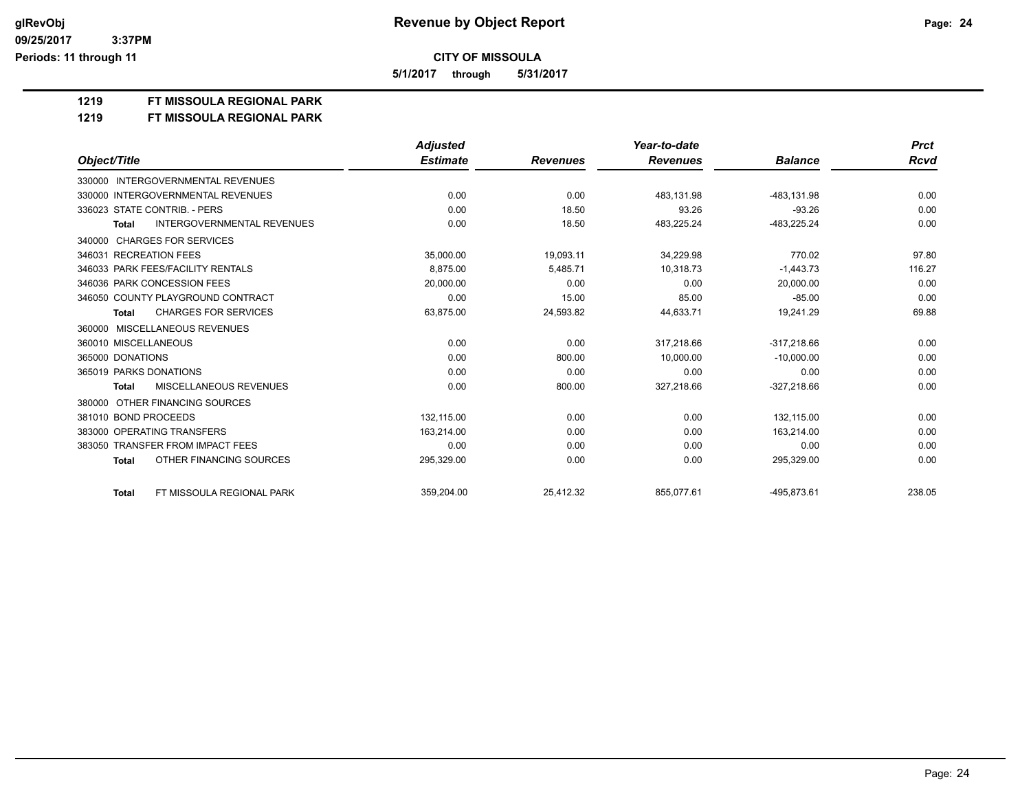# Revenue by Object Report

**CITY OF MISSOULA**

**5/1/2017 through 5/31/2017**

glRevObj
09/25/2017 3:37PM
Periods: 11 through 11

**1219 FT MISSOULA REGIONAL PARK**

**1219 FT MISSOULA REGIONAL PARK**

| Object/Title | Adjusted Estimate | Revenues | Year-to-date Revenues | Balance | Prct Rcvd |
|---|---|---|---|---|---|
| 330000 INTERGOVERNMENTAL REVENUES | | | | | |
| 330000 INTERGOVERNMENTAL REVENUES | 0.00 | 0.00 | 483,131.98 | -483,131.98 | 0.00 |
| 336023 STATE CONTRIB. - PERS | 0.00 | 18.50 | 93.26 | -93.26 | 0.00 |
| **Total** INTERGOVERNMENTAL REVENUES | 0.00 | 18.50 | 483,225.24 | -483,225.24 | 0.00 |
| 340000 CHARGES FOR SERVICES | | | | | |
| 346031 RECREATION FEES | 35,000.00 | 19,093.11 | 34,229.98 | 770.02 | 97.80 |
| 346033 PARK FEES/FACILITY RENTALS | 8,875.00 | 5,485.71 | 10,318.73 | -1,443.73 | 116.27 |
| 346036 PARK CONCESSION FEES | 20,000.00 | 0.00 | 0.00 | 20,000.00 | 0.00 |
| 346050 COUNTY PLAYGROUND CONTRACT | 0.00 | 15.00 | 85.00 | -85.00 | 0.00 |
| **Total** CHARGES FOR SERVICES | 63,875.00 | 24,593.82 | 44,633.71 | 19,241.29 | 69.88 |
| 360000 MISCELLANEOUS REVENUES | | | | | |
| 360010 MISCELLANEOUS | 0.00 | 0.00 | 317,218.66 | -317,218.66 | 0.00 |
| 365000 DONATIONS | 0.00 | 800.00 | 10,000.00 | -10,000.00 | 0.00 |
| 365019 PARKS DONATIONS | 0.00 | 0.00 | 0.00 | 0.00 | 0.00 |
| **Total** MISCELLANEOUS REVENUES | 0.00 | 800.00 | 327,218.66 | -327,218.66 | 0.00 |
| 380000 OTHER FINANCING SOURCES | | | | | |
| 381010 BOND PROCEEDS | 132,115.00 | 0.00 | 0.00 | 132,115.00 | 0.00 |
| 383000 OPERATING TRANSFERS | 163,214.00 | 0.00 | 0.00 | 163,214.00 | 0.00 |
| 383050 TRANSFER FROM IMPACT FEES | 0.00 | 0.00 | 0.00 | 0.00 | 0.00 |
| **Total** OTHER FINANCING SOURCES | 295,329.00 | 0.00 | 0.00 | 295,329.00 | 0.00 |
| **Total** FT MISSOULA REGIONAL PARK | 359,204.00 | 25,412.32 | 855,077.61 | -495,873.61 | 238.05 |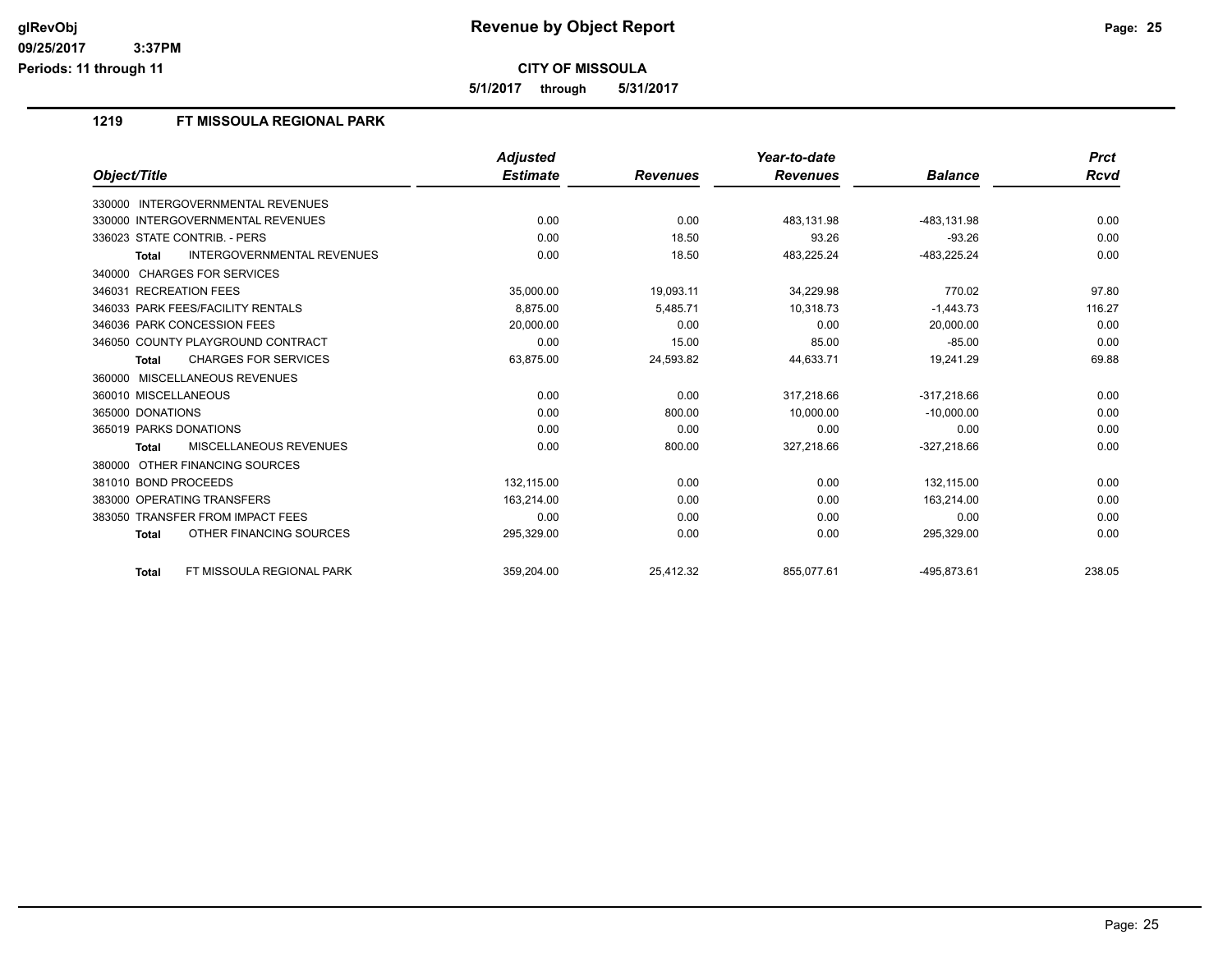# CITY OF MISSOULA

**5/1/2017 through 5/31/2017**

## 1219 FT MISSOULA REGIONAL PARK

| Object/Title | Adjusted Estimate | Revenues | Year-to-date Revenues | Balance | Prct Rcvd |
|---|---|---|---|---|---|
| 330000 INTERGOVERNMENTAL REVENUES | | | | | |
| 330000 INTERGOVERNMENTAL REVENUES | 0.00 | 0.00 | 483,131.98 | -483,131.98 | 0.00 |
| 336023 STATE CONTRIB. - PERS | 0.00 | 18.50 | 93.26 | -93.26 | 0.00 |
| **Total** INTERGOVERNMENTAL REVENUES | 0.00 | 18.50 | 483,225.24 | -483,225.24 | 0.00 |
| 340000 CHARGES FOR SERVICES | | | | | |
| 346031 RECREATION FEES | 35,000.00 | 19,093.11 | 34,229.98 | 770.02 | 97.80 |
| 346033 PARK FEES/FACILITY RENTALS | 8,875.00 | 5,485.71 | 10,318.73 | -1,443.73 | 116.27 |
| 346036 PARK CONCESSION FEES | 20,000.00 | 0.00 | 0.00 | 20,000.00 | 0.00 |
| 346050 COUNTY PLAYGROUND CONTRACT | 0.00 | 15.00 | 85.00 | -85.00 | 0.00 |
| **Total** CHARGES FOR SERVICES | 63,875.00 | 24,593.82 | 44,633.71 | 19,241.29 | 69.88 |
| 360000 MISCELLANEOUS REVENUES | | | | | |
| 360010 MISCELLANEOUS | 0.00 | 0.00 | 317,218.66 | -317,218.66 | 0.00 |
| 365000 DONATIONS | 0.00 | 800.00 | 10,000.00 | -10,000.00 | 0.00 |
| 365019 PARKS DONATIONS | 0.00 | 0.00 | 0.00 | 0.00 | 0.00 |
| **Total** MISCELLANEOUS REVENUES | 0.00 | 800.00 | 327,218.66 | -327,218.66 | 0.00 |
| 380000 OTHER FINANCING SOURCES | | | | | |
| 381010 BOND PROCEEDS | 132,115.00 | 0.00 | 0.00 | 132,115.00 | 0.00 |
| 383000 OPERATING TRANSFERS | 163,214.00 | 0.00 | 0.00 | 163,214.00 | 0.00 |
| 383050 TRANSFER FROM IMPACT FEES | 0.00 | 0.00 | 0.00 | 0.00 | 0.00 |
| **Total** OTHER FINANCING SOURCES | 295,329.00 | 0.00 | 0.00 | 295,329.00 | 0.00 |
| **Total** FT MISSOULA REGIONAL PARK | 359,204.00 | 25,412.32 | 855,077.61 | -495,873.61 | 238.05 |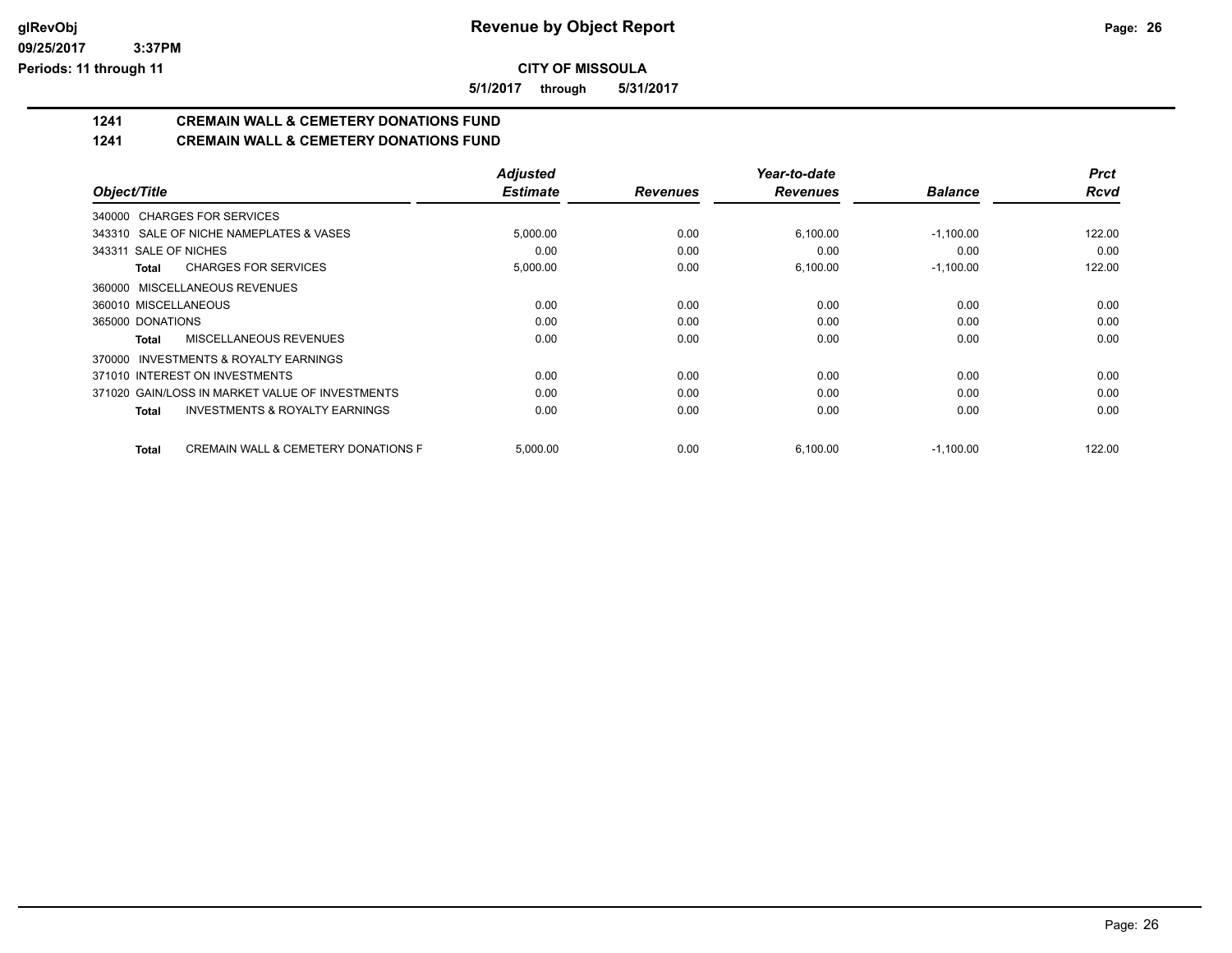**glRevObj**
**09/25/2017 3:37PM**
**Periods: 11 through 11**

# Revenue by Object Report

**CITY OF MISSOULA**

**5/1/2017 through 5/31/2017**

## 1241 CREMAIN WALL & CEMETERY DONATIONS FUND
## 1241 CREMAIN WALL & CEMETERY DONATIONS FUND

| Object/Title | Adjusted Estimate | Revenues | Year-to-date Revenues | Balance | Prct Rcvd |
|---|---|---|---|---|---|
| 340000 CHARGES FOR SERVICES | | | | | |
| 343310 SALE OF NICHE NAMEPLATES & VASES | 5,000.00 | 0.00 | 6,100.00 | -1,100.00 | 122.00 |
| 343311 SALE OF NICHES | 0.00 | 0.00 | 0.00 | 0.00 | 0.00 |
| **Total** CHARGES FOR SERVICES | 5,000.00 | 0.00 | 6,100.00 | -1,100.00 | 122.00 |
| 360000 MISCELLANEOUS REVENUES | | | | | |
| 360010 MISCELLANEOUS | 0.00 | 0.00 | 0.00 | 0.00 | 0.00 |
| 365000 DONATIONS | 0.00 | 0.00 | 0.00 | 0.00 | 0.00 |
| **Total** MISCELLANEOUS REVENUES | 0.00 | 0.00 | 0.00 | 0.00 | 0.00 |
| 370000 INVESTMENTS & ROYALTY EARNINGS | | | | | |
| 371010 INTEREST ON INVESTMENTS | 0.00 | 0.00 | 0.00 | 0.00 | 0.00 |
| 371020 GAIN/LOSS IN MARKET VALUE OF INVESTMENTS | 0.00 | 0.00 | 0.00 | 0.00 | 0.00 |
| **Total** INVESTMENTS & ROYALTY EARNINGS | 0.00 | 0.00 | 0.00 | 0.00 | 0.00 |
| **Total** CREMAIN WALL & CEMETERY DONATIONS F | 5,000.00 | 0.00 | 6,100.00 | -1,100.00 | 122.00 |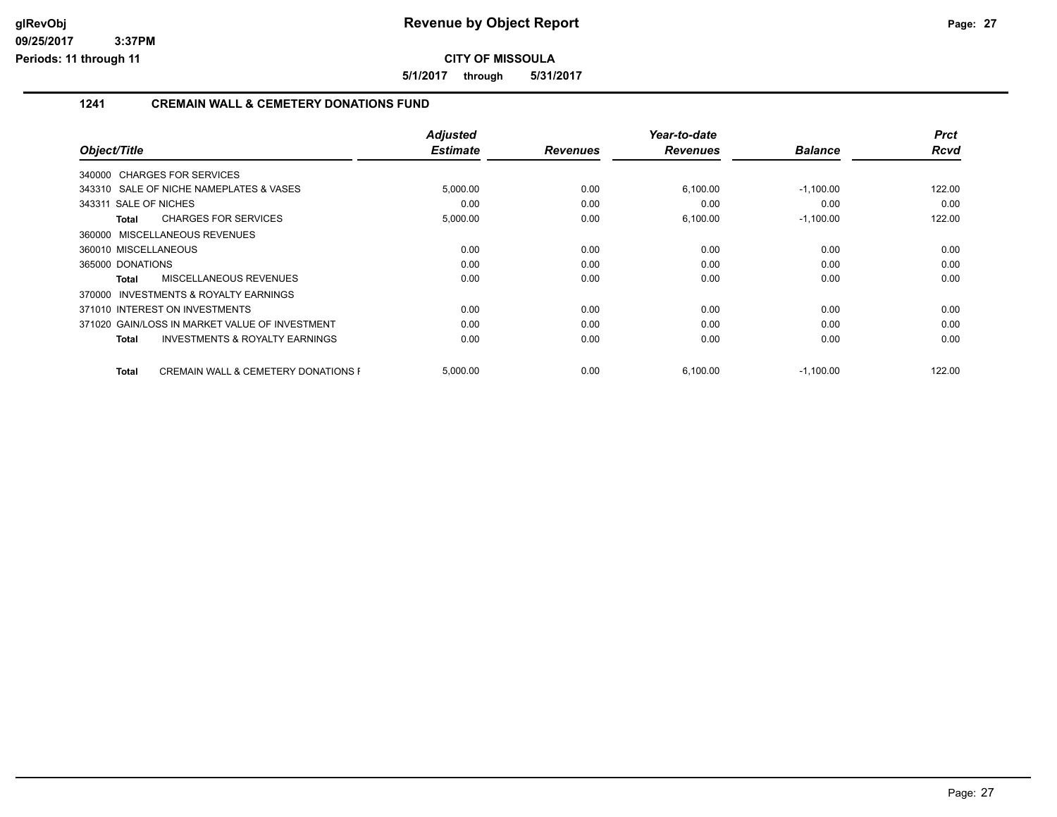**CITY OF MISSOULA**

**5/1/2017 through 5/31/2017**

## 1241 CREMAIN WALL & CEMETERY DONATIONS FUND

| Object/Title | Adjusted Estimate | Revenues | Year-to-date Revenues | Balance | Prct Rcvd |
|---|---|---|---|---|---|
| 340000 CHARGES FOR SERVICES | | | | | |
| 343310 SALE OF NICHE NAMEPLATES & VASES | 5,000.00 | 0.00 | 6,100.00 | -1,100.00 | 122.00 |
| 343311 SALE OF NICHES | 0.00 | 0.00 | 0.00 | 0.00 | 0.00 |
| **Total** CHARGES FOR SERVICES | 5,000.00 | 0.00 | 6,100.00 | -1,100.00 | 122.00 |
| 360000 MISCELLANEOUS REVENUES | | | | | |
| 360010 MISCELLANEOUS | 0.00 | 0.00 | 0.00 | 0.00 | 0.00 |
| 365000 DONATIONS | 0.00 | 0.00 | 0.00 | 0.00 | 0.00 |
| **Total** MISCELLANEOUS REVENUES | 0.00 | 0.00 | 0.00 | 0.00 | 0.00 |
| 370000 INVESTMENTS & ROYALTY EARNINGS | | | | | |
| 371010 INTEREST ON INVESTMENTS | 0.00 | 0.00 | 0.00 | 0.00 | 0.00 |
| 371020 GAIN/LOSS IN MARKET VALUE OF INVESTMENT | 0.00 | 0.00 | 0.00 | 0.00 | 0.00 |
| **Total** INVESTMENTS & ROYALTY EARNINGS | 0.00 | 0.00 | 0.00 | 0.00 | 0.00 |
| **Total** CREMAIN WALL & CEMETERY DONATIONS F | 5,000.00 | 0.00 | 6,100.00 | -1,100.00 | 122.00 |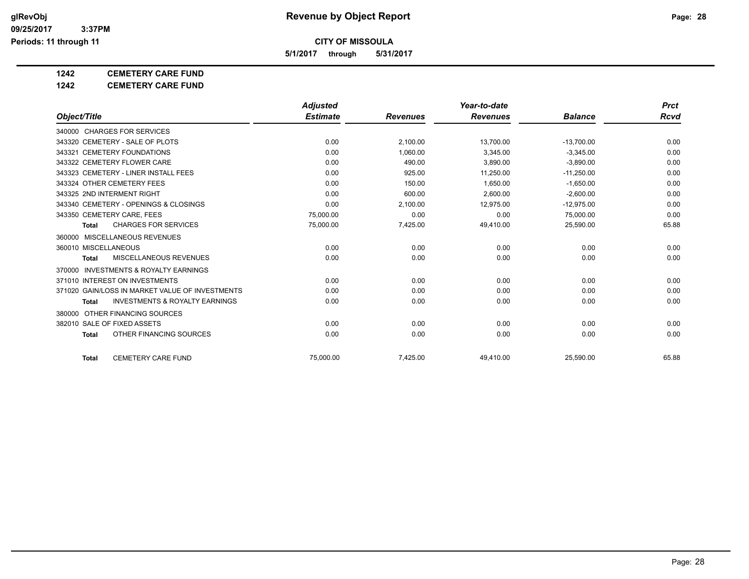**glRevObj** — **Revenue by Object Report**

**09/25/2017 3:37PM**

**Periods: 11 through 11**

**CITY OF MISSOULA**

**5/1/2017 through 5/31/2017**

**1242 CEMETERY CARE FUND**

**1242 CEMETERY CARE FUND**

| Object/Title | Adjusted Estimate | Revenues | Year-to-date Revenues | Balance | Prct Rcvd |
|---|---|---|---|---|---|
| 340000 CHARGES FOR SERVICES | | | | | |
| 343320 CEMETERY - SALE OF PLOTS | 0.00 | 2,100.00 | 13,700.00 | -13,700.00 | 0.00 |
| 343321 CEMETERY FOUNDATIONS | 0.00 | 1,060.00 | 3,345.00 | -3,345.00 | 0.00 |
| 343322 CEMETERY FLOWER CARE | 0.00 | 490.00 | 3,890.00 | -3,890.00 | 0.00 |
| 343323 CEMETERY - LINER INSTALL FEES | 0.00 | 925.00 | 11,250.00 | -11,250.00 | 0.00 |
| 343324 OTHER CEMETERY FEES | 0.00 | 150.00 | 1,650.00 | -1,650.00 | 0.00 |
| 343325 2ND INTERMENT RIGHT | 0.00 | 600.00 | 2,600.00 | -2,600.00 | 0.00 |
| 343340 CEMETERY - OPENINGS & CLOSINGS | 0.00 | 2,100.00 | 12,975.00 | -12,975.00 | 0.00 |
| 343350 CEMETERY CARE, FEES | 75,000.00 | 0.00 | 0.00 | 75,000.00 | 0.00 |
| **Total** CHARGES FOR SERVICES | 75,000.00 | 7,425.00 | 49,410.00 | 25,590.00 | 65.88 |
| 360000 MISCELLANEOUS REVENUES | | | | | |
| 360010 MISCELLANEOUS | 0.00 | 0.00 | 0.00 | 0.00 | 0.00 |
| **Total** MISCELLANEOUS REVENUES | 0.00 | 0.00 | 0.00 | 0.00 | 0.00 |
| 370000 INVESTMENTS & ROYALTY EARNINGS | | | | | |
| 371010 INTEREST ON INVESTMENTS | 0.00 | 0.00 | 0.00 | 0.00 | 0.00 |
| 371020 GAIN/LOSS IN MARKET VALUE OF INVESTMENTS | 0.00 | 0.00 | 0.00 | 0.00 | 0.00 |
| **Total** INVESTMENTS & ROYALTY EARNINGS | 0.00 | 0.00 | 0.00 | 0.00 | 0.00 |
| 380000 OTHER FINANCING SOURCES | | | | | |
| 382010 SALE OF FIXED ASSETS | 0.00 | 0.00 | 0.00 | 0.00 | 0.00 |
| **Total** OTHER FINANCING SOURCES | 0.00 | 0.00 | 0.00 | 0.00 | 0.00 |
| **Total** CEMETERY CARE FUND | 75,000.00 | 7,425.00 | 49,410.00 | 25,590.00 | 65.88 |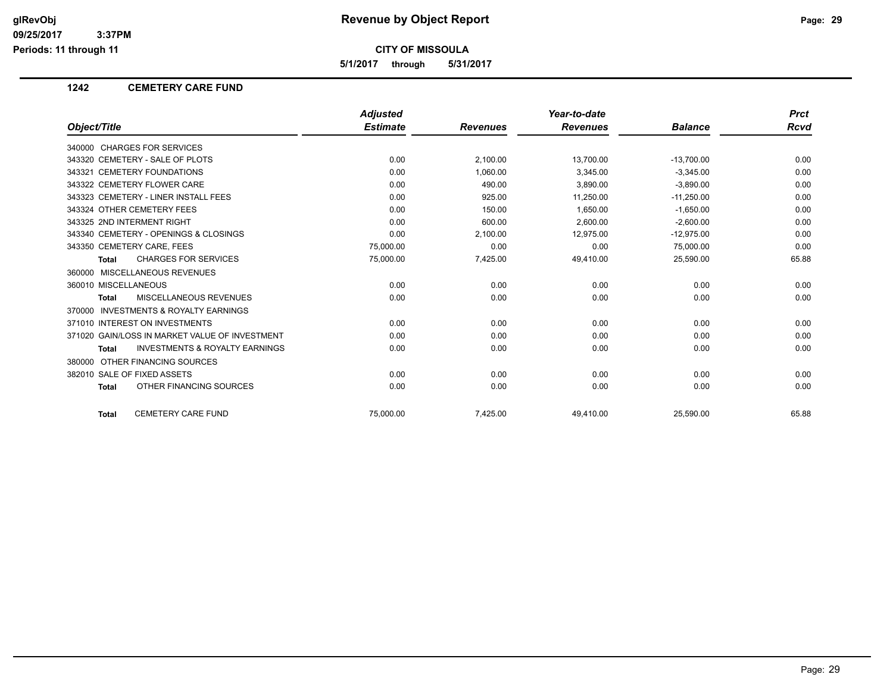# Revenue by Object Report

**CITY OF MISSOULA**

**5/1/2017 through 5/31/2017**

glRevObj
09/25/2017 3:37PM
Periods: 11 through 11

## 1242 CEMETERY CARE FUND

| Object/Title | Adjusted Estimate | Revenues | Year-to-date Revenues | Balance | Prct Rcvd |
|---|---|---|---|---|---|
| 340000 CHARGES FOR SERVICES | | | | | |
| 343320 CEMETERY - SALE OF PLOTS | 0.00 | 2,100.00 | 13,700.00 | -13,700.00 | 0.00 |
| 343321 CEMETERY FOUNDATIONS | 0.00 | 1,060.00 | 3,345.00 | -3,345.00 | 0.00 |
| 343322 CEMETERY FLOWER CARE | 0.00 | 490.00 | 3,890.00 | -3,890.00 | 0.00 |
| 343323 CEMETERY - LINER INSTALL FEES | 0.00 | 925.00 | 11,250.00 | -11,250.00 | 0.00 |
| 343324 OTHER CEMETERY FEES | 0.00 | 150.00 | 1,650.00 | -1,650.00 | 0.00 |
| 343325 2ND INTERMENT RIGHT | 0.00 | 600.00 | 2,600.00 | -2,600.00 | 0.00 |
| 343340 CEMETERY - OPENINGS & CLOSINGS | 0.00 | 2,100.00 | 12,975.00 | -12,975.00 | 0.00 |
| 343350 CEMETERY CARE, FEES | 75,000.00 | 0.00 | 0.00 | 75,000.00 | 0.00 |
| **Total** CHARGES FOR SERVICES | 75,000.00 | 7,425.00 | 49,410.00 | 25,590.00 | 65.88 |
| 360000 MISCELLANEOUS REVENUES | | | | | |
| 360010 MISCELLANEOUS | 0.00 | 0.00 | 0.00 | 0.00 | 0.00 |
| **Total** MISCELLANEOUS REVENUES | 0.00 | 0.00 | 0.00 | 0.00 | 0.00 |
| 370000 INVESTMENTS & ROYALTY EARNINGS | | | | | |
| 371010 INTEREST ON INVESTMENTS | 0.00 | 0.00 | 0.00 | 0.00 | 0.00 |
| 371020 GAIN/LOSS IN MARKET VALUE OF INVESTMENT | 0.00 | 0.00 | 0.00 | 0.00 | 0.00 |
| **Total** INVESTMENTS & ROYALTY EARNINGS | 0.00 | 0.00 | 0.00 | 0.00 | 0.00 |
| 380000 OTHER FINANCING SOURCES | | | | | |
| 382010 SALE OF FIXED ASSETS | 0.00 | 0.00 | 0.00 | 0.00 | 0.00 |
| **Total** OTHER FINANCING SOURCES | 0.00 | 0.00 | 0.00 | 0.00 | 0.00 |
| **Total** CEMETERY CARE FUND | 75,000.00 | 7,425.00 | 49,410.00 | 25,590.00 | 65.88 |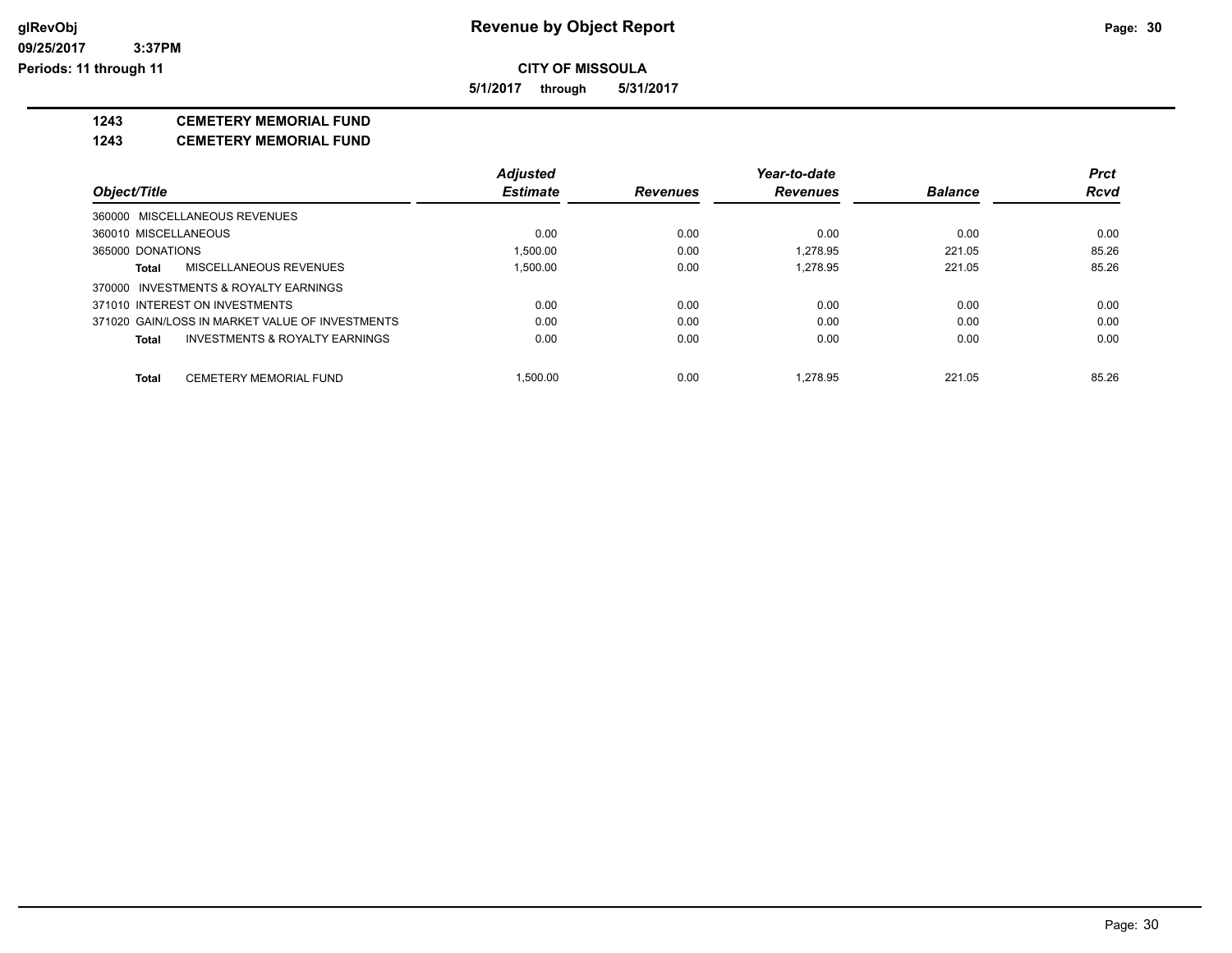# Revenue by Object Report

**CITY OF MISSOULA**

**5/1/2017 through 5/31/2017**

glRevObj
09/25/2017 3:37PM
Periods: 11 through 11

## 1243 CEMETERY MEMORIAL FUND
## 1243 CEMETERY MEMORIAL FUND

| Object/Title | Adjusted Estimate | Revenues | Year-to-date Revenues | Balance | Prct Rcvd |
|---|---|---|---|---|---|
| 360000 MISCELLANEOUS REVENUES | | | | | |
| 360010 MISCELLANEOUS | 0.00 | 0.00 | 0.00 | 0.00 | 0.00 |
| 365000 DONATIONS | 1,500.00 | 0.00 | 1,278.95 | 221.05 | 85.26 |
| **Total** MISCELLANEOUS REVENUES | 1,500.00 | 0.00 | 1,278.95 | 221.05 | 85.26 |
| 370000 INVESTMENTS & ROYALTY EARNINGS | | | | | |
| 371010 INTEREST ON INVESTMENTS | 0.00 | 0.00 | 0.00 | 0.00 | 0.00 |
| 371020 GAIN/LOSS IN MARKET VALUE OF INVESTMENTS | 0.00 | 0.00 | 0.00 | 0.00 | 0.00 |
| **Total** INVESTMENTS & ROYALTY EARNINGS | 0.00 | 0.00 | 0.00 | 0.00 | 0.00 |
| **Total** CEMETERY MEMORIAL FUND | 1,500.00 | 0.00 | 1,278.95 | 221.05 | 85.26 |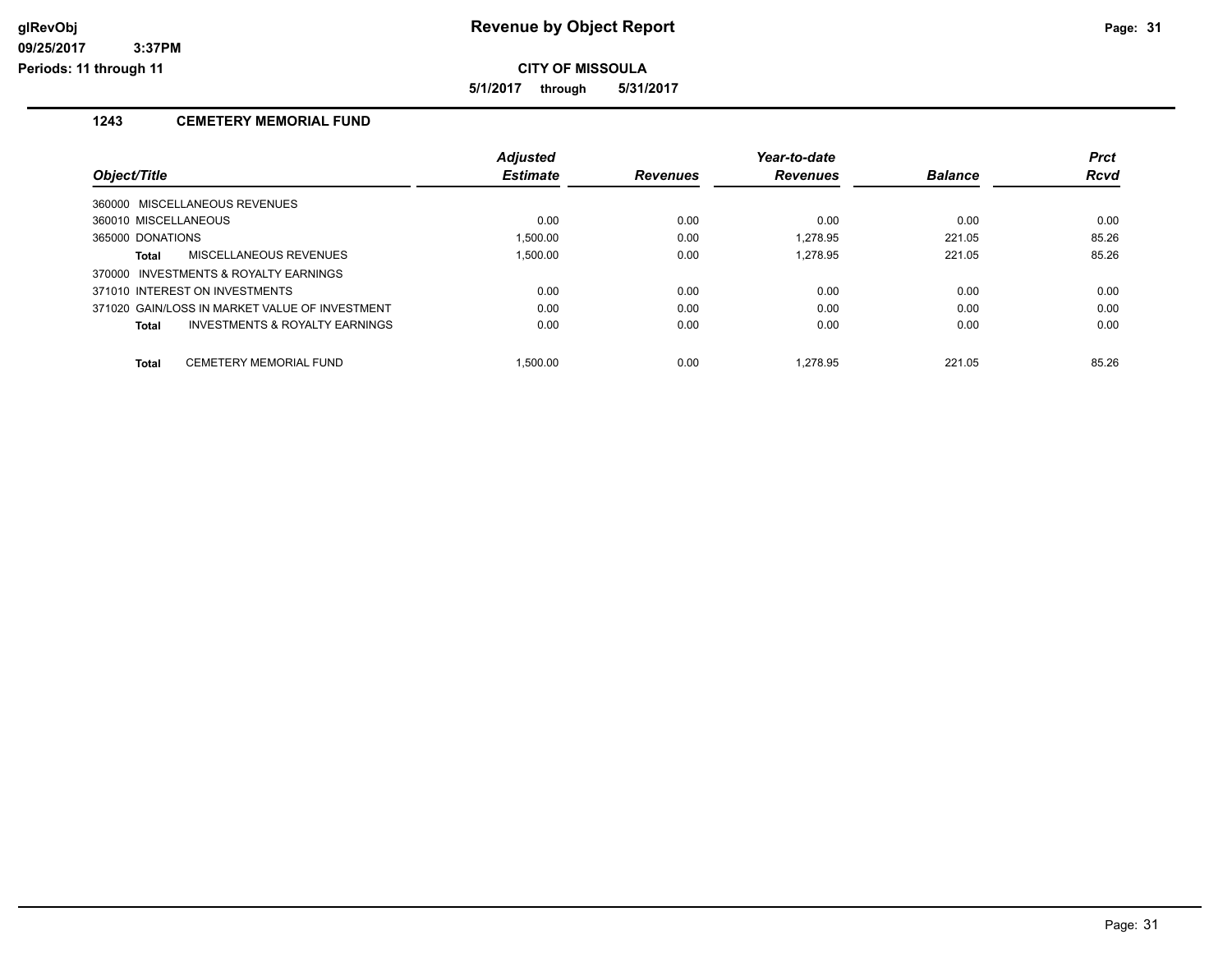# Revenue by Object Report

**CITY OF MISSOULA**

**5/1/2017 through 5/31/2017**

## 1243 CEMETERY MEMORIAL FUND

| Object/Title | Adjusted Estimate | Revenues | Year-to-date Revenues | Balance | Prct Rcvd |
|---|---|---|---|---|---|
| 360000 MISCELLANEOUS REVENUES | | | | | |
| 360010 MISCELLANEOUS | 0.00 | 0.00 | 0.00 | 0.00 | 0.00 |
| 365000 DONATIONS | 1,500.00 | 0.00 | 1,278.95 | 221.05 | 85.26 |
| **Total** MISCELLANEOUS REVENUES | 1,500.00 | 0.00 | 1,278.95 | 221.05 | 85.26 |
| 370000 INVESTMENTS & ROYALTY EARNINGS | | | | | |
| 371010 INTEREST ON INVESTMENTS | 0.00 | 0.00 | 0.00 | 0.00 | 0.00 |
| 371020 GAIN/LOSS IN MARKET VALUE OF INVESTMENT | 0.00 | 0.00 | 0.00 | 0.00 | 0.00 |
| **Total** INVESTMENTS & ROYALTY EARNINGS | 0.00 | 0.00 | 0.00 | 0.00 | 0.00 |
| **Total** CEMETERY MEMORIAL FUND | 1,500.00 | 0.00 | 1,278.95 | 221.05 | 85.26 |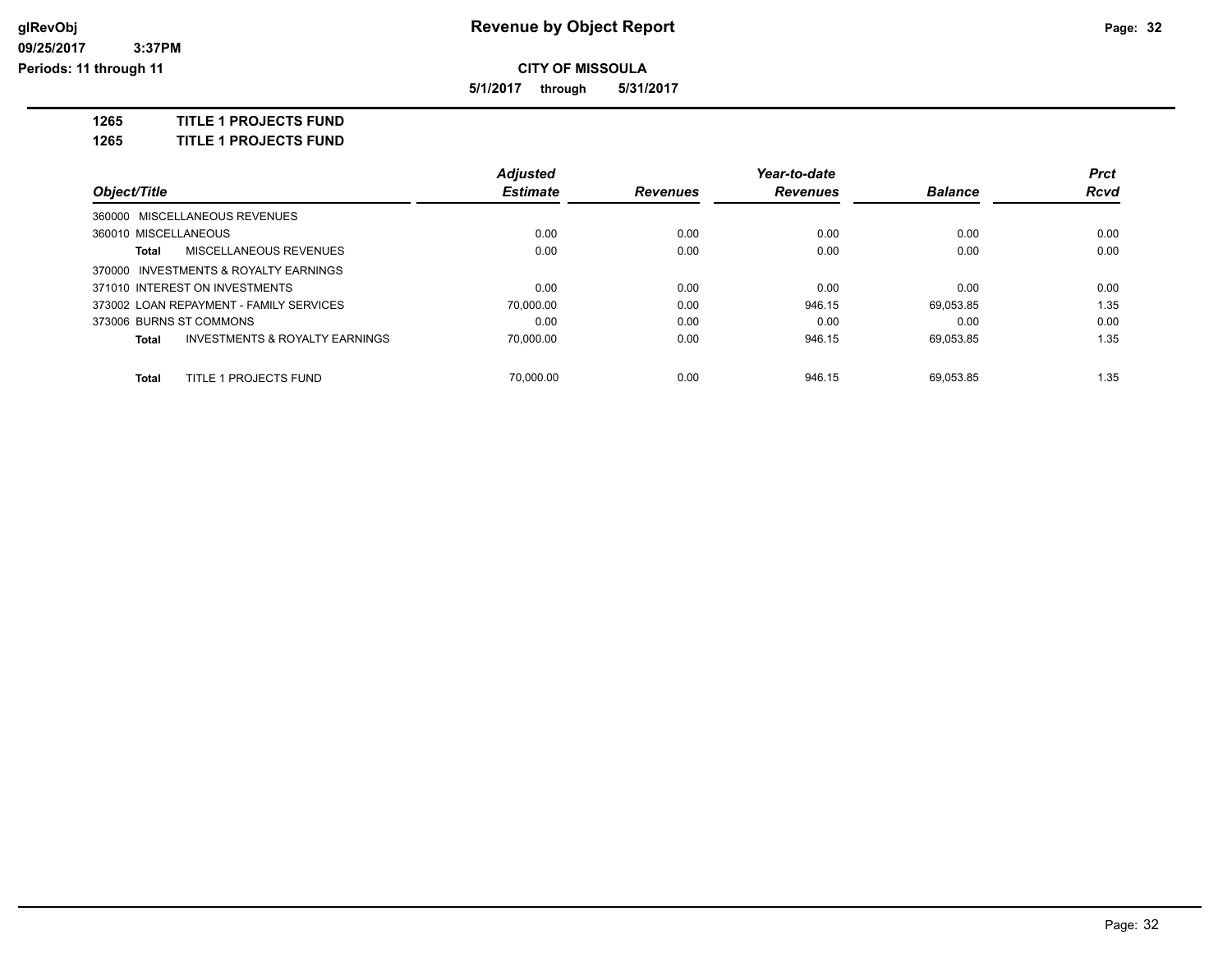# Revenue by Object Report

glRevObj
09/25/2017 3:37PM
Periods: 11 through 11

**CITY OF MISSOULA**

**5/1/2017 through 5/31/2017**

**1265 TITLE 1 PROJECTS FUND**

**1265 TITLE 1 PROJECTS FUND**

| Object/Title | Adjusted Estimate | Revenues | Year-to-date Revenues | Balance | Prct Rcvd |
|---|---|---|---|---|---|
| 360000 MISCELLANEOUS REVENUES | | | | | |
| 360010 MISCELLANEOUS | 0.00 | 0.00 | 0.00 | 0.00 | 0.00 |
| **Total** MISCELLANEOUS REVENUES | 0.00 | 0.00 | 0.00 | 0.00 | 0.00 |
| 370000 INVESTMENTS & ROYALTY EARNINGS | | | | | |
| 371010 INTEREST ON INVESTMENTS | 0.00 | 0.00 | 0.00 | 0.00 | 0.00 |
| 373002 LOAN REPAYMENT - FAMILY SERVICES | 70,000.00 | 0.00 | 946.15 | 69,053.85 | 1.35 |
| 373006 BURNS ST COMMONS | 0.00 | 0.00 | 0.00 | 0.00 | 0.00 |
| **Total** INVESTMENTS & ROYALTY EARNINGS | 70,000.00 | 0.00 | 946.15 | 69,053.85 | 1.35 |
| **Total** TITLE 1 PROJECTS FUND | 70,000.00 | 0.00 | 946.15 | 69,053.85 | 1.35 |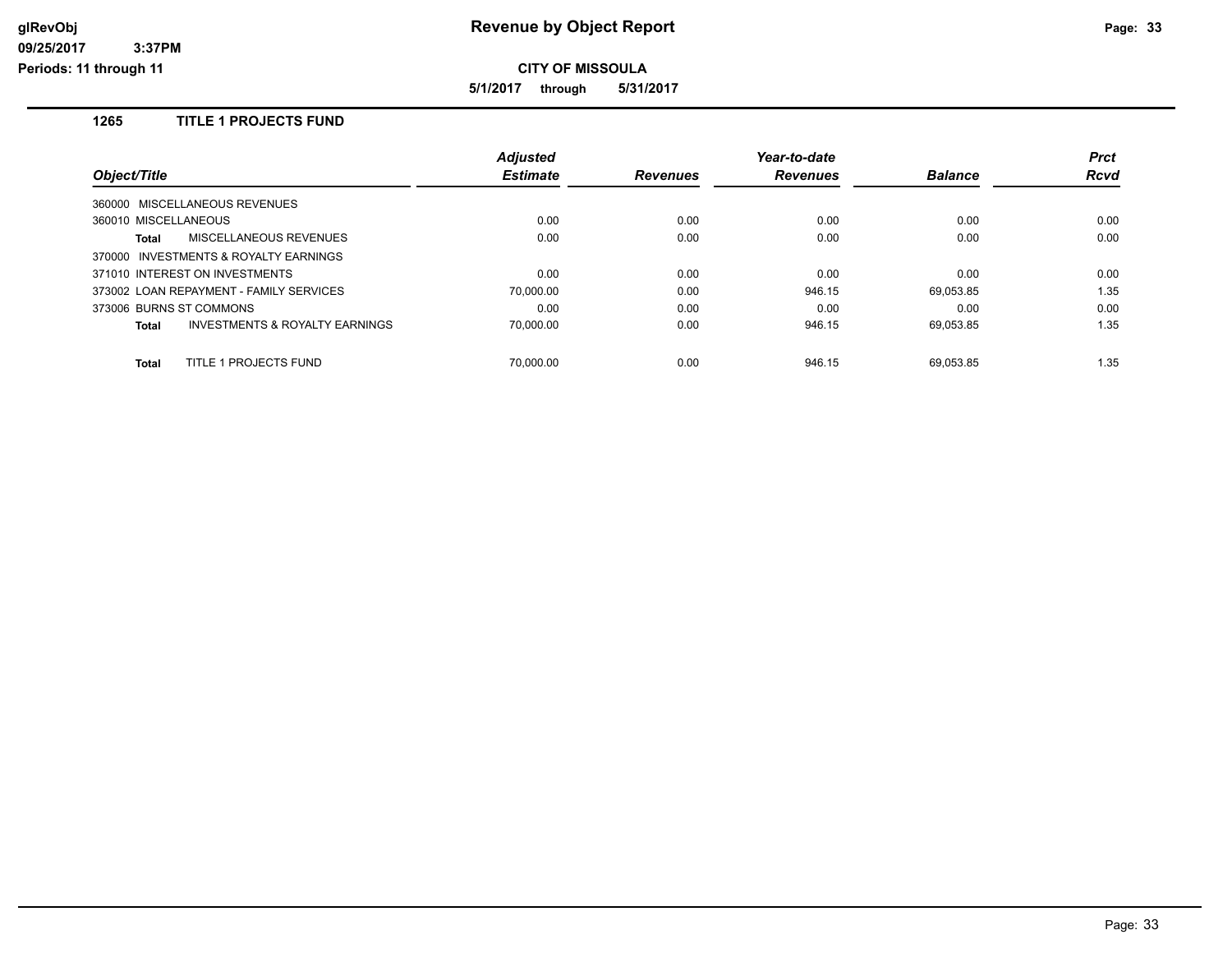**CITY OF MISSOULA**

**5/1/2017 through 5/31/2017**

### 1265 TITLE 1 PROJECTS FUND

| Object/Title | Adjusted Estimate | Revenues | Year-to-date Revenues | Balance | Prct Rcvd |
|---|---|---|---|---|---|
| 360000 MISCELLANEOUS REVENUES | | | | | |
| 360010 MISCELLANEOUS | 0.00 | 0.00 | 0.00 | 0.00 | 0.00 |
| **Total** MISCELLANEOUS REVENUES | 0.00 | 0.00 | 0.00 | 0.00 | 0.00 |
| 370000 INVESTMENTS & ROYALTY EARNINGS | | | | | |
| 371010 INTEREST ON INVESTMENTS | 0.00 | 0.00 | 0.00 | 0.00 | 0.00 |
| 373002 LOAN REPAYMENT - FAMILY SERVICES | 70,000.00 | 0.00 | 946.15 | 69,053.85 | 1.35 |
| 373006 BURNS ST COMMONS | 0.00 | 0.00 | 0.00 | 0.00 | 0.00 |
| **Total** INVESTMENTS & ROYALTY EARNINGS | 70,000.00 | 0.00 | 946.15 | 69,053.85 | 1.35 |
| **Total** TITLE 1 PROJECTS FUND | 70,000.00 | 0.00 | 946.15 | 69,053.85 | 1.35 |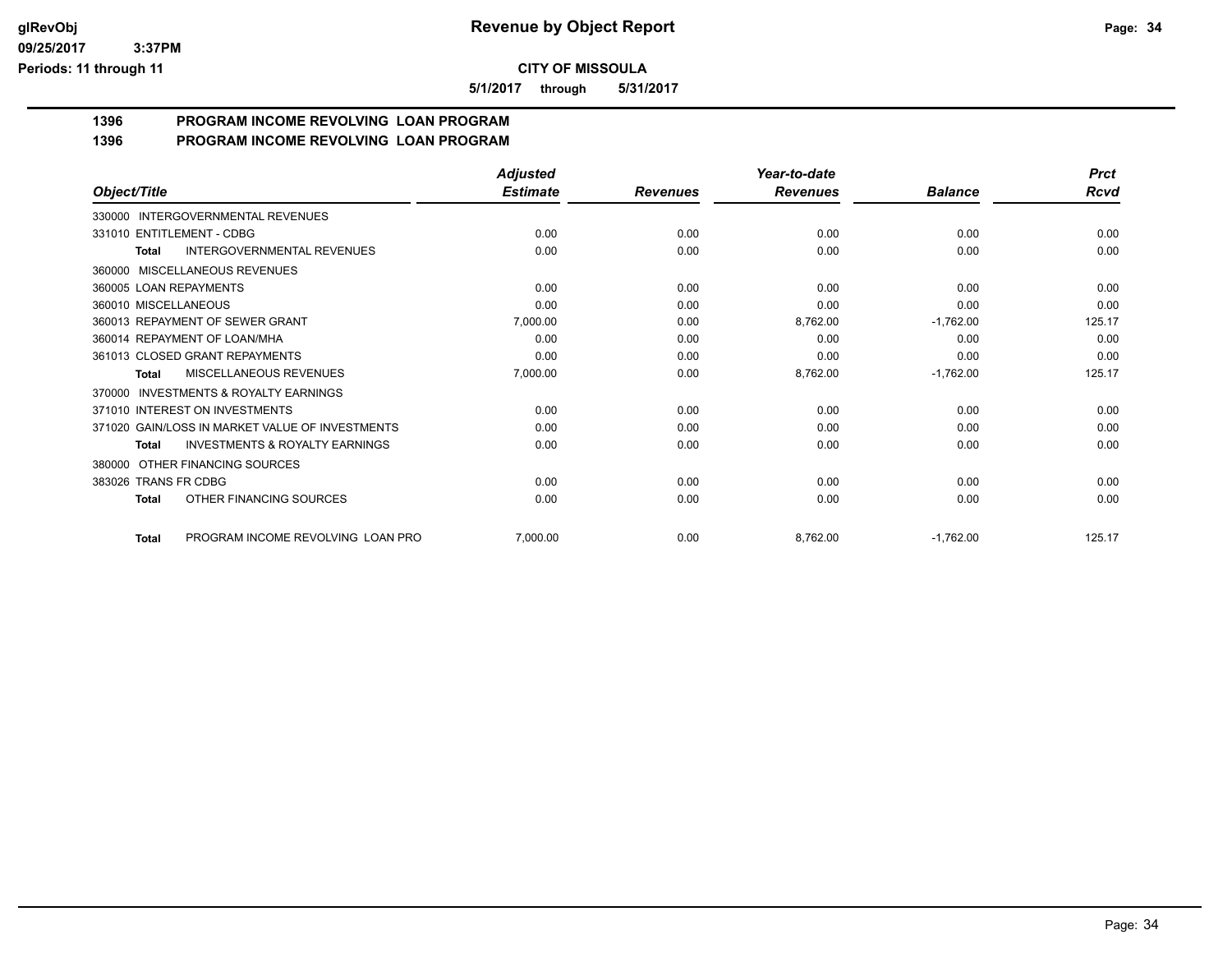# Revenue by Object Report

**CITY OF MISSOULA**

**5/1/2017 through 5/31/2017**

## 1396 PROGRAM INCOME REVOLVING LOAN PROGRAM
## 1396 PROGRAM INCOME REVOLVING LOAN PROGRAM

| Object/Title | Adjusted Estimate | Revenues | Year-to-date Revenues | Balance | Prct Rcvd |
|---|---|---|---|---|---|
| 330000 INTERGOVERNMENTAL REVENUES | | | | | |
| 331010 ENTITLEMENT - CDBG | 0.00 | 0.00 | 0.00 | 0.00 | 0.00 |
| **Total** INTERGOVERNMENTAL REVENUES | 0.00 | 0.00 | 0.00 | 0.00 | 0.00 |
| 360000 MISCELLANEOUS REVENUES | | | | | |
| 360005 LOAN REPAYMENTS | 0.00 | 0.00 | 0.00 | 0.00 | 0.00 |
| 360010 MISCELLANEOUS | 0.00 | 0.00 | 0.00 | 0.00 | 0.00 |
| 360013 REPAYMENT OF SEWER GRANT | 7,000.00 | 0.00 | 8,762.00 | -1,762.00 | 125.17 |
| 360014 REPAYMENT OF LOAN/MHA | 0.00 | 0.00 | 0.00 | 0.00 | 0.00 |
| 361013 CLOSED GRANT REPAYMENTS | 0.00 | 0.00 | 0.00 | 0.00 | 0.00 |
| **Total** MISCELLANEOUS REVENUES | 7,000.00 | 0.00 | 8,762.00 | -1,762.00 | 125.17 |
| 370000 INVESTMENTS & ROYALTY EARNINGS | | | | | |
| 371010 INTEREST ON INVESTMENTS | 0.00 | 0.00 | 0.00 | 0.00 | 0.00 |
| 371020 GAIN/LOSS IN MARKET VALUE OF INVESTMENTS | 0.00 | 0.00 | 0.00 | 0.00 | 0.00 |
| **Total** INVESTMENTS & ROYALTY EARNINGS | 0.00 | 0.00 | 0.00 | 0.00 | 0.00 |
| 380000 OTHER FINANCING SOURCES | | | | | |
| 383026 TRANS FR CDBG | 0.00 | 0.00 | 0.00 | 0.00 | 0.00 |
| **Total** OTHER FINANCING SOURCES | 0.00 | 0.00 | 0.00 | 0.00 | 0.00 |
| **Total** PROGRAM INCOME REVOLVING LOAN PRO | 7,000.00 | 0.00 | 8,762.00 | -1,762.00 | 125.17 |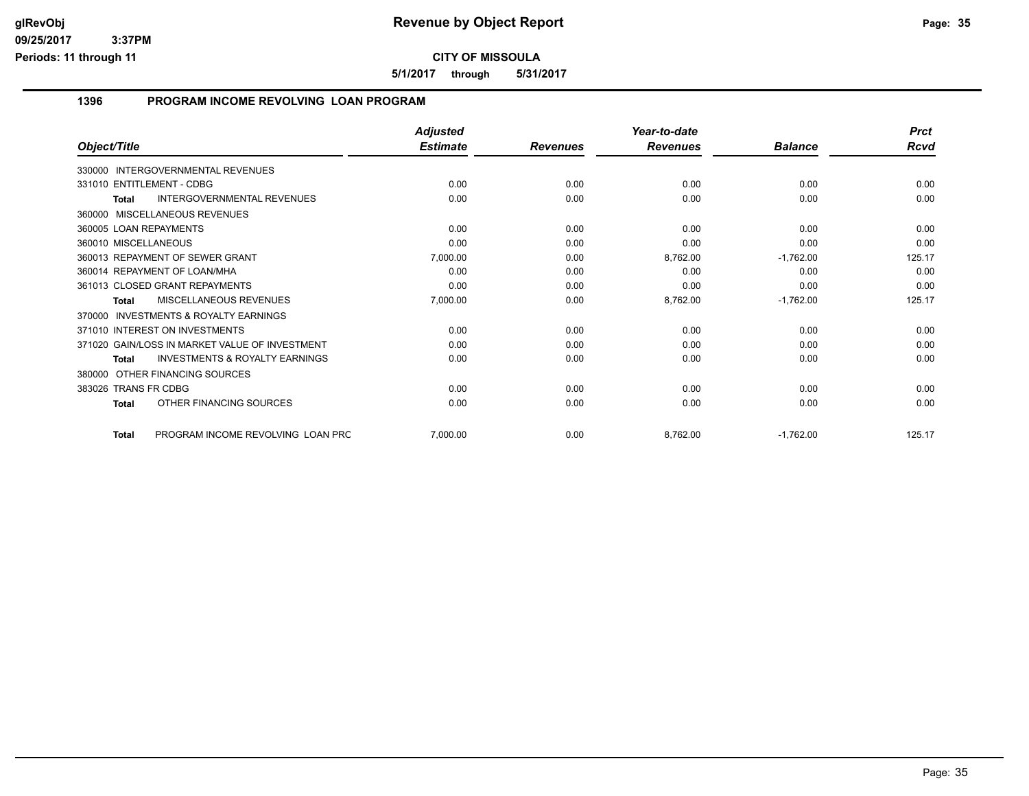**CITY OF MISSOULA**

**5/1/2017 through 5/31/2017**

## 1396 PROGRAM INCOME REVOLVING LOAN PROGRAM

| Object/Title | Adjusted Estimate | Revenues | Year-to-date Revenues | Balance | Prct Rcvd |
|---|---|---|---|---|---|
| 330000 INTERGOVERNMENTAL REVENUES | | | | | |
| 331010 ENTITLEMENT - CDBG | 0.00 | 0.00 | 0.00 | 0.00 | 0.00 |
| **Total** INTERGOVERNMENTAL REVENUES | 0.00 | 0.00 | 0.00 | 0.00 | 0.00 |
| 360000 MISCELLANEOUS REVENUES | | | | | |
| 360005 LOAN REPAYMENTS | 0.00 | 0.00 | 0.00 | 0.00 | 0.00 |
| 360010 MISCELLANEOUS | 0.00 | 0.00 | 0.00 | 0.00 | 0.00 |
| 360013 REPAYMENT OF SEWER GRANT | 7,000.00 | 0.00 | 8,762.00 | -1,762.00 | 125.17 |
| 360014 REPAYMENT OF LOAN/MHA | 0.00 | 0.00 | 0.00 | 0.00 | 0.00 |
| 361013 CLOSED GRANT REPAYMENTS | 0.00 | 0.00 | 0.00 | 0.00 | 0.00 |
| **Total** MISCELLANEOUS REVENUES | 7,000.00 | 0.00 | 8,762.00 | -1,762.00 | 125.17 |
| 370000 INVESTMENTS & ROYALTY EARNINGS | | | | | |
| 371010 INTEREST ON INVESTMENTS | 0.00 | 0.00 | 0.00 | 0.00 | 0.00 |
| 371020 GAIN/LOSS IN MARKET VALUE OF INVESTMENT | 0.00 | 0.00 | 0.00 | 0.00 | 0.00 |
| **Total** INVESTMENTS & ROYALTY EARNINGS | 0.00 | 0.00 | 0.00 | 0.00 | 0.00 |
| 380000 OTHER FINANCING SOURCES | | | | | |
| 383026 TRANS FR CDBG | 0.00 | 0.00 | 0.00 | 0.00 | 0.00 |
| **Total** OTHER FINANCING SOURCES | 0.00 | 0.00 | 0.00 | 0.00 | 0.00 |
| **Total** PROGRAM INCOME REVOLVING LOAN PRC | 7,000.00 | 0.00 | 8,762.00 | -1,762.00 | 125.17 |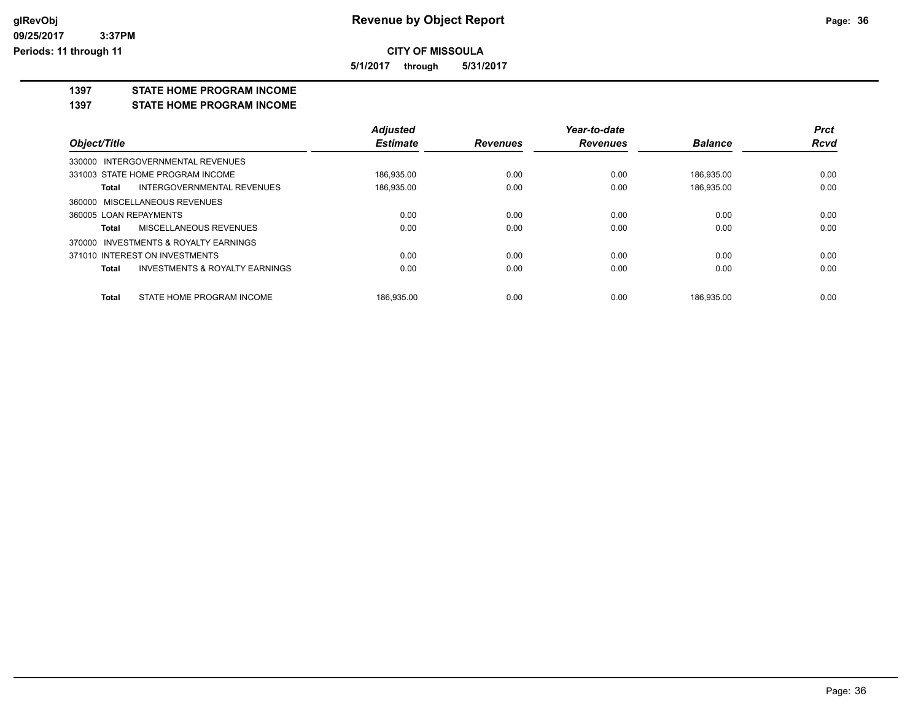# Revenue by Object Report

**CITY OF MISSOULA**

**5/1/2017 through 5/31/2017**

glRevObj
09/25/2017 3:37PM
Periods: 11 through 11

## 1397 STATE HOME PROGRAM INCOME

### 1397 STATE HOME PROGRAM INCOME

| Object/Title | Adjusted Estimate | Revenues | Year-to-date Revenues | Balance | Prct Rcvd |
|---|---|---|---|---|---|
| 330000 INTERGOVERNMENTAL REVENUES | | | | | |
| 331003 STATE HOME PROGRAM INCOME | 186,935.00 | 0.00 | 0.00 | 186,935.00 | 0.00 |
| **Total** INTERGOVERNMENTAL REVENUES | 186,935.00 | 0.00 | 0.00 | 186,935.00 | 0.00 |
| 360000 MISCELLANEOUS REVENUES | | | | | |
| 360005 LOAN REPAYMENTS | 0.00 | 0.00 | 0.00 | 0.00 | 0.00 |
| **Total** MISCELLANEOUS REVENUES | 0.00 | 0.00 | 0.00 | 0.00 | 0.00 |
| 370000 INVESTMENTS & ROYALTY EARNINGS | | | | | |
| 371010 INTEREST ON INVESTMENTS | 0.00 | 0.00 | 0.00 | 0.00 | 0.00 |
| **Total** INVESTMENTS & ROYALTY EARNINGS | 0.00 | 0.00 | 0.00 | 0.00 | 0.00 |
| **Total** STATE HOME PROGRAM INCOME | 186,935.00 | 0.00 | 0.00 | 186,935.00 | 0.00 |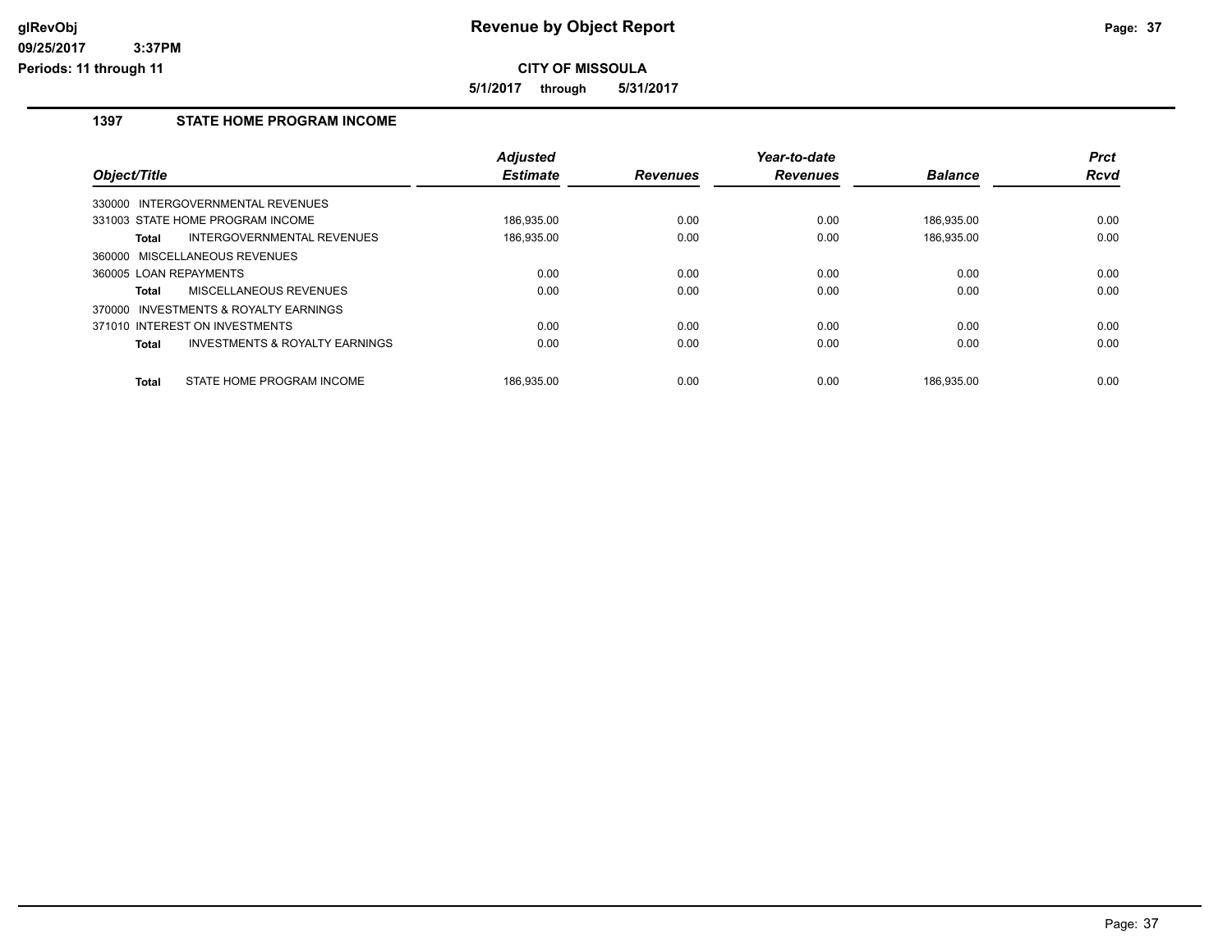# Revenue by Object Report

**CITY OF MISSOULA**

**5/1/2017 through 5/31/2017**

glRevObj
09/25/2017 3:37PM
Periods: 11 through 11

## 1397 STATE HOME PROGRAM INCOME

| Object/Title | | Adjusted Estimate | Revenues | Year-to-date Revenues | Balance | Prct Rcvd |
|---|---|---|---|---|---|---|
| 330000 INTERGOVERNMENTAL REVENUES | | | | | | |
| 331003 STATE HOME PROGRAM INCOME | | 186,935.00 | 0.00 | 0.00 | 186,935.00 | 0.00 |
| **Total** | INTERGOVERNMENTAL REVENUES | 186,935.00 | 0.00 | 0.00 | 186,935.00 | 0.00 |
| 360000 MISCELLANEOUS REVENUES | | | | | | |
| 360005 LOAN REPAYMENTS | | 0.00 | 0.00 | 0.00 | 0.00 | 0.00 |
| **Total** | MISCELLANEOUS REVENUES | 0.00 | 0.00 | 0.00 | 0.00 | 0.00 |
| 370000 INVESTMENTS & ROYALTY EARNINGS | | | | | | |
| 371010 INTEREST ON INVESTMENTS | | 0.00 | 0.00 | 0.00 | 0.00 | 0.00 |
| **Total** | INVESTMENTS & ROYALTY EARNINGS | 0.00 | 0.00 | 0.00 | 0.00 | 0.00 |
| **Total** | STATE HOME PROGRAM INCOME | 186,935.00 | 0.00 | 0.00 | 186,935.00 | 0.00 |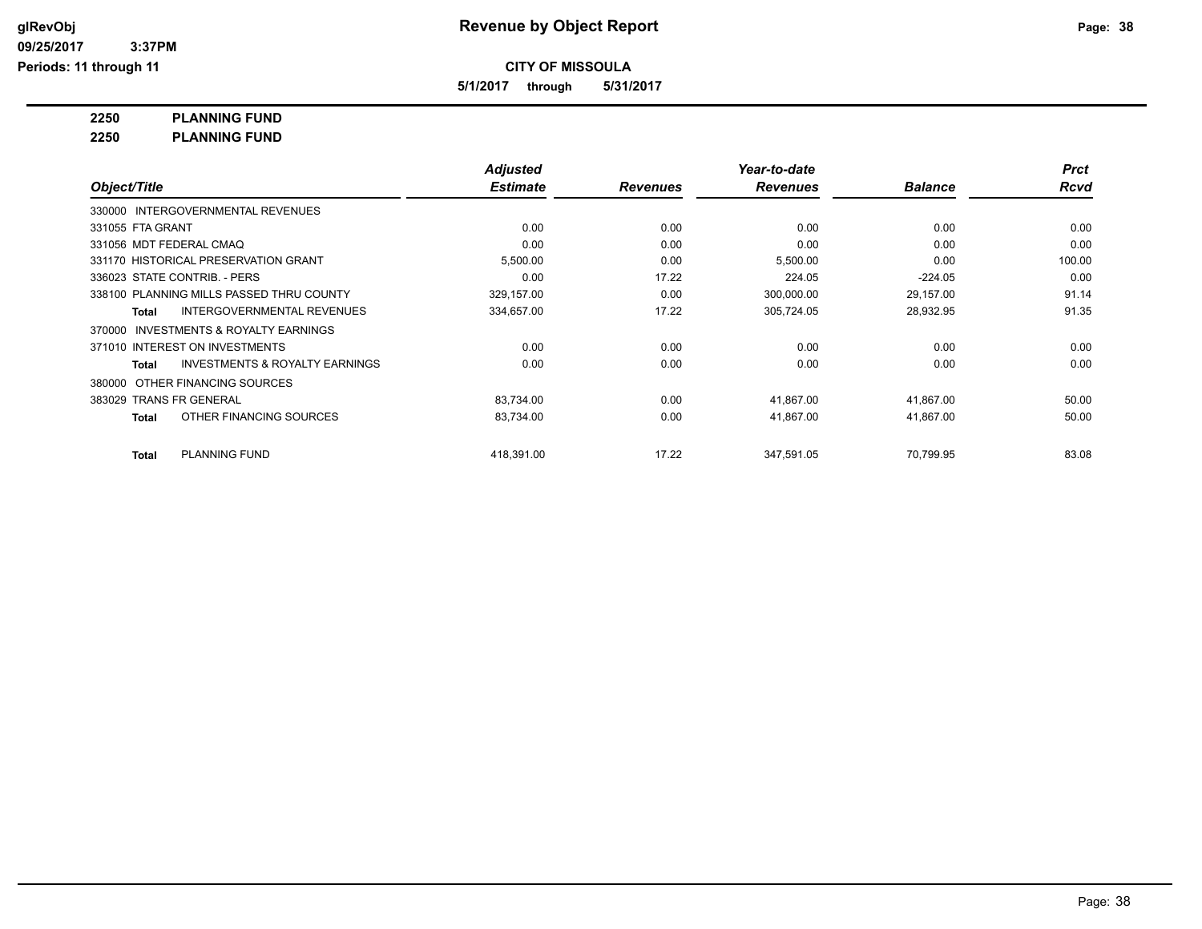# Revenue by Object Report

**CITY OF MISSOULA**

**5/1/2017 through 5/31/2017**

glRevObj
09/25/2017 3:37PM
Periods: 11 through 11

**2250 PLANNING FUND**
**2250 PLANNING FUND**

| Object/Title | Adjusted Estimate | Revenues | Year-to-date Revenues | Balance | Prct Rcvd |
|---|---|---|---|---|---|
| 330000 INTERGOVERNMENTAL REVENUES | | | | | |
| 331055 FTA GRANT | 0.00 | 0.00 | 0.00 | 0.00 | 0.00 |
| 331056 MDT FEDERAL CMAQ | 0.00 | 0.00 | 0.00 | 0.00 | 0.00 |
| 331170 HISTORICAL PRESERVATION GRANT | 5,500.00 | 0.00 | 5,500.00 | 0.00 | 100.00 |
| 336023 STATE CONTRIB. - PERS | 0.00 | 17.22 | 224.05 | -224.05 | 0.00 |
| 338100 PLANNING MILLS PASSED THRU COUNTY | 329,157.00 | 0.00 | 300,000.00 | 29,157.00 | 91.14 |
| **Total** INTERGOVERNMENTAL REVENUES | 334,657.00 | 17.22 | 305,724.05 | 28,932.95 | 91.35 |
| 370000 INVESTMENTS & ROYALTY EARNINGS | | | | | |
| 371010 INTEREST ON INVESTMENTS | 0.00 | 0.00 | 0.00 | 0.00 | 0.00 |
| **Total** INVESTMENTS & ROYALTY EARNINGS | 0.00 | 0.00 | 0.00 | 0.00 | 0.00 |
| 380000 OTHER FINANCING SOURCES | | | | | |
| 383029 TRANS FR GENERAL | 83,734.00 | 0.00 | 41,867.00 | 41,867.00 | 50.00 |
| **Total** OTHER FINANCING SOURCES | 83,734.00 | 0.00 | 41,867.00 | 41,867.00 | 50.00 |
| **Total** PLANNING FUND | 418,391.00 | 17.22 | 347,591.05 | 70,799.95 | 83.08 |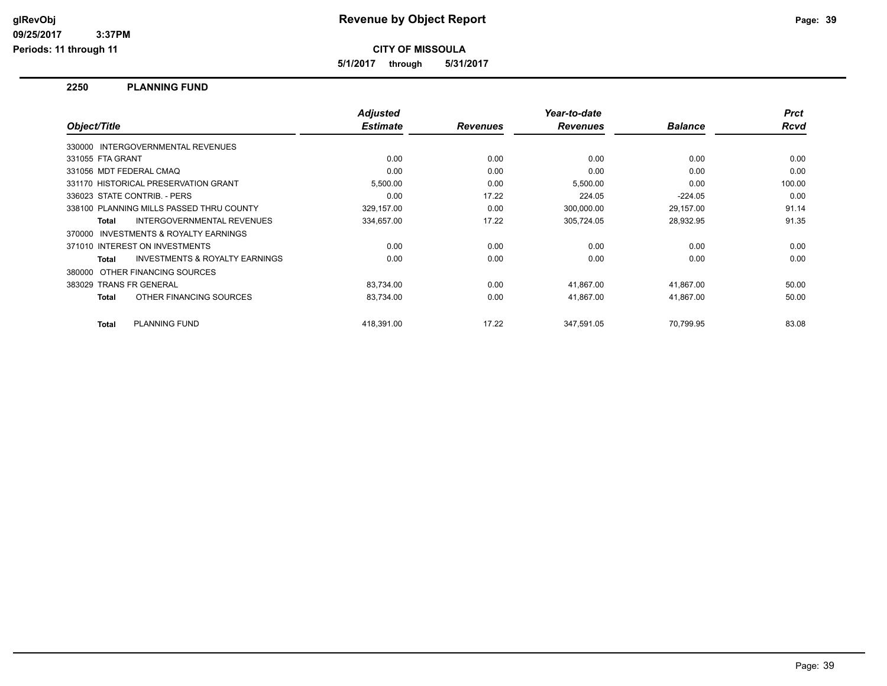# Revenue by Object Report

**CITY OF MISSOULA**

**5/1/2017 through 5/31/2017**

glRevObj
09/25/2017 3:37PM
Periods: 11 through 11

## 2250 PLANNING FUND

| Object/Title | Adjusted Estimate | Revenues | Year-to-date Revenues | Balance | Prct Rcvd |
|---|---|---|---|---|---|
| 330000 INTERGOVERNMENTAL REVENUES | | | | | |
| 331055 FTA GRANT | 0.00 | 0.00 | 0.00 | 0.00 | 0.00 |
| 331056 MDT FEDERAL CMAQ | 0.00 | 0.00 | 0.00 | 0.00 | 0.00 |
| 331170 HISTORICAL PRESERVATION GRANT | 5,500.00 | 0.00 | 5,500.00 | 0.00 | 100.00 |
| 336023 STATE CONTRIB. - PERS | 0.00 | 17.22 | 224.05 | -224.05 | 0.00 |
| 338100 PLANNING MILLS PASSED THRU COUNTY | 329,157.00 | 0.00 | 300,000.00 | 29,157.00 | 91.14 |
| **Total** INTERGOVERNMENTAL REVENUES | 334,657.00 | 17.22 | 305,724.05 | 28,932.95 | 91.35 |
| 370000 INVESTMENTS & ROYALTY EARNINGS | | | | | |
| 371010 INTEREST ON INVESTMENTS | 0.00 | 0.00 | 0.00 | 0.00 | 0.00 |
| **Total** INVESTMENTS & ROYALTY EARNINGS | 0.00 | 0.00 | 0.00 | 0.00 | 0.00 |
| 380000 OTHER FINANCING SOURCES | | | | | |
| 383029 TRANS FR GENERAL | 83,734.00 | 0.00 | 41,867.00 | 41,867.00 | 50.00 |
| **Total** OTHER FINANCING SOURCES | 83,734.00 | 0.00 | 41,867.00 | 41,867.00 | 50.00 |
| **Total** PLANNING FUND | 418,391.00 | 17.22 | 347,591.05 | 70,799.95 | 83.08 |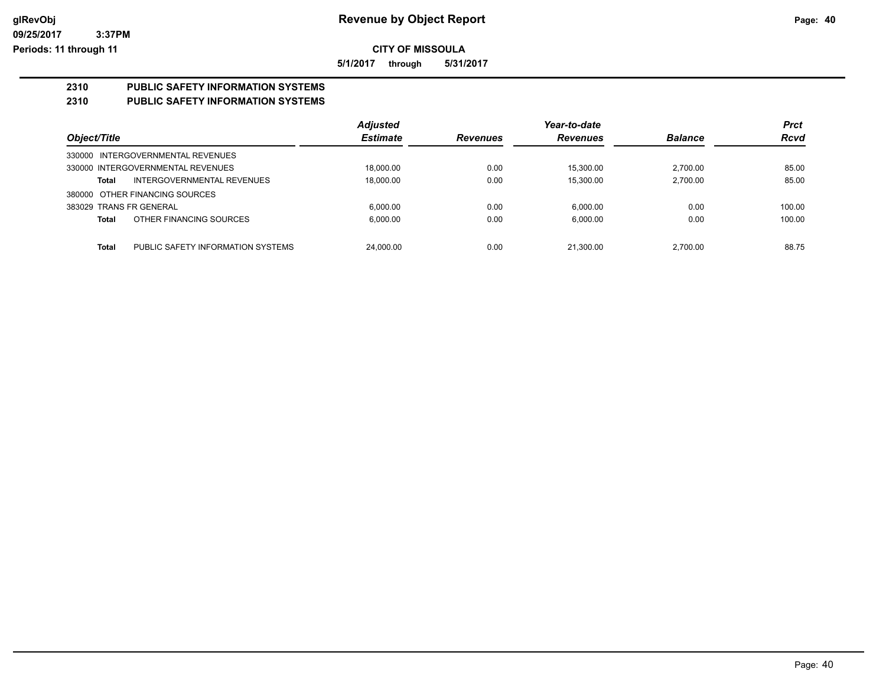**Revenue by Object Report**

**CITY OF MISSOULA**

**5/1/2017 through 5/31/2017**

## 2310 PUBLIC SAFETY INFORMATION SYSTEMS

## 2310 PUBLIC SAFETY INFORMATION SYSTEMS

| Object/Title | | Adjusted Estimate | Revenues | Year-to-date Revenues | Balance | Prct Rcvd |
|---|---|---|---|---|---|---|
| 330000 INTERGOVERNMENTAL REVENUES | | | | | | |
| 330000 INTERGOVERNMENTAL REVENUES | | 18,000.00 | 0.00 | 15,300.00 | 2,700.00 | 85.00 |
| **Total** | INTERGOVERNMENTAL REVENUES | 18,000.00 | 0.00 | 15,300.00 | 2,700.00 | 85.00 |
| 380000 OTHER FINANCING SOURCES | | | | | | |
| 383029 TRANS FR GENERAL | | 6,000.00 | 0.00 | 6,000.00 | 0.00 | 100.00 |
| **Total** | OTHER FINANCING SOURCES | 6,000.00 | 0.00 | 6,000.00 | 0.00 | 100.00 |
| **Total** | PUBLIC SAFETY INFORMATION SYSTEMS | 24,000.00 | 0.00 | 21,300.00 | 2,700.00 | 88.75 |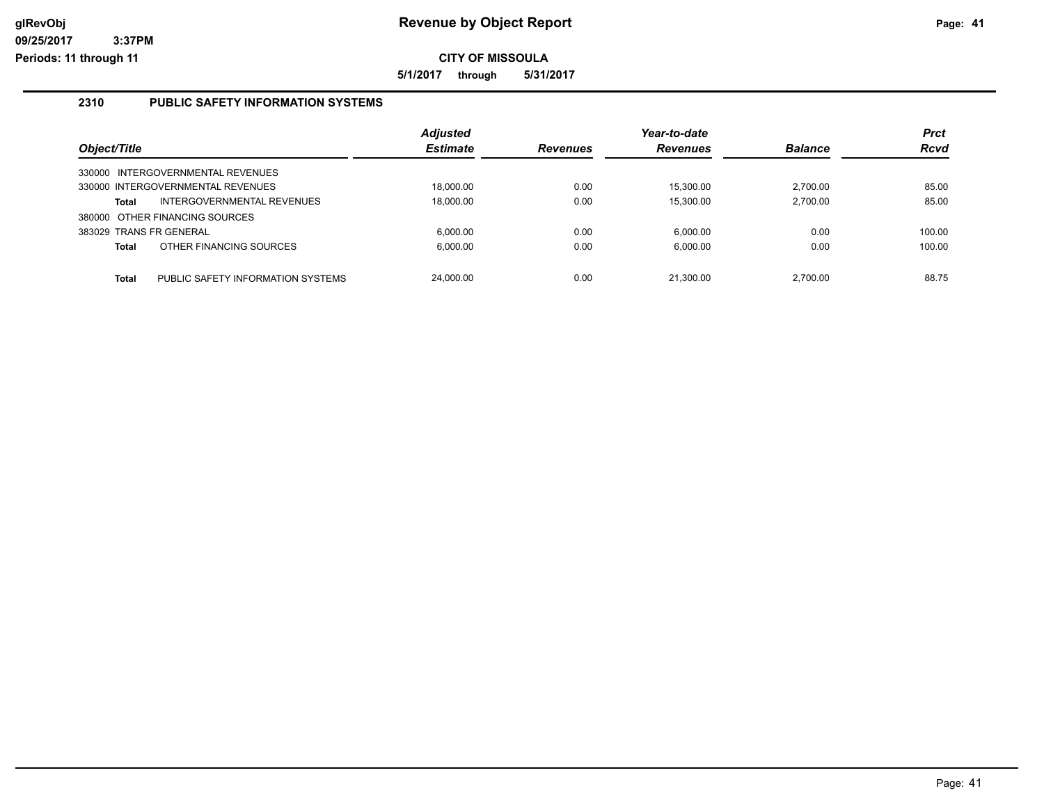# Revenue by Object Report

glRevObj
09/25/2017 3:37PM
Periods: 11 through 11

**CITY OF MISSOULA**

**5/1/2017 through 5/31/2017**

## 2310 PUBLIC SAFETY INFORMATION SYSTEMS

| Object/Title | Adjusted Estimate | Revenues | Year-to-date Revenues | Balance | Prct Rcvd |
|---|---|---|---|---|---|
| 330000 INTERGOVERNMENTAL REVENUES | | | | | |
| 330000 INTERGOVERNMENTAL REVENUES | 18,000.00 | 0.00 | 15,300.00 | 2,700.00 | 85.00 |
| **Total** INTERGOVERNMENTAL REVENUES | 18,000.00 | 0.00 | 15,300.00 | 2,700.00 | 85.00 |
| 380000 OTHER FINANCING SOURCES | | | | | |
| 383029 TRANS FR GENERAL | 6,000.00 | 0.00 | 6,000.00 | 0.00 | 100.00 |
| **Total** OTHER FINANCING SOURCES | 6,000.00 | 0.00 | 6,000.00 | 0.00 | 100.00 |
| **Total** PUBLIC SAFETY INFORMATION SYSTEMS | 24,000.00 | 0.00 | 21,300.00 | 2,700.00 | 88.75 |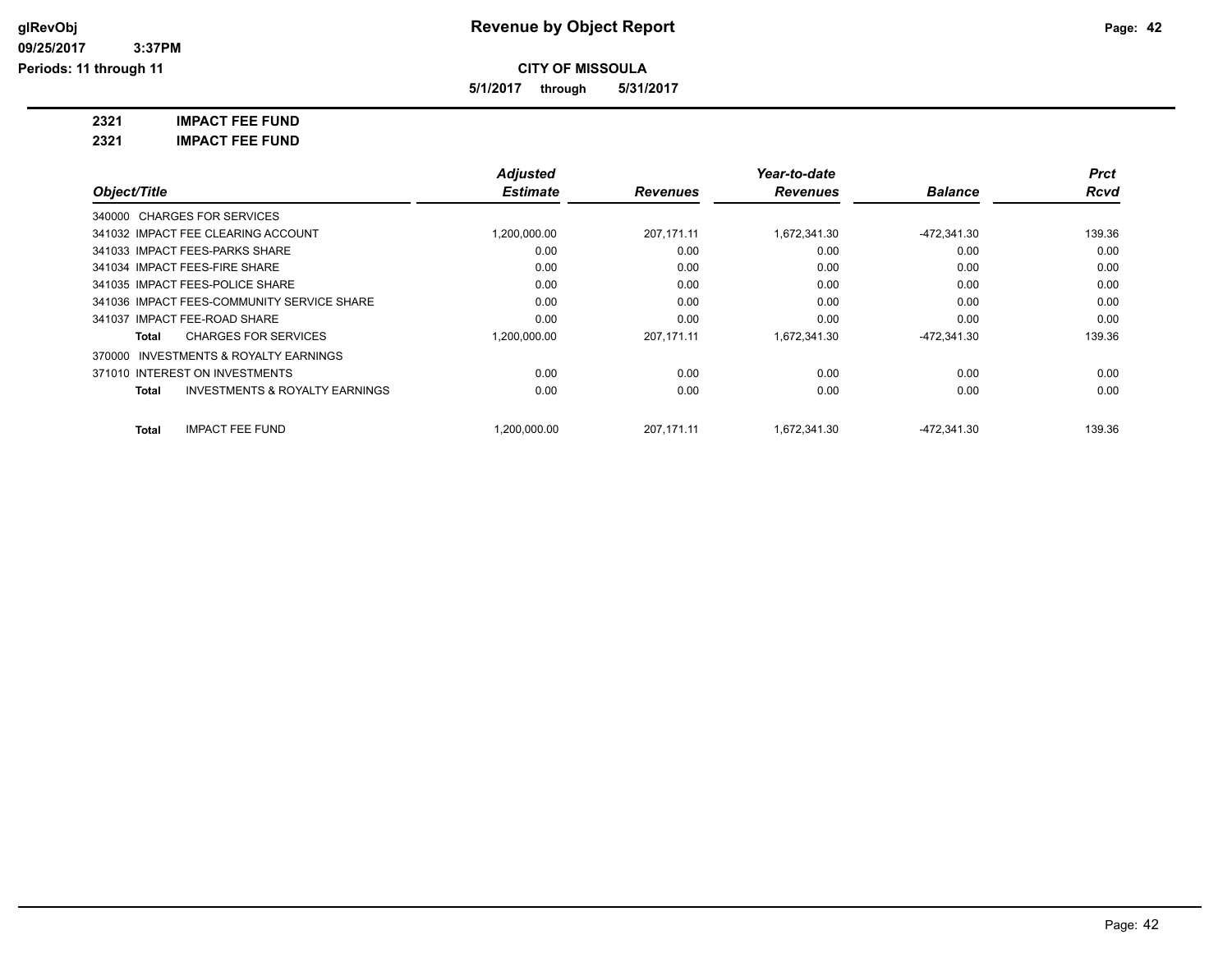# Revenue by Object Report

**CITY OF MISSOULA**

**5/1/2017 through 5/31/2017**

glRevObj
09/25/2017 3:37PM
Periods: 11 through 11

## 2321 IMPACT FEE FUND
## 2321 IMPACT FEE FUND

| Object/Title | Adjusted Estimate | Revenues | Year-to-date Revenues | Balance | Prct Rcvd |
|---|---|---|---|---|---|
| 340000 CHARGES FOR SERVICES | | | | | |
| 341032 IMPACT FEE CLEARING ACCOUNT | 1,200,000.00 | 207,171.11 | 1,672,341.30 | -472,341.30 | 139.36 |
| 341033 IMPACT FEES-PARKS SHARE | 0.00 | 0.00 | 0.00 | 0.00 | 0.00 |
| 341034 IMPACT FEES-FIRE SHARE | 0.00 | 0.00 | 0.00 | 0.00 | 0.00 |
| 341035 IMPACT FEES-POLICE SHARE | 0.00 | 0.00 | 0.00 | 0.00 | 0.00 |
| 341036 IMPACT FEES-COMMUNITY SERVICE SHARE | 0.00 | 0.00 | 0.00 | 0.00 | 0.00 |
| 341037 IMPACT FEE-ROAD SHARE | 0.00 | 0.00 | 0.00 | 0.00 | 0.00 |
| **Total** CHARGES FOR SERVICES | 1,200,000.00 | 207,171.11 | 1,672,341.30 | -472,341.30 | 139.36 |
| 370000 INVESTMENTS & ROYALTY EARNINGS | | | | | |
| 371010 INTEREST ON INVESTMENTS | 0.00 | 0.00 | 0.00 | 0.00 | 0.00 |
| **Total** INVESTMENTS & ROYALTY EARNINGS | 0.00 | 0.00 | 0.00 | 0.00 | 0.00 |
| **Total** IMPACT FEE FUND | 1,200,000.00 | 207,171.11 | 1,672,341.30 | -472,341.30 | 139.36 |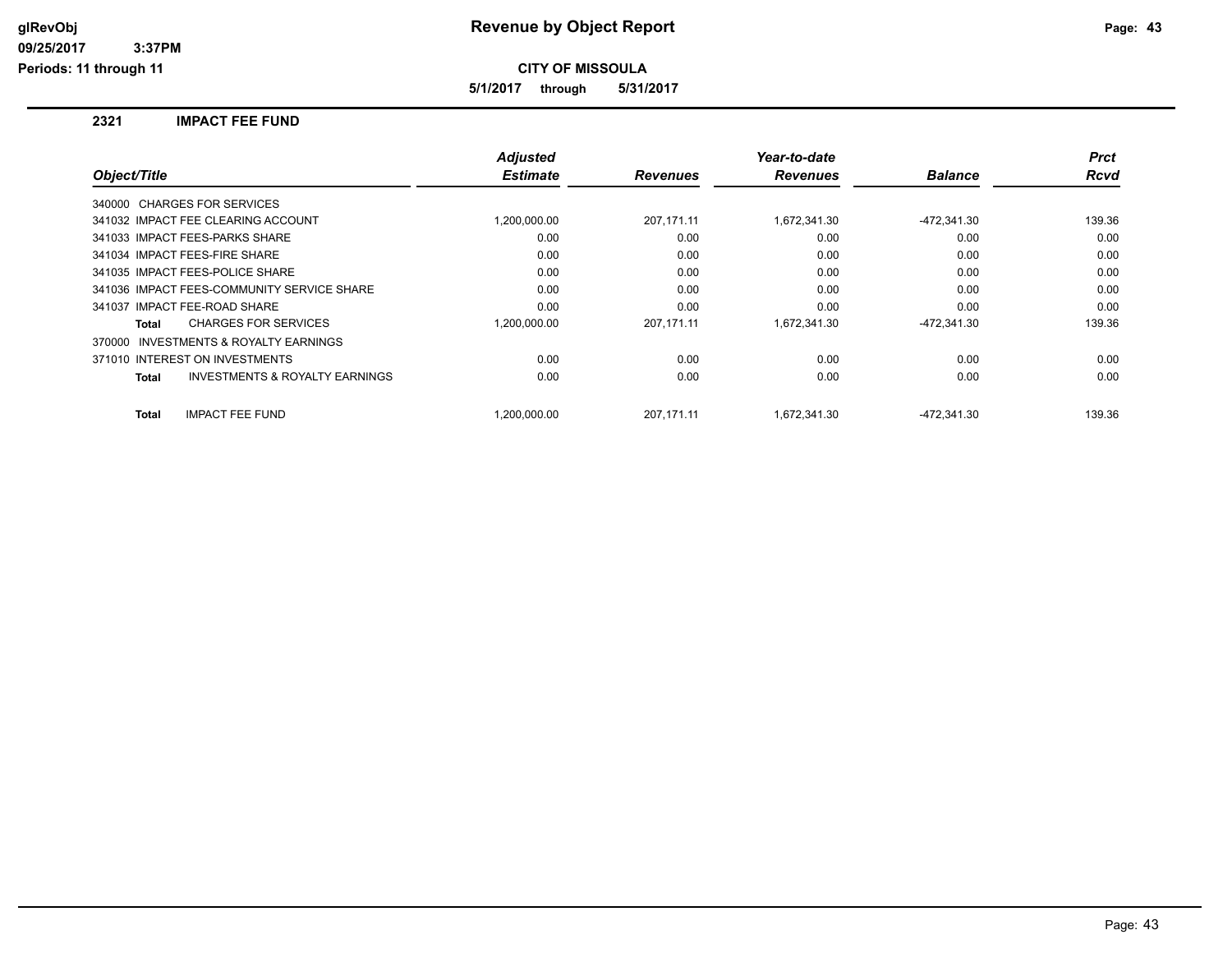# Revenue by Object Report

glRevObj
09/25/2017 3:37PM
Periods: 11 through 11

**CITY OF MISSOULA**

**5/1/2017 through 5/31/2017**

## 2321 IMPACT FEE FUND

| Object/Title | Adjusted Estimate | Revenues | Year-to-date Revenues | Balance | Prct Rcvd |
|---|---|---|---|---|---|
| 340000 CHARGES FOR SERVICES | | | | | |
| 341032 IMPACT FEE CLEARING ACCOUNT | 1,200,000.00 | 207,171.11 | 1,672,341.30 | -472,341.30 | 139.36 |
| 341033 IMPACT FEES-PARKS SHARE | 0.00 | 0.00 | 0.00 | 0.00 | 0.00 |
| 341034 IMPACT FEES-FIRE SHARE | 0.00 | 0.00 | 0.00 | 0.00 | 0.00 |
| 341035 IMPACT FEES-POLICE SHARE | 0.00 | 0.00 | 0.00 | 0.00 | 0.00 |
| 341036 IMPACT FEES-COMMUNITY SERVICE SHARE | 0.00 | 0.00 | 0.00 | 0.00 | 0.00 |
| 341037 IMPACT FEE-ROAD SHARE | 0.00 | 0.00 | 0.00 | 0.00 | 0.00 |
| **Total** CHARGES FOR SERVICES | 1,200,000.00 | 207,171.11 | 1,672,341.30 | -472,341.30 | 139.36 |
| 370000 INVESTMENTS & ROYALTY EARNINGS | | | | | |
| 371010 INTEREST ON INVESTMENTS | 0.00 | 0.00 | 0.00 | 0.00 | 0.00 |
| **Total** INVESTMENTS & ROYALTY EARNINGS | 0.00 | 0.00 | 0.00 | 0.00 | 0.00 |
| **Total** IMPACT FEE FUND | 1,200,000.00 | 207,171.11 | 1,672,341.30 | -472,341.30 | 139.36 |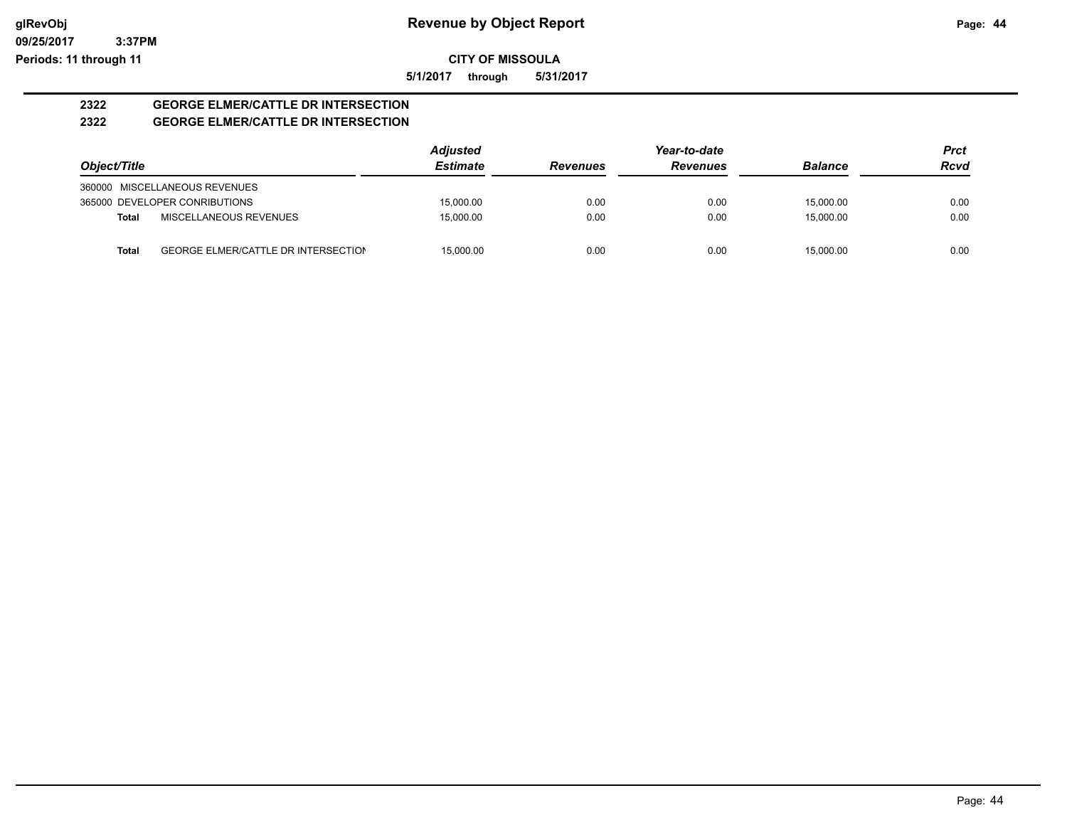# Revenue by Object Report

glRevObj
09/25/2017 3:37PM
Periods: 11 through 11

**CITY OF MISSOULA**

**5/1/2017 through 5/31/2017**

## 2322 GEORGE ELMER/CATTLE DR INTERSECTION
## 2322 GEORGE ELMER/CATTLE DR INTERSECTION

| Object/Title | | Adjusted Estimate | Revenues | Year-to-date Revenues | Balance | Prct Rcvd |
|---|---|---|---|---|---|---|
| 360000 MISCELLANEOUS REVENUES | | | | | | |
| 365000 DEVELOPER CONRIBUTIONS | | 15,000.00 | 0.00 | 0.00 | 15,000.00 | 0.00 |
| **Total** | MISCELLANEOUS REVENUES | 15,000.00 | 0.00 | 0.00 | 15,000.00 | 0.00 |
| **Total** | GEORGE ELMER/CATTLE DR INTERSECTION | 15,000.00 | 0.00 | 0.00 | 15,000.00 | 0.00 |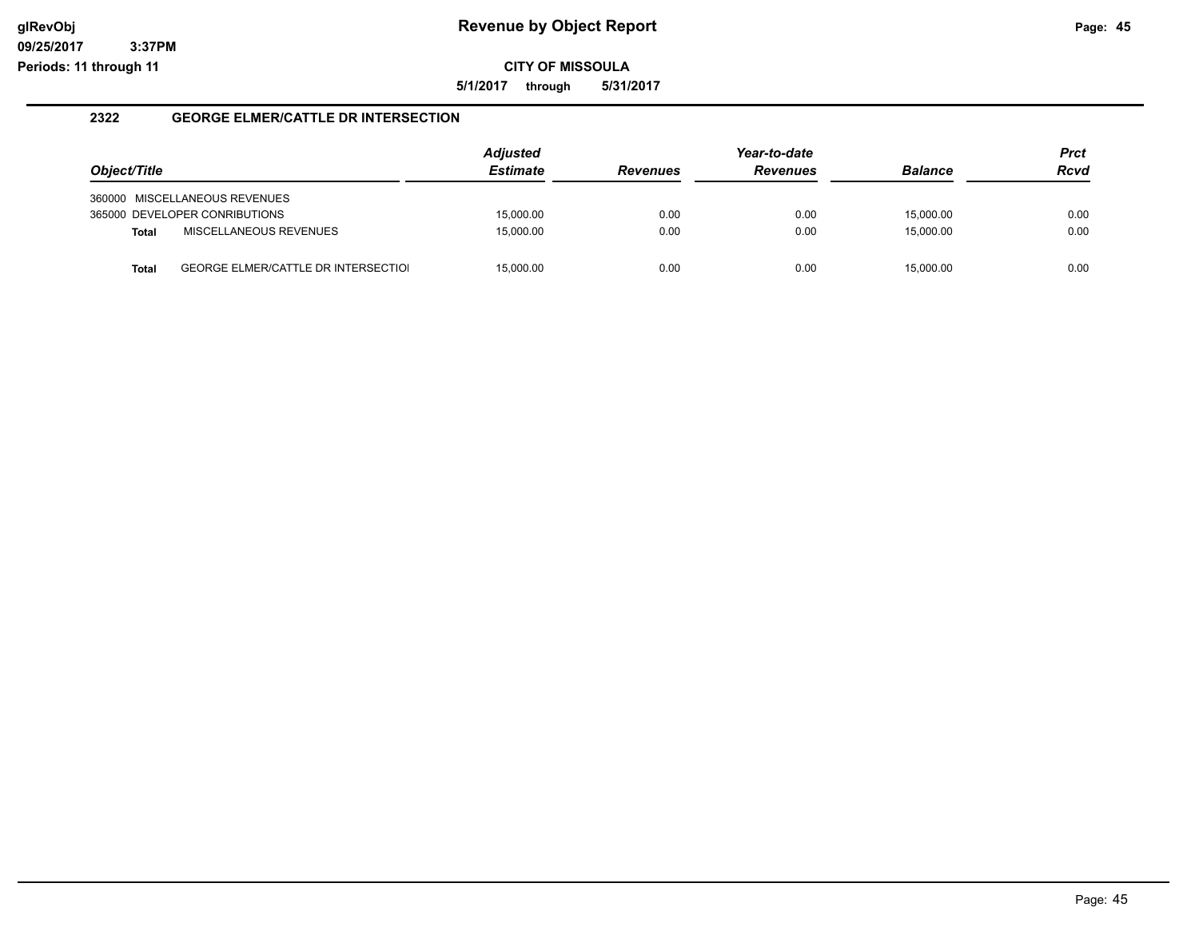**glRevObj** | **Revenue by Object Report**

**09/25/2017 3:37PM**

**Periods: 11 through 11**

**CITY OF MISSOULA**

**5/1/2017 through 5/31/2017**

### 2322 GEORGE ELMER/CATTLE DR INTERSECTION

| Object/Title | | Adjusted Estimate | Revenues | Year-to-date Revenues | Balance | Prct Rcvd |
|---|---|---|---|---|---|---|
| 360000 | MISCELLANEOUS REVENUES | | | | | |
| 365000 | DEVELOPER CONRIBUTIONS | 15,000.00 | 0.00 | 0.00 | 15,000.00 | 0.00 |
| **Total** | MISCELLANEOUS REVENUES | 15,000.00 | 0.00 | 0.00 | 15,000.00 | 0.00 |
| **Total** | GEORGE ELMER/CATTLE DR INTERSECTIOI | 15,000.00 | 0.00 | 0.00 | 15,000.00 | 0.00 |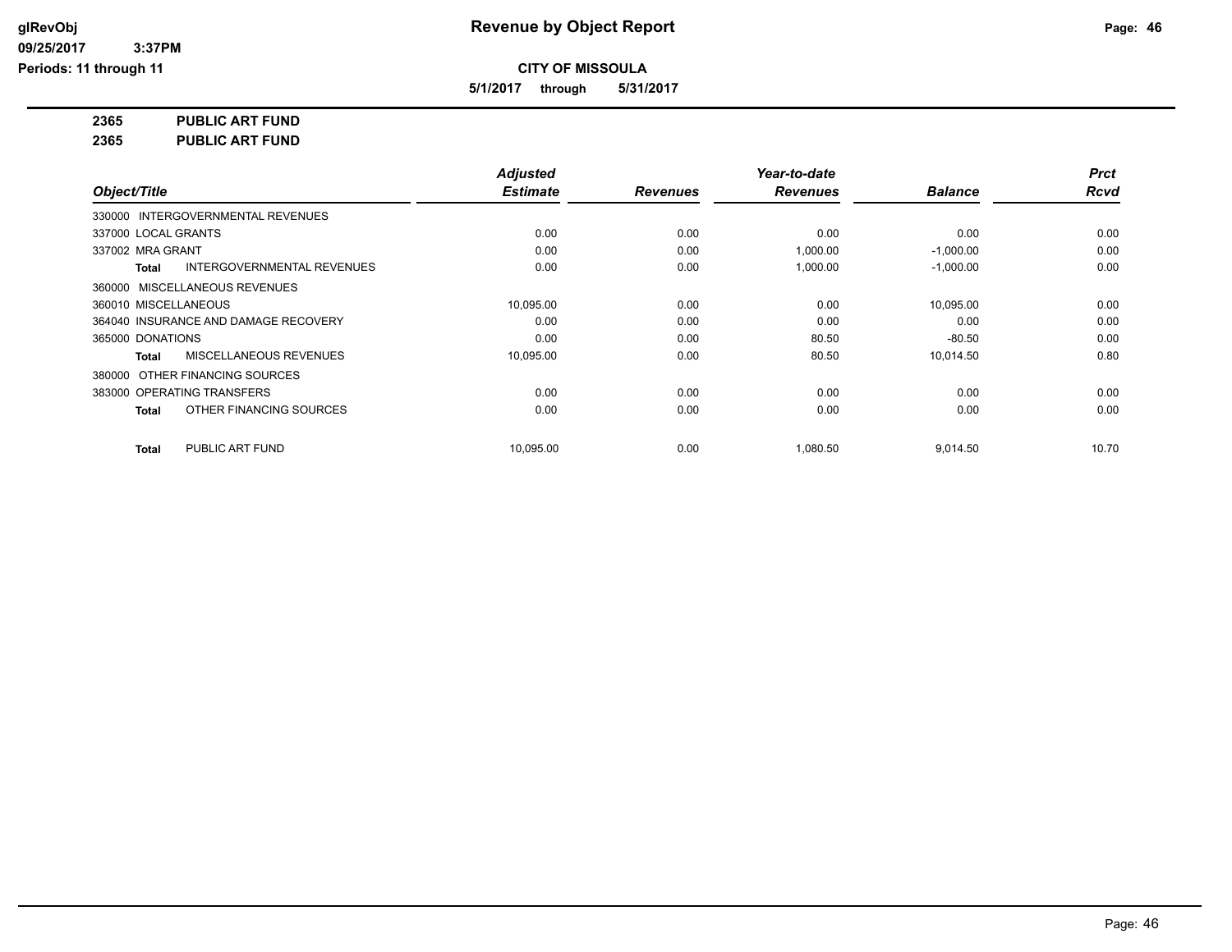# Revenue by Object Report

**CITY OF MISSOULA**

**5/1/2017 through 5/31/2017**

glRevObj
09/25/2017 3:37PM
Periods: 11 through 11

**2365 PUBLIC ART FUND**

**2365 PUBLIC ART FUND**

| Object/Title | Adjusted Estimate | Revenues | Year-to-date Revenues | Balance | Prct Rcvd |
|---|---|---|---|---|---|
| 330000 INTERGOVERNMENTAL REVENUES | | | | | |
| 337000 LOCAL GRANTS | 0.00 | 0.00 | 0.00 | 0.00 | 0.00 |
| 337002 MRA GRANT | 0.00 | 0.00 | 1,000.00 | -1,000.00 | 0.00 |
| **Total** INTERGOVERNMENTAL REVENUES | 0.00 | 0.00 | 1,000.00 | -1,000.00 | 0.00 |
| 360000 MISCELLANEOUS REVENUES | | | | | |
| 360010 MISCELLANEOUS | 10,095.00 | 0.00 | 0.00 | 10,095.00 | 0.00 |
| 364040 INSURANCE AND DAMAGE RECOVERY | 0.00 | 0.00 | 0.00 | 0.00 | 0.00 |
| 365000 DONATIONS | 0.00 | 0.00 | 80.50 | -80.50 | 0.00 |
| **Total** MISCELLANEOUS REVENUES | 10,095.00 | 0.00 | 80.50 | 10,014.50 | 0.80 |
| 380000 OTHER FINANCING SOURCES | | | | | |
| 383000 OPERATING TRANSFERS | 0.00 | 0.00 | 0.00 | 0.00 | 0.00 |
| **Total** OTHER FINANCING SOURCES | 0.00 | 0.00 | 0.00 | 0.00 | 0.00 |
| **Total** PUBLIC ART FUND | 10,095.00 | 0.00 | 1,080.50 | 9,014.50 | 10.70 |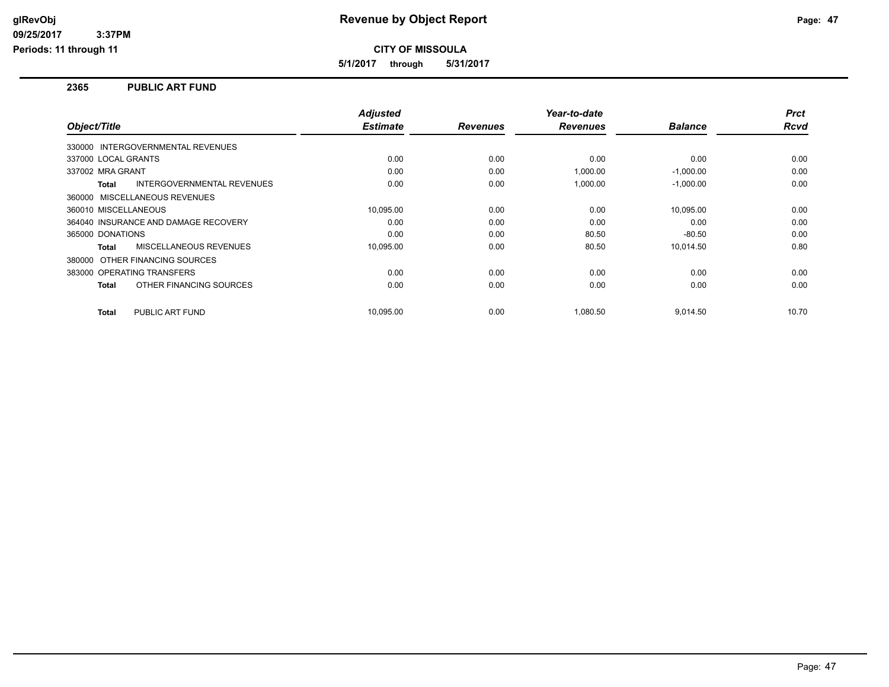# Revenue by Object Report

glRevObj
09/25/2017 3:37PM
Periods: 11 through 11

**CITY OF MISSOULA**

**5/1/2017 through 5/31/2017**

## 2365 PUBLIC ART FUND

| Object/Title | Adjusted Estimate | Revenues | Year-to-date Revenues | Balance | Prct Rcvd |
|---|---|---|---|---|---|
| 330000 INTERGOVERNMENTAL REVENUES | | | | | |
| 337000 LOCAL GRANTS | 0.00 | 0.00 | 0.00 | 0.00 | 0.00 |
| 337002 MRA GRANT | 0.00 | 0.00 | 1,000.00 | -1,000.00 | 0.00 |
| **Total** INTERGOVERNMENTAL REVENUES | 0.00 | 0.00 | 1,000.00 | -1,000.00 | 0.00 |
| 360000 MISCELLANEOUS REVENUES | | | | | |
| 360010 MISCELLANEOUS | 10,095.00 | 0.00 | 0.00 | 10,095.00 | 0.00 |
| 364040 INSURANCE AND DAMAGE RECOVERY | 0.00 | 0.00 | 0.00 | 0.00 | 0.00 |
| 365000 DONATIONS | 0.00 | 0.00 | 80.50 | -80.50 | 0.00 |
| **Total** MISCELLANEOUS REVENUES | 10,095.00 | 0.00 | 80.50 | 10,014.50 | 0.80 |
| 380000 OTHER FINANCING SOURCES | | | | | |
| 383000 OPERATING TRANSFERS | 0.00 | 0.00 | 0.00 | 0.00 | 0.00 |
| **Total** OTHER FINANCING SOURCES | 0.00 | 0.00 | 0.00 | 0.00 | 0.00 |
| **Total** PUBLIC ART FUND | 10,095.00 | 0.00 | 1,080.50 | 9,014.50 | 10.70 |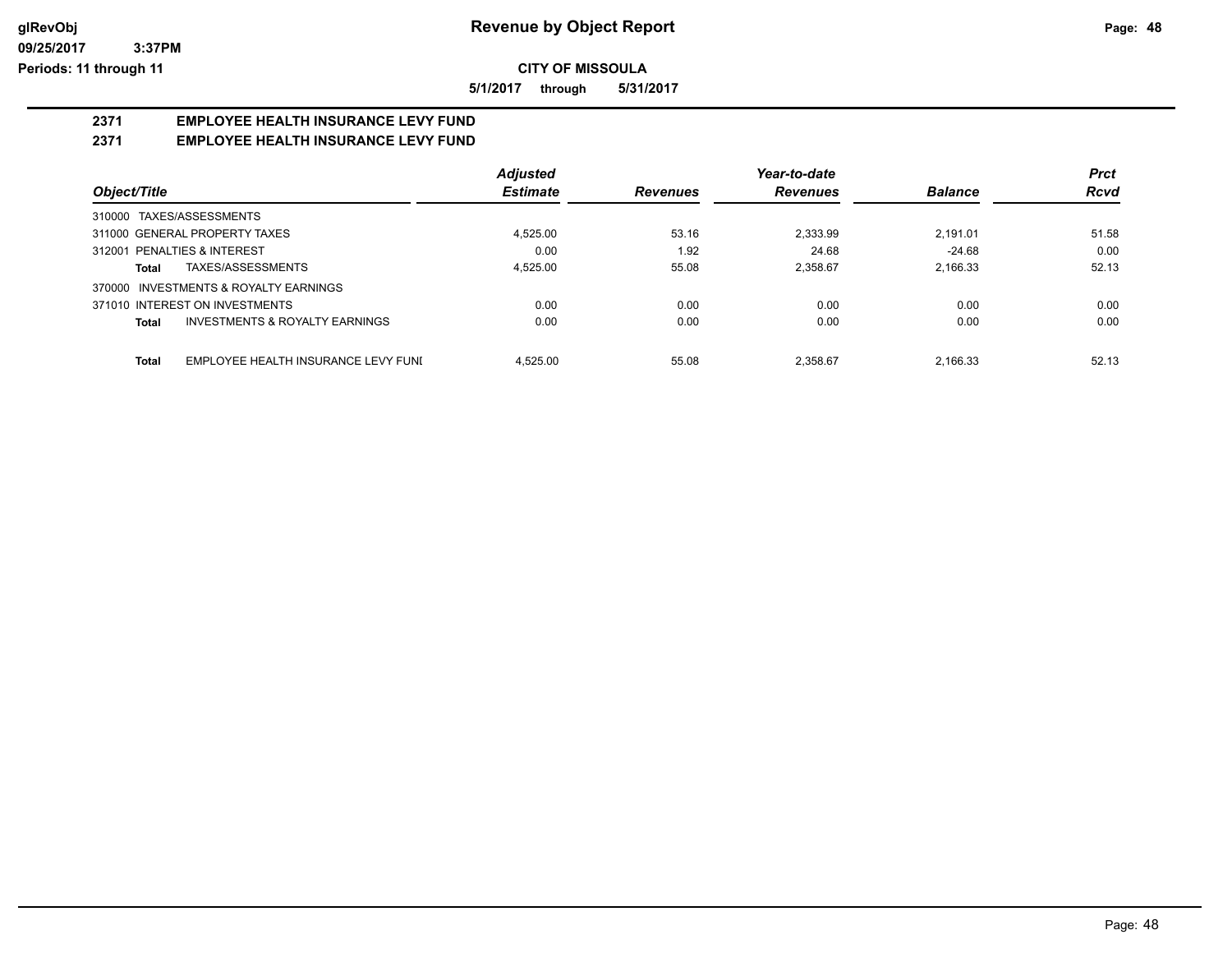# Revenue by Object Report

**CITY OF MISSOULA**

**5/1/2017 through 5/31/2017**

glRevObj
09/25/2017 3:37PM
Periods: 11 through 11

## 2371 EMPLOYEE HEALTH INSURANCE LEVY FUND
## 2371 EMPLOYEE HEALTH INSURANCE LEVY FUND

| Object/Title | Adjusted Estimate | Revenues | Year-to-date Revenues | Balance | Prct Rcvd |
|---|---|---|---|---|---|
| 310000 TAXES/ASSESSMENTS | | | | | |
| 311000 GENERAL PROPERTY TAXES | 4,525.00 | 53.16 | 2,333.99 | 2,191.01 | 51.58 |
| 312001 PENALTIES & INTEREST | 0.00 | 1.92 | 24.68 | -24.68 | 0.00 |
| **Total** TAXES/ASSESSMENTS | 4,525.00 | 55.08 | 2,358.67 | 2,166.33 | 52.13 |
| 370000 INVESTMENTS & ROYALTY EARNINGS | | | | | |
| 371010 INTEREST ON INVESTMENTS | 0.00 | 0.00 | 0.00 | 0.00 | 0.00 |
| **Total** INVESTMENTS & ROYALTY EARNINGS | 0.00 | 0.00 | 0.00 | 0.00 | 0.00 |
| **Total** EMPLOYEE HEALTH INSURANCE LEVY FUNI | 4,525.00 | 55.08 | 2,358.67 | 2,166.33 | 52.13 |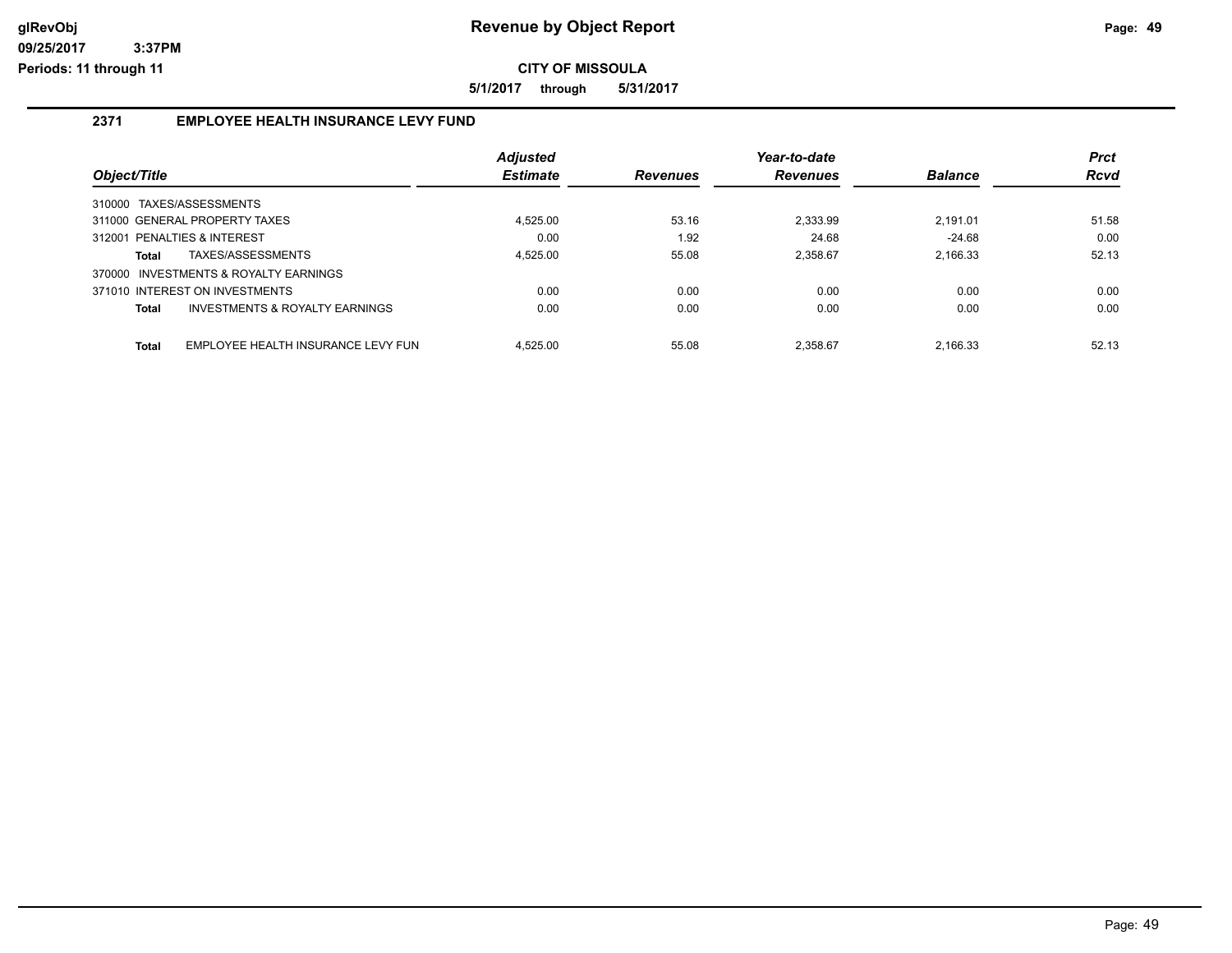# Revenue by Object Report

glRevObj
09/25/2017 3:37PM
Periods: 11 through 11

**CITY OF MISSOULA**

**5/1/2017 through 5/31/2017**

## 2371 EMPLOYEE HEALTH INSURANCE LEVY FUND

| Object/Title | | Adjusted Estimate | Revenues | Year-to-date Revenues | Balance | Prct Rcvd |
|---|---|---|---|---|---|---|
| 310000 TAXES/ASSESSMENTS | | | | | | |
| 311000 GENERAL PROPERTY TAXES | | 4,525.00 | 53.16 | 2,333.99 | 2,191.01 | 51.58 |
| 312001 PENALTIES & INTEREST | | 0.00 | 1.92 | 24.68 | -24.68 | 0.00 |
| **Total** | TAXES/ASSESSMENTS | 4,525.00 | 55.08 | 2,358.67 | 2,166.33 | 52.13 |
| 370000 INVESTMENTS & ROYALTY EARNINGS | | | | | | |
| 371010 INTEREST ON INVESTMENTS | | 0.00 | 0.00 | 0.00 | 0.00 | 0.00 |
| **Total** | INVESTMENTS & ROYALTY EARNINGS | 0.00 | 0.00 | 0.00 | 0.00 | 0.00 |
| **Total** | EMPLOYEE HEALTH INSURANCE LEVY FUN | 4,525.00 | 55.08 | 2,358.67 | 2,166.33 | 52.13 |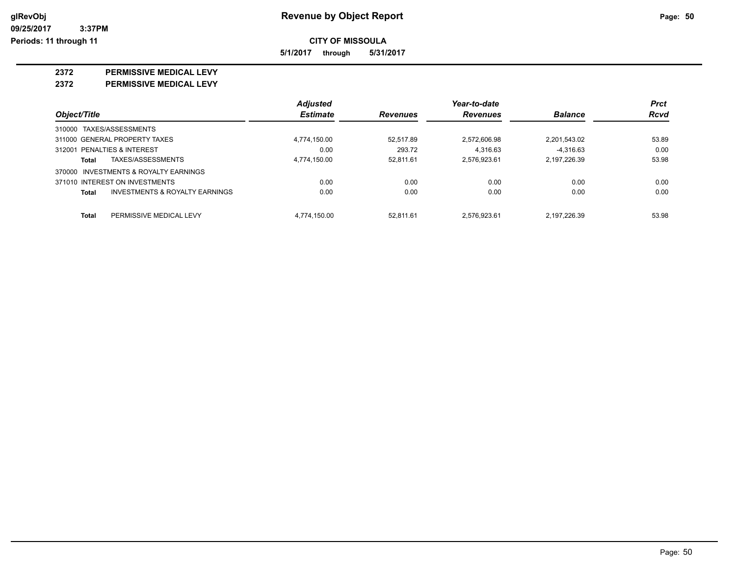# Revenue by Object Report

glRevObj
09/25/2017 3:37PM
Periods: 11 through 11

**CITY OF MISSOULA**

**5/1/2017 through 5/31/2017**

## 2372 PERMISSIVE MEDICAL LEVY
## 2372 PERMISSIVE MEDICAL LEVY

| Object/Title | | Adjusted Estimate | Revenues | Year-to-date Revenues | Balance | Prct Rcvd |
|---|---|---|---|---|---|---|
| 310000 TAXES/ASSESSMENTS | | | | | | |
| 311000 GENERAL PROPERTY TAXES | | 4,774,150.00 | 52,517.89 | 2,572,606.98 | 2,201,543.02 | 53.89 |
| 312001 PENALTIES & INTEREST | | 0.00 | 293.72 | 4,316.63 | -4,316.63 | 0.00 |
| **Total** | TAXES/ASSESSMENTS | 4,774,150.00 | 52,811.61 | 2,576,923.61 | 2,197,226.39 | 53.98 |
| 370000 INVESTMENTS & ROYALTY EARNINGS | | | | | | |
| 371010 INTEREST ON INVESTMENTS | | 0.00 | 0.00 | 0.00 | 0.00 | 0.00 |
| **Total** | INVESTMENTS & ROYALTY EARNINGS | 0.00 | 0.00 | 0.00 | 0.00 | 0.00 |
| **Total** | PERMISSIVE MEDICAL LEVY | 4,774,150.00 | 52,811.61 | 2,576,923.61 | 2,197,226.39 | 53.98 |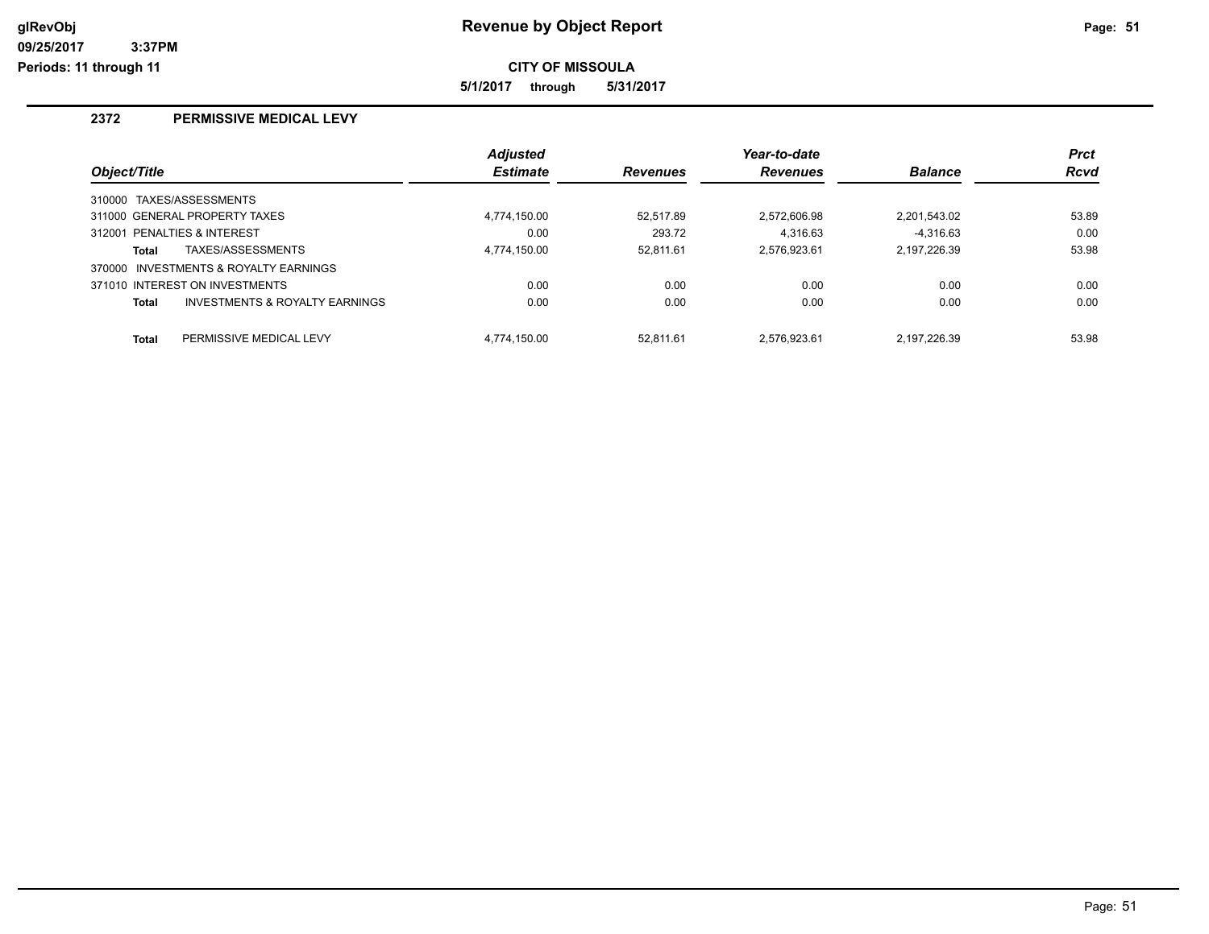# Revenue by Object Report

**CITY OF MISSOULA**

**5/1/2017 through 5/31/2017**

glRevObj
09/25/2017 3:37PM
Periods: 11 through 11

## 2372 PERMISSIVE MEDICAL LEVY

| Object/Title | Adjusted Estimate | Revenues | Year-to-date Revenues | Balance | Prct Rcvd |
|---|---|---|---|---|---|
| 310000 TAXES/ASSESSMENTS | | | | | |
| 311000 GENERAL PROPERTY TAXES | 4,774,150.00 | 52,517.89 | 2,572,606.98 | 2,201,543.02 | 53.89 |
| 312001 PENALTIES & INTEREST | 0.00 | 293.72 | 4,316.63 | -4,316.63 | 0.00 |
| **Total** TAXES/ASSESSMENTS | 4,774,150.00 | 52,811.61 | 2,576,923.61 | 2,197,226.39 | 53.98 |
| 370000 INVESTMENTS & ROYALTY EARNINGS | | | | | |
| 371010 INTEREST ON INVESTMENTS | 0.00 | 0.00 | 0.00 | 0.00 | 0.00 |
| **Total** INVESTMENTS & ROYALTY EARNINGS | 0.00 | 0.00 | 0.00 | 0.00 | 0.00 |
| **Total** PERMISSIVE MEDICAL LEVY | 4,774,150.00 | 52,811.61 | 2,576,923.61 | 2,197,226.39 | 53.98 |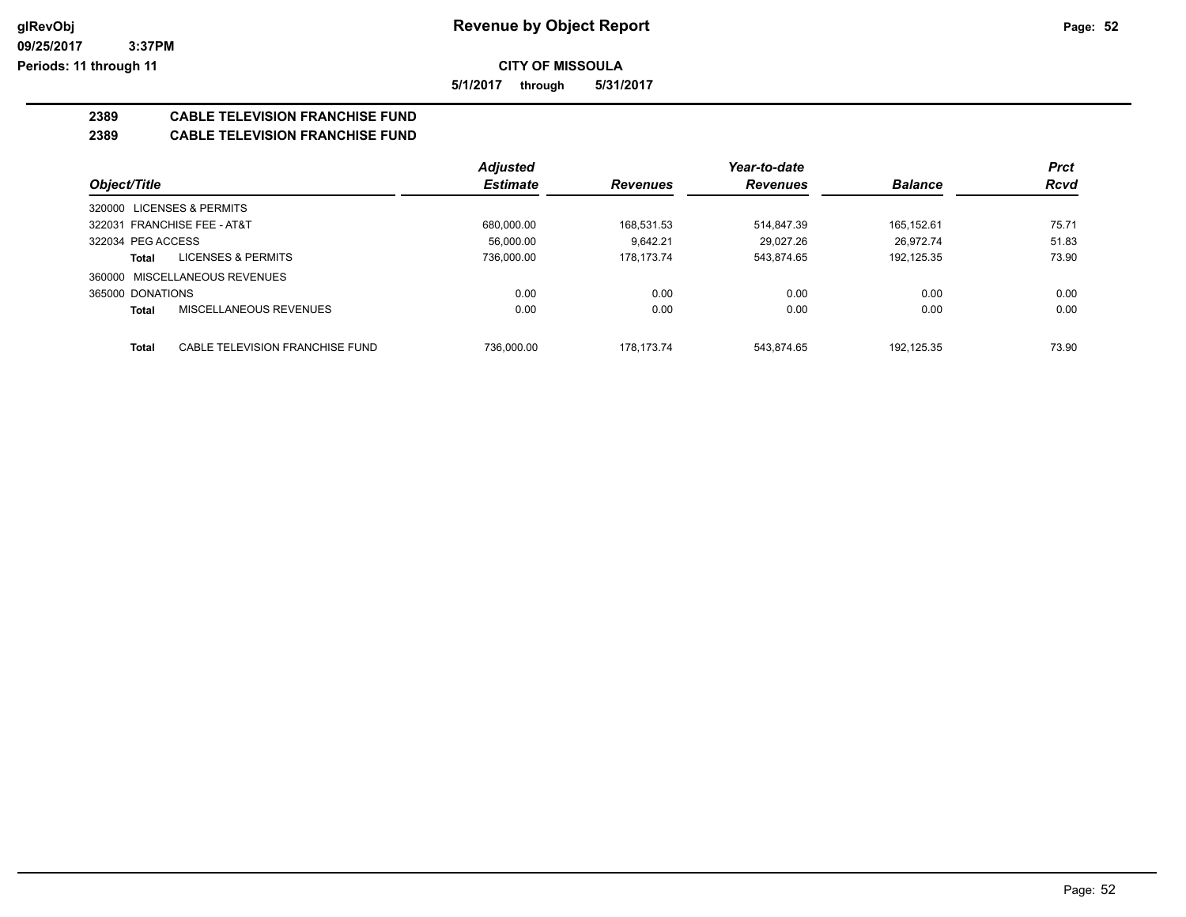**CITY OF MISSOULA**

**5/1/2017 through 5/31/2017**

## 2389 CABLE TELEVISION FRANCHISE FUND
## 2389 CABLE TELEVISION FRANCHISE FUND

| Object/Title | Adjusted Estimate | Revenues | Year-to-date Revenues | Balance | Prct Rcvd |
|---|---|---|---|---|---|
| 320000 LICENSES & PERMITS | | | | | |
| 322031 FRANCHISE FEE - AT&T | 680,000.00 | 168,531.53 | 514,847.39 | 165,152.61 | 75.71 |
| 322034 PEG ACCESS | 56,000.00 | 9,642.21 | 29,027.26 | 26,972.74 | 51.83 |
| **Total** LICENSES & PERMITS | 736,000.00 | 178,173.74 | 543,874.65 | 192,125.35 | 73.90 |
| 360000 MISCELLANEOUS REVENUES | | | | | |
| 365000 DONATIONS | 0.00 | 0.00 | 0.00 | 0.00 | 0.00 |
| **Total** MISCELLANEOUS REVENUES | 0.00 | 0.00 | 0.00 | 0.00 | 0.00 |
| **Total** CABLE TELEVISION FRANCHISE FUND | 736,000.00 | 178,173.74 | 543,874.65 | 192,125.35 | 73.90 |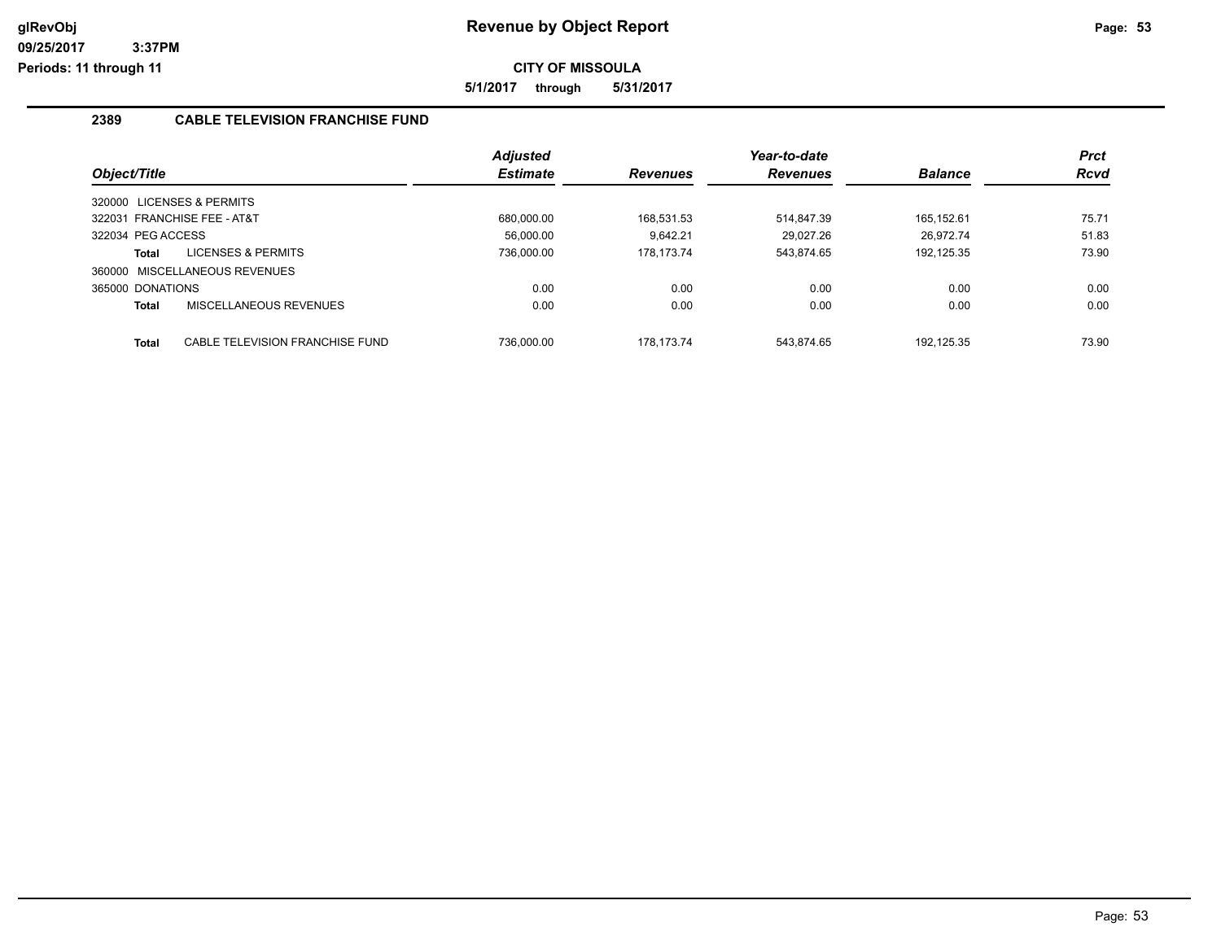# Revenue by Object Report

glRevObj
09/25/2017 3:37PM
Periods: 11 through 11

**CITY OF MISSOULA**

**5/1/2017 through 5/31/2017**

## 2389 CABLE TELEVISION FRANCHISE FUND

| Object/Title | Adjusted Estimate | Revenues | Year-to-date Revenues | Balance | Prct Rcvd |
|---|---|---|---|---|---|
| 320000 LICENSES & PERMITS | | | | | |
| 322031 FRANCHISE FEE - AT&T | 680,000.00 | 168,531.53 | 514,847.39 | 165,152.61 | 75.71 |
| 322034 PEG ACCESS | 56,000.00 | 9,642.21 | 29,027.26 | 26,972.74 | 51.83 |
| **Total** LICENSES & PERMITS | 736,000.00 | 178,173.74 | 543,874.65 | 192,125.35 | 73.90 |
| 360000 MISCELLANEOUS REVENUES | | | | | |
| 365000 DONATIONS | 0.00 | 0.00 | 0.00 | 0.00 | 0.00 |
| **Total** MISCELLANEOUS REVENUES | 0.00 | 0.00 | 0.00 | 0.00 | 0.00 |
| **Total** CABLE TELEVISION FRANCHISE FUND | 736,000.00 | 178,173.74 | 543,874.65 | 192,125.35 | 73.90 |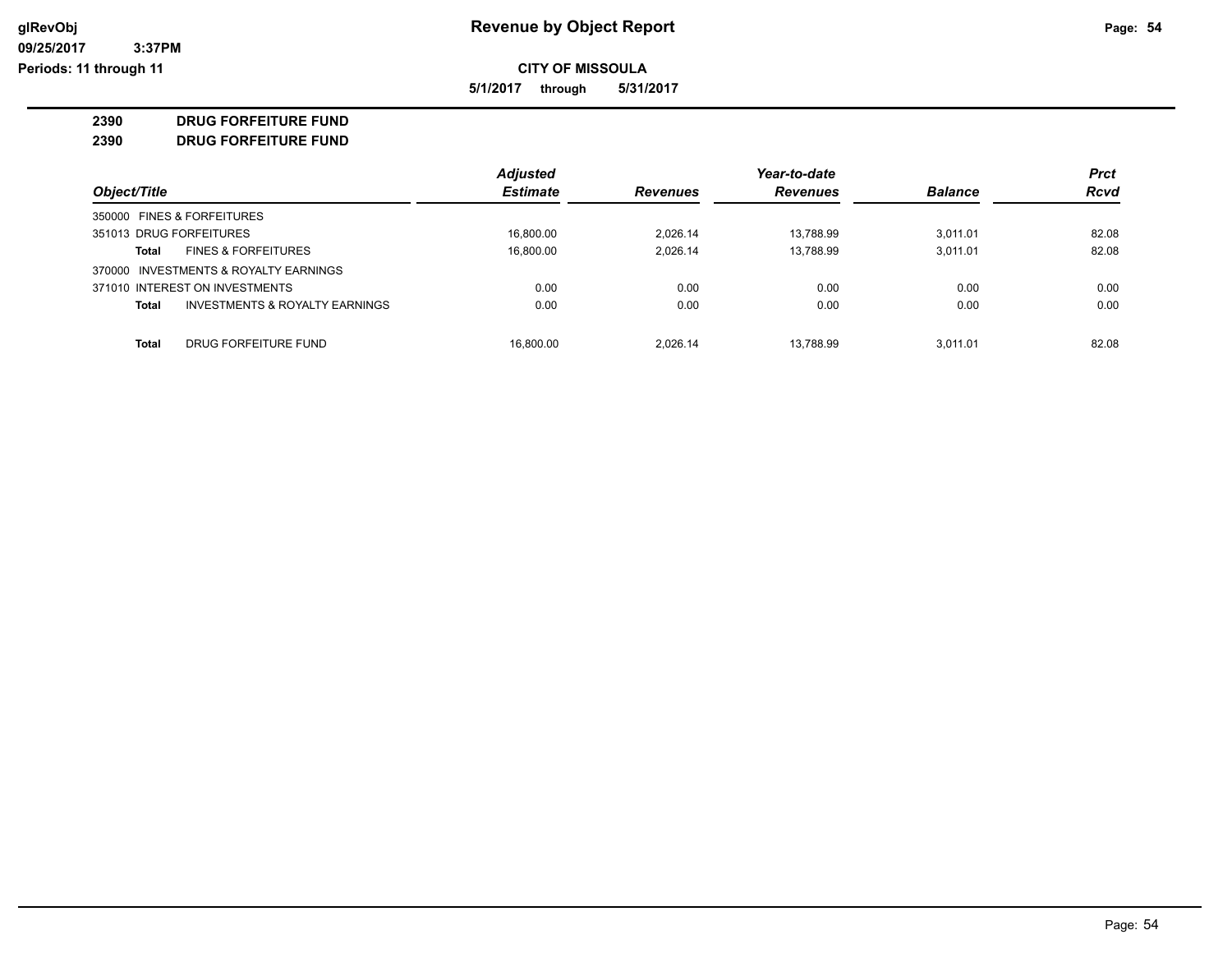**CITY OF MISSOULA**

**5/1/2017 through 5/31/2017**

**2390 DRUG FORFEITURE FUND**

**2390 DRUG FORFEITURE FUND**

| Object/Title | Adjusted Estimate | Revenues | Year-to-date Revenues | Balance | Prct Rcvd |
|---|---|---|---|---|---|
| 350000 FINES & FORFEITURES | | | | | |
| 351013 DRUG FORFEITURES | 16,800.00 | 2,026.14 | 13,788.99 | 3,011.01 | 82.08 |
| **Total** FINES & FORFEITURES | 16,800.00 | 2,026.14 | 13,788.99 | 3,011.01 | 82.08 |
| 370000 INVESTMENTS & ROYALTY EARNINGS | | | | | |
| 371010 INTEREST ON INVESTMENTS | 0.00 | 0.00 | 0.00 | 0.00 | 0.00 |
| **Total** INVESTMENTS & ROYALTY EARNINGS | 0.00 | 0.00 | 0.00 | 0.00 | 0.00 |
| **Total** DRUG FORFEITURE FUND | 16,800.00 | 2,026.14 | 13,788.99 | 3,011.01 | 82.08 |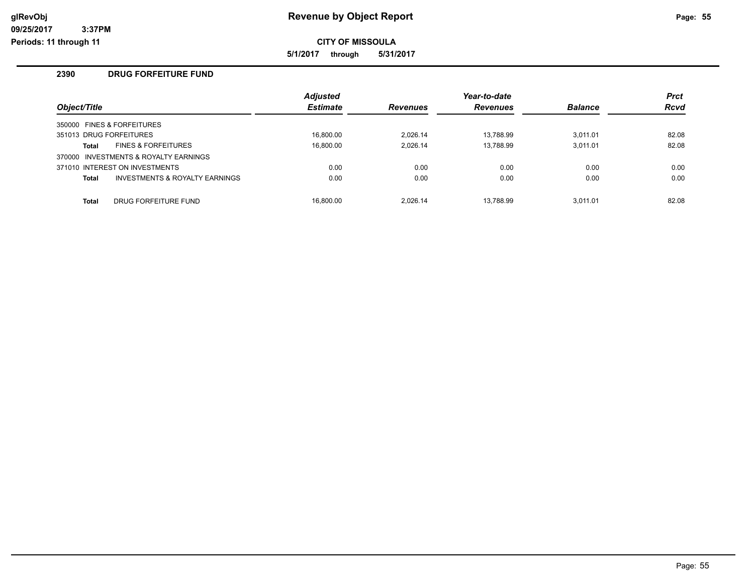## Revenue by Object Report

**CITY OF MISSOULA**

**5/1/2017 through 5/31/2017**

glRevObj
09/25/2017 3:37PM
Periods: 11 through 11

### 2390 DRUG FORFEITURE FUND

| Object/Title | Adjusted Estimate | Revenues | Year-to-date Revenues | Balance | Prct Rcvd |
|---|---|---|---|---|---|
| 350000 FINES & FORFEITURES | | | | | |
| 351013 DRUG FORFEITURES | 16,800.00 | 2,026.14 | 13,788.99 | 3,011.01 | 82.08 |
| **Total** FINES & FORFEITURES | 16,800.00 | 2,026.14 | 13,788.99 | 3,011.01 | 82.08 |
| 370000 INVESTMENTS & ROYALTY EARNINGS | | | | | |
| 371010 INTEREST ON INVESTMENTS | 0.00 | 0.00 | 0.00 | 0.00 | 0.00 |
| **Total** INVESTMENTS & ROYALTY EARNINGS | 0.00 | 0.00 | 0.00 | 0.00 | 0.00 |
| **Total** DRUG FORFEITURE FUND | 16,800.00 | 2,026.14 | 13,788.99 | 3,011.01 | 82.08 |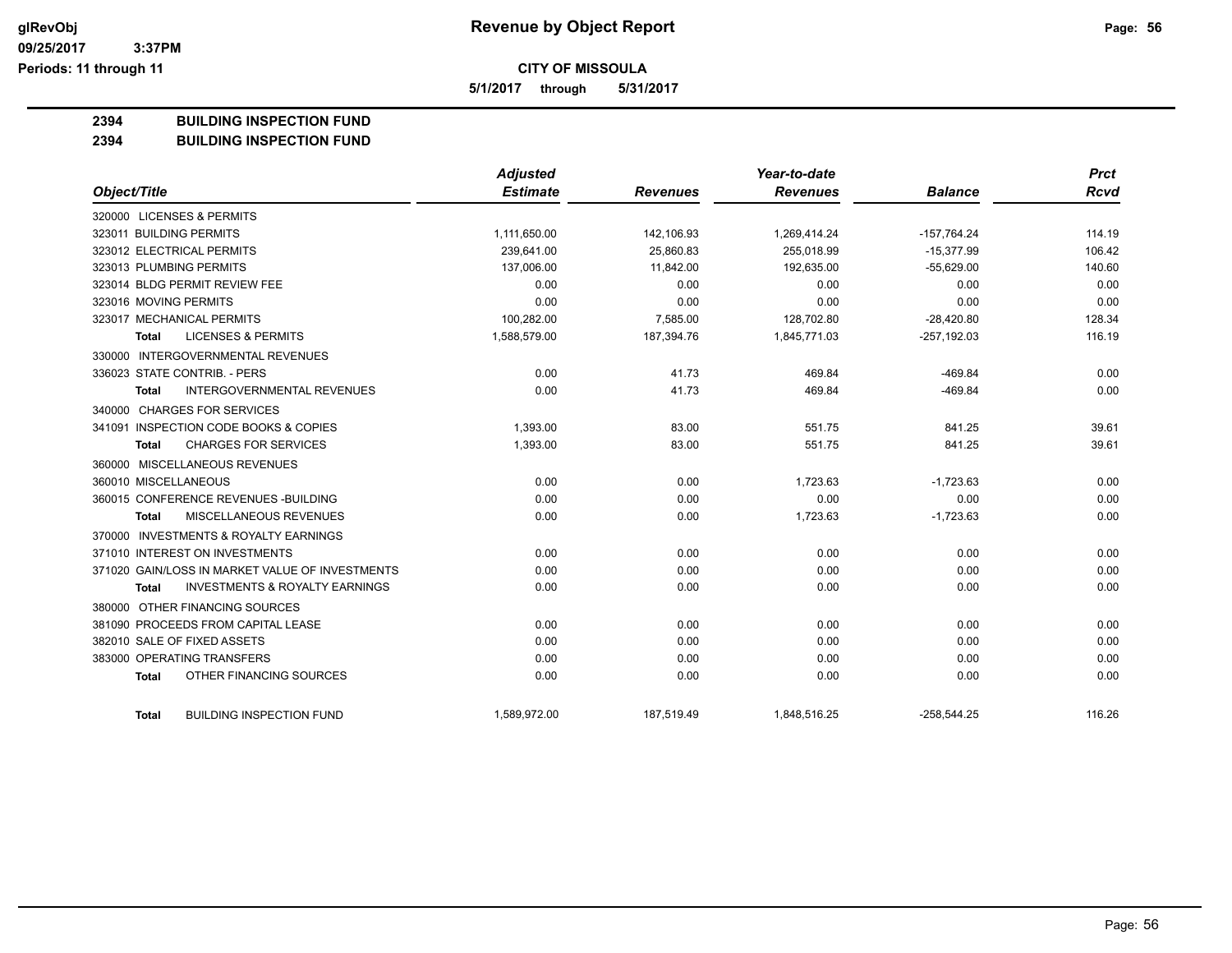**Revenue by Object Report**

**CITY OF MISSOULA**

**5/1/2017 through 5/31/2017**

glRevObj
09/25/2017 3:37PM
Periods: 11 through 11

## 2394 BUILDING INSPECTION FUND
## 2394 BUILDING INSPECTION FUND

| Object/Title | Adjusted Estimate | Revenues | Year-to-date Revenues | Balance | Prct Rcvd |
|---|---|---|---|---|---|
| 320000 LICENSES & PERMITS | | | | | |
| 323011 BUILDING PERMITS | 1,111,650.00 | 142,106.93 | 1,269,414.24 | -157,764.24 | 114.19 |
| 323012 ELECTRICAL PERMITS | 239,641.00 | 25,860.83 | 255,018.99 | -15,377.99 | 106.42 |
| 323013 PLUMBING PERMITS | 137,006.00 | 11,842.00 | 192,635.00 | -55,629.00 | 140.60 |
| 323014 BLDG PERMIT REVIEW FEE | 0.00 | 0.00 | 0.00 | 0.00 | 0.00 |
| 323016 MOVING PERMITS | 0.00 | 0.00 | 0.00 | 0.00 | 0.00 |
| 323017 MECHANICAL PERMITS | 100,282.00 | 7,585.00 | 128,702.80 | -28,420.80 | 128.34 |
| **Total** LICENSES & PERMITS | 1,588,579.00 | 187,394.76 | 1,845,771.03 | -257,192.03 | 116.19 |
| 330000 INTERGOVERNMENTAL REVENUES | | | | | |
| 336023 STATE CONTRIB. - PERS | 0.00 | 41.73 | 469.84 | -469.84 | 0.00 |
| **Total** INTERGOVERNMENTAL REVENUES | 0.00 | 41.73 | 469.84 | -469.84 | 0.00 |
| 340000 CHARGES FOR SERVICES | | | | | |
| 341091 INSPECTION CODE BOOKS & COPIES | 1,393.00 | 83.00 | 551.75 | 841.25 | 39.61 |
| **Total** CHARGES FOR SERVICES | 1,393.00 | 83.00 | 551.75 | 841.25 | 39.61 |
| 360000 MISCELLANEOUS REVENUES | | | | | |
| 360010 MISCELLANEOUS | 0.00 | 0.00 | 1,723.63 | -1,723.63 | 0.00 |
| 360015 CONFERENCE REVENUES -BUILDING | 0.00 | 0.00 | 0.00 | 0.00 | 0.00 |
| **Total** MISCELLANEOUS REVENUES | 0.00 | 0.00 | 1,723.63 | -1,723.63 | 0.00 |
| 370000 INVESTMENTS & ROYALTY EARNINGS | | | | | |
| 371010 INTEREST ON INVESTMENTS | 0.00 | 0.00 | 0.00 | 0.00 | 0.00 |
| 371020 GAIN/LOSS IN MARKET VALUE OF INVESTMENTS | 0.00 | 0.00 | 0.00 | 0.00 | 0.00 |
| **Total** INVESTMENTS & ROYALTY EARNINGS | 0.00 | 0.00 | 0.00 | 0.00 | 0.00 |
| 380000 OTHER FINANCING SOURCES | | | | | |
| 381090 PROCEEDS FROM CAPITAL LEASE | 0.00 | 0.00 | 0.00 | 0.00 | 0.00 |
| 382010 SALE OF FIXED ASSETS | 0.00 | 0.00 | 0.00 | 0.00 | 0.00 |
| 383000 OPERATING TRANSFERS | 0.00 | 0.00 | 0.00 | 0.00 | 0.00 |
| **Total** OTHER FINANCING SOURCES | 0.00 | 0.00 | 0.00 | 0.00 | 0.00 |
| **Total** BUILDING INSPECTION FUND | 1,589,972.00 | 187,519.49 | 1,848,516.25 | -258,544.25 | 116.26 |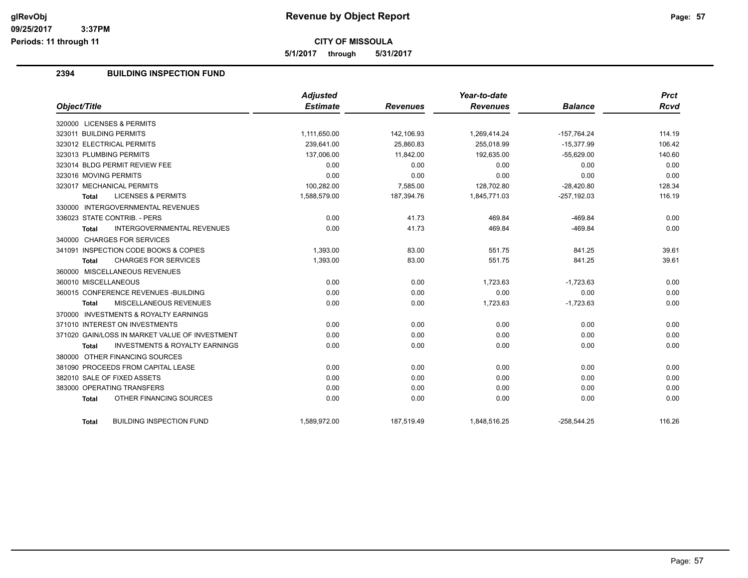# Revenue by Object Report

**CITY OF MISSOULA**

**5/1/2017 through 5/31/2017**

## 2394 BUILDING INSPECTION FUND

| Object/Title | Adjusted Estimate | Revenues | Year-to-date Revenues | Balance | Prct Rcvd |
|---|---|---|---|---|---|
| 320000 LICENSES & PERMITS | | | | | |
| 323011 BUILDING PERMITS | 1,111,650.00 | 142,106.93 | 1,269,414.24 | -157,764.24 | 114.19 |
| 323012 ELECTRICAL PERMITS | 239,641.00 | 25,860.83 | 255,018.99 | -15,377.99 | 106.42 |
| 323013 PLUMBING PERMITS | 137,006.00 | 11,842.00 | 192,635.00 | -55,629.00 | 140.60 |
| 323014 BLDG PERMIT REVIEW FEE | 0.00 | 0.00 | 0.00 | 0.00 | 0.00 |
| 323016 MOVING PERMITS | 0.00 | 0.00 | 0.00 | 0.00 | 0.00 |
| 323017 MECHANICAL PERMITS | 100,282.00 | 7,585.00 | 128,702.80 | -28,420.80 | 128.34 |
| **Total** LICENSES & PERMITS | 1,588,579.00 | 187,394.76 | 1,845,771.03 | -257,192.03 | 116.19 |
| 330000 INTERGOVERNMENTAL REVENUES | | | | | |
| 336023 STATE CONTRIB. - PERS | 0.00 | 41.73 | 469.84 | -469.84 | 0.00 |
| **Total** INTERGOVERNMENTAL REVENUES | 0.00 | 41.73 | 469.84 | -469.84 | 0.00 |
| 340000 CHARGES FOR SERVICES | | | | | |
| 341091 INSPECTION CODE BOOKS & COPIES | 1,393.00 | 83.00 | 551.75 | 841.25 | 39.61 |
| **Total** CHARGES FOR SERVICES | 1,393.00 | 83.00 | 551.75 | 841.25 | 39.61 |
| 360000 MISCELLANEOUS REVENUES | | | | | |
| 360010 MISCELLANEOUS | 0.00 | 0.00 | 1,723.63 | -1,723.63 | 0.00 |
| 360015 CONFERENCE REVENUES -BUILDING | 0.00 | 0.00 | 0.00 | 0.00 | 0.00 |
| **Total** MISCELLANEOUS REVENUES | 0.00 | 0.00 | 1,723.63 | -1,723.63 | 0.00 |
| 370000 INVESTMENTS & ROYALTY EARNINGS | | | | | |
| 371010 INTEREST ON INVESTMENTS | 0.00 | 0.00 | 0.00 | 0.00 | 0.00 |
| 371020 GAIN/LOSS IN MARKET VALUE OF INVESTMENT | 0.00 | 0.00 | 0.00 | 0.00 | 0.00 |
| **Total** INVESTMENTS & ROYALTY EARNINGS | 0.00 | 0.00 | 0.00 | 0.00 | 0.00 |
| 380000 OTHER FINANCING SOURCES | | | | | |
| 381090 PROCEEDS FROM CAPITAL LEASE | 0.00 | 0.00 | 0.00 | 0.00 | 0.00 |
| 382010 SALE OF FIXED ASSETS | 0.00 | 0.00 | 0.00 | 0.00 | 0.00 |
| 383000 OPERATING TRANSFERS | 0.00 | 0.00 | 0.00 | 0.00 | 0.00 |
| **Total** OTHER FINANCING SOURCES | 0.00 | 0.00 | 0.00 | 0.00 | 0.00 |
| **Total** BUILDING INSPECTION FUND | 1,589,972.00 | 187,519.49 | 1,848,516.25 | -258,544.25 | 116.26 |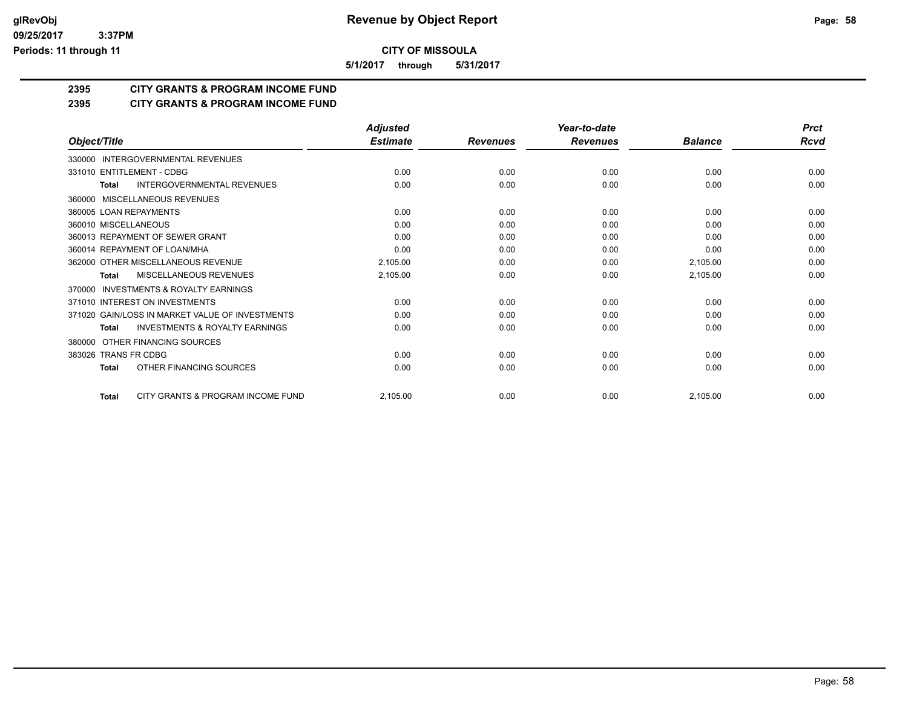**CITY OF MISSOULA**

**5/1/2017 through 5/31/2017**

## 2395 CITY GRANTS & PROGRAM INCOME FUND

## 2395 CITY GRANTS & PROGRAM INCOME FUND

| Object/Title | Adjusted Estimate | Revenues | Year-to-date Revenues | Balance | Prct Rcvd |
|---|---|---|---|---|---|
| 330000 INTERGOVERNMENTAL REVENUES | | | | | |
| 331010 ENTITLEMENT - CDBG | 0.00 | 0.00 | 0.00 | 0.00 | 0.00 |
| **Total** INTERGOVERNMENTAL REVENUES | 0.00 | 0.00 | 0.00 | 0.00 | 0.00 |
| 360000 MISCELLANEOUS REVENUES | | | | | |
| 360005 LOAN REPAYMENTS | 0.00 | 0.00 | 0.00 | 0.00 | 0.00 |
| 360010 MISCELLANEOUS | 0.00 | 0.00 | 0.00 | 0.00 | 0.00 |
| 360013 REPAYMENT OF SEWER GRANT | 0.00 | 0.00 | 0.00 | 0.00 | 0.00 |
| 360014 REPAYMENT OF LOAN/MHA | 0.00 | 0.00 | 0.00 | 0.00 | 0.00 |
| 362000 OTHER MISCELLANEOUS REVENUE | 2,105.00 | 0.00 | 0.00 | 2,105.00 | 0.00 |
| **Total** MISCELLANEOUS REVENUES | 2,105.00 | 0.00 | 0.00 | 2,105.00 | 0.00 |
| 370000 INVESTMENTS & ROYALTY EARNINGS | | | | | |
| 371010 INTEREST ON INVESTMENTS | 0.00 | 0.00 | 0.00 | 0.00 | 0.00 |
| 371020 GAIN/LOSS IN MARKET VALUE OF INVESTMENTS | 0.00 | 0.00 | 0.00 | 0.00 | 0.00 |
| **Total** INVESTMENTS & ROYALTY EARNINGS | 0.00 | 0.00 | 0.00 | 0.00 | 0.00 |
| 380000 OTHER FINANCING SOURCES | | | | | |
| 383026 TRANS FR CDBG | 0.00 | 0.00 | 0.00 | 0.00 | 0.00 |
| **Total** OTHER FINANCING SOURCES | 0.00 | 0.00 | 0.00 | 0.00 | 0.00 |
| **Total** CITY GRANTS & PROGRAM INCOME FUND | 2,105.00 | 0.00 | 0.00 | 2,105.00 | 0.00 |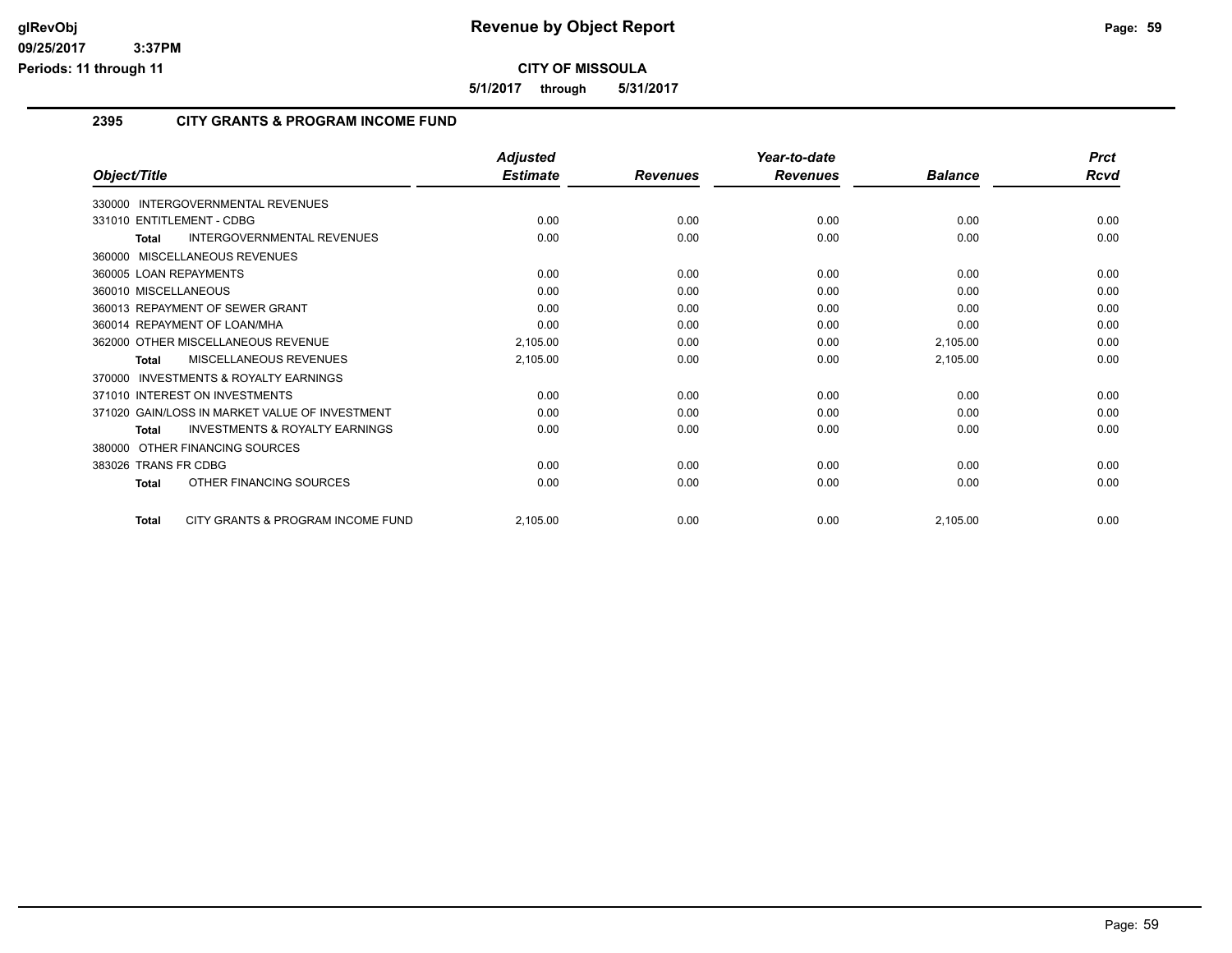**CITY OF MISSOULA**

**5/1/2017 through 5/31/2017**

## 2395 CITY GRANTS & PROGRAM INCOME FUND

| Object/Title | Adjusted Estimate | Revenues | Year-to-date Revenues | Balance | Prct Rcvd |
|---|---|---|---|---|---|
| 330000 INTERGOVERNMENTAL REVENUES | | | | | |
| 331010 ENTITLEMENT - CDBG | 0.00 | 0.00 | 0.00 | 0.00 | 0.00 |
| **Total** INTERGOVERNMENTAL REVENUES | 0.00 | 0.00 | 0.00 | 0.00 | 0.00 |
| 360000 MISCELLANEOUS REVENUES | | | | | |
| 360005 LOAN REPAYMENTS | 0.00 | 0.00 | 0.00 | 0.00 | 0.00 |
| 360010 MISCELLANEOUS | 0.00 | 0.00 | 0.00 | 0.00 | 0.00 |
| 360013 REPAYMENT OF SEWER GRANT | 0.00 | 0.00 | 0.00 | 0.00 | 0.00 |
| 360014 REPAYMENT OF LOAN/MHA | 0.00 | 0.00 | 0.00 | 0.00 | 0.00 |
| 362000 OTHER MISCELLANEOUS REVENUE | 2,105.00 | 0.00 | 0.00 | 2,105.00 | 0.00 |
| **Total** MISCELLANEOUS REVENUES | 2,105.00 | 0.00 | 0.00 | 2,105.00 | 0.00 |
| 370000 INVESTMENTS & ROYALTY EARNINGS | | | | | |
| 371010 INTEREST ON INVESTMENTS | 0.00 | 0.00 | 0.00 | 0.00 | 0.00 |
| 371020 GAIN/LOSS IN MARKET VALUE OF INVESTMENT | 0.00 | 0.00 | 0.00 | 0.00 | 0.00 |
| **Total** INVESTMENTS & ROYALTY EARNINGS | 0.00 | 0.00 | 0.00 | 0.00 | 0.00 |
| 380000 OTHER FINANCING SOURCES | | | | | |
| 383026 TRANS FR CDBG | 0.00 | 0.00 | 0.00 | 0.00 | 0.00 |
| **Total** OTHER FINANCING SOURCES | 0.00 | 0.00 | 0.00 | 0.00 | 0.00 |
| **Total** CITY GRANTS & PROGRAM INCOME FUND | 2,105.00 | 0.00 | 0.00 | 2,105.00 | 0.00 |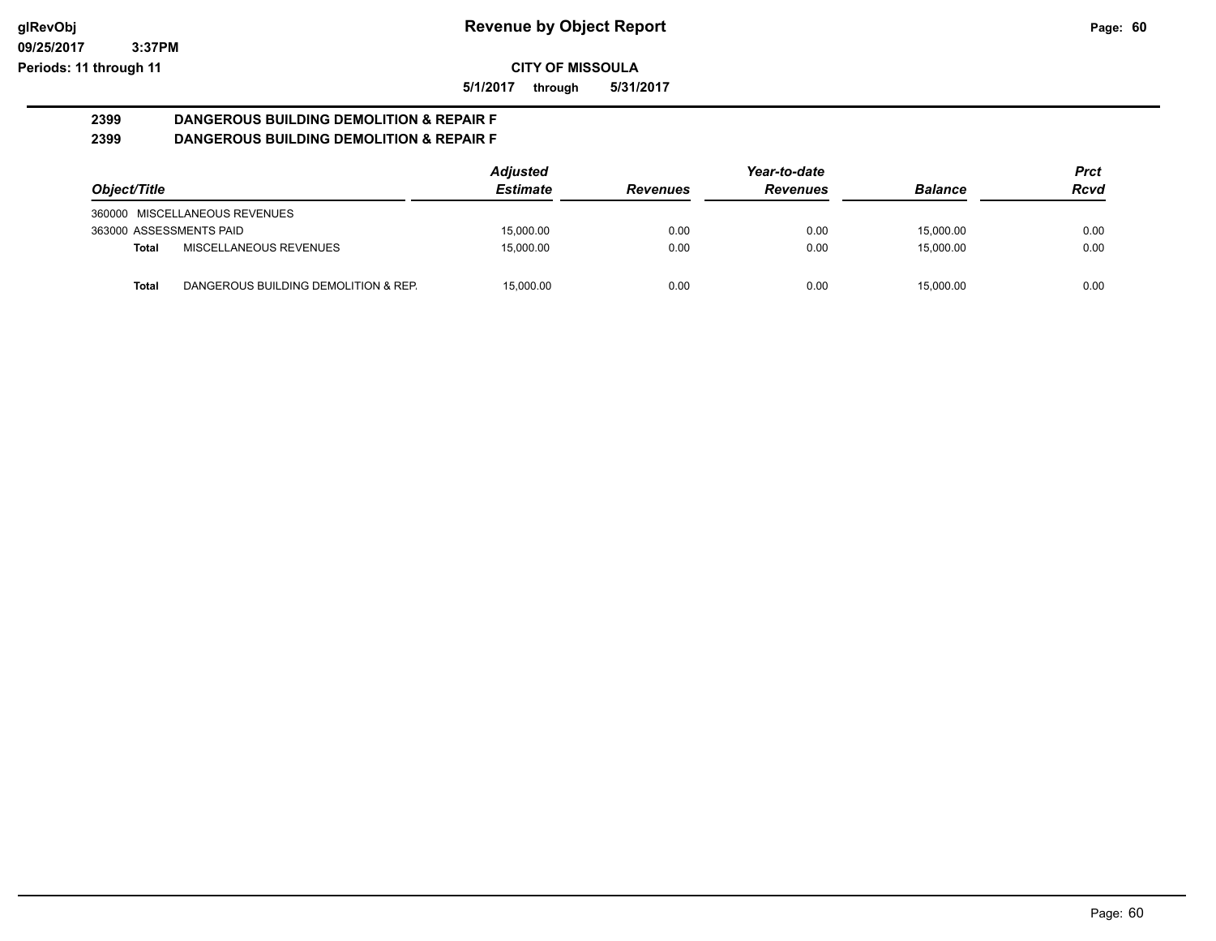# Revenue by Object Report

**CITY OF MISSOULA**

**5/1/2017 through 5/31/2017**

glRevObj
09/25/2017 3:37PM
Periods: 11 through 11

**2399 DANGEROUS BUILDING DEMOLITION & REPAIR F**

**2399 DANGEROUS BUILDING DEMOLITION & REPAIR F**

| Object/Title | | Adjusted Estimate | Revenues | Year-to-date Revenues | Balance | Prct Rcvd |
|---|---|---|---|---|---|---|
| 360000 MISCELLANEOUS REVENUES | | | | | | |
| 363000 ASSESSMENTS PAID | | 15,000.00 | 0.00 | 0.00 | 15,000.00 | 0.00 |
| **Total** | MISCELLANEOUS REVENUES | 15,000.00 | 0.00 | 0.00 | 15,000.00 | 0.00 |
| **Total** | DANGEROUS BUILDING DEMOLITION & REP. | 15,000.00 | 0.00 | 0.00 | 15,000.00 | 0.00 |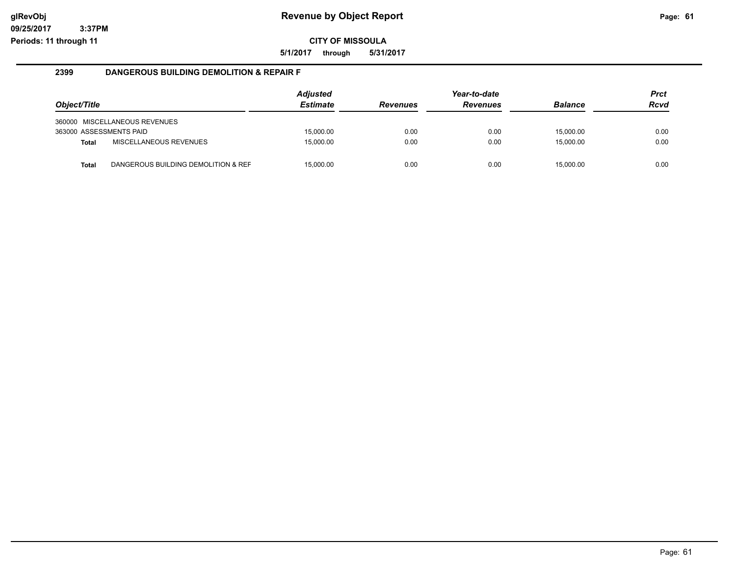# Revenue by Object Report

**CITY OF MISSOULA**

**5/1/2017 through 5/31/2017**

glRevObj
09/25/2017 3:37PM
Periods: 11 through 11

## 2399 DANGEROUS BUILDING DEMOLITION & REPAIR F

| Object/Title | | Adjusted Estimate | Revenues | Year-to-date Revenues | Balance | Prct Rcvd |
|---|---|---|---|---|---|---|
| 360000 MISCELLANEOUS REVENUES | | | | | | |
| 363000 ASSESSMENTS PAID | | 15,000.00 | 0.00 | 0.00 | 15,000.00 | 0.00 |
| **Total** | MISCELLANEOUS REVENUES | 15,000.00 | 0.00 | 0.00 | 15,000.00 | 0.00 |
| **Total** | DANGEROUS BUILDING DEMOLITION & REF | 15,000.00 | 0.00 | 0.00 | 15,000.00 | 0.00 |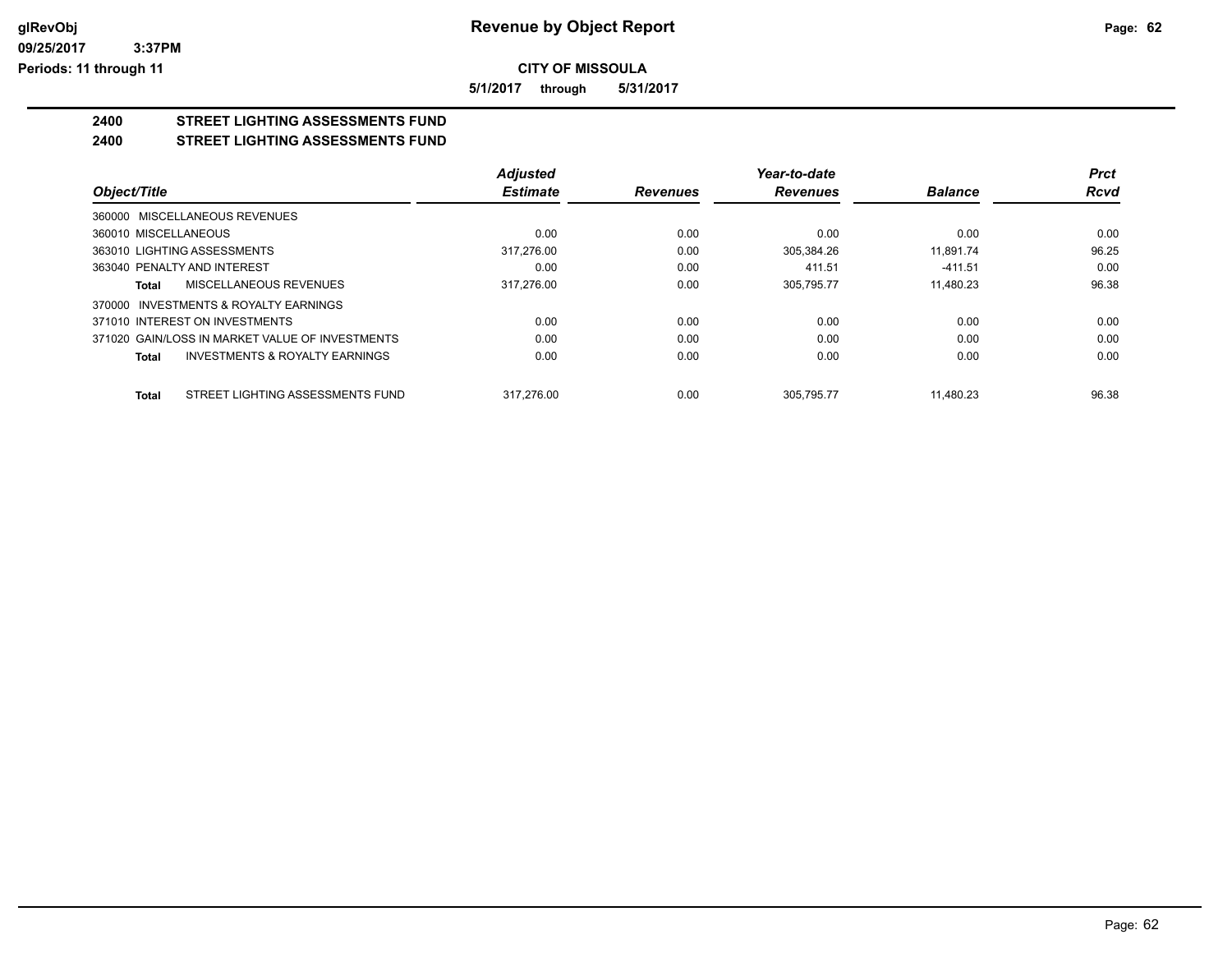# CITY OF MISSOULA

**5/1/2017 through 5/31/2017**

## 2400 STREET LIGHTING ASSESSMENTS FUND

## 2400 STREET LIGHTING ASSESSMENTS FUND

| Object/Title | Adjusted Estimate | Revenues | Year-to-date Revenues | Balance | Prct Rcvd |
|---|---|---|---|---|---|
| 360000 MISCELLANEOUS REVENUES | | | | | |
| 360010 MISCELLANEOUS | 0.00 | 0.00 | 0.00 | 0.00 | 0.00 |
| 363010 LIGHTING ASSESSMENTS | 317,276.00 | 0.00 | 305,384.26 | 11,891.74 | 96.25 |
| 363040 PENALTY AND INTEREST | 0.00 | 0.00 | 411.51 | -411.51 | 0.00 |
| **Total** MISCELLANEOUS REVENUES | 317,276.00 | 0.00 | 305,795.77 | 11,480.23 | 96.38 |
| 370000 INVESTMENTS & ROYALTY EARNINGS | | | | | |
| 371010 INTEREST ON INVESTMENTS | 0.00 | 0.00 | 0.00 | 0.00 | 0.00 |
| 371020 GAIN/LOSS IN MARKET VALUE OF INVESTMENTS | 0.00 | 0.00 | 0.00 | 0.00 | 0.00 |
| **Total** INVESTMENTS & ROYALTY EARNINGS | 0.00 | 0.00 | 0.00 | 0.00 | 0.00 |
| **Total** STREET LIGHTING ASSESSMENTS FUND | 317,276.00 | 0.00 | 305,795.77 | 11,480.23 | 96.38 |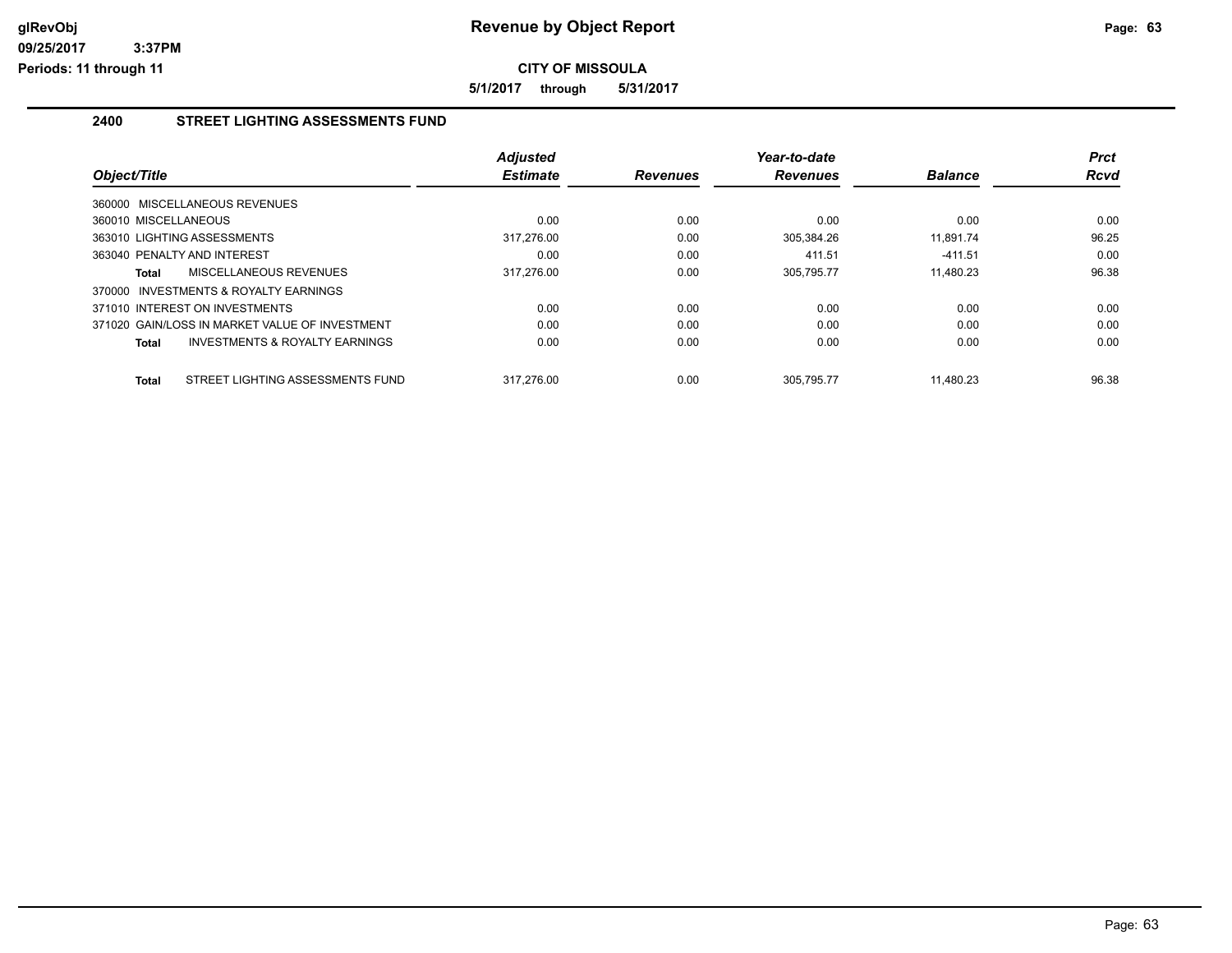**glRevObj**
**09/25/2017 3:37PM**
**Periods: 11 through 11**

# Revenue by Object Report

**CITY OF MISSOULA**

**5/1/2017 through 5/31/2017**

## 2400 STREET LIGHTING ASSESSMENTS FUND

| Object/Title | Adjusted Estimate | Revenues | Year-to-date Revenues | Balance | Prct Rcvd |
|---|---|---|---|---|---|
| 360000 MISCELLANEOUS REVENUES | | | | | |
| 360010 MISCELLANEOUS | 0.00 | 0.00 | 0.00 | 0.00 | 0.00 |
| 363010 LIGHTING ASSESSMENTS | 317,276.00 | 0.00 | 305,384.26 | 11,891.74 | 96.25 |
| 363040 PENALTY AND INTEREST | 0.00 | 0.00 | 411.51 | -411.51 | 0.00 |
| **Total** MISCELLANEOUS REVENUES | 317,276.00 | 0.00 | 305,795.77 | 11,480.23 | 96.38 |
| 370000 INVESTMENTS & ROYALTY EARNINGS | | | | | |
| 371010 INTEREST ON INVESTMENTS | 0.00 | 0.00 | 0.00 | 0.00 | 0.00 |
| 371020 GAIN/LOSS IN MARKET VALUE OF INVESTMENT | 0.00 | 0.00 | 0.00 | 0.00 | 0.00 |
| **Total** INVESTMENTS & ROYALTY EARNINGS | 0.00 | 0.00 | 0.00 | 0.00 | 0.00 |
| **Total** STREET LIGHTING ASSESSMENTS FUND | 317,276.00 | 0.00 | 305,795.77 | 11,480.23 | 96.38 |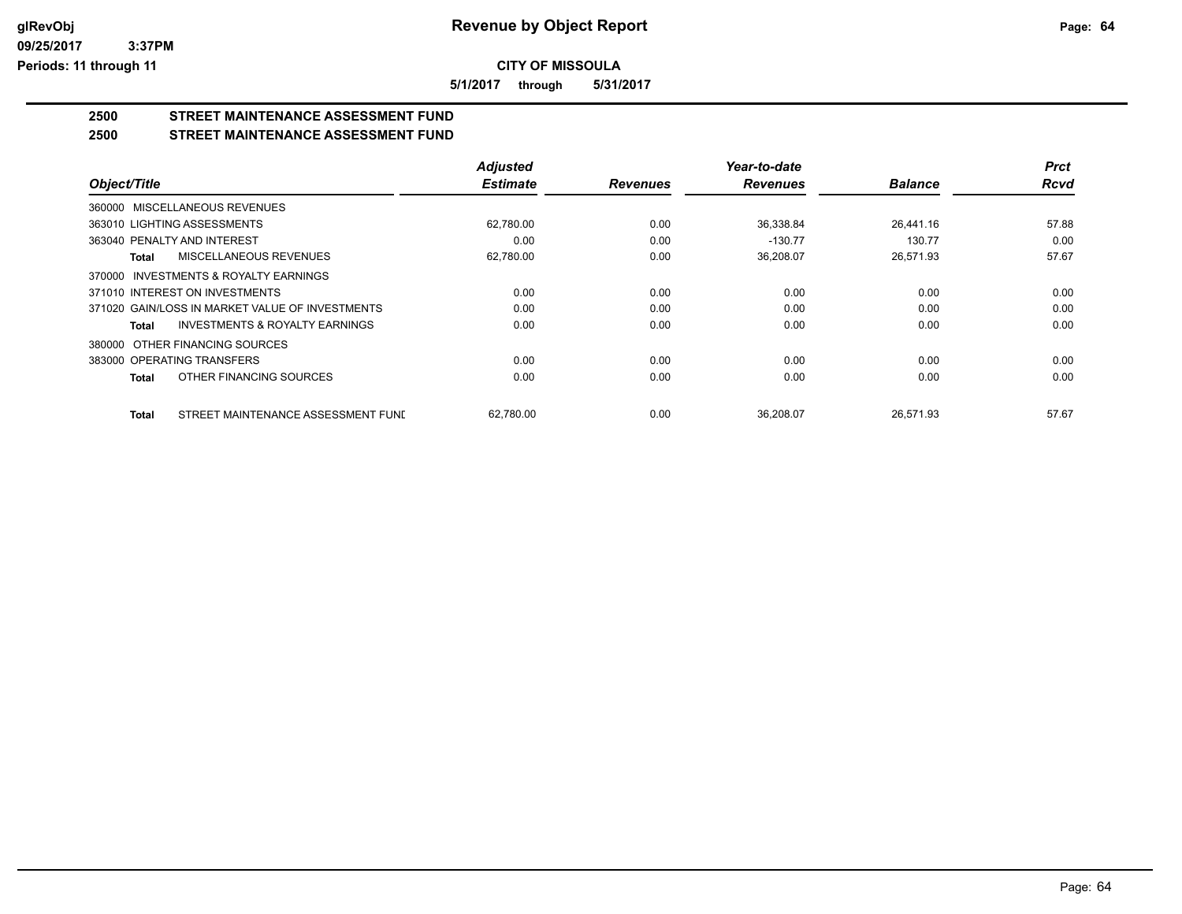# Revenue by Object Report

**CITY OF MISSOULA**

5/1/2017 through 5/31/2017

## 2500 STREET MAINTENANCE ASSESSMENT FUND
## 2500 STREET MAINTENANCE ASSESSMENT FUND

| Object/Title | Adjusted Estimate | Revenues | Year-to-date Revenues | Balance | Prct Rcvd |
|---|---|---|---|---|---|
| 360000 MISCELLANEOUS REVENUES | | | | | |
| 363010 LIGHTING ASSESSMENTS | 62,780.00 | 0.00 | 36,338.84 | 26,441.16 | 57.88 |
| 363040 PENALTY AND INTEREST | 0.00 | 0.00 | -130.77 | 130.77 | 0.00 |
| **Total** MISCELLANEOUS REVENUES | 62,780.00 | 0.00 | 36,208.07 | 26,571.93 | 57.67 |
| 370000 INVESTMENTS & ROYALTY EARNINGS | | | | | |
| 371010 INTEREST ON INVESTMENTS | 0.00 | 0.00 | 0.00 | 0.00 | 0.00 |
| 371020 GAIN/LOSS IN MARKET VALUE OF INVESTMENTS | 0.00 | 0.00 | 0.00 | 0.00 | 0.00 |
| **Total** INVESTMENTS & ROYALTY EARNINGS | 0.00 | 0.00 | 0.00 | 0.00 | 0.00 |
| 380000 OTHER FINANCING SOURCES | | | | | |
| 383000 OPERATING TRANSFERS | 0.00 | 0.00 | 0.00 | 0.00 | 0.00 |
| **Total** OTHER FINANCING SOURCES | 0.00 | 0.00 | 0.00 | 0.00 | 0.00 |
| **Total** STREET MAINTENANCE ASSESSMENT FUND | 62,780.00 | 0.00 | 36,208.07 | 26,571.93 | 57.67 |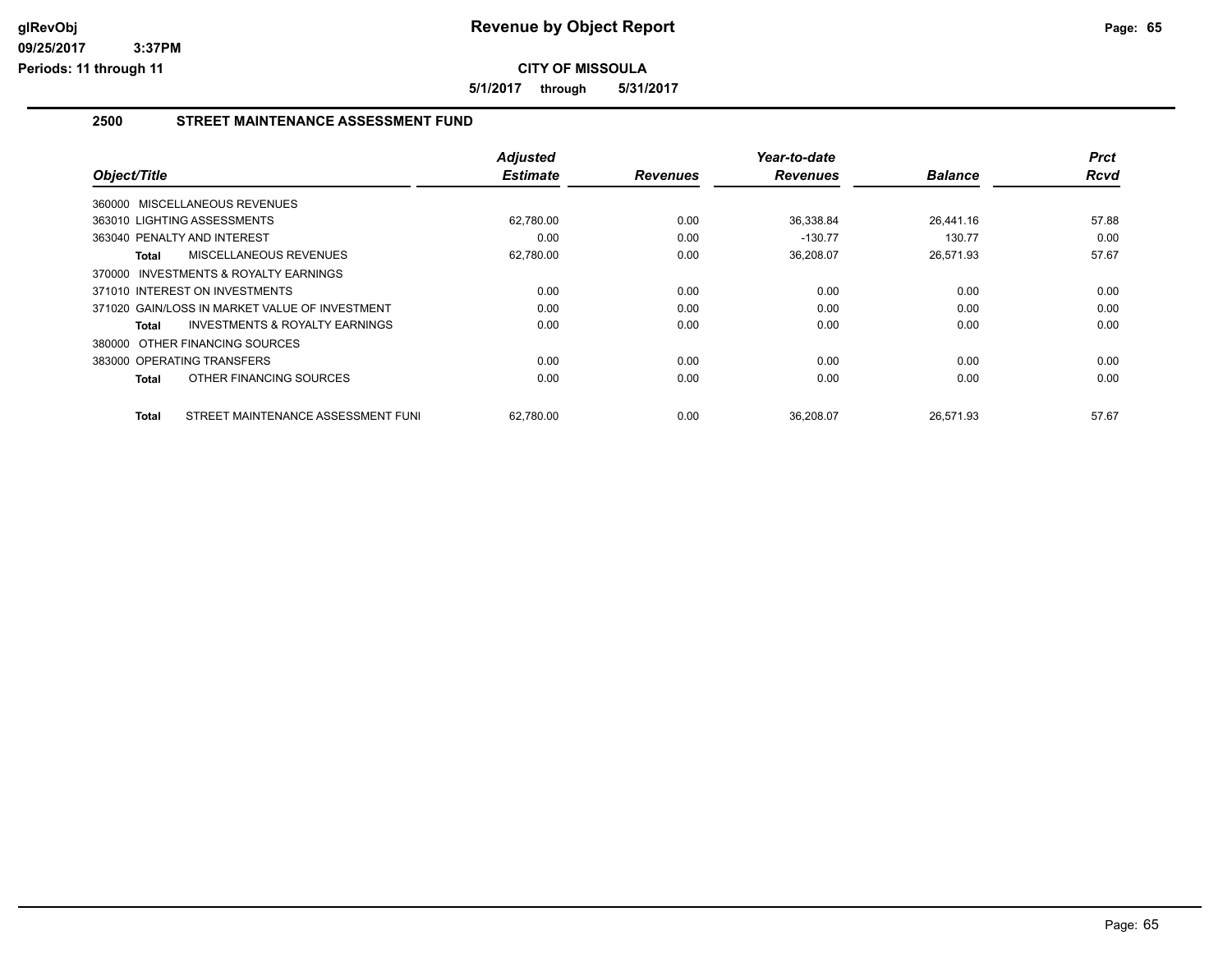# Revenue by Object Report

**CITY OF MISSOULA**

**5/1/2017 through 5/31/2017**

## 2500 STREET MAINTENANCE ASSESSMENT FUND

| Object/Title | Adjusted Estimate | Revenues | Year-to-date Revenues | Balance | Prct Rcvd |
|---|---|---|---|---|---|
| 360000 MISCELLANEOUS REVENUES | | | | | |
| 363010 LIGHTING ASSESSMENTS | 62,780.00 | 0.00 | 36,338.84 | 26,441.16 | 57.88 |
| 363040 PENALTY AND INTEREST | 0.00 | 0.00 | -130.77 | 130.77 | 0.00 |
| **Total** MISCELLANEOUS REVENUES | 62,780.00 | 0.00 | 36,208.07 | 26,571.93 | 57.67 |
| 370000 INVESTMENTS & ROYALTY EARNINGS | | | | | |
| 371010 INTEREST ON INVESTMENTS | 0.00 | 0.00 | 0.00 | 0.00 | 0.00 |
| 371020 GAIN/LOSS IN MARKET VALUE OF INVESTMENT | 0.00 | 0.00 | 0.00 | 0.00 | 0.00 |
| **Total** INVESTMENTS & ROYALTY EARNINGS | 0.00 | 0.00 | 0.00 | 0.00 | 0.00 |
| 380000 OTHER FINANCING SOURCES | | | | | |
| 383000 OPERATING TRANSFERS | 0.00 | 0.00 | 0.00 | 0.00 | 0.00 |
| **Total** OTHER FINANCING SOURCES | 0.00 | 0.00 | 0.00 | 0.00 | 0.00 |
| **Total** STREET MAINTENANCE ASSESSMENT FUNI | 62,780.00 | 0.00 | 36,208.07 | 26,571.93 | 57.67 |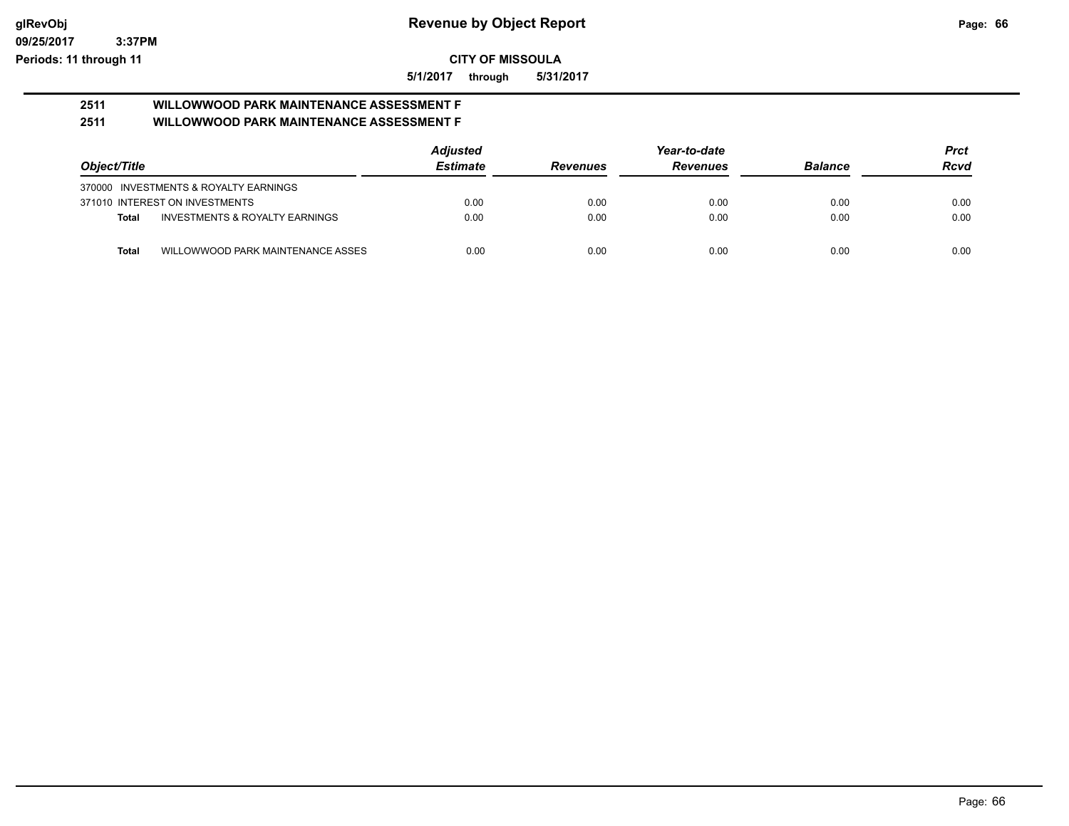# Revenue by Object Report

**CITY OF MISSOULA**

**5/1/2017 through 5/31/2017**

glRevObj
09/25/2017 3:37PM
Periods: 11 through 11

## 2511 WILLOWWOOD PARK MAINTENANCE ASSESSMENT F
## 2511 WILLOWWOOD PARK MAINTENANCE ASSESSMENT F

| Object/Title | Adjusted Estimate | Revenues | Year-to-date Revenues | Balance | Prct Rcvd |
|---|---|---|---|---|---|
| 370000 INVESTMENTS & ROYALTY EARNINGS | | | | | |
| 371010 INTEREST ON INVESTMENTS | 0.00 | 0.00 | 0.00 | 0.00 | 0.00 |
| **Total** INVESTMENTS & ROYALTY EARNINGS | 0.00 | 0.00 | 0.00 | 0.00 | 0.00 |
| **Total** WILLOWWOOD PARK MAINTENANCE ASSES | 0.00 | 0.00 | 0.00 | 0.00 | 0.00 |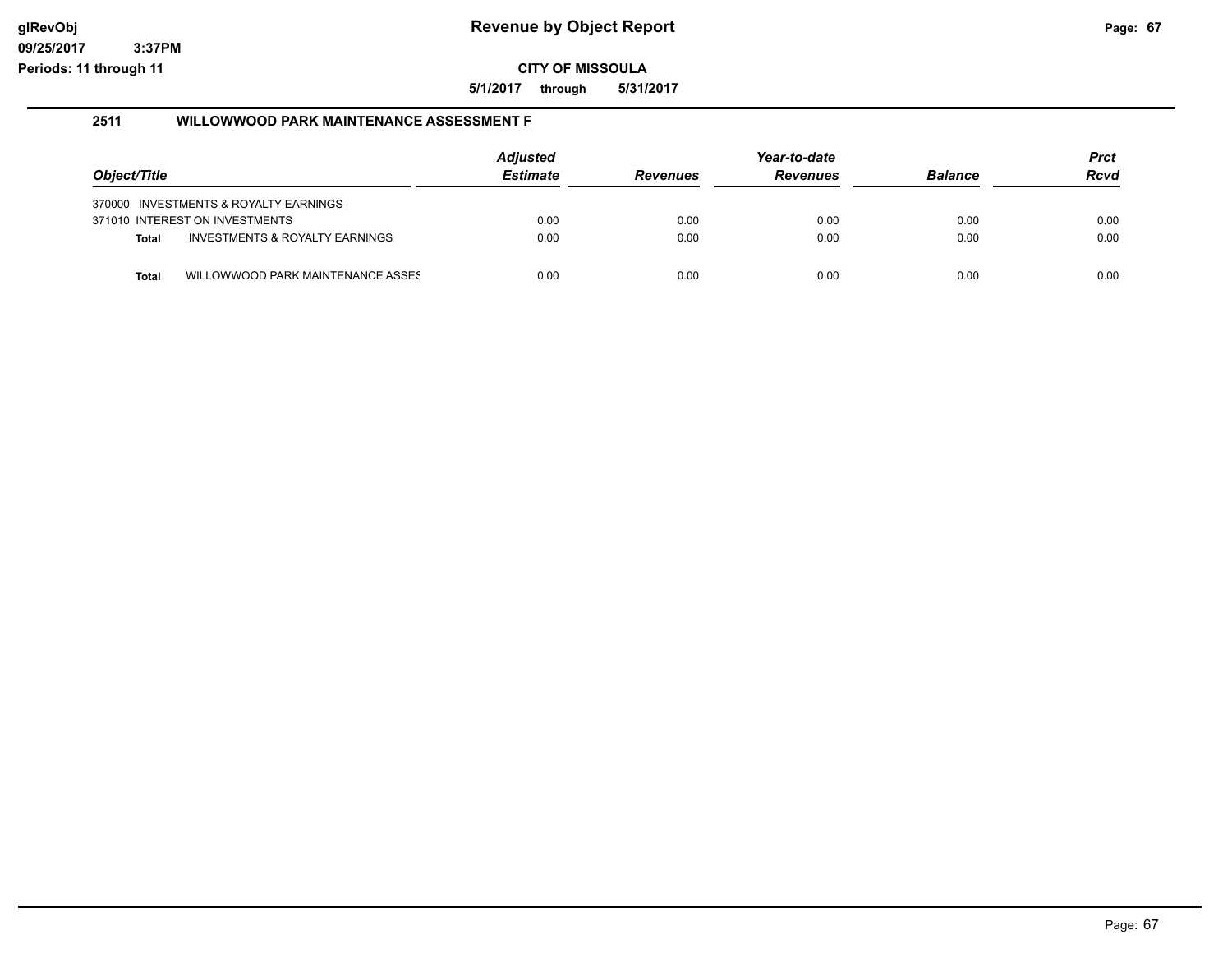# Revenue by Object Report

glRevObj
09/25/2017 3:37PM
Periods: 11 through 11

**CITY OF MISSOULA**

**5/1/2017 through 5/31/2017**

## 2511 WILLOWWOOD PARK MAINTENANCE ASSESSMENT F

| Object/Title | | Adjusted Estimate | Revenues | Year-to-date Revenues | Balance | Prct Rcvd |
|---|---|---|---|---|---|---|
| 370000 | INVESTMENTS & ROYALTY EARNINGS | | | | | |
| 371010 | INTEREST ON INVESTMENTS | 0.00 | 0.00 | 0.00 | 0.00 | 0.00 |
| **Total** | INVESTMENTS & ROYALTY EARNINGS | 0.00 | 0.00 | 0.00 | 0.00 | 0.00 |
| **Total** | WILLOWWOOD PARK MAINTENANCE ASSES | 0.00 | 0.00 | 0.00 | 0.00 | 0.00 |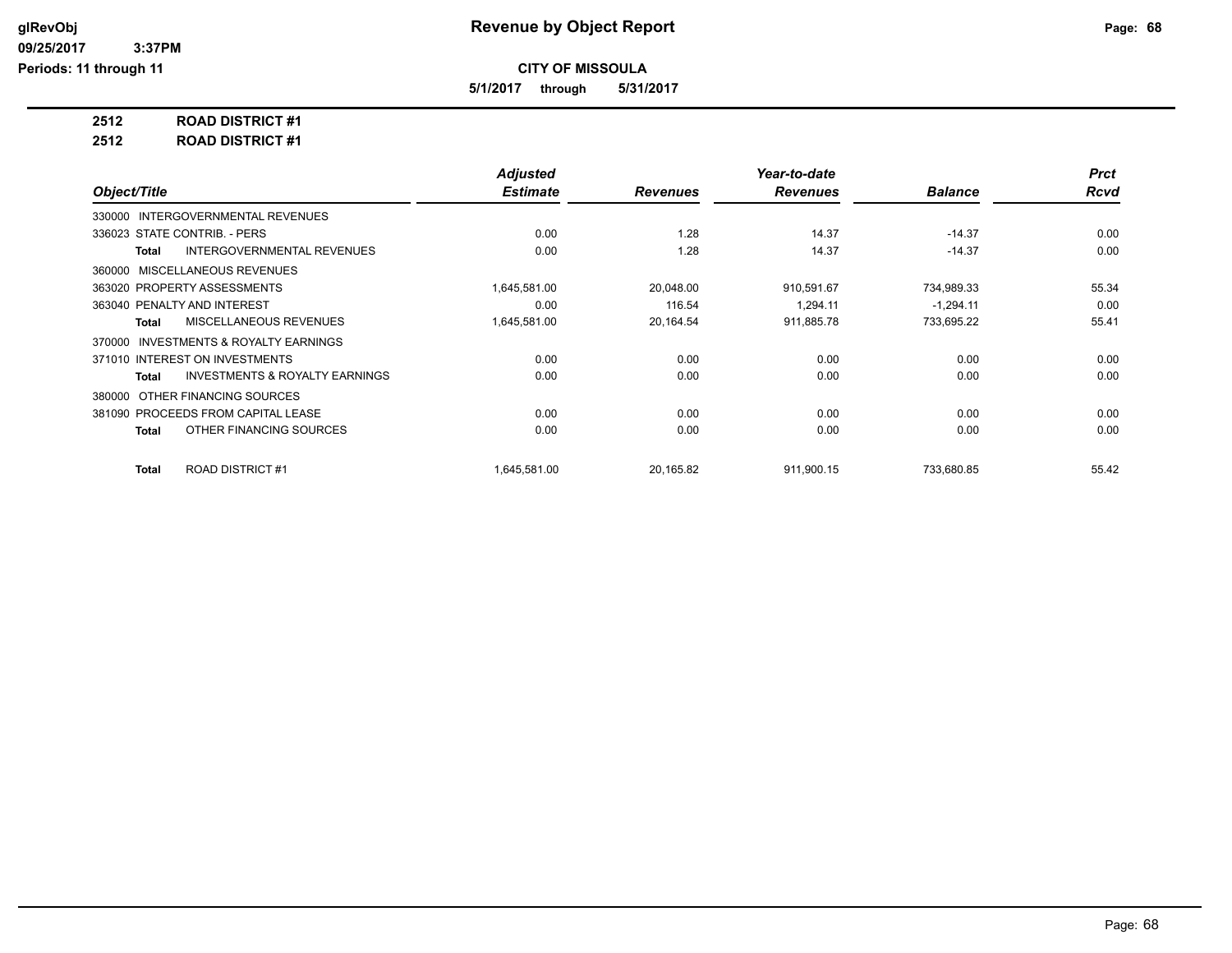# Revenue by Object Report

glRevObj
09/25/2017 3:37PM
Periods: 11 through 11

**CITY OF MISSOULA**

**5/1/2017 through 5/31/2017**

**2512 ROAD DISTRICT #1**

**2512 ROAD DISTRICT #1**

| Object/Title | Adjusted Estimate | Revenues | Year-to-date Revenues | Balance | Prct Rcvd |
|---|---|---|---|---|---|
| 330000 INTERGOVERNMENTAL REVENUES | | | | | |
| 336023 STATE CONTRIB. - PERS | 0.00 | 1.28 | 14.37 | -14.37 | 0.00 |
| **Total** INTERGOVERNMENTAL REVENUES | 0.00 | 1.28 | 14.37 | -14.37 | 0.00 |
| 360000 MISCELLANEOUS REVENUES | | | | | |
| 363020 PROPERTY ASSESSMENTS | 1,645,581.00 | 20,048.00 | 910,591.67 | 734,989.33 | 55.34 |
| 363040 PENALTY AND INTEREST | 0.00 | 116.54 | 1,294.11 | -1,294.11 | 0.00 |
| **Total** MISCELLANEOUS REVENUES | 1,645,581.00 | 20,164.54 | 911,885.78 | 733,695.22 | 55.41 |
| 370000 INVESTMENTS & ROYALTY EARNINGS | | | | | |
| 371010 INTEREST ON INVESTMENTS | 0.00 | 0.00 | 0.00 | 0.00 | 0.00 |
| **Total** INVESTMENTS & ROYALTY EARNINGS | 0.00 | 0.00 | 0.00 | 0.00 | 0.00 |
| 380000 OTHER FINANCING SOURCES | | | | | |
| 381090 PROCEEDS FROM CAPITAL LEASE | 0.00 | 0.00 | 0.00 | 0.00 | 0.00 |
| **Total** OTHER FINANCING SOURCES | 0.00 | 0.00 | 0.00 | 0.00 | 0.00 |
| **Total** ROAD DISTRICT #1 | 1,645,581.00 | 20,165.82 | 911,900.15 | 733,680.85 | 55.42 |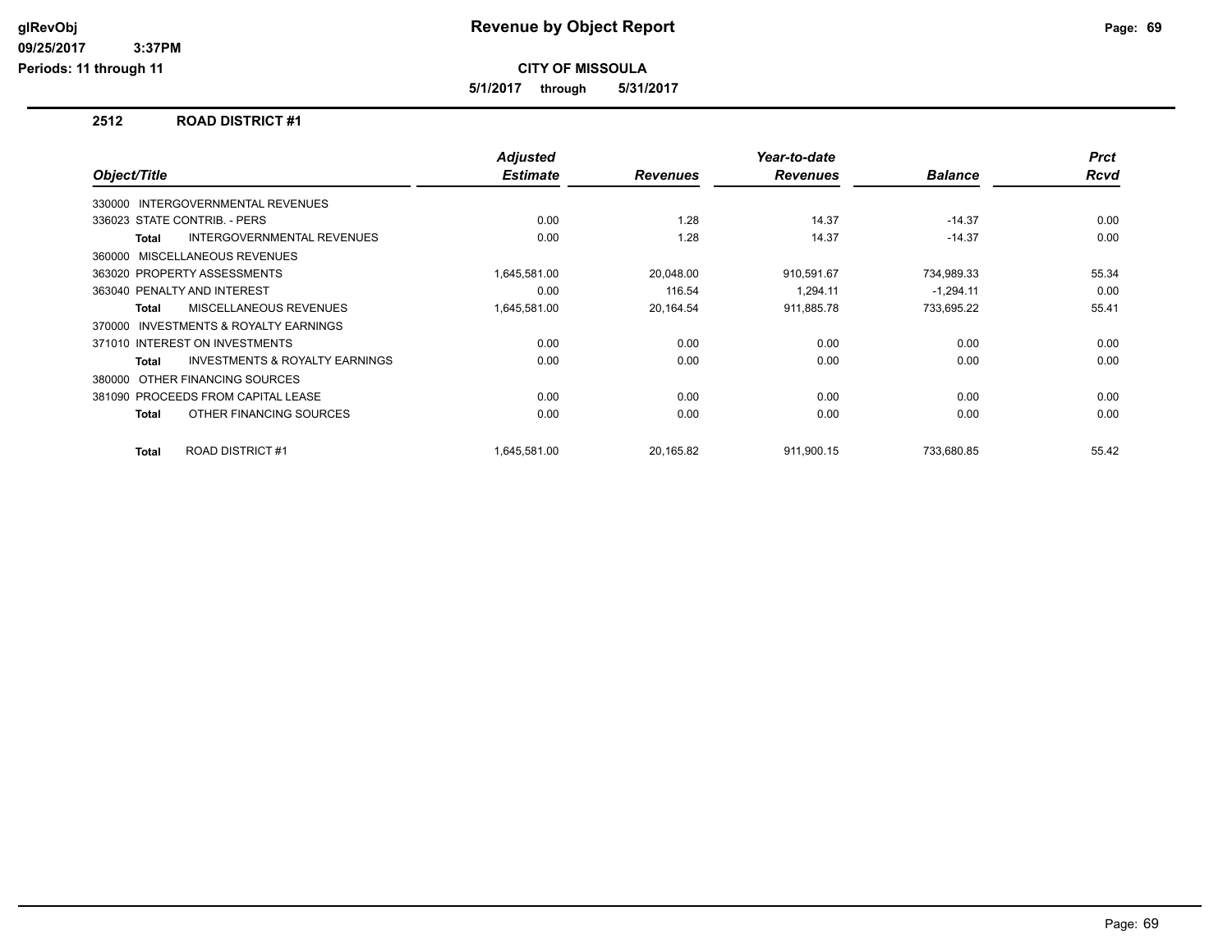# Revenue by Object Report

**CITY OF MISSOULA**

**5/1/2017 through 5/31/2017**

glRevObj
09/25/2017 3:37PM
Periods: 11 through 11

## 2512 ROAD DISTRICT #1

| Object/Title | Adjusted Estimate | Revenues | Year-to-date Revenues | Balance | Prct Rcvd |
|---|---|---|---|---|---|
| 330000 INTERGOVERNMENTAL REVENUES | | | | | |
| 336023 STATE CONTRIB. - PERS | 0.00 | 1.28 | 14.37 | -14.37 | 0.00 |
| **Total** INTERGOVERNMENTAL REVENUES | 0.00 | 1.28 | 14.37 | -14.37 | 0.00 |
| 360000 MISCELLANEOUS REVENUES | | | | | |
| 363020 PROPERTY ASSESSMENTS | 1,645,581.00 | 20,048.00 | 910,591.67 | 734,989.33 | 55.34 |
| 363040 PENALTY AND INTEREST | 0.00 | 116.54 | 1,294.11 | -1,294.11 | 0.00 |
| **Total** MISCELLANEOUS REVENUES | 1,645,581.00 | 20,164.54 | 911,885.78 | 733,695.22 | 55.41 |
| 370000 INVESTMENTS & ROYALTY EARNINGS | | | | | |
| 371010 INTEREST ON INVESTMENTS | 0.00 | 0.00 | 0.00 | 0.00 | 0.00 |
| **Total** INVESTMENTS & ROYALTY EARNINGS | 0.00 | 0.00 | 0.00 | 0.00 | 0.00 |
| 380000 OTHER FINANCING SOURCES | | | | | |
| 381090 PROCEEDS FROM CAPITAL LEASE | 0.00 | 0.00 | 0.00 | 0.00 | 0.00 |
| **Total** OTHER FINANCING SOURCES | 0.00 | 0.00 | 0.00 | 0.00 | 0.00 |
| **Total** ROAD DISTRICT #1 | 1,645,581.00 | 20,165.82 | 911,900.15 | 733,680.85 | 55.42 |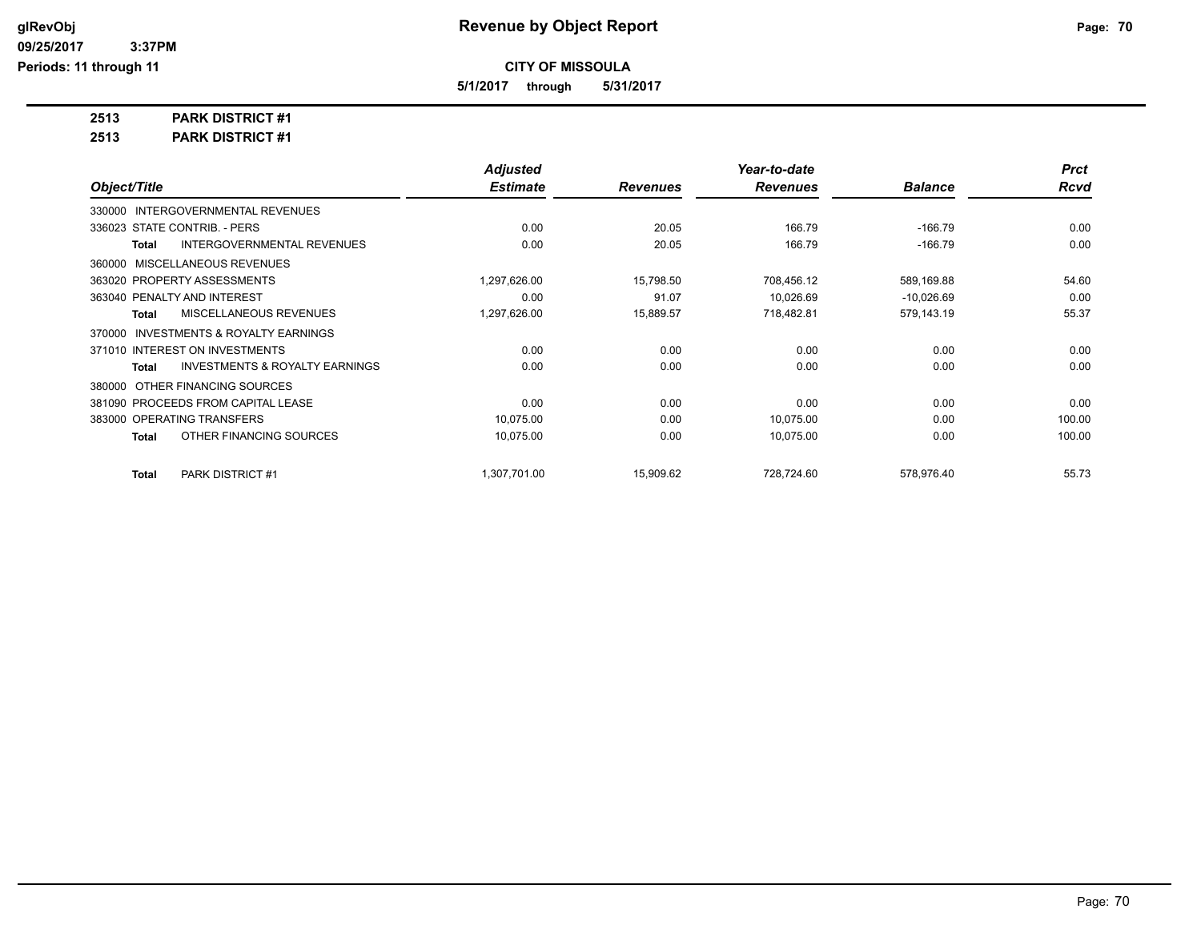**glRevObj**
**09/25/2017 3:37PM**
**Periods: 11 through 11**

# Revenue by Object Report

**CITY OF MISSOULA**

**5/1/2017 through 5/31/2017**

**2513 PARK DISTRICT #1**
**2513 PARK DISTRICT #1**

| Object/Title | Adjusted Estimate | Revenues | Year-to-date Revenues | Balance | Prct Rcvd |
|---|---|---|---|---|---|
| 330000 INTERGOVERNMENTAL REVENUES | | | | | |
| 336023 STATE CONTRIB. - PERS | 0.00 | 20.05 | 166.79 | -166.79 | 0.00 |
| **Total** INTERGOVERNMENTAL REVENUES | 0.00 | 20.05 | 166.79 | -166.79 | 0.00 |
| 360000 MISCELLANEOUS REVENUES | | | | | |
| 363020 PROPERTY ASSESSMENTS | 1,297,626.00 | 15,798.50 | 708,456.12 | 589,169.88 | 54.60 |
| 363040 PENALTY AND INTEREST | 0.00 | 91.07 | 10,026.69 | -10,026.69 | 0.00 |
| **Total** MISCELLANEOUS REVENUES | 1,297,626.00 | 15,889.57 | 718,482.81 | 579,143.19 | 55.37 |
| 370000 INVESTMENTS & ROYALTY EARNINGS | | | | | |
| 371010 INTEREST ON INVESTMENTS | 0.00 | 0.00 | 0.00 | 0.00 | 0.00 |
| **Total** INVESTMENTS & ROYALTY EARNINGS | 0.00 | 0.00 | 0.00 | 0.00 | 0.00 |
| 380000 OTHER FINANCING SOURCES | | | | | |
| 381090 PROCEEDS FROM CAPITAL LEASE | 0.00 | 0.00 | 0.00 | 0.00 | 0.00 |
| 383000 OPERATING TRANSFERS | 10,075.00 | 0.00 | 10,075.00 | 0.00 | 100.00 |
| **Total** OTHER FINANCING SOURCES | 10,075.00 | 0.00 | 10,075.00 | 0.00 | 100.00 |
| **Total** PARK DISTRICT #1 | 1,307,701.00 | 15,909.62 | 728,724.60 | 578,976.40 | 55.73 |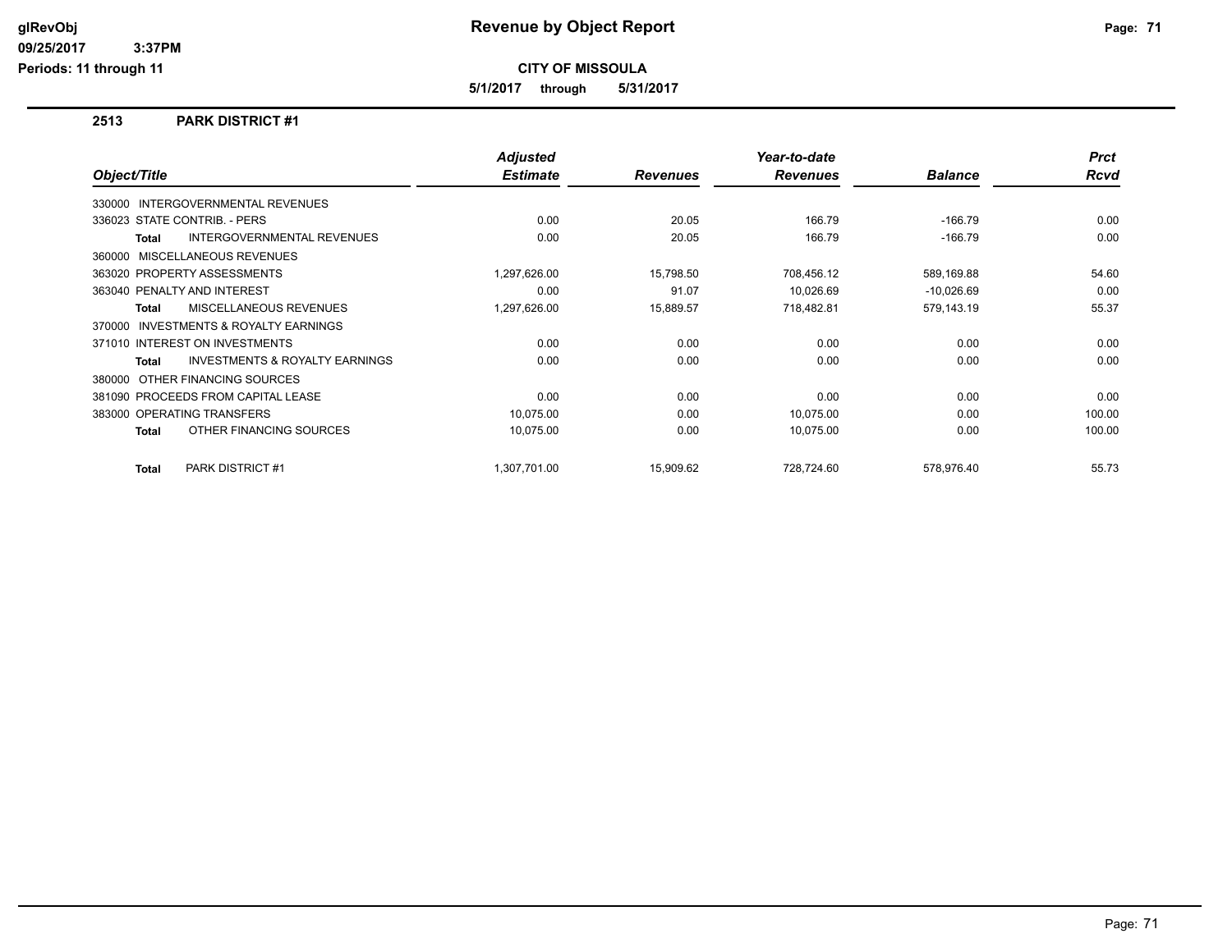# Revenue by Object Report

**CITY OF MISSOULA**

**5/1/2017 through 5/31/2017**

glRevObj
09/25/2017 3:37PM
Periods: 11 through 11

## 2513 PARK DISTRICT #1

| Object/Title | Adjusted Estimate | Revenues | Year-to-date Revenues | Balance | Prct Rcvd |
|---|---|---|---|---|---|
| 330000 INTERGOVERNMENTAL REVENUES | | | | | |
| 336023 STATE CONTRIB. - PERS | 0.00 | 20.05 | 166.79 | -166.79 | 0.00 |
| **Total** INTERGOVERNMENTAL REVENUES | 0.00 | 20.05 | 166.79 | -166.79 | 0.00 |
| 360000 MISCELLANEOUS REVENUES | | | | | |
| 363020 PROPERTY ASSESSMENTS | 1,297,626.00 | 15,798.50 | 708,456.12 | 589,169.88 | 54.60 |
| 363040 PENALTY AND INTEREST | 0.00 | 91.07 | 10,026.69 | -10,026.69 | 0.00 |
| **Total** MISCELLANEOUS REVENUES | 1,297,626.00 | 15,889.57 | 718,482.81 | 579,143.19 | 55.37 |
| 370000 INVESTMENTS & ROYALTY EARNINGS | | | | | |
| 371010 INTEREST ON INVESTMENTS | 0.00 | 0.00 | 0.00 | 0.00 | 0.00 |
| **Total** INVESTMENTS & ROYALTY EARNINGS | 0.00 | 0.00 | 0.00 | 0.00 | 0.00 |
| 380000 OTHER FINANCING SOURCES | | | | | |
| 381090 PROCEEDS FROM CAPITAL LEASE | 0.00 | 0.00 | 0.00 | 0.00 | 0.00 |
| 383000 OPERATING TRANSFERS | 10,075.00 | 0.00 | 10,075.00 | 0.00 | 100.00 |
| **Total** OTHER FINANCING SOURCES | 10,075.00 | 0.00 | 10,075.00 | 0.00 | 100.00 |
| **Total** PARK DISTRICT #1 | 1,307,701.00 | 15,909.62 | 728,724.60 | 578,976.40 | 55.73 |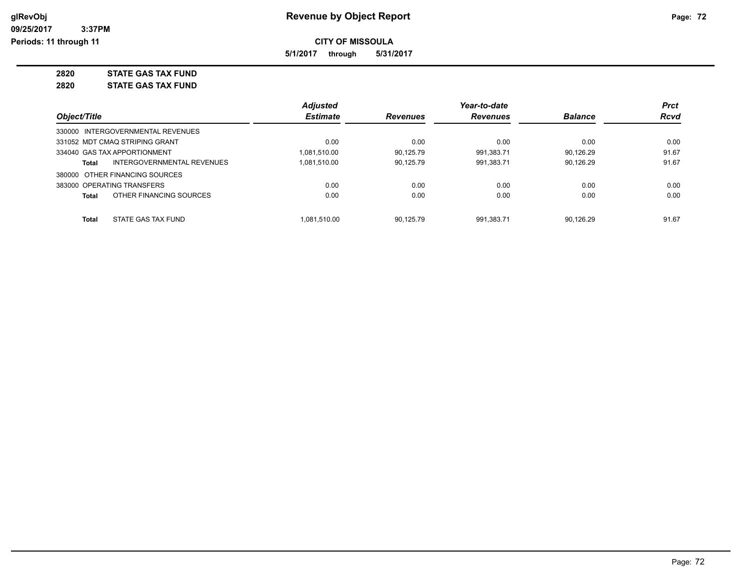**Revenue by Object Report**

**CITY OF MISSOULA**

**5/1/2017 through 5/31/2017**

glRevObj
09/25/2017 3:37PM
Periods: 11 through 11

## 2820 STATE GAS TAX FUND

## 2820 STATE GAS TAX FUND

| Object/Title | | Adjusted Estimate | Revenues | Year-to-date Revenues | Balance | Prct Rcvd |
|---|---|---|---|---|---|---|
| 330000 INTERGOVERNMENTAL REVENUES | | | | | | |
| 331052 MDT CMAQ STRIPING GRANT | | 0.00 | 0.00 | 0.00 | 0.00 | 0.00 |
| 334040 GAS TAX APPORTIONMENT | | 1,081,510.00 | 90,125.79 | 991,383.71 | 90,126.29 | 91.67 |
| **Total** | INTERGOVERNMENTAL REVENUES | 1,081,510.00 | 90,125.79 | 991,383.71 | 90,126.29 | 91.67 |
| 380000 OTHER FINANCING SOURCES | | | | | | |
| 383000 OPERATING TRANSFERS | | 0.00 | 0.00 | 0.00 | 0.00 | 0.00 |
| **Total** | OTHER FINANCING SOURCES | 0.00 | 0.00 | 0.00 | 0.00 | 0.00 |
| **Total** | STATE GAS TAX FUND | 1,081,510.00 | 90,125.79 | 991,383.71 | 90,126.29 | 91.67 |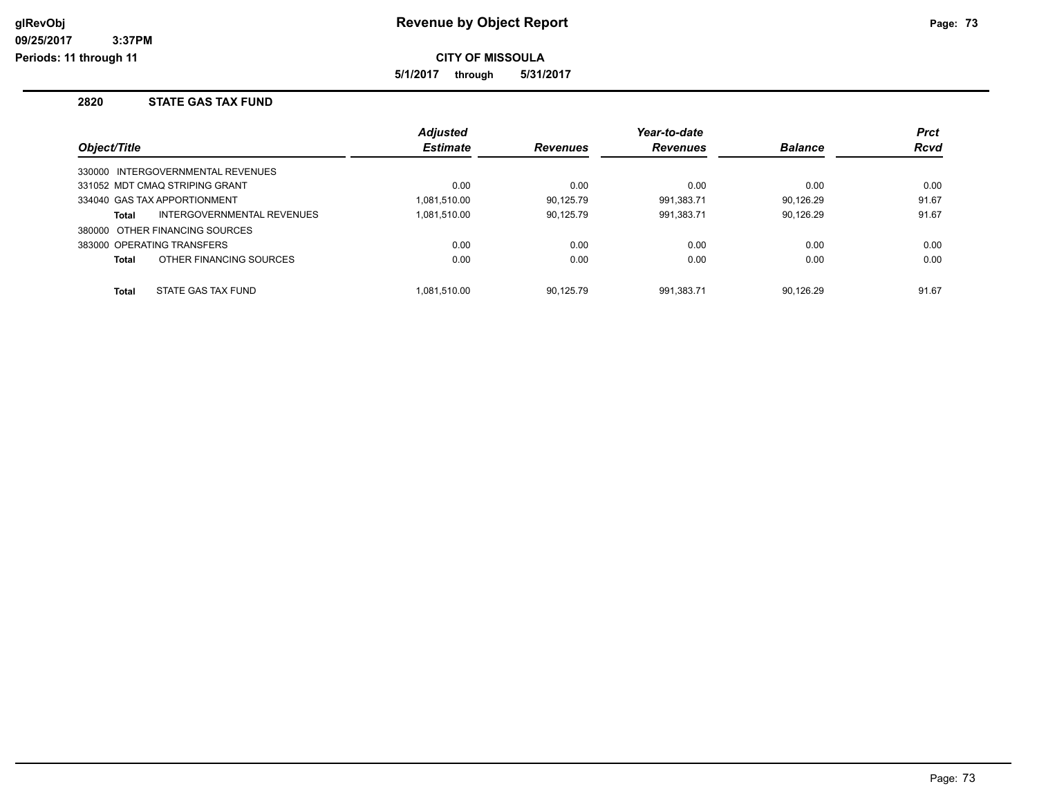# Revenue by Object Report

## CITY OF MISSOULA

**5/1/2017 through 5/31/2017**

### 2820 STATE GAS TAX FUND

| Object/Title | Adjusted Estimate | Revenues | Year-to-date Revenues | Balance | Prct Rcvd |
|---|---|---|---|---|---|
| 330000 INTERGOVERNMENTAL REVENUES | | | | | |
| 331052 MDT CMAQ STRIPING GRANT | 0.00 | 0.00 | 0.00 | 0.00 | 0.00 |
| 334040 GAS TAX APPORTIONMENT | 1,081,510.00 | 90,125.79 | 991,383.71 | 90,126.29 | 91.67 |
| **Total** INTERGOVERNMENTAL REVENUES | 1,081,510.00 | 90,125.79 | 991,383.71 | 90,126.29 | 91.67 |
| 380000 OTHER FINANCING SOURCES | | | | | |
| 383000 OPERATING TRANSFERS | 0.00 | 0.00 | 0.00 | 0.00 | 0.00 |
| **Total** OTHER FINANCING SOURCES | 0.00 | 0.00 | 0.00 | 0.00 | 0.00 |
| **Total** STATE GAS TAX FUND | 1,081,510.00 | 90,125.79 | 991,383.71 | 90,126.29 | 91.67 |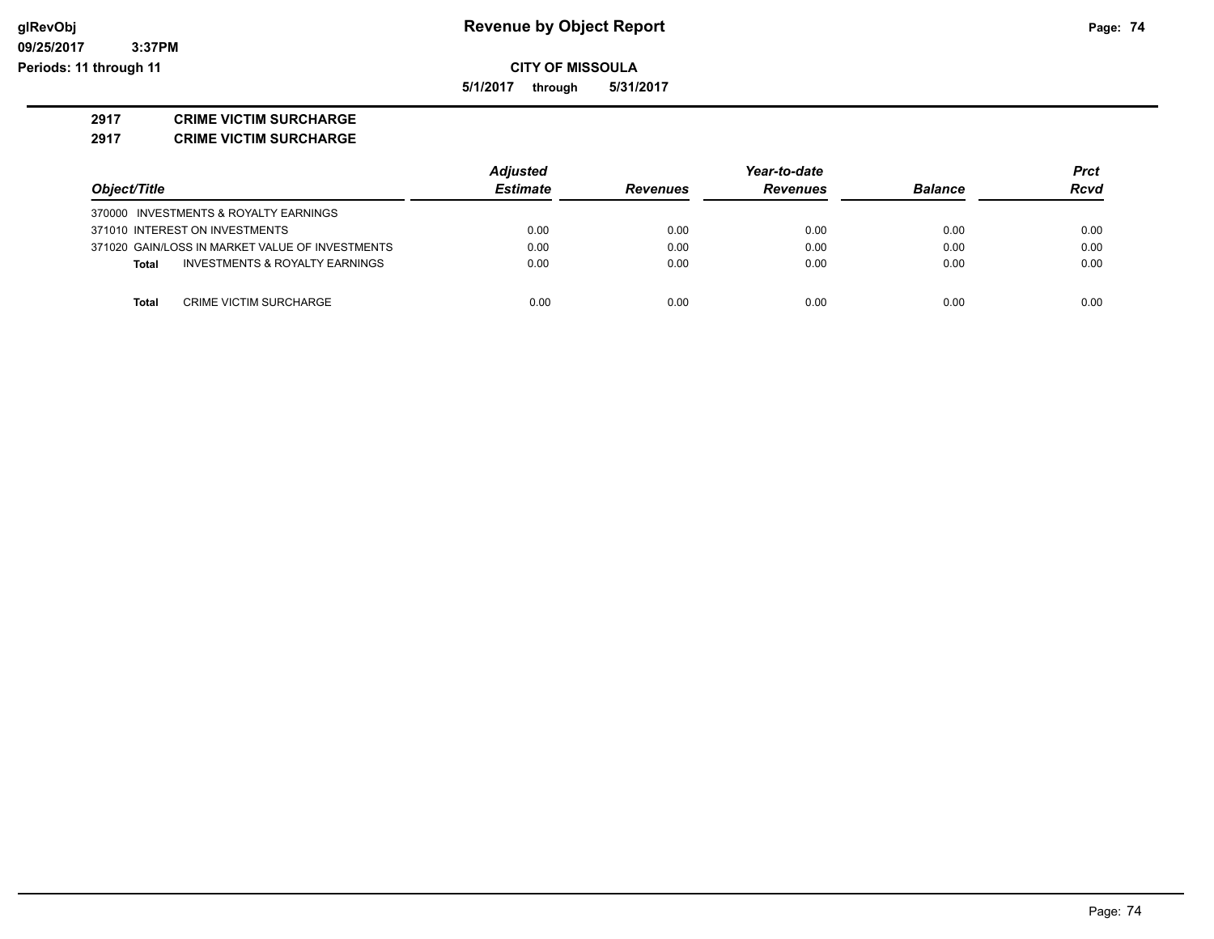# Revenue by Object Report

**CITY OF MISSOULA**

**5/1/2017 through 5/31/2017**

glRevObj
09/25/2017 3:37PM
Periods: 11 through 11

## 2917 CRIME VICTIM SURCHARGE

### 2917 CRIME VICTIM SURCHARGE

| Object/Title | Adjusted Estimate | Revenues | Year-to-date Revenues | Balance | Prct Rcvd |
|---|---|---|---|---|---|
| 370000 INVESTMENTS & ROYALTY EARNINGS | | | | | |
| 371010 INTEREST ON INVESTMENTS | 0.00 | 0.00 | 0.00 | 0.00 | 0.00 |
| 371020 GAIN/LOSS IN MARKET VALUE OF INVESTMENTS | 0.00 | 0.00 | 0.00 | 0.00 | 0.00 |
| **Total** INVESTMENTS & ROYALTY EARNINGS | 0.00 | 0.00 | 0.00 | 0.00 | 0.00 |
| **Total** CRIME VICTIM SURCHARGE | 0.00 | 0.00 | 0.00 | 0.00 | 0.00 |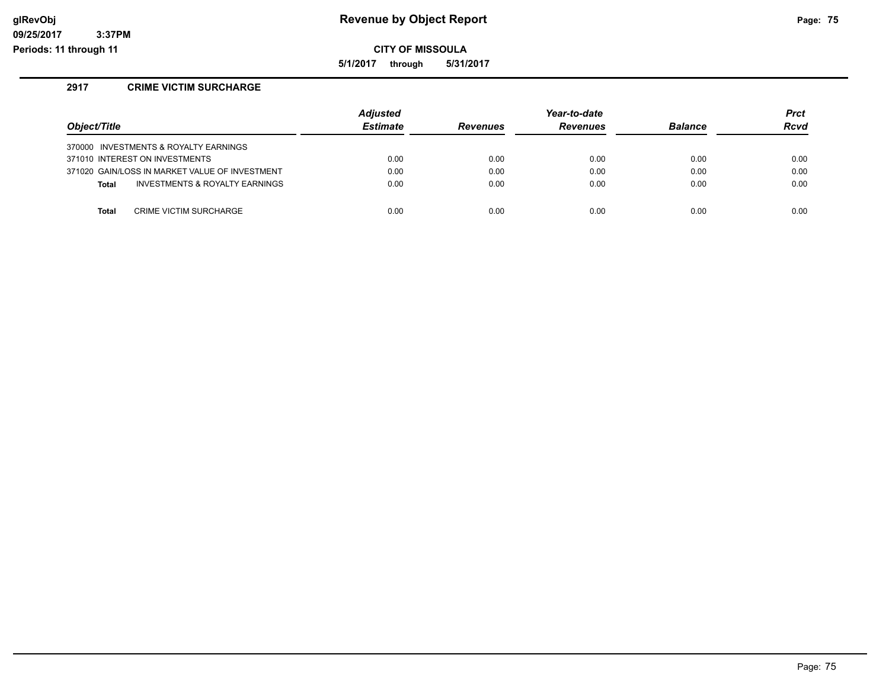**Revenue by Object Report**

**CITY OF MISSOULA**

**5/1/2017 through 5/31/2017**

glRevObj
09/25/2017 3:37PM
Periods: 11 through 11

## 2917 CRIME VICTIM SURCHARGE

| Object/Title | Adjusted Estimate | Revenues | Year-to-date Revenues | Balance | Prct Rcvd |
|---|---|---|---|---|---|
| 370000 INVESTMENTS & ROYALTY EARNINGS | | | | | |
| 371010 INTEREST ON INVESTMENTS | 0.00 | 0.00 | 0.00 | 0.00 | 0.00 |
| 371020 GAIN/LOSS IN MARKET VALUE OF INVESTMENT | 0.00 | 0.00 | 0.00 | 0.00 | 0.00 |
| **Total** INVESTMENTS & ROYALTY EARNINGS | 0.00 | 0.00 | 0.00 | 0.00 | 0.00 |
| **Total** CRIME VICTIM SURCHARGE | 0.00 | 0.00 | 0.00 | 0.00 | 0.00 |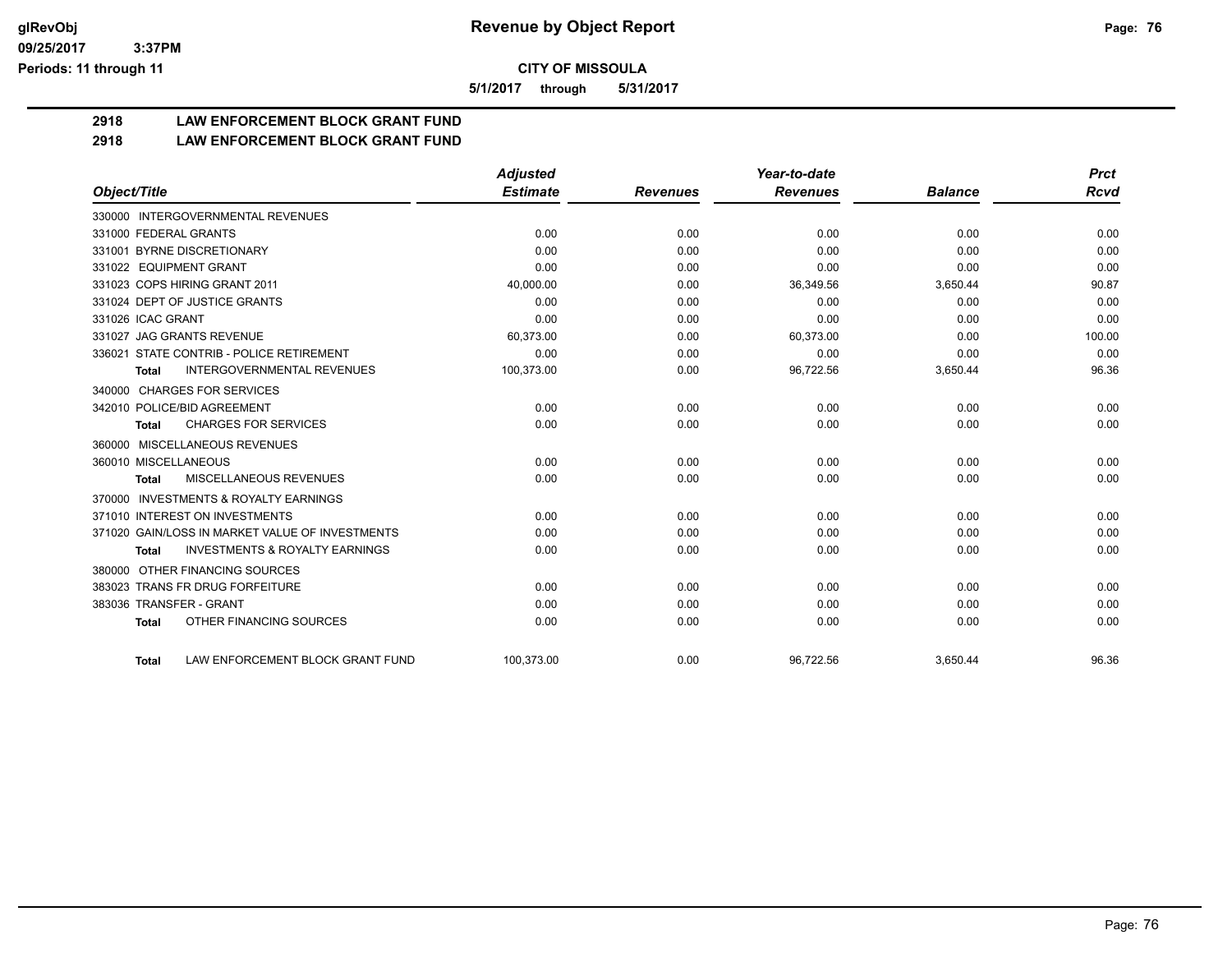**Revenue by Object Report**

**CITY OF MISSOULA**

**5/1/2017 through 5/31/2017**

# 2918 LAW ENFORCEMENT BLOCK GRANT FUND

## 2918 LAW ENFORCEMENT BLOCK GRANT FUND

| Object/Title | Adjusted Estimate | Revenues | Year-to-date Revenues | Balance | Prct Rcvd |
|---|---|---|---|---|---|
| 330000 INTERGOVERNMENTAL REVENUES | | | | | |
| 331000 FEDERAL GRANTS | 0.00 | 0.00 | 0.00 | 0.00 | 0.00 |
| 331001 BYRNE DISCRETIONARY | 0.00 | 0.00 | 0.00 | 0.00 | 0.00 |
| 331022 EQUIPMENT GRANT | 0.00 | 0.00 | 0.00 | 0.00 | 0.00 |
| 331023 COPS HIRING GRANT 2011 | 40,000.00 | 0.00 | 36,349.56 | 3,650.44 | 90.87 |
| 331024 DEPT OF JUSTICE GRANTS | 0.00 | 0.00 | 0.00 | 0.00 | 0.00 |
| 331026 ICAC GRANT | 0.00 | 0.00 | 0.00 | 0.00 | 0.00 |
| 331027 JAG GRANTS REVENUE | 60,373.00 | 0.00 | 60,373.00 | 0.00 | 100.00 |
| 336021 STATE CONTRIB - POLICE RETIREMENT | 0.00 | 0.00 | 0.00 | 0.00 | 0.00 |
| **Total** INTERGOVERNMENTAL REVENUES | 100,373.00 | 0.00 | 96,722.56 | 3,650.44 | 96.36 |
| 340000 CHARGES FOR SERVICES | | | | | |
| 342010 POLICE/BID AGREEMENT | 0.00 | 0.00 | 0.00 | 0.00 | 0.00 |
| **Total** CHARGES FOR SERVICES | 0.00 | 0.00 | 0.00 | 0.00 | 0.00 |
| 360000 MISCELLANEOUS REVENUES | | | | | |
| 360010 MISCELLANEOUS | 0.00 | 0.00 | 0.00 | 0.00 | 0.00 |
| **Total** MISCELLANEOUS REVENUES | 0.00 | 0.00 | 0.00 | 0.00 | 0.00 |
| 370000 INVESTMENTS & ROYALTY EARNINGS | | | | | |
| 371010 INTEREST ON INVESTMENTS | 0.00 | 0.00 | 0.00 | 0.00 | 0.00 |
| 371020 GAIN/LOSS IN MARKET VALUE OF INVESTMENTS | 0.00 | 0.00 | 0.00 | 0.00 | 0.00 |
| **Total** INVESTMENTS & ROYALTY EARNINGS | 0.00 | 0.00 | 0.00 | 0.00 | 0.00 |
| 380000 OTHER FINANCING SOURCES | | | | | |
| 383023 TRANS FR DRUG FORFEITURE | 0.00 | 0.00 | 0.00 | 0.00 | 0.00 |
| 383036 TRANSFER - GRANT | 0.00 | 0.00 | 0.00 | 0.00 | 0.00 |
| **Total** OTHER FINANCING SOURCES | 0.00 | 0.00 | 0.00 | 0.00 | 0.00 |
| **Total** LAW ENFORCEMENT BLOCK GRANT FUND | 100,373.00 | 0.00 | 96,722.56 | 3,650.44 | 96.36 |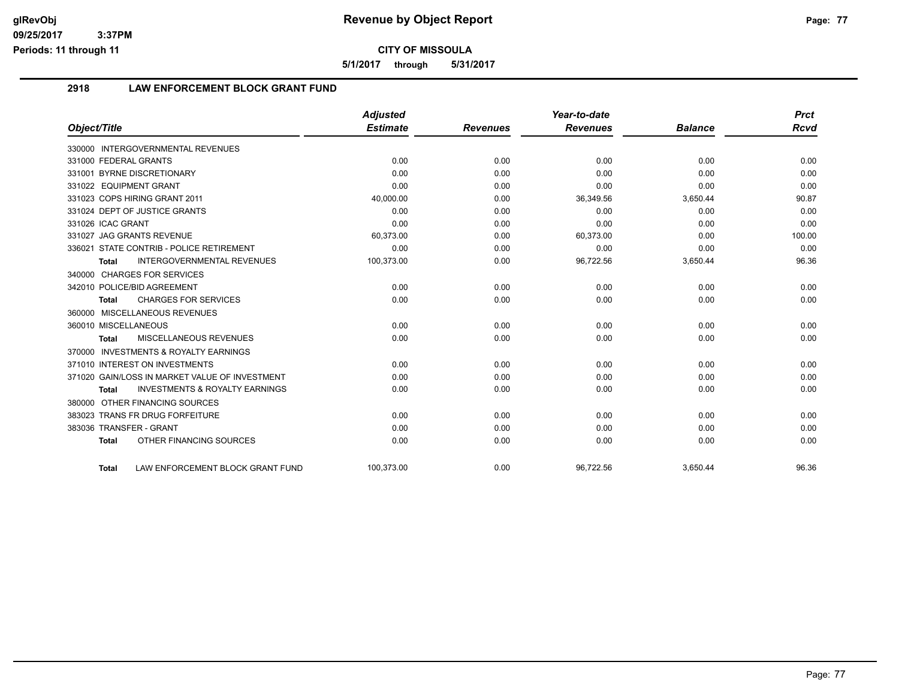# CITY OF MISSOULA

**Revenue by Object Report**

5/1/2017 through 5/31/2017

## 2918 LAW ENFORCEMENT BLOCK GRANT FUND

| Object/Title | Adjusted Estimate | Revenues | Year-to-date Revenues | Balance | Prct Rcvd |
|---|---|---|---|---|---|
| 330000 INTERGOVERNMENTAL REVENUES | | | | | |
| 331000 FEDERAL GRANTS | 0.00 | 0.00 | 0.00 | 0.00 | 0.00 |
| 331001 BYRNE DISCRETIONARY | 0.00 | 0.00 | 0.00 | 0.00 | 0.00 |
| 331022 EQUIPMENT GRANT | 0.00 | 0.00 | 0.00 | 0.00 | 0.00 |
| 331023 COPS HIRING GRANT 2011 | 40,000.00 | 0.00 | 36,349.56 | 3,650.44 | 90.87 |
| 331024 DEPT OF JUSTICE GRANTS | 0.00 | 0.00 | 0.00 | 0.00 | 0.00 |
| 331026 ICAC GRANT | 0.00 | 0.00 | 0.00 | 0.00 | 0.00 |
| 331027 JAG GRANTS REVENUE | 60,373.00 | 0.00 | 60,373.00 | 0.00 | 100.00 |
| 336021 STATE CONTRIB - POLICE RETIREMENT | 0.00 | 0.00 | 0.00 | 0.00 | 0.00 |
| **Total** INTERGOVERNMENTAL REVENUES | 100,373.00 | 0.00 | 96,722.56 | 3,650.44 | 96.36 |
| 340000 CHARGES FOR SERVICES | | | | | |
| 342010 POLICE/BID AGREEMENT | 0.00 | 0.00 | 0.00 | 0.00 | 0.00 |
| **Total** CHARGES FOR SERVICES | 0.00 | 0.00 | 0.00 | 0.00 | 0.00 |
| 360000 MISCELLANEOUS REVENUES | | | | | |
| 360010 MISCELLANEOUS | 0.00 | 0.00 | 0.00 | 0.00 | 0.00 |
| **Total** MISCELLANEOUS REVENUES | 0.00 | 0.00 | 0.00 | 0.00 | 0.00 |
| 370000 INVESTMENTS & ROYALTY EARNINGS | | | | | |
| 371010 INTEREST ON INVESTMENTS | 0.00 | 0.00 | 0.00 | 0.00 | 0.00 |
| 371020 GAIN/LOSS IN MARKET VALUE OF INVESTMENT | 0.00 | 0.00 | 0.00 | 0.00 | 0.00 |
| **Total** INVESTMENTS & ROYALTY EARNINGS | 0.00 | 0.00 | 0.00 | 0.00 | 0.00 |
| 380000 OTHER FINANCING SOURCES | | | | | |
| 383023 TRANS FR DRUG FORFEITURE | 0.00 | 0.00 | 0.00 | 0.00 | 0.00 |
| 383036 TRANSFER - GRANT | 0.00 | 0.00 | 0.00 | 0.00 | 0.00 |
| **Total** OTHER FINANCING SOURCES | 0.00 | 0.00 | 0.00 | 0.00 | 0.00 |
| **Total** LAW ENFORCEMENT BLOCK GRANT FUND | 100,373.00 | 0.00 | 96,722.56 | 3,650.44 | 96.36 |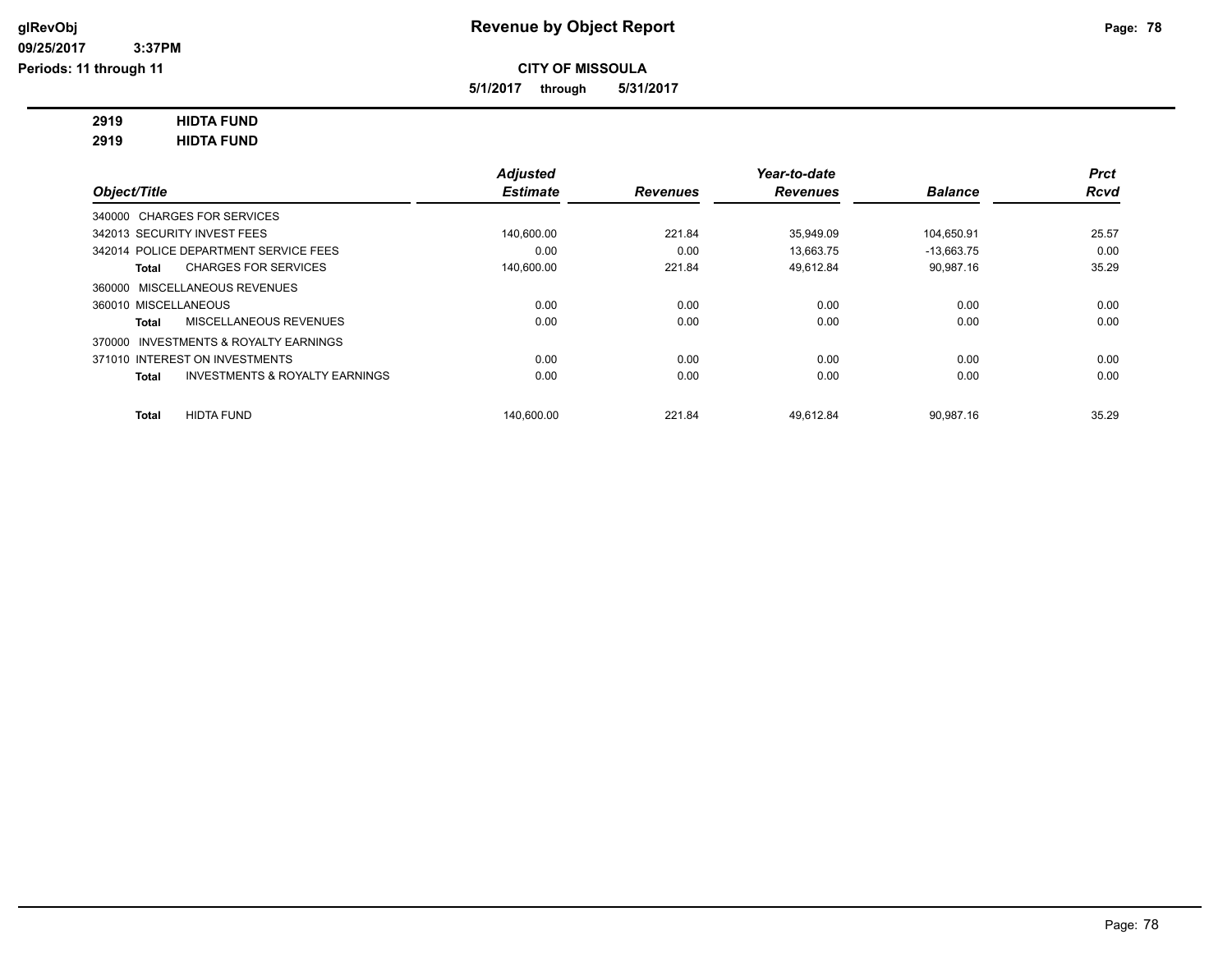# Revenue by Object Report

**CITY OF MISSOULA**

**5/1/2017 through 5/31/2017**

glRevObj
09/25/2017 3:37PM
Periods: 11 through 11

**2919 HIDTA FUND**
**2919 HIDTA FUND**

| Object/Title | Adjusted Estimate | Revenues | Year-to-date Revenues | Balance | Prct Rcvd |
|---|---|---|---|---|---|
| 340000 CHARGES FOR SERVICES | | | | | |
| 342013 SECURITY INVEST FEES | 140,600.00 | 221.84 | 35,949.09 | 104,650.91 | 25.57 |
| 342014 POLICE DEPARTMENT SERVICE FEES | 0.00 | 0.00 | 13,663.75 | -13,663.75 | 0.00 |
| **Total** CHARGES FOR SERVICES | 140,600.00 | 221.84 | 49,612.84 | 90,987.16 | 35.29 |
| 360000 MISCELLANEOUS REVENUES | | | | | |
| 360010 MISCELLANEOUS | 0.00 | 0.00 | 0.00 | 0.00 | 0.00 |
| **Total** MISCELLANEOUS REVENUES | 0.00 | 0.00 | 0.00 | 0.00 | 0.00 |
| 370000 INVESTMENTS & ROYALTY EARNINGS | | | | | |
| 371010 INTEREST ON INVESTMENTS | 0.00 | 0.00 | 0.00 | 0.00 | 0.00 |
| **Total** INVESTMENTS & ROYALTY EARNINGS | 0.00 | 0.00 | 0.00 | 0.00 | 0.00 |
| **Total** HIDTA FUND | 140,600.00 | 221.84 | 49,612.84 | 90,987.16 | 35.29 |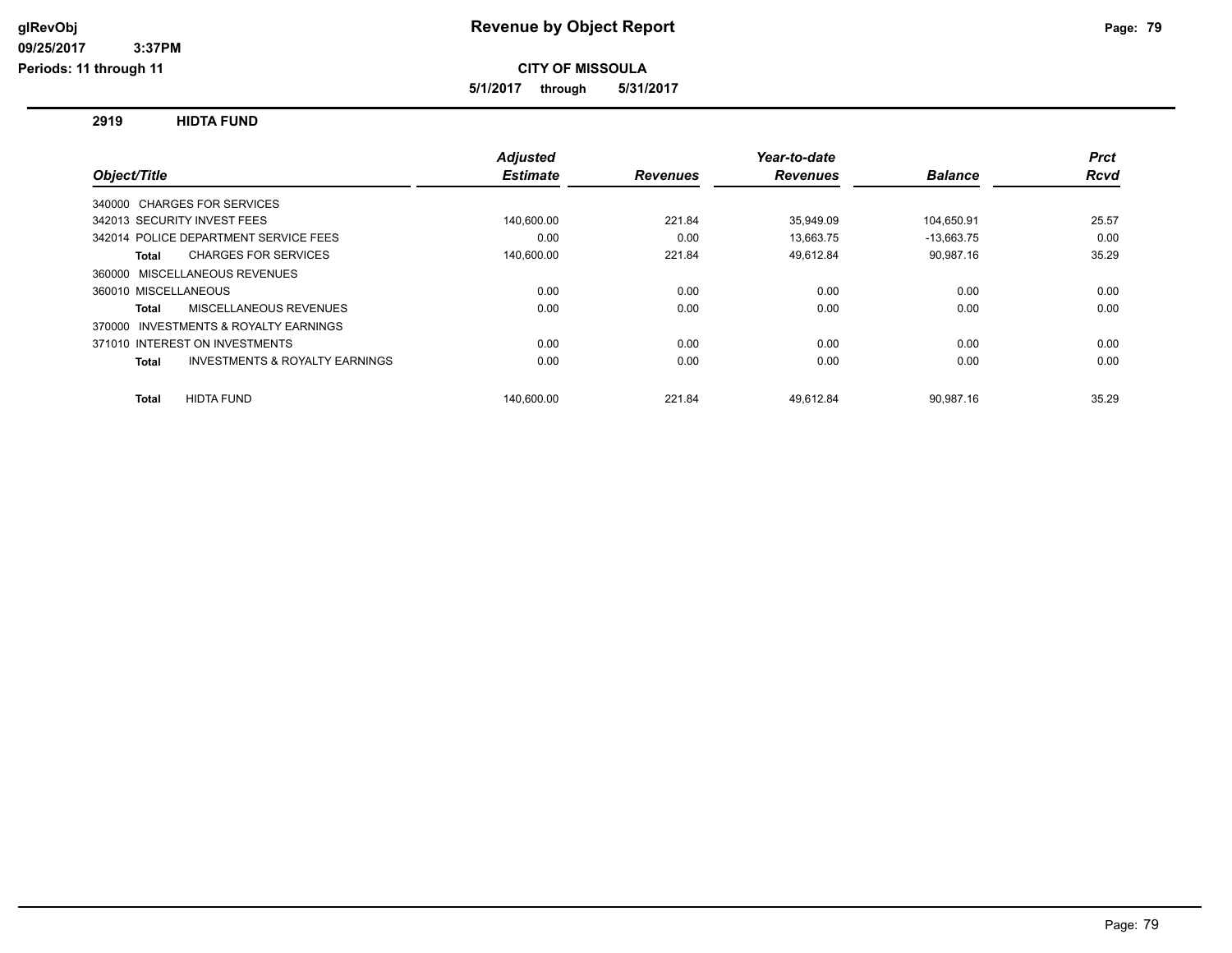# Revenue by Object Report

**CITY OF MISSOULA**

**5/1/2017 through 5/31/2017**

glRevObj
09/25/2017 3:37PM
Periods: 11 through 11

## 2919 HIDTA FUND

| Object/Title | Adjusted Estimate | Revenues | Year-to-date Revenues | Balance | Prct Rcvd |
|---|---|---|---|---|---|
| 340000 CHARGES FOR SERVICES | | | | | |
| 342013 SECURITY INVEST FEES | 140,600.00 | 221.84 | 35,949.09 | 104,650.91 | 25.57 |
| 342014 POLICE DEPARTMENT SERVICE FEES | 0.00 | 0.00 | 13,663.75 | -13,663.75 | 0.00 |
| **Total** CHARGES FOR SERVICES | 140,600.00 | 221.84 | 49,612.84 | 90,987.16 | 35.29 |
| 360000 MISCELLANEOUS REVENUES | | | | | |
| 360010 MISCELLANEOUS | 0.00 | 0.00 | 0.00 | 0.00 | 0.00 |
| **Total** MISCELLANEOUS REVENUES | 0.00 | 0.00 | 0.00 | 0.00 | 0.00 |
| 370000 INVESTMENTS & ROYALTY EARNINGS | | | | | |
| 371010 INTEREST ON INVESTMENTS | 0.00 | 0.00 | 0.00 | 0.00 | 0.00 |
| **Total** INVESTMENTS & ROYALTY EARNINGS | 0.00 | 0.00 | 0.00 | 0.00 | 0.00 |
| **Total** HIDTA FUND | 140,600.00 | 221.84 | 49,612.84 | 90,987.16 | 35.29 |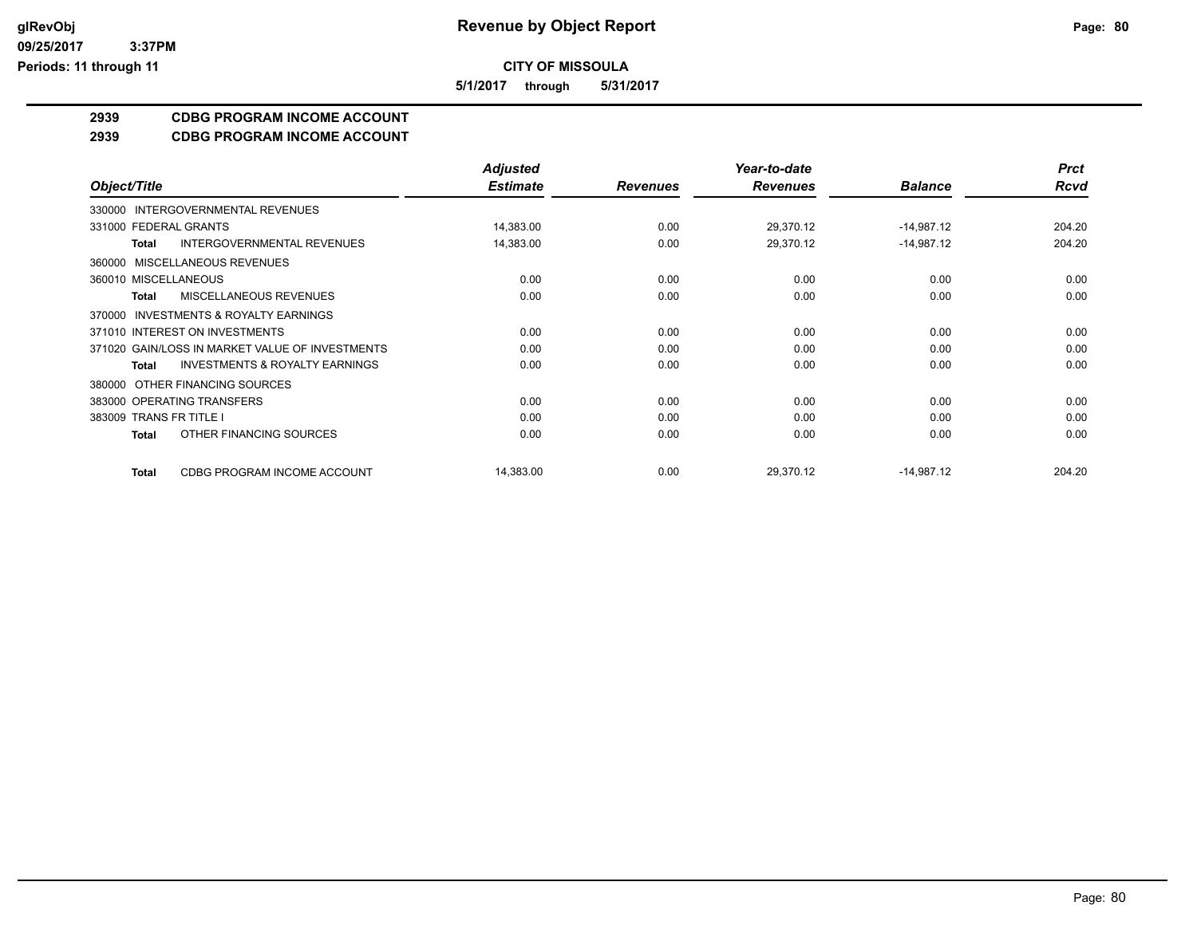**CITY OF MISSOULA**

**5/1/2017 through 5/31/2017**

## 2939 CDBG PROGRAM INCOME ACCOUNT

## 2939 CDBG PROGRAM INCOME ACCOUNT

| Object/Title | Adjusted Estimate | Revenues | Year-to-date Revenues | Balance | Prct Rcvd |
|---|---|---|---|---|---|
| 330000 INTERGOVERNMENTAL REVENUES | | | | | |
| 331000 FEDERAL GRANTS | 14,383.00 | 0.00 | 29,370.12 | -14,987.12 | 204.20 |
| **Total** INTERGOVERNMENTAL REVENUES | 14,383.00 | 0.00 | 29,370.12 | -14,987.12 | 204.20 |
| 360000 MISCELLANEOUS REVENUES | | | | | |
| 360010 MISCELLANEOUS | 0.00 | 0.00 | 0.00 | 0.00 | 0.00 |
| **Total** MISCELLANEOUS REVENUES | 0.00 | 0.00 | 0.00 | 0.00 | 0.00 |
| 370000 INVESTMENTS & ROYALTY EARNINGS | | | | | |
| 371010 INTEREST ON INVESTMENTS | 0.00 | 0.00 | 0.00 | 0.00 | 0.00 |
| 371020 GAIN/LOSS IN MARKET VALUE OF INVESTMENTS | 0.00 | 0.00 | 0.00 | 0.00 | 0.00 |
| **Total** INVESTMENTS & ROYALTY EARNINGS | 0.00 | 0.00 | 0.00 | 0.00 | 0.00 |
| 380000 OTHER FINANCING SOURCES | | | | | |
| 383000 OPERATING TRANSFERS | 0.00 | 0.00 | 0.00 | 0.00 | 0.00 |
| 383009 TRANS FR TITLE I | 0.00 | 0.00 | 0.00 | 0.00 | 0.00 |
| **Total** OTHER FINANCING SOURCES | 0.00 | 0.00 | 0.00 | 0.00 | 0.00 |
| **Total** CDBG PROGRAM INCOME ACCOUNT | 14,383.00 | 0.00 | 29,370.12 | -14,987.12 | 204.20 |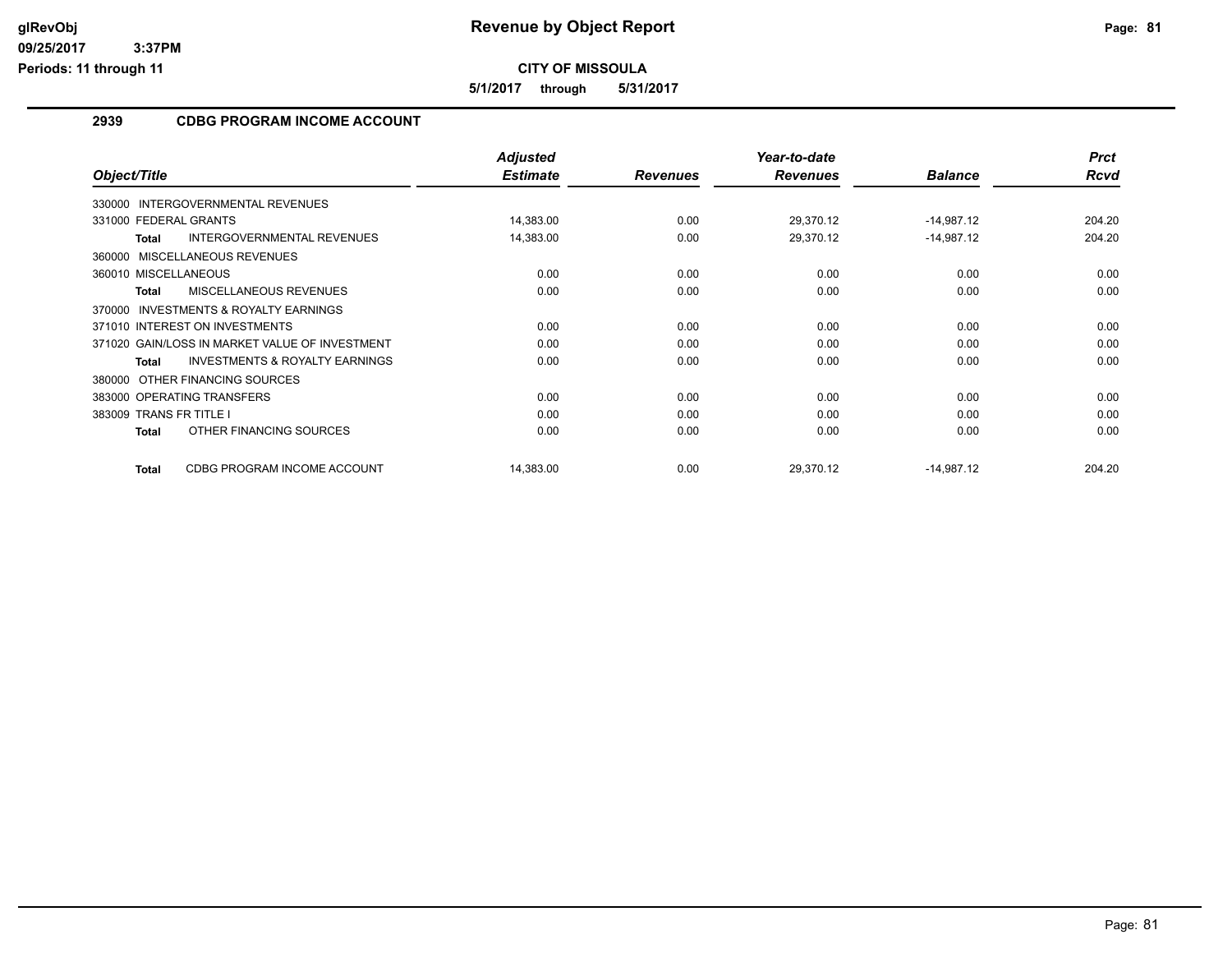**CITY OF MISSOULA**

**5/1/2017 through 5/31/2017**

## 2939 CDBG PROGRAM INCOME ACCOUNT

| Object/Title | Adjusted Estimate | Revenues | Year-to-date Revenues | Balance | Prct Rcvd |
|---|---|---|---|---|---|
| 330000 INTERGOVERNMENTAL REVENUES | | | | | |
| 331000 FEDERAL GRANTS | 14,383.00 | 0.00 | 29,370.12 | -14,987.12 | 204.20 |
| **Total** INTERGOVERNMENTAL REVENUES | 14,383.00 | 0.00 | 29,370.12 | -14,987.12 | 204.20 |
| 360000 MISCELLANEOUS REVENUES | | | | | |
| 360010 MISCELLANEOUS | 0.00 | 0.00 | 0.00 | 0.00 | 0.00 |
| **Total** MISCELLANEOUS REVENUES | 0.00 | 0.00 | 0.00 | 0.00 | 0.00 |
| 370000 INVESTMENTS & ROYALTY EARNINGS | | | | | |
| 371010 INTEREST ON INVESTMENTS | 0.00 | 0.00 | 0.00 | 0.00 | 0.00 |
| 371020 GAIN/LOSS IN MARKET VALUE OF INVESTMENT | 0.00 | 0.00 | 0.00 | 0.00 | 0.00 |
| **Total** INVESTMENTS & ROYALTY EARNINGS | 0.00 | 0.00 | 0.00 | 0.00 | 0.00 |
| 380000 OTHER FINANCING SOURCES | | | | | |
| 383000 OPERATING TRANSFERS | 0.00 | 0.00 | 0.00 | 0.00 | 0.00 |
| 383009 TRANS FR TITLE I | 0.00 | 0.00 | 0.00 | 0.00 | 0.00 |
| **Total** OTHER FINANCING SOURCES | 0.00 | 0.00 | 0.00 | 0.00 | 0.00 |
| **Total** CDBG PROGRAM INCOME ACCOUNT | 14,383.00 | 0.00 | 29,370.12 | -14,987.12 | 204.20 |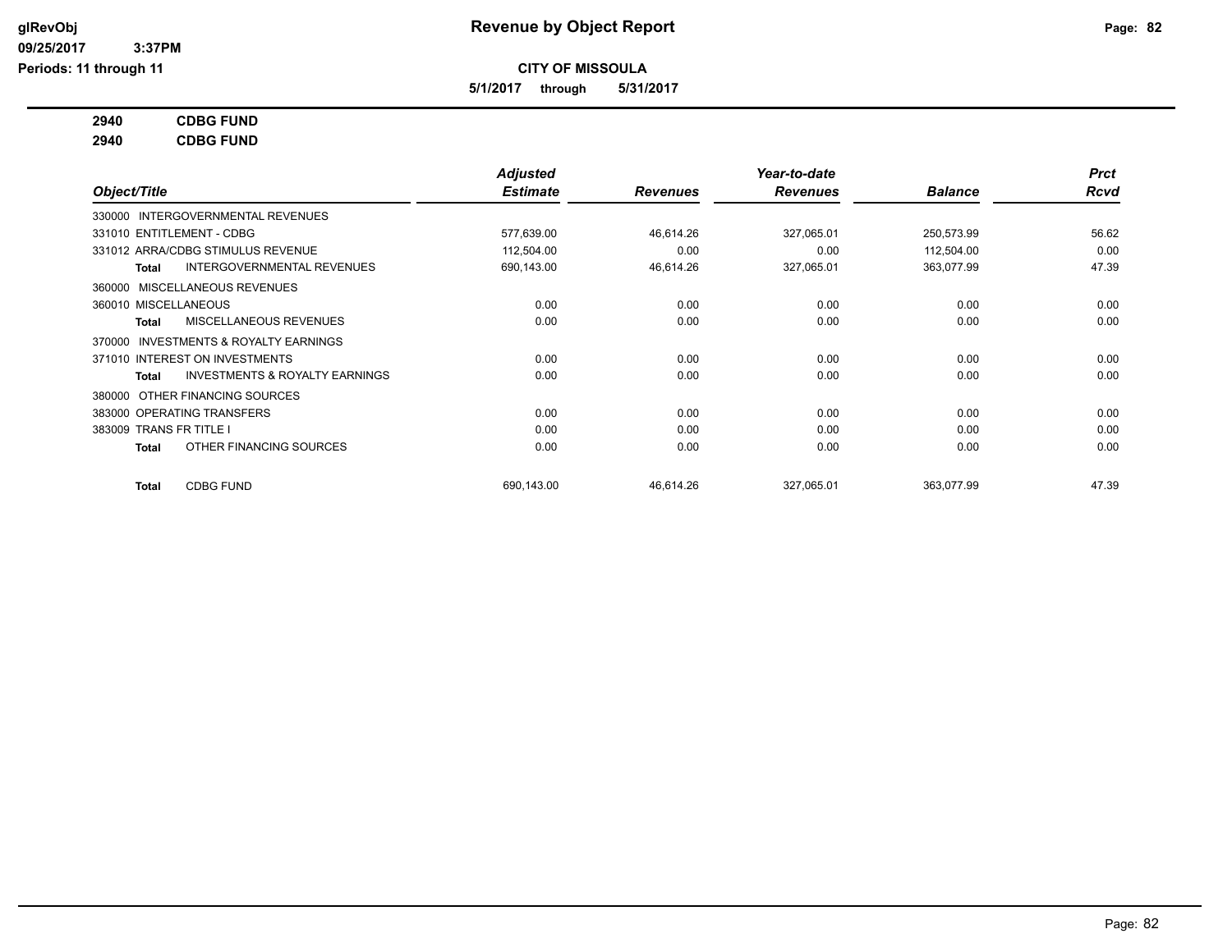glRevObj
09/25/2017 3:37PM
Periods: 11 through 11

# Revenue by Object Report

**CITY OF MISSOULA**

**5/1/2017 through 5/31/2017**

**2940 CDBG FUND**
**2940 CDBG FUND**

| Object/Title | Adjusted Estimate | Revenues | Year-to-date Revenues | Balance | Prct Rcvd |
|---|---|---|---|---|---|
| 330000 INTERGOVERNMENTAL REVENUES | | | | | |
| 331010 ENTITLEMENT - CDBG | 577,639.00 | 46,614.26 | 327,065.01 | 250,573.99 | 56.62 |
| 331012 ARRA/CDBG STIMULUS REVENUE | 112,504.00 | 0.00 | 0.00 | 112,504.00 | 0.00 |
| **Total** INTERGOVERNMENTAL REVENUES | 690,143.00 | 46,614.26 | 327,065.01 | 363,077.99 | 47.39 |
| 360000 MISCELLANEOUS REVENUES | | | | | |
| 360010 MISCELLANEOUS | 0.00 | 0.00 | 0.00 | 0.00 | 0.00 |
| **Total** MISCELLANEOUS REVENUES | 0.00 | 0.00 | 0.00 | 0.00 | 0.00 |
| 370000 INVESTMENTS & ROYALTY EARNINGS | | | | | |
| 371010 INTEREST ON INVESTMENTS | 0.00 | 0.00 | 0.00 | 0.00 | 0.00 |
| **Total** INVESTMENTS & ROYALTY EARNINGS | 0.00 | 0.00 | 0.00 | 0.00 | 0.00 |
| 380000 OTHER FINANCING SOURCES | | | | | |
| 383000 OPERATING TRANSFERS | 0.00 | 0.00 | 0.00 | 0.00 | 0.00 |
| 383009 TRANS FR TITLE I | 0.00 | 0.00 | 0.00 | 0.00 | 0.00 |
| **Total** OTHER FINANCING SOURCES | 0.00 | 0.00 | 0.00 | 0.00 | 0.00 |
| **Total** CDBG FUND | 690,143.00 | 46,614.26 | 327,065.01 | 363,077.99 | 47.39 |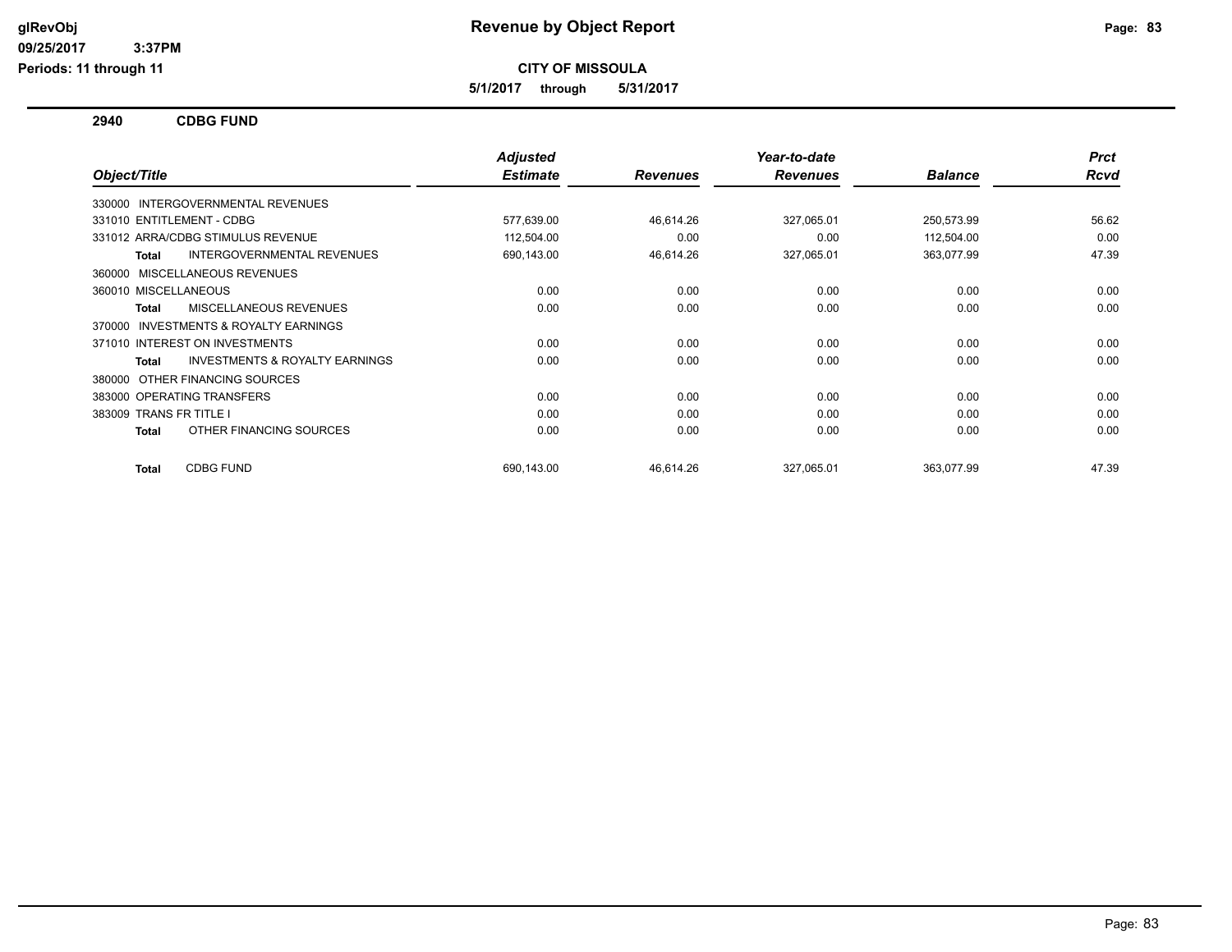# Revenue by Object Report

**CITY OF MISSOULA**

**5/1/2017 through 5/31/2017**

**glRevObj**
**09/25/2017 3:37PM**
**Periods: 11 through 11**

## 2940 CDBG FUND

| Object/Title | Adjusted Estimate | Revenues | Year-to-date Revenues | Balance | Prct Rcvd |
|---|---|---|---|---|---|
| 330000 INTERGOVERNMENTAL REVENUES | | | | | |
| 331010 ENTITLEMENT - CDBG | 577,639.00 | 46,614.26 | 327,065.01 | 250,573.99 | 56.62 |
| 331012 ARRA/CDBG STIMULUS REVENUE | 112,504.00 | 0.00 | 0.00 | 112,504.00 | 0.00 |
| **Total** INTERGOVERNMENTAL REVENUES | 690,143.00 | 46,614.26 | 327,065.01 | 363,077.99 | 47.39 |
| 360000 MISCELLANEOUS REVENUES | | | | | |
| 360010 MISCELLANEOUS | 0.00 | 0.00 | 0.00 | 0.00 | 0.00 |
| **Total** MISCELLANEOUS REVENUES | 0.00 | 0.00 | 0.00 | 0.00 | 0.00 |
| 370000 INVESTMENTS & ROYALTY EARNINGS | | | | | |
| 371010 INTEREST ON INVESTMENTS | 0.00 | 0.00 | 0.00 | 0.00 | 0.00 |
| **Total** INVESTMENTS & ROYALTY EARNINGS | 0.00 | 0.00 | 0.00 | 0.00 | 0.00 |
| 380000 OTHER FINANCING SOURCES | | | | | |
| 383000 OPERATING TRANSFERS | 0.00 | 0.00 | 0.00 | 0.00 | 0.00 |
| 383009 TRANS FR TITLE I | 0.00 | 0.00 | 0.00 | 0.00 | 0.00 |
| **Total** OTHER FINANCING SOURCES | 0.00 | 0.00 | 0.00 | 0.00 | 0.00 |
| **Total** CDBG FUND | 690,143.00 | 46,614.26 | 327,065.01 | 363,077.99 | 47.39 |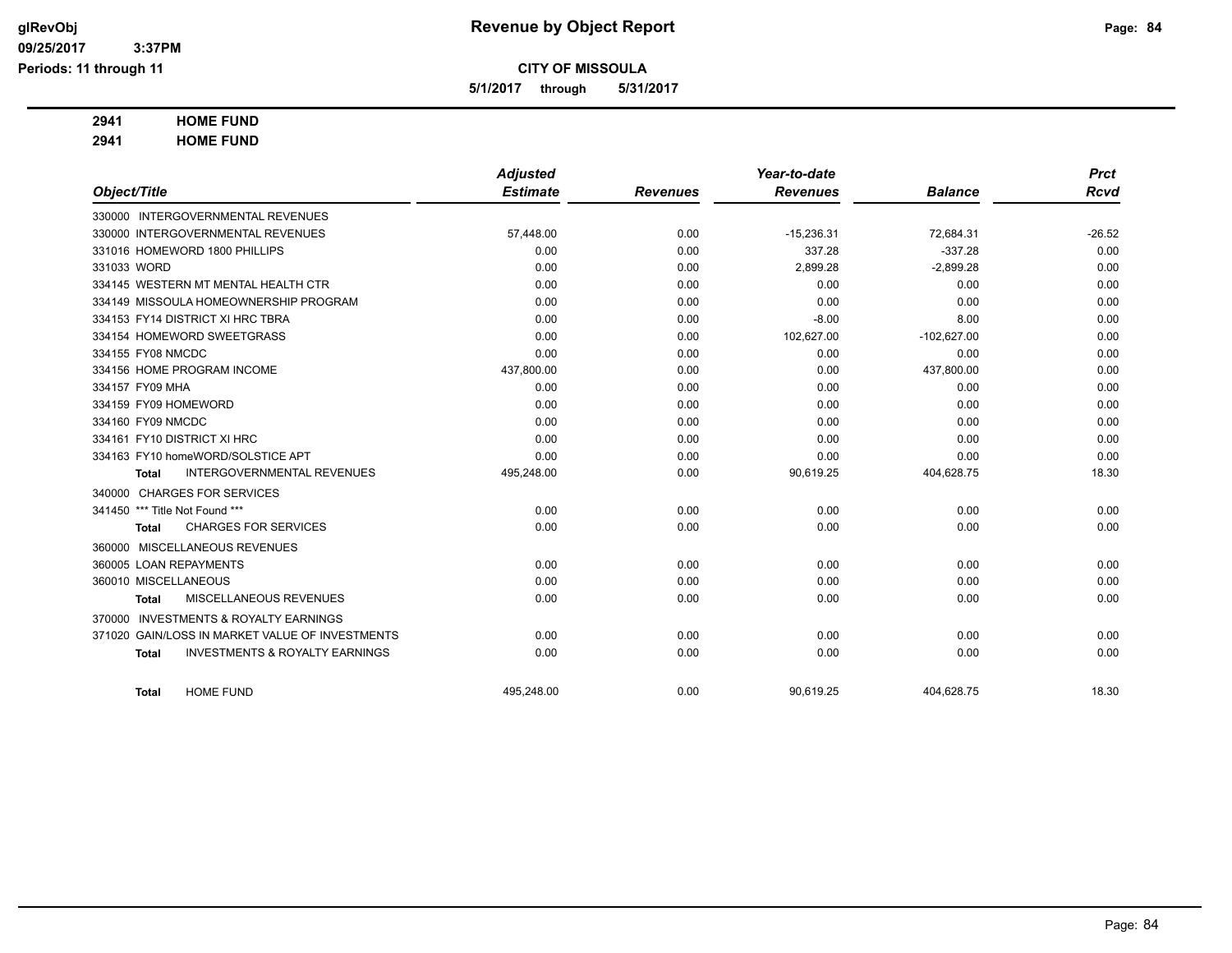**Revenue by Object Report**

**CITY OF MISSOULA**

**5/1/2017 through 5/31/2017**

glRevObj
09/25/2017 3:37PM
Periods: 11 through 11

**2941 HOME FUND**
**2941 HOME FUND**

| Object/Title | Adjusted Estimate | Revenues | Year-to-date Revenues | Balance | Prct Rcvd |
|---|---|---|---|---|---|
| 330000 INTERGOVERNMENTAL REVENUES | | | | | |
| 330000 INTERGOVERNMENTAL REVENUES | 57,448.00 | 0.00 | -15,236.31 | 72,684.31 | -26.52 |
| 331016 HOMEWORD 1800 PHILLIPS | 0.00 | 0.00 | 337.28 | -337.28 | 0.00 |
| 331033 WORD | 0.00 | 0.00 | 2,899.28 | -2,899.28 | 0.00 |
| 334145 WESTERN MT MENTAL HEALTH CTR | 0.00 | 0.00 | 0.00 | 0.00 | 0.00 |
| 334149 MISSOULA HOMEOWNERSHIP PROGRAM | 0.00 | 0.00 | 0.00 | 0.00 | 0.00 |
| 334153 FY14 DISTRICT XI HRC TBRA | 0.00 | 0.00 | -8.00 | 8.00 | 0.00 |
| 334154 HOMEWORD SWEETGRASS | 0.00 | 0.00 | 102,627.00 | -102,627.00 | 0.00 |
| 334155 FY08 NMCDC | 0.00 | 0.00 | 0.00 | 0.00 | 0.00 |
| 334156 HOME PROGRAM INCOME | 437,800.00 | 0.00 | 0.00 | 437,800.00 | 0.00 |
| 334157 FY09 MHA | 0.00 | 0.00 | 0.00 | 0.00 | 0.00 |
| 334159 FY09 HOMEWORD | 0.00 | 0.00 | 0.00 | 0.00 | 0.00 |
| 334160 FY09 NMCDC | 0.00 | 0.00 | 0.00 | 0.00 | 0.00 |
| 334161 FY10 DISTRICT XI HRC | 0.00 | 0.00 | 0.00 | 0.00 | 0.00 |
| 334163 FY10 homeWORD/SOLSTICE APT | 0.00 | 0.00 | 0.00 | 0.00 | 0.00 |
| **Total** INTERGOVERNMENTAL REVENUES | 495,248.00 | 0.00 | 90,619.25 | 404,628.75 | 18.30 |
| 340000 CHARGES FOR SERVICES | | | | | |
| 341450 *** Title Not Found *** | 0.00 | 0.00 | 0.00 | 0.00 | 0.00 |
| **Total** CHARGES FOR SERVICES | 0.00 | 0.00 | 0.00 | 0.00 | 0.00 |
| 360000 MISCELLANEOUS REVENUES | | | | | |
| 360005 LOAN REPAYMENTS | 0.00 | 0.00 | 0.00 | 0.00 | 0.00 |
| 360010 MISCELLANEOUS | 0.00 | 0.00 | 0.00 | 0.00 | 0.00 |
| **Total** MISCELLANEOUS REVENUES | 0.00 | 0.00 | 0.00 | 0.00 | 0.00 |
| 370000 INVESTMENTS & ROYALTY EARNINGS | | | | | |
| 371020 GAIN/LOSS IN MARKET VALUE OF INVESTMENTS | 0.00 | 0.00 | 0.00 | 0.00 | 0.00 |
| **Total** INVESTMENTS & ROYALTY EARNINGS | 0.00 | 0.00 | 0.00 | 0.00 | 0.00 |
| **Total** HOME FUND | 495,248.00 | 0.00 | 90,619.25 | 404,628.75 | 18.30 |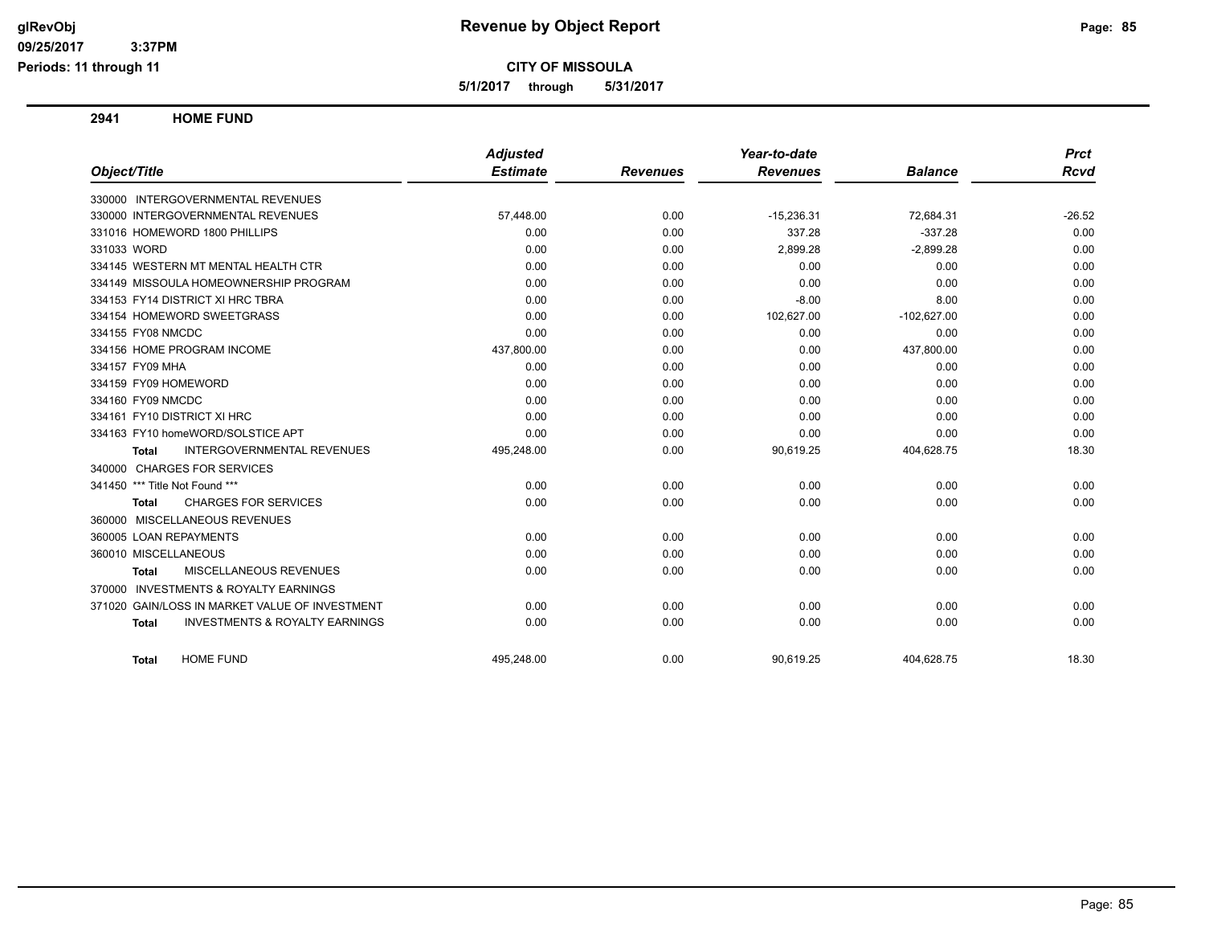**CITY OF MISSOULA**

**5/1/2017 through 5/31/2017**

## 2941 HOME FUND

| Object/Title | Adjusted Estimate | Revenues | Year-to-date Revenues | Balance | Prct Rcvd |
|---|---|---|---|---|---|
| 330000 INTERGOVERNMENTAL REVENUES | | | | | |
| 330000 INTERGOVERNMENTAL REVENUES | 57,448.00 | 0.00 | -15,236.31 | 72,684.31 | -26.52 |
| 331016 HOMEWORD 1800 PHILLIPS | 0.00 | 0.00 | 337.28 | -337.28 | 0.00 |
| 331033 WORD | 0.00 | 0.00 | 2,899.28 | -2,899.28 | 0.00 |
| 334145 WESTERN MT MENTAL HEALTH CTR | 0.00 | 0.00 | 0.00 | 0.00 | 0.00 |
| 334149 MISSOULA HOMEOWNERSHIP PROGRAM | 0.00 | 0.00 | 0.00 | 0.00 | 0.00 |
| 334153 FY14 DISTRICT XI HRC TBRA | 0.00 | 0.00 | -8.00 | 8.00 | 0.00 |
| 334154 HOMEWORD SWEETGRASS | 0.00 | 0.00 | 102,627.00 | -102,627.00 | 0.00 |
| 334155 FY08 NMCDC | 0.00 | 0.00 | 0.00 | 0.00 | 0.00 |
| 334156 HOME PROGRAM INCOME | 437,800.00 | 0.00 | 0.00 | 437,800.00 | 0.00 |
| 334157 FY09 MHA | 0.00 | 0.00 | 0.00 | 0.00 | 0.00 |
| 334159 FY09 HOMEWORD | 0.00 | 0.00 | 0.00 | 0.00 | 0.00 |
| 334160 FY09 NMCDC | 0.00 | 0.00 | 0.00 | 0.00 | 0.00 |
| 334161 FY10 DISTRICT XI HRC | 0.00 | 0.00 | 0.00 | 0.00 | 0.00 |
| 334163 FY10 homeWORD/SOLSTICE APT | 0.00 | 0.00 | 0.00 | 0.00 | 0.00 |
| **Total** INTERGOVERNMENTAL REVENUES | 495,248.00 | 0.00 | 90,619.25 | 404,628.75 | 18.30 |
| 340000 CHARGES FOR SERVICES | | | | | |
| 341450 *** Title Not Found *** | 0.00 | 0.00 | 0.00 | 0.00 | 0.00 |
| **Total** CHARGES FOR SERVICES | 0.00 | 0.00 | 0.00 | 0.00 | 0.00 |
| 360000 MISCELLANEOUS REVENUES | | | | | |
| 360005 LOAN REPAYMENTS | 0.00 | 0.00 | 0.00 | 0.00 | 0.00 |
| 360010 MISCELLANEOUS | 0.00 | 0.00 | 0.00 | 0.00 | 0.00 |
| **Total** MISCELLANEOUS REVENUES | 0.00 | 0.00 | 0.00 | 0.00 | 0.00 |
| 370000 INVESTMENTS & ROYALTY EARNINGS | | | | | |
| 371020 GAIN/LOSS IN MARKET VALUE OF INVESTMENT | 0.00 | 0.00 | 0.00 | 0.00 | 0.00 |
| **Total** INVESTMENTS & ROYALTY EARNINGS | 0.00 | 0.00 | 0.00 | 0.00 | 0.00 |
| **Total** HOME FUND | 495,248.00 | 0.00 | 90,619.25 | 404,628.75 | 18.30 |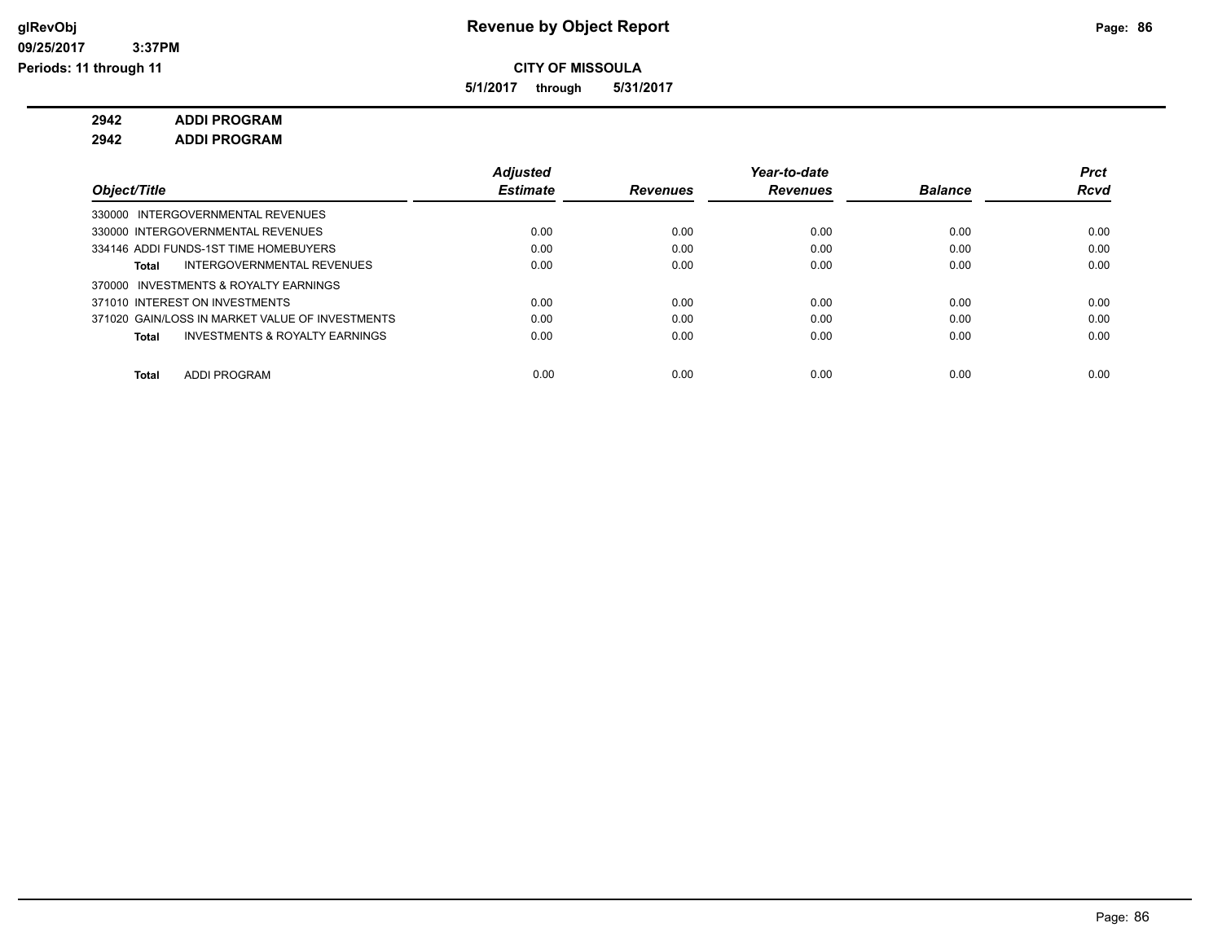# Revenue by Object Report

glRevObj
09/25/2017 3:37PM
Periods: 11 through 11

**CITY OF MISSOULA**

**5/1/2017 through 5/31/2017**

**2942 ADDI PROGRAM**

**2942 ADDI PROGRAM**

| Object/Title | Adjusted Estimate | Revenues | Year-to-date Revenues | Balance | Prct Rcvd |
|---|---|---|---|---|---|
| 330000 INTERGOVERNMENTAL REVENUES | | | | | |
| 330000 INTERGOVERNMENTAL REVENUES | 0.00 | 0.00 | 0.00 | 0.00 | 0.00 |
| 334146 ADDI FUNDS-1ST TIME HOMEBUYERS | 0.00 | 0.00 | 0.00 | 0.00 | 0.00 |
| **Total** INTERGOVERNMENTAL REVENUES | 0.00 | 0.00 | 0.00 | 0.00 | 0.00 |
| 370000 INVESTMENTS & ROYALTY EARNINGS | | | | | |
| 371010 INTEREST ON INVESTMENTS | 0.00 | 0.00 | 0.00 | 0.00 | 0.00 |
| 371020 GAIN/LOSS IN MARKET VALUE OF INVESTMENTS | 0.00 | 0.00 | 0.00 | 0.00 | 0.00 |
| **Total** INVESTMENTS & ROYALTY EARNINGS | 0.00 | 0.00 | 0.00 | 0.00 | 0.00 |
| **Total** ADDI PROGRAM | 0.00 | 0.00 | 0.00 | 0.00 | 0.00 |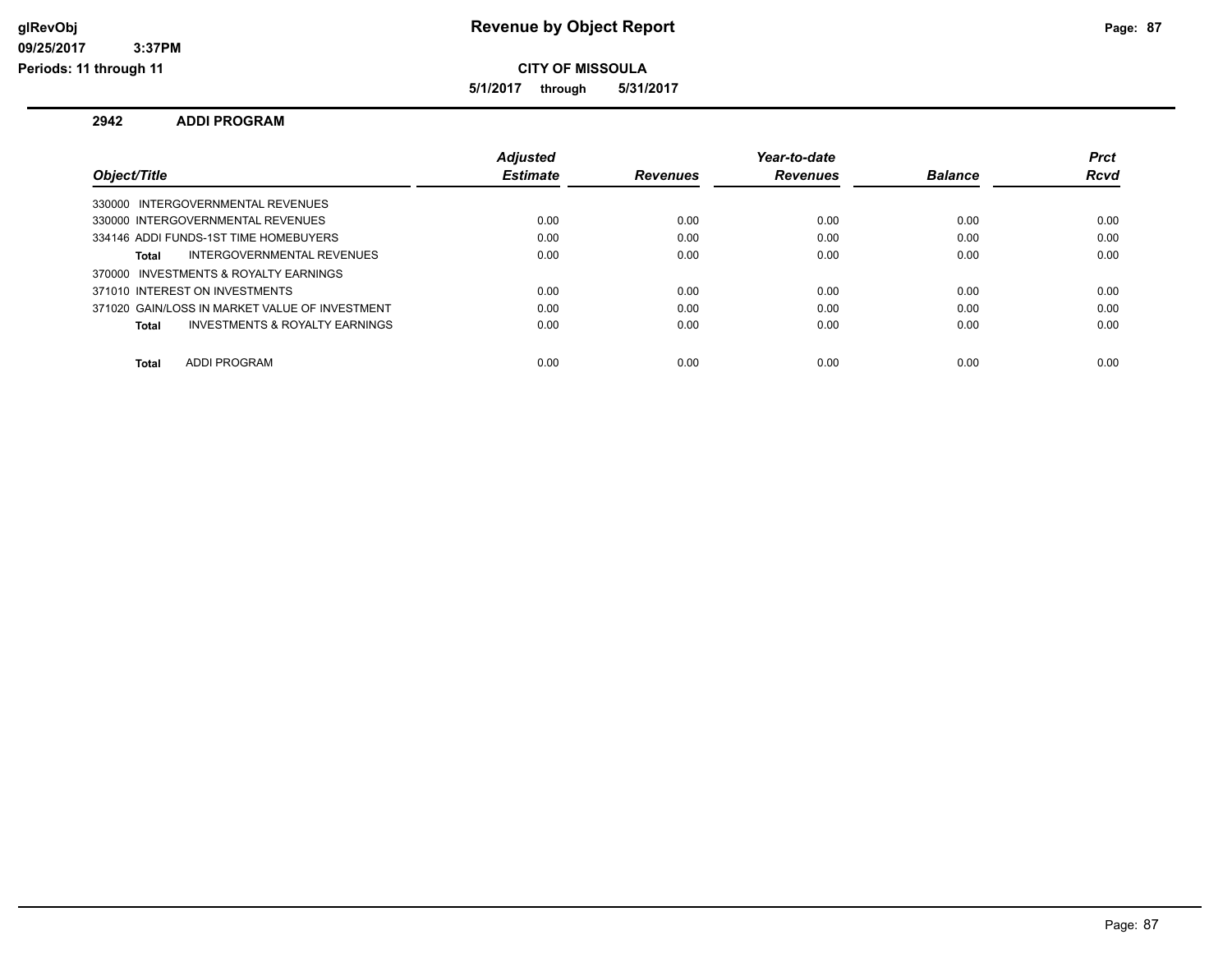# Revenue by Object Report

glRevObj
09/25/2017 3:37PM
Periods: 11 through 11

**CITY OF MISSOULA**

**5/1/2017 through 5/31/2017**

## 2942 ADDI PROGRAM

| Object/Title | Adjusted Estimate | Revenues | Year-to-date Revenues | Balance | Prct Rcvd |
|---|---|---|---|---|---|
| 330000 INTERGOVERNMENTAL REVENUES | | | | | |
| 330000 INTERGOVERNMENTAL REVENUES | 0.00 | 0.00 | 0.00 | 0.00 | 0.00 |
| 334146 ADDI FUNDS-1ST TIME HOMEBUYERS | 0.00 | 0.00 | 0.00 | 0.00 | 0.00 |
| **Total** INTERGOVERNMENTAL REVENUES | 0.00 | 0.00 | 0.00 | 0.00 | 0.00 |
| 370000 INVESTMENTS & ROYALTY EARNINGS | | | | | |
| 371010 INTEREST ON INVESTMENTS | 0.00 | 0.00 | 0.00 | 0.00 | 0.00 |
| 371020 GAIN/LOSS IN MARKET VALUE OF INVESTMENT | 0.00 | 0.00 | 0.00 | 0.00 | 0.00 |
| **Total** INVESTMENTS & ROYALTY EARNINGS | 0.00 | 0.00 | 0.00 | 0.00 | 0.00 |
| **Total** ADDI PROGRAM | 0.00 | 0.00 | 0.00 | 0.00 | 0.00 |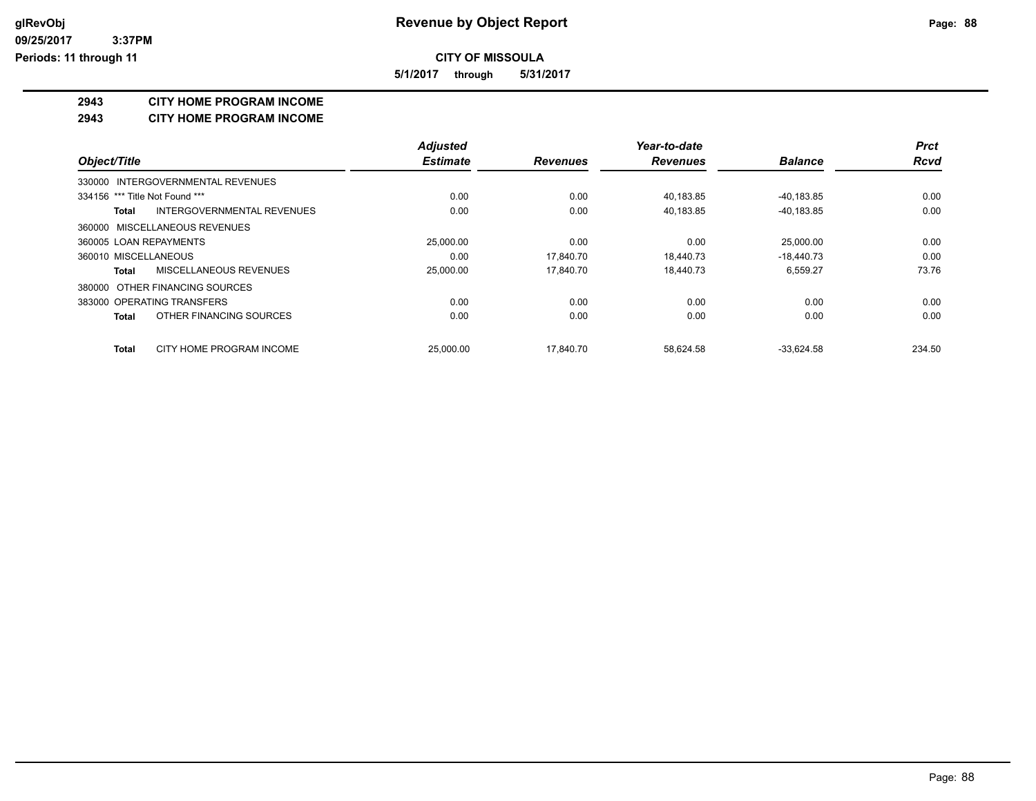**Revenue by Object Report**

**CITY OF MISSOULA**

**5/1/2017 through 5/31/2017**

**2943 CITY HOME PROGRAM INCOME**

**2943 CITY HOME PROGRAM INCOME**

| Object/Title | Adjusted Estimate | Revenues | Year-to-date Revenues | Balance | Prct Rcvd |
|---|---|---|---|---|---|
| 330000 INTERGOVERNMENTAL REVENUES | | | | | |
| 334156 *** Title Not Found *** | 0.00 | 0.00 | 40,183.85 | -40,183.85 | 0.00 |
| **Total** INTERGOVERNMENTAL REVENUES | 0.00 | 0.00 | 40,183.85 | -40,183.85 | 0.00 |
| 360000 MISCELLANEOUS REVENUES | | | | | |
| 360005 LOAN REPAYMENTS | 25,000.00 | 0.00 | 0.00 | 25,000.00 | 0.00 |
| 360010 MISCELLANEOUS | 0.00 | 17,840.70 | 18,440.73 | -18,440.73 | 0.00 |
| **Total** MISCELLANEOUS REVENUES | 25,000.00 | 17,840.70 | 18,440.73 | 6,559.27 | 73.76 |
| 380000 OTHER FINANCING SOURCES | | | | | |
| 383000 OPERATING TRANSFERS | 0.00 | 0.00 | 0.00 | 0.00 | 0.00 |
| **Total** OTHER FINANCING SOURCES | 0.00 | 0.00 | 0.00 | 0.00 | 0.00 |
| **Total** CITY HOME PROGRAM INCOME | 25,000.00 | 17,840.70 | 58,624.58 | -33,624.58 | 234.50 |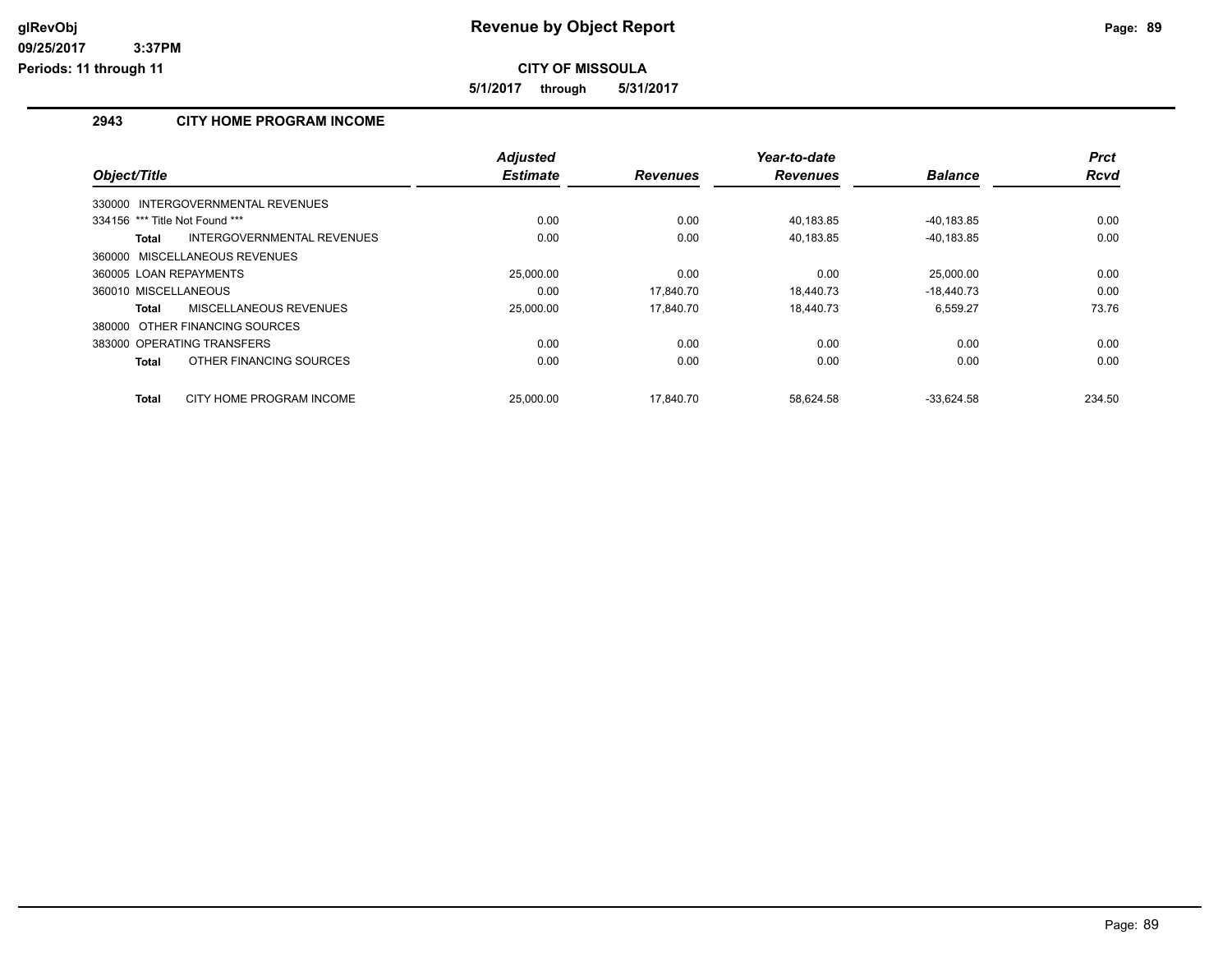# Revenue by Object Report

**CITY OF MISSOULA**

**5/1/2017 through 5/31/2017**

glRevObj
09/25/2017 3:37PM
Periods: 11 through 11

## 2943 CITY HOME PROGRAM INCOME

| Object/Title | | Adjusted Estimate | Revenues | Year-to-date Revenues | Balance | Prct Rcvd |
|---|---|---|---|---|---|---|
| 330000 INTERGOVERNMENTAL REVENUES | | | | | | |
| 334156 *** Title Not Found *** | | 0.00 | 0.00 | 40,183.85 | -40,183.85 | 0.00 |
| **Total** | INTERGOVERNMENTAL REVENUES | 0.00 | 0.00 | 40,183.85 | -40,183.85 | 0.00 |
| 360000 MISCELLANEOUS REVENUES | | | | | | |
| 360005 LOAN REPAYMENTS | | 25,000.00 | 0.00 | 0.00 | 25,000.00 | 0.00 |
| 360010 MISCELLANEOUS | | 0.00 | 17,840.70 | 18,440.73 | -18,440.73 | 0.00 |
| **Total** | MISCELLANEOUS REVENUES | 25,000.00 | 17,840.70 | 18,440.73 | 6,559.27 | 73.76 |
| 380000 OTHER FINANCING SOURCES | | | | | | |
| 383000 OPERATING TRANSFERS | | 0.00 | 0.00 | 0.00 | 0.00 | 0.00 |
| **Total** | OTHER FINANCING SOURCES | 0.00 | 0.00 | 0.00 | 0.00 | 0.00 |
| **Total** | CITY HOME PROGRAM INCOME | 25,000.00 | 17,840.70 | 58,624.58 | -33,624.58 | 234.50 |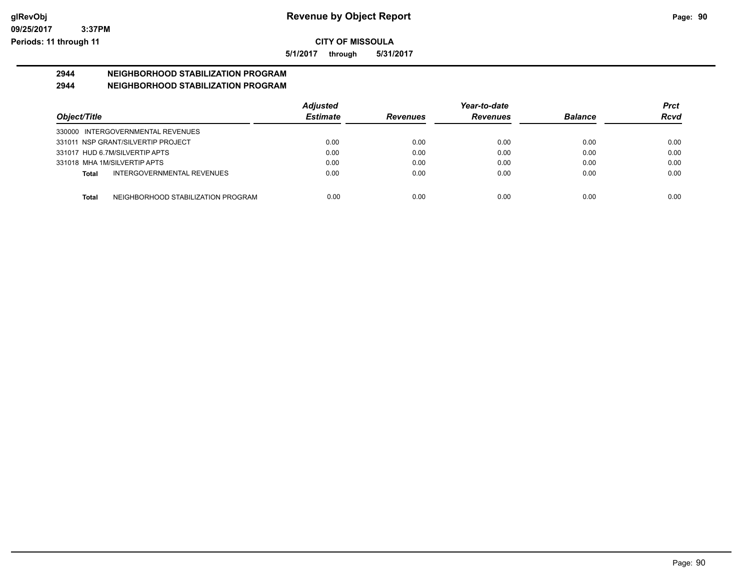# Revenue by Object Report

**CITY OF MISSOULA**

**5/1/2017 through 5/31/2017**

glRevObj
09/25/2017 3:37PM
Periods: 11 through 11

## 2944 NEIGHBORHOOD STABILIZATION PROGRAM
## 2944 NEIGHBORHOOD STABILIZATION PROGRAM

| Object/Title | Adjusted Estimate | Revenues | Year-to-date Revenues | Balance | Prct Rcvd |
|---|---|---|---|---|---|
| 330000 INTERGOVERNMENTAL REVENUES | | | | | |
| 331011 NSP GRANT/SILVERTIP PROJECT | 0.00 | 0.00 | 0.00 | 0.00 | 0.00 |
| 331017 HUD 6.7M/SILVERTIP APTS | 0.00 | 0.00 | 0.00 | 0.00 | 0.00 |
| 331018 MHA 1M/SILVERTIP APTS | 0.00 | 0.00 | 0.00 | 0.00 | 0.00 |
| **Total** INTERGOVERNMENTAL REVENUES | 0.00 | 0.00 | 0.00 | 0.00 | 0.00 |
| **Total** NEIGHBORHOOD STABILIZATION PROGRAM | 0.00 | 0.00 | 0.00 | 0.00 | 0.00 |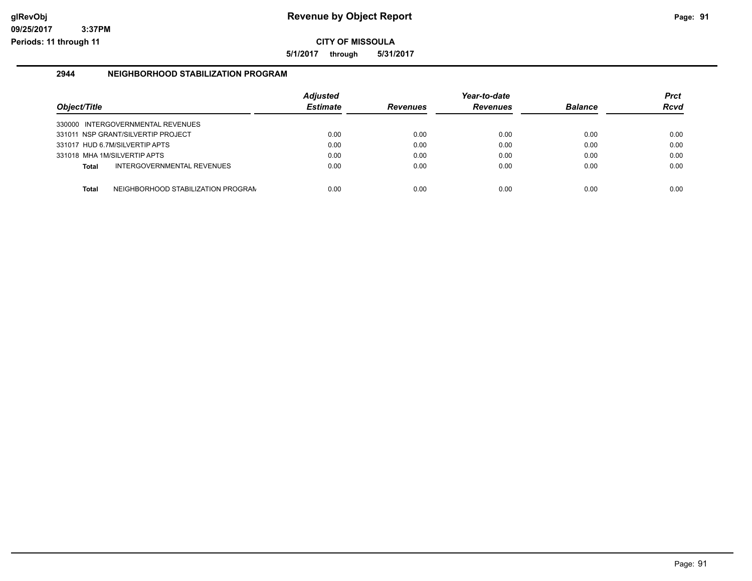# Revenue by Object Report

glRevObj
09/25/2017 3:37PM
Periods: 11 through 11

**CITY OF MISSOULA**

5/1/2017 through 5/31/2017

## 2944 NEIGHBORHOOD STABILIZATION PROGRAM

| Object/Title | Adjusted Estimate | Revenues | Year-to-date Revenues | Balance | Prct Rcvd |
|---|---|---|---|---|---|
| 330000 INTERGOVERNMENTAL REVENUES | | | | | |
| 331011 NSP GRANT/SILVERTIP PROJECT | 0.00 | 0.00 | 0.00 | 0.00 | 0.00 |
| 331017 HUD 6.7M/SILVERTIP APTS | 0.00 | 0.00 | 0.00 | 0.00 | 0.00 |
| 331018 MHA 1M/SILVERTIP APTS | 0.00 | 0.00 | 0.00 | 0.00 | 0.00 |
| **Total** INTERGOVERNMENTAL REVENUES | 0.00 | 0.00 | 0.00 | 0.00 | 0.00 |
| **Total** NEIGHBORHOOD STABILIZATION PROGRAM | 0.00 | 0.00 | 0.00 | 0.00 | 0.00 |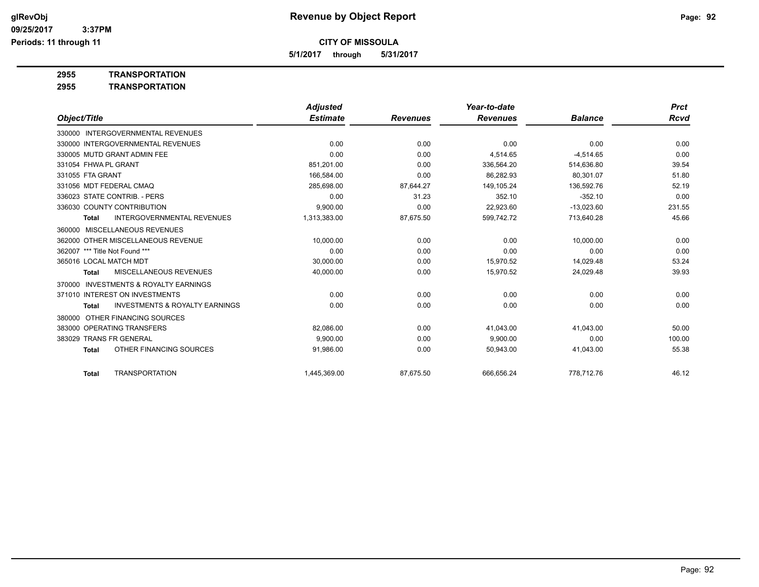**CITY OF MISSOULA**

**5/1/2017 through 5/31/2017**

**2955 TRANSPORTATION**

**2955 TRANSPORTATION**

| Object/Title | Adjusted Estimate | Revenues | Year-to-date Revenues | Balance | Prct Rcvd |
|---|---|---|---|---|---|
| 330000 INTERGOVERNMENTAL REVENUES | | | | | |
| 330000 INTERGOVERNMENTAL REVENUES | 0.00 | 0.00 | 0.00 | 0.00 | 0.00 |
| 330005 MUTD GRANT ADMIN FEE | 0.00 | 0.00 | 4,514.65 | -4,514.65 | 0.00 |
| 331054 FHWA PL GRANT | 851,201.00 | 0.00 | 336,564.20 | 514,636.80 | 39.54 |
| 331055 FTA GRANT | 166,584.00 | 0.00 | 86,282.93 | 80,301.07 | 51.80 |
| 331056 MDT FEDERAL CMAQ | 285,698.00 | 87,644.27 | 149,105.24 | 136,592.76 | 52.19 |
| 336023 STATE CONTRIB. - PERS | 0.00 | 31.23 | 352.10 | -352.10 | 0.00 |
| 336030 COUNTY CONTRIBUTION | 9,900.00 | 0.00 | 22,923.60 | -13,023.60 | 231.55 |
| **Total** INTERGOVERNMENTAL REVENUES | 1,313,383.00 | 87,675.50 | 599,742.72 | 713,640.28 | 45.66 |
| 360000 MISCELLANEOUS REVENUES | | | | | |
| 362000 OTHER MISCELLANEOUS REVENUE | 10,000.00 | 0.00 | 0.00 | 10,000.00 | 0.00 |
| 362007 *** Title Not Found *** | 0.00 | 0.00 | 0.00 | 0.00 | 0.00 |
| 365016 LOCAL MATCH MDT | 30,000.00 | 0.00 | 15,970.52 | 14,029.48 | 53.24 |
| **Total** MISCELLANEOUS REVENUES | 40,000.00 | 0.00 | 15,970.52 | 24,029.48 | 39.93 |
| 370000 INVESTMENTS & ROYALTY EARNINGS | | | | | |
| 371010 INTEREST ON INVESTMENTS | 0.00 | 0.00 | 0.00 | 0.00 | 0.00 |
| **Total** INVESTMENTS & ROYALTY EARNINGS | 0.00 | 0.00 | 0.00 | 0.00 | 0.00 |
| 380000 OTHER FINANCING SOURCES | | | | | |
| 383000 OPERATING TRANSFERS | 82,086.00 | 0.00 | 41,043.00 | 41,043.00 | 50.00 |
| 383029 TRANS FR GENERAL | 9,900.00 | 0.00 | 9,900.00 | 0.00 | 100.00 |
| **Total** OTHER FINANCING SOURCES | 91,986.00 | 0.00 | 50,943.00 | 41,043.00 | 55.38 |
| **Total** TRANSPORTATION | 1,445,369.00 | 87,675.50 | 666,656.24 | 778,712.76 | 46.12 |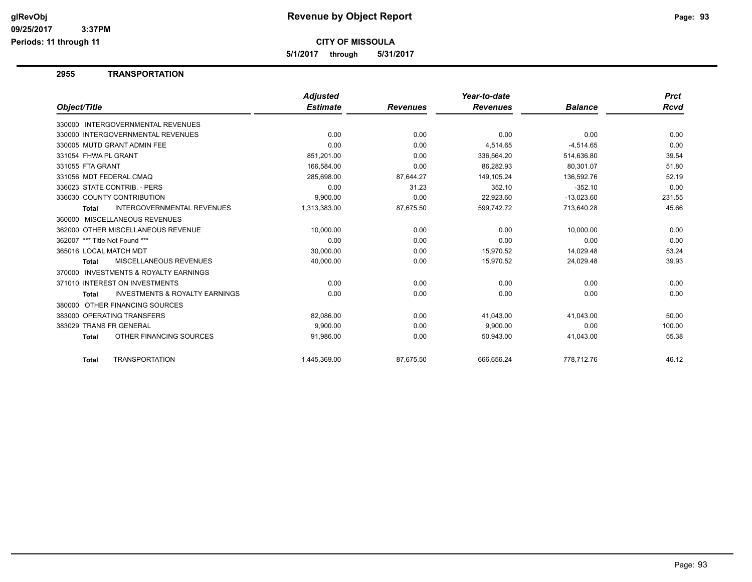# Revenue by Object Report

**CITY OF MISSOULA**

**5/1/2017 through 5/31/2017**

glRevObj
09/25/2017 3:37PM
Periods: 11 through 11

## 2955 TRANSPORTATION

| Object/Title | Adjusted Estimate | Revenues | Year-to-date Revenues | Balance | Prct Rcvd |
|---|---|---|---|---|---|
| 330000 INTERGOVERNMENTAL REVENUES | | | | | |
| 330000 INTERGOVERNMENTAL REVENUES | 0.00 | 0.00 | 0.00 | 0.00 | 0.00 |
| 330005 MUTD GRANT ADMIN FEE | 0.00 | 0.00 | 4,514.65 | -4,514.65 | 0.00 |
| 331054 FHWA PL GRANT | 851,201.00 | 0.00 | 336,564.20 | 514,636.80 | 39.54 |
| 331055 FTA GRANT | 166,584.00 | 0.00 | 86,282.93 | 80,301.07 | 51.80 |
| 331056 MDT FEDERAL CMAQ | 285,698.00 | 87,644.27 | 149,105.24 | 136,592.76 | 52.19 |
| 336023 STATE CONTRIB. - PERS | 0.00 | 31.23 | 352.10 | -352.10 | 0.00 |
| 336030 COUNTY CONTRIBUTION | 9,900.00 | 0.00 | 22,923.60 | -13,023.60 | 231.55 |
| **Total** INTERGOVERNMENTAL REVENUES | 1,313,383.00 | 87,675.50 | 599,742.72 | 713,640.28 | 45.66 |
| 360000 MISCELLANEOUS REVENUES | | | | | |
| 362000 OTHER MISCELLANEOUS REVENUE | 10,000.00 | 0.00 | 0.00 | 10,000.00 | 0.00 |
| 362007 *** Title Not Found *** | 0.00 | 0.00 | 0.00 | 0.00 | 0.00 |
| 365016 LOCAL MATCH MDT | 30,000.00 | 0.00 | 15,970.52 | 14,029.48 | 53.24 |
| **Total** MISCELLANEOUS REVENUES | 40,000.00 | 0.00 | 15,970.52 | 24,029.48 | 39.93 |
| 370000 INVESTMENTS & ROYALTY EARNINGS | | | | | |
| 371010 INTEREST ON INVESTMENTS | 0.00 | 0.00 | 0.00 | 0.00 | 0.00 |
| **Total** INVESTMENTS & ROYALTY EARNINGS | 0.00 | 0.00 | 0.00 | 0.00 | 0.00 |
| 380000 OTHER FINANCING SOURCES | | | | | |
| 383000 OPERATING TRANSFERS | 82,086.00 | 0.00 | 41,043.00 | 41,043.00 | 50.00 |
| 383029 TRANS FR GENERAL | 9,900.00 | 0.00 | 9,900.00 | 0.00 | 100.00 |
| **Total** OTHER FINANCING SOURCES | 91,986.00 | 0.00 | 50,943.00 | 41,043.00 | 55.38 |
| **Total** TRANSPORTATION | 1,445,369.00 | 87,675.50 | 666,656.24 | 778,712.76 | 46.12 |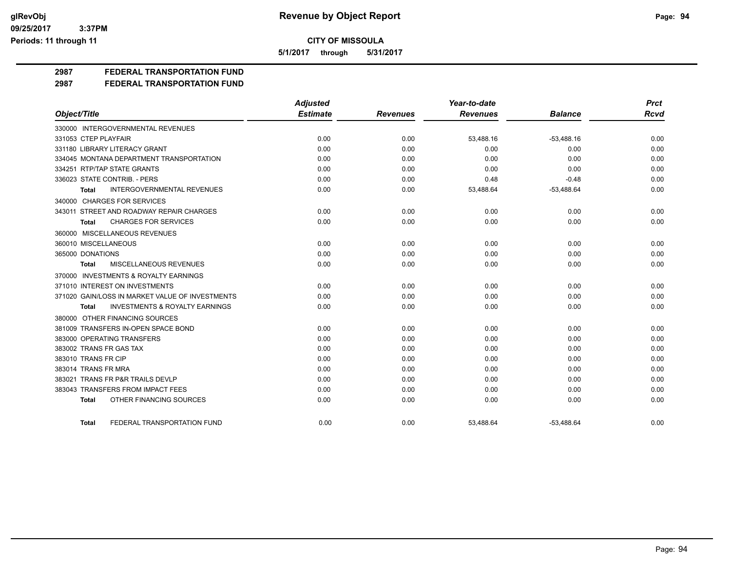**Revenue by Object Report**

**CITY OF MISSOULA**

**5/1/2017 through 5/31/2017**

glRevObj
09/25/2017 3:37PM
Periods: 11 through 11

## 2987 FEDERAL TRANSPORTATION FUND

## 2987 FEDERAL TRANSPORTATION FUND

| Object/Title | Adjusted Estimate | Revenues | Year-to-date Revenues | Balance | Prct Rcvd |
|---|---|---|---|---|---|
| 330000 INTERGOVERNMENTAL REVENUES | | | | | |
| 331053 CTEP PLAYFAIR | 0.00 | 0.00 | 53,488.16 | -53,488.16 | 0.00 |
| 331180 LIBRARY LITERACY GRANT | 0.00 | 0.00 | 0.00 | 0.00 | 0.00 |
| 334045 MONTANA DEPARTMENT TRANSPORTATION | 0.00 | 0.00 | 0.00 | 0.00 | 0.00 |
| 334251 RTP/TAP STATE GRANTS | 0.00 | 0.00 | 0.00 | 0.00 | 0.00 |
| 336023 STATE CONTRIB. - PERS | 0.00 | 0.00 | 0.48 | -0.48 | 0.00 |
| **Total** INTERGOVERNMENTAL REVENUES | 0.00 | 0.00 | 53,488.64 | -53,488.64 | 0.00 |
| 340000 CHARGES FOR SERVICES | | | | | |
| 343011 STREET AND ROADWAY REPAIR CHARGES | 0.00 | 0.00 | 0.00 | 0.00 | 0.00 |
| **Total** CHARGES FOR SERVICES | 0.00 | 0.00 | 0.00 | 0.00 | 0.00 |
| 360000 MISCELLANEOUS REVENUES | | | | | |
| 360010 MISCELLANEOUS | 0.00 | 0.00 | 0.00 | 0.00 | 0.00 |
| 365000 DONATIONS | 0.00 | 0.00 | 0.00 | 0.00 | 0.00 |
| **Total** MISCELLANEOUS REVENUES | 0.00 | 0.00 | 0.00 | 0.00 | 0.00 |
| 370000 INVESTMENTS & ROYALTY EARNINGS | | | | | |
| 371010 INTEREST ON INVESTMENTS | 0.00 | 0.00 | 0.00 | 0.00 | 0.00 |
| 371020 GAIN/LOSS IN MARKET VALUE OF INVESTMENTS | 0.00 | 0.00 | 0.00 | 0.00 | 0.00 |
| **Total** INVESTMENTS & ROYALTY EARNINGS | 0.00 | 0.00 | 0.00 | 0.00 | 0.00 |
| 380000 OTHER FINANCING SOURCES | | | | | |
| 381009 TRANSFERS IN-OPEN SPACE BOND | 0.00 | 0.00 | 0.00 | 0.00 | 0.00 |
| 383000 OPERATING TRANSFERS | 0.00 | 0.00 | 0.00 | 0.00 | 0.00 |
| 383002 TRANS FR GAS TAX | 0.00 | 0.00 | 0.00 | 0.00 | 0.00 |
| 383010 TRANS FR CIP | 0.00 | 0.00 | 0.00 | 0.00 | 0.00 |
| 383014 TRANS FR MRA | 0.00 | 0.00 | 0.00 | 0.00 | 0.00 |
| 383021 TRANS FR P&R TRAILS DEVLP | 0.00 | 0.00 | 0.00 | 0.00 | 0.00 |
| 383043 TRANSFERS FROM IMPACT FEES | 0.00 | 0.00 | 0.00 | 0.00 | 0.00 |
| **Total** OTHER FINANCING SOURCES | 0.00 | 0.00 | 0.00 | 0.00 | 0.00 |
| **Total** FEDERAL TRANSPORTATION FUND | 0.00 | 0.00 | 53,488.64 | -53,488.64 | 0.00 |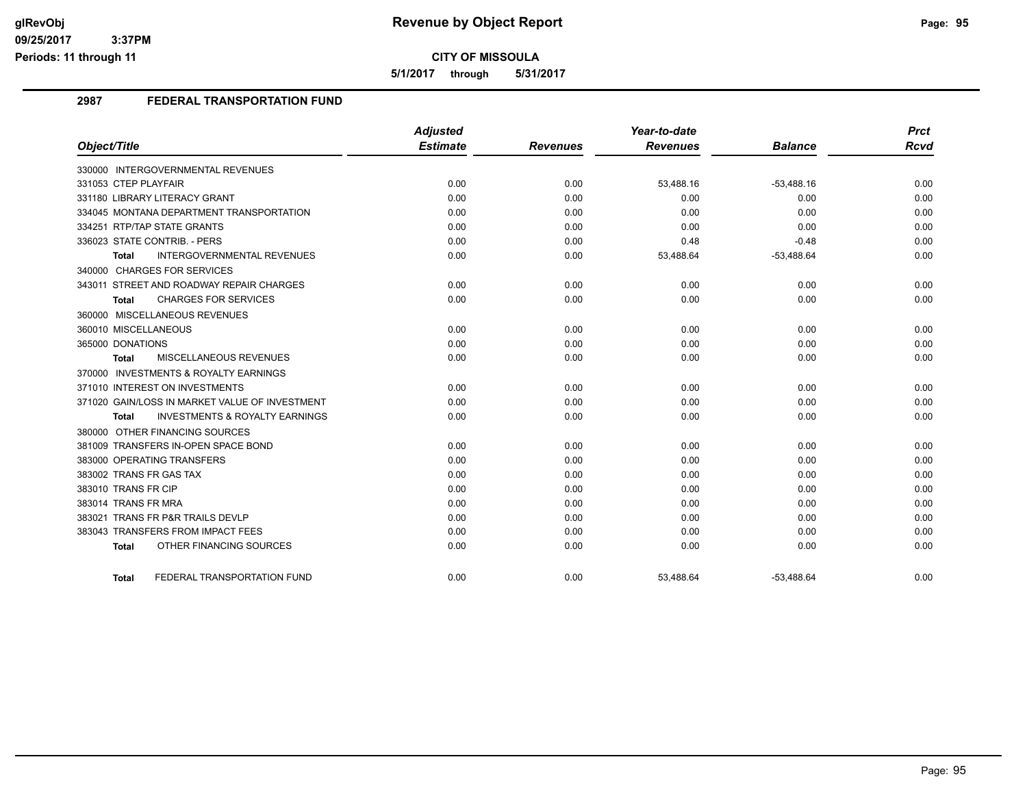**CITY OF MISSOULA**

**5/1/2017 through 5/31/2017**

## 2987 FEDERAL TRANSPORTATION FUND

| Object/Title | Adjusted Estimate | Revenues | Year-to-date Revenues | Balance | Prct Rcvd |
|---|---|---|---|---|---|
| 330000 INTERGOVERNMENTAL REVENUES | | | | | |
| 331053 CTEP PLAYFAIR | 0.00 | 0.00 | 53,488.16 | -53,488.16 | 0.00 |
| 331180 LIBRARY LITERACY GRANT | 0.00 | 0.00 | 0.00 | 0.00 | 0.00 |
| 334045 MONTANA DEPARTMENT TRANSPORTATION | 0.00 | 0.00 | 0.00 | 0.00 | 0.00 |
| 334251 RTP/TAP STATE GRANTS | 0.00 | 0.00 | 0.00 | 0.00 | 0.00 |
| 336023 STATE CONTRIB. - PERS | 0.00 | 0.00 | 0.48 | -0.48 | 0.00 |
| **Total** INTERGOVERNMENTAL REVENUES | 0.00 | 0.00 | 53,488.64 | -53,488.64 | 0.00 |
| 340000 CHARGES FOR SERVICES | | | | | |
| 343011 STREET AND ROADWAY REPAIR CHARGES | 0.00 | 0.00 | 0.00 | 0.00 | 0.00 |
| **Total** CHARGES FOR SERVICES | 0.00 | 0.00 | 0.00 | 0.00 | 0.00 |
| 360000 MISCELLANEOUS REVENUES | | | | | |
| 360010 MISCELLANEOUS | 0.00 | 0.00 | 0.00 | 0.00 | 0.00 |
| 365000 DONATIONS | 0.00 | 0.00 | 0.00 | 0.00 | 0.00 |
| **Total** MISCELLANEOUS REVENUES | 0.00 | 0.00 | 0.00 | 0.00 | 0.00 |
| 370000 INVESTMENTS & ROYALTY EARNINGS | | | | | |
| 371010 INTEREST ON INVESTMENTS | 0.00 | 0.00 | 0.00 | 0.00 | 0.00 |
| 371020 GAIN/LOSS IN MARKET VALUE OF INVESTMENT | 0.00 | 0.00 | 0.00 | 0.00 | 0.00 |
| **Total** INVESTMENTS & ROYALTY EARNINGS | 0.00 | 0.00 | 0.00 | 0.00 | 0.00 |
| 380000 OTHER FINANCING SOURCES | | | | | |
| 381009 TRANSFERS IN-OPEN SPACE BOND | 0.00 | 0.00 | 0.00 | 0.00 | 0.00 |
| 383000 OPERATING TRANSFERS | 0.00 | 0.00 | 0.00 | 0.00 | 0.00 |
| 383002 TRANS FR GAS TAX | 0.00 | 0.00 | 0.00 | 0.00 | 0.00 |
| 383010 TRANS FR CIP | 0.00 | 0.00 | 0.00 | 0.00 | 0.00 |
| 383014 TRANS FR MRA | 0.00 | 0.00 | 0.00 | 0.00 | 0.00 |
| 383021 TRANS FR P&R TRAILS DEVLP | 0.00 | 0.00 | 0.00 | 0.00 | 0.00 |
| 383043 TRANSFERS FROM IMPACT FEES | 0.00 | 0.00 | 0.00 | 0.00 | 0.00 |
| **Total** OTHER FINANCING SOURCES | 0.00 | 0.00 | 0.00 | 0.00 | 0.00 |
| **Total** FEDERAL TRANSPORTATION FUND | 0.00 | 0.00 | 53,488.64 | -53,488.64 | 0.00 |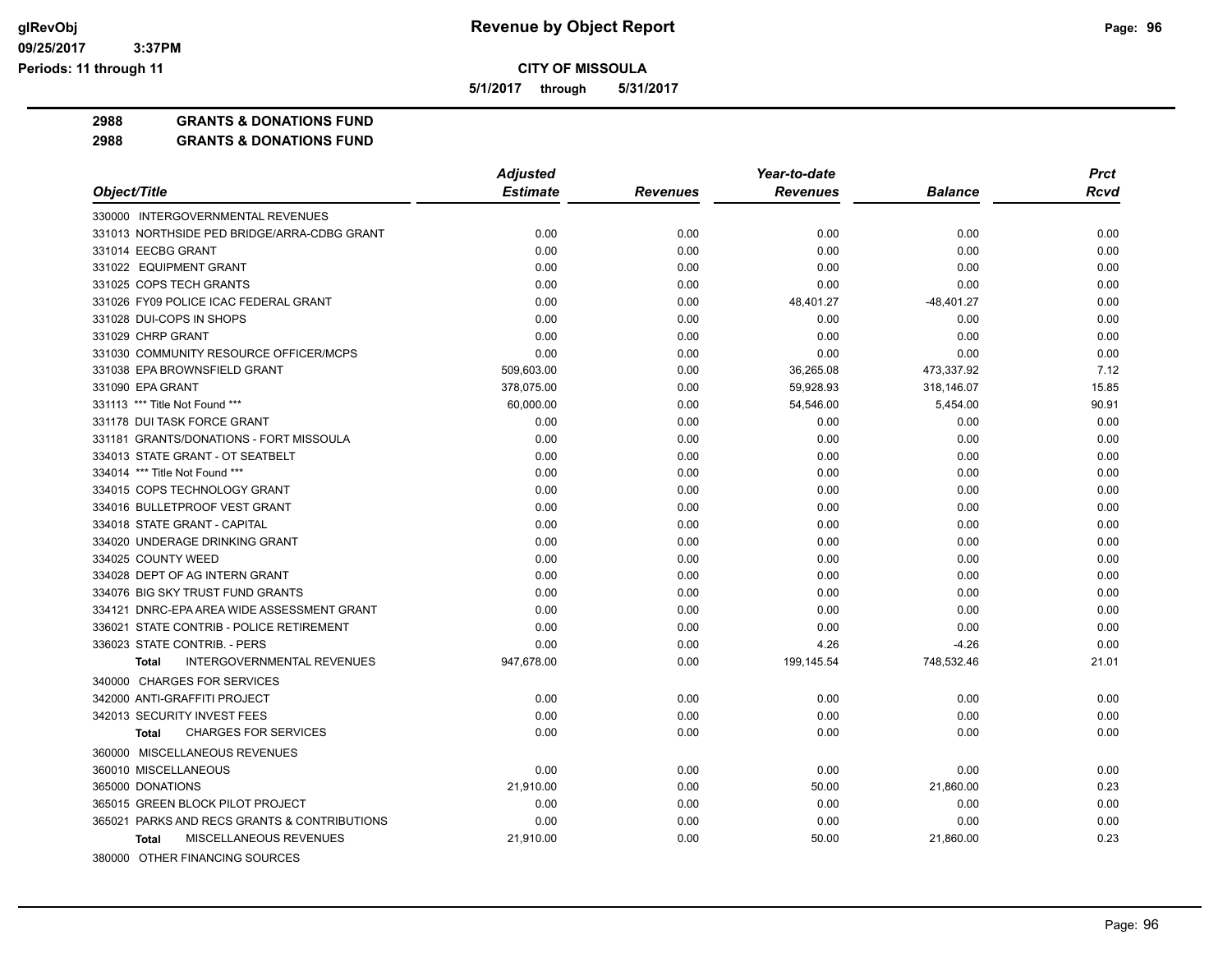**CITY OF MISSOULA**

**5/1/2017 through 5/31/2017**

**2988 GRANTS & DONATIONS FUND**

**2988 GRANTS & DONATIONS FUND**

| Object/Title | Adjusted Estimate | Revenues | Year-to-date Revenues | Balance | Prct Rcvd |
|---|---|---|---|---|---|
| 330000 INTERGOVERNMENTAL REVENUES | | | | | |
| 331013 NORTHSIDE PED BRIDGE/ARRA-CDBG GRANT | 0.00 | 0.00 | 0.00 | 0.00 | 0.00 |
| 331014 EECBG GRANT | 0.00 | 0.00 | 0.00 | 0.00 | 0.00 |
| 331022 EQUIPMENT GRANT | 0.00 | 0.00 | 0.00 | 0.00 | 0.00 |
| 331025 COPS TECH GRANTS | 0.00 | 0.00 | 0.00 | 0.00 | 0.00 |
| 331026 FY09 POLICE ICAC FEDERAL GRANT | 0.00 | 0.00 | 48,401.27 | -48,401.27 | 0.00 |
| 331028 DUI-COPS IN SHOPS | 0.00 | 0.00 | 0.00 | 0.00 | 0.00 |
| 331029 CHRP GRANT | 0.00 | 0.00 | 0.00 | 0.00 | 0.00 |
| 331030 COMMUNITY RESOURCE OFFICER/MCPS | 0.00 | 0.00 | 0.00 | 0.00 | 0.00 |
| 331038 EPA BROWNSFIELD GRANT | 509,603.00 | 0.00 | 36,265.08 | 473,337.92 | 7.12 |
| 331090 EPA GRANT | 378,075.00 | 0.00 | 59,928.93 | 318,146.07 | 15.85 |
| 331113 *** Title Not Found *** | 60,000.00 | 0.00 | 54,546.00 | 5,454.00 | 90.91 |
| 331178 DUI TASK FORCE GRANT | 0.00 | 0.00 | 0.00 | 0.00 | 0.00 |
| 331181 GRANTS/DONATIONS - FORT MISSOULA | 0.00 | 0.00 | 0.00 | 0.00 | 0.00 |
| 334013 STATE GRANT - OT SEATBELT | 0.00 | 0.00 | 0.00 | 0.00 | 0.00 |
| 334014 *** Title Not Found *** | 0.00 | 0.00 | 0.00 | 0.00 | 0.00 |
| 334015 COPS TECHNOLOGY GRANT | 0.00 | 0.00 | 0.00 | 0.00 | 0.00 |
| 334016 BULLETPROOF VEST GRANT | 0.00 | 0.00 | 0.00 | 0.00 | 0.00 |
| 334018 STATE GRANT - CAPITAL | 0.00 | 0.00 | 0.00 | 0.00 | 0.00 |
| 334020 UNDERAGE DRINKING GRANT | 0.00 | 0.00 | 0.00 | 0.00 | 0.00 |
| 334025 COUNTY WEED | 0.00 | 0.00 | 0.00 | 0.00 | 0.00 |
| 334028 DEPT OF AG INTERN GRANT | 0.00 | 0.00 | 0.00 | 0.00 | 0.00 |
| 334076 BIG SKY TRUST FUND GRANTS | 0.00 | 0.00 | 0.00 | 0.00 | 0.00 |
| 334121 DNRC-EPA AREA WIDE ASSESSMENT GRANT | 0.00 | 0.00 | 0.00 | 0.00 | 0.00 |
| 336021 STATE CONTRIB - POLICE RETIREMENT | 0.00 | 0.00 | 0.00 | 0.00 | 0.00 |
| 336023 STATE CONTRIB. - PERS | 0.00 | 0.00 | 4.26 | -4.26 | 0.00 |
| **Total** INTERGOVERNMENTAL REVENUES | 947,678.00 | 0.00 | 199,145.54 | 748,532.46 | 21.01 |
| 340000 CHARGES FOR SERVICES | | | | | |
| 342000 ANTI-GRAFFITI PROJECT | 0.00 | 0.00 | 0.00 | 0.00 | 0.00 |
| 342013 SECURITY INVEST FEES | 0.00 | 0.00 | 0.00 | 0.00 | 0.00 |
| **Total** CHARGES FOR SERVICES | 0.00 | 0.00 | 0.00 | 0.00 | 0.00 |
| 360000 MISCELLANEOUS REVENUES | | | | | |
| 360010 MISCELLANEOUS | 0.00 | 0.00 | 0.00 | 0.00 | 0.00 |
| 365000 DONATIONS | 21,910.00 | 0.00 | 50.00 | 21,860.00 | 0.23 |
| 365015 GREEN BLOCK PILOT PROJECT | 0.00 | 0.00 | 0.00 | 0.00 | 0.00 |
| 365021 PARKS AND RECS GRANTS & CONTRIBUTIONS | 0.00 | 0.00 | 0.00 | 0.00 | 0.00 |
| **Total** MISCELLANEOUS REVENUES | 21,910.00 | 0.00 | 50.00 | 21,860.00 | 0.23 |
| 380000 OTHER FINANCING SOURCES | | | | | |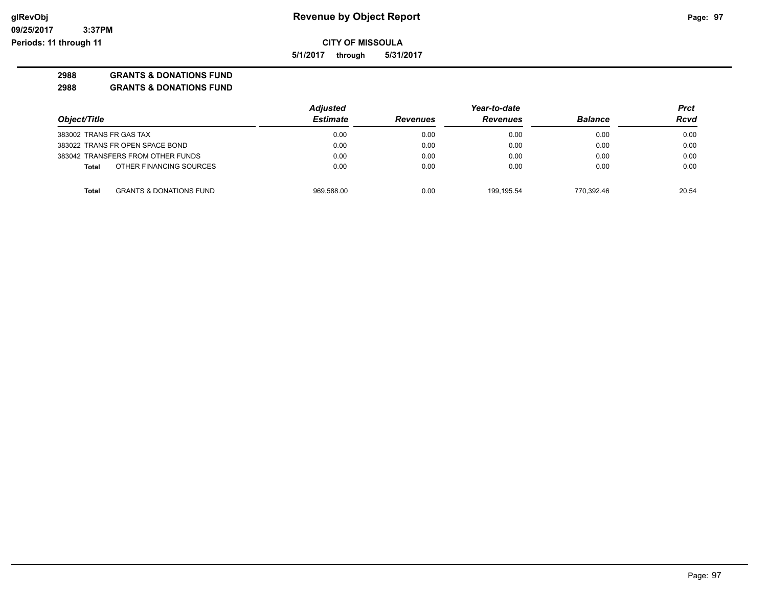# Revenue by Object Report

## CITY OF MISSOULA

**5/1/2017 through 5/31/2017**

glRevObj
09/25/2017 3:37PM
Periods: 11 through 11

**2988 GRANTS & DONATIONS FUND**
**2988 GRANTS & DONATIONS FUND**

| Object/Title | Adjusted Estimate | Revenues | Year-to-date Revenues | Balance | Prct Rcvd |
|---|---|---|---|---|---|
| 383002 TRANS FR GAS TAX | 0.00 | 0.00 | 0.00 | 0.00 | 0.00 |
| 383022 TRANS FR OPEN SPACE BOND | 0.00 | 0.00 | 0.00 | 0.00 | 0.00 |
| 383042 TRANSFERS FROM OTHER FUNDS | 0.00 | 0.00 | 0.00 | 0.00 | 0.00 |
| **Total** OTHER FINANCING SOURCES | 0.00 | 0.00 | 0.00 | 0.00 | 0.00 |
| **Total** GRANTS & DONATIONS FUND | 969,588.00 | 0.00 | 199,195.54 | 770,392.46 | 20.54 |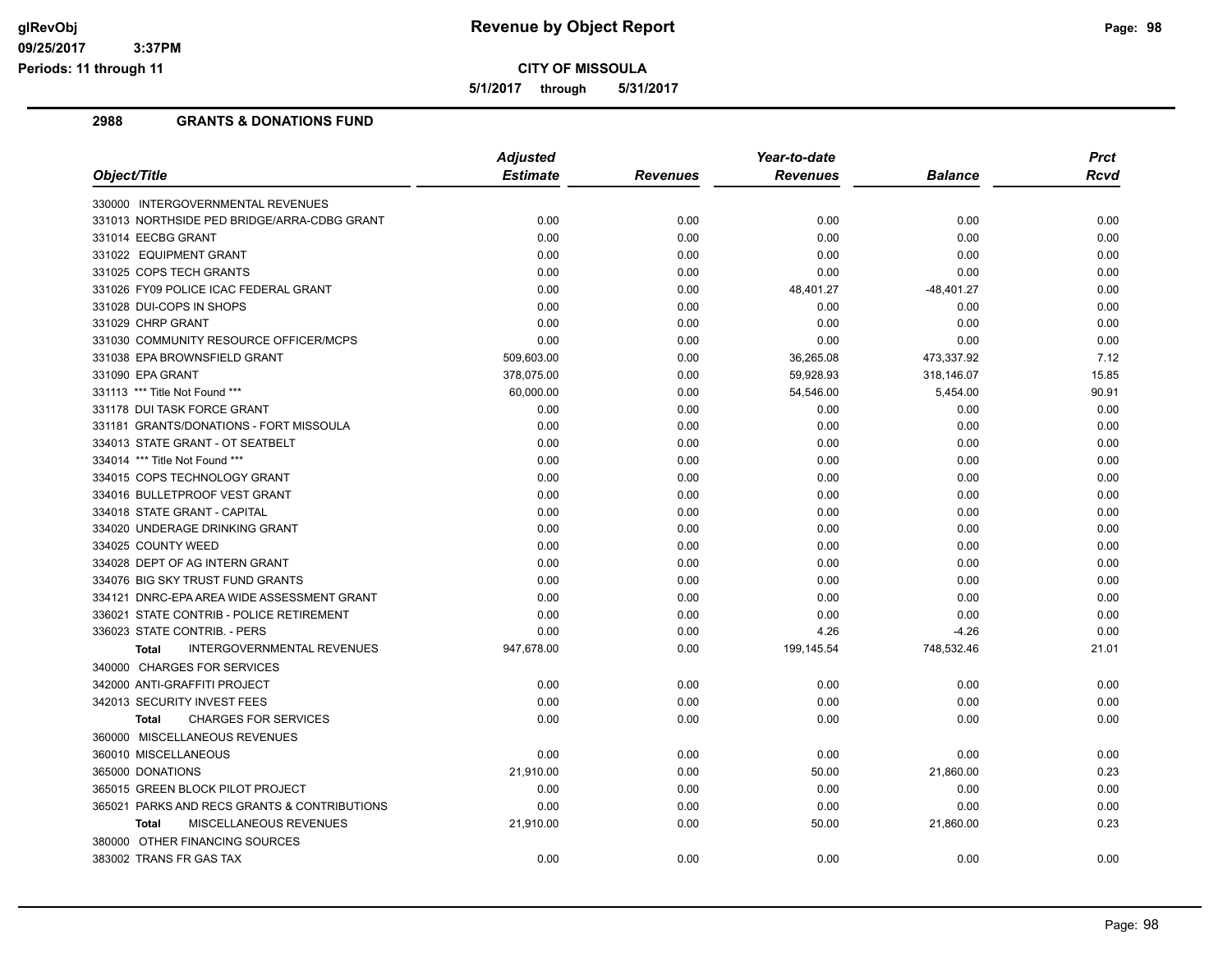**Revenue by Object Report**

**CITY OF MISSOULA**

**5/1/2017 through 5/31/2017**

glRevObj
09/25/2017 3:37PM
Periods: 11 through 11

## 2988 GRANTS & DONATIONS FUND

| Object/Title | Adjusted Estimate | Revenues | Year-to-date Revenues | Balance | Prct Rcvd |
|---|---|---|---|---|---|
| 330000 INTERGOVERNMENTAL REVENUES | | | | | |
| 331013 NORTHSIDE PED BRIDGE/ARRA-CDBG GRANT | 0.00 | 0.00 | 0.00 | 0.00 | 0.00 |
| 331014 EECBG GRANT | 0.00 | 0.00 | 0.00 | 0.00 | 0.00 |
| 331022 EQUIPMENT GRANT | 0.00 | 0.00 | 0.00 | 0.00 | 0.00 |
| 331025 COPS TECH GRANTS | 0.00 | 0.00 | 0.00 | 0.00 | 0.00 |
| 331026 FY09 POLICE ICAC FEDERAL GRANT | 0.00 | 0.00 | 48,401.27 | -48,401.27 | 0.00 |
| 331028 DUI-COPS IN SHOPS | 0.00 | 0.00 | 0.00 | 0.00 | 0.00 |
| 331029 CHRP GRANT | 0.00 | 0.00 | 0.00 | 0.00 | 0.00 |
| 331030 COMMUNITY RESOURCE OFFICER/MCPS | 0.00 | 0.00 | 0.00 | 0.00 | 0.00 |
| 331038 EPA BROWNSFIELD GRANT | 509,603.00 | 0.00 | 36,265.08 | 473,337.92 | 7.12 |
| 331090 EPA GRANT | 378,075.00 | 0.00 | 59,928.93 | 318,146.07 | 15.85 |
| 331113 *** Title Not Found *** | 60,000.00 | 0.00 | 54,546.00 | 5,454.00 | 90.91 |
| 331178 DUI TASK FORCE GRANT | 0.00 | 0.00 | 0.00 | 0.00 | 0.00 |
| 331181 GRANTS/DONATIONS - FORT MISSOULA | 0.00 | 0.00 | 0.00 | 0.00 | 0.00 |
| 334013 STATE GRANT - OT SEATBELT | 0.00 | 0.00 | 0.00 | 0.00 | 0.00 |
| 334014 *** Title Not Found *** | 0.00 | 0.00 | 0.00 | 0.00 | 0.00 |
| 334015 COPS TECHNOLOGY GRANT | 0.00 | 0.00 | 0.00 | 0.00 | 0.00 |
| 334016 BULLETPROOF VEST GRANT | 0.00 | 0.00 | 0.00 | 0.00 | 0.00 |
| 334018 STATE GRANT - CAPITAL | 0.00 | 0.00 | 0.00 | 0.00 | 0.00 |
| 334020 UNDERAGE DRINKING GRANT | 0.00 | 0.00 | 0.00 | 0.00 | 0.00 |
| 334025 COUNTY WEED | 0.00 | 0.00 | 0.00 | 0.00 | 0.00 |
| 334028 DEPT OF AG INTERN GRANT | 0.00 | 0.00 | 0.00 | 0.00 | 0.00 |
| 334076 BIG SKY TRUST FUND GRANTS | 0.00 | 0.00 | 0.00 | 0.00 | 0.00 |
| 334121 DNRC-EPA AREA WIDE ASSESSMENT GRANT | 0.00 | 0.00 | 0.00 | 0.00 | 0.00 |
| 336021 STATE CONTRIB - POLICE RETIREMENT | 0.00 | 0.00 | 0.00 | 0.00 | 0.00 |
| 336023 STATE CONTRIB. - PERS | 0.00 | 0.00 | 4.26 | -4.26 | 0.00 |
| **Total** INTERGOVERNMENTAL REVENUES | 947,678.00 | 0.00 | 199,145.54 | 748,532.46 | 21.01 |
| 340000 CHARGES FOR SERVICES | | | | | |
| 342000 ANTI-GRAFFITI PROJECT | 0.00 | 0.00 | 0.00 | 0.00 | 0.00 |
| 342013 SECURITY INVEST FEES | 0.00 | 0.00 | 0.00 | 0.00 | 0.00 |
| **Total** CHARGES FOR SERVICES | 0.00 | 0.00 | 0.00 | 0.00 | 0.00 |
| 360000 MISCELLANEOUS REVENUES | | | | | |
| 360010 MISCELLANEOUS | 0.00 | 0.00 | 0.00 | 0.00 | 0.00 |
| 365000 DONATIONS | 21,910.00 | 0.00 | 50.00 | 21,860.00 | 0.23 |
| 365015 GREEN BLOCK PILOT PROJECT | 0.00 | 0.00 | 0.00 | 0.00 | 0.00 |
| 365021 PARKS AND RECS GRANTS & CONTRIBUTIONS | 0.00 | 0.00 | 0.00 | 0.00 | 0.00 |
| **Total** MISCELLANEOUS REVENUES | 21,910.00 | 0.00 | 50.00 | 21,860.00 | 0.23 |
| 380000 OTHER FINANCING SOURCES | | | | | |
| 383002 TRANS FR GAS TAX | 0.00 | 0.00 | 0.00 | 0.00 | 0.00 |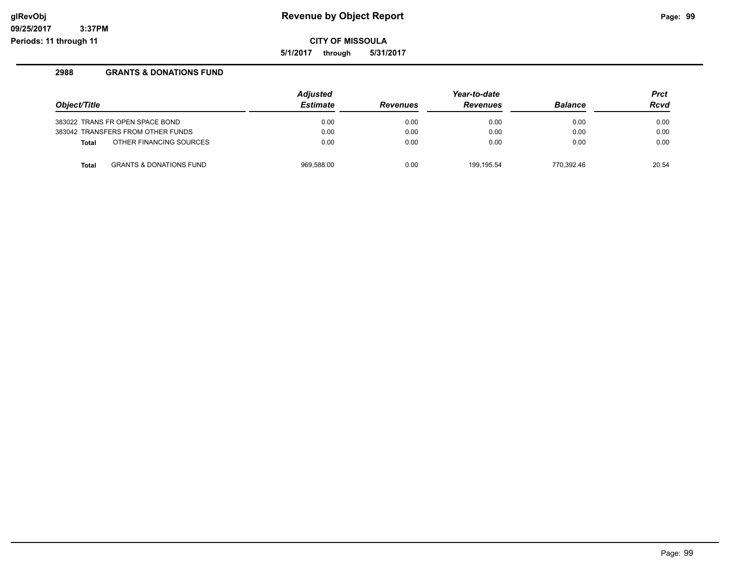**Revenue by Object Report**

**CITY OF MISSOULA**

**5/1/2017 through 5/31/2017**

glRevObj
09/25/2017 3:37PM
Periods: 11 through 11

## 2988 GRANTS & DONATIONS FUND

| Object/Title | | Adjusted Estimate | Revenues | Year-to-date Revenues | Balance | Prct Rcvd |
|---|---|---|---|---|---|---|
| 383022 TRANS FR OPEN SPACE BOND | | 0.00 | 0.00 | 0.00 | 0.00 | 0.00 |
| 383042 TRANSFERS FROM OTHER FUNDS | | 0.00 | 0.00 | 0.00 | 0.00 | 0.00 |
| **Total** | OTHER FINANCING SOURCES | 0.00 | 0.00 | 0.00 | 0.00 | 0.00 |
| **Total** | GRANTS & DONATIONS FUND | 969,588.00 | 0.00 | 199,195.54 | 770,392.46 | 20.54 |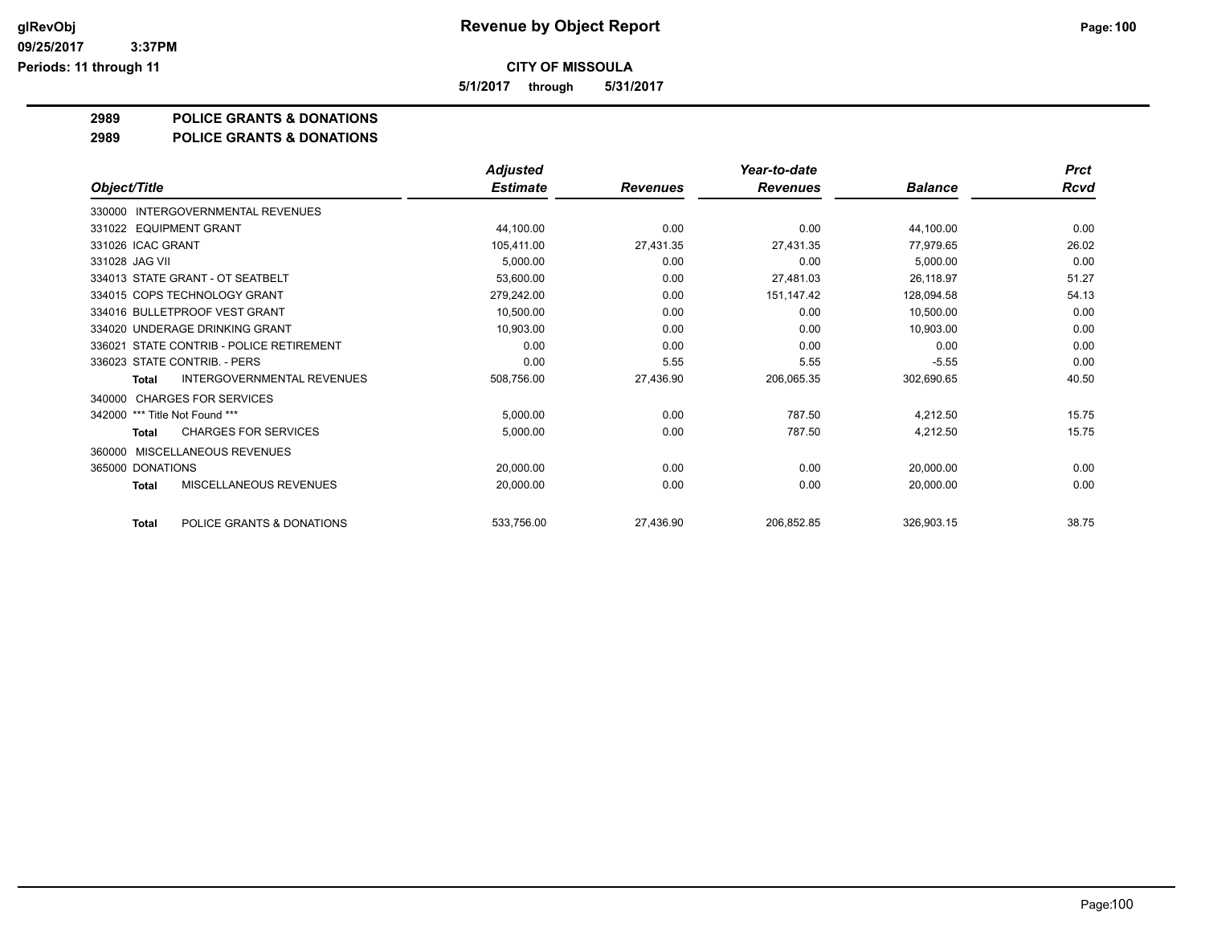**CITY OF MISSOULA**

**5/1/2017 through 5/31/2017**

## 2989 POLICE GRANTS & DONATIONS

## 2989 POLICE GRANTS & DONATIONS

| Object/Title | Adjusted Estimate | Revenues | Year-to-date Revenues | Balance | Prct Rcvd |
|---|---|---|---|---|---|
| 330000 INTERGOVERNMENTAL REVENUES | | | | | |
| 331022 EQUIPMENT GRANT | 44,100.00 | 0.00 | 0.00 | 44,100.00 | 0.00 |
| 331026 ICAC GRANT | 105,411.00 | 27,431.35 | 27,431.35 | 77,979.65 | 26.02 |
| 331028 JAG VII | 5,000.00 | 0.00 | 0.00 | 5,000.00 | 0.00 |
| 334013 STATE GRANT - OT SEATBELT | 53,600.00 | 0.00 | 27,481.03 | 26,118.97 | 51.27 |
| 334015 COPS TECHNOLOGY GRANT | 279,242.00 | 0.00 | 151,147.42 | 128,094.58 | 54.13 |
| 334016 BULLETPROOF VEST GRANT | 10,500.00 | 0.00 | 0.00 | 10,500.00 | 0.00 |
| 334020 UNDERAGE DRINKING GRANT | 10,903.00 | 0.00 | 0.00 | 10,903.00 | 0.00 |
| 336021 STATE CONTRIB - POLICE RETIREMENT | 0.00 | 0.00 | 0.00 | 0.00 | 0.00 |
| 336023 STATE CONTRIB. - PERS | 0.00 | 5.55 | 5.55 | -5.55 | 0.00 |
| **Total** INTERGOVERNMENTAL REVENUES | 508,756.00 | 27,436.90 | 206,065.35 | 302,690.65 | 40.50 |
| 340000 CHARGES FOR SERVICES | | | | | |
| 342000 *** Title Not Found *** | 5,000.00 | 0.00 | 787.50 | 4,212.50 | 15.75 |
| **Total** CHARGES FOR SERVICES | 5,000.00 | 0.00 | 787.50 | 4,212.50 | 15.75 |
| 360000 MISCELLANEOUS REVENUES | | | | | |
| 365000 DONATIONS | 20,000.00 | 0.00 | 0.00 | 20,000.00 | 0.00 |
| **Total** MISCELLANEOUS REVENUES | 20,000.00 | 0.00 | 0.00 | 20,000.00 | 0.00 |
| **Total** POLICE GRANTS & DONATIONS | 533,756.00 | 27,436.90 | 206,852.85 | 326,903.15 | 38.75 |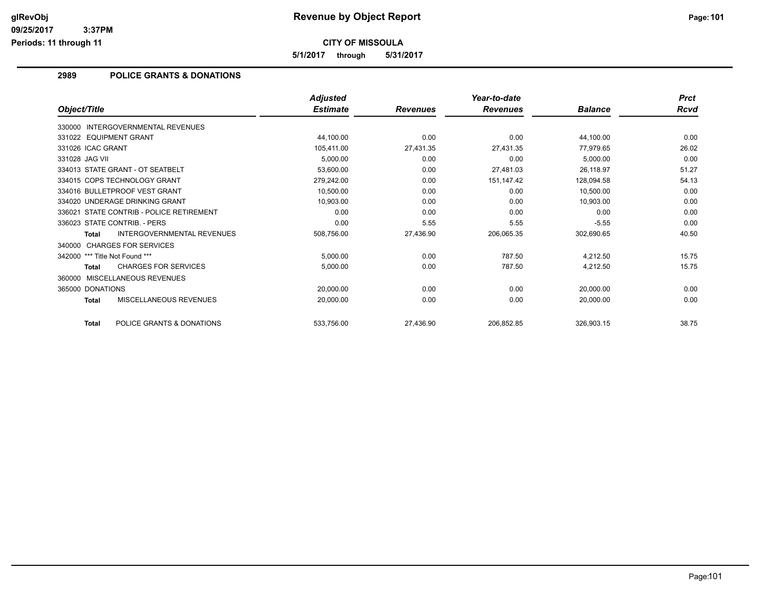# Revenue by Object Report

**CITY OF MISSOULA**

**5/1/2017 through 5/31/2017**

glRevObj
09/25/2017 3:37PM
Periods: 11 through 11

## 2989 POLICE GRANTS & DONATIONS

| Object/Title | Adjusted Estimate | Revenues | Year-to-date Revenues | Balance | Prct Rcvd |
|---|---|---|---|---|---|
| 330000 INTERGOVERNMENTAL REVENUES | | | | | |
| 331022 EQUIPMENT GRANT | 44,100.00 | 0.00 | 0.00 | 44,100.00 | 0.00 |
| 331026 ICAC GRANT | 105,411.00 | 27,431.35 | 27,431.35 | 77,979.65 | 26.02 |
| 331028 JAG VII | 5,000.00 | 0.00 | 0.00 | 5,000.00 | 0.00 |
| 334013 STATE GRANT - OT SEATBELT | 53,600.00 | 0.00 | 27,481.03 | 26,118.97 | 51.27 |
| 334015 COPS TECHNOLOGY GRANT | 279,242.00 | 0.00 | 151,147.42 | 128,094.58 | 54.13 |
| 334016 BULLETPROOF VEST GRANT | 10,500.00 | 0.00 | 0.00 | 10,500.00 | 0.00 |
| 334020 UNDERAGE DRINKING GRANT | 10,903.00 | 0.00 | 0.00 | 10,903.00 | 0.00 |
| 336021 STATE CONTRIB - POLICE RETIREMENT | 0.00 | 0.00 | 0.00 | 0.00 | 0.00 |
| 336023 STATE CONTRIB. - PERS | 0.00 | 5.55 | 5.55 | -5.55 | 0.00 |
| **Total** INTERGOVERNMENTAL REVENUES | 508,756.00 | 27,436.90 | 206,065.35 | 302,690.65 | 40.50 |
| 340000 CHARGES FOR SERVICES | | | | | |
| 342000 *** Title Not Found *** | 5,000.00 | 0.00 | 787.50 | 4,212.50 | 15.75 |
| **Total** CHARGES FOR SERVICES | 5,000.00 | 0.00 | 787.50 | 4,212.50 | 15.75 |
| 360000 MISCELLANEOUS REVENUES | | | | | |
| 365000 DONATIONS | 20,000.00 | 0.00 | 0.00 | 20,000.00 | 0.00 |
| **Total** MISCELLANEOUS REVENUES | 20,000.00 | 0.00 | 0.00 | 20,000.00 | 0.00 |
| **Total** POLICE GRANTS & DONATIONS | 533,756.00 | 27,436.90 | 206,852.85 | 326,903.15 | 38.75 |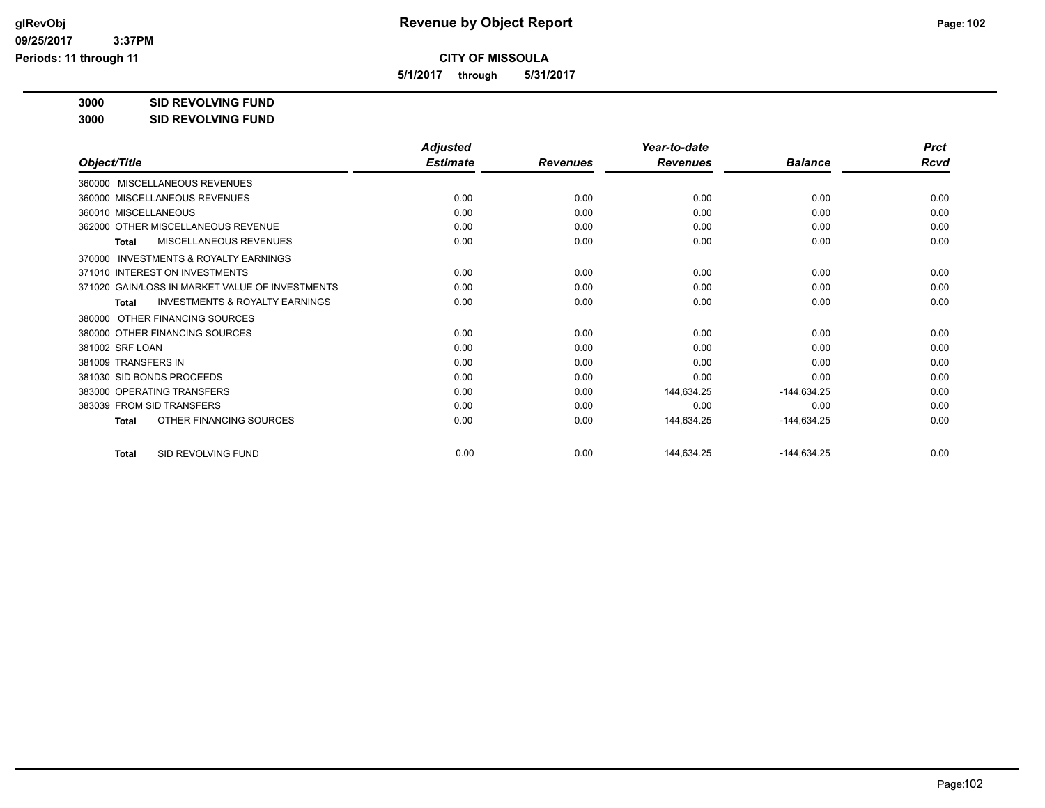# Revenue by Object Report

**CITY OF MISSOULA**

**5/1/2017 through 5/31/2017**

glRevObj
09/25/2017 3:37PM
Periods: 11 through 11

**3000 SID REVOLVING FUND**

**3000 SID REVOLVING FUND**

| Object/Title | Adjusted Estimate | Revenues | Year-to-date Revenues | Balance | Prct Rcvd |
|---|---|---|---|---|---|
| 360000 MISCELLANEOUS REVENUES | | | | | |
| 360000 MISCELLANEOUS REVENUES | 0.00 | 0.00 | 0.00 | 0.00 | 0.00 |
| 360010 MISCELLANEOUS | 0.00 | 0.00 | 0.00 | 0.00 | 0.00 |
| 362000 OTHER MISCELLANEOUS REVENUE | 0.00 | 0.00 | 0.00 | 0.00 | 0.00 |
| **Total** MISCELLANEOUS REVENUES | 0.00 | 0.00 | 0.00 | 0.00 | 0.00 |
| 370000 INVESTMENTS & ROYALTY EARNINGS | | | | | |
| 371010 INTEREST ON INVESTMENTS | 0.00 | 0.00 | 0.00 | 0.00 | 0.00 |
| 371020 GAIN/LOSS IN MARKET VALUE OF INVESTMENTS | 0.00 | 0.00 | 0.00 | 0.00 | 0.00 |
| **Total** INVESTMENTS & ROYALTY EARNINGS | 0.00 | 0.00 | 0.00 | 0.00 | 0.00 |
| 380000 OTHER FINANCING SOURCES | | | | | |
| 380000 OTHER FINANCING SOURCES | 0.00 | 0.00 | 0.00 | 0.00 | 0.00 |
| 381002 SRF LOAN | 0.00 | 0.00 | 0.00 | 0.00 | 0.00 |
| 381009 TRANSFERS IN | 0.00 | 0.00 | 0.00 | 0.00 | 0.00 |
| 381030 SID BONDS PROCEEDS | 0.00 | 0.00 | 0.00 | 0.00 | 0.00 |
| 383000 OPERATING TRANSFERS | 0.00 | 0.00 | 144,634.25 | -144,634.25 | 0.00 |
| 383039 FROM SID TRANSFERS | 0.00 | 0.00 | 0.00 | 0.00 | 0.00 |
| **Total** OTHER FINANCING SOURCES | 0.00 | 0.00 | 144,634.25 | -144,634.25 | 0.00 |
| **Total** SID REVOLVING FUND | 0.00 | 0.00 | 144,634.25 | -144,634.25 | 0.00 |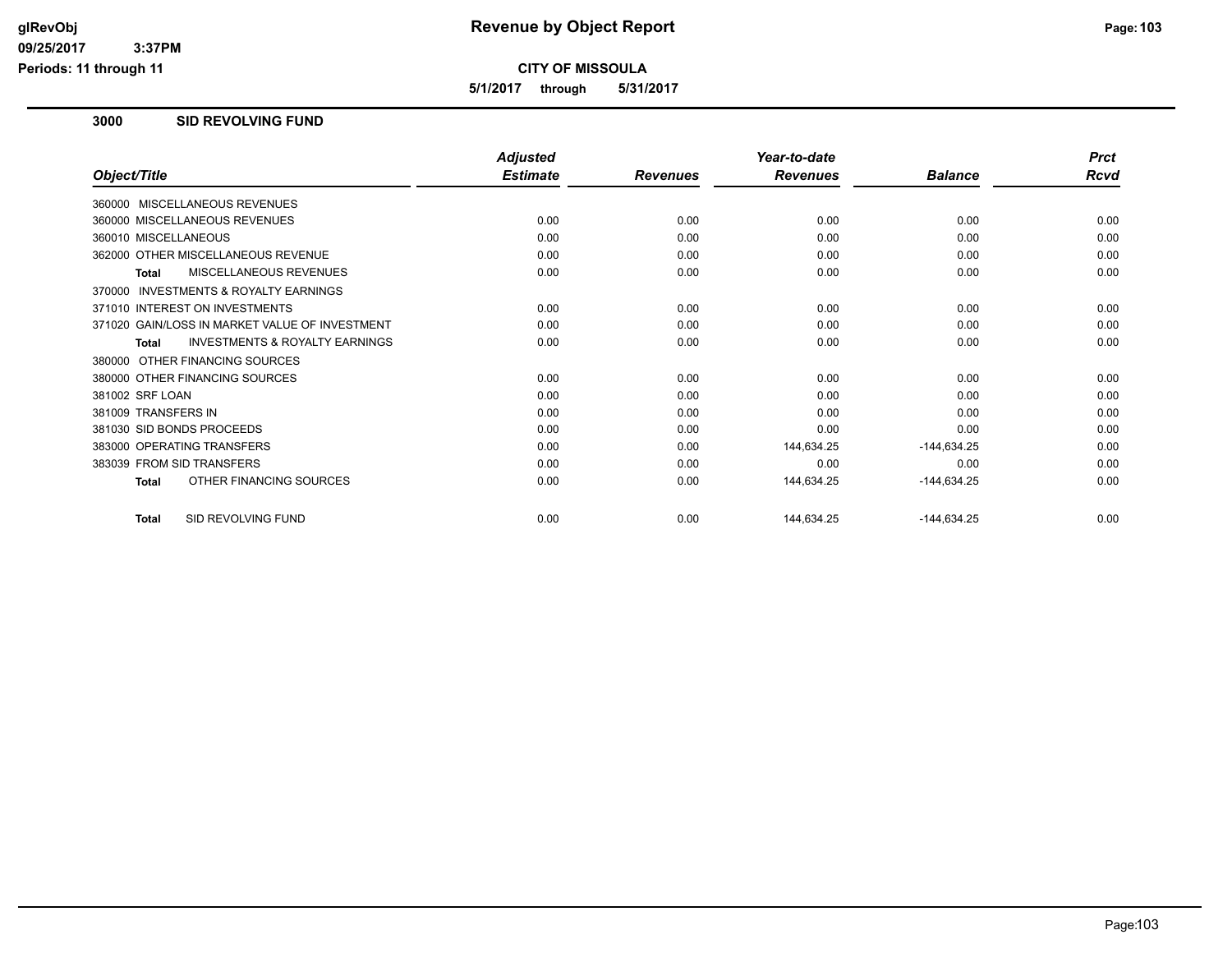# Revenue by Object Report

**CITY OF MISSOULA**

**5/1/2017 through 5/31/2017**

glRevObj
09/25/2017 3:37PM
Periods: 11 through 11

## 3000 SID REVOLVING FUND

| Object/Title | Adjusted Estimate | Revenues | Year-to-date Revenues | Balance | Prct Rcvd |
|---|---|---|---|---|---|
| 360000 MISCELLANEOUS REVENUES | | | | | |
| 360000 MISCELLANEOUS REVENUES | 0.00 | 0.00 | 0.00 | 0.00 | 0.00 |
| 360010 MISCELLANEOUS | 0.00 | 0.00 | 0.00 | 0.00 | 0.00 |
| 362000 OTHER MISCELLANEOUS REVENUE | 0.00 | 0.00 | 0.00 | 0.00 | 0.00 |
| **Total** MISCELLANEOUS REVENUES | 0.00 | 0.00 | 0.00 | 0.00 | 0.00 |
| 370000 INVESTMENTS & ROYALTY EARNINGS | | | | | |
| 371010 INTEREST ON INVESTMENTS | 0.00 | 0.00 | 0.00 | 0.00 | 0.00 |
| 371020 GAIN/LOSS IN MARKET VALUE OF INVESTMENT | 0.00 | 0.00 | 0.00 | 0.00 | 0.00 |
| **Total** INVESTMENTS & ROYALTY EARNINGS | 0.00 | 0.00 | 0.00 | 0.00 | 0.00 |
| 380000 OTHER FINANCING SOURCES | | | | | |
| 380000 OTHER FINANCING SOURCES | 0.00 | 0.00 | 0.00 | 0.00 | 0.00 |
| 381002 SRF LOAN | 0.00 | 0.00 | 0.00 | 0.00 | 0.00 |
| 381009 TRANSFERS IN | 0.00 | 0.00 | 0.00 | 0.00 | 0.00 |
| 381030 SID BONDS PROCEEDS | 0.00 | 0.00 | 0.00 | 0.00 | 0.00 |
| 383000 OPERATING TRANSFERS | 0.00 | 0.00 | 144,634.25 | -144,634.25 | 0.00 |
| 383039 FROM SID TRANSFERS | 0.00 | 0.00 | 0.00 | 0.00 | 0.00 |
| **Total** OTHER FINANCING SOURCES | 0.00 | 0.00 | 144,634.25 | -144,634.25 | 0.00 |
| **Total** SID REVOLVING FUND | 0.00 | 0.00 | 144,634.25 | -144,634.25 | 0.00 |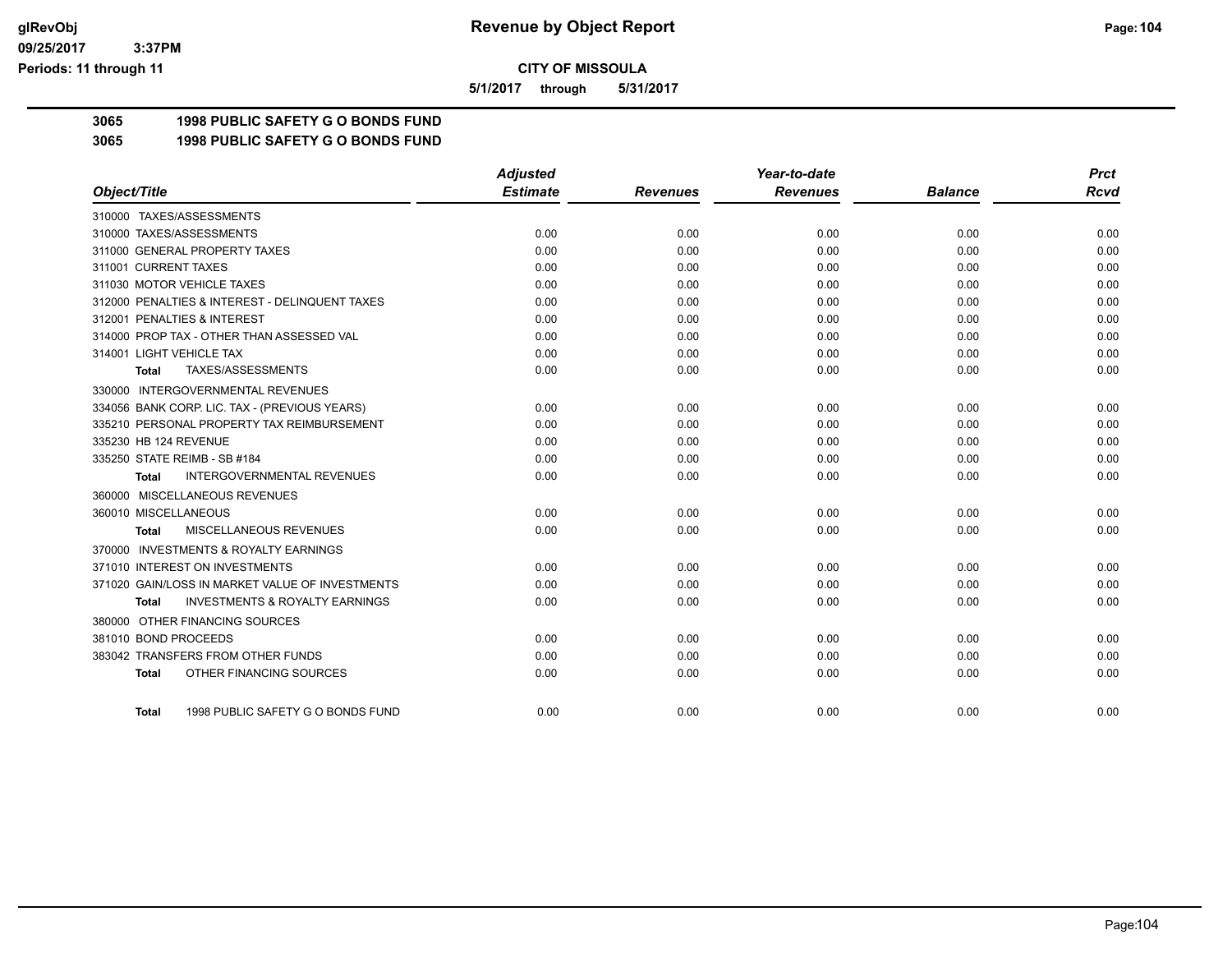**CITY OF MISSOULA**

**5/1/2017 through 5/31/2017**

## 3065 1998 PUBLIC SAFETY G O BONDS FUND

## 3065 1998 PUBLIC SAFETY G O BONDS FUND

| Object/Title | Adjusted Estimate | Revenues | Year-to-date Revenues | Balance | Prct Rcvd |
|---|---|---|---|---|---|
| 310000 TAXES/ASSESSMENTS | | | | | |
| 310000 TAXES/ASSESSMENTS | 0.00 | 0.00 | 0.00 | 0.00 | 0.00 |
| 311000 GENERAL PROPERTY TAXES | 0.00 | 0.00 | 0.00 | 0.00 | 0.00 |
| 311001 CURRENT TAXES | 0.00 | 0.00 | 0.00 | 0.00 | 0.00 |
| 311030 MOTOR VEHICLE TAXES | 0.00 | 0.00 | 0.00 | 0.00 | 0.00 |
| 312000 PENALTIES & INTEREST - DELINQUENT TAXES | 0.00 | 0.00 | 0.00 | 0.00 | 0.00 |
| 312001 PENALTIES & INTEREST | 0.00 | 0.00 | 0.00 | 0.00 | 0.00 |
| 314000 PROP TAX - OTHER THAN ASSESSED VAL | 0.00 | 0.00 | 0.00 | 0.00 | 0.00 |
| 314001 LIGHT VEHICLE TAX | 0.00 | 0.00 | 0.00 | 0.00 | 0.00 |
| **Total** TAXES/ASSESSMENTS | 0.00 | 0.00 | 0.00 | 0.00 | 0.00 |
| 330000 INTERGOVERNMENTAL REVENUES | | | | | |
| 334056 BANK CORP. LIC. TAX - (PREVIOUS YEARS) | 0.00 | 0.00 | 0.00 | 0.00 | 0.00 |
| 335210 PERSONAL PROPERTY TAX REIMBURSEMENT | 0.00 | 0.00 | 0.00 | 0.00 | 0.00 |
| 335230 HB 124 REVENUE | 0.00 | 0.00 | 0.00 | 0.00 | 0.00 |
| 335250 STATE REIMB - SB #184 | 0.00 | 0.00 | 0.00 | 0.00 | 0.00 |
| **Total** INTERGOVERNMENTAL REVENUES | 0.00 | 0.00 | 0.00 | 0.00 | 0.00 |
| 360000 MISCELLANEOUS REVENUES | | | | | |
| 360010 MISCELLANEOUS | 0.00 | 0.00 | 0.00 | 0.00 | 0.00 |
| **Total** MISCELLANEOUS REVENUES | 0.00 | 0.00 | 0.00 | 0.00 | 0.00 |
| 370000 INVESTMENTS & ROYALTY EARNINGS | | | | | |
| 371010 INTEREST ON INVESTMENTS | 0.00 | 0.00 | 0.00 | 0.00 | 0.00 |
| 371020 GAIN/LOSS IN MARKET VALUE OF INVESTMENTS | 0.00 | 0.00 | 0.00 | 0.00 | 0.00 |
| **Total** INVESTMENTS & ROYALTY EARNINGS | 0.00 | 0.00 | 0.00 | 0.00 | 0.00 |
| 380000 OTHER FINANCING SOURCES | | | | | |
| 381010 BOND PROCEEDS | 0.00 | 0.00 | 0.00 | 0.00 | 0.00 |
| 383042 TRANSFERS FROM OTHER FUNDS | 0.00 | 0.00 | 0.00 | 0.00 | 0.00 |
| **Total** OTHER FINANCING SOURCES | 0.00 | 0.00 | 0.00 | 0.00 | 0.00 |
| **Total** 1998 PUBLIC SAFETY G O BONDS FUND | 0.00 | 0.00 | 0.00 | 0.00 | 0.00 |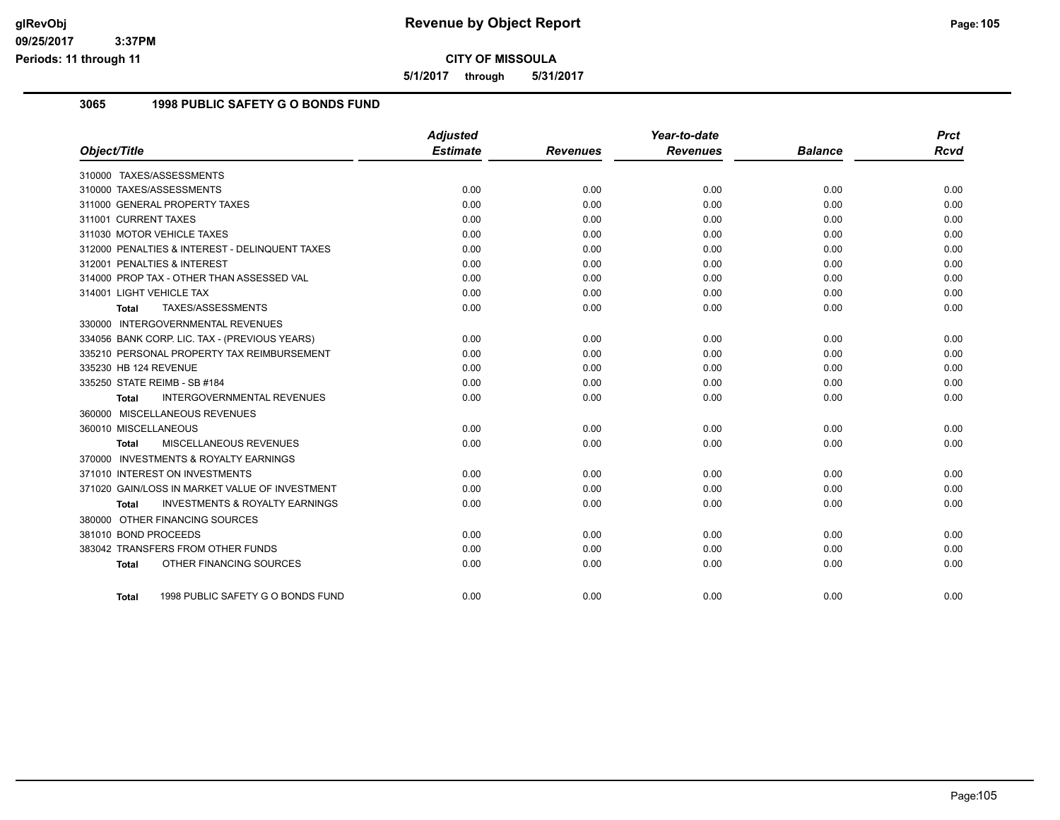## Revenue by Object Report

**CITY OF MISSOULA**

**5/1/2017 through 5/31/2017**

### 3065 1998 PUBLIC SAFETY G O BONDS FUND

| Object/Title | Adjusted Estimate | Revenues | Year-to-date Revenues | Balance | Prct Rcvd |
|---|---|---|---|---|---|
| 310000 TAXES/ASSESSMENTS | | | | | |
| 310000 TAXES/ASSESSMENTS | 0.00 | 0.00 | 0.00 | 0.00 | 0.00 |
| 311000 GENERAL PROPERTY TAXES | 0.00 | 0.00 | 0.00 | 0.00 | 0.00 |
| 311001 CURRENT TAXES | 0.00 | 0.00 | 0.00 | 0.00 | 0.00 |
| 311030 MOTOR VEHICLE TAXES | 0.00 | 0.00 | 0.00 | 0.00 | 0.00 |
| 312000 PENALTIES & INTEREST - DELINQUENT TAXES | 0.00 | 0.00 | 0.00 | 0.00 | 0.00 |
| 312001 PENALTIES & INTEREST | 0.00 | 0.00 | 0.00 | 0.00 | 0.00 |
| 314000 PROP TAX - OTHER THAN ASSESSED VAL | 0.00 | 0.00 | 0.00 | 0.00 | 0.00 |
| 314001 LIGHT VEHICLE TAX | 0.00 | 0.00 | 0.00 | 0.00 | 0.00 |
| **Total** TAXES/ASSESSMENTS | 0.00 | 0.00 | 0.00 | 0.00 | 0.00 |
| 330000 INTERGOVERNMENTAL REVENUES | | | | | |
| 334056 BANK CORP. LIC. TAX - (PREVIOUS YEARS) | 0.00 | 0.00 | 0.00 | 0.00 | 0.00 |
| 335210 PERSONAL PROPERTY TAX REIMBURSEMENT | 0.00 | 0.00 | 0.00 | 0.00 | 0.00 |
| 335230 HB 124 REVENUE | 0.00 | 0.00 | 0.00 | 0.00 | 0.00 |
| 335250 STATE REIMB - SB #184 | 0.00 | 0.00 | 0.00 | 0.00 | 0.00 |
| **Total** INTERGOVERNMENTAL REVENUES | 0.00 | 0.00 | 0.00 | 0.00 | 0.00 |
| 360000 MISCELLANEOUS REVENUES | | | | | |
| 360010 MISCELLANEOUS | 0.00 | 0.00 | 0.00 | 0.00 | 0.00 |
| **Total** MISCELLANEOUS REVENUES | 0.00 | 0.00 | 0.00 | 0.00 | 0.00 |
| 370000 INVESTMENTS & ROYALTY EARNINGS | | | | | |
| 371010 INTEREST ON INVESTMENTS | 0.00 | 0.00 | 0.00 | 0.00 | 0.00 |
| 371020 GAIN/LOSS IN MARKET VALUE OF INVESTMENT | 0.00 | 0.00 | 0.00 | 0.00 | 0.00 |
| **Total** INVESTMENTS & ROYALTY EARNINGS | 0.00 | 0.00 | 0.00 | 0.00 | 0.00 |
| 380000 OTHER FINANCING SOURCES | | | | | |
| 381010 BOND PROCEEDS | 0.00 | 0.00 | 0.00 | 0.00 | 0.00 |
| 383042 TRANSFERS FROM OTHER FUNDS | 0.00 | 0.00 | 0.00 | 0.00 | 0.00 |
| **Total** OTHER FINANCING SOURCES | 0.00 | 0.00 | 0.00 | 0.00 | 0.00 |
| **Total** 1998 PUBLIC SAFETY G O BONDS FUND | 0.00 | 0.00 | 0.00 | 0.00 | 0.00 |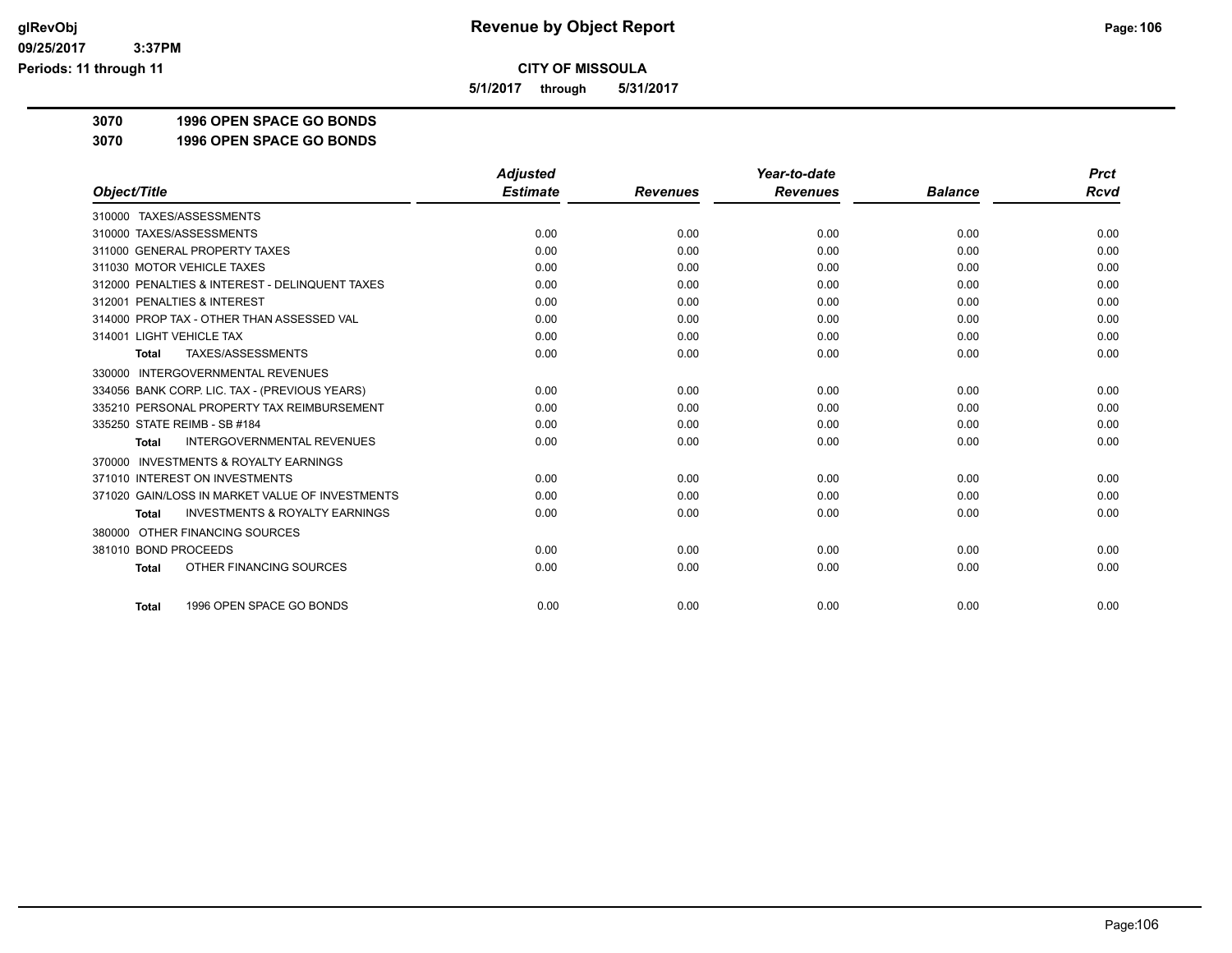**Revenue by Object Report**

**CITY OF MISSOULA**

**5/1/2017 through 5/31/2017**

**3070 1996 OPEN SPACE GO BONDS**

**3070 1996 OPEN SPACE GO BONDS**

| Object/Title | Adjusted Estimate | Revenues | Year-to-date Revenues | Balance | Prct Rcvd |
|---|---|---|---|---|---|
| 310000 TAXES/ASSESSMENTS | | | | | |
| 310000 TAXES/ASSESSMENTS | 0.00 | 0.00 | 0.00 | 0.00 | 0.00 |
| 311000 GENERAL PROPERTY TAXES | 0.00 | 0.00 | 0.00 | 0.00 | 0.00 |
| 311030 MOTOR VEHICLE TAXES | 0.00 | 0.00 | 0.00 | 0.00 | 0.00 |
| 312000 PENALTIES & INTEREST - DELINQUENT TAXES | 0.00 | 0.00 | 0.00 | 0.00 | 0.00 |
| 312001 PENALTIES & INTEREST | 0.00 | 0.00 | 0.00 | 0.00 | 0.00 |
| 314000 PROP TAX - OTHER THAN ASSESSED VAL | 0.00 | 0.00 | 0.00 | 0.00 | 0.00 |
| 314001 LIGHT VEHICLE TAX | 0.00 | 0.00 | 0.00 | 0.00 | 0.00 |
| **Total** TAXES/ASSESSMENTS | 0.00 | 0.00 | 0.00 | 0.00 | 0.00 |
| 330000 INTERGOVERNMENTAL REVENUES | | | | | |
| 334056 BANK CORP. LIC. TAX - (PREVIOUS YEARS) | 0.00 | 0.00 | 0.00 | 0.00 | 0.00 |
| 335210 PERSONAL PROPERTY TAX REIMBURSEMENT | 0.00 | 0.00 | 0.00 | 0.00 | 0.00 |
| 335250 STATE REIMB - SB #184 | 0.00 | 0.00 | 0.00 | 0.00 | 0.00 |
| **Total** INTERGOVERNMENTAL REVENUES | 0.00 | 0.00 | 0.00 | 0.00 | 0.00 |
| 370000 INVESTMENTS & ROYALTY EARNINGS | | | | | |
| 371010 INTEREST ON INVESTMENTS | 0.00 | 0.00 | 0.00 | 0.00 | 0.00 |
| 371020 GAIN/LOSS IN MARKET VALUE OF INVESTMENTS | 0.00 | 0.00 | 0.00 | 0.00 | 0.00 |
| **Total** INVESTMENTS & ROYALTY EARNINGS | 0.00 | 0.00 | 0.00 | 0.00 | 0.00 |
| 380000 OTHER FINANCING SOURCES | | | | | |
| 381010 BOND PROCEEDS | 0.00 | 0.00 | 0.00 | 0.00 | 0.00 |
| **Total** OTHER FINANCING SOURCES | 0.00 | 0.00 | 0.00 | 0.00 | 0.00 |
| **Total** 1996 OPEN SPACE GO BONDS | 0.00 | 0.00 | 0.00 | 0.00 | 0.00 |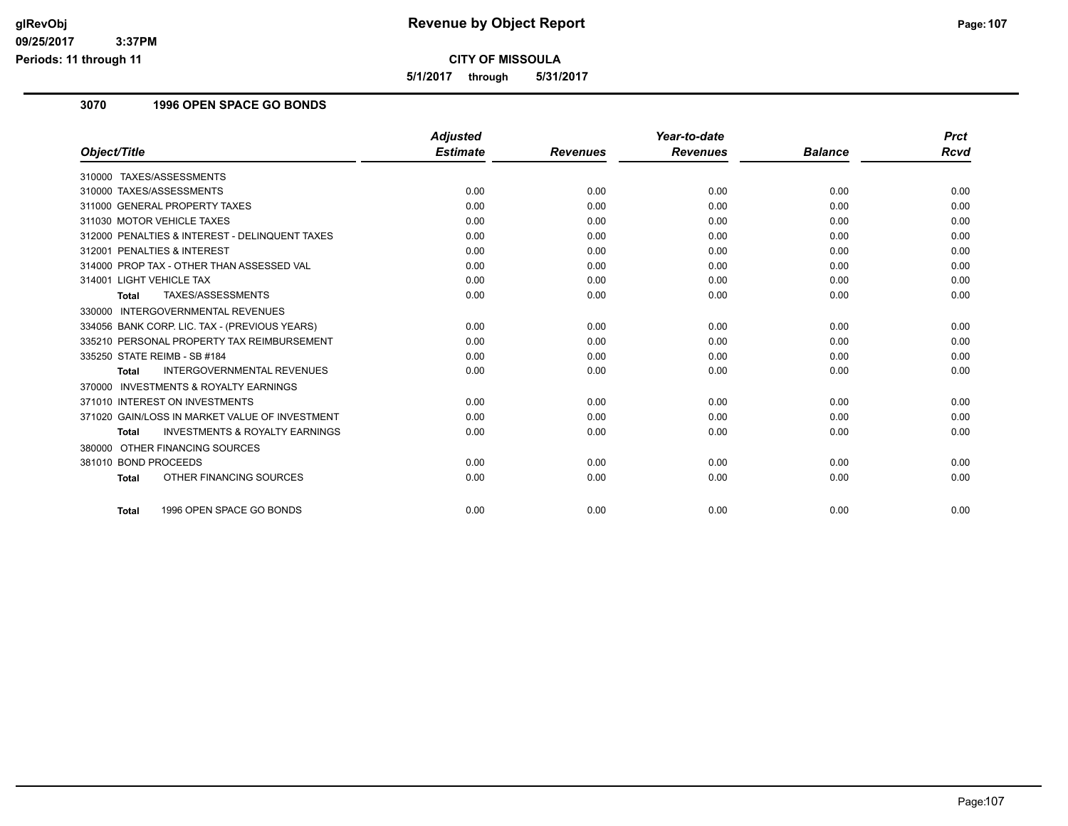# Revenue by Object Report

**CITY OF MISSOULA**

**5/1/2017 through 5/31/2017**

glRevObj
09/25/2017 3:37PM
Periods: 11 through 11

## 3070 1996 OPEN SPACE GO BONDS

| Object/Title | Adjusted Estimate | Revenues | Year-to-date Revenues | Balance | Prct Rcvd |
|---|---|---|---|---|---|
| 310000 TAXES/ASSESSMENTS | | | | | |
| 310000 TAXES/ASSESSMENTS | 0.00 | 0.00 | 0.00 | 0.00 | 0.00 |
| 311000 GENERAL PROPERTY TAXES | 0.00 | 0.00 | 0.00 | 0.00 | 0.00 |
| 311030 MOTOR VEHICLE TAXES | 0.00 | 0.00 | 0.00 | 0.00 | 0.00 |
| 312000 PENALTIES & INTEREST - DELINQUENT TAXES | 0.00 | 0.00 | 0.00 | 0.00 | 0.00 |
| 312001 PENALTIES & INTEREST | 0.00 | 0.00 | 0.00 | 0.00 | 0.00 |
| 314000 PROP TAX - OTHER THAN ASSESSED VAL | 0.00 | 0.00 | 0.00 | 0.00 | 0.00 |
| 314001 LIGHT VEHICLE TAX | 0.00 | 0.00 | 0.00 | 0.00 | 0.00 |
| **Total** TAXES/ASSESSMENTS | 0.00 | 0.00 | 0.00 | 0.00 | 0.00 |
| 330000 INTERGOVERNMENTAL REVENUES | | | | | |
| 334056 BANK CORP. LIC. TAX - (PREVIOUS YEARS) | 0.00 | 0.00 | 0.00 | 0.00 | 0.00 |
| 335210 PERSONAL PROPERTY TAX REIMBURSEMENT | 0.00 | 0.00 | 0.00 | 0.00 | 0.00 |
| 335250 STATE REIMB - SB #184 | 0.00 | 0.00 | 0.00 | 0.00 | 0.00 |
| **Total** INTERGOVERNMENTAL REVENUES | 0.00 | 0.00 | 0.00 | 0.00 | 0.00 |
| 370000 INVESTMENTS & ROYALTY EARNINGS | | | | | |
| 371010 INTEREST ON INVESTMENTS | 0.00 | 0.00 | 0.00 | 0.00 | 0.00 |
| 371020 GAIN/LOSS IN MARKET VALUE OF INVESTMENT | 0.00 | 0.00 | 0.00 | 0.00 | 0.00 |
| **Total** INVESTMENTS & ROYALTY EARNINGS | 0.00 | 0.00 | 0.00 | 0.00 | 0.00 |
| 380000 OTHER FINANCING SOURCES | | | | | |
| 381010 BOND PROCEEDS | 0.00 | 0.00 | 0.00 | 0.00 | 0.00 |
| **Total** OTHER FINANCING SOURCES | 0.00 | 0.00 | 0.00 | 0.00 | 0.00 |
| **Total** 1996 OPEN SPACE GO BONDS | 0.00 | 0.00 | 0.00 | 0.00 | 0.00 |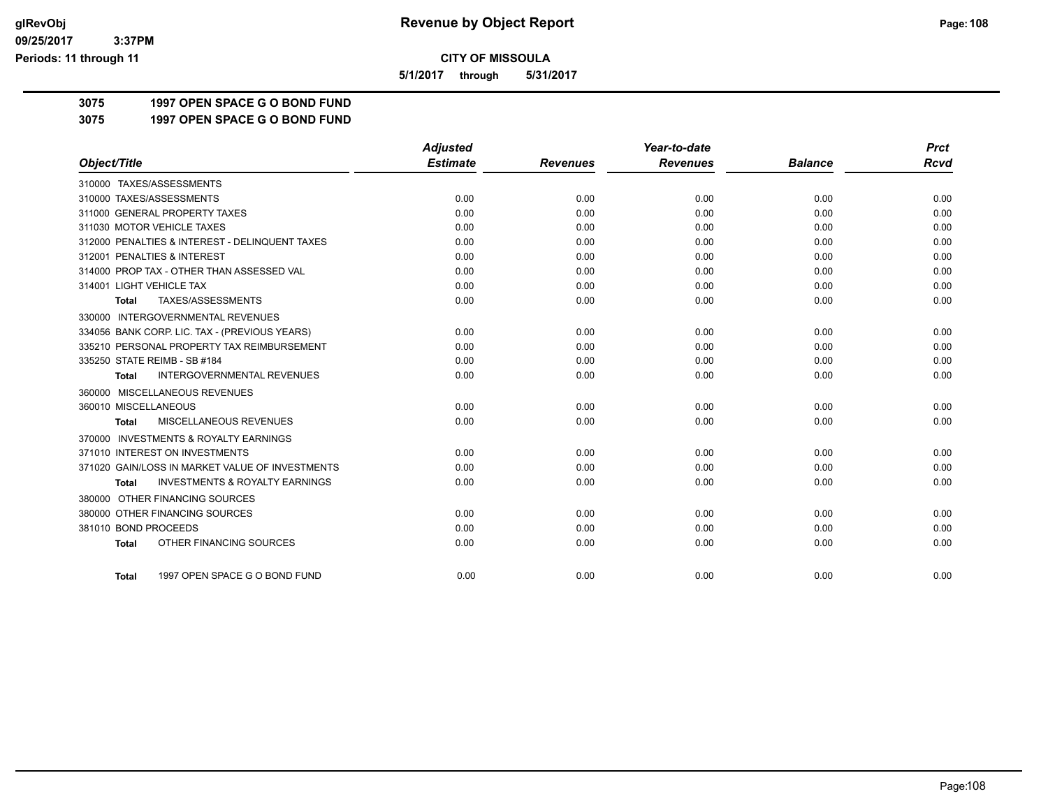# Revenue by Object Report

**CITY OF MISSOULA**

**5/1/2017 through 5/31/2017**

glRevObj
09/25/2017 3:37PM
Periods: 11 through 11

## 3075 1997 OPEN SPACE G O BOND FUND

## 3075 1997 OPEN SPACE G O BOND FUND

| Object/Title | Adjusted Estimate | Revenues | Year-to-date Revenues | Balance | Prct Rcvd |
|---|---|---|---|---|---|
| 310000 TAXES/ASSESSMENTS | | | | | |
| 310000 TAXES/ASSESSMENTS | 0.00 | 0.00 | 0.00 | 0.00 | 0.00 |
| 311000 GENERAL PROPERTY TAXES | 0.00 | 0.00 | 0.00 | 0.00 | 0.00 |
| 311030 MOTOR VEHICLE TAXES | 0.00 | 0.00 | 0.00 | 0.00 | 0.00 |
| 312000 PENALTIES & INTEREST - DELINQUENT TAXES | 0.00 | 0.00 | 0.00 | 0.00 | 0.00 |
| 312001 PENALTIES & INTEREST | 0.00 | 0.00 | 0.00 | 0.00 | 0.00 |
| 314000 PROP TAX - OTHER THAN ASSESSED VAL | 0.00 | 0.00 | 0.00 | 0.00 | 0.00 |
| 314001 LIGHT VEHICLE TAX | 0.00 | 0.00 | 0.00 | 0.00 | 0.00 |
| **Total** TAXES/ASSESSMENTS | 0.00 | 0.00 | 0.00 | 0.00 | 0.00 |
| 330000 INTERGOVERNMENTAL REVENUES | | | | | |
| 334056 BANK CORP. LIC. TAX - (PREVIOUS YEARS) | 0.00 | 0.00 | 0.00 | 0.00 | 0.00 |
| 335210 PERSONAL PROPERTY TAX REIMBURSEMENT | 0.00 | 0.00 | 0.00 | 0.00 | 0.00 |
| 335250 STATE REIMB - SB #184 | 0.00 | 0.00 | 0.00 | 0.00 | 0.00 |
| **Total** INTERGOVERNMENTAL REVENUES | 0.00 | 0.00 | 0.00 | 0.00 | 0.00 |
| 360000 MISCELLANEOUS REVENUES | | | | | |
| 360010 MISCELLANEOUS | 0.00 | 0.00 | 0.00 | 0.00 | 0.00 |
| **Total** MISCELLANEOUS REVENUES | 0.00 | 0.00 | 0.00 | 0.00 | 0.00 |
| 370000 INVESTMENTS & ROYALTY EARNINGS | | | | | |
| 371010 INTEREST ON INVESTMENTS | 0.00 | 0.00 | 0.00 | 0.00 | 0.00 |
| 371020 GAIN/LOSS IN MARKET VALUE OF INVESTMENTS | 0.00 | 0.00 | 0.00 | 0.00 | 0.00 |
| **Total** INVESTMENTS & ROYALTY EARNINGS | 0.00 | 0.00 | 0.00 | 0.00 | 0.00 |
| 380000 OTHER FINANCING SOURCES | | | | | |
| 380000 OTHER FINANCING SOURCES | 0.00 | 0.00 | 0.00 | 0.00 | 0.00 |
| 381010 BOND PROCEEDS | 0.00 | 0.00 | 0.00 | 0.00 | 0.00 |
| **Total** OTHER FINANCING SOURCES | 0.00 | 0.00 | 0.00 | 0.00 | 0.00 |
| **Total** 1997 OPEN SPACE G O BOND FUND | 0.00 | 0.00 | 0.00 | 0.00 | 0.00 |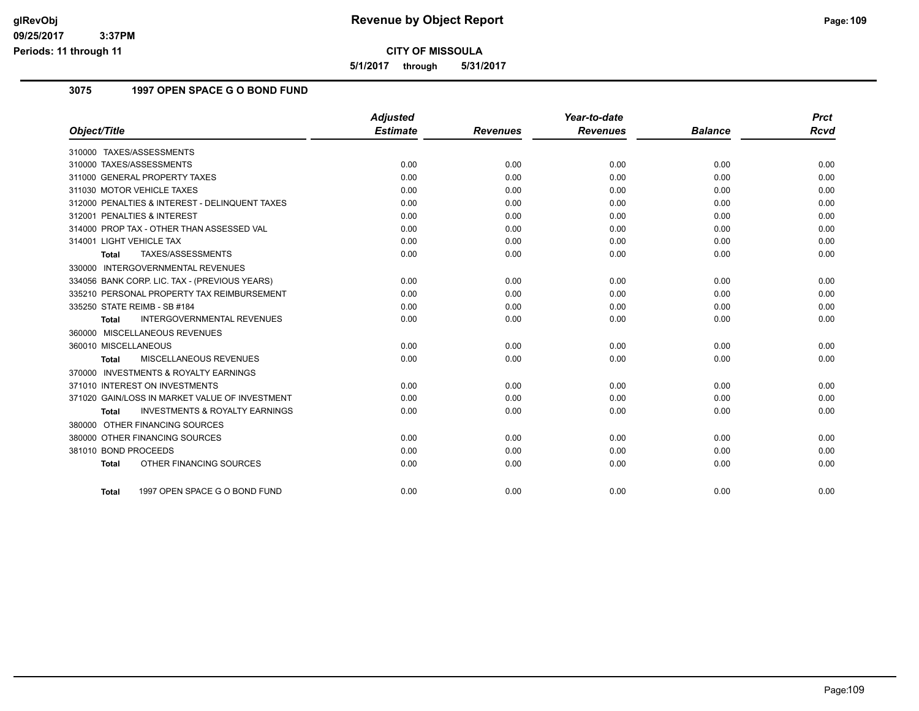**CITY OF MISSOULA**

**5/1/2017 through 5/31/2017**

## 3075 1997 OPEN SPACE G O BOND FUND

| Object/Title | Adjusted Estimate | Revenues | Year-to-date Revenues | Balance | Prct Rcvd |
|---|---|---|---|---|---|
| 310000 TAXES/ASSESSMENTS | | | | | |
| 310000 TAXES/ASSESSMENTS | 0.00 | 0.00 | 0.00 | 0.00 | 0.00 |
| 311000 GENERAL PROPERTY TAXES | 0.00 | 0.00 | 0.00 | 0.00 | 0.00 |
| 311030 MOTOR VEHICLE TAXES | 0.00 | 0.00 | 0.00 | 0.00 | 0.00 |
| 312000 PENALTIES & INTEREST - DELINQUENT TAXES | 0.00 | 0.00 | 0.00 | 0.00 | 0.00 |
| 312001 PENALTIES & INTEREST | 0.00 | 0.00 | 0.00 | 0.00 | 0.00 |
| 314000 PROP TAX - OTHER THAN ASSESSED VAL | 0.00 | 0.00 | 0.00 | 0.00 | 0.00 |
| 314001 LIGHT VEHICLE TAX | 0.00 | 0.00 | 0.00 | 0.00 | 0.00 |
| **Total** TAXES/ASSESSMENTS | 0.00 | 0.00 | 0.00 | 0.00 | 0.00 |
| 330000 INTERGOVERNMENTAL REVENUES | | | | | |
| 334056 BANK CORP. LIC. TAX - (PREVIOUS YEARS) | 0.00 | 0.00 | 0.00 | 0.00 | 0.00 |
| 335210 PERSONAL PROPERTY TAX REIMBURSEMENT | 0.00 | 0.00 | 0.00 | 0.00 | 0.00 |
| 335250 STATE REIMB - SB #184 | 0.00 | 0.00 | 0.00 | 0.00 | 0.00 |
| **Total** INTERGOVERNMENTAL REVENUES | 0.00 | 0.00 | 0.00 | 0.00 | 0.00 |
| 360000 MISCELLANEOUS REVENUES | | | | | |
| 360010 MISCELLANEOUS | 0.00 | 0.00 | 0.00 | 0.00 | 0.00 |
| **Total** MISCELLANEOUS REVENUES | 0.00 | 0.00 | 0.00 | 0.00 | 0.00 |
| 370000 INVESTMENTS & ROYALTY EARNINGS | | | | | |
| 371010 INTEREST ON INVESTMENTS | 0.00 | 0.00 | 0.00 | 0.00 | 0.00 |
| 371020 GAIN/LOSS IN MARKET VALUE OF INVESTMENT | 0.00 | 0.00 | 0.00 | 0.00 | 0.00 |
| **Total** INVESTMENTS & ROYALTY EARNINGS | 0.00 | 0.00 | 0.00 | 0.00 | 0.00 |
| 380000 OTHER FINANCING SOURCES | | | | | |
| 380000 OTHER FINANCING SOURCES | 0.00 | 0.00 | 0.00 | 0.00 | 0.00 |
| 381010 BOND PROCEEDS | 0.00 | 0.00 | 0.00 | 0.00 | 0.00 |
| **Total** OTHER FINANCING SOURCES | 0.00 | 0.00 | 0.00 | 0.00 | 0.00 |
| **Total** 1997 OPEN SPACE G O BOND FUND | 0.00 | 0.00 | 0.00 | 0.00 | 0.00 |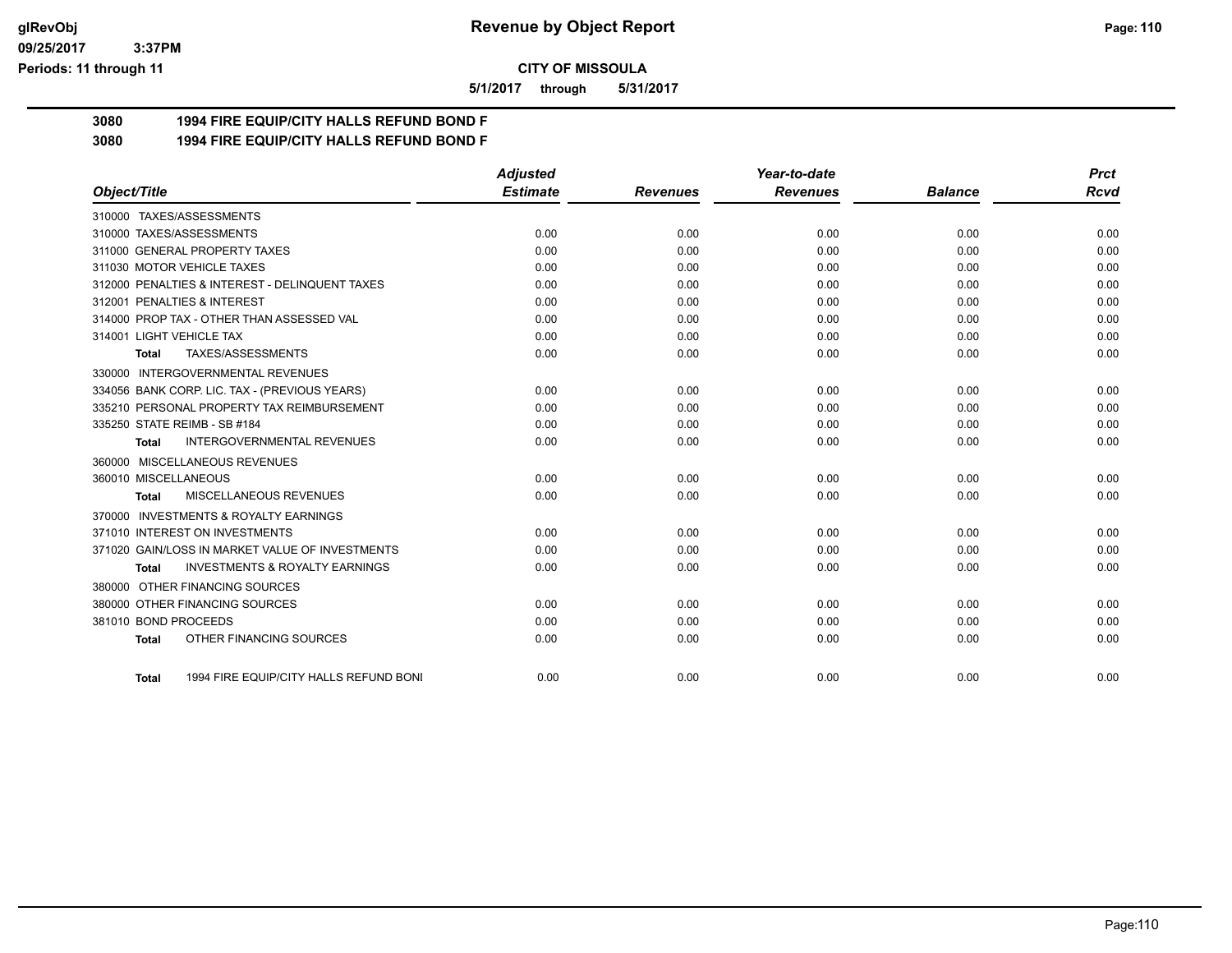# CITY OF MISSOULA

**5/1/2017 through 5/31/2017**

## 3080 1994 FIRE EQUIP/CITY HALLS REFUND BOND F

## 3080 1994 FIRE EQUIP/CITY HALLS REFUND BOND F

| Object/Title | Adjusted Estimate | Revenues | Year-to-date Revenues | Balance | Prct Rcvd |
|---|---|---|---|---|---|
| 310000 TAXES/ASSESSMENTS | | | | | |
| 310000 TAXES/ASSESSMENTS | 0.00 | 0.00 | 0.00 | 0.00 | 0.00 |
| 311000 GENERAL PROPERTY TAXES | 0.00 | 0.00 | 0.00 | 0.00 | 0.00 |
| 311030 MOTOR VEHICLE TAXES | 0.00 | 0.00 | 0.00 | 0.00 | 0.00 |
| 312000 PENALTIES & INTEREST - DELINQUENT TAXES | 0.00 | 0.00 | 0.00 | 0.00 | 0.00 |
| 312001 PENALTIES & INTEREST | 0.00 | 0.00 | 0.00 | 0.00 | 0.00 |
| 314000 PROP TAX - OTHER THAN ASSESSED VAL | 0.00 | 0.00 | 0.00 | 0.00 | 0.00 |
| 314001 LIGHT VEHICLE TAX | 0.00 | 0.00 | 0.00 | 0.00 | 0.00 |
| **Total** TAXES/ASSESSMENTS | 0.00 | 0.00 | 0.00 | 0.00 | 0.00 |
| 330000 INTERGOVERNMENTAL REVENUES | | | | | |
| 334056 BANK CORP. LIC. TAX - (PREVIOUS YEARS) | 0.00 | 0.00 | 0.00 | 0.00 | 0.00 |
| 335210 PERSONAL PROPERTY TAX REIMBURSEMENT | 0.00 | 0.00 | 0.00 | 0.00 | 0.00 |
| 335250 STATE REIMB - SB #184 | 0.00 | 0.00 | 0.00 | 0.00 | 0.00 |
| **Total** INTERGOVERNMENTAL REVENUES | 0.00 | 0.00 | 0.00 | 0.00 | 0.00 |
| 360000 MISCELLANEOUS REVENUES | | | | | |
| 360010 MISCELLANEOUS | 0.00 | 0.00 | 0.00 | 0.00 | 0.00 |
| **Total** MISCELLANEOUS REVENUES | 0.00 | 0.00 | 0.00 | 0.00 | 0.00 |
| 370000 INVESTMENTS & ROYALTY EARNINGS | | | | | |
| 371010 INTEREST ON INVESTMENTS | 0.00 | 0.00 | 0.00 | 0.00 | 0.00 |
| 371020 GAIN/LOSS IN MARKET VALUE OF INVESTMENTS | 0.00 | 0.00 | 0.00 | 0.00 | 0.00 |
| **Total** INVESTMENTS & ROYALTY EARNINGS | 0.00 | 0.00 | 0.00 | 0.00 | 0.00 |
| 380000 OTHER FINANCING SOURCES | | | | | |
| 380000 OTHER FINANCING SOURCES | 0.00 | 0.00 | 0.00 | 0.00 | 0.00 |
| 381010 BOND PROCEEDS | 0.00 | 0.00 | 0.00 | 0.00 | 0.00 |
| **Total** OTHER FINANCING SOURCES | 0.00 | 0.00 | 0.00 | 0.00 | 0.00 |
| **Total** 1994 FIRE EQUIP/CITY HALLS REFUND BONI | 0.00 | 0.00 | 0.00 | 0.00 | 0.00 |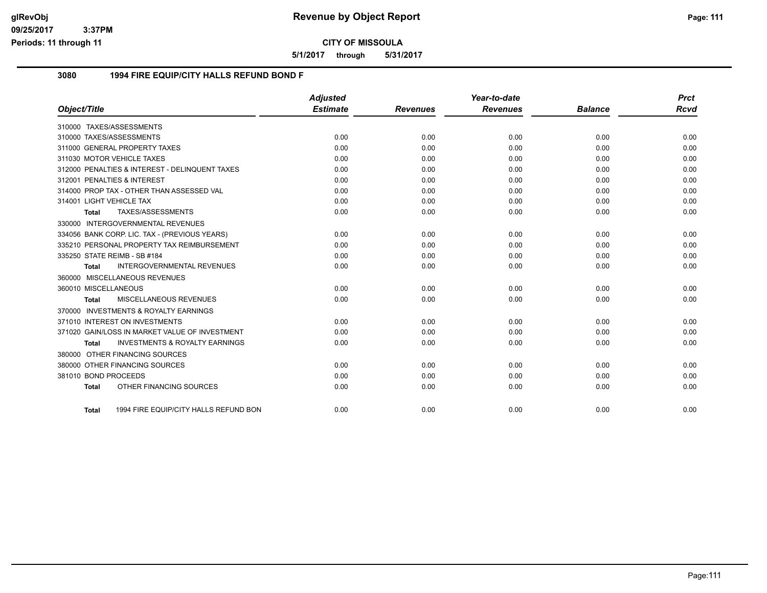**CITY OF MISSOULA**

**Revenue by Object Report**

**5/1/2017 through 5/31/2017**

glRevObj
09/25/2017 3:37PM
Periods: 11 through 11

## 3080 1994 FIRE EQUIP/CITY HALLS REFUND BOND F

| Object/Title | Adjusted Estimate | Revenues | Year-to-date Revenues | Balance | Prct Rcvd |
|---|---|---|---|---|---|
| 310000 TAXES/ASSESSMENTS | | | | | |
| 310000 TAXES/ASSESSMENTS | 0.00 | 0.00 | 0.00 | 0.00 | 0.00 |
| 311000 GENERAL PROPERTY TAXES | 0.00 | 0.00 | 0.00 | 0.00 | 0.00 |
| 311030 MOTOR VEHICLE TAXES | 0.00 | 0.00 | 0.00 | 0.00 | 0.00 |
| 312000 PENALTIES & INTEREST - DELINQUENT TAXES | 0.00 | 0.00 | 0.00 | 0.00 | 0.00 |
| 312001 PENALTIES & INTEREST | 0.00 | 0.00 | 0.00 | 0.00 | 0.00 |
| 314000 PROP TAX - OTHER THAN ASSESSED VAL | 0.00 | 0.00 | 0.00 | 0.00 | 0.00 |
| 314001 LIGHT VEHICLE TAX | 0.00 | 0.00 | 0.00 | 0.00 | 0.00 |
| **Total** TAXES/ASSESSMENTS | 0.00 | 0.00 | 0.00 | 0.00 | 0.00 |
| 330000 INTERGOVERNMENTAL REVENUES | | | | | |
| 334056 BANK CORP. LIC. TAX - (PREVIOUS YEARS) | 0.00 | 0.00 | 0.00 | 0.00 | 0.00 |
| 335210 PERSONAL PROPERTY TAX REIMBURSEMENT | 0.00 | 0.00 | 0.00 | 0.00 | 0.00 |
| 335250 STATE REIMB - SB #184 | 0.00 | 0.00 | 0.00 | 0.00 | 0.00 |
| **Total** INTERGOVERNMENTAL REVENUES | 0.00 | 0.00 | 0.00 | 0.00 | 0.00 |
| 360000 MISCELLANEOUS REVENUES | | | | | |
| 360010 MISCELLANEOUS | 0.00 | 0.00 | 0.00 | 0.00 | 0.00 |
| **Total** MISCELLANEOUS REVENUES | 0.00 | 0.00 | 0.00 | 0.00 | 0.00 |
| 370000 INVESTMENTS & ROYALTY EARNINGS | | | | | |
| 371010 INTEREST ON INVESTMENTS | 0.00 | 0.00 | 0.00 | 0.00 | 0.00 |
| 371020 GAIN/LOSS IN MARKET VALUE OF INVESTMENT | 0.00 | 0.00 | 0.00 | 0.00 | 0.00 |
| **Total** INVESTMENTS & ROYALTY EARNINGS | 0.00 | 0.00 | 0.00 | 0.00 | 0.00 |
| 380000 OTHER FINANCING SOURCES | | | | | |
| 380000 OTHER FINANCING SOURCES | 0.00 | 0.00 | 0.00 | 0.00 | 0.00 |
| 381010 BOND PROCEEDS | 0.00 | 0.00 | 0.00 | 0.00 | 0.00 |
| **Total** OTHER FINANCING SOURCES | 0.00 | 0.00 | 0.00 | 0.00 | 0.00 |
| **Total** 1994 FIRE EQUIP/CITY HALLS REFUND BON | 0.00 | 0.00 | 0.00 | 0.00 | 0.00 |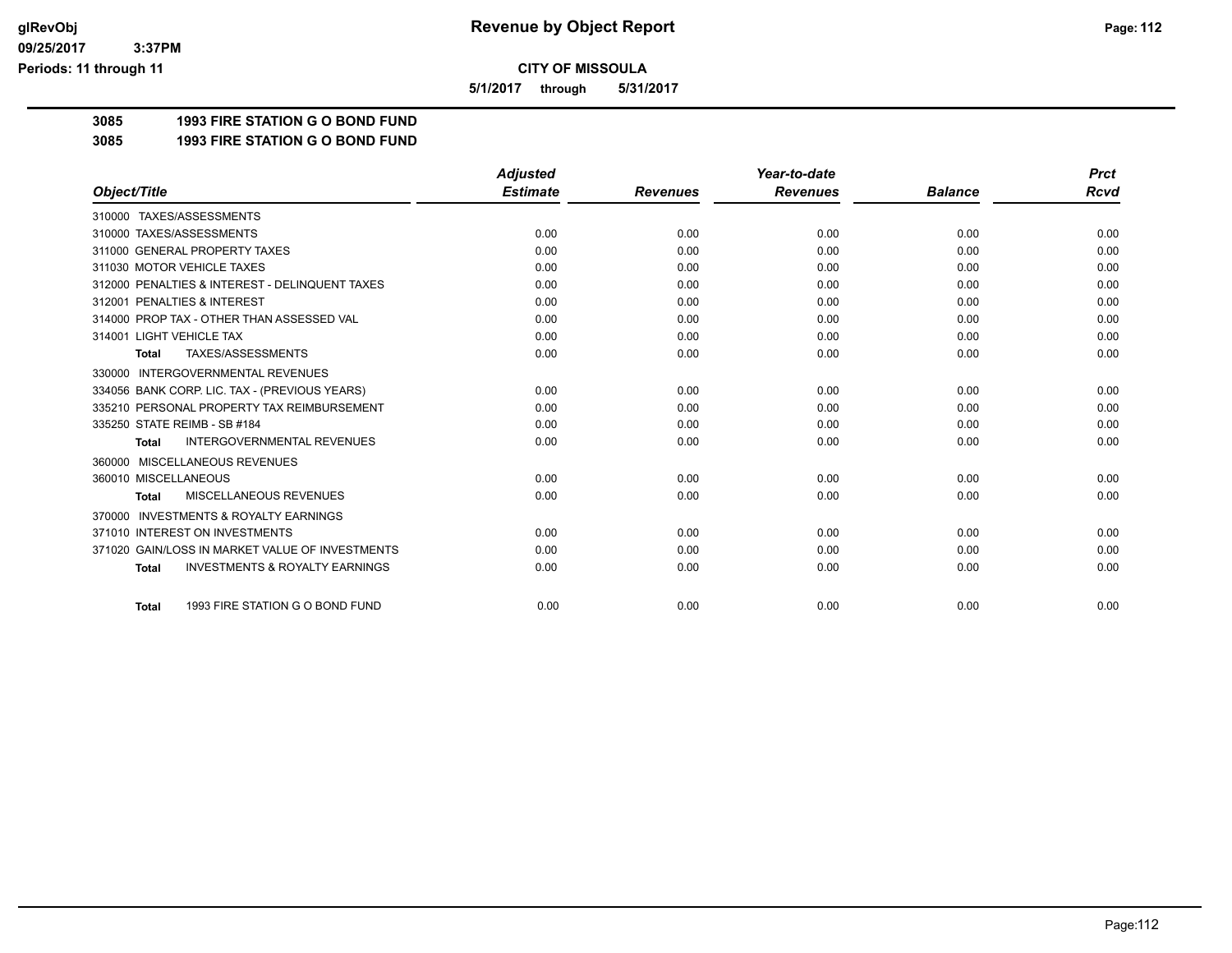**CITY OF MISSOULA**

**5/1/2017 through 5/31/2017**

**Revenue by Object Report**

glRevObj
09/25/2017 3:37PM
Periods: 11 through 11

## 3085 1993 FIRE STATION G O BOND FUND

### 3085 1993 FIRE STATION G O BOND FUND

| Object/Title | Adjusted Estimate | Revenues | Year-to-date Revenues | Balance | Prct Rcvd |
|---|---|---|---|---|---|
| 310000 TAXES/ASSESSMENTS | | | | | |
| 310000 TAXES/ASSESSMENTS | 0.00 | 0.00 | 0.00 | 0.00 | 0.00 |
| 311000 GENERAL PROPERTY TAXES | 0.00 | 0.00 | 0.00 | 0.00 | 0.00 |
| 311030 MOTOR VEHICLE TAXES | 0.00 | 0.00 | 0.00 | 0.00 | 0.00 |
| 312000 PENALTIES & INTEREST - DELINQUENT TAXES | 0.00 | 0.00 | 0.00 | 0.00 | 0.00 |
| 312001 PENALTIES & INTEREST | 0.00 | 0.00 | 0.00 | 0.00 | 0.00 |
| 314000 PROP TAX - OTHER THAN ASSESSED VAL | 0.00 | 0.00 | 0.00 | 0.00 | 0.00 |
| 314001 LIGHT VEHICLE TAX | 0.00 | 0.00 | 0.00 | 0.00 | 0.00 |
| **Total** TAXES/ASSESSMENTS | 0.00 | 0.00 | 0.00 | 0.00 | 0.00 |
| 330000 INTERGOVERNMENTAL REVENUES | | | | | |
| 334056 BANK CORP. LIC. TAX - (PREVIOUS YEARS) | 0.00 | 0.00 | 0.00 | 0.00 | 0.00 |
| 335210 PERSONAL PROPERTY TAX REIMBURSEMENT | 0.00 | 0.00 | 0.00 | 0.00 | 0.00 |
| 335250 STATE REIMB - SB #184 | 0.00 | 0.00 | 0.00 | 0.00 | 0.00 |
| **Total** INTERGOVERNMENTAL REVENUES | 0.00 | 0.00 | 0.00 | 0.00 | 0.00 |
| 360000 MISCELLANEOUS REVENUES | | | | | |
| 360010 MISCELLANEOUS | 0.00 | 0.00 | 0.00 | 0.00 | 0.00 |
| **Total** MISCELLANEOUS REVENUES | 0.00 | 0.00 | 0.00 | 0.00 | 0.00 |
| 370000 INVESTMENTS & ROYALTY EARNINGS | | | | | |
| 371010 INTEREST ON INVESTMENTS | 0.00 | 0.00 | 0.00 | 0.00 | 0.00 |
| 371020 GAIN/LOSS IN MARKET VALUE OF INVESTMENTS | 0.00 | 0.00 | 0.00 | 0.00 | 0.00 |
| **Total** INVESTMENTS & ROYALTY EARNINGS | 0.00 | 0.00 | 0.00 | 0.00 | 0.00 |
| **Total** 1993 FIRE STATION G O BOND FUND | 0.00 | 0.00 | 0.00 | 0.00 | 0.00 |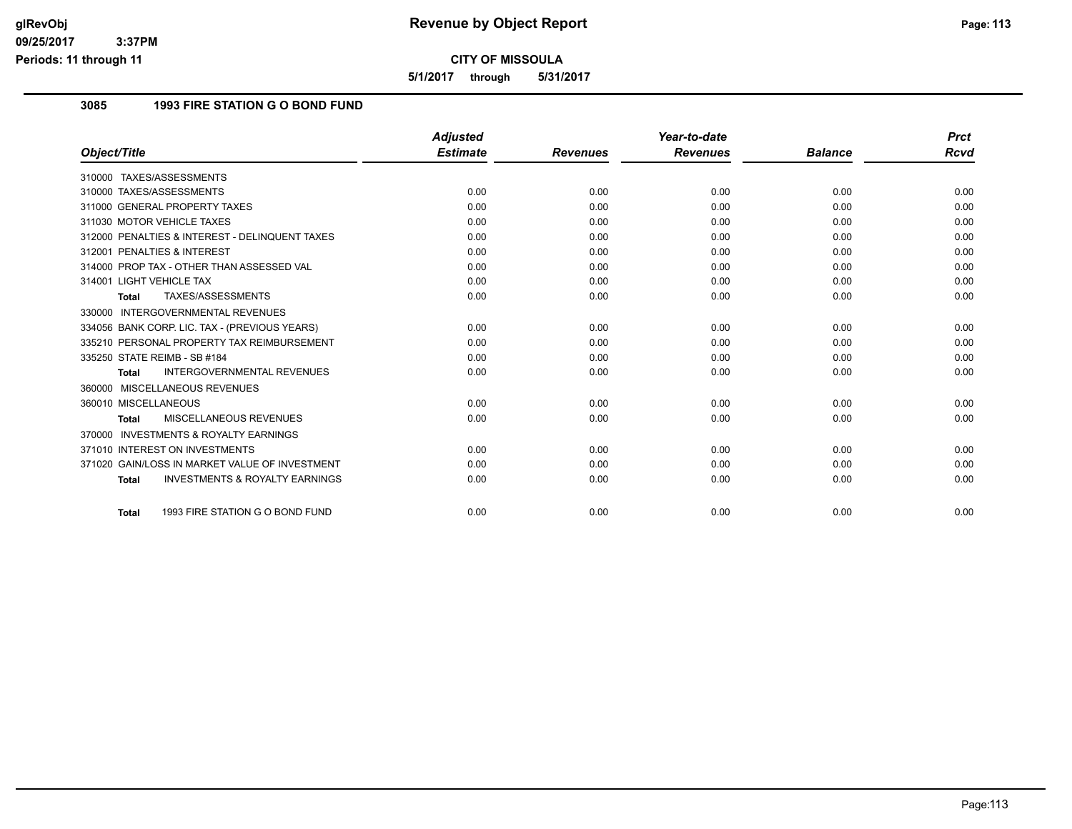**Revenue by Object Report**

**CITY OF MISSOULA**

**5/1/2017 through 5/31/2017**

glRevObj
09/25/2017 3:37PM
Periods: 11 through 11

## 3085 1993 FIRE STATION G O BOND FUND

| Object/Title | Adjusted Estimate | Revenues | Year-to-date Revenues | Balance | Prct Rcvd |
|---|---|---|---|---|---|
| 310000 TAXES/ASSESSMENTS | | | | | |
| 310000 TAXES/ASSESSMENTS | 0.00 | 0.00 | 0.00 | 0.00 | 0.00 |
| 311000 GENERAL PROPERTY TAXES | 0.00 | 0.00 | 0.00 | 0.00 | 0.00 |
| 311030 MOTOR VEHICLE TAXES | 0.00 | 0.00 | 0.00 | 0.00 | 0.00 |
| 312000 PENALTIES & INTEREST - DELINQUENT TAXES | 0.00 | 0.00 | 0.00 | 0.00 | 0.00 |
| 312001 PENALTIES & INTEREST | 0.00 | 0.00 | 0.00 | 0.00 | 0.00 |
| 314000 PROP TAX - OTHER THAN ASSESSED VAL | 0.00 | 0.00 | 0.00 | 0.00 | 0.00 |
| 314001 LIGHT VEHICLE TAX | 0.00 | 0.00 | 0.00 | 0.00 | 0.00 |
| **Total** TAXES/ASSESSMENTS | 0.00 | 0.00 | 0.00 | 0.00 | 0.00 |
| 330000 INTERGOVERNMENTAL REVENUES | | | | | |
| 334056 BANK CORP. LIC. TAX - (PREVIOUS YEARS) | 0.00 | 0.00 | 0.00 | 0.00 | 0.00 |
| 335210 PERSONAL PROPERTY TAX REIMBURSEMENT | 0.00 | 0.00 | 0.00 | 0.00 | 0.00 |
| 335250 STATE REIMB - SB #184 | 0.00 | 0.00 | 0.00 | 0.00 | 0.00 |
| **Total** INTERGOVERNMENTAL REVENUES | 0.00 | 0.00 | 0.00 | 0.00 | 0.00 |
| 360000 MISCELLANEOUS REVENUES | | | | | |
| 360010 MISCELLANEOUS | 0.00 | 0.00 | 0.00 | 0.00 | 0.00 |
| **Total** MISCELLANEOUS REVENUES | 0.00 | 0.00 | 0.00 | 0.00 | 0.00 |
| 370000 INVESTMENTS & ROYALTY EARNINGS | | | | | |
| 371010 INTEREST ON INVESTMENTS | 0.00 | 0.00 | 0.00 | 0.00 | 0.00 |
| 371020 GAIN/LOSS IN MARKET VALUE OF INVESTMENT | 0.00 | 0.00 | 0.00 | 0.00 | 0.00 |
| **Total** INVESTMENTS & ROYALTY EARNINGS | 0.00 | 0.00 | 0.00 | 0.00 | 0.00 |
| **Total** 1993 FIRE STATION G O BOND FUND | 0.00 | 0.00 | 0.00 | 0.00 | 0.00 |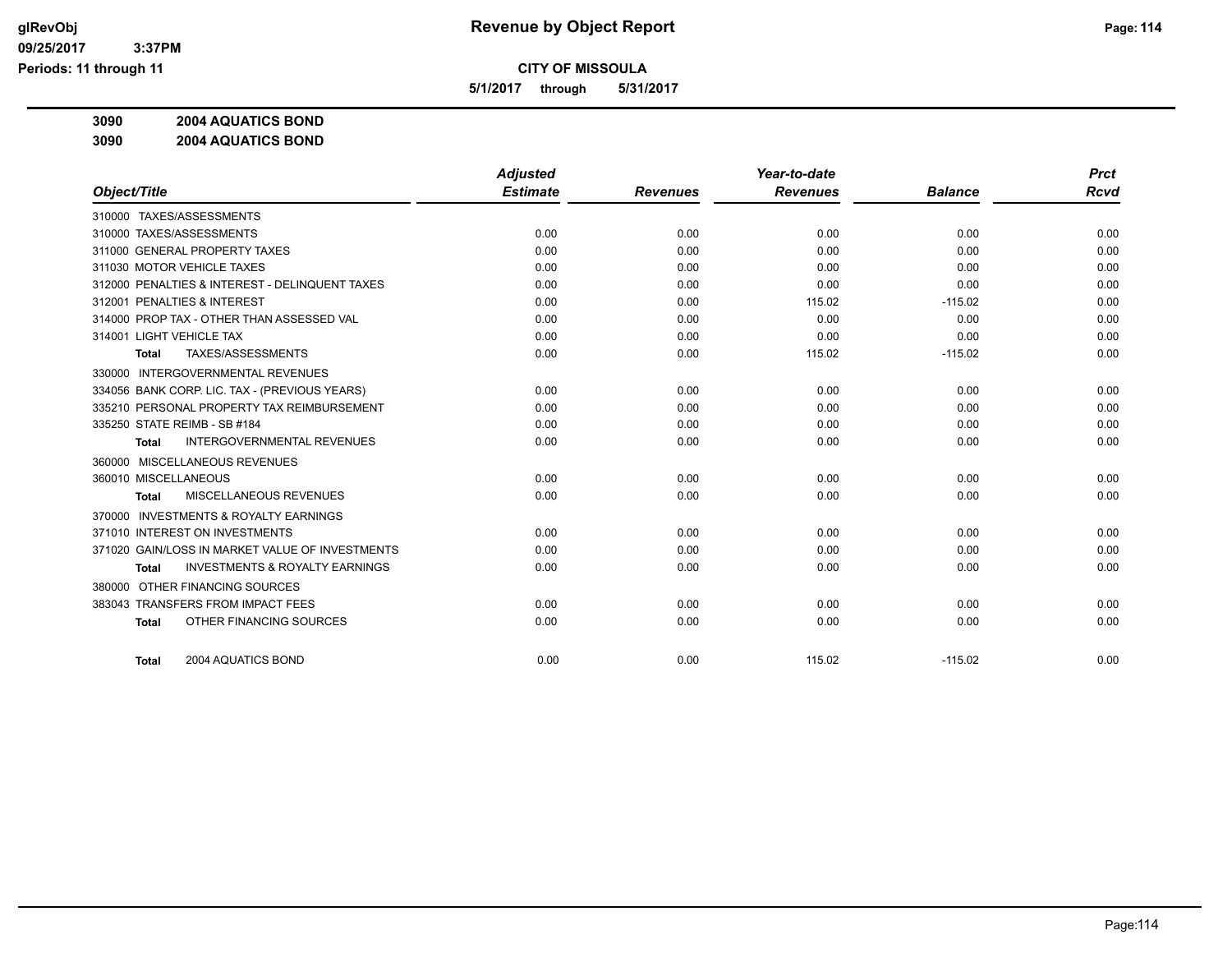# Revenue by Object Report

**CITY OF MISSOULA**

**5/1/2017 through 5/31/2017**

glRevObj
09/25/2017 3:37PM
Periods: 11 through 11

**3090 2004 AQUATICS BOND**

**3090 2004 AQUATICS BOND**

| Object/Title | Adjusted Estimate | Revenues | Year-to-date Revenues | Balance | Prct Rcvd |
|---|---|---|---|---|---|
| 310000 TAXES/ASSESSMENTS | | | | | |
| 310000 TAXES/ASSESSMENTS | 0.00 | 0.00 | 0.00 | 0.00 | 0.00 |
| 311000 GENERAL PROPERTY TAXES | 0.00 | 0.00 | 0.00 | 0.00 | 0.00 |
| 311030 MOTOR VEHICLE TAXES | 0.00 | 0.00 | 0.00 | 0.00 | 0.00 |
| 312000 PENALTIES & INTEREST - DELINQUENT TAXES | 0.00 | 0.00 | 0.00 | 0.00 | 0.00 |
| 312001 PENALTIES & INTEREST | 0.00 | 0.00 | 115.02 | -115.02 | 0.00 |
| 314000 PROP TAX - OTHER THAN ASSESSED VAL | 0.00 | 0.00 | 0.00 | 0.00 | 0.00 |
| 314001 LIGHT VEHICLE TAX | 0.00 | 0.00 | 0.00 | 0.00 | 0.00 |
| **Total** TAXES/ASSESSMENTS | 0.00 | 0.00 | 115.02 | -115.02 | 0.00 |
| 330000 INTERGOVERNMENTAL REVENUES | | | | | |
| 334056 BANK CORP. LIC. TAX - (PREVIOUS YEARS) | 0.00 | 0.00 | 0.00 | 0.00 | 0.00 |
| 335210 PERSONAL PROPERTY TAX REIMBURSEMENT | 0.00 | 0.00 | 0.00 | 0.00 | 0.00 |
| 335250 STATE REIMB - SB #184 | 0.00 | 0.00 | 0.00 | 0.00 | 0.00 |
| **Total** INTERGOVERNMENTAL REVENUES | 0.00 | 0.00 | 0.00 | 0.00 | 0.00 |
| 360000 MISCELLANEOUS REVENUES | | | | | |
| 360010 MISCELLANEOUS | 0.00 | 0.00 | 0.00 | 0.00 | 0.00 |
| **Total** MISCELLANEOUS REVENUES | 0.00 | 0.00 | 0.00 | 0.00 | 0.00 |
| 370000 INVESTMENTS & ROYALTY EARNINGS | | | | | |
| 371010 INTEREST ON INVESTMENTS | 0.00 | 0.00 | 0.00 | 0.00 | 0.00 |
| 371020 GAIN/LOSS IN MARKET VALUE OF INVESTMENTS | 0.00 | 0.00 | 0.00 | 0.00 | 0.00 |
| **Total** INVESTMENTS & ROYALTY EARNINGS | 0.00 | 0.00 | 0.00 | 0.00 | 0.00 |
| 380000 OTHER FINANCING SOURCES | | | | | |
| 383043 TRANSFERS FROM IMPACT FEES | 0.00 | 0.00 | 0.00 | 0.00 | 0.00 |
| **Total** OTHER FINANCING SOURCES | 0.00 | 0.00 | 0.00 | 0.00 | 0.00 |
| **Total** 2004 AQUATICS BOND | 0.00 | 0.00 | 115.02 | -115.02 | 0.00 |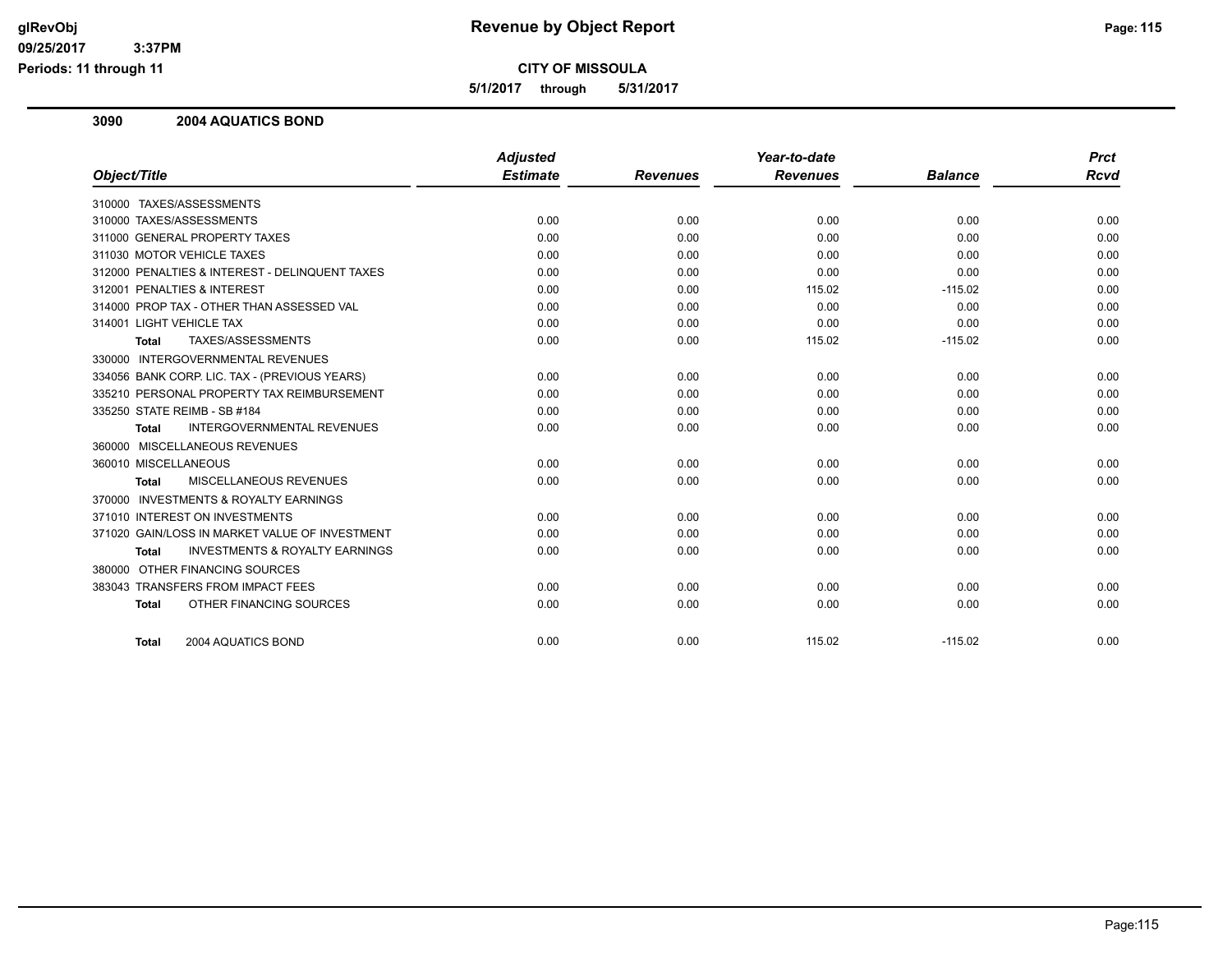**CITY OF MISSOULA**

**5/1/2017 through 5/31/2017**

## 3090 2004 AQUATICS BOND

| Object/Title | Adjusted Estimate | Revenues | Year-to-date Revenues | Balance | Prct Rcvd |
|---|---|---|---|---|---|
| 310000 TAXES/ASSESSMENTS | | | | | |
| 310000 TAXES/ASSESSMENTS | 0.00 | 0.00 | 0.00 | 0.00 | 0.00 |
| 311000 GENERAL PROPERTY TAXES | 0.00 | 0.00 | 0.00 | 0.00 | 0.00 |
| 311030 MOTOR VEHICLE TAXES | 0.00 | 0.00 | 0.00 | 0.00 | 0.00 |
| 312000 PENALTIES & INTEREST - DELINQUENT TAXES | 0.00 | 0.00 | 0.00 | 0.00 | 0.00 |
| 312001 PENALTIES & INTEREST | 0.00 | 0.00 | 115.02 | -115.02 | 0.00 |
| 314000 PROP TAX - OTHER THAN ASSESSED VAL | 0.00 | 0.00 | 0.00 | 0.00 | 0.00 |
| 314001 LIGHT VEHICLE TAX | 0.00 | 0.00 | 0.00 | 0.00 | 0.00 |
| **Total** TAXES/ASSESSMENTS | 0.00 | 0.00 | 115.02 | -115.02 | 0.00 |
| 330000 INTERGOVERNMENTAL REVENUES | | | | | |
| 334056 BANK CORP. LIC. TAX - (PREVIOUS YEARS) | 0.00 | 0.00 | 0.00 | 0.00 | 0.00 |
| 335210 PERSONAL PROPERTY TAX REIMBURSEMENT | 0.00 | 0.00 | 0.00 | 0.00 | 0.00 |
| 335250 STATE REIMB - SB #184 | 0.00 | 0.00 | 0.00 | 0.00 | 0.00 |
| **Total** INTERGOVERNMENTAL REVENUES | 0.00 | 0.00 | 0.00 | 0.00 | 0.00 |
| 360000 MISCELLANEOUS REVENUES | | | | | |
| 360010 MISCELLANEOUS | 0.00 | 0.00 | 0.00 | 0.00 | 0.00 |
| **Total** MISCELLANEOUS REVENUES | 0.00 | 0.00 | 0.00 | 0.00 | 0.00 |
| 370000 INVESTMENTS & ROYALTY EARNINGS | | | | | |
| 371010 INTEREST ON INVESTMENTS | 0.00 | 0.00 | 0.00 | 0.00 | 0.00 |
| 371020 GAIN/LOSS IN MARKET VALUE OF INVESTMENT | 0.00 | 0.00 | 0.00 | 0.00 | 0.00 |
| **Total** INVESTMENTS & ROYALTY EARNINGS | 0.00 | 0.00 | 0.00 | 0.00 | 0.00 |
| 380000 OTHER FINANCING SOURCES | | | | | |
| 383043 TRANSFERS FROM IMPACT FEES | 0.00 | 0.00 | 0.00 | 0.00 | 0.00 |
| **Total** OTHER FINANCING SOURCES | 0.00 | 0.00 | 0.00 | 0.00 | 0.00 |
| **Total** 2004 AQUATICS BOND | 0.00 | 0.00 | 115.02 | -115.02 | 0.00 |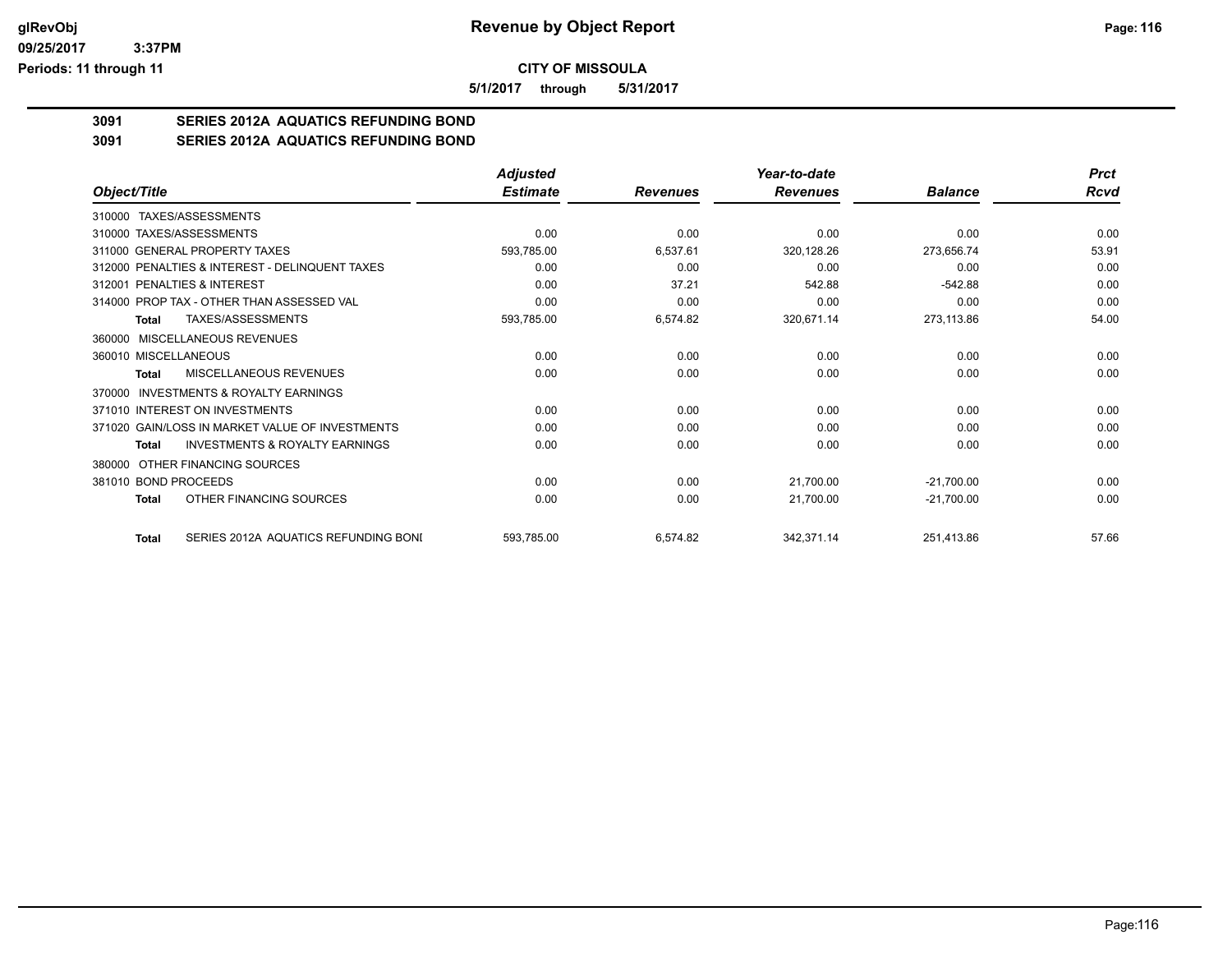# Revenue by Object Report

**CITY OF MISSOULA**

**5/1/2017 through 5/31/2017**

glRevObj
09/25/2017 3:37PM
Periods: 11 through 11

## 3091 SERIES 2012A AQUATICS REFUNDING BOND

## 3091 SERIES 2012A AQUATICS REFUNDING BOND

| Object/Title | Adjusted Estimate | Revenues | Year-to-date Revenues | Balance | Prct Rcvd |
|---|---|---|---|---|---|
| 310000 TAXES/ASSESSMENTS | | | | | |
| 310000 TAXES/ASSESSMENTS | 0.00 | 0.00 | 0.00 | 0.00 | 0.00 |
| 311000 GENERAL PROPERTY TAXES | 593,785.00 | 6,537.61 | 320,128.26 | 273,656.74 | 53.91 |
| 312000 PENALTIES & INTEREST - DELINQUENT TAXES | 0.00 | 0.00 | 0.00 | 0.00 | 0.00 |
| 312001 PENALTIES & INTEREST | 0.00 | 37.21 | 542.88 | -542.88 | 0.00 |
| 314000 PROP TAX - OTHER THAN ASSESSED VAL | 0.00 | 0.00 | 0.00 | 0.00 | 0.00 |
| **Total** TAXES/ASSESSMENTS | 593,785.00 | 6,574.82 | 320,671.14 | 273,113.86 | 54.00 |
| 360000 MISCELLANEOUS REVENUES | | | | | |
| 360010 MISCELLANEOUS | 0.00 | 0.00 | 0.00 | 0.00 | 0.00 |
| **Total** MISCELLANEOUS REVENUES | 0.00 | 0.00 | 0.00 | 0.00 | 0.00 |
| 370000 INVESTMENTS & ROYALTY EARNINGS | | | | | |
| 371010 INTEREST ON INVESTMENTS | 0.00 | 0.00 | 0.00 | 0.00 | 0.00 |
| 371020 GAIN/LOSS IN MARKET VALUE OF INVESTMENTS | 0.00 | 0.00 | 0.00 | 0.00 | 0.00 |
| **Total** INVESTMENTS & ROYALTY EARNINGS | 0.00 | 0.00 | 0.00 | 0.00 | 0.00 |
| 380000 OTHER FINANCING SOURCES | | | | | |
| 381010 BOND PROCEEDS | 0.00 | 0.00 | 21,700.00 | -21,700.00 | 0.00 |
| **Total** OTHER FINANCING SOURCES | 0.00 | 0.00 | 21,700.00 | -21,700.00 | 0.00 |
| **Total** SERIES 2012A AQUATICS REFUNDING BONI | 593,785.00 | 6,574.82 | 342,371.14 | 251,413.86 | 57.66 |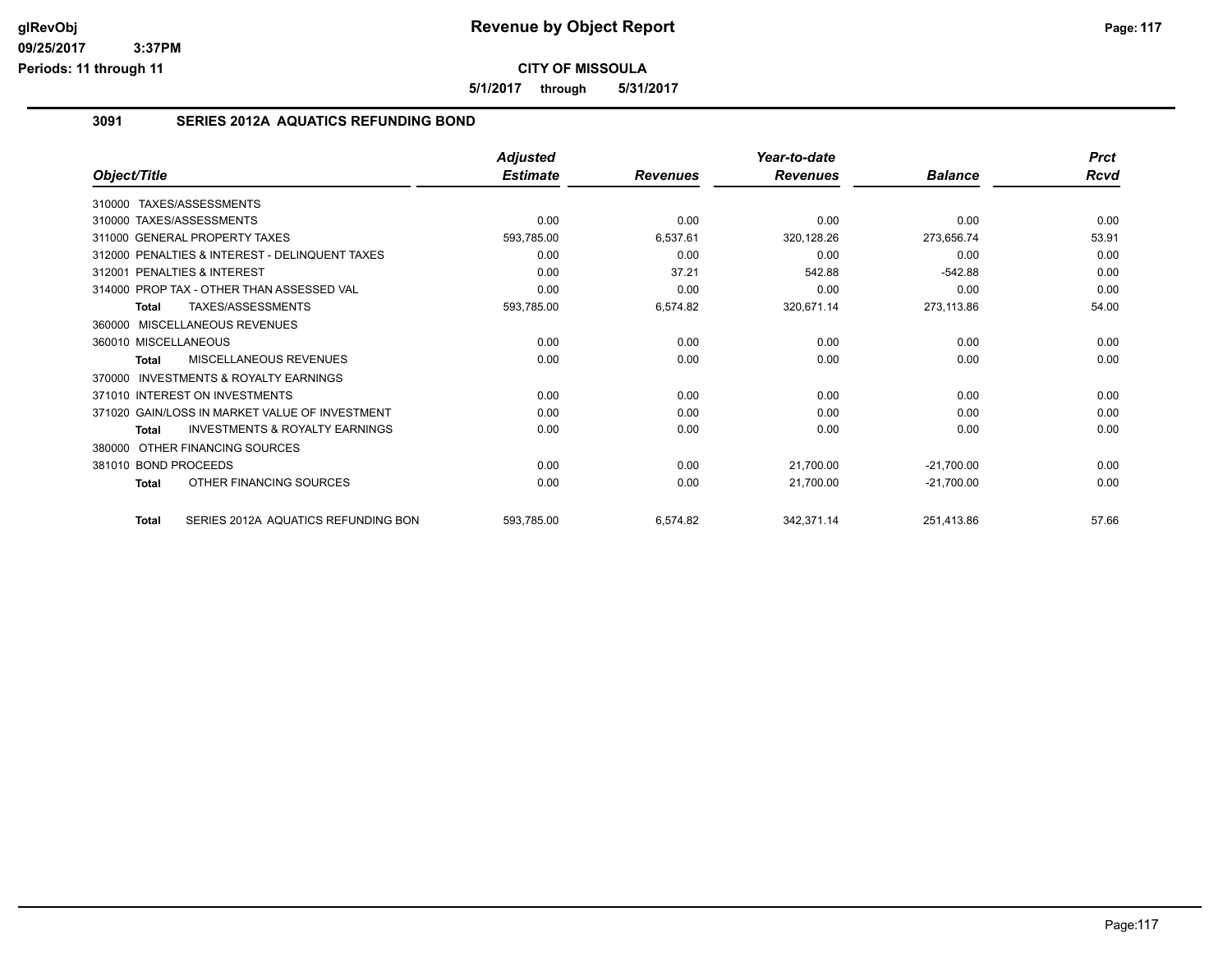# Revenue by Object Report

**CITY OF MISSOULA**

**5/1/2017 through 5/31/2017**

glRevObj
09/25/2017 3:37PM
Periods: 11 through 11

## 3091 SERIES 2012A AQUATICS REFUNDING BOND

| Object/Title | Adjusted Estimate | Revenues | Year-to-date Revenues | Balance | Prct Rcvd |
|---|---|---|---|---|---|
| 310000 TAXES/ASSESSMENTS | | | | | |
| 310000 TAXES/ASSESSMENTS | 0.00 | 0.00 | 0.00 | 0.00 | 0.00 |
| 311000 GENERAL PROPERTY TAXES | 593,785.00 | 6,537.61 | 320,128.26 | 273,656.74 | 53.91 |
| 312000 PENALTIES & INTEREST - DELINQUENT TAXES | 0.00 | 0.00 | 0.00 | 0.00 | 0.00 |
| 312001 PENALTIES & INTEREST | 0.00 | 37.21 | 542.88 | -542.88 | 0.00 |
| 314000 PROP TAX - OTHER THAN ASSESSED VAL | 0.00 | 0.00 | 0.00 | 0.00 | 0.00 |
| **Total** TAXES/ASSESSMENTS | 593,785.00 | 6,574.82 | 320,671.14 | 273,113.86 | 54.00 |
| 360000 MISCELLANEOUS REVENUES | | | | | |
| 360010 MISCELLANEOUS | 0.00 | 0.00 | 0.00 | 0.00 | 0.00 |
| **Total** MISCELLANEOUS REVENUES | 0.00 | 0.00 | 0.00 | 0.00 | 0.00 |
| 370000 INVESTMENTS & ROYALTY EARNINGS | | | | | |
| 371010 INTEREST ON INVESTMENTS | 0.00 | 0.00 | 0.00 | 0.00 | 0.00 |
| 371020 GAIN/LOSS IN MARKET VALUE OF INVESTMENT | 0.00 | 0.00 | 0.00 | 0.00 | 0.00 |
| **Total** INVESTMENTS & ROYALTY EARNINGS | 0.00 | 0.00 | 0.00 | 0.00 | 0.00 |
| 380000 OTHER FINANCING SOURCES | | | | | |
| 381010 BOND PROCEEDS | 0.00 | 0.00 | 21,700.00 | -21,700.00 | 0.00 |
| **Total** OTHER FINANCING SOURCES | 0.00 | 0.00 | 21,700.00 | -21,700.00 | 0.00 |
| **Total** SERIES 2012A AQUATICS REFUNDING BON | 593,785.00 | 6,574.82 | 342,371.14 | 251,413.86 | 57.66 |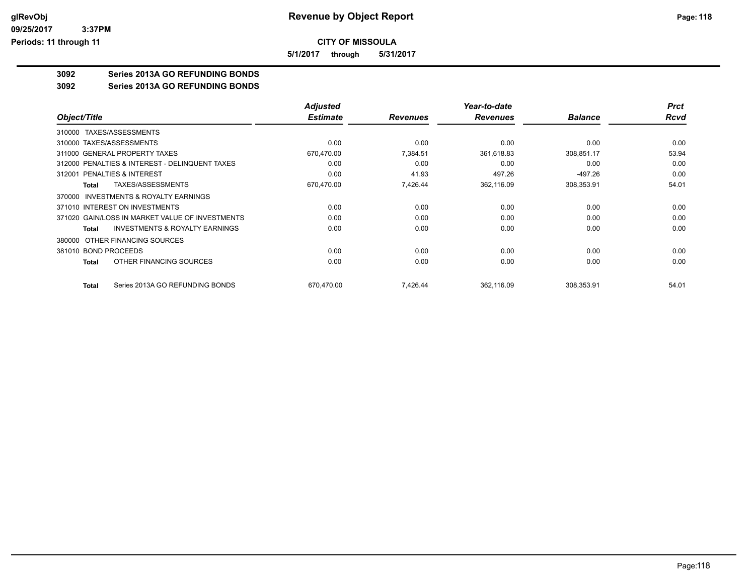**CITY OF MISSOULA**

**5/1/2017 through 5/31/2017**

**3092 Series 2013A GO REFUNDING BONDS**

**3092 Series 2013A GO REFUNDING BONDS**

| Object/Title | Adjusted Estimate | Revenues | Year-to-date Revenues | Balance | Prct Rcvd |
|---|---|---|---|---|---|
| 310000 TAXES/ASSESSMENTS | | | | | |
| 310000 TAXES/ASSESSMENTS | 0.00 | 0.00 | 0.00 | 0.00 | 0.00 |
| 311000 GENERAL PROPERTY TAXES | 670,470.00 | 7,384.51 | 361,618.83 | 308,851.17 | 53.94 |
| 312000 PENALTIES & INTEREST - DELINQUENT TAXES | 0.00 | 0.00 | 0.00 | 0.00 | 0.00 |
| 312001 PENALTIES & INTEREST | 0.00 | 41.93 | 497.26 | -497.26 | 0.00 |
| **Total** TAXES/ASSESSMENTS | 670,470.00 | 7,426.44 | 362,116.09 | 308,353.91 | 54.01 |
| 370000 INVESTMENTS & ROYALTY EARNINGS | | | | | |
| 371010 INTEREST ON INVESTMENTS | 0.00 | 0.00 | 0.00 | 0.00 | 0.00 |
| 371020 GAIN/LOSS IN MARKET VALUE OF INVESTMENTS | 0.00 | 0.00 | 0.00 | 0.00 | 0.00 |
| **Total** INVESTMENTS & ROYALTY EARNINGS | 0.00 | 0.00 | 0.00 | 0.00 | 0.00 |
| 380000 OTHER FINANCING SOURCES | | | | | |
| 381010 BOND PROCEEDS | 0.00 | 0.00 | 0.00 | 0.00 | 0.00 |
| **Total** OTHER FINANCING SOURCES | 0.00 | 0.00 | 0.00 | 0.00 | 0.00 |
| **Total** Series 2013A GO REFUNDING BONDS | 670,470.00 | 7,426.44 | 362,116.09 | 308,353.91 | 54.01 |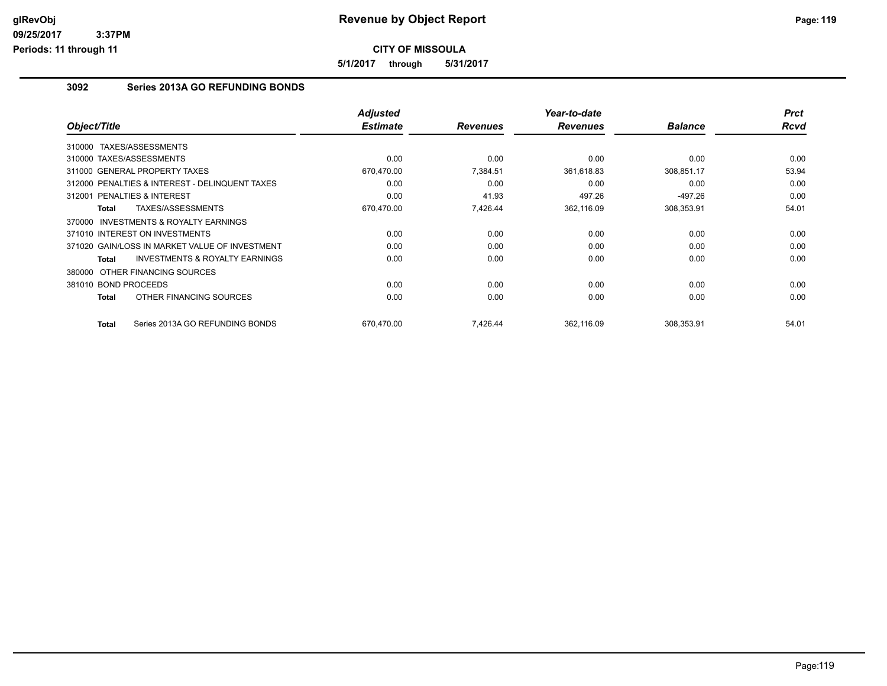# Revenue by Object Report

glRevObj
09/25/2017 3:37PM
Periods: 11 through 11

**CITY OF MISSOULA**

**5/1/2017 through 5/31/2017**

## 3092 Series 2013A GO REFUNDING BONDS

| Object/Title | Adjusted Estimate | Revenues | Year-to-date Revenues | Balance | Prct Rcvd |
|---|---|---|---|---|---|
| 310000 TAXES/ASSESSMENTS | | | | | |
| 310000 TAXES/ASSESSMENTS | 0.00 | 0.00 | 0.00 | 0.00 | 0.00 |
| 311000 GENERAL PROPERTY TAXES | 670,470.00 | 7,384.51 | 361,618.83 | 308,851.17 | 53.94 |
| 312000 PENALTIES & INTEREST - DELINQUENT TAXES | 0.00 | 0.00 | 0.00 | 0.00 | 0.00 |
| 312001 PENALTIES & INTEREST | 0.00 | 41.93 | 497.26 | -497.26 | 0.00 |
| **Total** TAXES/ASSESSMENTS | 670,470.00 | 7,426.44 | 362,116.09 | 308,353.91 | 54.01 |
| 370000 INVESTMENTS & ROYALTY EARNINGS | | | | | |
| 371010 INTEREST ON INVESTMENTS | 0.00 | 0.00 | 0.00 | 0.00 | 0.00 |
| 371020 GAIN/LOSS IN MARKET VALUE OF INVESTMENT | 0.00 | 0.00 | 0.00 | 0.00 | 0.00 |
| **Total** INVESTMENTS & ROYALTY EARNINGS | 0.00 | 0.00 | 0.00 | 0.00 | 0.00 |
| 380000 OTHER FINANCING SOURCES | | | | | |
| 381010 BOND PROCEEDS | 0.00 | 0.00 | 0.00 | 0.00 | 0.00 |
| **Total** OTHER FINANCING SOURCES | 0.00 | 0.00 | 0.00 | 0.00 | 0.00 |
| **Total** Series 2013A GO REFUNDING BONDS | 670,470.00 | 7,426.44 | 362,116.09 | 308,353.91 | 54.01 |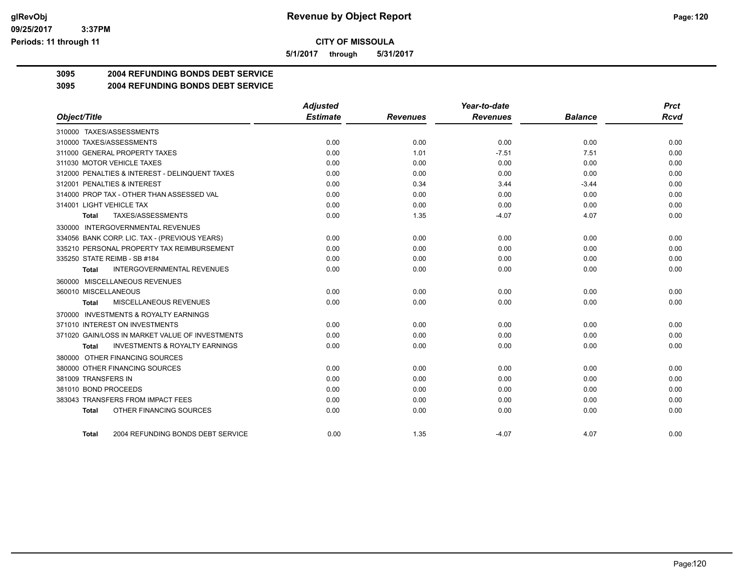# CITY OF MISSOULA

**5/1/2017 through 5/31/2017**

## 3095 2004 REFUNDING BONDS DEBT SERVICE

### 3095 2004 REFUNDING BONDS DEBT SERVICE

| Object/Title | Adjusted Estimate | Revenues | Year-to-date Revenues | Balance | Prct Rcvd |
|---|---|---|---|---|---|
| 310000 TAXES/ASSESSMENTS | | | | | |
| 310000 TAXES/ASSESSMENTS | 0.00 | 0.00 | 0.00 | 0.00 | 0.00 |
| 311000 GENERAL PROPERTY TAXES | 0.00 | 1.01 | -7.51 | 7.51 | 0.00 |
| 311030 MOTOR VEHICLE TAXES | 0.00 | 0.00 | 0.00 | 0.00 | 0.00 |
| 312000 PENALTIES & INTEREST - DELINQUENT TAXES | 0.00 | 0.00 | 0.00 | 0.00 | 0.00 |
| 312001 PENALTIES & INTEREST | 0.00 | 0.34 | 3.44 | -3.44 | 0.00 |
| 314000 PROP TAX - OTHER THAN ASSESSED VAL | 0.00 | 0.00 | 0.00 | 0.00 | 0.00 |
| 314001 LIGHT VEHICLE TAX | 0.00 | 0.00 | 0.00 | 0.00 | 0.00 |
| **Total** TAXES/ASSESSMENTS | 0.00 | 1.35 | -4.07 | 4.07 | 0.00 |
| 330000 INTERGOVERNMENTAL REVENUES | | | | | |
| 334056 BANK CORP. LIC. TAX - (PREVIOUS YEARS) | 0.00 | 0.00 | 0.00 | 0.00 | 0.00 |
| 335210 PERSONAL PROPERTY TAX REIMBURSEMENT | 0.00 | 0.00 | 0.00 | 0.00 | 0.00 |
| 335250 STATE REIMB - SB #184 | 0.00 | 0.00 | 0.00 | 0.00 | 0.00 |
| **Total** INTERGOVERNMENTAL REVENUES | 0.00 | 0.00 | 0.00 | 0.00 | 0.00 |
| 360000 MISCELLANEOUS REVENUES | | | | | |
| 360010 MISCELLANEOUS | 0.00 | 0.00 | 0.00 | 0.00 | 0.00 |
| **Total** MISCELLANEOUS REVENUES | 0.00 | 0.00 | 0.00 | 0.00 | 0.00 |
| 370000 INVESTMENTS & ROYALTY EARNINGS | | | | | |
| 371010 INTEREST ON INVESTMENTS | 0.00 | 0.00 | 0.00 | 0.00 | 0.00 |
| 371020 GAIN/LOSS IN MARKET VALUE OF INVESTMENTS | 0.00 | 0.00 | 0.00 | 0.00 | 0.00 |
| **Total** INVESTMENTS & ROYALTY EARNINGS | 0.00 | 0.00 | 0.00 | 0.00 | 0.00 |
| 380000 OTHER FINANCING SOURCES | | | | | |
| 380000 OTHER FINANCING SOURCES | 0.00 | 0.00 | 0.00 | 0.00 | 0.00 |
| 381009 TRANSFERS IN | 0.00 | 0.00 | 0.00 | 0.00 | 0.00 |
| 381010 BOND PROCEEDS | 0.00 | 0.00 | 0.00 | 0.00 | 0.00 |
| 383043 TRANSFERS FROM IMPACT FEES | 0.00 | 0.00 | 0.00 | 0.00 | 0.00 |
| **Total** OTHER FINANCING SOURCES | 0.00 | 0.00 | 0.00 | 0.00 | 0.00 |
| **Total** 2004 REFUNDING BONDS DEBT SERVICE | 0.00 | 1.35 | -4.07 | 4.07 | 0.00 |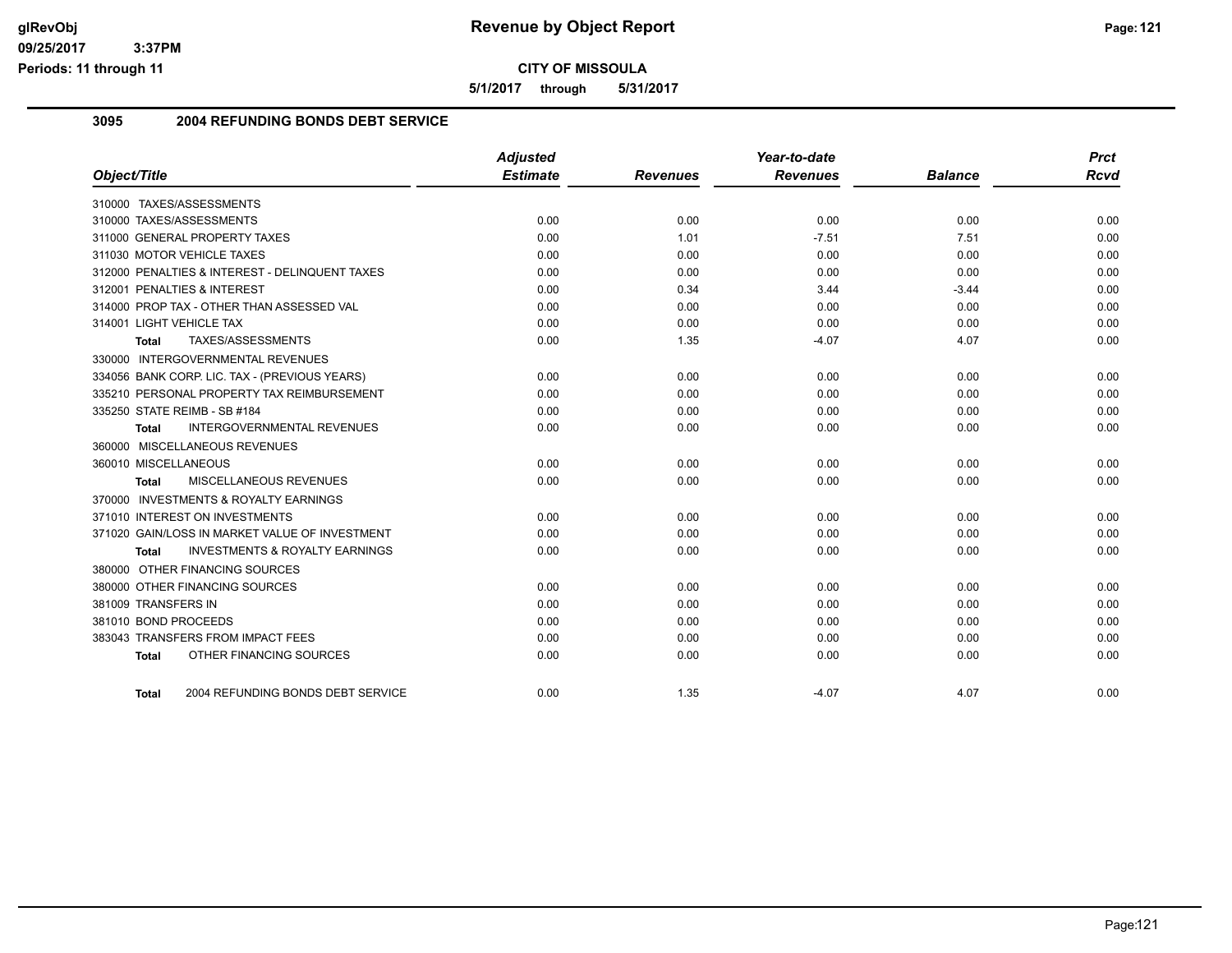# Revenue by Object Report

**CITY OF MISSOULA**

**5/1/2017 through 5/31/2017**

glRevObj
09/25/2017 3:37PM
Periods: 11 through 11

## 3095 2004 REFUNDING BONDS DEBT SERVICE

| Object/Title | Adjusted Estimate | Revenues | Year-to-date Revenues | Balance | Prct Rcvd |
|---|---|---|---|---|---|
| 310000 TAXES/ASSESSMENTS | | | | | |
| 310000 TAXES/ASSESSMENTS | 0.00 | 0.00 | 0.00 | 0.00 | 0.00 |
| 311000 GENERAL PROPERTY TAXES | 0.00 | 1.01 | -7.51 | 7.51 | 0.00 |
| 311030 MOTOR VEHICLE TAXES | 0.00 | 0.00 | 0.00 | 0.00 | 0.00 |
| 312000 PENALTIES & INTEREST - DELINQUENT TAXES | 0.00 | 0.00 | 0.00 | 0.00 | 0.00 |
| 312001 PENALTIES & INTEREST | 0.00 | 0.34 | 3.44 | -3.44 | 0.00 |
| 314000 PROP TAX - OTHER THAN ASSESSED VAL | 0.00 | 0.00 | 0.00 | 0.00 | 0.00 |
| 314001 LIGHT VEHICLE TAX | 0.00 | 0.00 | 0.00 | 0.00 | 0.00 |
| **Total** TAXES/ASSESSMENTS | 0.00 | 1.35 | -4.07 | 4.07 | 0.00 |
| 330000 INTERGOVERNMENTAL REVENUES | | | | | |
| 334056 BANK CORP. LIC. TAX - (PREVIOUS YEARS) | 0.00 | 0.00 | 0.00 | 0.00 | 0.00 |
| 335210 PERSONAL PROPERTY TAX REIMBURSEMENT | 0.00 | 0.00 | 0.00 | 0.00 | 0.00 |
| 335250 STATE REIMB - SB #184 | 0.00 | 0.00 | 0.00 | 0.00 | 0.00 |
| **Total** INTERGOVERNMENTAL REVENUES | 0.00 | 0.00 | 0.00 | 0.00 | 0.00 |
| 360000 MISCELLANEOUS REVENUES | | | | | |
| 360010 MISCELLANEOUS | 0.00 | 0.00 | 0.00 | 0.00 | 0.00 |
| **Total** MISCELLANEOUS REVENUES | 0.00 | 0.00 | 0.00 | 0.00 | 0.00 |
| 370000 INVESTMENTS & ROYALTY EARNINGS | | | | | |
| 371010 INTEREST ON INVESTMENTS | 0.00 | 0.00 | 0.00 | 0.00 | 0.00 |
| 371020 GAIN/LOSS IN MARKET VALUE OF INVESTMENT | 0.00 | 0.00 | 0.00 | 0.00 | 0.00 |
| **Total** INVESTMENTS & ROYALTY EARNINGS | 0.00 | 0.00 | 0.00 | 0.00 | 0.00 |
| 380000 OTHER FINANCING SOURCES | | | | | |
| 380000 OTHER FINANCING SOURCES | 0.00 | 0.00 | 0.00 | 0.00 | 0.00 |
| 381009 TRANSFERS IN | 0.00 | 0.00 | 0.00 | 0.00 | 0.00 |
| 381010 BOND PROCEEDS | 0.00 | 0.00 | 0.00 | 0.00 | 0.00 |
| 383043 TRANSFERS FROM IMPACT FEES | 0.00 | 0.00 | 0.00 | 0.00 | 0.00 |
| **Total** OTHER FINANCING SOURCES | 0.00 | 0.00 | 0.00 | 0.00 | 0.00 |
| **Total** 2004 REFUNDING BONDS DEBT SERVICE | 0.00 | 1.35 | -4.07 | 4.07 | 0.00 |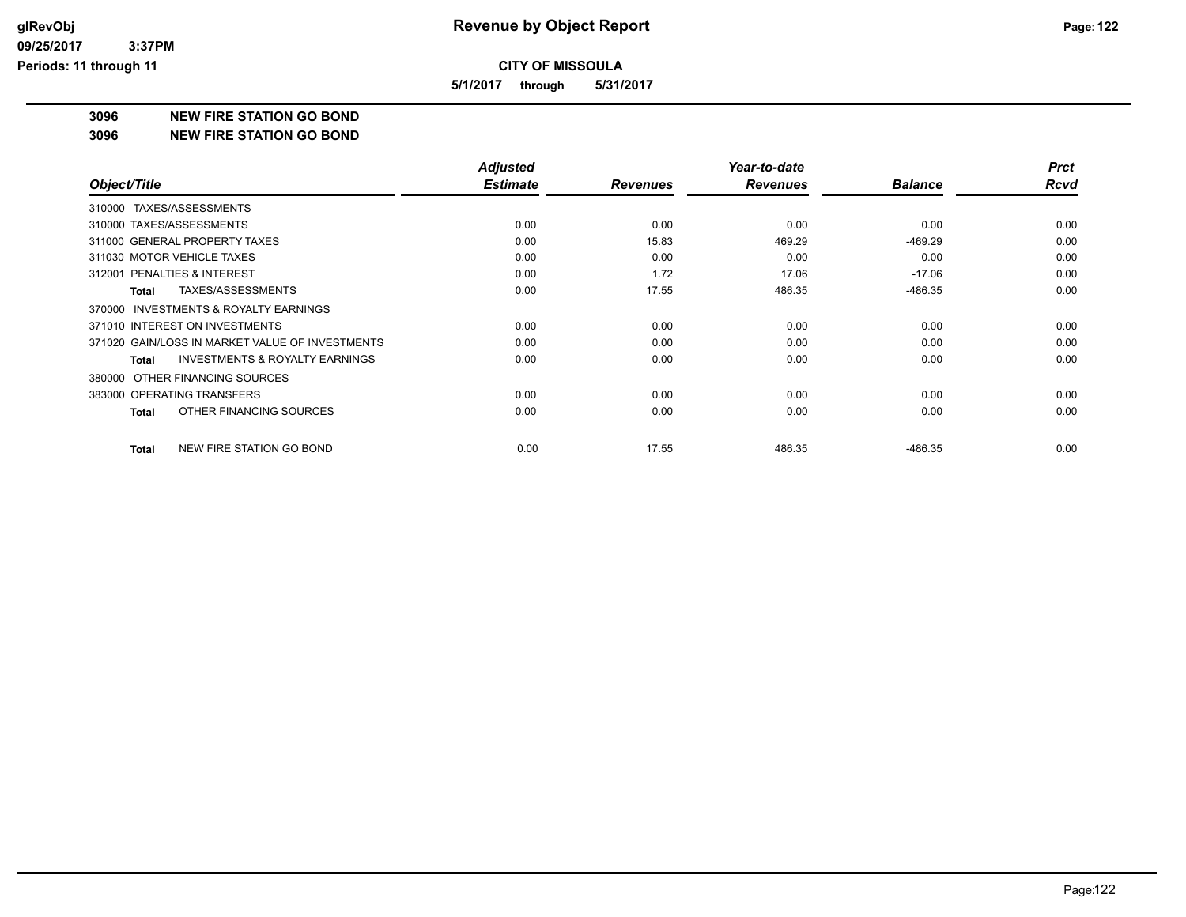**CITY OF MISSOULA**

**5/1/2017 through 5/31/2017**

## 3096 NEW FIRE STATION GO BOND

## 3096 NEW FIRE STATION GO BOND

| Object/Title | Adjusted Estimate | Revenues | Year-to-date Revenues | Balance | Prct Rcvd |
|---|---|---|---|---|---|
| 310000 TAXES/ASSESSMENTS | | | | | |
| 310000 TAXES/ASSESSMENTS | 0.00 | 0.00 | 0.00 | 0.00 | 0.00 |
| 311000 GENERAL PROPERTY TAXES | 0.00 | 15.83 | 469.29 | -469.29 | 0.00 |
| 311030 MOTOR VEHICLE TAXES | 0.00 | 0.00 | 0.00 | 0.00 | 0.00 |
| 312001 PENALTIES & INTEREST | 0.00 | 1.72 | 17.06 | -17.06 | 0.00 |
| **Total** TAXES/ASSESSMENTS | 0.00 | 17.55 | 486.35 | -486.35 | 0.00 |
| 370000 INVESTMENTS & ROYALTY EARNINGS | | | | | |
| 371010 INTEREST ON INVESTMENTS | 0.00 | 0.00 | 0.00 | 0.00 | 0.00 |
| 371020 GAIN/LOSS IN MARKET VALUE OF INVESTMENTS | 0.00 | 0.00 | 0.00 | 0.00 | 0.00 |
| **Total** INVESTMENTS & ROYALTY EARNINGS | 0.00 | 0.00 | 0.00 | 0.00 | 0.00 |
| 380000 OTHER FINANCING SOURCES | | | | | |
| 383000 OPERATING TRANSFERS | 0.00 | 0.00 | 0.00 | 0.00 | 0.00 |
| **Total** OTHER FINANCING SOURCES | 0.00 | 0.00 | 0.00 | 0.00 | 0.00 |
| **Total** NEW FIRE STATION GO BOND | 0.00 | 17.55 | 486.35 | -486.35 | 0.00 |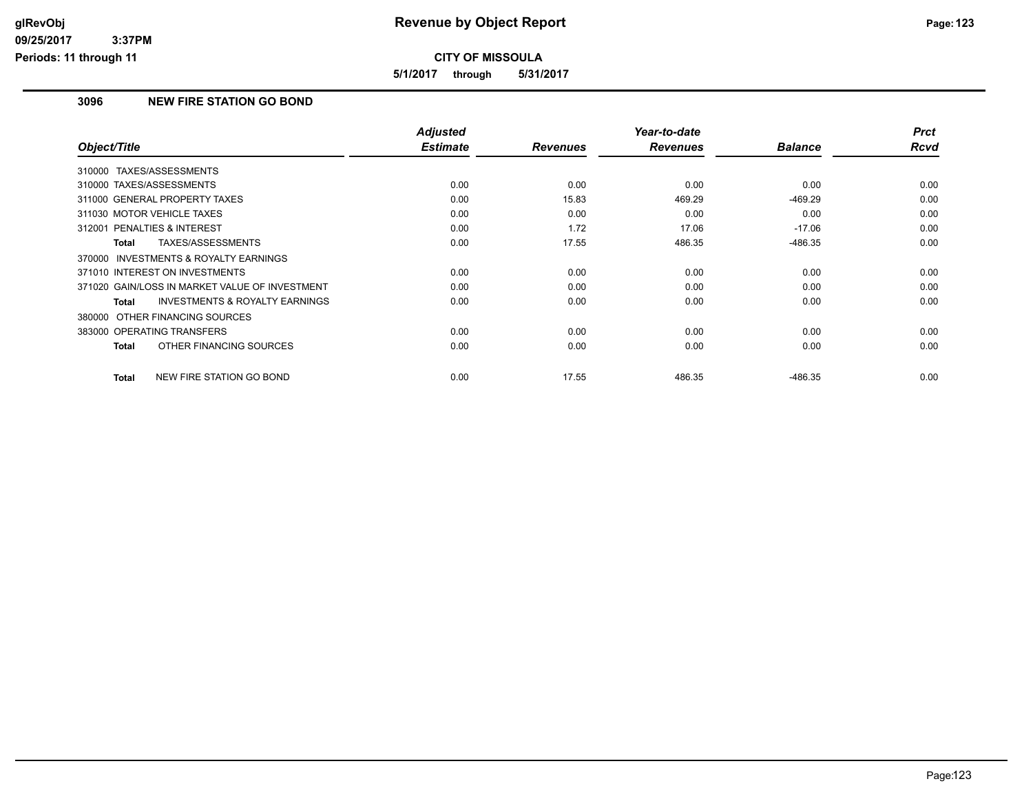# Revenue by Object Report

**CITY OF MISSOULA**

**5/1/2017 through 5/31/2017**

glRevObj
09/25/2017 3:37PM
Periods: 11 through 11

## 3096 NEW FIRE STATION GO BOND

| Object/Title | Adjusted Estimate | Revenues | Year-to-date Revenues | Balance | Prct Rcvd |
|---|---|---|---|---|---|
| 310000 TAXES/ASSESSMENTS | | | | | |
| 310000 TAXES/ASSESSMENTS | 0.00 | 0.00 | 0.00 | 0.00 | 0.00 |
| 311000 GENERAL PROPERTY TAXES | 0.00 | 15.83 | 469.29 | -469.29 | 0.00 |
| 311030 MOTOR VEHICLE TAXES | 0.00 | 0.00 | 0.00 | 0.00 | 0.00 |
| 312001 PENALTIES & INTEREST | 0.00 | 1.72 | 17.06 | -17.06 | 0.00 |
| **Total** TAXES/ASSESSMENTS | 0.00 | 17.55 | 486.35 | -486.35 | 0.00 |
| 370000 INVESTMENTS & ROYALTY EARNINGS | | | | | |
| 371010 INTEREST ON INVESTMENTS | 0.00 | 0.00 | 0.00 | 0.00 | 0.00 |
| 371020 GAIN/LOSS IN MARKET VALUE OF INVESTMENT | 0.00 | 0.00 | 0.00 | 0.00 | 0.00 |
| **Total** INVESTMENTS & ROYALTY EARNINGS | 0.00 | 0.00 | 0.00 | 0.00 | 0.00 |
| 380000 OTHER FINANCING SOURCES | | | | | |
| 383000 OPERATING TRANSFERS | 0.00 | 0.00 | 0.00 | 0.00 | 0.00 |
| **Total** OTHER FINANCING SOURCES | 0.00 | 0.00 | 0.00 | 0.00 | 0.00 |
| **Total** NEW FIRE STATION GO BOND | 0.00 | 17.55 | 486.35 | -486.35 | 0.00 |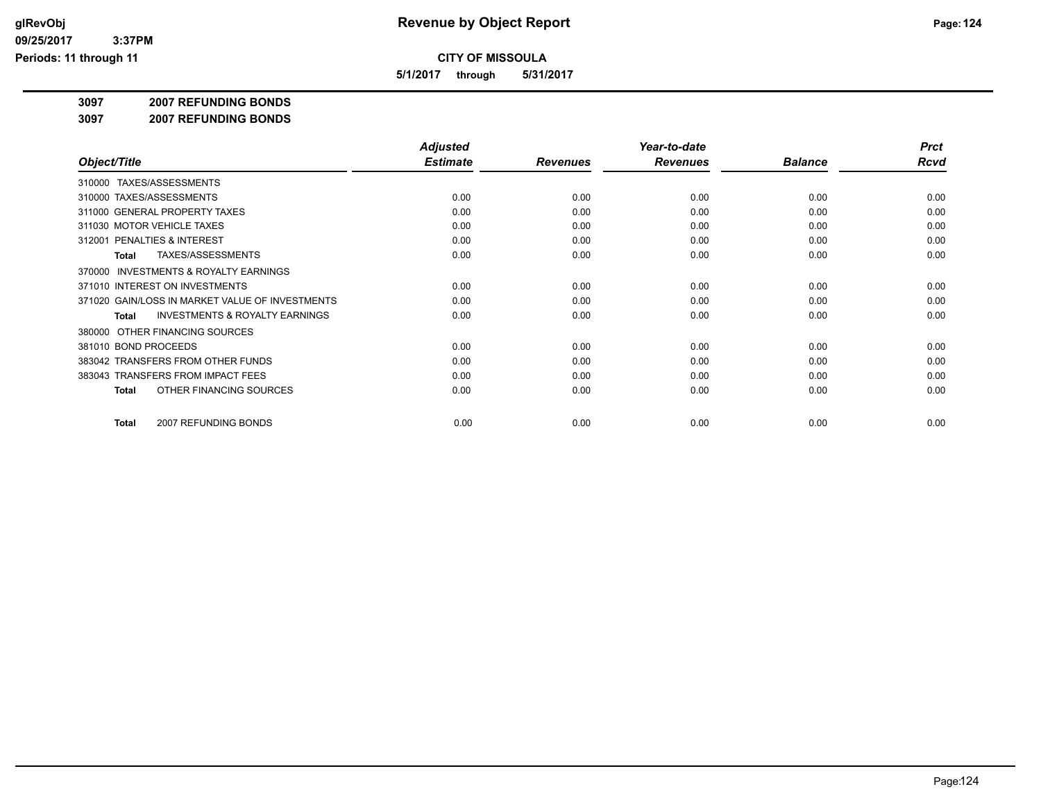# Revenue by Object Report

**CITY OF MISSOULA**

**5/1/2017 through 5/31/2017**

**3097 2007 REFUNDING BONDS**

**3097 2007 REFUNDING BONDS**

| Object/Title | Adjusted Estimate | Revenues | Year-to-date Revenues | Balance | Prct Rcvd |
|---|---|---|---|---|---|
| 310000 TAXES/ASSESSMENTS | | | | | |
| 310000 TAXES/ASSESSMENTS | 0.00 | 0.00 | 0.00 | 0.00 | 0.00 |
| 311000 GENERAL PROPERTY TAXES | 0.00 | 0.00 | 0.00 | 0.00 | 0.00 |
| 311030 MOTOR VEHICLE TAXES | 0.00 | 0.00 | 0.00 | 0.00 | 0.00 |
| 312001 PENALTIES & INTEREST | 0.00 | 0.00 | 0.00 | 0.00 | 0.00 |
| **Total** TAXES/ASSESSMENTS | 0.00 | 0.00 | 0.00 | 0.00 | 0.00 |
| 370000 INVESTMENTS & ROYALTY EARNINGS | | | | | |
| 371010 INTEREST ON INVESTMENTS | 0.00 | 0.00 | 0.00 | 0.00 | 0.00 |
| 371020 GAIN/LOSS IN MARKET VALUE OF INVESTMENTS | 0.00 | 0.00 | 0.00 | 0.00 | 0.00 |
| **Total** INVESTMENTS & ROYALTY EARNINGS | 0.00 | 0.00 | 0.00 | 0.00 | 0.00 |
| 380000 OTHER FINANCING SOURCES | | | | | |
| 381010 BOND PROCEEDS | 0.00 | 0.00 | 0.00 | 0.00 | 0.00 |
| 383042 TRANSFERS FROM OTHER FUNDS | 0.00 | 0.00 | 0.00 | 0.00 | 0.00 |
| 383043 TRANSFERS FROM IMPACT FEES | 0.00 | 0.00 | 0.00 | 0.00 | 0.00 |
| **Total** OTHER FINANCING SOURCES | 0.00 | 0.00 | 0.00 | 0.00 | 0.00 |
| **Total** 2007 REFUNDING BONDS | 0.00 | 0.00 | 0.00 | 0.00 | 0.00 |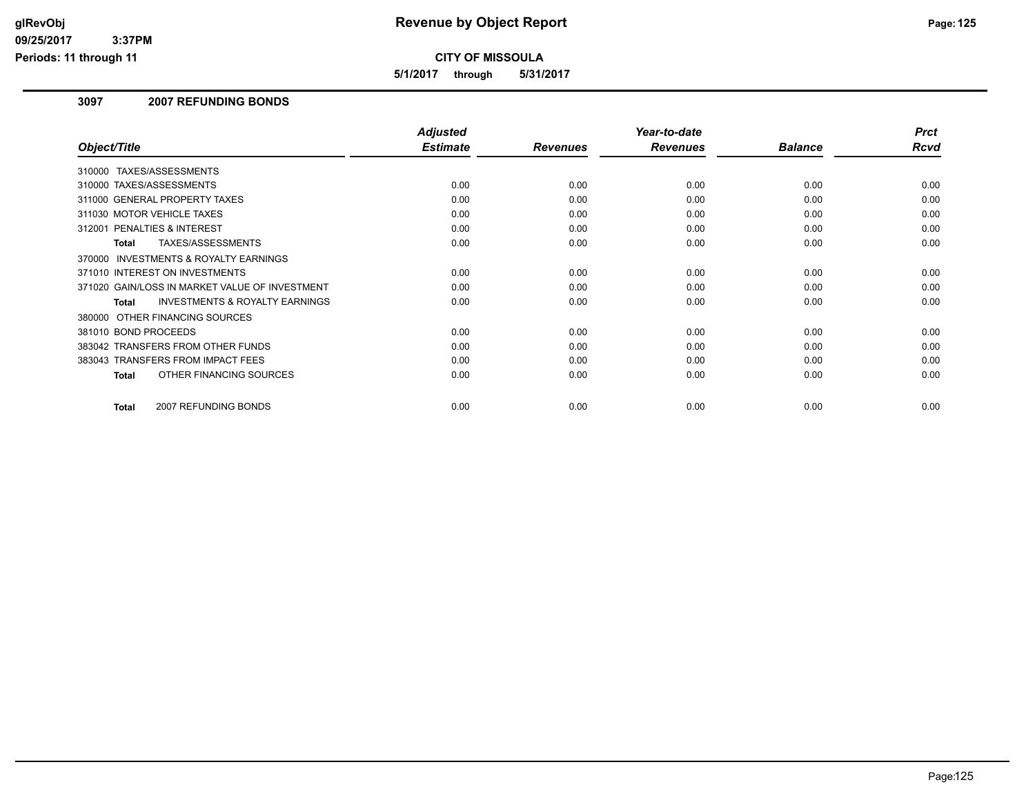# Revenue by Object Report

**CITY OF MISSOULA**

**5/1/2017 through 5/31/2017**

glRevObj
09/25/2017 3:37PM
Periods: 11 through 11

## 3097 2007 REFUNDING BONDS

| Object/Title | Adjusted Estimate | Revenues | Year-to-date Revenues | Balance | Prct Rcvd |
|---|---|---|---|---|---|
| 310000 TAXES/ASSESSMENTS | | | | | |
| 310000 TAXES/ASSESSMENTS | 0.00 | 0.00 | 0.00 | 0.00 | 0.00 |
| 311000 GENERAL PROPERTY TAXES | 0.00 | 0.00 | 0.00 | 0.00 | 0.00 |
| 311030 MOTOR VEHICLE TAXES | 0.00 | 0.00 | 0.00 | 0.00 | 0.00 |
| 312001 PENALTIES & INTEREST | 0.00 | 0.00 | 0.00 | 0.00 | 0.00 |
| **Total** TAXES/ASSESSMENTS | 0.00 | 0.00 | 0.00 | 0.00 | 0.00 |
| 370000 INVESTMENTS & ROYALTY EARNINGS | | | | | |
| 371010 INTEREST ON INVESTMENTS | 0.00 | 0.00 | 0.00 | 0.00 | 0.00 |
| 371020 GAIN/LOSS IN MARKET VALUE OF INVESTMENT | 0.00 | 0.00 | 0.00 | 0.00 | 0.00 |
| **Total** INVESTMENTS & ROYALTY EARNINGS | 0.00 | 0.00 | 0.00 | 0.00 | 0.00 |
| 380000 OTHER FINANCING SOURCES | | | | | |
| 381010 BOND PROCEEDS | 0.00 | 0.00 | 0.00 | 0.00 | 0.00 |
| 383042 TRANSFERS FROM OTHER FUNDS | 0.00 | 0.00 | 0.00 | 0.00 | 0.00 |
| 383043 TRANSFERS FROM IMPACT FEES | 0.00 | 0.00 | 0.00 | 0.00 | 0.00 |
| **Total** OTHER FINANCING SOURCES | 0.00 | 0.00 | 0.00 | 0.00 | 0.00 |
| **Total** 2007 REFUNDING BONDS | 0.00 | 0.00 | 0.00 | 0.00 | 0.00 |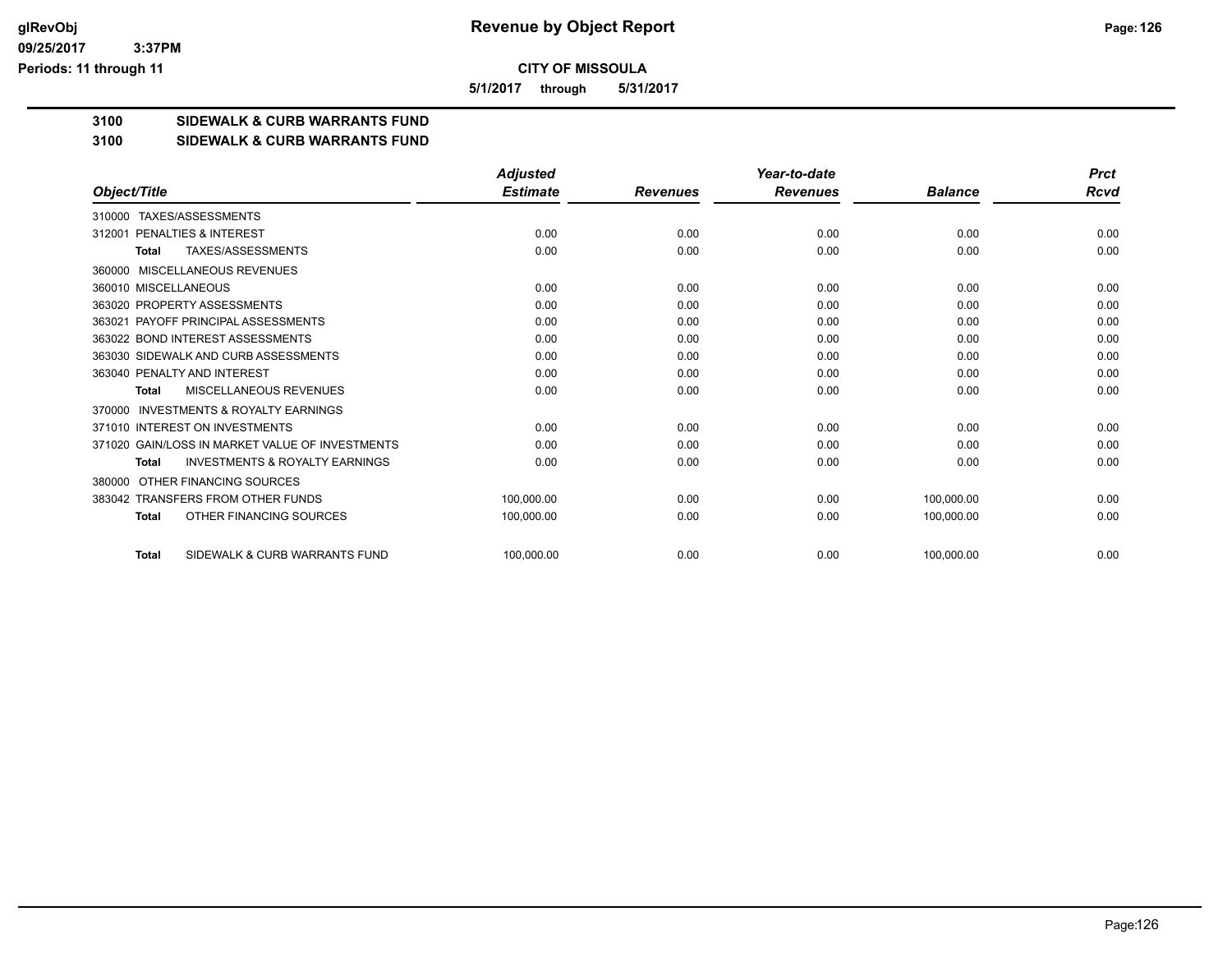**CITY OF MISSOULA**

**5/1/2017 through 5/31/2017**

## 3100 SIDEWALK & CURB WARRANTS FUND

## 3100 SIDEWALK & CURB WARRANTS FUND

| Object/Title | Adjusted Estimate | Revenues | Year-to-date Revenues | Balance | Prct Rcvd |
|---|---|---|---|---|---|
| 310000 TAXES/ASSESSMENTS | | | | | |
| 312001 PENALTIES & INTEREST | 0.00 | 0.00 | 0.00 | 0.00 | 0.00 |
| **Total** TAXES/ASSESSMENTS | 0.00 | 0.00 | 0.00 | 0.00 | 0.00 |
| 360000 MISCELLANEOUS REVENUES | | | | | |
| 360010 MISCELLANEOUS | 0.00 | 0.00 | 0.00 | 0.00 | 0.00 |
| 363020 PROPERTY ASSESSMENTS | 0.00 | 0.00 | 0.00 | 0.00 | 0.00 |
| 363021 PAYOFF PRINCIPAL ASSESSMENTS | 0.00 | 0.00 | 0.00 | 0.00 | 0.00 |
| 363022 BOND INTEREST ASSESSMENTS | 0.00 | 0.00 | 0.00 | 0.00 | 0.00 |
| 363030 SIDEWALK AND CURB ASSESSMENTS | 0.00 | 0.00 | 0.00 | 0.00 | 0.00 |
| 363040 PENALTY AND INTEREST | 0.00 | 0.00 | 0.00 | 0.00 | 0.00 |
| **Total** MISCELLANEOUS REVENUES | 0.00 | 0.00 | 0.00 | 0.00 | 0.00 |
| 370000 INVESTMENTS & ROYALTY EARNINGS | | | | | |
| 371010 INTEREST ON INVESTMENTS | 0.00 | 0.00 | 0.00 | 0.00 | 0.00 |
| 371020 GAIN/LOSS IN MARKET VALUE OF INVESTMENTS | 0.00 | 0.00 | 0.00 | 0.00 | 0.00 |
| **Total** INVESTMENTS & ROYALTY EARNINGS | 0.00 | 0.00 | 0.00 | 0.00 | 0.00 |
| 380000 OTHER FINANCING SOURCES | | | | | |
| 383042 TRANSFERS FROM OTHER FUNDS | 100,000.00 | 0.00 | 0.00 | 100,000.00 | 0.00 |
| **Total** OTHER FINANCING SOURCES | 100,000.00 | 0.00 | 0.00 | 100,000.00 | 0.00 |
| **Total** SIDEWALK & CURB WARRANTS FUND | 100,000.00 | 0.00 | 0.00 | 100,000.00 | 0.00 |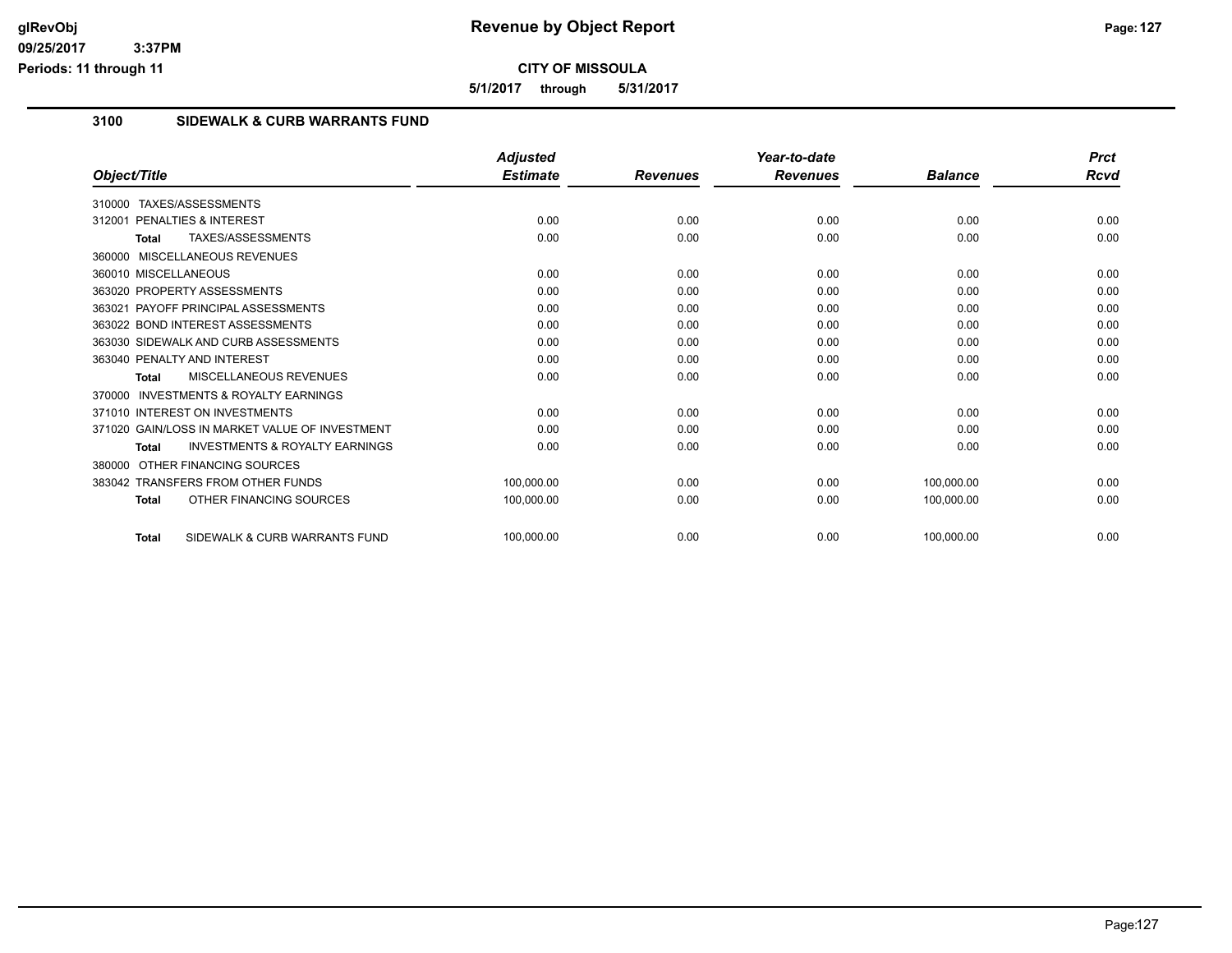**CITY OF MISSOULA**

**5/1/2017 through 5/31/2017**

**Revenue by Object Report**

glRevObj
09/25/2017 3:37PM
Periods: 11 through 11

## 3100 SIDEWALK & CURB WARRANTS FUND

| Object/Title | Adjusted Estimate | Revenues | Year-to-date Revenues | Balance | Prct Rcvd |
|---|---|---|---|---|---|
| 310000 TAXES/ASSESSMENTS | | | | | |
| 312001 PENALTIES & INTEREST | 0.00 | 0.00 | 0.00 | 0.00 | 0.00 |
| **Total** TAXES/ASSESSMENTS | 0.00 | 0.00 | 0.00 | 0.00 | 0.00 |
| 360000 MISCELLANEOUS REVENUES | | | | | |
| 360010 MISCELLANEOUS | 0.00 | 0.00 | 0.00 | 0.00 | 0.00 |
| 363020 PROPERTY ASSESSMENTS | 0.00 | 0.00 | 0.00 | 0.00 | 0.00 |
| 363021 PAYOFF PRINCIPAL ASSESSMENTS | 0.00 | 0.00 | 0.00 | 0.00 | 0.00 |
| 363022 BOND INTEREST ASSESSMENTS | 0.00 | 0.00 | 0.00 | 0.00 | 0.00 |
| 363030 SIDEWALK AND CURB ASSESSMENTS | 0.00 | 0.00 | 0.00 | 0.00 | 0.00 |
| 363040 PENALTY AND INTEREST | 0.00 | 0.00 | 0.00 | 0.00 | 0.00 |
| **Total** MISCELLANEOUS REVENUES | 0.00 | 0.00 | 0.00 | 0.00 | 0.00 |
| 370000 INVESTMENTS & ROYALTY EARNINGS | | | | | |
| 371010 INTEREST ON INVESTMENTS | 0.00 | 0.00 | 0.00 | 0.00 | 0.00 |
| 371020 GAIN/LOSS IN MARKET VALUE OF INVESTMENT | 0.00 | 0.00 | 0.00 | 0.00 | 0.00 |
| **Total** INVESTMENTS & ROYALTY EARNINGS | 0.00 | 0.00 | 0.00 | 0.00 | 0.00 |
| 380000 OTHER FINANCING SOURCES | | | | | |
| 383042 TRANSFERS FROM OTHER FUNDS | 100,000.00 | 0.00 | 0.00 | 100,000.00 | 0.00 |
| **Total** OTHER FINANCING SOURCES | 100,000.00 | 0.00 | 0.00 | 100,000.00 | 0.00 |
| **Total** SIDEWALK & CURB WARRANTS FUND | 100,000.00 | 0.00 | 0.00 | 100,000.00 | 0.00 |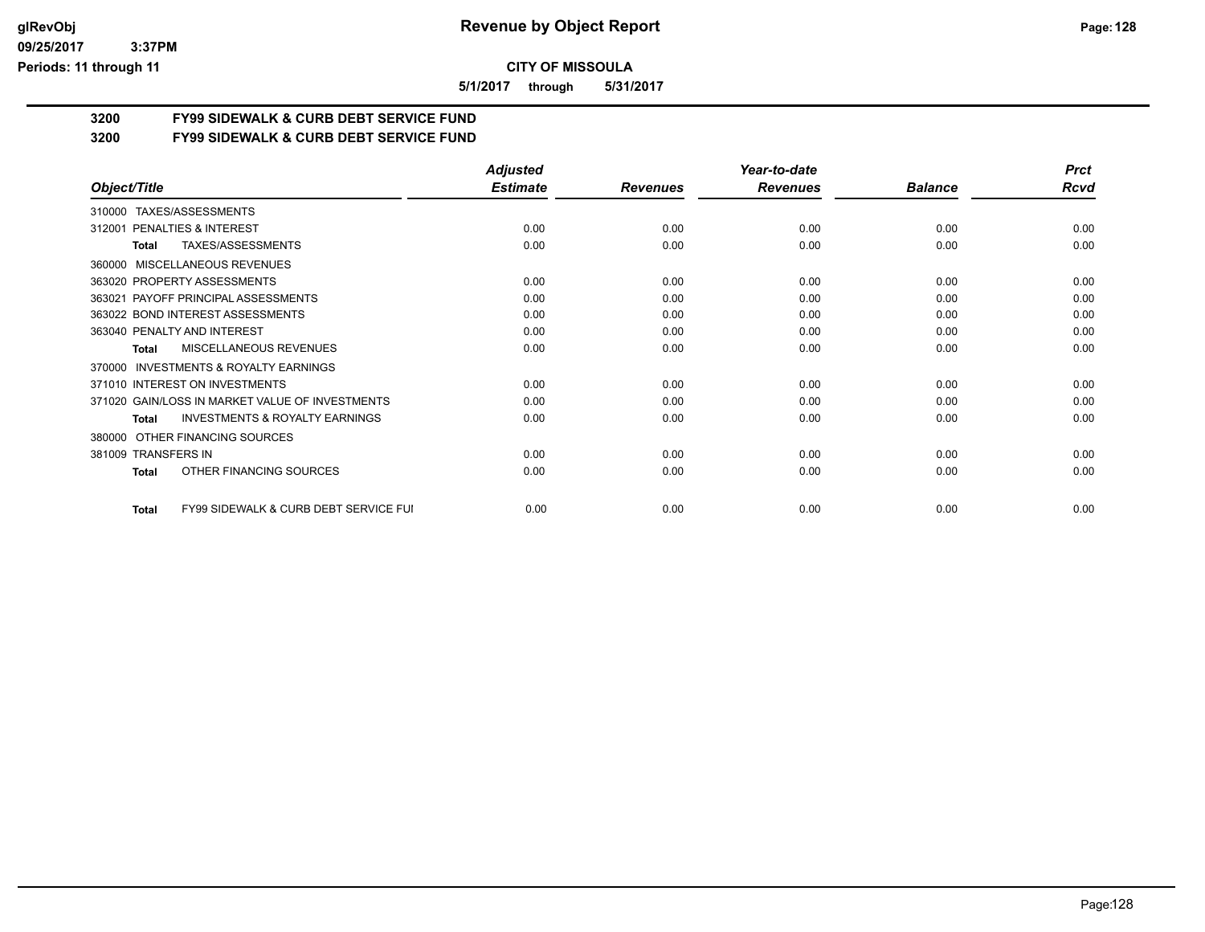# Revenue by Object Report

**CITY OF MISSOULA**

**5/1/2017 through 5/31/2017**

glRevObj
09/25/2017 3:37PM
Periods: 11 through 11

## 3200 FY99 SIDEWALK & CURB DEBT SERVICE FUND

### 3200 FY99 SIDEWALK & CURB DEBT SERVICE FUND

| Object/Title | Adjusted Estimate | Revenues | Year-to-date Revenues | Balance | Prct Rcvd |
|---|---|---|---|---|---|
| 310000 TAXES/ASSESSMENTS | | | | | |
| 312001 PENALTIES & INTEREST | 0.00 | 0.00 | 0.00 | 0.00 | 0.00 |
| **Total** TAXES/ASSESSMENTS | 0.00 | 0.00 | 0.00 | 0.00 | 0.00 |
| 360000 MISCELLANEOUS REVENUES | | | | | |
| 363020 PROPERTY ASSESSMENTS | 0.00 | 0.00 | 0.00 | 0.00 | 0.00 |
| 363021 PAYOFF PRINCIPAL ASSESSMENTS | 0.00 | 0.00 | 0.00 | 0.00 | 0.00 |
| 363022 BOND INTEREST ASSESSMENTS | 0.00 | 0.00 | 0.00 | 0.00 | 0.00 |
| 363040 PENALTY AND INTEREST | 0.00 | 0.00 | 0.00 | 0.00 | 0.00 |
| **Total** MISCELLANEOUS REVENUES | 0.00 | 0.00 | 0.00 | 0.00 | 0.00 |
| 370000 INVESTMENTS & ROYALTY EARNINGS | | | | | |
| 371010 INTEREST ON INVESTMENTS | 0.00 | 0.00 | 0.00 | 0.00 | 0.00 |
| 371020 GAIN/LOSS IN MARKET VALUE OF INVESTMENTS | 0.00 | 0.00 | 0.00 | 0.00 | 0.00 |
| **Total** INVESTMENTS & ROYALTY EARNINGS | 0.00 | 0.00 | 0.00 | 0.00 | 0.00 |
| 380000 OTHER FINANCING SOURCES | | | | | |
| 381009 TRANSFERS IN | 0.00 | 0.00 | 0.00 | 0.00 | 0.00 |
| **Total** OTHER FINANCING SOURCES | 0.00 | 0.00 | 0.00 | 0.00 | 0.00 |
| **Total** FY99 SIDEWALK & CURB DEBT SERVICE FUI | 0.00 | 0.00 | 0.00 | 0.00 | 0.00 |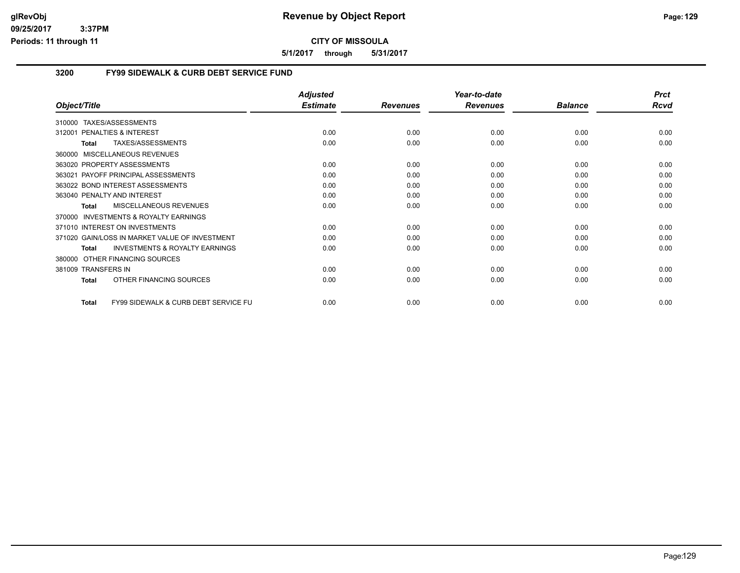# Revenue by Object Report

**CITY OF MISSOULA**

**5/1/2017 through 5/31/2017**

glRevObj
09/25/2017 3:37PM
Periods: 11 through 11

## 3200 FY99 SIDEWALK & CURB DEBT SERVICE FUND

| Object/Title | Adjusted Estimate | Revenues | Year-to-date Revenues | Balance | Prct Rcvd |
|---|---|---|---|---|---|
| 310000 TAXES/ASSESSMENTS | | | | | |
| 312001 PENALTIES & INTEREST | 0.00 | 0.00 | 0.00 | 0.00 | 0.00 |
| **Total** TAXES/ASSESSMENTS | 0.00 | 0.00 | 0.00 | 0.00 | 0.00 |
| 360000 MISCELLANEOUS REVENUES | | | | | |
| 363020 PROPERTY ASSESSMENTS | 0.00 | 0.00 | 0.00 | 0.00 | 0.00 |
| 363021 PAYOFF PRINCIPAL ASSESSMENTS | 0.00 | 0.00 | 0.00 | 0.00 | 0.00 |
| 363022 BOND INTEREST ASSESSMENTS | 0.00 | 0.00 | 0.00 | 0.00 | 0.00 |
| 363040 PENALTY AND INTEREST | 0.00 | 0.00 | 0.00 | 0.00 | 0.00 |
| **Total** MISCELLANEOUS REVENUES | 0.00 | 0.00 | 0.00 | 0.00 | 0.00 |
| 370000 INVESTMENTS & ROYALTY EARNINGS | | | | | |
| 371010 INTEREST ON INVESTMENTS | 0.00 | 0.00 | 0.00 | 0.00 | 0.00 |
| 371020 GAIN/LOSS IN MARKET VALUE OF INVESTMENT | 0.00 | 0.00 | 0.00 | 0.00 | 0.00 |
| **Total** INVESTMENTS & ROYALTY EARNINGS | 0.00 | 0.00 | 0.00 | 0.00 | 0.00 |
| 380000 OTHER FINANCING SOURCES | | | | | |
| 381009 TRANSFERS IN | 0.00 | 0.00 | 0.00 | 0.00 | 0.00 |
| **Total** OTHER FINANCING SOURCES | 0.00 | 0.00 | 0.00 | 0.00 | 0.00 |
| **Total** FY99 SIDEWALK & CURB DEBT SERVICE FU | 0.00 | 0.00 | 0.00 | 0.00 | 0.00 |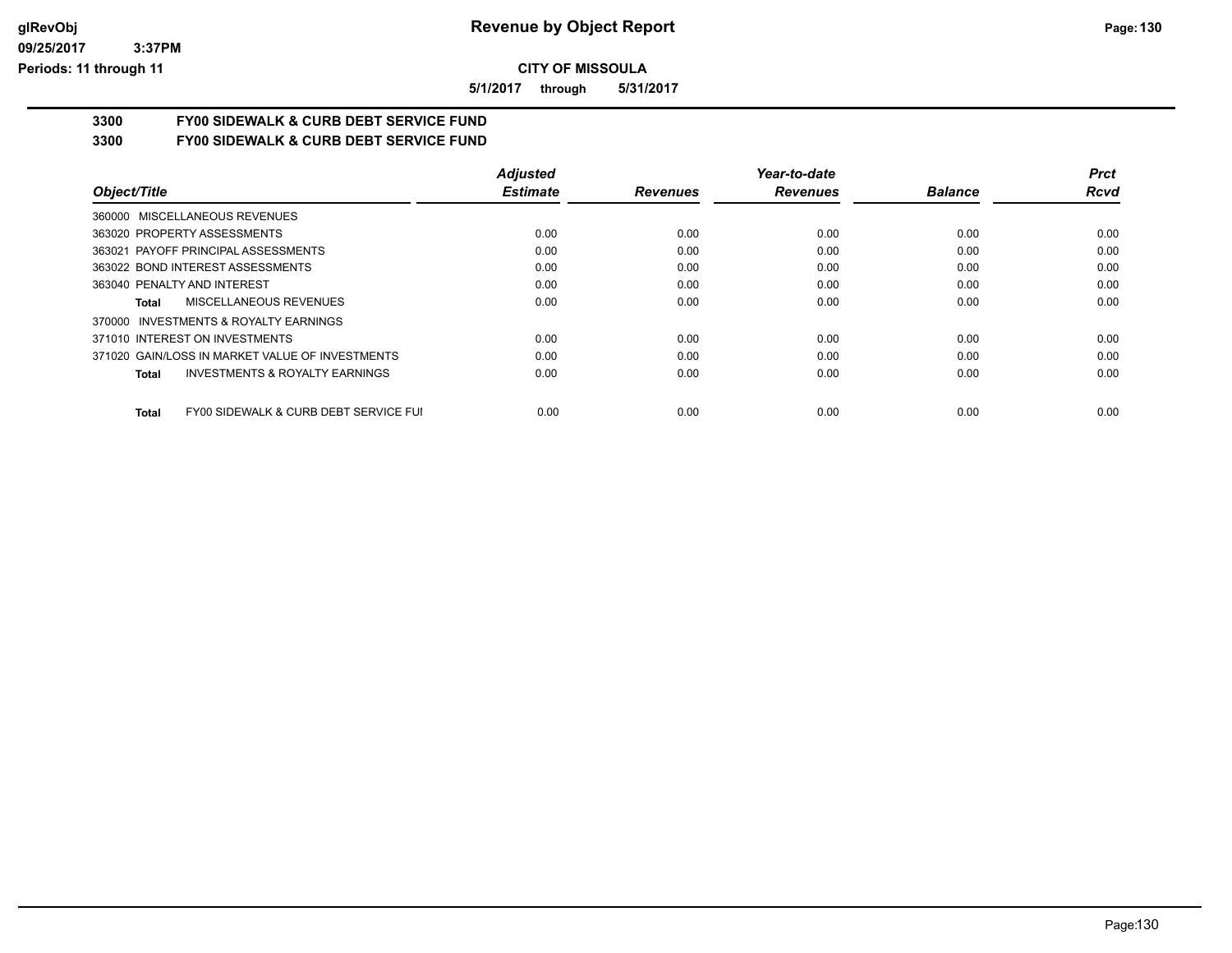**CITY OF MISSOULA**

**5/1/2017 through 5/31/2017**

## 3300 FY00 SIDEWALK & CURB DEBT SERVICE FUND

## 3300 FY00 SIDEWALK & CURB DEBT SERVICE FUND

| Object/Title | Adjusted Estimate | Revenues | Year-to-date Revenues | Balance | Prct Rcvd |
|---|---|---|---|---|---|
| 360000 MISCELLANEOUS REVENUES | | | | | |
| 363020 PROPERTY ASSESSMENTS | 0.00 | 0.00 | 0.00 | 0.00 | 0.00 |
| 363021 PAYOFF PRINCIPAL ASSESSMENTS | 0.00 | 0.00 | 0.00 | 0.00 | 0.00 |
| 363022 BOND INTEREST ASSESSMENTS | 0.00 | 0.00 | 0.00 | 0.00 | 0.00 |
| 363040 PENALTY AND INTEREST | 0.00 | 0.00 | 0.00 | 0.00 | 0.00 |
| **Total** MISCELLANEOUS REVENUES | 0.00 | 0.00 | 0.00 | 0.00 | 0.00 |
| 370000 INVESTMENTS & ROYALTY EARNINGS | | | | | |
| 371010 INTEREST ON INVESTMENTS | 0.00 | 0.00 | 0.00 | 0.00 | 0.00 |
| 371020 GAIN/LOSS IN MARKET VALUE OF INVESTMENTS | 0.00 | 0.00 | 0.00 | 0.00 | 0.00 |
| **Total** INVESTMENTS & ROYALTY EARNINGS | 0.00 | 0.00 | 0.00 | 0.00 | 0.00 |
| **Total** FY00 SIDEWALK & CURB DEBT SERVICE FUI | 0.00 | 0.00 | 0.00 | 0.00 | 0.00 |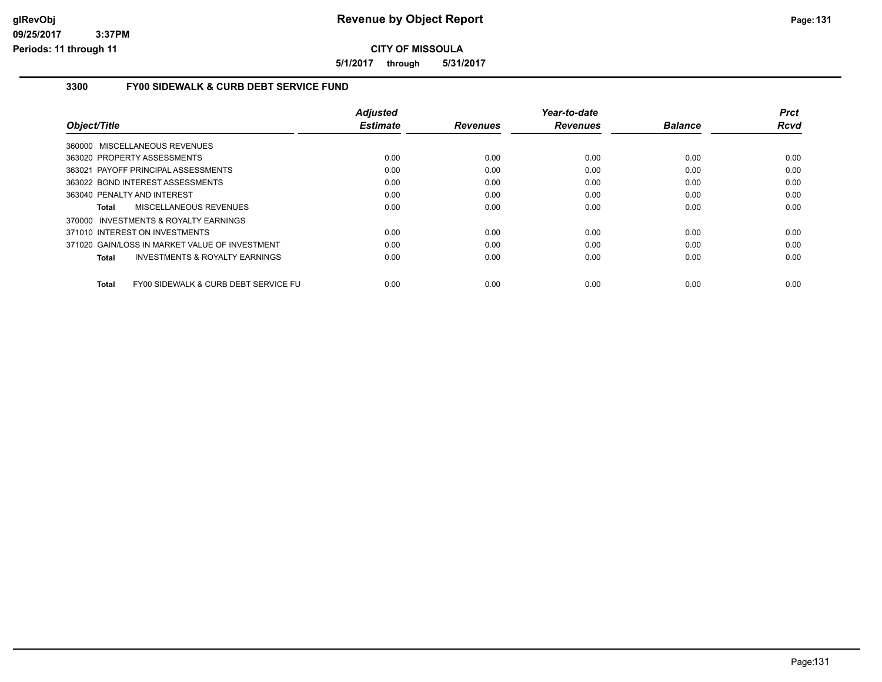**CITY OF MISSOULA**

**5/1/2017 through 5/31/2017**

## 3300 FY00 SIDEWALK & CURB DEBT SERVICE FUND

| Object/Title | Adjusted Estimate | Revenues | Year-to-date Revenues | Balance | Prct Rcvd |
|---|---|---|---|---|---|
| 360000 MISCELLANEOUS REVENUES | | | | | |
| 363020 PROPERTY ASSESSMENTS | 0.00 | 0.00 | 0.00 | 0.00 | 0.00 |
| 363021 PAYOFF PRINCIPAL ASSESSMENTS | 0.00 | 0.00 | 0.00 | 0.00 | 0.00 |
| 363022 BOND INTEREST ASSESSMENTS | 0.00 | 0.00 | 0.00 | 0.00 | 0.00 |
| 363040 PENALTY AND INTEREST | 0.00 | 0.00 | 0.00 | 0.00 | 0.00 |
| **Total** MISCELLANEOUS REVENUES | 0.00 | 0.00 | 0.00 | 0.00 | 0.00 |
| 370000 INVESTMENTS & ROYALTY EARNINGS | | | | | |
| 371010 INTEREST ON INVESTMENTS | 0.00 | 0.00 | 0.00 | 0.00 | 0.00 |
| 371020 GAIN/LOSS IN MARKET VALUE OF INVESTMENT | 0.00 | 0.00 | 0.00 | 0.00 | 0.00 |
| **Total** INVESTMENTS & ROYALTY EARNINGS | 0.00 | 0.00 | 0.00 | 0.00 | 0.00 |
| **Total** FY00 SIDEWALK & CURB DEBT SERVICE FU | 0.00 | 0.00 | 0.00 | 0.00 | 0.00 |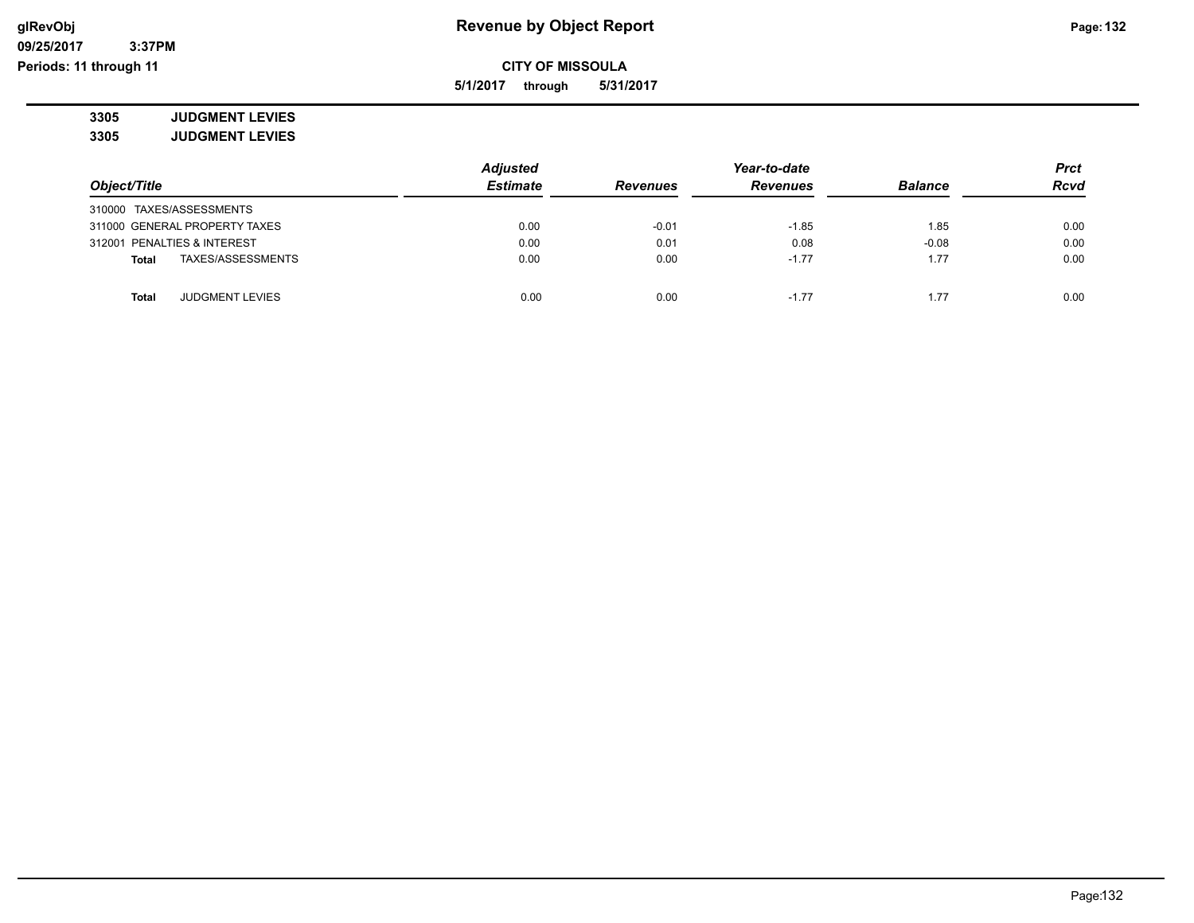**Revenue by Object Report**

**CITY OF MISSOULA**

**5/1/2017 through 5/31/2017**

**3305 JUDGMENT LEVIES**

**3305 JUDGMENT LEVIES**

| Object/Title | Adjusted Estimate | Revenues | Year-to-date Revenues | Balance | Prct Rcvd |
|---|---|---|---|---|---|
| 310000 TAXES/ASSESSMENTS | | | | | |
| 311000 GENERAL PROPERTY TAXES | 0.00 | -0.01 | -1.85 | 1.85 | 0.00 |
| 312001 PENALTIES & INTEREST | 0.00 | 0.01 | 0.08 | -0.08 | 0.00 |
| **Total** TAXES/ASSESSMENTS | 0.00 | 0.00 | -1.77 | 1.77 | 0.00 |
| **Total** JUDGMENT LEVIES | 0.00 | 0.00 | -1.77 | 1.77 | 0.00 |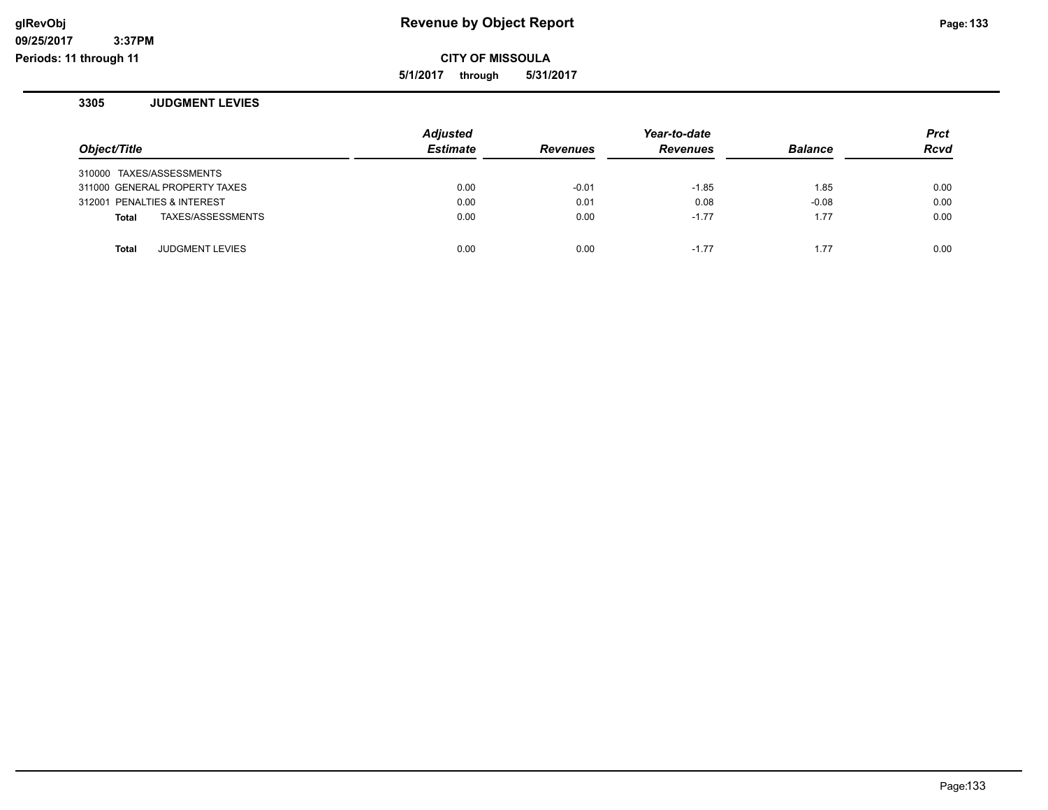# Revenue by Object Report

**CITY OF MISSOULA**

**5/1/2017 through 5/31/2017**

## 3305 JUDGMENT LEVIES

| Object/Title | Adjusted Estimate | Revenues | Year-to-date Revenues | Balance | Prct Rcvd |
|---|---|---|---|---|---|
| 310000 TAXES/ASSESSMENTS | | | | | |
| 311000 GENERAL PROPERTY TAXES | 0.00 | -0.01 | -1.85 | 1.85 | 0.00 |
| 312001 PENALTIES & INTEREST | 0.00 | 0.01 | 0.08 | -0.08 | 0.00 |
| **Total** TAXES/ASSESSMENTS | 0.00 | 0.00 | -1.77 | 1.77 | 0.00 |
| **Total** JUDGMENT LEVIES | 0.00 | 0.00 | -1.77 | 1.77 | 0.00 |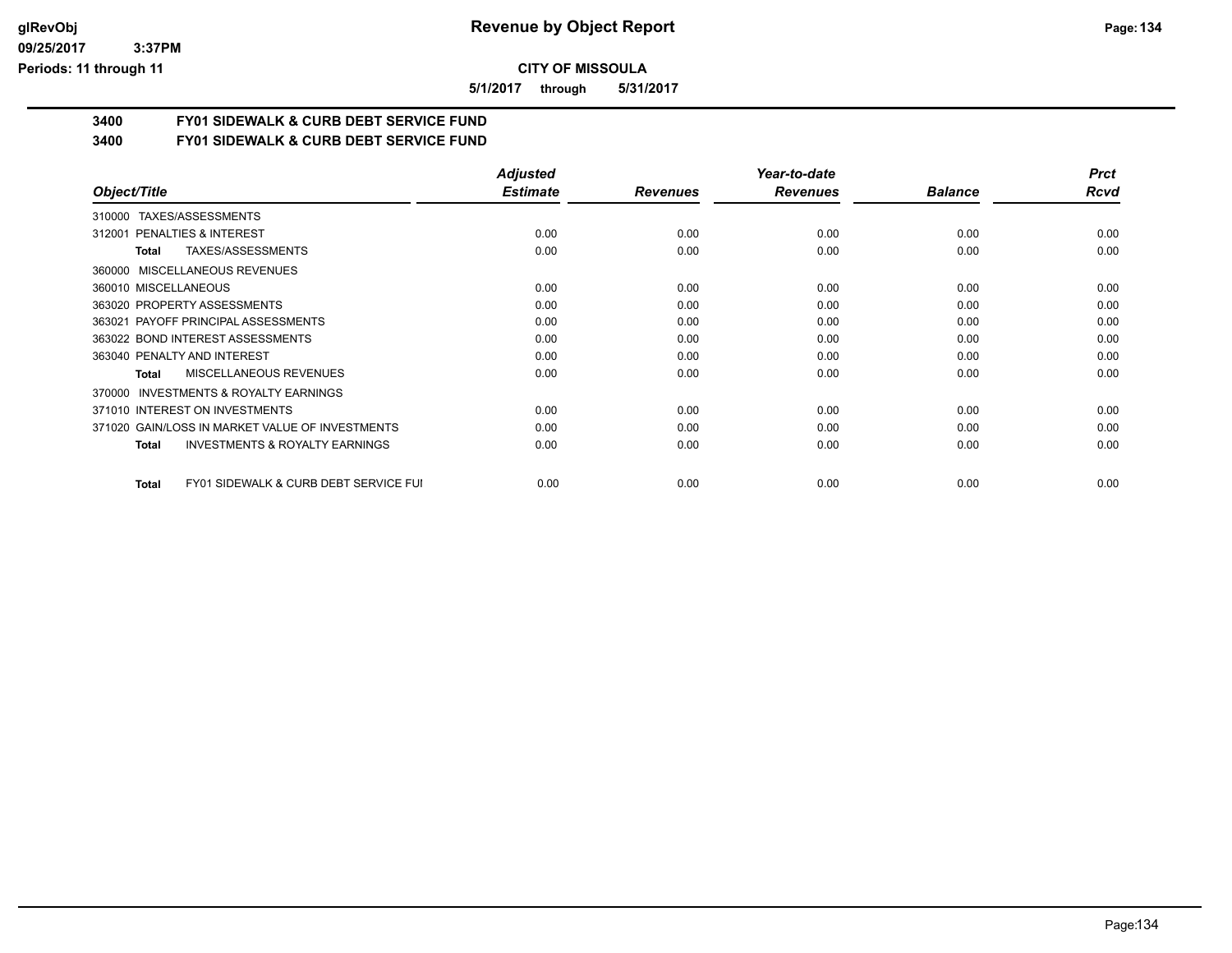**Revenue by Object Report**

**CITY OF MISSOULA**

**5/1/2017 through 5/31/2017**

glRevObj
09/25/2017 3:37PM
Periods: 11 through 11

## 3400 FY01 SIDEWALK & CURB DEBT SERVICE FUND
## 3400 FY01 SIDEWALK & CURB DEBT SERVICE FUND

| Object/Title | Adjusted Estimate | Revenues | Year-to-date Revenues | Balance | Prct Rcvd |
|---|---|---|---|---|---|
| 310000 TAXES/ASSESSMENTS | | | | | |
| 312001 PENALTIES & INTEREST | 0.00 | 0.00 | 0.00 | 0.00 | 0.00 |
| **Total** TAXES/ASSESSMENTS | 0.00 | 0.00 | 0.00 | 0.00 | 0.00 |
| 360000 MISCELLANEOUS REVENUES | | | | | |
| 360010 MISCELLANEOUS | 0.00 | 0.00 | 0.00 | 0.00 | 0.00 |
| 363020 PROPERTY ASSESSMENTS | 0.00 | 0.00 | 0.00 | 0.00 | 0.00 |
| 363021 PAYOFF PRINCIPAL ASSESSMENTS | 0.00 | 0.00 | 0.00 | 0.00 | 0.00 |
| 363022 BOND INTEREST ASSESSMENTS | 0.00 | 0.00 | 0.00 | 0.00 | 0.00 |
| 363040 PENALTY AND INTEREST | 0.00 | 0.00 | 0.00 | 0.00 | 0.00 |
| **Total** MISCELLANEOUS REVENUES | 0.00 | 0.00 | 0.00 | 0.00 | 0.00 |
| 370000 INVESTMENTS & ROYALTY EARNINGS | | | | | |
| 371010 INTEREST ON INVESTMENTS | 0.00 | 0.00 | 0.00 | 0.00 | 0.00 |
| 371020 GAIN/LOSS IN MARKET VALUE OF INVESTMENTS | 0.00 | 0.00 | 0.00 | 0.00 | 0.00 |
| **Total** INVESTMENTS & ROYALTY EARNINGS | 0.00 | 0.00 | 0.00 | 0.00 | 0.00 |
| **Total** FY01 SIDEWALK & CURB DEBT SERVICE FUI | 0.00 | 0.00 | 0.00 | 0.00 | 0.00 |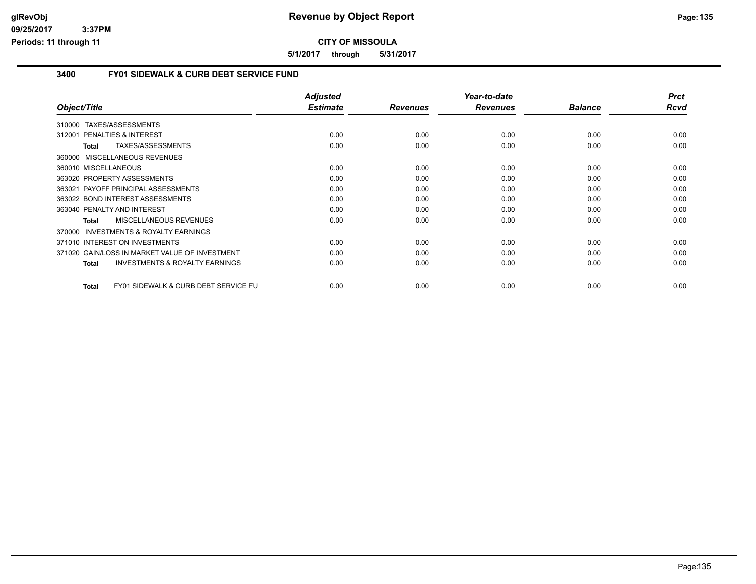# Revenue by Object Report

**CITY OF MISSOULA**

**5/1/2017 through 5/31/2017**

glRevObj
09/25/2017 3:37PM
Periods: 11 through 11

## 3400 FY01 SIDEWALK & CURB DEBT SERVICE FUND

| Object/Title | Adjusted Estimate | Revenues | Year-to-date Revenues | Balance | Prct Rcvd |
|---|---|---|---|---|---|
| 310000 TAXES/ASSESSMENTS | | | | | |
| 312001 PENALTIES & INTEREST | 0.00 | 0.00 | 0.00 | 0.00 | 0.00 |
| **Total** TAXES/ASSESSMENTS | 0.00 | 0.00 | 0.00 | 0.00 | 0.00 |
| 360000 MISCELLANEOUS REVENUES | | | | | |
| 360010 MISCELLANEOUS | 0.00 | 0.00 | 0.00 | 0.00 | 0.00 |
| 363020 PROPERTY ASSESSMENTS | 0.00 | 0.00 | 0.00 | 0.00 | 0.00 |
| 363021 PAYOFF PRINCIPAL ASSESSMENTS | 0.00 | 0.00 | 0.00 | 0.00 | 0.00 |
| 363022 BOND INTEREST ASSESSMENTS | 0.00 | 0.00 | 0.00 | 0.00 | 0.00 |
| 363040 PENALTY AND INTEREST | 0.00 | 0.00 | 0.00 | 0.00 | 0.00 |
| **Total** MISCELLANEOUS REVENUES | 0.00 | 0.00 | 0.00 | 0.00 | 0.00 |
| 370000 INVESTMENTS & ROYALTY EARNINGS | | | | | |
| 371010 INTEREST ON INVESTMENTS | 0.00 | 0.00 | 0.00 | 0.00 | 0.00 |
| 371020 GAIN/LOSS IN MARKET VALUE OF INVESTMENT | 0.00 | 0.00 | 0.00 | 0.00 | 0.00 |
| **Total** INVESTMENTS & ROYALTY EARNINGS | 0.00 | 0.00 | 0.00 | 0.00 | 0.00 |
| **Total** FY01 SIDEWALK & CURB DEBT SERVICE FU | 0.00 | 0.00 | 0.00 | 0.00 | 0.00 |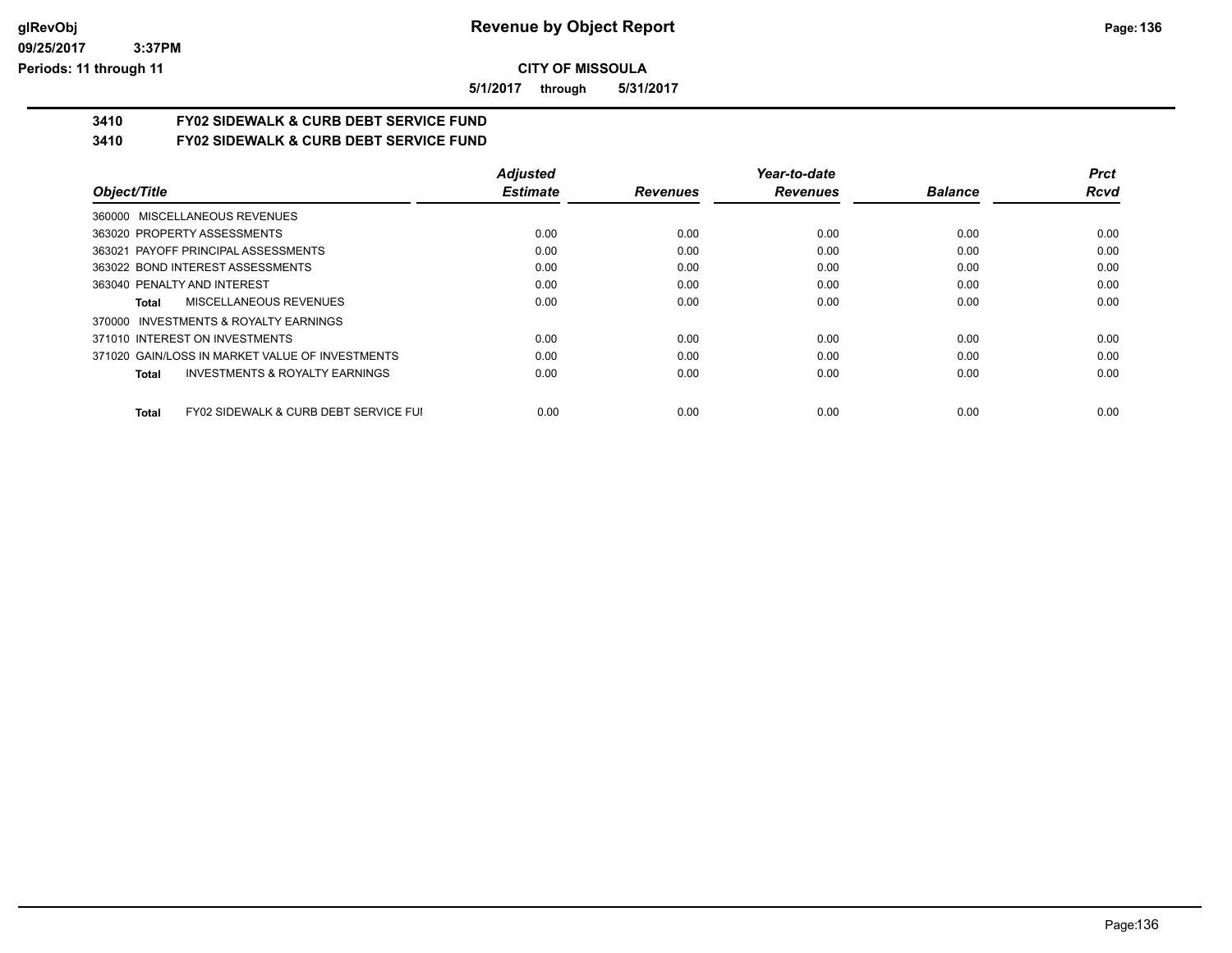**CITY OF MISSOULA**

**5/1/2017 through 5/31/2017**

## 3410 FY02 SIDEWALK & CURB DEBT SERVICE FUND

## 3410 FY02 SIDEWALK & CURB DEBT SERVICE FUND

| Object/Title | Adjusted Estimate | Revenues | Year-to-date Revenues | Balance | Prct Rcvd |
|---|---|---|---|---|---|
| 360000 MISCELLANEOUS REVENUES | | | | | |
| 363020 PROPERTY ASSESSMENTS | 0.00 | 0.00 | 0.00 | 0.00 | 0.00 |
| 363021 PAYOFF PRINCIPAL ASSESSMENTS | 0.00 | 0.00 | 0.00 | 0.00 | 0.00 |
| 363022 BOND INTEREST ASSESSMENTS | 0.00 | 0.00 | 0.00 | 0.00 | 0.00 |
| 363040 PENALTY AND INTEREST | 0.00 | 0.00 | 0.00 | 0.00 | 0.00 |
| **Total** MISCELLANEOUS REVENUES | 0.00 | 0.00 | 0.00 | 0.00 | 0.00 |
| 370000 INVESTMENTS & ROYALTY EARNINGS | | | | | |
| 371010 INTEREST ON INVESTMENTS | 0.00 | 0.00 | 0.00 | 0.00 | 0.00 |
| 371020 GAIN/LOSS IN MARKET VALUE OF INVESTMENTS | 0.00 | 0.00 | 0.00 | 0.00 | 0.00 |
| **Total** INVESTMENTS & ROYALTY EARNINGS | 0.00 | 0.00 | 0.00 | 0.00 | 0.00 |
| **Total** FY02 SIDEWALK & CURB DEBT SERVICE FUI | 0.00 | 0.00 | 0.00 | 0.00 | 0.00 |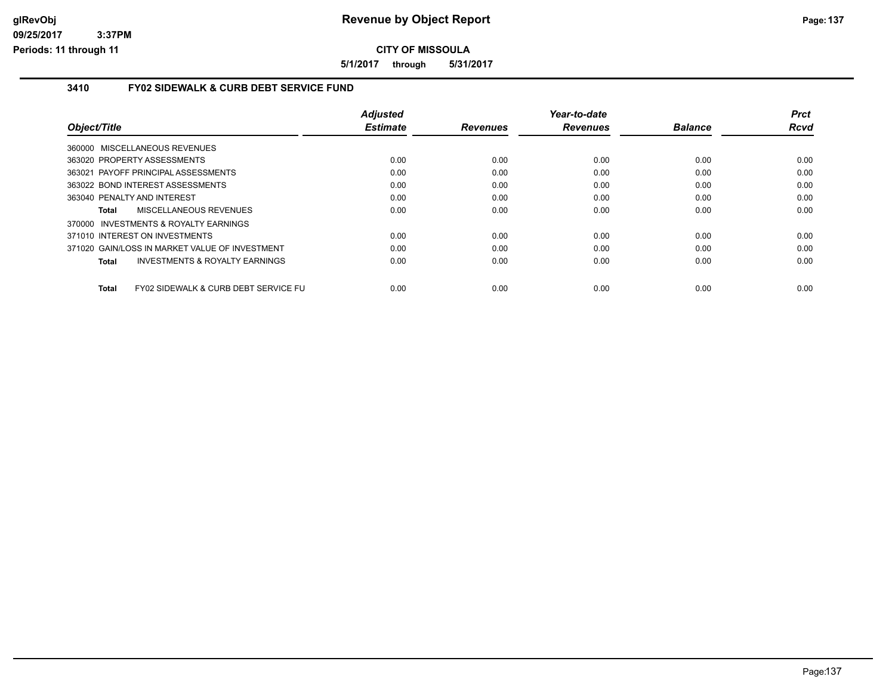**CITY OF MISSOULA**

**5/1/2017 through 5/31/2017**

## 3410 FY02 SIDEWALK & CURB DEBT SERVICE FUND

| Object/Title | Adjusted Estimate | Revenues | Year-to-date Revenues | Balance | Prct Rcvd |
|---|---|---|---|---|---|
| 360000 MISCELLANEOUS REVENUES | | | | | |
| 363020 PROPERTY ASSESSMENTS | 0.00 | 0.00 | 0.00 | 0.00 | 0.00 |
| 363021 PAYOFF PRINCIPAL ASSESSMENTS | 0.00 | 0.00 | 0.00 | 0.00 | 0.00 |
| 363022 BOND INTEREST ASSESSMENTS | 0.00 | 0.00 | 0.00 | 0.00 | 0.00 |
| 363040 PENALTY AND INTEREST | 0.00 | 0.00 | 0.00 | 0.00 | 0.00 |
| **Total** MISCELLANEOUS REVENUES | 0.00 | 0.00 | 0.00 | 0.00 | 0.00 |
| 370000 INVESTMENTS & ROYALTY EARNINGS | | | | | |
| 371010 INTEREST ON INVESTMENTS | 0.00 | 0.00 | 0.00 | 0.00 | 0.00 |
| 371020 GAIN/LOSS IN MARKET VALUE OF INVESTMENT | 0.00 | 0.00 | 0.00 | 0.00 | 0.00 |
| **Total** INVESTMENTS & ROYALTY EARNINGS | 0.00 | 0.00 | 0.00 | 0.00 | 0.00 |
| **Total** FY02 SIDEWALK & CURB DEBT SERVICE FU | 0.00 | 0.00 | 0.00 | 0.00 | 0.00 |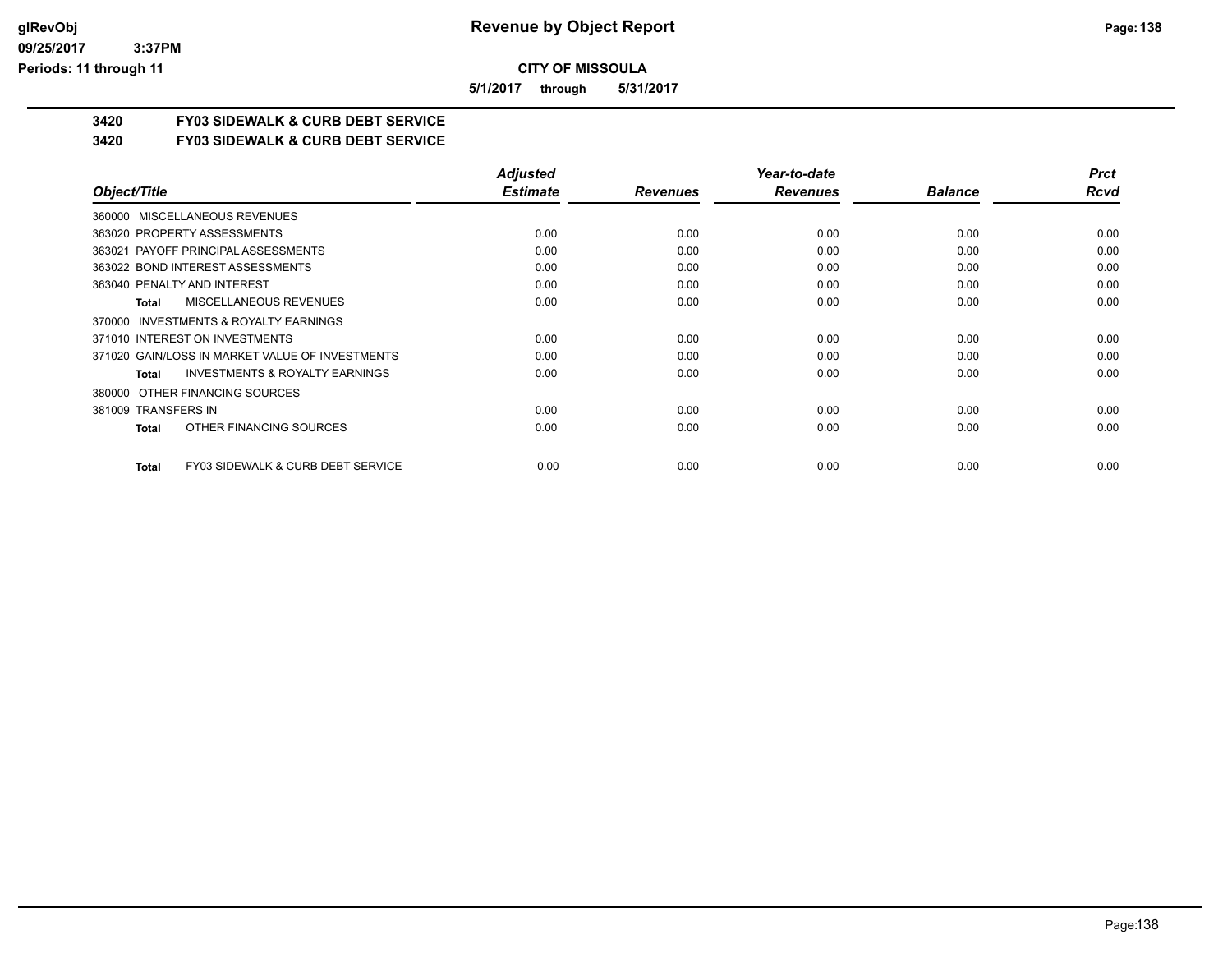# CITY OF MISSOULA

**5/1/2017 through 5/31/2017**

## 3420 FY03 SIDEWALK & CURB DEBT SERVICE

### 3420 FY03 SIDEWALK & CURB DEBT SERVICE

| Object/Title | Adjusted Estimate | Revenues | Year-to-date Revenues | Balance | Prct Rcvd |
|---|---|---|---|---|---|
| 360000 MISCELLANEOUS REVENUES | | | | | |
| 363020 PROPERTY ASSESSMENTS | 0.00 | 0.00 | 0.00 | 0.00 | 0.00 |
| 363021 PAYOFF PRINCIPAL ASSESSMENTS | 0.00 | 0.00 | 0.00 | 0.00 | 0.00 |
| 363022 BOND INTEREST ASSESSMENTS | 0.00 | 0.00 | 0.00 | 0.00 | 0.00 |
| 363040 PENALTY AND INTEREST | 0.00 | 0.00 | 0.00 | 0.00 | 0.00 |
| **Total** MISCELLANEOUS REVENUES | 0.00 | 0.00 | 0.00 | 0.00 | 0.00 |
| 370000 INVESTMENTS & ROYALTY EARNINGS | | | | | |
| 371010 INTEREST ON INVESTMENTS | 0.00 | 0.00 | 0.00 | 0.00 | 0.00 |
| 371020 GAIN/LOSS IN MARKET VALUE OF INVESTMENTS | 0.00 | 0.00 | 0.00 | 0.00 | 0.00 |
| **Total** INVESTMENTS & ROYALTY EARNINGS | 0.00 | 0.00 | 0.00 | 0.00 | 0.00 |
| 380000 OTHER FINANCING SOURCES | | | | | |
| 381009 TRANSFERS IN | 0.00 | 0.00 | 0.00 | 0.00 | 0.00 |
| **Total** OTHER FINANCING SOURCES | 0.00 | 0.00 | 0.00 | 0.00 | 0.00 |
| **Total** FY03 SIDEWALK & CURB DEBT SERVICE | 0.00 | 0.00 | 0.00 | 0.00 | 0.00 |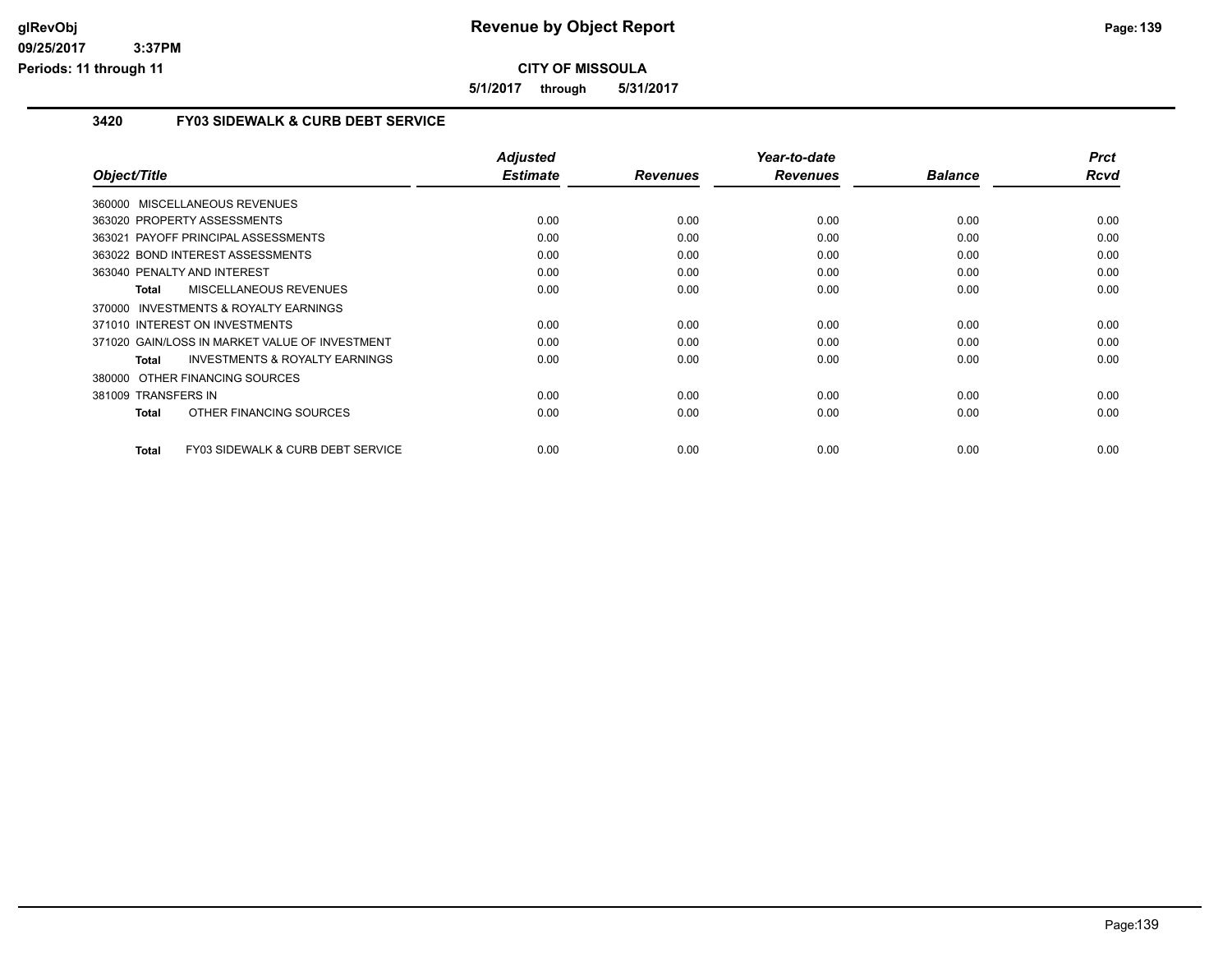**Revenue by Object Report**

**CITY OF MISSOULA**

**5/1/2017 through 5/31/2017**

glRevObj
09/25/2017 3:37PM
Periods: 11 through 11

## 3420 FY03 SIDEWALK & CURB DEBT SERVICE

| Object/Title | Adjusted Estimate | Revenues | Year-to-date Revenues | Balance | Prct Rcvd |
|---|---|---|---|---|---|
| 360000 MISCELLANEOUS REVENUES | | | | | |
| 363020 PROPERTY ASSESSMENTS | 0.00 | 0.00 | 0.00 | 0.00 | 0.00 |
| 363021 PAYOFF PRINCIPAL ASSESSMENTS | 0.00 | 0.00 | 0.00 | 0.00 | 0.00 |
| 363022 BOND INTEREST ASSESSMENTS | 0.00 | 0.00 | 0.00 | 0.00 | 0.00 |
| 363040 PENALTY AND INTEREST | 0.00 | 0.00 | 0.00 | 0.00 | 0.00 |
| **Total** MISCELLANEOUS REVENUES | 0.00 | 0.00 | 0.00 | 0.00 | 0.00 |
| 370000 INVESTMENTS & ROYALTY EARNINGS | | | | | |
| 371010 INTEREST ON INVESTMENTS | 0.00 | 0.00 | 0.00 | 0.00 | 0.00 |
| 371020 GAIN/LOSS IN MARKET VALUE OF INVESTMENT | 0.00 | 0.00 | 0.00 | 0.00 | 0.00 |
| **Total** INVESTMENTS & ROYALTY EARNINGS | 0.00 | 0.00 | 0.00 | 0.00 | 0.00 |
| 380000 OTHER FINANCING SOURCES | | | | | |
| 381009 TRANSFERS IN | 0.00 | 0.00 | 0.00 | 0.00 | 0.00 |
| **Total** OTHER FINANCING SOURCES | 0.00 | 0.00 | 0.00 | 0.00 | 0.00 |
| **Total** FY03 SIDEWALK & CURB DEBT SERVICE | 0.00 | 0.00 | 0.00 | 0.00 | 0.00 |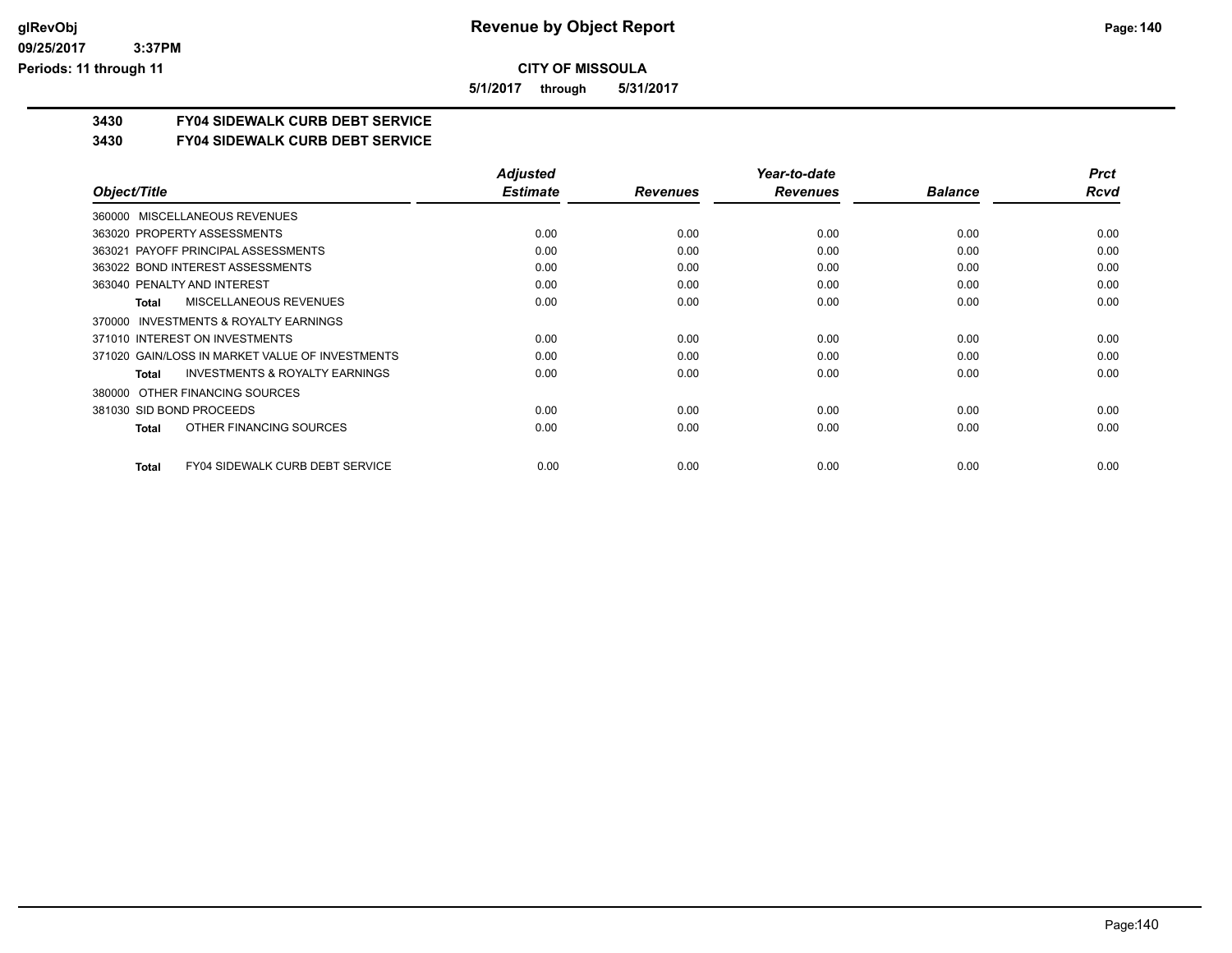**CITY OF MISSOULA**

**5/1/2017 through 5/31/2017**

## 3430 FY04 SIDEWALK CURB DEBT SERVICE

### 3430 FY04 SIDEWALK CURB DEBT SERVICE

| Object/Title | Adjusted Estimate | Revenues | Year-to-date Revenues | Balance | Prct Rcvd |
|---|---|---|---|---|---|
| 360000 MISCELLANEOUS REVENUES | | | | | |
| 363020 PROPERTY ASSESSMENTS | 0.00 | 0.00 | 0.00 | 0.00 | 0.00 |
| 363021 PAYOFF PRINCIPAL ASSESSMENTS | 0.00 | 0.00 | 0.00 | 0.00 | 0.00 |
| 363022 BOND INTEREST ASSESSMENTS | 0.00 | 0.00 | 0.00 | 0.00 | 0.00 |
| 363040 PENALTY AND INTEREST | 0.00 | 0.00 | 0.00 | 0.00 | 0.00 |
| **Total** MISCELLANEOUS REVENUES | 0.00 | 0.00 | 0.00 | 0.00 | 0.00 |
| 370000 INVESTMENTS & ROYALTY EARNINGS | | | | | |
| 371010 INTEREST ON INVESTMENTS | 0.00 | 0.00 | 0.00 | 0.00 | 0.00 |
| 371020 GAIN/LOSS IN MARKET VALUE OF INVESTMENTS | 0.00 | 0.00 | 0.00 | 0.00 | 0.00 |
| **Total** INVESTMENTS & ROYALTY EARNINGS | 0.00 | 0.00 | 0.00 | 0.00 | 0.00 |
| 380000 OTHER FINANCING SOURCES | | | | | |
| 381030 SID BOND PROCEEDS | 0.00 | 0.00 | 0.00 | 0.00 | 0.00 |
| **Total** OTHER FINANCING SOURCES | 0.00 | 0.00 | 0.00 | 0.00 | 0.00 |
| **Total** FY04 SIDEWALK CURB DEBT SERVICE | 0.00 | 0.00 | 0.00 | 0.00 | 0.00 |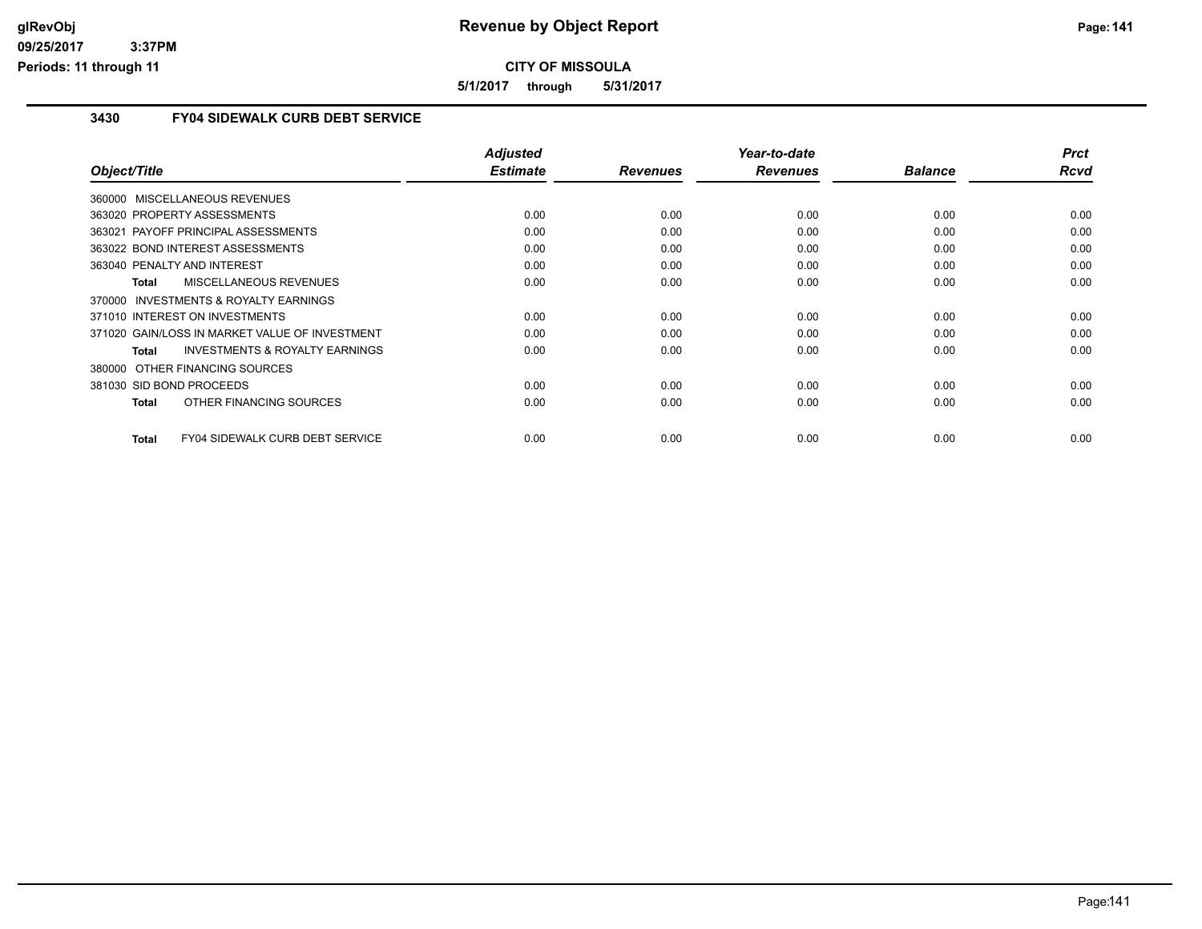# Revenue by Object Report

**CITY OF MISSOULA**

**5/1/2017 through 5/31/2017**

glRevObj
09/25/2017 3:37PM
Periods: 11 through 11

## 3430 FY04 SIDEWALK CURB DEBT SERVICE

| Object/Title | Adjusted Estimate | Revenues | Year-to-date Revenues | Balance | Prct Rcvd |
|---|---|---|---|---|---|
| 360000 MISCELLANEOUS REVENUES | | | | | |
| 363020 PROPERTY ASSESSMENTS | 0.00 | 0.00 | 0.00 | 0.00 | 0.00 |
| 363021 PAYOFF PRINCIPAL ASSESSMENTS | 0.00 | 0.00 | 0.00 | 0.00 | 0.00 |
| 363022 BOND INTEREST ASSESSMENTS | 0.00 | 0.00 | 0.00 | 0.00 | 0.00 |
| 363040 PENALTY AND INTEREST | 0.00 | 0.00 | 0.00 | 0.00 | 0.00 |
| **Total** MISCELLANEOUS REVENUES | 0.00 | 0.00 | 0.00 | 0.00 | 0.00 |
| 370000 INVESTMENTS & ROYALTY EARNINGS | | | | | |
| 371010 INTEREST ON INVESTMENTS | 0.00 | 0.00 | 0.00 | 0.00 | 0.00 |
| 371020 GAIN/LOSS IN MARKET VALUE OF INVESTMENT | 0.00 | 0.00 | 0.00 | 0.00 | 0.00 |
| **Total** INVESTMENTS & ROYALTY EARNINGS | 0.00 | 0.00 | 0.00 | 0.00 | 0.00 |
| 380000 OTHER FINANCING SOURCES | | | | | |
| 381030 SID BOND PROCEEDS | 0.00 | 0.00 | 0.00 | 0.00 | 0.00 |
| **Total** OTHER FINANCING SOURCES | 0.00 | 0.00 | 0.00 | 0.00 | 0.00 |
| **Total** FY04 SIDEWALK CURB DEBT SERVICE | 0.00 | 0.00 | 0.00 | 0.00 | 0.00 |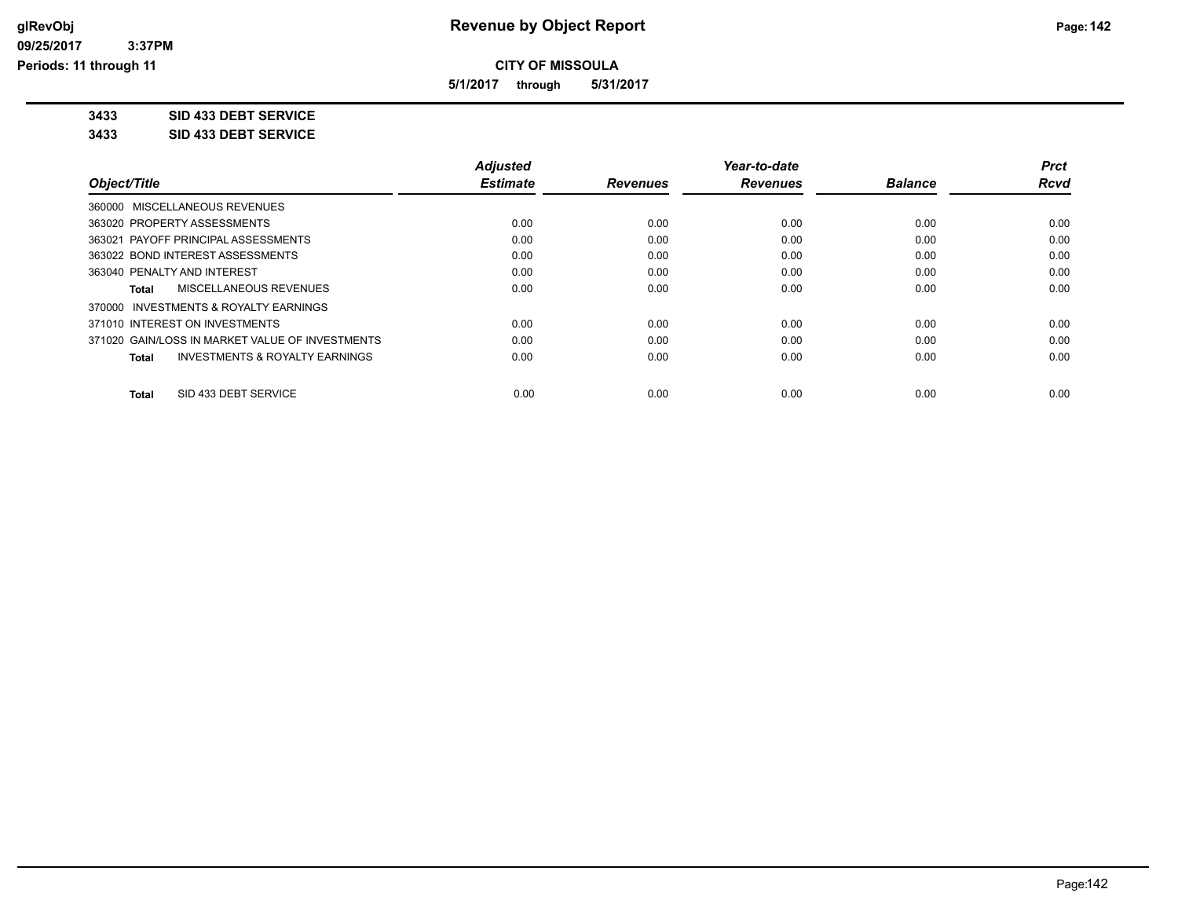**CITY OF MISSOULA**

**5/1/2017 through 5/31/2017**

**3433 SID 433 DEBT SERVICE**

**3433 SID 433 DEBT SERVICE**

| Object/Title | Adjusted Estimate | Revenues | Year-to-date Revenues | Balance | Prct Rcvd |
|---|---|---|---|---|---|
| 360000 MISCELLANEOUS REVENUES | | | | | |
| 363020 PROPERTY ASSESSMENTS | 0.00 | 0.00 | 0.00 | 0.00 | 0.00 |
| 363021 PAYOFF PRINCIPAL ASSESSMENTS | 0.00 | 0.00 | 0.00 | 0.00 | 0.00 |
| 363022 BOND INTEREST ASSESSMENTS | 0.00 | 0.00 | 0.00 | 0.00 | 0.00 |
| 363040 PENALTY AND INTEREST | 0.00 | 0.00 | 0.00 | 0.00 | 0.00 |
| **Total** MISCELLANEOUS REVENUES | 0.00 | 0.00 | 0.00 | 0.00 | 0.00 |
| 370000 INVESTMENTS & ROYALTY EARNINGS | | | | | |
| 371010 INTEREST ON INVESTMENTS | 0.00 | 0.00 | 0.00 | 0.00 | 0.00 |
| 371020 GAIN/LOSS IN MARKET VALUE OF INVESTMENTS | 0.00 | 0.00 | 0.00 | 0.00 | 0.00 |
| **Total** INVESTMENTS & ROYALTY EARNINGS | 0.00 | 0.00 | 0.00 | 0.00 | 0.00 |
| **Total** SID 433 DEBT SERVICE | 0.00 | 0.00 | 0.00 | 0.00 | 0.00 |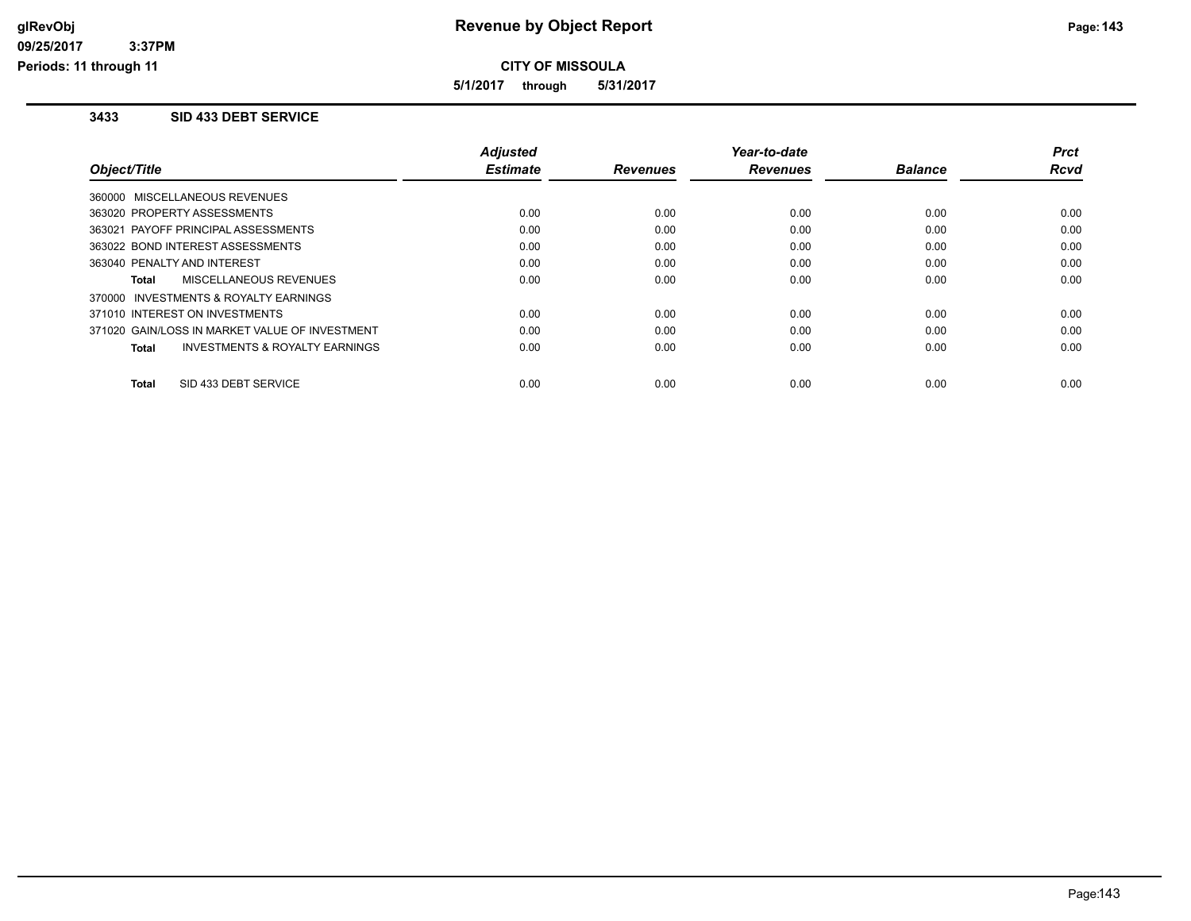**CITY OF MISSOULA**

**5/1/2017 through 5/31/2017**

### 3433 SID 433 DEBT SERVICE

| Object/Title | Adjusted Estimate | Revenues | Year-to-date Revenues | Balance | Prct Rcvd |
|---|---|---|---|---|---|
| 360000 MISCELLANEOUS REVENUES | | | | | |
| 363020 PROPERTY ASSESSMENTS | 0.00 | 0.00 | 0.00 | 0.00 | 0.00 |
| 363021 PAYOFF PRINCIPAL ASSESSMENTS | 0.00 | 0.00 | 0.00 | 0.00 | 0.00 |
| 363022 BOND INTEREST ASSESSMENTS | 0.00 | 0.00 | 0.00 | 0.00 | 0.00 |
| 363040 PENALTY AND INTEREST | 0.00 | 0.00 | 0.00 | 0.00 | 0.00 |
| **Total** MISCELLANEOUS REVENUES | 0.00 | 0.00 | 0.00 | 0.00 | 0.00 |
| 370000 INVESTMENTS & ROYALTY EARNINGS | | | | | |
| 371010 INTEREST ON INVESTMENTS | 0.00 | 0.00 | 0.00 | 0.00 | 0.00 |
| 371020 GAIN/LOSS IN MARKET VALUE OF INVESTMENT | 0.00 | 0.00 | 0.00 | 0.00 | 0.00 |
| **Total** INVESTMENTS & ROYALTY EARNINGS | 0.00 | 0.00 | 0.00 | 0.00 | 0.00 |
| **Total** SID 433 DEBT SERVICE | 0.00 | 0.00 | 0.00 | 0.00 | 0.00 |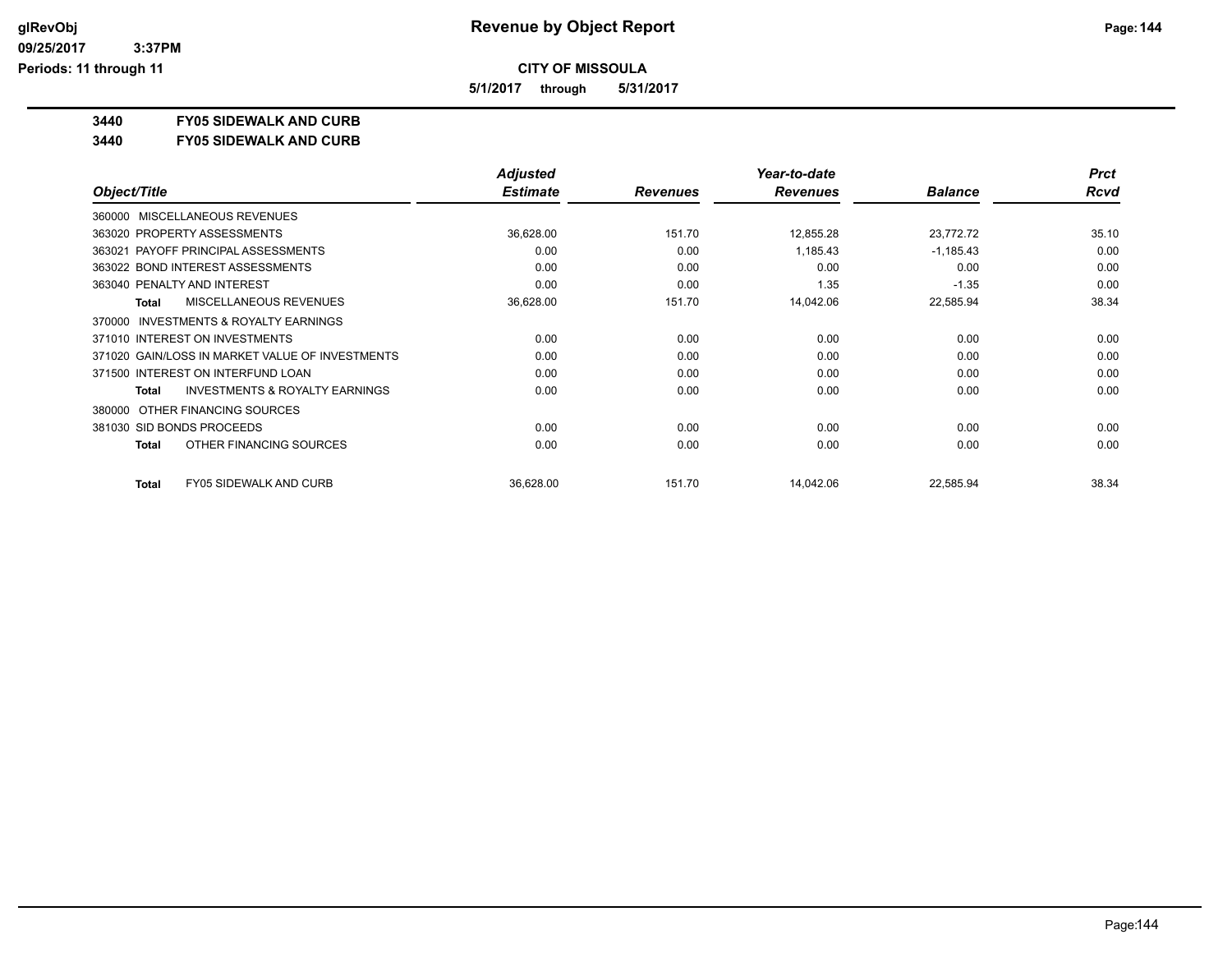# Revenue by Object Report

**CITY OF MISSOULA**

**5/1/2017 through 5/31/2017**

glRevObj
09/25/2017 3:37PM
Periods: 11 through 11

## 3440 FY05 SIDEWALK AND CURB

## 3440 FY05 SIDEWALK AND CURB

| Object/Title | Adjusted Estimate | Revenues | Year-to-date Revenues | Balance | Prct Rcvd |
|---|---|---|---|---|---|
| 360000 MISCELLANEOUS REVENUES | | | | | |
| 363020 PROPERTY ASSESSMENTS | 36,628.00 | 151.70 | 12,855.28 | 23,772.72 | 35.10 |
| 363021 PAYOFF PRINCIPAL ASSESSMENTS | 0.00 | 0.00 | 1,185.43 | -1,185.43 | 0.00 |
| 363022 BOND INTEREST ASSESSMENTS | 0.00 | 0.00 | 0.00 | 0.00 | 0.00 |
| 363040 PENALTY AND INTEREST | 0.00 | 0.00 | 1.35 | -1.35 | 0.00 |
| **Total** MISCELLANEOUS REVENUES | 36,628.00 | 151.70 | 14,042.06 | 22,585.94 | 38.34 |
| 370000 INVESTMENTS & ROYALTY EARNINGS | | | | | |
| 371010 INTEREST ON INVESTMENTS | 0.00 | 0.00 | 0.00 | 0.00 | 0.00 |
| 371020 GAIN/LOSS IN MARKET VALUE OF INVESTMENTS | 0.00 | 0.00 | 0.00 | 0.00 | 0.00 |
| 371500 INTEREST ON INTERFUND LOAN | 0.00 | 0.00 | 0.00 | 0.00 | 0.00 |
| **Total** INVESTMENTS & ROYALTY EARNINGS | 0.00 | 0.00 | 0.00 | 0.00 | 0.00 |
| 380000 OTHER FINANCING SOURCES | | | | | |
| 381030 SID BONDS PROCEEDS | 0.00 | 0.00 | 0.00 | 0.00 | 0.00 |
| **Total** OTHER FINANCING SOURCES | 0.00 | 0.00 | 0.00 | 0.00 | 0.00 |
| **Total** FY05 SIDEWALK AND CURB | 36,628.00 | 151.70 | 14,042.06 | 22,585.94 | 38.34 |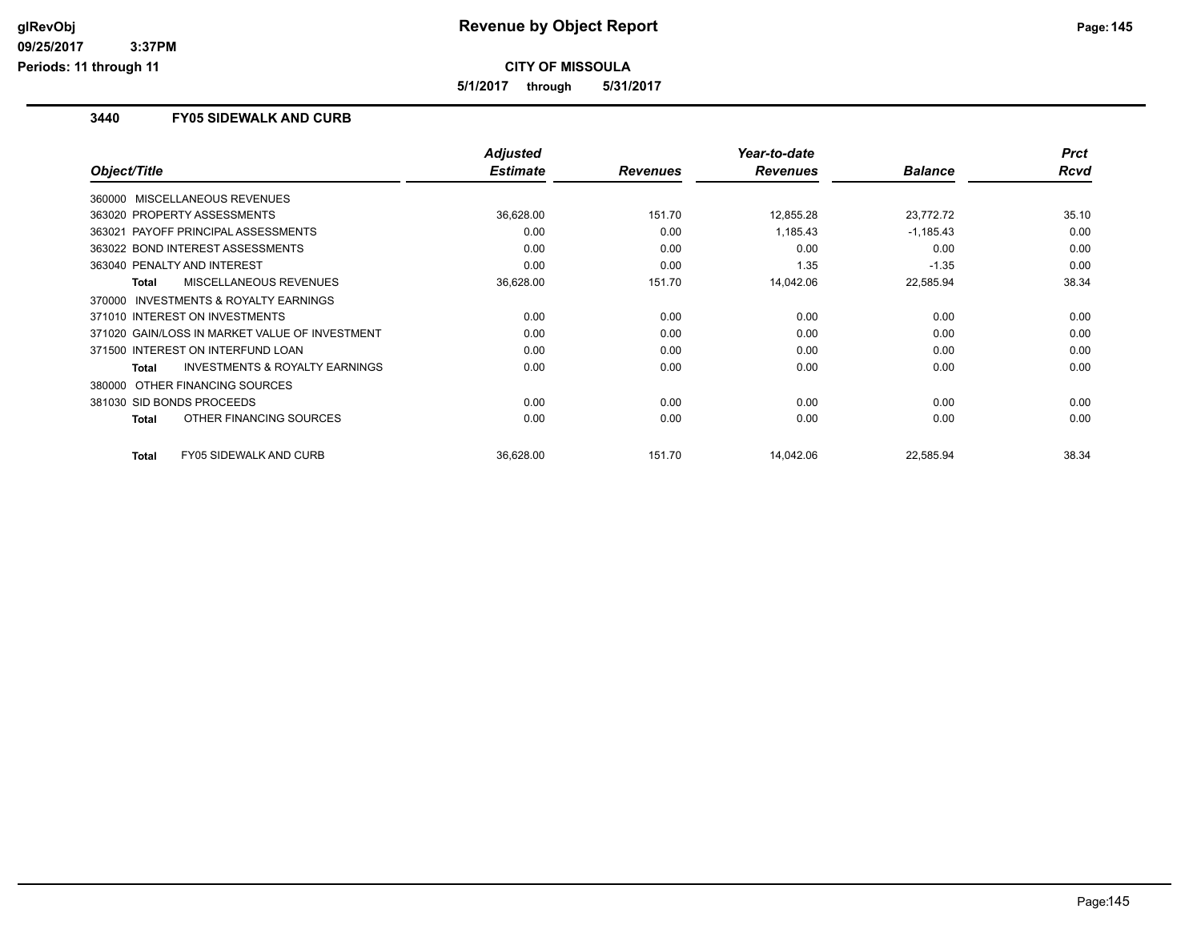**CITY OF MISSOULA**

**5/1/2017 through 5/31/2017**

## 3440 FY05 SIDEWALK AND CURB

| Object/Title | Adjusted Estimate | Revenues | Year-to-date Revenues | Balance | Prct Rcvd |
|---|---|---|---|---|---|
| 360000 MISCELLANEOUS REVENUES | | | | | |
| 363020 PROPERTY ASSESSMENTS | 36,628.00 | 151.70 | 12,855.28 | 23,772.72 | 35.10 |
| 363021 PAYOFF PRINCIPAL ASSESSMENTS | 0.00 | 0.00 | 1,185.43 | -1,185.43 | 0.00 |
| 363022 BOND INTEREST ASSESSMENTS | 0.00 | 0.00 | 0.00 | 0.00 | 0.00 |
| 363040 PENALTY AND INTEREST | 0.00 | 0.00 | 1.35 | -1.35 | 0.00 |
| Total MISCELLANEOUS REVENUES | 36,628.00 | 151.70 | 14,042.06 | 22,585.94 | 38.34 |
| 370000 INVESTMENTS & ROYALTY EARNINGS | | | | | |
| 371010 INTEREST ON INVESTMENTS | 0.00 | 0.00 | 0.00 | 0.00 | 0.00 |
| 371020 GAIN/LOSS IN MARKET VALUE OF INVESTMENT | 0.00 | 0.00 | 0.00 | 0.00 | 0.00 |
| 371500 INTEREST ON INTERFUND LOAN | 0.00 | 0.00 | 0.00 | 0.00 | 0.00 |
| Total INVESTMENTS & ROYALTY EARNINGS | 0.00 | 0.00 | 0.00 | 0.00 | 0.00 |
| 380000 OTHER FINANCING SOURCES | | | | | |
| 381030 SID BONDS PROCEEDS | 0.00 | 0.00 | 0.00 | 0.00 | 0.00 |
| Total OTHER FINANCING SOURCES | 0.00 | 0.00 | 0.00 | 0.00 | 0.00 |
| Total FY05 SIDEWALK AND CURB | 36,628.00 | 151.70 | 14,042.06 | 22,585.94 | 38.34 |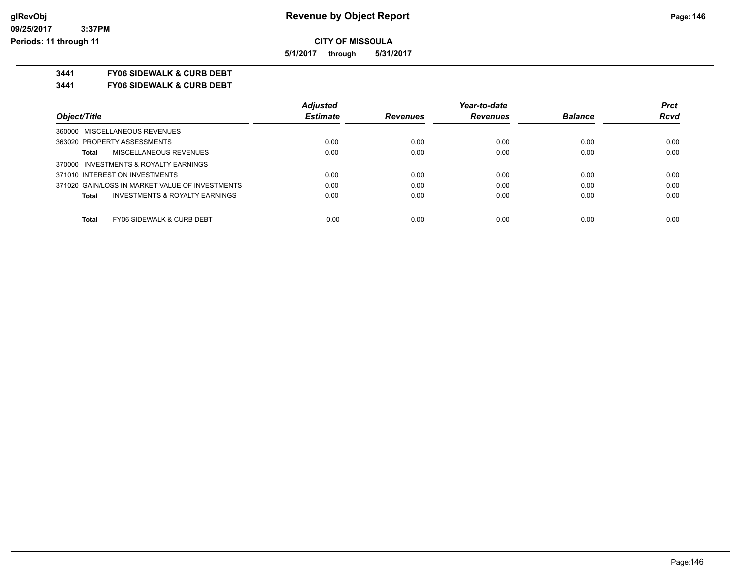# Revenue by Object Report

**CITY OF MISSOULA**

**5/1/2017 through 5/31/2017**

glRevObj
09/25/2017 3:37PM
Periods: 11 through 11

**3441 FY06 SIDEWALK & CURB DEBT**

**3441 FY06 SIDEWALK & CURB DEBT**

| Object/Title | Adjusted Estimate | Revenues | Year-to-date Revenues | Balance | Prct Rcvd |
|---|---|---|---|---|---|
| 360000 MISCELLANEOUS REVENUES | | | | | |
| 363020 PROPERTY ASSESSMENTS | 0.00 | 0.00 | 0.00 | 0.00 | 0.00 |
| **Total** MISCELLANEOUS REVENUES | 0.00 | 0.00 | 0.00 | 0.00 | 0.00 |
| 370000 INVESTMENTS & ROYALTY EARNINGS | | | | | |
| 371010 INTEREST ON INVESTMENTS | 0.00 | 0.00 | 0.00 | 0.00 | 0.00 |
| 371020 GAIN/LOSS IN MARKET VALUE OF INVESTMENTS | 0.00 | 0.00 | 0.00 | 0.00 | 0.00 |
| **Total** INVESTMENTS & ROYALTY EARNINGS | 0.00 | 0.00 | 0.00 | 0.00 | 0.00 |
| **Total** FY06 SIDEWALK & CURB DEBT | 0.00 | 0.00 | 0.00 | 0.00 | 0.00 |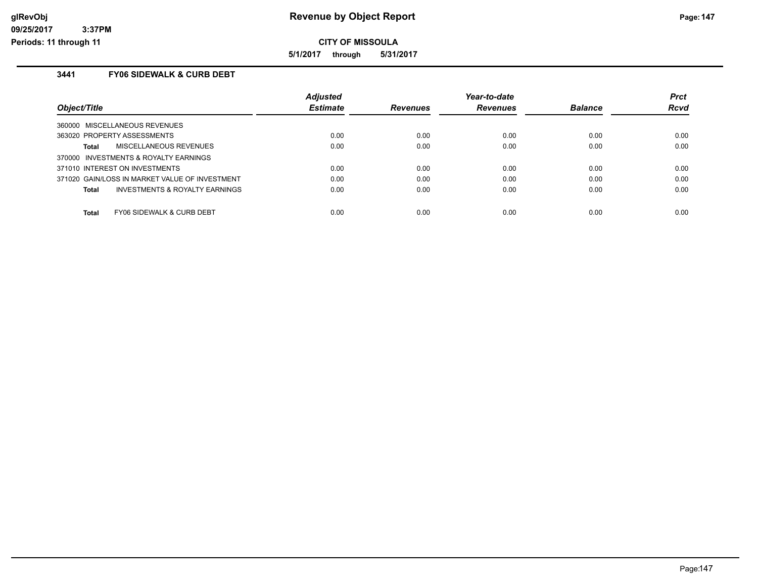**CITY OF MISSOULA**

**5/1/2017 through 5/31/2017**

### 3441 FY06 SIDEWALK & CURB DEBT

| Object/Title | Adjusted Estimate | Revenues | Year-to-date Revenues | Balance | Prct Rcvd |
|---|---|---|---|---|---|
| 360000 MISCELLANEOUS REVENUES | | | | | |
| 363020 PROPERTY ASSESSMENTS | 0.00 | 0.00 | 0.00 | 0.00 | 0.00 |
| **Total** MISCELLANEOUS REVENUES | 0.00 | 0.00 | 0.00 | 0.00 | 0.00 |
| 370000 INVESTMENTS & ROYALTY EARNINGS | | | | | |
| 371010 INTEREST ON INVESTMENTS | 0.00 | 0.00 | 0.00 | 0.00 | 0.00 |
| 371020 GAIN/LOSS IN MARKET VALUE OF INVESTMENT | 0.00 | 0.00 | 0.00 | 0.00 | 0.00 |
| **Total** INVESTMENTS & ROYALTY EARNINGS | 0.00 | 0.00 | 0.00 | 0.00 | 0.00 |
| **Total** FY06 SIDEWALK & CURB DEBT | 0.00 | 0.00 | 0.00 | 0.00 | 0.00 |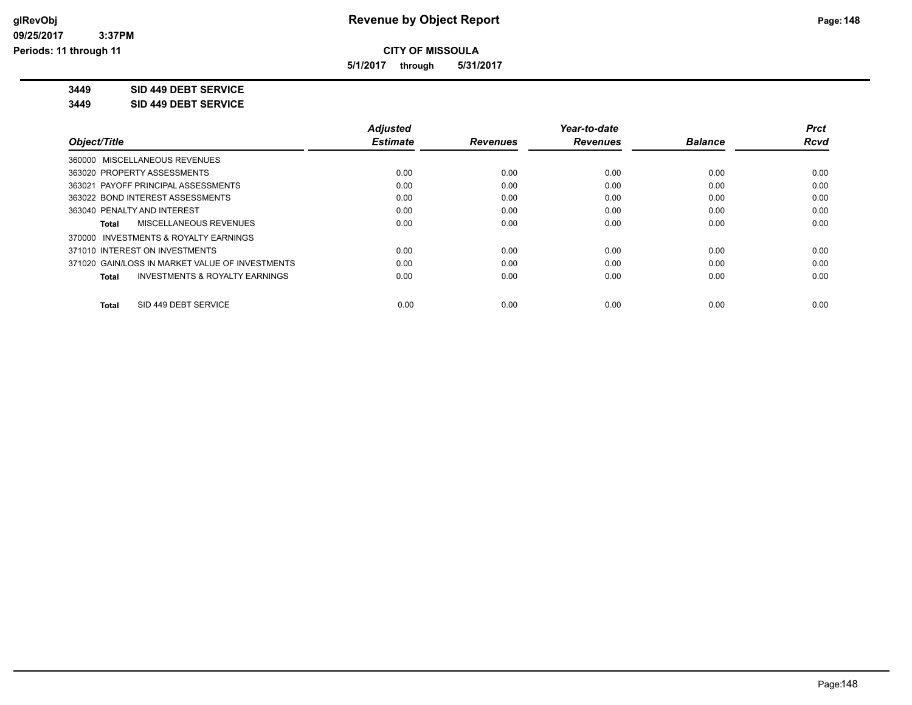# Revenue by Object Report

**CITY OF MISSOULA**

**5/1/2017 through 5/31/2017**

glRevObj
09/25/2017 3:37PM
Periods: 11 through 11

**3449 SID 449 DEBT SERVICE**

**3449 SID 449 DEBT SERVICE**

| Object/Title | Adjusted Estimate | Revenues | Year-to-date Revenues | Balance | Prct Rcvd |
|---|---|---|---|---|---|
| 360000 MISCELLANEOUS REVENUES | | | | | |
| 363020 PROPERTY ASSESSMENTS | 0.00 | 0.00 | 0.00 | 0.00 | 0.00 |
| 363021 PAYOFF PRINCIPAL ASSESSMENTS | 0.00 | 0.00 | 0.00 | 0.00 | 0.00 |
| 363022 BOND INTEREST ASSESSMENTS | 0.00 | 0.00 | 0.00 | 0.00 | 0.00 |
| 363040 PENALTY AND INTEREST | 0.00 | 0.00 | 0.00 | 0.00 | 0.00 |
| **Total** MISCELLANEOUS REVENUES | 0.00 | 0.00 | 0.00 | 0.00 | 0.00 |
| 370000 INVESTMENTS & ROYALTY EARNINGS | | | | | |
| 371010 INTEREST ON INVESTMENTS | 0.00 | 0.00 | 0.00 | 0.00 | 0.00 |
| 371020 GAIN/LOSS IN MARKET VALUE OF INVESTMENTS | 0.00 | 0.00 | 0.00 | 0.00 | 0.00 |
| **Total** INVESTMENTS & ROYALTY EARNINGS | 0.00 | 0.00 | 0.00 | 0.00 | 0.00 |
| **Total** SID 449 DEBT SERVICE | 0.00 | 0.00 | 0.00 | 0.00 | 0.00 |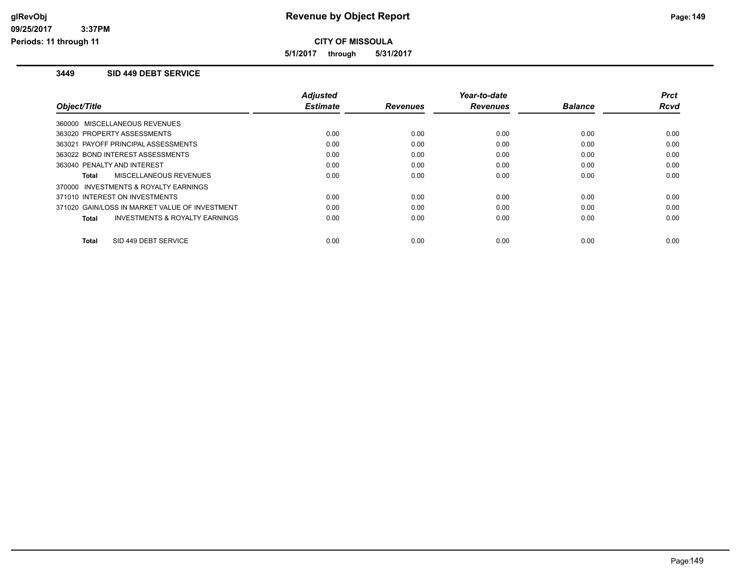# Revenue by Object Report

glRevObj
09/25/2017 3:37PM
Periods: 11 through 11

**CITY OF MISSOULA**

**5/1/2017 through 5/31/2017**

## 3449 SID 449 DEBT SERVICE

| Object/Title | Adjusted Estimate | Revenues | Year-to-date Revenues | Balance | Prct Rcvd |
|---|---|---|---|---|---|
| 360000 MISCELLANEOUS REVENUES | | | | | |
| 363020 PROPERTY ASSESSMENTS | 0.00 | 0.00 | 0.00 | 0.00 | 0.00 |
| 363021 PAYOFF PRINCIPAL ASSESSMENTS | 0.00 | 0.00 | 0.00 | 0.00 | 0.00 |
| 363022 BOND INTEREST ASSESSMENTS | 0.00 | 0.00 | 0.00 | 0.00 | 0.00 |
| 363040 PENALTY AND INTEREST | 0.00 | 0.00 | 0.00 | 0.00 | 0.00 |
| **Total** MISCELLANEOUS REVENUES | 0.00 | 0.00 | 0.00 | 0.00 | 0.00 |
| 370000 INVESTMENTS & ROYALTY EARNINGS | | | | | |
| 371010 INTEREST ON INVESTMENTS | 0.00 | 0.00 | 0.00 | 0.00 | 0.00 |
| 371020 GAIN/LOSS IN MARKET VALUE OF INVESTMENT | 0.00 | 0.00 | 0.00 | 0.00 | 0.00 |
| **Total** INVESTMENTS & ROYALTY EARNINGS | 0.00 | 0.00 | 0.00 | 0.00 | 0.00 |
| **Total** SID 449 DEBT SERVICE | 0.00 | 0.00 | 0.00 | 0.00 | 0.00 |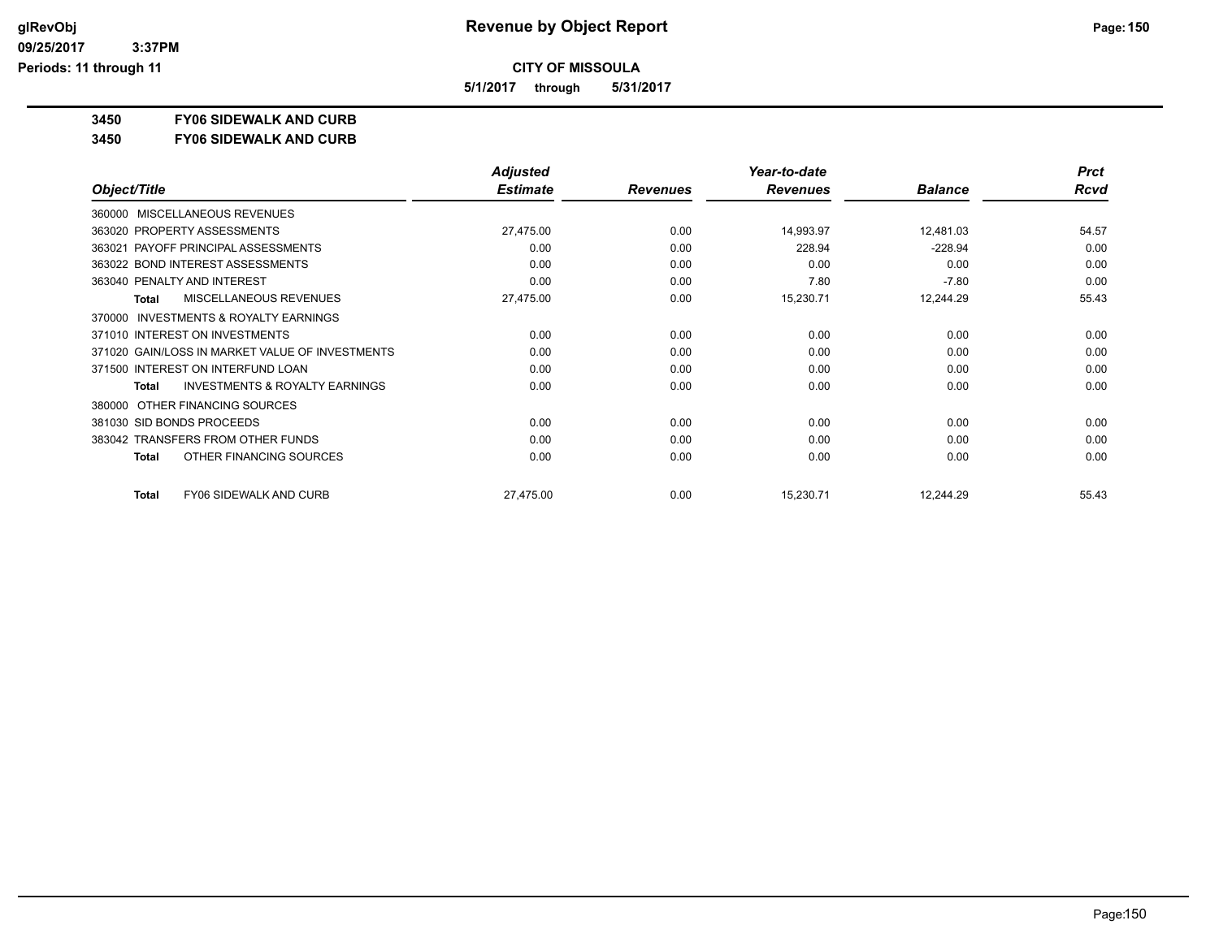**CITY OF MISSOULA**

**5/1/2017 through 5/31/2017**

**3450 FY06 SIDEWALK AND CURB**

**3450 FY06 SIDEWALK AND CURB**

| Object/Title | Adjusted Estimate | Revenues | Year-to-date Revenues | Balance | Prct Rcvd |
|---|---|---|---|---|---|
| 360000 MISCELLANEOUS REVENUES | | | | | |
| 363020 PROPERTY ASSESSMENTS | 27,475.00 | 0.00 | 14,993.97 | 12,481.03 | 54.57 |
| 363021 PAYOFF PRINCIPAL ASSESSMENTS | 0.00 | 0.00 | 228.94 | -228.94 | 0.00 |
| 363022 BOND INTEREST ASSESSMENTS | 0.00 | 0.00 | 0.00 | 0.00 | 0.00 |
| 363040 PENALTY AND INTEREST | 0.00 | 0.00 | 7.80 | -7.80 | 0.00 |
| **Total** MISCELLANEOUS REVENUES | 27,475.00 | 0.00 | 15,230.71 | 12,244.29 | 55.43 |
| 370000 INVESTMENTS & ROYALTY EARNINGS | | | | | |
| 371010 INTEREST ON INVESTMENTS | 0.00 | 0.00 | 0.00 | 0.00 | 0.00 |
| 371020 GAIN/LOSS IN MARKET VALUE OF INVESTMENTS | 0.00 | 0.00 | 0.00 | 0.00 | 0.00 |
| 371500 INTEREST ON INTERFUND LOAN | 0.00 | 0.00 | 0.00 | 0.00 | 0.00 |
| **Total** INVESTMENTS & ROYALTY EARNINGS | 0.00 | 0.00 | 0.00 | 0.00 | 0.00 |
| 380000 OTHER FINANCING SOURCES | | | | | |
| 381030 SID BONDS PROCEEDS | 0.00 | 0.00 | 0.00 | 0.00 | 0.00 |
| 383042 TRANSFERS FROM OTHER FUNDS | 0.00 | 0.00 | 0.00 | 0.00 | 0.00 |
| **Total** OTHER FINANCING SOURCES | 0.00 | 0.00 | 0.00 | 0.00 | 0.00 |
| **Total** FY06 SIDEWALK AND CURB | 27,475.00 | 0.00 | 15,230.71 | 12,244.29 | 55.43 |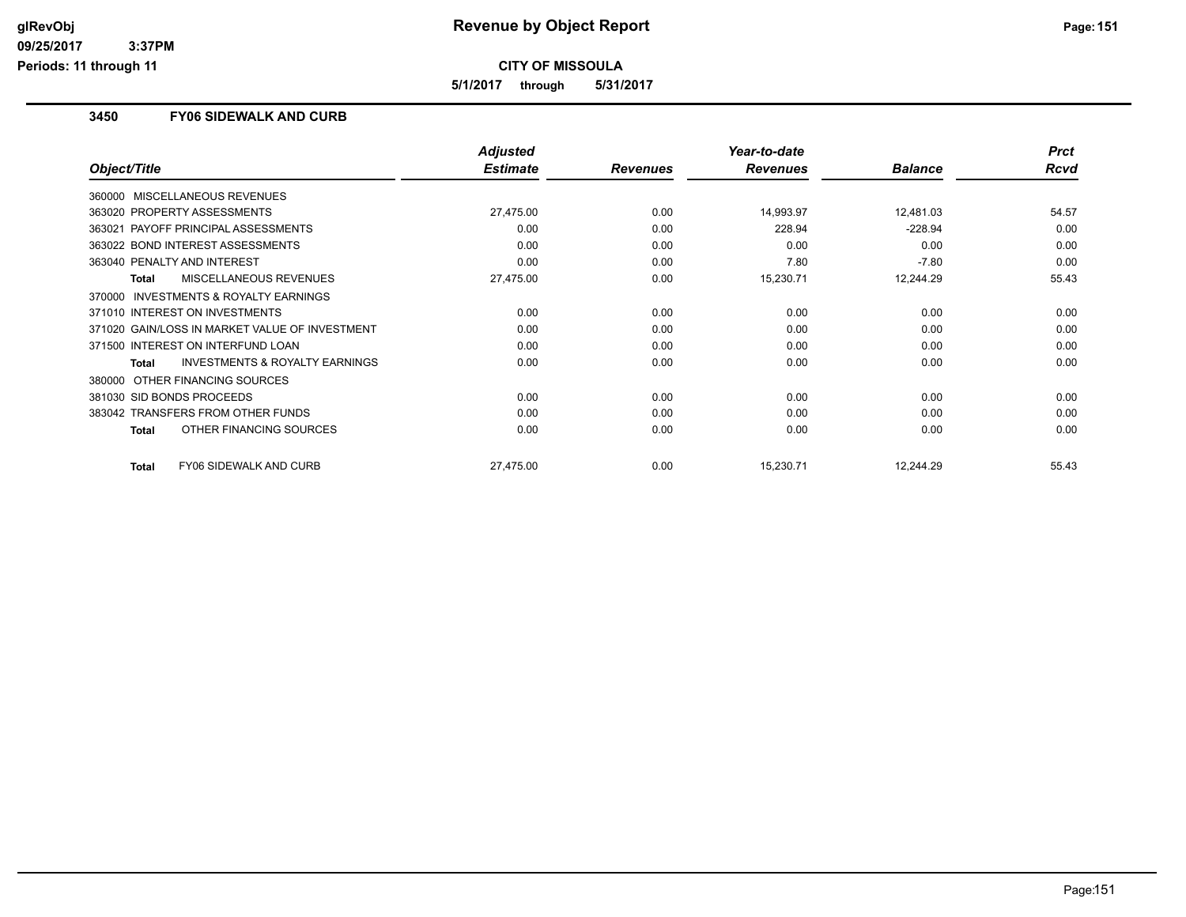# Revenue by Object Report

**CITY OF MISSOULA**

**5/1/2017 through 5/31/2017**

glRevObj
09/25/2017 3:37PM
Periods: 11 through 11

## 3450 FY06 SIDEWALK AND CURB

| Object/Title | Adjusted Estimate | Revenues | Year-to-date Revenues | Balance | Prct Rcvd |
|---|---|---|---|---|---|
| 360000 MISCELLANEOUS REVENUES | | | | | |
| 363020 PROPERTY ASSESSMENTS | 27,475.00 | 0.00 | 14,993.97 | 12,481.03 | 54.57 |
| 363021 PAYOFF PRINCIPAL ASSESSMENTS | 0.00 | 0.00 | 228.94 | -228.94 | 0.00 |
| 363022 BOND INTEREST ASSESSMENTS | 0.00 | 0.00 | 0.00 | 0.00 | 0.00 |
| 363040 PENALTY AND INTEREST | 0.00 | 0.00 | 7.80 | -7.80 | 0.00 |
| **Total** MISCELLANEOUS REVENUES | 27,475.00 | 0.00 | 15,230.71 | 12,244.29 | 55.43 |
| 370000 INVESTMENTS & ROYALTY EARNINGS | | | | | |
| 371010 INTEREST ON INVESTMENTS | 0.00 | 0.00 | 0.00 | 0.00 | 0.00 |
| 371020 GAIN/LOSS IN MARKET VALUE OF INVESTMENT | 0.00 | 0.00 | 0.00 | 0.00 | 0.00 |
| 371500 INTEREST ON INTERFUND LOAN | 0.00 | 0.00 | 0.00 | 0.00 | 0.00 |
| **Total** INVESTMENTS & ROYALTY EARNINGS | 0.00 | 0.00 | 0.00 | 0.00 | 0.00 |
| 380000 OTHER FINANCING SOURCES | | | | | |
| 381030 SID BONDS PROCEEDS | 0.00 | 0.00 | 0.00 | 0.00 | 0.00 |
| 383042 TRANSFERS FROM OTHER FUNDS | 0.00 | 0.00 | 0.00 | 0.00 | 0.00 |
| **Total** OTHER FINANCING SOURCES | 0.00 | 0.00 | 0.00 | 0.00 | 0.00 |
| **Total** FY06 SIDEWALK AND CURB | 27,475.00 | 0.00 | 15,230.71 | 12,244.29 | 55.43 |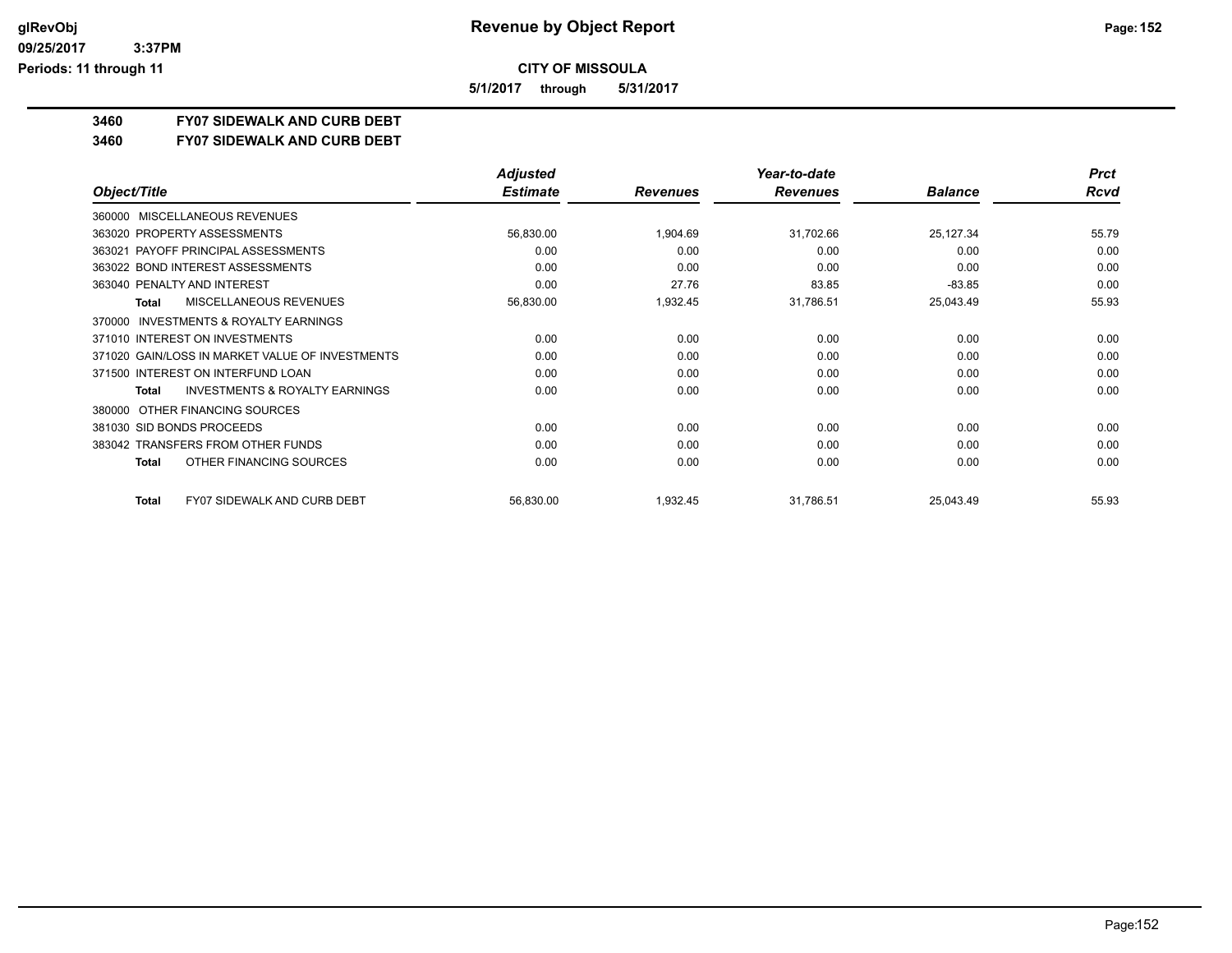# Revenue by Object Report

**CITY OF MISSOULA**

**5/1/2017 through 5/31/2017**

**3460 FY07 SIDEWALK AND CURB DEBT**

**3460 FY07 SIDEWALK AND CURB DEBT**

| Object/Title | Adjusted Estimate | Revenues | Year-to-date Revenues | Balance | Prct Rcvd |
|---|---|---|---|---|---|
| 360000 MISCELLANEOUS REVENUES | | | | | |
| 363020 PROPERTY ASSESSMENTS | 56,830.00 | 1,904.69 | 31,702.66 | 25,127.34 | 55.79 |
| 363021 PAYOFF PRINCIPAL ASSESSMENTS | 0.00 | 0.00 | 0.00 | 0.00 | 0.00 |
| 363022 BOND INTEREST ASSESSMENTS | 0.00 | 0.00 | 0.00 | 0.00 | 0.00 |
| 363040 PENALTY AND INTEREST | 0.00 | 27.76 | 83.85 | -83.85 | 0.00 |
| **Total** MISCELLANEOUS REVENUES | 56,830.00 | 1,932.45 | 31,786.51 | 25,043.49 | 55.93 |
| 370000 INVESTMENTS & ROYALTY EARNINGS | | | | | |
| 371010 INTEREST ON INVESTMENTS | 0.00 | 0.00 | 0.00 | 0.00 | 0.00 |
| 371020 GAIN/LOSS IN MARKET VALUE OF INVESTMENTS | 0.00 | 0.00 | 0.00 | 0.00 | 0.00 |
| 371500 INTEREST ON INTERFUND LOAN | 0.00 | 0.00 | 0.00 | 0.00 | 0.00 |
| **Total** INVESTMENTS & ROYALTY EARNINGS | 0.00 | 0.00 | 0.00 | 0.00 | 0.00 |
| 380000 OTHER FINANCING SOURCES | | | | | |
| 381030 SID BONDS PROCEEDS | 0.00 | 0.00 | 0.00 | 0.00 | 0.00 |
| 383042 TRANSFERS FROM OTHER FUNDS | 0.00 | 0.00 | 0.00 | 0.00 | 0.00 |
| **Total** OTHER FINANCING SOURCES | 0.00 | 0.00 | 0.00 | 0.00 | 0.00 |
| **Total** FY07 SIDEWALK AND CURB DEBT | 56,830.00 | 1,932.45 | 31,786.51 | 25,043.49 | 55.93 |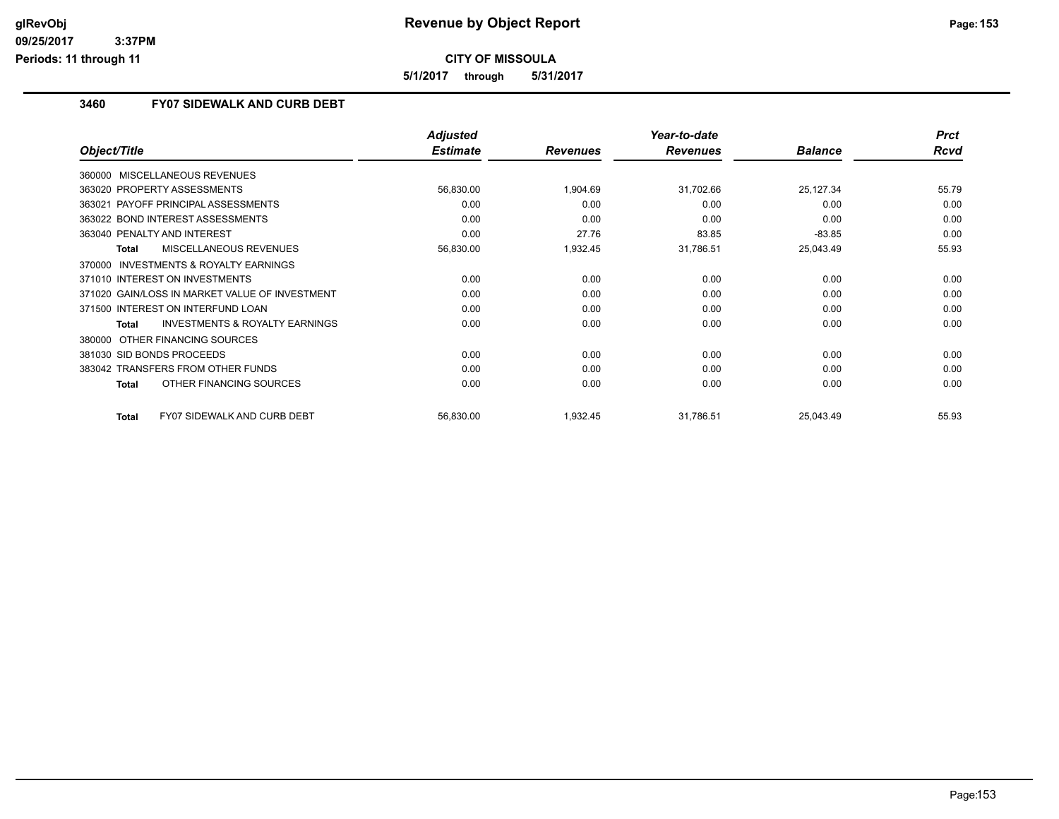# Revenue by Object Report

**CITY OF MISSOULA**

**5/1/2017 through 5/31/2017**

## 3460 FY07 SIDEWALK AND CURB DEBT

| Object/Title | Adjusted Estimate | Revenues | Year-to-date Revenues | Balance | Prct Rcvd |
|---|---|---|---|---|---|
| 360000 MISCELLANEOUS REVENUES | | | | | |
| 363020 PROPERTY ASSESSMENTS | 56,830.00 | 1,904.69 | 31,702.66 | 25,127.34 | 55.79 |
| 363021 PAYOFF PRINCIPAL ASSESSMENTS | 0.00 | 0.00 | 0.00 | 0.00 | 0.00 |
| 363022 BOND INTEREST ASSESSMENTS | 0.00 | 0.00 | 0.00 | 0.00 | 0.00 |
| 363040 PENALTY AND INTEREST | 0.00 | 27.76 | 83.85 | -83.85 | 0.00 |
| **Total** MISCELLANEOUS REVENUES | 56,830.00 | 1,932.45 | 31,786.51 | 25,043.49 | 55.93 |
| 370000 INVESTMENTS & ROYALTY EARNINGS | | | | | |
| 371010 INTEREST ON INVESTMENTS | 0.00 | 0.00 | 0.00 | 0.00 | 0.00 |
| 371020 GAIN/LOSS IN MARKET VALUE OF INVESTMENT | 0.00 | 0.00 | 0.00 | 0.00 | 0.00 |
| 371500 INTEREST ON INTERFUND LOAN | 0.00 | 0.00 | 0.00 | 0.00 | 0.00 |
| **Total** INVESTMENTS & ROYALTY EARNINGS | 0.00 | 0.00 | 0.00 | 0.00 | 0.00 |
| 380000 OTHER FINANCING SOURCES | | | | | |
| 381030 SID BONDS PROCEEDS | 0.00 | 0.00 | 0.00 | 0.00 | 0.00 |
| 383042 TRANSFERS FROM OTHER FUNDS | 0.00 | 0.00 | 0.00 | 0.00 | 0.00 |
| **Total** OTHER FINANCING SOURCES | 0.00 | 0.00 | 0.00 | 0.00 | 0.00 |
| **Total** FY07 SIDEWALK AND CURB DEBT | 56,830.00 | 1,932.45 | 31,786.51 | 25,043.49 | 55.93 |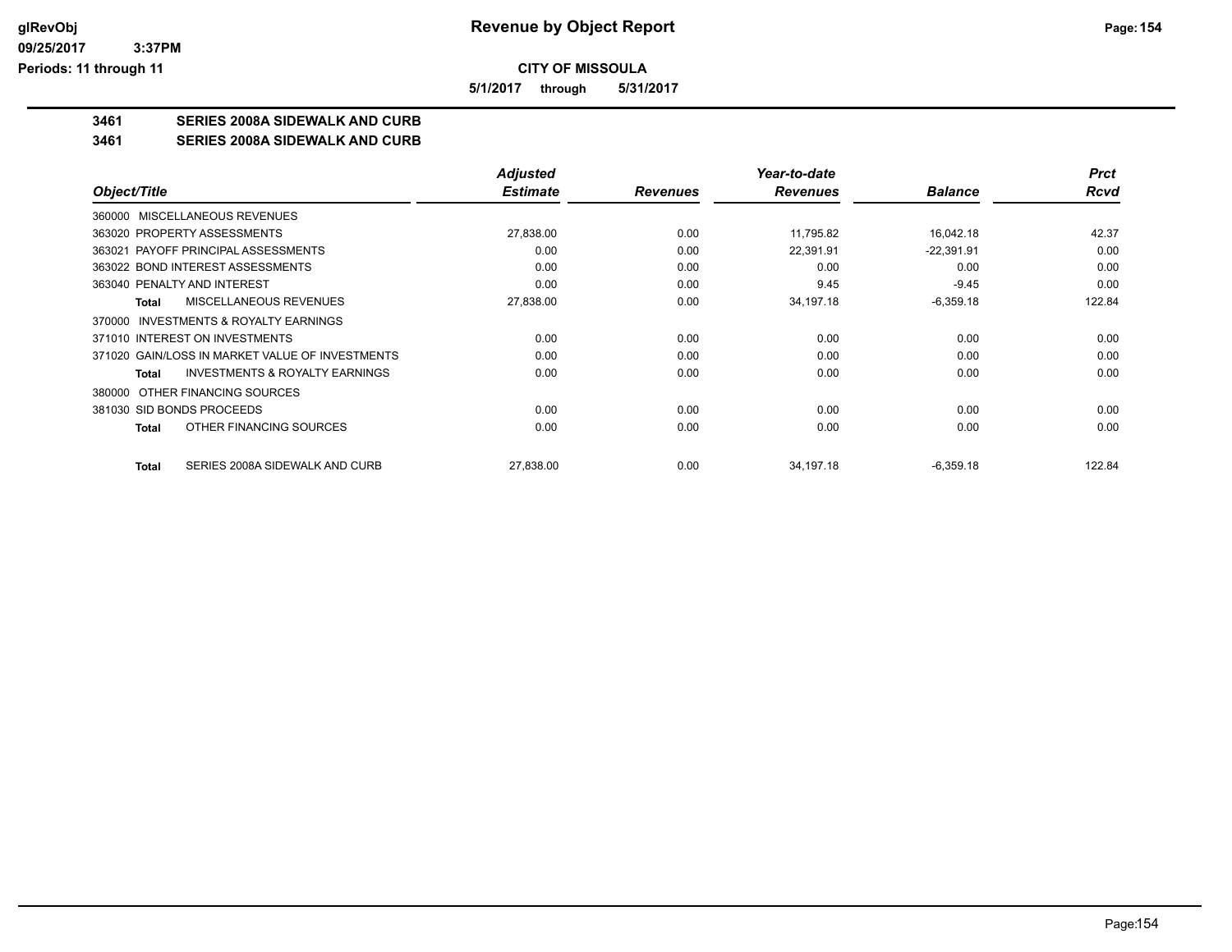# Revenue by Object Report

**CITY OF MISSOULA**

**5/1/2017 through 5/31/2017**

glRevObj
09/25/2017 3:37PM
Periods: 11 through 11

## 3461 SERIES 2008A SIDEWALK AND CURB

## 3461 SERIES 2008A SIDEWALK AND CURB

| Object/Title | Adjusted Estimate | Revenues | Year-to-date Revenues | Balance | Prct Rcvd |
|---|---|---|---|---|---|
| 360000 MISCELLANEOUS REVENUES | | | | | |
| 363020 PROPERTY ASSESSMENTS | 27,838.00 | 0.00 | 11,795.82 | 16,042.18 | 42.37 |
| 363021 PAYOFF PRINCIPAL ASSESSMENTS | 0.00 | 0.00 | 22,391.91 | -22,391.91 | 0.00 |
| 363022 BOND INTEREST ASSESSMENTS | 0.00 | 0.00 | 0.00 | 0.00 | 0.00 |
| 363040 PENALTY AND INTEREST | 0.00 | 0.00 | 9.45 | -9.45 | 0.00 |
| **Total** MISCELLANEOUS REVENUES | 27,838.00 | 0.00 | 34,197.18 | -6,359.18 | 122.84 |
| 370000 INVESTMENTS & ROYALTY EARNINGS | | | | | |
| 371010 INTEREST ON INVESTMENTS | 0.00 | 0.00 | 0.00 | 0.00 | 0.00 |
| 371020 GAIN/LOSS IN MARKET VALUE OF INVESTMENTS | 0.00 | 0.00 | 0.00 | 0.00 | 0.00 |
| **Total** INVESTMENTS & ROYALTY EARNINGS | 0.00 | 0.00 | 0.00 | 0.00 | 0.00 |
| 380000 OTHER FINANCING SOURCES | | | | | |
| 381030 SID BONDS PROCEEDS | 0.00 | 0.00 | 0.00 | 0.00 | 0.00 |
| **Total** OTHER FINANCING SOURCES | 0.00 | 0.00 | 0.00 | 0.00 | 0.00 |
| **Total** SERIES 2008A SIDEWALK AND CURB | 27,838.00 | 0.00 | 34,197.18 | -6,359.18 | 122.84 |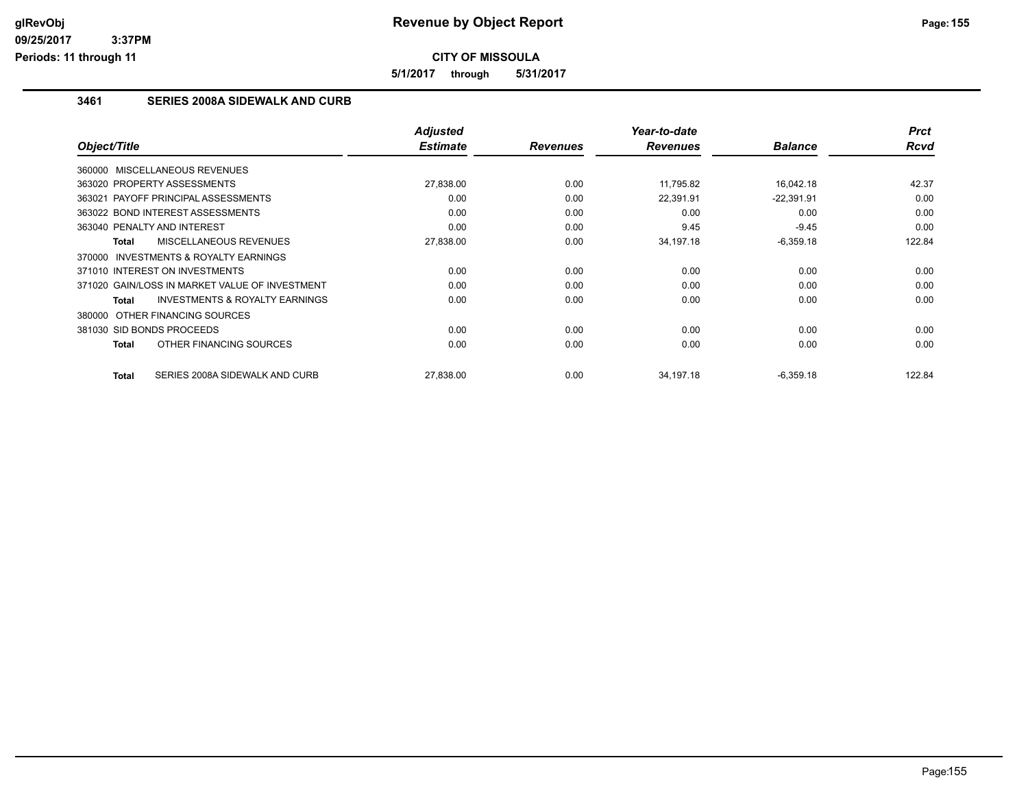# CITY OF MISSOULA

## Revenue by Object Report

5/1/2017 through 5/31/2017

### 3461 SERIES 2008A SIDEWALK AND CURB

| Object/Title | Adjusted Estimate | Revenues | Year-to-date Revenues | Balance | Prct Rcvd |
|---|---|---|---|---|---|
| 360000 MISCELLANEOUS REVENUES | | | | | |
| 363020 PROPERTY ASSESSMENTS | 27,838.00 | 0.00 | 11,795.82 | 16,042.18 | 42.37 |
| 363021 PAYOFF PRINCIPAL ASSESSMENTS | 0.00 | 0.00 | 22,391.91 | -22,391.91 | 0.00 |
| 363022 BOND INTEREST ASSESSMENTS | 0.00 | 0.00 | 0.00 | 0.00 | 0.00 |
| 363040 PENALTY AND INTEREST | 0.00 | 0.00 | 9.45 | -9.45 | 0.00 |
| **Total** MISCELLANEOUS REVENUES | 27,838.00 | 0.00 | 34,197.18 | -6,359.18 | 122.84 |
| 370000 INVESTMENTS & ROYALTY EARNINGS | | | | | |
| 371010 INTEREST ON INVESTMENTS | 0.00 | 0.00 | 0.00 | 0.00 | 0.00 |
| 371020 GAIN/LOSS IN MARKET VALUE OF INVESTMENT | 0.00 | 0.00 | 0.00 | 0.00 | 0.00 |
| **Total** INVESTMENTS & ROYALTY EARNINGS | 0.00 | 0.00 | 0.00 | 0.00 | 0.00 |
| 380000 OTHER FINANCING SOURCES | | | | | |
| 381030 SID BONDS PROCEEDS | 0.00 | 0.00 | 0.00 | 0.00 | 0.00 |
| **Total** OTHER FINANCING SOURCES | 0.00 | 0.00 | 0.00 | 0.00 | 0.00 |
| **Total** SERIES 2008A SIDEWALK AND CURB | 27,838.00 | 0.00 | 34,197.18 | -6,359.18 | 122.84 |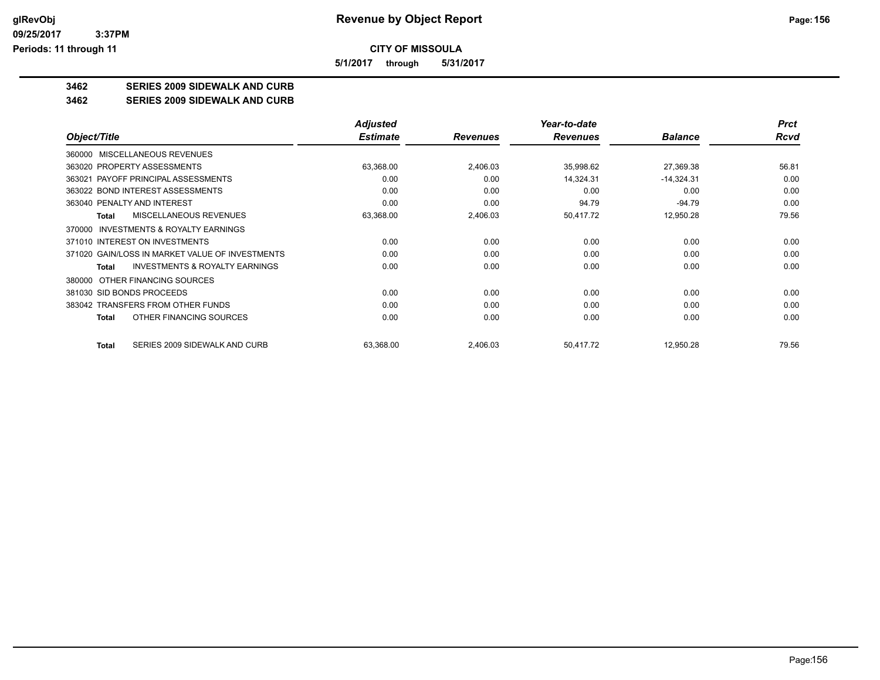# CITY OF MISSOULA

**5/1/2017 through 5/31/2017**

**3462 SERIES 2009 SIDEWALK AND CURB**

**3462 SERIES 2009 SIDEWALK AND CURB**

| Object/Title | | Adjusted Estimate | Revenues | Year-to-date Revenues | Balance | Prct Rcvd |
|---|---|---|---|---|---|---|
| 360000 MISCELLANEOUS REVENUES | | | | | | |
| 363020 PROPERTY ASSESSMENTS | | 63,368.00 | 2,406.03 | 35,998.62 | 27,369.38 | 56.81 |
| 363021 PAYOFF PRINCIPAL ASSESSMENTS | | 0.00 | 0.00 | 14,324.31 | -14,324.31 | 0.00 |
| 363022 BOND INTEREST ASSESSMENTS | | 0.00 | 0.00 | 0.00 | 0.00 | 0.00 |
| 363040 PENALTY AND INTEREST | | 0.00 | 0.00 | 94.79 | -94.79 | 0.00 |
| **Total** | MISCELLANEOUS REVENUES | 63,368.00 | 2,406.03 | 50,417.72 | 12,950.28 | 79.56 |
| 370000 INVESTMENTS & ROYALTY EARNINGS | | | | | | |
| 371010 INTEREST ON INVESTMENTS | | 0.00 | 0.00 | 0.00 | 0.00 | 0.00 |
| 371020 GAIN/LOSS IN MARKET VALUE OF INVESTMENTS | | 0.00 | 0.00 | 0.00 | 0.00 | 0.00 |
| **Total** | INVESTMENTS & ROYALTY EARNINGS | 0.00 | 0.00 | 0.00 | 0.00 | 0.00 |
| 380000 OTHER FINANCING SOURCES | | | | | | |
| 381030 SID BONDS PROCEEDS | | 0.00 | 0.00 | 0.00 | 0.00 | 0.00 |
| 383042 TRANSFERS FROM OTHER FUNDS | | 0.00 | 0.00 | 0.00 | 0.00 | 0.00 |
| **Total** | OTHER FINANCING SOURCES | 0.00 | 0.00 | 0.00 | 0.00 | 0.00 |
| **Total** | SERIES 2009 SIDEWALK AND CURB | 63,368.00 | 2,406.03 | 50,417.72 | 12,950.28 | 79.56 |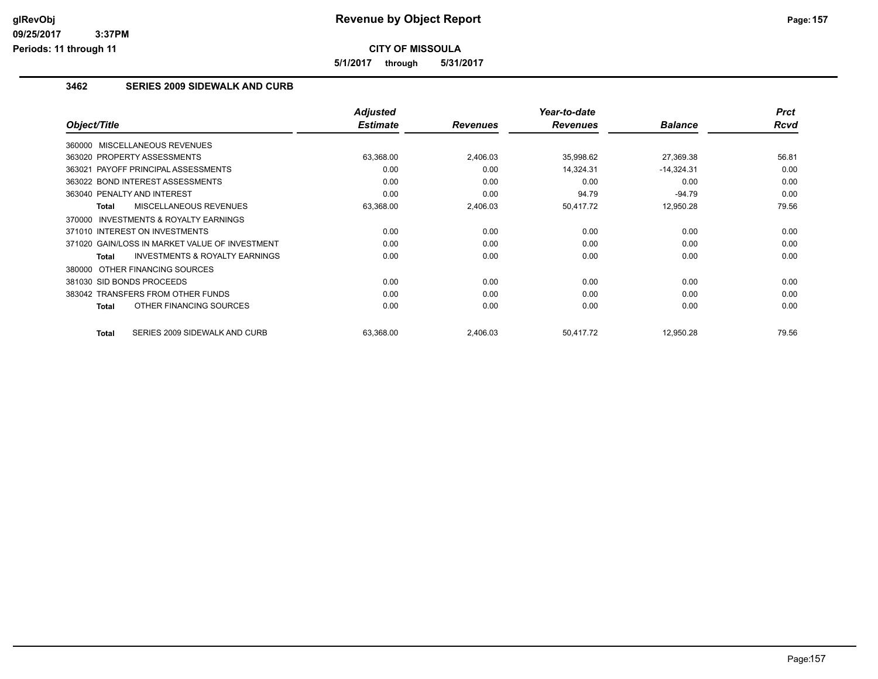**CITY OF MISSOULA**

**5/1/2017 through 5/31/2017**

### 3462 SERIES 2009 SIDEWALK AND CURB

| Object/Title | Adjusted Estimate | Revenues | Year-to-date Revenues | Balance | Prct Rcvd |
|---|---|---|---|---|---|
| 360000 MISCELLANEOUS REVENUES | | | | | |
| 363020 PROPERTY ASSESSMENTS | 63,368.00 | 2,406.03 | 35,998.62 | 27,369.38 | 56.81 |
| 363021 PAYOFF PRINCIPAL ASSESSMENTS | 0.00 | 0.00 | 14,324.31 | -14,324.31 | 0.00 |
| 363022 BOND INTEREST ASSESSMENTS | 0.00 | 0.00 | 0.00 | 0.00 | 0.00 |
| 363040 PENALTY AND INTEREST | 0.00 | 0.00 | 94.79 | -94.79 | 0.00 |
| **Total** MISCELLANEOUS REVENUES | 63,368.00 | 2,406.03 | 50,417.72 | 12,950.28 | 79.56 |
| 370000 INVESTMENTS & ROYALTY EARNINGS | | | | | |
| 371010 INTEREST ON INVESTMENTS | 0.00 | 0.00 | 0.00 | 0.00 | 0.00 |
| 371020 GAIN/LOSS IN MARKET VALUE OF INVESTMENT | 0.00 | 0.00 | 0.00 | 0.00 | 0.00 |
| **Total** INVESTMENTS & ROYALTY EARNINGS | 0.00 | 0.00 | 0.00 | 0.00 | 0.00 |
| 380000 OTHER FINANCING SOURCES | | | | | |
| 381030 SID BONDS PROCEEDS | 0.00 | 0.00 | 0.00 | 0.00 | 0.00 |
| 383042 TRANSFERS FROM OTHER FUNDS | 0.00 | 0.00 | 0.00 | 0.00 | 0.00 |
| **Total** OTHER FINANCING SOURCES | 0.00 | 0.00 | 0.00 | 0.00 | 0.00 |
| **Total** SERIES 2009 SIDEWALK AND CURB | 63,368.00 | 2,406.03 | 50,417.72 | 12,950.28 | 79.56 |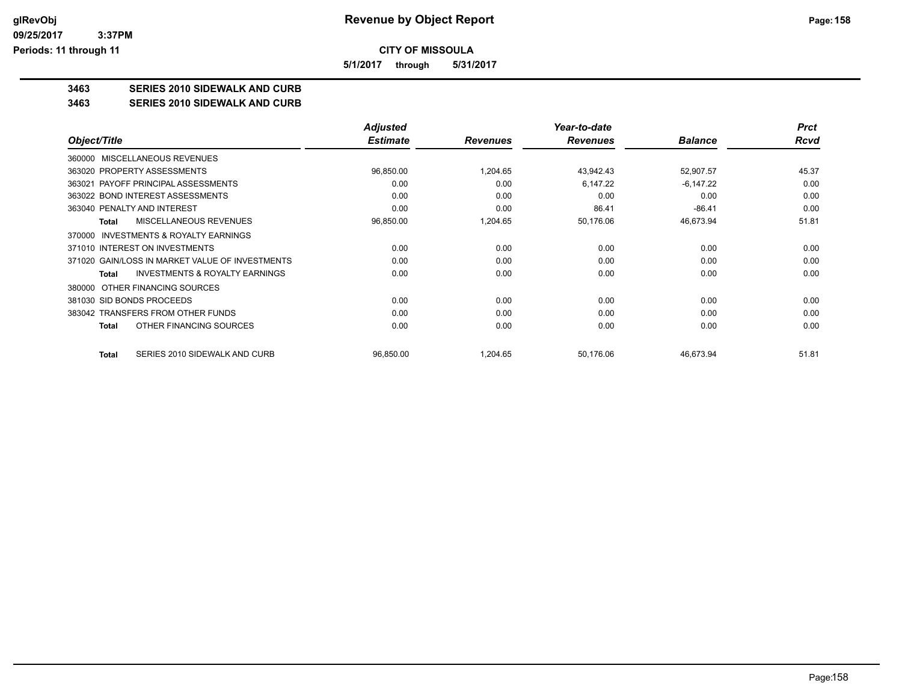**Revenue by Object Report**

**CITY OF MISSOULA**

**5/1/2017 through 5/31/2017**

**3463 SERIES 2010 SIDEWALK AND CURB**

**3463 SERIES 2010 SIDEWALK AND CURB**

| Object/Title | Adjusted Estimate | Revenues | Year-to-date Revenues | Balance | Prct Rcvd |
|---|---|---|---|---|---|
| 360000 MISCELLANEOUS REVENUES | | | | | |
| 363020 PROPERTY ASSESSMENTS | 96,850.00 | 1,204.65 | 43,942.43 | 52,907.57 | 45.37 |
| 363021 PAYOFF PRINCIPAL ASSESSMENTS | 0.00 | 0.00 | 6,147.22 | -6,147.22 | 0.00 |
| 363022 BOND INTEREST ASSESSMENTS | 0.00 | 0.00 | 0.00 | 0.00 | 0.00 |
| 363040 PENALTY AND INTEREST | 0.00 | 0.00 | 86.41 | -86.41 | 0.00 |
| **Total** MISCELLANEOUS REVENUES | 96,850.00 | 1,204.65 | 50,176.06 | 46,673.94 | 51.81 |
| 370000 INVESTMENTS & ROYALTY EARNINGS | | | | | |
| 371010 INTEREST ON INVESTMENTS | 0.00 | 0.00 | 0.00 | 0.00 | 0.00 |
| 371020 GAIN/LOSS IN MARKET VALUE OF INVESTMENTS | 0.00 | 0.00 | 0.00 | 0.00 | 0.00 |
| **Total** INVESTMENTS & ROYALTY EARNINGS | 0.00 | 0.00 | 0.00 | 0.00 | 0.00 |
| 380000 OTHER FINANCING SOURCES | | | | | |
| 381030 SID BONDS PROCEEDS | 0.00 | 0.00 | 0.00 | 0.00 | 0.00 |
| 383042 TRANSFERS FROM OTHER FUNDS | 0.00 | 0.00 | 0.00 | 0.00 | 0.00 |
| **Total** OTHER FINANCING SOURCES | 0.00 | 0.00 | 0.00 | 0.00 | 0.00 |
| **Total** SERIES 2010 SIDEWALK AND CURB | 96,850.00 | 1,204.65 | 50,176.06 | 46,673.94 | 51.81 |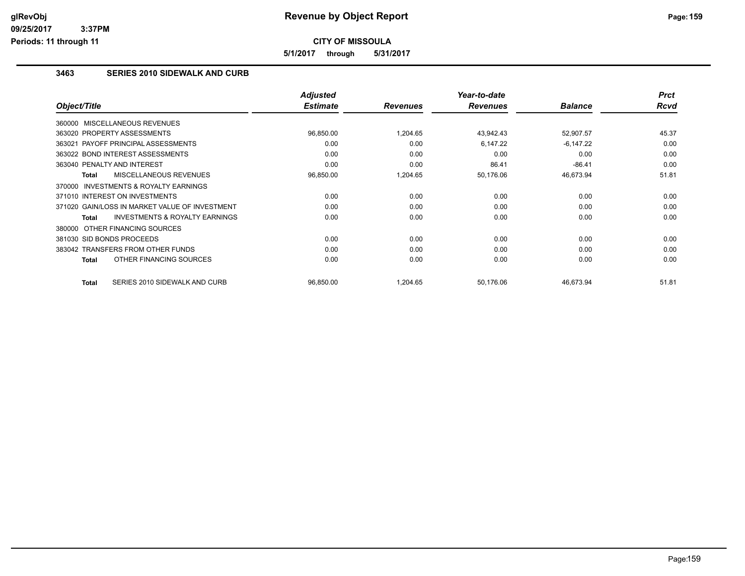**CITY OF MISSOULA**

**5/1/2017 through 5/31/2017**

### 3463 SERIES 2010 SIDEWALK AND CURB

| Object/Title | Adjusted Estimate | Revenues | Year-to-date Revenues | Balance | Prct Rcvd |
|---|---|---|---|---|---|
| 360000 MISCELLANEOUS REVENUES | | | | | |
| 363020 PROPERTY ASSESSMENTS | 96,850.00 | 1,204.65 | 43,942.43 | 52,907.57 | 45.37 |
| 363021 PAYOFF PRINCIPAL ASSESSMENTS | 0.00 | 0.00 | 6,147.22 | -6,147.22 | 0.00 |
| 363022 BOND INTEREST ASSESSMENTS | 0.00 | 0.00 | 0.00 | 0.00 | 0.00 |
| 363040 PENALTY AND INTEREST | 0.00 | 0.00 | 86.41 | -86.41 | 0.00 |
| **Total** MISCELLANEOUS REVENUES | 96,850.00 | 1,204.65 | 50,176.06 | 46,673.94 | 51.81 |
| 370000 INVESTMENTS & ROYALTY EARNINGS | | | | | |
| 371010 INTEREST ON INVESTMENTS | 0.00 | 0.00 | 0.00 | 0.00 | 0.00 |
| 371020 GAIN/LOSS IN MARKET VALUE OF INVESTMENT | 0.00 | 0.00 | 0.00 | 0.00 | 0.00 |
| **Total** INVESTMENTS & ROYALTY EARNINGS | 0.00 | 0.00 | 0.00 | 0.00 | 0.00 |
| 380000 OTHER FINANCING SOURCES | | | | | |
| 381030 SID BONDS PROCEEDS | 0.00 | 0.00 | 0.00 | 0.00 | 0.00 |
| 383042 TRANSFERS FROM OTHER FUNDS | 0.00 | 0.00 | 0.00 | 0.00 | 0.00 |
| **Total** OTHER FINANCING SOURCES | 0.00 | 0.00 | 0.00 | 0.00 | 0.00 |
| **Total** SERIES 2010 SIDEWALK AND CURB | 96,850.00 | 1,204.65 | 50,176.06 | 46,673.94 | 51.81 |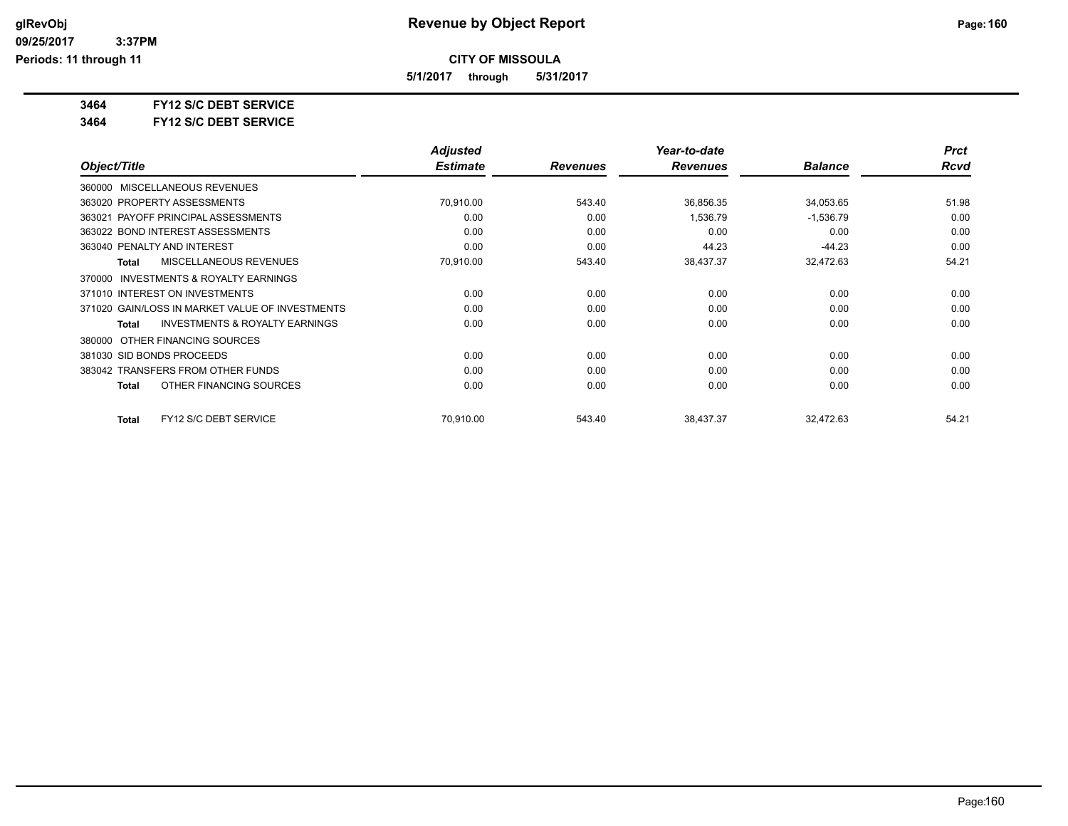**Revenue by Object Report**

**CITY OF MISSOULA**

**5/1/2017 through 5/31/2017**

**3464 FY12 S/C DEBT SERVICE**

**3464 FY12 S/C DEBT SERVICE**

| Object/Title | Adjusted Estimate | Revenues | Year-to-date Revenues | Balance | Prct Rcvd |
|---|---|---|---|---|---|
| 360000 MISCELLANEOUS REVENUES | | | | | |
| 363020 PROPERTY ASSESSMENTS | 70,910.00 | 543.40 | 36,856.35 | 34,053.65 | 51.98 |
| 363021 PAYOFF PRINCIPAL ASSESSMENTS | 0.00 | 0.00 | 1,536.79 | -1,536.79 | 0.00 |
| 363022 BOND INTEREST ASSESSMENTS | 0.00 | 0.00 | 0.00 | 0.00 | 0.00 |
| 363040 PENALTY AND INTEREST | 0.00 | 0.00 | 44.23 | -44.23 | 0.00 |
| **Total** MISCELLANEOUS REVENUES | 70,910.00 | 543.40 | 38,437.37 | 32,472.63 | 54.21 |
| 370000 INVESTMENTS & ROYALTY EARNINGS | | | | | |
| 371010 INTEREST ON INVESTMENTS | 0.00 | 0.00 | 0.00 | 0.00 | 0.00 |
| 371020 GAIN/LOSS IN MARKET VALUE OF INVESTMENTS | 0.00 | 0.00 | 0.00 | 0.00 | 0.00 |
| **Total** INVESTMENTS & ROYALTY EARNINGS | 0.00 | 0.00 | 0.00 | 0.00 | 0.00 |
| 380000 OTHER FINANCING SOURCES | | | | | |
| 381030 SID BONDS PROCEEDS | 0.00 | 0.00 | 0.00 | 0.00 | 0.00 |
| 383042 TRANSFERS FROM OTHER FUNDS | 0.00 | 0.00 | 0.00 | 0.00 | 0.00 |
| **Total** OTHER FINANCING SOURCES | 0.00 | 0.00 | 0.00 | 0.00 | 0.00 |
| **Total** FY12 S/C DEBT SERVICE | 70,910.00 | 543.40 | 38,437.37 | 32,472.63 | 54.21 |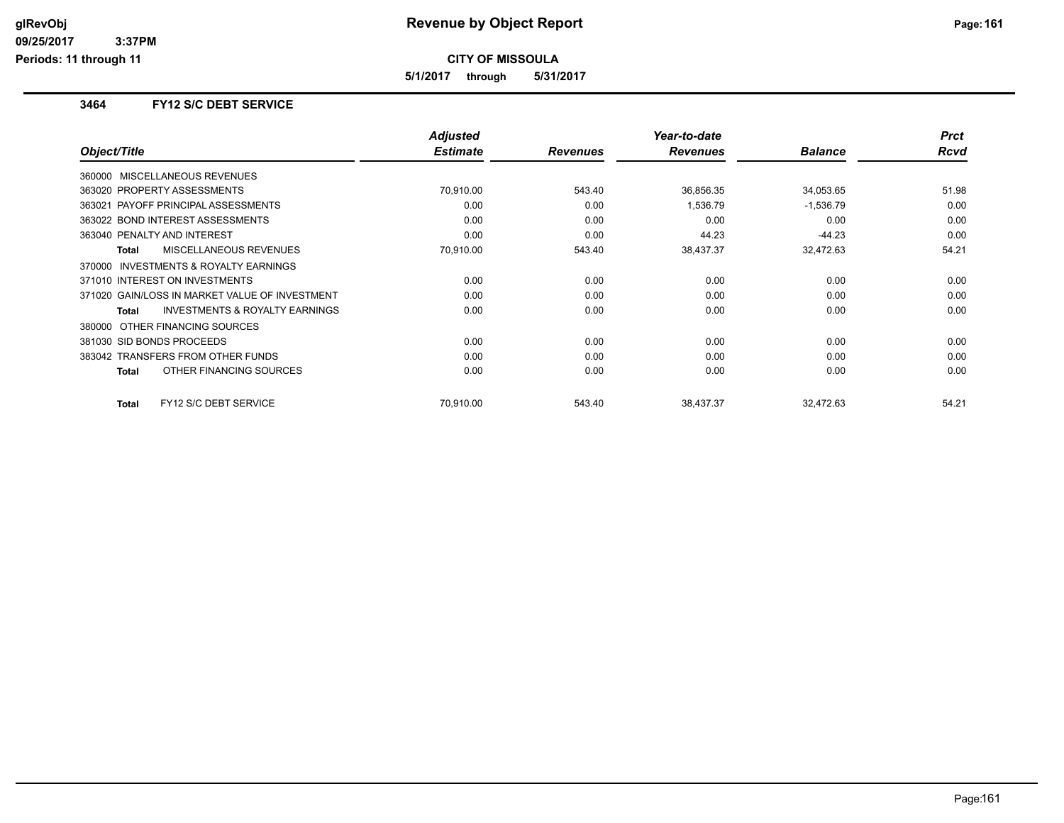**Revenue by Object Report**

**CITY OF MISSOULA**

**5/1/2017 through 5/31/2017**

glRevObj
09/25/2017 3:37PM
Periods: 11 through 11

## 3464 FY12 S/C DEBT SERVICE

| Object/Title | Adjusted Estimate | Revenues | Year-to-date Revenues | Balance | Prct Rcvd |
|---|---|---|---|---|---|
| 360000 MISCELLANEOUS REVENUES | | | | | |
| 363020 PROPERTY ASSESSMENTS | 70,910.00 | 543.40 | 36,856.35 | 34,053.65 | 51.98 |
| 363021 PAYOFF PRINCIPAL ASSESSMENTS | 0.00 | 0.00 | 1,536.79 | -1,536.79 | 0.00 |
| 363022 BOND INTEREST ASSESSMENTS | 0.00 | 0.00 | 0.00 | 0.00 | 0.00 |
| 363040 PENALTY AND INTEREST | 0.00 | 0.00 | 44.23 | -44.23 | 0.00 |
| **Total** MISCELLANEOUS REVENUES | 70,910.00 | 543.40 | 38,437.37 | 32,472.63 | 54.21 |
| 370000 INVESTMENTS & ROYALTY EARNINGS | | | | | |
| 371010 INTEREST ON INVESTMENTS | 0.00 | 0.00 | 0.00 | 0.00 | 0.00 |
| 371020 GAIN/LOSS IN MARKET VALUE OF INVESTMENT | 0.00 | 0.00 | 0.00 | 0.00 | 0.00 |
| **Total** INVESTMENTS & ROYALTY EARNINGS | 0.00 | 0.00 | 0.00 | 0.00 | 0.00 |
| 380000 OTHER FINANCING SOURCES | | | | | |
| 381030 SID BONDS PROCEEDS | 0.00 | 0.00 | 0.00 | 0.00 | 0.00 |
| 383042 TRANSFERS FROM OTHER FUNDS | 0.00 | 0.00 | 0.00 | 0.00 | 0.00 |
| **Total** OTHER FINANCING SOURCES | 0.00 | 0.00 | 0.00 | 0.00 | 0.00 |
| **Total** FY12 S/C DEBT SERVICE | 70,910.00 | 543.40 | 38,437.37 | 32,472.63 | 54.21 |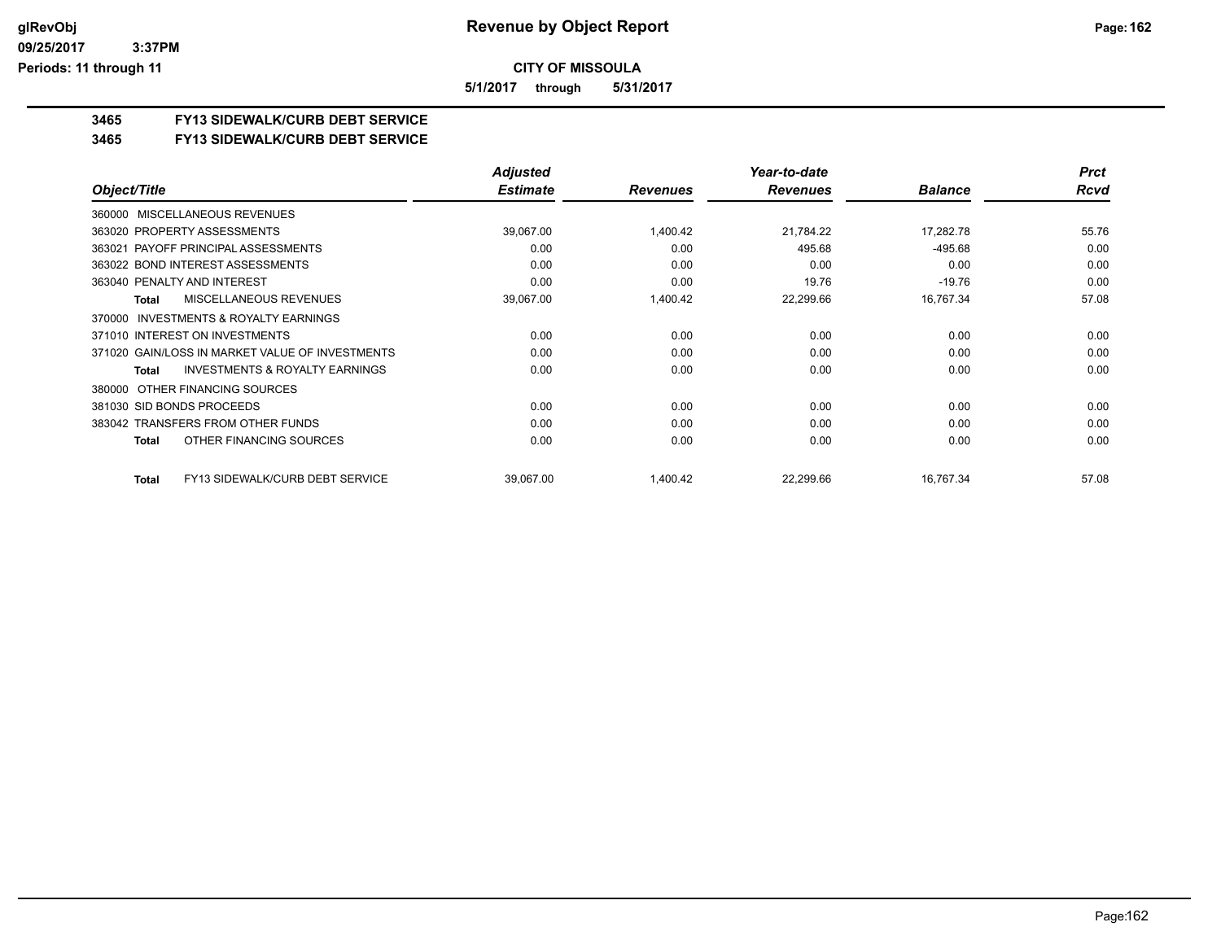# Revenue by Object Report

**CITY OF MISSOULA**

**5/1/2017 through 5/31/2017**

glRevObj
09/25/2017 3:37PM
Periods: 11 through 11

## 3465 FY13 SIDEWALK/CURB DEBT SERVICE

### 3465 FY13 SIDEWALK/CURB DEBT SERVICE

| Object/Title | Adjusted Estimate | Revenues | Year-to-date Revenues | Balance | Prct Rcvd |
|---|---|---|---|---|---|
| 360000 MISCELLANEOUS REVENUES | | | | | |
| 363020 PROPERTY ASSESSMENTS | 39,067.00 | 1,400.42 | 21,784.22 | 17,282.78 | 55.76 |
| 363021 PAYOFF PRINCIPAL ASSESSMENTS | 0.00 | 0.00 | 495.68 | -495.68 | 0.00 |
| 363022 BOND INTEREST ASSESSMENTS | 0.00 | 0.00 | 0.00 | 0.00 | 0.00 |
| 363040 PENALTY AND INTEREST | 0.00 | 0.00 | 19.76 | -19.76 | 0.00 |
| **Total** MISCELLANEOUS REVENUES | 39,067.00 | 1,400.42 | 22,299.66 | 16,767.34 | 57.08 |
| 370000 INVESTMENTS & ROYALTY EARNINGS | | | | | |
| 371010 INTEREST ON INVESTMENTS | 0.00 | 0.00 | 0.00 | 0.00 | 0.00 |
| 371020 GAIN/LOSS IN MARKET VALUE OF INVESTMENTS | 0.00 | 0.00 | 0.00 | 0.00 | 0.00 |
| **Total** INVESTMENTS & ROYALTY EARNINGS | 0.00 | 0.00 | 0.00 | 0.00 | 0.00 |
| 380000 OTHER FINANCING SOURCES | | | | | |
| 381030 SID BONDS PROCEEDS | 0.00 | 0.00 | 0.00 | 0.00 | 0.00 |
| 383042 TRANSFERS FROM OTHER FUNDS | 0.00 | 0.00 | 0.00 | 0.00 | 0.00 |
| **Total** OTHER FINANCING SOURCES | 0.00 | 0.00 | 0.00 | 0.00 | 0.00 |
| **Total** FY13 SIDEWALK/CURB DEBT SERVICE | 39,067.00 | 1,400.42 | 22,299.66 | 16,767.34 | 57.08 |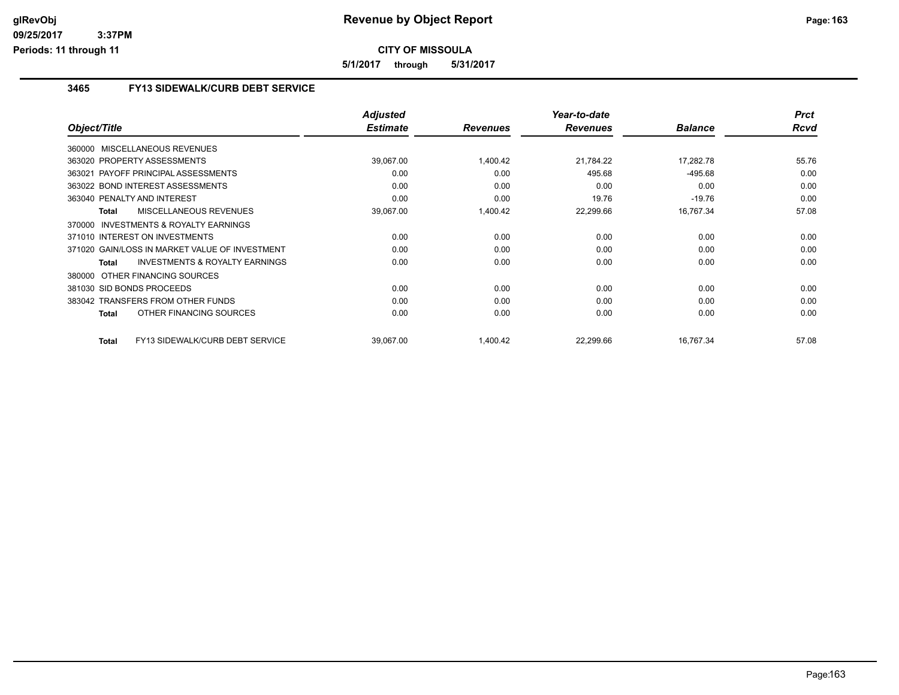**CITY OF MISSOULA**

**5/1/2017 through 5/31/2017**

## 3465 FY13 SIDEWALK/CURB DEBT SERVICE

| Object/Title | Adjusted Estimate | Revenues | Year-to-date Revenues | Balance | Prct Rcvd |
|---|---|---|---|---|---|
| 360000 MISCELLANEOUS REVENUES | | | | | |
| 363020 PROPERTY ASSESSMENTS | 39,067.00 | 1,400.42 | 21,784.22 | 17,282.78 | 55.76 |
| 363021 PAYOFF PRINCIPAL ASSESSMENTS | 0.00 | 0.00 | 495.68 | -495.68 | 0.00 |
| 363022 BOND INTEREST ASSESSMENTS | 0.00 | 0.00 | 0.00 | 0.00 | 0.00 |
| 363040 PENALTY AND INTEREST | 0.00 | 0.00 | 19.76 | -19.76 | 0.00 |
| **Total** MISCELLANEOUS REVENUES | 39,067.00 | 1,400.42 | 22,299.66 | 16,767.34 | 57.08 |
| 370000 INVESTMENTS & ROYALTY EARNINGS | | | | | |
| 371010 INTEREST ON INVESTMENTS | 0.00 | 0.00 | 0.00 | 0.00 | 0.00 |
| 371020 GAIN/LOSS IN MARKET VALUE OF INVESTMENT | 0.00 | 0.00 | 0.00 | 0.00 | 0.00 |
| **Total** INVESTMENTS & ROYALTY EARNINGS | 0.00 | 0.00 | 0.00 | 0.00 | 0.00 |
| 380000 OTHER FINANCING SOURCES | | | | | |
| 381030 SID BONDS PROCEEDS | 0.00 | 0.00 | 0.00 | 0.00 | 0.00 |
| 383042 TRANSFERS FROM OTHER FUNDS | 0.00 | 0.00 | 0.00 | 0.00 | 0.00 |
| **Total** OTHER FINANCING SOURCES | 0.00 | 0.00 | 0.00 | 0.00 | 0.00 |
| **Total** FY13 SIDEWALK/CURB DEBT SERVICE | 39,067.00 | 1,400.42 | 22,299.66 | 16,767.34 | 57.08 |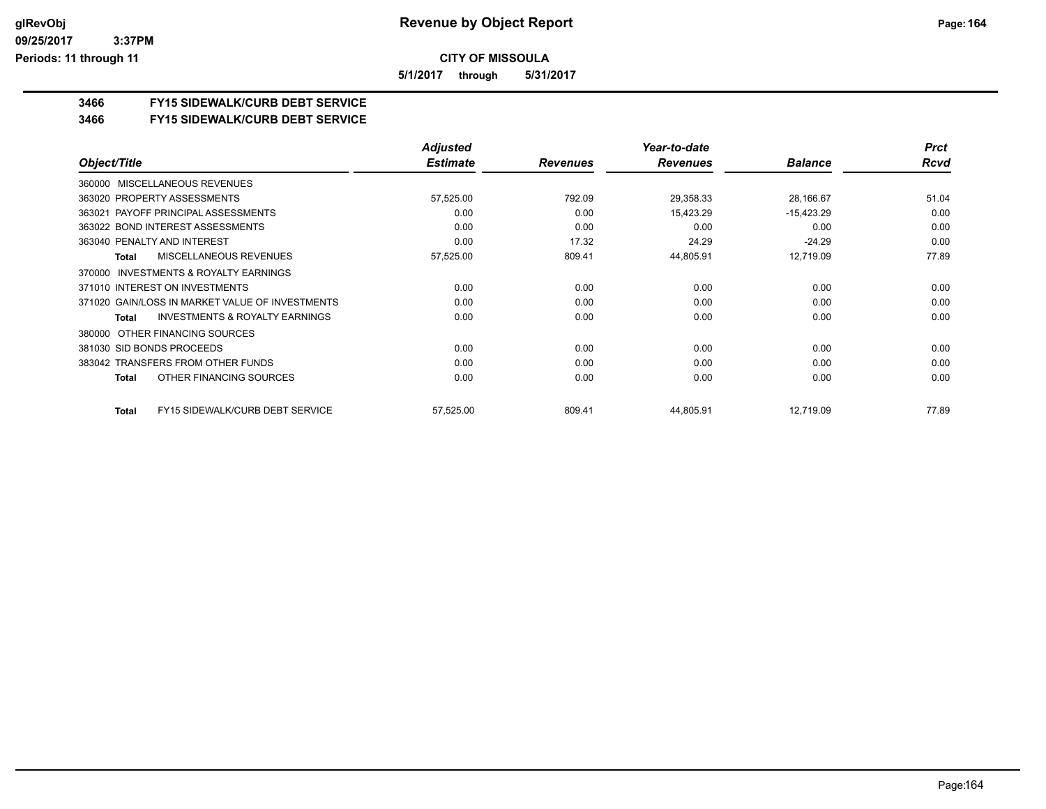**Revenue by Object Report**

**CITY OF MISSOULA**

**5/1/2017 through 5/31/2017**

## 3466 FY15 SIDEWALK/CURB DEBT SERVICE

## 3466 FY15 SIDEWALK/CURB DEBT SERVICE

| Object/Title | Adjusted Estimate | Revenues | Year-to-date Revenues | Balance | Prct Rcvd |
|---|---|---|---|---|---|
| 360000 MISCELLANEOUS REVENUES | | | | | |
| 363020 PROPERTY ASSESSMENTS | 57,525.00 | 792.09 | 29,358.33 | 28,166.67 | 51.04 |
| 363021 PAYOFF PRINCIPAL ASSESSMENTS | 0.00 | 0.00 | 15,423.29 | -15,423.29 | 0.00 |
| 363022 BOND INTEREST ASSESSMENTS | 0.00 | 0.00 | 0.00 | 0.00 | 0.00 |
| 363040 PENALTY AND INTEREST | 0.00 | 17.32 | 24.29 | -24.29 | 0.00 |
| **Total** MISCELLANEOUS REVENUES | 57,525.00 | 809.41 | 44,805.91 | 12,719.09 | 77.89 |
| 370000 INVESTMENTS & ROYALTY EARNINGS | | | | | |
| 371010 INTEREST ON INVESTMENTS | 0.00 | 0.00 | 0.00 | 0.00 | 0.00 |
| 371020 GAIN/LOSS IN MARKET VALUE OF INVESTMENTS | 0.00 | 0.00 | 0.00 | 0.00 | 0.00 |
| **Total** INVESTMENTS & ROYALTY EARNINGS | 0.00 | 0.00 | 0.00 | 0.00 | 0.00 |
| 380000 OTHER FINANCING SOURCES | | | | | |
| 381030 SID BONDS PROCEEDS | 0.00 | 0.00 | 0.00 | 0.00 | 0.00 |
| 383042 TRANSFERS FROM OTHER FUNDS | 0.00 | 0.00 | 0.00 | 0.00 | 0.00 |
| **Total** OTHER FINANCING SOURCES | 0.00 | 0.00 | 0.00 | 0.00 | 0.00 |
| **Total** FY15 SIDEWALK/CURB DEBT SERVICE | 57,525.00 | 809.41 | 44,805.91 | 12,719.09 | 77.89 |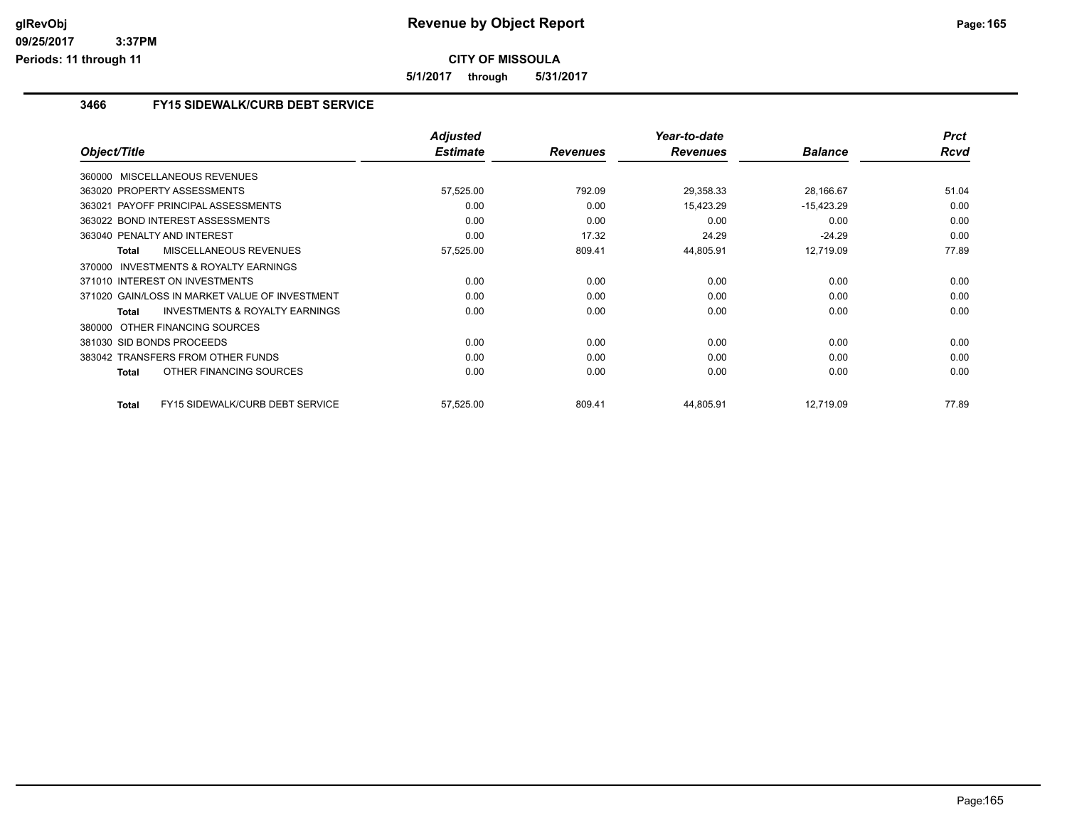# Revenue by Object Report

**CITY OF MISSOULA**

**5/1/2017 through 5/31/2017**

glRevObj
09/25/2017 3:37PM
Periods: 11 through 11

## 3466 FY15 SIDEWALK/CURB DEBT SERVICE

| Object/Title | Adjusted Estimate | Revenues | Year-to-date Revenues | Balance | Prct Rcvd |
|---|---|---|---|---|---|
| 360000 MISCELLANEOUS REVENUES | | | | | |
| 363020 PROPERTY ASSESSMENTS | 57,525.00 | 792.09 | 29,358.33 | 28,166.67 | 51.04 |
| 363021 PAYOFF PRINCIPAL ASSESSMENTS | 0.00 | 0.00 | 15,423.29 | -15,423.29 | 0.00 |
| 363022 BOND INTEREST ASSESSMENTS | 0.00 | 0.00 | 0.00 | 0.00 | 0.00 |
| 363040 PENALTY AND INTEREST | 0.00 | 17.32 | 24.29 | -24.29 | 0.00 |
| **Total** MISCELLANEOUS REVENUES | 57,525.00 | 809.41 | 44,805.91 | 12,719.09 | 77.89 |
| 370000 INVESTMENTS & ROYALTY EARNINGS | | | | | |
| 371010 INTEREST ON INVESTMENTS | 0.00 | 0.00 | 0.00 | 0.00 | 0.00 |
| 371020 GAIN/LOSS IN MARKET VALUE OF INVESTMENT | 0.00 | 0.00 | 0.00 | 0.00 | 0.00 |
| **Total** INVESTMENTS & ROYALTY EARNINGS | 0.00 | 0.00 | 0.00 | 0.00 | 0.00 |
| 380000 OTHER FINANCING SOURCES | | | | | |
| 381030 SID BONDS PROCEEDS | 0.00 | 0.00 | 0.00 | 0.00 | 0.00 |
| 383042 TRANSFERS FROM OTHER FUNDS | 0.00 | 0.00 | 0.00 | 0.00 | 0.00 |
| **Total** OTHER FINANCING SOURCES | 0.00 | 0.00 | 0.00 | 0.00 | 0.00 |
| **Total** FY15 SIDEWALK/CURB DEBT SERVICE | 57,525.00 | 809.41 | 44,805.91 | 12,719.09 | 77.89 |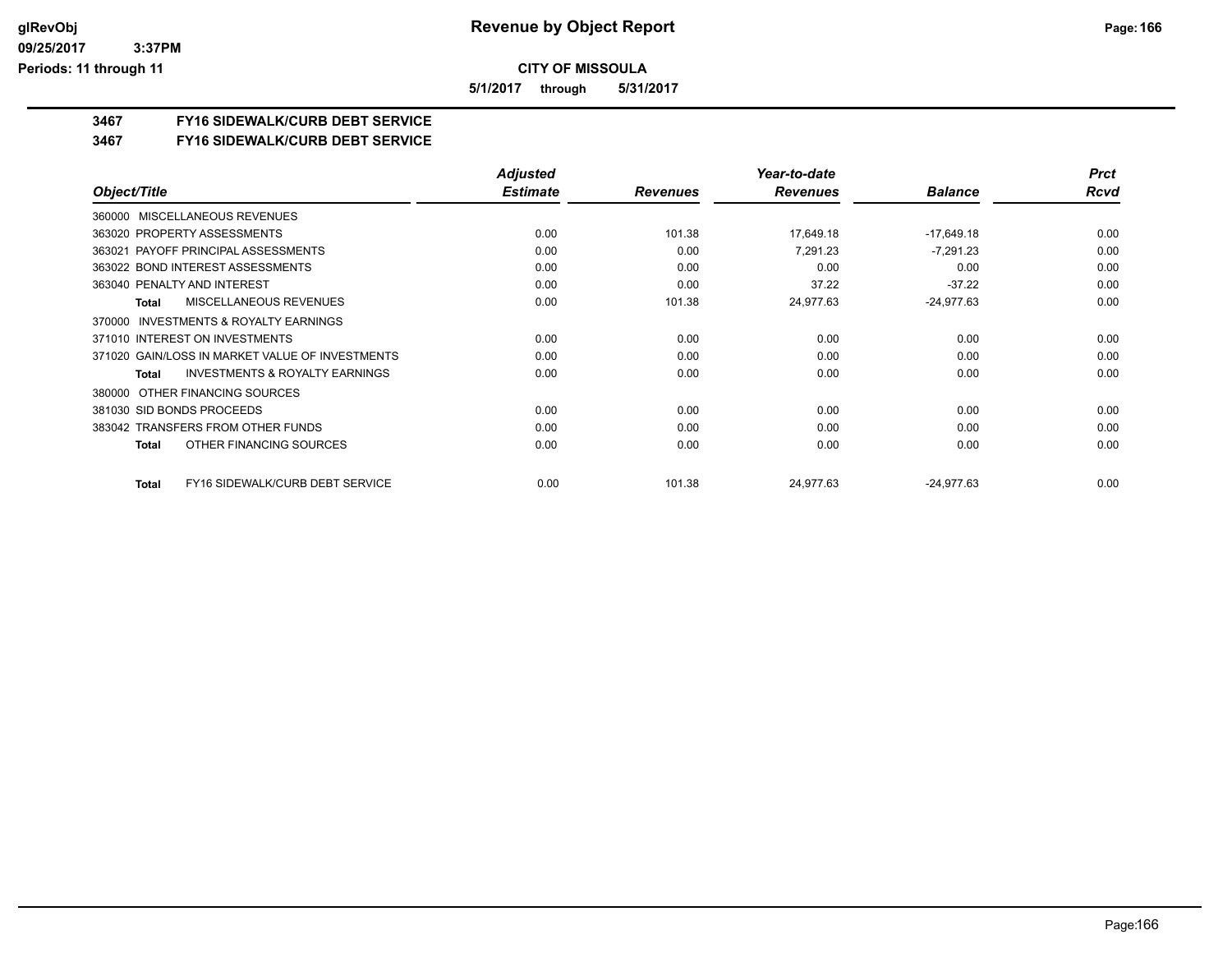**CITY OF MISSOULA**

**5/1/2017 through 5/31/2017**

**3467 FY16 SIDEWALK/CURB DEBT SERVICE**

**3467 FY16 SIDEWALK/CURB DEBT SERVICE**

| Object/Title | Adjusted Estimate | Revenues | Year-to-date Revenues | Balance | Prct Rcvd |
|---|---|---|---|---|---|
| 360000 MISCELLANEOUS REVENUES | | | | | |
| 363020 PROPERTY ASSESSMENTS | 0.00 | 101.38 | 17,649.18 | -17,649.18 | 0.00 |
| 363021 PAYOFF PRINCIPAL ASSESSMENTS | 0.00 | 0.00 | 7,291.23 | -7,291.23 | 0.00 |
| 363022 BOND INTEREST ASSESSMENTS | 0.00 | 0.00 | 0.00 | 0.00 | 0.00 |
| 363040 PENALTY AND INTEREST | 0.00 | 0.00 | 37.22 | -37.22 | 0.00 |
| **Total** MISCELLANEOUS REVENUES | 0.00 | 101.38 | 24,977.63 | -24,977.63 | 0.00 |
| 370000 INVESTMENTS & ROYALTY EARNINGS | | | | | |
| 371010 INTEREST ON INVESTMENTS | 0.00 | 0.00 | 0.00 | 0.00 | 0.00 |
| 371020 GAIN/LOSS IN MARKET VALUE OF INVESTMENTS | 0.00 | 0.00 | 0.00 | 0.00 | 0.00 |
| **Total** INVESTMENTS & ROYALTY EARNINGS | 0.00 | 0.00 | 0.00 | 0.00 | 0.00 |
| 380000 OTHER FINANCING SOURCES | | | | | |
| 381030 SID BONDS PROCEEDS | 0.00 | 0.00 | 0.00 | 0.00 | 0.00 |
| 383042 TRANSFERS FROM OTHER FUNDS | 0.00 | 0.00 | 0.00 | 0.00 | 0.00 |
| **Total** OTHER FINANCING SOURCES | 0.00 | 0.00 | 0.00 | 0.00 | 0.00 |
| **Total** FY16 SIDEWALK/CURB DEBT SERVICE | 0.00 | 101.38 | 24,977.63 | -24,977.63 | 0.00 |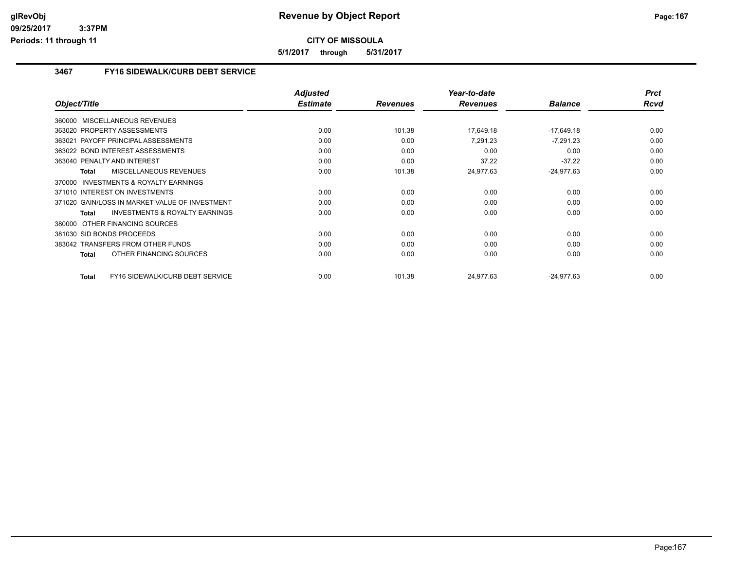**Revenue by Object Report**

**CITY OF MISSOULA**

**5/1/2017 through 5/31/2017**

glRevObj
09/25/2017 3:37PM
Periods: 11 through 11

## 3467 FY16 SIDEWALK/CURB DEBT SERVICE

| Object/Title | | Adjusted Estimate | Revenues | Year-to-date Revenues | Balance | Prct Rcvd |
|---|---|---|---|---|---|---|
| 360000 MISCELLANEOUS REVENUES | | | | | | |
| 363020 PROPERTY ASSESSMENTS | | 0.00 | 101.38 | 17,649.18 | -17,649.18 | 0.00 |
| 363021 PAYOFF PRINCIPAL ASSESSMENTS | | 0.00 | 0.00 | 7,291.23 | -7,291.23 | 0.00 |
| 363022 BOND INTEREST ASSESSMENTS | | 0.00 | 0.00 | 0.00 | 0.00 | 0.00 |
| 363040 PENALTY AND INTEREST | | 0.00 | 0.00 | 37.22 | -37.22 | 0.00 |
| Total | MISCELLANEOUS REVENUES | 0.00 | 101.38 | 24,977.63 | -24,977.63 | 0.00 |
| 370000 INVESTMENTS & ROYALTY EARNINGS | | | | | | |
| 371010 INTEREST ON INVESTMENTS | | 0.00 | 0.00 | 0.00 | 0.00 | 0.00 |
| 371020 GAIN/LOSS IN MARKET VALUE OF INVESTMENT | | 0.00 | 0.00 | 0.00 | 0.00 | 0.00 |
| Total | INVESTMENTS & ROYALTY EARNINGS | 0.00 | 0.00 | 0.00 | 0.00 | 0.00 |
| 380000 OTHER FINANCING SOURCES | | | | | | |
| 381030 SID BONDS PROCEEDS | | 0.00 | 0.00 | 0.00 | 0.00 | 0.00 |
| 383042 TRANSFERS FROM OTHER FUNDS | | 0.00 | 0.00 | 0.00 | 0.00 | 0.00 |
| Total | OTHER FINANCING SOURCES | 0.00 | 0.00 | 0.00 | 0.00 | 0.00 |
| Total | FY16 SIDEWALK/CURB DEBT SERVICE | 0.00 | 101.38 | 24,977.63 | -24,977.63 | 0.00 |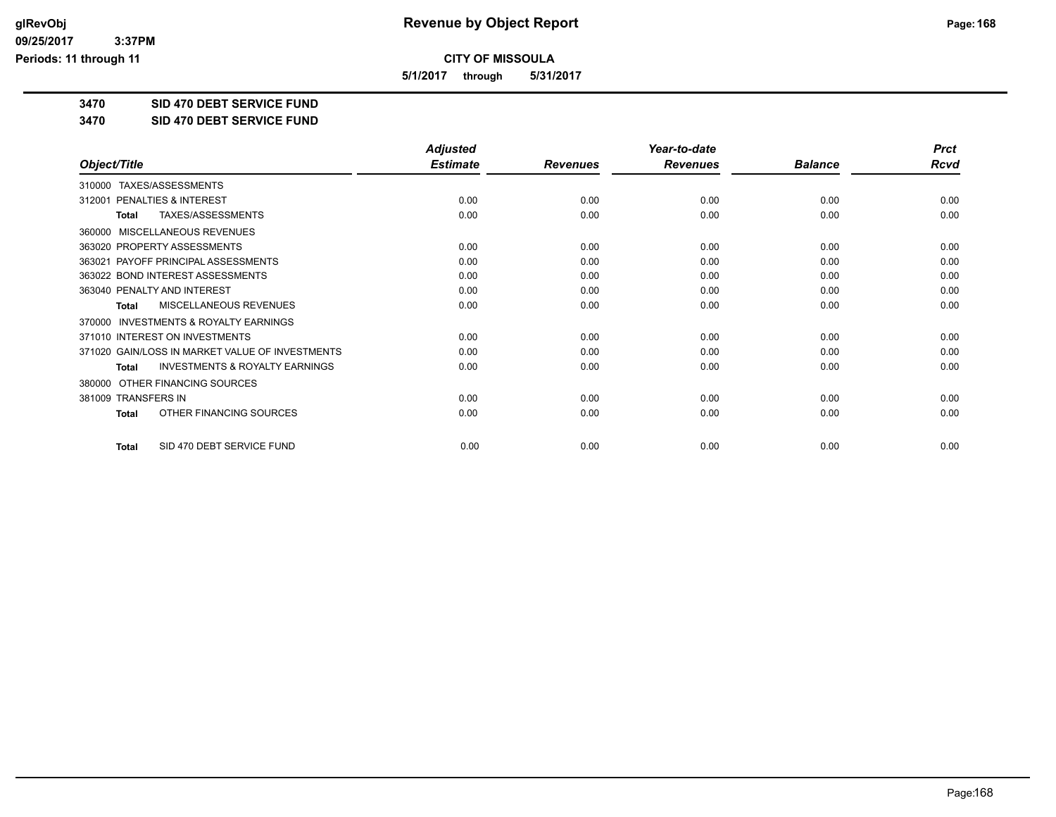# Revenue by Object Report

**CITY OF MISSOULA**

**5/1/2017 through 5/31/2017**

glRevObj
09/25/2017 3:37PM
Periods: 11 through 11

**3470 SID 470 DEBT SERVICE FUND**

**3470 SID 470 DEBT SERVICE FUND**

| Object/Title | Adjusted Estimate | Revenues | Year-to-date Revenues | Balance | Prct Rcvd |
|---|---|---|---|---|---|
| 310000 TAXES/ASSESSMENTS | | | | | |
| 312001 PENALTIES & INTEREST | 0.00 | 0.00 | 0.00 | 0.00 | 0.00 |
| **Total** TAXES/ASSESSMENTS | 0.00 | 0.00 | 0.00 | 0.00 | 0.00 |
| 360000 MISCELLANEOUS REVENUES | | | | | |
| 363020 PROPERTY ASSESSMENTS | 0.00 | 0.00 | 0.00 | 0.00 | 0.00 |
| 363021 PAYOFF PRINCIPAL ASSESSMENTS | 0.00 | 0.00 | 0.00 | 0.00 | 0.00 |
| 363022 BOND INTEREST ASSESSMENTS | 0.00 | 0.00 | 0.00 | 0.00 | 0.00 |
| 363040 PENALTY AND INTEREST | 0.00 | 0.00 | 0.00 | 0.00 | 0.00 |
| **Total** MISCELLANEOUS REVENUES | 0.00 | 0.00 | 0.00 | 0.00 | 0.00 |
| 370000 INVESTMENTS & ROYALTY EARNINGS | | | | | |
| 371010 INTEREST ON INVESTMENTS | 0.00 | 0.00 | 0.00 | 0.00 | 0.00 |
| 371020 GAIN/LOSS IN MARKET VALUE OF INVESTMENTS | 0.00 | 0.00 | 0.00 | 0.00 | 0.00 |
| **Total** INVESTMENTS & ROYALTY EARNINGS | 0.00 | 0.00 | 0.00 | 0.00 | 0.00 |
| 380000 OTHER FINANCING SOURCES | | | | | |
| 381009 TRANSFERS IN | 0.00 | 0.00 | 0.00 | 0.00 | 0.00 |
| **Total** OTHER FINANCING SOURCES | 0.00 | 0.00 | 0.00 | 0.00 | 0.00 |
| **Total** SID 470 DEBT SERVICE FUND | 0.00 | 0.00 | 0.00 | 0.00 | 0.00 |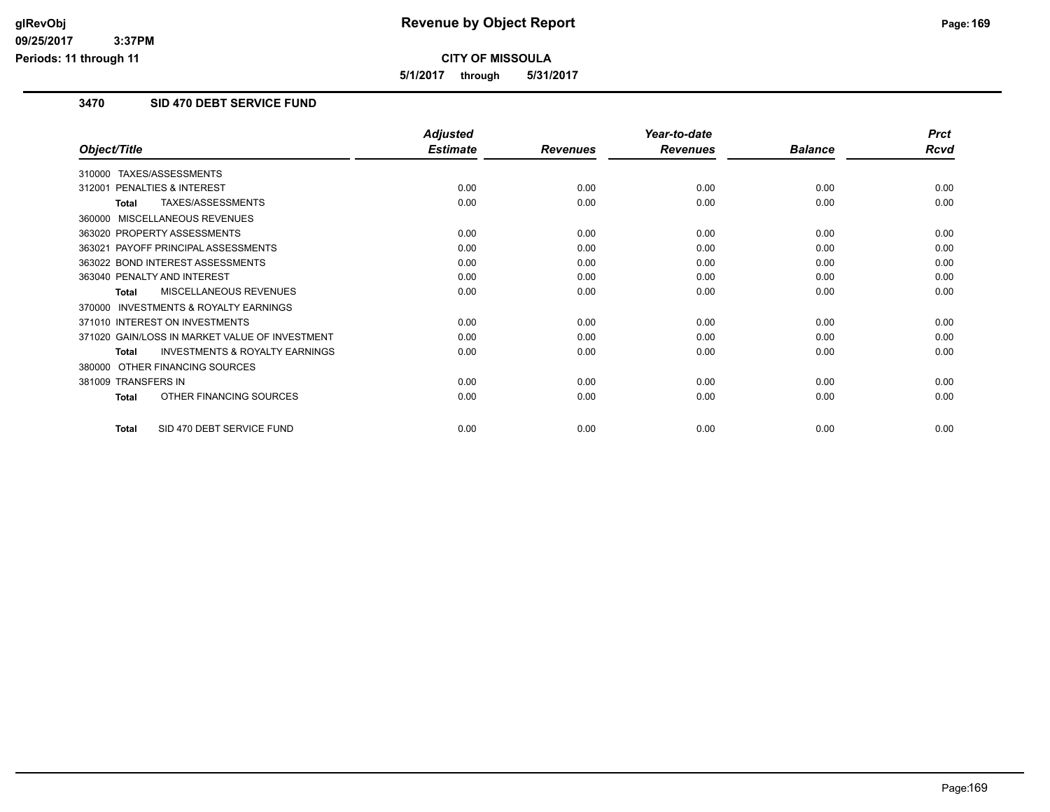**CITY OF MISSOULA**

**5/1/2017 through 5/31/2017**

## 3470 SID 470 DEBT SERVICE FUND

| Object/Title | Adjusted Estimate | Revenues | Year-to-date Revenues | Balance | Prct Rcvd |
|---|---|---|---|---|---|
| 310000 TAXES/ASSESSMENTS | | | | | |
| 312001 PENALTIES & INTEREST | 0.00 | 0.00 | 0.00 | 0.00 | 0.00 |
| **Total** TAXES/ASSESSMENTS | 0.00 | 0.00 | 0.00 | 0.00 | 0.00 |
| 360000 MISCELLANEOUS REVENUES | | | | | |
| 363020 PROPERTY ASSESSMENTS | 0.00 | 0.00 | 0.00 | 0.00 | 0.00 |
| 363021 PAYOFF PRINCIPAL ASSESSMENTS | 0.00 | 0.00 | 0.00 | 0.00 | 0.00 |
| 363022 BOND INTEREST ASSESSMENTS | 0.00 | 0.00 | 0.00 | 0.00 | 0.00 |
| 363040 PENALTY AND INTEREST | 0.00 | 0.00 | 0.00 | 0.00 | 0.00 |
| **Total** MISCELLANEOUS REVENUES | 0.00 | 0.00 | 0.00 | 0.00 | 0.00 |
| 370000 INVESTMENTS & ROYALTY EARNINGS | | | | | |
| 371010 INTEREST ON INVESTMENTS | 0.00 | 0.00 | 0.00 | 0.00 | 0.00 |
| 371020 GAIN/LOSS IN MARKET VALUE OF INVESTMENT | 0.00 | 0.00 | 0.00 | 0.00 | 0.00 |
| **Total** INVESTMENTS & ROYALTY EARNINGS | 0.00 | 0.00 | 0.00 | 0.00 | 0.00 |
| 380000 OTHER FINANCING SOURCES | | | | | |
| 381009 TRANSFERS IN | 0.00 | 0.00 | 0.00 | 0.00 | 0.00 |
| **Total** OTHER FINANCING SOURCES | 0.00 | 0.00 | 0.00 | 0.00 | 0.00 |
| **Total** SID 470 DEBT SERVICE FUND | 0.00 | 0.00 | 0.00 | 0.00 | 0.00 |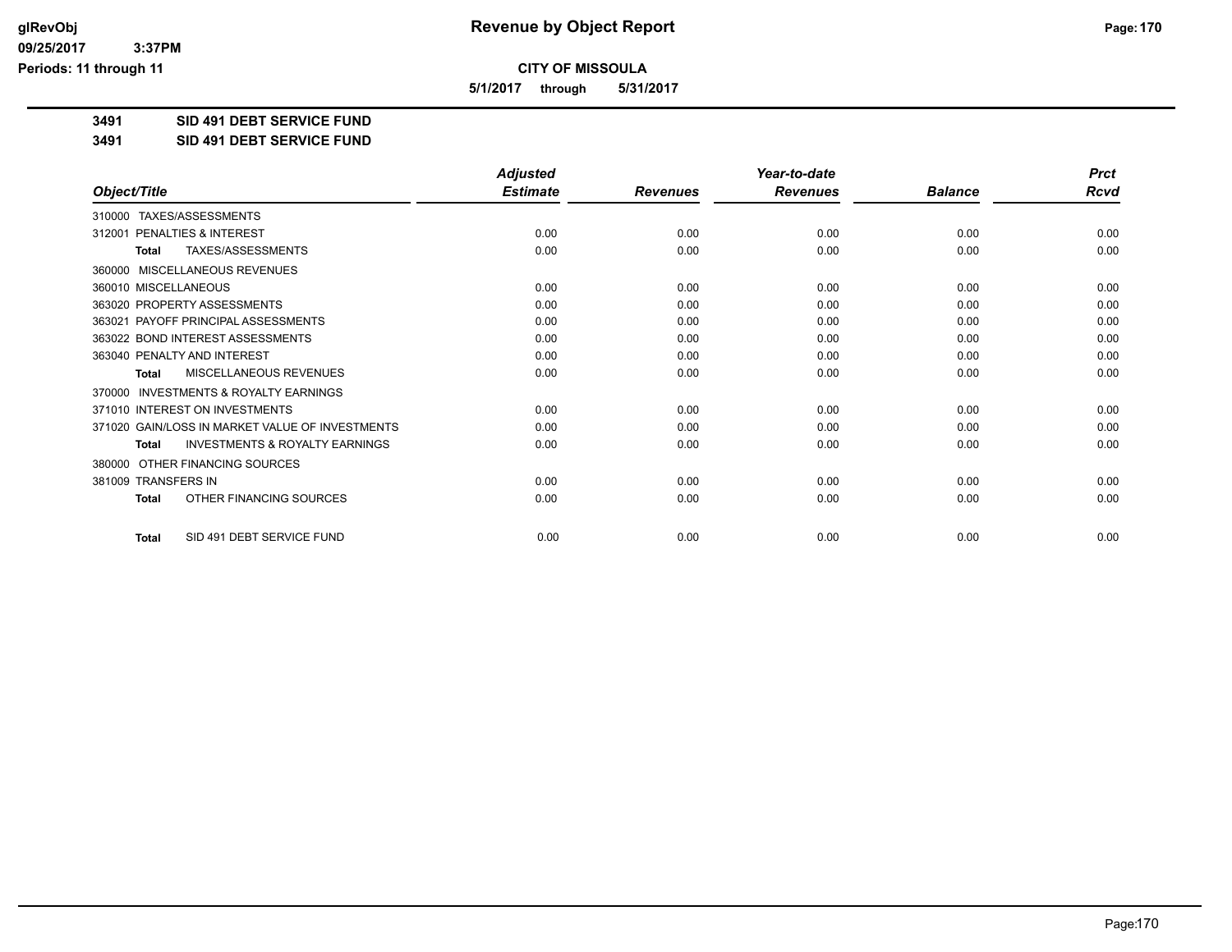**CITY OF MISSOULA**

**5/1/2017 through 5/31/2017**

**3491 SID 491 DEBT SERVICE FUND**

**3491 SID 491 DEBT SERVICE FUND**

| Object/Title | Adjusted Estimate | Revenues | Year-to-date Revenues | Balance | Prct Rcvd |
|---|---|---|---|---|---|
| 310000 TAXES/ASSESSMENTS | | | | | |
| 312001 PENALTIES & INTEREST | 0.00 | 0.00 | 0.00 | 0.00 | 0.00 |
| **Total** TAXES/ASSESSMENTS | 0.00 | 0.00 | 0.00 | 0.00 | 0.00 |
| 360000 MISCELLANEOUS REVENUES | | | | | |
| 360010 MISCELLANEOUS | 0.00 | 0.00 | 0.00 | 0.00 | 0.00 |
| 363020 PROPERTY ASSESSMENTS | 0.00 | 0.00 | 0.00 | 0.00 | 0.00 |
| 363021 PAYOFF PRINCIPAL ASSESSMENTS | 0.00 | 0.00 | 0.00 | 0.00 | 0.00 |
| 363022 BOND INTEREST ASSESSMENTS | 0.00 | 0.00 | 0.00 | 0.00 | 0.00 |
| 363040 PENALTY AND INTEREST | 0.00 | 0.00 | 0.00 | 0.00 | 0.00 |
| **Total** MISCELLANEOUS REVENUES | 0.00 | 0.00 | 0.00 | 0.00 | 0.00 |
| 370000 INVESTMENTS & ROYALTY EARNINGS | | | | | |
| 371010 INTEREST ON INVESTMENTS | 0.00 | 0.00 | 0.00 | 0.00 | 0.00 |
| 371020 GAIN/LOSS IN MARKET VALUE OF INVESTMENTS | 0.00 | 0.00 | 0.00 | 0.00 | 0.00 |
| **Total** INVESTMENTS & ROYALTY EARNINGS | 0.00 | 0.00 | 0.00 | 0.00 | 0.00 |
| 380000 OTHER FINANCING SOURCES | | | | | |
| 381009 TRANSFERS IN | 0.00 | 0.00 | 0.00 | 0.00 | 0.00 |
| **Total** OTHER FINANCING SOURCES | 0.00 | 0.00 | 0.00 | 0.00 | 0.00 |
| **Total** SID 491 DEBT SERVICE FUND | 0.00 | 0.00 | 0.00 | 0.00 | 0.00 |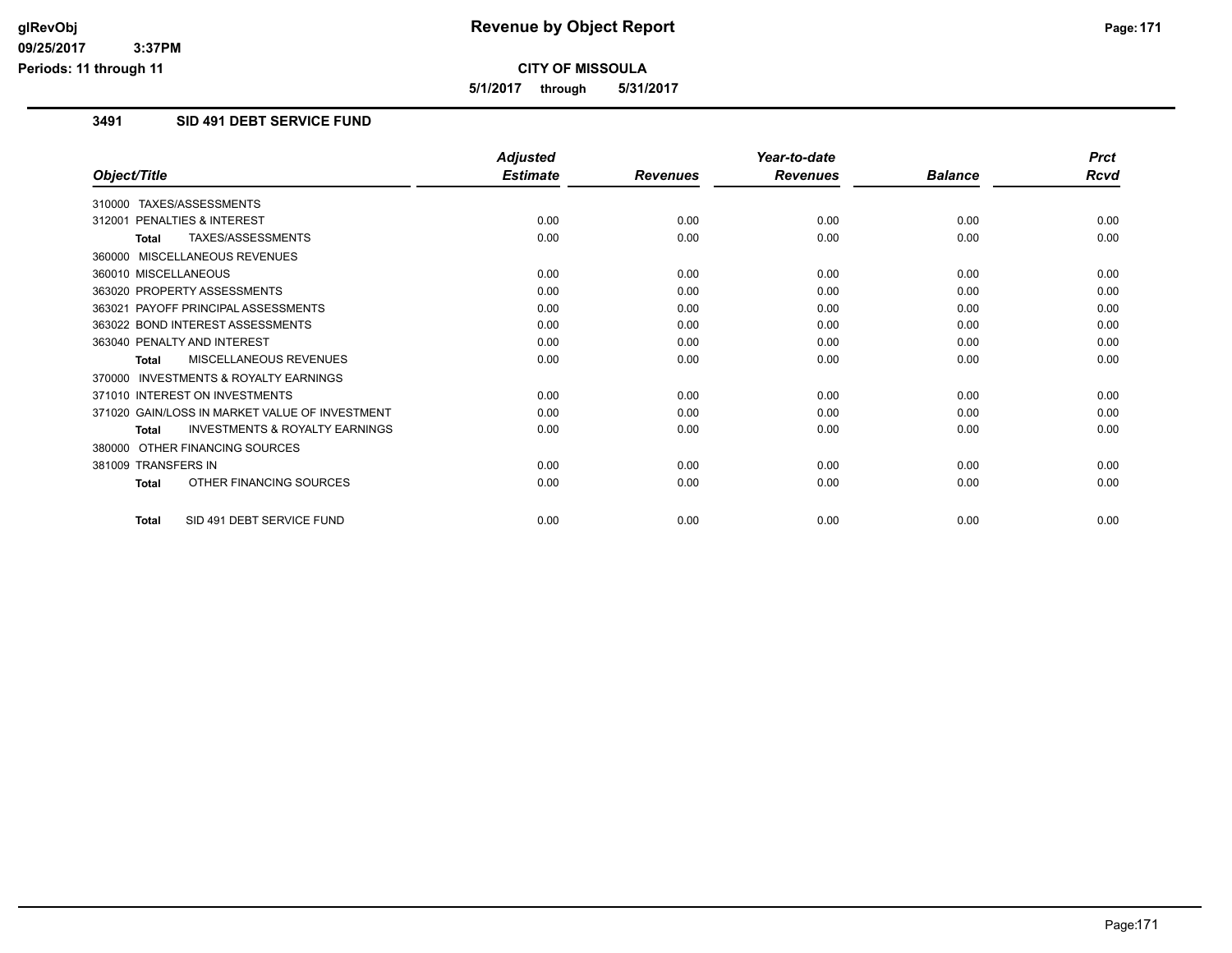**Revenue by Object Report**

**CITY OF MISSOULA**

**5/1/2017 through 5/31/2017**

glRevObj
09/25/2017 3:37PM
Periods: 11 through 11

## 3491 SID 491 DEBT SERVICE FUND

| Object/Title | Adjusted Estimate | Revenues | Year-to-date Revenues | Balance | Prct Rcvd |
|---|---|---|---|---|---|
| 310000 TAXES/ASSESSMENTS | | | | | |
| 312001 PENALTIES & INTEREST | 0.00 | 0.00 | 0.00 | 0.00 | 0.00 |
| **Total** TAXES/ASSESSMENTS | 0.00 | 0.00 | 0.00 | 0.00 | 0.00 |
| 360000 MISCELLANEOUS REVENUES | | | | | |
| 360010 MISCELLANEOUS | 0.00 | 0.00 | 0.00 | 0.00 | 0.00 |
| 363020 PROPERTY ASSESSMENTS | 0.00 | 0.00 | 0.00 | 0.00 | 0.00 |
| 363021 PAYOFF PRINCIPAL ASSESSMENTS | 0.00 | 0.00 | 0.00 | 0.00 | 0.00 |
| 363022 BOND INTEREST ASSESSMENTS | 0.00 | 0.00 | 0.00 | 0.00 | 0.00 |
| 363040 PENALTY AND INTEREST | 0.00 | 0.00 | 0.00 | 0.00 | 0.00 |
| **Total** MISCELLANEOUS REVENUES | 0.00 | 0.00 | 0.00 | 0.00 | 0.00 |
| 370000 INVESTMENTS & ROYALTY EARNINGS | | | | | |
| 371010 INTEREST ON INVESTMENTS | 0.00 | 0.00 | 0.00 | 0.00 | 0.00 |
| 371020 GAIN/LOSS IN MARKET VALUE OF INVESTMENT | 0.00 | 0.00 | 0.00 | 0.00 | 0.00 |
| **Total** INVESTMENTS & ROYALTY EARNINGS | 0.00 | 0.00 | 0.00 | 0.00 | 0.00 |
| 380000 OTHER FINANCING SOURCES | | | | | |
| 381009 TRANSFERS IN | 0.00 | 0.00 | 0.00 | 0.00 | 0.00 |
| **Total** OTHER FINANCING SOURCES | 0.00 | 0.00 | 0.00 | 0.00 | 0.00 |
| **Total** SID 491 DEBT SERVICE FUND | 0.00 | 0.00 | 0.00 | 0.00 | 0.00 |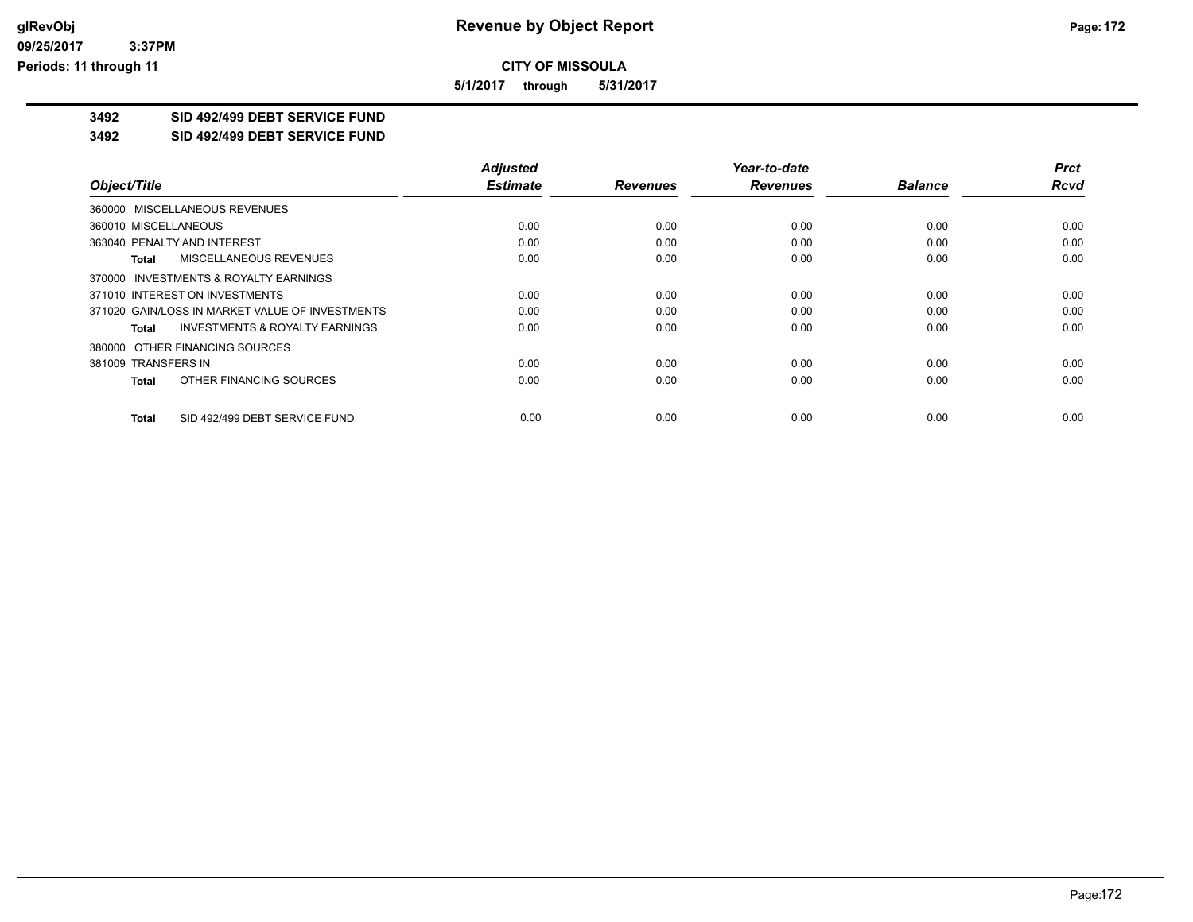**CITY OF MISSOULA**

**5/1/2017 through 5/31/2017**

**3492 SID 492/499 DEBT SERVICE FUND**

**3492 SID 492/499 DEBT SERVICE FUND**

| Object/Title | Adjusted Estimate | Revenues | Year-to-date Revenues | Balance | Prct Rcvd |
|---|---|---|---|---|---|
| 360000 MISCELLANEOUS REVENUES | | | | | |
| 360010 MISCELLANEOUS | 0.00 | 0.00 | 0.00 | 0.00 | 0.00 |
| 363040 PENALTY AND INTEREST | 0.00 | 0.00 | 0.00 | 0.00 | 0.00 |
| **Total** MISCELLANEOUS REVENUES | 0.00 | 0.00 | 0.00 | 0.00 | 0.00 |
| 370000 INVESTMENTS & ROYALTY EARNINGS | | | | | |
| 371010 INTEREST ON INVESTMENTS | 0.00 | 0.00 | 0.00 | 0.00 | 0.00 |
| 371020 GAIN/LOSS IN MARKET VALUE OF INVESTMENTS | 0.00 | 0.00 | 0.00 | 0.00 | 0.00 |
| **Total** INVESTMENTS & ROYALTY EARNINGS | 0.00 | 0.00 | 0.00 | 0.00 | 0.00 |
| 380000 OTHER FINANCING SOURCES | | | | | |
| 381009 TRANSFERS IN | 0.00 | 0.00 | 0.00 | 0.00 | 0.00 |
| **Total** OTHER FINANCING SOURCES | 0.00 | 0.00 | 0.00 | 0.00 | 0.00 |
| **Total** SID 492/499 DEBT SERVICE FUND | 0.00 | 0.00 | 0.00 | 0.00 | 0.00 |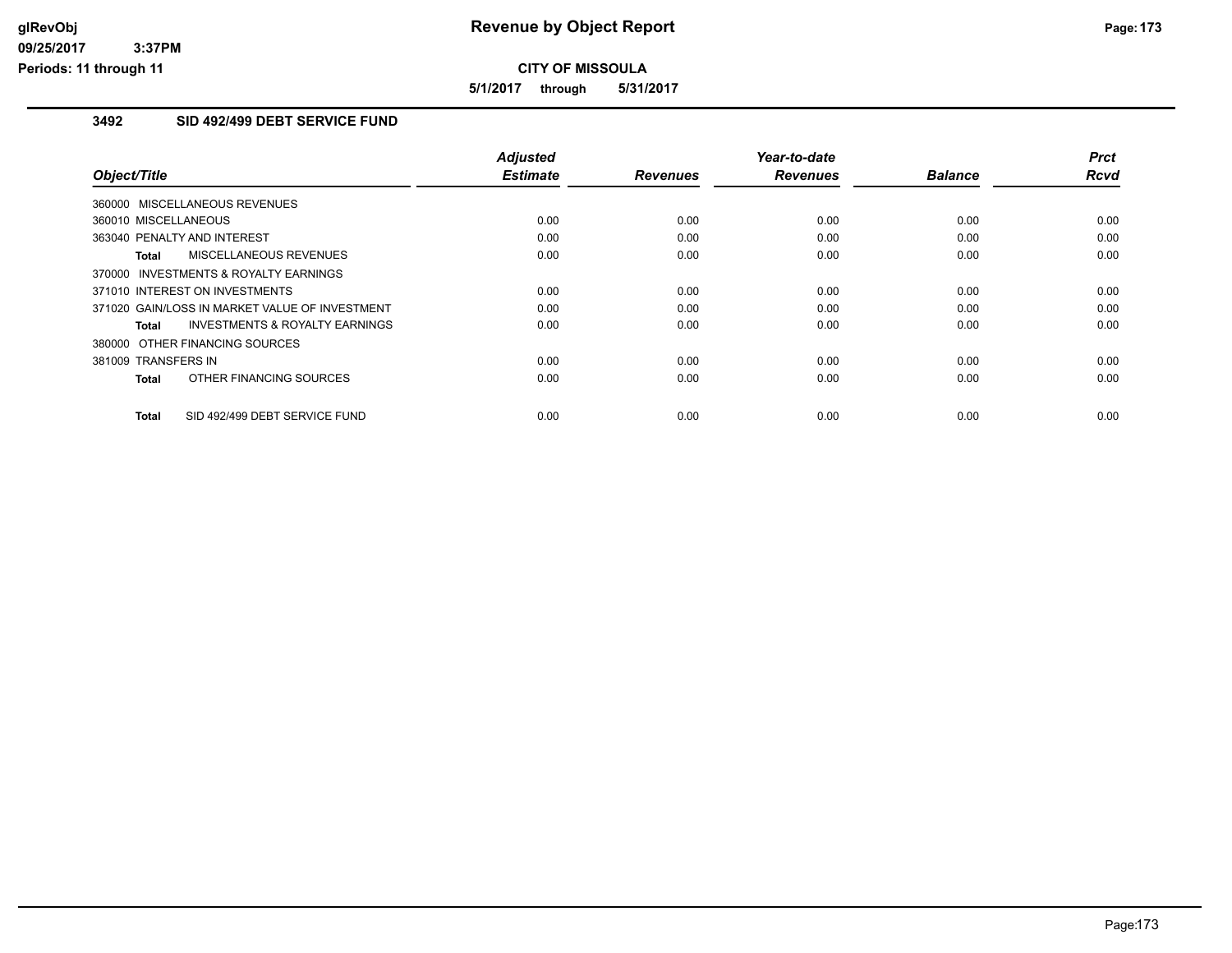# Revenue by Object Report

**CITY OF MISSOULA**

**5/1/2017 through 5/31/2017**

glRevObj
09/25/2017 3:37PM
Periods: 11 through 11

## 3492 SID 492/499 DEBT SERVICE FUND

| Object/Title | Adjusted Estimate | Revenues | Year-to-date Revenues | Balance | Prct Rcvd |
|---|---|---|---|---|---|
| 360000 MISCELLANEOUS REVENUES | | | | | |
| 360010 MISCELLANEOUS | 0.00 | 0.00 | 0.00 | 0.00 | 0.00 |
| 363040 PENALTY AND INTEREST | 0.00 | 0.00 | 0.00 | 0.00 | 0.00 |
| **Total** MISCELLANEOUS REVENUES | 0.00 | 0.00 | 0.00 | 0.00 | 0.00 |
| 370000 INVESTMENTS & ROYALTY EARNINGS | | | | | |
| 371010 INTEREST ON INVESTMENTS | 0.00 | 0.00 | 0.00 | 0.00 | 0.00 |
| 371020 GAIN/LOSS IN MARKET VALUE OF INVESTMENT | 0.00 | 0.00 | 0.00 | 0.00 | 0.00 |
| **Total** INVESTMENTS & ROYALTY EARNINGS | 0.00 | 0.00 | 0.00 | 0.00 | 0.00 |
| 380000 OTHER FINANCING SOURCES | | | | | |
| 381009 TRANSFERS IN | 0.00 | 0.00 | 0.00 | 0.00 | 0.00 |
| **Total** OTHER FINANCING SOURCES | 0.00 | 0.00 | 0.00 | 0.00 | 0.00 |
| **Total** SID 492/499 DEBT SERVICE FUND | 0.00 | 0.00 | 0.00 | 0.00 | 0.00 |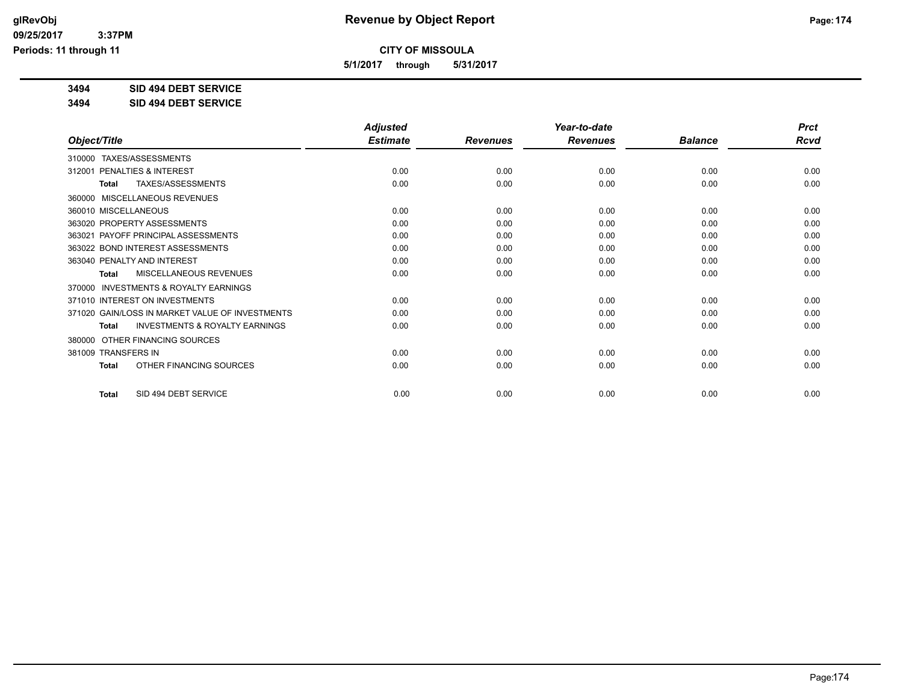# CITY OF MISSOULA

**5/1/2017 through 5/31/2017**

**3494 SID 494 DEBT SERVICE**

**3494 SID 494 DEBT SERVICE**

| Object/Title | Adjusted Estimate | Revenues | Year-to-date Revenues | Balance | Prct Rcvd |
|---|---|---|---|---|---|
| 310000 TAXES/ASSESSMENTS | | | | | |
| 312001 PENALTIES & INTEREST | 0.00 | 0.00 | 0.00 | 0.00 | 0.00 |
| **Total** TAXES/ASSESSMENTS | 0.00 | 0.00 | 0.00 | 0.00 | 0.00 |
| 360000 MISCELLANEOUS REVENUES | | | | | |
| 360010 MISCELLANEOUS | 0.00 | 0.00 | 0.00 | 0.00 | 0.00 |
| 363020 PROPERTY ASSESSMENTS | 0.00 | 0.00 | 0.00 | 0.00 | 0.00 |
| 363021 PAYOFF PRINCIPAL ASSESSMENTS | 0.00 | 0.00 | 0.00 | 0.00 | 0.00 |
| 363022 BOND INTEREST ASSESSMENTS | 0.00 | 0.00 | 0.00 | 0.00 | 0.00 |
| 363040 PENALTY AND INTEREST | 0.00 | 0.00 | 0.00 | 0.00 | 0.00 |
| **Total** MISCELLANEOUS REVENUES | 0.00 | 0.00 | 0.00 | 0.00 | 0.00 |
| 370000 INVESTMENTS & ROYALTY EARNINGS | | | | | |
| 371010 INTEREST ON INVESTMENTS | 0.00 | 0.00 | 0.00 | 0.00 | 0.00 |
| 371020 GAIN/LOSS IN MARKET VALUE OF INVESTMENTS | 0.00 | 0.00 | 0.00 | 0.00 | 0.00 |
| **Total** INVESTMENTS & ROYALTY EARNINGS | 0.00 | 0.00 | 0.00 | 0.00 | 0.00 |
| 380000 OTHER FINANCING SOURCES | | | | | |
| 381009 TRANSFERS IN | 0.00 | 0.00 | 0.00 | 0.00 | 0.00 |
| **Total** OTHER FINANCING SOURCES | 0.00 | 0.00 | 0.00 | 0.00 | 0.00 |
| **Total** SID 494 DEBT SERVICE | 0.00 | 0.00 | 0.00 | 0.00 | 0.00 |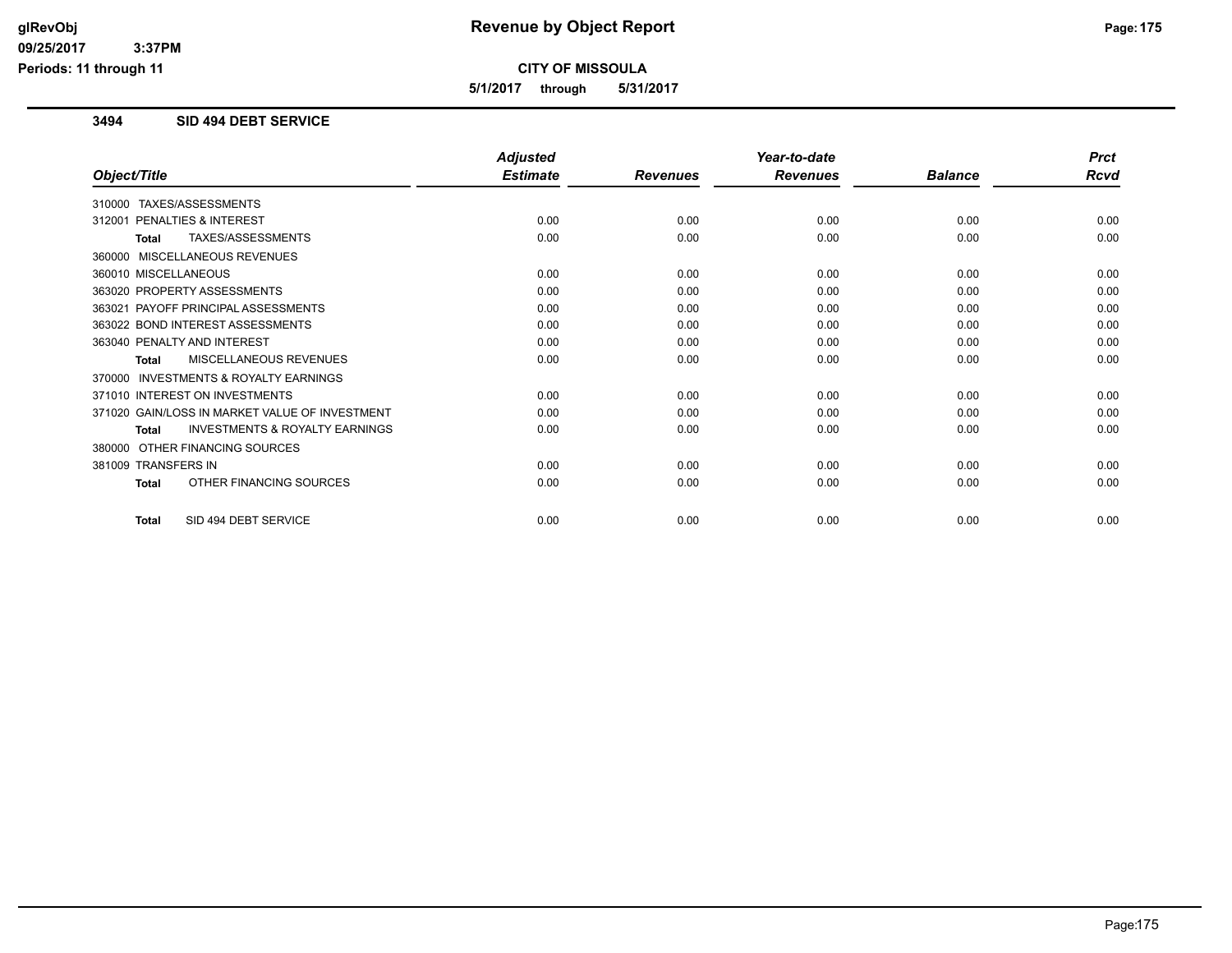# Revenue by Object Report

**CITY OF MISSOULA**

**5/1/2017 through 5/31/2017**

## 3494 SID 494 DEBT SERVICE

| Object/Title | Adjusted Estimate | Revenues | Year-to-date Revenues | Balance | Prct Rcvd |
|---|---|---|---|---|---|
| 310000 TAXES/ASSESSMENTS | | | | | |
| 312001 PENALTIES & INTEREST | 0.00 | 0.00 | 0.00 | 0.00 | 0.00 |
| **Total** TAXES/ASSESSMENTS | 0.00 | 0.00 | 0.00 | 0.00 | 0.00 |
| 360000 MISCELLANEOUS REVENUES | | | | | |
| 360010 MISCELLANEOUS | 0.00 | 0.00 | 0.00 | 0.00 | 0.00 |
| 363020 PROPERTY ASSESSMENTS | 0.00 | 0.00 | 0.00 | 0.00 | 0.00 |
| 363021 PAYOFF PRINCIPAL ASSESSMENTS | 0.00 | 0.00 | 0.00 | 0.00 | 0.00 |
| 363022 BOND INTEREST ASSESSMENTS | 0.00 | 0.00 | 0.00 | 0.00 | 0.00 |
| 363040 PENALTY AND INTEREST | 0.00 | 0.00 | 0.00 | 0.00 | 0.00 |
| **Total** MISCELLANEOUS REVENUES | 0.00 | 0.00 | 0.00 | 0.00 | 0.00 |
| 370000 INVESTMENTS & ROYALTY EARNINGS | | | | | |
| 371010 INTEREST ON INVESTMENTS | 0.00 | 0.00 | 0.00 | 0.00 | 0.00 |
| 371020 GAIN/LOSS IN MARKET VALUE OF INVESTMENT | 0.00 | 0.00 | 0.00 | 0.00 | 0.00 |
| **Total** INVESTMENTS & ROYALTY EARNINGS | 0.00 | 0.00 | 0.00 | 0.00 | 0.00 |
| 380000 OTHER FINANCING SOURCES | | | | | |
| 381009 TRANSFERS IN | 0.00 | 0.00 | 0.00 | 0.00 | 0.00 |
| **Total** OTHER FINANCING SOURCES | 0.00 | 0.00 | 0.00 | 0.00 | 0.00 |
| **Total** SID 494 DEBT SERVICE | 0.00 | 0.00 | 0.00 | 0.00 | 0.00 |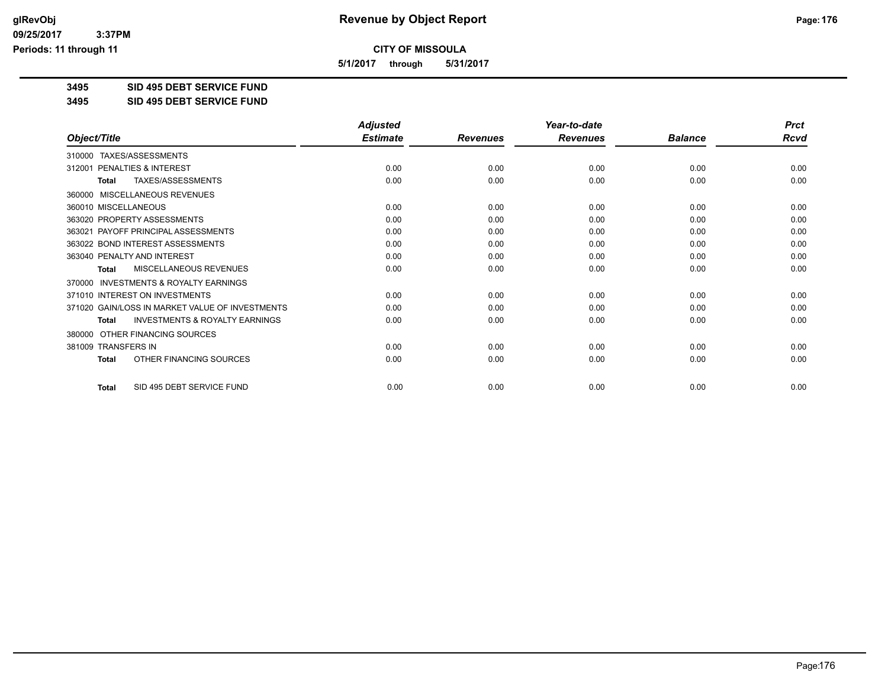**CITY OF MISSOULA**

**5/1/2017 through 5/31/2017**

**3495 SID 495 DEBT SERVICE FUND**

**3495 SID 495 DEBT SERVICE FUND**

| Object/Title | Adjusted Estimate | Revenues | Year-to-date Revenues | Balance | Prct Rcvd |
|---|---|---|---|---|---|
| 310000 TAXES/ASSESSMENTS | | | | | |
| 312001 PENALTIES & INTEREST | 0.00 | 0.00 | 0.00 | 0.00 | 0.00 |
| **Total** TAXES/ASSESSMENTS | 0.00 | 0.00 | 0.00 | 0.00 | 0.00 |
| 360000 MISCELLANEOUS REVENUES | | | | | |
| 360010 MISCELLANEOUS | 0.00 | 0.00 | 0.00 | 0.00 | 0.00 |
| 363020 PROPERTY ASSESSMENTS | 0.00 | 0.00 | 0.00 | 0.00 | 0.00 |
| 363021 PAYOFF PRINCIPAL ASSESSMENTS | 0.00 | 0.00 | 0.00 | 0.00 | 0.00 |
| 363022 BOND INTEREST ASSESSMENTS | 0.00 | 0.00 | 0.00 | 0.00 | 0.00 |
| 363040 PENALTY AND INTEREST | 0.00 | 0.00 | 0.00 | 0.00 | 0.00 |
| **Total** MISCELLANEOUS REVENUES | 0.00 | 0.00 | 0.00 | 0.00 | 0.00 |
| 370000 INVESTMENTS & ROYALTY EARNINGS | | | | | |
| 371010 INTEREST ON INVESTMENTS | 0.00 | 0.00 | 0.00 | 0.00 | 0.00 |
| 371020 GAIN/LOSS IN MARKET VALUE OF INVESTMENTS | 0.00 | 0.00 | 0.00 | 0.00 | 0.00 |
| **Total** INVESTMENTS & ROYALTY EARNINGS | 0.00 | 0.00 | 0.00 | 0.00 | 0.00 |
| 380000 OTHER FINANCING SOURCES | | | | | |
| 381009 TRANSFERS IN | 0.00 | 0.00 | 0.00 | 0.00 | 0.00 |
| **Total** OTHER FINANCING SOURCES | 0.00 | 0.00 | 0.00 | 0.00 | 0.00 |
| **Total** SID 495 DEBT SERVICE FUND | 0.00 | 0.00 | 0.00 | 0.00 | 0.00 |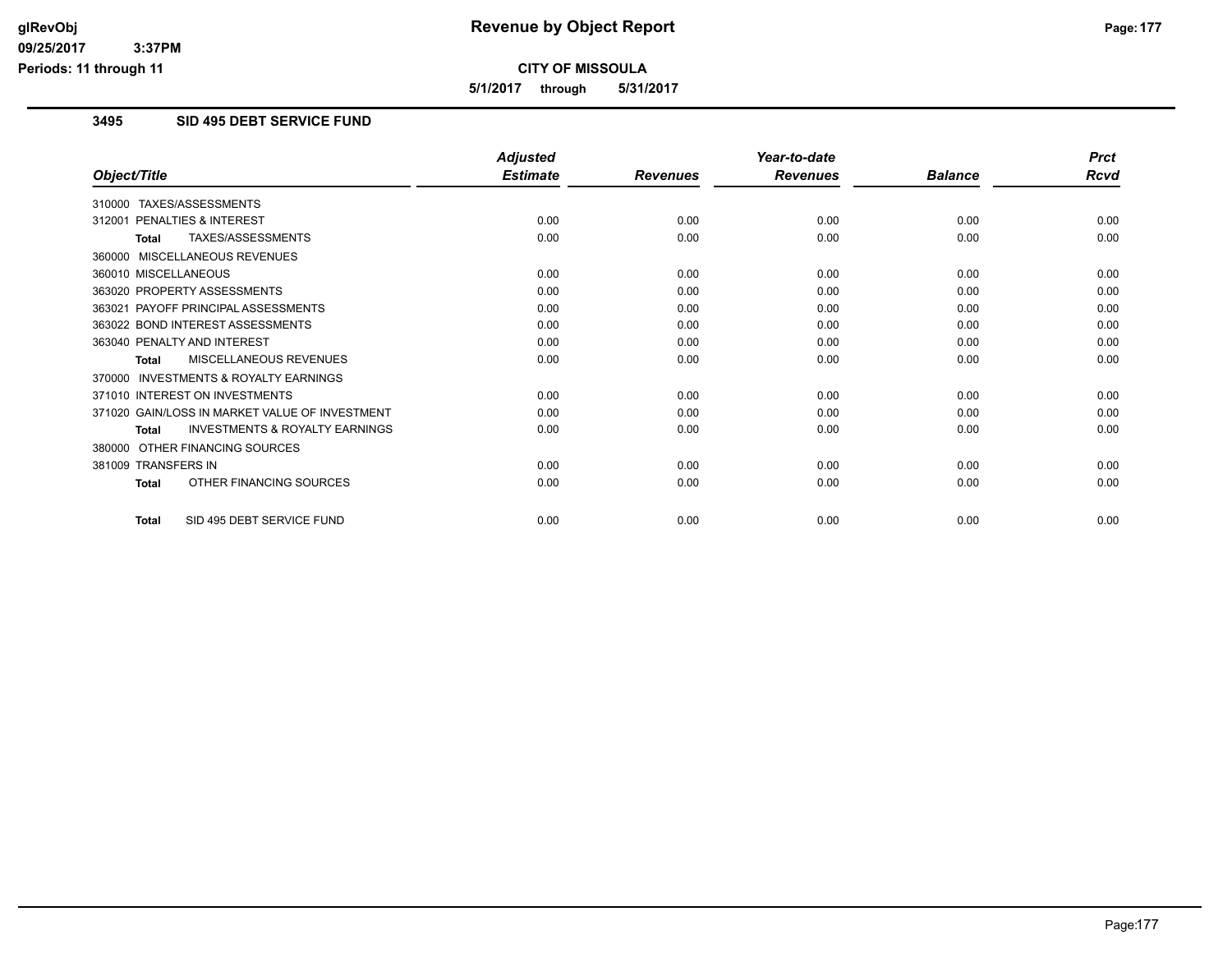# Revenue by Object Report

**CITY OF MISSOULA**

**5/1/2017 through 5/31/2017**

## 3495 SID 495 DEBT SERVICE FUND

| Object/Title | Adjusted Estimate | Revenues | Year-to-date Revenues | Balance | Prct Rcvd |
|---|---|---|---|---|---|
| 310000 TAXES/ASSESSMENTS | | | | | |
| 312001 PENALTIES & INTEREST | 0.00 | 0.00 | 0.00 | 0.00 | 0.00 |
| **Total** TAXES/ASSESSMENTS | 0.00 | 0.00 | 0.00 | 0.00 | 0.00 |
| 360000 MISCELLANEOUS REVENUES | | | | | |
| 360010 MISCELLANEOUS | 0.00 | 0.00 | 0.00 | 0.00 | 0.00 |
| 363020 PROPERTY ASSESSMENTS | 0.00 | 0.00 | 0.00 | 0.00 | 0.00 |
| 363021 PAYOFF PRINCIPAL ASSESSMENTS | 0.00 | 0.00 | 0.00 | 0.00 | 0.00 |
| 363022 BOND INTEREST ASSESSMENTS | 0.00 | 0.00 | 0.00 | 0.00 | 0.00 |
| 363040 PENALTY AND INTEREST | 0.00 | 0.00 | 0.00 | 0.00 | 0.00 |
| **Total** MISCELLANEOUS REVENUES | 0.00 | 0.00 | 0.00 | 0.00 | 0.00 |
| 370000 INVESTMENTS & ROYALTY EARNINGS | | | | | |
| 371010 INTEREST ON INVESTMENTS | 0.00 | 0.00 | 0.00 | 0.00 | 0.00 |
| 371020 GAIN/LOSS IN MARKET VALUE OF INVESTMENT | 0.00 | 0.00 | 0.00 | 0.00 | 0.00 |
| **Total** INVESTMENTS & ROYALTY EARNINGS | 0.00 | 0.00 | 0.00 | 0.00 | 0.00 |
| 380000 OTHER FINANCING SOURCES | | | | | |
| 381009 TRANSFERS IN | 0.00 | 0.00 | 0.00 | 0.00 | 0.00 |
| **Total** OTHER FINANCING SOURCES | 0.00 | 0.00 | 0.00 | 0.00 | 0.00 |
| **Total** SID 495 DEBT SERVICE FUND | 0.00 | 0.00 | 0.00 | 0.00 | 0.00 |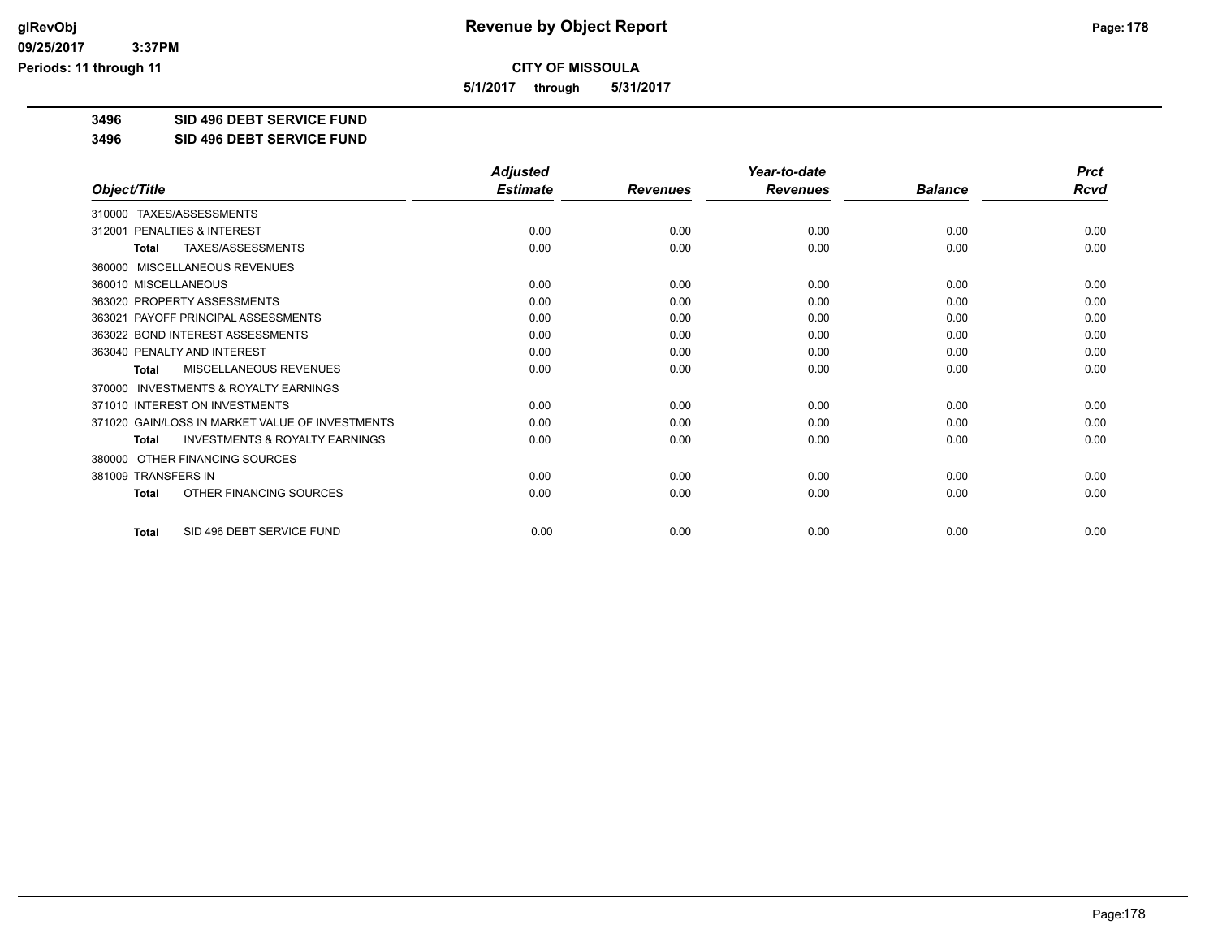# Revenue by Object Report

glRevObj
09/25/2017 3:37PM
Periods: 11 through 11

**CITY OF MISSOULA**

**5/1/2017 through 5/31/2017**

**3496 SID 496 DEBT SERVICE FUND**

**3496 SID 496 DEBT SERVICE FUND**

| Object/Title | Adjusted Estimate | Revenues | Year-to-date Revenues | Balance | Prct Rcvd |
|---|---|---|---|---|---|
| 310000 TAXES/ASSESSMENTS | | | | | |
| 312001 PENALTIES & INTEREST | 0.00 | 0.00 | 0.00 | 0.00 | 0.00 |
| **Total** TAXES/ASSESSMENTS | 0.00 | 0.00 | 0.00 | 0.00 | 0.00 |
| 360000 MISCELLANEOUS REVENUES | | | | | |
| 360010 MISCELLANEOUS | 0.00 | 0.00 | 0.00 | 0.00 | 0.00 |
| 363020 PROPERTY ASSESSMENTS | 0.00 | 0.00 | 0.00 | 0.00 | 0.00 |
| 363021 PAYOFF PRINCIPAL ASSESSMENTS | 0.00 | 0.00 | 0.00 | 0.00 | 0.00 |
| 363022 BOND INTEREST ASSESSMENTS | 0.00 | 0.00 | 0.00 | 0.00 | 0.00 |
| 363040 PENALTY AND INTEREST | 0.00 | 0.00 | 0.00 | 0.00 | 0.00 |
| **Total** MISCELLANEOUS REVENUES | 0.00 | 0.00 | 0.00 | 0.00 | 0.00 |
| 370000 INVESTMENTS & ROYALTY EARNINGS | | | | | |
| 371010 INTEREST ON INVESTMENTS | 0.00 | 0.00 | 0.00 | 0.00 | 0.00 |
| 371020 GAIN/LOSS IN MARKET VALUE OF INVESTMENTS | 0.00 | 0.00 | 0.00 | 0.00 | 0.00 |
| **Total** INVESTMENTS & ROYALTY EARNINGS | 0.00 | 0.00 | 0.00 | 0.00 | 0.00 |
| 380000 OTHER FINANCING SOURCES | | | | | |
| 381009 TRANSFERS IN | 0.00 | 0.00 | 0.00 | 0.00 | 0.00 |
| **Total** OTHER FINANCING SOURCES | 0.00 | 0.00 | 0.00 | 0.00 | 0.00 |
| **Total** SID 496 DEBT SERVICE FUND | 0.00 | 0.00 | 0.00 | 0.00 | 0.00 |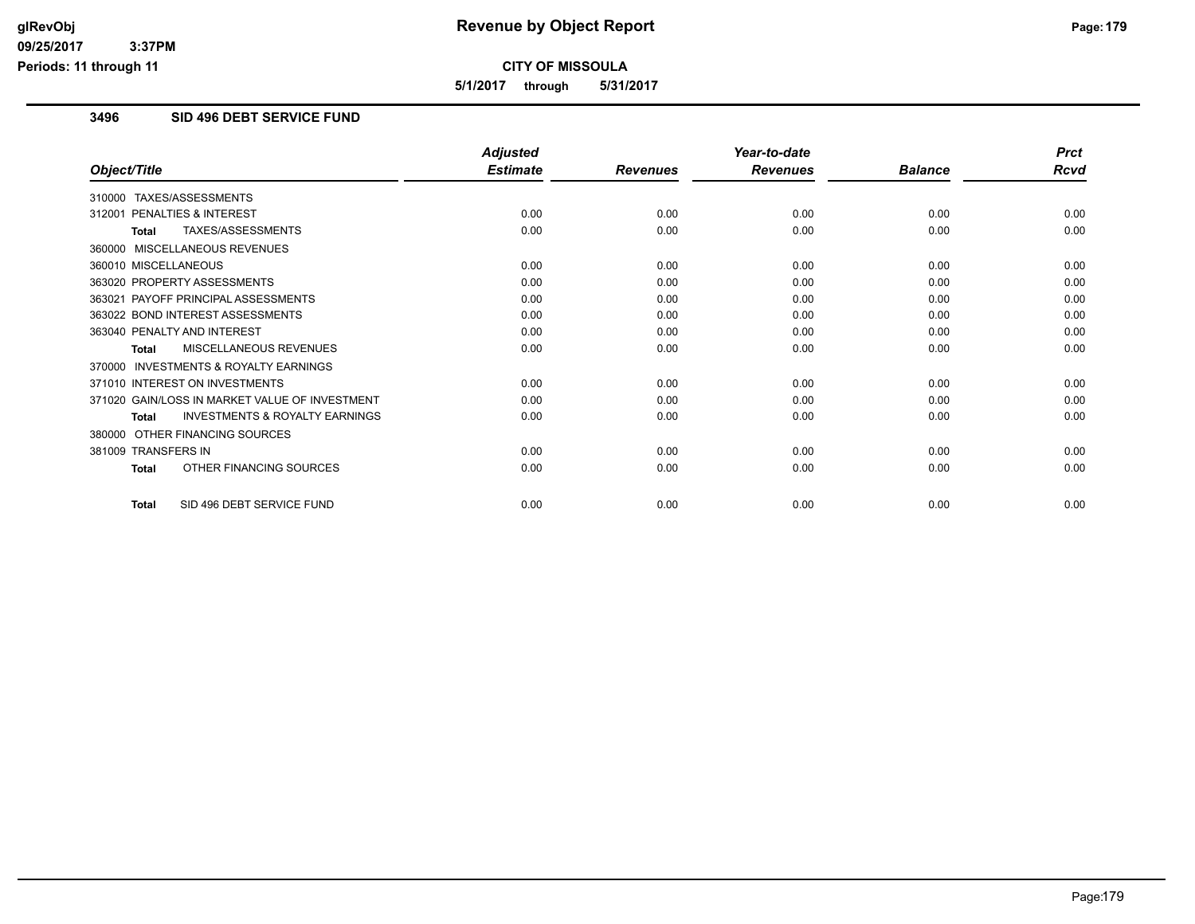**CITY OF MISSOULA**

**5/1/2017 through 5/31/2017**

## 3496 SID 496 DEBT SERVICE FUND

| Object/Title | Adjusted Estimate | Revenues | Year-to-date Revenues | Balance | Prct Rcvd |
|---|---|---|---|---|---|
| 310000 TAXES/ASSESSMENTS | | | | | |
| 312001 PENALTIES & INTEREST | 0.00 | 0.00 | 0.00 | 0.00 | 0.00 |
| **Total** TAXES/ASSESSMENTS | 0.00 | 0.00 | 0.00 | 0.00 | 0.00 |
| 360000 MISCELLANEOUS REVENUES | | | | | |
| 360010 MISCELLANEOUS | 0.00 | 0.00 | 0.00 | 0.00 | 0.00 |
| 363020 PROPERTY ASSESSMENTS | 0.00 | 0.00 | 0.00 | 0.00 | 0.00 |
| 363021 PAYOFF PRINCIPAL ASSESSMENTS | 0.00 | 0.00 | 0.00 | 0.00 | 0.00 |
| 363022 BOND INTEREST ASSESSMENTS | 0.00 | 0.00 | 0.00 | 0.00 | 0.00 |
| 363040 PENALTY AND INTEREST | 0.00 | 0.00 | 0.00 | 0.00 | 0.00 |
| **Total** MISCELLANEOUS REVENUES | 0.00 | 0.00 | 0.00 | 0.00 | 0.00 |
| 370000 INVESTMENTS & ROYALTY EARNINGS | | | | | |
| 371010 INTEREST ON INVESTMENTS | 0.00 | 0.00 | 0.00 | 0.00 | 0.00 |
| 371020 GAIN/LOSS IN MARKET VALUE OF INVESTMENT | 0.00 | 0.00 | 0.00 | 0.00 | 0.00 |
| **Total** INVESTMENTS & ROYALTY EARNINGS | 0.00 | 0.00 | 0.00 | 0.00 | 0.00 |
| 380000 OTHER FINANCING SOURCES | | | | | |
| 381009 TRANSFERS IN | 0.00 | 0.00 | 0.00 | 0.00 | 0.00 |
| **Total** OTHER FINANCING SOURCES | 0.00 | 0.00 | 0.00 | 0.00 | 0.00 |
| **Total** SID 496 DEBT SERVICE FUND | 0.00 | 0.00 | 0.00 | 0.00 | 0.00 |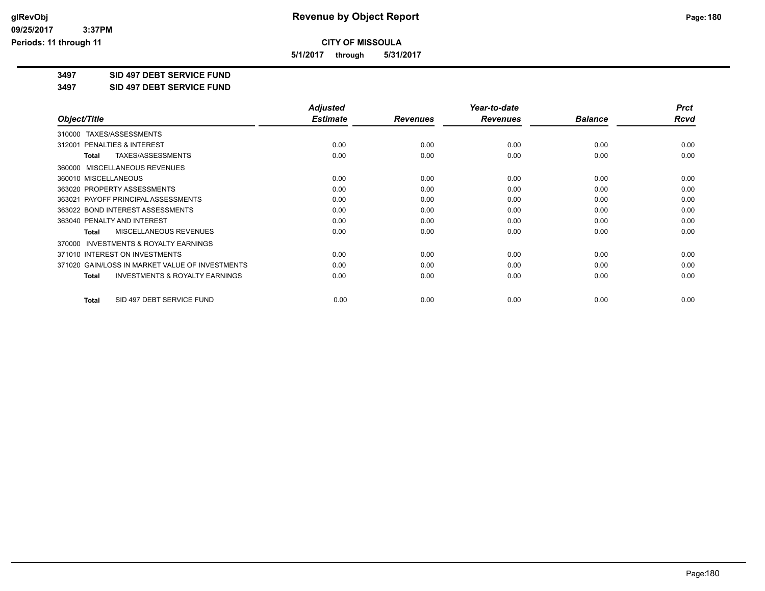# CITY OF MISSOULA

**5/1/2017 through 5/31/2017**

**3497 SID 497 DEBT SERVICE FUND**

**3497 SID 497 DEBT SERVICE FUND**

| Object/Title | Adjusted Estimate | Revenues | Year-to-date Revenues | Balance | Prct Rcvd |
|---|---|---|---|---|---|
| 310000 TAXES/ASSESSMENTS | | | | | |
| 312001 PENALTIES & INTEREST | 0.00 | 0.00 | 0.00 | 0.00 | 0.00 |
| **Total** TAXES/ASSESSMENTS | 0.00 | 0.00 | 0.00 | 0.00 | 0.00 |
| 360000 MISCELLANEOUS REVENUES | | | | | |
| 360010 MISCELLANEOUS | 0.00 | 0.00 | 0.00 | 0.00 | 0.00 |
| 363020 PROPERTY ASSESSMENTS | 0.00 | 0.00 | 0.00 | 0.00 | 0.00 |
| 363021 PAYOFF PRINCIPAL ASSESSMENTS | 0.00 | 0.00 | 0.00 | 0.00 | 0.00 |
| 363022 BOND INTEREST ASSESSMENTS | 0.00 | 0.00 | 0.00 | 0.00 | 0.00 |
| 363040 PENALTY AND INTEREST | 0.00 | 0.00 | 0.00 | 0.00 | 0.00 |
| **Total** MISCELLANEOUS REVENUES | 0.00 | 0.00 | 0.00 | 0.00 | 0.00 |
| 370000 INVESTMENTS & ROYALTY EARNINGS | | | | | |
| 371010 INTEREST ON INVESTMENTS | 0.00 | 0.00 | 0.00 | 0.00 | 0.00 |
| 371020 GAIN/LOSS IN MARKET VALUE OF INVESTMENTS | 0.00 | 0.00 | 0.00 | 0.00 | 0.00 |
| **Total** INVESTMENTS & ROYALTY EARNINGS | 0.00 | 0.00 | 0.00 | 0.00 | 0.00 |
| **Total** SID 497 DEBT SERVICE FUND | 0.00 | 0.00 | 0.00 | 0.00 | 0.00 |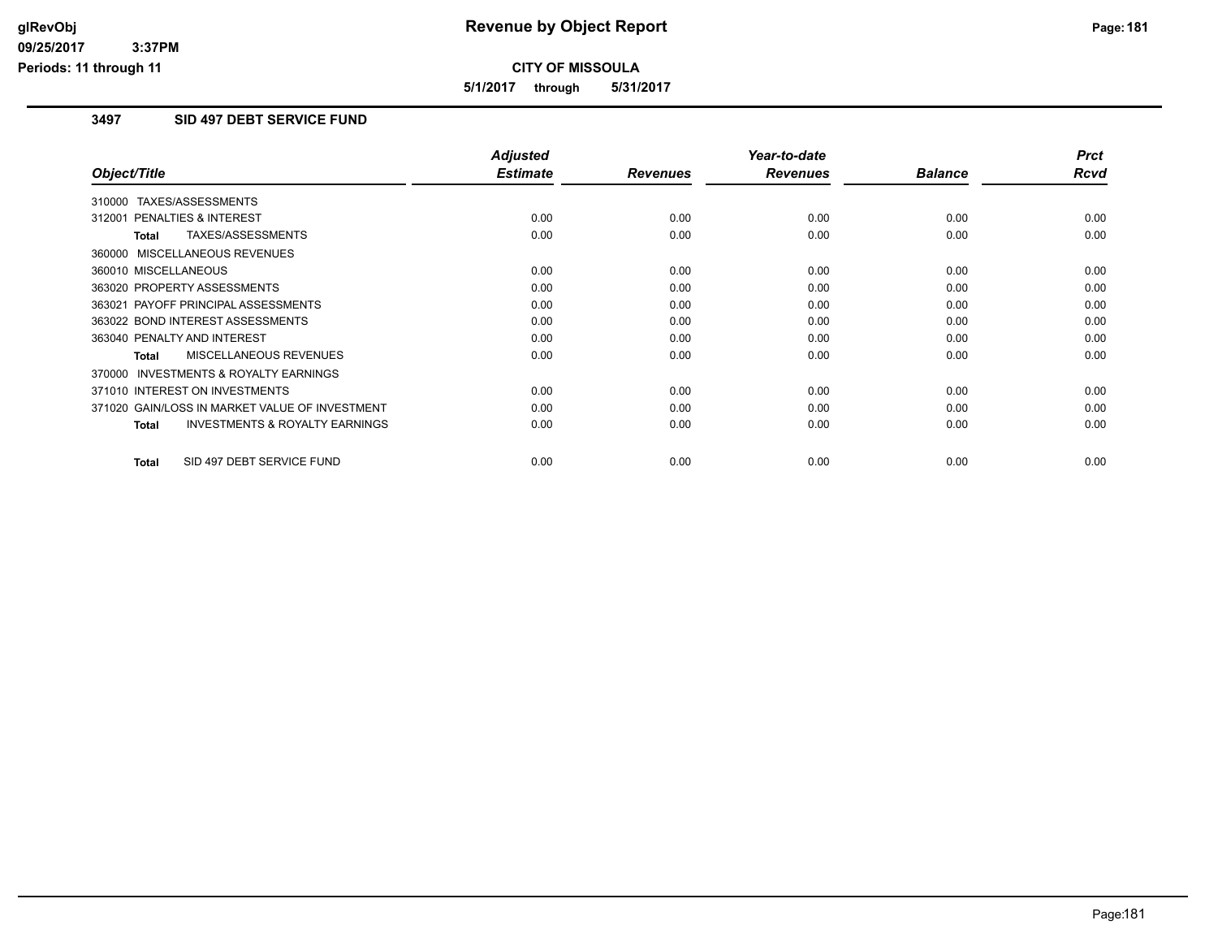# Revenue by Object Report

**CITY OF MISSOULA**

**5/1/2017 through 5/31/2017**

glRevObj
09/25/2017 3:37PM
Periods: 11 through 11

## 3497 SID 497 DEBT SERVICE FUND

| Object/Title | Adjusted Estimate | Revenues | Year-to-date Revenues | Balance | Prct Rcvd |
|---|---|---|---|---|---|
| 310000 TAXES/ASSESSMENTS | | | | | |
| 312001 PENALTIES & INTEREST | 0.00 | 0.00 | 0.00 | 0.00 | 0.00 |
| **Total** TAXES/ASSESSMENTS | 0.00 | 0.00 | 0.00 | 0.00 | 0.00 |
| 360000 MISCELLANEOUS REVENUES | | | | | |
| 360010 MISCELLANEOUS | 0.00 | 0.00 | 0.00 | 0.00 | 0.00 |
| 363020 PROPERTY ASSESSMENTS | 0.00 | 0.00 | 0.00 | 0.00 | 0.00 |
| 363021 PAYOFF PRINCIPAL ASSESSMENTS | 0.00 | 0.00 | 0.00 | 0.00 | 0.00 |
| 363022 BOND INTEREST ASSESSMENTS | 0.00 | 0.00 | 0.00 | 0.00 | 0.00 |
| 363040 PENALTY AND INTEREST | 0.00 | 0.00 | 0.00 | 0.00 | 0.00 |
| **Total** MISCELLANEOUS REVENUES | 0.00 | 0.00 | 0.00 | 0.00 | 0.00 |
| 370000 INVESTMENTS & ROYALTY EARNINGS | | | | | |
| 371010 INTEREST ON INVESTMENTS | 0.00 | 0.00 | 0.00 | 0.00 | 0.00 |
| 371020 GAIN/LOSS IN MARKET VALUE OF INVESTMENT | 0.00 | 0.00 | 0.00 | 0.00 | 0.00 |
| **Total** INVESTMENTS & ROYALTY EARNINGS | 0.00 | 0.00 | 0.00 | 0.00 | 0.00 |
| **Total** SID 497 DEBT SERVICE FUND | 0.00 | 0.00 | 0.00 | 0.00 | 0.00 |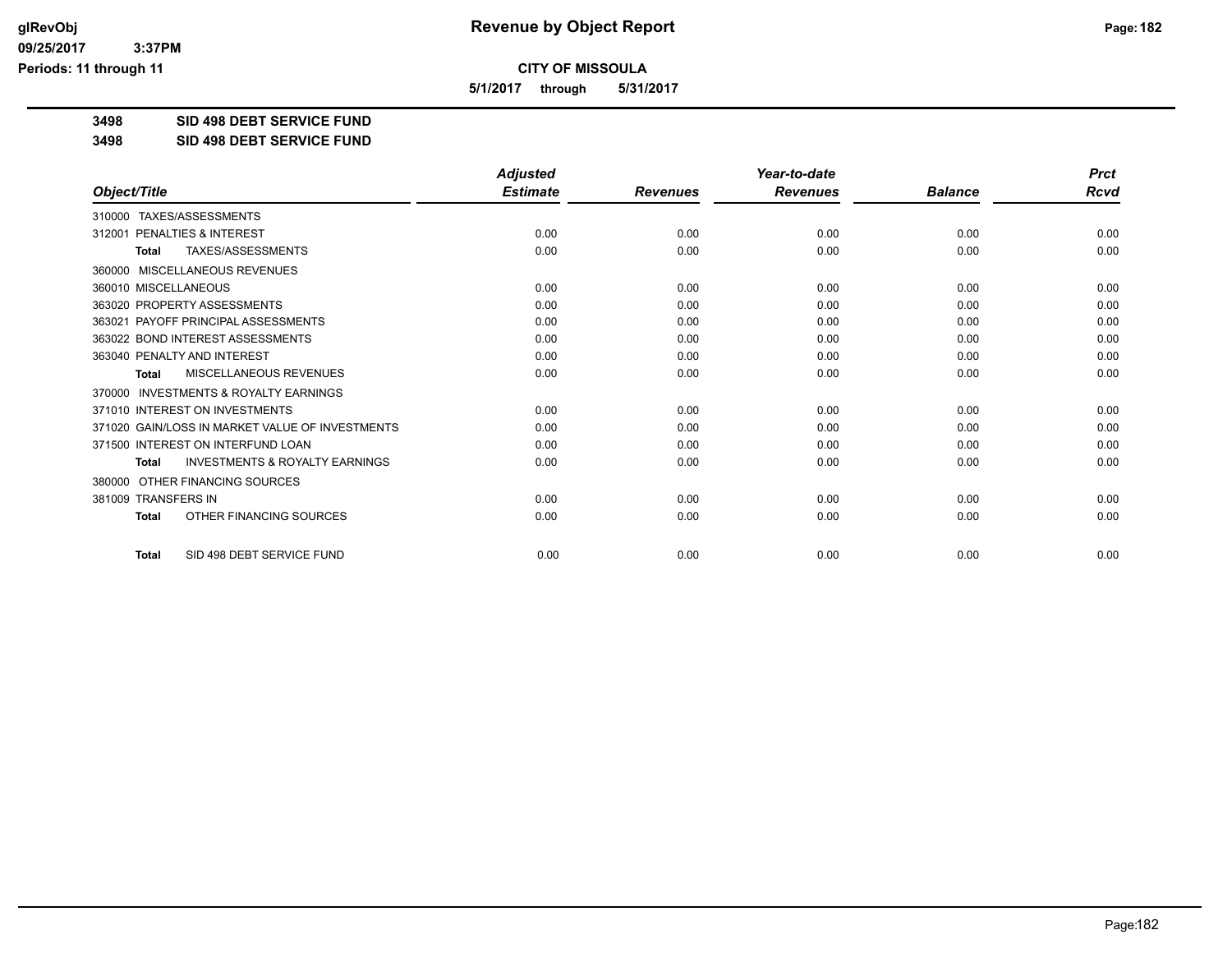# CITY OF MISSOULA

**5/1/2017 through 5/31/2017**

**3498 SID 498 DEBT SERVICE FUND**

**3498 SID 498 DEBT SERVICE FUND**

| Object/Title | Adjusted Estimate | Revenues | Year-to-date Revenues | Balance | Prct Rcvd |
|---|---|---|---|---|---|
| 310000 TAXES/ASSESSMENTS | | | | | |
| 312001 PENALTIES & INTEREST | 0.00 | 0.00 | 0.00 | 0.00 | 0.00 |
| **Total** TAXES/ASSESSMENTS | 0.00 | 0.00 | 0.00 | 0.00 | 0.00 |
| 360000 MISCELLANEOUS REVENUES | | | | | |
| 360010 MISCELLANEOUS | 0.00 | 0.00 | 0.00 | 0.00 | 0.00 |
| 363020 PROPERTY ASSESSMENTS | 0.00 | 0.00 | 0.00 | 0.00 | 0.00 |
| 363021 PAYOFF PRINCIPAL ASSESSMENTS | 0.00 | 0.00 | 0.00 | 0.00 | 0.00 |
| 363022 BOND INTEREST ASSESSMENTS | 0.00 | 0.00 | 0.00 | 0.00 | 0.00 |
| 363040 PENALTY AND INTEREST | 0.00 | 0.00 | 0.00 | 0.00 | 0.00 |
| **Total** MISCELLANEOUS REVENUES | 0.00 | 0.00 | 0.00 | 0.00 | 0.00 |
| 370000 INVESTMENTS & ROYALTY EARNINGS | | | | | |
| 371010 INTEREST ON INVESTMENTS | 0.00 | 0.00 | 0.00 | 0.00 | 0.00 |
| 371020 GAIN/LOSS IN MARKET VALUE OF INVESTMENTS | 0.00 | 0.00 | 0.00 | 0.00 | 0.00 |
| 371500 INTEREST ON INTERFUND LOAN | 0.00 | 0.00 | 0.00 | 0.00 | 0.00 |
| **Total** INVESTMENTS & ROYALTY EARNINGS | 0.00 | 0.00 | 0.00 | 0.00 | 0.00 |
| 380000 OTHER FINANCING SOURCES | | | | | |
| 381009 TRANSFERS IN | 0.00 | 0.00 | 0.00 | 0.00 | 0.00 |
| **Total** OTHER FINANCING SOURCES | 0.00 | 0.00 | 0.00 | 0.00 | 0.00 |
| **Total** SID 498 DEBT SERVICE FUND | 0.00 | 0.00 | 0.00 | 0.00 | 0.00 |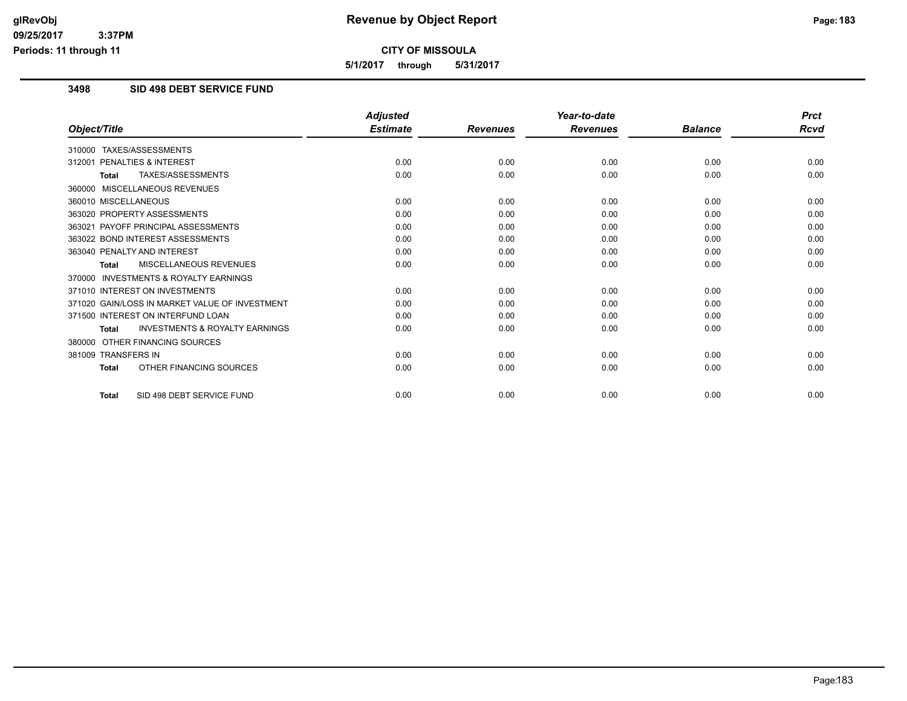# Revenue by Object Report

**CITY OF MISSOULA**

**5/1/2017 through 5/31/2017**

Periods: 11 through 11

## 3498 SID 498 DEBT SERVICE FUND

| Object/Title | Adjusted Estimate | Revenues | Year-to-date Revenues | Balance | Prct Rcvd |
|---|---|---|---|---|---|
| 310000 TAXES/ASSESSMENTS | | | | | |
| 312001 PENALTIES & INTEREST | 0.00 | 0.00 | 0.00 | 0.00 | 0.00 |
| **Total** TAXES/ASSESSMENTS | 0.00 | 0.00 | 0.00 | 0.00 | 0.00 |
| 360000 MISCELLANEOUS REVENUES | | | | | |
| 360010 MISCELLANEOUS | 0.00 | 0.00 | 0.00 | 0.00 | 0.00 |
| 363020 PROPERTY ASSESSMENTS | 0.00 | 0.00 | 0.00 | 0.00 | 0.00 |
| 363021 PAYOFF PRINCIPAL ASSESSMENTS | 0.00 | 0.00 | 0.00 | 0.00 | 0.00 |
| 363022 BOND INTEREST ASSESSMENTS | 0.00 | 0.00 | 0.00 | 0.00 | 0.00 |
| 363040 PENALTY AND INTEREST | 0.00 | 0.00 | 0.00 | 0.00 | 0.00 |
| **Total** MISCELLANEOUS REVENUES | 0.00 | 0.00 | 0.00 | 0.00 | 0.00 |
| 370000 INVESTMENTS & ROYALTY EARNINGS | | | | | |
| 371010 INTEREST ON INVESTMENTS | 0.00 | 0.00 | 0.00 | 0.00 | 0.00 |
| 371020 GAIN/LOSS IN MARKET VALUE OF INVESTMENT | 0.00 | 0.00 | 0.00 | 0.00 | 0.00 |
| 371500 INTEREST ON INTERFUND LOAN | 0.00 | 0.00 | 0.00 | 0.00 | 0.00 |
| **Total** INVESTMENTS & ROYALTY EARNINGS | 0.00 | 0.00 | 0.00 | 0.00 | 0.00 |
| 380000 OTHER FINANCING SOURCES | | | | | |
| 381009 TRANSFERS IN | 0.00 | 0.00 | 0.00 | 0.00 | 0.00 |
| **Total** OTHER FINANCING SOURCES | 0.00 | 0.00 | 0.00 | 0.00 | 0.00 |
| **Total** SID 498 DEBT SERVICE FUND | 0.00 | 0.00 | 0.00 | 0.00 | 0.00 |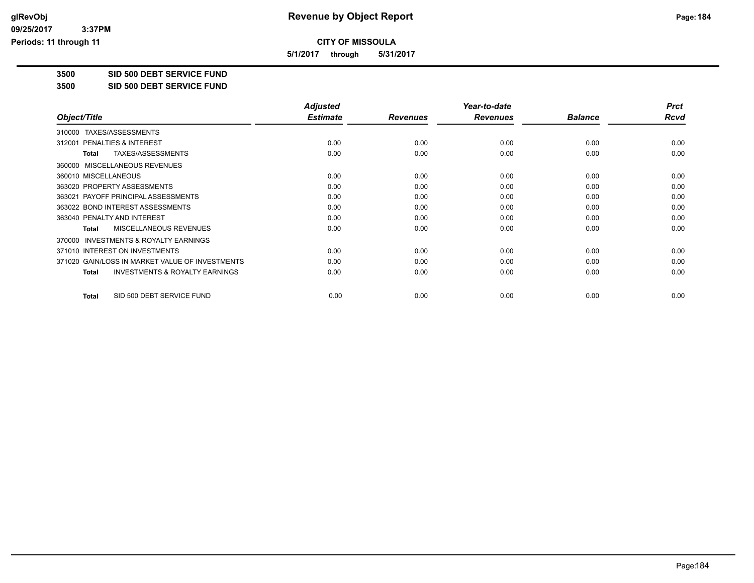# Revenue by Object Report

**CITY OF MISSOULA**

**5/1/2017 through 5/31/2017**

**3500 SID 500 DEBT SERVICE FUND**

**3500 SID 500 DEBT SERVICE FUND**

| Object/Title | Adjusted Estimate | Revenues | Year-to-date Revenues | Balance | Prct Rcvd |
|---|---|---|---|---|---|
| 310000 TAXES/ASSESSMENTS | | | | | |
| 312001 PENALTIES & INTEREST | 0.00 | 0.00 | 0.00 | 0.00 | 0.00 |
| **Total** TAXES/ASSESSMENTS | 0.00 | 0.00 | 0.00 | 0.00 | 0.00 |
| 360000 MISCELLANEOUS REVENUES | | | | | |
| 360010 MISCELLANEOUS | 0.00 | 0.00 | 0.00 | 0.00 | 0.00 |
| 363020 PROPERTY ASSESSMENTS | 0.00 | 0.00 | 0.00 | 0.00 | 0.00 |
| 363021 PAYOFF PRINCIPAL ASSESSMENTS | 0.00 | 0.00 | 0.00 | 0.00 | 0.00 |
| 363022 BOND INTEREST ASSESSMENTS | 0.00 | 0.00 | 0.00 | 0.00 | 0.00 |
| 363040 PENALTY AND INTEREST | 0.00 | 0.00 | 0.00 | 0.00 | 0.00 |
| **Total** MISCELLANEOUS REVENUES | 0.00 | 0.00 | 0.00 | 0.00 | 0.00 |
| 370000 INVESTMENTS & ROYALTY EARNINGS | | | | | |
| 371010 INTEREST ON INVESTMENTS | 0.00 | 0.00 | 0.00 | 0.00 | 0.00 |
| 371020 GAIN/LOSS IN MARKET VALUE OF INVESTMENTS | 0.00 | 0.00 | 0.00 | 0.00 | 0.00 |
| **Total** INVESTMENTS & ROYALTY EARNINGS | 0.00 | 0.00 | 0.00 | 0.00 | 0.00 |
| **Total** SID 500 DEBT SERVICE FUND | 0.00 | 0.00 | 0.00 | 0.00 | 0.00 |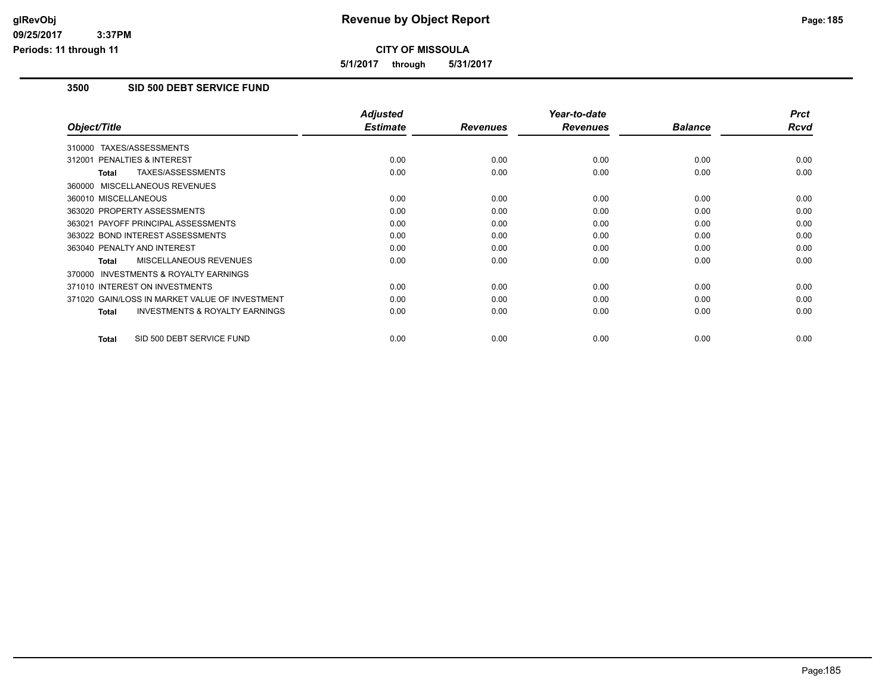**CITY OF MISSOULA**

**5/1/2017 through 5/31/2017**

## 3500 SID 500 DEBT SERVICE FUND

| Object/Title | Adjusted Estimate | Revenues | Year-to-date Revenues | Balance | Prct Rcvd |
|---|---|---|---|---|---|
| 310000 TAXES/ASSESSMENTS | | | | | |
| 312001 PENALTIES & INTEREST | 0.00 | 0.00 | 0.00 | 0.00 | 0.00 |
| **Total** TAXES/ASSESSMENTS | 0.00 | 0.00 | 0.00 | 0.00 | 0.00 |
| 360000 MISCELLANEOUS REVENUES | | | | | |
| 360010 MISCELLANEOUS | 0.00 | 0.00 | 0.00 | 0.00 | 0.00 |
| 363020 PROPERTY ASSESSMENTS | 0.00 | 0.00 | 0.00 | 0.00 | 0.00 |
| 363021 PAYOFF PRINCIPAL ASSESSMENTS | 0.00 | 0.00 | 0.00 | 0.00 | 0.00 |
| 363022 BOND INTEREST ASSESSMENTS | 0.00 | 0.00 | 0.00 | 0.00 | 0.00 |
| 363040 PENALTY AND INTEREST | 0.00 | 0.00 | 0.00 | 0.00 | 0.00 |
| **Total** MISCELLANEOUS REVENUES | 0.00 | 0.00 | 0.00 | 0.00 | 0.00 |
| 370000 INVESTMENTS & ROYALTY EARNINGS | | | | | |
| 371010 INTEREST ON INVESTMENTS | 0.00 | 0.00 | 0.00 | 0.00 | 0.00 |
| 371020 GAIN/LOSS IN MARKET VALUE OF INVESTMENT | 0.00 | 0.00 | 0.00 | 0.00 | 0.00 |
| **Total** INVESTMENTS & ROYALTY EARNINGS | 0.00 | 0.00 | 0.00 | 0.00 | 0.00 |
| **Total** SID 500 DEBT SERVICE FUND | 0.00 | 0.00 | 0.00 | 0.00 | 0.00 |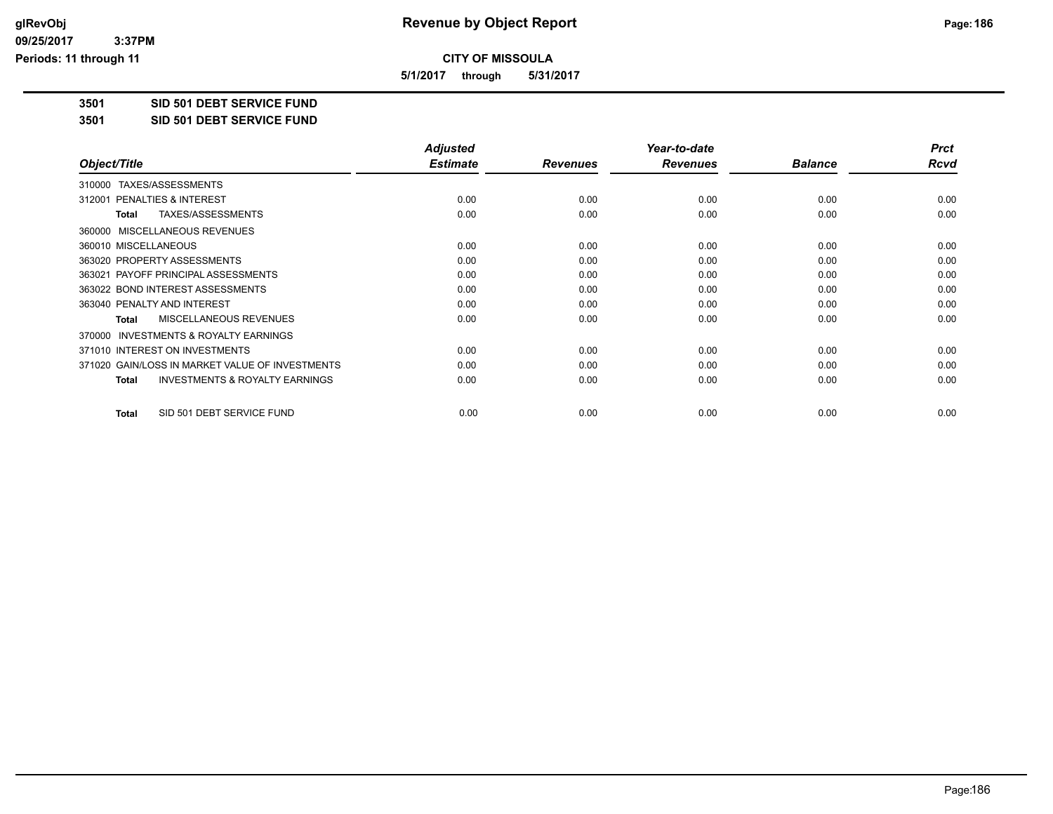# Revenue by Object Report

**CITY OF MISSOULA**

**5/1/2017 through 5/31/2017**

glRevObj
09/25/2017 3:37PM
Periods: 11 through 11

**3501 SID 501 DEBT SERVICE FUND**

**3501 SID 501 DEBT SERVICE FUND**

| Object/Title | Adjusted Estimate | Revenues | Year-to-date Revenues | Balance | Prct Rcvd |
|---|---|---|---|---|---|
| 310000 TAXES/ASSESSMENTS | | | | | |
| 312001 PENALTIES & INTEREST | 0.00 | 0.00 | 0.00 | 0.00 | 0.00 |
| **Total** TAXES/ASSESSMENTS | 0.00 | 0.00 | 0.00 | 0.00 | 0.00 |
| 360000 MISCELLANEOUS REVENUES | | | | | |
| 360010 MISCELLANEOUS | 0.00 | 0.00 | 0.00 | 0.00 | 0.00 |
| 363020 PROPERTY ASSESSMENTS | 0.00 | 0.00 | 0.00 | 0.00 | 0.00 |
| 363021 PAYOFF PRINCIPAL ASSESSMENTS | 0.00 | 0.00 | 0.00 | 0.00 | 0.00 |
| 363022 BOND INTEREST ASSESSMENTS | 0.00 | 0.00 | 0.00 | 0.00 | 0.00 |
| 363040 PENALTY AND INTEREST | 0.00 | 0.00 | 0.00 | 0.00 | 0.00 |
| **Total** MISCELLANEOUS REVENUES | 0.00 | 0.00 | 0.00 | 0.00 | 0.00 |
| 370000 INVESTMENTS & ROYALTY EARNINGS | | | | | |
| 371010 INTEREST ON INVESTMENTS | 0.00 | 0.00 | 0.00 | 0.00 | 0.00 |
| 371020 GAIN/LOSS IN MARKET VALUE OF INVESTMENTS | 0.00 | 0.00 | 0.00 | 0.00 | 0.00 |
| **Total** INVESTMENTS & ROYALTY EARNINGS | 0.00 | 0.00 | 0.00 | 0.00 | 0.00 |
| **Total** SID 501 DEBT SERVICE FUND | 0.00 | 0.00 | 0.00 | 0.00 | 0.00 |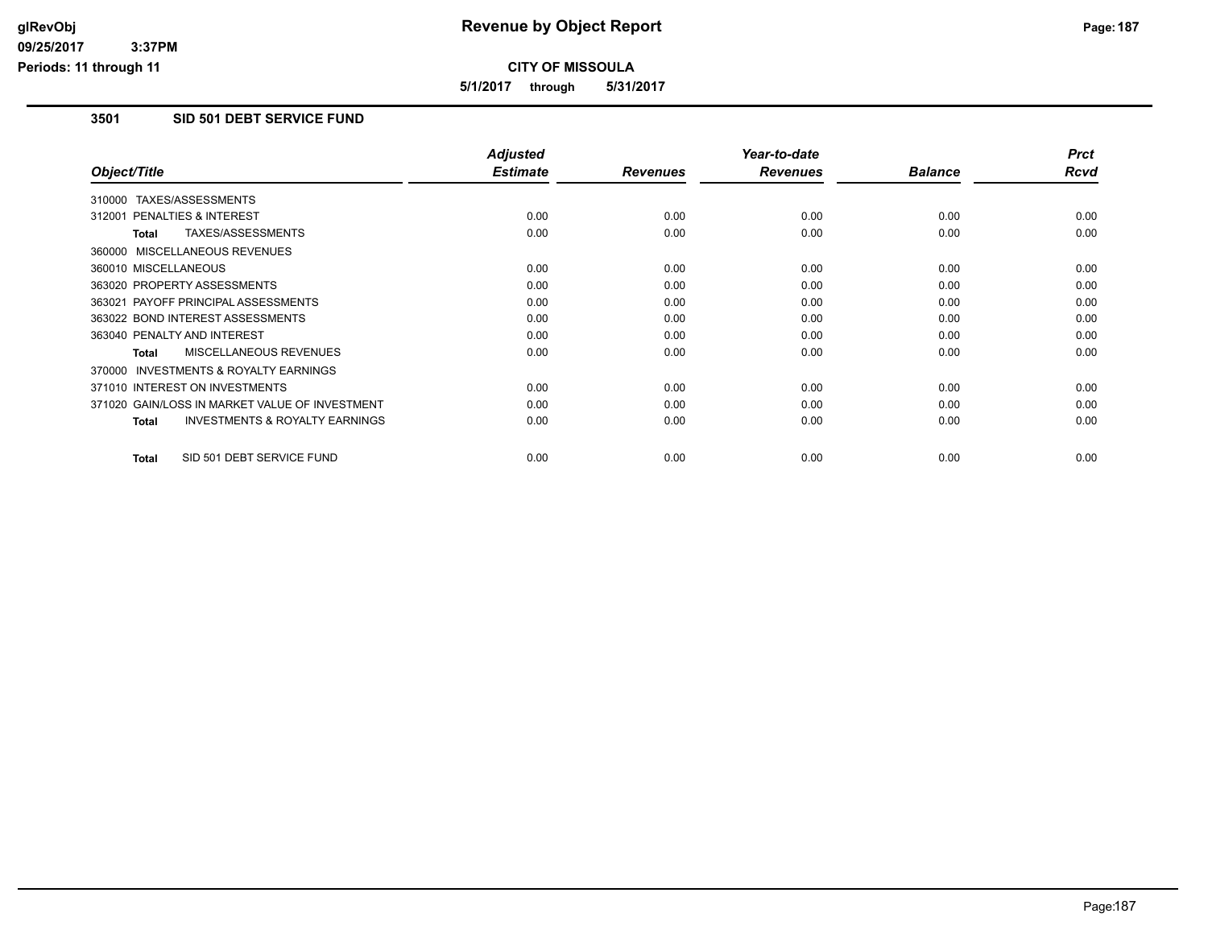# Revenue by Object Report

**CITY OF MISSOULA**

**5/1/2017 through 5/31/2017**

glRevObj
09/25/2017 3:37PM
Periods: 11 through 11

## 3501 SID 501 DEBT SERVICE FUND

| Object/Title | Adjusted Estimate | Revenues | Year-to-date Revenues | Balance | Prct Rcvd |
|---|---|---|---|---|---|
| 310000 TAXES/ASSESSMENTS | | | | | |
| 312001 PENALTIES & INTEREST | 0.00 | 0.00 | 0.00 | 0.00 | 0.00 |
| **Total** TAXES/ASSESSMENTS | 0.00 | 0.00 | 0.00 | 0.00 | 0.00 |
| 360000 MISCELLANEOUS REVENUES | | | | | |
| 360010 MISCELLANEOUS | 0.00 | 0.00 | 0.00 | 0.00 | 0.00 |
| 363020 PROPERTY ASSESSMENTS | 0.00 | 0.00 | 0.00 | 0.00 | 0.00 |
| 363021 PAYOFF PRINCIPAL ASSESSMENTS | 0.00 | 0.00 | 0.00 | 0.00 | 0.00 |
| 363022 BOND INTEREST ASSESSMENTS | 0.00 | 0.00 | 0.00 | 0.00 | 0.00 |
| 363040 PENALTY AND INTEREST | 0.00 | 0.00 | 0.00 | 0.00 | 0.00 |
| **Total** MISCELLANEOUS REVENUES | 0.00 | 0.00 | 0.00 | 0.00 | 0.00 |
| 370000 INVESTMENTS & ROYALTY EARNINGS | | | | | |
| 371010 INTEREST ON INVESTMENTS | 0.00 | 0.00 | 0.00 | 0.00 | 0.00 |
| 371020 GAIN/LOSS IN MARKET VALUE OF INVESTMENT | 0.00 | 0.00 | 0.00 | 0.00 | 0.00 |
| **Total** INVESTMENTS & ROYALTY EARNINGS | 0.00 | 0.00 | 0.00 | 0.00 | 0.00 |
| **Total** SID 501 DEBT SERVICE FUND | 0.00 | 0.00 | 0.00 | 0.00 | 0.00 |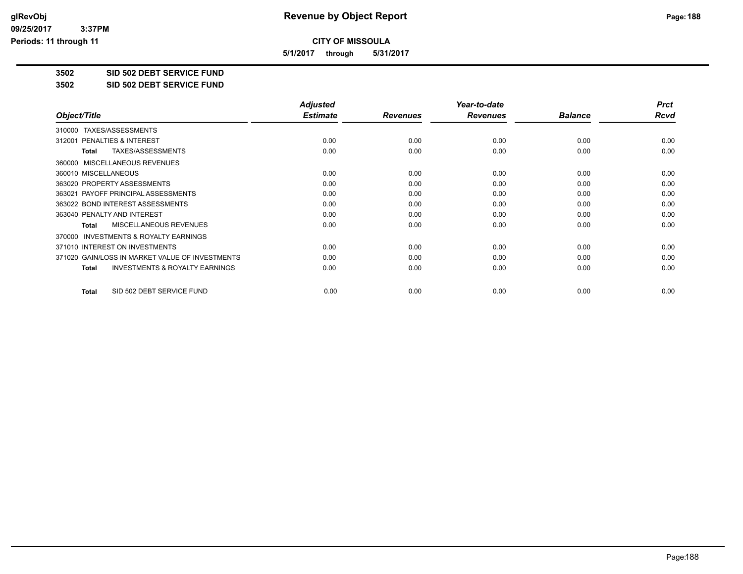# Revenue by Object Report

**CITY OF MISSOULA**

**5/1/2017 through 5/31/2017**

glRevObj
09/25/2017 3:37PM
Periods: 11 through 11

**3502 SID 502 DEBT SERVICE FUND**

**3502 SID 502 DEBT SERVICE FUND**

| Object/Title | Adjusted Estimate | Revenues | Year-to-date Revenues | Balance | Prct Rcvd |
|---|---|---|---|---|---|
| 310000 TAXES/ASSESSMENTS | | | | | |
| 312001 PENALTIES & INTEREST | 0.00 | 0.00 | 0.00 | 0.00 | 0.00 |
| **Total** TAXES/ASSESSMENTS | 0.00 | 0.00 | 0.00 | 0.00 | 0.00 |
| 360000 MISCELLANEOUS REVENUES | | | | | |
| 360010 MISCELLANEOUS | 0.00 | 0.00 | 0.00 | 0.00 | 0.00 |
| 363020 PROPERTY ASSESSMENTS | 0.00 | 0.00 | 0.00 | 0.00 | 0.00 |
| 363021 PAYOFF PRINCIPAL ASSESSMENTS | 0.00 | 0.00 | 0.00 | 0.00 | 0.00 |
| 363022 BOND INTEREST ASSESSMENTS | 0.00 | 0.00 | 0.00 | 0.00 | 0.00 |
| 363040 PENALTY AND INTEREST | 0.00 | 0.00 | 0.00 | 0.00 | 0.00 |
| **Total** MISCELLANEOUS REVENUES | 0.00 | 0.00 | 0.00 | 0.00 | 0.00 |
| 370000 INVESTMENTS & ROYALTY EARNINGS | | | | | |
| 371010 INTEREST ON INVESTMENTS | 0.00 | 0.00 | 0.00 | 0.00 | 0.00 |
| 371020 GAIN/LOSS IN MARKET VALUE OF INVESTMENTS | 0.00 | 0.00 | 0.00 | 0.00 | 0.00 |
| **Total** INVESTMENTS & ROYALTY EARNINGS | 0.00 | 0.00 | 0.00 | 0.00 | 0.00 |
| **Total** SID 502 DEBT SERVICE FUND | 0.00 | 0.00 | 0.00 | 0.00 | 0.00 |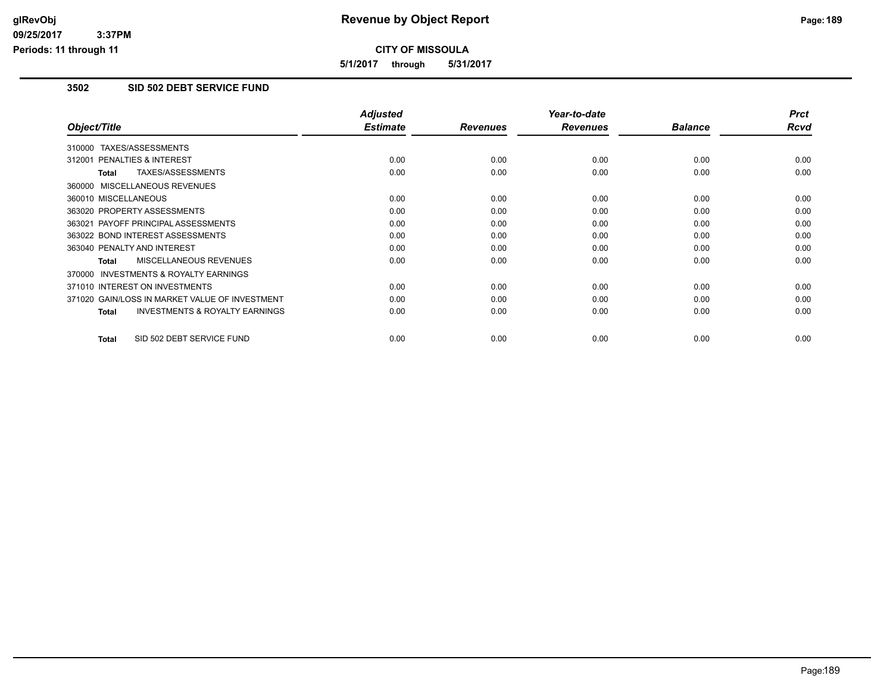# Revenue by Object Report

**CITY OF MISSOULA**

**5/1/2017 through 5/31/2017**

glRevObj
09/25/2017 3:37PM
Periods: 11 through 11

### 3502 SID 502 DEBT SERVICE FUND

| Object/Title | Adjusted Estimate | Revenues | Year-to-date Revenues | Balance | Prct Rcvd |
|---|---|---|---|---|---|
| 310000 TAXES/ASSESSMENTS | | | | | |
| 312001 PENALTIES & INTEREST | 0.00 | 0.00 | 0.00 | 0.00 | 0.00 |
| **Total** TAXES/ASSESSMENTS | 0.00 | 0.00 | 0.00 | 0.00 | 0.00 |
| 360000 MISCELLANEOUS REVENUES | | | | | |
| 360010 MISCELLANEOUS | 0.00 | 0.00 | 0.00 | 0.00 | 0.00 |
| 363020 PROPERTY ASSESSMENTS | 0.00 | 0.00 | 0.00 | 0.00 | 0.00 |
| 363021 PAYOFF PRINCIPAL ASSESSMENTS | 0.00 | 0.00 | 0.00 | 0.00 | 0.00 |
| 363022 BOND INTEREST ASSESSMENTS | 0.00 | 0.00 | 0.00 | 0.00 | 0.00 |
| 363040 PENALTY AND INTEREST | 0.00 | 0.00 | 0.00 | 0.00 | 0.00 |
| **Total** MISCELLANEOUS REVENUES | 0.00 | 0.00 | 0.00 | 0.00 | 0.00 |
| 370000 INVESTMENTS & ROYALTY EARNINGS | | | | | |
| 371010 INTEREST ON INVESTMENTS | 0.00 | 0.00 | 0.00 | 0.00 | 0.00 |
| 371020 GAIN/LOSS IN MARKET VALUE OF INVESTMENT | 0.00 | 0.00 | 0.00 | 0.00 | 0.00 |
| **Total** INVESTMENTS & ROYALTY EARNINGS | 0.00 | 0.00 | 0.00 | 0.00 | 0.00 |
| **Total** SID 502 DEBT SERVICE FUND | 0.00 | 0.00 | 0.00 | 0.00 | 0.00 |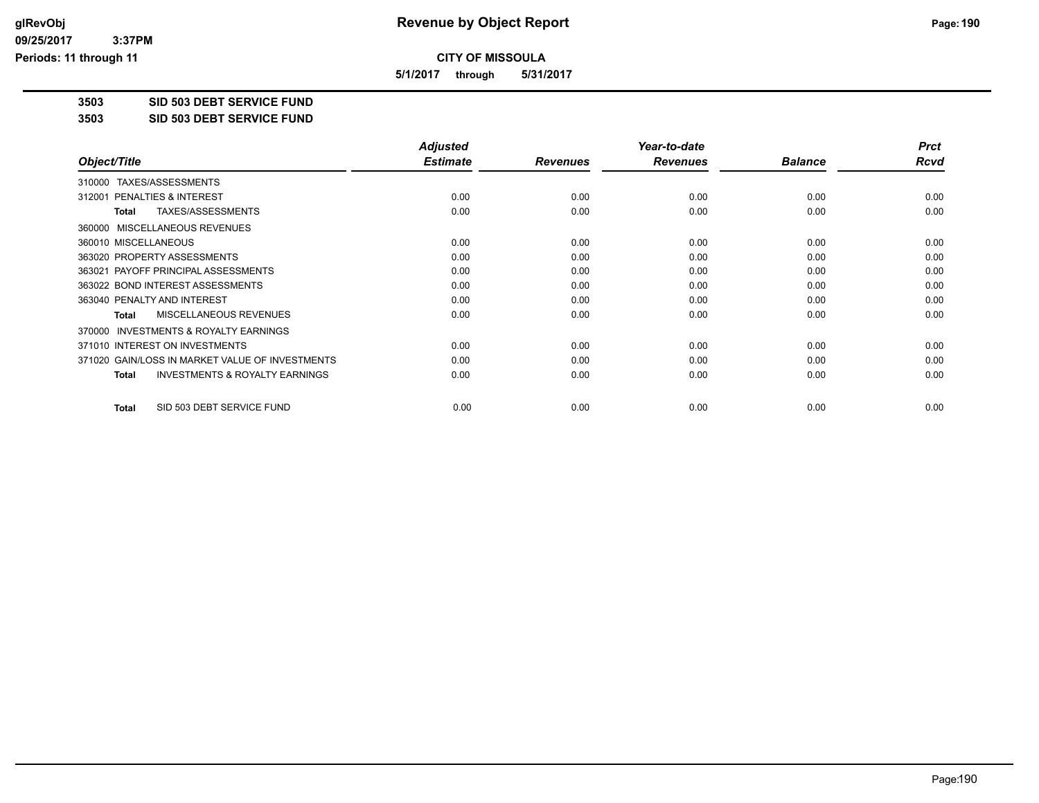# Revenue by Object Report

**CITY OF MISSOULA**

**5/1/2017 through 5/31/2017**

glRevObj
09/25/2017 3:37PM
Periods: 11 through 11

**3503 SID 503 DEBT SERVICE FUND**

**3503 SID 503 DEBT SERVICE FUND**

| Object/Title | Adjusted Estimate | Revenues | Year-to-date Revenues | Balance | Prct Rcvd |
|---|---|---|---|---|---|
| 310000 TAXES/ASSESSMENTS | | | | | |
| 312001 PENALTIES & INTEREST | 0.00 | 0.00 | 0.00 | 0.00 | 0.00 |
| **Total** TAXES/ASSESSMENTS | 0.00 | 0.00 | 0.00 | 0.00 | 0.00 |
| 360000 MISCELLANEOUS REVENUES | | | | | |
| 360010 MISCELLANEOUS | 0.00 | 0.00 | 0.00 | 0.00 | 0.00 |
| 363020 PROPERTY ASSESSMENTS | 0.00 | 0.00 | 0.00 | 0.00 | 0.00 |
| 363021 PAYOFF PRINCIPAL ASSESSMENTS | 0.00 | 0.00 | 0.00 | 0.00 | 0.00 |
| 363022 BOND INTEREST ASSESSMENTS | 0.00 | 0.00 | 0.00 | 0.00 | 0.00 |
| 363040 PENALTY AND INTEREST | 0.00 | 0.00 | 0.00 | 0.00 | 0.00 |
| **Total** MISCELLANEOUS REVENUES | 0.00 | 0.00 | 0.00 | 0.00 | 0.00 |
| 370000 INVESTMENTS & ROYALTY EARNINGS | | | | | |
| 371010 INTEREST ON INVESTMENTS | 0.00 | 0.00 | 0.00 | 0.00 | 0.00 |
| 371020 GAIN/LOSS IN MARKET VALUE OF INVESTMENTS | 0.00 | 0.00 | 0.00 | 0.00 | 0.00 |
| **Total** INVESTMENTS & ROYALTY EARNINGS | 0.00 | 0.00 | 0.00 | 0.00 | 0.00 |
| **Total** SID 503 DEBT SERVICE FUND | 0.00 | 0.00 | 0.00 | 0.00 | 0.00 |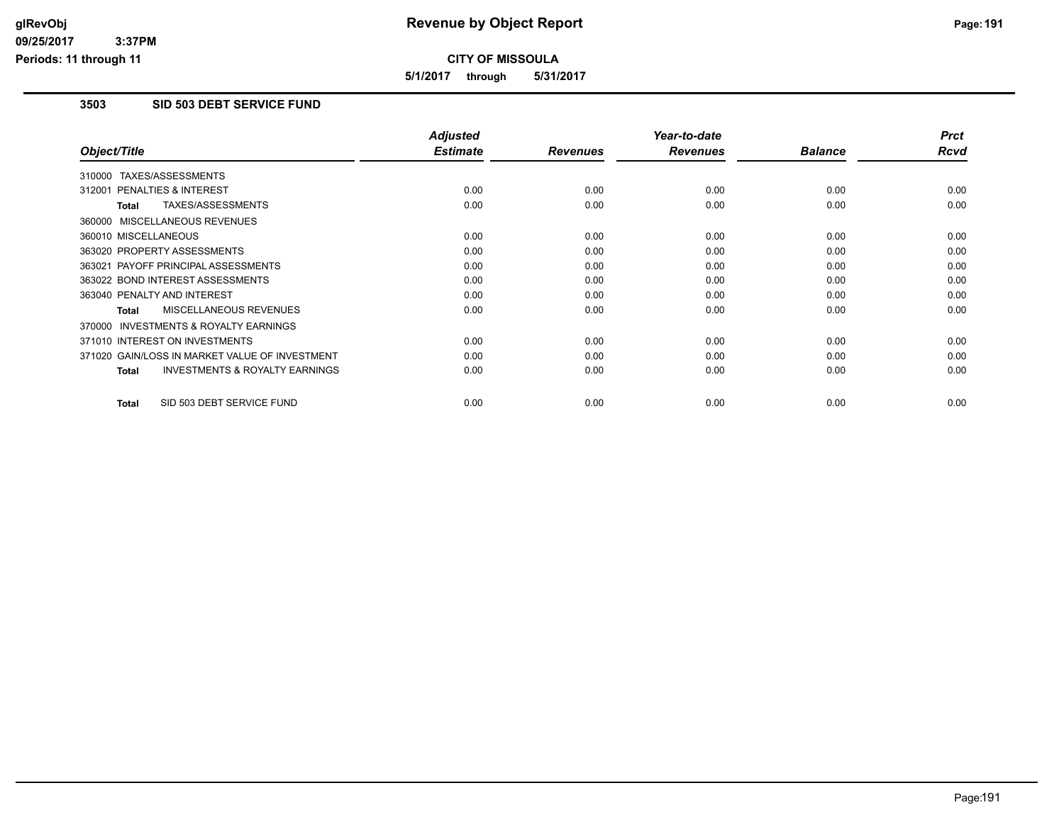# Revenue by Object Report

**CITY OF MISSOULA**

**5/1/2017 through 5/31/2017**

glRevObj
09/25/2017 3:37PM
Periods: 11 through 11

## 3503 SID 503 DEBT SERVICE FUND

| Object/Title | Adjusted Estimate | Revenues | Year-to-date Revenues | Balance | Prct Rcvd |
|---|---|---|---|---|---|
| 310000 TAXES/ASSESSMENTS | | | | | |
| 312001 PENALTIES & INTEREST | 0.00 | 0.00 | 0.00 | 0.00 | 0.00 |
| **Total** TAXES/ASSESSMENTS | 0.00 | 0.00 | 0.00 | 0.00 | 0.00 |
| 360000 MISCELLANEOUS REVENUES | | | | | |
| 360010 MISCELLANEOUS | 0.00 | 0.00 | 0.00 | 0.00 | 0.00 |
| 363020 PROPERTY ASSESSMENTS | 0.00 | 0.00 | 0.00 | 0.00 | 0.00 |
| 363021 PAYOFF PRINCIPAL ASSESSMENTS | 0.00 | 0.00 | 0.00 | 0.00 | 0.00 |
| 363022 BOND INTEREST ASSESSMENTS | 0.00 | 0.00 | 0.00 | 0.00 | 0.00 |
| 363040 PENALTY AND INTEREST | 0.00 | 0.00 | 0.00 | 0.00 | 0.00 |
| **Total** MISCELLANEOUS REVENUES | 0.00 | 0.00 | 0.00 | 0.00 | 0.00 |
| 370000 INVESTMENTS & ROYALTY EARNINGS | | | | | |
| 371010 INTEREST ON INVESTMENTS | 0.00 | 0.00 | 0.00 | 0.00 | 0.00 |
| 371020 GAIN/LOSS IN MARKET VALUE OF INVESTMENT | 0.00 | 0.00 | 0.00 | 0.00 | 0.00 |
| **Total** INVESTMENTS & ROYALTY EARNINGS | 0.00 | 0.00 | 0.00 | 0.00 | 0.00 |
| **Total** SID 503 DEBT SERVICE FUND | 0.00 | 0.00 | 0.00 | 0.00 | 0.00 |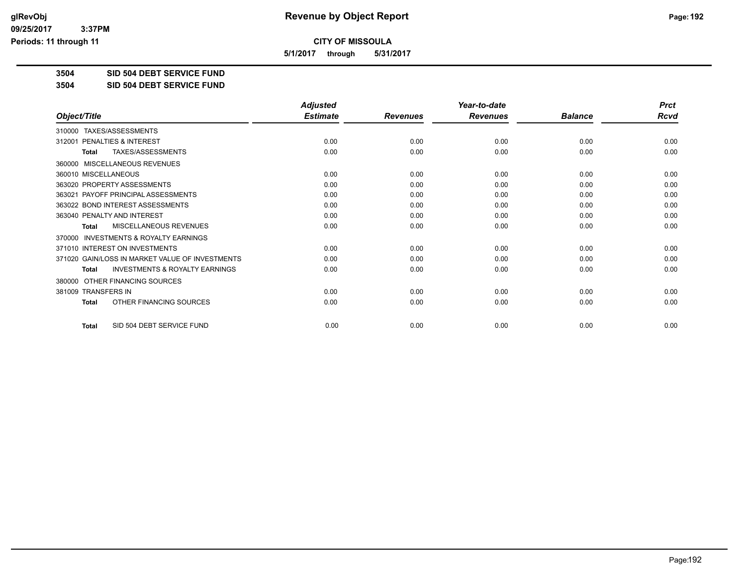**CITY OF MISSOULA**

**5/1/2017 through 5/31/2017**

**3504 SID 504 DEBT SERVICE FUND**

**3504 SID 504 DEBT SERVICE FUND**

| Object/Title | Adjusted Estimate | Revenues | Year-to-date Revenues | Balance | Prct Rcvd |
|---|---|---|---|---|---|
| 310000 TAXES/ASSESSMENTS | | | | | |
| 312001 PENALTIES & INTEREST | 0.00 | 0.00 | 0.00 | 0.00 | 0.00 |
| **Total** TAXES/ASSESSMENTS | 0.00 | 0.00 | 0.00 | 0.00 | 0.00 |
| 360000 MISCELLANEOUS REVENUES | | | | | |
| 360010 MISCELLANEOUS | 0.00 | 0.00 | 0.00 | 0.00 | 0.00 |
| 363020 PROPERTY ASSESSMENTS | 0.00 | 0.00 | 0.00 | 0.00 | 0.00 |
| 363021 PAYOFF PRINCIPAL ASSESSMENTS | 0.00 | 0.00 | 0.00 | 0.00 | 0.00 |
| 363022 BOND INTEREST ASSESSMENTS | 0.00 | 0.00 | 0.00 | 0.00 | 0.00 |
| 363040 PENALTY AND INTEREST | 0.00 | 0.00 | 0.00 | 0.00 | 0.00 |
| **Total** MISCELLANEOUS REVENUES | 0.00 | 0.00 | 0.00 | 0.00 | 0.00 |
| 370000 INVESTMENTS & ROYALTY EARNINGS | | | | | |
| 371010 INTEREST ON INVESTMENTS | 0.00 | 0.00 | 0.00 | 0.00 | 0.00 |
| 371020 GAIN/LOSS IN MARKET VALUE OF INVESTMENTS | 0.00 | 0.00 | 0.00 | 0.00 | 0.00 |
| **Total** INVESTMENTS & ROYALTY EARNINGS | 0.00 | 0.00 | 0.00 | 0.00 | 0.00 |
| 380000 OTHER FINANCING SOURCES | | | | | |
| 381009 TRANSFERS IN | 0.00 | 0.00 | 0.00 | 0.00 | 0.00 |
| **Total** OTHER FINANCING SOURCES | 0.00 | 0.00 | 0.00 | 0.00 | 0.00 |
| **Total** SID 504 DEBT SERVICE FUND | 0.00 | 0.00 | 0.00 | 0.00 | 0.00 |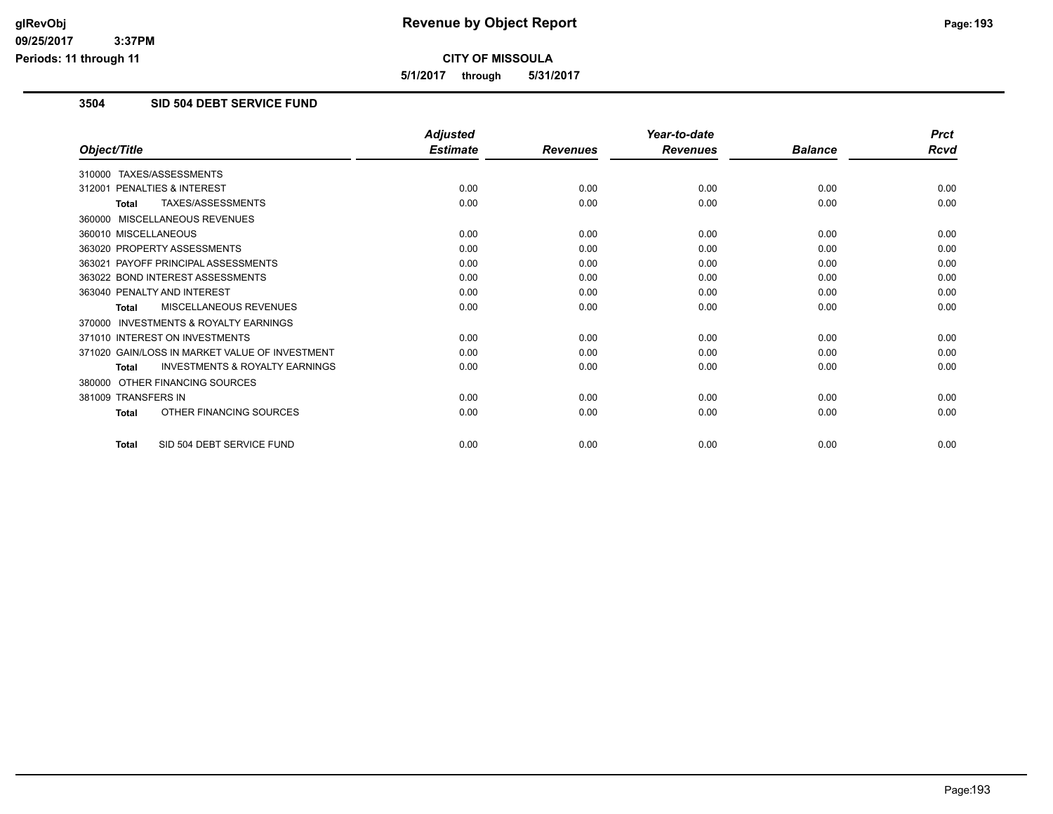**Revenue by Object Report**

**CITY OF MISSOULA**

**5/1/2017 through 5/31/2017**

glRevObj
09/25/2017 3:37PM
Periods: 11 through 11

## 3504 SID 504 DEBT SERVICE FUND

| Object/Title | Adjusted Estimate | Revenues | Year-to-date Revenues | Balance | Prct Rcvd |
|---|---|---|---|---|---|
| 310000 TAXES/ASSESSMENTS | | | | | |
| 312001 PENALTIES & INTEREST | 0.00 | 0.00 | 0.00 | 0.00 | 0.00 |
| **Total** TAXES/ASSESSMENTS | 0.00 | 0.00 | 0.00 | 0.00 | 0.00 |
| 360000 MISCELLANEOUS REVENUES | | | | | |
| 360010 MISCELLANEOUS | 0.00 | 0.00 | 0.00 | 0.00 | 0.00 |
| 363020 PROPERTY ASSESSMENTS | 0.00 | 0.00 | 0.00 | 0.00 | 0.00 |
| 363021 PAYOFF PRINCIPAL ASSESSMENTS | 0.00 | 0.00 | 0.00 | 0.00 | 0.00 |
| 363022 BOND INTEREST ASSESSMENTS | 0.00 | 0.00 | 0.00 | 0.00 | 0.00 |
| 363040 PENALTY AND INTEREST | 0.00 | 0.00 | 0.00 | 0.00 | 0.00 |
| **Total** MISCELLANEOUS REVENUES | 0.00 | 0.00 | 0.00 | 0.00 | 0.00 |
| 370000 INVESTMENTS & ROYALTY EARNINGS | | | | | |
| 371010 INTEREST ON INVESTMENTS | 0.00 | 0.00 | 0.00 | 0.00 | 0.00 |
| 371020 GAIN/LOSS IN MARKET VALUE OF INVESTMENT | 0.00 | 0.00 | 0.00 | 0.00 | 0.00 |
| **Total** INVESTMENTS & ROYALTY EARNINGS | 0.00 | 0.00 | 0.00 | 0.00 | 0.00 |
| 380000 OTHER FINANCING SOURCES | | | | | |
| 381009 TRANSFERS IN | 0.00 | 0.00 | 0.00 | 0.00 | 0.00 |
| **Total** OTHER FINANCING SOURCES | 0.00 | 0.00 | 0.00 | 0.00 | 0.00 |
| **Total** SID 504 DEBT SERVICE FUND | 0.00 | 0.00 | 0.00 | 0.00 | 0.00 |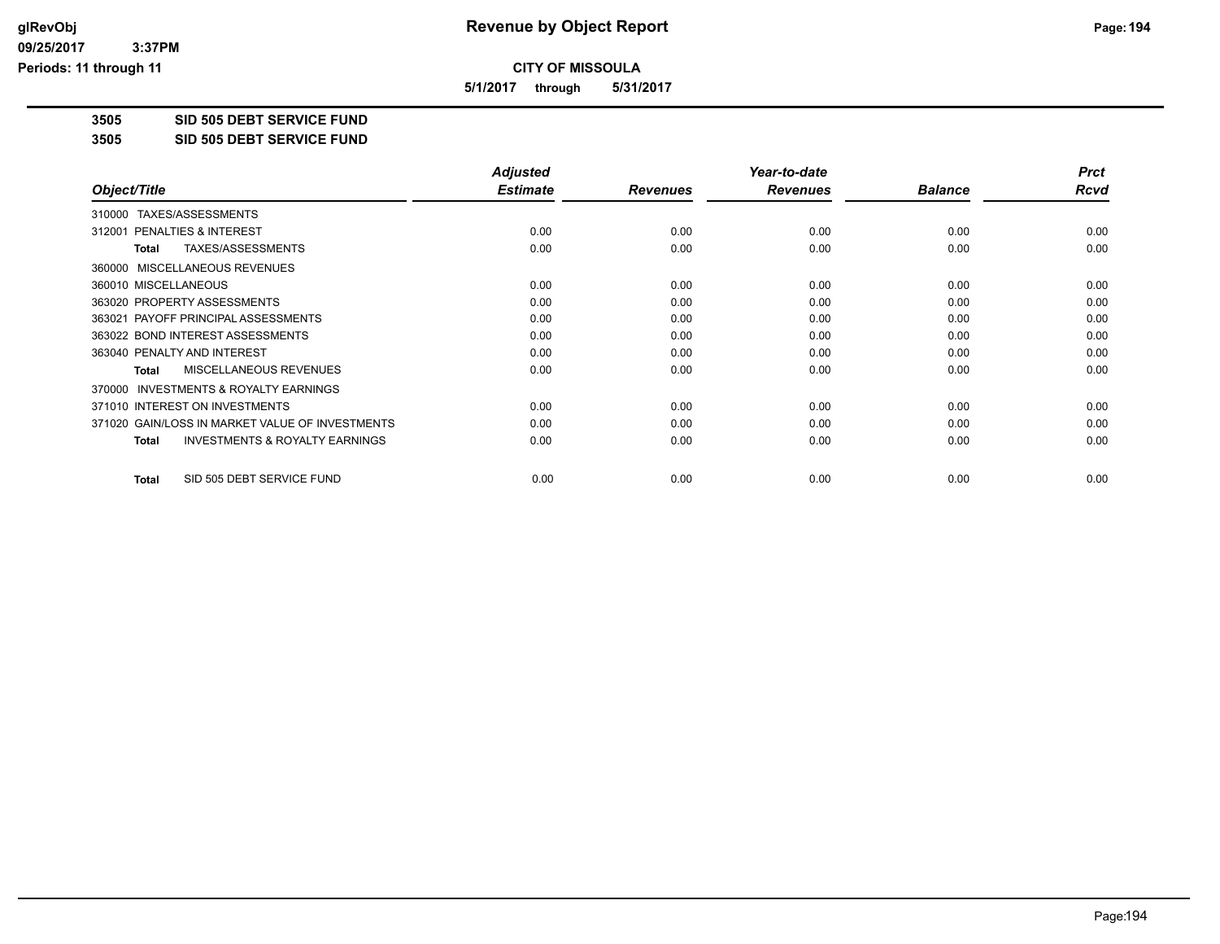**Revenue by Object Report**

**CITY OF MISSOULA**

**5/1/2017 through 5/31/2017**

glRevObj
09/25/2017 3:37PM
Periods: 11 through 11

## 3505 SID 505 DEBT SERVICE FUND

## 3505 SID 505 DEBT SERVICE FUND

| Object/Title | Adjusted Estimate | Revenues | Year-to-date Revenues | Balance | Prct Rcvd |
|---|---|---|---|---|---|
| 310000 TAXES/ASSESSMENTS | | | | | |
| 312001 PENALTIES & INTEREST | 0.00 | 0.00 | 0.00 | 0.00 | 0.00 |
| **Total** TAXES/ASSESSMENTS | 0.00 | 0.00 | 0.00 | 0.00 | 0.00 |
| 360000 MISCELLANEOUS REVENUES | | | | | |
| 360010 MISCELLANEOUS | 0.00 | 0.00 | 0.00 | 0.00 | 0.00 |
| 363020 PROPERTY ASSESSMENTS | 0.00 | 0.00 | 0.00 | 0.00 | 0.00 |
| 363021 PAYOFF PRINCIPAL ASSESSMENTS | 0.00 | 0.00 | 0.00 | 0.00 | 0.00 |
| 363022 BOND INTEREST ASSESSMENTS | 0.00 | 0.00 | 0.00 | 0.00 | 0.00 |
| 363040 PENALTY AND INTEREST | 0.00 | 0.00 | 0.00 | 0.00 | 0.00 |
| **Total** MISCELLANEOUS REVENUES | 0.00 | 0.00 | 0.00 | 0.00 | 0.00 |
| 370000 INVESTMENTS & ROYALTY EARNINGS | | | | | |
| 371010 INTEREST ON INVESTMENTS | 0.00 | 0.00 | 0.00 | 0.00 | 0.00 |
| 371020 GAIN/LOSS IN MARKET VALUE OF INVESTMENTS | 0.00 | 0.00 | 0.00 | 0.00 | 0.00 |
| **Total** INVESTMENTS & ROYALTY EARNINGS | 0.00 | 0.00 | 0.00 | 0.00 | 0.00 |
| **Total** SID 505 DEBT SERVICE FUND | 0.00 | 0.00 | 0.00 | 0.00 | 0.00 |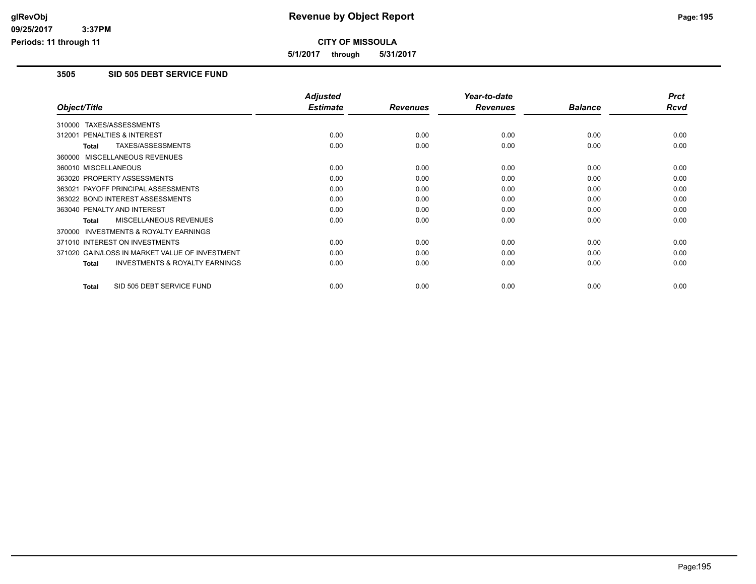# Revenue by Object Report

**CITY OF MISSOULA**

**5/1/2017 through 5/31/2017**

glRevObj
09/25/2017 3:37PM
Periods: 11 through 11

## 3505 SID 505 DEBT SERVICE FUND

| Object/Title | Adjusted Estimate | Revenues | Year-to-date Revenues | Balance | Prct Rcvd |
|---|---|---|---|---|---|
| 310000 TAXES/ASSESSMENTS | | | | | |
| 312001 PENALTIES & INTEREST | 0.00 | 0.00 | 0.00 | 0.00 | 0.00 |
| **Total** TAXES/ASSESSMENTS | 0.00 | 0.00 | 0.00 | 0.00 | 0.00 |
| 360000 MISCELLANEOUS REVENUES | | | | | |
| 360010 MISCELLANEOUS | 0.00 | 0.00 | 0.00 | 0.00 | 0.00 |
| 363020 PROPERTY ASSESSMENTS | 0.00 | 0.00 | 0.00 | 0.00 | 0.00 |
| 363021 PAYOFF PRINCIPAL ASSESSMENTS | 0.00 | 0.00 | 0.00 | 0.00 | 0.00 |
| 363022 BOND INTEREST ASSESSMENTS | 0.00 | 0.00 | 0.00 | 0.00 | 0.00 |
| 363040 PENALTY AND INTEREST | 0.00 | 0.00 | 0.00 | 0.00 | 0.00 |
| **Total** MISCELLANEOUS REVENUES | 0.00 | 0.00 | 0.00 | 0.00 | 0.00 |
| 370000 INVESTMENTS & ROYALTY EARNINGS | | | | | |
| 371010 INTEREST ON INVESTMENTS | 0.00 | 0.00 | 0.00 | 0.00 | 0.00 |
| 371020 GAIN/LOSS IN MARKET VALUE OF INVESTMENT | 0.00 | 0.00 | 0.00 | 0.00 | 0.00 |
| **Total** INVESTMENTS & ROYALTY EARNINGS | 0.00 | 0.00 | 0.00 | 0.00 | 0.00 |
| **Total** SID 505 DEBT SERVICE FUND | 0.00 | 0.00 | 0.00 | 0.00 | 0.00 |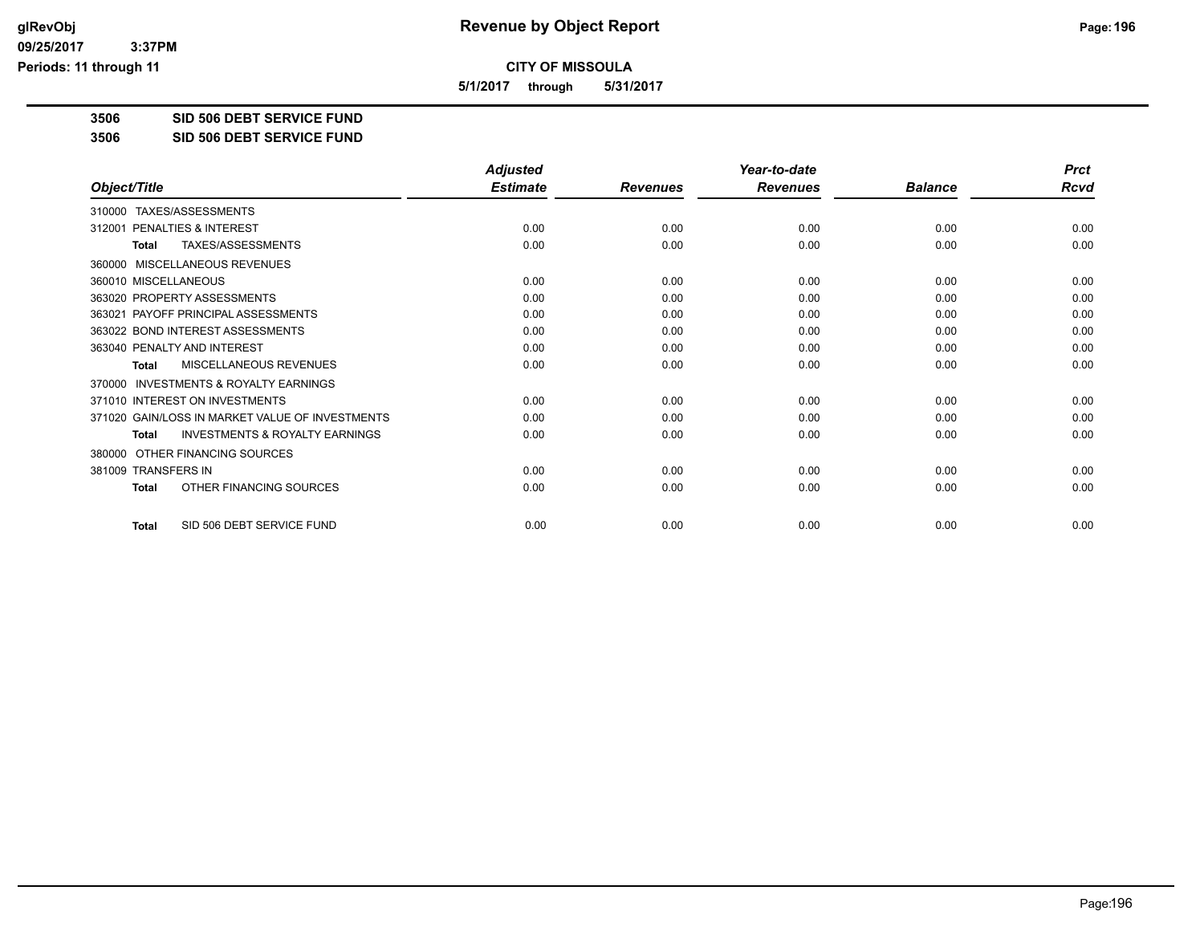**CITY OF MISSOULA**

**5/1/2017 through 5/31/2017**

**3506 SID 506 DEBT SERVICE FUND**

**3506 SID 506 DEBT SERVICE FUND**

| Object/Title | Adjusted Estimate | Revenues | Year-to-date Revenues | Balance | Prct Rcvd |
|---|---|---|---|---|---|
| 310000 TAXES/ASSESSMENTS | | | | | |
| 312001 PENALTIES & INTEREST | 0.00 | 0.00 | 0.00 | 0.00 | 0.00 |
| **Total** TAXES/ASSESSMENTS | 0.00 | 0.00 | 0.00 | 0.00 | 0.00 |
| 360000 MISCELLANEOUS REVENUES | | | | | |
| 360010 MISCELLANEOUS | 0.00 | 0.00 | 0.00 | 0.00 | 0.00 |
| 363020 PROPERTY ASSESSMENTS | 0.00 | 0.00 | 0.00 | 0.00 | 0.00 |
| 363021 PAYOFF PRINCIPAL ASSESSMENTS | 0.00 | 0.00 | 0.00 | 0.00 | 0.00 |
| 363022 BOND INTEREST ASSESSMENTS | 0.00 | 0.00 | 0.00 | 0.00 | 0.00 |
| 363040 PENALTY AND INTEREST | 0.00 | 0.00 | 0.00 | 0.00 | 0.00 |
| **Total** MISCELLANEOUS REVENUES | 0.00 | 0.00 | 0.00 | 0.00 | 0.00 |
| 370000 INVESTMENTS & ROYALTY EARNINGS | | | | | |
| 371010 INTEREST ON INVESTMENTS | 0.00 | 0.00 | 0.00 | 0.00 | 0.00 |
| 371020 GAIN/LOSS IN MARKET VALUE OF INVESTMENTS | 0.00 | 0.00 | 0.00 | 0.00 | 0.00 |
| **Total** INVESTMENTS & ROYALTY EARNINGS | 0.00 | 0.00 | 0.00 | 0.00 | 0.00 |
| 380000 OTHER FINANCING SOURCES | | | | | |
| 381009 TRANSFERS IN | 0.00 | 0.00 | 0.00 | 0.00 | 0.00 |
| **Total** OTHER FINANCING SOURCES | 0.00 | 0.00 | 0.00 | 0.00 | 0.00 |
| **Total** SID 506 DEBT SERVICE FUND | 0.00 | 0.00 | 0.00 | 0.00 | 0.00 |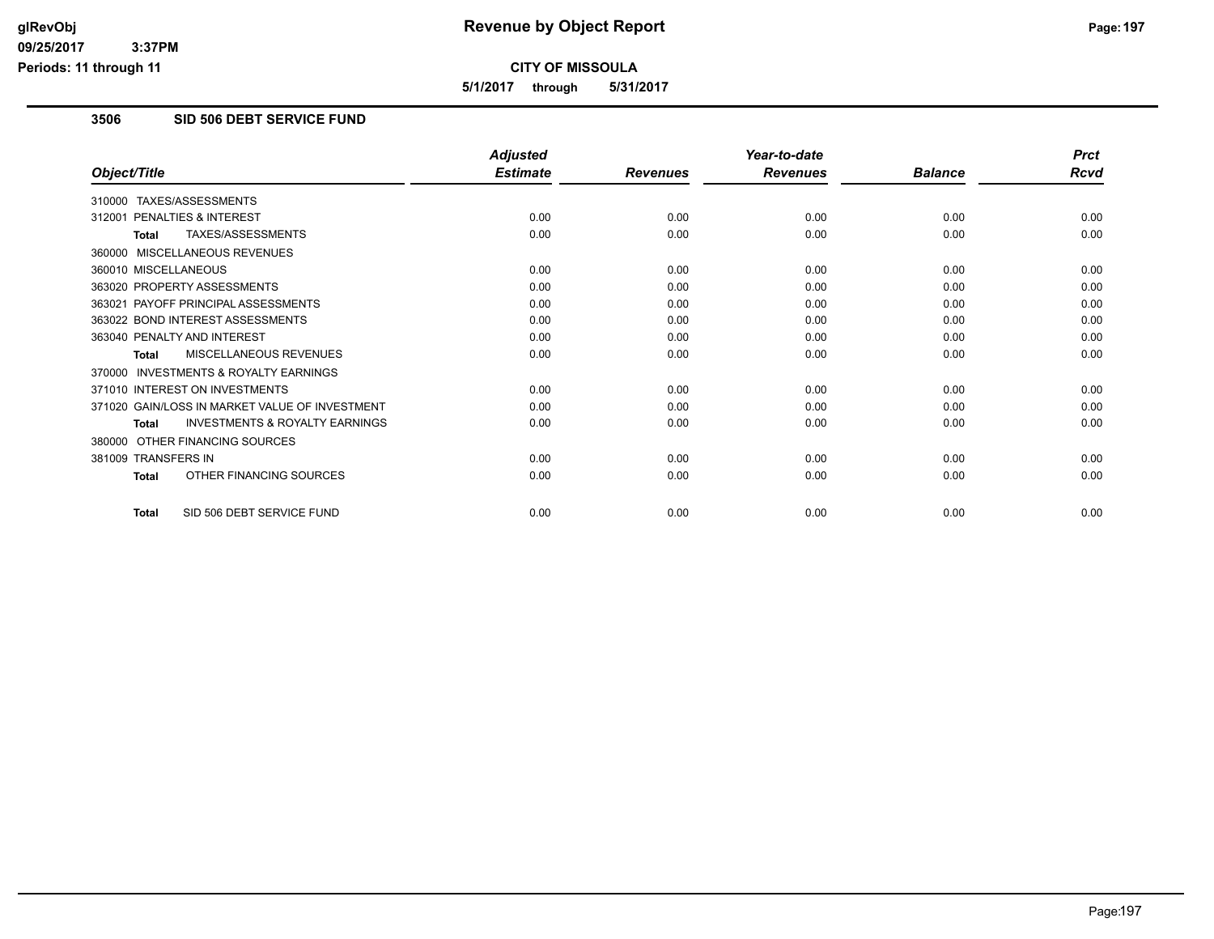**Revenue by Object Report**

**CITY OF MISSOULA**

**5/1/2017 through 5/31/2017**

## 3506 SID 506 DEBT SERVICE FUND

| Object/Title | Adjusted Estimate | Revenues | Year-to-date Revenues | Balance | Prct Rcvd |
|---|---|---|---|---|---|
| 310000 TAXES/ASSESSMENTS | | | | | |
| 312001 PENALTIES & INTEREST | 0.00 | 0.00 | 0.00 | 0.00 | 0.00 |
| **Total** TAXES/ASSESSMENTS | 0.00 | 0.00 | 0.00 | 0.00 | 0.00 |
| 360000 MISCELLANEOUS REVENUES | | | | | |
| 360010 MISCELLANEOUS | 0.00 | 0.00 | 0.00 | 0.00 | 0.00 |
| 363020 PROPERTY ASSESSMENTS | 0.00 | 0.00 | 0.00 | 0.00 | 0.00 |
| 363021 PAYOFF PRINCIPAL ASSESSMENTS | 0.00 | 0.00 | 0.00 | 0.00 | 0.00 |
| 363022 BOND INTEREST ASSESSMENTS | 0.00 | 0.00 | 0.00 | 0.00 | 0.00 |
| 363040 PENALTY AND INTEREST | 0.00 | 0.00 | 0.00 | 0.00 | 0.00 |
| **Total** MISCELLANEOUS REVENUES | 0.00 | 0.00 | 0.00 | 0.00 | 0.00 |
| 370000 INVESTMENTS & ROYALTY EARNINGS | | | | | |
| 371010 INTEREST ON INVESTMENTS | 0.00 | 0.00 | 0.00 | 0.00 | 0.00 |
| 371020 GAIN/LOSS IN MARKET VALUE OF INVESTMENT | 0.00 | 0.00 | 0.00 | 0.00 | 0.00 |
| **Total** INVESTMENTS & ROYALTY EARNINGS | 0.00 | 0.00 | 0.00 | 0.00 | 0.00 |
| 380000 OTHER FINANCING SOURCES | | | | | |
| 381009 TRANSFERS IN | 0.00 | 0.00 | 0.00 | 0.00 | 0.00 |
| **Total** OTHER FINANCING SOURCES | 0.00 | 0.00 | 0.00 | 0.00 | 0.00 |
| **Total** SID 506 DEBT SERVICE FUND | 0.00 | 0.00 | 0.00 | 0.00 | 0.00 |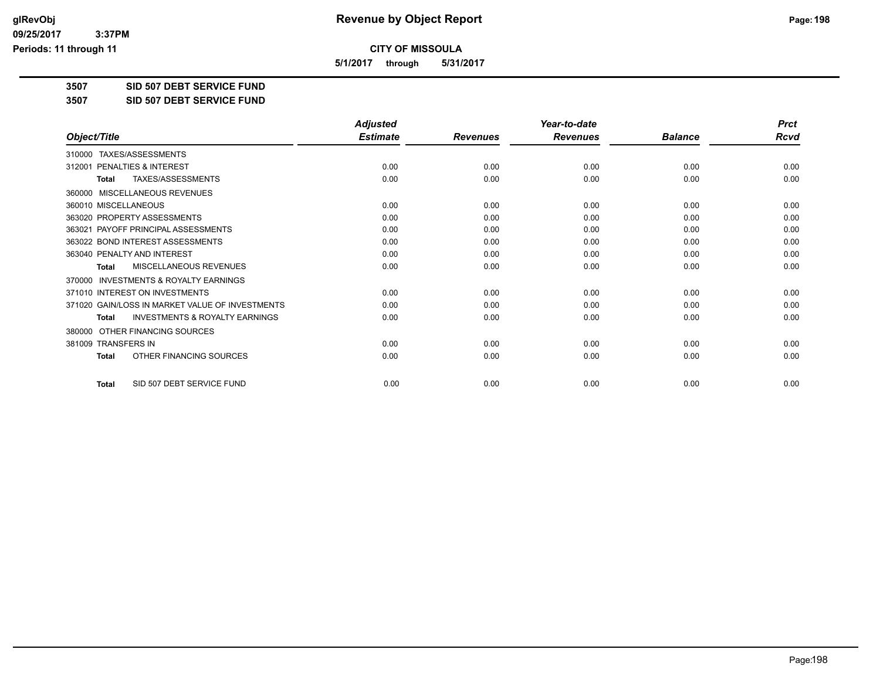**CITY OF MISSOULA**

**5/1/2017 through 5/31/2017**

**3507 SID 507 DEBT SERVICE FUND**

**3507 SID 507 DEBT SERVICE FUND**

| *Object/Title* | *Adjusted Estimate* | *Revenues* | *Year-to-date Revenues* | *Balance* | *Prct Rcvd* |
|---|---|---|---|---|---|
| 310000 TAXES/ASSESSMENTS | | | | | |
| 312001 PENALTIES & INTEREST | 0.00 | 0.00 | 0.00 | 0.00 | 0.00 |
| **Total** TAXES/ASSESSMENTS | 0.00 | 0.00 | 0.00 | 0.00 | 0.00 |
| 360000 MISCELLANEOUS REVENUES | | | | | |
| 360010 MISCELLANEOUS | 0.00 | 0.00 | 0.00 | 0.00 | 0.00 |
| 363020 PROPERTY ASSESSMENTS | 0.00 | 0.00 | 0.00 | 0.00 | 0.00 |
| 363021 PAYOFF PRINCIPAL ASSESSMENTS | 0.00 | 0.00 | 0.00 | 0.00 | 0.00 |
| 363022 BOND INTEREST ASSESSMENTS | 0.00 | 0.00 | 0.00 | 0.00 | 0.00 |
| 363040 PENALTY AND INTEREST | 0.00 | 0.00 | 0.00 | 0.00 | 0.00 |
| **Total** MISCELLANEOUS REVENUES | 0.00 | 0.00 | 0.00 | 0.00 | 0.00 |
| 370000 INVESTMENTS & ROYALTY EARNINGS | | | | | |
| 371010 INTEREST ON INVESTMENTS | 0.00 | 0.00 | 0.00 | 0.00 | 0.00 |
| 371020 GAIN/LOSS IN MARKET VALUE OF INVESTMENTS | 0.00 | 0.00 | 0.00 | 0.00 | 0.00 |
| **Total** INVESTMENTS & ROYALTY EARNINGS | 0.00 | 0.00 | 0.00 | 0.00 | 0.00 |
| 380000 OTHER FINANCING SOURCES | | | | | |
| 381009 TRANSFERS IN | 0.00 | 0.00 | 0.00 | 0.00 | 0.00 |
| **Total** OTHER FINANCING SOURCES | 0.00 | 0.00 | 0.00 | 0.00 | 0.00 |
| **Total** SID 507 DEBT SERVICE FUND | 0.00 | 0.00 | 0.00 | 0.00 | 0.00 |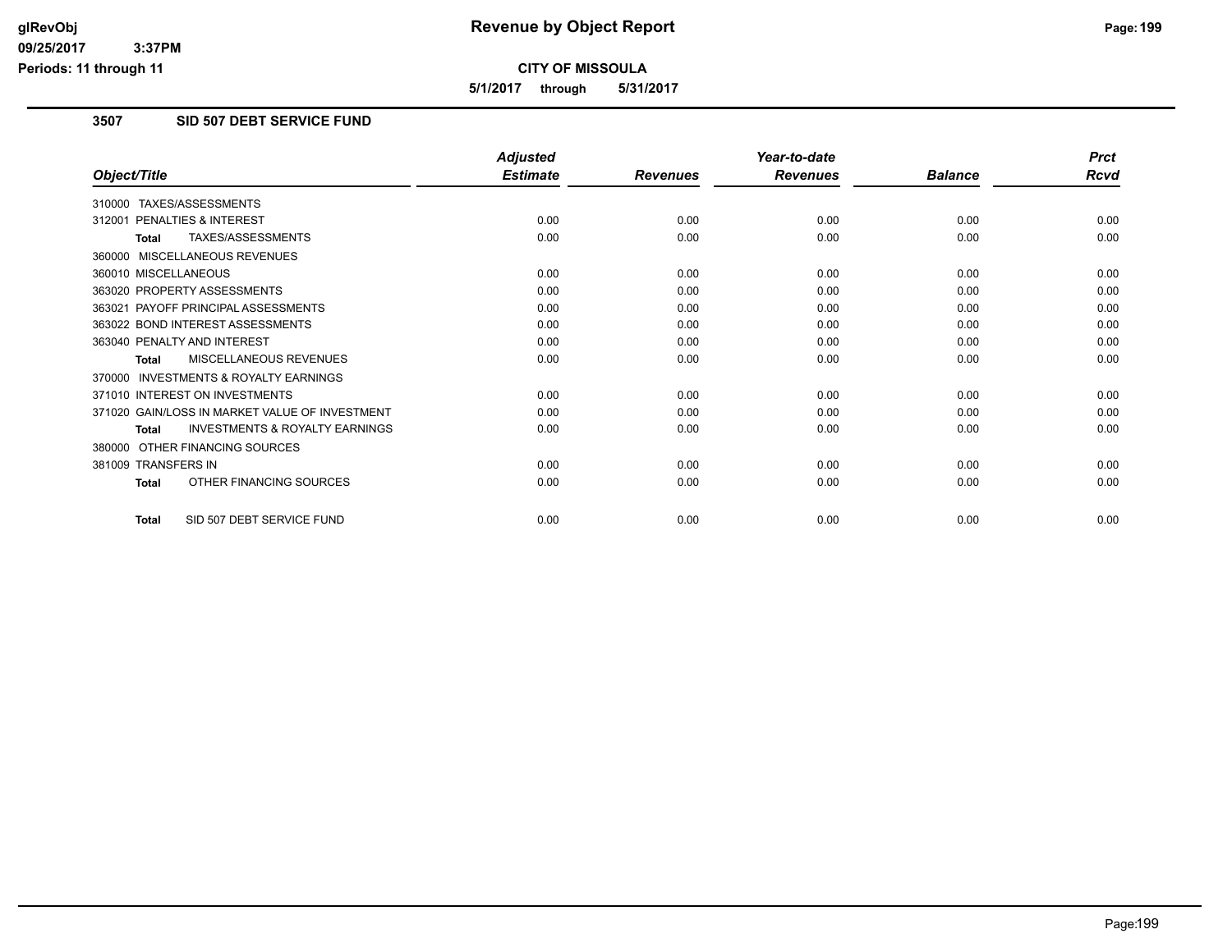# Revenue by Object Report

**CITY OF MISSOULA**

**5/1/2017 through 5/31/2017**

## 3507 SID 507 DEBT SERVICE FUND

| Object/Title | Adjusted Estimate | Revenues | Year-to-date Revenues | Balance | Prct Rcvd |
|---|---|---|---|---|---|
| 310000 TAXES/ASSESSMENTS | | | | | |
| 312001 PENALTIES & INTEREST | 0.00 | 0.00 | 0.00 | 0.00 | 0.00 |
| **Total** TAXES/ASSESSMENTS | 0.00 | 0.00 | 0.00 | 0.00 | 0.00 |
| 360000 MISCELLANEOUS REVENUES | | | | | |
| 360010 MISCELLANEOUS | 0.00 | 0.00 | 0.00 | 0.00 | 0.00 |
| 363020 PROPERTY ASSESSMENTS | 0.00 | 0.00 | 0.00 | 0.00 | 0.00 |
| 363021 PAYOFF PRINCIPAL ASSESSMENTS | 0.00 | 0.00 | 0.00 | 0.00 | 0.00 |
| 363022 BOND INTEREST ASSESSMENTS | 0.00 | 0.00 | 0.00 | 0.00 | 0.00 |
| 363040 PENALTY AND INTEREST | 0.00 | 0.00 | 0.00 | 0.00 | 0.00 |
| **Total** MISCELLANEOUS REVENUES | 0.00 | 0.00 | 0.00 | 0.00 | 0.00 |
| 370000 INVESTMENTS & ROYALTY EARNINGS | | | | | |
| 371010 INTEREST ON INVESTMENTS | 0.00 | 0.00 | 0.00 | 0.00 | 0.00 |
| 371020 GAIN/LOSS IN MARKET VALUE OF INVESTMENT | 0.00 | 0.00 | 0.00 | 0.00 | 0.00 |
| **Total** INVESTMENTS & ROYALTY EARNINGS | 0.00 | 0.00 | 0.00 | 0.00 | 0.00 |
| 380000 OTHER FINANCING SOURCES | | | | | |
| 381009 TRANSFERS IN | 0.00 | 0.00 | 0.00 | 0.00 | 0.00 |
| **Total** OTHER FINANCING SOURCES | 0.00 | 0.00 | 0.00 | 0.00 | 0.00 |
| **Total** SID 507 DEBT SERVICE FUND | 0.00 | 0.00 | 0.00 | 0.00 | 0.00 |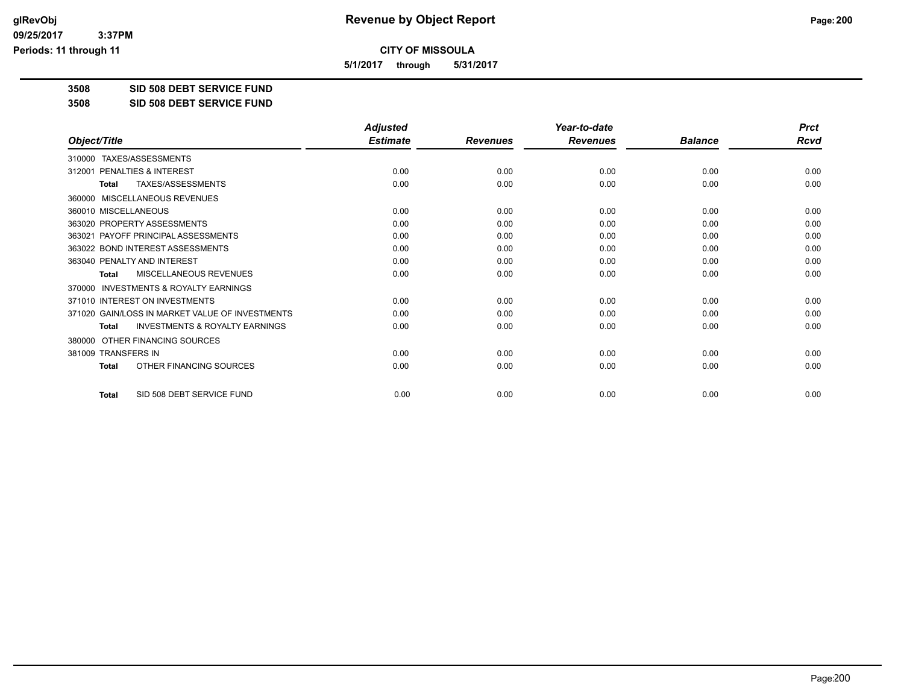# CITY OF MISSOULA

**5/1/2017 through 5/31/2017**

**3508 SID 508 DEBT SERVICE FUND**

**3508 SID 508 DEBT SERVICE FUND**

| Object/Title | Adjusted Estimate | Revenues | Year-to-date Revenues | Balance | Prct Rcvd |
|---|---|---|---|---|---|
| 310000 TAXES/ASSESSMENTS | | | | | |
| 312001 PENALTIES & INTEREST | 0.00 | 0.00 | 0.00 | 0.00 | 0.00 |
| **Total** TAXES/ASSESSMENTS | 0.00 | 0.00 | 0.00 | 0.00 | 0.00 |
| 360000 MISCELLANEOUS REVENUES | | | | | |
| 360010 MISCELLANEOUS | 0.00 | 0.00 | 0.00 | 0.00 | 0.00 |
| 363020 PROPERTY ASSESSMENTS | 0.00 | 0.00 | 0.00 | 0.00 | 0.00 |
| 363021 PAYOFF PRINCIPAL ASSESSMENTS | 0.00 | 0.00 | 0.00 | 0.00 | 0.00 |
| 363022 BOND INTEREST ASSESSMENTS | 0.00 | 0.00 | 0.00 | 0.00 | 0.00 |
| 363040 PENALTY AND INTEREST | 0.00 | 0.00 | 0.00 | 0.00 | 0.00 |
| **Total** MISCELLANEOUS REVENUES | 0.00 | 0.00 | 0.00 | 0.00 | 0.00 |
| 370000 INVESTMENTS & ROYALTY EARNINGS | | | | | |
| 371010 INTEREST ON INVESTMENTS | 0.00 | 0.00 | 0.00 | 0.00 | 0.00 |
| 371020 GAIN/LOSS IN MARKET VALUE OF INVESTMENTS | 0.00 | 0.00 | 0.00 | 0.00 | 0.00 |
| **Total** INVESTMENTS & ROYALTY EARNINGS | 0.00 | 0.00 | 0.00 | 0.00 | 0.00 |
| 380000 OTHER FINANCING SOURCES | | | | | |
| 381009 TRANSFERS IN | 0.00 | 0.00 | 0.00 | 0.00 | 0.00 |
| **Total** OTHER FINANCING SOURCES | 0.00 | 0.00 | 0.00 | 0.00 | 0.00 |
| **Total** SID 508 DEBT SERVICE FUND | 0.00 | 0.00 | 0.00 | 0.00 | 0.00 |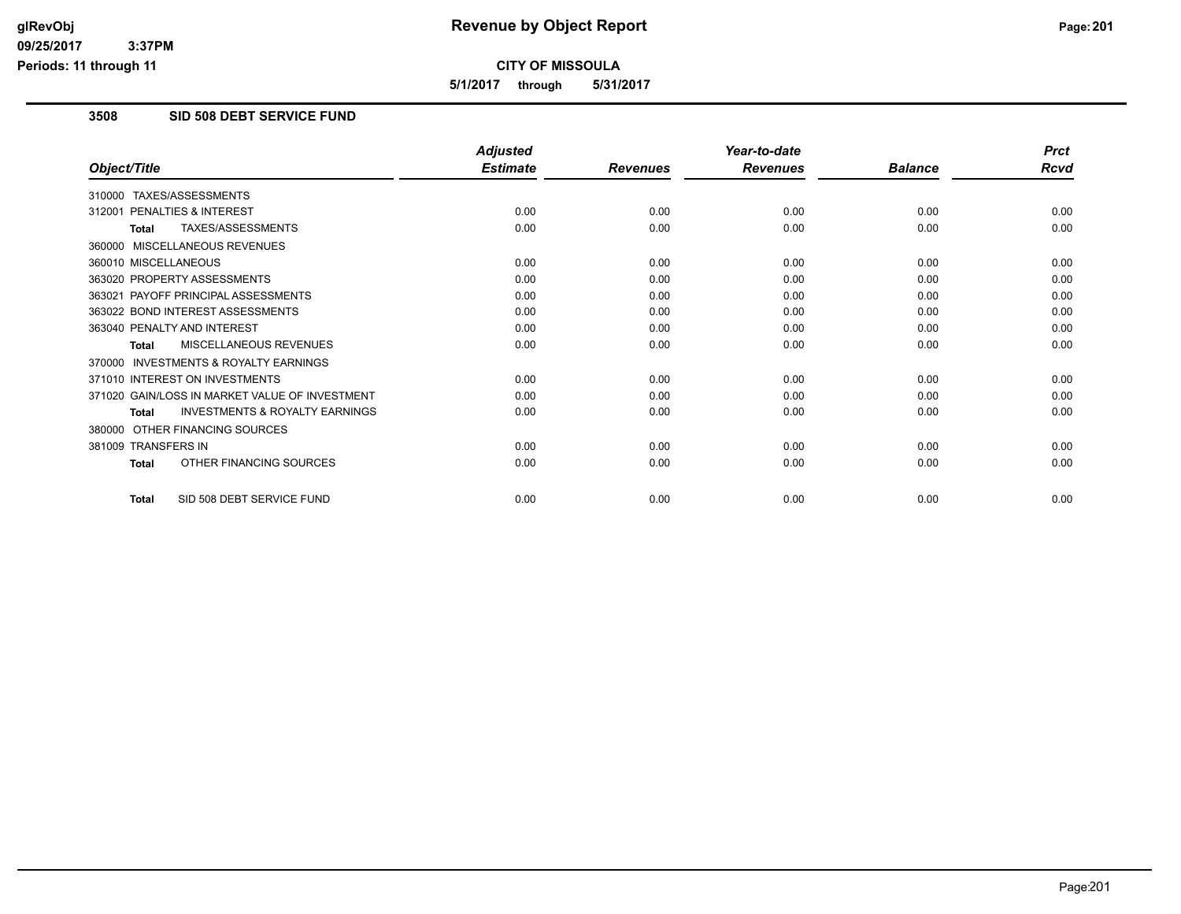# Revenue by Object Report

**CITY OF MISSOULA**

**5/1/2017 through 5/31/2017**

## 3508 SID 508 DEBT SERVICE FUND

| Object/Title | Adjusted Estimate | Revenues | Year-to-date Revenues | Balance | Prct Rcvd |
|---|---|---|---|---|---|
| 310000 TAXES/ASSESSMENTS | | | | | |
| 312001 PENALTIES & INTEREST | 0.00 | 0.00 | 0.00 | 0.00 | 0.00 |
| **Total** TAXES/ASSESSMENTS | 0.00 | 0.00 | 0.00 | 0.00 | 0.00 |
| 360000 MISCELLANEOUS REVENUES | | | | | |
| 360010 MISCELLANEOUS | 0.00 | 0.00 | 0.00 | 0.00 | 0.00 |
| 363020 PROPERTY ASSESSMENTS | 0.00 | 0.00 | 0.00 | 0.00 | 0.00 |
| 363021 PAYOFF PRINCIPAL ASSESSMENTS | 0.00 | 0.00 | 0.00 | 0.00 | 0.00 |
| 363022 BOND INTEREST ASSESSMENTS | 0.00 | 0.00 | 0.00 | 0.00 | 0.00 |
| 363040 PENALTY AND INTEREST | 0.00 | 0.00 | 0.00 | 0.00 | 0.00 |
| **Total** MISCELLANEOUS REVENUES | 0.00 | 0.00 | 0.00 | 0.00 | 0.00 |
| 370000 INVESTMENTS & ROYALTY EARNINGS | | | | | |
| 371010 INTEREST ON INVESTMENTS | 0.00 | 0.00 | 0.00 | 0.00 | 0.00 |
| 371020 GAIN/LOSS IN MARKET VALUE OF INVESTMENT | 0.00 | 0.00 | 0.00 | 0.00 | 0.00 |
| **Total** INVESTMENTS & ROYALTY EARNINGS | 0.00 | 0.00 | 0.00 | 0.00 | 0.00 |
| 380000 OTHER FINANCING SOURCES | | | | | |
| 381009 TRANSFERS IN | 0.00 | 0.00 | 0.00 | 0.00 | 0.00 |
| **Total** OTHER FINANCING SOURCES | 0.00 | 0.00 | 0.00 | 0.00 | 0.00 |
| **Total** SID 508 DEBT SERVICE FUND | 0.00 | 0.00 | 0.00 | 0.00 | 0.00 |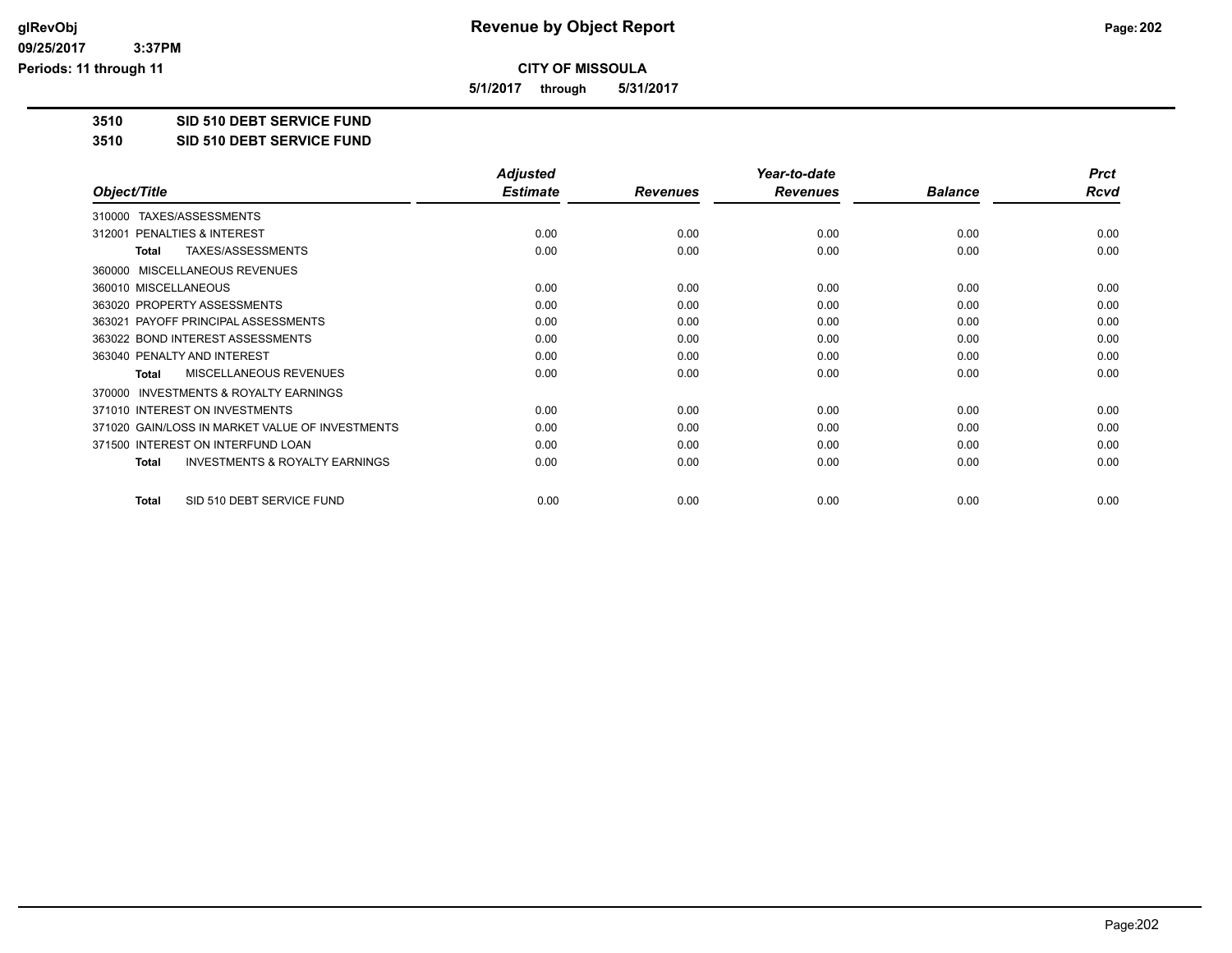# Revenue by Object Report

**CITY OF MISSOULA**

**5/1/2017 through 5/31/2017**

glRevObj
09/25/2017 3:37PM
Periods: 11 through 11

**3510 SID 510 DEBT SERVICE FUND**

**3510 SID 510 DEBT SERVICE FUND**

| Object/Title | Adjusted Estimate | Revenues | Year-to-date Revenues | Balance | Prct Rcvd |
|---|---|---|---|---|---|
| 310000 TAXES/ASSESSMENTS | | | | | |
| 312001 PENALTIES & INTEREST | 0.00 | 0.00 | 0.00 | 0.00 | 0.00 |
| **Total** TAXES/ASSESSMENTS | 0.00 | 0.00 | 0.00 | 0.00 | 0.00 |
| 360000 MISCELLANEOUS REVENUES | | | | | |
| 360010 MISCELLANEOUS | 0.00 | 0.00 | 0.00 | 0.00 | 0.00 |
| 363020 PROPERTY ASSESSMENTS | 0.00 | 0.00 | 0.00 | 0.00 | 0.00 |
| 363021 PAYOFF PRINCIPAL ASSESSMENTS | 0.00 | 0.00 | 0.00 | 0.00 | 0.00 |
| 363022 BOND INTEREST ASSESSMENTS | 0.00 | 0.00 | 0.00 | 0.00 | 0.00 |
| 363040 PENALTY AND INTEREST | 0.00 | 0.00 | 0.00 | 0.00 | 0.00 |
| **Total** MISCELLANEOUS REVENUES | 0.00 | 0.00 | 0.00 | 0.00 | 0.00 |
| 370000 INVESTMENTS & ROYALTY EARNINGS | | | | | |
| 371010 INTEREST ON INVESTMENTS | 0.00 | 0.00 | 0.00 | 0.00 | 0.00 |
| 371020 GAIN/LOSS IN MARKET VALUE OF INVESTMENTS | 0.00 | 0.00 | 0.00 | 0.00 | 0.00 |
| 371500 INTEREST ON INTERFUND LOAN | 0.00 | 0.00 | 0.00 | 0.00 | 0.00 |
| **Total** INVESTMENTS & ROYALTY EARNINGS | 0.00 | 0.00 | 0.00 | 0.00 | 0.00 |
| **Total** SID 510 DEBT SERVICE FUND | 0.00 | 0.00 | 0.00 | 0.00 | 0.00 |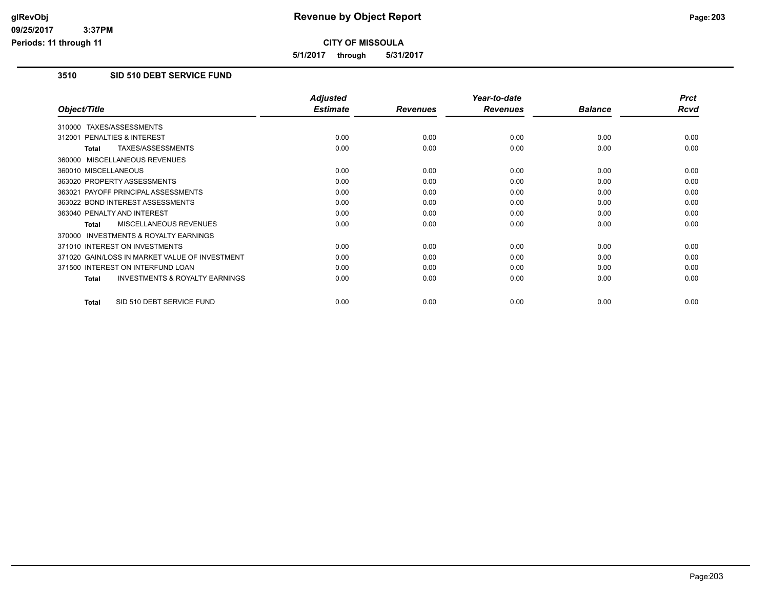# Revenue by Object Report

**CITY OF MISSOULA**

**5/1/2017 through 5/31/2017**

glRevObj
09/25/2017 3:37PM
Periods: 11 through 11

## 3510 SID 510 DEBT SERVICE FUND

| Object/Title | Adjusted Estimate | Revenues | Year-to-date Revenues | Balance | Prct Rcvd |
|---|---|---|---|---|---|
| 310000 TAXES/ASSESSMENTS | | | | | |
| 312001 PENALTIES & INTEREST | 0.00 | 0.00 | 0.00 | 0.00 | 0.00 |
| **Total** TAXES/ASSESSMENTS | 0.00 | 0.00 | 0.00 | 0.00 | 0.00 |
| 360000 MISCELLANEOUS REVENUES | | | | | |
| 360010 MISCELLANEOUS | 0.00 | 0.00 | 0.00 | 0.00 | 0.00 |
| 363020 PROPERTY ASSESSMENTS | 0.00 | 0.00 | 0.00 | 0.00 | 0.00 |
| 363021 PAYOFF PRINCIPAL ASSESSMENTS | 0.00 | 0.00 | 0.00 | 0.00 | 0.00 |
| 363022 BOND INTEREST ASSESSMENTS | 0.00 | 0.00 | 0.00 | 0.00 | 0.00 |
| 363040 PENALTY AND INTEREST | 0.00 | 0.00 | 0.00 | 0.00 | 0.00 |
| **Total** MISCELLANEOUS REVENUES | 0.00 | 0.00 | 0.00 | 0.00 | 0.00 |
| 370000 INVESTMENTS & ROYALTY EARNINGS | | | | | |
| 371010 INTEREST ON INVESTMENTS | 0.00 | 0.00 | 0.00 | 0.00 | 0.00 |
| 371020 GAIN/LOSS IN MARKET VALUE OF INVESTMENT | 0.00 | 0.00 | 0.00 | 0.00 | 0.00 |
| 371500 INTEREST ON INTERFUND LOAN | 0.00 | 0.00 | 0.00 | 0.00 | 0.00 |
| **Total** INVESTMENTS & ROYALTY EARNINGS | 0.00 | 0.00 | 0.00 | 0.00 | 0.00 |
| **Total** SID 510 DEBT SERVICE FUND | 0.00 | 0.00 | 0.00 | 0.00 | 0.00 |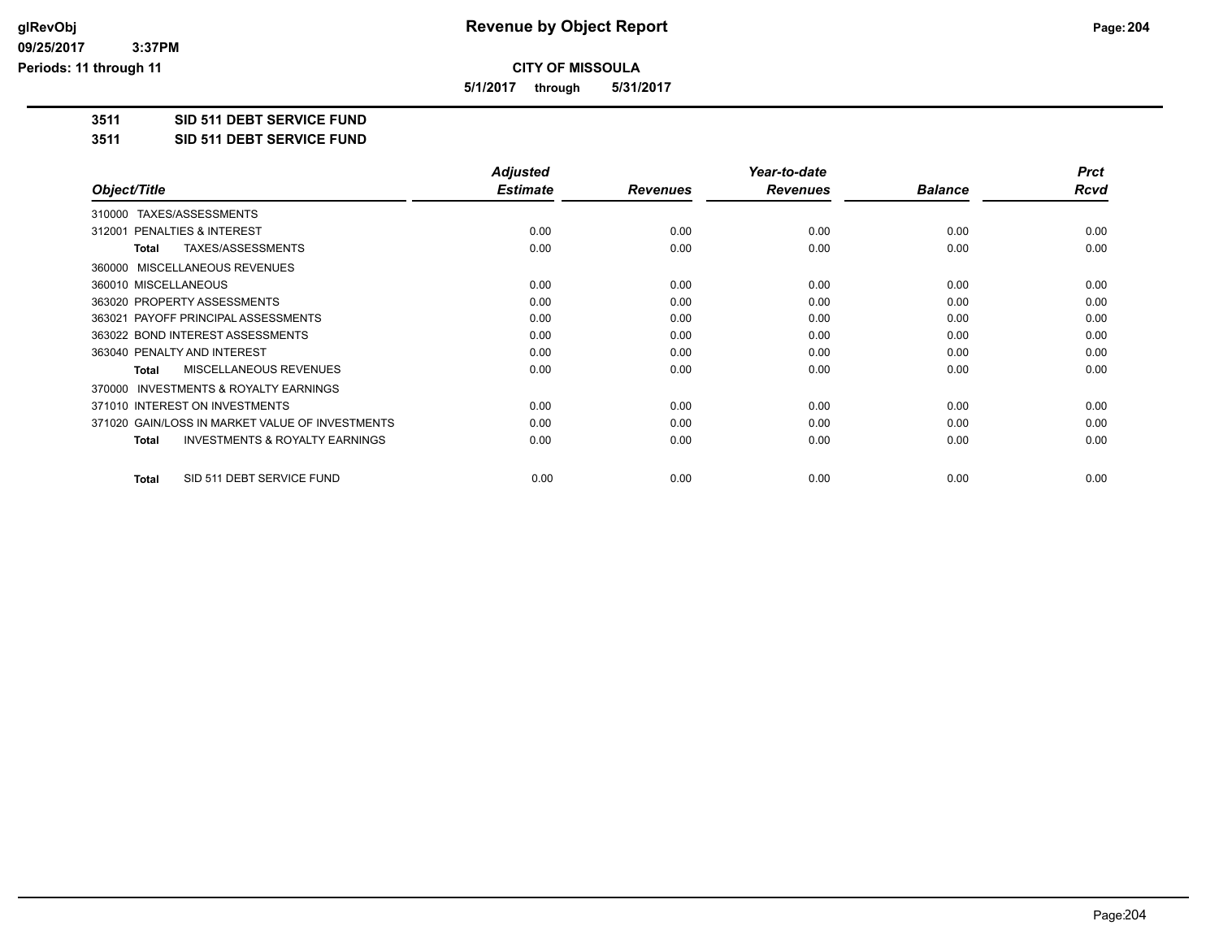**CITY OF MISSOULA**

**5/1/2017 through 5/31/2017**

**3511 SID 511 DEBT SERVICE FUND**

**3511 SID 511 DEBT SERVICE FUND**

| Object/Title | Adjusted Estimate | Revenues | Year-to-date Revenues | Balance | Prct Rcvd |
|---|---|---|---|---|---|
| 310000 TAXES/ASSESSMENTS | | | | | |
| 312001 PENALTIES & INTEREST | 0.00 | 0.00 | 0.00 | 0.00 | 0.00 |
| **Total** TAXES/ASSESSMENTS | 0.00 | 0.00 | 0.00 | 0.00 | 0.00 |
| 360000 MISCELLANEOUS REVENUES | | | | | |
| 360010 MISCELLANEOUS | 0.00 | 0.00 | 0.00 | 0.00 | 0.00 |
| 363020 PROPERTY ASSESSMENTS | 0.00 | 0.00 | 0.00 | 0.00 | 0.00 |
| 363021 PAYOFF PRINCIPAL ASSESSMENTS | 0.00 | 0.00 | 0.00 | 0.00 | 0.00 |
| 363022 BOND INTEREST ASSESSMENTS | 0.00 | 0.00 | 0.00 | 0.00 | 0.00 |
| 363040 PENALTY AND INTEREST | 0.00 | 0.00 | 0.00 | 0.00 | 0.00 |
| **Total** MISCELLANEOUS REVENUES | 0.00 | 0.00 | 0.00 | 0.00 | 0.00 |
| 370000 INVESTMENTS & ROYALTY EARNINGS | | | | | |
| 371010 INTEREST ON INVESTMENTS | 0.00 | 0.00 | 0.00 | 0.00 | 0.00 |
| 371020 GAIN/LOSS IN MARKET VALUE OF INVESTMENTS | 0.00 | 0.00 | 0.00 | 0.00 | 0.00 |
| **Total** INVESTMENTS & ROYALTY EARNINGS | 0.00 | 0.00 | 0.00 | 0.00 | 0.00 |
| **Total** SID 511 DEBT SERVICE FUND | 0.00 | 0.00 | 0.00 | 0.00 | 0.00 |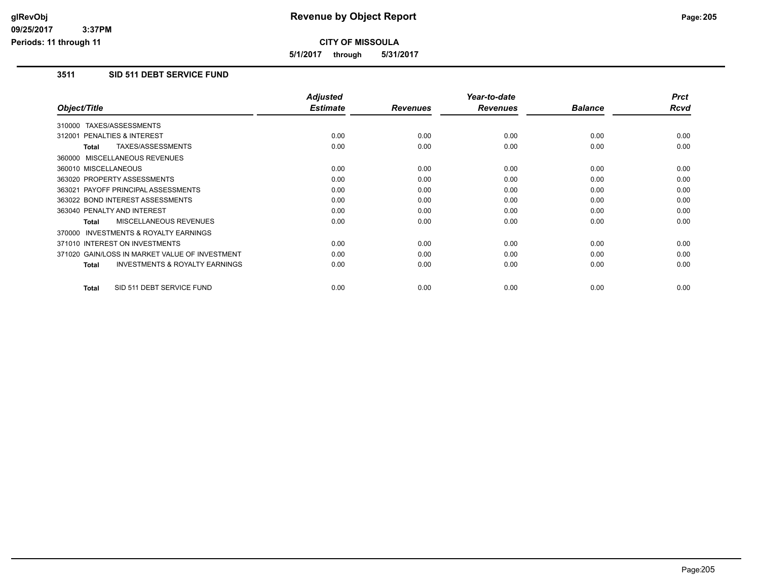# Revenue by Object Report

**CITY OF MISSOULA**

**5/1/2017 through 5/31/2017**

glRevObj
09/25/2017 3:37PM
Periods: 11 through 11

### 3511 SID 511 DEBT SERVICE FUND

| Object/Title | Adjusted Estimate | Revenues | Year-to-date Revenues | Balance | Prct Rcvd |
|---|---|---|---|---|---|
| 310000 TAXES/ASSESSMENTS | | | | | |
| 312001 PENALTIES & INTEREST | 0.00 | 0.00 | 0.00 | 0.00 | 0.00 |
| **Total** TAXES/ASSESSMENTS | 0.00 | 0.00 | 0.00 | 0.00 | 0.00 |
| 360000 MISCELLANEOUS REVENUES | | | | | |
| 360010 MISCELLANEOUS | 0.00 | 0.00 | 0.00 | 0.00 | 0.00 |
| 363020 PROPERTY ASSESSMENTS | 0.00 | 0.00 | 0.00 | 0.00 | 0.00 |
| 363021 PAYOFF PRINCIPAL ASSESSMENTS | 0.00 | 0.00 | 0.00 | 0.00 | 0.00 |
| 363022 BOND INTEREST ASSESSMENTS | 0.00 | 0.00 | 0.00 | 0.00 | 0.00 |
| 363040 PENALTY AND INTEREST | 0.00 | 0.00 | 0.00 | 0.00 | 0.00 |
| **Total** MISCELLANEOUS REVENUES | 0.00 | 0.00 | 0.00 | 0.00 | 0.00 |
| 370000 INVESTMENTS & ROYALTY EARNINGS | | | | | |
| 371010 INTEREST ON INVESTMENTS | 0.00 | 0.00 | 0.00 | 0.00 | 0.00 |
| 371020 GAIN/LOSS IN MARKET VALUE OF INVESTMENT | 0.00 | 0.00 | 0.00 | 0.00 | 0.00 |
| **Total** INVESTMENTS & ROYALTY EARNINGS | 0.00 | 0.00 | 0.00 | 0.00 | 0.00 |
| **Total** SID 511 DEBT SERVICE FUND | 0.00 | 0.00 | 0.00 | 0.00 | 0.00 |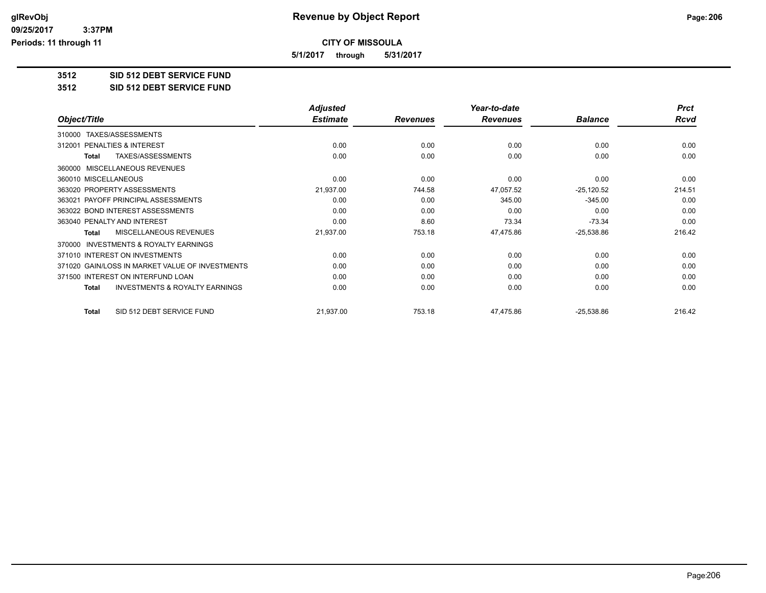**CITY OF MISSOULA**

**5/1/2017 through 5/31/2017**

**3512 SID 512 DEBT SERVICE FUND**

**3512 SID 512 DEBT SERVICE FUND**

| Object/Title | Adjusted Estimate | Revenues | Year-to-date Revenues | Balance | Prct Rcvd |
|---|---|---|---|---|---|
| 310000 TAXES/ASSESSMENTS | | | | | |
| 312001 PENALTIES & INTEREST | 0.00 | 0.00 | 0.00 | 0.00 | 0.00 |
| **Total** TAXES/ASSESSMENTS | 0.00 | 0.00 | 0.00 | 0.00 | 0.00 |
| 360000 MISCELLANEOUS REVENUES | | | | | |
| 360010 MISCELLANEOUS | 0.00 | 0.00 | 0.00 | 0.00 | 0.00 |
| 363020 PROPERTY ASSESSMENTS | 21,937.00 | 744.58 | 47,057.52 | -25,120.52 | 214.51 |
| 363021 PAYOFF PRINCIPAL ASSESSMENTS | 0.00 | 0.00 | 345.00 | -345.00 | 0.00 |
| 363022 BOND INTEREST ASSESSMENTS | 0.00 | 0.00 | 0.00 | 0.00 | 0.00 |
| 363040 PENALTY AND INTEREST | 0.00 | 8.60 | 73.34 | -73.34 | 0.00 |
| **Total** MISCELLANEOUS REVENUES | 21,937.00 | 753.18 | 47,475.86 | -25,538.86 | 216.42 |
| 370000 INVESTMENTS & ROYALTY EARNINGS | | | | | |
| 371010 INTEREST ON INVESTMENTS | 0.00 | 0.00 | 0.00 | 0.00 | 0.00 |
| 371020 GAIN/LOSS IN MARKET VALUE OF INVESTMENTS | 0.00 | 0.00 | 0.00 | 0.00 | 0.00 |
| 371500 INTEREST ON INTERFUND LOAN | 0.00 | 0.00 | 0.00 | 0.00 | 0.00 |
| **Total** INVESTMENTS & ROYALTY EARNINGS | 0.00 | 0.00 | 0.00 | 0.00 | 0.00 |
| **Total** SID 512 DEBT SERVICE FUND | 21,937.00 | 753.18 | 47,475.86 | -25,538.86 | 216.42 |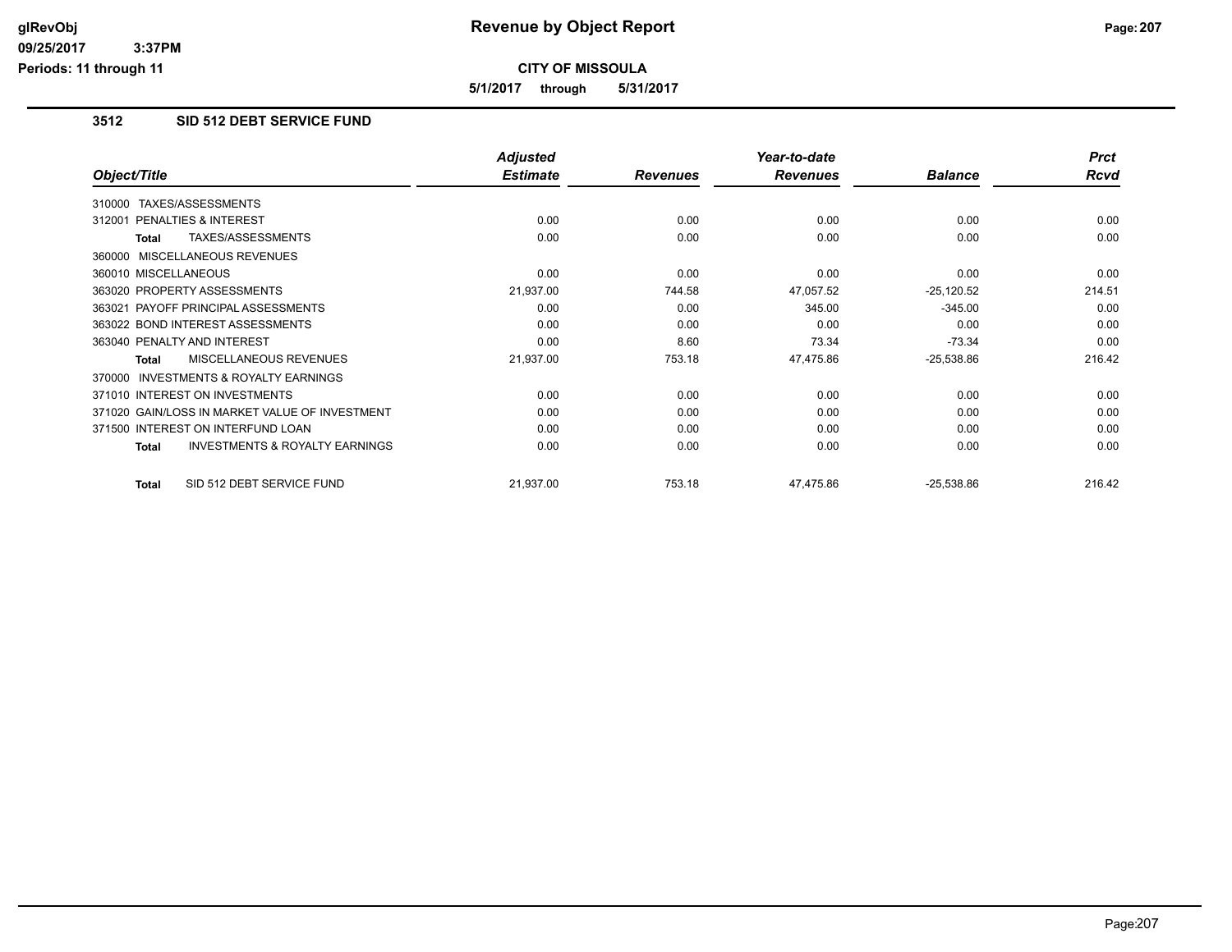# Revenue by Object Report

**CITY OF MISSOULA**

**5/1/2017 through 5/31/2017**

### 3512 SID 512 DEBT SERVICE FUND

| Object/Title | Adjusted Estimate | Revenues | Year-to-date Revenues | Balance | Prct Rcvd |
|---|---|---|---|---|---|
| 310000 TAXES/ASSESSMENTS | | | | | |
| 312001 PENALTIES & INTEREST | 0.00 | 0.00 | 0.00 | 0.00 | 0.00 |
| **Total** TAXES/ASSESSMENTS | 0.00 | 0.00 | 0.00 | 0.00 | 0.00 |
| 360000 MISCELLANEOUS REVENUES | | | | | |
| 360010 MISCELLANEOUS | 0.00 | 0.00 | 0.00 | 0.00 | 0.00 |
| 363020 PROPERTY ASSESSMENTS | 21,937.00 | 744.58 | 47,057.52 | -25,120.52 | 214.51 |
| 363021 PAYOFF PRINCIPAL ASSESSMENTS | 0.00 | 0.00 | 345.00 | -345.00 | 0.00 |
| 363022 BOND INTEREST ASSESSMENTS | 0.00 | 0.00 | 0.00 | 0.00 | 0.00 |
| 363040 PENALTY AND INTEREST | 0.00 | 8.60 | 73.34 | -73.34 | 0.00 |
| **Total** MISCELLANEOUS REVENUES | 21,937.00 | 753.18 | 47,475.86 | -25,538.86 | 216.42 |
| 370000 INVESTMENTS & ROYALTY EARNINGS | | | | | |
| 371010 INTEREST ON INVESTMENTS | 0.00 | 0.00 | 0.00 | 0.00 | 0.00 |
| 371020 GAIN/LOSS IN MARKET VALUE OF INVESTMENT | 0.00 | 0.00 | 0.00 | 0.00 | 0.00 |
| 371500 INTEREST ON INTERFUND LOAN | 0.00 | 0.00 | 0.00 | 0.00 | 0.00 |
| **Total** INVESTMENTS & ROYALTY EARNINGS | 0.00 | 0.00 | 0.00 | 0.00 | 0.00 |
| **Total** SID 512 DEBT SERVICE FUND | 21,937.00 | 753.18 | 47,475.86 | -25,538.86 | 216.42 |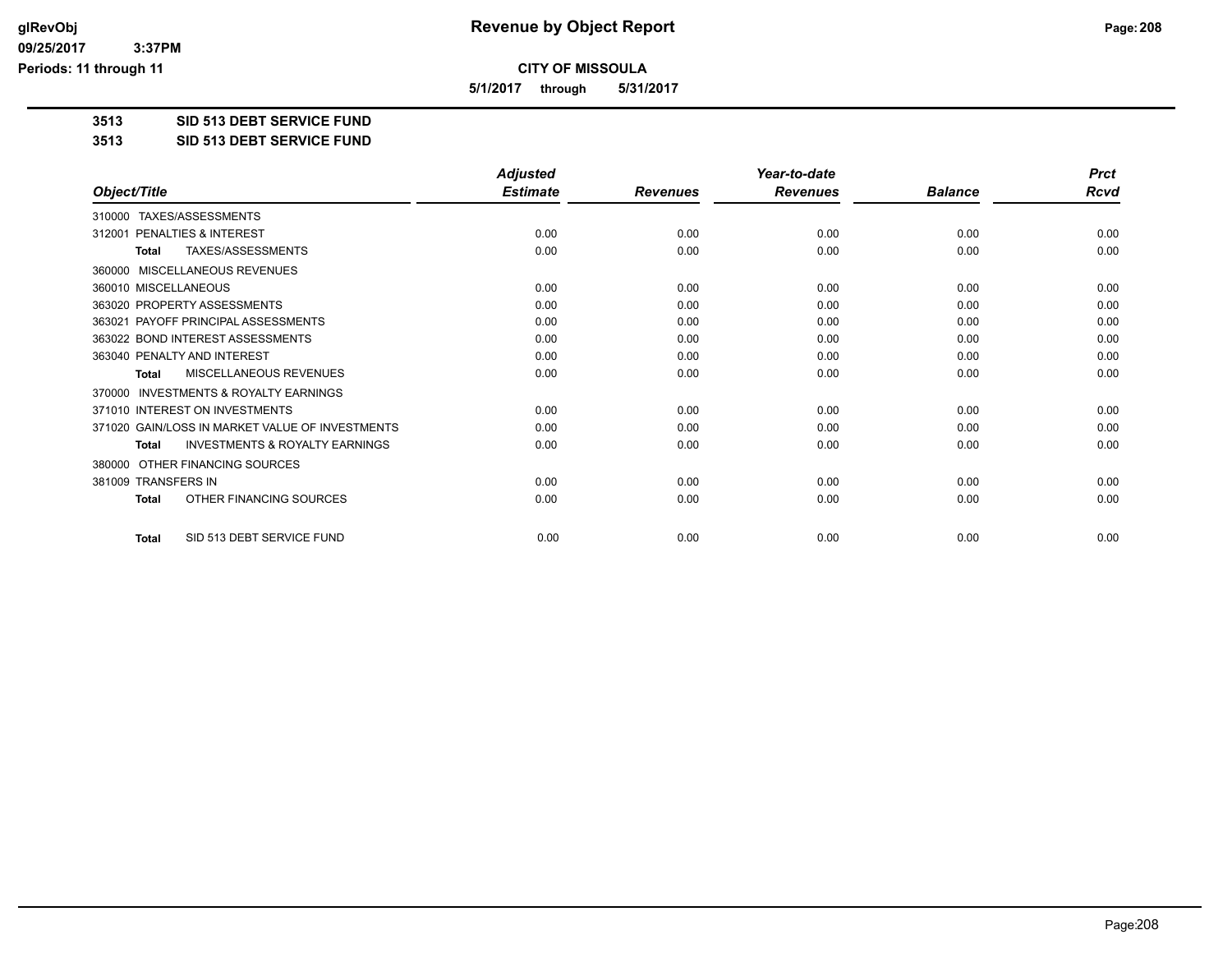**CITY OF MISSOULA**

**5/1/2017 through 5/31/2017**

**3513 SID 513 DEBT SERVICE FUND**

**3513 SID 513 DEBT SERVICE FUND**

| Object/Title | Adjusted Estimate | Revenues | Year-to-date Revenues | Balance | Prct Rcvd |
|---|---|---|---|---|---|
| 310000 TAXES/ASSESSMENTS | | | | | |
| 312001 PENALTIES & INTEREST | 0.00 | 0.00 | 0.00 | 0.00 | 0.00 |
| **Total** TAXES/ASSESSMENTS | 0.00 | 0.00 | 0.00 | 0.00 | 0.00 |
| 360000 MISCELLANEOUS REVENUES | | | | | |
| 360010 MISCELLANEOUS | 0.00 | 0.00 | 0.00 | 0.00 | 0.00 |
| 363020 PROPERTY ASSESSMENTS | 0.00 | 0.00 | 0.00 | 0.00 | 0.00 |
| 363021 PAYOFF PRINCIPAL ASSESSMENTS | 0.00 | 0.00 | 0.00 | 0.00 | 0.00 |
| 363022 BOND INTEREST ASSESSMENTS | 0.00 | 0.00 | 0.00 | 0.00 | 0.00 |
| 363040 PENALTY AND INTEREST | 0.00 | 0.00 | 0.00 | 0.00 | 0.00 |
| **Total** MISCELLANEOUS REVENUES | 0.00 | 0.00 | 0.00 | 0.00 | 0.00 |
| 370000 INVESTMENTS & ROYALTY EARNINGS | | | | | |
| 371010 INTEREST ON INVESTMENTS | 0.00 | 0.00 | 0.00 | 0.00 | 0.00 |
| 371020 GAIN/LOSS IN MARKET VALUE OF INVESTMENTS | 0.00 | 0.00 | 0.00 | 0.00 | 0.00 |
| **Total** INVESTMENTS & ROYALTY EARNINGS | 0.00 | 0.00 | 0.00 | 0.00 | 0.00 |
| 380000 OTHER FINANCING SOURCES | | | | | |
| 381009 TRANSFERS IN | 0.00 | 0.00 | 0.00 | 0.00 | 0.00 |
| **Total** OTHER FINANCING SOURCES | 0.00 | 0.00 | 0.00 | 0.00 | 0.00 |
| **Total** SID 513 DEBT SERVICE FUND | 0.00 | 0.00 | 0.00 | 0.00 | 0.00 |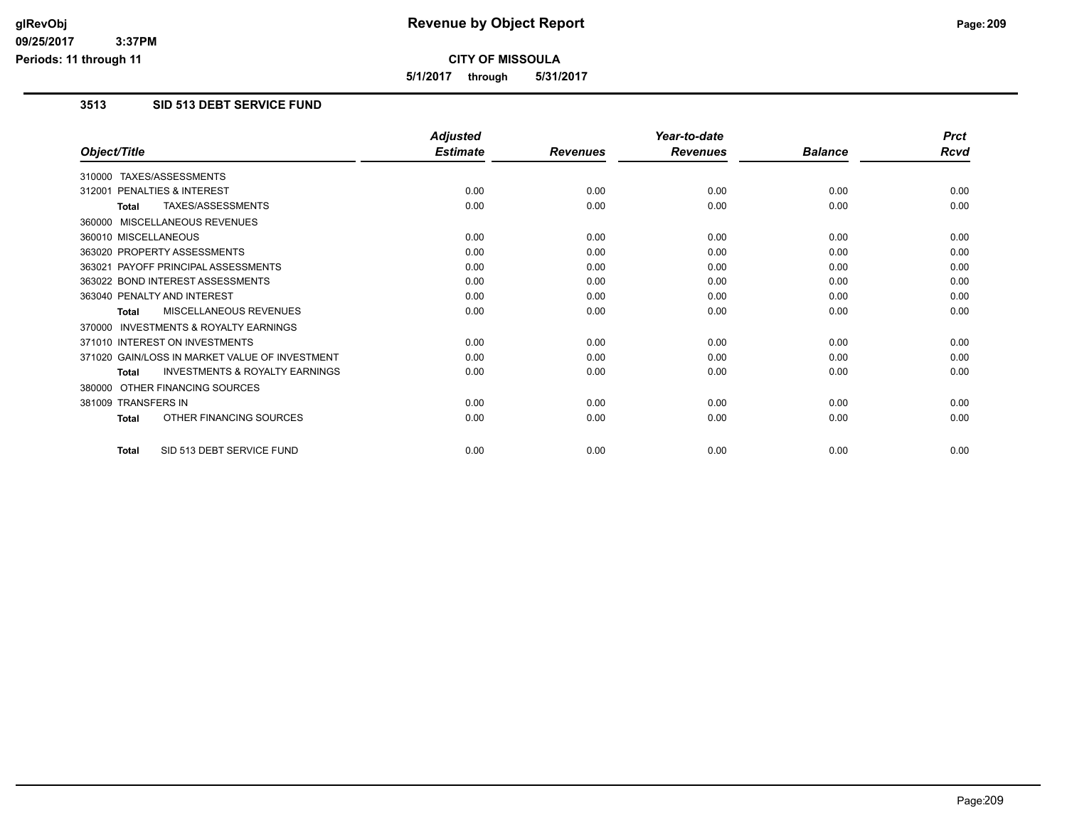# Revenue by Object Report

**CITY OF MISSOULA**

**5/1/2017 through 5/31/2017**

glRevObj
09/25/2017 3:37PM
Periods: 11 through 11

## 3513 SID 513 DEBT SERVICE FUND

| Object/Title | Adjusted Estimate | Revenues | Year-to-date Revenues | Balance | Prct Rcvd |
|---|---|---|---|---|---|
| 310000 TAXES/ASSESSMENTS | | | | | |
| 312001 PENALTIES & INTEREST | 0.00 | 0.00 | 0.00 | 0.00 | 0.00 |
| **Total** TAXES/ASSESSMENTS | 0.00 | 0.00 | 0.00 | 0.00 | 0.00 |
| 360000 MISCELLANEOUS REVENUES | | | | | |
| 360010 MISCELLANEOUS | 0.00 | 0.00 | 0.00 | 0.00 | 0.00 |
| 363020 PROPERTY ASSESSMENTS | 0.00 | 0.00 | 0.00 | 0.00 | 0.00 |
| 363021 PAYOFF PRINCIPAL ASSESSMENTS | 0.00 | 0.00 | 0.00 | 0.00 | 0.00 |
| 363022 BOND INTEREST ASSESSMENTS | 0.00 | 0.00 | 0.00 | 0.00 | 0.00 |
| 363040 PENALTY AND INTEREST | 0.00 | 0.00 | 0.00 | 0.00 | 0.00 |
| **Total** MISCELLANEOUS REVENUES | 0.00 | 0.00 | 0.00 | 0.00 | 0.00 |
| 370000 INVESTMENTS & ROYALTY EARNINGS | | | | | |
| 371010 INTEREST ON INVESTMENTS | 0.00 | 0.00 | 0.00 | 0.00 | 0.00 |
| 371020 GAIN/LOSS IN MARKET VALUE OF INVESTMENT | 0.00 | 0.00 | 0.00 | 0.00 | 0.00 |
| **Total** INVESTMENTS & ROYALTY EARNINGS | 0.00 | 0.00 | 0.00 | 0.00 | 0.00 |
| 380000 OTHER FINANCING SOURCES | | | | | |
| 381009 TRANSFERS IN | 0.00 | 0.00 | 0.00 | 0.00 | 0.00 |
| **Total** OTHER FINANCING SOURCES | 0.00 | 0.00 | 0.00 | 0.00 | 0.00 |
| **Total** SID 513 DEBT SERVICE FUND | 0.00 | 0.00 | 0.00 | 0.00 | 0.00 |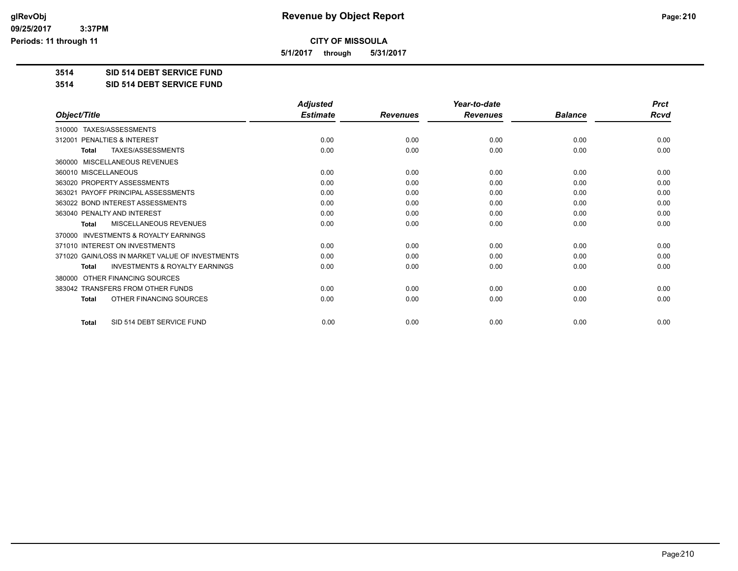**glRevObj**
**09/25/2017 3:37PM**
**Periods: 11 through 11**

# Revenue by Object Report

**CITY OF MISSOULA**

**5/1/2017 through 5/31/2017**

## 3514 SID 514 DEBT SERVICE FUND

## 3514 SID 514 DEBT SERVICE FUND

| Object/Title | Adjusted Estimate | Revenues | Year-to-date Revenues | Balance | Prct Rcvd |
|---|---|---|---|---|---|
| 310000 TAXES/ASSESSMENTS | | | | | |
| 312001 PENALTIES & INTEREST | 0.00 | 0.00 | 0.00 | 0.00 | 0.00 |
| **Total** TAXES/ASSESSMENTS | 0.00 | 0.00 | 0.00 | 0.00 | 0.00 |
| 360000 MISCELLANEOUS REVENUES | | | | | |
| 360010 MISCELLANEOUS | 0.00 | 0.00 | 0.00 | 0.00 | 0.00 |
| 363020 PROPERTY ASSESSMENTS | 0.00 | 0.00 | 0.00 | 0.00 | 0.00 |
| 363021 PAYOFF PRINCIPAL ASSESSMENTS | 0.00 | 0.00 | 0.00 | 0.00 | 0.00 |
| 363022 BOND INTEREST ASSESSMENTS | 0.00 | 0.00 | 0.00 | 0.00 | 0.00 |
| 363040 PENALTY AND INTEREST | 0.00 | 0.00 | 0.00 | 0.00 | 0.00 |
| **Total** MISCELLANEOUS REVENUES | 0.00 | 0.00 | 0.00 | 0.00 | 0.00 |
| 370000 INVESTMENTS & ROYALTY EARNINGS | | | | | |
| 371010 INTEREST ON INVESTMENTS | 0.00 | 0.00 | 0.00 | 0.00 | 0.00 |
| 371020 GAIN/LOSS IN MARKET VALUE OF INVESTMENTS | 0.00 | 0.00 | 0.00 | 0.00 | 0.00 |
| **Total** INVESTMENTS & ROYALTY EARNINGS | 0.00 | 0.00 | 0.00 | 0.00 | 0.00 |
| 380000 OTHER FINANCING SOURCES | | | | | |
| 383042 TRANSFERS FROM OTHER FUNDS | 0.00 | 0.00 | 0.00 | 0.00 | 0.00 |
| **Total** OTHER FINANCING SOURCES | 0.00 | 0.00 | 0.00 | 0.00 | 0.00 |
| **Total** SID 514 DEBT SERVICE FUND | 0.00 | 0.00 | 0.00 | 0.00 | 0.00 |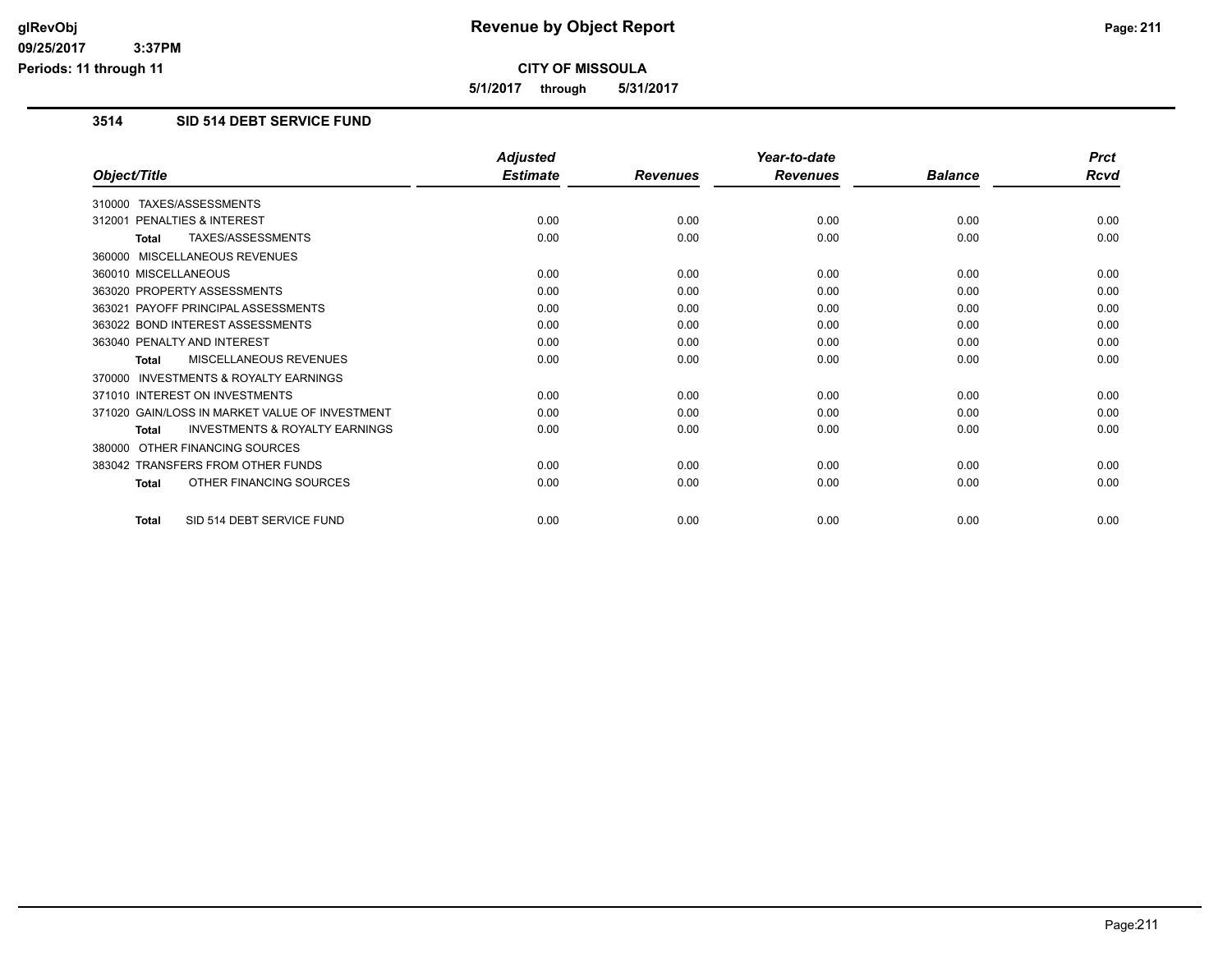**CITY OF MISSOULA**

**5/1/2017 through 5/31/2017**

## 3514 SID 514 DEBT SERVICE FUND

| Object/Title | Adjusted Estimate | Revenues | Year-to-date Revenues | Balance | Prct Rcvd |
|---|---|---|---|---|---|
| 310000 TAXES/ASSESSMENTS | | | | | |
| 312001 PENALTIES & INTEREST | 0.00 | 0.00 | 0.00 | 0.00 | 0.00 |
| **Total** TAXES/ASSESSMENTS | 0.00 | 0.00 | 0.00 | 0.00 | 0.00 |
| 360000 MISCELLANEOUS REVENUES | | | | | |
| 360010 MISCELLANEOUS | 0.00 | 0.00 | 0.00 | 0.00 | 0.00 |
| 363020 PROPERTY ASSESSMENTS | 0.00 | 0.00 | 0.00 | 0.00 | 0.00 |
| 363021 PAYOFF PRINCIPAL ASSESSMENTS | 0.00 | 0.00 | 0.00 | 0.00 | 0.00 |
| 363022 BOND INTEREST ASSESSMENTS | 0.00 | 0.00 | 0.00 | 0.00 | 0.00 |
| 363040 PENALTY AND INTEREST | 0.00 | 0.00 | 0.00 | 0.00 | 0.00 |
| **Total** MISCELLANEOUS REVENUES | 0.00 | 0.00 | 0.00 | 0.00 | 0.00 |
| 370000 INVESTMENTS & ROYALTY EARNINGS | | | | | |
| 371010 INTEREST ON INVESTMENTS | 0.00 | 0.00 | 0.00 | 0.00 | 0.00 |
| 371020 GAIN/LOSS IN MARKET VALUE OF INVESTMENT | 0.00 | 0.00 | 0.00 | 0.00 | 0.00 |
| **Total** INVESTMENTS & ROYALTY EARNINGS | 0.00 | 0.00 | 0.00 | 0.00 | 0.00 |
| 380000 OTHER FINANCING SOURCES | | | | | |
| 383042 TRANSFERS FROM OTHER FUNDS | 0.00 | 0.00 | 0.00 | 0.00 | 0.00 |
| **Total** OTHER FINANCING SOURCES | 0.00 | 0.00 | 0.00 | 0.00 | 0.00 |
| **Total** SID 514 DEBT SERVICE FUND | 0.00 | 0.00 | 0.00 | 0.00 | 0.00 |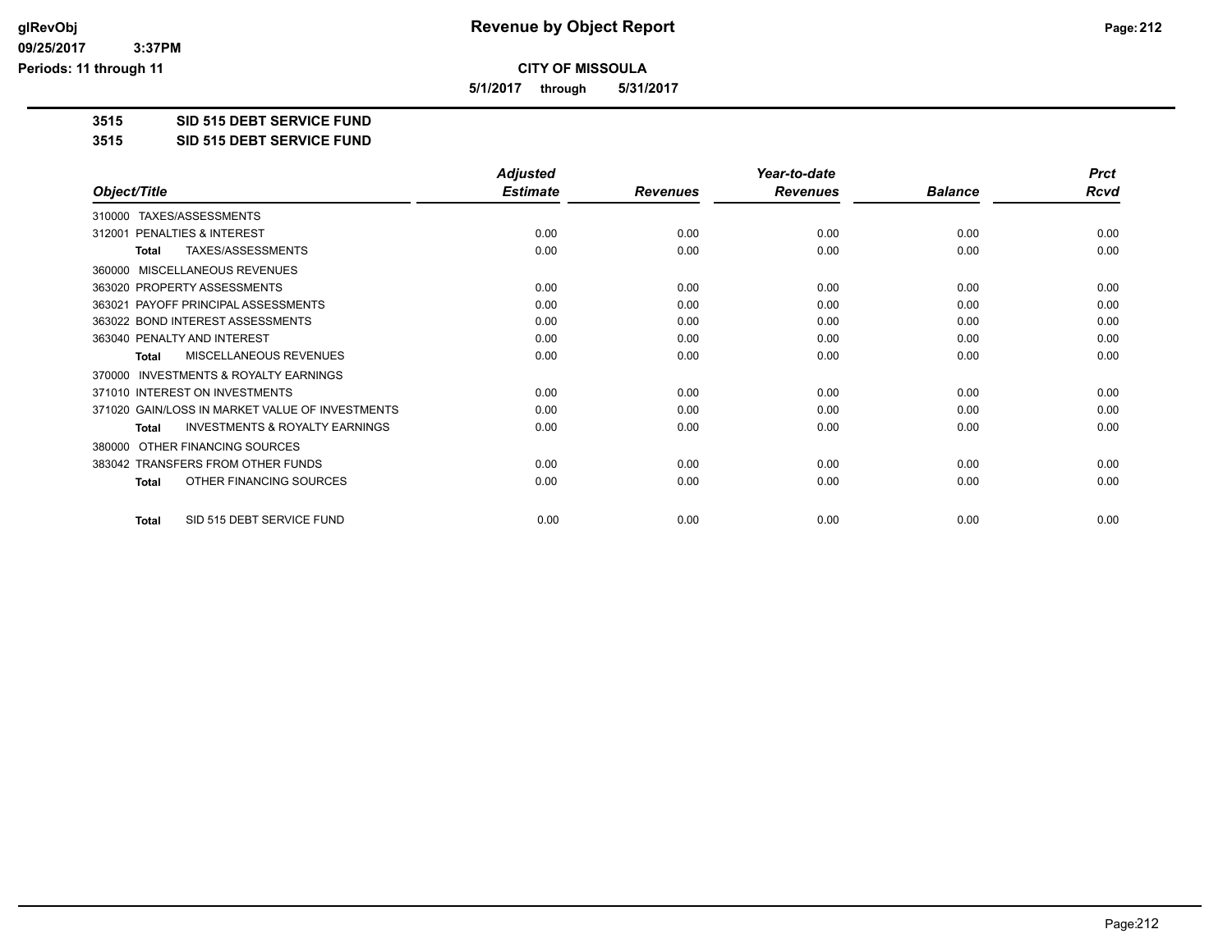**CITY OF MISSOULA**

**5/1/2017 through 5/31/2017**

**3515 SID 515 DEBT SERVICE FUND**

**3515 SID 515 DEBT SERVICE FUND**

| Object/Title | Adjusted Estimate | Revenues | Year-to-date Revenues | Balance | Prct Rcvd |
|---|---|---|---|---|---|
| 310000 TAXES/ASSESSMENTS | | | | | |
| 312001 PENALTIES & INTEREST | 0.00 | 0.00 | 0.00 | 0.00 | 0.00 |
| **Total** TAXES/ASSESSMENTS | 0.00 | 0.00 | 0.00 | 0.00 | 0.00 |
| 360000 MISCELLANEOUS REVENUES | | | | | |
| 363020 PROPERTY ASSESSMENTS | 0.00 | 0.00 | 0.00 | 0.00 | 0.00 |
| 363021 PAYOFF PRINCIPAL ASSESSMENTS | 0.00 | 0.00 | 0.00 | 0.00 | 0.00 |
| 363022 BOND INTEREST ASSESSMENTS | 0.00 | 0.00 | 0.00 | 0.00 | 0.00 |
| 363040 PENALTY AND INTEREST | 0.00 | 0.00 | 0.00 | 0.00 | 0.00 |
| **Total** MISCELLANEOUS REVENUES | 0.00 | 0.00 | 0.00 | 0.00 | 0.00 |
| 370000 INVESTMENTS & ROYALTY EARNINGS | | | | | |
| 371010 INTEREST ON INVESTMENTS | 0.00 | 0.00 | 0.00 | 0.00 | 0.00 |
| 371020 GAIN/LOSS IN MARKET VALUE OF INVESTMENTS | 0.00 | 0.00 | 0.00 | 0.00 | 0.00 |
| **Total** INVESTMENTS & ROYALTY EARNINGS | 0.00 | 0.00 | 0.00 | 0.00 | 0.00 |
| 380000 OTHER FINANCING SOURCES | | | | | |
| 383042 TRANSFERS FROM OTHER FUNDS | 0.00 | 0.00 | 0.00 | 0.00 | 0.00 |
| **Total** OTHER FINANCING SOURCES | 0.00 | 0.00 | 0.00 | 0.00 | 0.00 |
| **Total** SID 515 DEBT SERVICE FUND | 0.00 | 0.00 | 0.00 | 0.00 | 0.00 |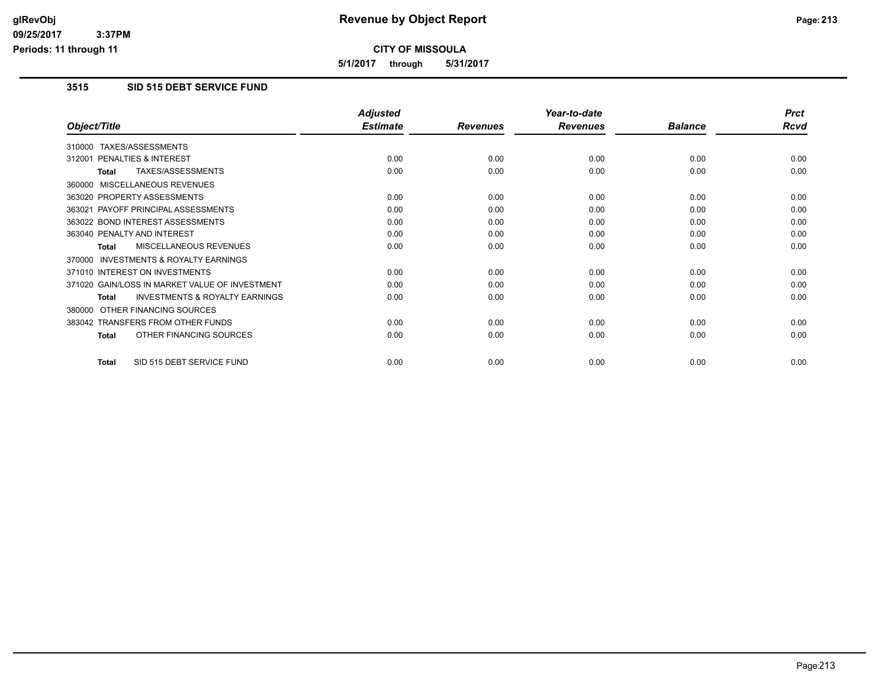**Revenue by Object Report**

**CITY OF MISSOULA**

**5/1/2017 through 5/31/2017**

glRevObj
09/25/2017 3:37PM
Periods: 11 through 11

## 3515 SID 515 DEBT SERVICE FUND

| Object/Title | Adjusted Estimate | Revenues | Year-to-date Revenues | Balance | Prct Rcvd |
|---|---|---|---|---|---|
| 310000 TAXES/ASSESSMENTS | | | | | |
| 312001 PENALTIES & INTEREST | 0.00 | 0.00 | 0.00 | 0.00 | 0.00 |
| **Total** TAXES/ASSESSMENTS | 0.00 | 0.00 | 0.00 | 0.00 | 0.00 |
| 360000 MISCELLANEOUS REVENUES | | | | | |
| 363020 PROPERTY ASSESSMENTS | 0.00 | 0.00 | 0.00 | 0.00 | 0.00 |
| 363021 PAYOFF PRINCIPAL ASSESSMENTS | 0.00 | 0.00 | 0.00 | 0.00 | 0.00 |
| 363022 BOND INTEREST ASSESSMENTS | 0.00 | 0.00 | 0.00 | 0.00 | 0.00 |
| 363040 PENALTY AND INTEREST | 0.00 | 0.00 | 0.00 | 0.00 | 0.00 |
| **Total** MISCELLANEOUS REVENUES | 0.00 | 0.00 | 0.00 | 0.00 | 0.00 |
| 370000 INVESTMENTS & ROYALTY EARNINGS | | | | | |
| 371010 INTEREST ON INVESTMENTS | 0.00 | 0.00 | 0.00 | 0.00 | 0.00 |
| 371020 GAIN/LOSS IN MARKET VALUE OF INVESTMENT | 0.00 | 0.00 | 0.00 | 0.00 | 0.00 |
| **Total** INVESTMENTS & ROYALTY EARNINGS | 0.00 | 0.00 | 0.00 | 0.00 | 0.00 |
| 380000 OTHER FINANCING SOURCES | | | | | |
| 383042 TRANSFERS FROM OTHER FUNDS | 0.00 | 0.00 | 0.00 | 0.00 | 0.00 |
| **Total** OTHER FINANCING SOURCES | 0.00 | 0.00 | 0.00 | 0.00 | 0.00 |
| **Total** SID 515 DEBT SERVICE FUND | 0.00 | 0.00 | 0.00 | 0.00 | 0.00 |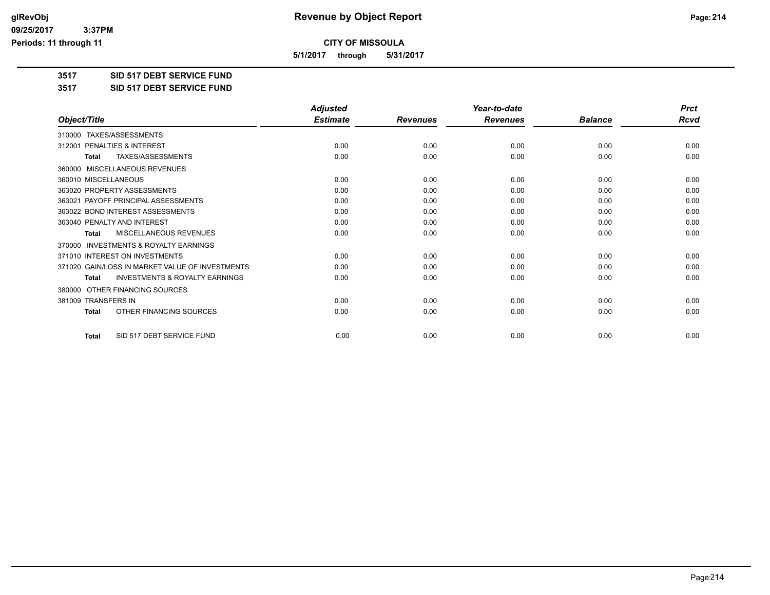# Revenue by Object Report

**CITY OF MISSOULA**

**5/1/2017 through 5/31/2017**

glRevObj
09/25/2017 3:37PM
Periods: 11 through 11

## 3517 SID 517 DEBT SERVICE FUND

## 3517 SID 517 DEBT SERVICE FUND

| Object/Title | Adjusted Estimate | Revenues | Year-to-date Revenues | Balance | Prct Rcvd |
|---|---|---|---|---|---|
| 310000 TAXES/ASSESSMENTS | | | | | |
| 312001 PENALTIES & INTEREST | 0.00 | 0.00 | 0.00 | 0.00 | 0.00 |
| **Total** TAXES/ASSESSMENTS | 0.00 | 0.00 | 0.00 | 0.00 | 0.00 |
| 360000 MISCELLANEOUS REVENUES | | | | | |
| 360010 MISCELLANEOUS | 0.00 | 0.00 | 0.00 | 0.00 | 0.00 |
| 363020 PROPERTY ASSESSMENTS | 0.00 | 0.00 | 0.00 | 0.00 | 0.00 |
| 363021 PAYOFF PRINCIPAL ASSESSMENTS | 0.00 | 0.00 | 0.00 | 0.00 | 0.00 |
| 363022 BOND INTEREST ASSESSMENTS | 0.00 | 0.00 | 0.00 | 0.00 | 0.00 |
| 363040 PENALTY AND INTEREST | 0.00 | 0.00 | 0.00 | 0.00 | 0.00 |
| **Total** MISCELLANEOUS REVENUES | 0.00 | 0.00 | 0.00 | 0.00 | 0.00 |
| 370000 INVESTMENTS & ROYALTY EARNINGS | | | | | |
| 371010 INTEREST ON INVESTMENTS | 0.00 | 0.00 | 0.00 | 0.00 | 0.00 |
| 371020 GAIN/LOSS IN MARKET VALUE OF INVESTMENTS | 0.00 | 0.00 | 0.00 | 0.00 | 0.00 |
| **Total** INVESTMENTS & ROYALTY EARNINGS | 0.00 | 0.00 | 0.00 | 0.00 | 0.00 |
| 380000 OTHER FINANCING SOURCES | | | | | |
| 381009 TRANSFERS IN | 0.00 | 0.00 | 0.00 | 0.00 | 0.00 |
| **Total** OTHER FINANCING SOURCES | 0.00 | 0.00 | 0.00 | 0.00 | 0.00 |
| **Total** SID 517 DEBT SERVICE FUND | 0.00 | 0.00 | 0.00 | 0.00 | 0.00 |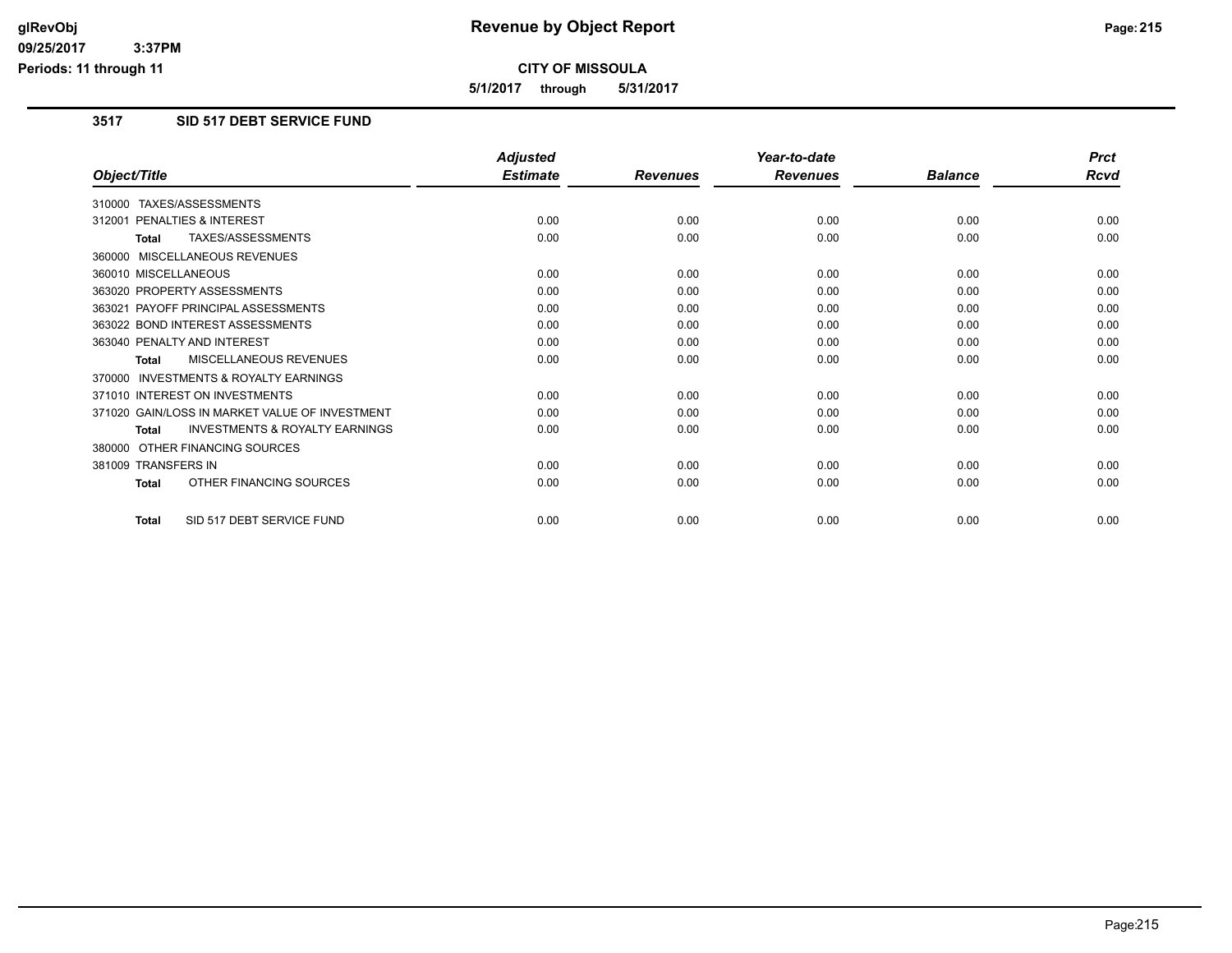# Revenue by Object Report

**CITY OF MISSOULA**

**5/1/2017 through 5/31/2017**

glRevObj
09/25/2017 3:37PM
Periods: 11 through 11

## 3517 SID 517 DEBT SERVICE FUND

| Object/Title | Adjusted Estimate | Revenues | Year-to-date Revenues | Balance | Prct Rcvd |
|---|---|---|---|---|---|
| 310000 TAXES/ASSESSMENTS | | | | | |
| 312001 PENALTIES & INTEREST | 0.00 | 0.00 | 0.00 | 0.00 | 0.00 |
| **Total** TAXES/ASSESSMENTS | 0.00 | 0.00 | 0.00 | 0.00 | 0.00 |
| 360000 MISCELLANEOUS REVENUES | | | | | |
| 360010 MISCELLANEOUS | 0.00 | 0.00 | 0.00 | 0.00 | 0.00 |
| 363020 PROPERTY ASSESSMENTS | 0.00 | 0.00 | 0.00 | 0.00 | 0.00 |
| 363021 PAYOFF PRINCIPAL ASSESSMENTS | 0.00 | 0.00 | 0.00 | 0.00 | 0.00 |
| 363022 BOND INTEREST ASSESSMENTS | 0.00 | 0.00 | 0.00 | 0.00 | 0.00 |
| 363040 PENALTY AND INTEREST | 0.00 | 0.00 | 0.00 | 0.00 | 0.00 |
| **Total** MISCELLANEOUS REVENUES | 0.00 | 0.00 | 0.00 | 0.00 | 0.00 |
| 370000 INVESTMENTS & ROYALTY EARNINGS | | | | | |
| 371010 INTEREST ON INVESTMENTS | 0.00 | 0.00 | 0.00 | 0.00 | 0.00 |
| 371020 GAIN/LOSS IN MARKET VALUE OF INVESTMENT | 0.00 | 0.00 | 0.00 | 0.00 | 0.00 |
| **Total** INVESTMENTS & ROYALTY EARNINGS | 0.00 | 0.00 | 0.00 | 0.00 | 0.00 |
| 380000 OTHER FINANCING SOURCES | | | | | |
| 381009 TRANSFERS IN | 0.00 | 0.00 | 0.00 | 0.00 | 0.00 |
| **Total** OTHER FINANCING SOURCES | 0.00 | 0.00 | 0.00 | 0.00 | 0.00 |
| **Total** SID 517 DEBT SERVICE FUND | 0.00 | 0.00 | 0.00 | 0.00 | 0.00 |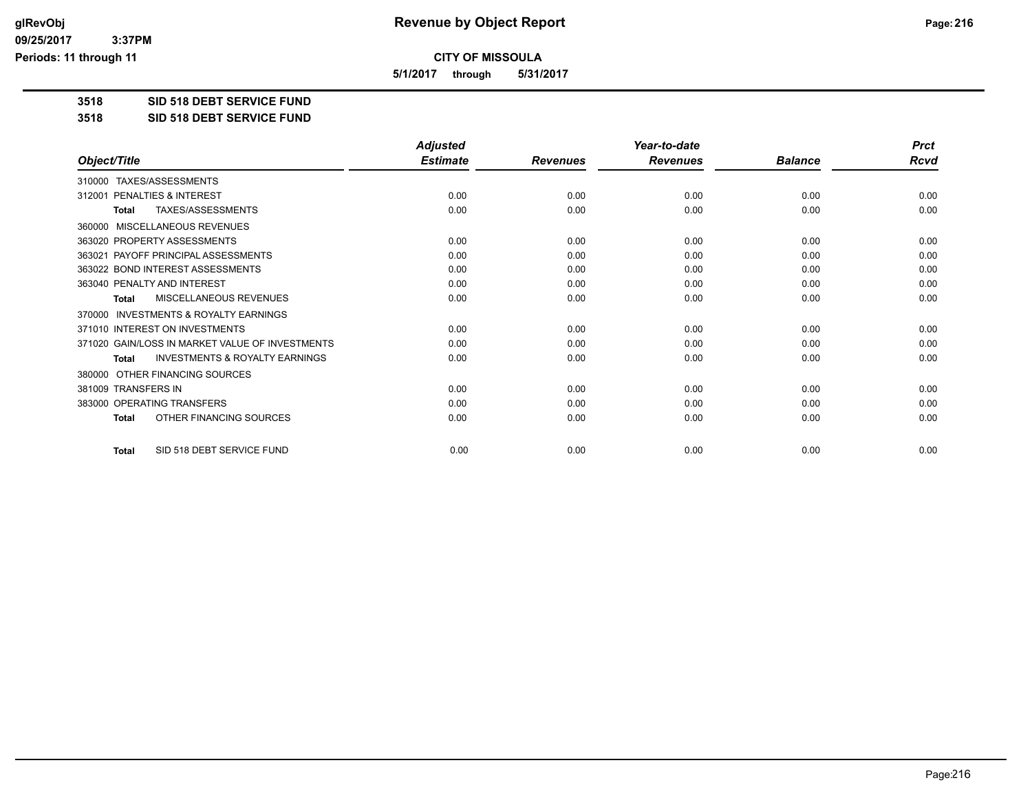**Revenue by Object Report**

**CITY OF MISSOULA**

**5/1/2017 through 5/31/2017**

glRevObj
09/25/2017 3:37PM
Periods: 11 through 11

## 3518 SID 518 DEBT SERVICE FUND

## 3518 SID 518 DEBT SERVICE FUND

| Object/Title | Adjusted Estimate | Revenues | Year-to-date Revenues | Balance | Prct Rcvd |
|---|---|---|---|---|---|
| 310000 TAXES/ASSESSMENTS | | | | | |
| 312001 PENALTIES & INTEREST | 0.00 | 0.00 | 0.00 | 0.00 | 0.00 |
| **Total** TAXES/ASSESSMENTS | 0.00 | 0.00 | 0.00 | 0.00 | 0.00 |
| 360000 MISCELLANEOUS REVENUES | | | | | |
| 363020 PROPERTY ASSESSMENTS | 0.00 | 0.00 | 0.00 | 0.00 | 0.00 |
| 363021 PAYOFF PRINCIPAL ASSESSMENTS | 0.00 | 0.00 | 0.00 | 0.00 | 0.00 |
| 363022 BOND INTEREST ASSESSMENTS | 0.00 | 0.00 | 0.00 | 0.00 | 0.00 |
| 363040 PENALTY AND INTEREST | 0.00 | 0.00 | 0.00 | 0.00 | 0.00 |
| **Total** MISCELLANEOUS REVENUES | 0.00 | 0.00 | 0.00 | 0.00 | 0.00 |
| 370000 INVESTMENTS & ROYALTY EARNINGS | | | | | |
| 371010 INTEREST ON INVESTMENTS | 0.00 | 0.00 | 0.00 | 0.00 | 0.00 |
| 371020 GAIN/LOSS IN MARKET VALUE OF INVESTMENTS | 0.00 | 0.00 | 0.00 | 0.00 | 0.00 |
| **Total** INVESTMENTS & ROYALTY EARNINGS | 0.00 | 0.00 | 0.00 | 0.00 | 0.00 |
| 380000 OTHER FINANCING SOURCES | | | | | |
| 381009 TRANSFERS IN | 0.00 | 0.00 | 0.00 | 0.00 | 0.00 |
| 383000 OPERATING TRANSFERS | 0.00 | 0.00 | 0.00 | 0.00 | 0.00 |
| **Total** OTHER FINANCING SOURCES | 0.00 | 0.00 | 0.00 | 0.00 | 0.00 |
| **Total** SID 518 DEBT SERVICE FUND | 0.00 | 0.00 | 0.00 | 0.00 | 0.00 |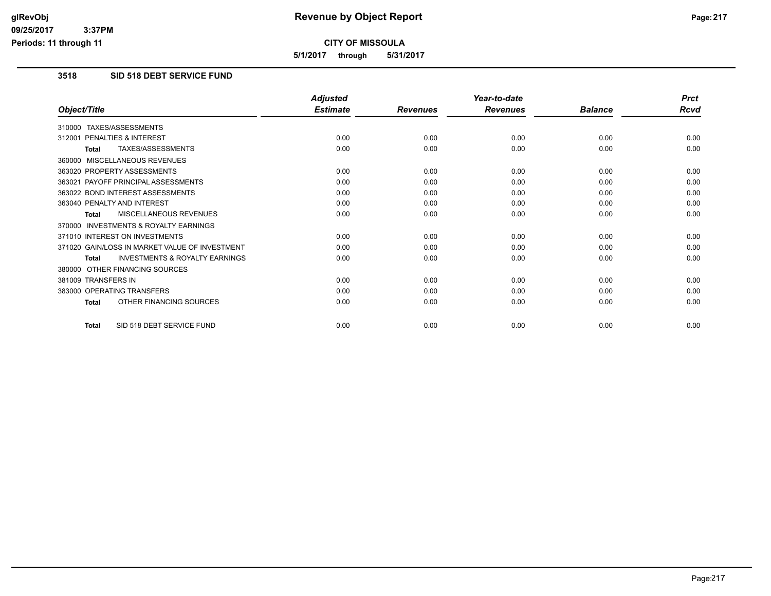**CITY OF MISSOULA**

**5/1/2017 through 5/31/2017**

## 3518 SID 518 DEBT SERVICE FUND

| Object/Title | Adjusted Estimate | Revenues | Year-to-date Revenues | Balance | Prct Rcvd |
|---|---|---|---|---|---|
| 310000 TAXES/ASSESSMENTS | | | | | |
| 312001 PENALTIES & INTEREST | 0.00 | 0.00 | 0.00 | 0.00 | 0.00 |
| **Total** TAXES/ASSESSMENTS | 0.00 | 0.00 | 0.00 | 0.00 | 0.00 |
| 360000 MISCELLANEOUS REVENUES | | | | | |
| 363020 PROPERTY ASSESSMENTS | 0.00 | 0.00 | 0.00 | 0.00 | 0.00 |
| 363021 PAYOFF PRINCIPAL ASSESSMENTS | 0.00 | 0.00 | 0.00 | 0.00 | 0.00 |
| 363022 BOND INTEREST ASSESSMENTS | 0.00 | 0.00 | 0.00 | 0.00 | 0.00 |
| 363040 PENALTY AND INTEREST | 0.00 | 0.00 | 0.00 | 0.00 | 0.00 |
| **Total** MISCELLANEOUS REVENUES | 0.00 | 0.00 | 0.00 | 0.00 | 0.00 |
| 370000 INVESTMENTS & ROYALTY EARNINGS | | | | | |
| 371010 INTEREST ON INVESTMENTS | 0.00 | 0.00 | 0.00 | 0.00 | 0.00 |
| 371020 GAIN/LOSS IN MARKET VALUE OF INVESTMENT | 0.00 | 0.00 | 0.00 | 0.00 | 0.00 |
| **Total** INVESTMENTS & ROYALTY EARNINGS | 0.00 | 0.00 | 0.00 | 0.00 | 0.00 |
| 380000 OTHER FINANCING SOURCES | | | | | |
| 381009 TRANSFERS IN | 0.00 | 0.00 | 0.00 | 0.00 | 0.00 |
| 383000 OPERATING TRANSFERS | 0.00 | 0.00 | 0.00 | 0.00 | 0.00 |
| **Total** OTHER FINANCING SOURCES | 0.00 | 0.00 | 0.00 | 0.00 | 0.00 |
| **Total** SID 518 DEBT SERVICE FUND | 0.00 | 0.00 | 0.00 | 0.00 | 0.00 |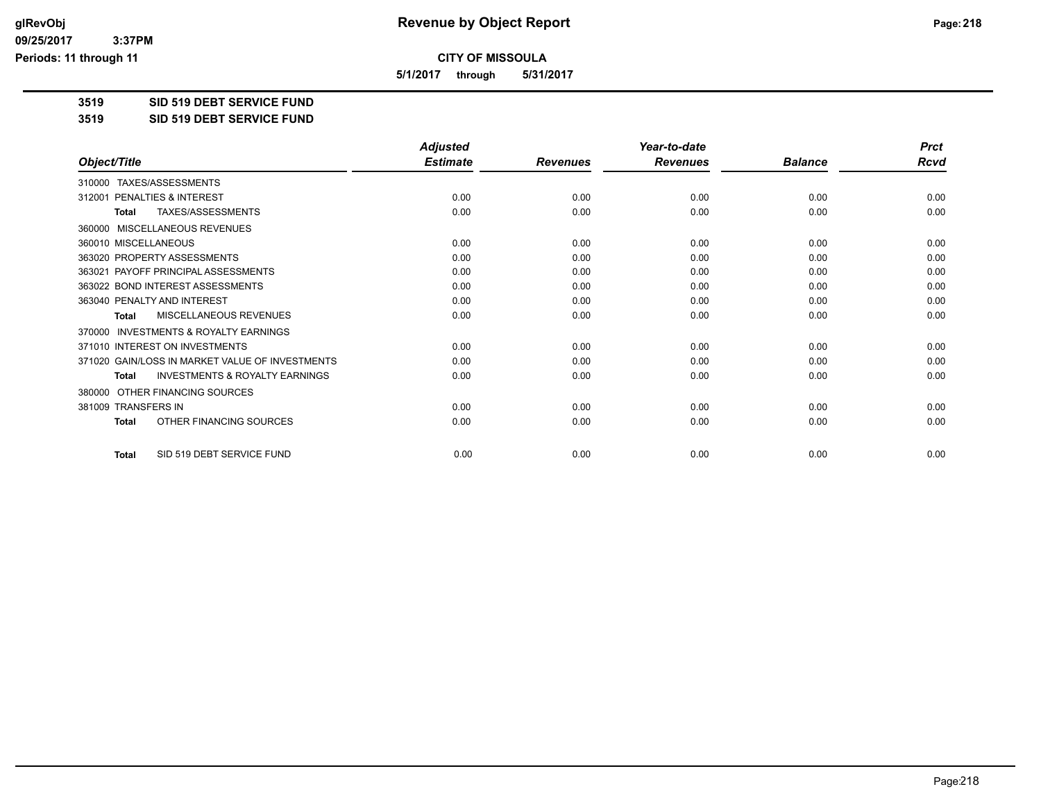# Revenue by Object Report

**CITY OF MISSOULA**

**5/1/2017 through 5/31/2017**

glRevObj
09/25/2017 3:37PM
Periods: 11 through 11

## 3519 SID 519 DEBT SERVICE FUND

## 3519 SID 519 DEBT SERVICE FUND

| Object/Title | Adjusted Estimate | Revenues | Year-to-date Revenues | Balance | Prct Rcvd |
|---|---|---|---|---|---|
| 310000 TAXES/ASSESSMENTS | | | | | |
| 312001 PENALTIES & INTEREST | 0.00 | 0.00 | 0.00 | 0.00 | 0.00 |
| **Total** TAXES/ASSESSMENTS | 0.00 | 0.00 | 0.00 | 0.00 | 0.00 |
| 360000 MISCELLANEOUS REVENUES | | | | | |
| 360010 MISCELLANEOUS | 0.00 | 0.00 | 0.00 | 0.00 | 0.00 |
| 363020 PROPERTY ASSESSMENTS | 0.00 | 0.00 | 0.00 | 0.00 | 0.00 |
| 363021 PAYOFF PRINCIPAL ASSESSMENTS | 0.00 | 0.00 | 0.00 | 0.00 | 0.00 |
| 363022 BOND INTEREST ASSESSMENTS | 0.00 | 0.00 | 0.00 | 0.00 | 0.00 |
| 363040 PENALTY AND INTEREST | 0.00 | 0.00 | 0.00 | 0.00 | 0.00 |
| **Total** MISCELLANEOUS REVENUES | 0.00 | 0.00 | 0.00 | 0.00 | 0.00 |
| 370000 INVESTMENTS & ROYALTY EARNINGS | | | | | |
| 371010 INTEREST ON INVESTMENTS | 0.00 | 0.00 | 0.00 | 0.00 | 0.00 |
| 371020 GAIN/LOSS IN MARKET VALUE OF INVESTMENTS | 0.00 | 0.00 | 0.00 | 0.00 | 0.00 |
| **Total** INVESTMENTS & ROYALTY EARNINGS | 0.00 | 0.00 | 0.00 | 0.00 | 0.00 |
| 380000 OTHER FINANCING SOURCES | | | | | |
| 381009 TRANSFERS IN | 0.00 | 0.00 | 0.00 | 0.00 | 0.00 |
| **Total** OTHER FINANCING SOURCES | 0.00 | 0.00 | 0.00 | 0.00 | 0.00 |
| **Total** SID 519 DEBT SERVICE FUND | 0.00 | 0.00 | 0.00 | 0.00 | 0.00 |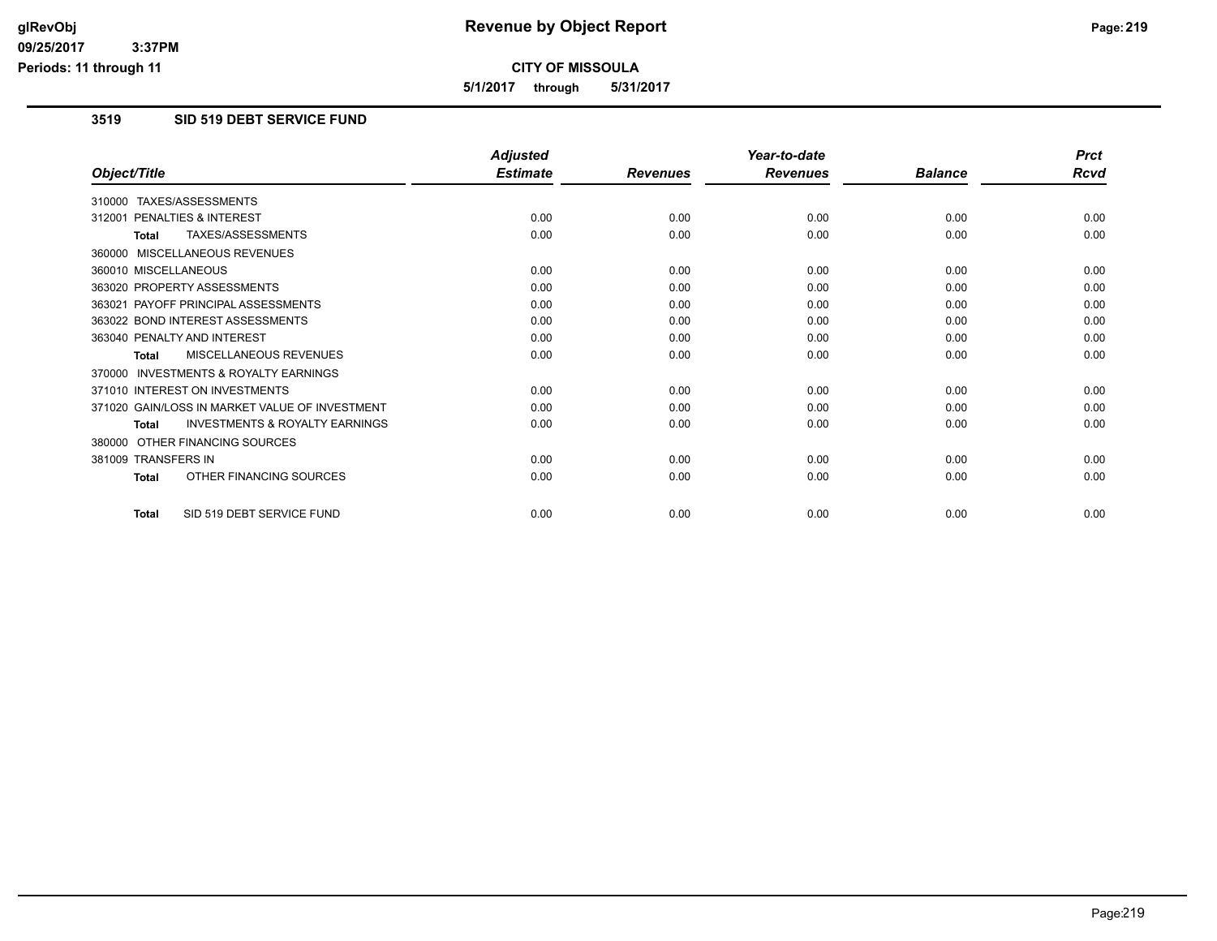# Revenue by Object Report

**CITY OF MISSOULA**

**5/1/2017 through 5/31/2017**

glRevObj
09/25/2017 3:37PM
Periods: 11 through 11

## 3519 SID 519 DEBT SERVICE FUND

| Object/Title | Adjusted Estimate | Revenues | Year-to-date Revenues | Balance | Prct Rcvd |
|---|---|---|---|---|---|
| 310000 TAXES/ASSESSMENTS | | | | | |
| 312001 PENALTIES & INTEREST | 0.00 | 0.00 | 0.00 | 0.00 | 0.00 |
| **Total** TAXES/ASSESSMENTS | 0.00 | 0.00 | 0.00 | 0.00 | 0.00 |
| 360000 MISCELLANEOUS REVENUES | | | | | |
| 360010 MISCELLANEOUS | 0.00 | 0.00 | 0.00 | 0.00 | 0.00 |
| 363020 PROPERTY ASSESSMENTS | 0.00 | 0.00 | 0.00 | 0.00 | 0.00 |
| 363021 PAYOFF PRINCIPAL ASSESSMENTS | 0.00 | 0.00 | 0.00 | 0.00 | 0.00 |
| 363022 BOND INTEREST ASSESSMENTS | 0.00 | 0.00 | 0.00 | 0.00 | 0.00 |
| 363040 PENALTY AND INTEREST | 0.00 | 0.00 | 0.00 | 0.00 | 0.00 |
| **Total** MISCELLANEOUS REVENUES | 0.00 | 0.00 | 0.00 | 0.00 | 0.00 |
| 370000 INVESTMENTS & ROYALTY EARNINGS | | | | | |
| 371010 INTEREST ON INVESTMENTS | 0.00 | 0.00 | 0.00 | 0.00 | 0.00 |
| 371020 GAIN/LOSS IN MARKET VALUE OF INVESTMENT | 0.00 | 0.00 | 0.00 | 0.00 | 0.00 |
| **Total** INVESTMENTS & ROYALTY EARNINGS | 0.00 | 0.00 | 0.00 | 0.00 | 0.00 |
| 380000 OTHER FINANCING SOURCES | | | | | |
| 381009 TRANSFERS IN | 0.00 | 0.00 | 0.00 | 0.00 | 0.00 |
| **Total** OTHER FINANCING SOURCES | 0.00 | 0.00 | 0.00 | 0.00 | 0.00 |
| **Total** SID 519 DEBT SERVICE FUND | 0.00 | 0.00 | 0.00 | 0.00 | 0.00 |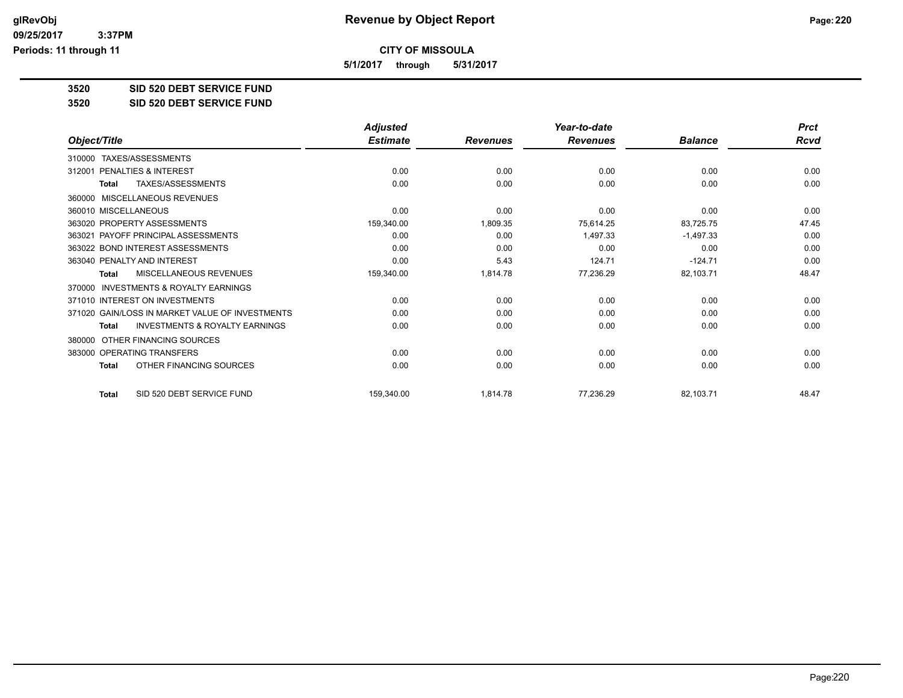**CITY OF MISSOULA**

**5/1/2017 through 5/31/2017**

**3520 SID 520 DEBT SERVICE FUND**

**3520 SID 520 DEBT SERVICE FUND**

| Object/Title | Adjusted Estimate | Revenues | Year-to-date Revenues | Balance | Prct Rcvd |
|---|---|---|---|---|---|
| 310000 TAXES/ASSESSMENTS | | | | | |
| 312001 PENALTIES & INTEREST | 0.00 | 0.00 | 0.00 | 0.00 | 0.00 |
| Total TAXES/ASSESSMENTS | 0.00 | 0.00 | 0.00 | 0.00 | 0.00 |
| 360000 MISCELLANEOUS REVENUES | | | | | |
| 360010 MISCELLANEOUS | 0.00 | 0.00 | 0.00 | 0.00 | 0.00 |
| 363020 PROPERTY ASSESSMENTS | 159,340.00 | 1,809.35 | 75,614.25 | 83,725.75 | 47.45 |
| 363021 PAYOFF PRINCIPAL ASSESSMENTS | 0.00 | 0.00 | 1,497.33 | -1,497.33 | 0.00 |
| 363022 BOND INTEREST ASSESSMENTS | 0.00 | 0.00 | 0.00 | 0.00 | 0.00 |
| 363040 PENALTY AND INTEREST | 0.00 | 5.43 | 124.71 | -124.71 | 0.00 |
| Total MISCELLANEOUS REVENUES | 159,340.00 | 1,814.78 | 77,236.29 | 82,103.71 | 48.47 |
| 370000 INVESTMENTS & ROYALTY EARNINGS | | | | | |
| 371010 INTEREST ON INVESTMENTS | 0.00 | 0.00 | 0.00 | 0.00 | 0.00 |
| 371020 GAIN/LOSS IN MARKET VALUE OF INVESTMENTS | 0.00 | 0.00 | 0.00 | 0.00 | 0.00 |
| Total INVESTMENTS & ROYALTY EARNINGS | 0.00 | 0.00 | 0.00 | 0.00 | 0.00 |
| 380000 OTHER FINANCING SOURCES | | | | | |
| 383000 OPERATING TRANSFERS | 0.00 | 0.00 | 0.00 | 0.00 | 0.00 |
| Total OTHER FINANCING SOURCES | 0.00 | 0.00 | 0.00 | 0.00 | 0.00 |
| Total SID 520 DEBT SERVICE FUND | 159,340.00 | 1,814.78 | 77,236.29 | 82,103.71 | 48.47 |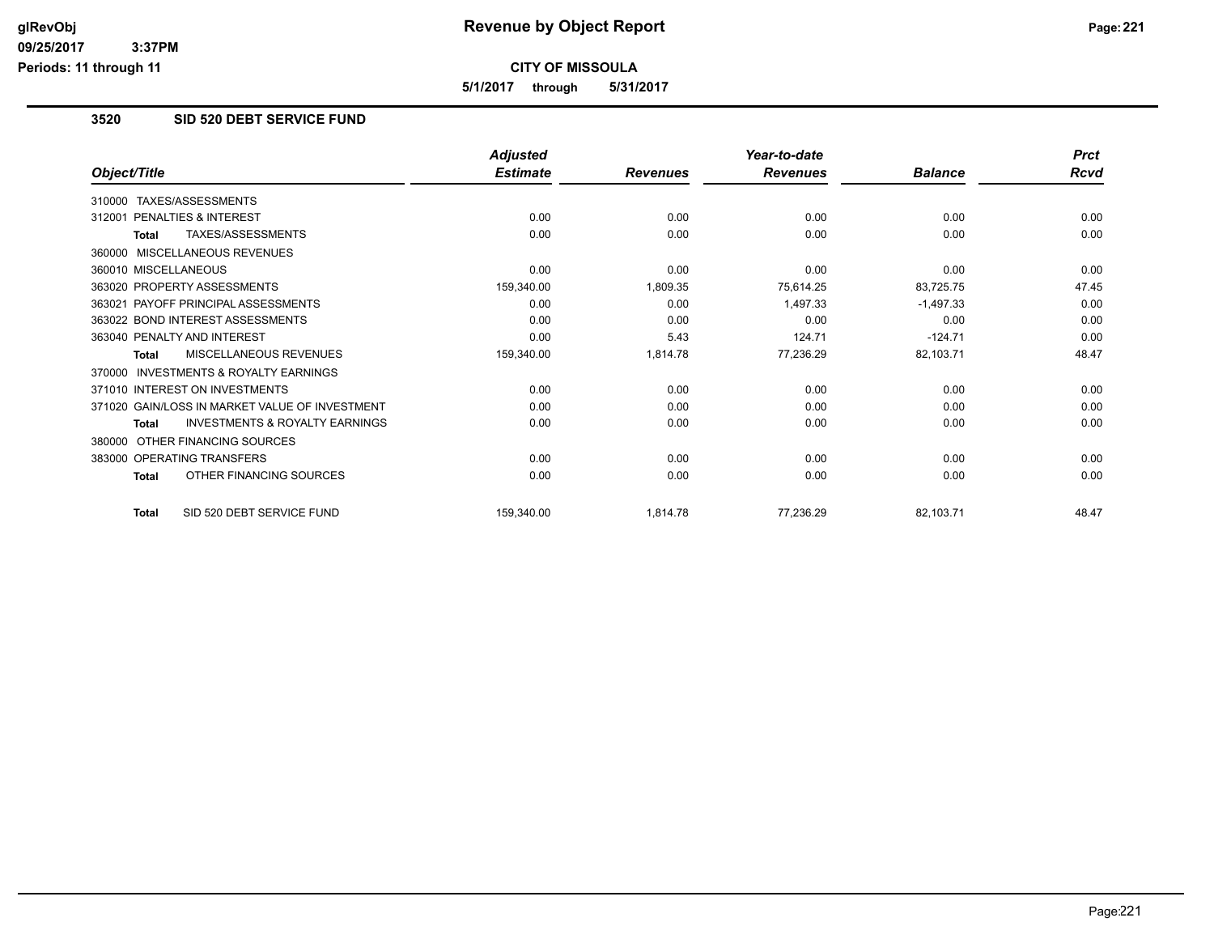## CITY OF MISSOULA

**5/1/2017 through 5/31/2017**

### 3520 SID 520 DEBT SERVICE FUND

| Object/Title | Adjusted Estimate | Revenues | Year-to-date Revenues | Balance | Prct Rcvd |
|---|---|---|---|---|---|
| 310000 TAXES/ASSESSMENTS | | | | | |
| 312001 PENALTIES & INTEREST | 0.00 | 0.00 | 0.00 | 0.00 | 0.00 |
| **Total** TAXES/ASSESSMENTS | 0.00 | 0.00 | 0.00 | 0.00 | 0.00 |
| 360000 MISCELLANEOUS REVENUES | | | | | |
| 360010 MISCELLANEOUS | 0.00 | 0.00 | 0.00 | 0.00 | 0.00 |
| 363020 PROPERTY ASSESSMENTS | 159,340.00 | 1,809.35 | 75,614.25 | 83,725.75 | 47.45 |
| 363021 PAYOFF PRINCIPAL ASSESSMENTS | 0.00 | 0.00 | 1,497.33 | -1,497.33 | 0.00 |
| 363022 BOND INTEREST ASSESSMENTS | 0.00 | 0.00 | 0.00 | 0.00 | 0.00 |
| 363040 PENALTY AND INTEREST | 0.00 | 5.43 | 124.71 | -124.71 | 0.00 |
| **Total** MISCELLANEOUS REVENUES | 159,340.00 | 1,814.78 | 77,236.29 | 82,103.71 | 48.47 |
| 370000 INVESTMENTS & ROYALTY EARNINGS | | | | | |
| 371010 INTEREST ON INVESTMENTS | 0.00 | 0.00 | 0.00 | 0.00 | 0.00 |
| 371020 GAIN/LOSS IN MARKET VALUE OF INVESTMENT | 0.00 | 0.00 | 0.00 | 0.00 | 0.00 |
| **Total** INVESTMENTS & ROYALTY EARNINGS | 0.00 | 0.00 | 0.00 | 0.00 | 0.00 |
| 380000 OTHER FINANCING SOURCES | | | | | |
| 383000 OPERATING TRANSFERS | 0.00 | 0.00 | 0.00 | 0.00 | 0.00 |
| **Total** OTHER FINANCING SOURCES | 0.00 | 0.00 | 0.00 | 0.00 | 0.00 |
| **Total** SID 520 DEBT SERVICE FUND | 159,340.00 | 1,814.78 | 77,236.29 | 82,103.71 | 48.47 |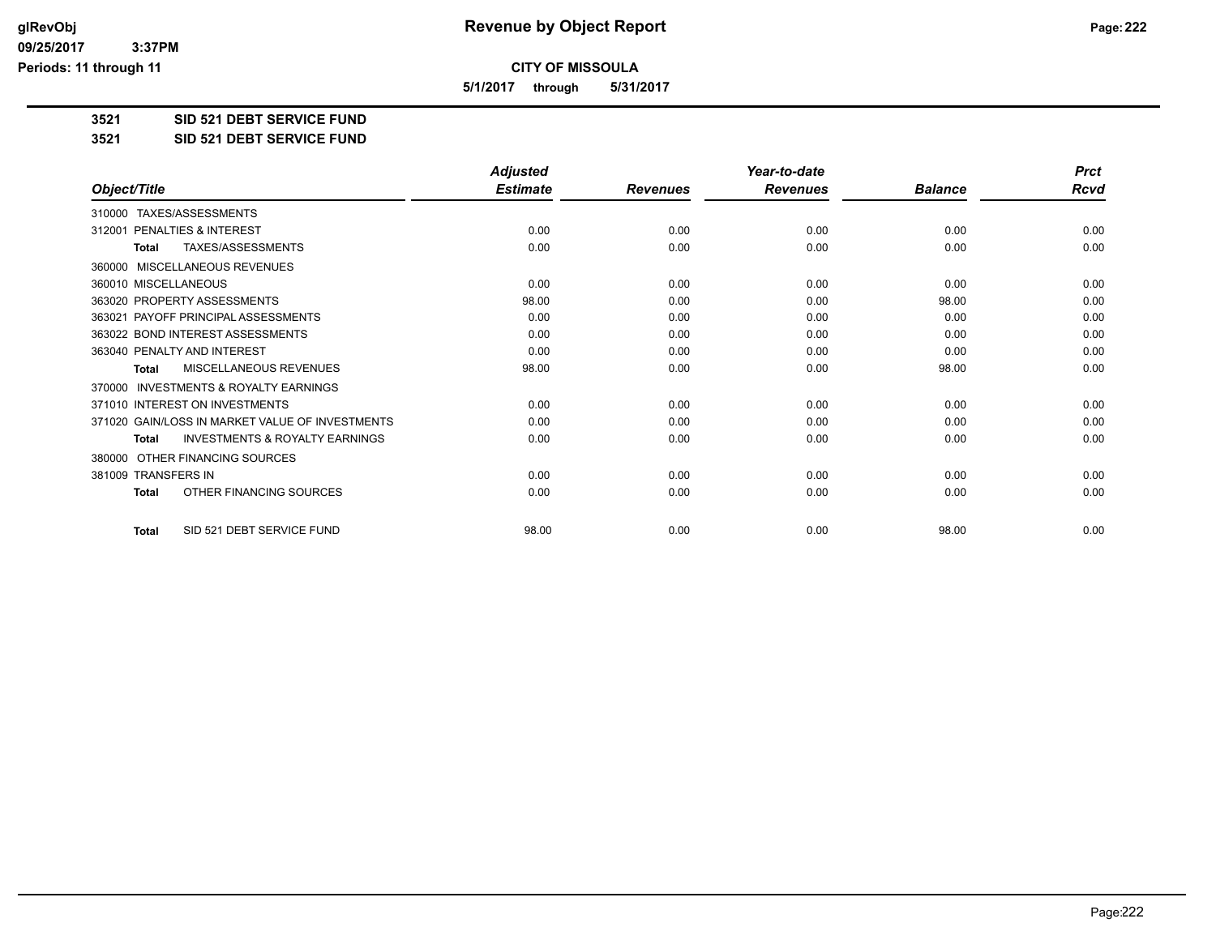# Revenue by Object Report

**CITY OF MISSOULA**

**5/1/2017 through 5/31/2017**

glRevObj
09/25/2017 3:37PM
Periods: 11 through 11

**3521 SID 521 DEBT SERVICE FUND**

**3521 SID 521 DEBT SERVICE FUND**

| Object/Title | Adjusted Estimate | Revenues | Year-to-date Revenues | Balance | Prct Rcvd |
|---|---|---|---|---|---|
| 310000 TAXES/ASSESSMENTS | | | | | |
| 312001 PENALTIES & INTEREST | 0.00 | 0.00 | 0.00 | 0.00 | 0.00 |
| Total TAXES/ASSESSMENTS | 0.00 | 0.00 | 0.00 | 0.00 | 0.00 |
| 360000 MISCELLANEOUS REVENUES | | | | | |
| 360010 MISCELLANEOUS | 0.00 | 0.00 | 0.00 | 0.00 | 0.00 |
| 363020 PROPERTY ASSESSMENTS | 98.00 | 0.00 | 0.00 | 98.00 | 0.00 |
| 363021 PAYOFF PRINCIPAL ASSESSMENTS | 0.00 | 0.00 | 0.00 | 0.00 | 0.00 |
| 363022 BOND INTEREST ASSESSMENTS | 0.00 | 0.00 | 0.00 | 0.00 | 0.00 |
| 363040 PENALTY AND INTEREST | 0.00 | 0.00 | 0.00 | 0.00 | 0.00 |
| Total MISCELLANEOUS REVENUES | 98.00 | 0.00 | 0.00 | 98.00 | 0.00 |
| 370000 INVESTMENTS & ROYALTY EARNINGS | | | | | |
| 371010 INTEREST ON INVESTMENTS | 0.00 | 0.00 | 0.00 | 0.00 | 0.00 |
| 371020 GAIN/LOSS IN MARKET VALUE OF INVESTMENTS | 0.00 | 0.00 | 0.00 | 0.00 | 0.00 |
| Total INVESTMENTS & ROYALTY EARNINGS | 0.00 | 0.00 | 0.00 | 0.00 | 0.00 |
| 380000 OTHER FINANCING SOURCES | | | | | |
| 381009 TRANSFERS IN | 0.00 | 0.00 | 0.00 | 0.00 | 0.00 |
| Total OTHER FINANCING SOURCES | 0.00 | 0.00 | 0.00 | 0.00 | 0.00 |
| Total SID 521 DEBT SERVICE FUND | 98.00 | 0.00 | 0.00 | 98.00 | 0.00 |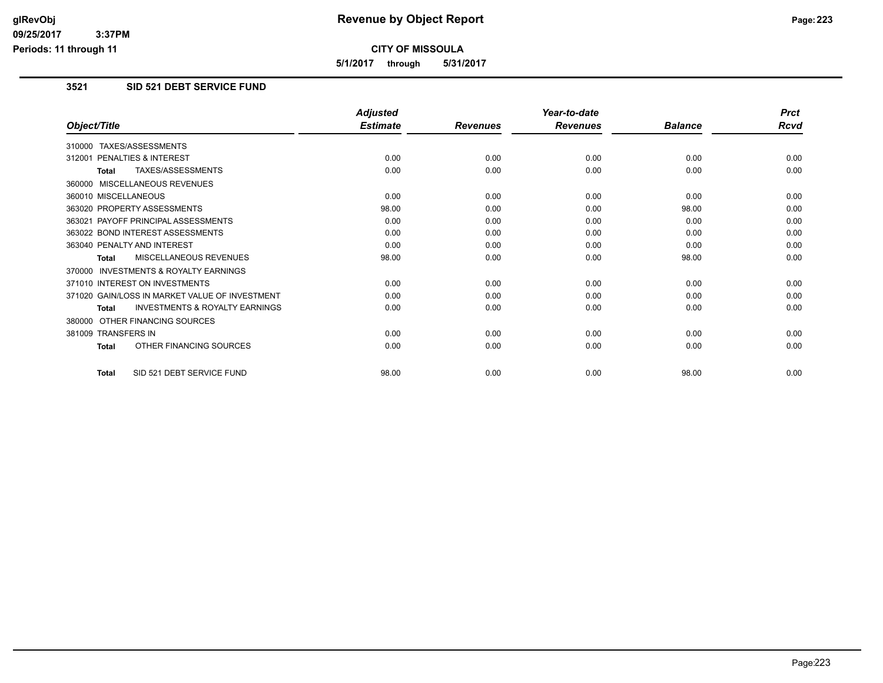# Revenue by Object Report

**CITY OF MISSOULA**

**5/1/2017 through 5/31/2017**

## 3521 SID 521 DEBT SERVICE FUND

| Object/Title | Adjusted Estimate | Revenues | Year-to-date Revenues | Balance | Prct Rcvd |
|---|---|---|---|---|---|
| 310000 TAXES/ASSESSMENTS | | | | | |
| 312001 PENALTIES & INTEREST | 0.00 | 0.00 | 0.00 | 0.00 | 0.00 |
| **Total** TAXES/ASSESSMENTS | 0.00 | 0.00 | 0.00 | 0.00 | 0.00 |
| 360000 MISCELLANEOUS REVENUES | | | | | |
| 360010 MISCELLANEOUS | 0.00 | 0.00 | 0.00 | 0.00 | 0.00 |
| 363020 PROPERTY ASSESSMENTS | 98.00 | 0.00 | 0.00 | 98.00 | 0.00 |
| 363021 PAYOFF PRINCIPAL ASSESSMENTS | 0.00 | 0.00 | 0.00 | 0.00 | 0.00 |
| 363022 BOND INTEREST ASSESSMENTS | 0.00 | 0.00 | 0.00 | 0.00 | 0.00 |
| 363040 PENALTY AND INTEREST | 0.00 | 0.00 | 0.00 | 0.00 | 0.00 |
| **Total** MISCELLANEOUS REVENUES | 98.00 | 0.00 | 0.00 | 98.00 | 0.00 |
| 370000 INVESTMENTS & ROYALTY EARNINGS | | | | | |
| 371010 INTEREST ON INVESTMENTS | 0.00 | 0.00 | 0.00 | 0.00 | 0.00 |
| 371020 GAIN/LOSS IN MARKET VALUE OF INVESTMENT | 0.00 | 0.00 | 0.00 | 0.00 | 0.00 |
| **Total** INVESTMENTS & ROYALTY EARNINGS | 0.00 | 0.00 | 0.00 | 0.00 | 0.00 |
| 380000 OTHER FINANCING SOURCES | | | | | |
| 381009 TRANSFERS IN | 0.00 | 0.00 | 0.00 | 0.00 | 0.00 |
| **Total** OTHER FINANCING SOURCES | 0.00 | 0.00 | 0.00 | 0.00 | 0.00 |
| **Total** SID 521 DEBT SERVICE FUND | 98.00 | 0.00 | 0.00 | 98.00 | 0.00 |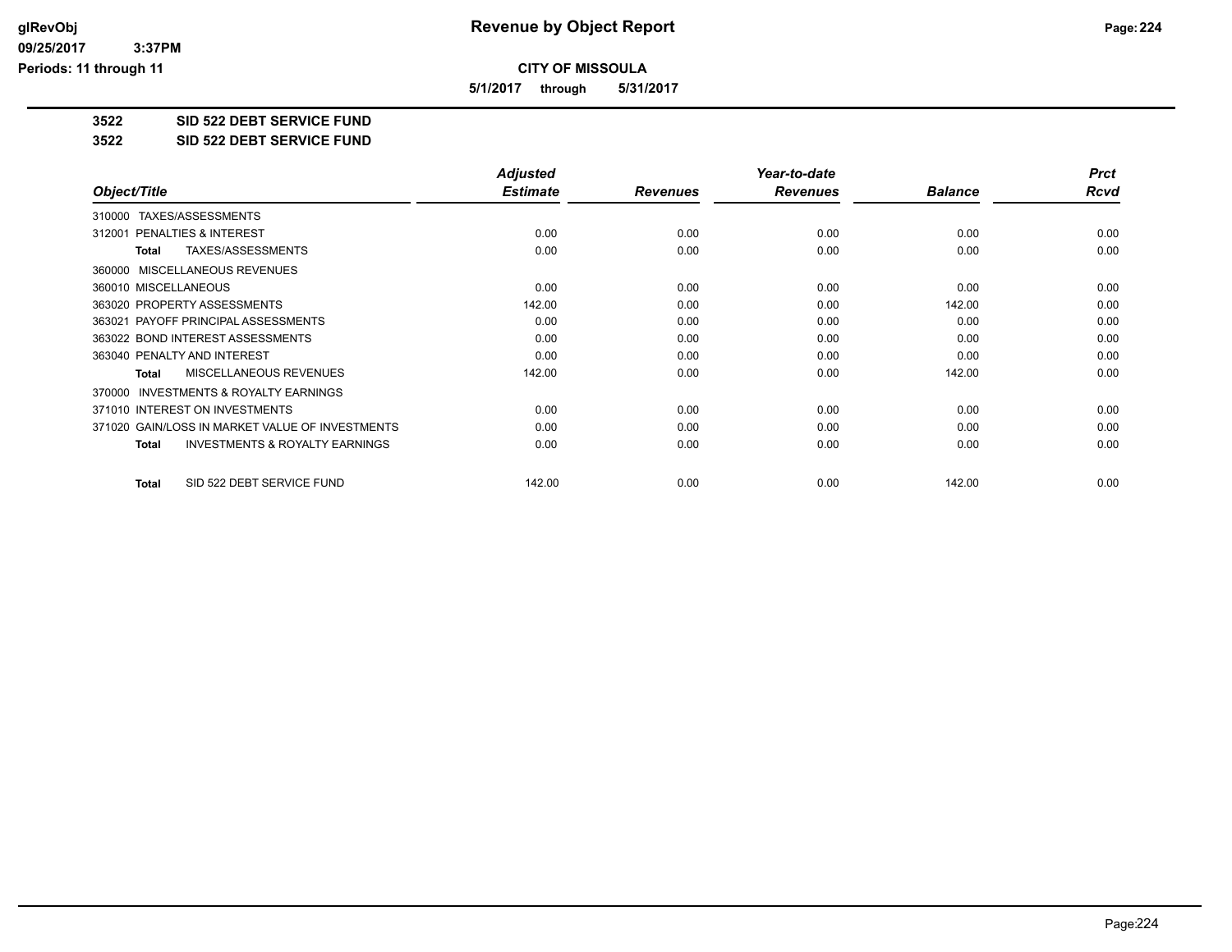# Revenue by Object Report

**CITY OF MISSOULA**

**5/1/2017 through 5/31/2017**

glRevObj
09/25/2017 3:37PM
Periods: 11 through 11

## 3522 SID 522 DEBT SERVICE FUND

## 3522 SID 522 DEBT SERVICE FUND

| Object/Title | Adjusted Estimate | Revenues | Year-to-date Revenues | Balance | Prct Rcvd |
|---|---|---|---|---|---|
| 310000 TAXES/ASSESSMENTS | | | | | |
| 312001 PENALTIES & INTEREST | 0.00 | 0.00 | 0.00 | 0.00 | 0.00 |
| **Total** TAXES/ASSESSMENTS | 0.00 | 0.00 | 0.00 | 0.00 | 0.00 |
| 360000 MISCELLANEOUS REVENUES | | | | | |
| 360010 MISCELLANEOUS | 0.00 | 0.00 | 0.00 | 0.00 | 0.00 |
| 363020 PROPERTY ASSESSMENTS | 142.00 | 0.00 | 0.00 | 142.00 | 0.00 |
| 363021 PAYOFF PRINCIPAL ASSESSMENTS | 0.00 | 0.00 | 0.00 | 0.00 | 0.00 |
| 363022 BOND INTEREST ASSESSMENTS | 0.00 | 0.00 | 0.00 | 0.00 | 0.00 |
| 363040 PENALTY AND INTEREST | 0.00 | 0.00 | 0.00 | 0.00 | 0.00 |
| **Total** MISCELLANEOUS REVENUES | 142.00 | 0.00 | 0.00 | 142.00 | 0.00 |
| 370000 INVESTMENTS & ROYALTY EARNINGS | | | | | |
| 371010 INTEREST ON INVESTMENTS | 0.00 | 0.00 | 0.00 | 0.00 | 0.00 |
| 371020 GAIN/LOSS IN MARKET VALUE OF INVESTMENTS | 0.00 | 0.00 | 0.00 | 0.00 | 0.00 |
| **Total** INVESTMENTS & ROYALTY EARNINGS | 0.00 | 0.00 | 0.00 | 0.00 | 0.00 |
| **Total** SID 522 DEBT SERVICE FUND | 142.00 | 0.00 | 0.00 | 142.00 | 0.00 |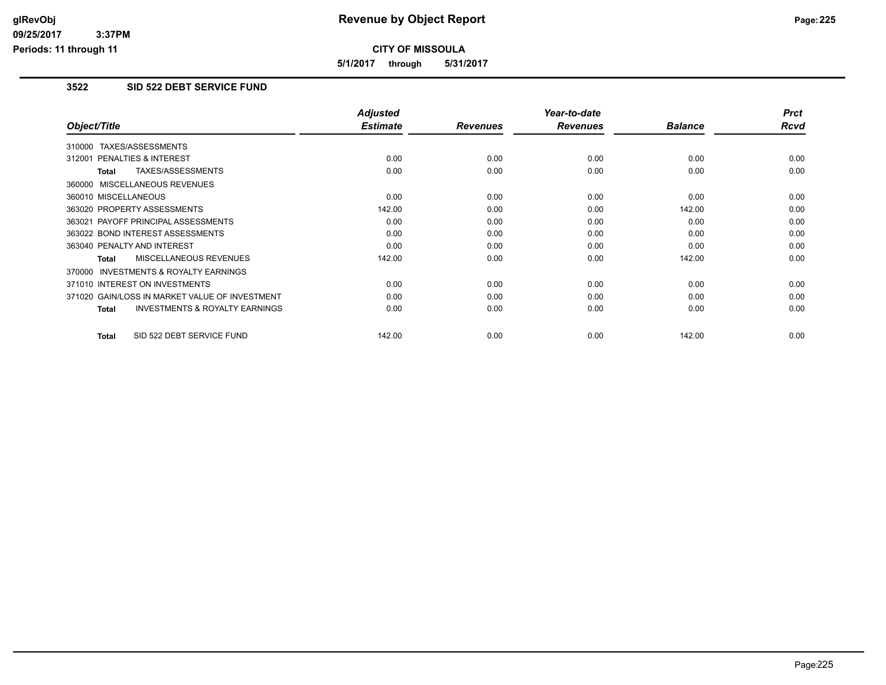# Revenue by Object Report

**CITY OF MISSOULA**

**5/1/2017 through 5/31/2017**

### 3522 SID 522 DEBT SERVICE FUND

| Object/Title | Adjusted Estimate | Revenues | Year-to-date Revenues | Balance | Prct Rcvd |
|---|---|---|---|---|---|
| 310000 TAXES/ASSESSMENTS | | | | | |
| 312001 PENALTIES & INTEREST | 0.00 | 0.00 | 0.00 | 0.00 | 0.00 |
| **Total** TAXES/ASSESSMENTS | 0.00 | 0.00 | 0.00 | 0.00 | 0.00 |
| 360000 MISCELLANEOUS REVENUES | | | | | |
| 360010 MISCELLANEOUS | 0.00 | 0.00 | 0.00 | 0.00 | 0.00 |
| 363020 PROPERTY ASSESSMENTS | 142.00 | 0.00 | 0.00 | 142.00 | 0.00 |
| 363021 PAYOFF PRINCIPAL ASSESSMENTS | 0.00 | 0.00 | 0.00 | 0.00 | 0.00 |
| 363022 BOND INTEREST ASSESSMENTS | 0.00 | 0.00 | 0.00 | 0.00 | 0.00 |
| 363040 PENALTY AND INTEREST | 0.00 | 0.00 | 0.00 | 0.00 | 0.00 |
| **Total** MISCELLANEOUS REVENUES | 142.00 | 0.00 | 0.00 | 142.00 | 0.00 |
| 370000 INVESTMENTS & ROYALTY EARNINGS | | | | | |
| 371010 INTEREST ON INVESTMENTS | 0.00 | 0.00 | 0.00 | 0.00 | 0.00 |
| 371020 GAIN/LOSS IN MARKET VALUE OF INVESTMENT | 0.00 | 0.00 | 0.00 | 0.00 | 0.00 |
| **Total** INVESTMENTS & ROYALTY EARNINGS | 0.00 | 0.00 | 0.00 | 0.00 | 0.00 |
| **Total** SID 522 DEBT SERVICE FUND | 142.00 | 0.00 | 0.00 | 142.00 | 0.00 |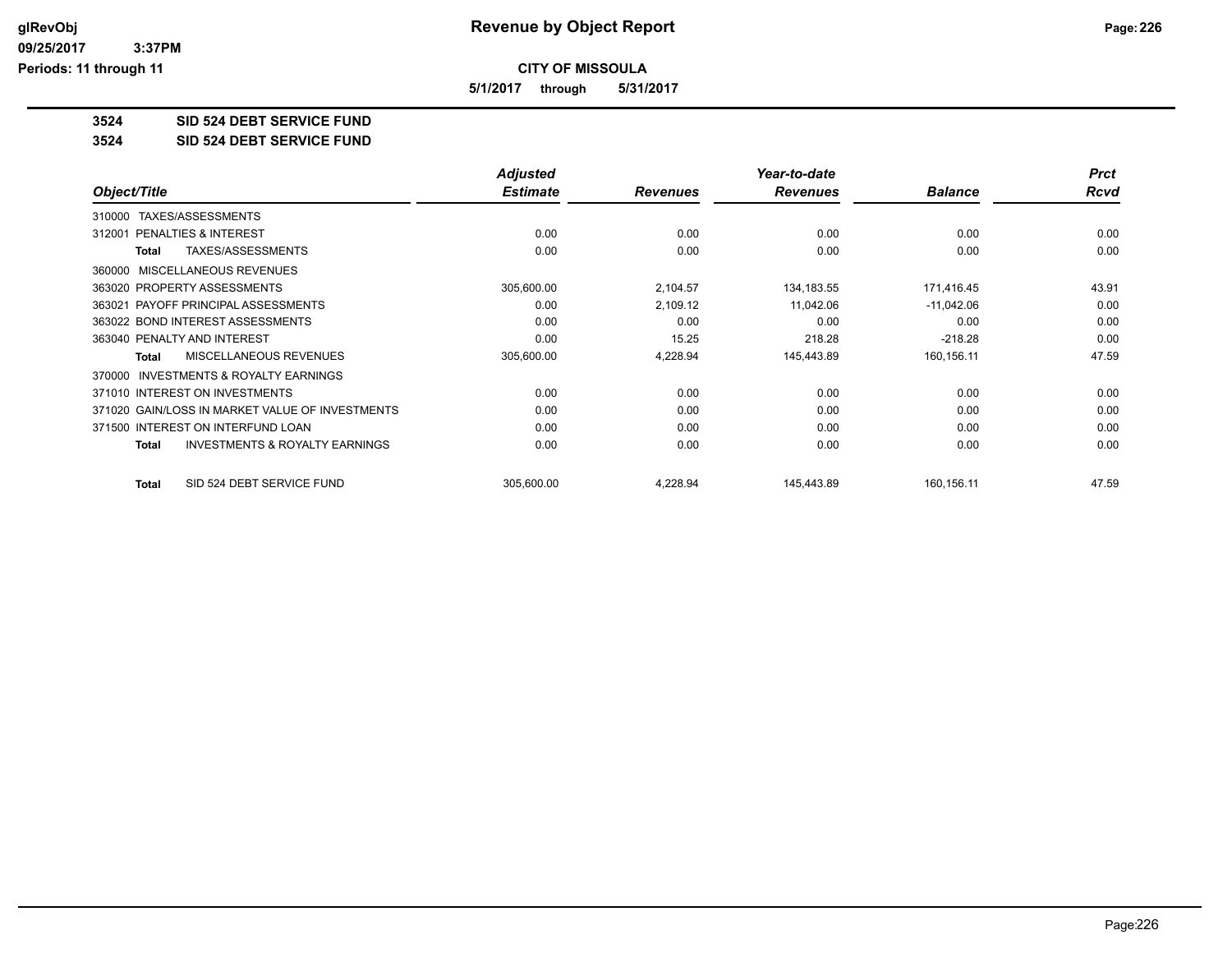# Revenue by Object Report

**CITY OF MISSOULA**

**5/1/2017 through 5/31/2017**

glRevObj
09/25/2017 3:37PM
Periods: 11 through 11

**3524 SID 524 DEBT SERVICE FUND**

**3524 SID 524 DEBT SERVICE FUND**

| Object/Title | Adjusted Estimate | Revenues | Year-to-date Revenues | Balance | Prct Rcvd |
|---|---|---|---|---|---|
| 310000 TAXES/ASSESSMENTS | | | | | |
| 312001 PENALTIES & INTEREST | 0.00 | 0.00 | 0.00 | 0.00 | 0.00 |
| **Total** TAXES/ASSESSMENTS | 0.00 | 0.00 | 0.00 | 0.00 | 0.00 |
| 360000 MISCELLANEOUS REVENUES | | | | | |
| 363020 PROPERTY ASSESSMENTS | 305,600.00 | 2,104.57 | 134,183.55 | 171,416.45 | 43.91 |
| 363021 PAYOFF PRINCIPAL ASSESSMENTS | 0.00 | 2,109.12 | 11,042.06 | -11,042.06 | 0.00 |
| 363022 BOND INTEREST ASSESSMENTS | 0.00 | 0.00 | 0.00 | 0.00 | 0.00 |
| 363040 PENALTY AND INTEREST | 0.00 | 15.25 | 218.28 | -218.28 | 0.00 |
| **Total** MISCELLANEOUS REVENUES | 305,600.00 | 4,228.94 | 145,443.89 | 160,156.11 | 47.59 |
| 370000 INVESTMENTS & ROYALTY EARNINGS | | | | | |
| 371010 INTEREST ON INVESTMENTS | 0.00 | 0.00 | 0.00 | 0.00 | 0.00 |
| 371020 GAIN/LOSS IN MARKET VALUE OF INVESTMENTS | 0.00 | 0.00 | 0.00 | 0.00 | 0.00 |
| 371500 INTEREST ON INTERFUND LOAN | 0.00 | 0.00 | 0.00 | 0.00 | 0.00 |
| **Total** INVESTMENTS & ROYALTY EARNINGS | 0.00 | 0.00 | 0.00 | 0.00 | 0.00 |
| **Total** SID 524 DEBT SERVICE FUND | 305,600.00 | 4,228.94 | 145,443.89 | 160,156.11 | 47.59 |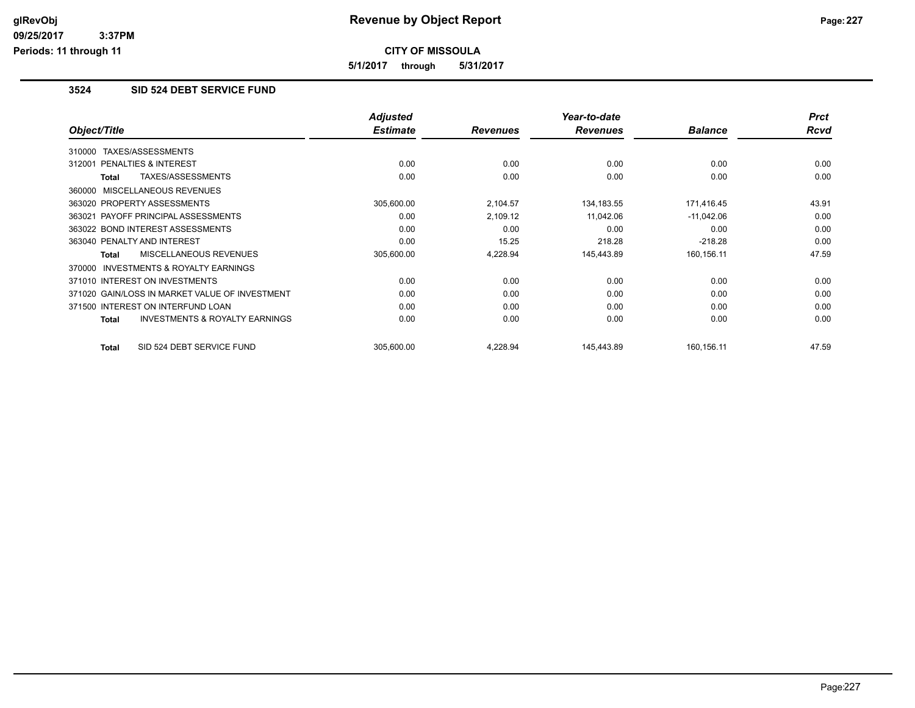# Revenue by Object Report

**CITY OF MISSOULA**

**5/1/2017 through 5/31/2017**

### 3524 SID 524 DEBT SERVICE FUND

| Object/Title | Adjusted Estimate | Revenues | Year-to-date Revenues | Balance | Prct Rcvd |
|---|---|---|---|---|---|
| 310000 TAXES/ASSESSMENTS | | | | | |
| 312001 PENALTIES & INTEREST | 0.00 | 0.00 | 0.00 | 0.00 | 0.00 |
| **Total** TAXES/ASSESSMENTS | 0.00 | 0.00 | 0.00 | 0.00 | 0.00 |
| 360000 MISCELLANEOUS REVENUES | | | | | |
| 363020 PROPERTY ASSESSMENTS | 305,600.00 | 2,104.57 | 134,183.55 | 171,416.45 | 43.91 |
| 363021 PAYOFF PRINCIPAL ASSESSMENTS | 0.00 | 2,109.12 | 11,042.06 | -11,042.06 | 0.00 |
| 363022 BOND INTEREST ASSESSMENTS | 0.00 | 0.00 | 0.00 | 0.00 | 0.00 |
| 363040 PENALTY AND INTEREST | 0.00 | 15.25 | 218.28 | -218.28 | 0.00 |
| **Total** MISCELLANEOUS REVENUES | 305,600.00 | 4,228.94 | 145,443.89 | 160,156.11 | 47.59 |
| 370000 INVESTMENTS & ROYALTY EARNINGS | | | | | |
| 371010 INTEREST ON INVESTMENTS | 0.00 | 0.00 | 0.00 | 0.00 | 0.00 |
| 371020 GAIN/LOSS IN MARKET VALUE OF INVESTMENT | 0.00 | 0.00 | 0.00 | 0.00 | 0.00 |
| 371500 INTEREST ON INTERFUND LOAN | 0.00 | 0.00 | 0.00 | 0.00 | 0.00 |
| **Total** INVESTMENTS & ROYALTY EARNINGS | 0.00 | 0.00 | 0.00 | 0.00 | 0.00 |
| **Total** SID 524 DEBT SERVICE FUND | 305,600.00 | 4,228.94 | 145,443.89 | 160,156.11 | 47.59 |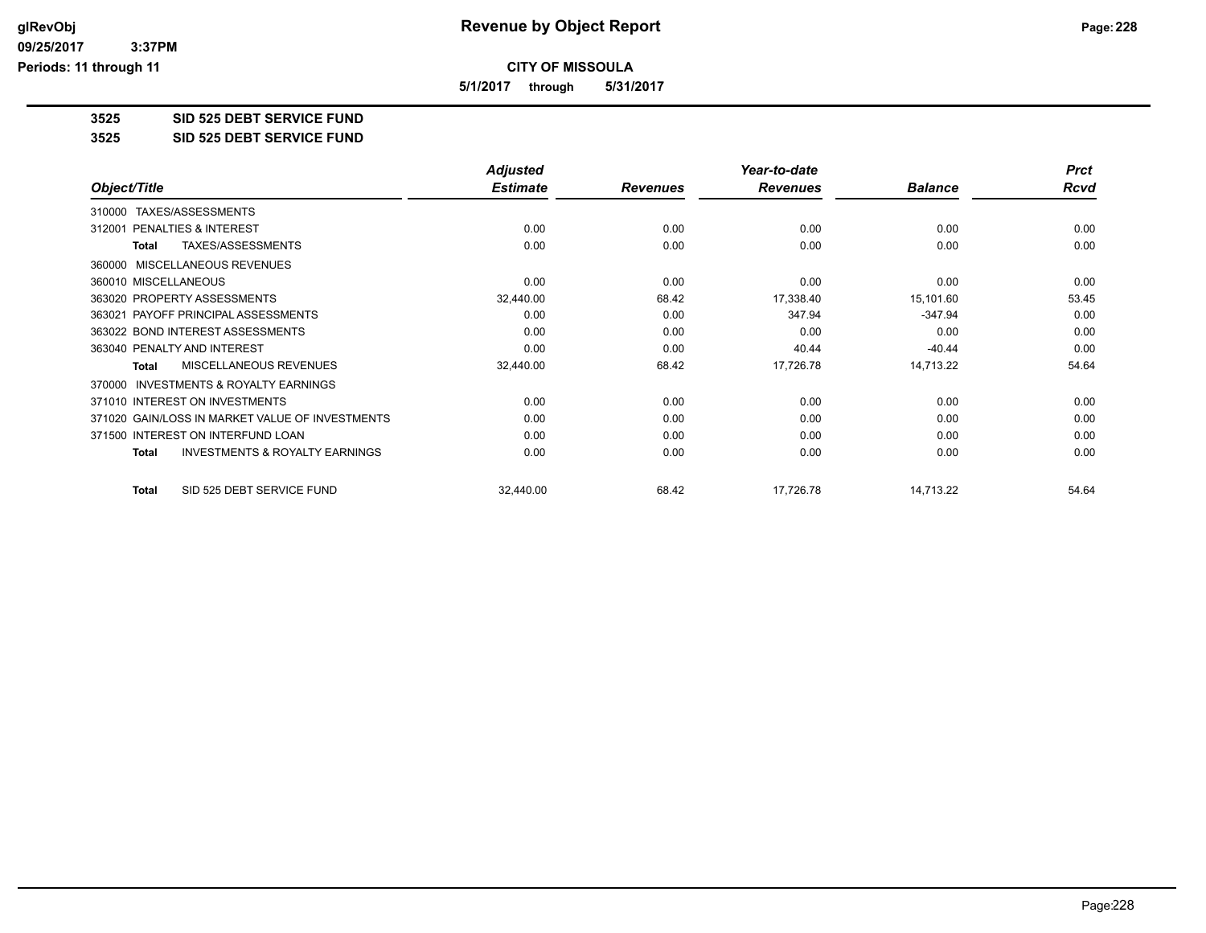**CITY OF MISSOULA**

**5/1/2017 through 5/31/2017**

## 3525 SID 525 DEBT SERVICE FUND

## 3525 SID 525 DEBT SERVICE FUND

| Object/Title | Adjusted Estimate | Revenues | Year-to-date Revenues | Balance | Prct Rcvd |
|---|---|---|---|---|---|
| 310000 TAXES/ASSESSMENTS | | | | | |
| 312001 PENALTIES & INTEREST | 0.00 | 0.00 | 0.00 | 0.00 | 0.00 |
| **Total** TAXES/ASSESSMENTS | 0.00 | 0.00 | 0.00 | 0.00 | 0.00 |
| 360000 MISCELLANEOUS REVENUES | | | | | |
| 360010 MISCELLANEOUS | 0.00 | 0.00 | 0.00 | 0.00 | 0.00 |
| 363020 PROPERTY ASSESSMENTS | 32,440.00 | 68.42 | 17,338.40 | 15,101.60 | 53.45 |
| 363021 PAYOFF PRINCIPAL ASSESSMENTS | 0.00 | 0.00 | 347.94 | -347.94 | 0.00 |
| 363022 BOND INTEREST ASSESSMENTS | 0.00 | 0.00 | 0.00 | 0.00 | 0.00 |
| 363040 PENALTY AND INTEREST | 0.00 | 0.00 | 40.44 | -40.44 | 0.00 |
| **Total** MISCELLANEOUS REVENUES | 32,440.00 | 68.42 | 17,726.78 | 14,713.22 | 54.64 |
| 370000 INVESTMENTS & ROYALTY EARNINGS | | | | | |
| 371010 INTEREST ON INVESTMENTS | 0.00 | 0.00 | 0.00 | 0.00 | 0.00 |
| 371020 GAIN/LOSS IN MARKET VALUE OF INVESTMENTS | 0.00 | 0.00 | 0.00 | 0.00 | 0.00 |
| 371500 INTEREST ON INTERFUND LOAN | 0.00 | 0.00 | 0.00 | 0.00 | 0.00 |
| **Total** INVESTMENTS & ROYALTY EARNINGS | 0.00 | 0.00 | 0.00 | 0.00 | 0.00 |
| **Total** SID 525 DEBT SERVICE FUND | 32,440.00 | 68.42 | 17,726.78 | 14,713.22 | 54.64 |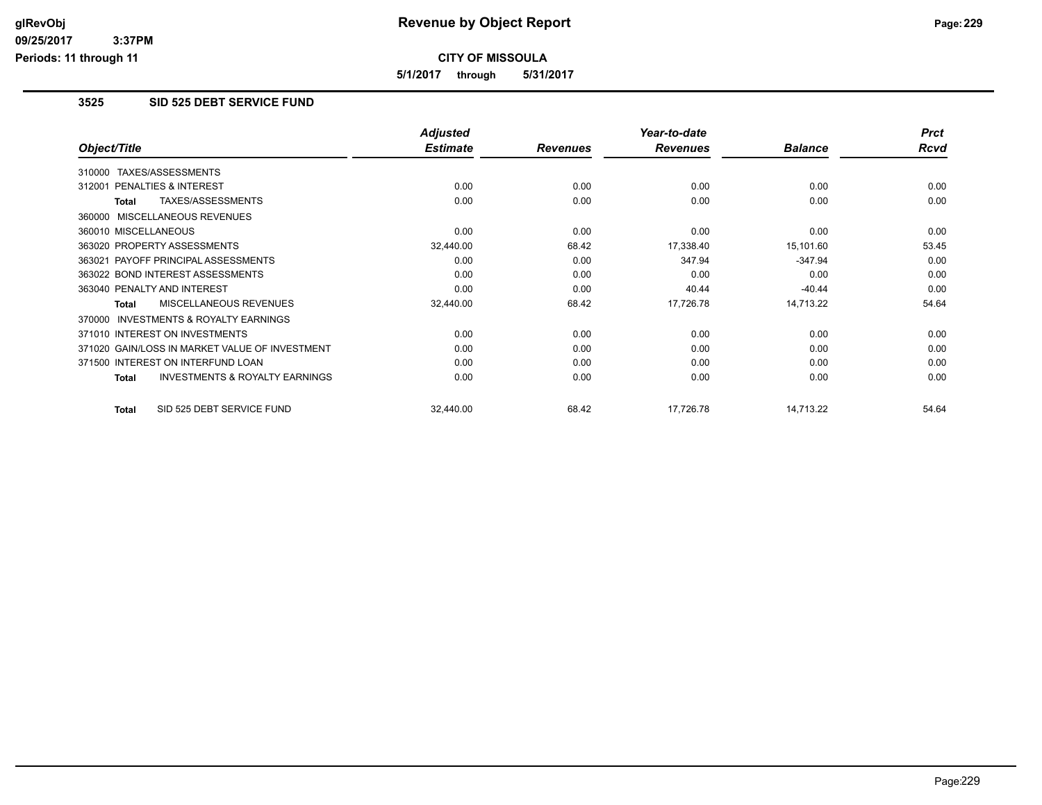**CITY OF MISSOULA**

**5/1/2017 through 5/31/2017**

## 3525 SID 525 DEBT SERVICE FUND

| Object/Title | Adjusted Estimate | Revenues | Year-to-date Revenues | Balance | Prct Rcvd |
|---|---|---|---|---|---|
| 310000 TAXES/ASSESSMENTS | | | | | |
| 312001 PENALTIES & INTEREST | 0.00 | 0.00 | 0.00 | 0.00 | 0.00 |
| **Total** TAXES/ASSESSMENTS | 0.00 | 0.00 | 0.00 | 0.00 | 0.00 |
| 360000 MISCELLANEOUS REVENUES | | | | | |
| 360010 MISCELLANEOUS | 0.00 | 0.00 | 0.00 | 0.00 | 0.00 |
| 363020 PROPERTY ASSESSMENTS | 32,440.00 | 68.42 | 17,338.40 | 15,101.60 | 53.45 |
| 363021 PAYOFF PRINCIPAL ASSESSMENTS | 0.00 | 0.00 | 347.94 | -347.94 | 0.00 |
| 363022 BOND INTEREST ASSESSMENTS | 0.00 | 0.00 | 0.00 | 0.00 | 0.00 |
| 363040 PENALTY AND INTEREST | 0.00 | 0.00 | 40.44 | -40.44 | 0.00 |
| **Total** MISCELLANEOUS REVENUES | 32,440.00 | 68.42 | 17,726.78 | 14,713.22 | 54.64 |
| 370000 INVESTMENTS & ROYALTY EARNINGS | | | | | |
| 371010 INTEREST ON INVESTMENTS | 0.00 | 0.00 | 0.00 | 0.00 | 0.00 |
| 371020 GAIN/LOSS IN MARKET VALUE OF INVESTMENT | 0.00 | 0.00 | 0.00 | 0.00 | 0.00 |
| 371500 INTEREST ON INTERFUND LOAN | 0.00 | 0.00 | 0.00 | 0.00 | 0.00 |
| **Total** INVESTMENTS & ROYALTY EARNINGS | 0.00 | 0.00 | 0.00 | 0.00 | 0.00 |
| **Total** SID 525 DEBT SERVICE FUND | 32,440.00 | 68.42 | 17,726.78 | 14,713.22 | 54.64 |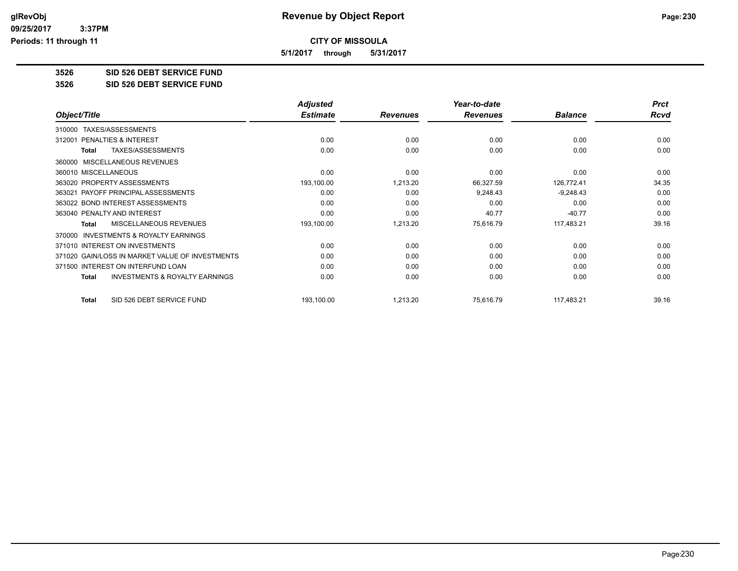**CITY OF MISSOULA**

**5/1/2017 through 5/31/2017**

**3526 SID 526 DEBT SERVICE FUND**

**3526 SID 526 DEBT SERVICE FUND**

| Object/Title | Adjusted Estimate | Revenues | Year-to-date Revenues | Balance | Prct Rcvd |
|---|---|---|---|---|---|
| 310000 TAXES/ASSESSMENTS | | | | | |
| 312001 PENALTIES & INTEREST | 0.00 | 0.00 | 0.00 | 0.00 | 0.00 |
| **Total** TAXES/ASSESSMENTS | 0.00 | 0.00 | 0.00 | 0.00 | 0.00 |
| 360000 MISCELLANEOUS REVENUES | | | | | |
| 360010 MISCELLANEOUS | 0.00 | 0.00 | 0.00 | 0.00 | 0.00 |
| 363020 PROPERTY ASSESSMENTS | 193,100.00 | 1,213.20 | 66,327.59 | 126,772.41 | 34.35 |
| 363021 PAYOFF PRINCIPAL ASSESSMENTS | 0.00 | 0.00 | 9,248.43 | -9,248.43 | 0.00 |
| 363022 BOND INTEREST ASSESSMENTS | 0.00 | 0.00 | 0.00 | 0.00 | 0.00 |
| 363040 PENALTY AND INTEREST | 0.00 | 0.00 | 40.77 | -40.77 | 0.00 |
| **Total** MISCELLANEOUS REVENUES | 193,100.00 | 1,213.20 | 75,616.79 | 117,483.21 | 39.16 |
| 370000 INVESTMENTS & ROYALTY EARNINGS | | | | | |
| 371010 INTEREST ON INVESTMENTS | 0.00 | 0.00 | 0.00 | 0.00 | 0.00 |
| 371020 GAIN/LOSS IN MARKET VALUE OF INVESTMENTS | 0.00 | 0.00 | 0.00 | 0.00 | 0.00 |
| 371500 INTEREST ON INTERFUND LOAN | 0.00 | 0.00 | 0.00 | 0.00 | 0.00 |
| **Total** INVESTMENTS & ROYALTY EARNINGS | 0.00 | 0.00 | 0.00 | 0.00 | 0.00 |
| **Total** SID 526 DEBT SERVICE FUND | 193,100.00 | 1,213.20 | 75,616.79 | 117,483.21 | 39.16 |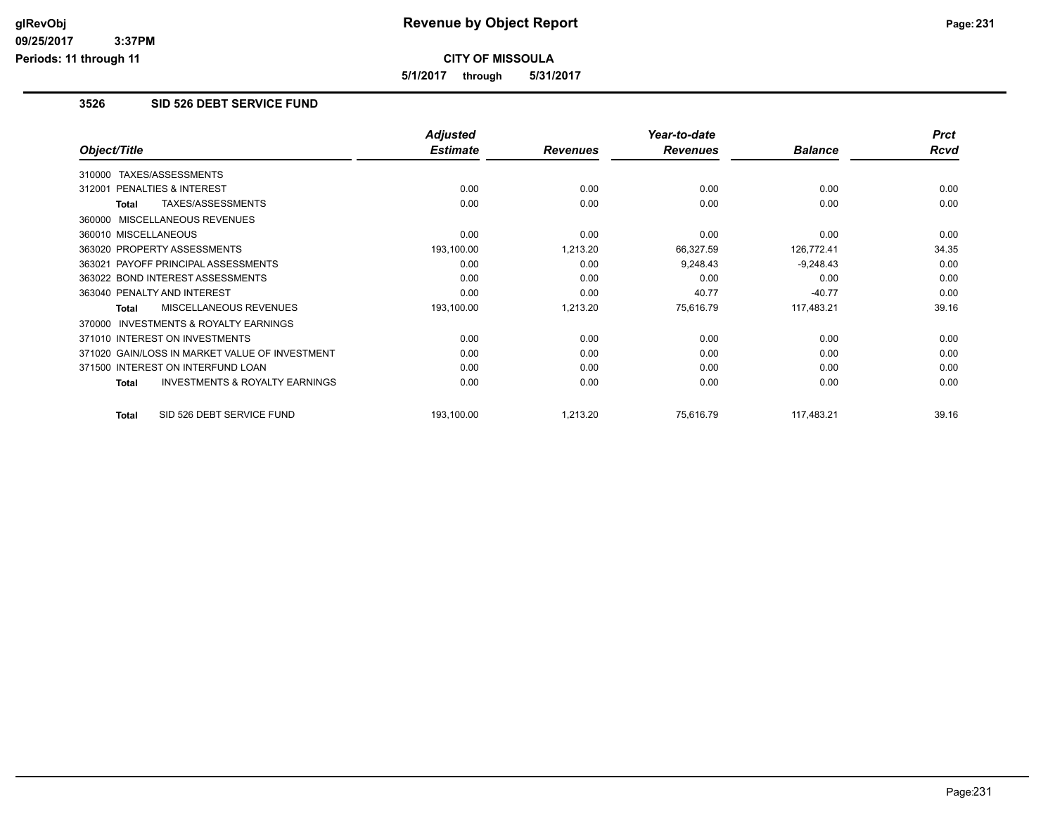# Revenue by Object Report

**CITY OF MISSOULA**

**5/1/2017 through 5/31/2017**

glRevObj
09/25/2017 3:37PM
Periods: 11 through 11

## 3526 SID 526 DEBT SERVICE FUND

| Object/Title | Adjusted Estimate | Revenues | Year-to-date Revenues | Balance | Prct Rcvd |
|---|---|---|---|---|---|
| 310000 TAXES/ASSESSMENTS | | | | | |
| 312001 PENALTIES & INTEREST | 0.00 | 0.00 | 0.00 | 0.00 | 0.00 |
| **Total** TAXES/ASSESSMENTS | 0.00 | 0.00 | 0.00 | 0.00 | 0.00 |
| 360000 MISCELLANEOUS REVENUES | | | | | |
| 360010 MISCELLANEOUS | 0.00 | 0.00 | 0.00 | 0.00 | 0.00 |
| 363020 PROPERTY ASSESSMENTS | 193,100.00 | 1,213.20 | 66,327.59 | 126,772.41 | 34.35 |
| 363021 PAYOFF PRINCIPAL ASSESSMENTS | 0.00 | 0.00 | 9,248.43 | -9,248.43 | 0.00 |
| 363022 BOND INTEREST ASSESSMENTS | 0.00 | 0.00 | 0.00 | 0.00 | 0.00 |
| 363040 PENALTY AND INTEREST | 0.00 | 0.00 | 40.77 | -40.77 | 0.00 |
| **Total** MISCELLANEOUS REVENUES | 193,100.00 | 1,213.20 | 75,616.79 | 117,483.21 | 39.16 |
| 370000 INVESTMENTS & ROYALTY EARNINGS | | | | | |
| 371010 INTEREST ON INVESTMENTS | 0.00 | 0.00 | 0.00 | 0.00 | 0.00 |
| 371020 GAIN/LOSS IN MARKET VALUE OF INVESTMENT | 0.00 | 0.00 | 0.00 | 0.00 | 0.00 |
| 371500 INTEREST ON INTERFUND LOAN | 0.00 | 0.00 | 0.00 | 0.00 | 0.00 |
| **Total** INVESTMENTS & ROYALTY EARNINGS | 0.00 | 0.00 | 0.00 | 0.00 | 0.00 |
| **Total** SID 526 DEBT SERVICE FUND | 193,100.00 | 1,213.20 | 75,616.79 | 117,483.21 | 39.16 |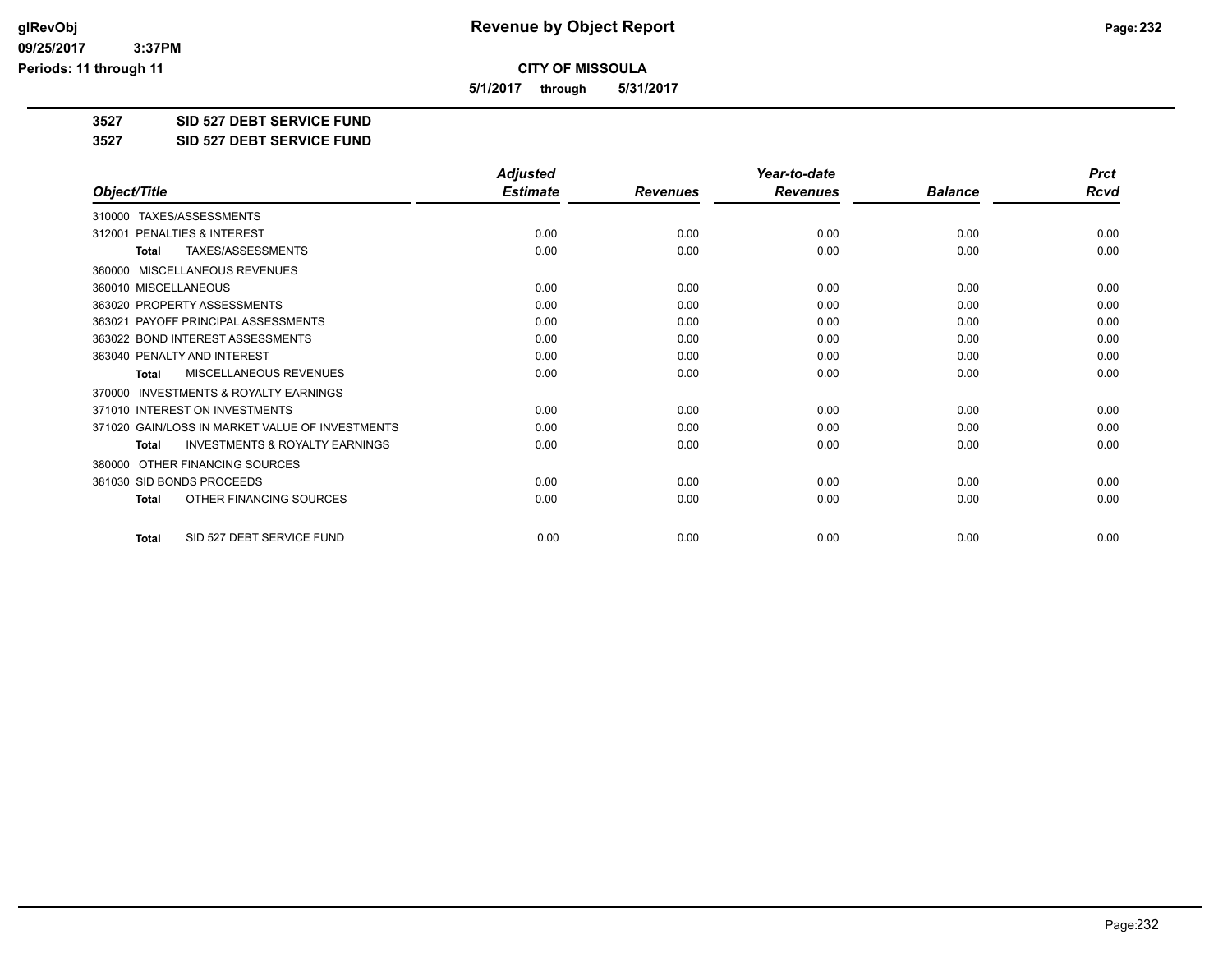**CITY OF MISSOULA**

**5/1/2017 through 5/31/2017**

**3527 SID 527 DEBT SERVICE FUND**

**3527 SID 527 DEBT SERVICE FUND**

| *Object/Title* | *Adjusted Estimate* | *Revenues* | *Year-to-date Revenues* | *Balance* | *Prct Rcvd* |
|---|---|---|---|---|---|
| 310000 TAXES/ASSESSMENTS | | | | | |
| 312001 PENALTIES & INTEREST | 0.00 | 0.00 | 0.00 | 0.00 | 0.00 |
| **Total** TAXES/ASSESSMENTS | 0.00 | 0.00 | 0.00 | 0.00 | 0.00 |
| 360000 MISCELLANEOUS REVENUES | | | | | |
| 360010 MISCELLANEOUS | 0.00 | 0.00 | 0.00 | 0.00 | 0.00 |
| 363020 PROPERTY ASSESSMENTS | 0.00 | 0.00 | 0.00 | 0.00 | 0.00 |
| 363021 PAYOFF PRINCIPAL ASSESSMENTS | 0.00 | 0.00 | 0.00 | 0.00 | 0.00 |
| 363022 BOND INTEREST ASSESSMENTS | 0.00 | 0.00 | 0.00 | 0.00 | 0.00 |
| 363040 PENALTY AND INTEREST | 0.00 | 0.00 | 0.00 | 0.00 | 0.00 |
| **Total** MISCELLANEOUS REVENUES | 0.00 | 0.00 | 0.00 | 0.00 | 0.00 |
| 370000 INVESTMENTS & ROYALTY EARNINGS | | | | | |
| 371010 INTEREST ON INVESTMENTS | 0.00 | 0.00 | 0.00 | 0.00 | 0.00 |
| 371020 GAIN/LOSS IN MARKET VALUE OF INVESTMENTS | 0.00 | 0.00 | 0.00 | 0.00 | 0.00 |
| **Total** INVESTMENTS & ROYALTY EARNINGS | 0.00 | 0.00 | 0.00 | 0.00 | 0.00 |
| 380000 OTHER FINANCING SOURCES | | | | | |
| 381030 SID BONDS PROCEEDS | 0.00 | 0.00 | 0.00 | 0.00 | 0.00 |
| **Total** OTHER FINANCING SOURCES | 0.00 | 0.00 | 0.00 | 0.00 | 0.00 |
| **Total** SID 527 DEBT SERVICE FUND | 0.00 | 0.00 | 0.00 | 0.00 | 0.00 |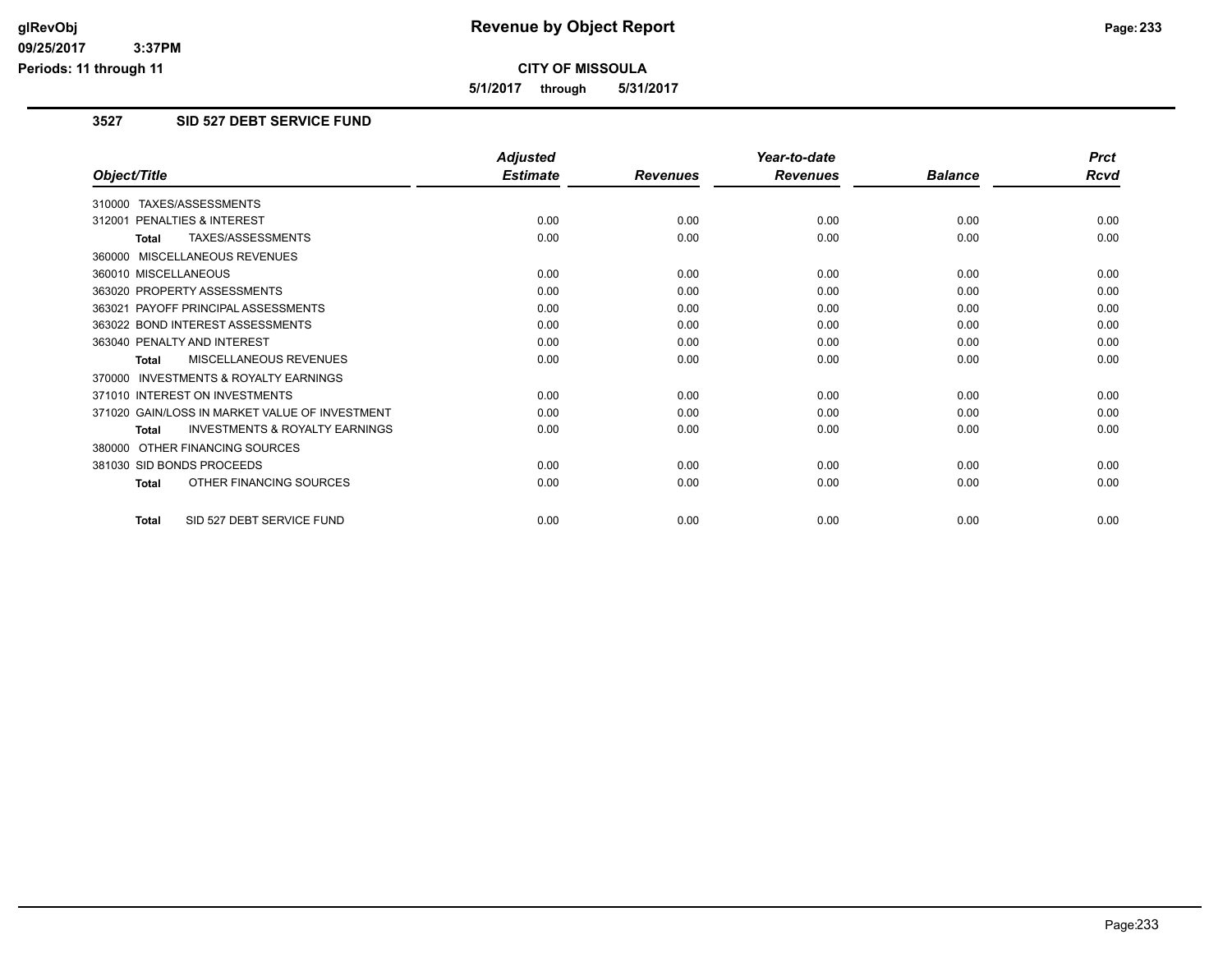# Revenue by Object Report

**CITY OF MISSOULA**

**5/1/2017 through 5/31/2017**

glRevObj
09/25/2017 3:37PM
Periods: 11 through 11

## 3527 SID 527 DEBT SERVICE FUND

| Object/Title | Adjusted Estimate | Revenues | Year-to-date Revenues | Balance | Prct Rcvd |
|---|---|---|---|---|---|
| 310000 TAXES/ASSESSMENTS | | | | | |
| 312001 PENALTIES & INTEREST | 0.00 | 0.00 | 0.00 | 0.00 | 0.00 |
| **Total** TAXES/ASSESSMENTS | 0.00 | 0.00 | 0.00 | 0.00 | 0.00 |
| 360000 MISCELLANEOUS REVENUES | | | | | |
| 360010 MISCELLANEOUS | 0.00 | 0.00 | 0.00 | 0.00 | 0.00 |
| 363020 PROPERTY ASSESSMENTS | 0.00 | 0.00 | 0.00 | 0.00 | 0.00 |
| 363021 PAYOFF PRINCIPAL ASSESSMENTS | 0.00 | 0.00 | 0.00 | 0.00 | 0.00 |
| 363022 BOND INTEREST ASSESSMENTS | 0.00 | 0.00 | 0.00 | 0.00 | 0.00 |
| 363040 PENALTY AND INTEREST | 0.00 | 0.00 | 0.00 | 0.00 | 0.00 |
| **Total** MISCELLANEOUS REVENUES | 0.00 | 0.00 | 0.00 | 0.00 | 0.00 |
| 370000 INVESTMENTS & ROYALTY EARNINGS | | | | | |
| 371010 INTEREST ON INVESTMENTS | 0.00 | 0.00 | 0.00 | 0.00 | 0.00 |
| 371020 GAIN/LOSS IN MARKET VALUE OF INVESTMENT | 0.00 | 0.00 | 0.00 | 0.00 | 0.00 |
| **Total** INVESTMENTS & ROYALTY EARNINGS | 0.00 | 0.00 | 0.00 | 0.00 | 0.00 |
| 380000 OTHER FINANCING SOURCES | | | | | |
| 381030 SID BONDS PROCEEDS | 0.00 | 0.00 | 0.00 | 0.00 | 0.00 |
| **Total** OTHER FINANCING SOURCES | 0.00 | 0.00 | 0.00 | 0.00 | 0.00 |
| **Total** SID 527 DEBT SERVICE FUND | 0.00 | 0.00 | 0.00 | 0.00 | 0.00 |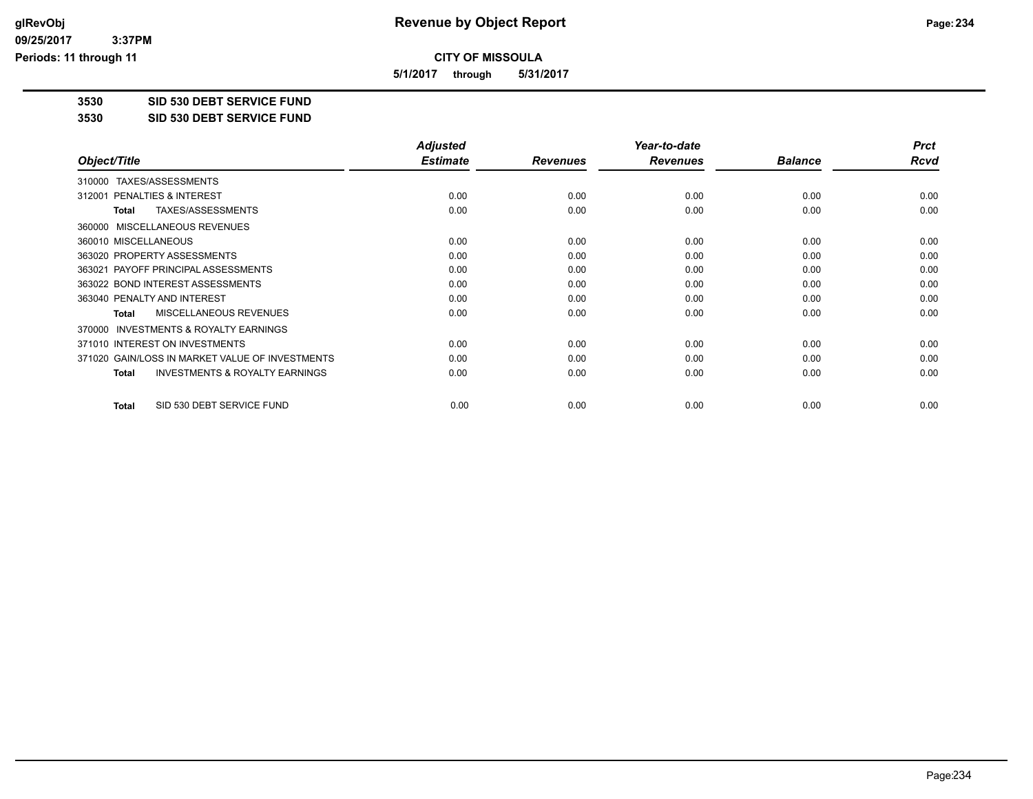**CITY OF MISSOULA**

**5/1/2017 through 5/31/2017**

**3530 SID 530 DEBT SERVICE FUND**

**3530 SID 530 DEBT SERVICE FUND**

| Object/Title | Adjusted Estimate | Revenues | Year-to-date Revenues | Balance | Prct Rcvd |
|---|---|---|---|---|---|
| 310000 TAXES/ASSESSMENTS | | | | | |
| 312001 PENALTIES & INTEREST | 0.00 | 0.00 | 0.00 | 0.00 | 0.00 |
| **Total** TAXES/ASSESSMENTS | 0.00 | 0.00 | 0.00 | 0.00 | 0.00 |
| 360000 MISCELLANEOUS REVENUES | | | | | |
| 360010 MISCELLANEOUS | 0.00 | 0.00 | 0.00 | 0.00 | 0.00 |
| 363020 PROPERTY ASSESSMENTS | 0.00 | 0.00 | 0.00 | 0.00 | 0.00 |
| 363021 PAYOFF PRINCIPAL ASSESSMENTS | 0.00 | 0.00 | 0.00 | 0.00 | 0.00 |
| 363022 BOND INTEREST ASSESSMENTS | 0.00 | 0.00 | 0.00 | 0.00 | 0.00 |
| 363040 PENALTY AND INTEREST | 0.00 | 0.00 | 0.00 | 0.00 | 0.00 |
| **Total** MISCELLANEOUS REVENUES | 0.00 | 0.00 | 0.00 | 0.00 | 0.00 |
| 370000 INVESTMENTS & ROYALTY EARNINGS | | | | | |
| 371010 INTEREST ON INVESTMENTS | 0.00 | 0.00 | 0.00 | 0.00 | 0.00 |
| 371020 GAIN/LOSS IN MARKET VALUE OF INVESTMENTS | 0.00 | 0.00 | 0.00 | 0.00 | 0.00 |
| **Total** INVESTMENTS & ROYALTY EARNINGS | 0.00 | 0.00 | 0.00 | 0.00 | 0.00 |
| **Total** SID 530 DEBT SERVICE FUND | 0.00 | 0.00 | 0.00 | 0.00 | 0.00 |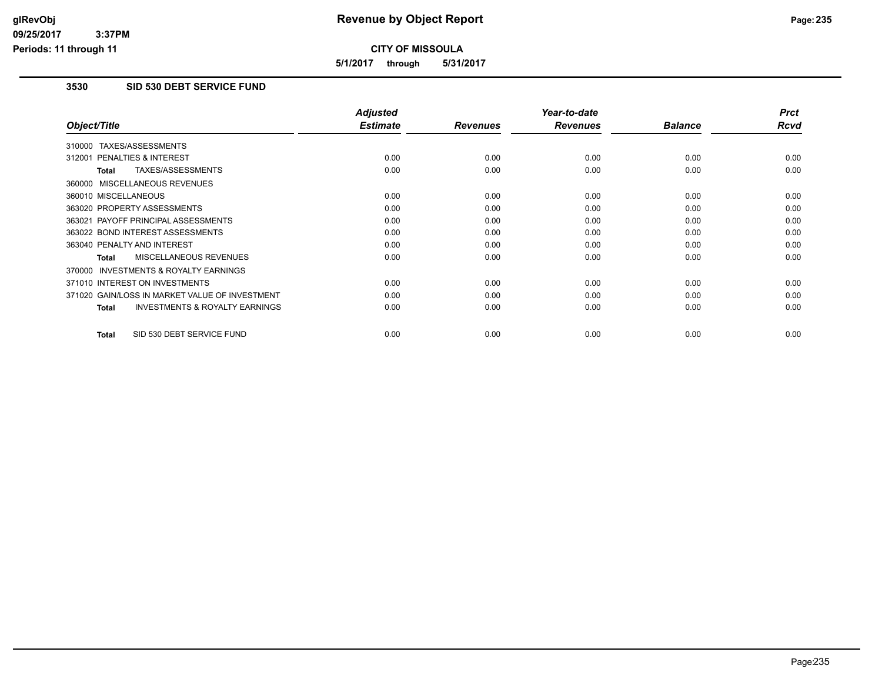# Revenue by Object Report

**CITY OF MISSOULA**

**5/1/2017 through 5/31/2017**

glRevObj
09/25/2017 3:37PM
Periods: 11 through 11

### 3530 SID 530 DEBT SERVICE FUND

| Object/Title | Adjusted Estimate | Revenues | Year-to-date Revenues | Balance | Prct Rcvd |
|---|---|---|---|---|---|
| 310000 TAXES/ASSESSMENTS | | | | | |
| 312001 PENALTIES & INTEREST | 0.00 | 0.00 | 0.00 | 0.00 | 0.00 |
| **Total** TAXES/ASSESSMENTS | 0.00 | 0.00 | 0.00 | 0.00 | 0.00 |
| 360000 MISCELLANEOUS REVENUES | | | | | |
| 360010 MISCELLANEOUS | 0.00 | 0.00 | 0.00 | 0.00 | 0.00 |
| 363020 PROPERTY ASSESSMENTS | 0.00 | 0.00 | 0.00 | 0.00 | 0.00 |
| 363021 PAYOFF PRINCIPAL ASSESSMENTS | 0.00 | 0.00 | 0.00 | 0.00 | 0.00 |
| 363022 BOND INTEREST ASSESSMENTS | 0.00 | 0.00 | 0.00 | 0.00 | 0.00 |
| 363040 PENALTY AND INTEREST | 0.00 | 0.00 | 0.00 | 0.00 | 0.00 |
| **Total** MISCELLANEOUS REVENUES | 0.00 | 0.00 | 0.00 | 0.00 | 0.00 |
| 370000 INVESTMENTS & ROYALTY EARNINGS | | | | | |
| 371010 INTEREST ON INVESTMENTS | 0.00 | 0.00 | 0.00 | 0.00 | 0.00 |
| 371020 GAIN/LOSS IN MARKET VALUE OF INVESTMENT | 0.00 | 0.00 | 0.00 | 0.00 | 0.00 |
| **Total** INVESTMENTS & ROYALTY EARNINGS | 0.00 | 0.00 | 0.00 | 0.00 | 0.00 |
| **Total** SID 530 DEBT SERVICE FUND | 0.00 | 0.00 | 0.00 | 0.00 | 0.00 |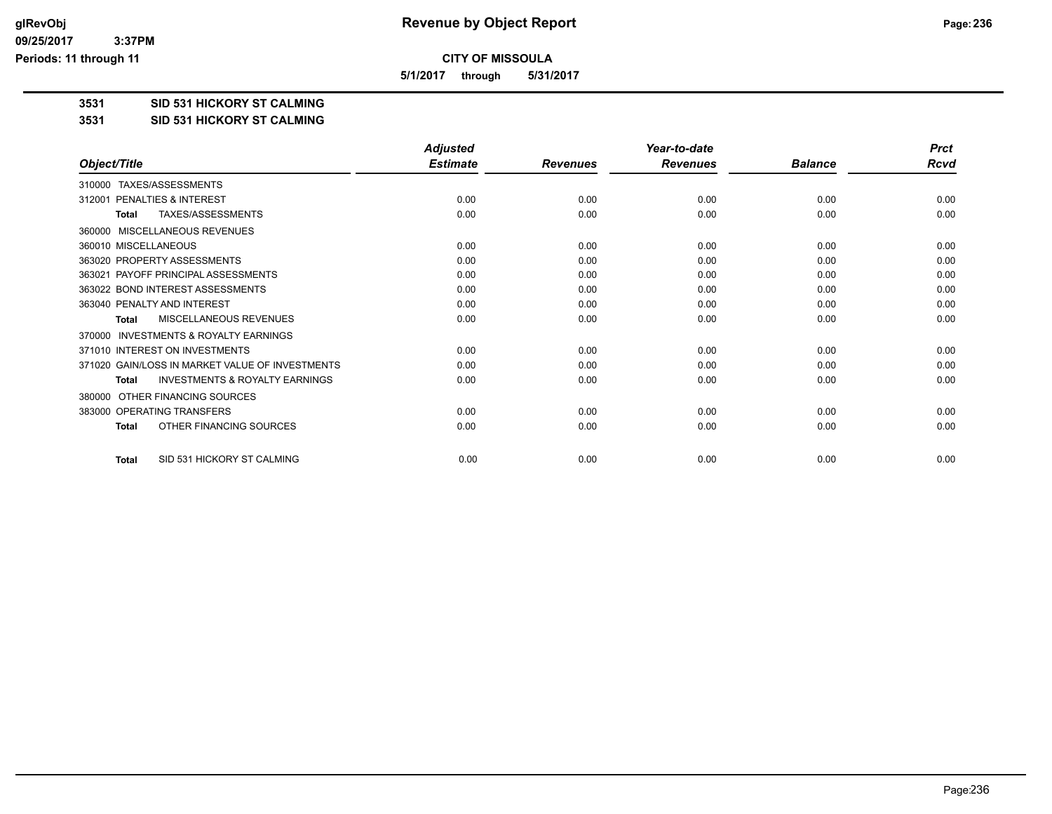# Revenue by Object Report

**CITY OF MISSOULA**

**5/1/2017 through 5/31/2017**

glRevObj
09/25/2017 3:37PM
Periods: 11 through 11

**3531 SID 531 HICKORY ST CALMING**

**3531 SID 531 HICKORY ST CALMING**

| Object/Title | Adjusted Estimate | Revenues | Year-to-date Revenues | Balance | Prct Rcvd |
|---|---|---|---|---|---|
| 310000 TAXES/ASSESSMENTS | | | | | |
| 312001 PENALTIES & INTEREST | 0.00 | 0.00 | 0.00 | 0.00 | 0.00 |
| **Total** TAXES/ASSESSMENTS | 0.00 | 0.00 | 0.00 | 0.00 | 0.00 |
| 360000 MISCELLANEOUS REVENUES | | | | | |
| 360010 MISCELLANEOUS | 0.00 | 0.00 | 0.00 | 0.00 | 0.00 |
| 363020 PROPERTY ASSESSMENTS | 0.00 | 0.00 | 0.00 | 0.00 | 0.00 |
| 363021 PAYOFF PRINCIPAL ASSESSMENTS | 0.00 | 0.00 | 0.00 | 0.00 | 0.00 |
| 363022 BOND INTEREST ASSESSMENTS | 0.00 | 0.00 | 0.00 | 0.00 | 0.00 |
| 363040 PENALTY AND INTEREST | 0.00 | 0.00 | 0.00 | 0.00 | 0.00 |
| **Total** MISCELLANEOUS REVENUES | 0.00 | 0.00 | 0.00 | 0.00 | 0.00 |
| 370000 INVESTMENTS & ROYALTY EARNINGS | | | | | |
| 371010 INTEREST ON INVESTMENTS | 0.00 | 0.00 | 0.00 | 0.00 | 0.00 |
| 371020 GAIN/LOSS IN MARKET VALUE OF INVESTMENTS | 0.00 | 0.00 | 0.00 | 0.00 | 0.00 |
| **Total** INVESTMENTS & ROYALTY EARNINGS | 0.00 | 0.00 | 0.00 | 0.00 | 0.00 |
| 380000 OTHER FINANCING SOURCES | | | | | |
| 383000 OPERATING TRANSFERS | 0.00 | 0.00 | 0.00 | 0.00 | 0.00 |
| **Total** OTHER FINANCING SOURCES | 0.00 | 0.00 | 0.00 | 0.00 | 0.00 |
| **Total** SID 531 HICKORY ST CALMING | 0.00 | 0.00 | 0.00 | 0.00 | 0.00 |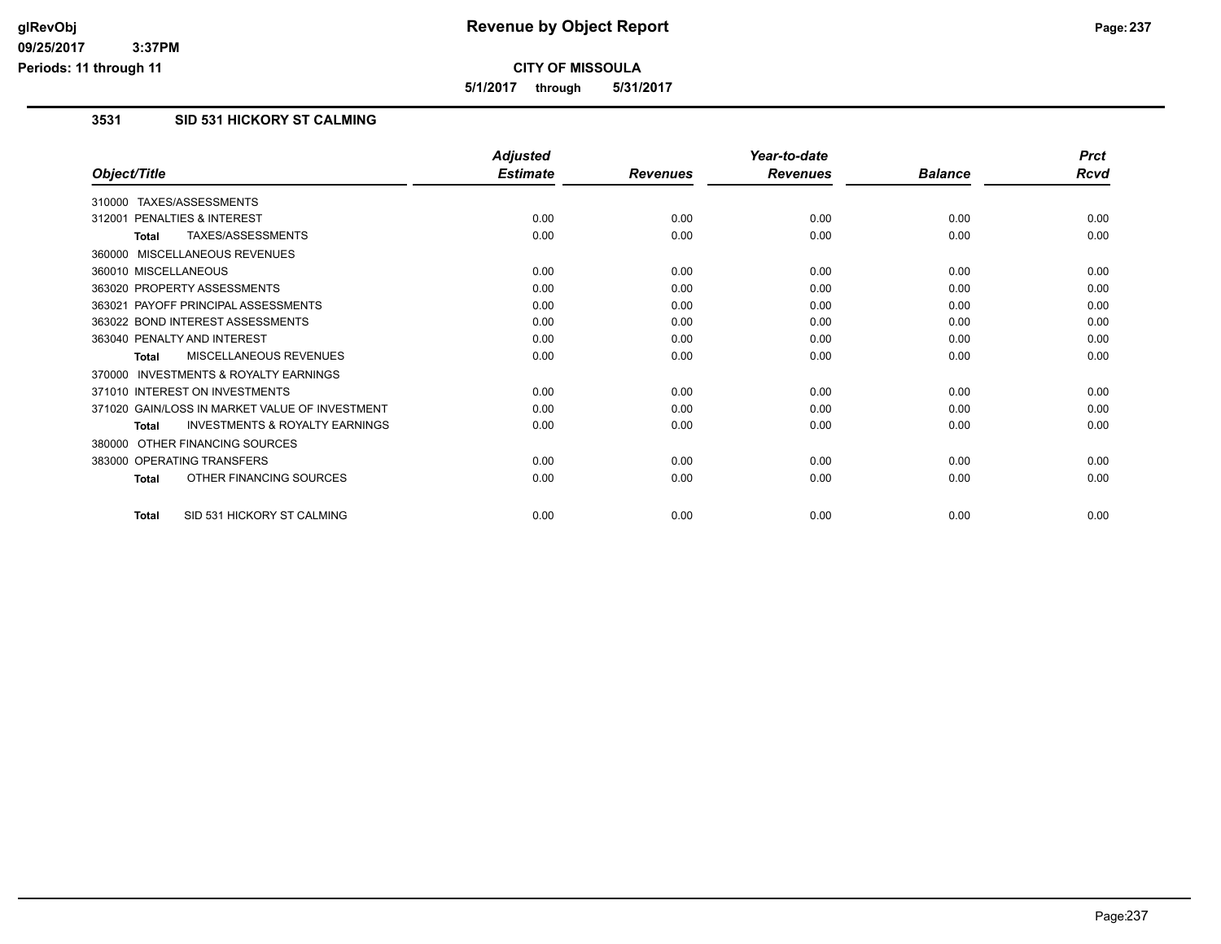**CITY OF MISSOULA**

**5/1/2017 through 5/31/2017**

## 3531 SID 531 HICKORY ST CALMING

| Object/Title | Adjusted Estimate | Revenues | Year-to-date Revenues | Balance | Prct Rcvd |
|---|---|---|---|---|---|
| 310000 TAXES/ASSESSMENTS | | | | | |
| 312001 PENALTIES & INTEREST | 0.00 | 0.00 | 0.00 | 0.00 | 0.00 |
| **Total** TAXES/ASSESSMENTS | 0.00 | 0.00 | 0.00 | 0.00 | 0.00 |
| 360000 MISCELLANEOUS REVENUES | | | | | |
| 360010 MISCELLANEOUS | 0.00 | 0.00 | 0.00 | 0.00 | 0.00 |
| 363020 PROPERTY ASSESSMENTS | 0.00 | 0.00 | 0.00 | 0.00 | 0.00 |
| 363021 PAYOFF PRINCIPAL ASSESSMENTS | 0.00 | 0.00 | 0.00 | 0.00 | 0.00 |
| 363022 BOND INTEREST ASSESSMENTS | 0.00 | 0.00 | 0.00 | 0.00 | 0.00 |
| 363040 PENALTY AND INTEREST | 0.00 | 0.00 | 0.00 | 0.00 | 0.00 |
| **Total** MISCELLANEOUS REVENUES | 0.00 | 0.00 | 0.00 | 0.00 | 0.00 |
| 370000 INVESTMENTS & ROYALTY EARNINGS | | | | | |
| 371010 INTEREST ON INVESTMENTS | 0.00 | 0.00 | 0.00 | 0.00 | 0.00 |
| 371020 GAIN/LOSS IN MARKET VALUE OF INVESTMENT | 0.00 | 0.00 | 0.00 | 0.00 | 0.00 |
| **Total** INVESTMENTS & ROYALTY EARNINGS | 0.00 | 0.00 | 0.00 | 0.00 | 0.00 |
| 380000 OTHER FINANCING SOURCES | | | | | |
| 383000 OPERATING TRANSFERS | 0.00 | 0.00 | 0.00 | 0.00 | 0.00 |
| **Total** OTHER FINANCING SOURCES | 0.00 | 0.00 | 0.00 | 0.00 | 0.00 |
| **Total** SID 531 HICKORY ST CALMING | 0.00 | 0.00 | 0.00 | 0.00 | 0.00 |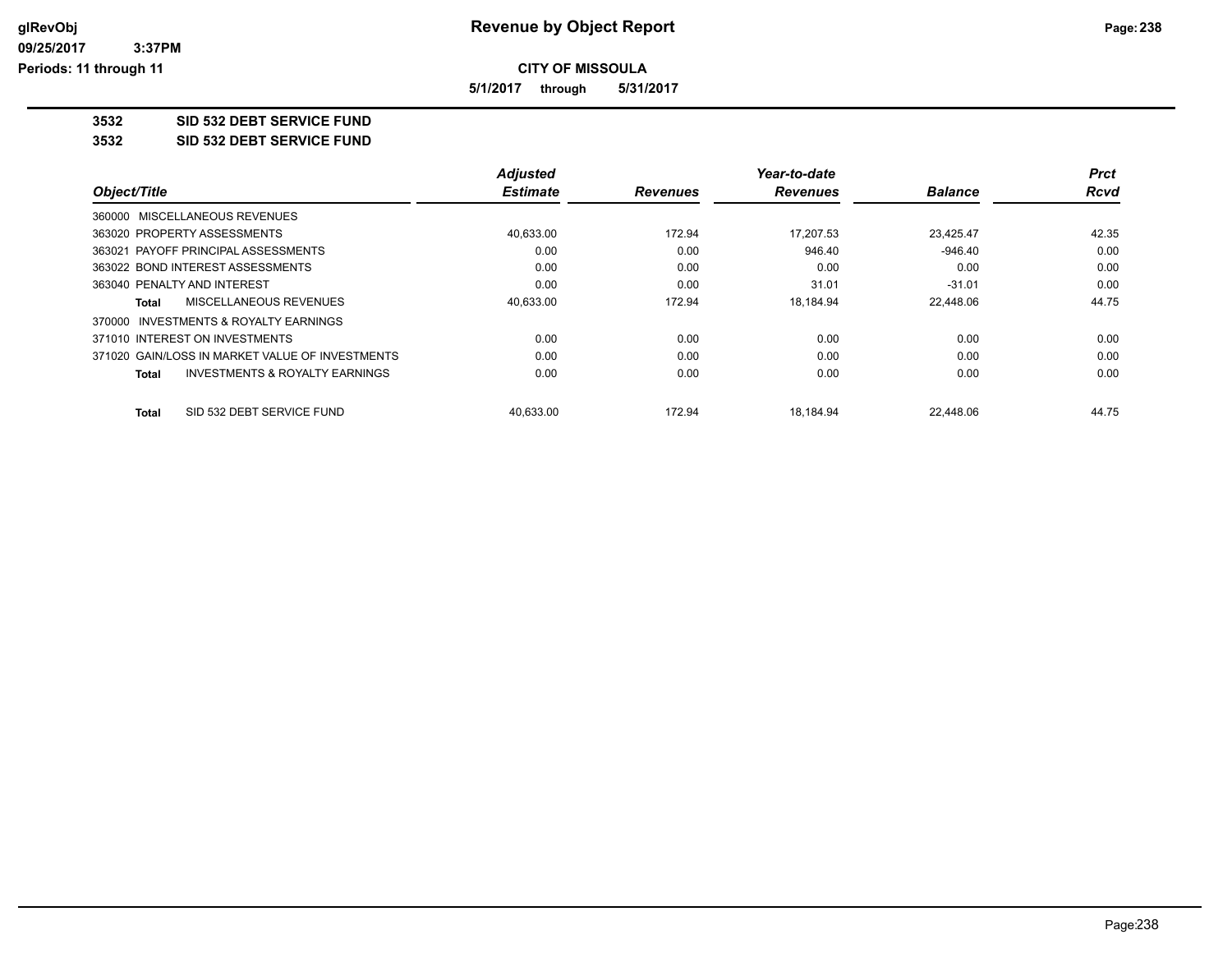**Revenue by Object Report**

**CITY OF MISSOULA**

**5/1/2017 through 5/31/2017**

glRevObj
09/25/2017 3:37PM
Periods: 11 through 11

## 3532 SID 532 DEBT SERVICE FUND

## 3532 SID 532 DEBT SERVICE FUND

| Object/Title | Adjusted Estimate | Revenues | Year-to-date Revenues | Balance | Prct Rcvd |
|---|---|---|---|---|---|
| 360000 MISCELLANEOUS REVENUES | | | | | |
| 363020 PROPERTY ASSESSMENTS | 40,633.00 | 172.94 | 17,207.53 | 23,425.47 | 42.35 |
| 363021 PAYOFF PRINCIPAL ASSESSMENTS | 0.00 | 0.00 | 946.40 | -946.40 | 0.00 |
| 363022 BOND INTEREST ASSESSMENTS | 0.00 | 0.00 | 0.00 | 0.00 | 0.00 |
| 363040 PENALTY AND INTEREST | 0.00 | 0.00 | 31.01 | -31.01 | 0.00 |
| **Total** MISCELLANEOUS REVENUES | 40,633.00 | 172.94 | 18,184.94 | 22,448.06 | 44.75 |
| 370000 INVESTMENTS & ROYALTY EARNINGS | | | | | |
| 371010 INTEREST ON INVESTMENTS | 0.00 | 0.00 | 0.00 | 0.00 | 0.00 |
| 371020 GAIN/LOSS IN MARKET VALUE OF INVESTMENTS | 0.00 | 0.00 | 0.00 | 0.00 | 0.00 |
| **Total** INVESTMENTS & ROYALTY EARNINGS | 0.00 | 0.00 | 0.00 | 0.00 | 0.00 |
| **Total** SID 532 DEBT SERVICE FUND | 40,633.00 | 172.94 | 18,184.94 | 22,448.06 | 44.75 |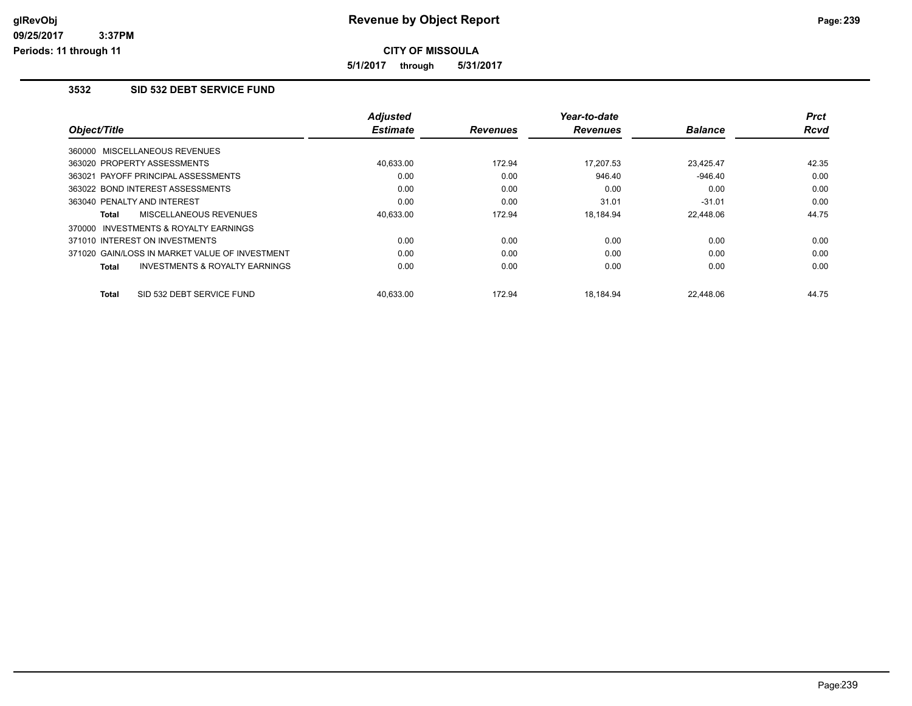# Revenue by Object Report

**CITY OF MISSOULA**

**5/1/2017 through 5/31/2017**

glRevObj
09/25/2017 3:37PM
Periods: 11 through 11

## 3532 SID 532 DEBT SERVICE FUND

| Object/Title | Adjusted Estimate | Revenues | Year-to-date Revenues | Balance | Prct Rcvd |
|---|---|---|---|---|---|
| 360000 MISCELLANEOUS REVENUES | | | | | |
| 363020 PROPERTY ASSESSMENTS | 40,633.00 | 172.94 | 17,207.53 | 23,425.47 | 42.35 |
| 363021 PAYOFF PRINCIPAL ASSESSMENTS | 0.00 | 0.00 | 946.40 | -946.40 | 0.00 |
| 363022 BOND INTEREST ASSESSMENTS | 0.00 | 0.00 | 0.00 | 0.00 | 0.00 |
| 363040 PENALTY AND INTEREST | 0.00 | 0.00 | 31.01 | -31.01 | 0.00 |
| **Total** MISCELLANEOUS REVENUES | 40,633.00 | 172.94 | 18,184.94 | 22,448.06 | 44.75 |
| 370000 INVESTMENTS & ROYALTY EARNINGS | | | | | |
| 371010 INTEREST ON INVESTMENTS | 0.00 | 0.00 | 0.00 | 0.00 | 0.00 |
| 371020 GAIN/LOSS IN MARKET VALUE OF INVESTMENT | 0.00 | 0.00 | 0.00 | 0.00 | 0.00 |
| **Total** INVESTMENTS & ROYALTY EARNINGS | 0.00 | 0.00 | 0.00 | 0.00 | 0.00 |
| **Total** SID 532 DEBT SERVICE FUND | 40,633.00 | 172.94 | 18,184.94 | 22,448.06 | 44.75 |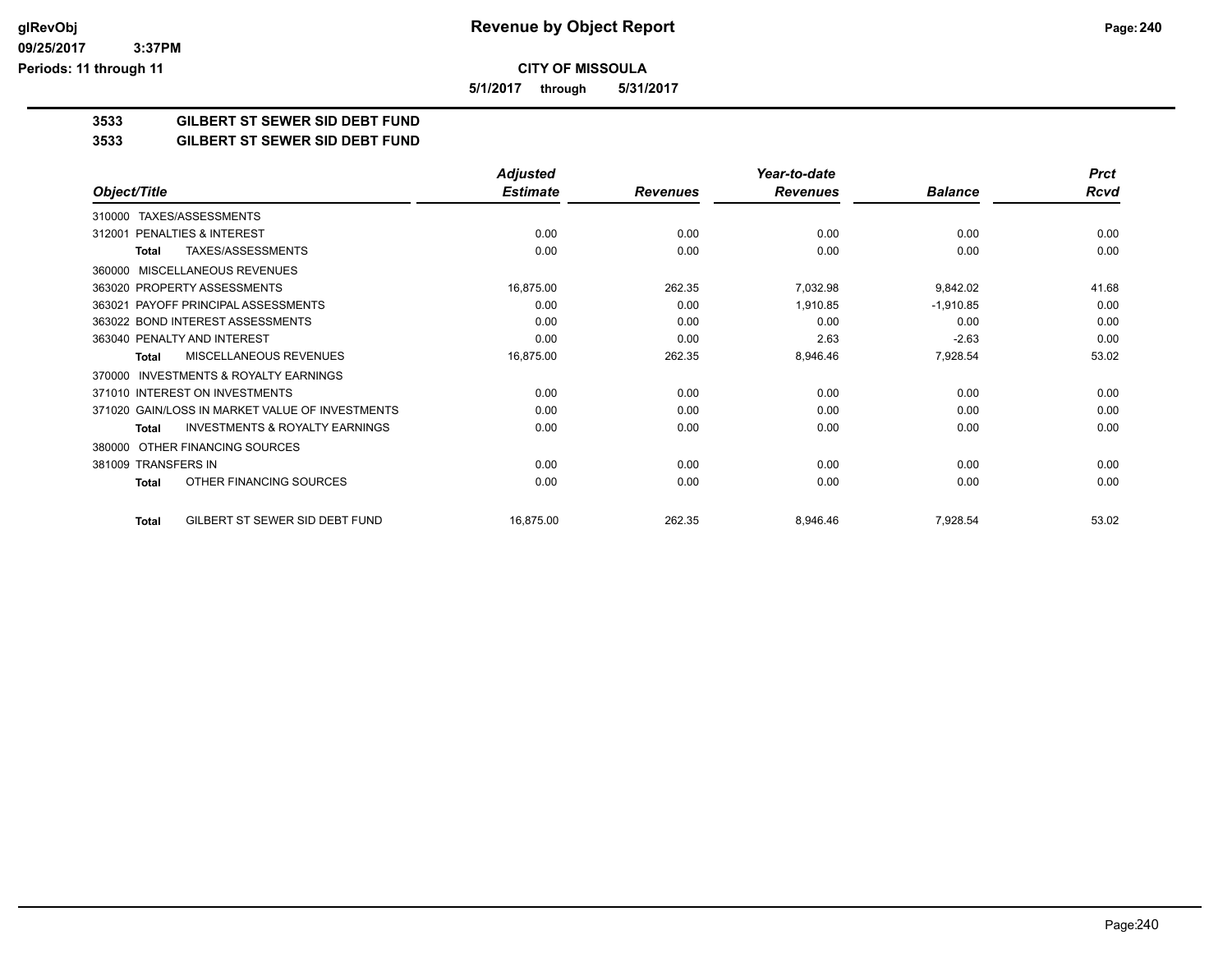# Revenue by Object Report

**CITY OF MISSOULA**

**5/1/2017 through 5/31/2017**

glRevObj
09/25/2017 3:37PM
Periods: 11 through 11

## 3533 GILBERT ST SEWER SID DEBT FUND
## 3533 GILBERT ST SEWER SID DEBT FUND

| Object/Title | Adjusted Estimate | Revenues | Year-to-date Revenues | Balance | Prct Rcvd |
|---|---|---|---|---|---|
| 310000 TAXES/ASSESSMENTS | | | | | |
| 312001 PENALTIES & INTEREST | 0.00 | 0.00 | 0.00 | 0.00 | 0.00 |
| **Total** TAXES/ASSESSMENTS | 0.00 | 0.00 | 0.00 | 0.00 | 0.00 |
| 360000 MISCELLANEOUS REVENUES | | | | | |
| 363020 PROPERTY ASSESSMENTS | 16,875.00 | 262.35 | 7,032.98 | 9,842.02 | 41.68 |
| 363021 PAYOFF PRINCIPAL ASSESSMENTS | 0.00 | 0.00 | 1,910.85 | -1,910.85 | 0.00 |
| 363022 BOND INTEREST ASSESSMENTS | 0.00 | 0.00 | 0.00 | 0.00 | 0.00 |
| 363040 PENALTY AND INTEREST | 0.00 | 0.00 | 2.63 | -2.63 | 0.00 |
| **Total** MISCELLANEOUS REVENUES | 16,875.00 | 262.35 | 8,946.46 | 7,928.54 | 53.02 |
| 370000 INVESTMENTS & ROYALTY EARNINGS | | | | | |
| 371010 INTEREST ON INVESTMENTS | 0.00 | 0.00 | 0.00 | 0.00 | 0.00 |
| 371020 GAIN/LOSS IN MARKET VALUE OF INVESTMENTS | 0.00 | 0.00 | 0.00 | 0.00 | 0.00 |
| **Total** INVESTMENTS & ROYALTY EARNINGS | 0.00 | 0.00 | 0.00 | 0.00 | 0.00 |
| 380000 OTHER FINANCING SOURCES | | | | | |
| 381009 TRANSFERS IN | 0.00 | 0.00 | 0.00 | 0.00 | 0.00 |
| **Total** OTHER FINANCING SOURCES | 0.00 | 0.00 | 0.00 | 0.00 | 0.00 |
| **Total** GILBERT ST SEWER SID DEBT FUND | 16,875.00 | 262.35 | 8,946.46 | 7,928.54 | 53.02 |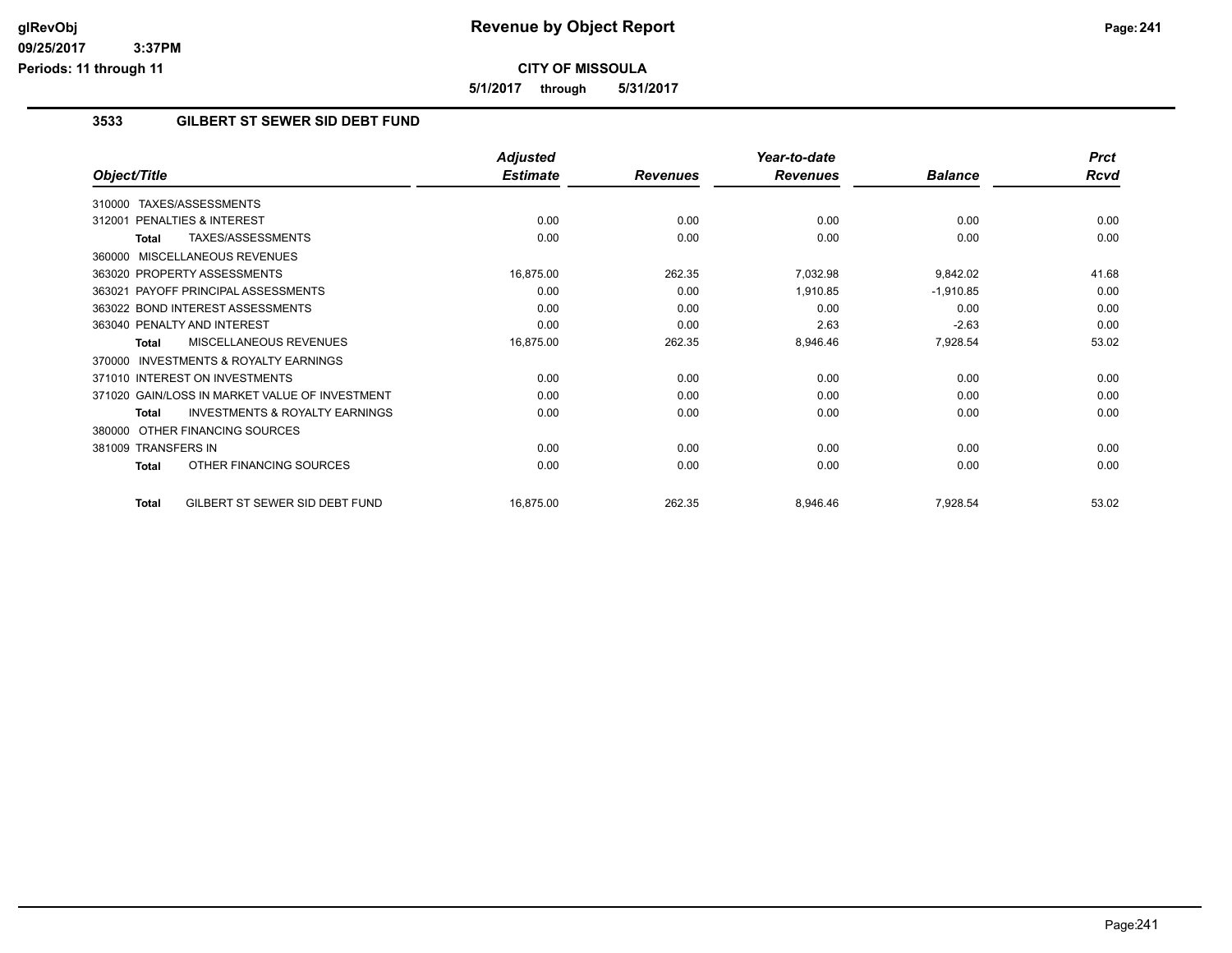# CITY OF MISSOULA

## Revenue by Object Report

**5/1/2017 through 5/31/2017**

### 3533 GILBERT ST SEWER SID DEBT FUND

| Object/Title | Adjusted Estimate | Revenues | Year-to-date Revenues | Balance | Prct Rcvd |
|---|---|---|---|---|---|
| 310000 TAXES/ASSESSMENTS | | | | | |
| 312001 PENALTIES & INTEREST | 0.00 | 0.00 | 0.00 | 0.00 | 0.00 |
| **Total** TAXES/ASSESSMENTS | 0.00 | 0.00 | 0.00 | 0.00 | 0.00 |
| 360000 MISCELLANEOUS REVENUES | | | | | |
| 363020 PROPERTY ASSESSMENTS | 16,875.00 | 262.35 | 7,032.98 | 9,842.02 | 41.68 |
| 363021 PAYOFF PRINCIPAL ASSESSMENTS | 0.00 | 0.00 | 1,910.85 | -1,910.85 | 0.00 |
| 363022 BOND INTEREST ASSESSMENTS | 0.00 | 0.00 | 0.00 | 0.00 | 0.00 |
| 363040 PENALTY AND INTEREST | 0.00 | 0.00 | 2.63 | -2.63 | 0.00 |
| **Total** MISCELLANEOUS REVENUES | 16,875.00 | 262.35 | 8,946.46 | 7,928.54 | 53.02 |
| 370000 INVESTMENTS & ROYALTY EARNINGS | | | | | |
| 371010 INTEREST ON INVESTMENTS | 0.00 | 0.00 | 0.00 | 0.00 | 0.00 |
| 371020 GAIN/LOSS IN MARKET VALUE OF INVESTMENT | 0.00 | 0.00 | 0.00 | 0.00 | 0.00 |
| **Total** INVESTMENTS & ROYALTY EARNINGS | 0.00 | 0.00 | 0.00 | 0.00 | 0.00 |
| 380000 OTHER FINANCING SOURCES | | | | | |
| 381009 TRANSFERS IN | 0.00 | 0.00 | 0.00 | 0.00 | 0.00 |
| **Total** OTHER FINANCING SOURCES | 0.00 | 0.00 | 0.00 | 0.00 | 0.00 |
| **Total** GILBERT ST SEWER SID DEBT FUND | 16,875.00 | 262.35 | 8,946.46 | 7,928.54 | 53.02 |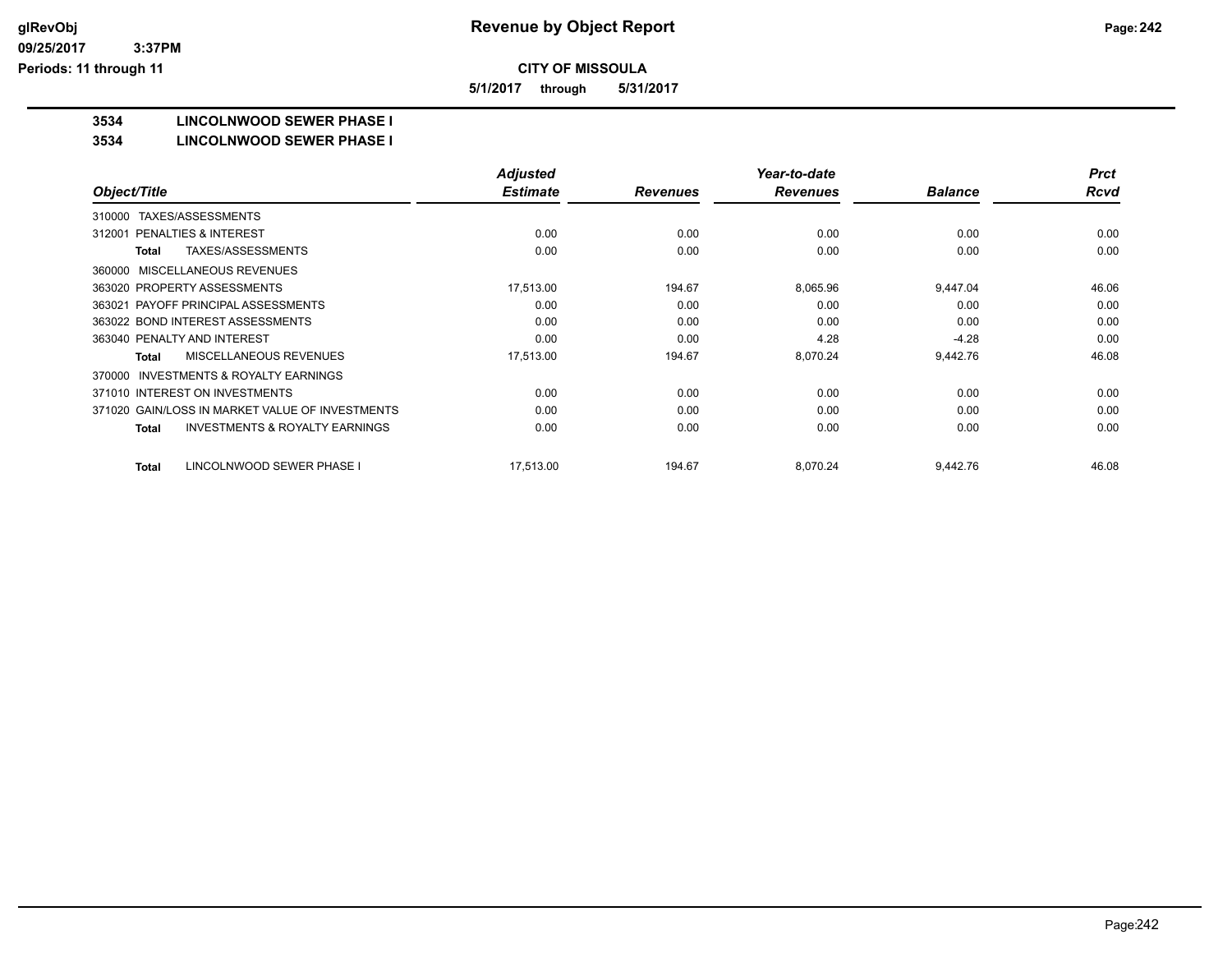# Revenue by Object Report

**CITY OF MISSOULA**

**5/1/2017 through 5/31/2017**

glRevObj
09/25/2017 3:37PM
Periods: 11 through 11

## 3534 LINCOLNWOOD SEWER PHASE I

## 3534 LINCOLNWOOD SEWER PHASE I

| Object/Title | Adjusted Estimate | Revenues | Year-to-date Revenues | Balance | Prct Rcvd |
|---|---|---|---|---|---|
| 310000 TAXES/ASSESSMENTS | | | | | |
| 312001 PENALTIES & INTEREST | 0.00 | 0.00 | 0.00 | 0.00 | 0.00 |
| **Total** TAXES/ASSESSMENTS | 0.00 | 0.00 | 0.00 | 0.00 | 0.00 |
| 360000 MISCELLANEOUS REVENUES | | | | | |
| 363020 PROPERTY ASSESSMENTS | 17,513.00 | 194.67 | 8,065.96 | 9,447.04 | 46.06 |
| 363021 PAYOFF PRINCIPAL ASSESSMENTS | 0.00 | 0.00 | 0.00 | 0.00 | 0.00 |
| 363022 BOND INTEREST ASSESSMENTS | 0.00 | 0.00 | 0.00 | 0.00 | 0.00 |
| 363040 PENALTY AND INTEREST | 0.00 | 0.00 | 4.28 | -4.28 | 0.00 |
| **Total** MISCELLANEOUS REVENUES | 17,513.00 | 194.67 | 8,070.24 | 9,442.76 | 46.08 |
| 370000 INVESTMENTS & ROYALTY EARNINGS | | | | | |
| 371010 INTEREST ON INVESTMENTS | 0.00 | 0.00 | 0.00 | 0.00 | 0.00 |
| 371020 GAIN/LOSS IN MARKET VALUE OF INVESTMENTS | 0.00 | 0.00 | 0.00 | 0.00 | 0.00 |
| **Total** INVESTMENTS & ROYALTY EARNINGS | 0.00 | 0.00 | 0.00 | 0.00 | 0.00 |
| **Total** LINCOLNWOOD SEWER PHASE I | 17,513.00 | 194.67 | 8,070.24 | 9,442.76 | 46.08 |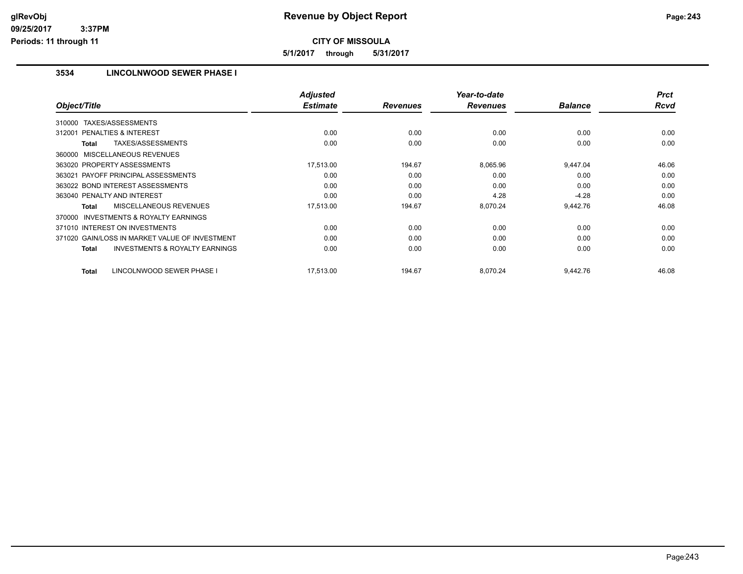# Revenue by Object Report

**CITY OF MISSOULA**

**5/1/2017 through 5/31/2017**

glRevObj
09/25/2017 3:37PM
Periods: 11 through 11

## 3534 LINCOLNWOOD SEWER PHASE I

| Object/Title | Adjusted Estimate | Revenues | Year-to-date Revenues | Balance | Prct Rcvd |
|---|---|---|---|---|---|
| 310000 TAXES/ASSESSMENTS | | | | | |
| 312001 PENALTIES & INTEREST | 0.00 | 0.00 | 0.00 | 0.00 | 0.00 |
| **Total** TAXES/ASSESSMENTS | 0.00 | 0.00 | 0.00 | 0.00 | 0.00 |
| 360000 MISCELLANEOUS REVENUES | | | | | |
| 363020 PROPERTY ASSESSMENTS | 17,513.00 | 194.67 | 8,065.96 | 9,447.04 | 46.06 |
| 363021 PAYOFF PRINCIPAL ASSESSMENTS | 0.00 | 0.00 | 0.00 | 0.00 | 0.00 |
| 363022 BOND INTEREST ASSESSMENTS | 0.00 | 0.00 | 0.00 | 0.00 | 0.00 |
| 363040 PENALTY AND INTEREST | 0.00 | 0.00 | 4.28 | -4.28 | 0.00 |
| **Total** MISCELLANEOUS REVENUES | 17,513.00 | 194.67 | 8,070.24 | 9,442.76 | 46.08 |
| 370000 INVESTMENTS & ROYALTY EARNINGS | | | | | |
| 371010 INTEREST ON INVESTMENTS | 0.00 | 0.00 | 0.00 | 0.00 | 0.00 |
| 371020 GAIN/LOSS IN MARKET VALUE OF INVESTMENT | 0.00 | 0.00 | 0.00 | 0.00 | 0.00 |
| **Total** INVESTMENTS & ROYALTY EARNINGS | 0.00 | 0.00 | 0.00 | 0.00 | 0.00 |
| **Total** LINCOLNWOOD SEWER PHASE I | 17,513.00 | 194.67 | 8,070.24 | 9,442.76 | 46.08 |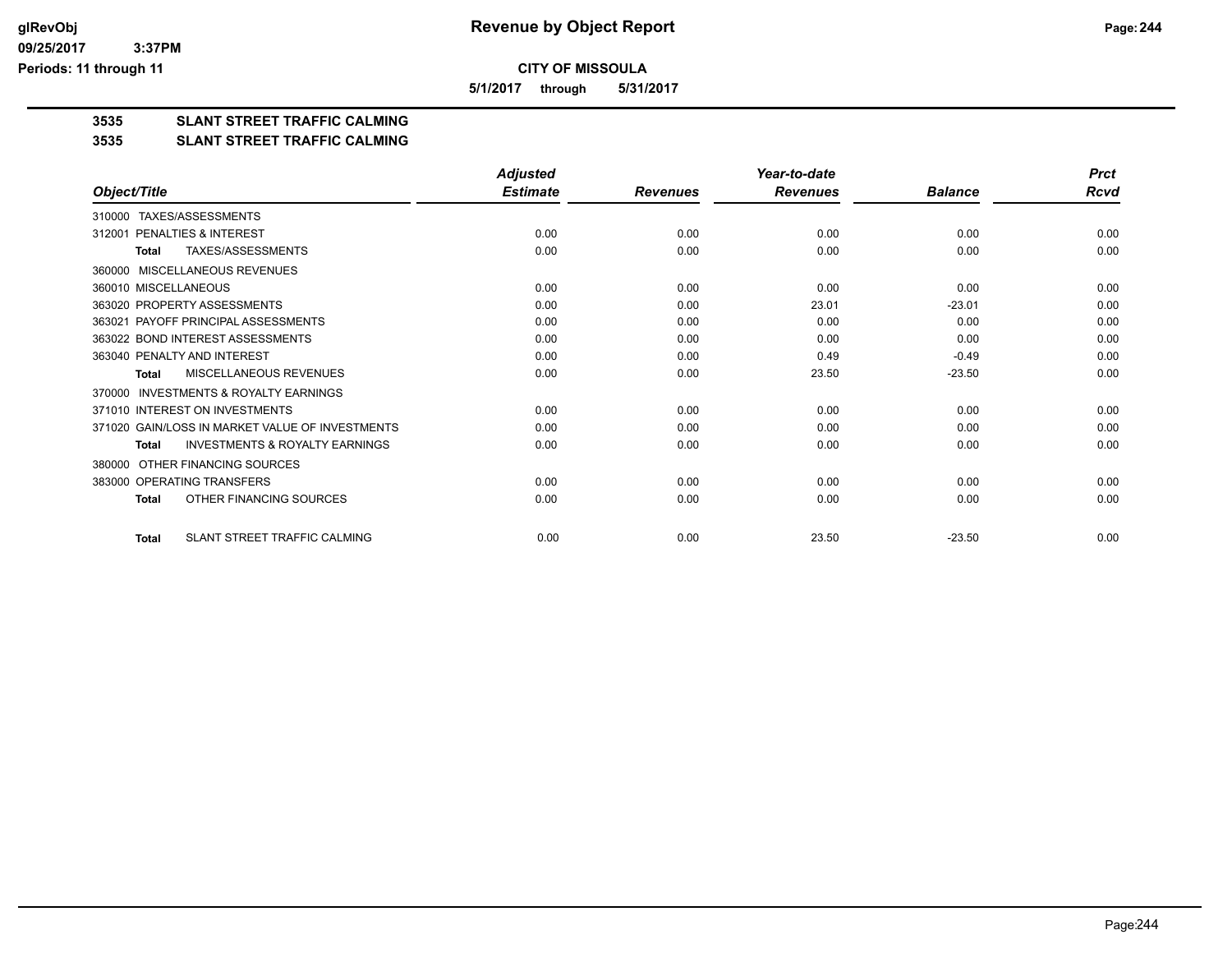# Revenue by Object Report

**CITY OF MISSOULA**

**5/1/2017 through 5/31/2017**

**3535 SLANT STREET TRAFFIC CALMING**

**3535 SLANT STREET TRAFFIC CALMING**

| Object/Title | Adjusted Estimate | Revenues | Year-to-date Revenues | Balance | Prct Rcvd |
|---|---|---|---|---|---|
| 310000 TAXES/ASSESSMENTS | | | | | |
| 312001 PENALTIES & INTEREST | 0.00 | 0.00 | 0.00 | 0.00 | 0.00 |
| **Total** TAXES/ASSESSMENTS | 0.00 | 0.00 | 0.00 | 0.00 | 0.00 |
| 360000 MISCELLANEOUS REVENUES | | | | | |
| 360010 MISCELLANEOUS | 0.00 | 0.00 | 0.00 | 0.00 | 0.00 |
| 363020 PROPERTY ASSESSMENTS | 0.00 | 0.00 | 23.01 | -23.01 | 0.00 |
| 363021 PAYOFF PRINCIPAL ASSESSMENTS | 0.00 | 0.00 | 0.00 | 0.00 | 0.00 |
| 363022 BOND INTEREST ASSESSMENTS | 0.00 | 0.00 | 0.00 | 0.00 | 0.00 |
| 363040 PENALTY AND INTEREST | 0.00 | 0.00 | 0.49 | -0.49 | 0.00 |
| **Total** MISCELLANEOUS REVENUES | 0.00 | 0.00 | 23.50 | -23.50 | 0.00 |
| 370000 INVESTMENTS & ROYALTY EARNINGS | | | | | |
| 371010 INTEREST ON INVESTMENTS | 0.00 | 0.00 | 0.00 | 0.00 | 0.00 |
| 371020 GAIN/LOSS IN MARKET VALUE OF INVESTMENTS | 0.00 | 0.00 | 0.00 | 0.00 | 0.00 |
| **Total** INVESTMENTS & ROYALTY EARNINGS | 0.00 | 0.00 | 0.00 | 0.00 | 0.00 |
| 380000 OTHER FINANCING SOURCES | | | | | |
| 383000 OPERATING TRANSFERS | 0.00 | 0.00 | 0.00 | 0.00 | 0.00 |
| **Total** OTHER FINANCING SOURCES | 0.00 | 0.00 | 0.00 | 0.00 | 0.00 |
| **Total** SLANT STREET TRAFFIC CALMING | 0.00 | 0.00 | 23.50 | -23.50 | 0.00 |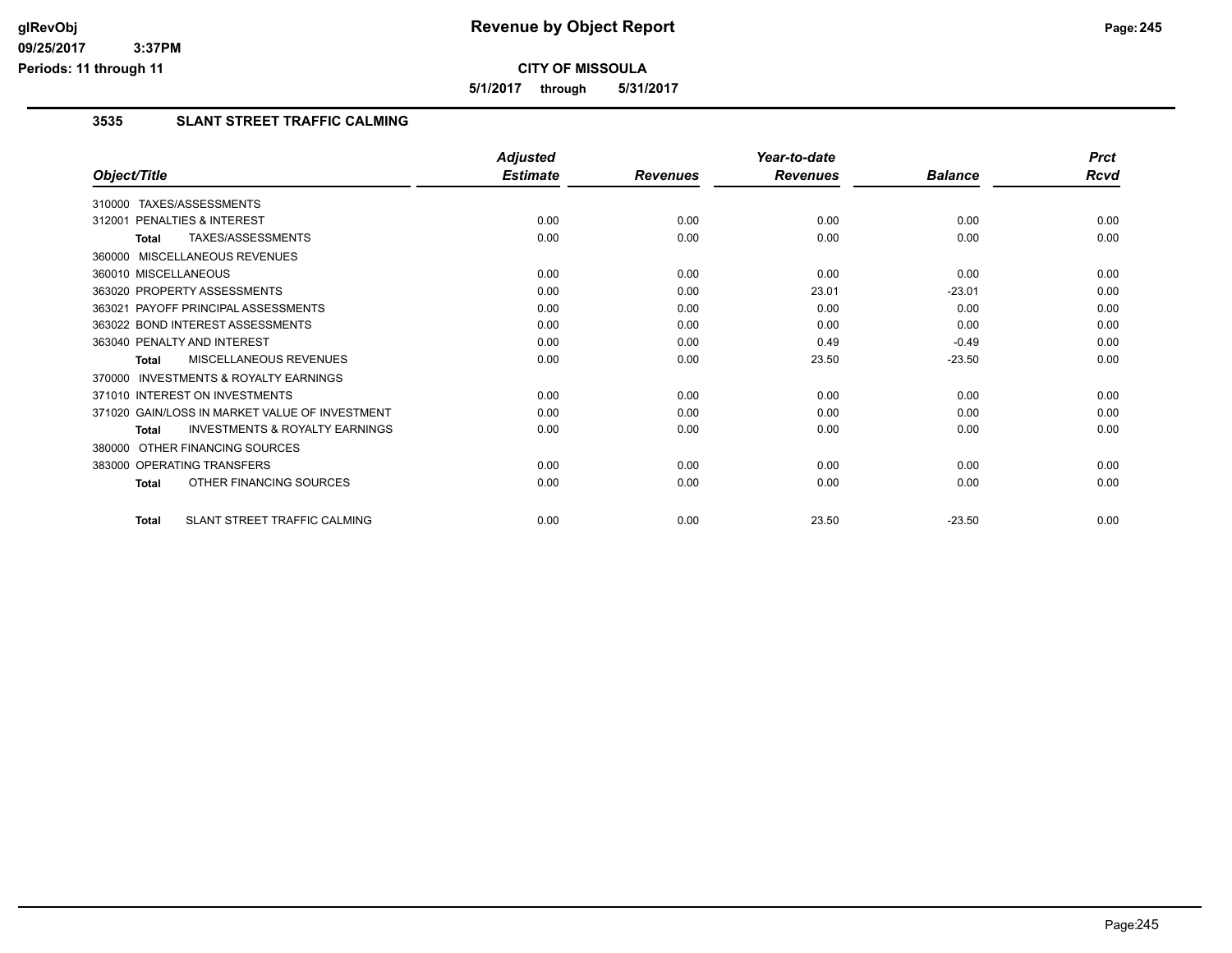# Revenue by Object Report

**CITY OF MISSOULA**

**5/1/2017 through 5/31/2017**

## 3535 SLANT STREET TRAFFIC CALMING

| Object/Title | Adjusted Estimate | Revenues | Year-to-date Revenues | Balance | Prct Rcvd |
|---|---|---|---|---|---|
| 310000 TAXES/ASSESSMENTS | | | | | |
| 312001 PENALTIES & INTEREST | 0.00 | 0.00 | 0.00 | 0.00 | 0.00 |
| **Total** TAXES/ASSESSMENTS | 0.00 | 0.00 | 0.00 | 0.00 | 0.00 |
| 360000 MISCELLANEOUS REVENUES | | | | | |
| 360010 MISCELLANEOUS | 0.00 | 0.00 | 0.00 | 0.00 | 0.00 |
| 363020 PROPERTY ASSESSMENTS | 0.00 | 0.00 | 23.01 | -23.01 | 0.00 |
| 363021 PAYOFF PRINCIPAL ASSESSMENTS | 0.00 | 0.00 | 0.00 | 0.00 | 0.00 |
| 363022 BOND INTEREST ASSESSMENTS | 0.00 | 0.00 | 0.00 | 0.00 | 0.00 |
| 363040 PENALTY AND INTEREST | 0.00 | 0.00 | 0.49 | -0.49 | 0.00 |
| **Total** MISCELLANEOUS REVENUES | 0.00 | 0.00 | 23.50 | -23.50 | 0.00 |
| 370000 INVESTMENTS & ROYALTY EARNINGS | | | | | |
| 371010 INTEREST ON INVESTMENTS | 0.00 | 0.00 | 0.00 | 0.00 | 0.00 |
| 371020 GAIN/LOSS IN MARKET VALUE OF INVESTMENT | 0.00 | 0.00 | 0.00 | 0.00 | 0.00 |
| **Total** INVESTMENTS & ROYALTY EARNINGS | 0.00 | 0.00 | 0.00 | 0.00 | 0.00 |
| 380000 OTHER FINANCING SOURCES | | | | | |
| 383000 OPERATING TRANSFERS | 0.00 | 0.00 | 0.00 | 0.00 | 0.00 |
| **Total** OTHER FINANCING SOURCES | 0.00 | 0.00 | 0.00 | 0.00 | 0.00 |
| **Total** SLANT STREET TRAFFIC CALMING | 0.00 | 0.00 | 23.50 | -23.50 | 0.00 |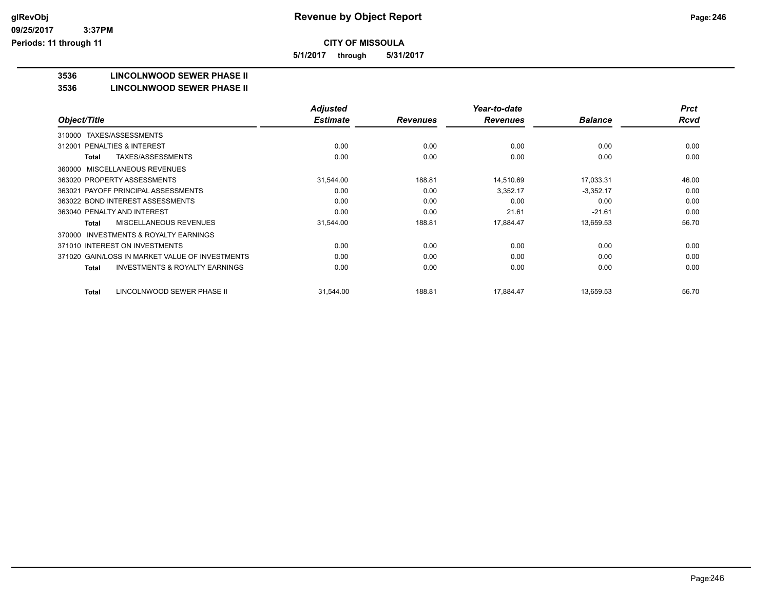# Revenue by Object Report

**CITY OF MISSOULA**

**5/1/2017 through 5/31/2017**

glRevObj
09/25/2017 3:37PM
Periods: 11 through 11

**3536 LINCOLNWOOD SEWER PHASE II**

**3536 LINCOLNWOOD SEWER PHASE II**

| Object/Title | Adjusted Estimate | Revenues | Year-to-date Revenues | Balance | Prct Rcvd |
|---|---|---|---|---|---|
| 310000 TAXES/ASSESSMENTS | | | | | |
| 312001 PENALTIES & INTEREST | 0.00 | 0.00 | 0.00 | 0.00 | 0.00 |
| **Total** TAXES/ASSESSMENTS | 0.00 | 0.00 | 0.00 | 0.00 | 0.00 |
| 360000 MISCELLANEOUS REVENUES | | | | | |
| 363020 PROPERTY ASSESSMENTS | 31,544.00 | 188.81 | 14,510.69 | 17,033.31 | 46.00 |
| 363021 PAYOFF PRINCIPAL ASSESSMENTS | 0.00 | 0.00 | 3,352.17 | -3,352.17 | 0.00 |
| 363022 BOND INTEREST ASSESSMENTS | 0.00 | 0.00 | 0.00 | 0.00 | 0.00 |
| 363040 PENALTY AND INTEREST | 0.00 | 0.00 | 21.61 | -21.61 | 0.00 |
| **Total** MISCELLANEOUS REVENUES | 31,544.00 | 188.81 | 17,884.47 | 13,659.53 | 56.70 |
| 370000 INVESTMENTS & ROYALTY EARNINGS | | | | | |
| 371010 INTEREST ON INVESTMENTS | 0.00 | 0.00 | 0.00 | 0.00 | 0.00 |
| 371020 GAIN/LOSS IN MARKET VALUE OF INVESTMENTS | 0.00 | 0.00 | 0.00 | 0.00 | 0.00 |
| **Total** INVESTMENTS & ROYALTY EARNINGS | 0.00 | 0.00 | 0.00 | 0.00 | 0.00 |
| **Total** LINCOLNWOOD SEWER PHASE II | 31,544.00 | 188.81 | 17,884.47 | 13,659.53 | 56.70 |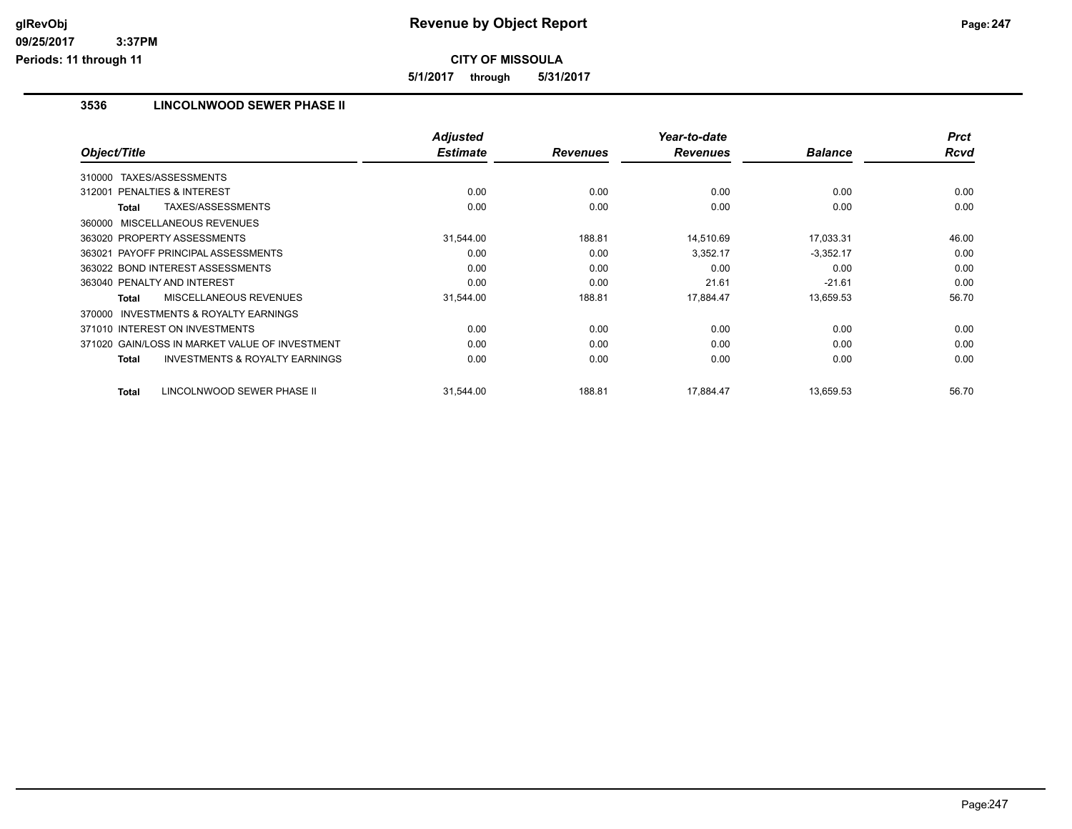**CITY OF MISSOULA**

**5/1/2017 through 5/31/2017**

## 3536 LINCOLNWOOD SEWER PHASE II

| Object/Title | Adjusted Estimate | Revenues | Year-to-date Revenues | Balance | Prct Rcvd |
|---|---|---|---|---|---|
| 310000 TAXES/ASSESSMENTS | | | | | |
| 312001 PENALTIES & INTEREST | 0.00 | 0.00 | 0.00 | 0.00 | 0.00 |
| **Total** TAXES/ASSESSMENTS | 0.00 | 0.00 | 0.00 | 0.00 | 0.00 |
| 360000 MISCELLANEOUS REVENUES | | | | | |
| 363020 PROPERTY ASSESSMENTS | 31,544.00 | 188.81 | 14,510.69 | 17,033.31 | 46.00 |
| 363021 PAYOFF PRINCIPAL ASSESSMENTS | 0.00 | 0.00 | 3,352.17 | -3,352.17 | 0.00 |
| 363022 BOND INTEREST ASSESSMENTS | 0.00 | 0.00 | 0.00 | 0.00 | 0.00 |
| 363040 PENALTY AND INTEREST | 0.00 | 0.00 | 21.61 | -21.61 | 0.00 |
| **Total** MISCELLANEOUS REVENUES | 31,544.00 | 188.81 | 17,884.47 | 13,659.53 | 56.70 |
| 370000 INVESTMENTS & ROYALTY EARNINGS | | | | | |
| 371010 INTEREST ON INVESTMENTS | 0.00 | 0.00 | 0.00 | 0.00 | 0.00 |
| 371020 GAIN/LOSS IN MARKET VALUE OF INVESTMENT | 0.00 | 0.00 | 0.00 | 0.00 | 0.00 |
| **Total** INVESTMENTS & ROYALTY EARNINGS | 0.00 | 0.00 | 0.00 | 0.00 | 0.00 |
| **Total** LINCOLNWOOD SEWER PHASE II | 31,544.00 | 188.81 | 17,884.47 | 13,659.53 | 56.70 |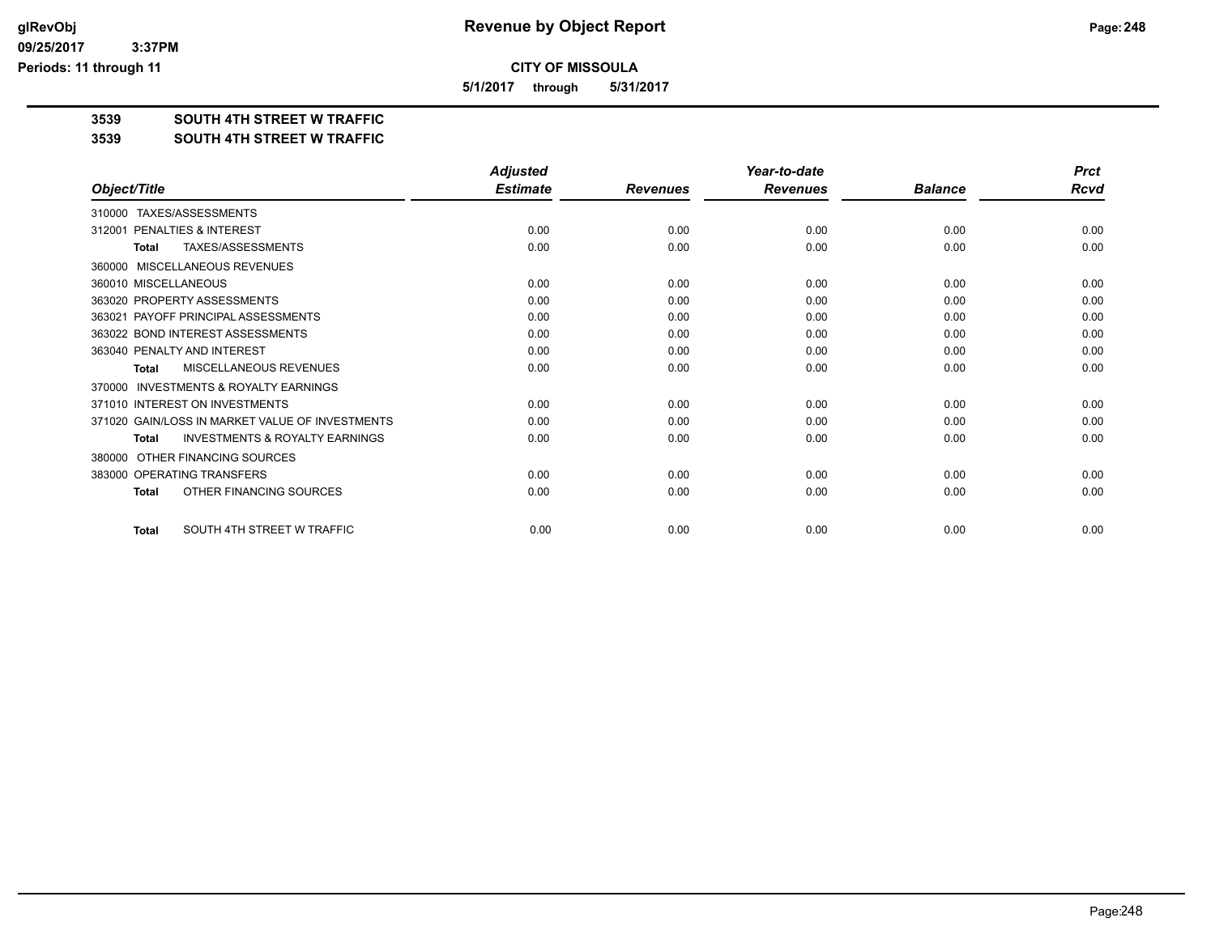# Revenue by Object Report

**CITY OF MISSOULA**

**5/1/2017 through 5/31/2017**

**3539 SOUTH 4TH STREET W TRAFFIC**

**3539 SOUTH 4TH STREET W TRAFFIC**

| Object/Title | Adjusted Estimate | Revenues | Year-to-date Revenues | Balance | Prct Rcvd |
|---|---|---|---|---|---|
| 310000 TAXES/ASSESSMENTS | | | | | |
| 312001 PENALTIES & INTEREST | 0.00 | 0.00 | 0.00 | 0.00 | 0.00 |
| **Total** TAXES/ASSESSMENTS | 0.00 | 0.00 | 0.00 | 0.00 | 0.00 |
| 360000 MISCELLANEOUS REVENUES | | | | | |
| 360010 MISCELLANEOUS | 0.00 | 0.00 | 0.00 | 0.00 | 0.00 |
| 363020 PROPERTY ASSESSMENTS | 0.00 | 0.00 | 0.00 | 0.00 | 0.00 |
| 363021 PAYOFF PRINCIPAL ASSESSMENTS | 0.00 | 0.00 | 0.00 | 0.00 | 0.00 |
| 363022 BOND INTEREST ASSESSMENTS | 0.00 | 0.00 | 0.00 | 0.00 | 0.00 |
| 363040 PENALTY AND INTEREST | 0.00 | 0.00 | 0.00 | 0.00 | 0.00 |
| **Total** MISCELLANEOUS REVENUES | 0.00 | 0.00 | 0.00 | 0.00 | 0.00 |
| 370000 INVESTMENTS & ROYALTY EARNINGS | | | | | |
| 371010 INTEREST ON INVESTMENTS | 0.00 | 0.00 | 0.00 | 0.00 | 0.00 |
| 371020 GAIN/LOSS IN MARKET VALUE OF INVESTMENTS | 0.00 | 0.00 | 0.00 | 0.00 | 0.00 |
| **Total** INVESTMENTS & ROYALTY EARNINGS | 0.00 | 0.00 | 0.00 | 0.00 | 0.00 |
| 380000 OTHER FINANCING SOURCES | | | | | |
| 383000 OPERATING TRANSFERS | 0.00 | 0.00 | 0.00 | 0.00 | 0.00 |
| **Total** OTHER FINANCING SOURCES | 0.00 | 0.00 | 0.00 | 0.00 | 0.00 |
| **Total** SOUTH 4TH STREET W TRAFFIC | 0.00 | 0.00 | 0.00 | 0.00 | 0.00 |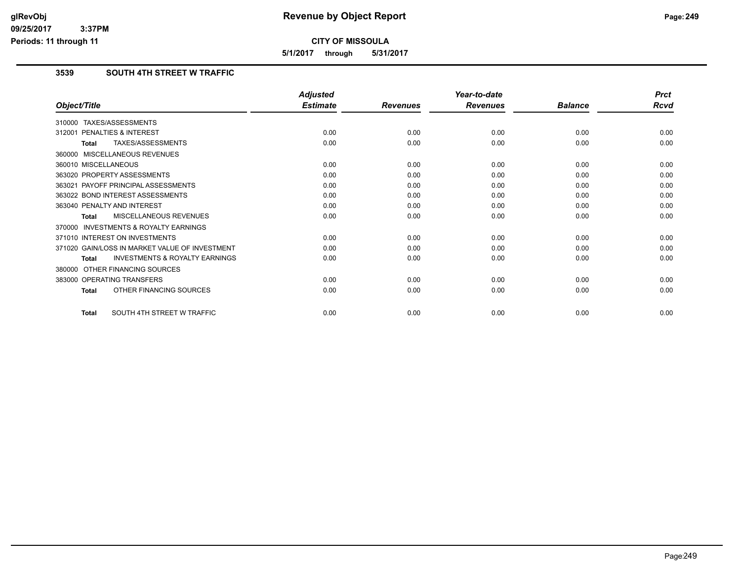**Revenue by Object Report**

**CITY OF MISSOULA**

**5/1/2017 through 5/31/2017**

## 3539 SOUTH 4TH STREET W TRAFFIC

| Object/Title | Adjusted Estimate | Revenues | Year-to-date Revenues | Balance | Prct Rcvd |
|---|---|---|---|---|---|
| 310000 TAXES/ASSESSMENTS | | | | | |
| 312001 PENALTIES & INTEREST | 0.00 | 0.00 | 0.00 | 0.00 | 0.00 |
| **Total** TAXES/ASSESSMENTS | 0.00 | 0.00 | 0.00 | 0.00 | 0.00 |
| 360000 MISCELLANEOUS REVENUES | | | | | |
| 360010 MISCELLANEOUS | 0.00 | 0.00 | 0.00 | 0.00 | 0.00 |
| 363020 PROPERTY ASSESSMENTS | 0.00 | 0.00 | 0.00 | 0.00 | 0.00 |
| 363021 PAYOFF PRINCIPAL ASSESSMENTS | 0.00 | 0.00 | 0.00 | 0.00 | 0.00 |
| 363022 BOND INTEREST ASSESSMENTS | 0.00 | 0.00 | 0.00 | 0.00 | 0.00 |
| 363040 PENALTY AND INTEREST | 0.00 | 0.00 | 0.00 | 0.00 | 0.00 |
| **Total** MISCELLANEOUS REVENUES | 0.00 | 0.00 | 0.00 | 0.00 | 0.00 |
| 370000 INVESTMENTS & ROYALTY EARNINGS | | | | | |
| 371010 INTEREST ON INVESTMENTS | 0.00 | 0.00 | 0.00 | 0.00 | 0.00 |
| 371020 GAIN/LOSS IN MARKET VALUE OF INVESTMENT | 0.00 | 0.00 | 0.00 | 0.00 | 0.00 |
| **Total** INVESTMENTS & ROYALTY EARNINGS | 0.00 | 0.00 | 0.00 | 0.00 | 0.00 |
| 380000 OTHER FINANCING SOURCES | | | | | |
| 383000 OPERATING TRANSFERS | 0.00 | 0.00 | 0.00 | 0.00 | 0.00 |
| **Total** OTHER FINANCING SOURCES | 0.00 | 0.00 | 0.00 | 0.00 | 0.00 |
| **Total** SOUTH 4TH STREET W TRAFFIC | 0.00 | 0.00 | 0.00 | 0.00 | 0.00 |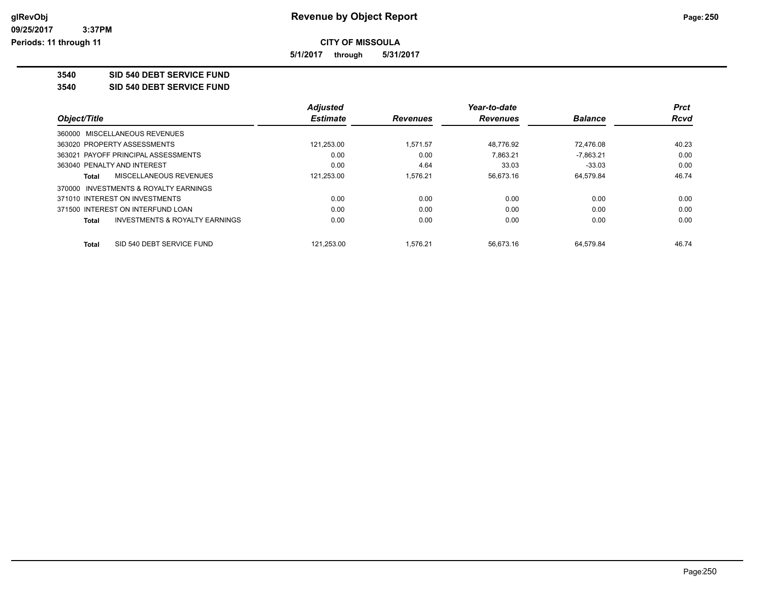# Revenue by Object Report

**CITY OF MISSOULA**

**5/1/2017 through 5/31/2017**

**3540 SID 540 DEBT SERVICE FUND**

**3540 SID 540 DEBT SERVICE FUND**

| Object/Title | Adjusted Estimate | Revenues | Year-to-date Revenues | Balance | Prct Rcvd |
|---|---|---|---|---|---|
| 360000 MISCELLANEOUS REVENUES | | | | | |
| 363020 PROPERTY ASSESSMENTS | 121,253.00 | 1,571.57 | 48,776.92 | 72,476.08 | 40.23 |
| 363021 PAYOFF PRINCIPAL ASSESSMENTS | 0.00 | 0.00 | 7,863.21 | -7,863.21 | 0.00 |
| 363040 PENALTY AND INTEREST | 0.00 | 4.64 | 33.03 | -33.03 | 0.00 |
| **Total** MISCELLANEOUS REVENUES | 121,253.00 | 1,576.21 | 56,673.16 | 64,579.84 | 46.74 |
| 370000 INVESTMENTS & ROYALTY EARNINGS | | | | | |
| 371010 INTEREST ON INVESTMENTS | 0.00 | 0.00 | 0.00 | 0.00 | 0.00 |
| 371500 INTEREST ON INTERFUND LOAN | 0.00 | 0.00 | 0.00 | 0.00 | 0.00 |
| **Total** INVESTMENTS & ROYALTY EARNINGS | 0.00 | 0.00 | 0.00 | 0.00 | 0.00 |
| **Total** SID 540 DEBT SERVICE FUND | 121,253.00 | 1,576.21 | 56,673.16 | 64,579.84 | 46.74 |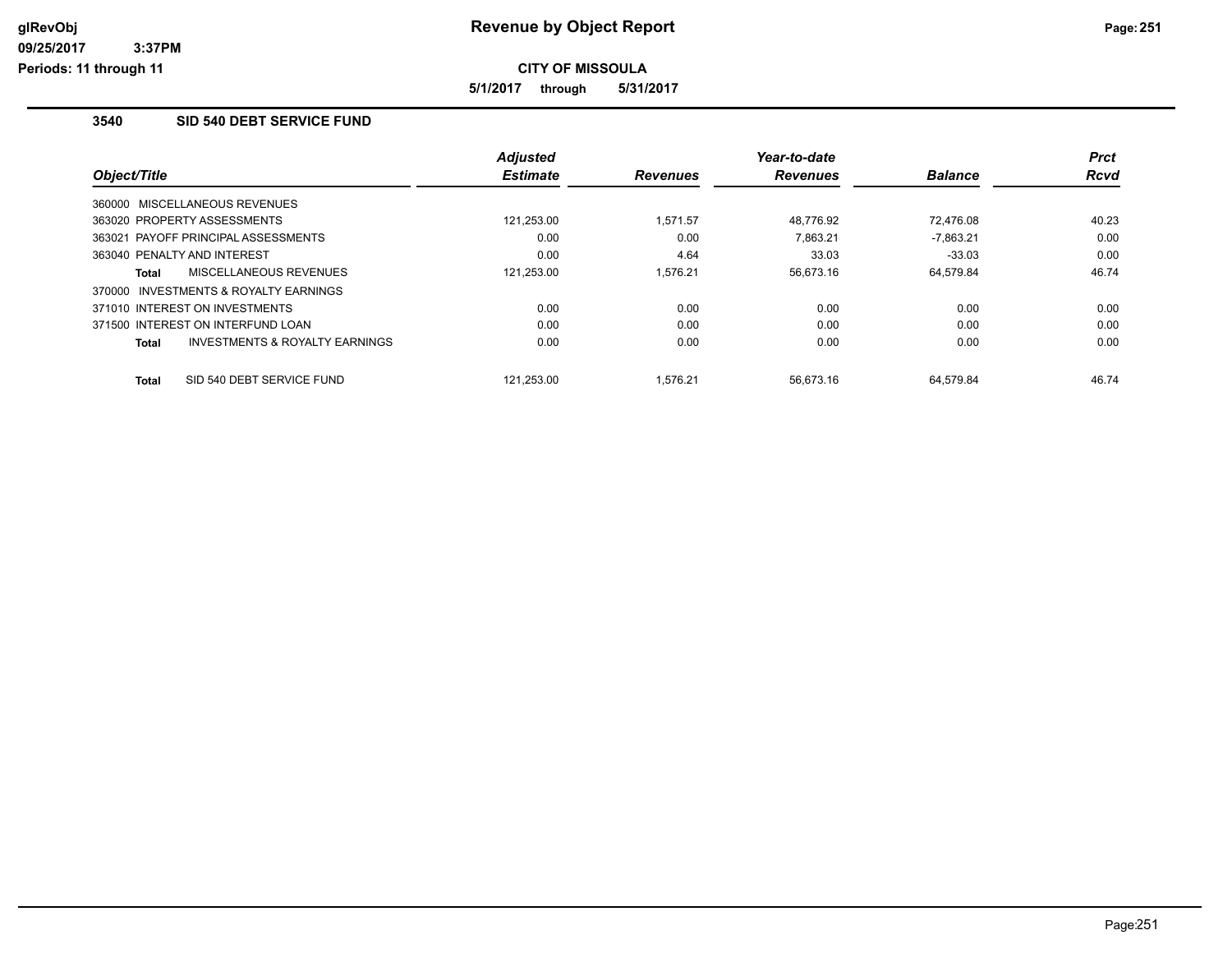# Revenue by Object Report

glRevObj
09/25/2017 3:37PM
Periods: 11 through 11

**CITY OF MISSOULA**

**5/1/2017 through 5/31/2017**

## 3540 SID 540 DEBT SERVICE FUND

| Object/Title | Adjusted Estimate | Revenues | Year-to-date Revenues | Balance | Prct Rcvd |
|---|---|---|---|---|---|
| 360000 MISCELLANEOUS REVENUES | | | | | |
| 363020 PROPERTY ASSESSMENTS | 121,253.00 | 1,571.57 | 48,776.92 | 72,476.08 | 40.23 |
| 363021 PAYOFF PRINCIPAL ASSESSMENTS | 0.00 | 0.00 | 7,863.21 | -7,863.21 | 0.00 |
| 363040 PENALTY AND INTEREST | 0.00 | 4.64 | 33.03 | -33.03 | 0.00 |
| **Total** MISCELLANEOUS REVENUES | 121,253.00 | 1,576.21 | 56,673.16 | 64,579.84 | 46.74 |
| 370000 INVESTMENTS & ROYALTY EARNINGS | | | | | |
| 371010 INTEREST ON INVESTMENTS | 0.00 | 0.00 | 0.00 | 0.00 | 0.00 |
| 371500 INTEREST ON INTERFUND LOAN | 0.00 | 0.00 | 0.00 | 0.00 | 0.00 |
| **Total** INVESTMENTS & ROYALTY EARNINGS | 0.00 | 0.00 | 0.00 | 0.00 | 0.00 |
| **Total** SID 540 DEBT SERVICE FUND | 121,253.00 | 1,576.21 | 56,673.16 | 64,579.84 | 46.74 |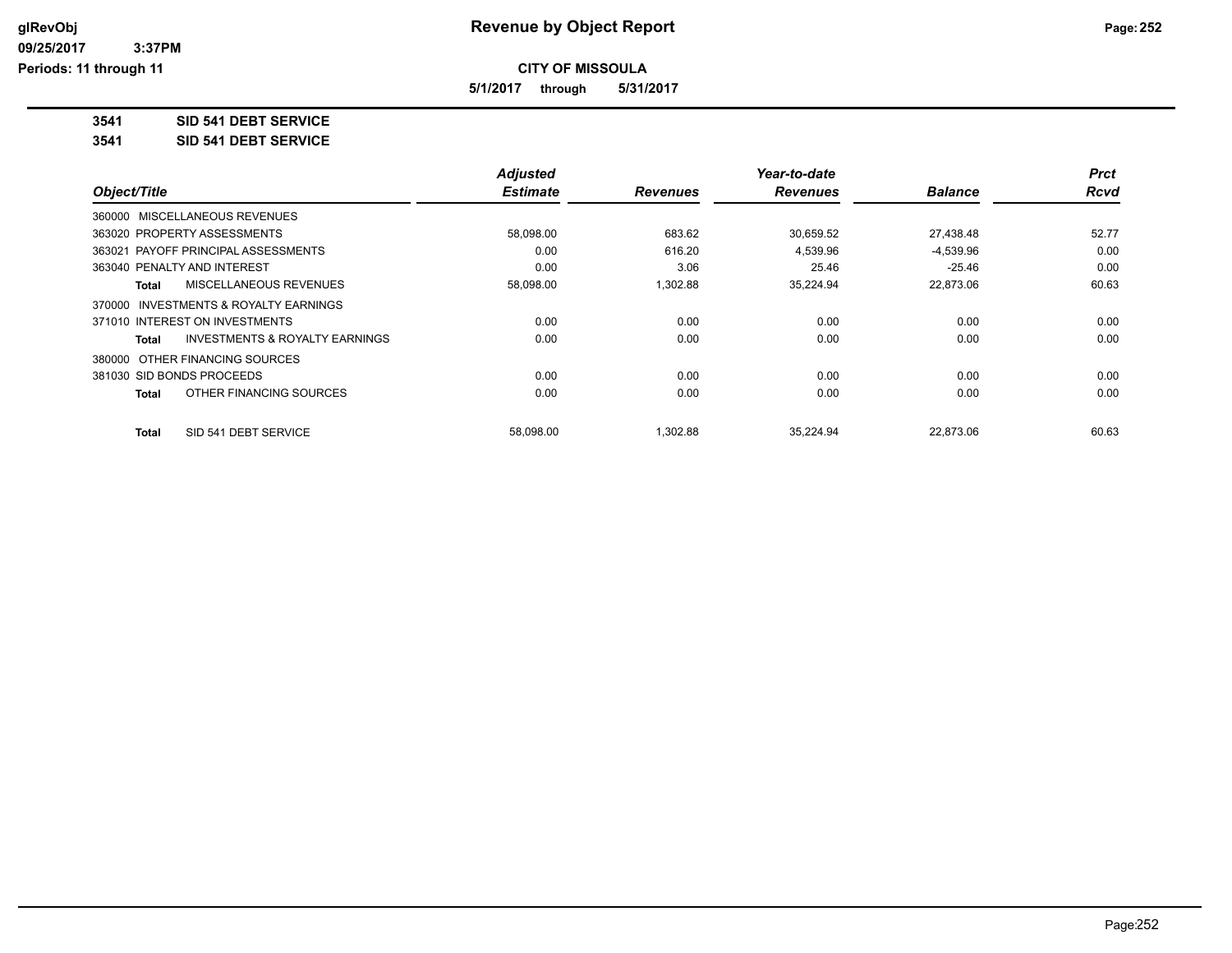**CITY OF MISSOULA**

**Revenue by Object Report**

**5/1/2017 through 5/31/2017**

glRevObj
09/25/2017 3:37PM
Periods: 11 through 11

**3541 SID 541 DEBT SERVICE**

**3541 SID 541 DEBT SERVICE**

| Object/Title | Adjusted Estimate | Revenues | Year-to-date Revenues | Balance | Prct Rcvd |
|---|---|---|---|---|---|
| 360000 MISCELLANEOUS REVENUES | | | | | |
| 363020 PROPERTY ASSESSMENTS | 58,098.00 | 683.62 | 30,659.52 | 27,438.48 | 52.77 |
| 363021 PAYOFF PRINCIPAL ASSESSMENTS | 0.00 | 616.20 | 4,539.96 | -4,539.96 | 0.00 |
| 363040 PENALTY AND INTEREST | 0.00 | 3.06 | 25.46 | -25.46 | 0.00 |
| **Total** MISCELLANEOUS REVENUES | 58,098.00 | 1,302.88 | 35,224.94 | 22,873.06 | 60.63 |
| 370000 INVESTMENTS & ROYALTY EARNINGS | | | | | |
| 371010 INTEREST ON INVESTMENTS | 0.00 | 0.00 | 0.00 | 0.00 | 0.00 |
| **Total** INVESTMENTS & ROYALTY EARNINGS | 0.00 | 0.00 | 0.00 | 0.00 | 0.00 |
| 380000 OTHER FINANCING SOURCES | | | | | |
| 381030 SID BONDS PROCEEDS | 0.00 | 0.00 | 0.00 | 0.00 | 0.00 |
| **Total** OTHER FINANCING SOURCES | 0.00 | 0.00 | 0.00 | 0.00 | 0.00 |
| **Total** SID 541 DEBT SERVICE | 58,098.00 | 1,302.88 | 35,224.94 | 22,873.06 | 60.63 |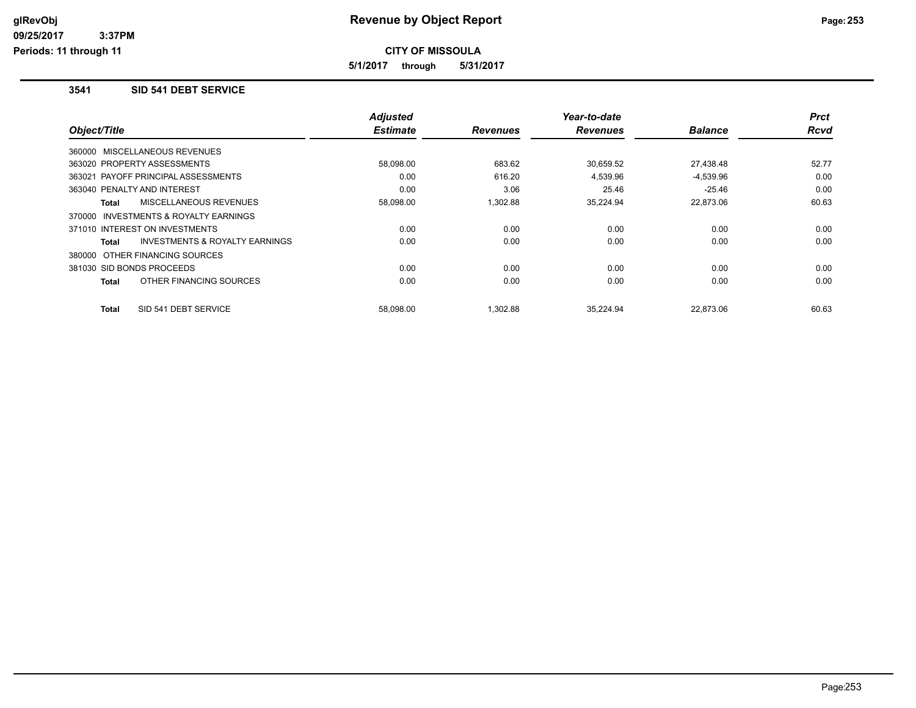# Revenue by Object Report

**CITY OF MISSOULA**

**5/1/2017 through 5/31/2017**

glRevObj
09/25/2017 3:37PM
Periods: 11 through 11

## 3541 SID 541 DEBT SERVICE

| Object/Title | Adjusted Estimate | Revenues | Year-to-date Revenues | Balance | Prct Rcvd |
|---|---|---|---|---|---|
| 360000 MISCELLANEOUS REVENUES | | | | | |
| 363020 PROPERTY ASSESSMENTS | 58,098.00 | 683.62 | 30,659.52 | 27,438.48 | 52.77 |
| 363021 PAYOFF PRINCIPAL ASSESSMENTS | 0.00 | 616.20 | 4,539.96 | -4,539.96 | 0.00 |
| 363040 PENALTY AND INTEREST | 0.00 | 3.06 | 25.46 | -25.46 | 0.00 |
| **Total** MISCELLANEOUS REVENUES | 58,098.00 | 1,302.88 | 35,224.94 | 22,873.06 | 60.63 |
| 370000 INVESTMENTS & ROYALTY EARNINGS | | | | | |
| 371010 INTEREST ON INVESTMENTS | 0.00 | 0.00 | 0.00 | 0.00 | 0.00 |
| **Total** INVESTMENTS & ROYALTY EARNINGS | 0.00 | 0.00 | 0.00 | 0.00 | 0.00 |
| 380000 OTHER FINANCING SOURCES | | | | | |
| 381030 SID BONDS PROCEEDS | 0.00 | 0.00 | 0.00 | 0.00 | 0.00 |
| **Total** OTHER FINANCING SOURCES | 0.00 | 0.00 | 0.00 | 0.00 | 0.00 |
| **Total** SID 541 DEBT SERVICE | 58,098.00 | 1,302.88 | 35,224.94 | 22,873.06 | 60.63 |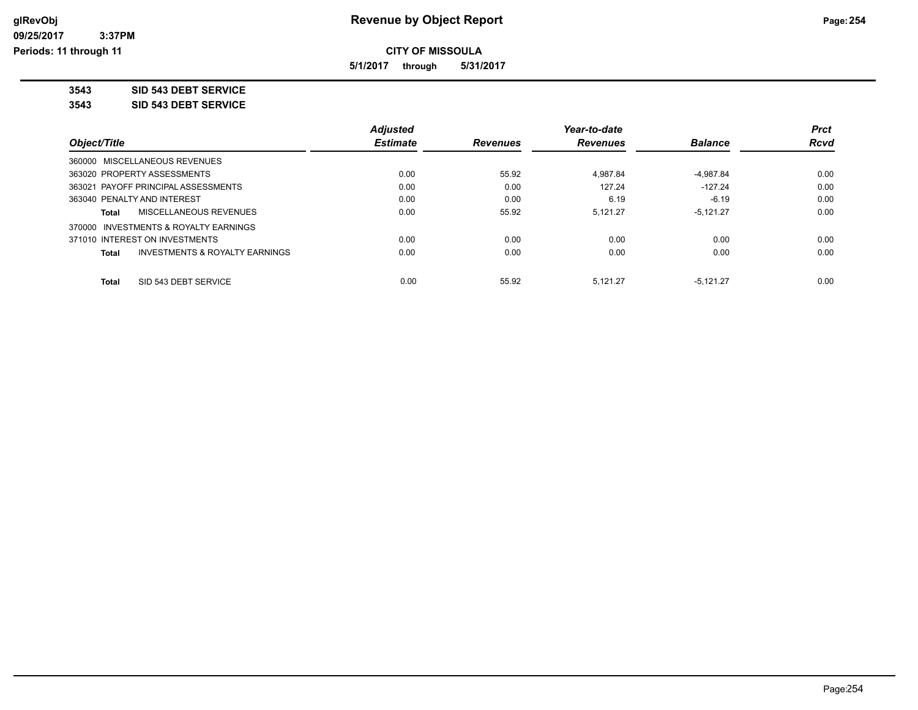# Revenue by Object Report

**CITY OF MISSOULA**

**5/1/2017 through 5/31/2017**

glRevObj
09/25/2017 3:37PM
Periods: 11 through 11

**3543 SID 543 DEBT SERVICE**

**3543 SID 543 DEBT SERVICE**

| Object/Title | Adjusted Estimate | Revenues | Year-to-date Revenues | Balance | Prct Rcvd |
|---|---|---|---|---|---|
| 360000 MISCELLANEOUS REVENUES | | | | | |
| 363020 PROPERTY ASSESSMENTS | 0.00 | 55.92 | 4,987.84 | -4,987.84 | 0.00 |
| 363021 PAYOFF PRINCIPAL ASSESSMENTS | 0.00 | 0.00 | 127.24 | -127.24 | 0.00 |
| 363040 PENALTY AND INTEREST | 0.00 | 0.00 | 6.19 | -6.19 | 0.00 |
| **Total** MISCELLANEOUS REVENUES | 0.00 | 55.92 | 5,121.27 | -5,121.27 | 0.00 |
| 370000 INVESTMENTS & ROYALTY EARNINGS | | | | | |
| 371010 INTEREST ON INVESTMENTS | 0.00 | 0.00 | 0.00 | 0.00 | 0.00 |
| **Total** INVESTMENTS & ROYALTY EARNINGS | 0.00 | 0.00 | 0.00 | 0.00 | 0.00 |
| **Total** SID 543 DEBT SERVICE | 0.00 | 55.92 | 5,121.27 | -5,121.27 | 0.00 |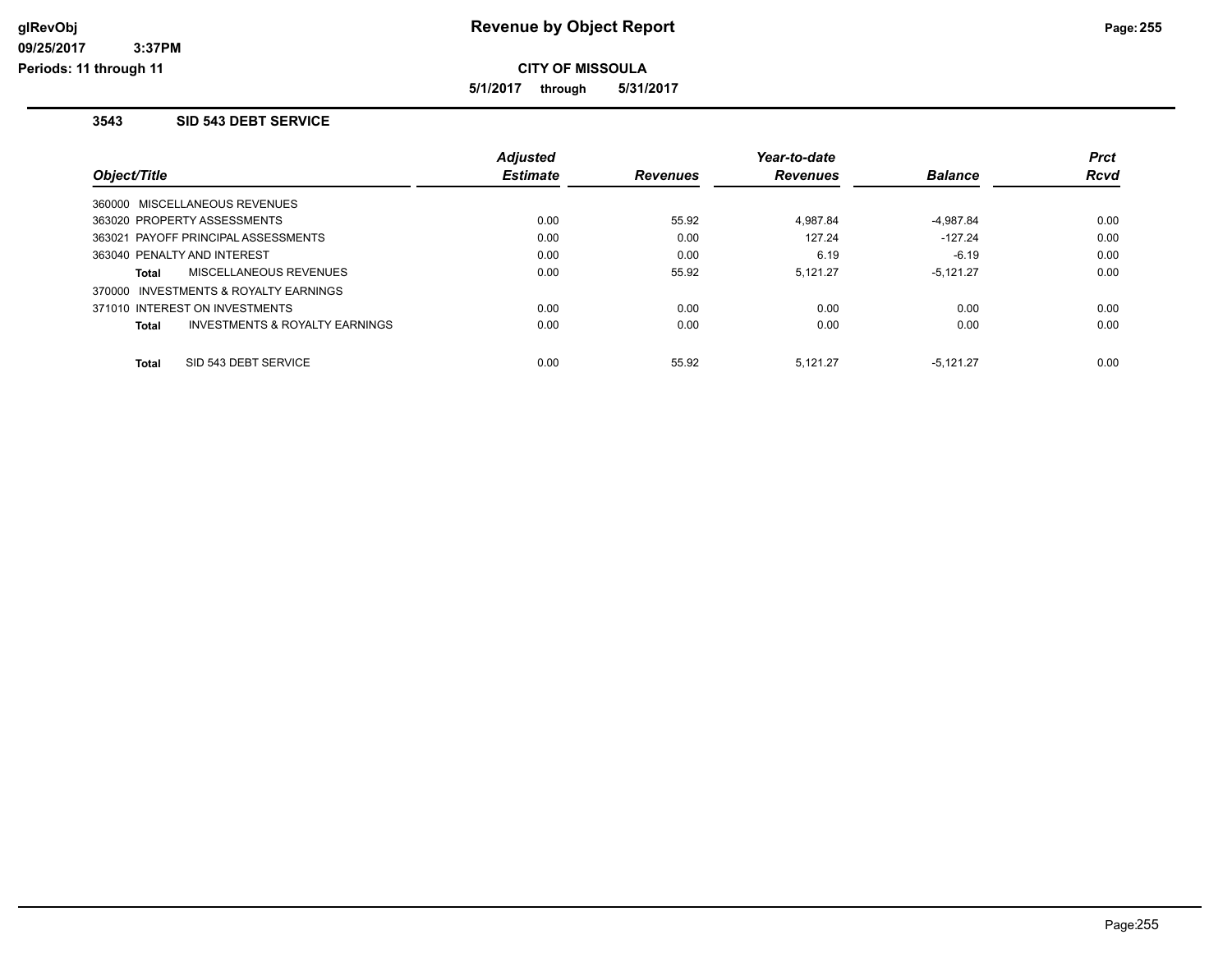## Revenue by Object Report

**CITY OF MISSOULA**

**5/1/2017 through 5/31/2017**

### 3543 SID 543 DEBT SERVICE

| Object/Title | Adjusted Estimate | Revenues | Year-to-date Revenues | Balance | Prct Rcvd |
|---|---|---|---|---|---|
| 360000 MISCELLANEOUS REVENUES | | | | | |
| 363020 PROPERTY ASSESSMENTS | 0.00 | 55.92 | 4,987.84 | -4,987.84 | 0.00 |
| 363021 PAYOFF PRINCIPAL ASSESSMENTS | 0.00 | 0.00 | 127.24 | -127.24 | 0.00 |
| 363040 PENALTY AND INTEREST | 0.00 | 0.00 | 6.19 | -6.19 | 0.00 |
| **Total** MISCELLANEOUS REVENUES | 0.00 | 55.92 | 5,121.27 | -5,121.27 | 0.00 |
| 370000 INVESTMENTS & ROYALTY EARNINGS | | | | | |
| 371010 INTEREST ON INVESTMENTS | 0.00 | 0.00 | 0.00 | 0.00 | 0.00 |
| **Total** INVESTMENTS & ROYALTY EARNINGS | 0.00 | 0.00 | 0.00 | 0.00 | 0.00 |
| **Total** SID 543 DEBT SERVICE | 0.00 | 55.92 | 5,121.27 | -5,121.27 | 0.00 |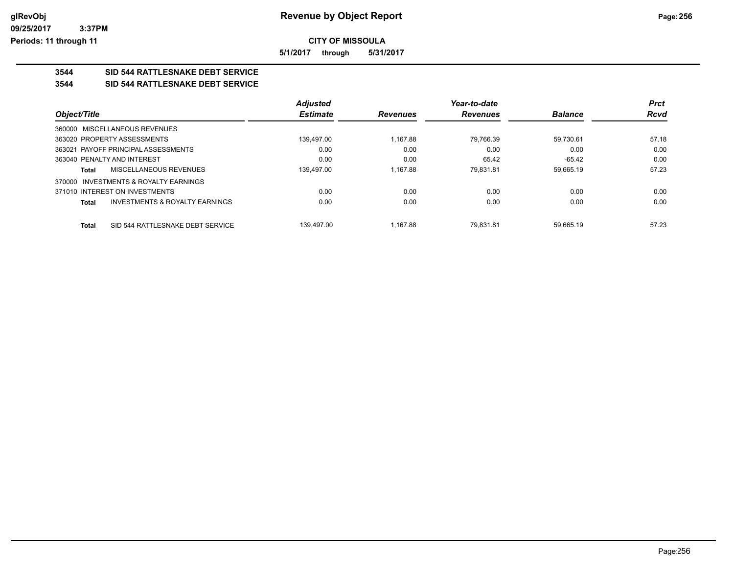## Revenue by Object Report

**CITY OF MISSOULA**

**5/1/2017 through 5/31/2017**

glRevObj
09/25/2017 3:37PM
Periods: 11 through 11

### 3544 SID 544 RATTLESNAKE DEBT SERVICE

### 3544 SID 544 RATTLESNAKE DEBT SERVICE

| Object/Title | Adjusted Estimate | Revenues | Year-to-date Revenues | Balance | Prct Rcvd |
|---|---|---|---|---|---|
| 360000 MISCELLANEOUS REVENUES | | | | | |
| 363020 PROPERTY ASSESSMENTS | 139,497.00 | 1,167.88 | 79,766.39 | 59,730.61 | 57.18 |
| 363021 PAYOFF PRINCIPAL ASSESSMENTS | 0.00 | 0.00 | 0.00 | 0.00 | 0.00 |
| 363040 PENALTY AND INTEREST | 0.00 | 0.00 | 65.42 | -65.42 | 0.00 |
| **Total** MISCELLANEOUS REVENUES | 139,497.00 | 1,167.88 | 79,831.81 | 59,665.19 | 57.23 |
| 370000 INVESTMENTS & ROYALTY EARNINGS | | | | | |
| 371010 INTEREST ON INVESTMENTS | 0.00 | 0.00 | 0.00 | 0.00 | 0.00 |
| **Total** INVESTMENTS & ROYALTY EARNINGS | 0.00 | 0.00 | 0.00 | 0.00 | 0.00 |
| **Total** SID 544 RATTLESNAKE DEBT SERVICE | 139,497.00 | 1,167.88 | 79,831.81 | 59,665.19 | 57.23 |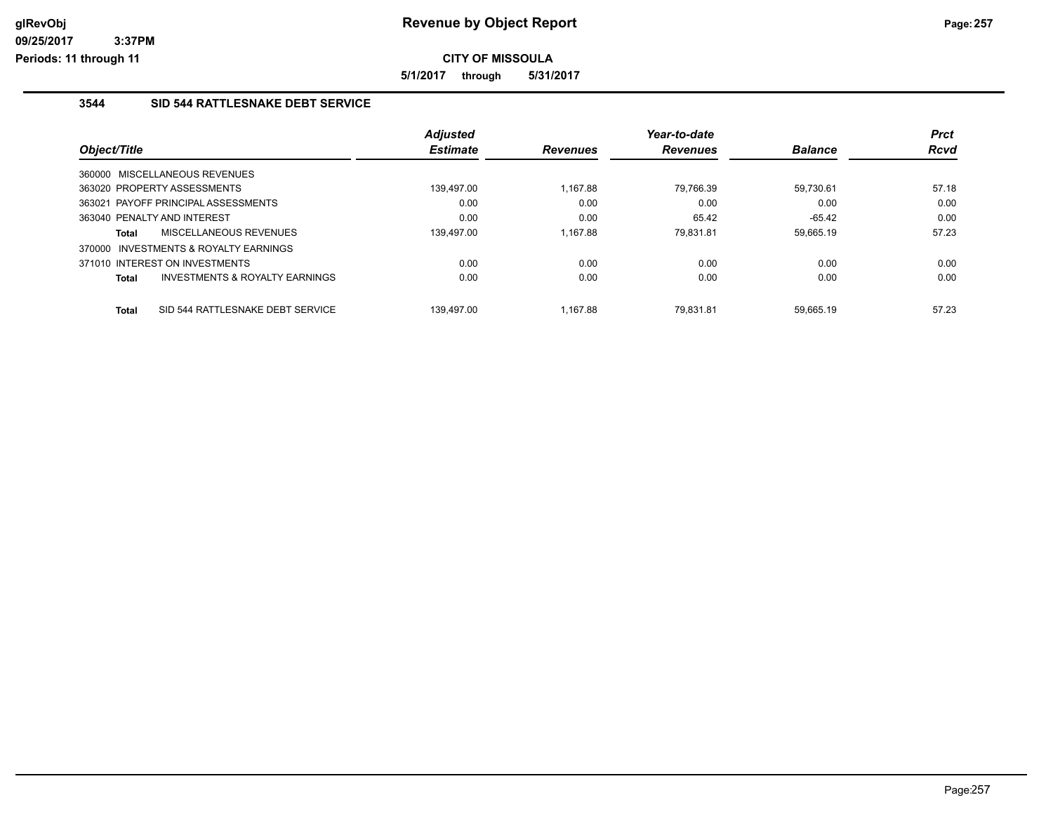# Revenue by Object Report

**CITY OF MISSOULA**

**5/1/2017 through 5/31/2017**

glRevObj
09/25/2017 3:37PM
Periods: 11 through 11

### 3544 SID 544 RATTLESNAKE DEBT SERVICE

| Object/Title | Adjusted Estimate | Revenues | Year-to-date Revenues | Balance | Prct Rcvd |
|---|---|---|---|---|---|
| 360000 MISCELLANEOUS REVENUES | | | | | |
| 363020 PROPERTY ASSESSMENTS | 139,497.00 | 1,167.88 | 79,766.39 | 59,730.61 | 57.18 |
| 363021 PAYOFF PRINCIPAL ASSESSMENTS | 0.00 | 0.00 | 0.00 | 0.00 | 0.00 |
| 363040 PENALTY AND INTEREST | 0.00 | 0.00 | 65.42 | -65.42 | 0.00 |
| **Total** MISCELLANEOUS REVENUES | 139,497.00 | 1,167.88 | 79,831.81 | 59,665.19 | 57.23 |
| 370000 INVESTMENTS & ROYALTY EARNINGS | | | | | |
| 371010 INTEREST ON INVESTMENTS | 0.00 | 0.00 | 0.00 | 0.00 | 0.00 |
| **Total** INVESTMENTS & ROYALTY EARNINGS | 0.00 | 0.00 | 0.00 | 0.00 | 0.00 |
| **Total** SID 544 RATTLESNAKE DEBT SERVICE | 139,497.00 | 1,167.88 | 79,831.81 | 59,665.19 | 57.23 |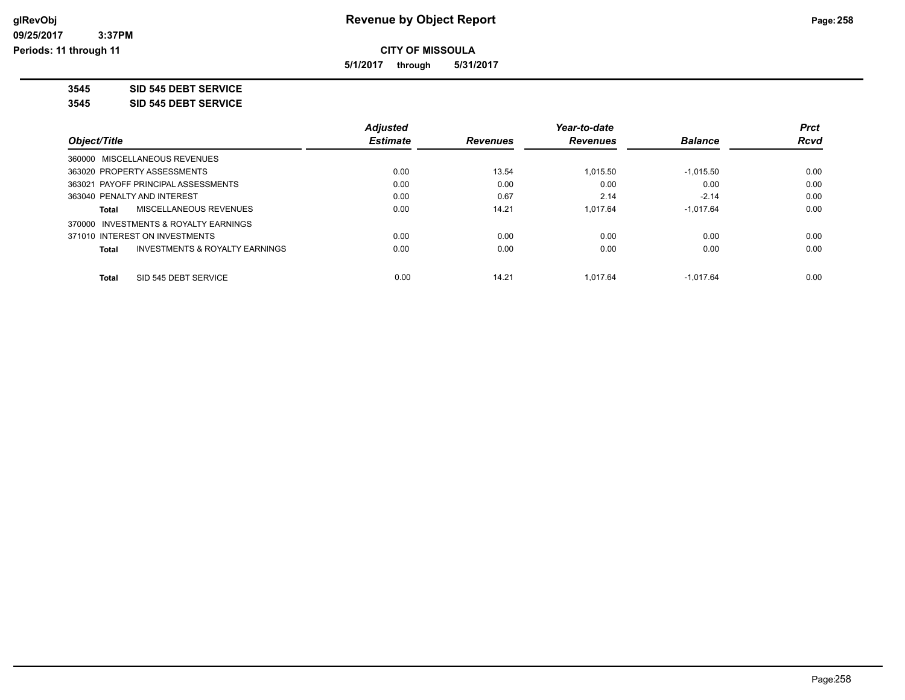**CITY OF MISSOULA**

**5/1/2017 through 5/31/2017**

**3545 SID 545 DEBT SERVICE**

**3545 SID 545 DEBT SERVICE**

| Object/Title | Adjusted Estimate | Revenues | Year-to-date Revenues | Balance | Prct Rcvd |
|---|---|---|---|---|---|
| 360000 MISCELLANEOUS REVENUES | | | | | |
| 363020 PROPERTY ASSESSMENTS | 0.00 | 13.54 | 1,015.50 | -1,015.50 | 0.00 |
| 363021 PAYOFF PRINCIPAL ASSESSMENTS | 0.00 | 0.00 | 0.00 | 0.00 | 0.00 |
| 363040 PENALTY AND INTEREST | 0.00 | 0.67 | 2.14 | -2.14 | 0.00 |
| **Total** MISCELLANEOUS REVENUES | 0.00 | 14.21 | 1,017.64 | -1,017.64 | 0.00 |
| 370000 INVESTMENTS & ROYALTY EARNINGS | | | | | |
| 371010 INTEREST ON INVESTMENTS | 0.00 | 0.00 | 0.00 | 0.00 | 0.00 |
| **Total** INVESTMENTS & ROYALTY EARNINGS | 0.00 | 0.00 | 0.00 | 0.00 | 0.00 |
| **Total** SID 545 DEBT SERVICE | 0.00 | 14.21 | 1,017.64 | -1,017.64 | 0.00 |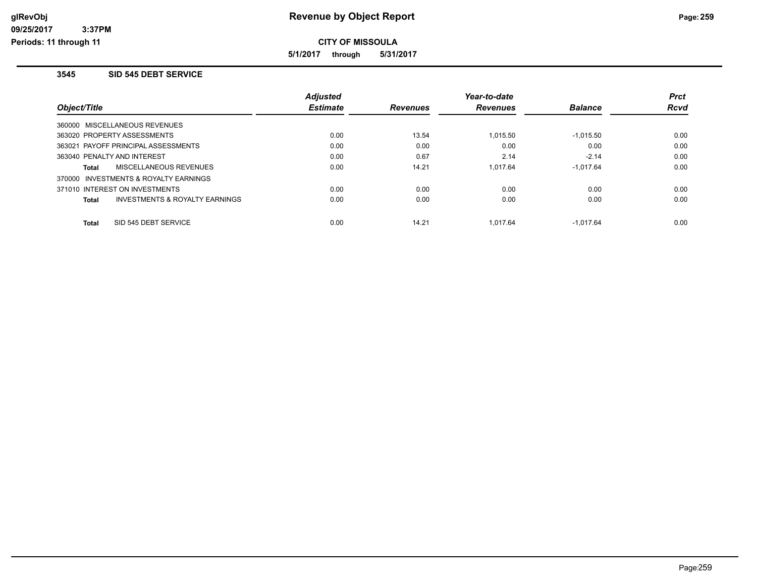# Revenue by Object Report

**CITY OF MISSOULA**

**5/1/2017 through 5/31/2017**

glRevObj
09/25/2017 3:37PM
Periods: 11 through 11

### 3545 SID 545 DEBT SERVICE

| Object/Title | Adjusted Estimate | Revenues | Year-to-date Revenues | Balance | Prct Rcvd |
|---|---|---|---|---|---|
| 360000 MISCELLANEOUS REVENUES | | | | | |
| 363020 PROPERTY ASSESSMENTS | 0.00 | 13.54 | 1,015.50 | -1,015.50 | 0.00 |
| 363021 PAYOFF PRINCIPAL ASSESSMENTS | 0.00 | 0.00 | 0.00 | 0.00 | 0.00 |
| 363040 PENALTY AND INTEREST | 0.00 | 0.67 | 2.14 | -2.14 | 0.00 |
| **Total** MISCELLANEOUS REVENUES | 0.00 | 14.21 | 1,017.64 | -1,017.64 | 0.00 |
| 370000 INVESTMENTS & ROYALTY EARNINGS | | | | | |
| 371010 INTEREST ON INVESTMENTS | 0.00 | 0.00 | 0.00 | 0.00 | 0.00 |
| **Total** INVESTMENTS & ROYALTY EARNINGS | 0.00 | 0.00 | 0.00 | 0.00 | 0.00 |
| **Total** SID 545 DEBT SERVICE | 0.00 | 14.21 | 1,017.64 | -1,017.64 | 0.00 |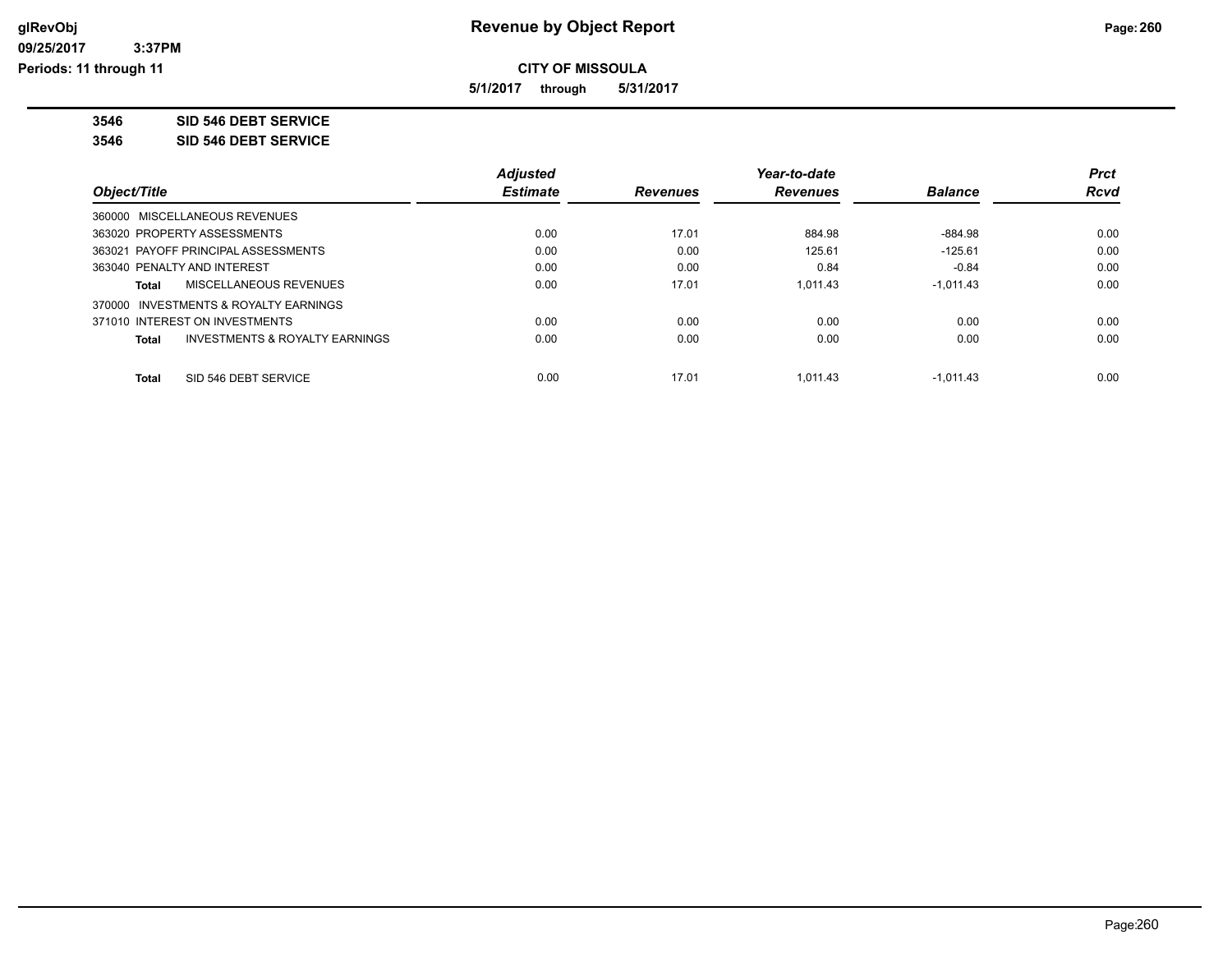**Revenue by Object Report**

**CITY OF MISSOULA**

**5/1/2017 through 5/31/2017**

**3546 SID 546 DEBT SERVICE**

**3546 SID 546 DEBT SERVICE**

| Object/Title | Adjusted Estimate | Revenues | Year-to-date Revenues | Balance | Prct Rcvd |
|---|---|---|---|---|---|
| 360000 MISCELLANEOUS REVENUES | | | | | |
| 363020 PROPERTY ASSESSMENTS | 0.00 | 17.01 | 884.98 | -884.98 | 0.00 |
| 363021 PAYOFF PRINCIPAL ASSESSMENTS | 0.00 | 0.00 | 125.61 | -125.61 | 0.00 |
| 363040 PENALTY AND INTEREST | 0.00 | 0.00 | 0.84 | -0.84 | 0.00 |
| **Total** MISCELLANEOUS REVENUES | 0.00 | 17.01 | 1,011.43 | -1,011.43 | 0.00 |
| 370000 INVESTMENTS & ROYALTY EARNINGS | | | | | |
| 371010 INTEREST ON INVESTMENTS | 0.00 | 0.00 | 0.00 | 0.00 | 0.00 |
| **Total** INVESTMENTS & ROYALTY EARNINGS | 0.00 | 0.00 | 0.00 | 0.00 | 0.00 |
| **Total** SID 546 DEBT SERVICE | 0.00 | 17.01 | 1,011.43 | -1,011.43 | 0.00 |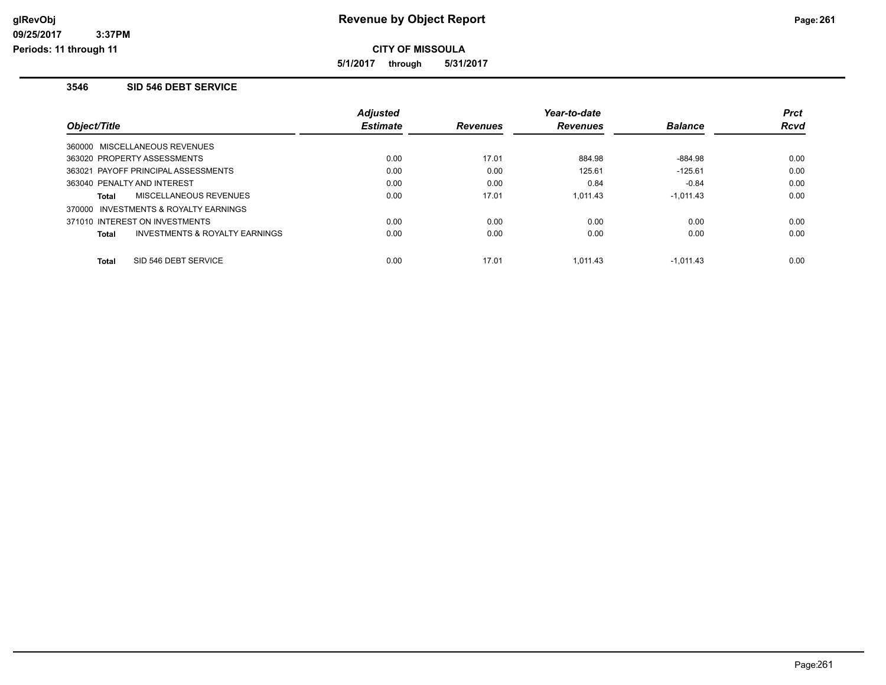# Revenue by Object Report

**CITY OF MISSOULA**

**5/1/2017 through 5/31/2017**

glRevObj
09/25/2017 3:37PM
Periods: 11 through 11

## 3546 SID 546 DEBT SERVICE

| Object/Title | Adjusted Estimate | Revenues | Year-to-date Revenues | Balance | Prct Rcvd |
|---|---|---|---|---|---|
| 360000 MISCELLANEOUS REVENUES | | | | | |
| 363020 PROPERTY ASSESSMENTS | 0.00 | 17.01 | 884.98 | -884.98 | 0.00 |
| 363021 PAYOFF PRINCIPAL ASSESSMENTS | 0.00 | 0.00 | 125.61 | -125.61 | 0.00 |
| 363040 PENALTY AND INTEREST | 0.00 | 0.00 | 0.84 | -0.84 | 0.00 |
| **Total** MISCELLANEOUS REVENUES | 0.00 | 17.01 | 1,011.43 | -1,011.43 | 0.00 |
| 370000 INVESTMENTS & ROYALTY EARNINGS | | | | | |
| 371010 INTEREST ON INVESTMENTS | 0.00 | 0.00 | 0.00 | 0.00 | 0.00 |
| **Total** INVESTMENTS & ROYALTY EARNINGS | 0.00 | 0.00 | 0.00 | 0.00 | 0.00 |
| **Total** SID 546 DEBT SERVICE | 0.00 | 17.01 | 1,011.43 | -1,011.43 | 0.00 |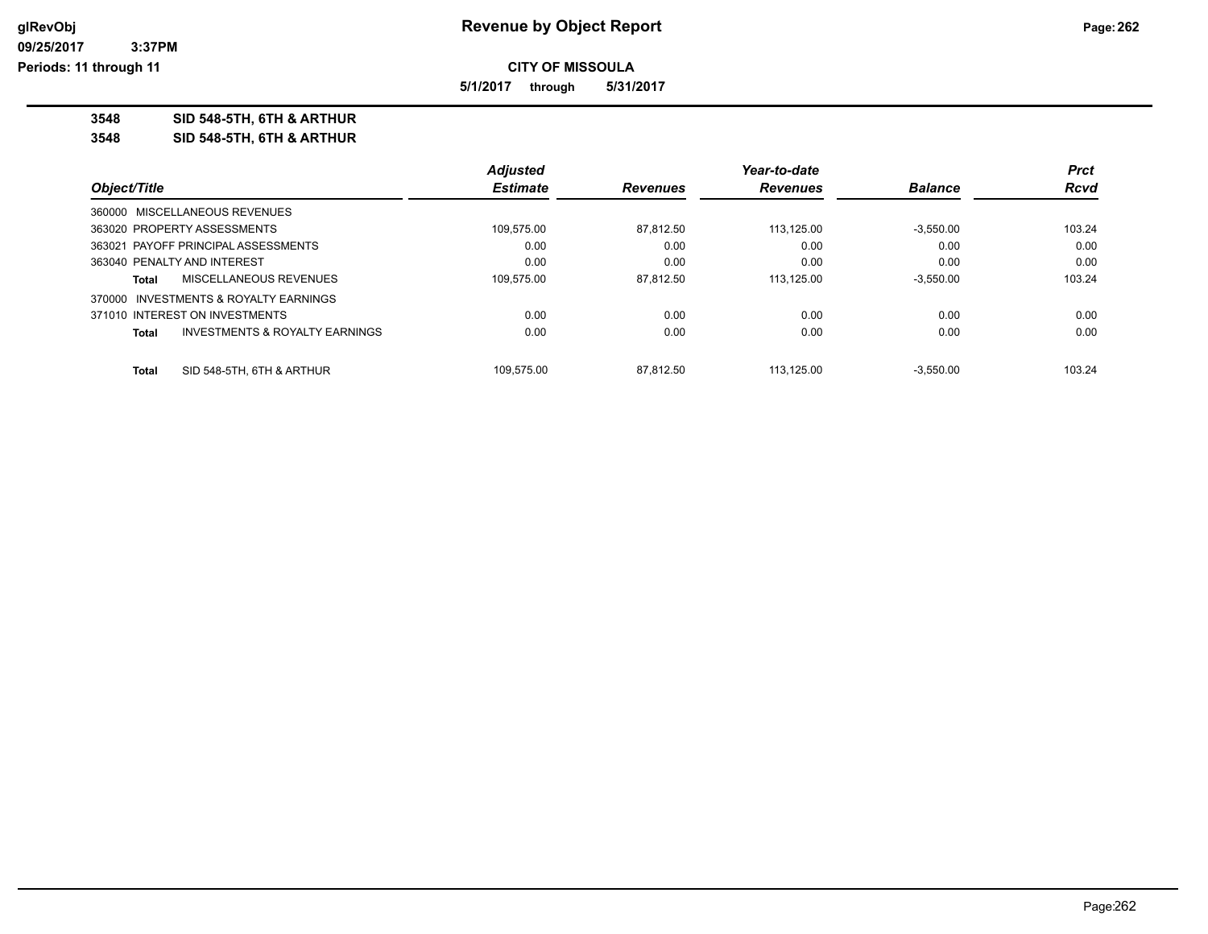# Revenue by Object Report

**CITY OF MISSOULA**

**5/1/2017 through 5/31/2017**

glRevObj
09/25/2017 3:37PM
Periods: 11 through 11

**3548 SID 548-5TH, 6TH & ARTHUR**

**3548 SID 548-5TH, 6TH & ARTHUR**

| Object/Title | Adjusted Estimate | Revenues | Year-to-date Revenues | Balance | Prct Rcvd |
|---|---|---|---|---|---|
| 360000 MISCELLANEOUS REVENUES | | | | | |
| 363020 PROPERTY ASSESSMENTS | 109,575.00 | 87,812.50 | 113,125.00 | -3,550.00 | 103.24 |
| 363021 PAYOFF PRINCIPAL ASSESSMENTS | 0.00 | 0.00 | 0.00 | 0.00 | 0.00 |
| 363040 PENALTY AND INTEREST | 0.00 | 0.00 | 0.00 | 0.00 | 0.00 |
| **Total** MISCELLANEOUS REVENUES | 109,575.00 | 87,812.50 | 113,125.00 | -3,550.00 | 103.24 |
| 370000 INVESTMENTS & ROYALTY EARNINGS | | | | | |
| 371010 INTEREST ON INVESTMENTS | 0.00 | 0.00 | 0.00 | 0.00 | 0.00 |
| **Total** INVESTMENTS & ROYALTY EARNINGS | 0.00 | 0.00 | 0.00 | 0.00 | 0.00 |
| **Total** SID 548-5TH, 6TH & ARTHUR | 109,575.00 | 87,812.50 | 113,125.00 | -3,550.00 | 103.24 |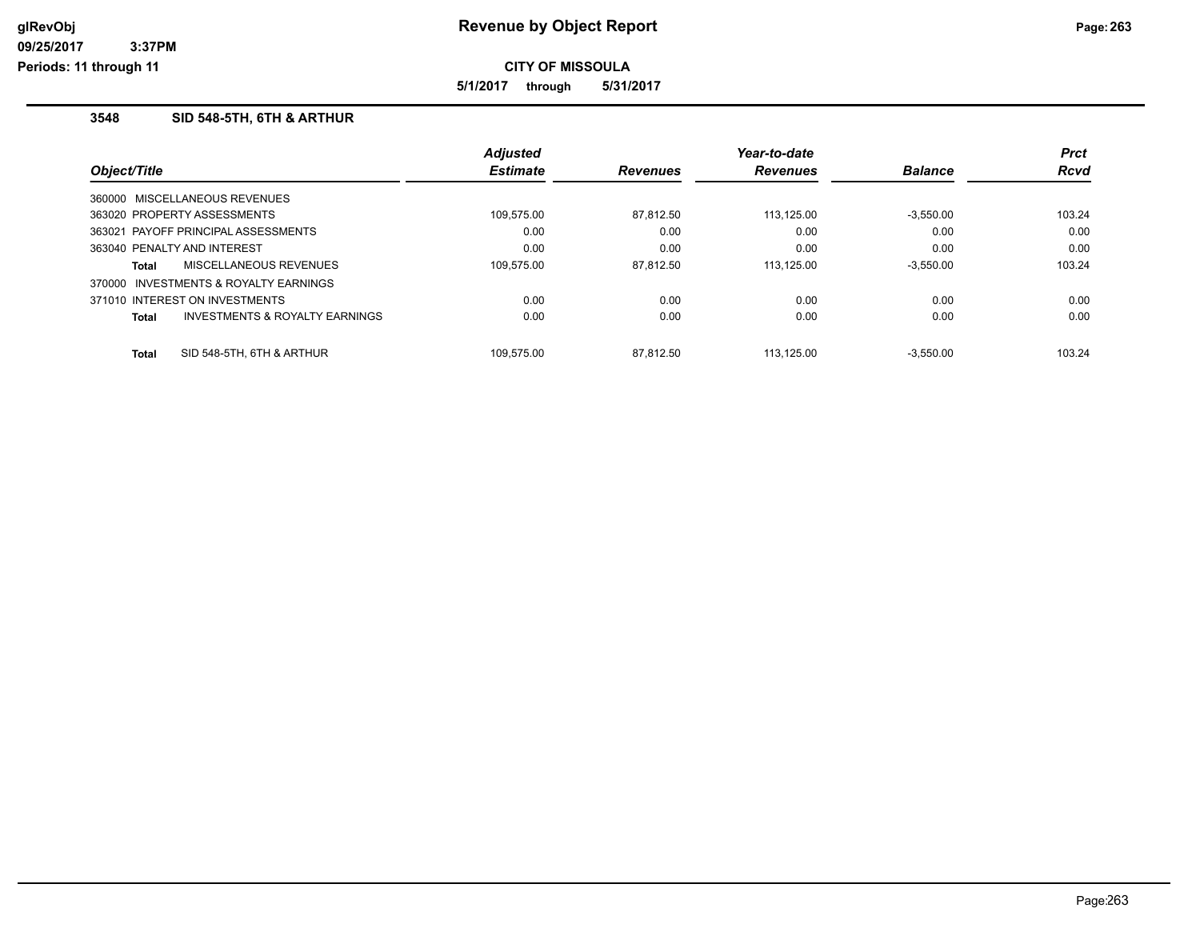# Revenue by Object Report

**CITY OF MISSOULA**

**5/1/2017 through 5/31/2017**

### 3548 SID 548-5TH, 6TH & ARTHUR

| Object/Title | Adjusted Estimate | Revenues | Year-to-date Revenues | Balance | Prct Rcvd |
|---|---|---|---|---|---|
| 360000 MISCELLANEOUS REVENUES | | | | | |
| 363020 PROPERTY ASSESSMENTS | 109,575.00 | 87,812.50 | 113,125.00 | -3,550.00 | 103.24 |
| 363021 PAYOFF PRINCIPAL ASSESSMENTS | 0.00 | 0.00 | 0.00 | 0.00 | 0.00 |
| 363040 PENALTY AND INTEREST | 0.00 | 0.00 | 0.00 | 0.00 | 0.00 |
| **Total** MISCELLANEOUS REVENUES | 109,575.00 | 87,812.50 | 113,125.00 | -3,550.00 | 103.24 |
| 370000 INVESTMENTS & ROYALTY EARNINGS | | | | | |
| 371010 INTEREST ON INVESTMENTS | 0.00 | 0.00 | 0.00 | 0.00 | 0.00 |
| **Total** INVESTMENTS & ROYALTY EARNINGS | 0.00 | 0.00 | 0.00 | 0.00 | 0.00 |
| **Total** SID 548-5TH, 6TH & ARTHUR | 109,575.00 | 87,812.50 | 113,125.00 | -3,550.00 | 103.24 |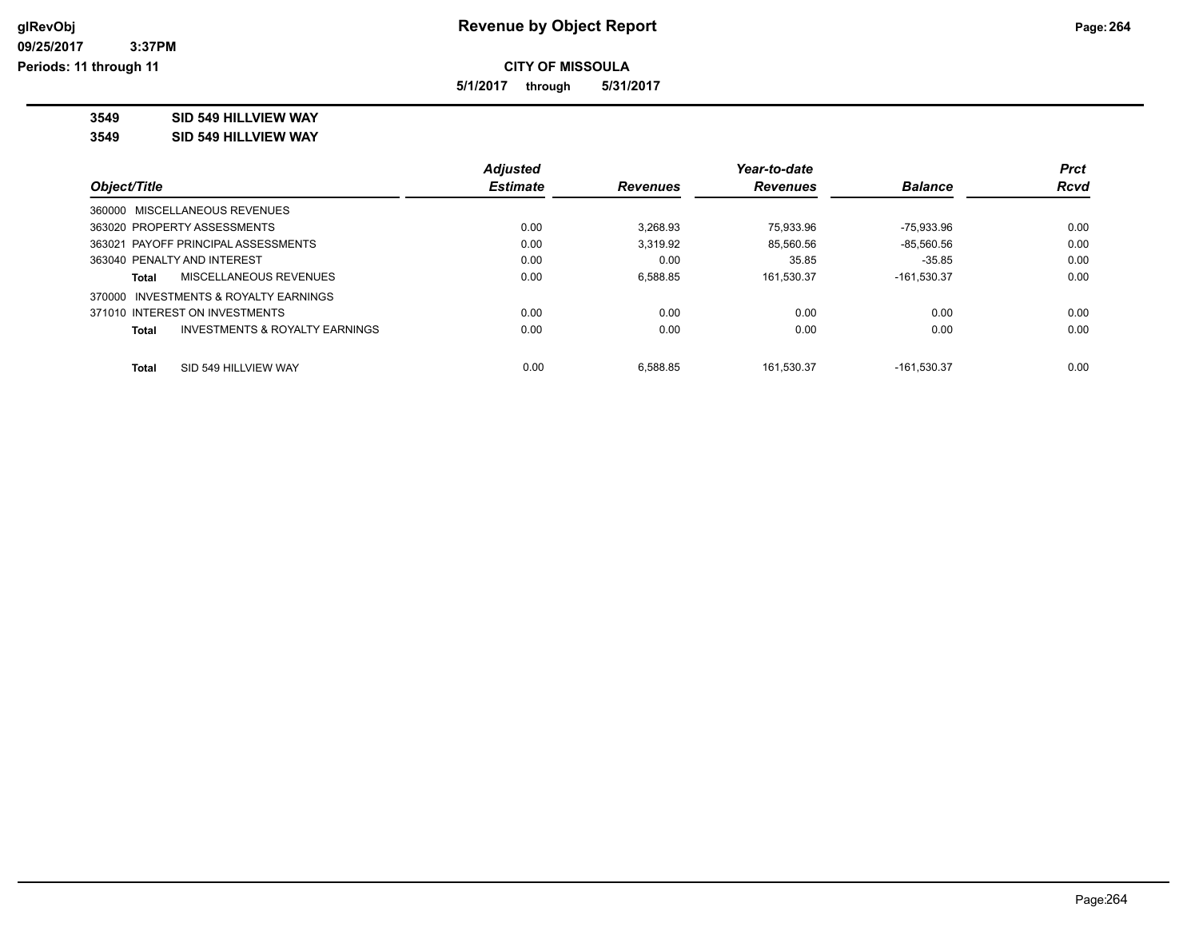glRevObj
09/25/2017 3:37PM
Periods: 11 through 11

# Revenue by Object Report

**CITY OF MISSOULA**

**5/1/2017 through 5/31/2017**

**3549 SID 549 HILLVIEW WAY**

**3549 SID 549 HILLVIEW WAY**

| Object/Title | Adjusted Estimate | Revenues | Year-to-date Revenues | Balance | Prct Rcvd |
|---|---|---|---|---|---|
| 360000 MISCELLANEOUS REVENUES | | | | | |
| 363020 PROPERTY ASSESSMENTS | 0.00 | 3,268.93 | 75,933.96 | -75,933.96 | 0.00 |
| 363021 PAYOFF PRINCIPAL ASSESSMENTS | 0.00 | 3,319.92 | 85,560.56 | -85,560.56 | 0.00 |
| 363040 PENALTY AND INTEREST | 0.00 | 0.00 | 35.85 | -35.85 | 0.00 |
| **Total** MISCELLANEOUS REVENUES | 0.00 | 6,588.85 | 161,530.37 | -161,530.37 | 0.00 |
| 370000 INVESTMENTS & ROYALTY EARNINGS | | | | | |
| 371010 INTEREST ON INVESTMENTS | 0.00 | 0.00 | 0.00 | 0.00 | 0.00 |
| **Total** INVESTMENTS & ROYALTY EARNINGS | 0.00 | 0.00 | 0.00 | 0.00 | 0.00 |
| **Total** SID 549 HILLVIEW WAY | 0.00 | 6,588.85 | 161,530.37 | -161,530.37 | 0.00 |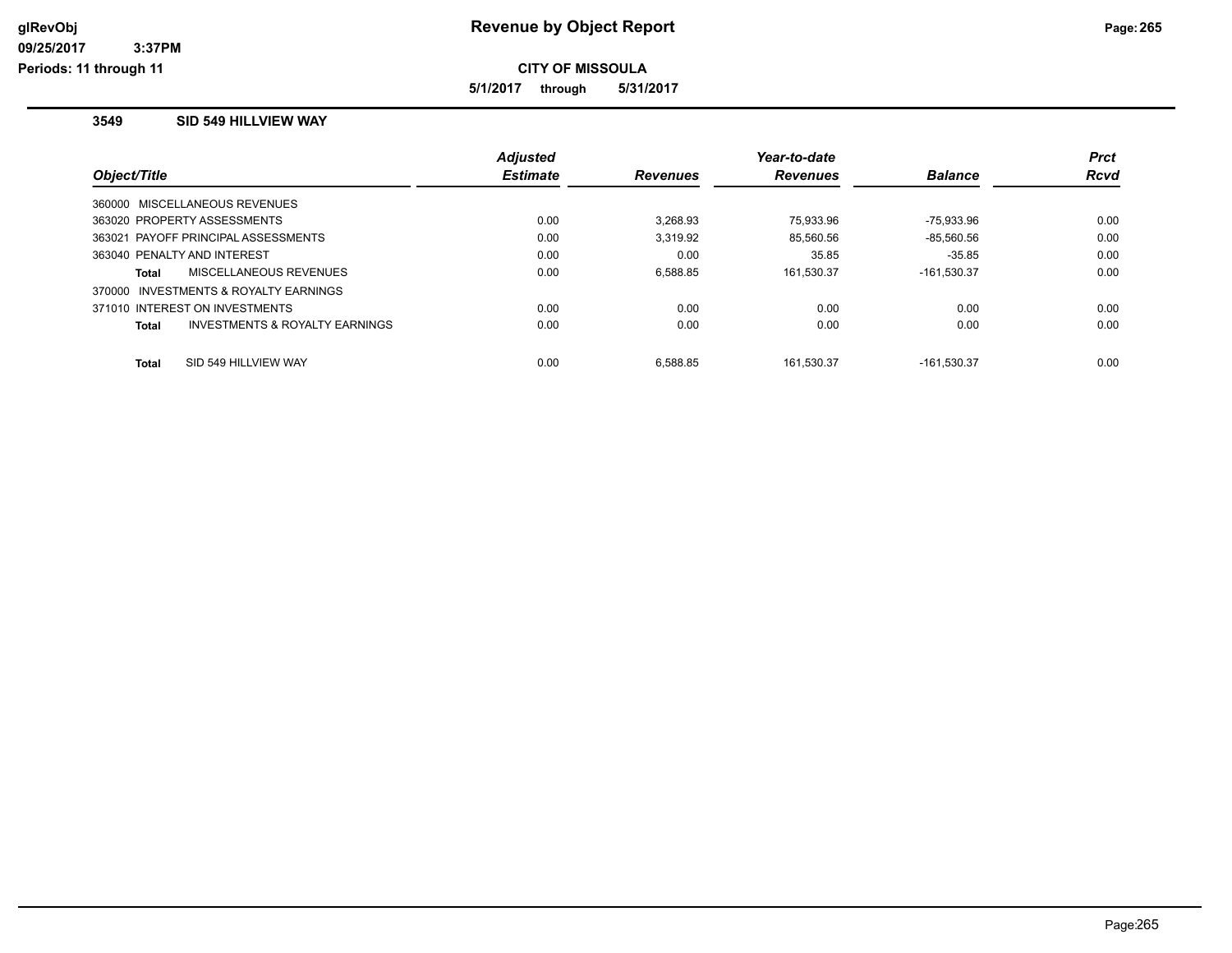# Revenue by Object Report

glRevObj
09/25/2017 3:37PM
Periods: 11 through 11

**CITY OF MISSOULA**

**5/1/2017 through 5/31/2017**

## 3549 SID 549 HILLVIEW WAY

| Object/Title | Adjusted Estimate | Revenues | Year-to-date Revenues | Balance | Prct Rcvd |
|---|---|---|---|---|---|
| 360000 MISCELLANEOUS REVENUES | | | | | |
| 363020 PROPERTY ASSESSMENTS | 0.00 | 3,268.93 | 75,933.96 | -75,933.96 | 0.00 |
| 363021 PAYOFF PRINCIPAL ASSESSMENTS | 0.00 | 3,319.92 | 85,560.56 | -85,560.56 | 0.00 |
| 363040 PENALTY AND INTEREST | 0.00 | 0.00 | 35.85 | -35.85 | 0.00 |
| **Total** MISCELLANEOUS REVENUES | 0.00 | 6,588.85 | 161,530.37 | -161,530.37 | 0.00 |
| 370000 INVESTMENTS & ROYALTY EARNINGS | | | | | |
| 371010 INTEREST ON INVESTMENTS | 0.00 | 0.00 | 0.00 | 0.00 | 0.00 |
| **Total** INVESTMENTS & ROYALTY EARNINGS | 0.00 | 0.00 | 0.00 | 0.00 | 0.00 |
| **Total** SID 549 HILLVIEW WAY | 0.00 | 6,588.85 | 161,530.37 | -161,530.37 | 0.00 |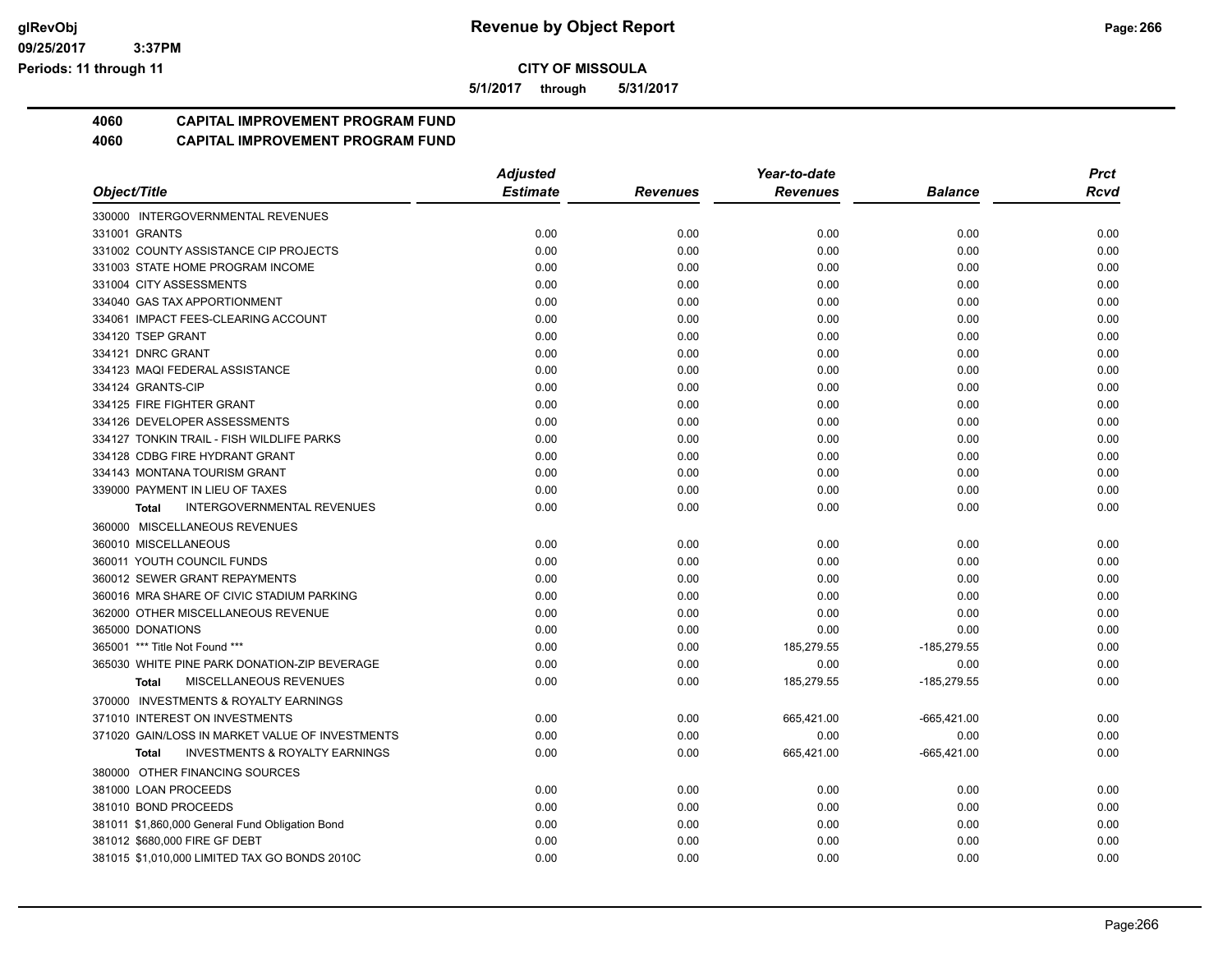**CITY OF MISSOULA**

**Revenue by Object Report**

**5/1/2017 through 5/31/2017**

glRevObj
09/25/2017 3:37PM
Periods: 11 through 11

## 4060 CAPITAL IMPROVEMENT PROGRAM FUND
## 4060 CAPITAL IMPROVEMENT PROGRAM FUND

| Object/Title | Adjusted Estimate | Revenues | Year-to-date Revenues | Balance | Prct Rcvd |
|---|---|---|---|---|---|
| 330000 INTERGOVERNMENTAL REVENUES | | | | | |
| 331001 GRANTS | 0.00 | 0.00 | 0.00 | 0.00 | 0.00 |
| 331002 COUNTY ASSISTANCE CIP PROJECTS | 0.00 | 0.00 | 0.00 | 0.00 | 0.00 |
| 331003 STATE HOME PROGRAM INCOME | 0.00 | 0.00 | 0.00 | 0.00 | 0.00 |
| 331004 CITY ASSESSMENTS | 0.00 | 0.00 | 0.00 | 0.00 | 0.00 |
| 334040 GAS TAX APPORTIONMENT | 0.00 | 0.00 | 0.00 | 0.00 | 0.00 |
| 334061 IMPACT FEES-CLEARING ACCOUNT | 0.00 | 0.00 | 0.00 | 0.00 | 0.00 |
| 334120 TSEP GRANT | 0.00 | 0.00 | 0.00 | 0.00 | 0.00 |
| 334121 DNRC GRANT | 0.00 | 0.00 | 0.00 | 0.00 | 0.00 |
| 334123 MAQI FEDERAL ASSISTANCE | 0.00 | 0.00 | 0.00 | 0.00 | 0.00 |
| 334124 GRANTS-CIP | 0.00 | 0.00 | 0.00 | 0.00 | 0.00 |
| 334125 FIRE FIGHTER GRANT | 0.00 | 0.00 | 0.00 | 0.00 | 0.00 |
| 334126 DEVELOPER ASSESSMENTS | 0.00 | 0.00 | 0.00 | 0.00 | 0.00 |
| 334127 TONKIN TRAIL - FISH WILDLIFE PARKS | 0.00 | 0.00 | 0.00 | 0.00 | 0.00 |
| 334128 CDBG FIRE HYDRANT GRANT | 0.00 | 0.00 | 0.00 | 0.00 | 0.00 |
| 334143 MONTANA TOURISM GRANT | 0.00 | 0.00 | 0.00 | 0.00 | 0.00 |
| 339000 PAYMENT IN LIEU OF TAXES | 0.00 | 0.00 | 0.00 | 0.00 | 0.00 |
| **Total** INTERGOVERNMENTAL REVENUES | 0.00 | 0.00 | 0.00 | 0.00 | 0.00 |
| 360000 MISCELLANEOUS REVENUES | | | | | |
| 360010 MISCELLANEOUS | 0.00 | 0.00 | 0.00 | 0.00 | 0.00 |
| 360011 YOUTH COUNCIL FUNDS | 0.00 | 0.00 | 0.00 | 0.00 | 0.00 |
| 360012 SEWER GRANT REPAYMENTS | 0.00 | 0.00 | 0.00 | 0.00 | 0.00 |
| 360016 MRA SHARE OF CIVIC STADIUM PARKING | 0.00 | 0.00 | 0.00 | 0.00 | 0.00 |
| 362000 OTHER MISCELLANEOUS REVENUE | 0.00 | 0.00 | 0.00 | 0.00 | 0.00 |
| 365000 DONATIONS | 0.00 | 0.00 | 0.00 | 0.00 | 0.00 |
| 365001 *** Title Not Found *** | 0.00 | 0.00 | 185,279.55 | -185,279.55 | 0.00 |
| 365030 WHITE PINE PARK DONATION-ZIP BEVERAGE | 0.00 | 0.00 | 0.00 | 0.00 | 0.00 |
| **Total** MISCELLANEOUS REVENUES | 0.00 | 0.00 | 185,279.55 | -185,279.55 | 0.00 |
| 370000 INVESTMENTS & ROYALTY EARNINGS | | | | | |
| 371010 INTEREST ON INVESTMENTS | 0.00 | 0.00 | 665,421.00 | -665,421.00 | 0.00 |
| 371020 GAIN/LOSS IN MARKET VALUE OF INVESTMENTS | 0.00 | 0.00 | 0.00 | 0.00 | 0.00 |
| **Total** INVESTMENTS & ROYALTY EARNINGS | 0.00 | 0.00 | 665,421.00 | -665,421.00 | 0.00 |
| 380000 OTHER FINANCING SOURCES | | | | | |
| 381000 LOAN PROCEEDS | 0.00 | 0.00 | 0.00 | 0.00 | 0.00 |
| 381010 BOND PROCEEDS | 0.00 | 0.00 | 0.00 | 0.00 | 0.00 |
| 381011 $1,860,000 General Fund Obligation Bond | 0.00 | 0.00 | 0.00 | 0.00 | 0.00 |
| 381012 $680,000 FIRE GF DEBT | 0.00 | 0.00 | 0.00 | 0.00 | 0.00 |
| 381015 $1,010,000 LIMITED TAX GO BONDS 2010C | 0.00 | 0.00 | 0.00 | 0.00 | 0.00 |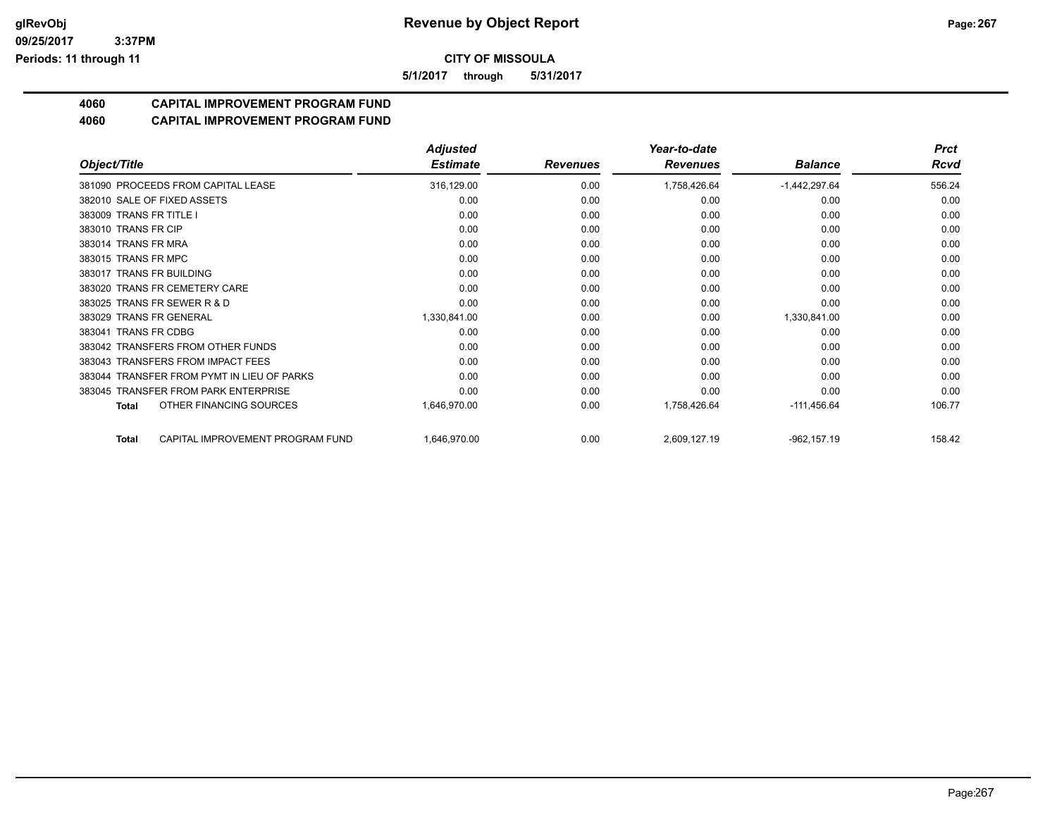**CITY OF MISSOULA**

**5/1/2017 through 5/31/2017**

## 4060 CAPITAL IMPROVEMENT PROGRAM FUND

## 4060 CAPITAL IMPROVEMENT PROGRAM FUND

| Object/Title | Adjusted Estimate | Revenues | Year-to-date Revenues | Balance | Prct Rcvd |
|---|---|---|---|---|---|
| 381090 PROCEEDS FROM CAPITAL LEASE | 316,129.00 | 0.00 | 1,758,426.64 | -1,442,297.64 | 556.24 |
| 382010 SALE OF FIXED ASSETS | 0.00 | 0.00 | 0.00 | 0.00 | 0.00 |
| 383009 TRANS FR TITLE I | 0.00 | 0.00 | 0.00 | 0.00 | 0.00 |
| 383010 TRANS FR CIP | 0.00 | 0.00 | 0.00 | 0.00 | 0.00 |
| 383014 TRANS FR MRA | 0.00 | 0.00 | 0.00 | 0.00 | 0.00 |
| 383015 TRANS FR MPC | 0.00 | 0.00 | 0.00 | 0.00 | 0.00 |
| 383017 TRANS FR BUILDING | 0.00 | 0.00 | 0.00 | 0.00 | 0.00 |
| 383020 TRANS FR CEMETERY CARE | 0.00 | 0.00 | 0.00 | 0.00 | 0.00 |
| 383025 TRANS FR SEWER R & D | 0.00 | 0.00 | 0.00 | 0.00 | 0.00 |
| 383029 TRANS FR GENERAL | 1,330,841.00 | 0.00 | 0.00 | 1,330,841.00 | 0.00 |
| 383041 TRANS FR CDBG | 0.00 | 0.00 | 0.00 | 0.00 | 0.00 |
| 383042 TRANSFERS FROM OTHER FUNDS | 0.00 | 0.00 | 0.00 | 0.00 | 0.00 |
| 383043 TRANSFERS FROM IMPACT FEES | 0.00 | 0.00 | 0.00 | 0.00 | 0.00 |
| 383044 TRANSFER FROM PYMT IN LIEU OF PARKS | 0.00 | 0.00 | 0.00 | 0.00 | 0.00 |
| 383045 TRANSFER FROM PARK ENTERPRISE | 0.00 | 0.00 | 0.00 | 0.00 | 0.00 |
| **Total** OTHER FINANCING SOURCES | 1,646,970.00 | 0.00 | 1,758,426.64 | -111,456.64 | 106.77 |
| **Total** CAPITAL IMPROVEMENT PROGRAM FUND | 1,646,970.00 | 0.00 | 2,609,127.19 | -962,157.19 | 158.42 |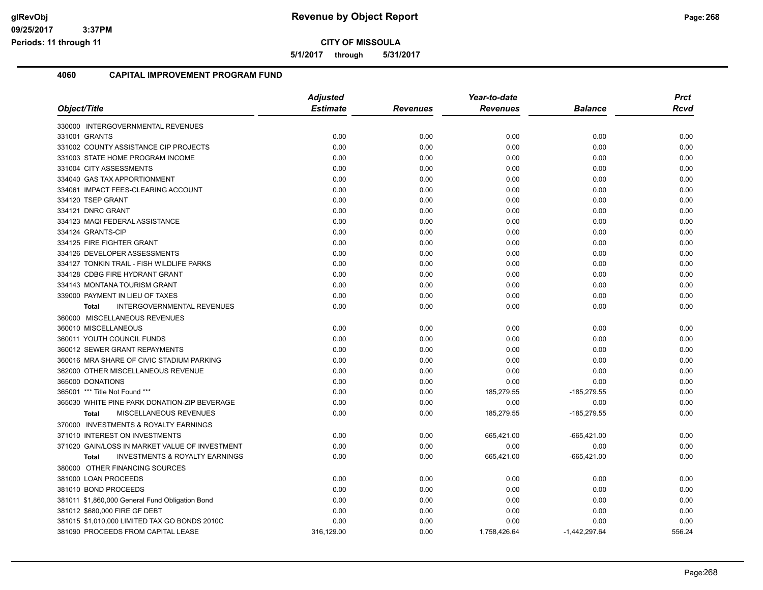**CITY OF MISSOULA**

**Revenue by Object Report**

**5/1/2017 through 5/31/2017**

glRevObj
09/25/2017 3:37PM
Periods: 11 through 11

## 4060 CAPITAL IMPROVEMENT PROGRAM FUND

| Object/Title | Adjusted Estimate | Revenues | Year-to-date Revenues | Balance | Prct Rcvd |
|---|---|---|---|---|---|
| 330000 INTERGOVERNMENTAL REVENUES | | | | | |
| 331001 GRANTS | 0.00 | 0.00 | 0.00 | 0.00 | 0.00 |
| 331002 COUNTY ASSISTANCE CIP PROJECTS | 0.00 | 0.00 | 0.00 | 0.00 | 0.00 |
| 331003 STATE HOME PROGRAM INCOME | 0.00 | 0.00 | 0.00 | 0.00 | 0.00 |
| 331004 CITY ASSESSMENTS | 0.00 | 0.00 | 0.00 | 0.00 | 0.00 |
| 334040 GAS TAX APPORTIONMENT | 0.00 | 0.00 | 0.00 | 0.00 | 0.00 |
| 334061 IMPACT FEES-CLEARING ACCOUNT | 0.00 | 0.00 | 0.00 | 0.00 | 0.00 |
| 334120 TSEP GRANT | 0.00 | 0.00 | 0.00 | 0.00 | 0.00 |
| 334121 DNRC GRANT | 0.00 | 0.00 | 0.00 | 0.00 | 0.00 |
| 334123 MAQI FEDERAL ASSISTANCE | 0.00 | 0.00 | 0.00 | 0.00 | 0.00 |
| 334124 GRANTS-CIP | 0.00 | 0.00 | 0.00 | 0.00 | 0.00 |
| 334125 FIRE FIGHTER GRANT | 0.00 | 0.00 | 0.00 | 0.00 | 0.00 |
| 334126 DEVELOPER ASSESSMENTS | 0.00 | 0.00 | 0.00 | 0.00 | 0.00 |
| 334127 TONKIN TRAIL - FISH WILDLIFE PARKS | 0.00 | 0.00 | 0.00 | 0.00 | 0.00 |
| 334128 CDBG FIRE HYDRANT GRANT | 0.00 | 0.00 | 0.00 | 0.00 | 0.00 |
| 334143 MONTANA TOURISM GRANT | 0.00 | 0.00 | 0.00 | 0.00 | 0.00 |
| 339000 PAYMENT IN LIEU OF TAXES | 0.00 | 0.00 | 0.00 | 0.00 | 0.00 |
| **Total** INTERGOVERNMENTAL REVENUES | 0.00 | 0.00 | 0.00 | 0.00 | 0.00 |
| 360000 MISCELLANEOUS REVENUES | | | | | |
| 360010 MISCELLANEOUS | 0.00 | 0.00 | 0.00 | 0.00 | 0.00 |
| 360011 YOUTH COUNCIL FUNDS | 0.00 | 0.00 | 0.00 | 0.00 | 0.00 |
| 360012 SEWER GRANT REPAYMENTS | 0.00 | 0.00 | 0.00 | 0.00 | 0.00 |
| 360016 MRA SHARE OF CIVIC STADIUM PARKING | 0.00 | 0.00 | 0.00 | 0.00 | 0.00 |
| 362000 OTHER MISCELLANEOUS REVENUE | 0.00 | 0.00 | 0.00 | 0.00 | 0.00 |
| 365000 DONATIONS | 0.00 | 0.00 | 0.00 | 0.00 | 0.00 |
| 365001 *** Title Not Found *** | 0.00 | 0.00 | 185,279.55 | -185,279.55 | 0.00 |
| 365030 WHITE PINE PARK DONATION-ZIP BEVERAGE | 0.00 | 0.00 | 0.00 | 0.00 | 0.00 |
| **Total** MISCELLANEOUS REVENUES | 0.00 | 0.00 | 185,279.55 | -185,279.55 | 0.00 |
| 370000 INVESTMENTS & ROYALTY EARNINGS | | | | | |
| 371010 INTEREST ON INVESTMENTS | 0.00 | 0.00 | 665,421.00 | -665,421.00 | 0.00 |
| 371020 GAIN/LOSS IN MARKET VALUE OF INVESTMENT | 0.00 | 0.00 | 0.00 | 0.00 | 0.00 |
| **Total** INVESTMENTS & ROYALTY EARNINGS | 0.00 | 0.00 | 665,421.00 | -665,421.00 | 0.00 |
| 380000 OTHER FINANCING SOURCES | | | | | |
| 381000 LOAN PROCEEDS | 0.00 | 0.00 | 0.00 | 0.00 | 0.00 |
| 381010 BOND PROCEEDS | 0.00 | 0.00 | 0.00 | 0.00 | 0.00 |
| 381011 $1,860,000 General Fund Obligation Bond | 0.00 | 0.00 | 0.00 | 0.00 | 0.00 |
| 381012 $680,000 FIRE GF DEBT | 0.00 | 0.00 | 0.00 | 0.00 | 0.00 |
| 381015 $1,010,000 LIMITED TAX GO BONDS 2010C | 0.00 | 0.00 | 0.00 | 0.00 | 0.00 |
| 381090 PROCEEDS FROM CAPITAL LEASE | 316,129.00 | 0.00 | 1,758,426.64 | -1,442,297.64 | 556.24 |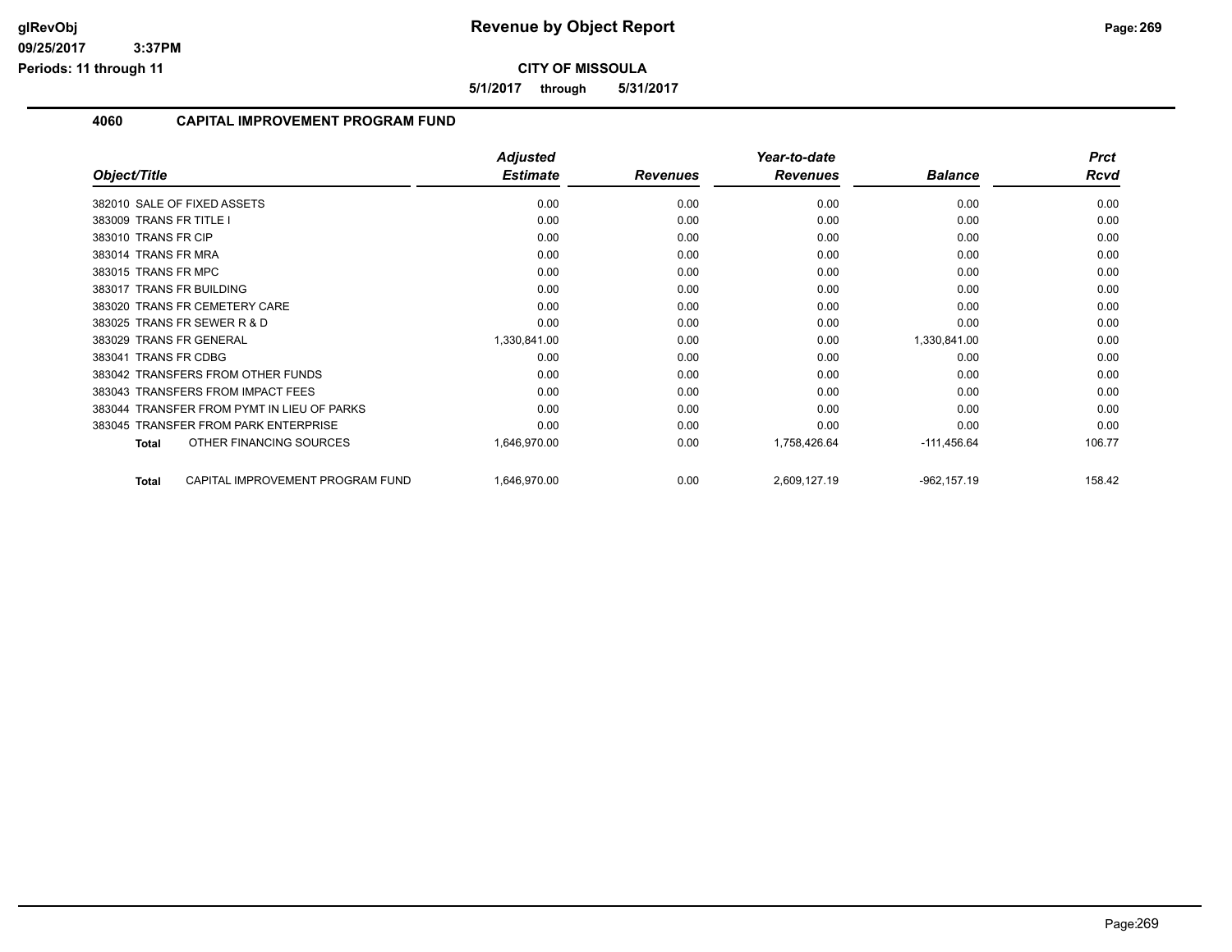**CITY OF MISSOULA**

**5/1/2017 through 5/31/2017**

## 4060 CAPITAL IMPROVEMENT PROGRAM FUND

| Object/Title | Adjusted Estimate | Revenues | Year-to-date Revenues | Balance | Prct Rcvd |
|---|---|---|---|---|---|
| 382010 SALE OF FIXED ASSETS | 0.00 | 0.00 | 0.00 | 0.00 | 0.00 |
| 383009 TRANS FR TITLE I | 0.00 | 0.00 | 0.00 | 0.00 | 0.00 |
| 383010 TRANS FR CIP | 0.00 | 0.00 | 0.00 | 0.00 | 0.00 |
| 383014 TRANS FR MRA | 0.00 | 0.00 | 0.00 | 0.00 | 0.00 |
| 383015 TRANS FR MPC | 0.00 | 0.00 | 0.00 | 0.00 | 0.00 |
| 383017 TRANS FR BUILDING | 0.00 | 0.00 | 0.00 | 0.00 | 0.00 |
| 383020 TRANS FR CEMETERY CARE | 0.00 | 0.00 | 0.00 | 0.00 | 0.00 |
| 383025 TRANS FR SEWER R & D | 0.00 | 0.00 | 0.00 | 0.00 | 0.00 |
| 383029 TRANS FR GENERAL | 1,330,841.00 | 0.00 | 0.00 | 1,330,841.00 | 0.00 |
| 383041 TRANS FR CDBG | 0.00 | 0.00 | 0.00 | 0.00 | 0.00 |
| 383042 TRANSFERS FROM OTHER FUNDS | 0.00 | 0.00 | 0.00 | 0.00 | 0.00 |
| 383043 TRANSFERS FROM IMPACT FEES | 0.00 | 0.00 | 0.00 | 0.00 | 0.00 |
| 383044 TRANSFER FROM PYMT IN LIEU OF PARKS | 0.00 | 0.00 | 0.00 | 0.00 | 0.00 |
| 383045 TRANSFER FROM PARK ENTERPRISE | 0.00 | 0.00 | 0.00 | 0.00 | 0.00 |
| **Total** OTHER FINANCING SOURCES | 1,646,970.00 | 0.00 | 1,758,426.64 | -111,456.64 | 106.77 |
| **Total** CAPITAL IMPROVEMENT PROGRAM FUND | 1,646,970.00 | 0.00 | 2,609,127.19 | -962,157.19 | 158.42 |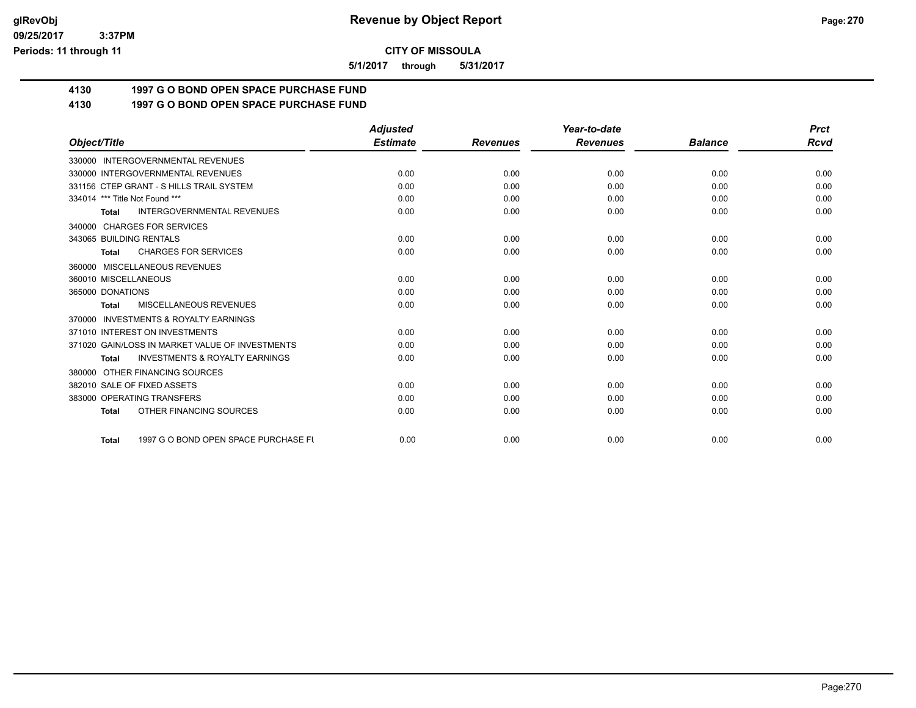**CITY OF MISSOULA**

**5/1/2017 through 5/31/2017**

## 4130 1997 G O BOND OPEN SPACE PURCHASE FUND

## 4130 1997 G O BOND OPEN SPACE PURCHASE FUND

| Object/Title | Adjusted Estimate | Revenues | Year-to-date Revenues | Balance | Prct Rcvd |
|---|---|---|---|---|---|
| 330000 INTERGOVERNMENTAL REVENUES | | | | | |
| 330000 INTERGOVERNMENTAL REVENUES | 0.00 | 0.00 | 0.00 | 0.00 | 0.00 |
| 331156 CTEP GRANT - S HILLS TRAIL SYSTEM | 0.00 | 0.00 | 0.00 | 0.00 | 0.00 |
| 334014 *** Title Not Found *** | 0.00 | 0.00 | 0.00 | 0.00 | 0.00 |
| **Total** INTERGOVERNMENTAL REVENUES | 0.00 | 0.00 | 0.00 | 0.00 | 0.00 |
| 340000 CHARGES FOR SERVICES | | | | | |
| 343065 BUILDING RENTALS | 0.00 | 0.00 | 0.00 | 0.00 | 0.00 |
| **Total** CHARGES FOR SERVICES | 0.00 | 0.00 | 0.00 | 0.00 | 0.00 |
| 360000 MISCELLANEOUS REVENUES | | | | | |
| 360010 MISCELLANEOUS | 0.00 | 0.00 | 0.00 | 0.00 | 0.00 |
| 365000 DONATIONS | 0.00 | 0.00 | 0.00 | 0.00 | 0.00 |
| **Total** MISCELLANEOUS REVENUES | 0.00 | 0.00 | 0.00 | 0.00 | 0.00 |
| 370000 INVESTMENTS & ROYALTY EARNINGS | | | | | |
| 371010 INTEREST ON INVESTMENTS | 0.00 | 0.00 | 0.00 | 0.00 | 0.00 |
| 371020 GAIN/LOSS IN MARKET VALUE OF INVESTMENTS | 0.00 | 0.00 | 0.00 | 0.00 | 0.00 |
| **Total** INVESTMENTS & ROYALTY EARNINGS | 0.00 | 0.00 | 0.00 | 0.00 | 0.00 |
| 380000 OTHER FINANCING SOURCES | | | | | |
| 382010 SALE OF FIXED ASSETS | 0.00 | 0.00 | 0.00 | 0.00 | 0.00 |
| 383000 OPERATING TRANSFERS | 0.00 | 0.00 | 0.00 | 0.00 | 0.00 |
| **Total** OTHER FINANCING SOURCES | 0.00 | 0.00 | 0.00 | 0.00 | 0.00 |
| **Total** 1997 G O BOND OPEN SPACE PURCHASE FU | 0.00 | 0.00 | 0.00 | 0.00 | 0.00 |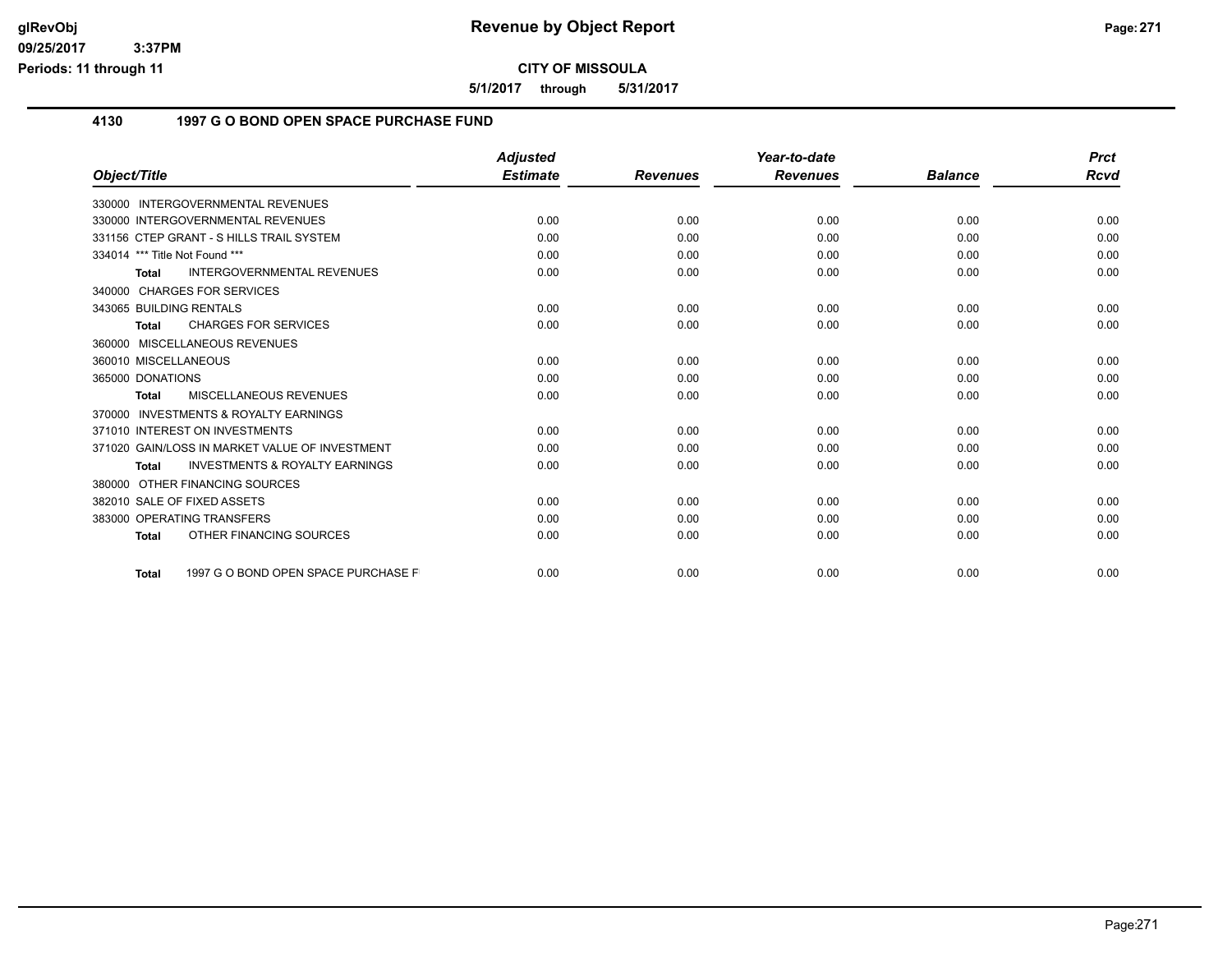**CITY OF MISSOULA**

**5/1/2017 through 5/31/2017**

## 4130 1997 G O BOND OPEN SPACE PURCHASE FUND

| Object/Title | Adjusted Estimate | Revenues | Year-to-date Revenues | Balance | Prct Rcvd |
|---|---|---|---|---|---|
| 330000 INTERGOVERNMENTAL REVENUES | | | | | |
| 330000 INTERGOVERNMENTAL REVENUES | 0.00 | 0.00 | 0.00 | 0.00 | 0.00 |
| 331156 CTEP GRANT - S HILLS TRAIL SYSTEM | 0.00 | 0.00 | 0.00 | 0.00 | 0.00 |
| 334014 *** Title Not Found *** | 0.00 | 0.00 | 0.00 | 0.00 | 0.00 |
| **Total** INTERGOVERNMENTAL REVENUES | 0.00 | 0.00 | 0.00 | 0.00 | 0.00 |
| 340000 CHARGES FOR SERVICES | | | | | |
| 343065 BUILDING RENTALS | 0.00 | 0.00 | 0.00 | 0.00 | 0.00 |
| **Total** CHARGES FOR SERVICES | 0.00 | 0.00 | 0.00 | 0.00 | 0.00 |
| 360000 MISCELLANEOUS REVENUES | | | | | |
| 360010 MISCELLANEOUS | 0.00 | 0.00 | 0.00 | 0.00 | 0.00 |
| 365000 DONATIONS | 0.00 | 0.00 | 0.00 | 0.00 | 0.00 |
| **Total** MISCELLANEOUS REVENUES | 0.00 | 0.00 | 0.00 | 0.00 | 0.00 |
| 370000 INVESTMENTS & ROYALTY EARNINGS | | | | | |
| 371010 INTEREST ON INVESTMENTS | 0.00 | 0.00 | 0.00 | 0.00 | 0.00 |
| 371020 GAIN/LOSS IN MARKET VALUE OF INVESTMENT | 0.00 | 0.00 | 0.00 | 0.00 | 0.00 |
| **Total** INVESTMENTS & ROYALTY EARNINGS | 0.00 | 0.00 | 0.00 | 0.00 | 0.00 |
| 380000 OTHER FINANCING SOURCES | | | | | |
| 382010 SALE OF FIXED ASSETS | 0.00 | 0.00 | 0.00 | 0.00 | 0.00 |
| 383000 OPERATING TRANSFERS | 0.00 | 0.00 | 0.00 | 0.00 | 0.00 |
| **Total** OTHER FINANCING SOURCES | 0.00 | 0.00 | 0.00 | 0.00 | 0.00 |
| **Total** 1997 G O BOND OPEN SPACE PURCHASE F | 0.00 | 0.00 | 0.00 | 0.00 | 0.00 |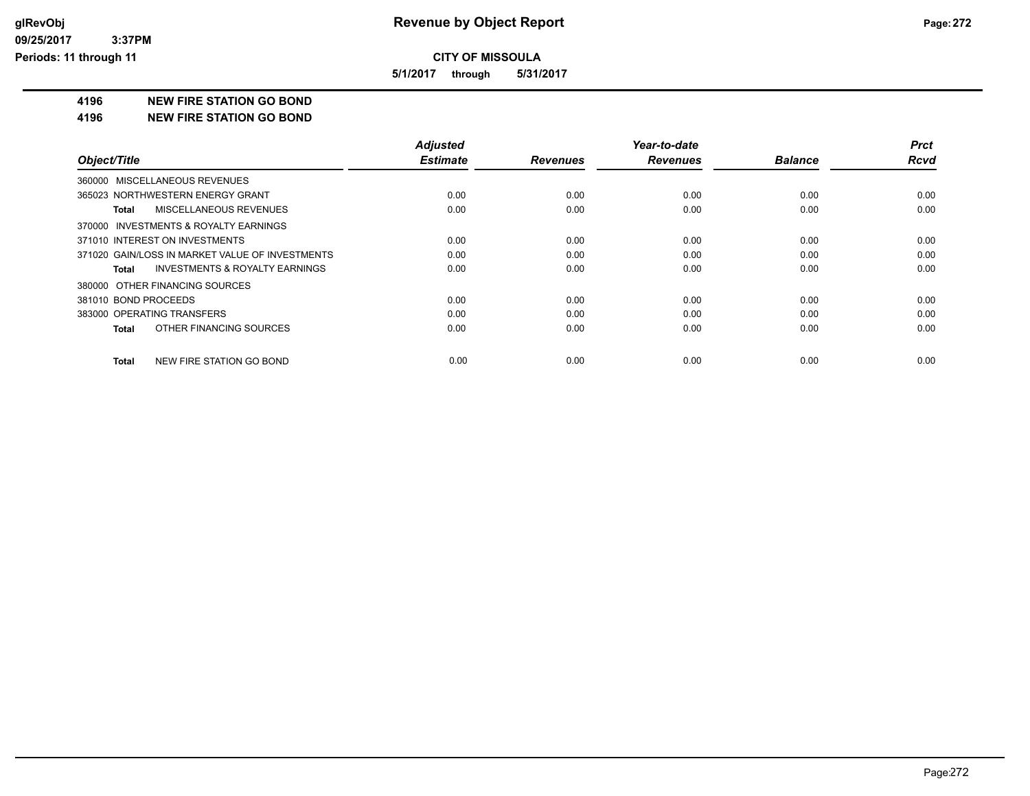**CITY OF MISSOULA**

**5/1/2017 through 5/31/2017**

**4196 NEW FIRE STATION GO BOND**

**4196 NEW FIRE STATION GO BOND**

| Object/Title | Adjusted Estimate | Revenues | Year-to-date Revenues | Balance | Prct Rcvd |
|---|---|---|---|---|---|
| 360000 MISCELLANEOUS REVENUES | | | | | |
| 365023 NORTHWESTERN ENERGY GRANT | 0.00 | 0.00 | 0.00 | 0.00 | 0.00 |
| **Total** MISCELLANEOUS REVENUES | 0.00 | 0.00 | 0.00 | 0.00 | 0.00 |
| 370000 INVESTMENTS & ROYALTY EARNINGS | | | | | |
| 371010 INTEREST ON INVESTMENTS | 0.00 | 0.00 | 0.00 | 0.00 | 0.00 |
| 371020 GAIN/LOSS IN MARKET VALUE OF INVESTMENTS | 0.00 | 0.00 | 0.00 | 0.00 | 0.00 |
| **Total** INVESTMENTS & ROYALTY EARNINGS | 0.00 | 0.00 | 0.00 | 0.00 | 0.00 |
| 380000 OTHER FINANCING SOURCES | | | | | |
| 381010 BOND PROCEEDS | 0.00 | 0.00 | 0.00 | 0.00 | 0.00 |
| 383000 OPERATING TRANSFERS | 0.00 | 0.00 | 0.00 | 0.00 | 0.00 |
| **Total** OTHER FINANCING SOURCES | 0.00 | 0.00 | 0.00 | 0.00 | 0.00 |
| **Total** NEW FIRE STATION GO BOND | 0.00 | 0.00 | 0.00 | 0.00 | 0.00 |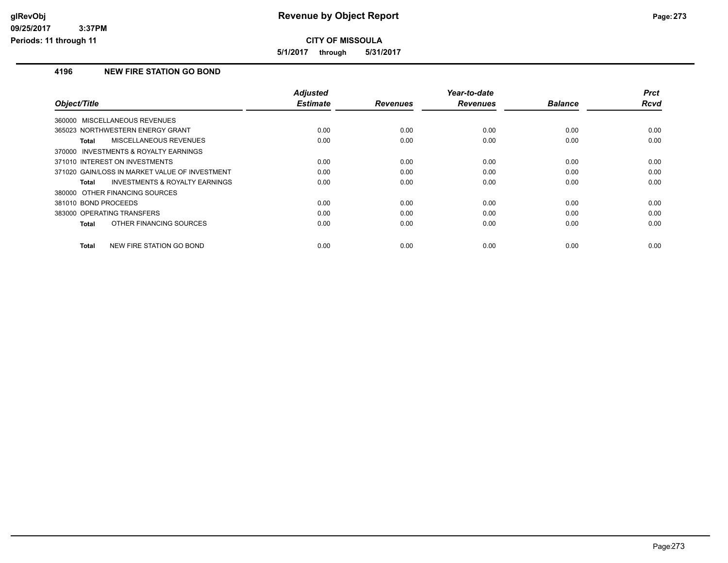# Revenue by Object Report

**CITY OF MISSOULA**

**5/1/2017 through 5/31/2017**

glRevObj
09/25/2017 3:37PM
Periods: 11 through 11

## 4196 NEW FIRE STATION GO BOND

| Object/Title | Adjusted Estimate | Revenues | Year-to-date Revenues | Balance | Prct Rcvd |
|---|---|---|---|---|---|
| 360000 MISCELLANEOUS REVENUES | | | | | |
| 365023 NORTHWESTERN ENERGY GRANT | 0.00 | 0.00 | 0.00 | 0.00 | 0.00 |
| **Total** MISCELLANEOUS REVENUES | 0.00 | 0.00 | 0.00 | 0.00 | 0.00 |
| 370000 INVESTMENTS & ROYALTY EARNINGS | | | | | |
| 371010 INTEREST ON INVESTMENTS | 0.00 | 0.00 | 0.00 | 0.00 | 0.00 |
| 371020 GAIN/LOSS IN MARKET VALUE OF INVESTMENT | 0.00 | 0.00 | 0.00 | 0.00 | 0.00 |
| **Total** INVESTMENTS & ROYALTY EARNINGS | 0.00 | 0.00 | 0.00 | 0.00 | 0.00 |
| 380000 OTHER FINANCING SOURCES | | | | | |
| 381010 BOND PROCEEDS | 0.00 | 0.00 | 0.00 | 0.00 | 0.00 |
| 383000 OPERATING TRANSFERS | 0.00 | 0.00 | 0.00 | 0.00 | 0.00 |
| **Total** OTHER FINANCING SOURCES | 0.00 | 0.00 | 0.00 | 0.00 | 0.00 |
| **Total** NEW FIRE STATION GO BOND | 0.00 | 0.00 | 0.00 | 0.00 | 0.00 |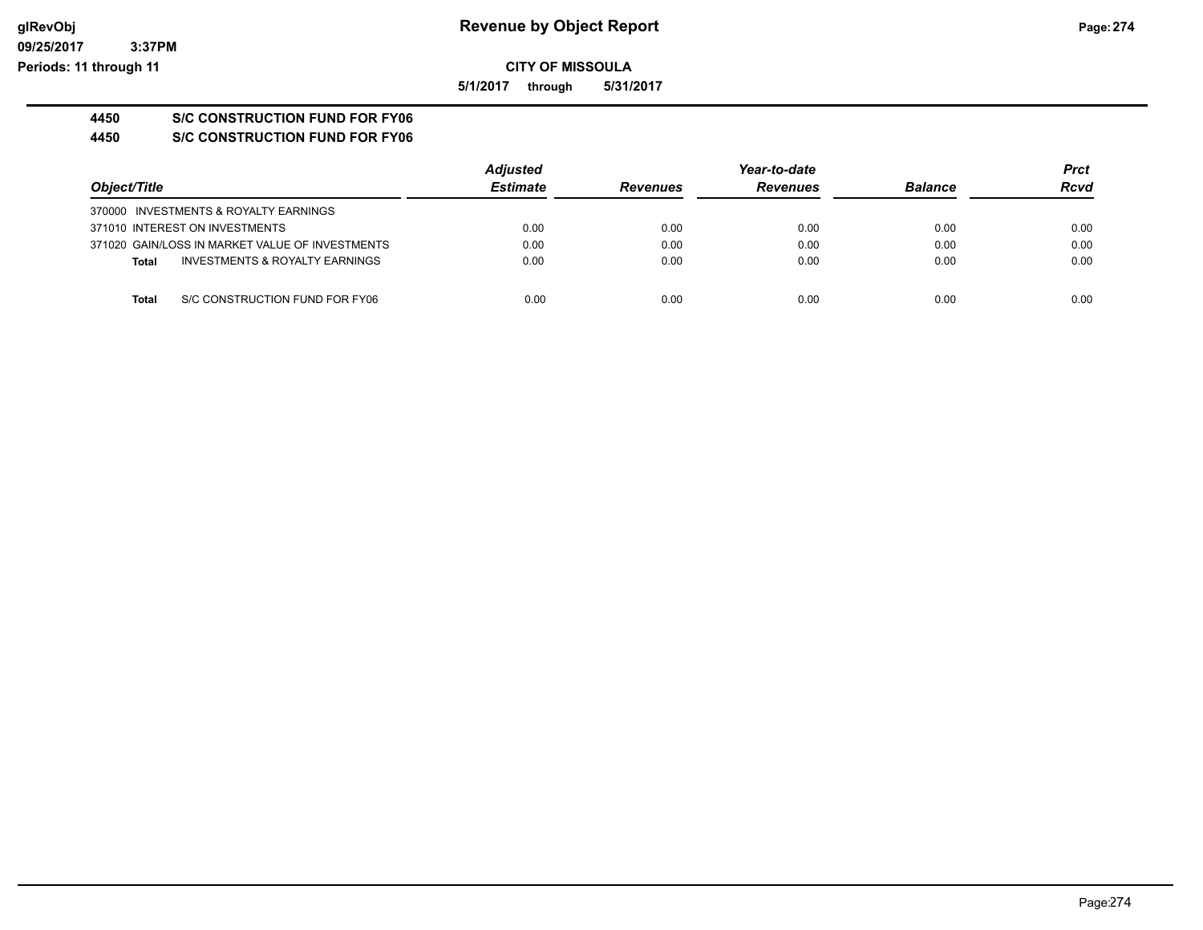# Revenue by Object Report

glRevObj
09/25/2017 3:37PM
Periods: 11 through 11

**CITY OF MISSOULA**

**5/1/2017 through 5/31/2017**

**4450 S/C CONSTRUCTION FUND FOR FY06**

**4450 S/C CONSTRUCTION FUND FOR FY06**

| Object/Title | Adjusted Estimate | Revenues | Year-to-date Revenues | Balance | Prct Rcvd |
|---|---|---|---|---|---|
| 370000 INVESTMENTS & ROYALTY EARNINGS | | | | | |
| 371010 INTEREST ON INVESTMENTS | 0.00 | 0.00 | 0.00 | 0.00 | 0.00 |
| 371020 GAIN/LOSS IN MARKET VALUE OF INVESTMENTS | 0.00 | 0.00 | 0.00 | 0.00 | 0.00 |
| **Total** INVESTMENTS & ROYALTY EARNINGS | 0.00 | 0.00 | 0.00 | 0.00 | 0.00 |
| **Total** S/C CONSTRUCTION FUND FOR FY06 | 0.00 | 0.00 | 0.00 | 0.00 | 0.00 |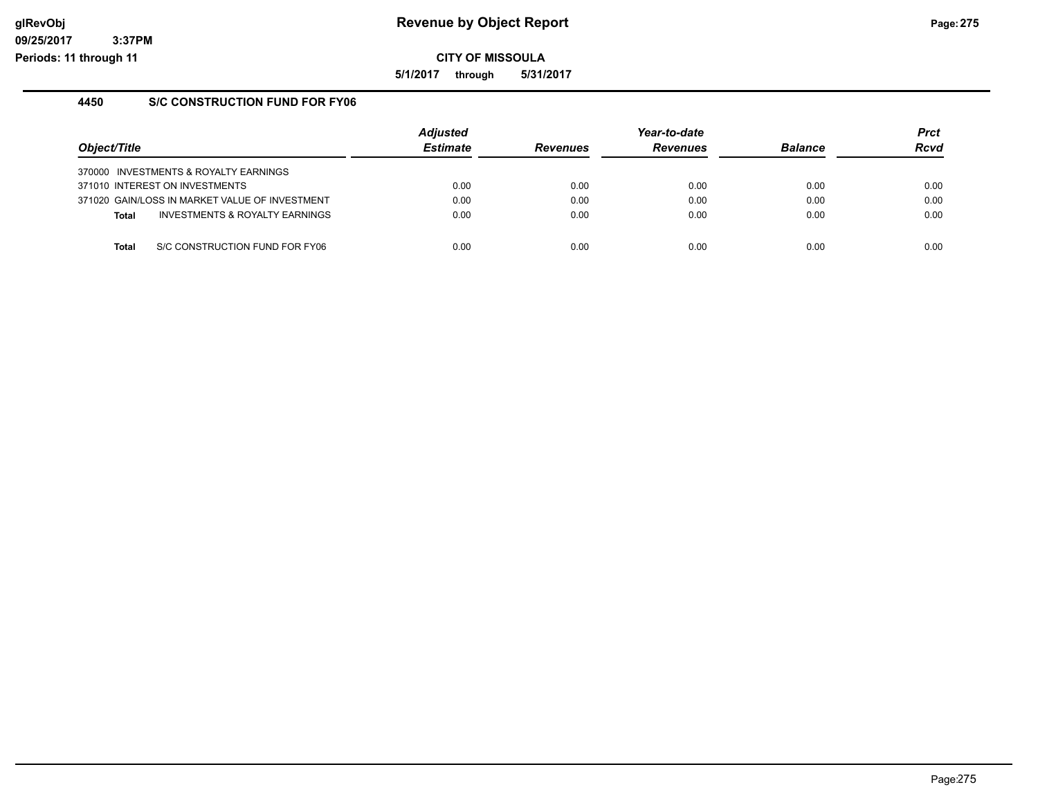# Revenue by Object Report

**CITY OF MISSOULA**

**5/1/2017 through 5/31/2017**

glRevObj
09/25/2017 3:37PM
Periods: 11 through 11

## 4450 S/C CONSTRUCTION FUND FOR FY06

| Object/Title | Adjusted Estimate | Revenues | Year-to-date Revenues | Balance | Prct Rcvd |
|---|---|---|---|---|---|
| 370000 INVESTMENTS & ROYALTY EARNINGS | | | | | |
| 371010 INTEREST ON INVESTMENTS | 0.00 | 0.00 | 0.00 | 0.00 | 0.00 |
| 371020 GAIN/LOSS IN MARKET VALUE OF INVESTMENT | 0.00 | 0.00 | 0.00 | 0.00 | 0.00 |
| **Total** INVESTMENTS & ROYALTY EARNINGS | 0.00 | 0.00 | 0.00 | 0.00 | 0.00 |
| **Total** S/C CONSTRUCTION FUND FOR FY06 | 0.00 | 0.00 | 0.00 | 0.00 | 0.00 |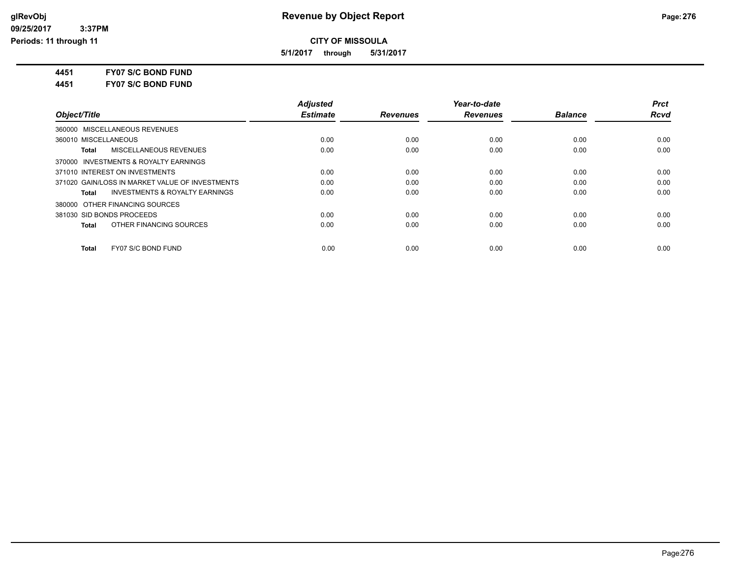**Revenue by Object Report**

**CITY OF MISSOULA**

**5/1/2017 through 5/31/2017**

glRevObj
09/25/2017 3:37PM
Periods: 11 through 11

**4451 FY07 S/C BOND FUND**

**4451 FY07 S/C BOND FUND**

| Object/Title | Adjusted Estimate | Revenues | Year-to-date Revenues | Balance | Prct Rcvd |
|---|---|---|---|---|---|
| 360000 MISCELLANEOUS REVENUES | | | | | |
| 360010 MISCELLANEOUS | 0.00 | 0.00 | 0.00 | 0.00 | 0.00 |
| **Total** MISCELLANEOUS REVENUES | 0.00 | 0.00 | 0.00 | 0.00 | 0.00 |
| 370000 INVESTMENTS & ROYALTY EARNINGS | | | | | |
| 371010 INTEREST ON INVESTMENTS | 0.00 | 0.00 | 0.00 | 0.00 | 0.00 |
| 371020 GAIN/LOSS IN MARKET VALUE OF INVESTMENTS | 0.00 | 0.00 | 0.00 | 0.00 | 0.00 |
| **Total** INVESTMENTS & ROYALTY EARNINGS | 0.00 | 0.00 | 0.00 | 0.00 | 0.00 |
| 380000 OTHER FINANCING SOURCES | | | | | |
| 381030 SID BONDS PROCEEDS | 0.00 | 0.00 | 0.00 | 0.00 | 0.00 |
| **Total** OTHER FINANCING SOURCES | 0.00 | 0.00 | 0.00 | 0.00 | 0.00 |
| **Total** FY07 S/C BOND FUND | 0.00 | 0.00 | 0.00 | 0.00 | 0.00 |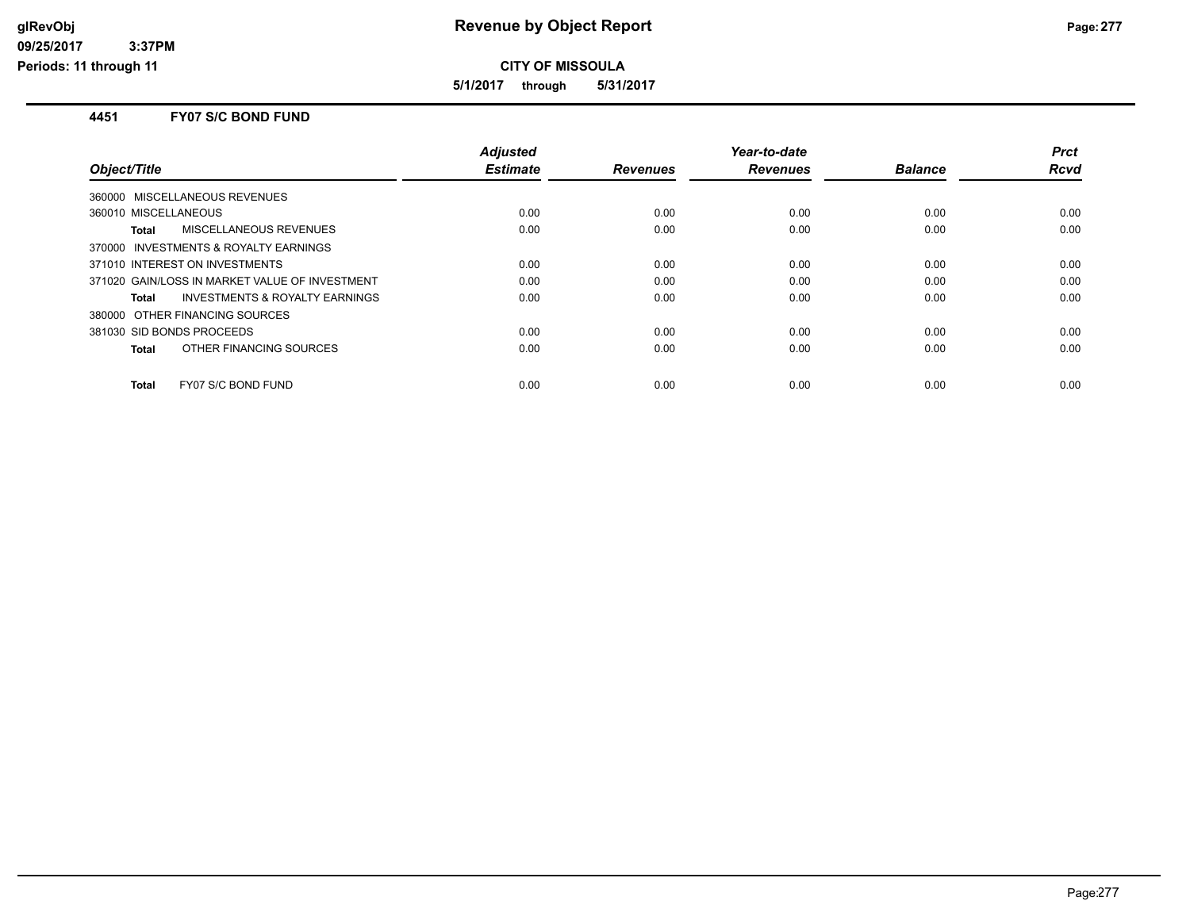# Revenue by Object Report

**CITY OF MISSOULA**

**5/1/2017 through 5/31/2017**

glRevObj
09/25/2017 3:37PM
Periods: 11 through 11

## 4451 FY07 S/C BOND FUND

| Object/Title | Adjusted Estimate | Revenues | Year-to-date Revenues | Balance | Prct Rcvd |
|---|---|---|---|---|---|
| 360000 MISCELLANEOUS REVENUES | | | | | |
| 360010 MISCELLANEOUS | 0.00 | 0.00 | 0.00 | 0.00 | 0.00 |
| **Total** MISCELLANEOUS REVENUES | 0.00 | 0.00 | 0.00 | 0.00 | 0.00 |
| 370000 INVESTMENTS & ROYALTY EARNINGS | | | | | |
| 371010 INTEREST ON INVESTMENTS | 0.00 | 0.00 | 0.00 | 0.00 | 0.00 |
| 371020 GAIN/LOSS IN MARKET VALUE OF INVESTMENT | 0.00 | 0.00 | 0.00 | 0.00 | 0.00 |
| **Total** INVESTMENTS & ROYALTY EARNINGS | 0.00 | 0.00 | 0.00 | 0.00 | 0.00 |
| 380000 OTHER FINANCING SOURCES | | | | | |
| 381030 SID BONDS PROCEEDS | 0.00 | 0.00 | 0.00 | 0.00 | 0.00 |
| **Total** OTHER FINANCING SOURCES | 0.00 | 0.00 | 0.00 | 0.00 | 0.00 |
| **Total** FY07 S/C BOND FUND | 0.00 | 0.00 | 0.00 | 0.00 | 0.00 |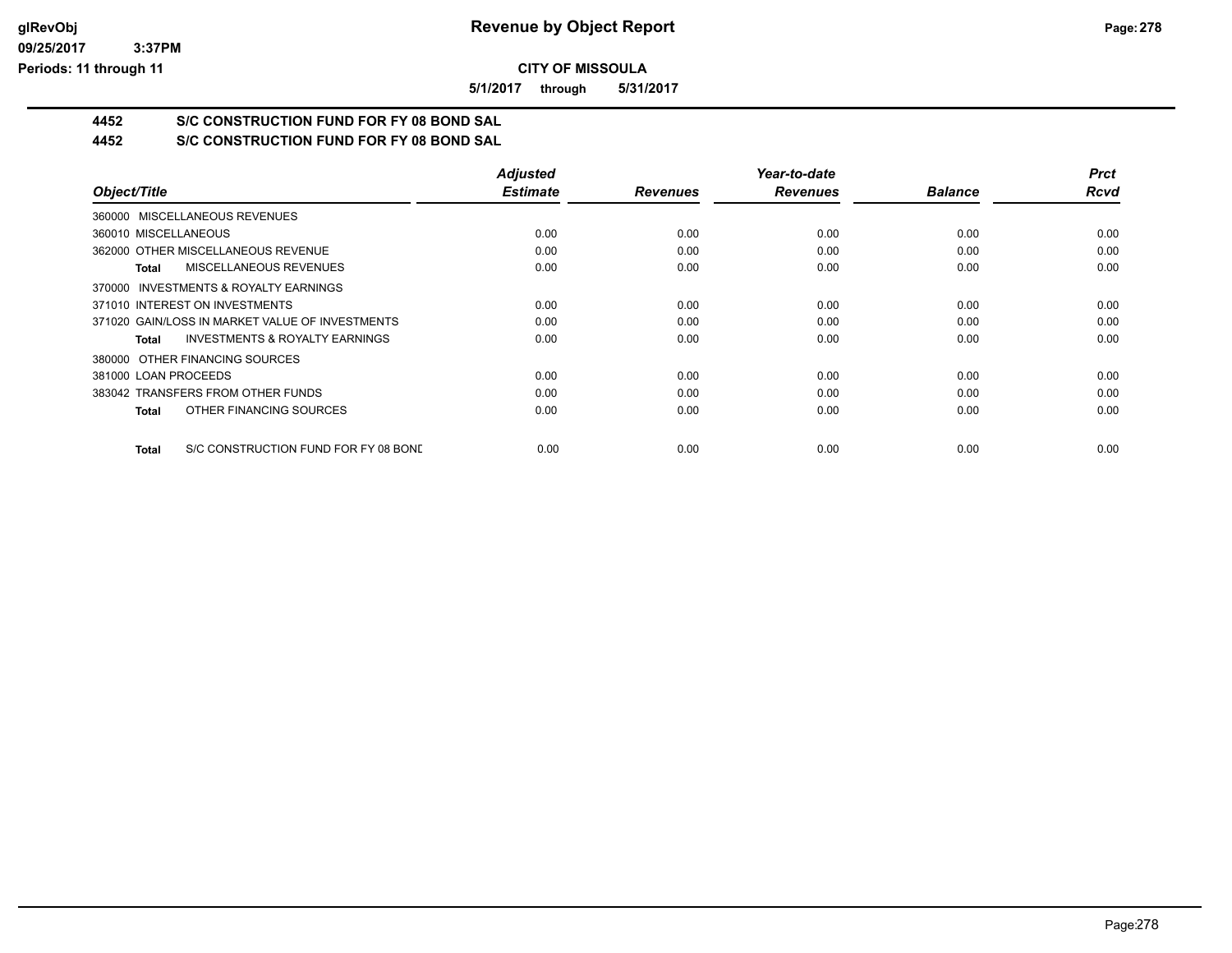**CITY OF MISSOULA**

**5/1/2017 through 5/31/2017**

## 4452 S/C CONSTRUCTION FUND FOR FY 08 BOND SAL

## 4452 S/C CONSTRUCTION FUND FOR FY 08 BOND SAL

| Object/Title | Adjusted Estimate | Revenues | Year-to-date Revenues | Balance | Prct Rcvd |
|---|---|---|---|---|---|
| 360000 MISCELLANEOUS REVENUES | | | | | |
| 360010 MISCELLANEOUS | 0.00 | 0.00 | 0.00 | 0.00 | 0.00 |
| 362000 OTHER MISCELLANEOUS REVENUE | 0.00 | 0.00 | 0.00 | 0.00 | 0.00 |
| **Total** MISCELLANEOUS REVENUES | 0.00 | 0.00 | 0.00 | 0.00 | 0.00 |
| 370000 INVESTMENTS & ROYALTY EARNINGS | | | | | |
| 371010 INTEREST ON INVESTMENTS | 0.00 | 0.00 | 0.00 | 0.00 | 0.00 |
| 371020 GAIN/LOSS IN MARKET VALUE OF INVESTMENTS | 0.00 | 0.00 | 0.00 | 0.00 | 0.00 |
| **Total** INVESTMENTS & ROYALTY EARNINGS | 0.00 | 0.00 | 0.00 | 0.00 | 0.00 |
| 380000 OTHER FINANCING SOURCES | | | | | |
| 381000 LOAN PROCEEDS | 0.00 | 0.00 | 0.00 | 0.00 | 0.00 |
| 383042 TRANSFERS FROM OTHER FUNDS | 0.00 | 0.00 | 0.00 | 0.00 | 0.00 |
| **Total** OTHER FINANCING SOURCES | 0.00 | 0.00 | 0.00 | 0.00 | 0.00 |
| **Total** S/C CONSTRUCTION FUND FOR FY 08 BOND | 0.00 | 0.00 | 0.00 | 0.00 | 0.00 |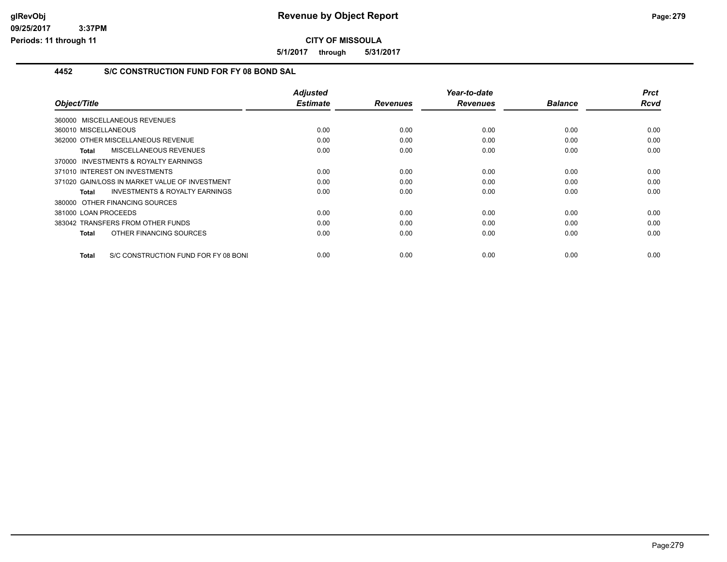**CITY OF MISSOULA**

**5/1/2017 through 5/31/2017**

### 4452 S/C CONSTRUCTION FUND FOR FY 08 BOND SAL

| Object/Title | Adjusted Estimate | Revenues | Year-to-date Revenues | Balance | Prct Rcvd |
|---|---|---|---|---|---|
| 360000 MISCELLANEOUS REVENUES | | | | | |
| 360010 MISCELLANEOUS | 0.00 | 0.00 | 0.00 | 0.00 | 0.00 |
| 362000 OTHER MISCELLANEOUS REVENUE | 0.00 | 0.00 | 0.00 | 0.00 | 0.00 |
| **Total** MISCELLANEOUS REVENUES | 0.00 | 0.00 | 0.00 | 0.00 | 0.00 |
| 370000 INVESTMENTS & ROYALTY EARNINGS | | | | | |
| 371010 INTEREST ON INVESTMENTS | 0.00 | 0.00 | 0.00 | 0.00 | 0.00 |
| 371020 GAIN/LOSS IN MARKET VALUE OF INVESTMENT | 0.00 | 0.00 | 0.00 | 0.00 | 0.00 |
| **Total** INVESTMENTS & ROYALTY EARNINGS | 0.00 | 0.00 | 0.00 | 0.00 | 0.00 |
| 380000 OTHER FINANCING SOURCES | | | | | |
| 381000 LOAN PROCEEDS | 0.00 | 0.00 | 0.00 | 0.00 | 0.00 |
| 383042 TRANSFERS FROM OTHER FUNDS | 0.00 | 0.00 | 0.00 | 0.00 | 0.00 |
| **Total** OTHER FINANCING SOURCES | 0.00 | 0.00 | 0.00 | 0.00 | 0.00 |
| **Total** S/C CONSTRUCTION FUND FOR FY 08 BONI | 0.00 | 0.00 | 0.00 | 0.00 | 0.00 |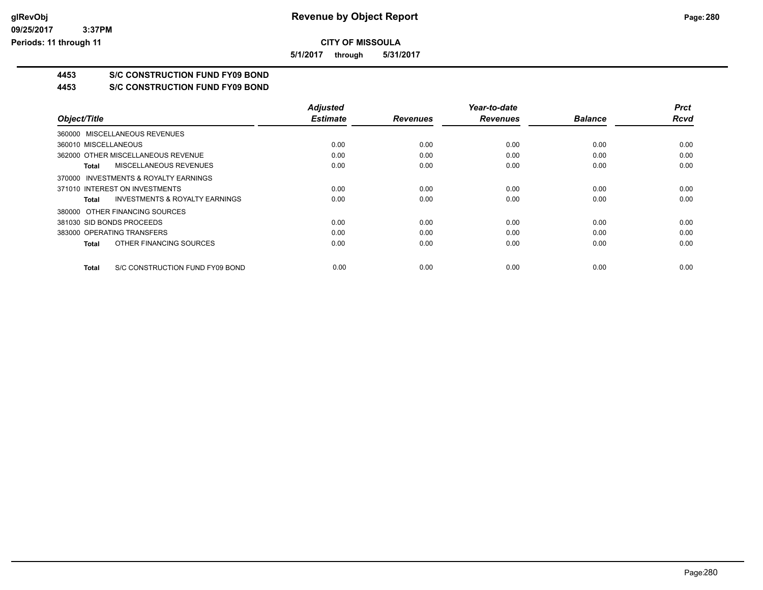**Revenue by Object Report**

**CITY OF MISSOULA**

**5/1/2017 through 5/31/2017**

glRevObj
09/25/2017 3:37PM
Periods: 11 through 11

## 4453 S/C CONSTRUCTION FUND FY09 BOND

## 4453 S/C CONSTRUCTION FUND FY09 BOND

| Object/Title | Adjusted Estimate | Revenues | Year-to-date Revenues | Balance | Prct Rcvd |
|---|---|---|---|---|---|
| 360000 MISCELLANEOUS REVENUES | | | | | |
| 360010 MISCELLANEOUS | 0.00 | 0.00 | 0.00 | 0.00 | 0.00 |
| 362000 OTHER MISCELLANEOUS REVENUE | 0.00 | 0.00 | 0.00 | 0.00 | 0.00 |
| **Total** MISCELLANEOUS REVENUES | 0.00 | 0.00 | 0.00 | 0.00 | 0.00 |
| 370000 INVESTMENTS & ROYALTY EARNINGS | | | | | |
| 371010 INTEREST ON INVESTMENTS | 0.00 | 0.00 | 0.00 | 0.00 | 0.00 |
| **Total** INVESTMENTS & ROYALTY EARNINGS | 0.00 | 0.00 | 0.00 | 0.00 | 0.00 |
| 380000 OTHER FINANCING SOURCES | | | | | |
| 381030 SID BONDS PROCEEDS | 0.00 | 0.00 | 0.00 | 0.00 | 0.00 |
| 383000 OPERATING TRANSFERS | 0.00 | 0.00 | 0.00 | 0.00 | 0.00 |
| **Total** OTHER FINANCING SOURCES | 0.00 | 0.00 | 0.00 | 0.00 | 0.00 |
| **Total** S/C CONSTRUCTION FUND FY09 BOND | 0.00 | 0.00 | 0.00 | 0.00 | 0.00 |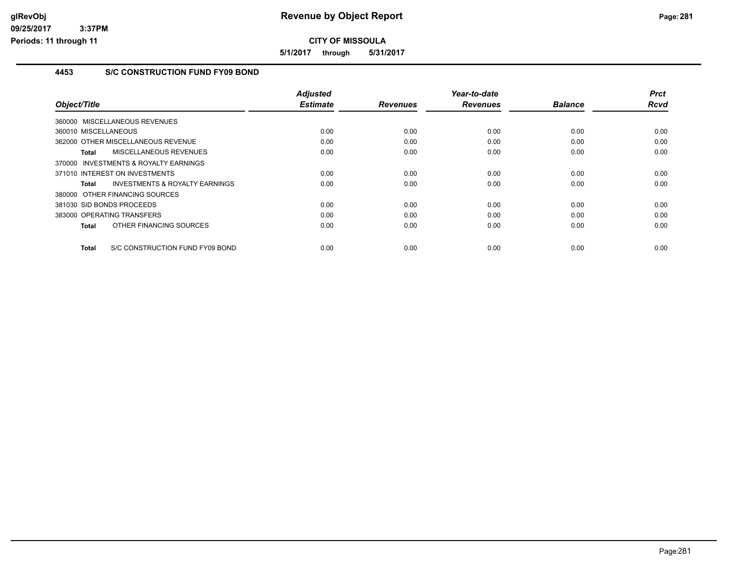# Revenue by Object Report

**CITY OF MISSOULA**

**5/1/2017 through 5/31/2017**

glRevObj
09/25/2017 3:37PM
Periods: 11 through 11

## 4453 S/C CONSTRUCTION FUND FY09 BOND

| Object/Title | Adjusted Estimate | Revenues | Year-to-date Revenues | Balance | Prct Rcvd |
|---|---|---|---|---|---|
| 360000 MISCELLANEOUS REVENUES | | | | | |
| 360010 MISCELLANEOUS | 0.00 | 0.00 | 0.00 | 0.00 | 0.00 |
| 362000 OTHER MISCELLANEOUS REVENUE | 0.00 | 0.00 | 0.00 | 0.00 | 0.00 |
| **Total** MISCELLANEOUS REVENUES | 0.00 | 0.00 | 0.00 | 0.00 | 0.00 |
| 370000 INVESTMENTS & ROYALTY EARNINGS | | | | | |
| 371010 INTEREST ON INVESTMENTS | 0.00 | 0.00 | 0.00 | 0.00 | 0.00 |
| **Total** INVESTMENTS & ROYALTY EARNINGS | 0.00 | 0.00 | 0.00 | 0.00 | 0.00 |
| 380000 OTHER FINANCING SOURCES | | | | | |
| 381030 SID BONDS PROCEEDS | 0.00 | 0.00 | 0.00 | 0.00 | 0.00 |
| 383000 OPERATING TRANSFERS | 0.00 | 0.00 | 0.00 | 0.00 | 0.00 |
| **Total** OTHER FINANCING SOURCES | 0.00 | 0.00 | 0.00 | 0.00 | 0.00 |
| **Total** S/C CONSTRUCTION FUND FY09 BOND | 0.00 | 0.00 | 0.00 | 0.00 | 0.00 |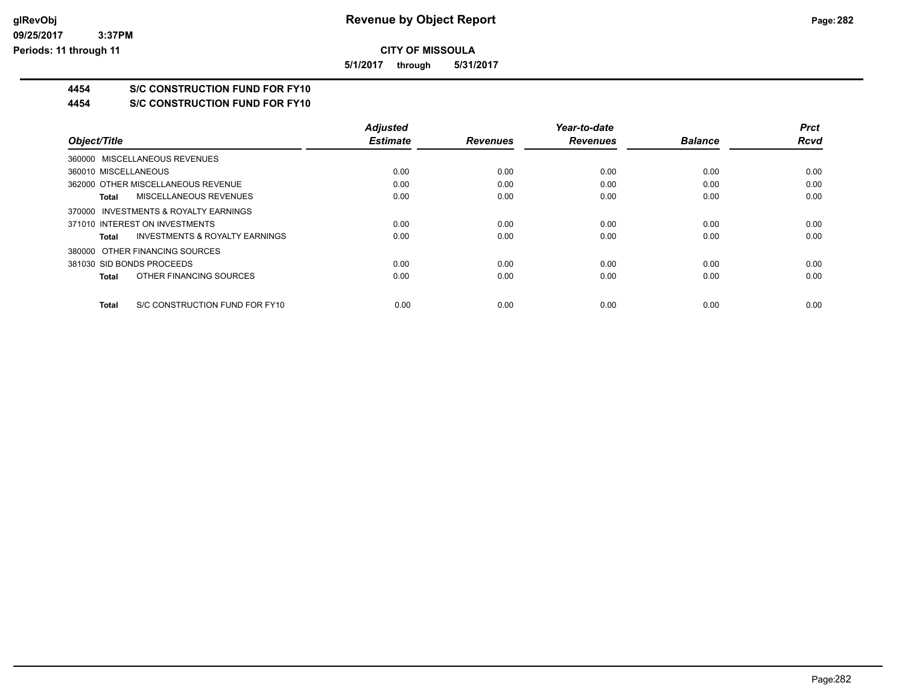# Revenue by Object Report

glRevObj
09/25/2017 3:37PM
Periods: 11 through 11

## CITY OF MISSOULA

5/1/2017 through 5/31/2017

### 4454 S/C CONSTRUCTION FUND FOR FY10

### 4454 S/C CONSTRUCTION FUND FOR FY10

| Object/Title | Adjusted Estimate | Revenues | Year-to-date Revenues | Balance | Prct Rcvd |
|---|---|---|---|---|---|
| 360000 MISCELLANEOUS REVENUES | | | | | |
| 360010 MISCELLANEOUS | 0.00 | 0.00 | 0.00 | 0.00 | 0.00 |
| 362000 OTHER MISCELLANEOUS REVENUE | 0.00 | 0.00 | 0.00 | 0.00 | 0.00 |
| **Total** MISCELLANEOUS REVENUES | 0.00 | 0.00 | 0.00 | 0.00 | 0.00 |
| 370000 INVESTMENTS & ROYALTY EARNINGS | | | | | |
| 371010 INTEREST ON INVESTMENTS | 0.00 | 0.00 | 0.00 | 0.00 | 0.00 |
| **Total** INVESTMENTS & ROYALTY EARNINGS | 0.00 | 0.00 | 0.00 | 0.00 | 0.00 |
| 380000 OTHER FINANCING SOURCES | | | | | |
| 381030 SID BONDS PROCEEDS | 0.00 | 0.00 | 0.00 | 0.00 | 0.00 |
| **Total** OTHER FINANCING SOURCES | 0.00 | 0.00 | 0.00 | 0.00 | 0.00 |
| **Total** S/C CONSTRUCTION FUND FOR FY10 | 0.00 | 0.00 | 0.00 | 0.00 | 0.00 |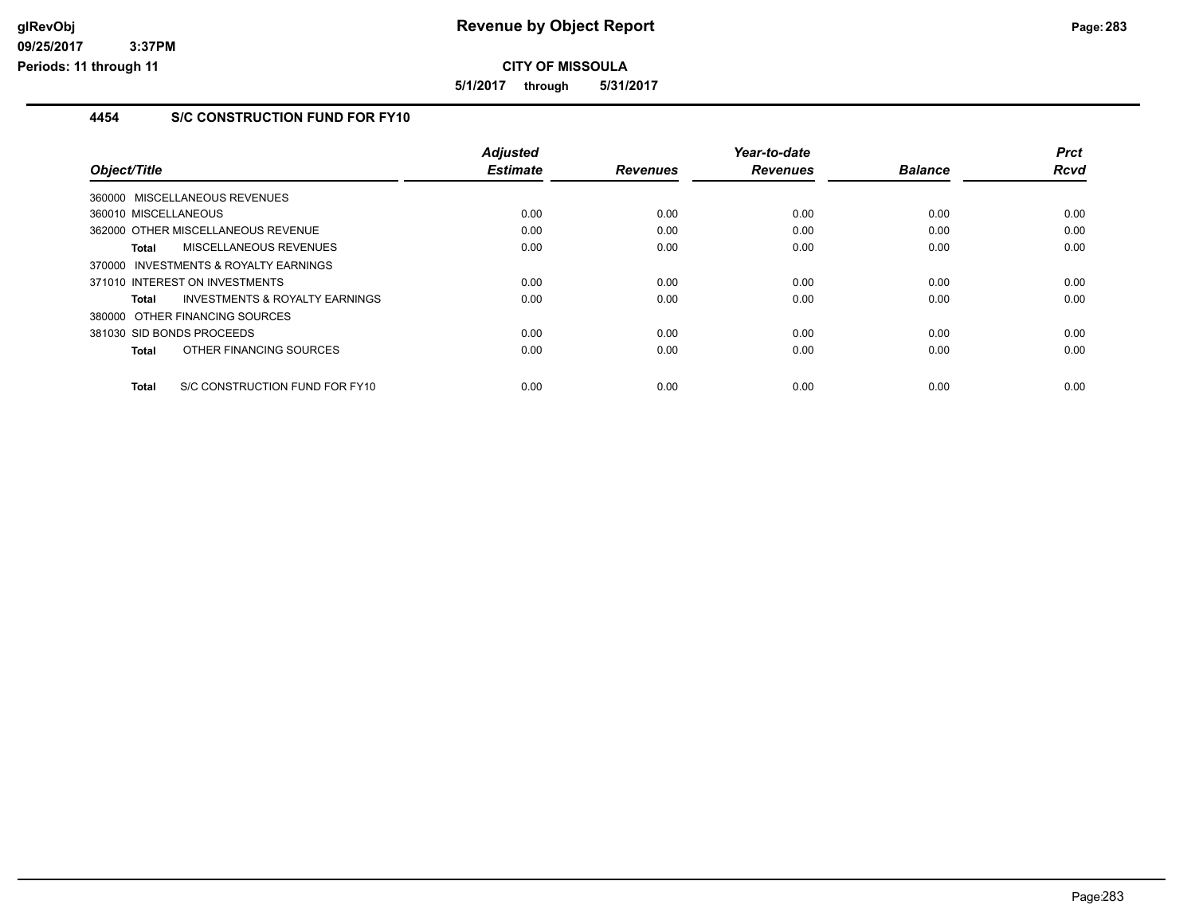# Revenue by Object Report

**CITY OF MISSOULA**

**5/1/2017 through 5/31/2017**

glRevObj
09/25/2017 3:37PM
Periods: 11 through 11

## 4454 S/C CONSTRUCTION FUND FOR FY10

| Object/Title | Adjusted Estimate | Revenues | Year-to-date Revenues | Balance | Prct Rcvd |
|---|---|---|---|---|---|
| 360000 MISCELLANEOUS REVENUES | | | | | |
| 360010 MISCELLANEOUS | 0.00 | 0.00 | 0.00 | 0.00 | 0.00 |
| 362000 OTHER MISCELLANEOUS REVENUE | 0.00 | 0.00 | 0.00 | 0.00 | 0.00 |
| **Total** MISCELLANEOUS REVENUES | 0.00 | 0.00 | 0.00 | 0.00 | 0.00 |
| 370000 INVESTMENTS & ROYALTY EARNINGS | | | | | |
| 371010 INTEREST ON INVESTMENTS | 0.00 | 0.00 | 0.00 | 0.00 | 0.00 |
| **Total** INVESTMENTS & ROYALTY EARNINGS | 0.00 | 0.00 | 0.00 | 0.00 | 0.00 |
| 380000 OTHER FINANCING SOURCES | | | | | |
| 381030 SID BONDS PROCEEDS | 0.00 | 0.00 | 0.00 | 0.00 | 0.00 |
| **Total** OTHER FINANCING SOURCES | 0.00 | 0.00 | 0.00 | 0.00 | 0.00 |
| **Total** S/C CONSTRUCTION FUND FOR FY10 | 0.00 | 0.00 | 0.00 | 0.00 | 0.00 |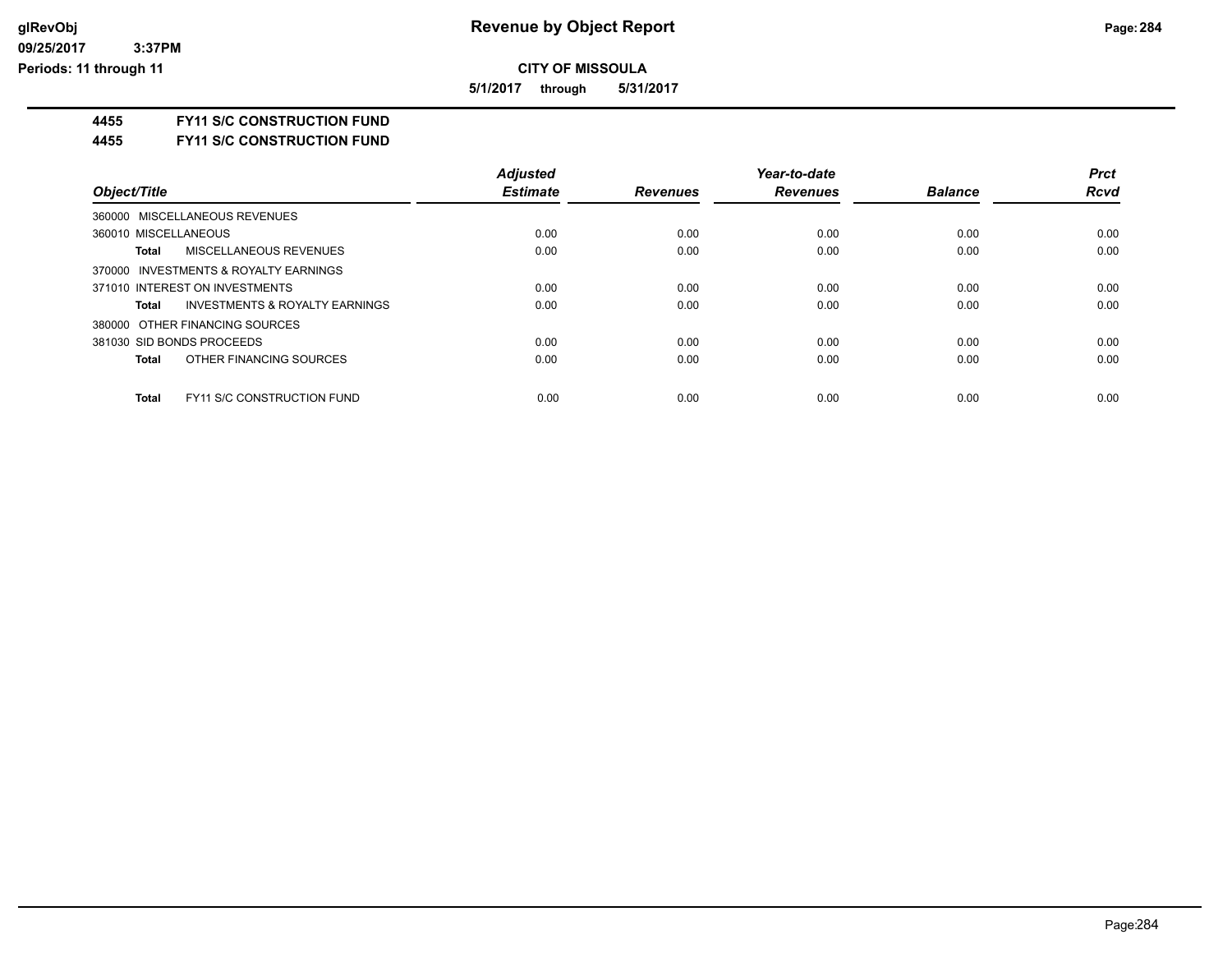glRevObj
09/25/2017 3:37PM
Periods: 11 through 11

# Revenue by Object Report

**CITY OF MISSOULA**

**5/1/2017 through 5/31/2017**

**4455 FY11 S/C CONSTRUCTION FUND**

**4455 FY11 S/C CONSTRUCTION FUND**

| Object/Title | Adjusted Estimate | Revenues | Year-to-date Revenues | Balance | Prct Rcvd |
|---|---|---|---|---|---|
| 360000 MISCELLANEOUS REVENUES | | | | | |
| 360010 MISCELLANEOUS | 0.00 | 0.00 | 0.00 | 0.00 | 0.00 |
| **Total** MISCELLANEOUS REVENUES | 0.00 | 0.00 | 0.00 | 0.00 | 0.00 |
| 370000 INVESTMENTS & ROYALTY EARNINGS | | | | | |
| 371010 INTEREST ON INVESTMENTS | 0.00 | 0.00 | 0.00 | 0.00 | 0.00 |
| **Total** INVESTMENTS & ROYALTY EARNINGS | 0.00 | 0.00 | 0.00 | 0.00 | 0.00 |
| 380000 OTHER FINANCING SOURCES | | | | | |
| 381030 SID BONDS PROCEEDS | 0.00 | 0.00 | 0.00 | 0.00 | 0.00 |
| **Total** OTHER FINANCING SOURCES | 0.00 | 0.00 | 0.00 | 0.00 | 0.00 |
| **Total** FY11 S/C CONSTRUCTION FUND | 0.00 | 0.00 | 0.00 | 0.00 | 0.00 |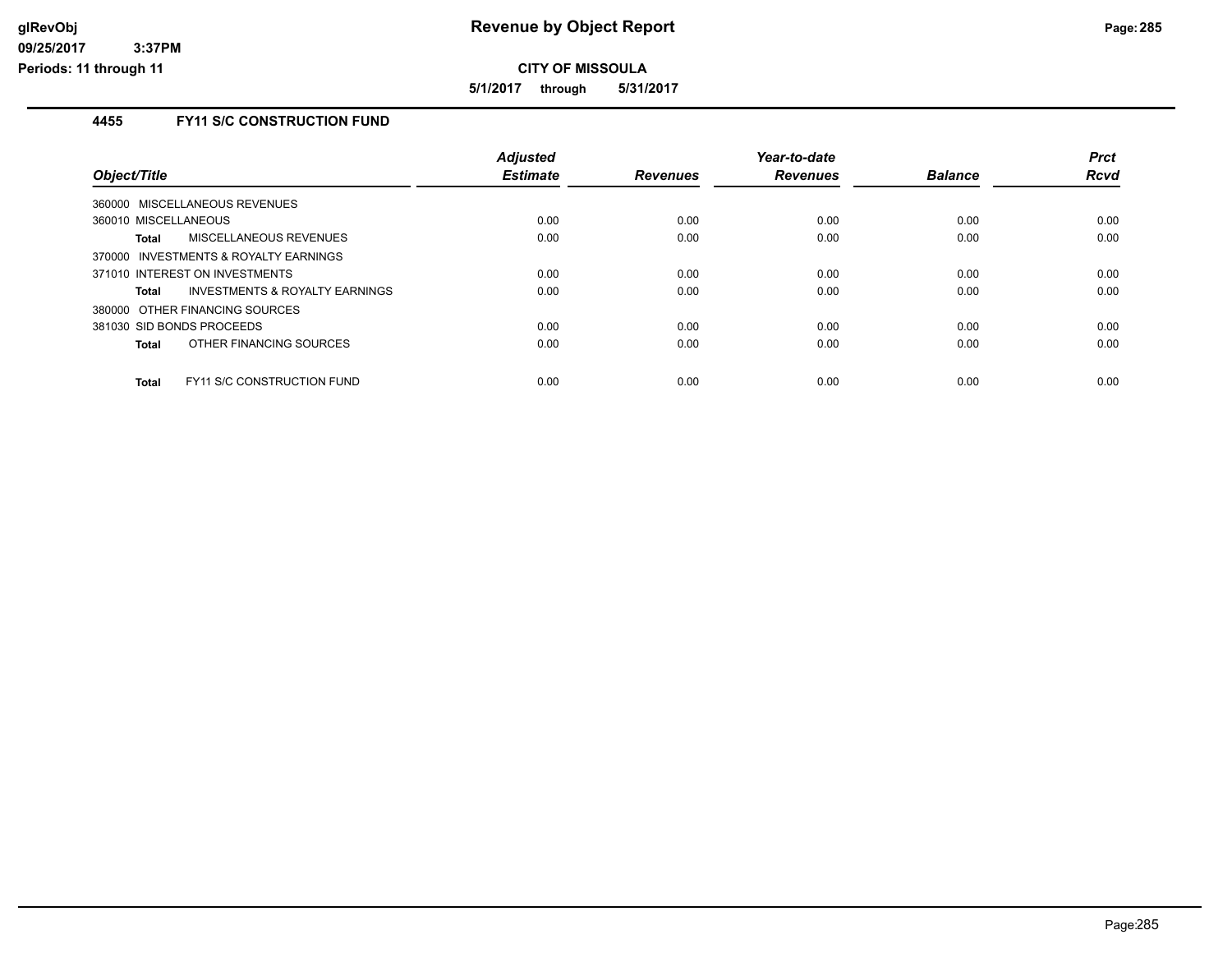**CITY OF MISSOULA**

**5/1/2017 through 5/31/2017**

### 4455 FY11 S/C CONSTRUCTION FUND

| Object/Title | Adjusted Estimate | Revenues | Year-to-date Revenues | Balance | Prct Rcvd |
|---|---|---|---|---|---|
| 360000 MISCELLANEOUS REVENUES | | | | | |
| 360010 MISCELLANEOUS | 0.00 | 0.00 | 0.00 | 0.00 | 0.00 |
| **Total** MISCELLANEOUS REVENUES | 0.00 | 0.00 | 0.00 | 0.00 | 0.00 |
| 370000 INVESTMENTS & ROYALTY EARNINGS | | | | | |
| 371010 INTEREST ON INVESTMENTS | 0.00 | 0.00 | 0.00 | 0.00 | 0.00 |
| **Total** INVESTMENTS & ROYALTY EARNINGS | 0.00 | 0.00 | 0.00 | 0.00 | 0.00 |
| 380000 OTHER FINANCING SOURCES | | | | | |
| 381030 SID BONDS PROCEEDS | 0.00 | 0.00 | 0.00 | 0.00 | 0.00 |
| **Total** OTHER FINANCING SOURCES | 0.00 | 0.00 | 0.00 | 0.00 | 0.00 |
| **Total** FY11 S/C CONSTRUCTION FUND | 0.00 | 0.00 | 0.00 | 0.00 | 0.00 |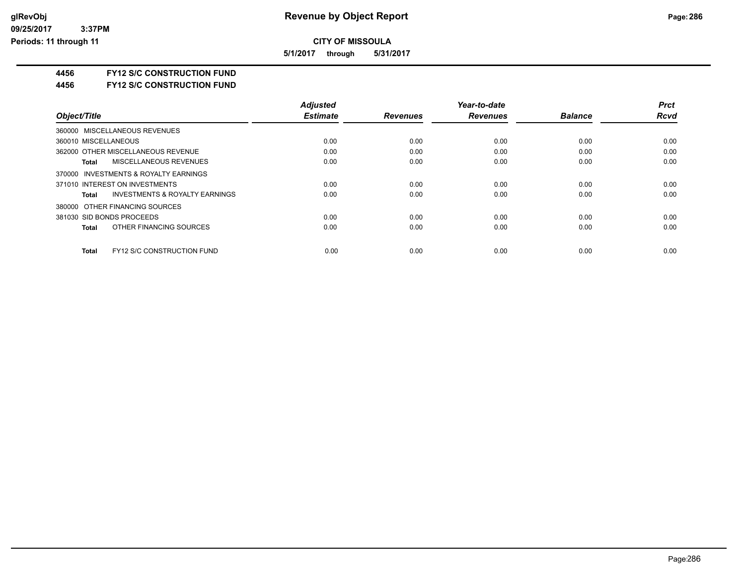**CITY OF MISSOULA**

**5/1/2017 through 5/31/2017**

## 4456 FY12 S/C CONSTRUCTION FUND
## 4456 FY12 S/C CONSTRUCTION FUND

| Object/Title | Adjusted Estimate | Revenues | Year-to-date Revenues | Balance | Prct Rcvd |
|---|---|---|---|---|---|
| 360000 MISCELLANEOUS REVENUES | | | | | |
| 360010 MISCELLANEOUS | 0.00 | 0.00 | 0.00 | 0.00 | 0.00 |
| 362000 OTHER MISCELLANEOUS REVENUE | 0.00 | 0.00 | 0.00 | 0.00 | 0.00 |
| **Total** MISCELLANEOUS REVENUES | 0.00 | 0.00 | 0.00 | 0.00 | 0.00 |
| 370000 INVESTMENTS & ROYALTY EARNINGS | | | | | |
| 371010 INTEREST ON INVESTMENTS | 0.00 | 0.00 | 0.00 | 0.00 | 0.00 |
| **Total** INVESTMENTS & ROYALTY EARNINGS | 0.00 | 0.00 | 0.00 | 0.00 | 0.00 |
| 380000 OTHER FINANCING SOURCES | | | | | |
| 381030 SID BONDS PROCEEDS | 0.00 | 0.00 | 0.00 | 0.00 | 0.00 |
| **Total** OTHER FINANCING SOURCES | 0.00 | 0.00 | 0.00 | 0.00 | 0.00 |
| **Total** FY12 S/C CONSTRUCTION FUND | 0.00 | 0.00 | 0.00 | 0.00 | 0.00 |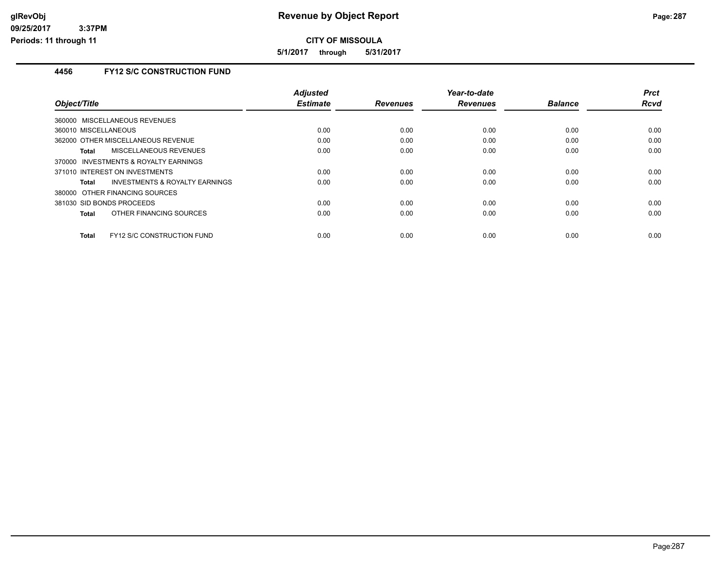# Revenue by Object Report

**CITY OF MISSOULA**

**5/1/2017 through 5/31/2017**

glRevObj
09/25/2017 3:37PM
Periods: 11 through 11

## 4456 FY12 S/C CONSTRUCTION FUND

| Object/Title | Adjusted Estimate | Revenues | Year-to-date Revenues | Balance | Prct Rcvd |
|---|---|---|---|---|---|
| 360000 MISCELLANEOUS REVENUES | | | | | |
| 360010 MISCELLANEOUS | 0.00 | 0.00 | 0.00 | 0.00 | 0.00 |
| 362000 OTHER MISCELLANEOUS REVENUE | 0.00 | 0.00 | 0.00 | 0.00 | 0.00 |
| **Total** MISCELLANEOUS REVENUES | 0.00 | 0.00 | 0.00 | 0.00 | 0.00 |
| 370000 INVESTMENTS & ROYALTY EARNINGS | | | | | |
| 371010 INTEREST ON INVESTMENTS | 0.00 | 0.00 | 0.00 | 0.00 | 0.00 |
| **Total** INVESTMENTS & ROYALTY EARNINGS | 0.00 | 0.00 | 0.00 | 0.00 | 0.00 |
| 380000 OTHER FINANCING SOURCES | | | | | |
| 381030 SID BONDS PROCEEDS | 0.00 | 0.00 | 0.00 | 0.00 | 0.00 |
| **Total** OTHER FINANCING SOURCES | 0.00 | 0.00 | 0.00 | 0.00 | 0.00 |
| **Total** FY12 S/C CONSTRUCTION FUND | 0.00 | 0.00 | 0.00 | 0.00 | 0.00 |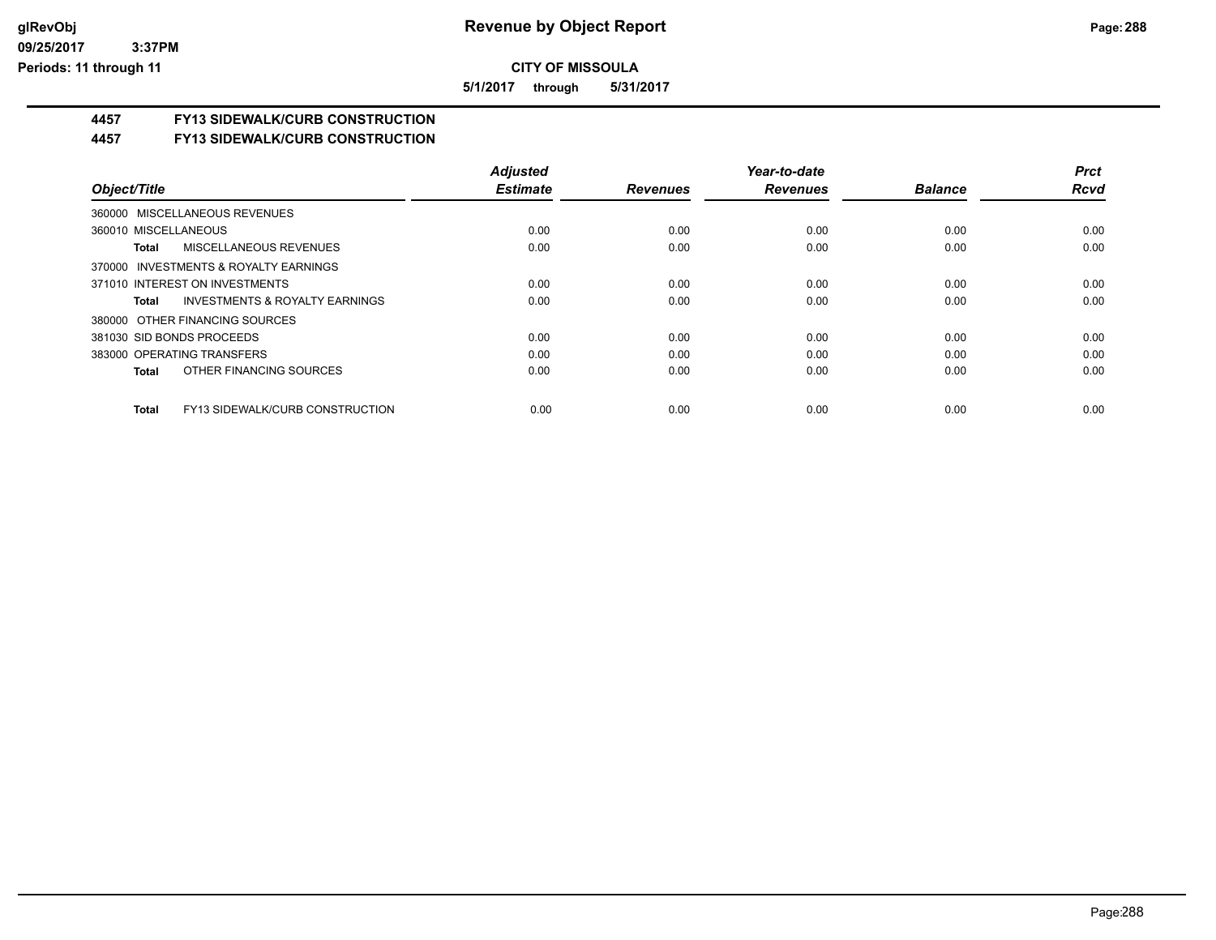**Revenue by Object Report**

**CITY OF MISSOULA**

**5/1/2017 through 5/31/2017**

glRevObj
09/25/2017 3:37PM
Periods: 11 through 11

## 4457 FY13 SIDEWALK/CURB CONSTRUCTION

## 4457 FY13 SIDEWALK/CURB CONSTRUCTION

| Object/Title | Adjusted Estimate | Revenues | Year-to-date Revenues | Balance | Prct Rcvd |
|---|---|---|---|---|---|
| 360000 MISCELLANEOUS REVENUES | | | | | |
| 360010 MISCELLANEOUS | 0.00 | 0.00 | 0.00 | 0.00 | 0.00 |
| **Total** MISCELLANEOUS REVENUES | 0.00 | 0.00 | 0.00 | 0.00 | 0.00 |
| 370000 INVESTMENTS & ROYALTY EARNINGS | | | | | |
| 371010 INTEREST ON INVESTMENTS | 0.00 | 0.00 | 0.00 | 0.00 | 0.00 |
| **Total** INVESTMENTS & ROYALTY EARNINGS | 0.00 | 0.00 | 0.00 | 0.00 | 0.00 |
| 380000 OTHER FINANCING SOURCES | | | | | |
| 381030 SID BONDS PROCEEDS | 0.00 | 0.00 | 0.00 | 0.00 | 0.00 |
| 383000 OPERATING TRANSFERS | 0.00 | 0.00 | 0.00 | 0.00 | 0.00 |
| **Total** OTHER FINANCING SOURCES | 0.00 | 0.00 | 0.00 | 0.00 | 0.00 |
| **Total** FY13 SIDEWALK/CURB CONSTRUCTION | 0.00 | 0.00 | 0.00 | 0.00 | 0.00 |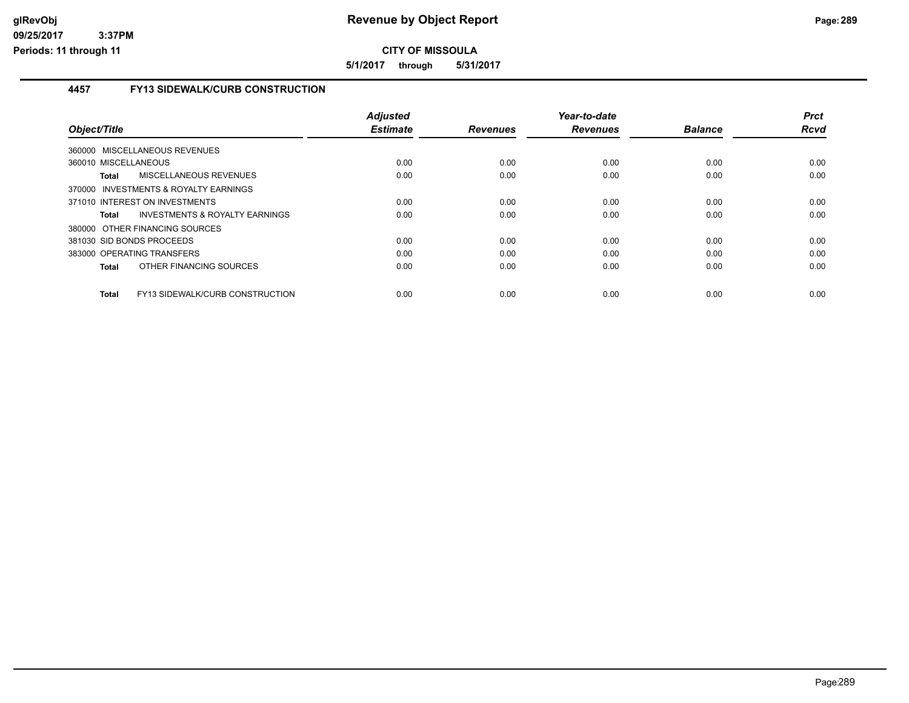**CITY OF MISSOULA**

**5/1/2017 through 5/31/2017**

### 4457 FY13 SIDEWALK/CURB CONSTRUCTION

| Object/Title | Adjusted Estimate | Revenues | Year-to-date Revenues | Balance | Prct Rcvd |
|---|---|---|---|---|---|
| 360000 MISCELLANEOUS REVENUES | | | | | |
| 360010 MISCELLANEOUS | 0.00 | 0.00 | 0.00 | 0.00 | 0.00 |
| **Total** MISCELLANEOUS REVENUES | 0.00 | 0.00 | 0.00 | 0.00 | 0.00 |
| 370000 INVESTMENTS & ROYALTY EARNINGS | | | | | |
| 371010 INTEREST ON INVESTMENTS | 0.00 | 0.00 | 0.00 | 0.00 | 0.00 |
| **Total** INVESTMENTS & ROYALTY EARNINGS | 0.00 | 0.00 | 0.00 | 0.00 | 0.00 |
| 380000 OTHER FINANCING SOURCES | | | | | |
| 381030 SID BONDS PROCEEDS | 0.00 | 0.00 | 0.00 | 0.00 | 0.00 |
| 383000 OPERATING TRANSFERS | 0.00 | 0.00 | 0.00 | 0.00 | 0.00 |
| **Total** OTHER FINANCING SOURCES | 0.00 | 0.00 | 0.00 | 0.00 | 0.00 |
| **Total** FY13 SIDEWALK/CURB CONSTRUCTION | 0.00 | 0.00 | 0.00 | 0.00 | 0.00 |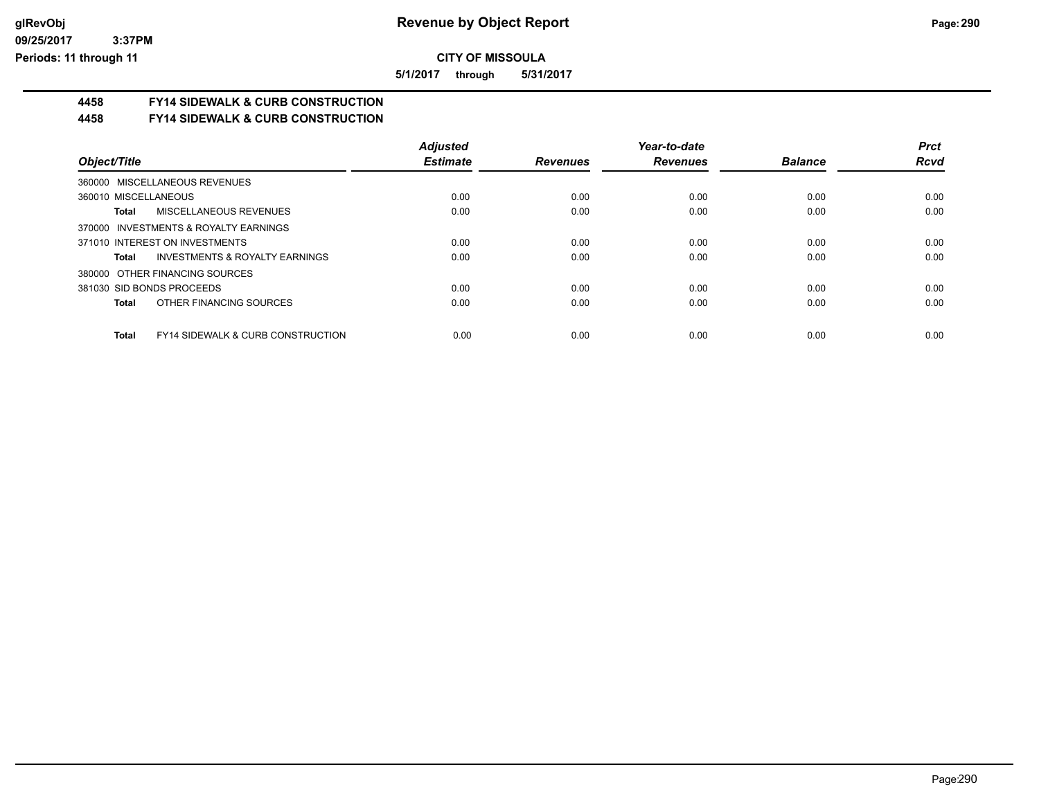**CITY OF MISSOULA**

**5/1/2017 through 5/31/2017**

## 4458 FY14 SIDEWALK & CURB CONSTRUCTION

## 4458 FY14 SIDEWALK & CURB CONSTRUCTION

| Object/Title | Adjusted Estimate | Revenues | Year-to-date Revenues | Balance | Prct Rcvd |
|---|---|---|---|---|---|
| 360000 MISCELLANEOUS REVENUES | | | | | |
| 360010 MISCELLANEOUS | 0.00 | 0.00 | 0.00 | 0.00 | 0.00 |
| **Total** MISCELLANEOUS REVENUES | 0.00 | 0.00 | 0.00 | 0.00 | 0.00 |
| 370000 INVESTMENTS & ROYALTY EARNINGS | | | | | |
| 371010 INTEREST ON INVESTMENTS | 0.00 | 0.00 | 0.00 | 0.00 | 0.00 |
| **Total** INVESTMENTS & ROYALTY EARNINGS | 0.00 | 0.00 | 0.00 | 0.00 | 0.00 |
| 380000 OTHER FINANCING SOURCES | | | | | |
| 381030 SID BONDS PROCEEDS | 0.00 | 0.00 | 0.00 | 0.00 | 0.00 |
| **Total** OTHER FINANCING SOURCES | 0.00 | 0.00 | 0.00 | 0.00 | 0.00 |
| **Total** FY14 SIDEWALK & CURB CONSTRUCTION | 0.00 | 0.00 | 0.00 | 0.00 | 0.00 |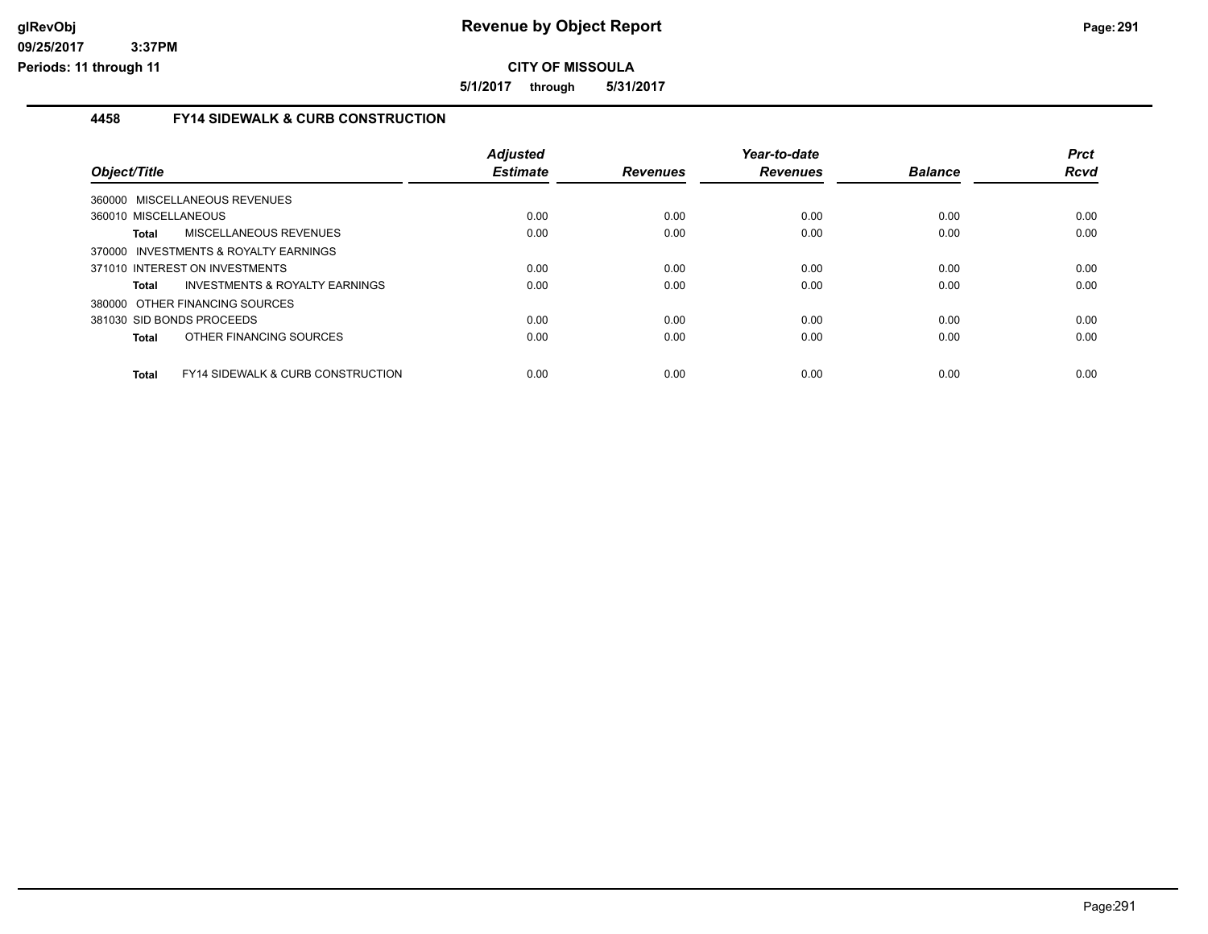**Revenue by Object Report**

**CITY OF MISSOULA**

**5/1/2017 through 5/31/2017**

glRevObj
09/25/2017 3:37PM
Periods: 11 through 11

## 4458 FY14 SIDEWALK & CURB CONSTRUCTION

| Object/Title | | Adjusted Estimate | Revenues | Year-to-date Revenues | Balance | Prct Rcvd |
|---|---|---|---|---|---|---|
| 360000 MISCELLANEOUS REVENUES | | | | | | |
| 360010 MISCELLANEOUS | | 0.00 | 0.00 | 0.00 | 0.00 | 0.00 |
| **Total** | MISCELLANEOUS REVENUES | 0.00 | 0.00 | 0.00 | 0.00 | 0.00 |
| 370000 INVESTMENTS & ROYALTY EARNINGS | | | | | | |
| 371010 INTEREST ON INVESTMENTS | | 0.00 | 0.00 | 0.00 | 0.00 | 0.00 |
| **Total** | INVESTMENTS & ROYALTY EARNINGS | 0.00 | 0.00 | 0.00 | 0.00 | 0.00 |
| 380000 OTHER FINANCING SOURCES | | | | | | |
| 381030 SID BONDS PROCEEDS | | 0.00 | 0.00 | 0.00 | 0.00 | 0.00 |
| **Total** | OTHER FINANCING SOURCES | 0.00 | 0.00 | 0.00 | 0.00 | 0.00 |
| **Total** | FY14 SIDEWALK & CURB CONSTRUCTION | 0.00 | 0.00 | 0.00 | 0.00 | 0.00 |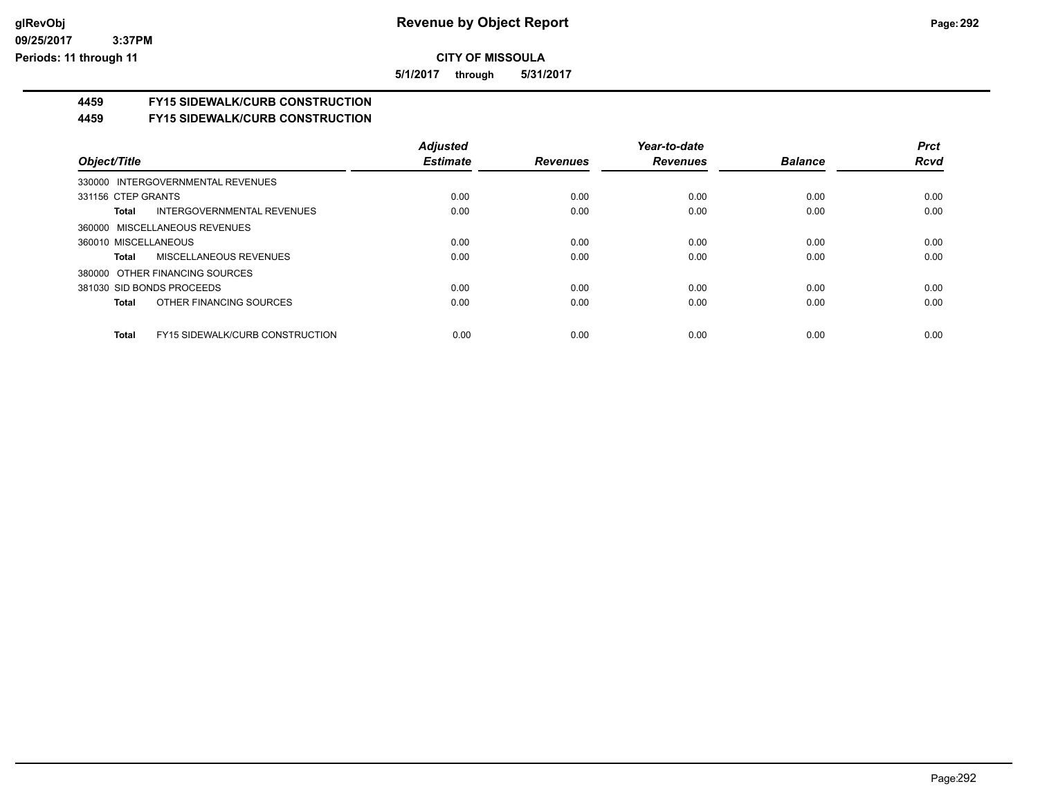# Revenue by Object Report

## CITY OF MISSOULA

**5/1/2017 through 5/31/2017**

### 4459 FY15 SIDEWALK/CURB CONSTRUCTION

### 4459 FY15 SIDEWALK/CURB CONSTRUCTION

| Object/Title | Adjusted Estimate | Revenues | Year-to-date Revenues | Balance | Prct Rcvd |
|---|---|---|---|---|---|
| 330000 INTERGOVERNMENTAL REVENUES | | | | | |
| 331156 CTEP GRANTS | 0.00 | 0.00 | 0.00 | 0.00 | 0.00 |
| **Total** INTERGOVERNMENTAL REVENUES | 0.00 | 0.00 | 0.00 | 0.00 | 0.00 |
| 360000 MISCELLANEOUS REVENUES | | | | | |
| 360010 MISCELLANEOUS | 0.00 | 0.00 | 0.00 | 0.00 | 0.00 |
| **Total** MISCELLANEOUS REVENUES | 0.00 | 0.00 | 0.00 | 0.00 | 0.00 |
| 380000 OTHER FINANCING SOURCES | | | | | |
| 381030 SID BONDS PROCEEDS | 0.00 | 0.00 | 0.00 | 0.00 | 0.00 |
| **Total** OTHER FINANCING SOURCES | 0.00 | 0.00 | 0.00 | 0.00 | 0.00 |
| **Total** FY15 SIDEWALK/CURB CONSTRUCTION | 0.00 | 0.00 | 0.00 | 0.00 | 0.00 |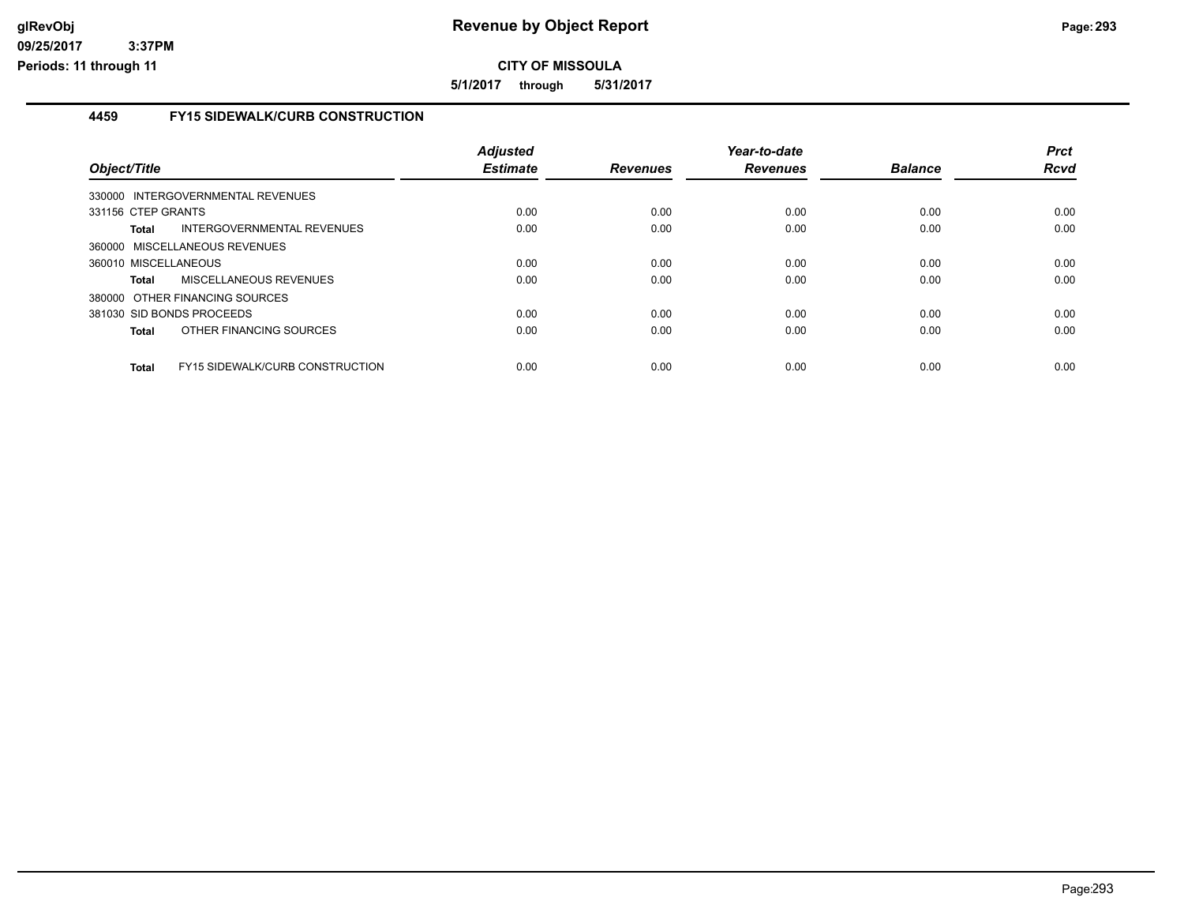**CITY OF MISSOULA**

**5/1/2017 through 5/31/2017**

## 4459 FY15 SIDEWALK/CURB CONSTRUCTION

| Object/Title | Adjusted Estimate | Revenues | Year-to-date Revenues | Balance | Prct Rcvd |
|---|---|---|---|---|---|
| 330000 INTERGOVERNMENTAL REVENUES | | | | | |
| 331156 CTEP GRANTS | 0.00 | 0.00 | 0.00 | 0.00 | 0.00 |
| **Total** INTERGOVERNMENTAL REVENUES | 0.00 | 0.00 | 0.00 | 0.00 | 0.00 |
| 360000 MISCELLANEOUS REVENUES | | | | | |
| 360010 MISCELLANEOUS | 0.00 | 0.00 | 0.00 | 0.00 | 0.00 |
| **Total** MISCELLANEOUS REVENUES | 0.00 | 0.00 | 0.00 | 0.00 | 0.00 |
| 380000 OTHER FINANCING SOURCES | | | | | |
| 381030 SID BONDS PROCEEDS | 0.00 | 0.00 | 0.00 | 0.00 | 0.00 |
| **Total** OTHER FINANCING SOURCES | 0.00 | 0.00 | 0.00 | 0.00 | 0.00 |
| **Total** FY15 SIDEWALK/CURB CONSTRUCTION | 0.00 | 0.00 | 0.00 | 0.00 | 0.00 |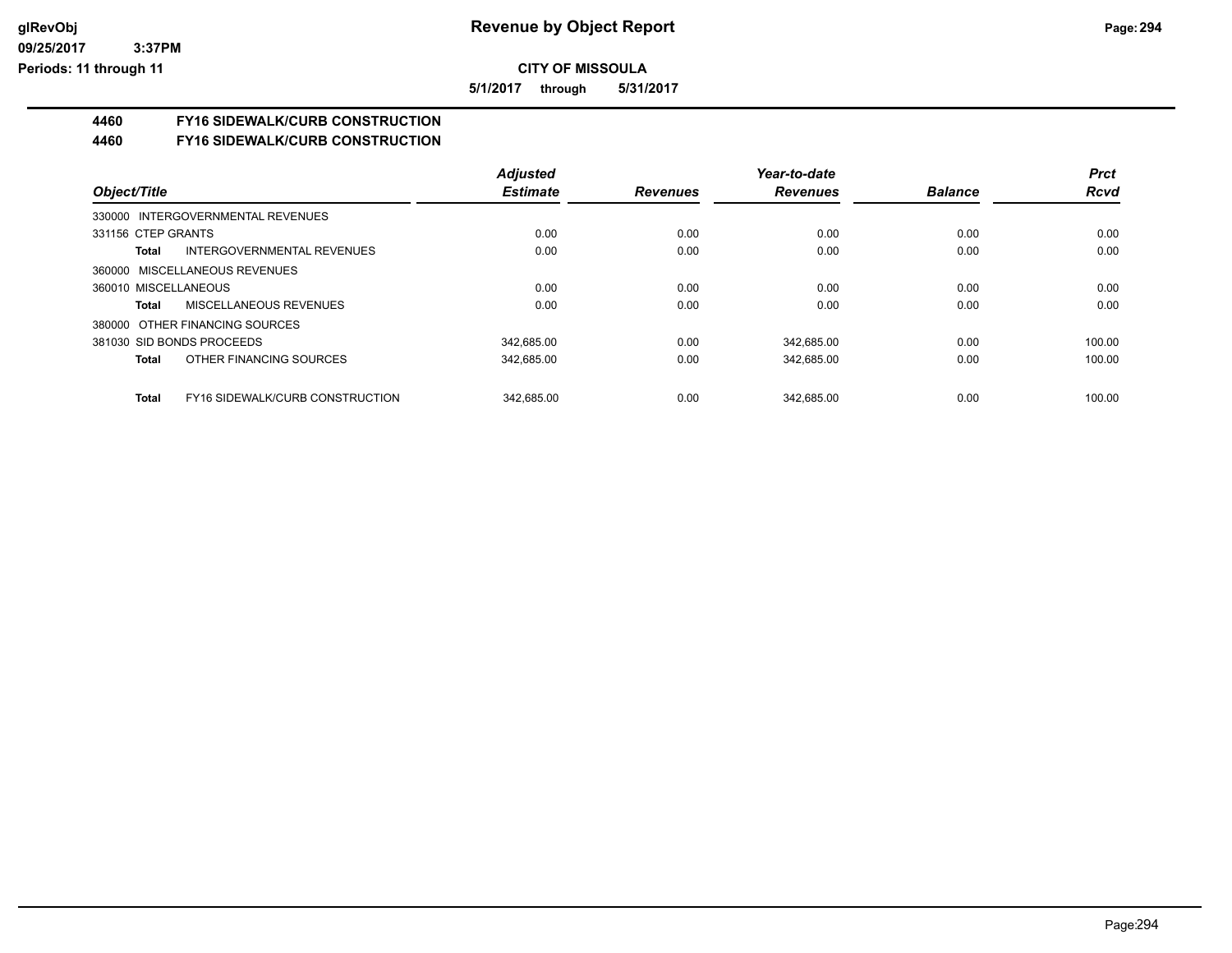# Revenue by Object Report

**CITY OF MISSOULA**

**5/1/2017 through 5/31/2017**

glRevObj
09/25/2017 3:37PM
Periods: 11 through 11

## 4460 FY16 SIDEWALK/CURB CONSTRUCTION

## 4460 FY16 SIDEWALK/CURB CONSTRUCTION

| Object/Title | Adjusted Estimate | Revenues | Year-to-date Revenues | Balance | Prct Rcvd |
|---|---|---|---|---|---|
| 330000 INTERGOVERNMENTAL REVENUES | | | | | |
| 331156 CTEP GRANTS | 0.00 | 0.00 | 0.00 | 0.00 | 0.00 |
| **Total** INTERGOVERNMENTAL REVENUES | 0.00 | 0.00 | 0.00 | 0.00 | 0.00 |
| 360000 MISCELLANEOUS REVENUES | | | | | |
| 360010 MISCELLANEOUS | 0.00 | 0.00 | 0.00 | 0.00 | 0.00 |
| **Total** MISCELLANEOUS REVENUES | 0.00 | 0.00 | 0.00 | 0.00 | 0.00 |
| 380000 OTHER FINANCING SOURCES | | | | | |
| 381030 SID BONDS PROCEEDS | 342,685.00 | 0.00 | 342,685.00 | 0.00 | 100.00 |
| **Total** OTHER FINANCING SOURCES | 342,685.00 | 0.00 | 342,685.00 | 0.00 | 100.00 |
| **Total** FY16 SIDEWALK/CURB CONSTRUCTION | 342,685.00 | 0.00 | 342,685.00 | 0.00 | 100.00 |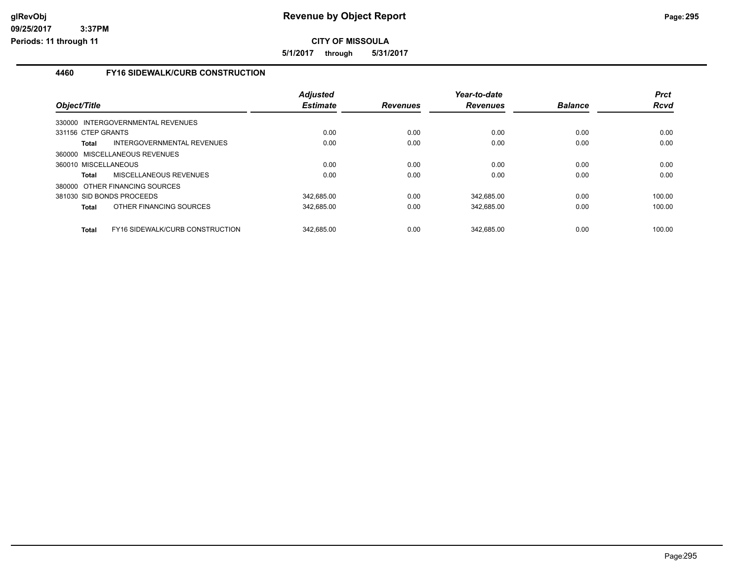# Revenue by Object Report

**CITY OF MISSOULA**

**5/1/2017 through 5/31/2017**

glRevObj
09/25/2017 3:37PM
Periods: 11 through 11

## 4460 FY16 SIDEWALK/CURB CONSTRUCTION

| Object/Title | | Adjusted Estimate | Revenues | Year-to-date Revenues | Balance | Prct Rcvd |
|---|---|---|---|---|---|---|
| 330000 INTERGOVERNMENTAL REVENUES | | | | | | |
| 331156 CTEP GRANTS | | 0.00 | 0.00 | 0.00 | 0.00 | 0.00 |
| **Total** | INTERGOVERNMENTAL REVENUES | 0.00 | 0.00 | 0.00 | 0.00 | 0.00 |
| 360000 MISCELLANEOUS REVENUES | | | | | | |
| 360010 MISCELLANEOUS | | 0.00 | 0.00 | 0.00 | 0.00 | 0.00 |
| **Total** | MISCELLANEOUS REVENUES | 0.00 | 0.00 | 0.00 | 0.00 | 0.00 |
| 380000 OTHER FINANCING SOURCES | | | | | | |
| 381030 SID BONDS PROCEEDS | | 342,685.00 | 0.00 | 342,685.00 | 0.00 | 100.00 |
| **Total** | OTHER FINANCING SOURCES | 342,685.00 | 0.00 | 342,685.00 | 0.00 | 100.00 |
| **Total** | FY16 SIDEWALK/CURB CONSTRUCTION | 342,685.00 | 0.00 | 342,685.00 | 0.00 | 100.00 |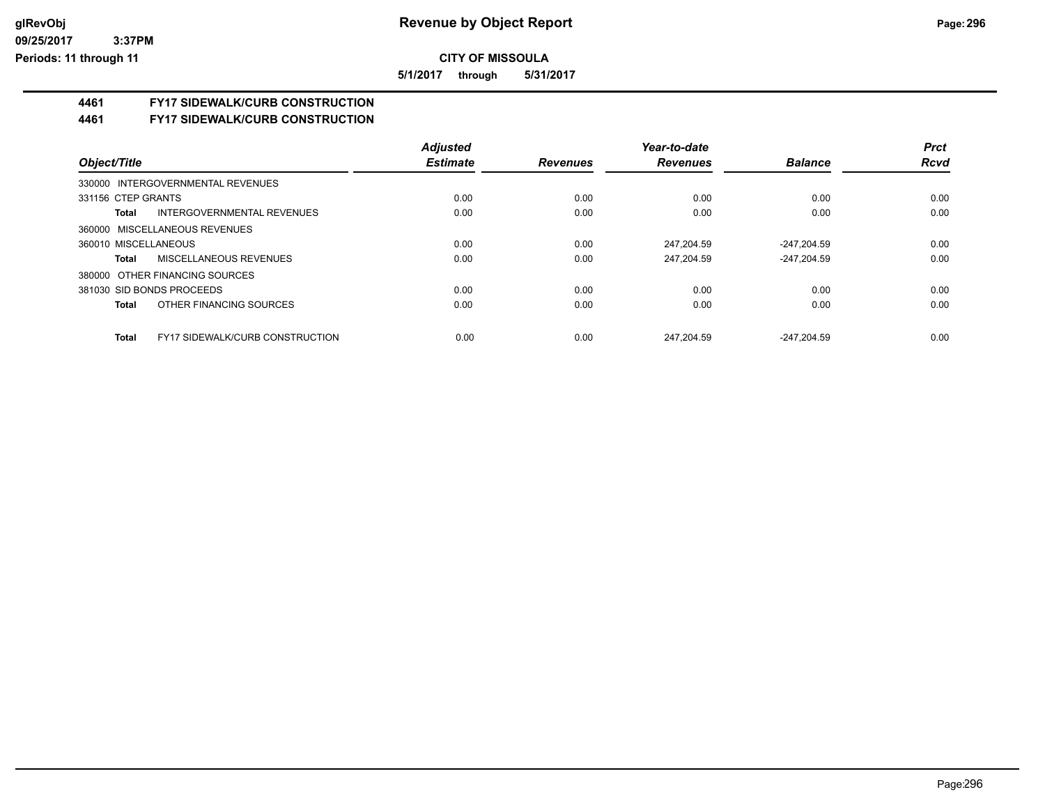**CITY OF MISSOULA**

**5/1/2017 through 5/31/2017**

## 4461 FY17 SIDEWALK/CURB CONSTRUCTION

## 4461 FY17 SIDEWALK/CURB CONSTRUCTION

| Object/Title | | Adjusted Estimate | Revenues | Year-to-date Revenues | Balance | Prct Rcvd |
|---|---|---|---|---|---|---|
| 330000 INTERGOVERNMENTAL REVENUES | | | | | | |
| 331156 CTEP GRANTS | | 0.00 | 0.00 | 0.00 | 0.00 | 0.00 |
| **Total** | INTERGOVERNMENTAL REVENUES | 0.00 | 0.00 | 0.00 | 0.00 | 0.00 |
| 360000 MISCELLANEOUS REVENUES | | | | | | |
| 360010 MISCELLANEOUS | | 0.00 | 0.00 | 247,204.59 | -247,204.59 | 0.00 |
| **Total** | MISCELLANEOUS REVENUES | 0.00 | 0.00 | 247,204.59 | -247,204.59 | 0.00 |
| 380000 OTHER FINANCING SOURCES | | | | | | |
| 381030 SID BONDS PROCEEDS | | 0.00 | 0.00 | 0.00 | 0.00 | 0.00 |
| **Total** | OTHER FINANCING SOURCES | 0.00 | 0.00 | 0.00 | 0.00 | 0.00 |
| **Total** | FY17 SIDEWALK/CURB CONSTRUCTION | 0.00 | 0.00 | 247,204.59 | -247,204.59 | 0.00 |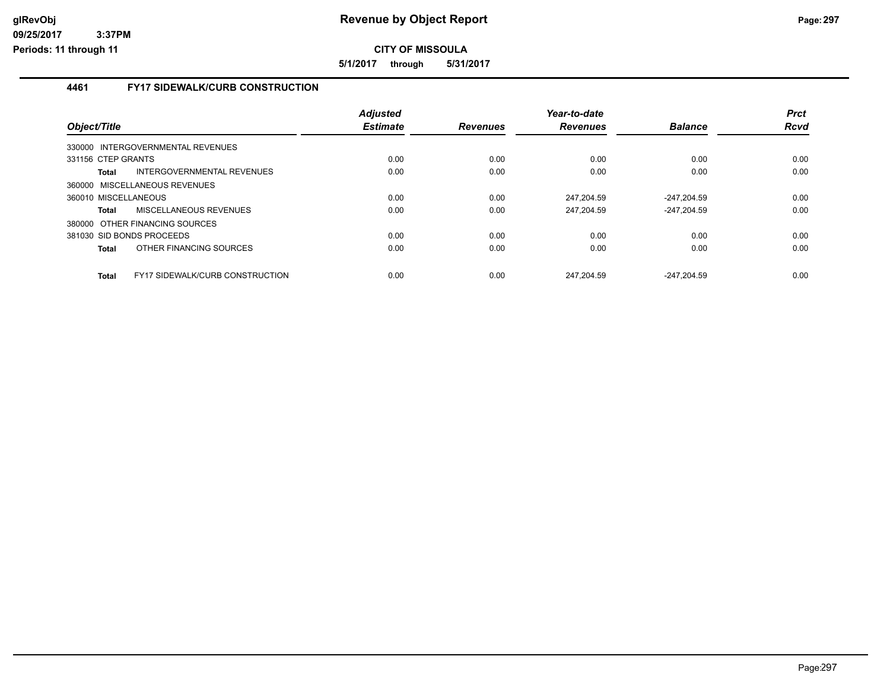**CITY OF MISSOULA**

**5/1/2017 through 5/31/2017**

## 4461 FY17 SIDEWALK/CURB CONSTRUCTION

| Object/Title | Adjusted Estimate | Revenues | Year-to-date Revenues | Balance | Prct Rcvd |
|---|---|---|---|---|---|
| 330000 INTERGOVERNMENTAL REVENUES | | | | | |
| 331156 CTEP GRANTS | 0.00 | 0.00 | 0.00 | 0.00 | 0.00 |
| **Total** INTERGOVERNMENTAL REVENUES | 0.00 | 0.00 | 0.00 | 0.00 | 0.00 |
| 360000 MISCELLANEOUS REVENUES | | | | | |
| 360010 MISCELLANEOUS | 0.00 | 0.00 | 247,204.59 | -247,204.59 | 0.00 |
| **Total** MISCELLANEOUS REVENUES | 0.00 | 0.00 | 247,204.59 | -247,204.59 | 0.00 |
| 380000 OTHER FINANCING SOURCES | | | | | |
| 381030 SID BONDS PROCEEDS | 0.00 | 0.00 | 0.00 | 0.00 | 0.00 |
| **Total** OTHER FINANCING SOURCES | 0.00 | 0.00 | 0.00 | 0.00 | 0.00 |
| **Total** FY17 SIDEWALK/CURB CONSTRUCTION | 0.00 | 0.00 | 247,204.59 | -247,204.59 | 0.00 |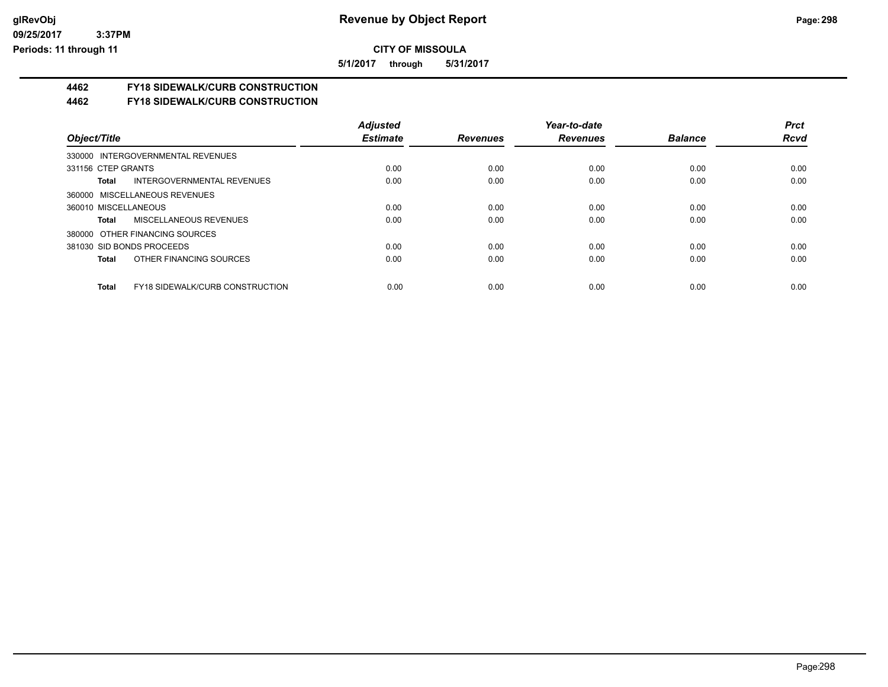# Revenue by Object Report

**CITY OF MISSOULA**

**5/1/2017 through 5/31/2017**

glRevObj
09/25/2017 3:37PM
Periods: 11 through 11

## 4462 FY18 SIDEWALK/CURB CONSTRUCTION

## 4462 FY18 SIDEWALK/CURB CONSTRUCTION

| Object/Title | Adjusted Estimate | Revenues | Year-to-date Revenues | Balance | Prct Rcvd |
|---|---|---|---|---|---|
| 330000 INTERGOVERNMENTAL REVENUES | | | | | |
| 331156 CTEP GRANTS | 0.00 | 0.00 | 0.00 | 0.00 | 0.00 |
| **Total** INTERGOVERNMENTAL REVENUES | 0.00 | 0.00 | 0.00 | 0.00 | 0.00 |
| 360000 MISCELLANEOUS REVENUES | | | | | |
| 360010 MISCELLANEOUS | 0.00 | 0.00 | 0.00 | 0.00 | 0.00 |
| **Total** MISCELLANEOUS REVENUES | 0.00 | 0.00 | 0.00 | 0.00 | 0.00 |
| 380000 OTHER FINANCING SOURCES | | | | | |
| 381030 SID BONDS PROCEEDS | 0.00 | 0.00 | 0.00 | 0.00 | 0.00 |
| **Total** OTHER FINANCING SOURCES | 0.00 | 0.00 | 0.00 | 0.00 | 0.00 |
| **Total** FY18 SIDEWALK/CURB CONSTRUCTION | 0.00 | 0.00 | 0.00 | 0.00 | 0.00 |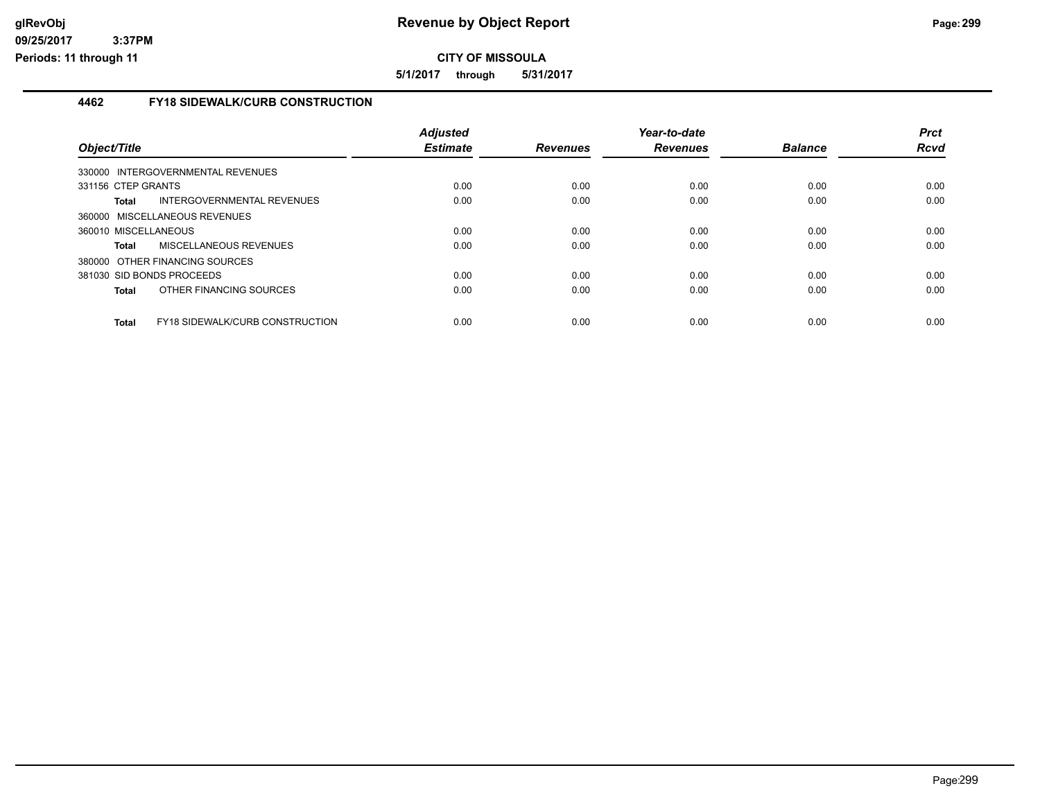**Revenue by Object Report**

**CITY OF MISSOULA**

**5/1/2017 through 5/31/2017**

glRevObj
09/25/2017 3:37PM
Periods: 11 through 11

## 4462 FY18 SIDEWALK/CURB CONSTRUCTION

| Object/Title | | Adjusted Estimate | Revenues | Year-to-date Revenues | Balance | Prct Rcvd |
|---|---|---|---|---|---|---|
| 330000 INTERGOVERNMENTAL REVENUES | | | | | | |
| 331156 CTEP GRANTS | | 0.00 | 0.00 | 0.00 | 0.00 | 0.00 |
| **Total** | INTERGOVERNMENTAL REVENUES | 0.00 | 0.00 | 0.00 | 0.00 | 0.00 |
| 360000 MISCELLANEOUS REVENUES | | | | | | |
| 360010 MISCELLANEOUS | | 0.00 | 0.00 | 0.00 | 0.00 | 0.00 |
| **Total** | MISCELLANEOUS REVENUES | 0.00 | 0.00 | 0.00 | 0.00 | 0.00 |
| 380000 OTHER FINANCING SOURCES | | | | | | |
| 381030 SID BONDS PROCEEDS | | 0.00 | 0.00 | 0.00 | 0.00 | 0.00 |
| **Total** | OTHER FINANCING SOURCES | 0.00 | 0.00 | 0.00 | 0.00 | 0.00 |
| **Total** | FY18 SIDEWALK/CURB CONSTRUCTION | 0.00 | 0.00 | 0.00 | 0.00 | 0.00 |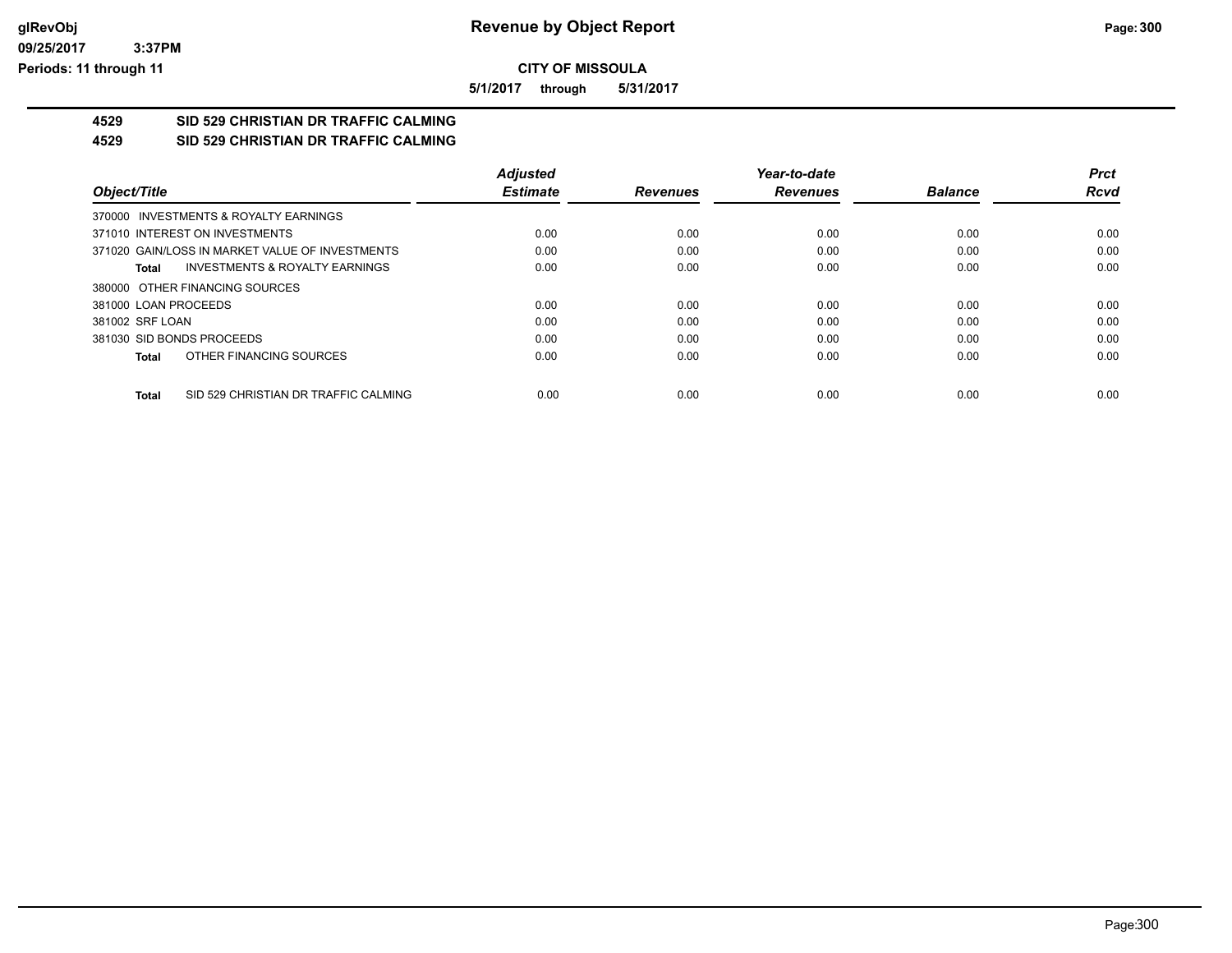**CITY OF MISSOULA**

**5/1/2017 through 5/31/2017**

**4529 SID 529 CHRISTIAN DR TRAFFIC CALMING**

**4529 SID 529 CHRISTIAN DR TRAFFIC CALMING**

| Object/Title | Adjusted Estimate | Revenues | Year-to-date Revenues | Balance | Prct Rcvd |
|---|---|---|---|---|---|
| 370000 INVESTMENTS & ROYALTY EARNINGS | | | | | |
| 371010 INTEREST ON INVESTMENTS | 0.00 | 0.00 | 0.00 | 0.00 | 0.00 |
| 371020 GAIN/LOSS IN MARKET VALUE OF INVESTMENTS | 0.00 | 0.00 | 0.00 | 0.00 | 0.00 |
| **Total** INVESTMENTS & ROYALTY EARNINGS | 0.00 | 0.00 | 0.00 | 0.00 | 0.00 |
| 380000 OTHER FINANCING SOURCES | | | | | |
| 381000 LOAN PROCEEDS | 0.00 | 0.00 | 0.00 | 0.00 | 0.00 |
| 381002 SRF LOAN | 0.00 | 0.00 | 0.00 | 0.00 | 0.00 |
| 381030 SID BONDS PROCEEDS | 0.00 | 0.00 | 0.00 | 0.00 | 0.00 |
| **Total** OTHER FINANCING SOURCES | 0.00 | 0.00 | 0.00 | 0.00 | 0.00 |
| **Total** SID 529 CHRISTIAN DR TRAFFIC CALMING | 0.00 | 0.00 | 0.00 | 0.00 | 0.00 |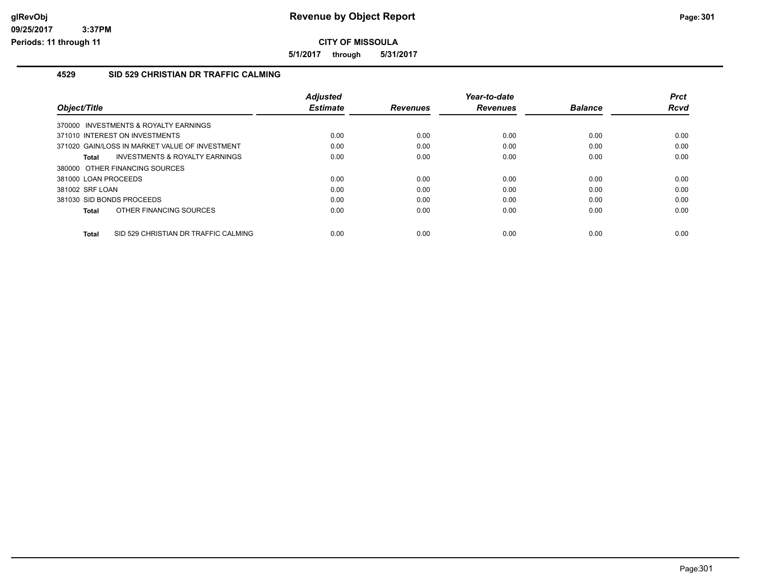**CITY OF MISSOULA**

**5/1/2017 through 5/31/2017**

## 4529 SID 529 CHRISTIAN DR TRAFFIC CALMING

| Object/Title | Adjusted Estimate | Revenues | Year-to-date Revenues | Balance | Prct Rcvd |
|---|---|---|---|---|---|
| 370000 INVESTMENTS & ROYALTY EARNINGS | | | | | |
| 371010 INTEREST ON INVESTMENTS | 0.00 | 0.00 | 0.00 | 0.00 | 0.00 |
| 371020 GAIN/LOSS IN MARKET VALUE OF INVESTMENT | 0.00 | 0.00 | 0.00 | 0.00 | 0.00 |
| **Total** INVESTMENTS & ROYALTY EARNINGS | 0.00 | 0.00 | 0.00 | 0.00 | 0.00 |
| 380000 OTHER FINANCING SOURCES | | | | | |
| 381000 LOAN PROCEEDS | 0.00 | 0.00 | 0.00 | 0.00 | 0.00 |
| 381002 SRF LOAN | 0.00 | 0.00 | 0.00 | 0.00 | 0.00 |
| 381030 SID BONDS PROCEEDS | 0.00 | 0.00 | 0.00 | 0.00 | 0.00 |
| **Total** OTHER FINANCING SOURCES | 0.00 | 0.00 | 0.00 | 0.00 | 0.00 |
| **Total** SID 529 CHRISTIAN DR TRAFFIC CALMING | 0.00 | 0.00 | 0.00 | 0.00 | 0.00 |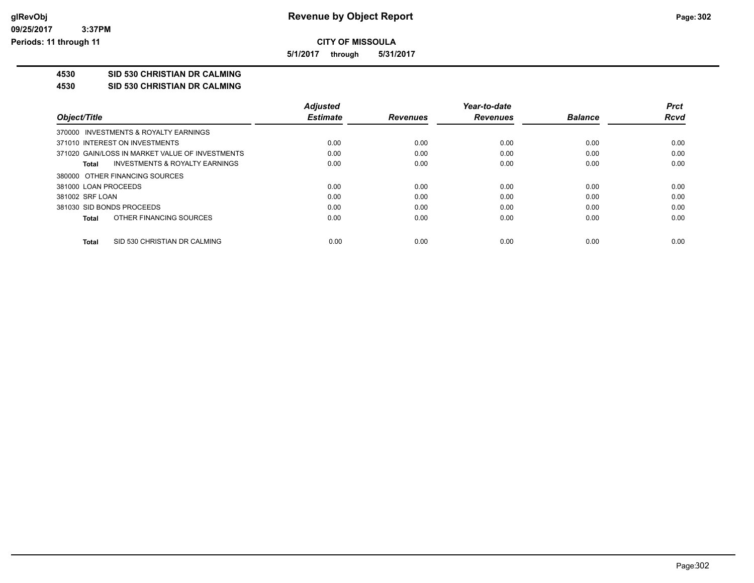**Revenue by Object Report**

**CITY OF MISSOULA**

**5/1/2017 through 5/31/2017**

glRevObj
09/25/2017 3:37PM
Periods: 11 through 11

**4530 SID 530 CHRISTIAN DR CALMING**

**4530 SID 530 CHRISTIAN DR CALMING**

| Object/Title | Adjusted Estimate | Revenues | Year-to-date Revenues | Balance | Prct Rcvd |
|---|---|---|---|---|---|
| 370000 INVESTMENTS & ROYALTY EARNINGS | | | | | |
| 371010 INTEREST ON INVESTMENTS | 0.00 | 0.00 | 0.00 | 0.00 | 0.00 |
| 371020 GAIN/LOSS IN MARKET VALUE OF INVESTMENTS | 0.00 | 0.00 | 0.00 | 0.00 | 0.00 |
| **Total** INVESTMENTS & ROYALTY EARNINGS | 0.00 | 0.00 | 0.00 | 0.00 | 0.00 |
| 380000 OTHER FINANCING SOURCES | | | | | |
| 381000 LOAN PROCEEDS | 0.00 | 0.00 | 0.00 | 0.00 | 0.00 |
| 381002 SRF LOAN | 0.00 | 0.00 | 0.00 | 0.00 | 0.00 |
| 381030 SID BONDS PROCEEDS | 0.00 | 0.00 | 0.00 | 0.00 | 0.00 |
| **Total** OTHER FINANCING SOURCES | 0.00 | 0.00 | 0.00 | 0.00 | 0.00 |
| **Total** SID 530 CHRISTIAN DR CALMING | 0.00 | 0.00 | 0.00 | 0.00 | 0.00 |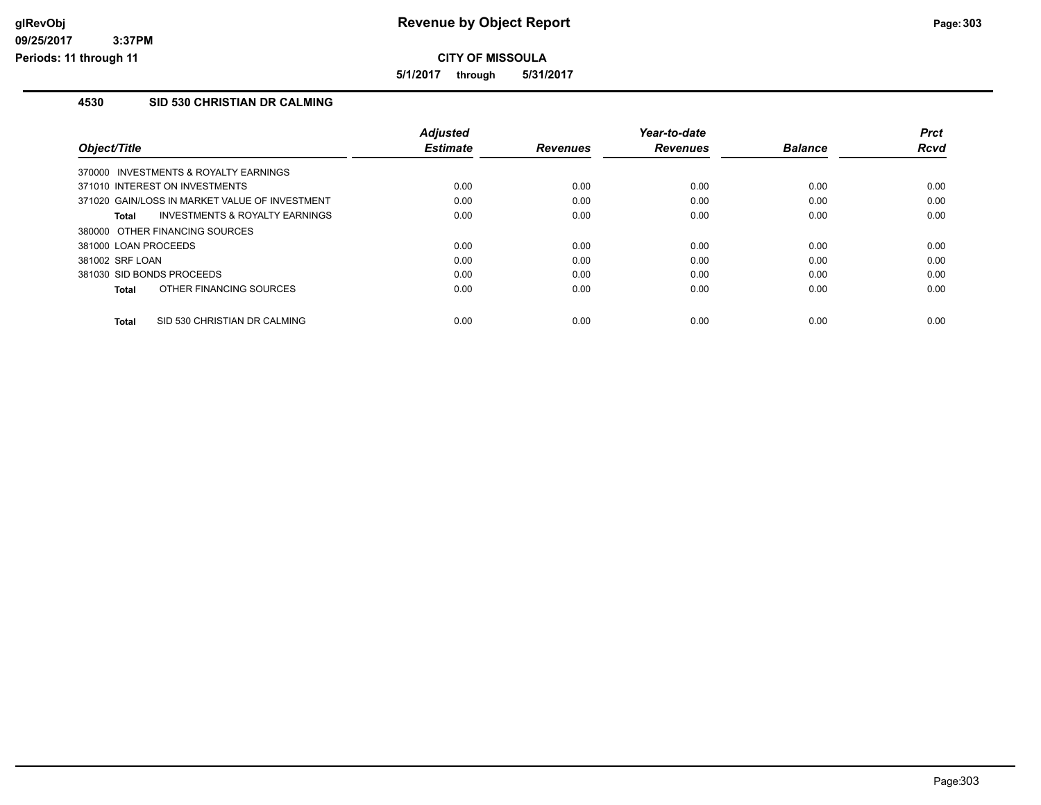# Revenue by Object Report

## CITY OF MISSOULA

**5/1/2017 through 5/31/2017**

### 4530 SID 530 CHRISTIAN DR CALMING

| Object/Title | Adjusted Estimate | Revenues | Year-to-date Revenues | Balance | Prct Rcvd |
|---|---|---|---|---|---|
| 370000 INVESTMENTS & ROYALTY EARNINGS | | | | | |
| 371010 INTEREST ON INVESTMENTS | 0.00 | 0.00 | 0.00 | 0.00 | 0.00 |
| 371020 GAIN/LOSS IN MARKET VALUE OF INVESTMENT | 0.00 | 0.00 | 0.00 | 0.00 | 0.00 |
| **Total** INVESTMENTS & ROYALTY EARNINGS | 0.00 | 0.00 | 0.00 | 0.00 | 0.00 |
| 380000 OTHER FINANCING SOURCES | | | | | |
| 381000 LOAN PROCEEDS | 0.00 | 0.00 | 0.00 | 0.00 | 0.00 |
| 381002 SRF LOAN | 0.00 | 0.00 | 0.00 | 0.00 | 0.00 |
| 381030 SID BONDS PROCEEDS | 0.00 | 0.00 | 0.00 | 0.00 | 0.00 |
| **Total** OTHER FINANCING SOURCES | 0.00 | 0.00 | 0.00 | 0.00 | 0.00 |
| **Total** SID 530 CHRISTIAN DR CALMING | 0.00 | 0.00 | 0.00 | 0.00 | 0.00 |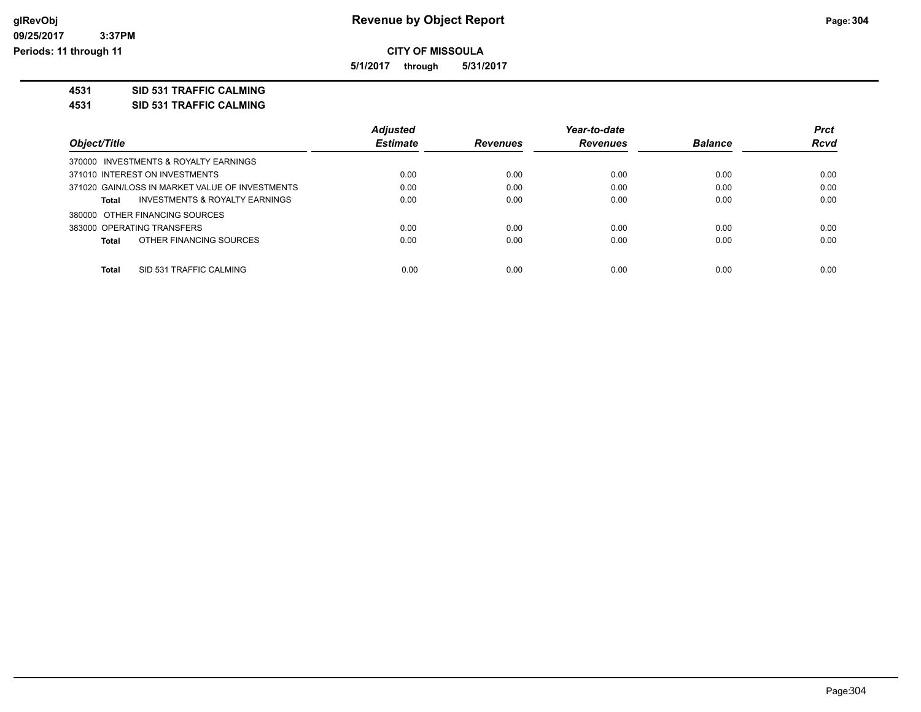**CITY OF MISSOULA**

**5/1/2017 through 5/31/2017**

**4531 SID 531 TRAFFIC CALMING**

**4531 SID 531 TRAFFIC CALMING**

| Object/Title | Adjusted Estimate | Revenues | Year-to-date Revenues | Balance | Prct Rcvd |
|---|---|---|---|---|---|
| 370000 INVESTMENTS & ROYALTY EARNINGS | | | | | |
| 371010 INTEREST ON INVESTMENTS | 0.00 | 0.00 | 0.00 | 0.00 | 0.00 |
| 371020 GAIN/LOSS IN MARKET VALUE OF INVESTMENTS | 0.00 | 0.00 | 0.00 | 0.00 | 0.00 |
| **Total** INVESTMENTS & ROYALTY EARNINGS | 0.00 | 0.00 | 0.00 | 0.00 | 0.00 |
| 380000 OTHER FINANCING SOURCES | | | | | |
| 383000 OPERATING TRANSFERS | 0.00 | 0.00 | 0.00 | 0.00 | 0.00 |
| **Total** OTHER FINANCING SOURCES | 0.00 | 0.00 | 0.00 | 0.00 | 0.00 |
| **Total** SID 531 TRAFFIC CALMING | 0.00 | 0.00 | 0.00 | 0.00 | 0.00 |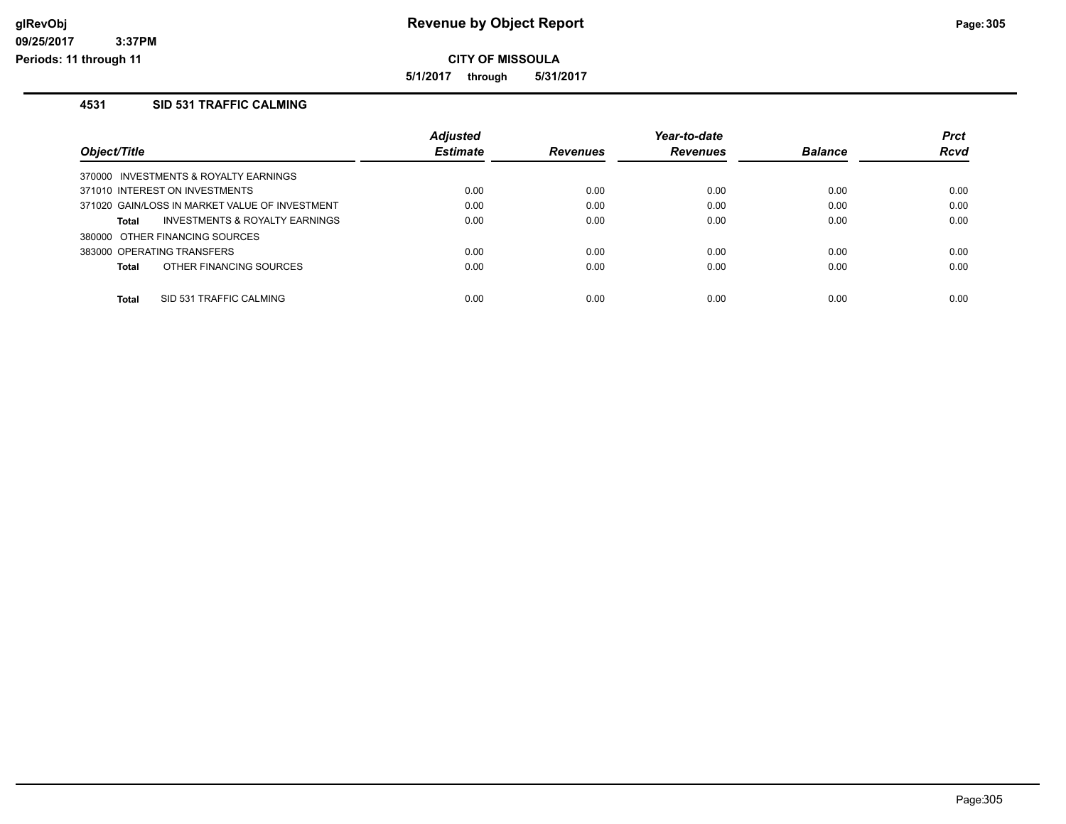**CITY OF MISSOULA**

**5/1/2017 through 5/31/2017**

## 4531 SID 531 TRAFFIC CALMING

| Object/Title | Adjusted Estimate | Revenues | Year-to-date Revenues | Balance | Prct Rcvd |
|---|---|---|---|---|---|
| 370000 INVESTMENTS & ROYALTY EARNINGS | | | | | |
| 371010 INTEREST ON INVESTMENTS | 0.00 | 0.00 | 0.00 | 0.00 | 0.00 |
| 371020 GAIN/LOSS IN MARKET VALUE OF INVESTMENT | 0.00 | 0.00 | 0.00 | 0.00 | 0.00 |
| **Total** INVESTMENTS & ROYALTY EARNINGS | 0.00 | 0.00 | 0.00 | 0.00 | 0.00 |
| 380000 OTHER FINANCING SOURCES | | | | | |
| 383000 OPERATING TRANSFERS | 0.00 | 0.00 | 0.00 | 0.00 | 0.00 |
| **Total** OTHER FINANCING SOURCES | 0.00 | 0.00 | 0.00 | 0.00 | 0.00 |
| **Total** SID 531 TRAFFIC CALMING | 0.00 | 0.00 | 0.00 | 0.00 | 0.00 |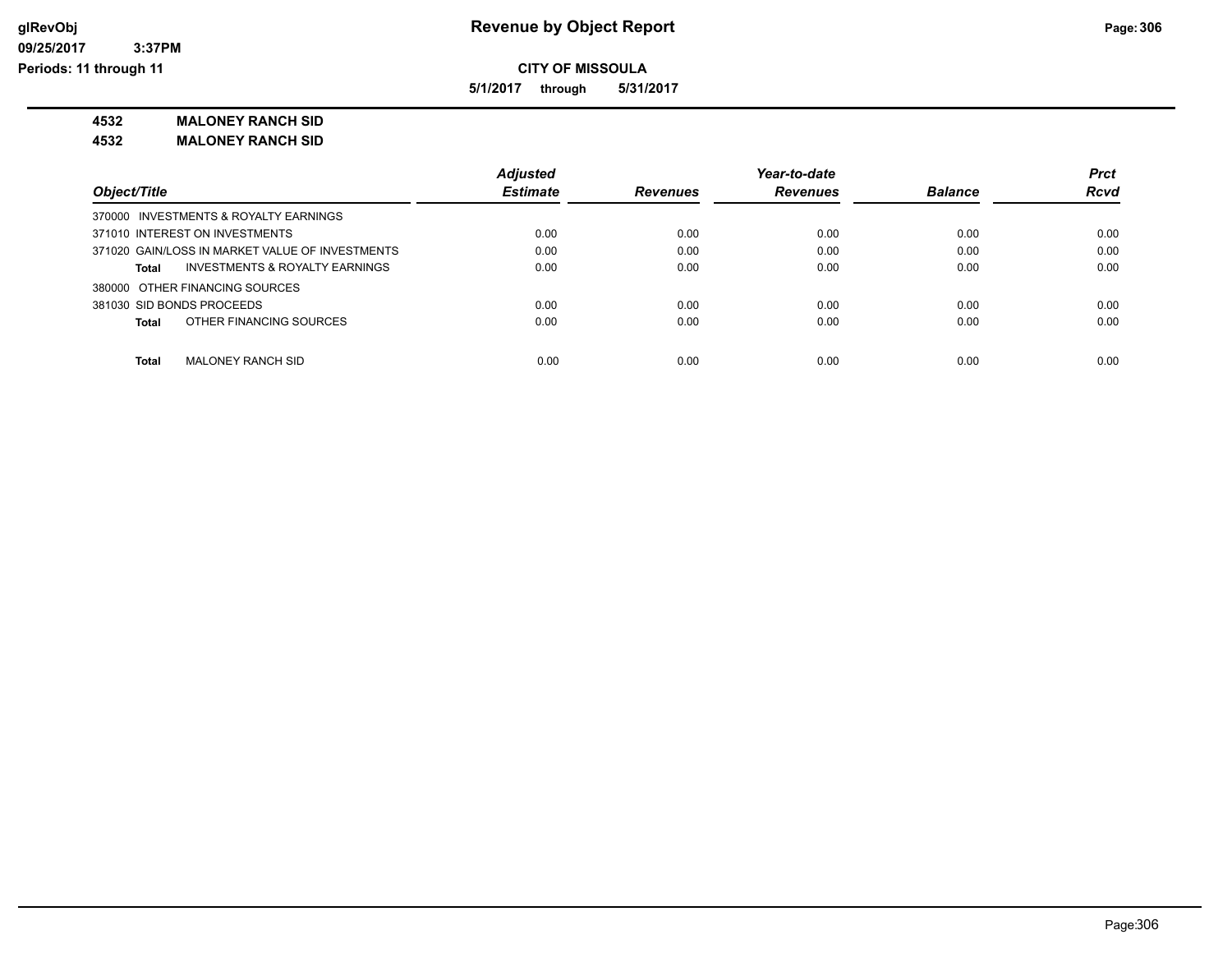**CITY OF MISSOULA**

**5/1/2017 through 5/31/2017**

**4532 MALONEY RANCH SID**

**4532 MALONEY RANCH SID**

| Object/Title | Adjusted Estimate | Revenues | Year-to-date Revenues | Balance | Prct Rcvd |
|---|---|---|---|---|---|
| 370000 INVESTMENTS & ROYALTY EARNINGS | | | | | |
| 371010 INTEREST ON INVESTMENTS | 0.00 | 0.00 | 0.00 | 0.00 | 0.00 |
| 371020 GAIN/LOSS IN MARKET VALUE OF INVESTMENTS | 0.00 | 0.00 | 0.00 | 0.00 | 0.00 |
| **Total** INVESTMENTS & ROYALTY EARNINGS | 0.00 | 0.00 | 0.00 | 0.00 | 0.00 |
| 380000 OTHER FINANCING SOURCES | | | | | |
| 381030 SID BONDS PROCEEDS | 0.00 | 0.00 | 0.00 | 0.00 | 0.00 |
| **Total** OTHER FINANCING SOURCES | 0.00 | 0.00 | 0.00 | 0.00 | 0.00 |
| **Total** MALONEY RANCH SID | 0.00 | 0.00 | 0.00 | 0.00 | 0.00 |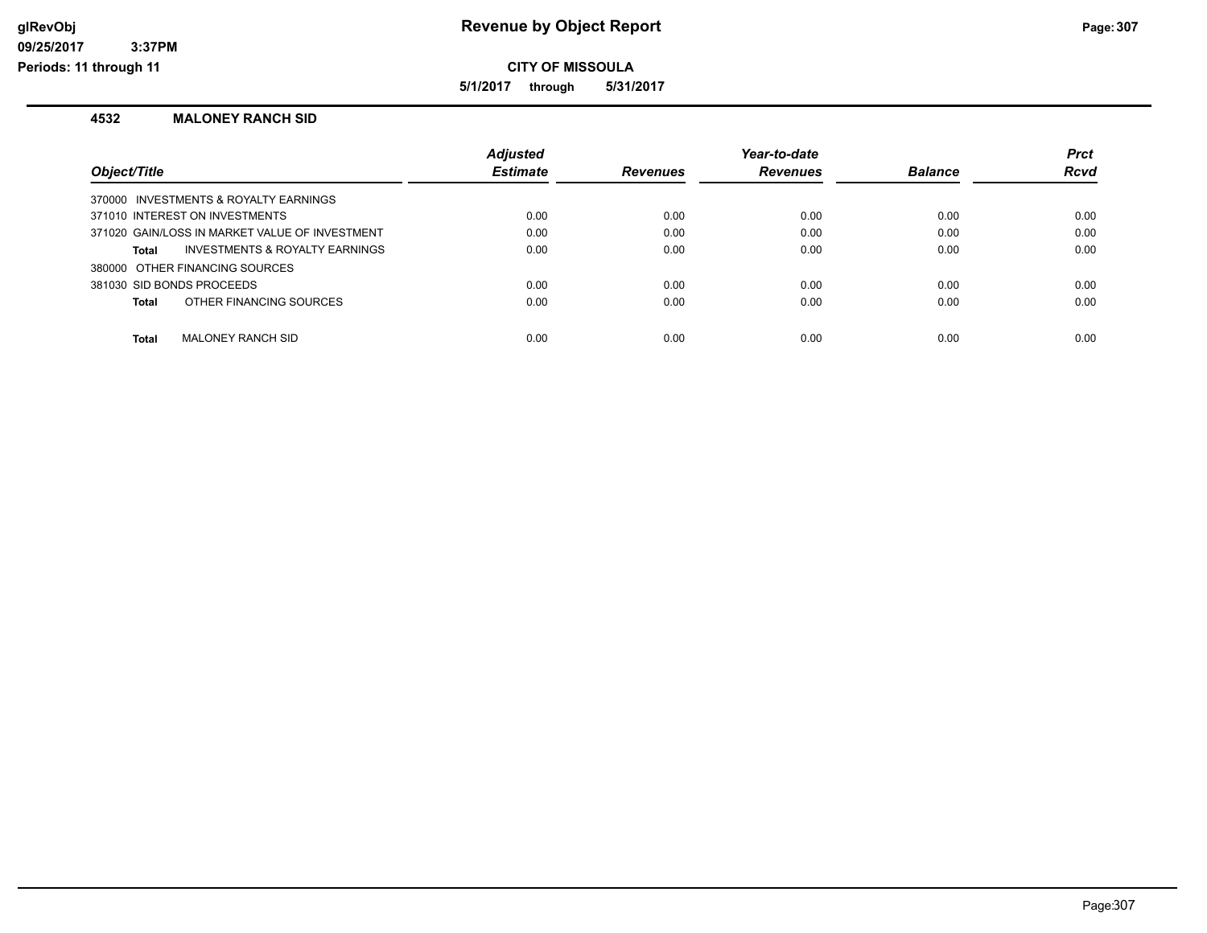**CITY OF MISSOULA**

**5/1/2017 through 5/31/2017**

## 4532 MALONEY RANCH SID

| Object/Title | Adjusted Estimate | Revenues | Year-to-date Revenues | Balance | Prct Rcvd |
|---|---|---|---|---|---|
| 370000 INVESTMENTS & ROYALTY EARNINGS | | | | | |
| 371010 INTEREST ON INVESTMENTS | 0.00 | 0.00 | 0.00 | 0.00 | 0.00 |
| 371020 GAIN/LOSS IN MARKET VALUE OF INVESTMENT | 0.00 | 0.00 | 0.00 | 0.00 | 0.00 |
| **Total** INVESTMENTS & ROYALTY EARNINGS | 0.00 | 0.00 | 0.00 | 0.00 | 0.00 |
| 380000 OTHER FINANCING SOURCES | | | | | |
| 381030 SID BONDS PROCEEDS | 0.00 | 0.00 | 0.00 | 0.00 | 0.00 |
| **Total** OTHER FINANCING SOURCES | 0.00 | 0.00 | 0.00 | 0.00 | 0.00 |
| **Total** MALONEY RANCH SID | 0.00 | 0.00 | 0.00 | 0.00 | 0.00 |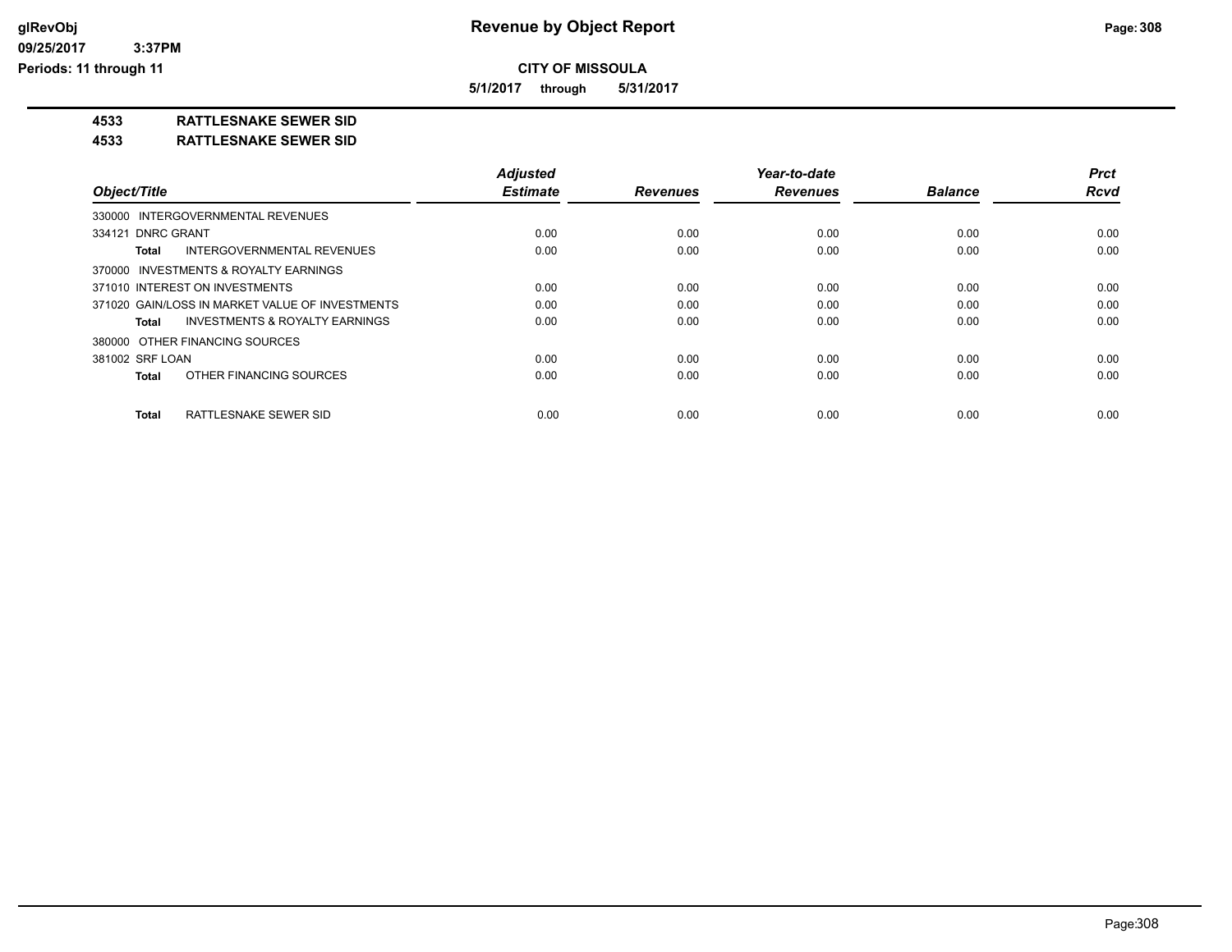# CITY OF MISSOULA

**5/1/2017 through 5/31/2017**

## 4533 RATTLESNAKE SEWER SID

## 4533 RATTLESNAKE SEWER SID

| Object/Title | Adjusted Estimate | Revenues | Year-to-date Revenues | Balance | Prct Rcvd |
|---|---|---|---|---|---|
| 330000 INTERGOVERNMENTAL REVENUES | | | | | |
| 334121 DNRC GRANT | 0.00 | 0.00 | 0.00 | 0.00 | 0.00 |
| **Total** INTERGOVERNMENTAL REVENUES | 0.00 | 0.00 | 0.00 | 0.00 | 0.00 |
| 370000 INVESTMENTS & ROYALTY EARNINGS | | | | | |
| 371010 INTEREST ON INVESTMENTS | 0.00 | 0.00 | 0.00 | 0.00 | 0.00 |
| 371020 GAIN/LOSS IN MARKET VALUE OF INVESTMENTS | 0.00 | 0.00 | 0.00 | 0.00 | 0.00 |
| **Total** INVESTMENTS & ROYALTY EARNINGS | 0.00 | 0.00 | 0.00 | 0.00 | 0.00 |
| 380000 OTHER FINANCING SOURCES | | | | | |
| 381002 SRF LOAN | 0.00 | 0.00 | 0.00 | 0.00 | 0.00 |
| **Total** OTHER FINANCING SOURCES | 0.00 | 0.00 | 0.00 | 0.00 | 0.00 |
| **Total** RATTLESNAKE SEWER SID | 0.00 | 0.00 | 0.00 | 0.00 | 0.00 |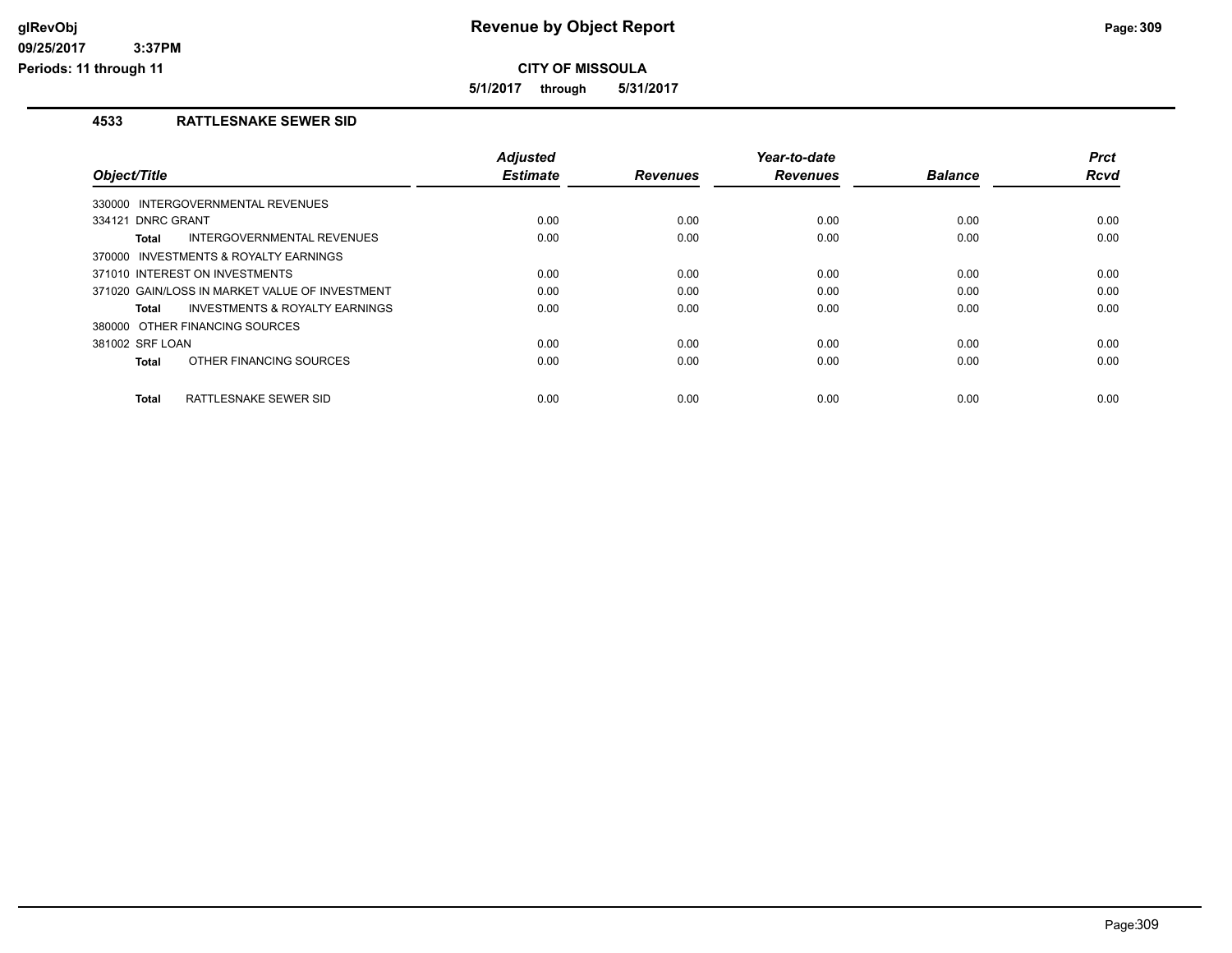# Revenue by Object Report

**CITY OF MISSOULA**

**5/1/2017 through 5/31/2017**

glRevObj
09/25/2017 3:37PM
Periods: 11 through 11

## 4533 RATTLESNAKE SEWER SID

| Object/Title | Adjusted Estimate | Revenues | Year-to-date Revenues | Balance | Prct Rcvd |
|---|---|---|---|---|---|
| 330000 INTERGOVERNMENTAL REVENUES | | | | | |
| 334121 DNRC GRANT | 0.00 | 0.00 | 0.00 | 0.00 | 0.00 |
| **Total** INTERGOVERNMENTAL REVENUES | 0.00 | 0.00 | 0.00 | 0.00 | 0.00 |
| 370000 INVESTMENTS & ROYALTY EARNINGS | | | | | |
| 371010 INTEREST ON INVESTMENTS | 0.00 | 0.00 | 0.00 | 0.00 | 0.00 |
| 371020 GAIN/LOSS IN MARKET VALUE OF INVESTMENT | 0.00 | 0.00 | 0.00 | 0.00 | 0.00 |
| **Total** INVESTMENTS & ROYALTY EARNINGS | 0.00 | 0.00 | 0.00 | 0.00 | 0.00 |
| 380000 OTHER FINANCING SOURCES | | | | | |
| 381002 SRF LOAN | 0.00 | 0.00 | 0.00 | 0.00 | 0.00 |
| **Total** OTHER FINANCING SOURCES | 0.00 | 0.00 | 0.00 | 0.00 | 0.00 |
| **Total** RATTLESNAKE SEWER SID | 0.00 | 0.00 | 0.00 | 0.00 | 0.00 |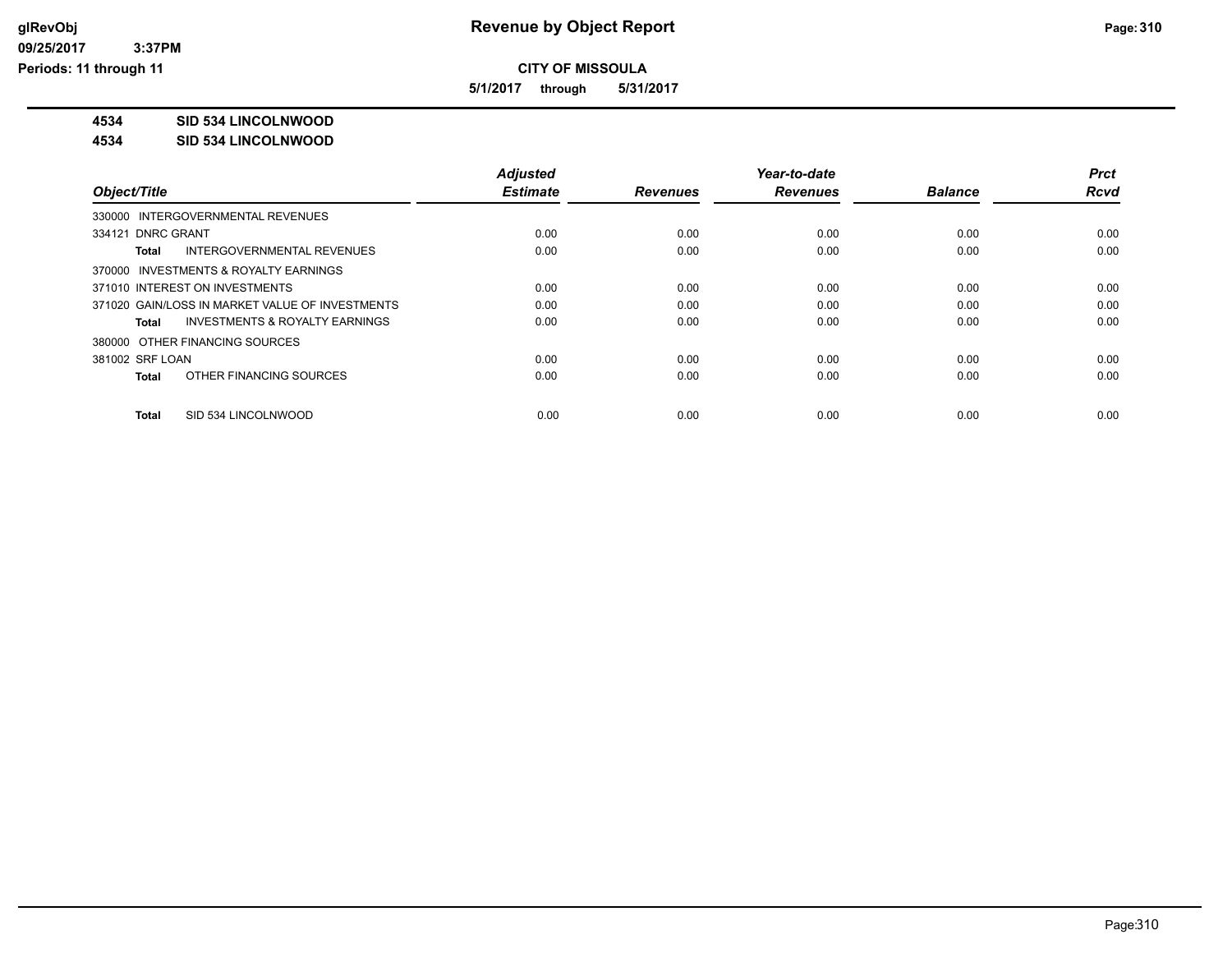**Revenue by Object Report**

**CITY OF MISSOULA**

**5/1/2017 through 5/31/2017**

glRevObj
09/25/2017 3:37PM
Periods: 11 through 11

**4534 SID 534 LINCOLNWOOD**

**4534 SID 534 LINCOLNWOOD**

| Object/Title | Adjusted Estimate | Revenues | Year-to-date Revenues | Balance | Prct Rcvd |
|---|---|---|---|---|---|
| 330000 INTERGOVERNMENTAL REVENUES | | | | | |
| 334121 DNRC GRANT | 0.00 | 0.00 | 0.00 | 0.00 | 0.00 |
| **Total** INTERGOVERNMENTAL REVENUES | 0.00 | 0.00 | 0.00 | 0.00 | 0.00 |
| 370000 INVESTMENTS & ROYALTY EARNINGS | | | | | |
| 371010 INTEREST ON INVESTMENTS | 0.00 | 0.00 | 0.00 | 0.00 | 0.00 |
| 371020 GAIN/LOSS IN MARKET VALUE OF INVESTMENTS | 0.00 | 0.00 | 0.00 | 0.00 | 0.00 |
| **Total** INVESTMENTS & ROYALTY EARNINGS | 0.00 | 0.00 | 0.00 | 0.00 | 0.00 |
| 380000 OTHER FINANCING SOURCES | | | | | |
| 381002 SRF LOAN | 0.00 | 0.00 | 0.00 | 0.00 | 0.00 |
| **Total** OTHER FINANCING SOURCES | 0.00 | 0.00 | 0.00 | 0.00 | 0.00 |
| **Total** SID 534 LINCOLNWOOD | 0.00 | 0.00 | 0.00 | 0.00 | 0.00 |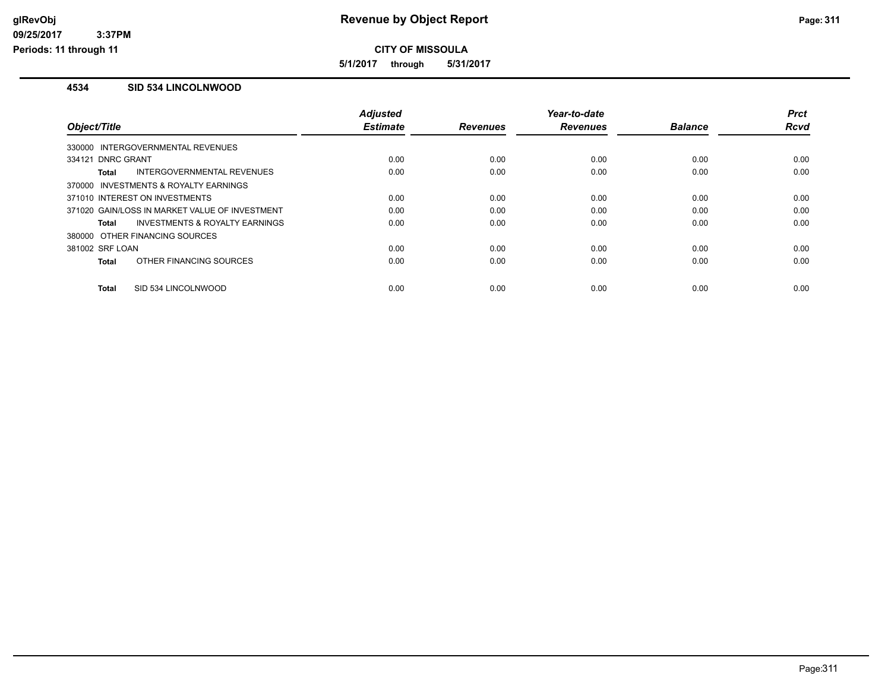# Revenue by Object Report

**CITY OF MISSOULA**

**5/1/2017 through 5/31/2017**

glRevObj
09/25/2017 3:37PM
Periods: 11 through 11

### 4534 SID 534 LINCOLNWOOD

| Object/Title | Adjusted Estimate | Revenues | Year-to-date Revenues | Balance | Prct Rcvd |
|---|---|---|---|---|---|
| 330000 INTERGOVERNMENTAL REVENUES | | | | | |
| 334121 DNRC GRANT | 0.00 | 0.00 | 0.00 | 0.00 | 0.00 |
| **Total** INTERGOVERNMENTAL REVENUES | 0.00 | 0.00 | 0.00 | 0.00 | 0.00 |
| 370000 INVESTMENTS & ROYALTY EARNINGS | | | | | |
| 371010 INTEREST ON INVESTMENTS | 0.00 | 0.00 | 0.00 | 0.00 | 0.00 |
| 371020 GAIN/LOSS IN MARKET VALUE OF INVESTMENT | 0.00 | 0.00 | 0.00 | 0.00 | 0.00 |
| **Total** INVESTMENTS & ROYALTY EARNINGS | 0.00 | 0.00 | 0.00 | 0.00 | 0.00 |
| 380000 OTHER FINANCING SOURCES | | | | | |
| 381002 SRF LOAN | 0.00 | 0.00 | 0.00 | 0.00 | 0.00 |
| **Total** OTHER FINANCING SOURCES | 0.00 | 0.00 | 0.00 | 0.00 | 0.00 |
| **Total** SID 534 LINCOLNWOOD | 0.00 | 0.00 | 0.00 | 0.00 | 0.00 |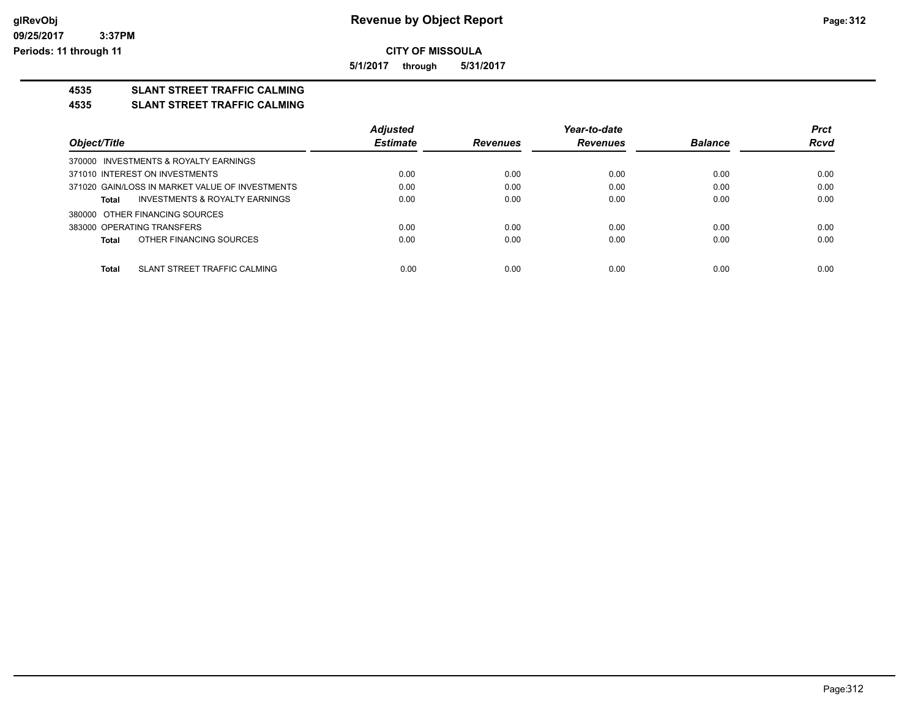**CITY OF MISSOULA**

**5/1/2017 through 5/31/2017**

## 4535 SLANT STREET TRAFFIC CALMING

## 4535 SLANT STREET TRAFFIC CALMING

| Object/Title | Adjusted Estimate | Revenues | Year-to-date Revenues | Balance | Prct Rcvd |
|---|---|---|---|---|---|
| 370000 INVESTMENTS & ROYALTY EARNINGS | | | | | |
| 371010 INTEREST ON INVESTMENTS | 0.00 | 0.00 | 0.00 | 0.00 | 0.00 |
| 371020 GAIN/LOSS IN MARKET VALUE OF INVESTMENTS | 0.00 | 0.00 | 0.00 | 0.00 | 0.00 |
| **Total** INVESTMENTS & ROYALTY EARNINGS | 0.00 | 0.00 | 0.00 | 0.00 | 0.00 |
| 380000 OTHER FINANCING SOURCES | | | | | |
| 383000 OPERATING TRANSFERS | 0.00 | 0.00 | 0.00 | 0.00 | 0.00 |
| **Total** OTHER FINANCING SOURCES | 0.00 | 0.00 | 0.00 | 0.00 | 0.00 |
| **Total** SLANT STREET TRAFFIC CALMING | 0.00 | 0.00 | 0.00 | 0.00 | 0.00 |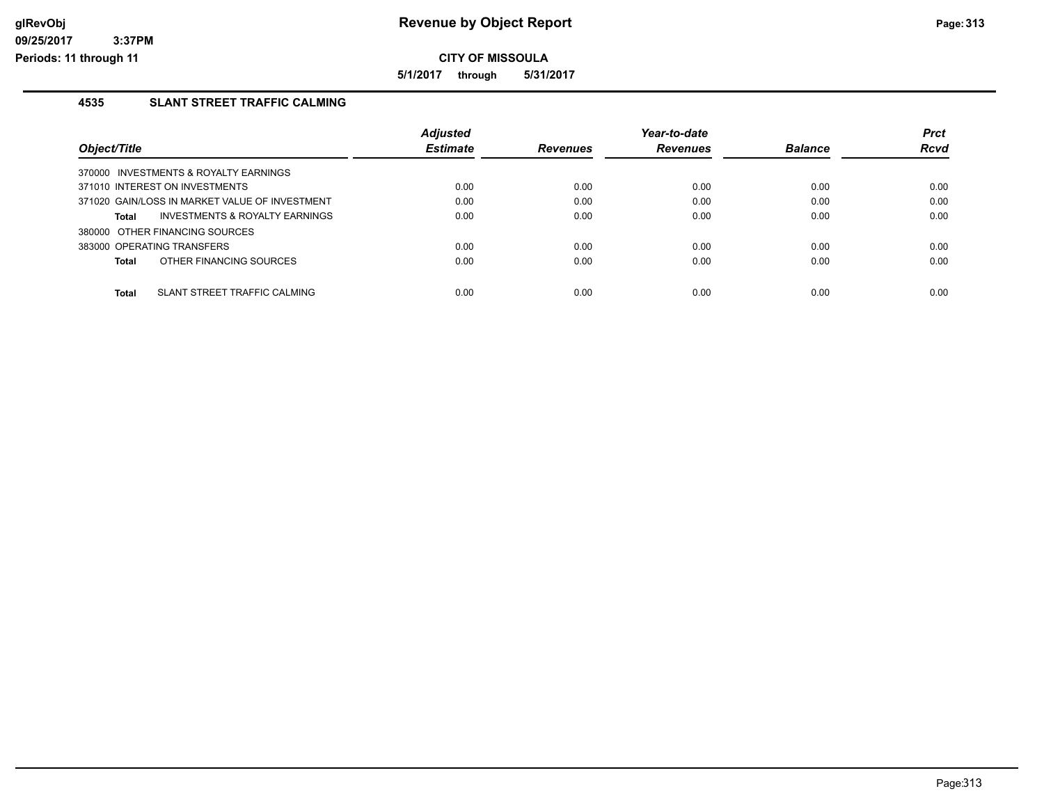**Revenue by Object Report**

**CITY OF MISSOULA**

**5/1/2017 through 5/31/2017**

## 4535 SLANT STREET TRAFFIC CALMING

| Object/Title | Adjusted Estimate | Revenues | Year-to-date Revenues | Balance | Prct Rcvd |
|---|---|---|---|---|---|
| 370000 INVESTMENTS & ROYALTY EARNINGS | | | | | |
| 371010 INTEREST ON INVESTMENTS | 0.00 | 0.00 | 0.00 | 0.00 | 0.00 |
| 371020 GAIN/LOSS IN MARKET VALUE OF INVESTMENT | 0.00 | 0.00 | 0.00 | 0.00 | 0.00 |
| **Total** INVESTMENTS & ROYALTY EARNINGS | 0.00 | 0.00 | 0.00 | 0.00 | 0.00 |
| 380000 OTHER FINANCING SOURCES | | | | | |
| 383000 OPERATING TRANSFERS | 0.00 | 0.00 | 0.00 | 0.00 | 0.00 |
| **Total** OTHER FINANCING SOURCES | 0.00 | 0.00 | 0.00 | 0.00 | 0.00 |
| **Total** SLANT STREET TRAFFIC CALMING | 0.00 | 0.00 | 0.00 | 0.00 | 0.00 |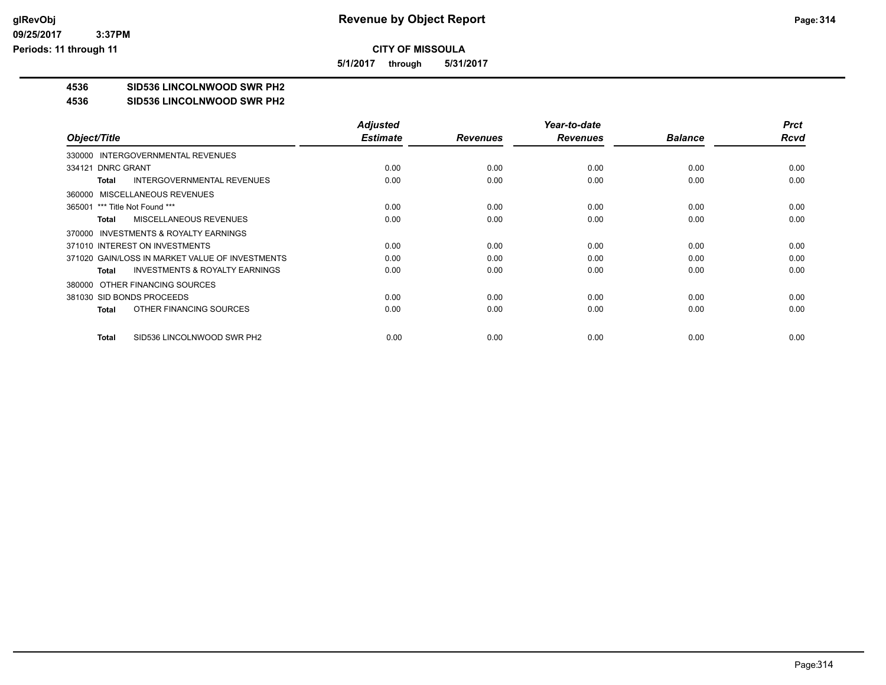# Revenue by Object Report

**CITY OF MISSOULA**

**5/1/2017 through 5/31/2017**

glRevObj
09/25/2017 3:37PM
Periods: 11 through 11

**4536 SID536 LINCOLNWOOD SWR PH2**

**4536 SID536 LINCOLNWOOD SWR PH2**

| Object/Title | Adjusted Estimate | Revenues | Year-to-date Revenues | Balance | Prct Rcvd |
|---|---|---|---|---|---|
| 330000 INTERGOVERNMENTAL REVENUES | | | | | |
| 334121 DNRC GRANT | 0.00 | 0.00 | 0.00 | 0.00 | 0.00 |
| **Total** INTERGOVERNMENTAL REVENUES | 0.00 | 0.00 | 0.00 | 0.00 | 0.00 |
| 360000 MISCELLANEOUS REVENUES | | | | | |
| 365001 *** Title Not Found *** | 0.00 | 0.00 | 0.00 | 0.00 | 0.00 |
| **Total** MISCELLANEOUS REVENUES | 0.00 | 0.00 | 0.00 | 0.00 | 0.00 |
| 370000 INVESTMENTS & ROYALTY EARNINGS | | | | | |
| 371010 INTEREST ON INVESTMENTS | 0.00 | 0.00 | 0.00 | 0.00 | 0.00 |
| 371020 GAIN/LOSS IN MARKET VALUE OF INVESTMENTS | 0.00 | 0.00 | 0.00 | 0.00 | 0.00 |
| **Total** INVESTMENTS & ROYALTY EARNINGS | 0.00 | 0.00 | 0.00 | 0.00 | 0.00 |
| 380000 OTHER FINANCING SOURCES | | | | | |
| 381030 SID BONDS PROCEEDS | 0.00 | 0.00 | 0.00 | 0.00 | 0.00 |
| **Total** OTHER FINANCING SOURCES | 0.00 | 0.00 | 0.00 | 0.00 | 0.00 |
| **Total** SID536 LINCOLNWOOD SWR PH2 | 0.00 | 0.00 | 0.00 | 0.00 | 0.00 |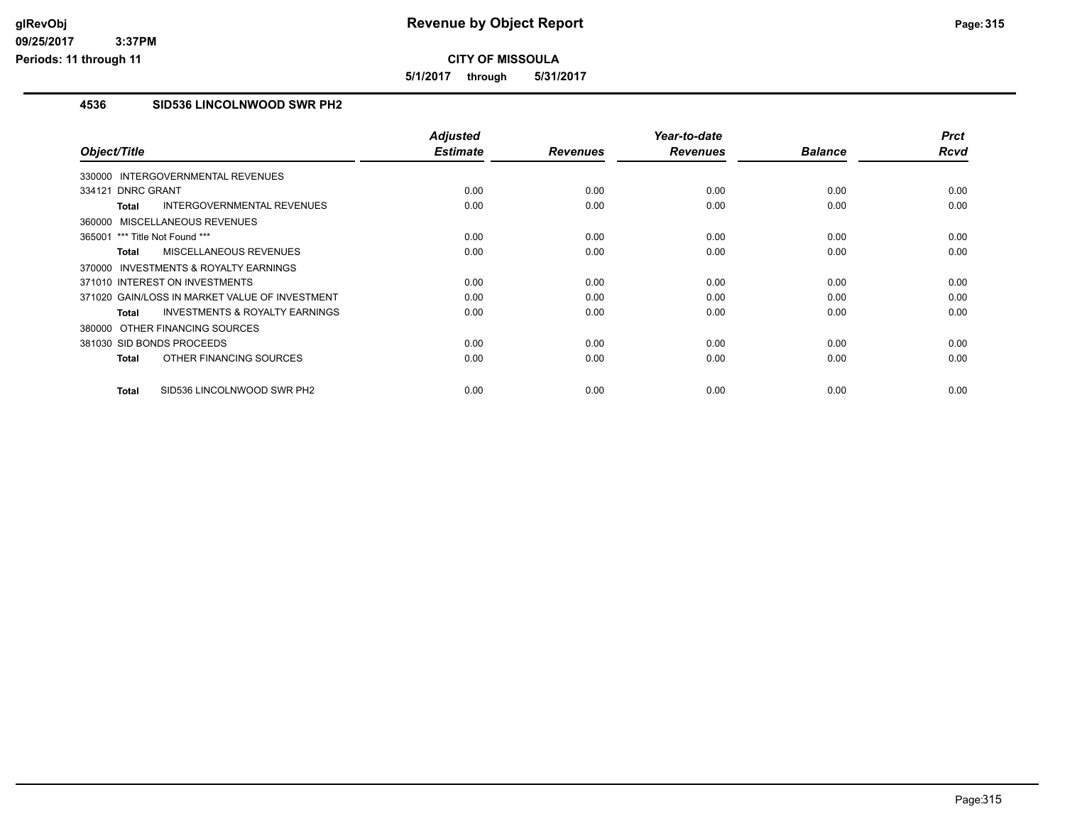# Revenue by Object Report

**CITY OF MISSOULA**

**5/1/2017 through 5/31/2017**

glRevObj
09/25/2017 3:37PM
Periods: 11 through 11

## 4536 SID536 LINCOLNWOOD SWR PH2

| Object/Title | Adjusted Estimate | Revenues | Year-to-date Revenues | Balance | Prct Rcvd |
|---|---|---|---|---|---|
| 330000 INTERGOVERNMENTAL REVENUES | | | | | |
| 334121 DNRC GRANT | 0.00 | 0.00 | 0.00 | 0.00 | 0.00 |
| **Total** INTERGOVERNMENTAL REVENUES | 0.00 | 0.00 | 0.00 | 0.00 | 0.00 |
| 360000 MISCELLANEOUS REVENUES | | | | | |
| 365001 *** Title Not Found *** | 0.00 | 0.00 | 0.00 | 0.00 | 0.00 |
| **Total** MISCELLANEOUS REVENUES | 0.00 | 0.00 | 0.00 | 0.00 | 0.00 |
| 370000 INVESTMENTS & ROYALTY EARNINGS | | | | | |
| 371010 INTEREST ON INVESTMENTS | 0.00 | 0.00 | 0.00 | 0.00 | 0.00 |
| 371020 GAIN/LOSS IN MARKET VALUE OF INVESTMENT | 0.00 | 0.00 | 0.00 | 0.00 | 0.00 |
| **Total** INVESTMENTS & ROYALTY EARNINGS | 0.00 | 0.00 | 0.00 | 0.00 | 0.00 |
| 380000 OTHER FINANCING SOURCES | | | | | |
| 381030 SID BONDS PROCEEDS | 0.00 | 0.00 | 0.00 | 0.00 | 0.00 |
| **Total** OTHER FINANCING SOURCES | 0.00 | 0.00 | 0.00 | 0.00 | 0.00 |
| **Total** SID536 LINCOLNWOOD SWR PH2 | 0.00 | 0.00 | 0.00 | 0.00 | 0.00 |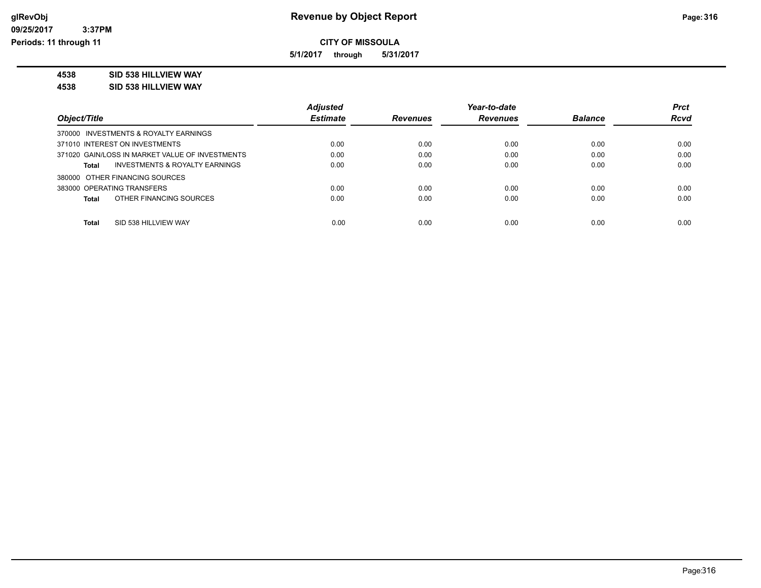**CITY OF MISSOULA**

**5/1/2017 through 5/31/2017**

**4538 SID 538 HILLVIEW WAY**

**4538 SID 538 HILLVIEW WAY**

| Object/Title | Adjusted Estimate | Revenues | Year-to-date Revenues | Balance | Prct Rcvd |
|---|---|---|---|---|---|
| 370000 INVESTMENTS & ROYALTY EARNINGS | | | | | |
| 371010 INTEREST ON INVESTMENTS | 0.00 | 0.00 | 0.00 | 0.00 | 0.00 |
| 371020 GAIN/LOSS IN MARKET VALUE OF INVESTMENTS | 0.00 | 0.00 | 0.00 | 0.00 | 0.00 |
| **Total** INVESTMENTS & ROYALTY EARNINGS | 0.00 | 0.00 | 0.00 | 0.00 | 0.00 |
| 380000 OTHER FINANCING SOURCES | | | | | |
| 383000 OPERATING TRANSFERS | 0.00 | 0.00 | 0.00 | 0.00 | 0.00 |
| **Total** OTHER FINANCING SOURCES | 0.00 | 0.00 | 0.00 | 0.00 | 0.00 |
| **Total** SID 538 HILLVIEW WAY | 0.00 | 0.00 | 0.00 | 0.00 | 0.00 |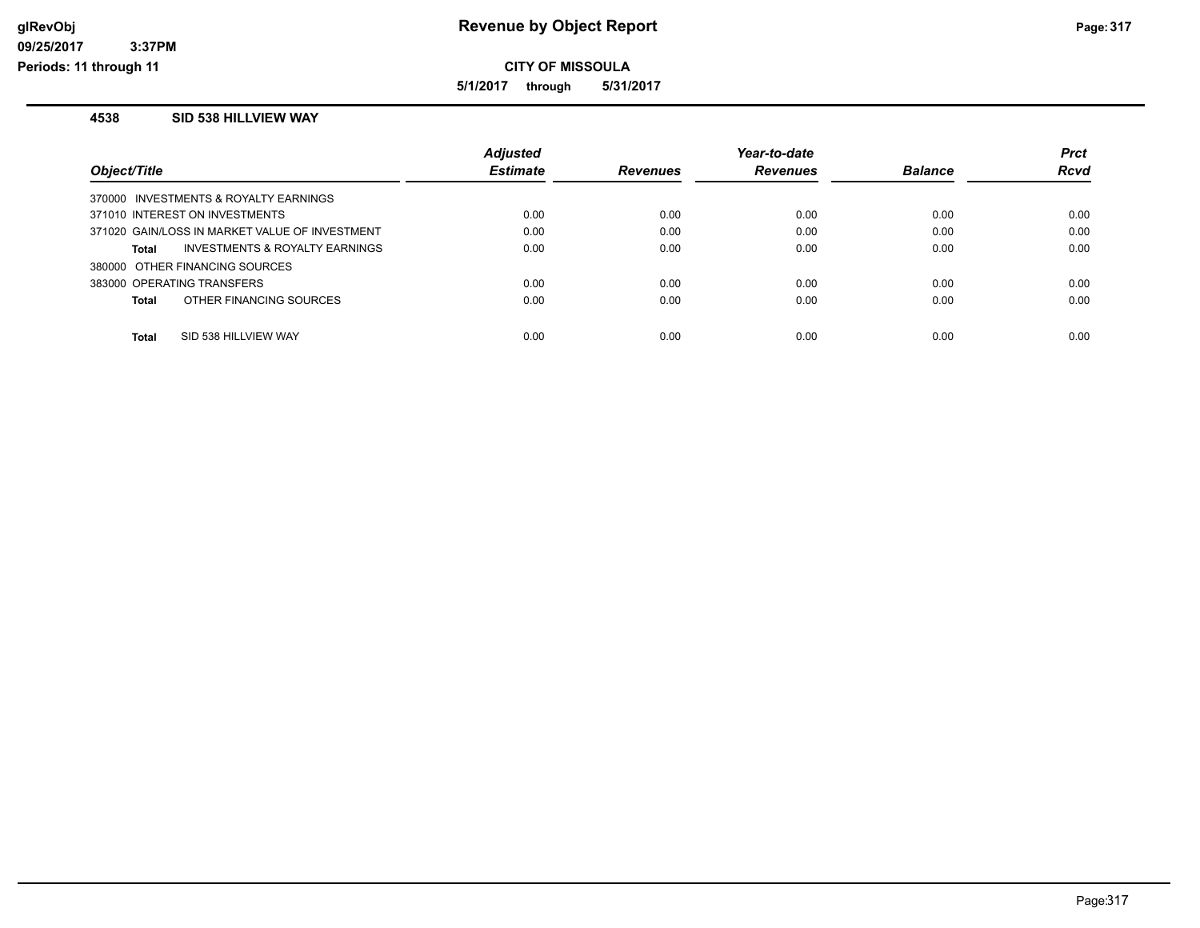# Revenue by Object Report

**CITY OF MISSOULA**

**5/1/2017 through 5/31/2017**

glRevObj
09/25/2017 3:37PM
Periods: 11 through 11

## 4538 SID 538 HILLVIEW WAY

| Object/Title | Adjusted Estimate | Revenues | Year-to-date Revenues | Balance | Prct Rcvd |
|---|---|---|---|---|---|
| 370000 INVESTMENTS & ROYALTY EARNINGS | | | | | |
| 371010 INTEREST ON INVESTMENTS | 0.00 | 0.00 | 0.00 | 0.00 | 0.00 |
| 371020 GAIN/LOSS IN MARKET VALUE OF INVESTMENT | 0.00 | 0.00 | 0.00 | 0.00 | 0.00 |
| **Total** INVESTMENTS & ROYALTY EARNINGS | 0.00 | 0.00 | 0.00 | 0.00 | 0.00 |
| 380000 OTHER FINANCING SOURCES | | | | | |
| 383000 OPERATING TRANSFERS | 0.00 | 0.00 | 0.00 | 0.00 | 0.00 |
| **Total** OTHER FINANCING SOURCES | 0.00 | 0.00 | 0.00 | 0.00 | 0.00 |
| **Total** SID 538 HILLVIEW WAY | 0.00 | 0.00 | 0.00 | 0.00 | 0.00 |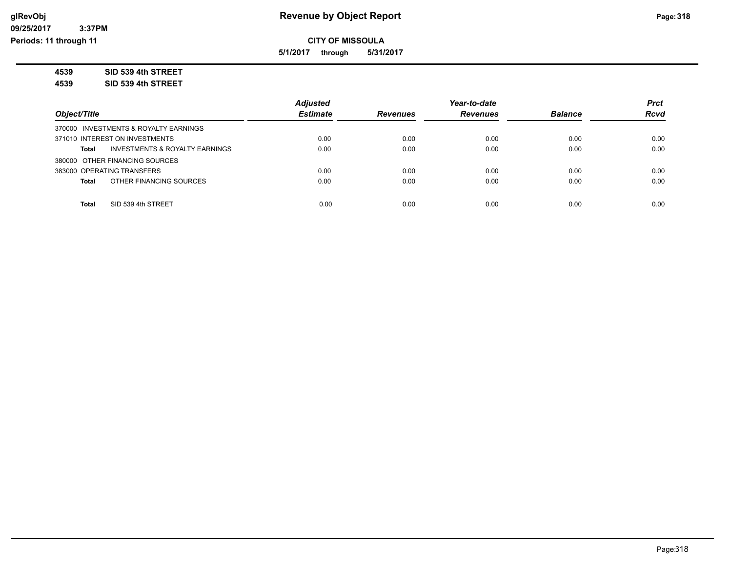**Revenue by Object Report**

**CITY OF MISSOULA**

**5/1/2017 through 5/31/2017**

**4539 SID 539 4th STREET**

**4539 SID 539 4th STREET**

| Object/Title | Adjusted Estimate | Revenues | Year-to-date Revenues | Balance | Prct Rcvd |
|---|---|---|---|---|---|
| 370000 INVESTMENTS & ROYALTY EARNINGS | | | | | |
| 371010 INTEREST ON INVESTMENTS | 0.00 | 0.00 | 0.00 | 0.00 | 0.00 |
| **Total** INVESTMENTS & ROYALTY EARNINGS | 0.00 | 0.00 | 0.00 | 0.00 | 0.00 |
| 380000 OTHER FINANCING SOURCES | | | | | |
| 383000 OPERATING TRANSFERS | 0.00 | 0.00 | 0.00 | 0.00 | 0.00 |
| **Total** OTHER FINANCING SOURCES | 0.00 | 0.00 | 0.00 | 0.00 | 0.00 |
| **Total** SID 539 4th STREET | 0.00 | 0.00 | 0.00 | 0.00 | 0.00 |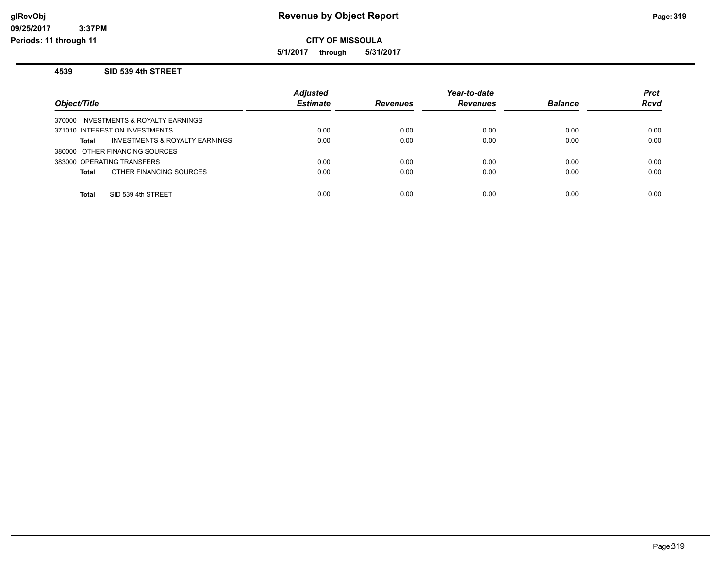# Revenue by Object Report

glRevObj
09/25/2017 3:37PM
Periods: 11 through 11

**CITY OF MISSOULA**

**5/1/2017 through 5/31/2017**

## 4539 SID 539 4th STREET

| Object/Title | Adjusted Estimate | Revenues | Year-to-date Revenues | Balance | Prct Rcvd |
|---|---|---|---|---|---|
| 370000 INVESTMENTS & ROYALTY EARNINGS | | | | | |
| 371010 INTEREST ON INVESTMENTS | 0.00 | 0.00 | 0.00 | 0.00 | 0.00 |
| **Total** INVESTMENTS & ROYALTY EARNINGS | 0.00 | 0.00 | 0.00 | 0.00 | 0.00 |
| 380000 OTHER FINANCING SOURCES | | | | | |
| 383000 OPERATING TRANSFERS | 0.00 | 0.00 | 0.00 | 0.00 | 0.00 |
| **Total** OTHER FINANCING SOURCES | 0.00 | 0.00 | 0.00 | 0.00 | 0.00 |
| **Total** SID 539 4th STREET | 0.00 | 0.00 | 0.00 | 0.00 | 0.00 |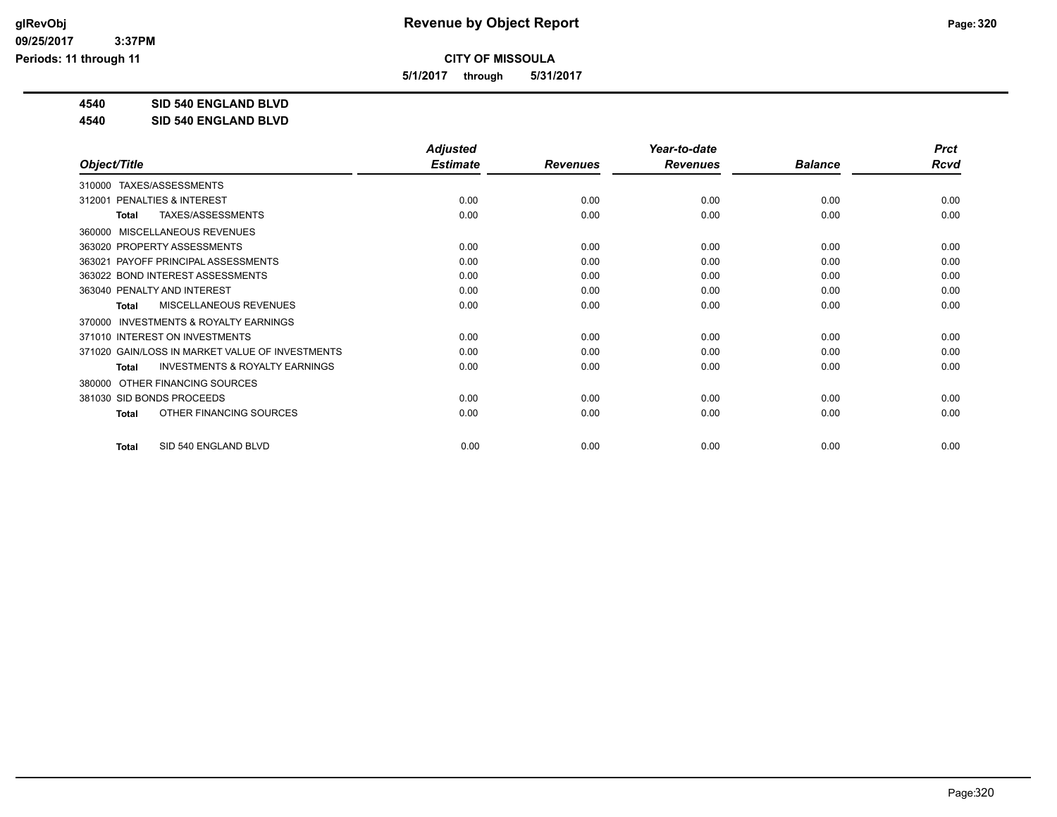**CITY OF MISSOULA**

**5/1/2017 through 5/31/2017**

**4540 SID 540 ENGLAND BLVD**

**4540 SID 540 ENGLAND BLVD**

| Object/Title | Adjusted Estimate | Revenues | Year-to-date Revenues | Balance | Prct Rcvd |
|---|---|---|---|---|---|
| 310000 TAXES/ASSESSMENTS | | | | | |
| 312001 PENALTIES & INTEREST | 0.00 | 0.00 | 0.00 | 0.00 | 0.00 |
| **Total** TAXES/ASSESSMENTS | 0.00 | 0.00 | 0.00 | 0.00 | 0.00 |
| 360000 MISCELLANEOUS REVENUES | | | | | |
| 363020 PROPERTY ASSESSMENTS | 0.00 | 0.00 | 0.00 | 0.00 | 0.00 |
| 363021 PAYOFF PRINCIPAL ASSESSMENTS | 0.00 | 0.00 | 0.00 | 0.00 | 0.00 |
| 363022 BOND INTEREST ASSESSMENTS | 0.00 | 0.00 | 0.00 | 0.00 | 0.00 |
| 363040 PENALTY AND INTEREST | 0.00 | 0.00 | 0.00 | 0.00 | 0.00 |
| **Total** MISCELLANEOUS REVENUES | 0.00 | 0.00 | 0.00 | 0.00 | 0.00 |
| 370000 INVESTMENTS & ROYALTY EARNINGS | | | | | |
| 371010 INTEREST ON INVESTMENTS | 0.00 | 0.00 | 0.00 | 0.00 | 0.00 |
| 371020 GAIN/LOSS IN MARKET VALUE OF INVESTMENTS | 0.00 | 0.00 | 0.00 | 0.00 | 0.00 |
| **Total** INVESTMENTS & ROYALTY EARNINGS | 0.00 | 0.00 | 0.00 | 0.00 | 0.00 |
| 380000 OTHER FINANCING SOURCES | | | | | |
| 381030 SID BONDS PROCEEDS | 0.00 | 0.00 | 0.00 | 0.00 | 0.00 |
| **Total** OTHER FINANCING SOURCES | 0.00 | 0.00 | 0.00 | 0.00 | 0.00 |
| **Total** SID 540 ENGLAND BLVD | 0.00 | 0.00 | 0.00 | 0.00 | 0.00 |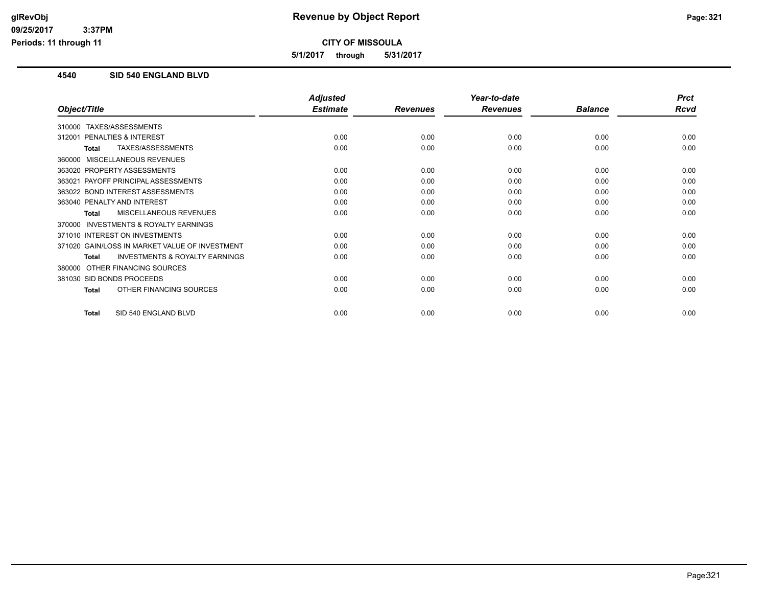# Revenue by Object Report

glRevObj
09/25/2017 3:37PM
Periods: 11 through 11

**CITY OF MISSOULA**

**5/1/2017 through 5/31/2017**

## 4540 SID 540 ENGLAND BLVD

| Object/Title | Adjusted Estimate | Revenues | Year-to-date Revenues | Balance | Prct Rcvd |
|---|---|---|---|---|---|
| 310000 TAXES/ASSESSMENTS | | | | | |
| 312001 PENALTIES & INTEREST | 0.00 | 0.00 | 0.00 | 0.00 | 0.00 |
| **Total** TAXES/ASSESSMENTS | 0.00 | 0.00 | 0.00 | 0.00 | 0.00 |
| 360000 MISCELLANEOUS REVENUES | | | | | |
| 363020 PROPERTY ASSESSMENTS | 0.00 | 0.00 | 0.00 | 0.00 | 0.00 |
| 363021 PAYOFF PRINCIPAL ASSESSMENTS | 0.00 | 0.00 | 0.00 | 0.00 | 0.00 |
| 363022 BOND INTEREST ASSESSMENTS | 0.00 | 0.00 | 0.00 | 0.00 | 0.00 |
| 363040 PENALTY AND INTEREST | 0.00 | 0.00 | 0.00 | 0.00 | 0.00 |
| **Total** MISCELLANEOUS REVENUES | 0.00 | 0.00 | 0.00 | 0.00 | 0.00 |
| 370000 INVESTMENTS & ROYALTY EARNINGS | | | | | |
| 371010 INTEREST ON INVESTMENTS | 0.00 | 0.00 | 0.00 | 0.00 | 0.00 |
| 371020 GAIN/LOSS IN MARKET VALUE OF INVESTMENT | 0.00 | 0.00 | 0.00 | 0.00 | 0.00 |
| **Total** INVESTMENTS & ROYALTY EARNINGS | 0.00 | 0.00 | 0.00 | 0.00 | 0.00 |
| 380000 OTHER FINANCING SOURCES | | | | | |
| 381030 SID BONDS PROCEEDS | 0.00 | 0.00 | 0.00 | 0.00 | 0.00 |
| **Total** OTHER FINANCING SOURCES | 0.00 | 0.00 | 0.00 | 0.00 | 0.00 |
| **Total** SID 540 ENGLAND BLVD | 0.00 | 0.00 | 0.00 | 0.00 | 0.00 |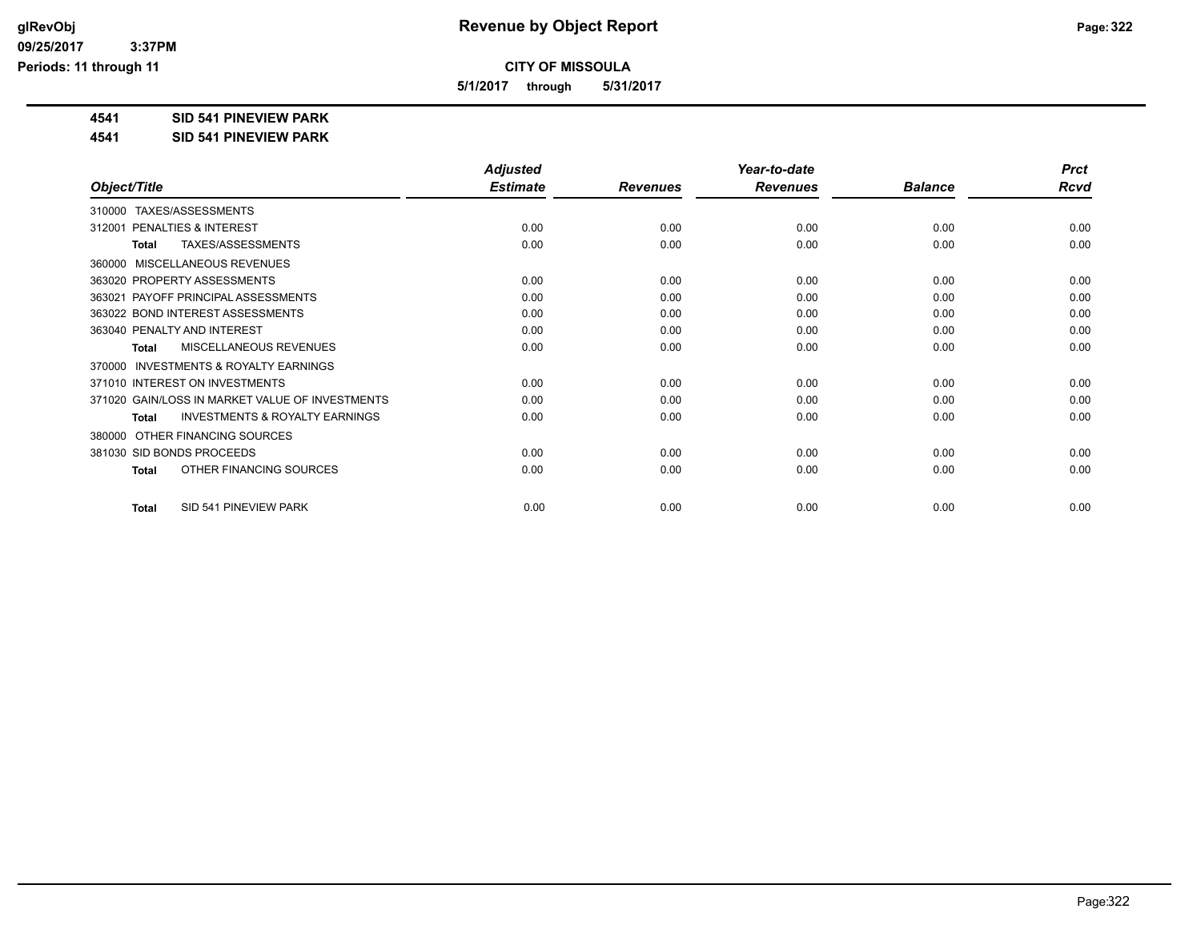# Revenue by Object Report

**CITY OF MISSOULA**

**5/1/2017 through 5/31/2017**

glRevObj
09/25/2017 3:37PM
Periods: 11 through 11

**4541 SID 541 PINEVIEW PARK**

**4541 SID 541 PINEVIEW PARK**

| Object/Title | Adjusted Estimate | Revenues | Year-to-date Revenues | Balance | Prct Rcvd |
|---|---|---|---|---|---|
| 310000 TAXES/ASSESSMENTS | | | | | |
| 312001 PENALTIES & INTEREST | 0.00 | 0.00 | 0.00 | 0.00 | 0.00 |
| **Total** TAXES/ASSESSMENTS | 0.00 | 0.00 | 0.00 | 0.00 | 0.00 |
| 360000 MISCELLANEOUS REVENUES | | | | | |
| 363020 PROPERTY ASSESSMENTS | 0.00 | 0.00 | 0.00 | 0.00 | 0.00 |
| 363021 PAYOFF PRINCIPAL ASSESSMENTS | 0.00 | 0.00 | 0.00 | 0.00 | 0.00 |
| 363022 BOND INTEREST ASSESSMENTS | 0.00 | 0.00 | 0.00 | 0.00 | 0.00 |
| 363040 PENALTY AND INTEREST | 0.00 | 0.00 | 0.00 | 0.00 | 0.00 |
| **Total** MISCELLANEOUS REVENUES | 0.00 | 0.00 | 0.00 | 0.00 | 0.00 |
| 370000 INVESTMENTS & ROYALTY EARNINGS | | | | | |
| 371010 INTEREST ON INVESTMENTS | 0.00 | 0.00 | 0.00 | 0.00 | 0.00 |
| 371020 GAIN/LOSS IN MARKET VALUE OF INVESTMENTS | 0.00 | 0.00 | 0.00 | 0.00 | 0.00 |
| **Total** INVESTMENTS & ROYALTY EARNINGS | 0.00 | 0.00 | 0.00 | 0.00 | 0.00 |
| 380000 OTHER FINANCING SOURCES | | | | | |
| 381030 SID BONDS PROCEEDS | 0.00 | 0.00 | 0.00 | 0.00 | 0.00 |
| **Total** OTHER FINANCING SOURCES | 0.00 | 0.00 | 0.00 | 0.00 | 0.00 |
| **Total** SID 541 PINEVIEW PARK | 0.00 | 0.00 | 0.00 | 0.00 | 0.00 |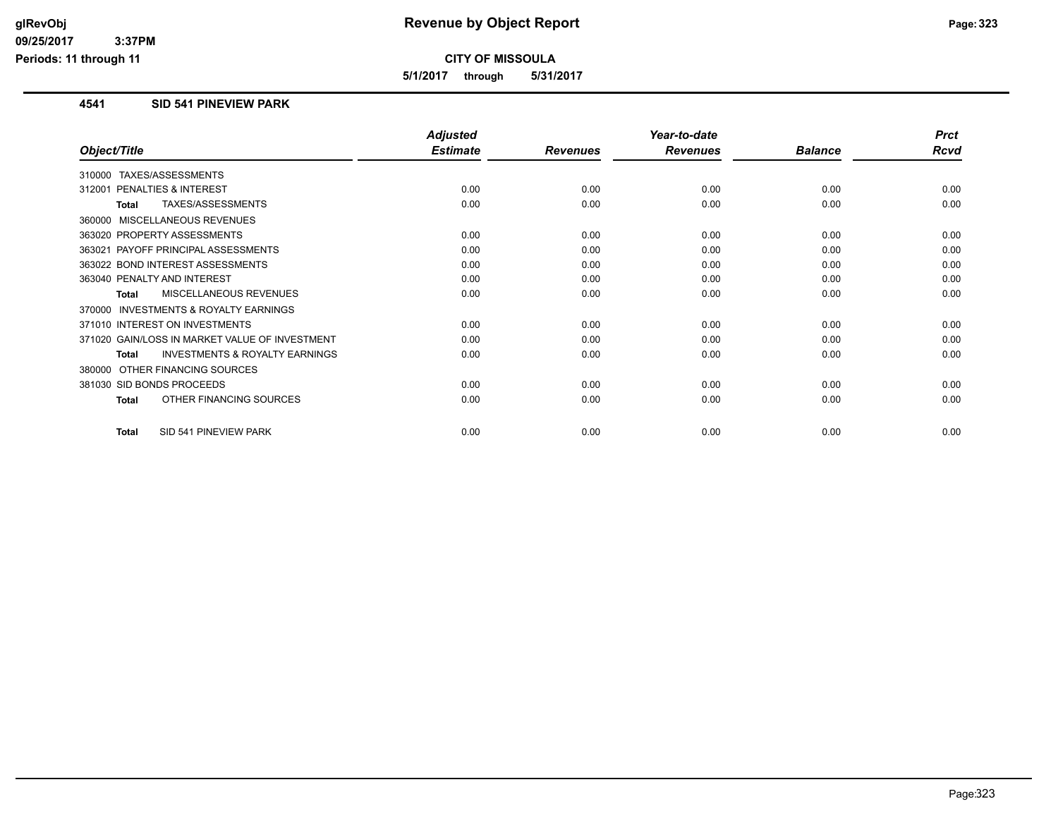# Revenue by Object Report

**CITY OF MISSOULA**

**5/1/2017 through 5/31/2017**

glRevObj
09/25/2017 3:37PM
Periods: 11 through 11

## 4541 SID 541 PINEVIEW PARK

| Object/Title | Adjusted Estimate | Revenues | Year-to-date Revenues | Balance | Prct Rcvd |
|---|---|---|---|---|---|
| 310000 TAXES/ASSESSMENTS | | | | | |
| 312001 PENALTIES & INTEREST | 0.00 | 0.00 | 0.00 | 0.00 | 0.00 |
| **Total** TAXES/ASSESSMENTS | 0.00 | 0.00 | 0.00 | 0.00 | 0.00 |
| 360000 MISCELLANEOUS REVENUES | | | | | |
| 363020 PROPERTY ASSESSMENTS | 0.00 | 0.00 | 0.00 | 0.00 | 0.00 |
| 363021 PAYOFF PRINCIPAL ASSESSMENTS | 0.00 | 0.00 | 0.00 | 0.00 | 0.00 |
| 363022 BOND INTEREST ASSESSMENTS | 0.00 | 0.00 | 0.00 | 0.00 | 0.00 |
| 363040 PENALTY AND INTEREST | 0.00 | 0.00 | 0.00 | 0.00 | 0.00 |
| **Total** MISCELLANEOUS REVENUES | 0.00 | 0.00 | 0.00 | 0.00 | 0.00 |
| 370000 INVESTMENTS & ROYALTY EARNINGS | | | | | |
| 371010 INTEREST ON INVESTMENTS | 0.00 | 0.00 | 0.00 | 0.00 | 0.00 |
| 371020 GAIN/LOSS IN MARKET VALUE OF INVESTMENT | 0.00 | 0.00 | 0.00 | 0.00 | 0.00 |
| **Total** INVESTMENTS & ROYALTY EARNINGS | 0.00 | 0.00 | 0.00 | 0.00 | 0.00 |
| 380000 OTHER FINANCING SOURCES | | | | | |
| 381030 SID BONDS PROCEEDS | 0.00 | 0.00 | 0.00 | 0.00 | 0.00 |
| **Total** OTHER FINANCING SOURCES | 0.00 | 0.00 | 0.00 | 0.00 | 0.00 |
| **Total** SID 541 PINEVIEW PARK | 0.00 | 0.00 | 0.00 | 0.00 | 0.00 |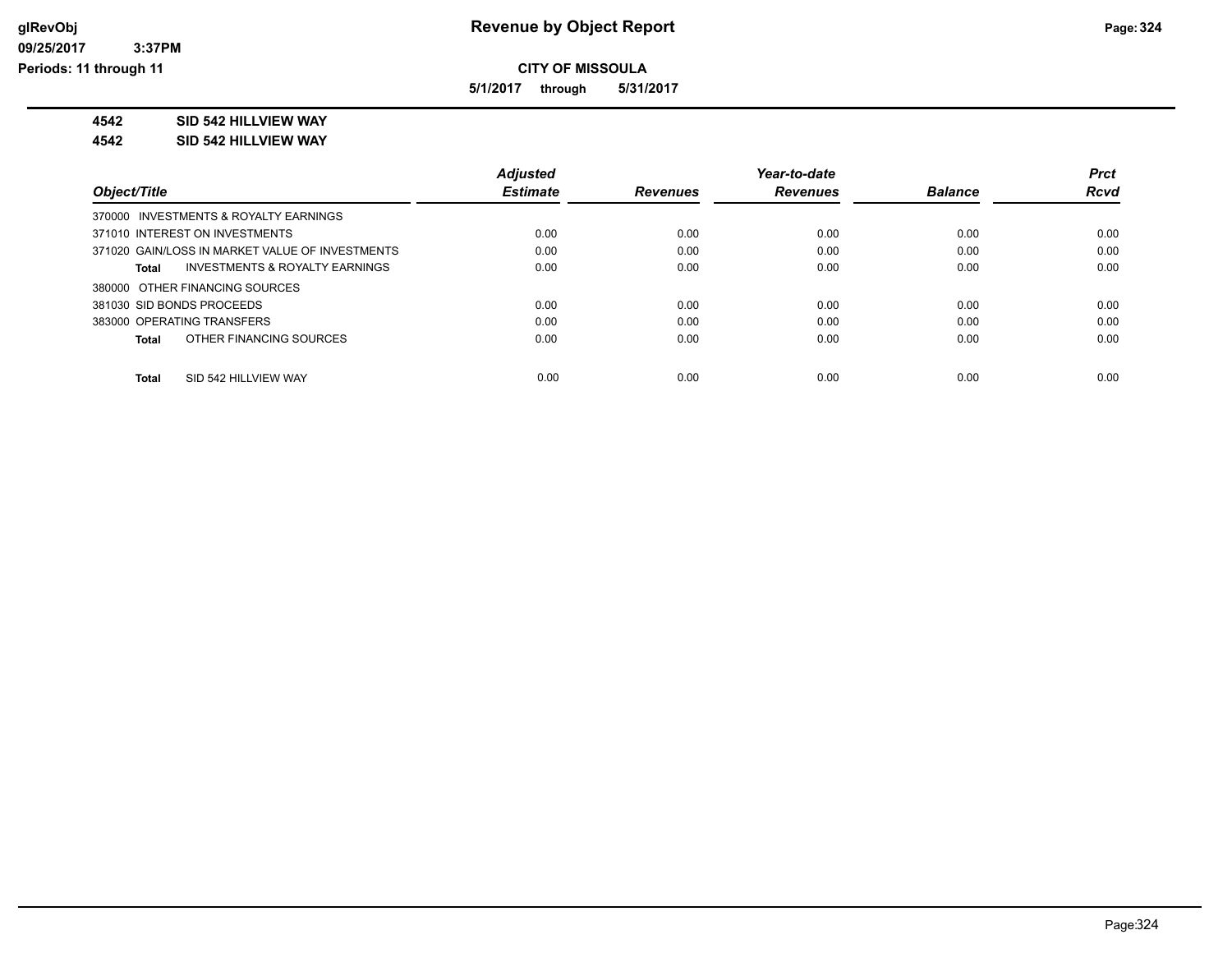# Revenue by Object Report

glRevObj
09/25/2017 3:37PM
Periods: 11 through 11

**CITY OF MISSOULA**

**5/1/2017 through 5/31/2017**

**4542 SID 542 HILLVIEW WAY**

**4542 SID 542 HILLVIEW WAY**

| Object/Title | Adjusted Estimate | Revenues | Year-to-date Revenues | Balance | Prct Rcvd |
|---|---|---|---|---|---|
| 370000 INVESTMENTS & ROYALTY EARNINGS | | | | | |
| 371010 INTEREST ON INVESTMENTS | 0.00 | 0.00 | 0.00 | 0.00 | 0.00 |
| 371020 GAIN/LOSS IN MARKET VALUE OF INVESTMENTS | 0.00 | 0.00 | 0.00 | 0.00 | 0.00 |
| **Total** INVESTMENTS & ROYALTY EARNINGS | 0.00 | 0.00 | 0.00 | 0.00 | 0.00 |
| 380000 OTHER FINANCING SOURCES | | | | | |
| 381030 SID BONDS PROCEEDS | 0.00 | 0.00 | 0.00 | 0.00 | 0.00 |
| 383000 OPERATING TRANSFERS | 0.00 | 0.00 | 0.00 | 0.00 | 0.00 |
| **Total** OTHER FINANCING SOURCES | 0.00 | 0.00 | 0.00 | 0.00 | 0.00 |
| **Total** SID 542 HILLVIEW WAY | 0.00 | 0.00 | 0.00 | 0.00 | 0.00 |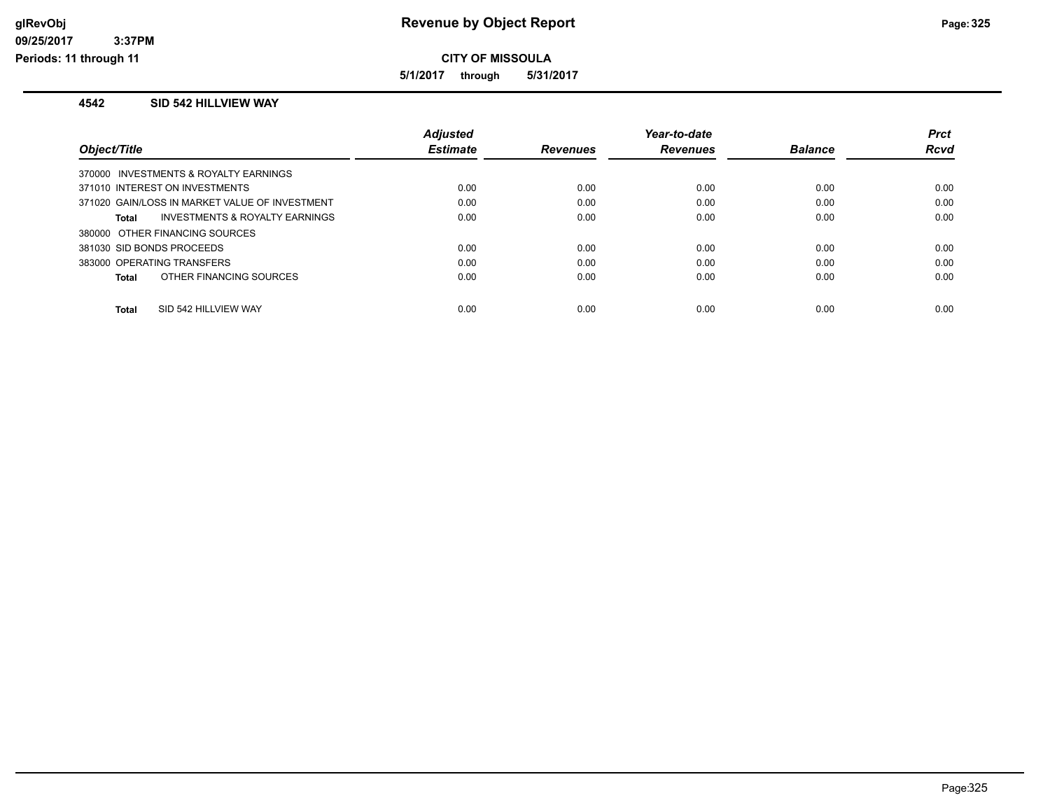# Revenue by Object Report

**CITY OF MISSOULA**

**5/1/2017 through 5/31/2017**

glRevObj
09/25/2017 3:37PM
Periods: 11 through 11

## 4542 SID 542 HILLVIEW WAY

| Object/Title | Adjusted Estimate | Revenues | Year-to-date Revenues | Balance | Prct Rcvd |
|---|---|---|---|---|---|
| 370000 INVESTMENTS & ROYALTY EARNINGS | | | | | |
| 371010 INTEREST ON INVESTMENTS | 0.00 | 0.00 | 0.00 | 0.00 | 0.00 |
| 371020 GAIN/LOSS IN MARKET VALUE OF INVESTMENT | 0.00 | 0.00 | 0.00 | 0.00 | 0.00 |
| **Total** INVESTMENTS & ROYALTY EARNINGS | 0.00 | 0.00 | 0.00 | 0.00 | 0.00 |
| 380000 OTHER FINANCING SOURCES | | | | | |
| 381030 SID BONDS PROCEEDS | 0.00 | 0.00 | 0.00 | 0.00 | 0.00 |
| 383000 OPERATING TRANSFERS | 0.00 | 0.00 | 0.00 | 0.00 | 0.00 |
| **Total** OTHER FINANCING SOURCES | 0.00 | 0.00 | 0.00 | 0.00 | 0.00 |
| **Total** SID 542 HILLVIEW WAY | 0.00 | 0.00 | 0.00 | 0.00 | 0.00 |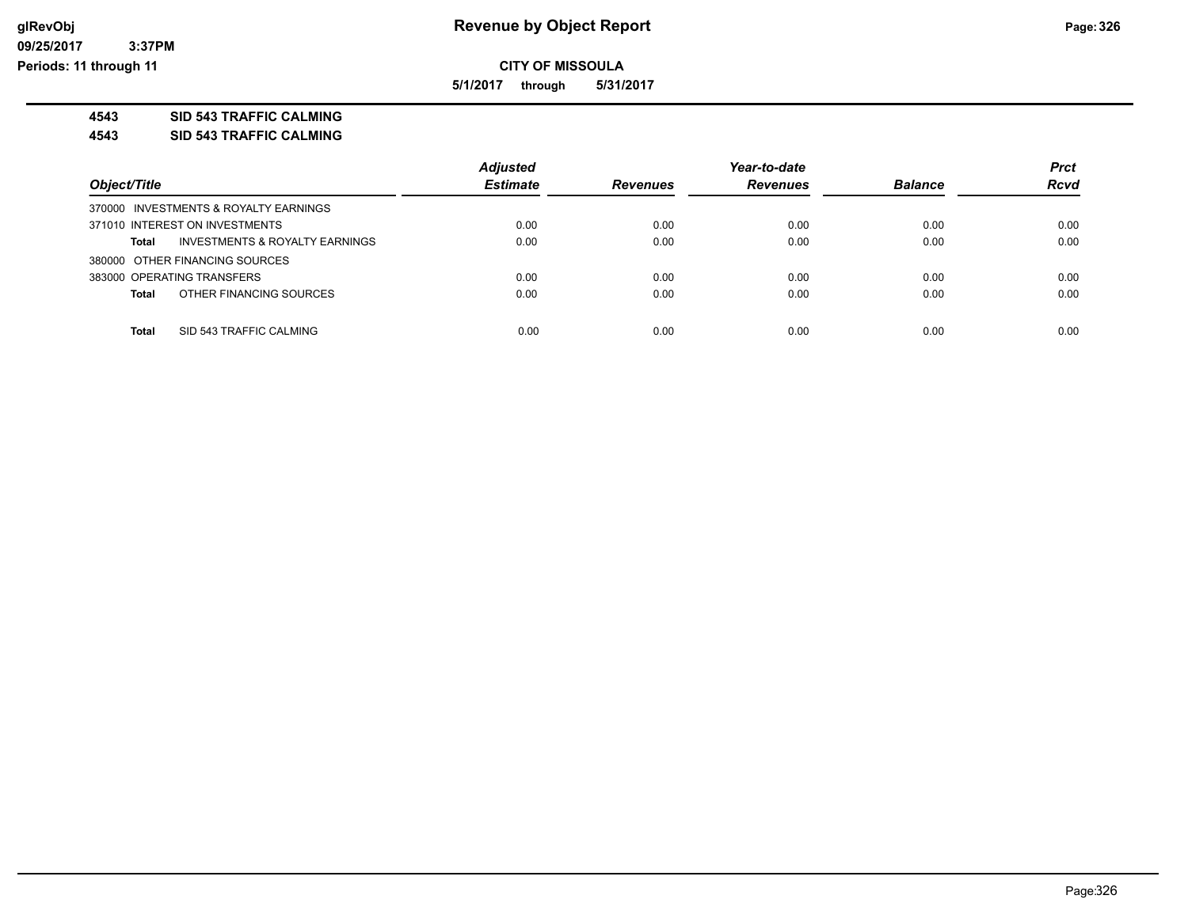**CITY OF MISSOULA**

**5/1/2017 through 5/31/2017**

**4543 SID 543 TRAFFIC CALMING**

**4543 SID 543 TRAFFIC CALMING**

| Object/Title | Adjusted Estimate | Revenues | Year-to-date Revenues | Balance | Prct Rcvd |
|---|---|---|---|---|---|
| 370000 INVESTMENTS & ROYALTY EARNINGS | | | | | |
| 371010 INTEREST ON INVESTMENTS | 0.00 | 0.00 | 0.00 | 0.00 | 0.00 |
| **Total** INVESTMENTS & ROYALTY EARNINGS | 0.00 | 0.00 | 0.00 | 0.00 | 0.00 |
| 380000 OTHER FINANCING SOURCES | | | | | |
| 383000 OPERATING TRANSFERS | 0.00 | 0.00 | 0.00 | 0.00 | 0.00 |
| **Total** OTHER FINANCING SOURCES | 0.00 | 0.00 | 0.00 | 0.00 | 0.00 |
| **Total** SID 543 TRAFFIC CALMING | 0.00 | 0.00 | 0.00 | 0.00 | 0.00 |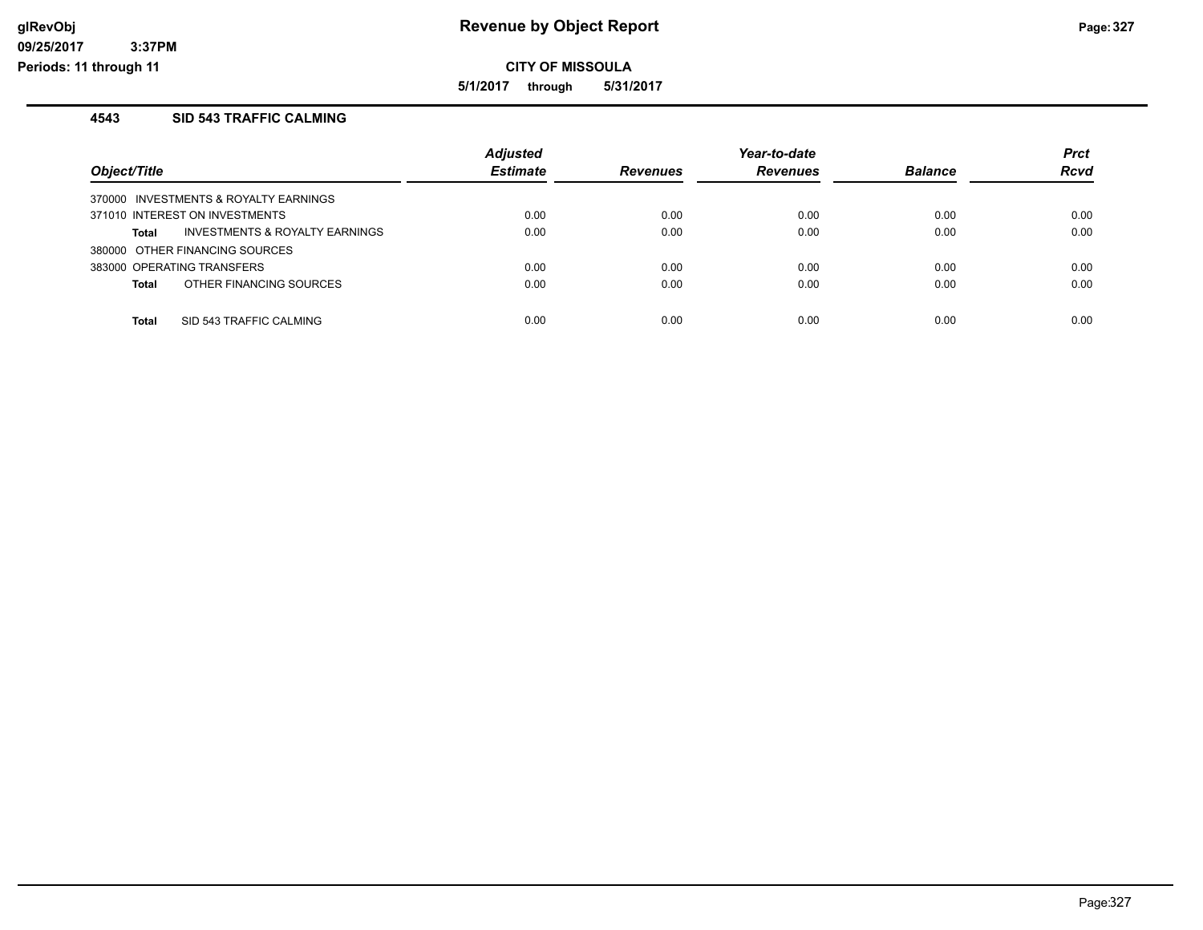# Revenue by Object Report

**CITY OF MISSOULA**

**5/1/2017 through 5/31/2017**

Periods: 11 through 11

## 4543 SID 543 TRAFFIC CALMING

| Object/Title | Adjusted Estimate | Revenues | Year-to-date Revenues | Balance | Prct Rcvd |
|---|---|---|---|---|---|
| 370000 INVESTMENTS & ROYALTY EARNINGS | | | | | |
| 371010 INTEREST ON INVESTMENTS | 0.00 | 0.00 | 0.00 | 0.00 | 0.00 |
| **Total** INVESTMENTS & ROYALTY EARNINGS | 0.00 | 0.00 | 0.00 | 0.00 | 0.00 |
| 380000 OTHER FINANCING SOURCES | | | | | |
| 383000 OPERATING TRANSFERS | 0.00 | 0.00 | 0.00 | 0.00 | 0.00 |
| **Total** OTHER FINANCING SOURCES | 0.00 | 0.00 | 0.00 | 0.00 | 0.00 |
| **Total** SID 543 TRAFFIC CALMING | 0.00 | 0.00 | 0.00 | 0.00 | 0.00 |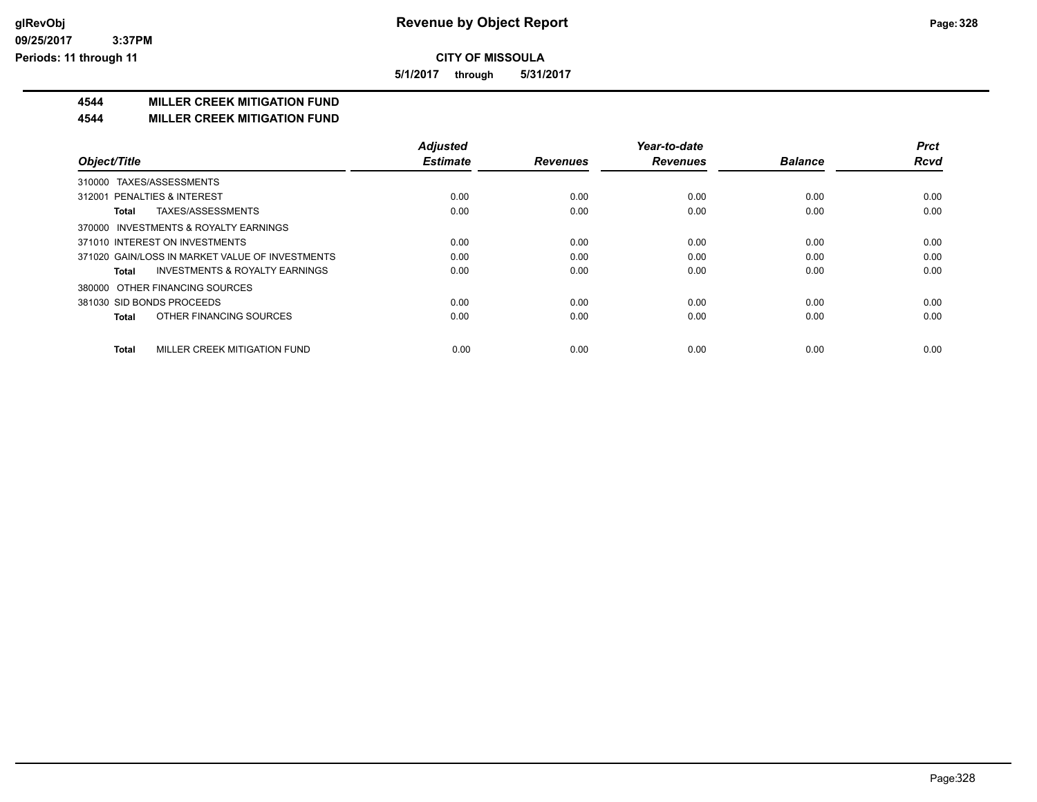**Revenue by Object Report**

**CITY OF MISSOULA**

**5/1/2017 through 5/31/2017**

glRevObj
09/25/2017 3:37PM
Periods: 11 through 11

## 4544 MILLER CREEK MITIGATION FUND

## 4544 MILLER CREEK MITIGATION FUND

| Object/Title | Adjusted Estimate | Revenues | Year-to-date Revenues | Balance | Prct Rcvd |
|---|---|---|---|---|---|
| 310000 TAXES/ASSESSMENTS | | | | | |
| 312001 PENALTIES & INTEREST | 0.00 | 0.00 | 0.00 | 0.00 | 0.00 |
| **Total** TAXES/ASSESSMENTS | 0.00 | 0.00 | 0.00 | 0.00 | 0.00 |
| 370000 INVESTMENTS & ROYALTY EARNINGS | | | | | |
| 371010 INTEREST ON INVESTMENTS | 0.00 | 0.00 | 0.00 | 0.00 | 0.00 |
| 371020 GAIN/LOSS IN MARKET VALUE OF INVESTMENTS | 0.00 | 0.00 | 0.00 | 0.00 | 0.00 |
| **Total** INVESTMENTS & ROYALTY EARNINGS | 0.00 | 0.00 | 0.00 | 0.00 | 0.00 |
| 380000 OTHER FINANCING SOURCES | | | | | |
| 381030 SID BONDS PROCEEDS | 0.00 | 0.00 | 0.00 | 0.00 | 0.00 |
| **Total** OTHER FINANCING SOURCES | 0.00 | 0.00 | 0.00 | 0.00 | 0.00 |
| **Total** MILLER CREEK MITIGATION FUND | 0.00 | 0.00 | 0.00 | 0.00 | 0.00 |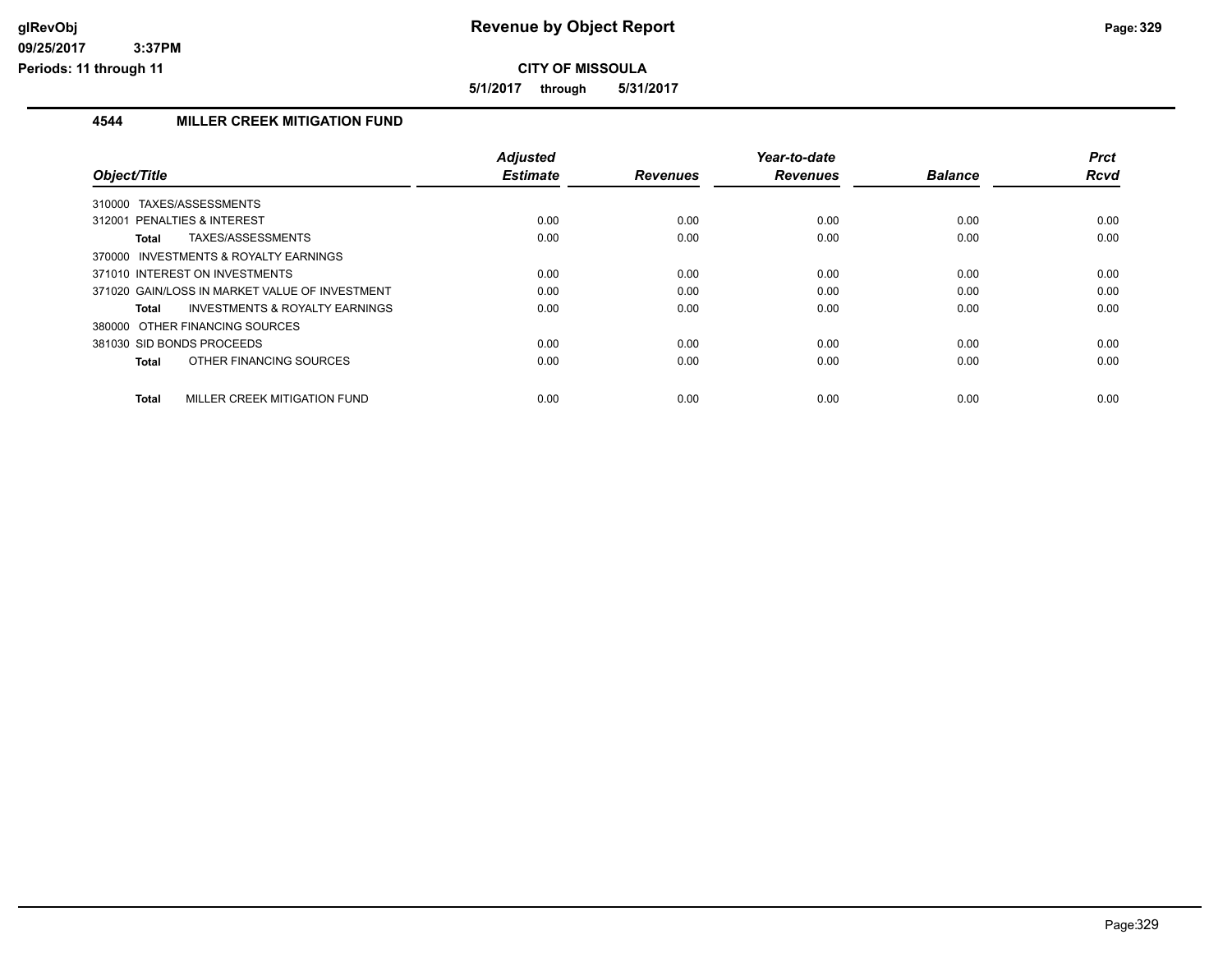# Revenue by Object Report

**CITY OF MISSOULA**

**5/1/2017 through 5/31/2017**

glRevObj
09/25/2017 3:37PM
Periods: 11 through 11

## 4544 MILLER CREEK MITIGATION FUND

| Object/Title | Adjusted Estimate | Revenues | Year-to-date Revenues | Balance | Prct Rcvd |
|---|---|---|---|---|---|
| 310000 TAXES/ASSESSMENTS | | | | | |
| 312001 PENALTIES & INTEREST | 0.00 | 0.00 | 0.00 | 0.00 | 0.00 |
| **Total** TAXES/ASSESSMENTS | 0.00 | 0.00 | 0.00 | 0.00 | 0.00 |
| 370000 INVESTMENTS & ROYALTY EARNINGS | | | | | |
| 371010 INTEREST ON INVESTMENTS | 0.00 | 0.00 | 0.00 | 0.00 | 0.00 |
| 371020 GAIN/LOSS IN MARKET VALUE OF INVESTMENT | 0.00 | 0.00 | 0.00 | 0.00 | 0.00 |
| **Total** INVESTMENTS & ROYALTY EARNINGS | 0.00 | 0.00 | 0.00 | 0.00 | 0.00 |
| 380000 OTHER FINANCING SOURCES | | | | | |
| 381030 SID BONDS PROCEEDS | 0.00 | 0.00 | 0.00 | 0.00 | 0.00 |
| **Total** OTHER FINANCING SOURCES | 0.00 | 0.00 | 0.00 | 0.00 | 0.00 |
| **Total** MILLER CREEK MITIGATION FUND | 0.00 | 0.00 | 0.00 | 0.00 | 0.00 |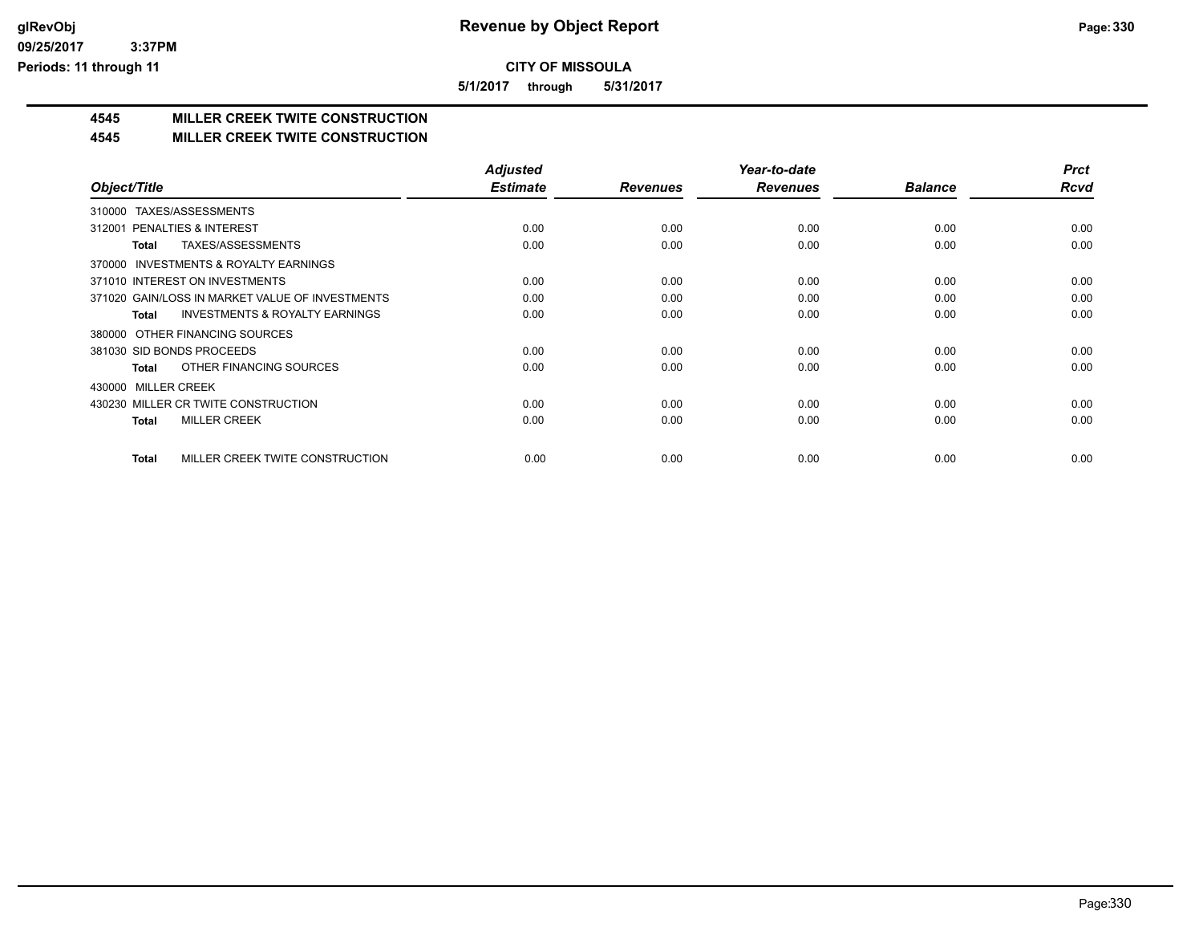**CITY OF MISSOULA**

**5/1/2017 through 5/31/2017**

## 4545 MILLER CREEK TWITE CONSTRUCTION

## 4545 MILLER CREEK TWITE CONSTRUCTION

| Object/Title | Adjusted Estimate | Revenues | Year-to-date Revenues | Balance | Prct Rcvd |
|---|---|---|---|---|---|
| 310000 TAXES/ASSESSMENTS | | | | | |
| 312001 PENALTIES & INTEREST | 0.00 | 0.00 | 0.00 | 0.00 | 0.00 |
| **Total** TAXES/ASSESSMENTS | 0.00 | 0.00 | 0.00 | 0.00 | 0.00 |
| 370000 INVESTMENTS & ROYALTY EARNINGS | | | | | |
| 371010 INTEREST ON INVESTMENTS | 0.00 | 0.00 | 0.00 | 0.00 | 0.00 |
| 371020 GAIN/LOSS IN MARKET VALUE OF INVESTMENTS | 0.00 | 0.00 | 0.00 | 0.00 | 0.00 |
| **Total** INVESTMENTS & ROYALTY EARNINGS | 0.00 | 0.00 | 0.00 | 0.00 | 0.00 |
| 380000 OTHER FINANCING SOURCES | | | | | |
| 381030 SID BONDS PROCEEDS | 0.00 | 0.00 | 0.00 | 0.00 | 0.00 |
| **Total** OTHER FINANCING SOURCES | 0.00 | 0.00 | 0.00 | 0.00 | 0.00 |
| 430000 MILLER CREEK | | | | | |
| 430230 MILLER CR TWITE CONSTRUCTION | 0.00 | 0.00 | 0.00 | 0.00 | 0.00 |
| **Total** MILLER CREEK | 0.00 | 0.00 | 0.00 | 0.00 | 0.00 |
| **Total** MILLER CREEK TWITE CONSTRUCTION | 0.00 | 0.00 | 0.00 | 0.00 | 0.00 |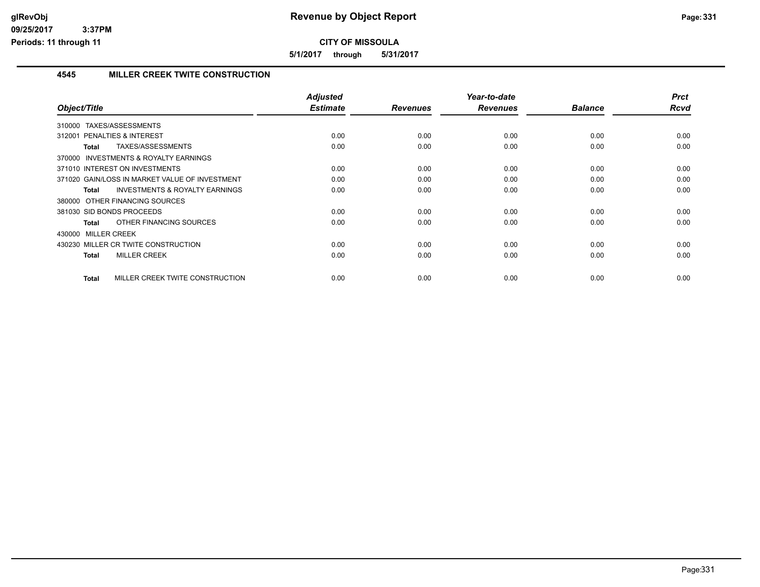**Revenue by Object Report**

**CITY OF MISSOULA**

**5/1/2017 through 5/31/2017**

glRevObj
09/25/2017 3:37PM
Periods: 11 through 11

## 4545 MILLER CREEK TWITE CONSTRUCTION

| Object/Title | Adjusted Estimate | Revenues | Year-to-date Revenues | Balance | Prct Rcvd |
|---|---|---|---|---|---|
| 310000 TAXES/ASSESSMENTS | | | | | |
| 312001 PENALTIES & INTEREST | 0.00 | 0.00 | 0.00 | 0.00 | 0.00 |
| **Total** TAXES/ASSESSMENTS | 0.00 | 0.00 | 0.00 | 0.00 | 0.00 |
| 370000 INVESTMENTS & ROYALTY EARNINGS | | | | | |
| 371010 INTEREST ON INVESTMENTS | 0.00 | 0.00 | 0.00 | 0.00 | 0.00 |
| 371020 GAIN/LOSS IN MARKET VALUE OF INVESTMENT | 0.00 | 0.00 | 0.00 | 0.00 | 0.00 |
| **Total** INVESTMENTS & ROYALTY EARNINGS | 0.00 | 0.00 | 0.00 | 0.00 | 0.00 |
| 380000 OTHER FINANCING SOURCES | | | | | |
| 381030 SID BONDS PROCEEDS | 0.00 | 0.00 | 0.00 | 0.00 | 0.00 |
| **Total** OTHER FINANCING SOURCES | 0.00 | 0.00 | 0.00 | 0.00 | 0.00 |
| 430000 MILLER CREEK | | | | | |
| 430230 MILLER CR TWITE CONSTRUCTION | 0.00 | 0.00 | 0.00 | 0.00 | 0.00 |
| **Total** MILLER CREEK | 0.00 | 0.00 | 0.00 | 0.00 | 0.00 |
| **Total** MILLER CREEK TWITE CONSTRUCTION | 0.00 | 0.00 | 0.00 | 0.00 | 0.00 |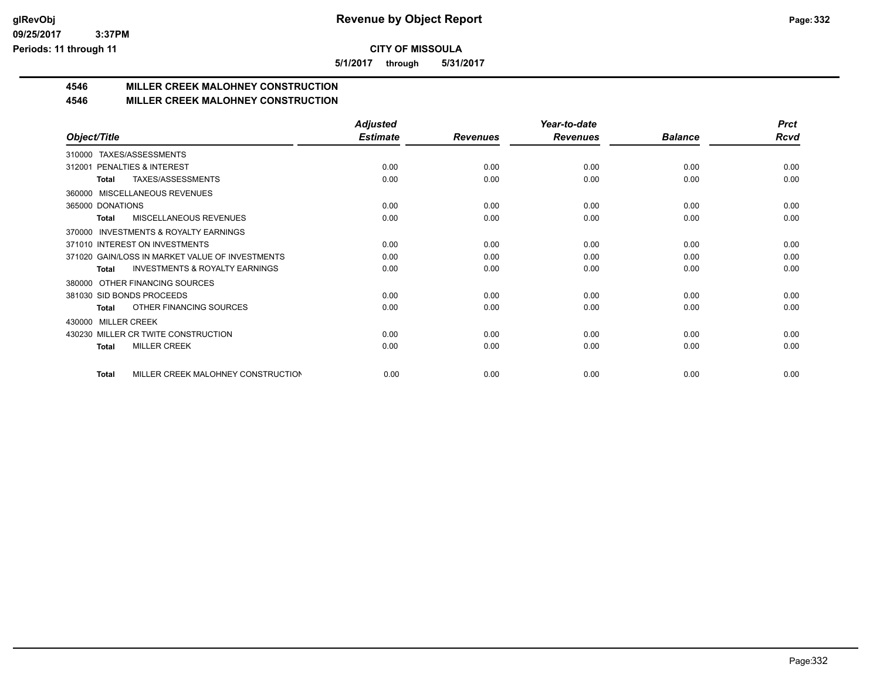# Revenue by Object Report

**CITY OF MISSOULA**

**5/1/2017 through 5/31/2017**

glRevObj
09/25/2017 3:37PM
Periods: 11 through 11

## 4546 MILLER CREEK MALOHNEY CONSTRUCTION
## 4546 MILLER CREEK MALOHNEY CONSTRUCTION

| Object/Title | Adjusted Estimate | Revenues | Year-to-date Revenues | Balance | Prct Rcvd |
|---|---|---|---|---|---|
| 310000 TAXES/ASSESSMENTS | | | | | |
| 312001 PENALTIES & INTEREST | 0.00 | 0.00 | 0.00 | 0.00 | 0.00 |
| **Total** TAXES/ASSESSMENTS | 0.00 | 0.00 | 0.00 | 0.00 | 0.00 |
| 360000 MISCELLANEOUS REVENUES | | | | | |
| 365000 DONATIONS | 0.00 | 0.00 | 0.00 | 0.00 | 0.00 |
| **Total** MISCELLANEOUS REVENUES | 0.00 | 0.00 | 0.00 | 0.00 | 0.00 |
| 370000 INVESTMENTS & ROYALTY EARNINGS | | | | | |
| 371010 INTEREST ON INVESTMENTS | 0.00 | 0.00 | 0.00 | 0.00 | 0.00 |
| 371020 GAIN/LOSS IN MARKET VALUE OF INVESTMENTS | 0.00 | 0.00 | 0.00 | 0.00 | 0.00 |
| **Total** INVESTMENTS & ROYALTY EARNINGS | 0.00 | 0.00 | 0.00 | 0.00 | 0.00 |
| 380000 OTHER FINANCING SOURCES | | | | | |
| 381030 SID BONDS PROCEEDS | 0.00 | 0.00 | 0.00 | 0.00 | 0.00 |
| **Total** OTHER FINANCING SOURCES | 0.00 | 0.00 | 0.00 | 0.00 | 0.00 |
| 430000 MILLER CREEK | | | | | |
| 430230 MILLER CR TWITE CONSTRUCTION | 0.00 | 0.00 | 0.00 | 0.00 | 0.00 |
| **Total** MILLER CREEK | 0.00 | 0.00 | 0.00 | 0.00 | 0.00 |
| **Total** MILLER CREEK MALOHNEY CONSTRUCTION | 0.00 | 0.00 | 0.00 | 0.00 | 0.00 |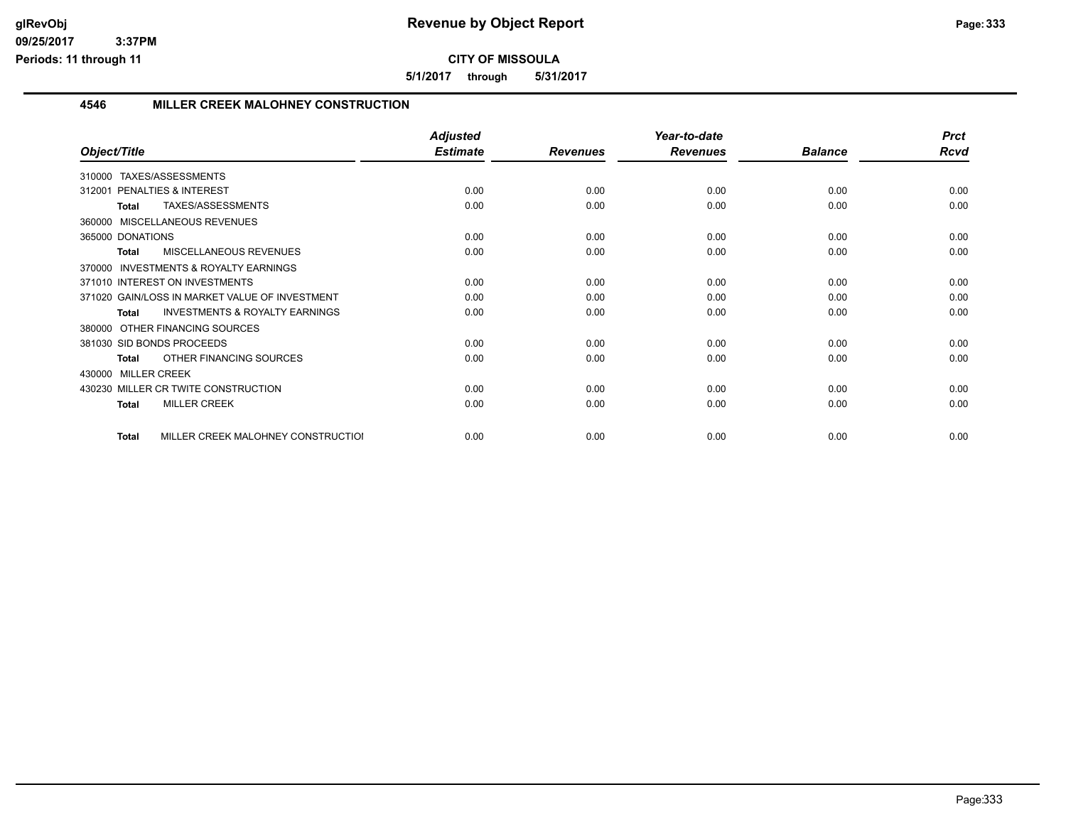# Revenue by Object Report

**CITY OF MISSOULA**

**5/1/2017 through 5/31/2017**

glRevObj
09/25/2017 3:37PM
Periods: 11 through 11

## 4546 MILLER CREEK MALOHNEY CONSTRUCTION

| Object/Title | Adjusted Estimate | Revenues | Year-to-date Revenues | Balance | Prct Rcvd |
|---|---|---|---|---|---|
| 310000 TAXES/ASSESSMENTS | | | | | |
| 312001 PENALTIES & INTEREST | 0.00 | 0.00 | 0.00 | 0.00 | 0.00 |
| **Total** TAXES/ASSESSMENTS | 0.00 | 0.00 | 0.00 | 0.00 | 0.00 |
| 360000 MISCELLANEOUS REVENUES | | | | | |
| 365000 DONATIONS | 0.00 | 0.00 | 0.00 | 0.00 | 0.00 |
| **Total** MISCELLANEOUS REVENUES | 0.00 | 0.00 | 0.00 | 0.00 | 0.00 |
| 370000 INVESTMENTS & ROYALTY EARNINGS | | | | | |
| 371010 INTEREST ON INVESTMENTS | 0.00 | 0.00 | 0.00 | 0.00 | 0.00 |
| 371020 GAIN/LOSS IN MARKET VALUE OF INVESTMENT | 0.00 | 0.00 | 0.00 | 0.00 | 0.00 |
| **Total** INVESTMENTS & ROYALTY EARNINGS | 0.00 | 0.00 | 0.00 | 0.00 | 0.00 |
| 380000 OTHER FINANCING SOURCES | | | | | |
| 381030 SID BONDS PROCEEDS | 0.00 | 0.00 | 0.00 | 0.00 | 0.00 |
| **Total** OTHER FINANCING SOURCES | 0.00 | 0.00 | 0.00 | 0.00 | 0.00 |
| 430000 MILLER CREEK | | | | | |
| 430230 MILLER CR TWITE CONSTRUCTION | 0.00 | 0.00 | 0.00 | 0.00 | 0.00 |
| **Total** MILLER CREEK | 0.00 | 0.00 | 0.00 | 0.00 | 0.00 |
| **Total** MILLER CREEK MALOHNEY CONSTRUCTIOI | 0.00 | 0.00 | 0.00 | 0.00 | 0.00 |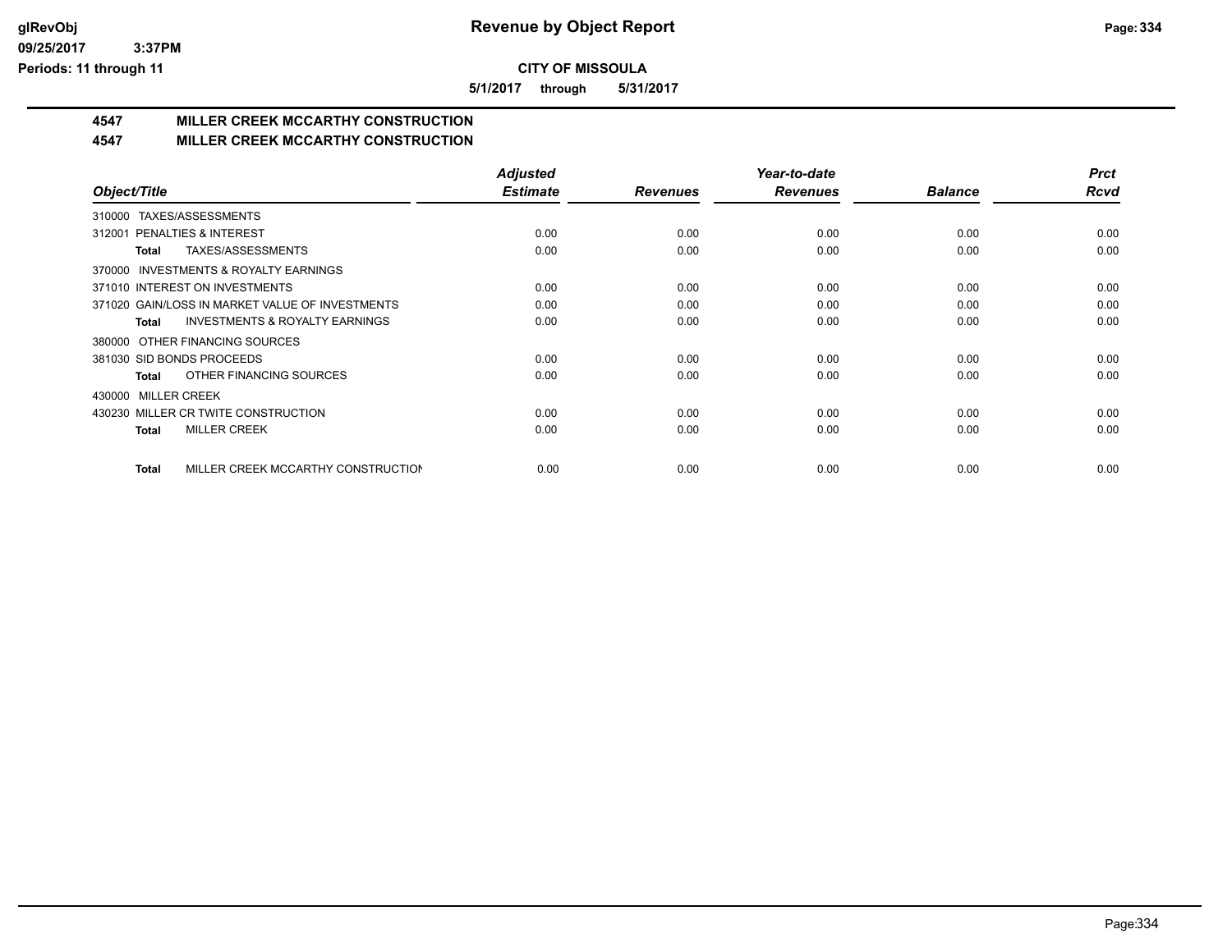**Revenue by Object Report**

**CITY OF MISSOULA**

**5/1/2017 through 5/31/2017**

glRevObj
09/25/2017 3:37PM
Periods: 11 through 11

## 4547 MILLER CREEK MCCARTHY CONSTRUCTION

## 4547 MILLER CREEK MCCARTHY CONSTRUCTION

| Object/Title | Adjusted Estimate | Revenues | Year-to-date Revenues | Balance | Prct Rcvd |
|---|---|---|---|---|---|
| 310000 TAXES/ASSESSMENTS | | | | | |
| 312001 PENALTIES & INTEREST | 0.00 | 0.00 | 0.00 | 0.00 | 0.00 |
| **Total** TAXES/ASSESSMENTS | 0.00 | 0.00 | 0.00 | 0.00 | 0.00 |
| 370000 INVESTMENTS & ROYALTY EARNINGS | | | | | |
| 371010 INTEREST ON INVESTMENTS | 0.00 | 0.00 | 0.00 | 0.00 | 0.00 |
| 371020 GAIN/LOSS IN MARKET VALUE OF INVESTMENTS | 0.00 | 0.00 | 0.00 | 0.00 | 0.00 |
| **Total** INVESTMENTS & ROYALTY EARNINGS | 0.00 | 0.00 | 0.00 | 0.00 | 0.00 |
| 380000 OTHER FINANCING SOURCES | | | | | |
| 381030 SID BONDS PROCEEDS | 0.00 | 0.00 | 0.00 | 0.00 | 0.00 |
| **Total** OTHER FINANCING SOURCES | 0.00 | 0.00 | 0.00 | 0.00 | 0.00 |
| 430000 MILLER CREEK | | | | | |
| 430230 MILLER CR TWITE CONSTRUCTION | 0.00 | 0.00 | 0.00 | 0.00 | 0.00 |
| **Total** MILLER CREEK | 0.00 | 0.00 | 0.00 | 0.00 | 0.00 |
| **Total** MILLER CREEK MCCARTHY CONSTRUCTION | 0.00 | 0.00 | 0.00 | 0.00 | 0.00 |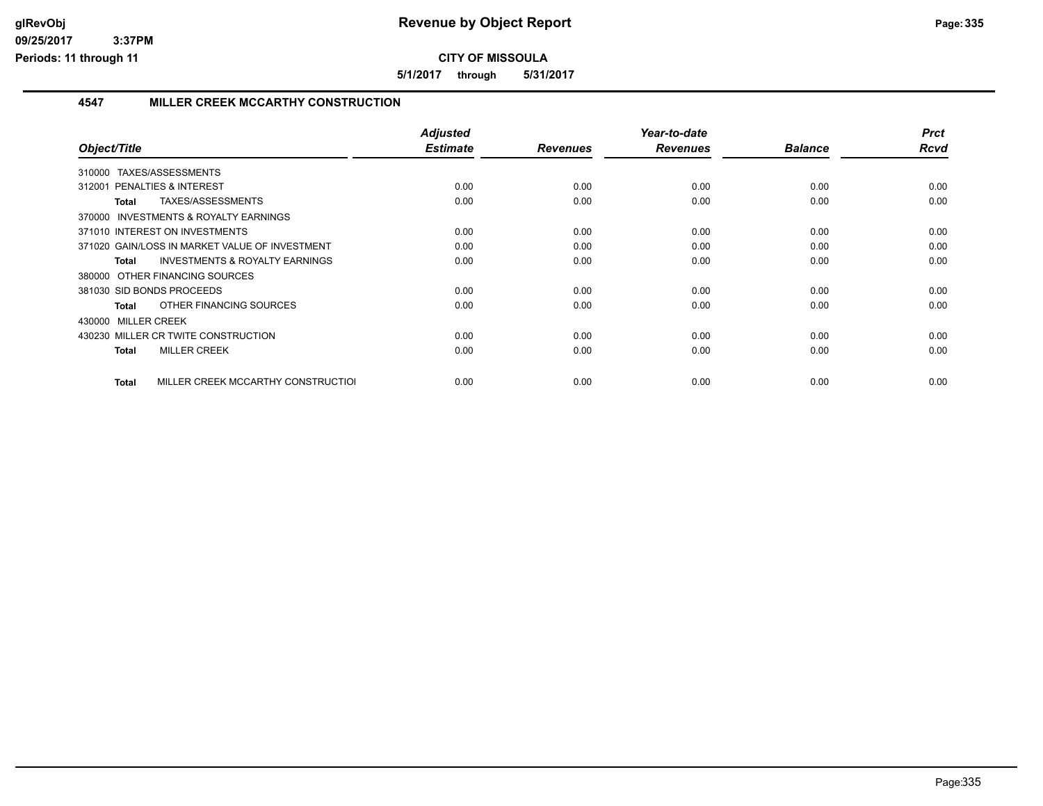# Revenue by Object Report

**CITY OF MISSOULA**

**5/1/2017 through 5/31/2017**

## 4547 MILLER CREEK MCCARTHY CONSTRUCTION

| Object/Title | Adjusted Estimate | Revenues | Year-to-date Revenues | Balance | Prct Rcvd |
|---|---|---|---|---|---|
| 310000 TAXES/ASSESSMENTS | | | | | |
| 312001 PENALTIES & INTEREST | 0.00 | 0.00 | 0.00 | 0.00 | 0.00 |
| **Total** TAXES/ASSESSMENTS | 0.00 | 0.00 | 0.00 | 0.00 | 0.00 |
| 370000 INVESTMENTS & ROYALTY EARNINGS | | | | | |
| 371010 INTEREST ON INVESTMENTS | 0.00 | 0.00 | 0.00 | 0.00 | 0.00 |
| 371020 GAIN/LOSS IN MARKET VALUE OF INVESTMENT | 0.00 | 0.00 | 0.00 | 0.00 | 0.00 |
| **Total** INVESTMENTS & ROYALTY EARNINGS | 0.00 | 0.00 | 0.00 | 0.00 | 0.00 |
| 380000 OTHER FINANCING SOURCES | | | | | |
| 381030 SID BONDS PROCEEDS | 0.00 | 0.00 | 0.00 | 0.00 | 0.00 |
| **Total** OTHER FINANCING SOURCES | 0.00 | 0.00 | 0.00 | 0.00 | 0.00 |
| 430000 MILLER CREEK | | | | | |
| 430230 MILLER CR TWITE CONSTRUCTION | 0.00 | 0.00 | 0.00 | 0.00 | 0.00 |
| **Total** MILLER CREEK | 0.00 | 0.00 | 0.00 | 0.00 | 0.00 |
| **Total** MILLER CREEK MCCARTHY CONSTRUCTIOI | 0.00 | 0.00 | 0.00 | 0.00 | 0.00 |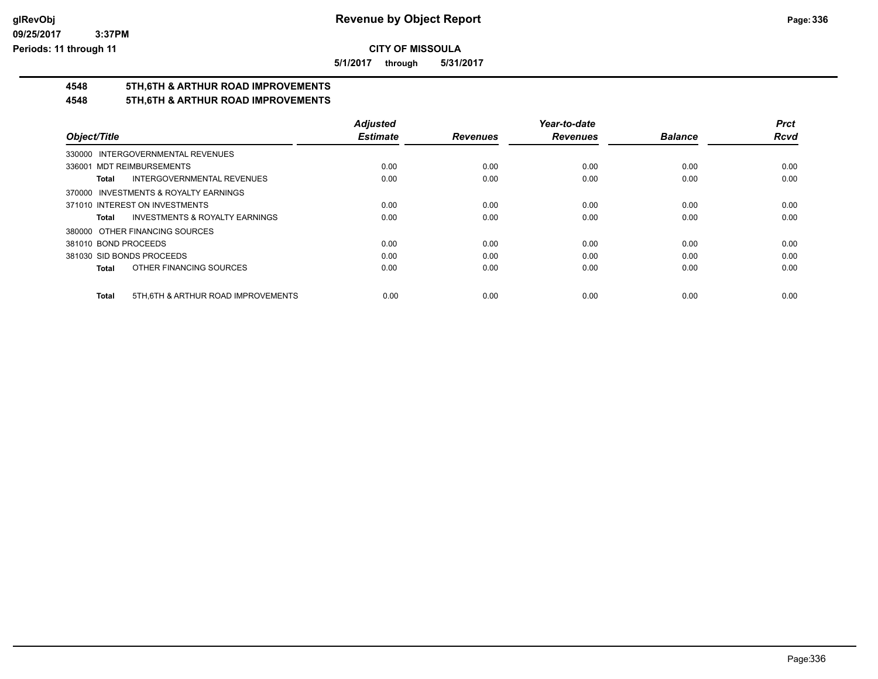**Revenue by Object Report**

**CITY OF MISSOULA**

**5/1/2017 through 5/31/2017**

## 4548 5TH,6TH & ARTHUR ROAD IMPROVEMENTS

## 4548 5TH,6TH & ARTHUR ROAD IMPROVEMENTS

| Object/Title | Adjusted Estimate | Revenues | Year-to-date Revenues | Balance | Prct Rcvd |
|---|---|---|---|---|---|
| 330000 INTERGOVERNMENTAL REVENUES | | | | | |
| 336001 MDT REIMBURSEMENTS | 0.00 | 0.00 | 0.00 | 0.00 | 0.00 |
| **Total** INTERGOVERNMENTAL REVENUES | 0.00 | 0.00 | 0.00 | 0.00 | 0.00 |
| 370000 INVESTMENTS & ROYALTY EARNINGS | | | | | |
| 371010 INTEREST ON INVESTMENTS | 0.00 | 0.00 | 0.00 | 0.00 | 0.00 |
| **Total** INVESTMENTS & ROYALTY EARNINGS | 0.00 | 0.00 | 0.00 | 0.00 | 0.00 |
| 380000 OTHER FINANCING SOURCES | | | | | |
| 381010 BOND PROCEEDS | 0.00 | 0.00 | 0.00 | 0.00 | 0.00 |
| 381030 SID BONDS PROCEEDS | 0.00 | 0.00 | 0.00 | 0.00 | 0.00 |
| **Total** OTHER FINANCING SOURCES | 0.00 | 0.00 | 0.00 | 0.00 | 0.00 |
| **Total** 5TH,6TH & ARTHUR ROAD IMPROVEMENTS | 0.00 | 0.00 | 0.00 | 0.00 | 0.00 |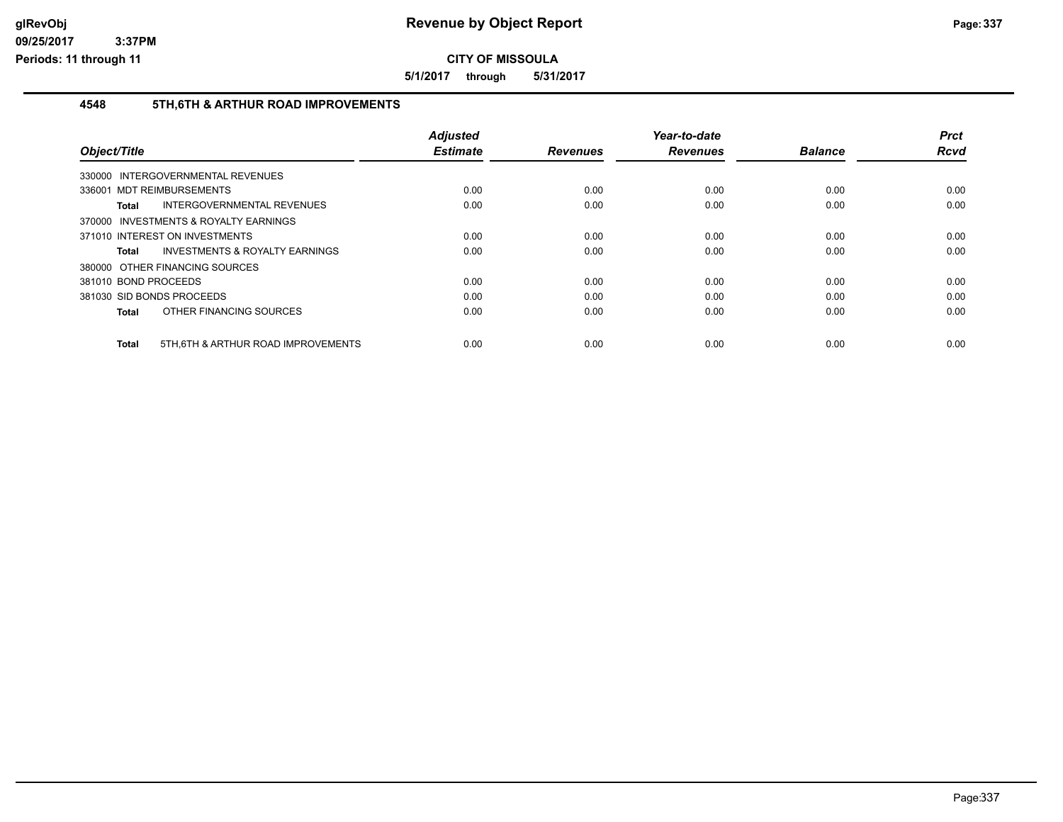**CITY OF MISSOULA**

**5/1/2017 through 5/31/2017**

## 4548 5TH,6TH & ARTHUR ROAD IMPROVEMENTS

| Object/Title | Adjusted Estimate | Revenues | Year-to-date Revenues | Balance | Prct Rcvd |
|---|---|---|---|---|---|
| 330000 INTERGOVERNMENTAL REVENUES | | | | | |
| 336001 MDT REIMBURSEMENTS | 0.00 | 0.00 | 0.00 | 0.00 | 0.00 |
| **Total** INTERGOVERNMENTAL REVENUES | 0.00 | 0.00 | 0.00 | 0.00 | 0.00 |
| 370000 INVESTMENTS & ROYALTY EARNINGS | | | | | |
| 371010 INTEREST ON INVESTMENTS | 0.00 | 0.00 | 0.00 | 0.00 | 0.00 |
| **Total** INVESTMENTS & ROYALTY EARNINGS | 0.00 | 0.00 | 0.00 | 0.00 | 0.00 |
| 380000 OTHER FINANCING SOURCES | | | | | |
| 381010 BOND PROCEEDS | 0.00 | 0.00 | 0.00 | 0.00 | 0.00 |
| 381030 SID BONDS PROCEEDS | 0.00 | 0.00 | 0.00 | 0.00 | 0.00 |
| **Total** OTHER FINANCING SOURCES | 0.00 | 0.00 | 0.00 | 0.00 | 0.00 |
| **Total** 5TH,6TH & ARTHUR ROAD IMPROVEMENTS | 0.00 | 0.00 | 0.00 | 0.00 | 0.00 |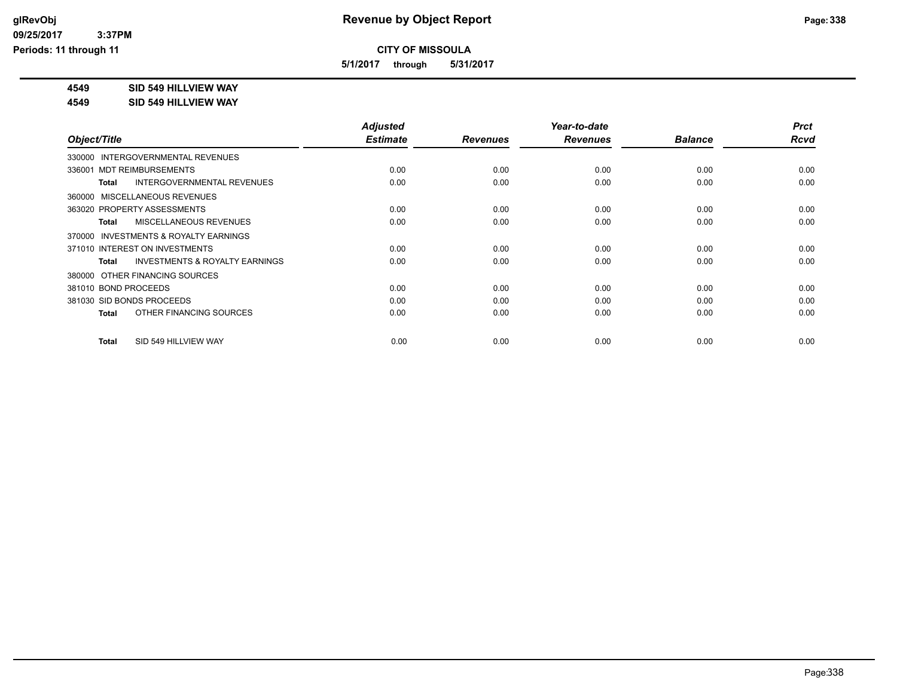# Revenue by Object Report

glRevObj
09/25/2017 3:37PM
Periods: 11 through 11

**CITY OF MISSOULA**

**5/1/2017 through 5/31/2017**

**4549 SID 549 HILLVIEW WAY**

**4549 SID 549 HILLVIEW WAY**

| Object/Title | Adjusted Estimate | Revenues | Year-to-date Revenues | Balance | Prct Rcvd |
|---|---|---|---|---|---|
| 330000 INTERGOVERNMENTAL REVENUES | | | | | |
| 336001 MDT REIMBURSEMENTS | 0.00 | 0.00 | 0.00 | 0.00 | 0.00 |
| **Total** INTERGOVERNMENTAL REVENUES | 0.00 | 0.00 | 0.00 | 0.00 | 0.00 |
| 360000 MISCELLANEOUS REVENUES | | | | | |
| 363020 PROPERTY ASSESSMENTS | 0.00 | 0.00 | 0.00 | 0.00 | 0.00 |
| **Total** MISCELLANEOUS REVENUES | 0.00 | 0.00 | 0.00 | 0.00 | 0.00 |
| 370000 INVESTMENTS & ROYALTY EARNINGS | | | | | |
| 371010 INTEREST ON INVESTMENTS | 0.00 | 0.00 | 0.00 | 0.00 | 0.00 |
| **Total** INVESTMENTS & ROYALTY EARNINGS | 0.00 | 0.00 | 0.00 | 0.00 | 0.00 |
| 380000 OTHER FINANCING SOURCES | | | | | |
| 381010 BOND PROCEEDS | 0.00 | 0.00 | 0.00 | 0.00 | 0.00 |
| 381030 SID BONDS PROCEEDS | 0.00 | 0.00 | 0.00 | 0.00 | 0.00 |
| **Total** OTHER FINANCING SOURCES | 0.00 | 0.00 | 0.00 | 0.00 | 0.00 |
| **Total** SID 549 HILLVIEW WAY | 0.00 | 0.00 | 0.00 | 0.00 | 0.00 |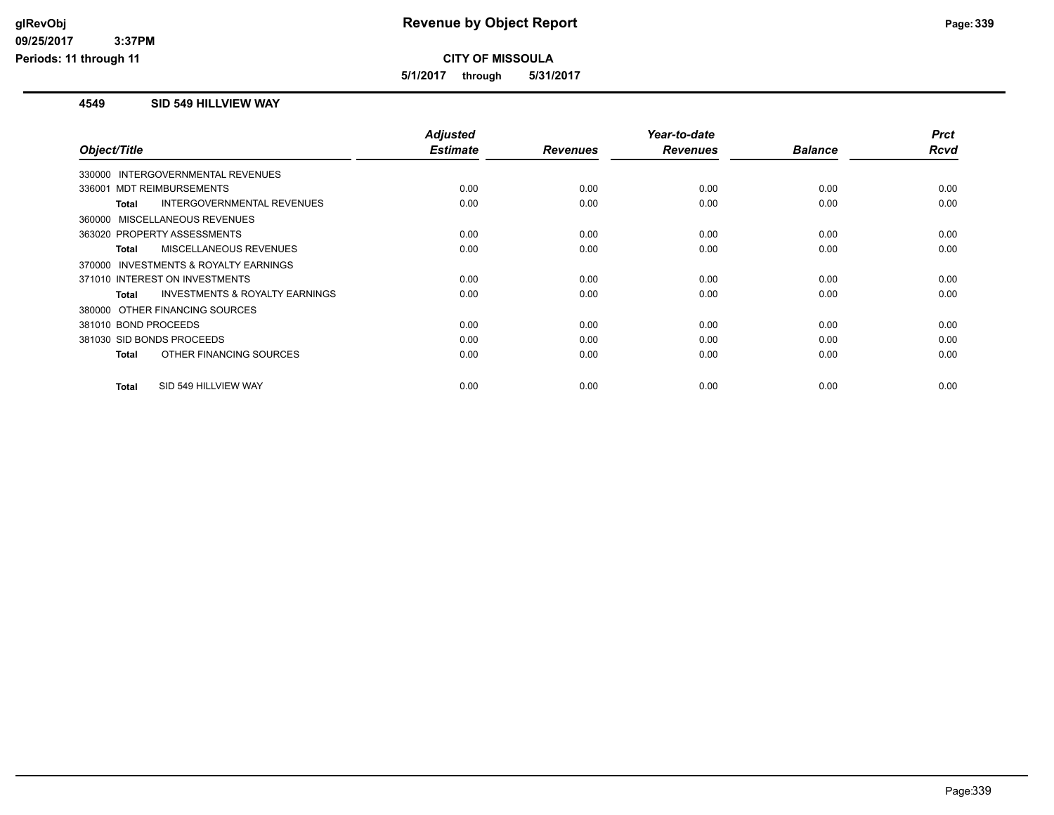# Revenue by Object Report

**CITY OF MISSOULA**

**5/1/2017 through 5/31/2017**

glRevObj
09/25/2017 3:37PM
Periods: 11 through 11

## 4549 SID 549 HILLVIEW WAY

| Object/Title | Adjusted Estimate | Revenues | Year-to-date Revenues | Balance | Prct Rcvd |
|---|---|---|---|---|---|
| 330000 INTERGOVERNMENTAL REVENUES | | | | | |
| 336001 MDT REIMBURSEMENTS | 0.00 | 0.00 | 0.00 | 0.00 | 0.00 |
| **Total** INTERGOVERNMENTAL REVENUES | 0.00 | 0.00 | 0.00 | 0.00 | 0.00 |
| 360000 MISCELLANEOUS REVENUES | | | | | |
| 363020 PROPERTY ASSESSMENTS | 0.00 | 0.00 | 0.00 | 0.00 | 0.00 |
| **Total** MISCELLANEOUS REVENUES | 0.00 | 0.00 | 0.00 | 0.00 | 0.00 |
| 370000 INVESTMENTS & ROYALTY EARNINGS | | | | | |
| 371010 INTEREST ON INVESTMENTS | 0.00 | 0.00 | 0.00 | 0.00 | 0.00 |
| **Total** INVESTMENTS & ROYALTY EARNINGS | 0.00 | 0.00 | 0.00 | 0.00 | 0.00 |
| 380000 OTHER FINANCING SOURCES | | | | | |
| 381010 BOND PROCEEDS | 0.00 | 0.00 | 0.00 | 0.00 | 0.00 |
| 381030 SID BONDS PROCEEDS | 0.00 | 0.00 | 0.00 | 0.00 | 0.00 |
| **Total** OTHER FINANCING SOURCES | 0.00 | 0.00 | 0.00 | 0.00 | 0.00 |
| **Total** SID 549 HILLVIEW WAY | 0.00 | 0.00 | 0.00 | 0.00 | 0.00 |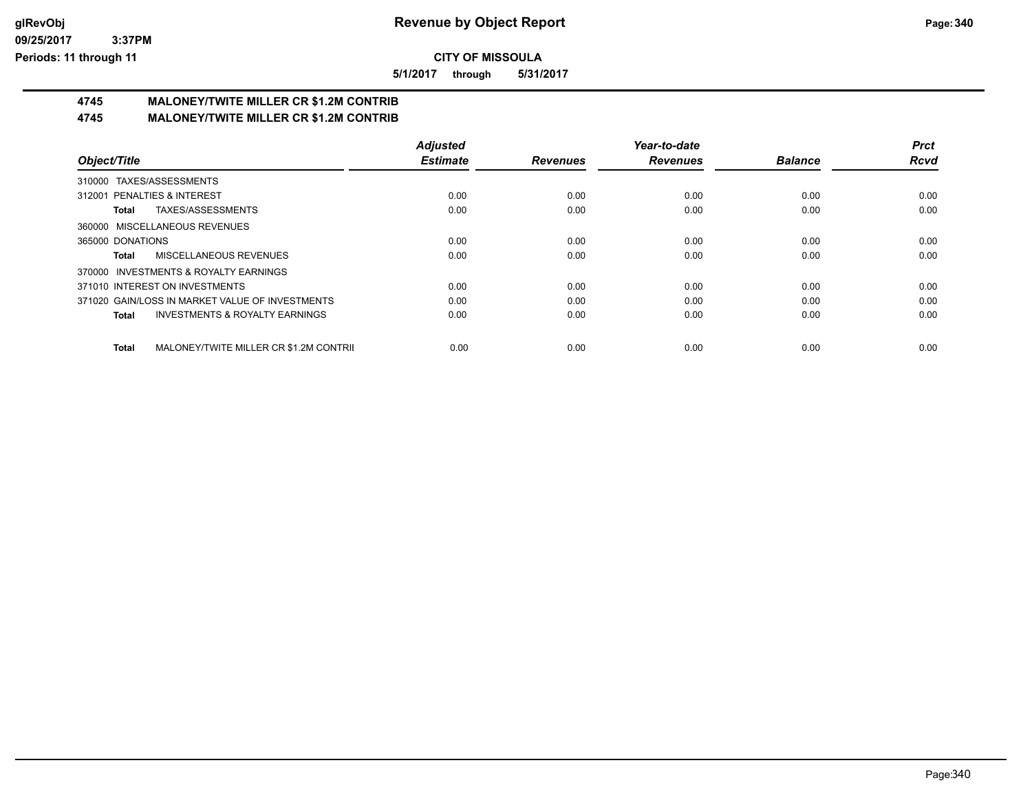**CITY OF MISSOULA**

**5/1/2017 through 5/31/2017**

## 4745 MALONEY/TWITE MILLER CR $1.2M CONTRIB

## 4745 MALONEY/TWITE MILLER CR $1.2M CONTRIB

| Object/Title | Adjusted Estimate | Revenues | Year-to-date Revenues | Balance | Prct Rcvd |
|---|---|---|---|---|---|
| 310000 TAXES/ASSESSMENTS | | | | | |
| 312001 PENALTIES & INTEREST | 0.00 | 0.00 | 0.00 | 0.00 | 0.00 |
| **Total** TAXES/ASSESSMENTS | 0.00 | 0.00 | 0.00 | 0.00 | 0.00 |
| 360000 MISCELLANEOUS REVENUES | | | | | |
| 365000 DONATIONS | 0.00 | 0.00 | 0.00 | 0.00 | 0.00 |
| **Total** MISCELLANEOUS REVENUES | 0.00 | 0.00 | 0.00 | 0.00 | 0.00 |
| 370000 INVESTMENTS & ROYALTY EARNINGS | | | | | |
| 371010 INTEREST ON INVESTMENTS | 0.00 | 0.00 | 0.00 | 0.00 | 0.00 |
| 371020 GAIN/LOSS IN MARKET VALUE OF INVESTMENTS | 0.00 | 0.00 | 0.00 | 0.00 | 0.00 |
| **Total** INVESTMENTS & ROYALTY EARNINGS | 0.00 | 0.00 | 0.00 | 0.00 | 0.00 |
| **Total** MALONEY/TWITE MILLER CR $1.2M CONTRIB | 0.00 | 0.00 | 0.00 | 0.00 | 0.00 |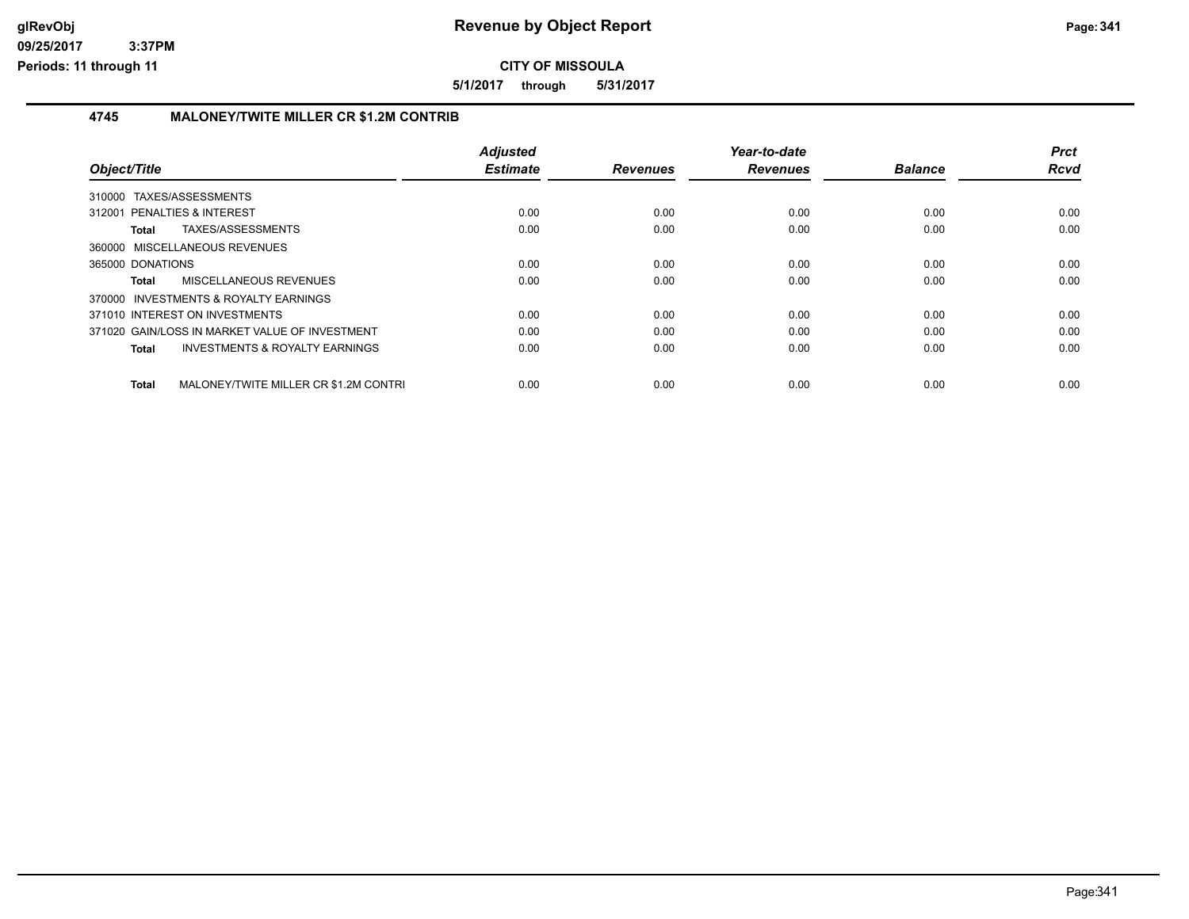**CITY OF MISSOULA**

**5/1/2017 through 5/31/2017**

## 4745 MALONEY/TWITE MILLER CR $1.2M CONTRIB

| Object/Title | Adjusted Estimate | Revenues | Year-to-date Revenues | Balance | Prct Rcvd |
|---|---|---|---|---|---|
| 310000 TAXES/ASSESSMENTS | | | | | |
| 312001 PENALTIES & INTEREST | 0.00 | 0.00 | 0.00 | 0.00 | 0.00 |
| **Total** TAXES/ASSESSMENTS | 0.00 | 0.00 | 0.00 | 0.00 | 0.00 |
| 360000 MISCELLANEOUS REVENUES | | | | | |
| 365000 DONATIONS | 0.00 | 0.00 | 0.00 | 0.00 | 0.00 |
| **Total** MISCELLANEOUS REVENUES | 0.00 | 0.00 | 0.00 | 0.00 | 0.00 |
| 370000 INVESTMENTS & ROYALTY EARNINGS | | | | | |
| 371010 INTEREST ON INVESTMENTS | 0.00 | 0.00 | 0.00 | 0.00 | 0.00 |
| 371020 GAIN/LOSS IN MARKET VALUE OF INVESTMENT | 0.00 | 0.00 | 0.00 | 0.00 | 0.00 |
| **Total** INVESTMENTS & ROYALTY EARNINGS | 0.00 | 0.00 | 0.00 | 0.00 | 0.00 |
| **Total** MALONEY/TWITE MILLER CR $1.2M CONTRI | 0.00 | 0.00 | 0.00 | 0.00 | 0.00 |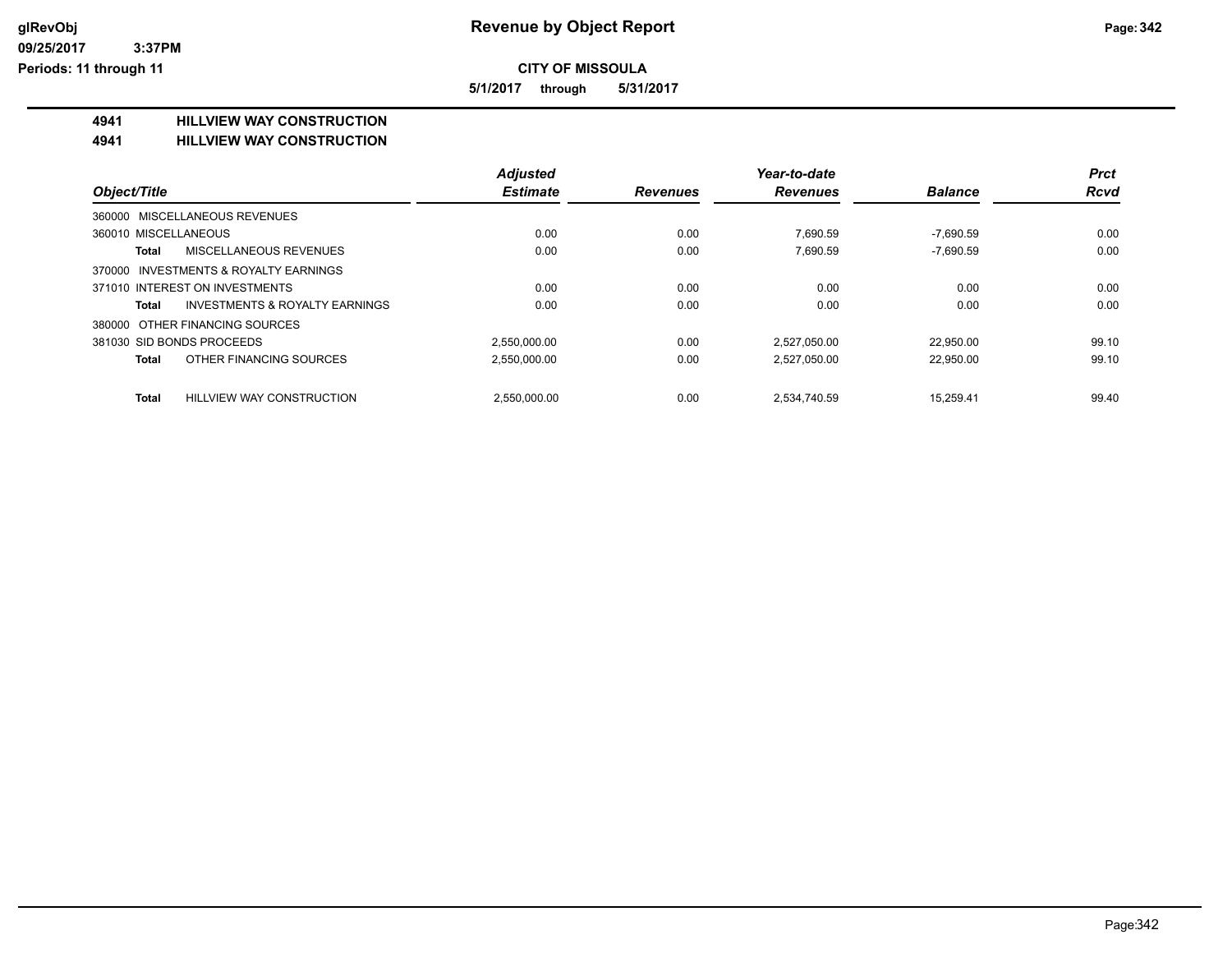**Revenue by Object Report**

**CITY OF MISSOULA**

**5/1/2017 through 5/31/2017**

## 4941 HILLVIEW WAY CONSTRUCTION

## 4941 HILLVIEW WAY CONSTRUCTION

| Object/Title | Adjusted Estimate | Revenues | Year-to-date Revenues | Balance | Prct Rcvd |
|---|---|---|---|---|---|
| 360000 MISCELLANEOUS REVENUES | | | | | |
| 360010 MISCELLANEOUS | 0.00 | 0.00 | 7,690.59 | -7,690.59 | 0.00 |
| **Total** MISCELLANEOUS REVENUES | 0.00 | 0.00 | 7,690.59 | -7,690.59 | 0.00 |
| 370000 INVESTMENTS & ROYALTY EARNINGS | | | | | |
| 371010 INTEREST ON INVESTMENTS | 0.00 | 0.00 | 0.00 | 0.00 | 0.00 |
| **Total** INVESTMENTS & ROYALTY EARNINGS | 0.00 | 0.00 | 0.00 | 0.00 | 0.00 |
| 380000 OTHER FINANCING SOURCES | | | | | |
| 381030 SID BONDS PROCEEDS | 2,550,000.00 | 0.00 | 2,527,050.00 | 22,950.00 | 99.10 |
| **Total** OTHER FINANCING SOURCES | 2,550,000.00 | 0.00 | 2,527,050.00 | 22,950.00 | 99.10 |
| **Total** HILLVIEW WAY CONSTRUCTION | 2,550,000.00 | 0.00 | 2,534,740.59 | 15,259.41 | 99.40 |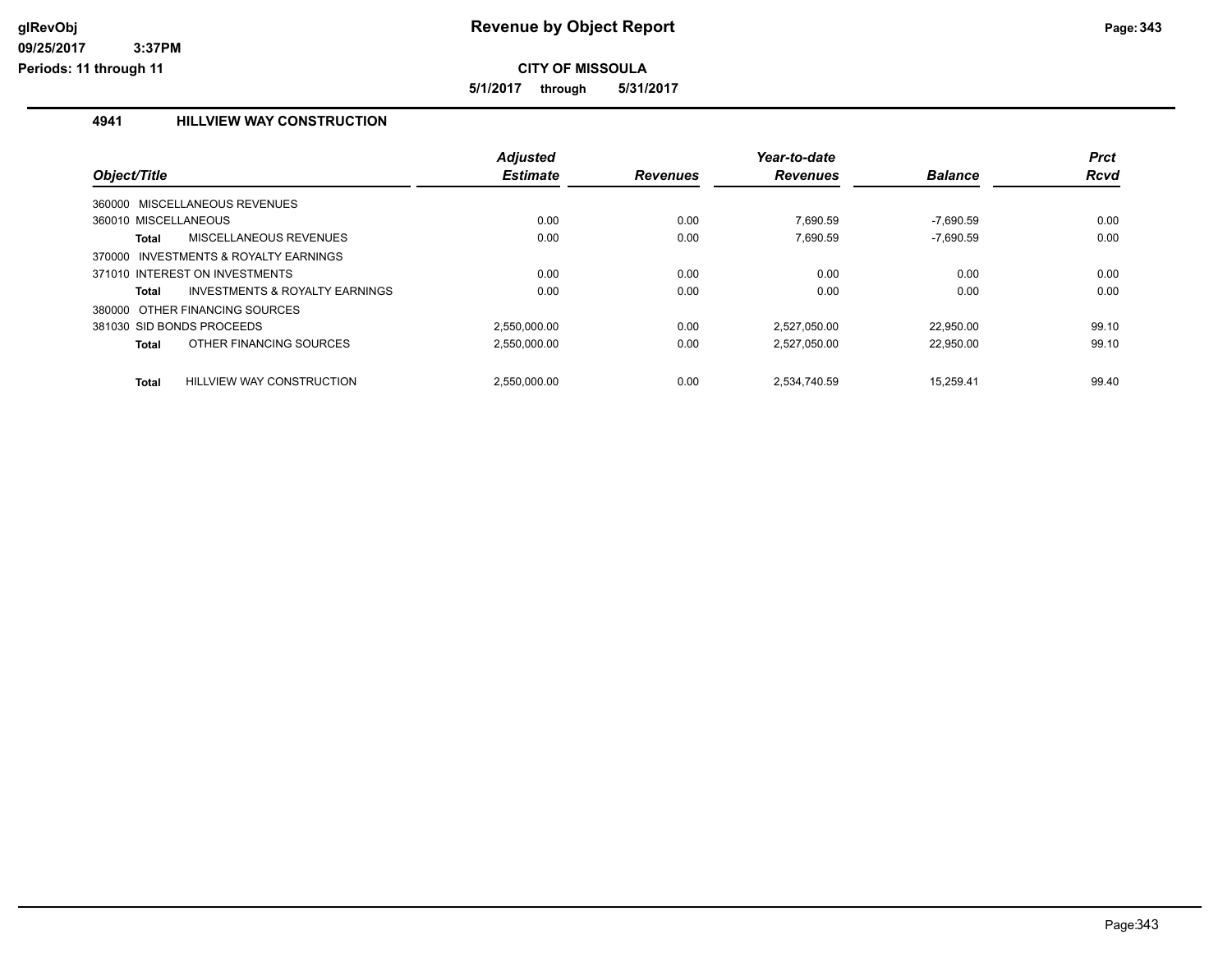# Revenue by Object Report

**CITY OF MISSOULA**

**5/1/2017 through 5/31/2017**

glRevObj
09/25/2017 3:37PM
Periods: 11 through 11

## 4941 HILLVIEW WAY CONSTRUCTION

| Object/Title | Adjusted Estimate | Revenues | Year-to-date Revenues | Balance | Prct Rcvd |
|---|---|---|---|---|---|
| 360000 MISCELLANEOUS REVENUES | | | | | |
| 360010 MISCELLANEOUS | 0.00 | 0.00 | 7,690.59 | -7,690.59 | 0.00 |
| **Total** MISCELLANEOUS REVENUES | 0.00 | 0.00 | 7,690.59 | -7,690.59 | 0.00 |
| 370000 INVESTMENTS & ROYALTY EARNINGS | | | | | |
| 371010 INTEREST ON INVESTMENTS | 0.00 | 0.00 | 0.00 | 0.00 | 0.00 |
| **Total** INVESTMENTS & ROYALTY EARNINGS | 0.00 | 0.00 | 0.00 | 0.00 | 0.00 |
| 380000 OTHER FINANCING SOURCES | | | | | |
| 381030 SID BONDS PROCEEDS | 2,550,000.00 | 0.00 | 2,527,050.00 | 22,950.00 | 99.10 |
| **Total** OTHER FINANCING SOURCES | 2,550,000.00 | 0.00 | 2,527,050.00 | 22,950.00 | 99.10 |
| **Total** HILLVIEW WAY CONSTRUCTION | 2,550,000.00 | 0.00 | 2,534,740.59 | 15,259.41 | 99.40 |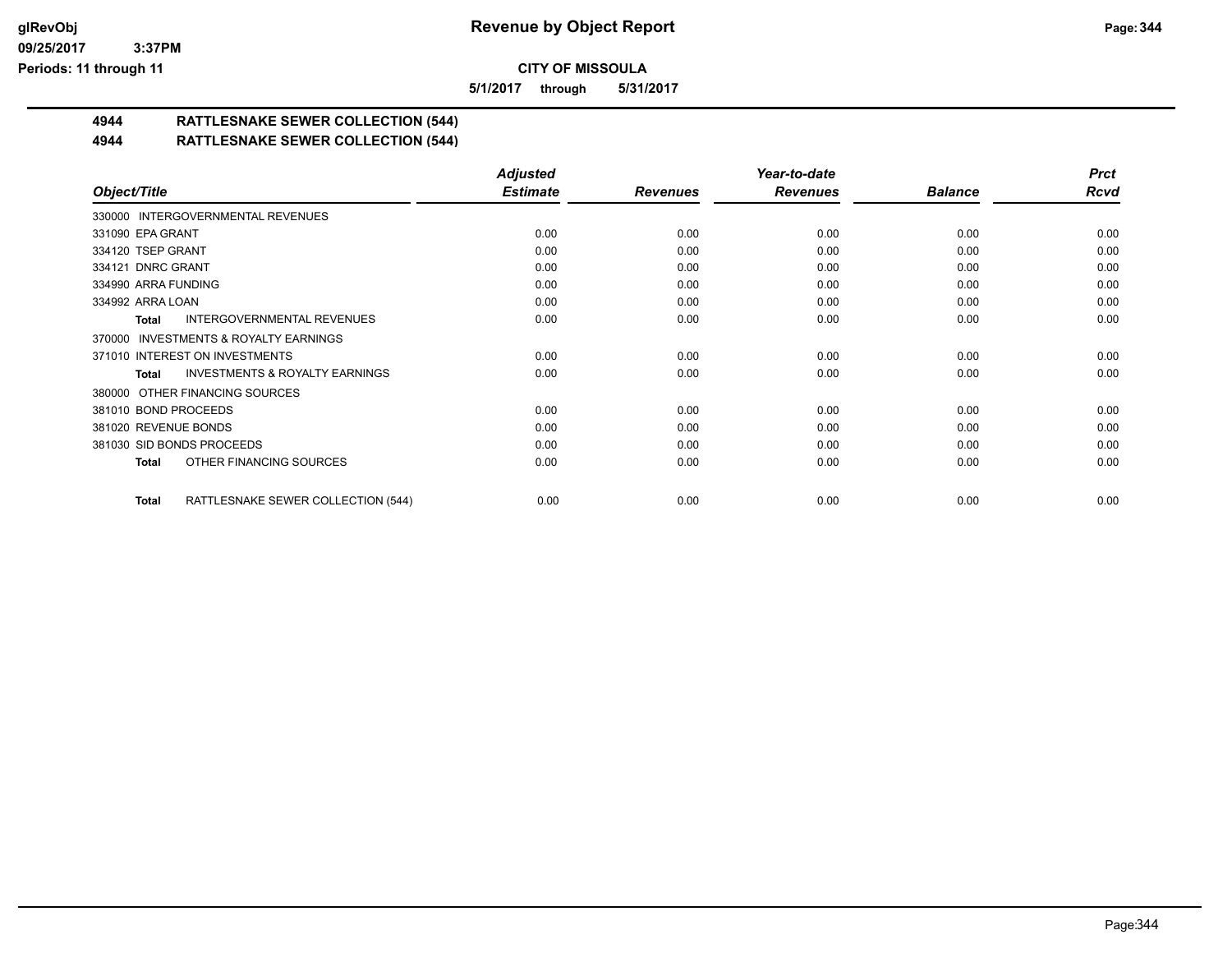**CITY OF MISSOULA**

**5/1/2017 through 5/31/2017**

# 4944 RATTLESNAKE SEWER COLLECTION (544)

## 4944 RATTLESNAKE SEWER COLLECTION (544)

| Object/Title | Adjusted Estimate | Revenues | Year-to-date Revenues | Balance | Prct Rcvd |
|---|---|---|---|---|---|
| 330000 INTERGOVERNMENTAL REVENUES | | | | | |
| 331090 EPA GRANT | 0.00 | 0.00 | 0.00 | 0.00 | 0.00 |
| 334120 TSEP GRANT | 0.00 | 0.00 | 0.00 | 0.00 | 0.00 |
| 334121 DNRC GRANT | 0.00 | 0.00 | 0.00 | 0.00 | 0.00 |
| 334990 ARRA FUNDING | 0.00 | 0.00 | 0.00 | 0.00 | 0.00 |
| 334992 ARRA LOAN | 0.00 | 0.00 | 0.00 | 0.00 | 0.00 |
| **Total** INTERGOVERNMENTAL REVENUES | 0.00 | 0.00 | 0.00 | 0.00 | 0.00 |
| 370000 INVESTMENTS & ROYALTY EARNINGS | | | | | |
| 371010 INTEREST ON INVESTMENTS | 0.00 | 0.00 | 0.00 | 0.00 | 0.00 |
| **Total** INVESTMENTS & ROYALTY EARNINGS | 0.00 | 0.00 | 0.00 | 0.00 | 0.00 |
| 380000 OTHER FINANCING SOURCES | | | | | |
| 381010 BOND PROCEEDS | 0.00 | 0.00 | 0.00 | 0.00 | 0.00 |
| 381020 REVENUE BONDS | 0.00 | 0.00 | 0.00 | 0.00 | 0.00 |
| 381030 SID BONDS PROCEEDS | 0.00 | 0.00 | 0.00 | 0.00 | 0.00 |
| **Total** OTHER FINANCING SOURCES | 0.00 | 0.00 | 0.00 | 0.00 | 0.00 |
| **Total** RATTLESNAKE SEWER COLLECTION (544) | 0.00 | 0.00 | 0.00 | 0.00 | 0.00 |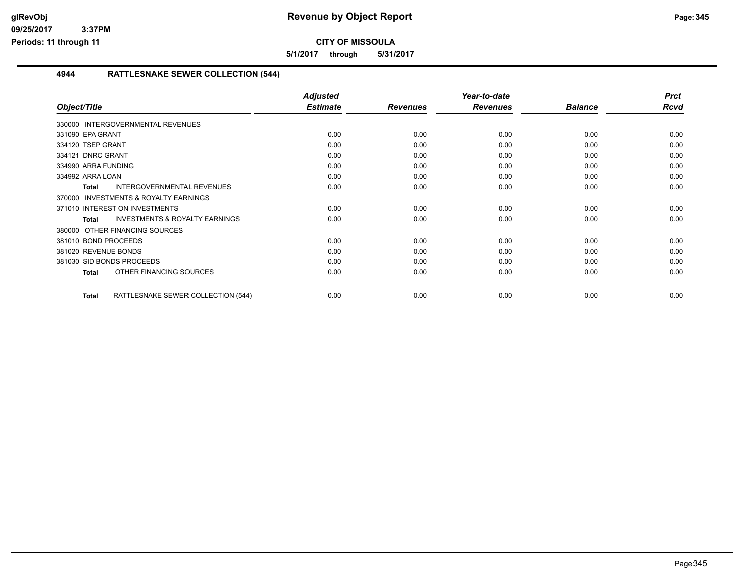**CITY OF MISSOULA**

**5/1/2017 through 5/31/2017**

## 4944 RATTLESNAKE SEWER COLLECTION (544)

| Object/Title | Adjusted Estimate | Revenues | Year-to-date Revenues | Balance | Prct Rcvd |
|---|---|---|---|---|---|
| 330000 INTERGOVERNMENTAL REVENUES | | | | | |
| 331090 EPA GRANT | 0.00 | 0.00 | 0.00 | 0.00 | 0.00 |
| 334120 TSEP GRANT | 0.00 | 0.00 | 0.00 | 0.00 | 0.00 |
| 334121 DNRC GRANT | 0.00 | 0.00 | 0.00 | 0.00 | 0.00 |
| 334990 ARRA FUNDING | 0.00 | 0.00 | 0.00 | 0.00 | 0.00 |
| 334992 ARRA LOAN | 0.00 | 0.00 | 0.00 | 0.00 | 0.00 |
| **Total** INTERGOVERNMENTAL REVENUES | 0.00 | 0.00 | 0.00 | 0.00 | 0.00 |
| 370000 INVESTMENTS & ROYALTY EARNINGS | | | | | |
| 371010 INTEREST ON INVESTMENTS | 0.00 | 0.00 | 0.00 | 0.00 | 0.00 |
| **Total** INVESTMENTS & ROYALTY EARNINGS | 0.00 | 0.00 | 0.00 | 0.00 | 0.00 |
| 380000 OTHER FINANCING SOURCES | | | | | |
| 381010 BOND PROCEEDS | 0.00 | 0.00 | 0.00 | 0.00 | 0.00 |
| 381020 REVENUE BONDS | 0.00 | 0.00 | 0.00 | 0.00 | 0.00 |
| 381030 SID BONDS PROCEEDS | 0.00 | 0.00 | 0.00 | 0.00 | 0.00 |
| **Total** OTHER FINANCING SOURCES | 0.00 | 0.00 | 0.00 | 0.00 | 0.00 |
| **Total** RATTLESNAKE SEWER COLLECTION (544) | 0.00 | 0.00 | 0.00 | 0.00 | 0.00 |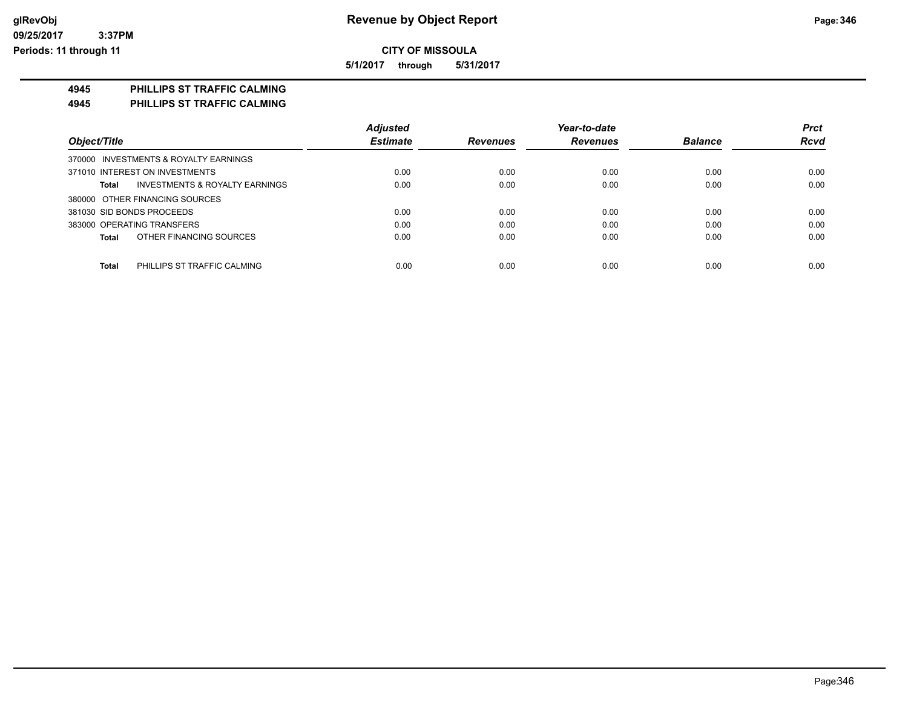**CITY OF MISSOULA**

**5/1/2017 through 5/31/2017**

## 4945 PHILLIPS ST TRAFFIC CALMING

## 4945 PHILLIPS ST TRAFFIC CALMING

| Object/Title | Adjusted Estimate | Revenues | Year-to-date Revenues | Balance | Prct Rcvd |
|---|---|---|---|---|---|
| 370000 INVESTMENTS & ROYALTY EARNINGS | | | | | |
| 371010 INTEREST ON INVESTMENTS | 0.00 | 0.00 | 0.00 | 0.00 | 0.00 |
| **Total** INVESTMENTS & ROYALTY EARNINGS | 0.00 | 0.00 | 0.00 | 0.00 | 0.00 |
| 380000 OTHER FINANCING SOURCES | | | | | |
| 381030 SID BONDS PROCEEDS | 0.00 | 0.00 | 0.00 | 0.00 | 0.00 |
| 383000 OPERATING TRANSFERS | 0.00 | 0.00 | 0.00 | 0.00 | 0.00 |
| **Total** OTHER FINANCING SOURCES | 0.00 | 0.00 | 0.00 | 0.00 | 0.00 |
| **Total** PHILLIPS ST TRAFFIC CALMING | 0.00 | 0.00 | 0.00 | 0.00 | 0.00 |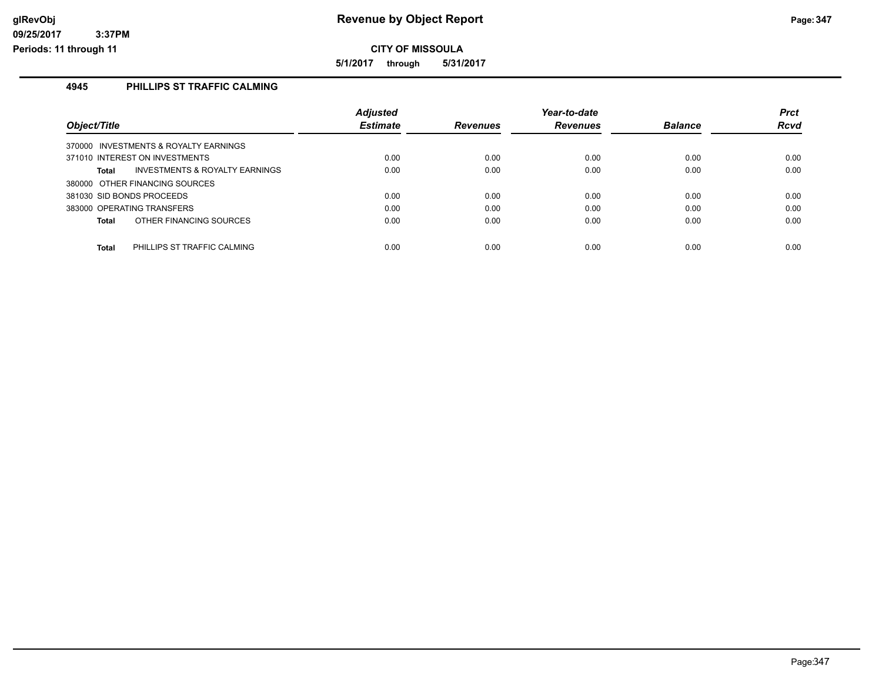# Revenue by Object Report

**CITY OF MISSOULA**

**5/1/2017 through 5/31/2017**

glRevObj
09/25/2017 3:37PM
Periods: 11 through 11

## 4945 PHILLIPS ST TRAFFIC CALMING

| Object/Title | Adjusted Estimate | Revenues | Year-to-date Revenues | Balance | Prct Rcvd |
|---|---|---|---|---|---|
| 370000 INVESTMENTS & ROYALTY EARNINGS | | | | | |
| 371010 INTEREST ON INVESTMENTS | 0.00 | 0.00 | 0.00 | 0.00 | 0.00 |
| **Total** INVESTMENTS & ROYALTY EARNINGS | 0.00 | 0.00 | 0.00 | 0.00 | 0.00 |
| 380000 OTHER FINANCING SOURCES | | | | | |
| 381030 SID BONDS PROCEEDS | 0.00 | 0.00 | 0.00 | 0.00 | 0.00 |
| 383000 OPERATING TRANSFERS | 0.00 | 0.00 | 0.00 | 0.00 | 0.00 |
| **Total** OTHER FINANCING SOURCES | 0.00 | 0.00 | 0.00 | 0.00 | 0.00 |
| **Total** PHILLIPS ST TRAFFIC CALMING | 0.00 | 0.00 | 0.00 | 0.00 | 0.00 |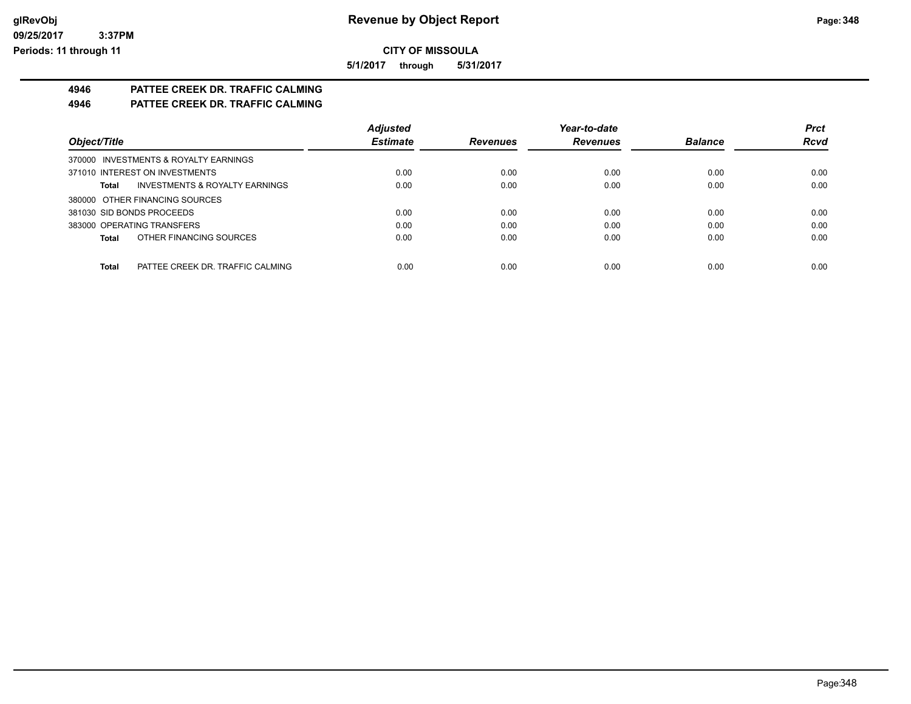# Revenue by Object Report

**CITY OF MISSOULA**

**5/1/2017 through 5/31/2017**

glRevObj
09/25/2017 3:37PM
Periods: 11 through 11

## 4946 PATTEE CREEK DR. TRAFFIC CALMING

## 4946 PATTEE CREEK DR. TRAFFIC CALMING

| Object/Title | Adjusted Estimate | Revenues | Year-to-date Revenues | Balance | Prct Rcvd |
|---|---|---|---|---|---|
| 370000 INVESTMENTS & ROYALTY EARNINGS | | | | | |
| 371010 INTEREST ON INVESTMENTS | 0.00 | 0.00 | 0.00 | 0.00 | 0.00 |
| **Total** INVESTMENTS & ROYALTY EARNINGS | 0.00 | 0.00 | 0.00 | 0.00 | 0.00 |
| 380000 OTHER FINANCING SOURCES | | | | | |
| 381030 SID BONDS PROCEEDS | 0.00 | 0.00 | 0.00 | 0.00 | 0.00 |
| 383000 OPERATING TRANSFERS | 0.00 | 0.00 | 0.00 | 0.00 | 0.00 |
| **Total** OTHER FINANCING SOURCES | 0.00 | 0.00 | 0.00 | 0.00 | 0.00 |
| **Total** PATTEE CREEK DR. TRAFFIC CALMING | 0.00 | 0.00 | 0.00 | 0.00 | 0.00 |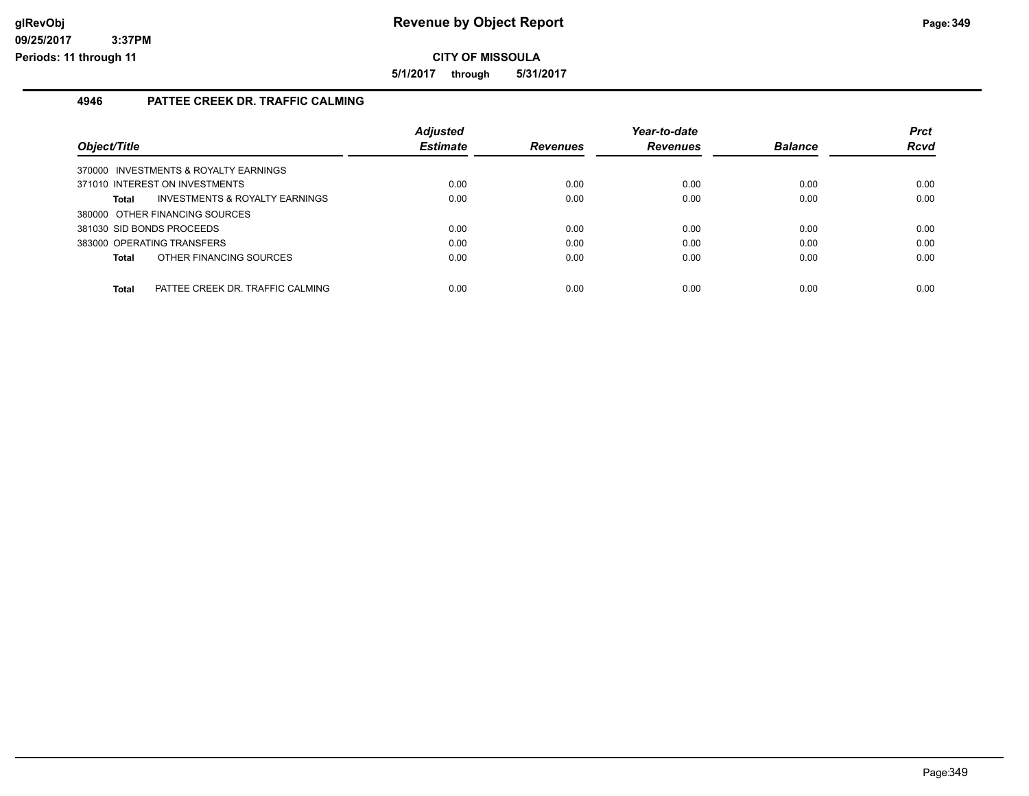# Revenue by Object Report

**CITY OF MISSOULA**

**5/1/2017 through 5/31/2017**

glRevObj
09/25/2017 3:37PM
Periods: 11 through 11

## 4946 PATTEE CREEK DR. TRAFFIC CALMING

| Object/Title | Adjusted Estimate | Revenues | Year-to-date Revenues | Balance | Prct Rcvd |
|---|---|---|---|---|---|
| 370000 INVESTMENTS & ROYALTY EARNINGS | | | | | |
| 371010 INTEREST ON INVESTMENTS | 0.00 | 0.00 | 0.00 | 0.00 | 0.00 |
| **Total** INVESTMENTS & ROYALTY EARNINGS | 0.00 | 0.00 | 0.00 | 0.00 | 0.00 |
| 380000 OTHER FINANCING SOURCES | | | | | |
| 381030 SID BONDS PROCEEDS | 0.00 | 0.00 | 0.00 | 0.00 | 0.00 |
| 383000 OPERATING TRANSFERS | 0.00 | 0.00 | 0.00 | 0.00 | 0.00 |
| **Total** OTHER FINANCING SOURCES | 0.00 | 0.00 | 0.00 | 0.00 | 0.00 |
| **Total** PATTEE CREEK DR. TRAFFIC CALMING | 0.00 | 0.00 | 0.00 | 0.00 | 0.00 |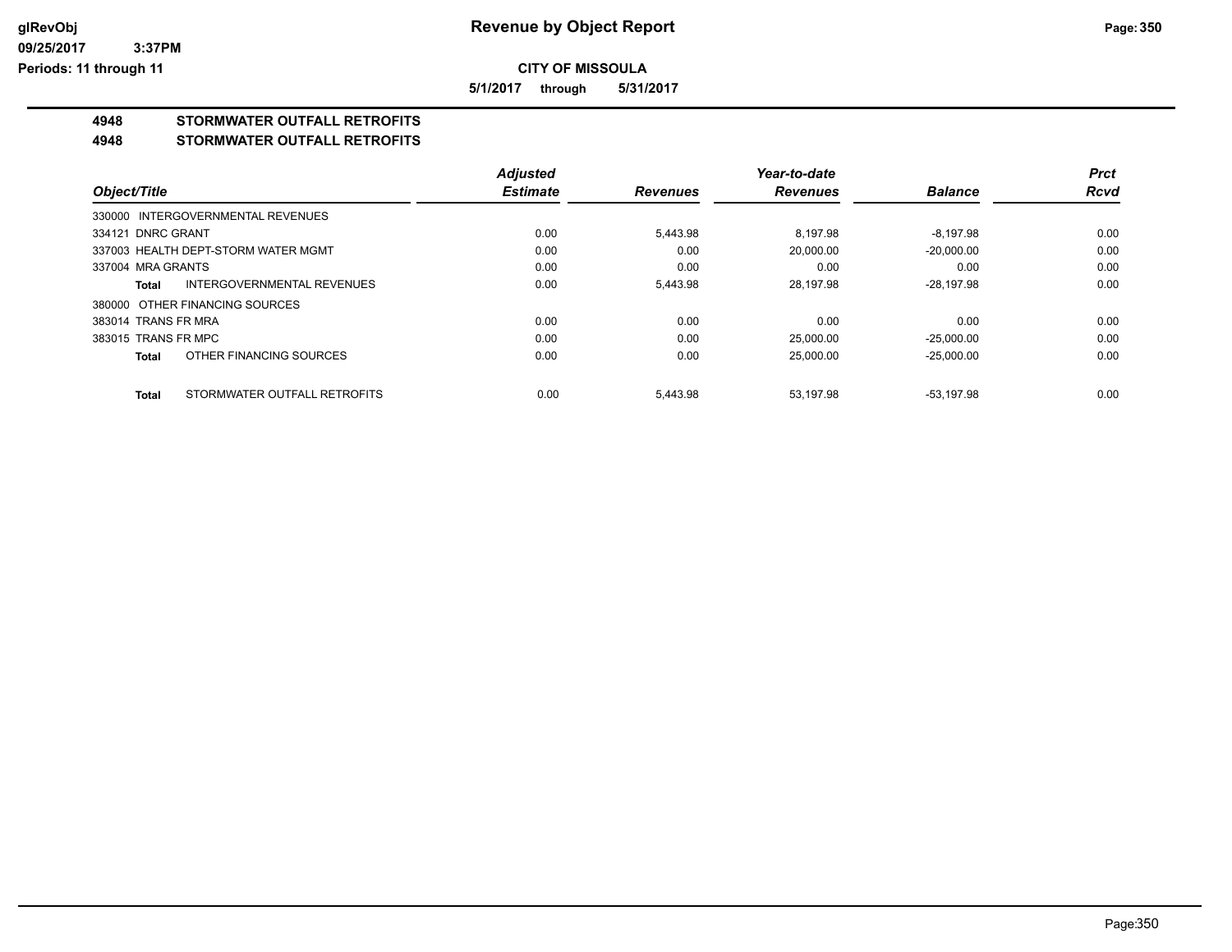**CITY OF MISSOULA**

**5/1/2017 through 5/31/2017**

# 4948 STORMWATER OUTFALL RETROFITS

## 4948 STORMWATER OUTFALL RETROFITS

| Object/Title | Adjusted Estimate | Revenues | Year-to-date Revenues | Balance | Prct Rcvd |
|---|---|---|---|---|---|
| 330000 INTERGOVERNMENTAL REVENUES | | | | | |
| 334121 DNRC GRANT | 0.00 | 5,443.98 | 8,197.98 | -8,197.98 | 0.00 |
| 337003 HEALTH DEPT-STORM WATER MGMT | 0.00 | 0.00 | 20,000.00 | -20,000.00 | 0.00 |
| 337004 MRA GRANTS | 0.00 | 0.00 | 0.00 | 0.00 | 0.00 |
| **Total** INTERGOVERNMENTAL REVENUES | 0.00 | 5,443.98 | 28,197.98 | -28,197.98 | 0.00 |
| 380000 OTHER FINANCING SOURCES | | | | | |
| 383014 TRANS FR MRA | 0.00 | 0.00 | 0.00 | 0.00 | 0.00 |
| 383015 TRANS FR MPC | 0.00 | 0.00 | 25,000.00 | -25,000.00 | 0.00 |
| **Total** OTHER FINANCING SOURCES | 0.00 | 0.00 | 25,000.00 | -25,000.00 | 0.00 |
| **Total** STORMWATER OUTFALL RETROFITS | 0.00 | 5,443.98 | 53,197.98 | -53,197.98 | 0.00 |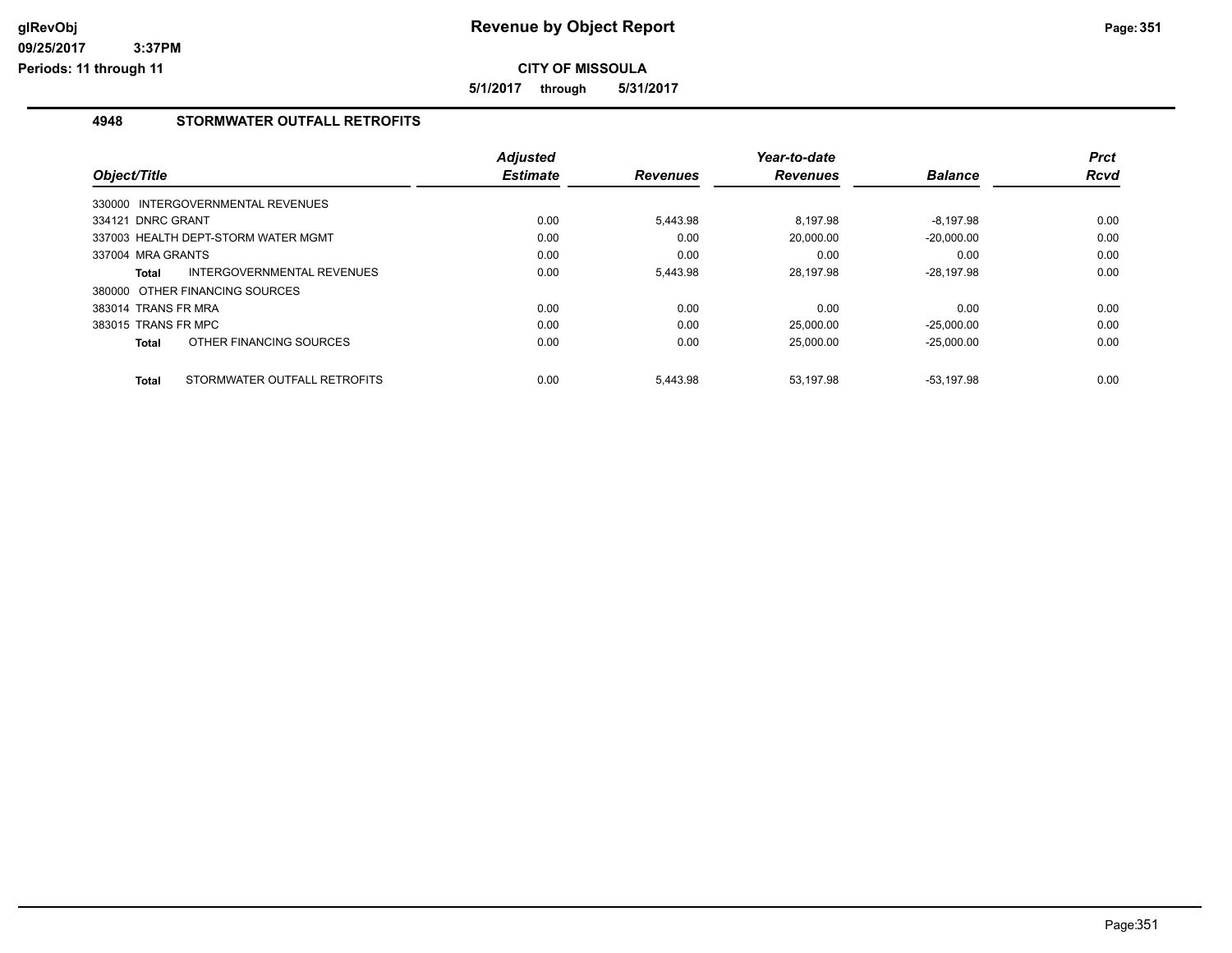# Revenue by Object Report

**CITY OF MISSOULA**

**5/1/2017 through 5/31/2017**

glRevObj
09/25/2017 3:37PM
Periods: 11 through 11

## 4948 STORMWATER OUTFALL RETROFITS

| Object/Title | Adjusted Estimate | Revenues | Year-to-date Revenues | Balance | Prct Rcvd |
|---|---|---|---|---|---|
| 330000 INTERGOVERNMENTAL REVENUES | | | | | |
| 334121 DNRC GRANT | 0.00 | 5,443.98 | 8,197.98 | -8,197.98 | 0.00 |
| 337003 HEALTH DEPT-STORM WATER MGMT | 0.00 | 0.00 | 20,000.00 | -20,000.00 | 0.00 |
| 337004 MRA GRANTS | 0.00 | 0.00 | 0.00 | 0.00 | 0.00 |
| **Total** INTERGOVERNMENTAL REVENUES | 0.00 | 5,443.98 | 28,197.98 | -28,197.98 | 0.00 |
| 380000 OTHER FINANCING SOURCES | | | | | |
| 383014 TRANS FR MRA | 0.00 | 0.00 | 0.00 | 0.00 | 0.00 |
| 383015 TRANS FR MPC | 0.00 | 0.00 | 25,000.00 | -25,000.00 | 0.00 |
| **Total** OTHER FINANCING SOURCES | 0.00 | 0.00 | 25,000.00 | -25,000.00 | 0.00 |
| **Total** STORMWATER OUTFALL RETROFITS | 0.00 | 5,443.98 | 53,197.98 | -53,197.98 | 0.00 |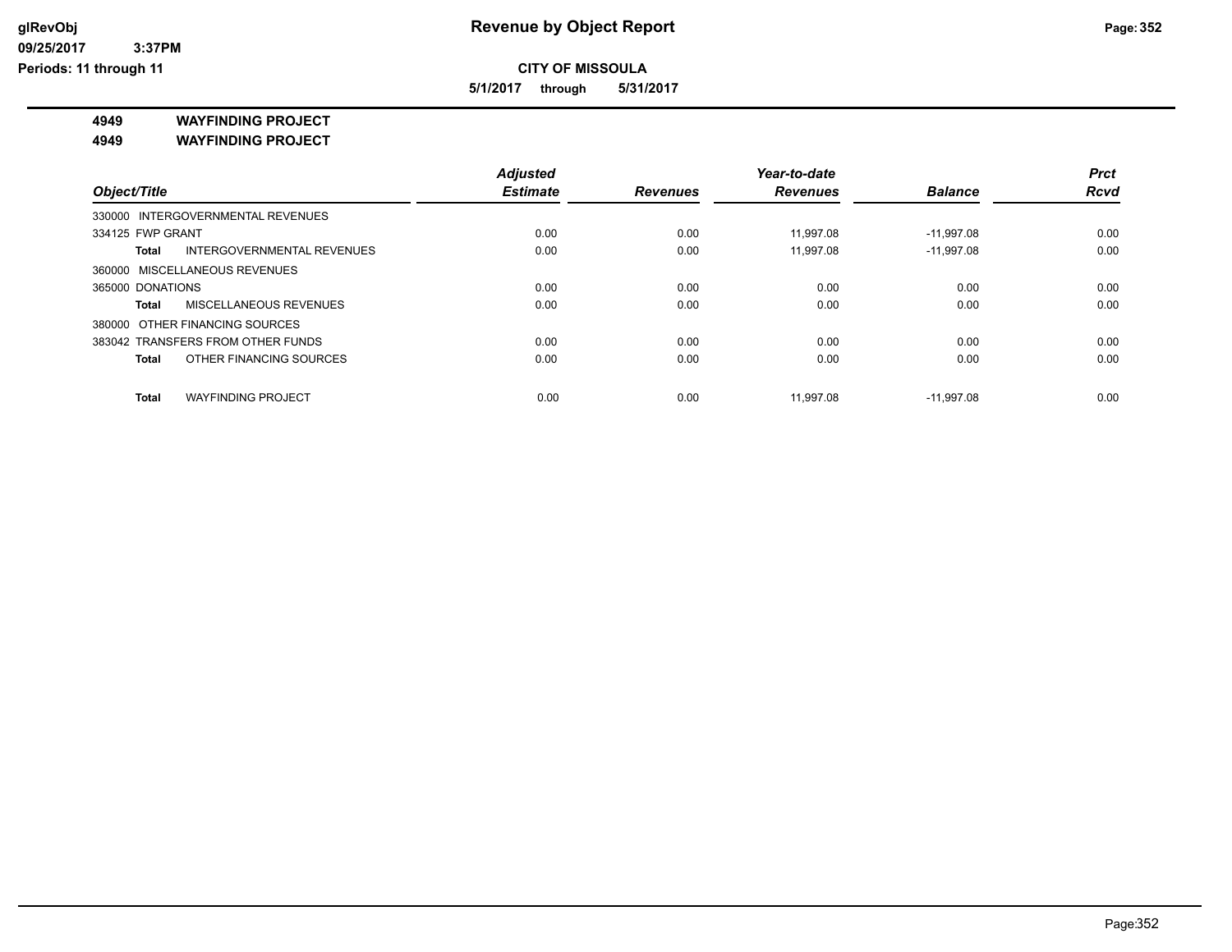# Revenue by Object Report

**CITY OF MISSOULA**

**5/1/2017 through 5/31/2017**

glRevObj
09/25/2017 3:37PM
Periods: 11 through 11

**4949 WAYFINDING PROJECT**

**4949 WAYFINDING PROJECT**

| Object/Title | Adjusted Estimate | Revenues | Year-to-date Revenues | Balance | Prct Rcvd |
|---|---|---|---|---|---|
| 330000 INTERGOVERNMENTAL REVENUES | | | | | |
| 334125 FWP GRANT | 0.00 | 0.00 | 11,997.08 | -11,997.08 | 0.00 |
| **Total** INTERGOVERNMENTAL REVENUES | 0.00 | 0.00 | 11,997.08 | -11,997.08 | 0.00 |
| 360000 MISCELLANEOUS REVENUES | | | | | |
| 365000 DONATIONS | 0.00 | 0.00 | 0.00 | 0.00 | 0.00 |
| **Total** MISCELLANEOUS REVENUES | 0.00 | 0.00 | 0.00 | 0.00 | 0.00 |
| 380000 OTHER FINANCING SOURCES | | | | | |
| 383042 TRANSFERS FROM OTHER FUNDS | 0.00 | 0.00 | 0.00 | 0.00 | 0.00 |
| **Total** OTHER FINANCING SOURCES | 0.00 | 0.00 | 0.00 | 0.00 | 0.00 |
| **Total** WAYFINDING PROJECT | 0.00 | 0.00 | 11,997.08 | -11,997.08 | 0.00 |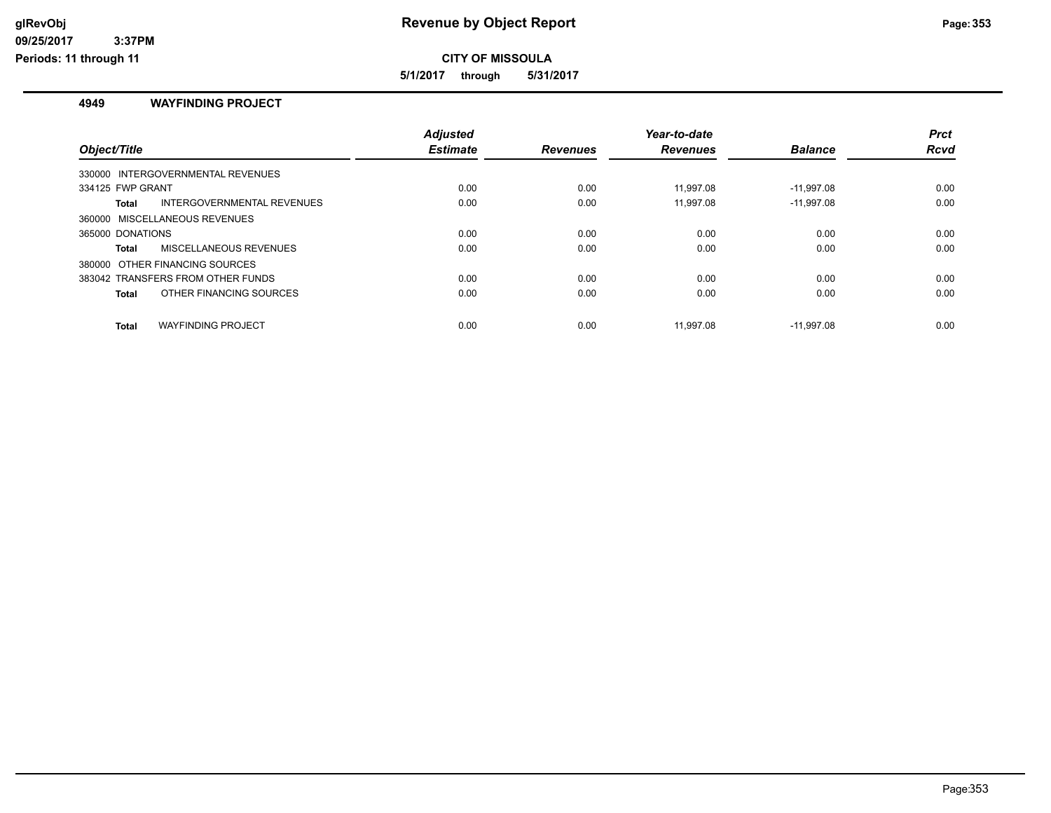# Revenue by Object Report

**CITY OF MISSOULA**

**5/1/2017 through 5/31/2017**

## 4949 WAYFINDING PROJECT

| Object/Title | Adjusted Estimate | Revenues | Year-to-date Revenues | Balance | Prct Rcvd |
|---|---|---|---|---|---|
| 330000 INTERGOVERNMENTAL REVENUES | | | | | |
| 334125 FWP GRANT | 0.00 | 0.00 | 11,997.08 | -11,997.08 | 0.00 |
| **Total** INTERGOVERNMENTAL REVENUES | 0.00 | 0.00 | 11,997.08 | -11,997.08 | 0.00 |
| 360000 MISCELLANEOUS REVENUES | | | | | |
| 365000 DONATIONS | 0.00 | 0.00 | 0.00 | 0.00 | 0.00 |
| **Total** MISCELLANEOUS REVENUES | 0.00 | 0.00 | 0.00 | 0.00 | 0.00 |
| 380000 OTHER FINANCING SOURCES | | | | | |
| 383042 TRANSFERS FROM OTHER FUNDS | 0.00 | 0.00 | 0.00 | 0.00 | 0.00 |
| **Total** OTHER FINANCING SOURCES | 0.00 | 0.00 | 0.00 | 0.00 | 0.00 |
| **Total** WAYFINDING PROJECT | 0.00 | 0.00 | 11,997.08 | -11,997.08 | 0.00 |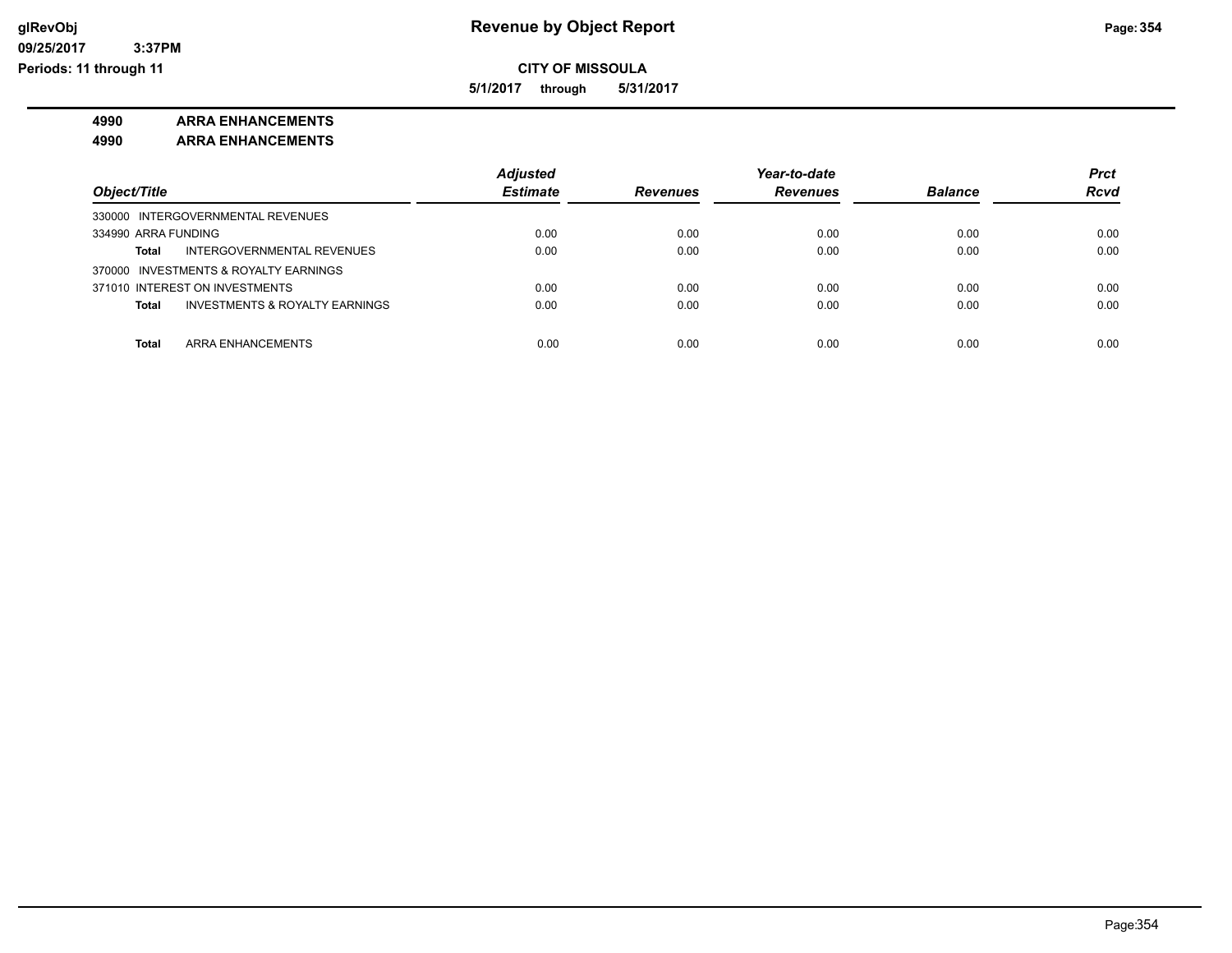**Revenue by Object Report**

**CITY OF MISSOULA**

**5/1/2017 through 5/31/2017**

glRevObj
09/25/2017 3:37PM
Periods: 11 through 11

**4990 ARRA ENHANCEMENTS**

**4990 ARRA ENHANCEMENTS**

| Object/Title | Adjusted Estimate | Revenues | Year-to-date Revenues | Balance | Prct Rcvd |
|---|---|---|---|---|---|
| 330000 INTERGOVERNMENTAL REVENUES | | | | | |
| 334990 ARRA FUNDING | 0.00 | 0.00 | 0.00 | 0.00 | 0.00 |
| **Total** INTERGOVERNMENTAL REVENUES | 0.00 | 0.00 | 0.00 | 0.00 | 0.00 |
| 370000 INVESTMENTS & ROYALTY EARNINGS | | | | | |
| 371010 INTEREST ON INVESTMENTS | 0.00 | 0.00 | 0.00 | 0.00 | 0.00 |
| **Total** INVESTMENTS & ROYALTY EARNINGS | 0.00 | 0.00 | 0.00 | 0.00 | 0.00 |
| **Total** ARRA ENHANCEMENTS | 0.00 | 0.00 | 0.00 | 0.00 | 0.00 |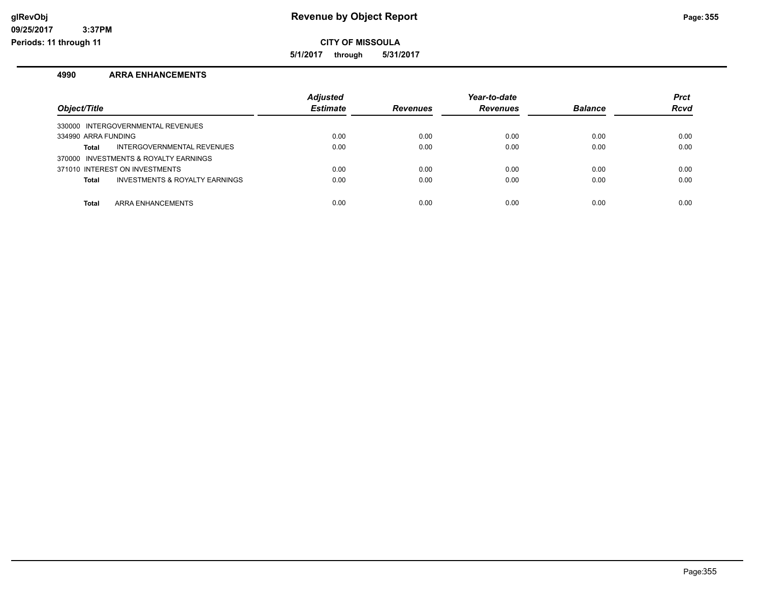# Revenue by Object Report

**CITY OF MISSOULA**

**5/1/2017 through 5/31/2017**

glRevObj
09/25/2017 3:37PM
Periods: 11 through 11

## 4990 ARRA ENHANCEMENTS

| Object/Title | Adjusted Estimate | Revenues | Year-to-date Revenues | Balance | Prct Rcvd |
|---|---|---|---|---|---|
| 330000 INTERGOVERNMENTAL REVENUES | | | | | |
| 334990 ARRA FUNDING | 0.00 | 0.00 | 0.00 | 0.00 | 0.00 |
| **Total** INTERGOVERNMENTAL REVENUES | 0.00 | 0.00 | 0.00 | 0.00 | 0.00 |
| 370000 INVESTMENTS & ROYALTY EARNINGS | | | | | |
| 371010 INTEREST ON INVESTMENTS | 0.00 | 0.00 | 0.00 | 0.00 | 0.00 |
| **Total** INVESTMENTS & ROYALTY EARNINGS | 0.00 | 0.00 | 0.00 | 0.00 | 0.00 |
| **Total** ARRA ENHANCEMENTS | 0.00 | 0.00 | 0.00 | 0.00 | 0.00 |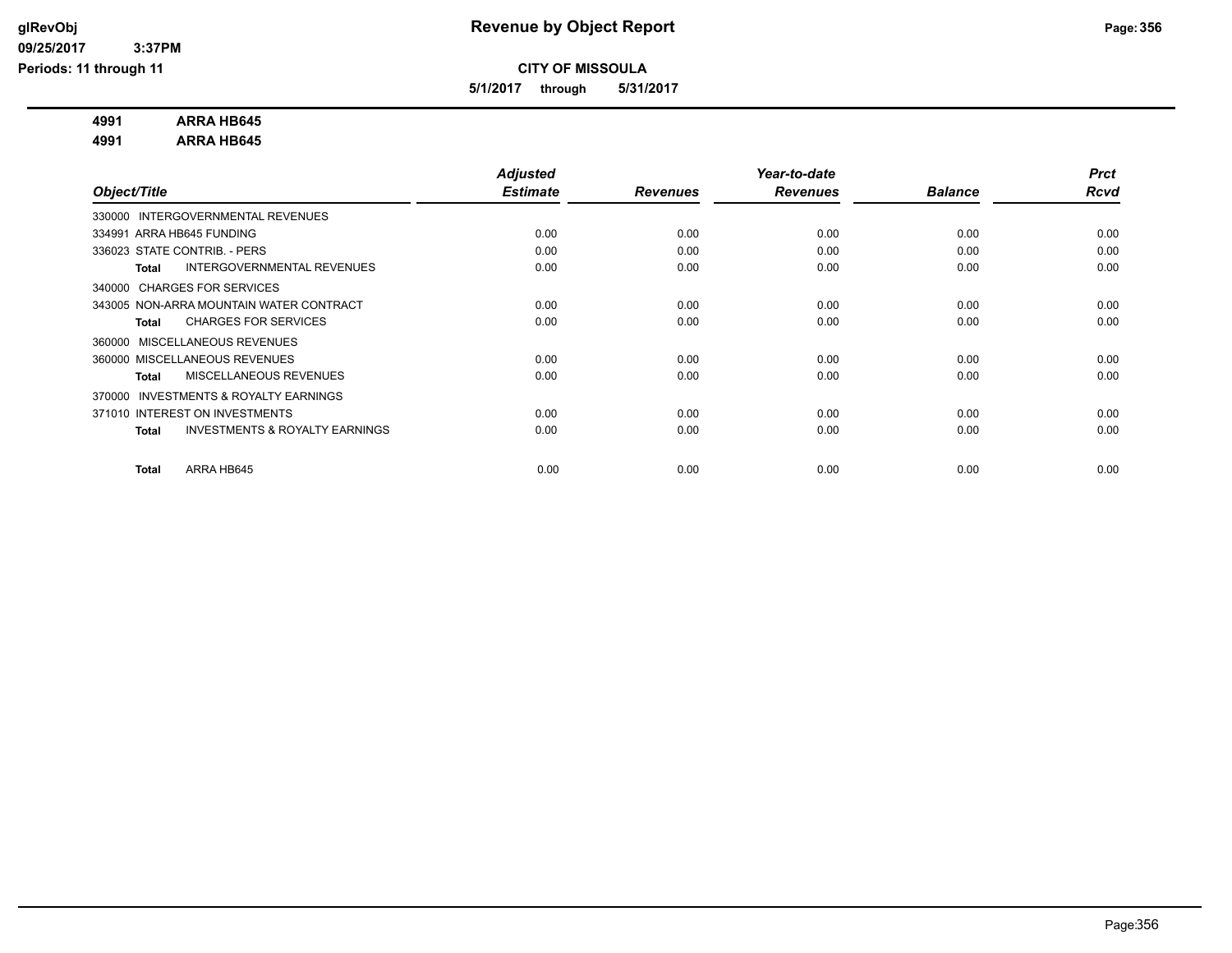**CITY OF MISSOULA**

**5/1/2017 through 5/31/2017**

**4991 ARRA HB645**

**4991 ARRA HB645**

| Object/Title | Adjusted Estimate | Revenues | Year-to-date Revenues | Balance | Prct Rcvd |
|---|---|---|---|---|---|
| 330000 INTERGOVERNMENTAL REVENUES | | | | | |
| 334991 ARRA HB645 FUNDING | 0.00 | 0.00 | 0.00 | 0.00 | 0.00 |
| 336023 STATE CONTRIB. - PERS | 0.00 | 0.00 | 0.00 | 0.00 | 0.00 |
| **Total** INTERGOVERNMENTAL REVENUES | 0.00 | 0.00 | 0.00 | 0.00 | 0.00 |
| 340000 CHARGES FOR SERVICES | | | | | |
| 343005 NON-ARRA MOUNTAIN WATER CONTRACT | 0.00 | 0.00 | 0.00 | 0.00 | 0.00 |
| **Total** CHARGES FOR SERVICES | 0.00 | 0.00 | 0.00 | 0.00 | 0.00 |
| 360000 MISCELLANEOUS REVENUES | | | | | |
| 360000 MISCELLANEOUS REVENUES | 0.00 | 0.00 | 0.00 | 0.00 | 0.00 |
| **Total** MISCELLANEOUS REVENUES | 0.00 | 0.00 | 0.00 | 0.00 | 0.00 |
| 370000 INVESTMENTS & ROYALTY EARNINGS | | | | | |
| 371010 INTEREST ON INVESTMENTS | 0.00 | 0.00 | 0.00 | 0.00 | 0.00 |
| **Total** INVESTMENTS & ROYALTY EARNINGS | 0.00 | 0.00 | 0.00 | 0.00 | 0.00 |
| **Total** ARRA HB645 | 0.00 | 0.00 | 0.00 | 0.00 | 0.00 |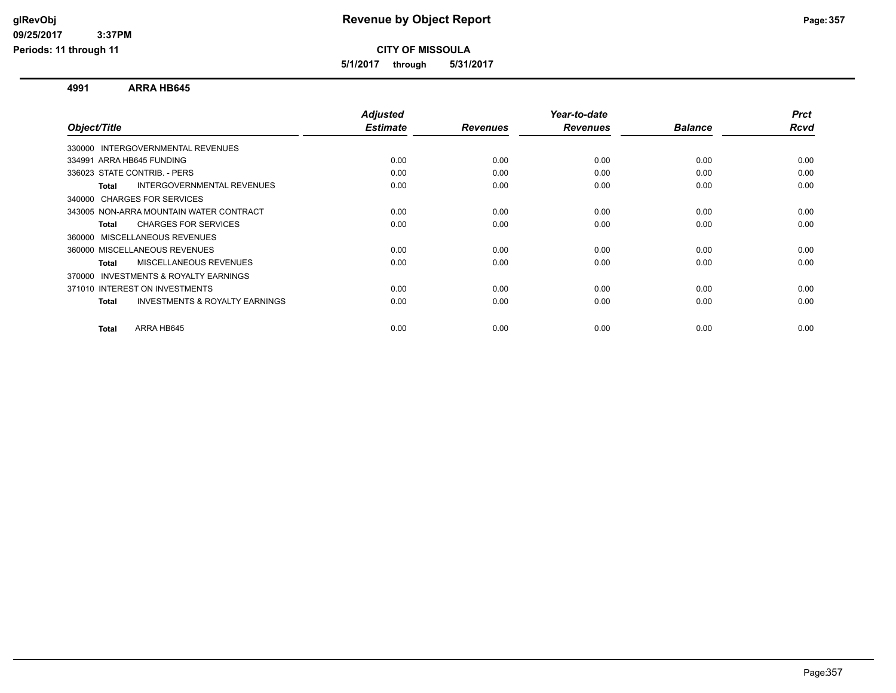**Revenue by Object Report**

**CITY OF MISSOULA**

**5/1/2017 through 5/31/2017**

glRevObj
09/25/2017 3:37PM
Periods: 11 through 11

## 4991 ARRA HB645

| Object/Title | Adjusted Estimate | Revenues | Year-to-date Revenues | Balance | Prct Rcvd |
|---|---|---|---|---|---|
| 330000 INTERGOVERNMENTAL REVENUES | | | | | |
| 334991 ARRA HB645 FUNDING | 0.00 | 0.00 | 0.00 | 0.00 | 0.00 |
| 336023 STATE CONTRIB. - PERS | 0.00 | 0.00 | 0.00 | 0.00 | 0.00 |
| **Total** INTERGOVERNMENTAL REVENUES | 0.00 | 0.00 | 0.00 | 0.00 | 0.00 |
| 340000 CHARGES FOR SERVICES | | | | | |
| 343005 NON-ARRA MOUNTAIN WATER CONTRACT | 0.00 | 0.00 | 0.00 | 0.00 | 0.00 |
| **Total** CHARGES FOR SERVICES | 0.00 | 0.00 | 0.00 | 0.00 | 0.00 |
| 360000 MISCELLANEOUS REVENUES | | | | | |
| 360000 MISCELLANEOUS REVENUES | 0.00 | 0.00 | 0.00 | 0.00 | 0.00 |
| **Total** MISCELLANEOUS REVENUES | 0.00 | 0.00 | 0.00 | 0.00 | 0.00 |
| 370000 INVESTMENTS & ROYALTY EARNINGS | | | | | |
| 371010 INTEREST ON INVESTMENTS | 0.00 | 0.00 | 0.00 | 0.00 | 0.00 |
| **Total** INVESTMENTS & ROYALTY EARNINGS | 0.00 | 0.00 | 0.00 | 0.00 | 0.00 |
| **Total** ARRA HB645 | 0.00 | 0.00 | 0.00 | 0.00 | 0.00 |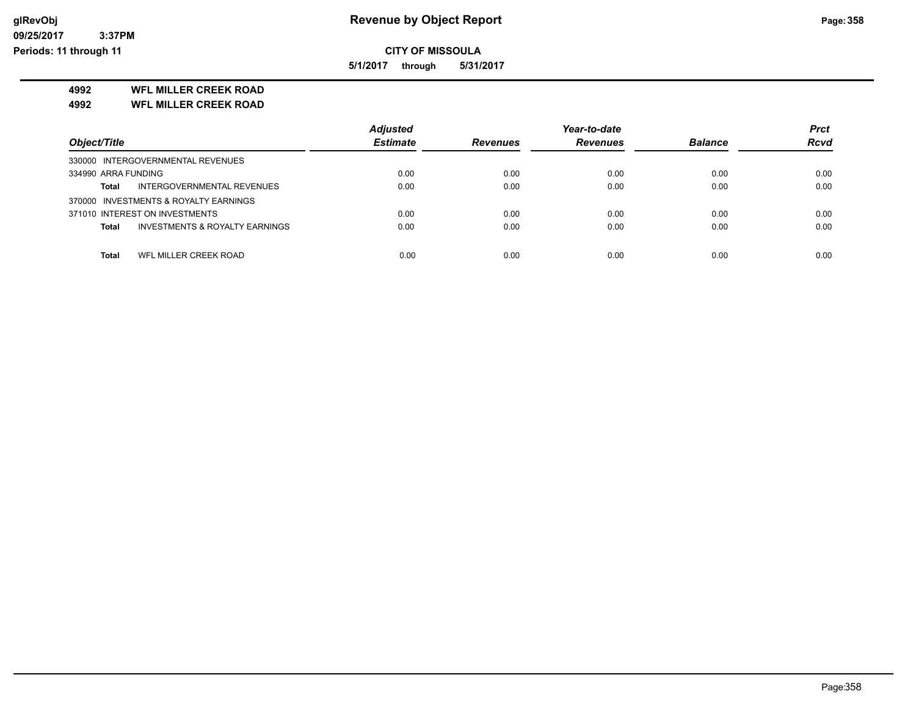**glRevObj**
**09/25/2017 3:37PM**
**Periods: 11 through 11**

# Revenue by Object Report

**CITY OF MISSOULA**

**5/1/2017 through 5/31/2017**

**4992 WFL MILLER CREEK ROAD**

**4992 WFL MILLER CREEK ROAD**

| Object/Title | Adjusted Estimate | Revenues | Year-to-date Revenues | Balance | Prct Rcvd |
|---|---|---|---|---|---|
| 330000 INTERGOVERNMENTAL REVENUES | | | | | |
| 334990 ARRA FUNDING | 0.00 | 0.00 | 0.00 | 0.00 | 0.00 |
| **Total** INTERGOVERNMENTAL REVENUES | 0.00 | 0.00 | 0.00 | 0.00 | 0.00 |
| 370000 INVESTMENTS & ROYALTY EARNINGS | | | | | |
| 371010 INTEREST ON INVESTMENTS | 0.00 | 0.00 | 0.00 | 0.00 | 0.00 |
| **Total** INVESTMENTS & ROYALTY EARNINGS | 0.00 | 0.00 | 0.00 | 0.00 | 0.00 |
| **Total** WFL MILLER CREEK ROAD | 0.00 | 0.00 | 0.00 | 0.00 | 0.00 |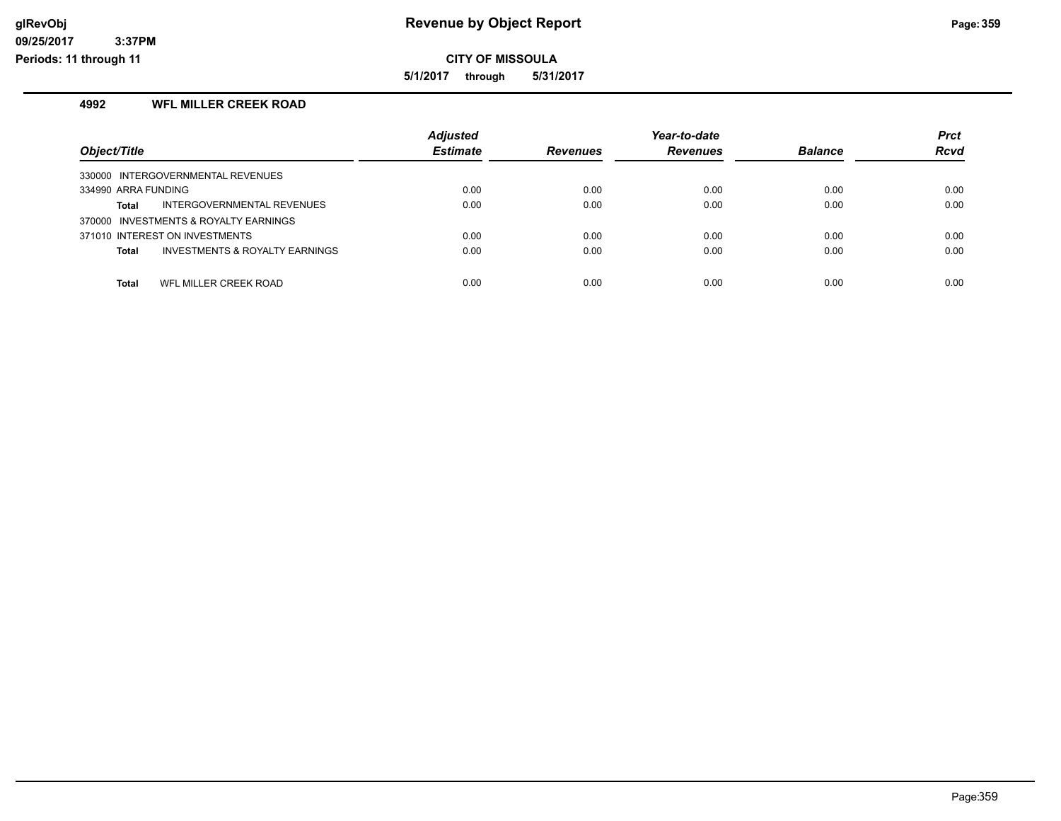**Revenue by Object Report**

**CITY OF MISSOULA**

**5/1/2017 through 5/31/2017**

**4992 WFL MILLER CREEK ROAD**

| Object/Title | Adjusted Estimate | Revenues | Year-to-date Revenues | Balance | Prct Rcvd |
|---|---|---|---|---|---|
| 330000 INTERGOVERNMENTAL REVENUES | | | | | |
| 334990 ARRA FUNDING | 0.00 | 0.00 | 0.00 | 0.00 | 0.00 |
| **Total** INTERGOVERNMENTAL REVENUES | 0.00 | 0.00 | 0.00 | 0.00 | 0.00 |
| 370000 INVESTMENTS & ROYALTY EARNINGS | | | | | |
| 371010 INTEREST ON INVESTMENTS | 0.00 | 0.00 | 0.00 | 0.00 | 0.00 |
| **Total** INVESTMENTS & ROYALTY EARNINGS | 0.00 | 0.00 | 0.00 | 0.00 | 0.00 |
| **Total** WFL MILLER CREEK ROAD | 0.00 | 0.00 | 0.00 | 0.00 | 0.00 |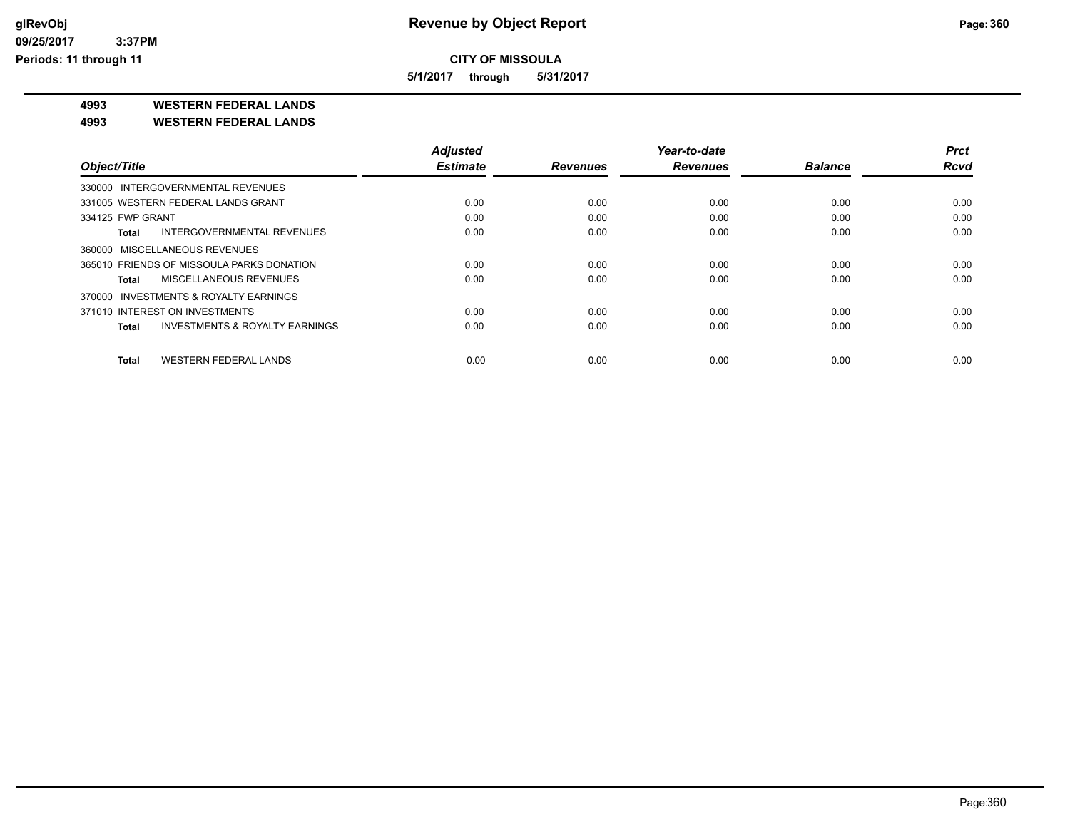**CITY OF MISSOULA**

**5/1/2017 through 5/31/2017**

**4993 WESTERN FEDERAL LANDS**

**4993 WESTERN FEDERAL LANDS**

| Object/Title | Adjusted Estimate | Revenues | Year-to-date Revenues | Balance | Prct Rcvd |
|---|---|---|---|---|---|
| 330000 INTERGOVERNMENTAL REVENUES | | | | | |
| 331005 WESTERN FEDERAL LANDS GRANT | 0.00 | 0.00 | 0.00 | 0.00 | 0.00 |
| 334125 FWP GRANT | 0.00 | 0.00 | 0.00 | 0.00 | 0.00 |
| **Total** INTERGOVERNMENTAL REVENUES | 0.00 | 0.00 | 0.00 | 0.00 | 0.00 |
| 360000 MISCELLANEOUS REVENUES | | | | | |
| 365010 FRIENDS OF MISSOULA PARKS DONATION | 0.00 | 0.00 | 0.00 | 0.00 | 0.00 |
| **Total** MISCELLANEOUS REVENUES | 0.00 | 0.00 | 0.00 | 0.00 | 0.00 |
| 370000 INVESTMENTS & ROYALTY EARNINGS | | | | | |
| 371010 INTEREST ON INVESTMENTS | 0.00 | 0.00 | 0.00 | 0.00 | 0.00 |
| **Total** INVESTMENTS & ROYALTY EARNINGS | 0.00 | 0.00 | 0.00 | 0.00 | 0.00 |
| **Total** WESTERN FEDERAL LANDS | 0.00 | 0.00 | 0.00 | 0.00 | 0.00 |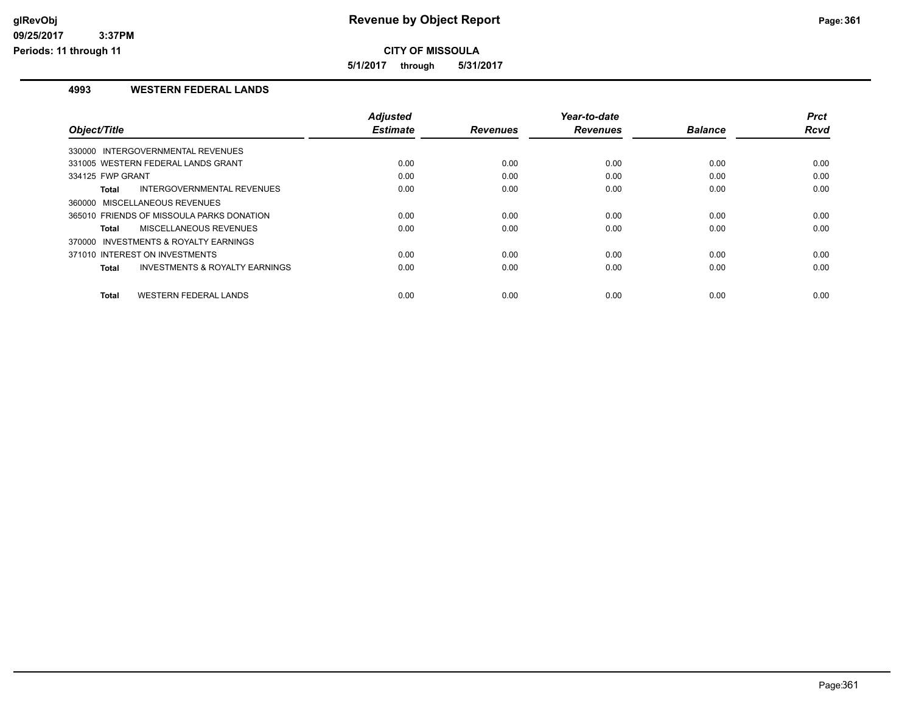# Revenue by Object Report

**CITY OF MISSOULA**

**5/1/2017 through 5/31/2017**

glRevObj
09/25/2017 3:37PM
Periods: 11 through 11

## 4993 WESTERN FEDERAL LANDS

| Object/Title | Adjusted Estimate | Revenues | Year-to-date Revenues | Balance | Prct Rcvd |
|---|---|---|---|---|---|
| 330000 INTERGOVERNMENTAL REVENUES | | | | | |
| 331005 WESTERN FEDERAL LANDS GRANT | 0.00 | 0.00 | 0.00 | 0.00 | 0.00 |
| 334125 FWP GRANT | 0.00 | 0.00 | 0.00 | 0.00 | 0.00 |
| **Total** INTERGOVERNMENTAL REVENUES | 0.00 | 0.00 | 0.00 | 0.00 | 0.00 |
| 360000 MISCELLANEOUS REVENUES | | | | | |
| 365010 FRIENDS OF MISSOULA PARKS DONATION | 0.00 | 0.00 | 0.00 | 0.00 | 0.00 |
| **Total** MISCELLANEOUS REVENUES | 0.00 | 0.00 | 0.00 | 0.00 | 0.00 |
| 370000 INVESTMENTS & ROYALTY EARNINGS | | | | | |
| 371010 INTEREST ON INVESTMENTS | 0.00 | 0.00 | 0.00 | 0.00 | 0.00 |
| **Total** INVESTMENTS & ROYALTY EARNINGS | 0.00 | 0.00 | 0.00 | 0.00 | 0.00 |
| **Total** WESTERN FEDERAL LANDS | 0.00 | 0.00 | 0.00 | 0.00 | 0.00 |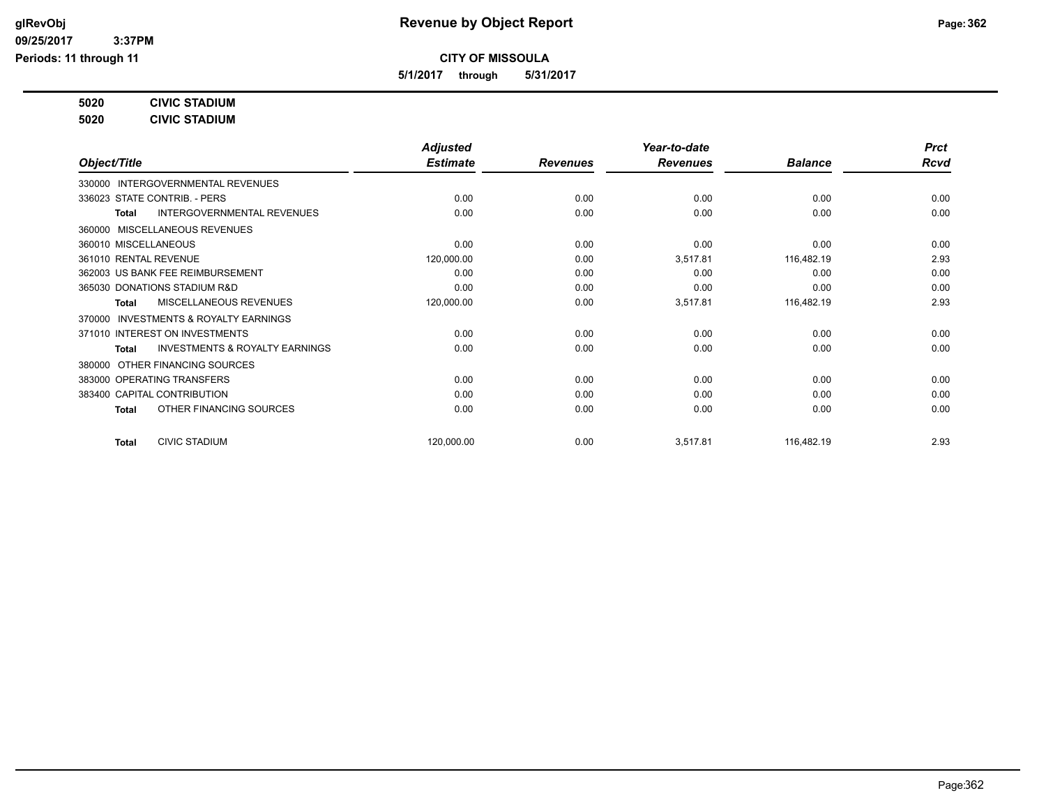# Revenue by Object Report

**CITY OF MISSOULA**

**5/1/2017 through 5/31/2017**

glRevObj
09/25/2017 3:37PM
Periods: 11 through 11

**5020 CIVIC STADIUM**

**5020 CIVIC STADIUM**

| Object/Title | Adjusted Estimate | Revenues | Year-to-date Revenues | Balance | Prct Rcvd |
|---|---|---|---|---|---|
| 330000 INTERGOVERNMENTAL REVENUES | | | | | |
| 336023 STATE CONTRIB. - PERS | 0.00 | 0.00 | 0.00 | 0.00 | 0.00 |
| **Total** INTERGOVERNMENTAL REVENUES | 0.00 | 0.00 | 0.00 | 0.00 | 0.00 |
| 360000 MISCELLANEOUS REVENUES | | | | | |
| 360010 MISCELLANEOUS | 0.00 | 0.00 | 0.00 | 0.00 | 0.00 |
| 361010 RENTAL REVENUE | 120,000.00 | 0.00 | 3,517.81 | 116,482.19 | 2.93 |
| 362003 US BANK FEE REIMBURSEMENT | 0.00 | 0.00 | 0.00 | 0.00 | 0.00 |
| 365030 DONATIONS STADIUM R&D | 0.00 | 0.00 | 0.00 | 0.00 | 0.00 |
| **Total** MISCELLANEOUS REVENUES | 120,000.00 | 0.00 | 3,517.81 | 116,482.19 | 2.93 |
| 370000 INVESTMENTS & ROYALTY EARNINGS | | | | | |
| 371010 INTEREST ON INVESTMENTS | 0.00 | 0.00 | 0.00 | 0.00 | 0.00 |
| **Total** INVESTMENTS & ROYALTY EARNINGS | 0.00 | 0.00 | 0.00 | 0.00 | 0.00 |
| 380000 OTHER FINANCING SOURCES | | | | | |
| 383000 OPERATING TRANSFERS | 0.00 | 0.00 | 0.00 | 0.00 | 0.00 |
| 383400 CAPITAL CONTRIBUTION | 0.00 | 0.00 | 0.00 | 0.00 | 0.00 |
| **Total** OTHER FINANCING SOURCES | 0.00 | 0.00 | 0.00 | 0.00 | 0.00 |
| **Total** CIVIC STADIUM | 120,000.00 | 0.00 | 3,517.81 | 116,482.19 | 2.93 |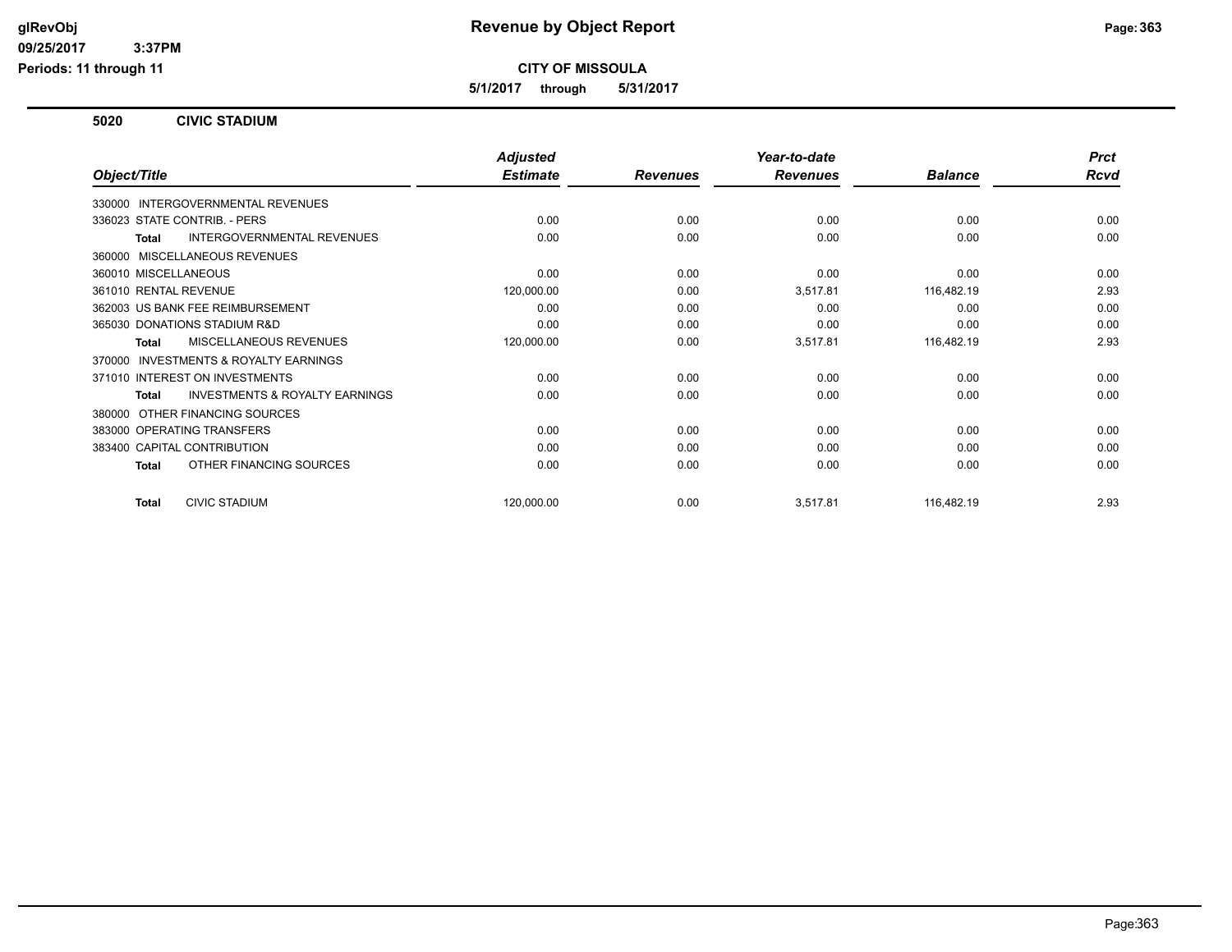# Revenue by Object Report

**CITY OF MISSOULA**

**5/1/2017 through 5/31/2017**

glRevObj
09/25/2017 3:37PM
Periods: 11 through 11

## 5020 CIVIC STADIUM

| Object/Title | Adjusted Estimate | Revenues | Year-to-date Revenues | Balance | Prct Rcvd |
|---|---|---|---|---|---|
| 330000 INTERGOVERNMENTAL REVENUES | | | | | |
| 336023 STATE CONTRIB. - PERS | 0.00 | 0.00 | 0.00 | 0.00 | 0.00 |
| **Total** INTERGOVERNMENTAL REVENUES | 0.00 | 0.00 | 0.00 | 0.00 | 0.00 |
| 360000 MISCELLANEOUS REVENUES | | | | | |
| 360010 MISCELLANEOUS | 0.00 | 0.00 | 0.00 | 0.00 | 0.00 |
| 361010 RENTAL REVENUE | 120,000.00 | 0.00 | 3,517.81 | 116,482.19 | 2.93 |
| 362003 US BANK FEE REIMBURSEMENT | 0.00 | 0.00 | 0.00 | 0.00 | 0.00 |
| 365030 DONATIONS STADIUM R&D | 0.00 | 0.00 | 0.00 | 0.00 | 0.00 |
| **Total** MISCELLANEOUS REVENUES | 120,000.00 | 0.00 | 3,517.81 | 116,482.19 | 2.93 |
| 370000 INVESTMENTS & ROYALTY EARNINGS | | | | | |
| 371010 INTEREST ON INVESTMENTS | 0.00 | 0.00 | 0.00 | 0.00 | 0.00 |
| **Total** INVESTMENTS & ROYALTY EARNINGS | 0.00 | 0.00 | 0.00 | 0.00 | 0.00 |
| 380000 OTHER FINANCING SOURCES | | | | | |
| 383000 OPERATING TRANSFERS | 0.00 | 0.00 | 0.00 | 0.00 | 0.00 |
| 383400 CAPITAL CONTRIBUTION | 0.00 | 0.00 | 0.00 | 0.00 | 0.00 |
| **Total** OTHER FINANCING SOURCES | 0.00 | 0.00 | 0.00 | 0.00 | 0.00 |
| **Total** CIVIC STADIUM | 120,000.00 | 0.00 | 3,517.81 | 116,482.19 | 2.93 |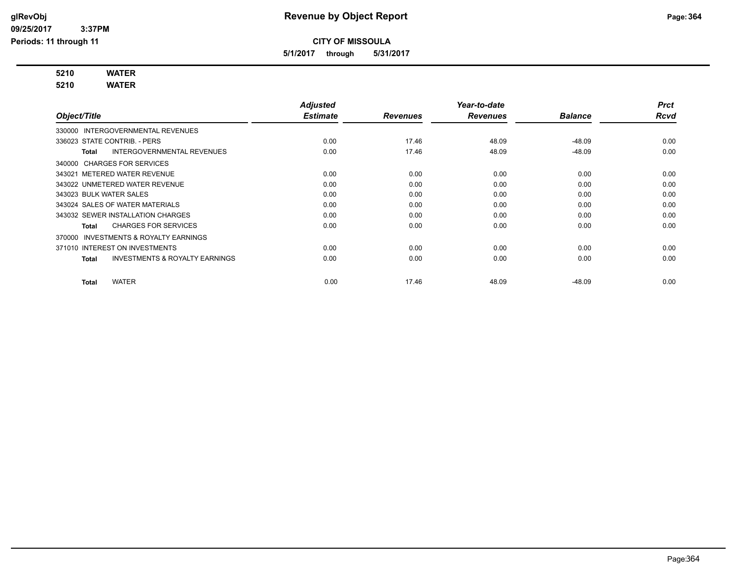# Revenue by Object Report

**CITY OF MISSOULA**

**5/1/2017 through 5/31/2017**

glRevObj
09/25/2017 3:37PM
Periods: 11 through 11

**5210 WATER**
**5210 WATER**

| Object/Title | Adjusted Estimate | Revenues | Year-to-date Revenues | Balance | Prct Rcvd |
|---|---|---|---|---|---|
| 330000 INTERGOVERNMENTAL REVENUES | | | | | |
| 336023 STATE CONTRIB. - PERS | 0.00 | 17.46 | 48.09 | -48.09 | 0.00 |
| **Total** INTERGOVERNMENTAL REVENUES | 0.00 | 17.46 | 48.09 | -48.09 | 0.00 |
| 340000 CHARGES FOR SERVICES | | | | | |
| 343021 METERED WATER REVENUE | 0.00 | 0.00 | 0.00 | 0.00 | 0.00 |
| 343022 UNMETERED WATER REVENUE | 0.00 | 0.00 | 0.00 | 0.00 | 0.00 |
| 343023 BULK WATER SALES | 0.00 | 0.00 | 0.00 | 0.00 | 0.00 |
| 343024 SALES OF WATER MATERIALS | 0.00 | 0.00 | 0.00 | 0.00 | 0.00 |
| 343032 SEWER INSTALLATION CHARGES | 0.00 | 0.00 | 0.00 | 0.00 | 0.00 |
| **Total** CHARGES FOR SERVICES | 0.00 | 0.00 | 0.00 | 0.00 | 0.00 |
| 370000 INVESTMENTS & ROYALTY EARNINGS | | | | | |
| 371010 INTEREST ON INVESTMENTS | 0.00 | 0.00 | 0.00 | 0.00 | 0.00 |
| **Total** INVESTMENTS & ROYALTY EARNINGS | 0.00 | 0.00 | 0.00 | 0.00 | 0.00 |
| **Total** WATER | 0.00 | 17.46 | 48.09 | -48.09 | 0.00 |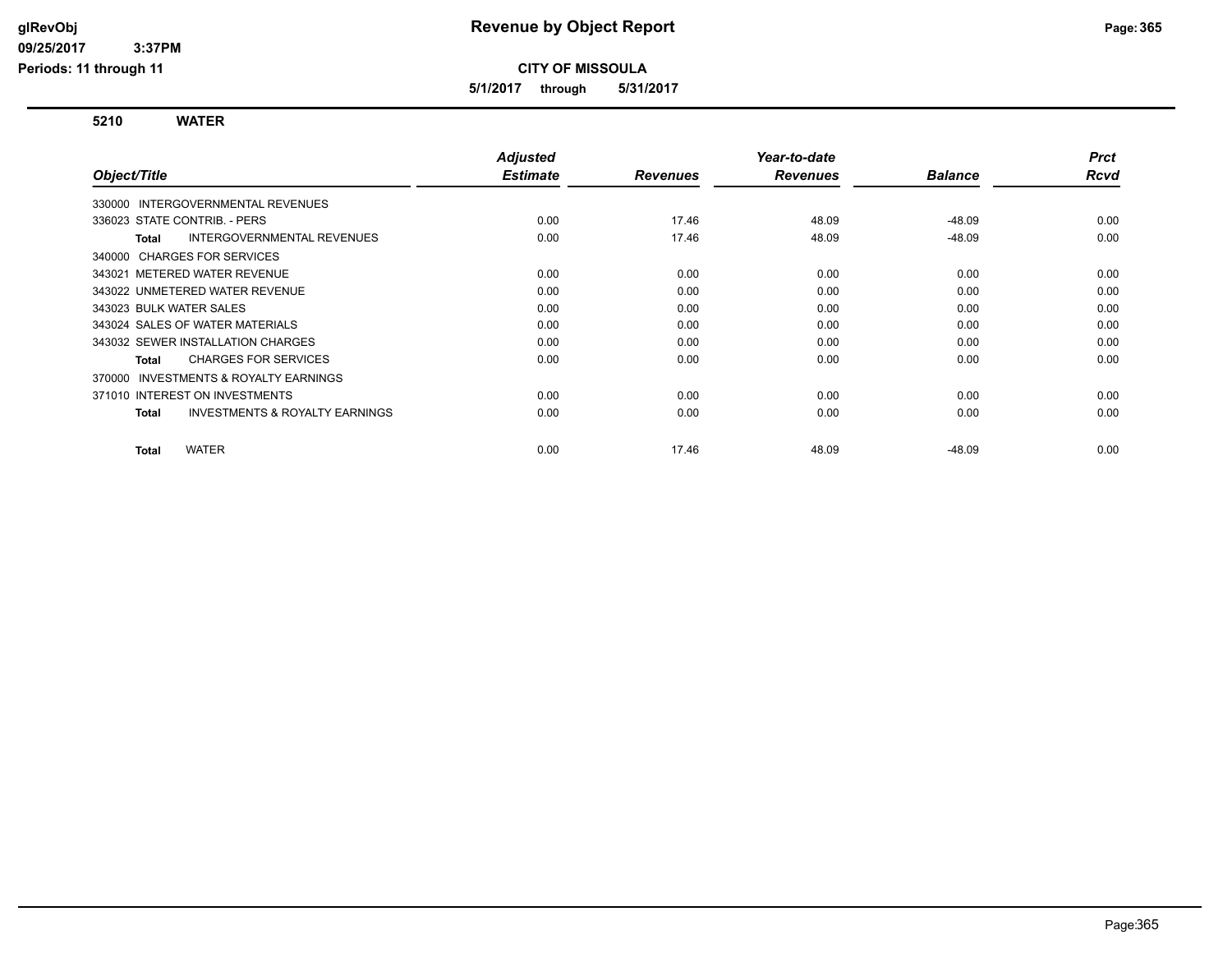**Revenue by Object Report**

**CITY OF MISSOULA**

**5/1/2017 through 5/31/2017**

glRevObj
09/25/2017 3:37PM
Periods: 11 through 11

## 5210 WATER

| Object/Title | Adjusted Estimate | Revenues | Year-to-date Revenues | Balance | Prct Rcvd |
|---|---|---|---|---|---|
| 330000 INTERGOVERNMENTAL REVENUES | | | | | |
| 336023 STATE CONTRIB. - PERS | 0.00 | 17.46 | 48.09 | -48.09 | 0.00 |
| **Total** INTERGOVERNMENTAL REVENUES | 0.00 | 17.46 | 48.09 | -48.09 | 0.00 |
| 340000 CHARGES FOR SERVICES | | | | | |
| 343021 METERED WATER REVENUE | 0.00 | 0.00 | 0.00 | 0.00 | 0.00 |
| 343022 UNMETERED WATER REVENUE | 0.00 | 0.00 | 0.00 | 0.00 | 0.00 |
| 343023 BULK WATER SALES | 0.00 | 0.00 | 0.00 | 0.00 | 0.00 |
| 343024 SALES OF WATER MATERIALS | 0.00 | 0.00 | 0.00 | 0.00 | 0.00 |
| 343032 SEWER INSTALLATION CHARGES | 0.00 | 0.00 | 0.00 | 0.00 | 0.00 |
| **Total** CHARGES FOR SERVICES | 0.00 | 0.00 | 0.00 | 0.00 | 0.00 |
| 370000 INVESTMENTS & ROYALTY EARNINGS | | | | | |
| 371010 INTEREST ON INVESTMENTS | 0.00 | 0.00 | 0.00 | 0.00 | 0.00 |
| **Total** INVESTMENTS & ROYALTY EARNINGS | 0.00 | 0.00 | 0.00 | 0.00 | 0.00 |
| **Total** WATER | 0.00 | 17.46 | 48.09 | -48.09 | 0.00 |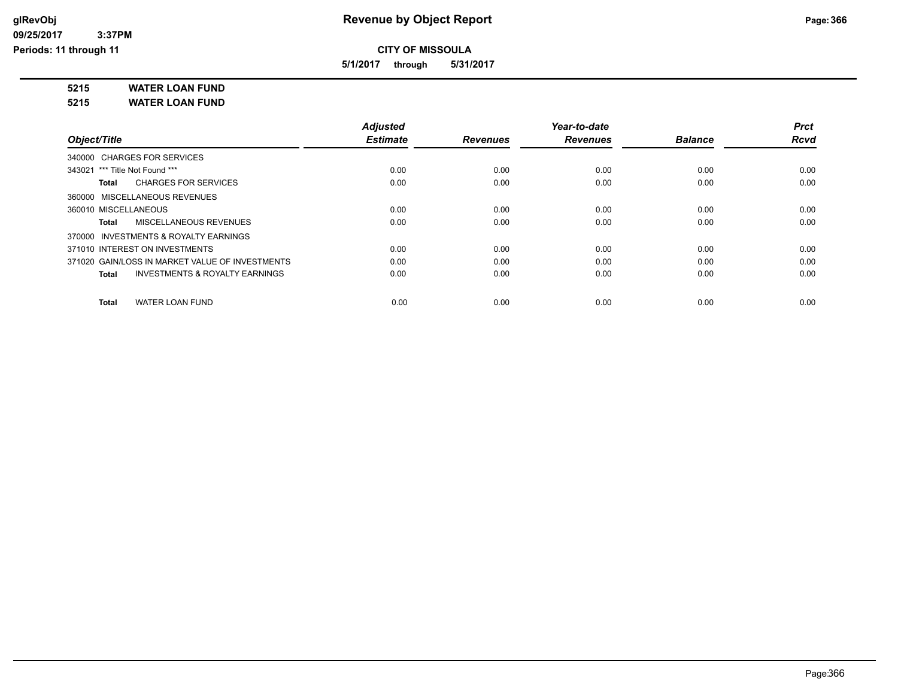# CITY OF MISSOULA

**5/1/2017 through 5/31/2017**

**5215 WATER LOAN FUND**

**5215 WATER LOAN FUND**

| Object/Title | Adjusted Estimate | Revenues | Year-to-date Revenues | Balance | Prct Rcvd |
|---|---|---|---|---|---|
| 340000 CHARGES FOR SERVICES | | | | | |
| 343021 *** Title Not Found *** | 0.00 | 0.00 | 0.00 | 0.00 | 0.00 |
| **Total** CHARGES FOR SERVICES | 0.00 | 0.00 | 0.00 | 0.00 | 0.00 |
| 360000 MISCELLANEOUS REVENUES | | | | | |
| 360010 MISCELLANEOUS | 0.00 | 0.00 | 0.00 | 0.00 | 0.00 |
| **Total** MISCELLANEOUS REVENUES | 0.00 | 0.00 | 0.00 | 0.00 | 0.00 |
| 370000 INVESTMENTS & ROYALTY EARNINGS | | | | | |
| 371010 INTEREST ON INVESTMENTS | 0.00 | 0.00 | 0.00 | 0.00 | 0.00 |
| 371020 GAIN/LOSS IN MARKET VALUE OF INVESTMENTS | 0.00 | 0.00 | 0.00 | 0.00 | 0.00 |
| **Total** INVESTMENTS & ROYALTY EARNINGS | 0.00 | 0.00 | 0.00 | 0.00 | 0.00 |
| **Total** WATER LOAN FUND | 0.00 | 0.00 | 0.00 | 0.00 | 0.00 |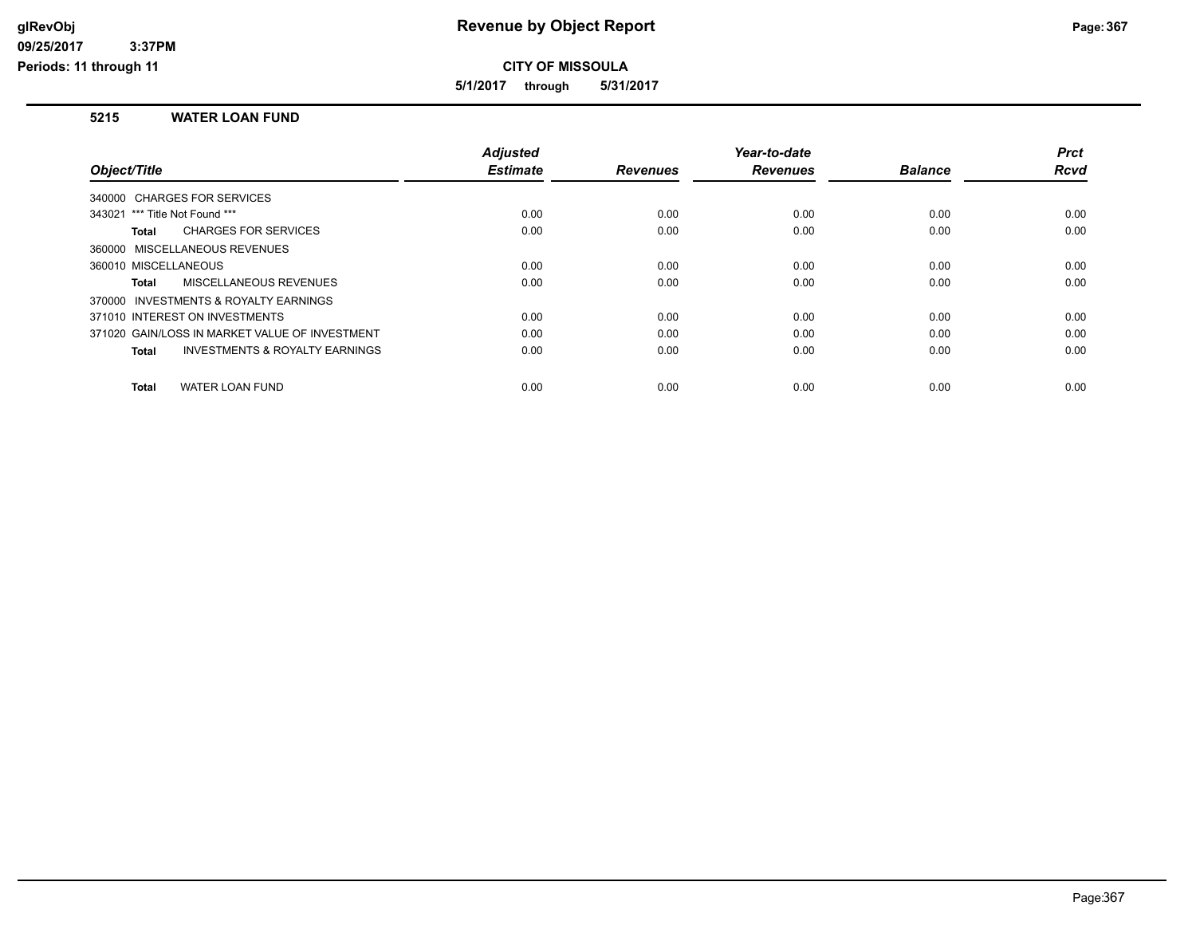# Revenue by Object Report

**CITY OF MISSOULA**

**5/1/2017 through 5/31/2017**

glRevObj
09/25/2017 3:37PM
Periods: 11 through 11

## 5215 WATER LOAN FUND

| Object/Title | Adjusted Estimate | Revenues | Year-to-date Revenues | Balance | Prct Rcvd |
|---|---|---|---|---|---|
| 340000 CHARGES FOR SERVICES | | | | | |
| 343021 *** Title Not Found *** | 0.00 | 0.00 | 0.00 | 0.00 | 0.00 |
| **Total** CHARGES FOR SERVICES | 0.00 | 0.00 | 0.00 | 0.00 | 0.00 |
| 360000 MISCELLANEOUS REVENUES | | | | | |
| 360010 MISCELLANEOUS | 0.00 | 0.00 | 0.00 | 0.00 | 0.00 |
| **Total** MISCELLANEOUS REVENUES | 0.00 | 0.00 | 0.00 | 0.00 | 0.00 |
| 370000 INVESTMENTS & ROYALTY EARNINGS | | | | | |
| 371010 INTEREST ON INVESTMENTS | 0.00 | 0.00 | 0.00 | 0.00 | 0.00 |
| 371020 GAIN/LOSS IN MARKET VALUE OF INVESTMENT | 0.00 | 0.00 | 0.00 | 0.00 | 0.00 |
| **Total** INVESTMENTS & ROYALTY EARNINGS | 0.00 | 0.00 | 0.00 | 0.00 | 0.00 |
| **Total** WATER LOAN FUND | 0.00 | 0.00 | 0.00 | 0.00 | 0.00 |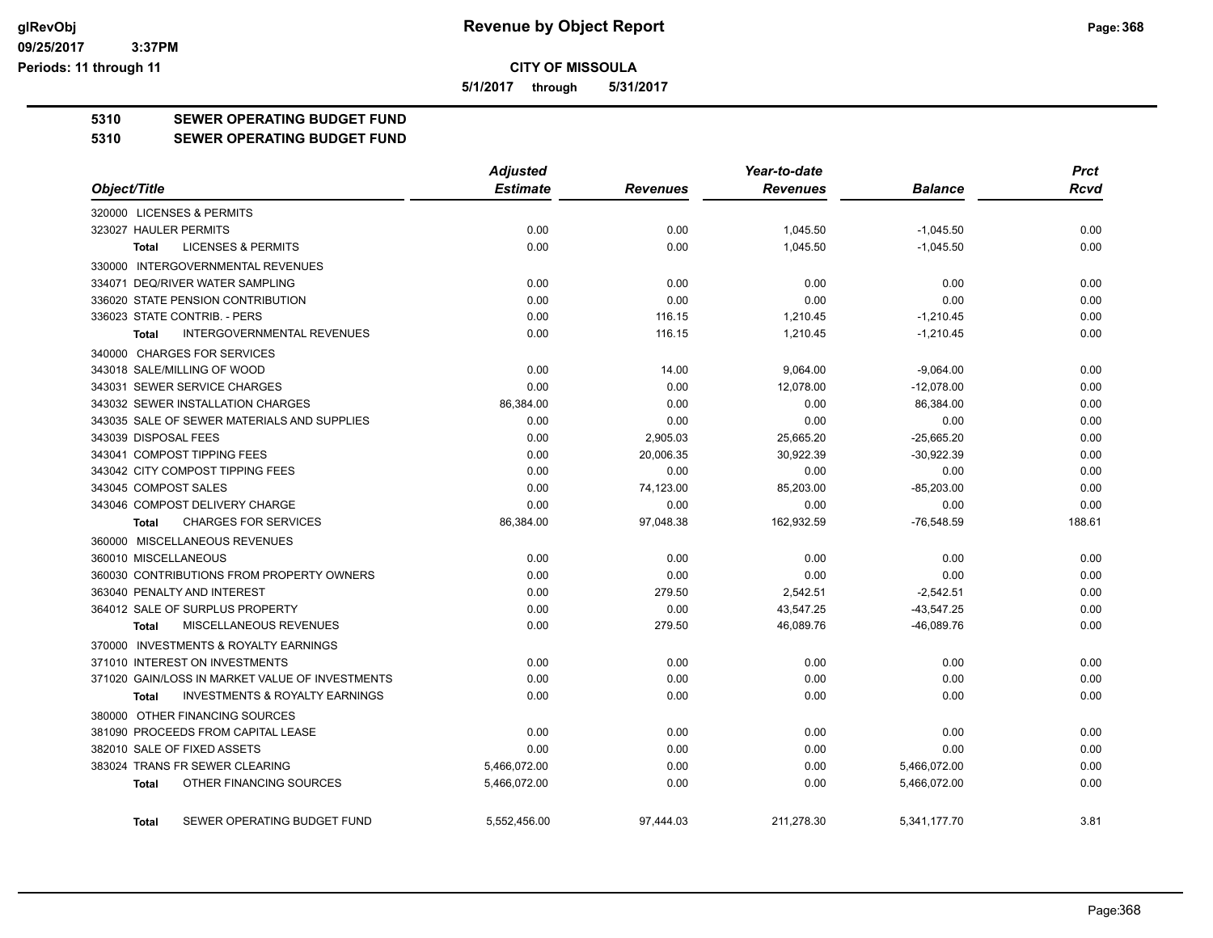**CITY OF MISSOULA**

**5/1/2017 through 5/31/2017**

**Revenue by Object Report**

glRevObj
09/25/2017 3:37PM
Periods: 11 through 11

## 5310 SEWER OPERATING BUDGET FUND

## 5310 SEWER OPERATING BUDGET FUND

| Object/Title | Adjusted Estimate | Revenues | Year-to-date Revenues | Balance | Prct Rcvd |
|---|---|---|---|---|---|
| 320000 LICENSES & PERMITS | | | | | |
| 323027 HAULER PERMITS | 0.00 | 0.00 | 1,045.50 | -1,045.50 | 0.00 |
| **Total** LICENSES & PERMITS | 0.00 | 0.00 | 1,045.50 | -1,045.50 | 0.00 |
| 330000 INTERGOVERNMENTAL REVENUES | | | | | |
| 334071 DEQ/RIVER WATER SAMPLING | 0.00 | 0.00 | 0.00 | 0.00 | 0.00 |
| 336020 STATE PENSION CONTRIBUTION | 0.00 | 0.00 | 0.00 | 0.00 | 0.00 |
| 336023 STATE CONTRIB. - PERS | 0.00 | 116.15 | 1,210.45 | -1,210.45 | 0.00 |
| **Total** INTERGOVERNMENTAL REVENUES | 0.00 | 116.15 | 1,210.45 | -1,210.45 | 0.00 |
| 340000 CHARGES FOR SERVICES | | | | | |
| 343018 SALE/MILLING OF WOOD | 0.00 | 14.00 | 9,064.00 | -9,064.00 | 0.00 |
| 343031 SEWER SERVICE CHARGES | 0.00 | 0.00 | 12,078.00 | -12,078.00 | 0.00 |
| 343032 SEWER INSTALLATION CHARGES | 86,384.00 | 0.00 | 0.00 | 86,384.00 | 0.00 |
| 343035 SALE OF SEWER MATERIALS AND SUPPLIES | 0.00 | 0.00 | 0.00 | 0.00 | 0.00 |
| 343039 DISPOSAL FEES | 0.00 | 2,905.03 | 25,665.20 | -25,665.20 | 0.00 |
| 343041 COMPOST TIPPING FEES | 0.00 | 20,006.35 | 30,922.39 | -30,922.39 | 0.00 |
| 343042 CITY COMPOST TIPPING FEES | 0.00 | 0.00 | 0.00 | 0.00 | 0.00 |
| 343045 COMPOST SALES | 0.00 | 74,123.00 | 85,203.00 | -85,203.00 | 0.00 |
| 343046 COMPOST DELIVERY CHARGE | 0.00 | 0.00 | 0.00 | 0.00 | 0.00 |
| **Total** CHARGES FOR SERVICES | 86,384.00 | 97,048.38 | 162,932.59 | -76,548.59 | 188.61 |
| 360000 MISCELLANEOUS REVENUES | | | | | |
| 360010 MISCELLANEOUS | 0.00 | 0.00 | 0.00 | 0.00 | 0.00 |
| 360030 CONTRIBUTIONS FROM PROPERTY OWNERS | 0.00 | 0.00 | 0.00 | 0.00 | 0.00 |
| 363040 PENALTY AND INTEREST | 0.00 | 279.50 | 2,542.51 | -2,542.51 | 0.00 |
| 364012 SALE OF SURPLUS PROPERTY | 0.00 | 0.00 | 43,547.25 | -43,547.25 | 0.00 |
| **Total** MISCELLANEOUS REVENUES | 0.00 | 279.50 | 46,089.76 | -46,089.76 | 0.00 |
| 370000 INVESTMENTS & ROYALTY EARNINGS | | | | | |
| 371010 INTEREST ON INVESTMENTS | 0.00 | 0.00 | 0.00 | 0.00 | 0.00 |
| 371020 GAIN/LOSS IN MARKET VALUE OF INVESTMENTS | 0.00 | 0.00 | 0.00 | 0.00 | 0.00 |
| **Total** INVESTMENTS & ROYALTY EARNINGS | 0.00 | 0.00 | 0.00 | 0.00 | 0.00 |
| 380000 OTHER FINANCING SOURCES | | | | | |
| 381090 PROCEEDS FROM CAPITAL LEASE | 0.00 | 0.00 | 0.00 | 0.00 | 0.00 |
| 382010 SALE OF FIXED ASSETS | 0.00 | 0.00 | 0.00 | 0.00 | 0.00 |
| 383024 TRANS FR SEWER CLEARING | 5,466,072.00 | 0.00 | 0.00 | 5,466,072.00 | 0.00 |
| **Total** OTHER FINANCING SOURCES | 5,466,072.00 | 0.00 | 0.00 | 5,466,072.00 | 0.00 |
| **Total** SEWER OPERATING BUDGET FUND | 5,552,456.00 | 97,444.03 | 211,278.30 | 5,341,177.70 | 3.81 |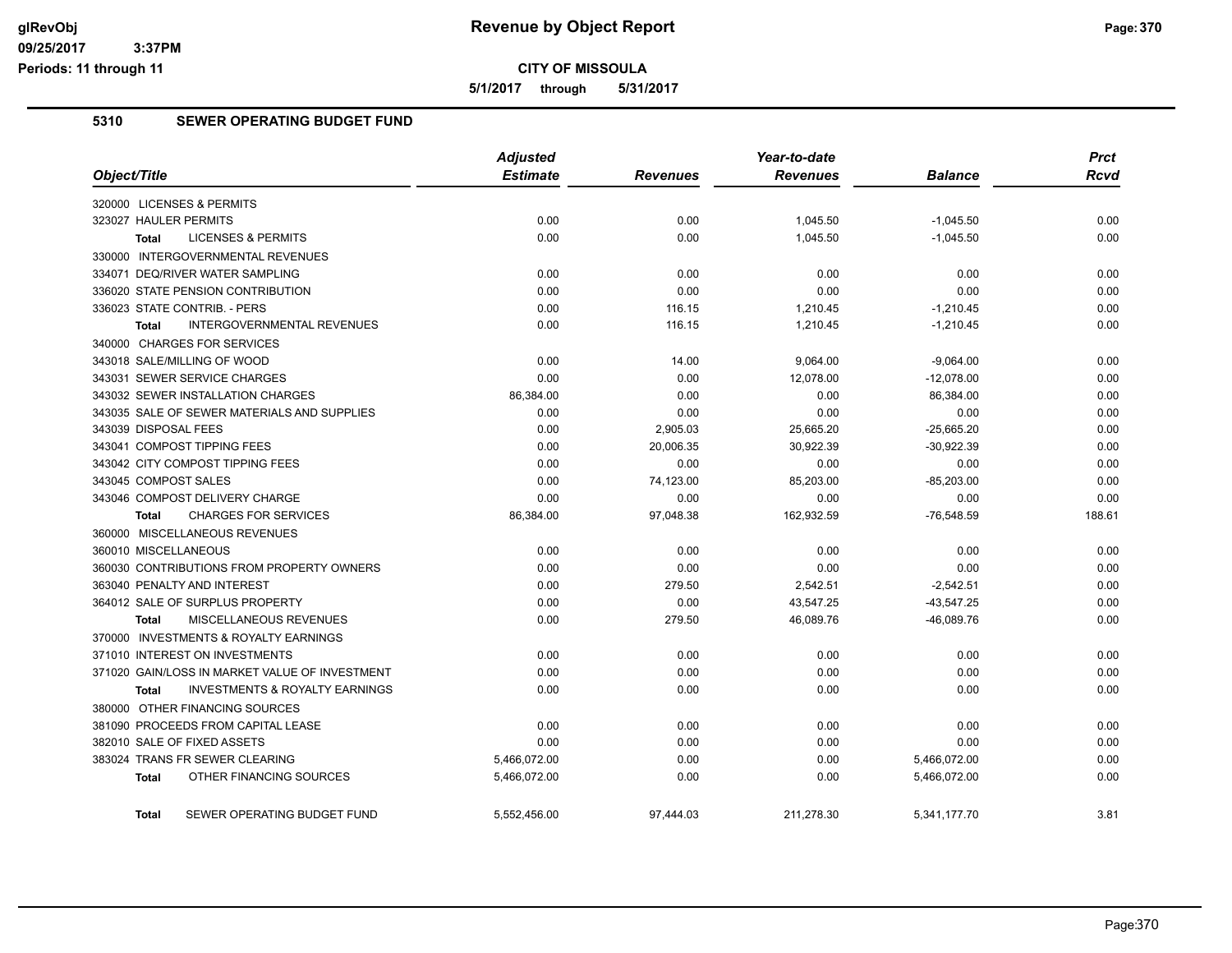# Revenue by Object Report

**CITY OF MISSOULA**

**5/1/2017 through 5/31/2017**

glRevObj
09/25/2017 3:37PM
Periods: 11 through 11

## 5310 SEWER OPERATING BUDGET FUND

| Object/Title | Adjusted Estimate | Revenues | Year-to-date Revenues | Balance | Prct Rcvd |
|---|---|---|---|---|---|
| 320000 LICENSES & PERMITS | | | | | |
| 323027 HAULER PERMITS | 0.00 | 0.00 | 1,045.50 | -1,045.50 | 0.00 |
| **Total** LICENSES & PERMITS | 0.00 | 0.00 | 1,045.50 | -1,045.50 | 0.00 |
| 330000 INTERGOVERNMENTAL REVENUES | | | | | |
| 334071 DEQ/RIVER WATER SAMPLING | 0.00 | 0.00 | 0.00 | 0.00 | 0.00 |
| 336020 STATE PENSION CONTRIBUTION | 0.00 | 0.00 | 0.00 | 0.00 | 0.00 |
| 336023 STATE CONTRIB. - PERS | 0.00 | 116.15 | 1,210.45 | -1,210.45 | 0.00 |
| **Total** INTERGOVERNMENTAL REVENUES | 0.00 | 116.15 | 1,210.45 | -1,210.45 | 0.00 |
| 340000 CHARGES FOR SERVICES | | | | | |
| 343018 SALE/MILLING OF WOOD | 0.00 | 14.00 | 9,064.00 | -9,064.00 | 0.00 |
| 343031 SEWER SERVICE CHARGES | 0.00 | 0.00 | 12,078.00 | -12,078.00 | 0.00 |
| 343032 SEWER INSTALLATION CHARGES | 86,384.00 | 0.00 | 0.00 | 86,384.00 | 0.00 |
| 343035 SALE OF SEWER MATERIALS AND SUPPLIES | 0.00 | 0.00 | 0.00 | 0.00 | 0.00 |
| 343039 DISPOSAL FEES | 0.00 | 2,905.03 | 25,665.20 | -25,665.20 | 0.00 |
| 343041 COMPOST TIPPING FEES | 0.00 | 20,006.35 | 30,922.39 | -30,922.39 | 0.00 |
| 343042 CITY COMPOST TIPPING FEES | 0.00 | 0.00 | 0.00 | 0.00 | 0.00 |
| 343045 COMPOST SALES | 0.00 | 74,123.00 | 85,203.00 | -85,203.00 | 0.00 |
| 343046 COMPOST DELIVERY CHARGE | 0.00 | 0.00 | 0.00 | 0.00 | 0.00 |
| **Total** CHARGES FOR SERVICES | 86,384.00 | 97,048.38 | 162,932.59 | -76,548.59 | 188.61 |
| 360000 MISCELLANEOUS REVENUES | | | | | |
| 360010 MISCELLANEOUS | 0.00 | 0.00 | 0.00 | 0.00 | 0.00 |
| 360030 CONTRIBUTIONS FROM PROPERTY OWNERS | 0.00 | 0.00 | 0.00 | 0.00 | 0.00 |
| 363040 PENALTY AND INTEREST | 0.00 | 279.50 | 2,542.51 | -2,542.51 | 0.00 |
| 364012 SALE OF SURPLUS PROPERTY | 0.00 | 0.00 | 43,547.25 | -43,547.25 | 0.00 |
| **Total** MISCELLANEOUS REVENUES | 0.00 | 279.50 | 46,089.76 | -46,089.76 | 0.00 |
| 370000 INVESTMENTS & ROYALTY EARNINGS | | | | | |
| 371010 INTEREST ON INVESTMENTS | 0.00 | 0.00 | 0.00 | 0.00 | 0.00 |
| 371020 GAIN/LOSS IN MARKET VALUE OF INVESTMENT | 0.00 | 0.00 | 0.00 | 0.00 | 0.00 |
| **Total** INVESTMENTS & ROYALTY EARNINGS | 0.00 | 0.00 | 0.00 | 0.00 | 0.00 |
| 380000 OTHER FINANCING SOURCES | | | | | |
| 381090 PROCEEDS FROM CAPITAL LEASE | 0.00 | 0.00 | 0.00 | 0.00 | 0.00 |
| 382010 SALE OF FIXED ASSETS | 0.00 | 0.00 | 0.00 | 0.00 | 0.00 |
| 383024 TRANS FR SEWER CLEARING | 5,466,072.00 | 0.00 | 0.00 | 5,466,072.00 | 0.00 |
| **Total** OTHER FINANCING SOURCES | 5,466,072.00 | 0.00 | 0.00 | 5,466,072.00 | 0.00 |
| **Total** SEWER OPERATING BUDGET FUND | 5,552,456.00 | 97,444.03 | 211,278.30 | 5,341,177.70 | 3.81 |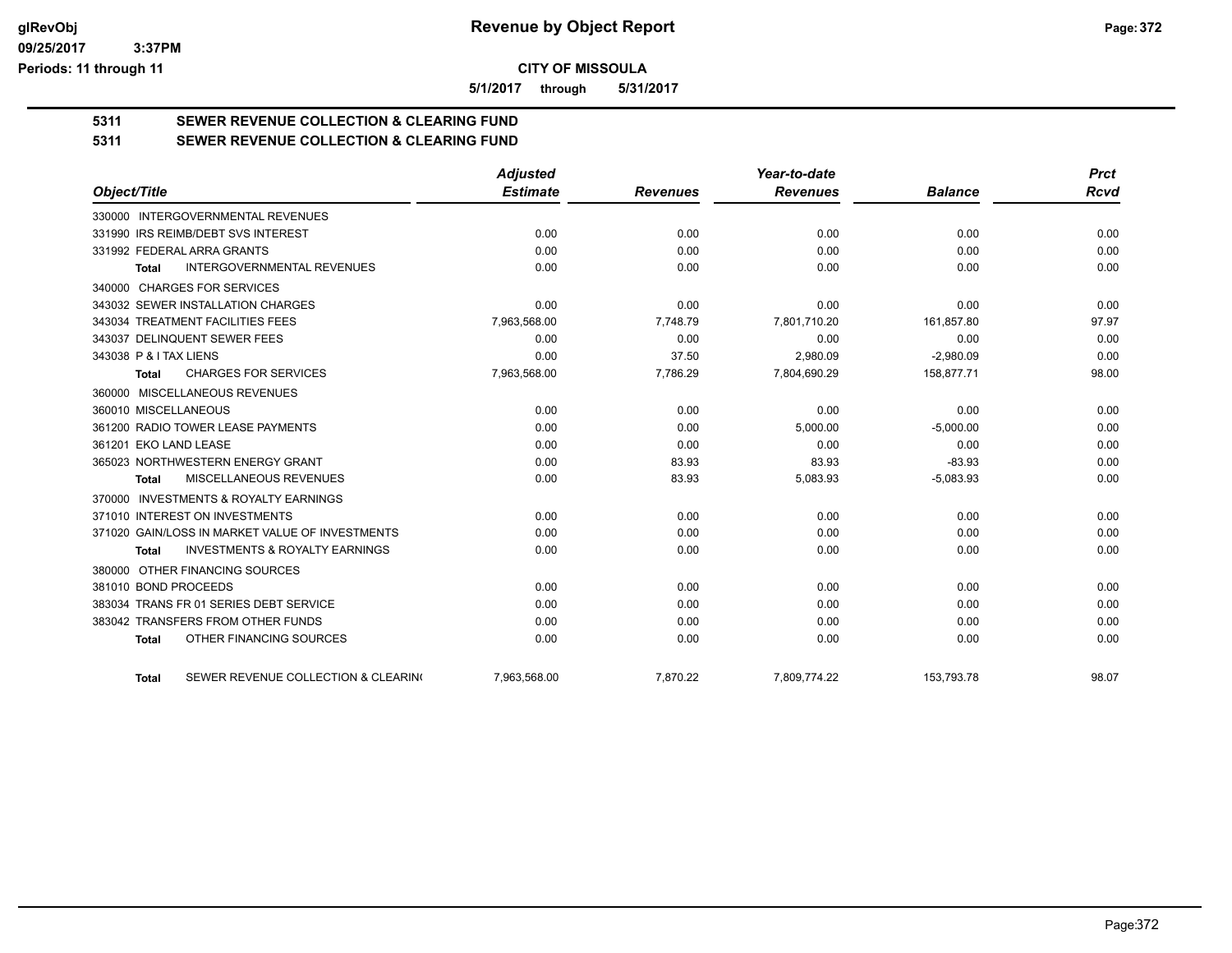# Revenue by Object Report

**CITY OF MISSOULA**

**5/1/2017 through 5/31/2017**

glRevObj
09/25/2017 3:37PM
Periods: 11 through 11

## 5311 SEWER REVENUE COLLECTION & CLEARING FUND

### 5311 SEWER REVENUE COLLECTION & CLEARING FUND

| Object/Title | Adjusted Estimate | Revenues | Year-to-date Revenues | Balance | Prct Rcvd |
|---|---|---|---|---|---|
| 330000 INTERGOVERNMENTAL REVENUES | | | | | |
| 331990 IRS REIMB/DEBT SVS INTEREST | 0.00 | 0.00 | 0.00 | 0.00 | 0.00 |
| 331992 FEDERAL ARRA GRANTS | 0.00 | 0.00 | 0.00 | 0.00 | 0.00 |
| Total INTERGOVERNMENTAL REVENUES | 0.00 | 0.00 | 0.00 | 0.00 | 0.00 |
| 340000 CHARGES FOR SERVICES | | | | | |
| 343032 SEWER INSTALLATION CHARGES | 0.00 | 0.00 | 0.00 | 0.00 | 0.00 |
| 343034 TREATMENT FACILITIES FEES | 7,963,568.00 | 7,748.79 | 7,801,710.20 | 161,857.80 | 97.97 |
| 343037 DELINQUENT SEWER FEES | 0.00 | 0.00 | 0.00 | 0.00 | 0.00 |
| 343038 P & I TAX LIENS | 0.00 | 37.50 | 2,980.09 | -2,980.09 | 0.00 |
| Total CHARGES FOR SERVICES | 7,963,568.00 | 7,786.29 | 7,804,690.29 | 158,877.71 | 98.00 |
| 360000 MISCELLANEOUS REVENUES | | | | | |
| 360010 MISCELLANEOUS | 0.00 | 0.00 | 0.00 | 0.00 | 0.00 |
| 361200 RADIO TOWER LEASE PAYMENTS | 0.00 | 0.00 | 5,000.00 | -5,000.00 | 0.00 |
| 361201 EKO LAND LEASE | 0.00 | 0.00 | 0.00 | 0.00 | 0.00 |
| 365023 NORTHWESTERN ENERGY GRANT | 0.00 | 83.93 | 83.93 | -83.93 | 0.00 |
| Total MISCELLANEOUS REVENUES | 0.00 | 83.93 | 5,083.93 | -5,083.93 | 0.00 |
| 370000 INVESTMENTS & ROYALTY EARNINGS | | | | | |
| 371010 INTEREST ON INVESTMENTS | 0.00 | 0.00 | 0.00 | 0.00 | 0.00 |
| 371020 GAIN/LOSS IN MARKET VALUE OF INVESTMENTS | 0.00 | 0.00 | 0.00 | 0.00 | 0.00 |
| Total INVESTMENTS & ROYALTY EARNINGS | 0.00 | 0.00 | 0.00 | 0.00 | 0.00 |
| 380000 OTHER FINANCING SOURCES | | | | | |
| 381010 BOND PROCEEDS | 0.00 | 0.00 | 0.00 | 0.00 | 0.00 |
| 383034 TRANS FR 01 SERIES DEBT SERVICE | 0.00 | 0.00 | 0.00 | 0.00 | 0.00 |
| 383042 TRANSFERS FROM OTHER FUNDS | 0.00 | 0.00 | 0.00 | 0.00 | 0.00 |
| Total OTHER FINANCING SOURCES | 0.00 | 0.00 | 0.00 | 0.00 | 0.00 |
| Total SEWER REVENUE COLLECTION & CLEARING | 7,963,568.00 | 7,870.22 | 7,809,774.22 | 153,793.78 | 98.07 |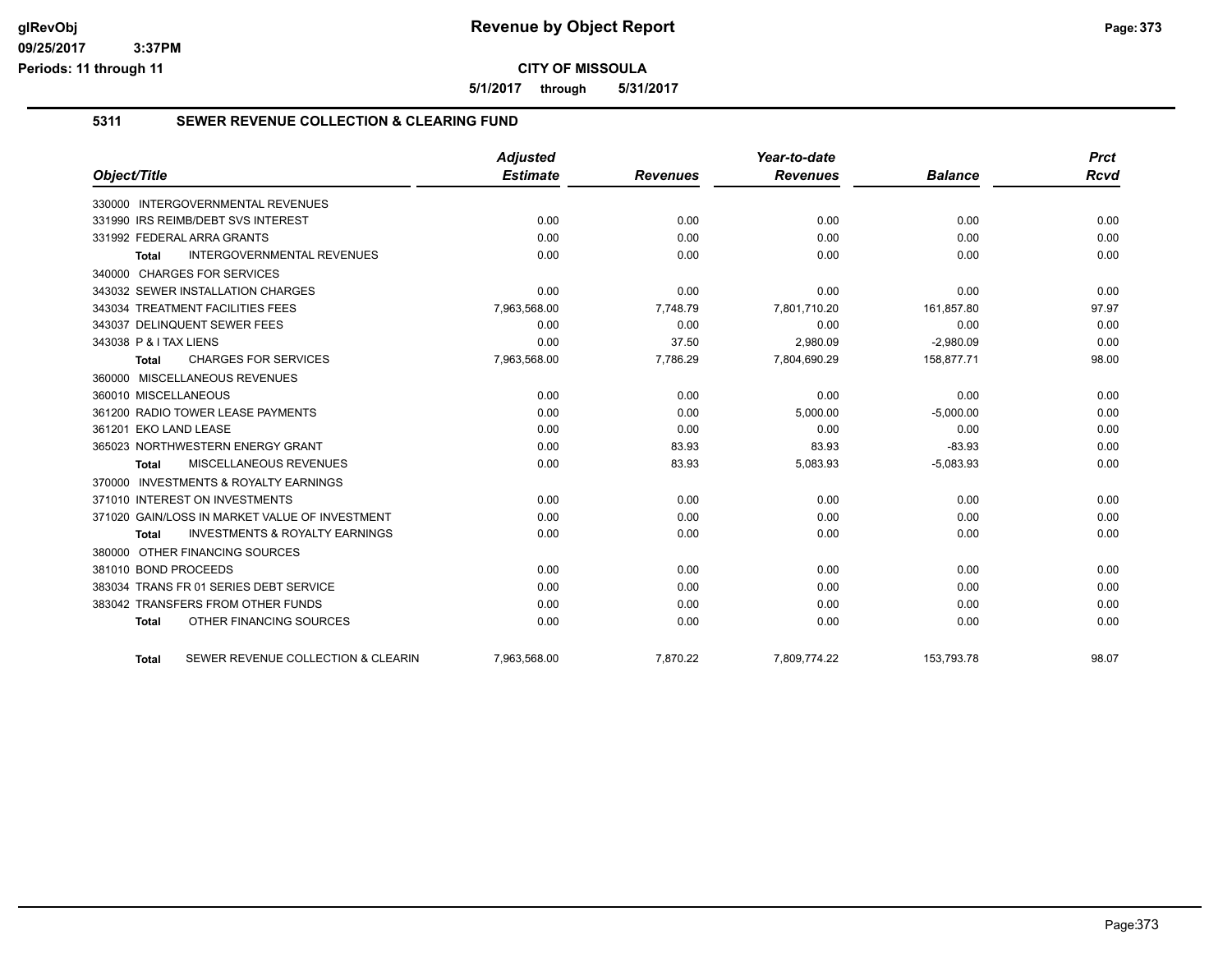**CITY OF MISSOULA**

**5/1/2017 through 5/31/2017**

## 5311 SEWER REVENUE COLLECTION & CLEARING FUND

| Object/Title | Adjusted Estimate | Revenues | Year-to-date Revenues | Balance | Prct Rcvd |
|---|---|---|---|---|---|
| 330000 INTERGOVERNMENTAL REVENUES | | | | | |
| 331990 IRS REIMB/DEBT SVS INTEREST | 0.00 | 0.00 | 0.00 | 0.00 | 0.00 |
| 331992 FEDERAL ARRA GRANTS | 0.00 | 0.00 | 0.00 | 0.00 | 0.00 |
| **Total** INTERGOVERNMENTAL REVENUES | 0.00 | 0.00 | 0.00 | 0.00 | 0.00 |
| 340000 CHARGES FOR SERVICES | | | | | |
| 343032 SEWER INSTALLATION CHARGES | 0.00 | 0.00 | 0.00 | 0.00 | 0.00 |
| 343034 TREATMENT FACILITIES FEES | 7,963,568.00 | 7,748.79 | 7,801,710.20 | 161,857.80 | 97.97 |
| 343037 DELINQUENT SEWER FEES | 0.00 | 0.00 | 0.00 | 0.00 | 0.00 |
| 343038 P & I TAX LIENS | 0.00 | 37.50 | 2,980.09 | -2,980.09 | 0.00 |
| **Total** CHARGES FOR SERVICES | 7,963,568.00 | 7,786.29 | 7,804,690.29 | 158,877.71 | 98.00 |
| 360000 MISCELLANEOUS REVENUES | | | | | |
| 360010 MISCELLANEOUS | 0.00 | 0.00 | 0.00 | 0.00 | 0.00 |
| 361200 RADIO TOWER LEASE PAYMENTS | 0.00 | 0.00 | 5,000.00 | -5,000.00 | 0.00 |
| 361201 EKO LAND LEASE | 0.00 | 0.00 | 0.00 | 0.00 | 0.00 |
| 365023 NORTHWESTERN ENERGY GRANT | 0.00 | 83.93 | 83.93 | -83.93 | 0.00 |
| **Total** MISCELLANEOUS REVENUES | 0.00 | 83.93 | 5,083.93 | -5,083.93 | 0.00 |
| 370000 INVESTMENTS & ROYALTY EARNINGS | | | | | |
| 371010 INTEREST ON INVESTMENTS | 0.00 | 0.00 | 0.00 | 0.00 | 0.00 |
| 371020 GAIN/LOSS IN MARKET VALUE OF INVESTMENT | 0.00 | 0.00 | 0.00 | 0.00 | 0.00 |
| **Total** INVESTMENTS & ROYALTY EARNINGS | 0.00 | 0.00 | 0.00 | 0.00 | 0.00 |
| 380000 OTHER FINANCING SOURCES | | | | | |
| 381010 BOND PROCEEDS | 0.00 | 0.00 | 0.00 | 0.00 | 0.00 |
| 383034 TRANS FR 01 SERIES DEBT SERVICE | 0.00 | 0.00 | 0.00 | 0.00 | 0.00 |
| 383042 TRANSFERS FROM OTHER FUNDS | 0.00 | 0.00 | 0.00 | 0.00 | 0.00 |
| **Total** OTHER FINANCING SOURCES | 0.00 | 0.00 | 0.00 | 0.00 | 0.00 |
| **Total** SEWER REVENUE COLLECTION & CLEARIN | 7,963,568.00 | 7,870.22 | 7,809,774.22 | 153,793.78 | 98.07 |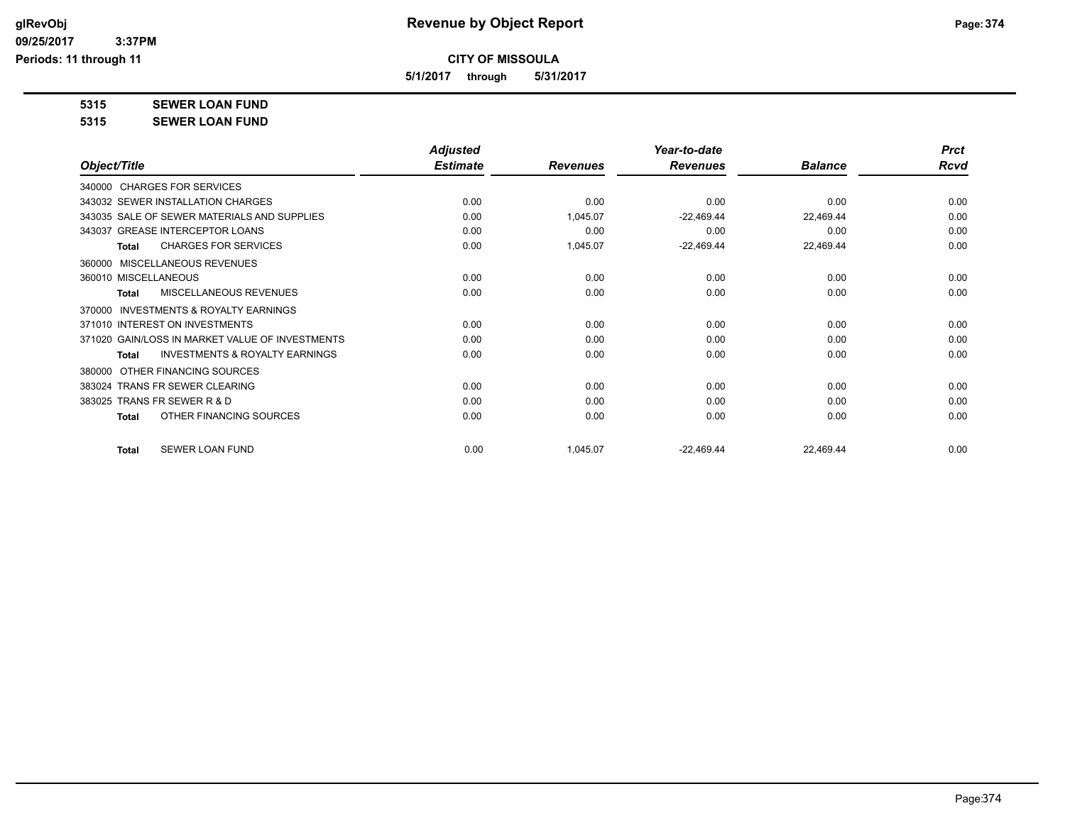**CITY OF MISSOULA**

**5/1/2017 through 5/31/2017**

**5315 SEWER LOAN FUND**

**5315 SEWER LOAN FUND**

| Object/Title | Adjusted Estimate | Revenues | Year-to-date Revenues | Balance | Prct Rcvd |
|---|---|---|---|---|---|
| 340000 CHARGES FOR SERVICES | | | | | |
| 343032 SEWER INSTALLATION CHARGES | 0.00 | 0.00 | 0.00 | 0.00 | 0.00 |
| 343035 SALE OF SEWER MATERIALS AND SUPPLIES | 0.00 | 1,045.07 | -22,469.44 | 22,469.44 | 0.00 |
| 343037 GREASE INTERCEPTOR LOANS | 0.00 | 0.00 | 0.00 | 0.00 | 0.00 |
| **Total** CHARGES FOR SERVICES | 0.00 | 1,045.07 | -22,469.44 | 22,469.44 | 0.00 |
| 360000 MISCELLANEOUS REVENUES | | | | | |
| 360010 MISCELLANEOUS | 0.00 | 0.00 | 0.00 | 0.00 | 0.00 |
| **Total** MISCELLANEOUS REVENUES | 0.00 | 0.00 | 0.00 | 0.00 | 0.00 |
| 370000 INVESTMENTS & ROYALTY EARNINGS | | | | | |
| 371010 INTEREST ON INVESTMENTS | 0.00 | 0.00 | 0.00 | 0.00 | 0.00 |
| 371020 GAIN/LOSS IN MARKET VALUE OF INVESTMENTS | 0.00 | 0.00 | 0.00 | 0.00 | 0.00 |
| **Total** INVESTMENTS & ROYALTY EARNINGS | 0.00 | 0.00 | 0.00 | 0.00 | 0.00 |
| 380000 OTHER FINANCING SOURCES | | | | | |
| 383024 TRANS FR SEWER CLEARING | 0.00 | 0.00 | 0.00 | 0.00 | 0.00 |
| 383025 TRANS FR SEWER R & D | 0.00 | 0.00 | 0.00 | 0.00 | 0.00 |
| **Total** OTHER FINANCING SOURCES | 0.00 | 0.00 | 0.00 | 0.00 | 0.00 |
| **Total** SEWER LOAN FUND | 0.00 | 1,045.07 | -22,469.44 | 22,469.44 | 0.00 |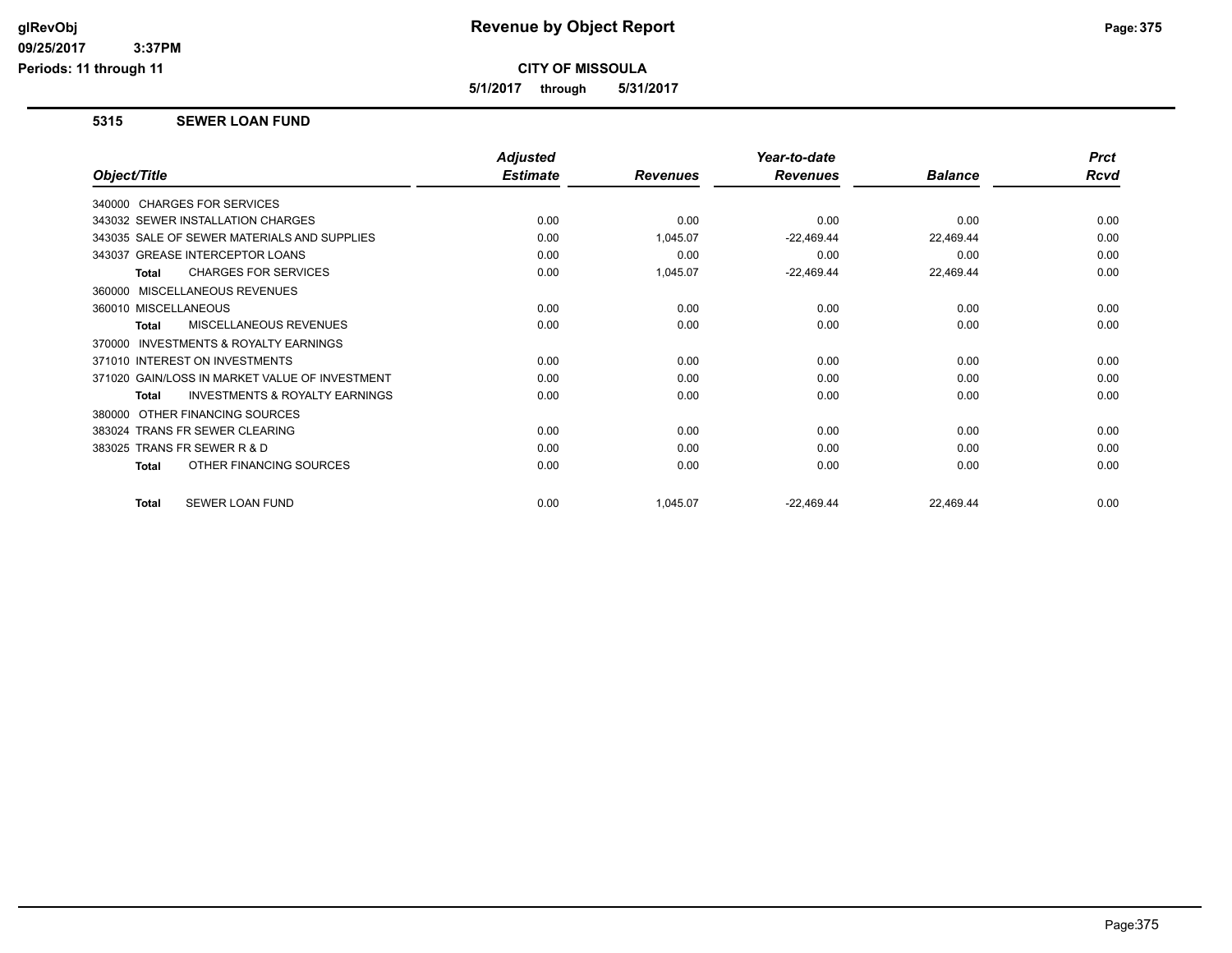# Revenue by Object Report

glRevObj
09/25/2017 3:37PM
Periods: 11 through 11

**CITY OF MISSOULA**

**5/1/2017 through 5/31/2017**

## 5315 SEWER LOAN FUND

| Object/Title | Adjusted Estimate | Revenues | Year-to-date Revenues | Balance | Prct Rcvd |
|---|---|---|---|---|---|
| 340000 CHARGES FOR SERVICES | | | | | |
| 343032 SEWER INSTALLATION CHARGES | 0.00 | 0.00 | 0.00 | 0.00 | 0.00 |
| 343035 SALE OF SEWER MATERIALS AND SUPPLIES | 0.00 | 1,045.07 | -22,469.44 | 22,469.44 | 0.00 |
| 343037 GREASE INTERCEPTOR LOANS | 0.00 | 0.00 | 0.00 | 0.00 | 0.00 |
| **Total** CHARGES FOR SERVICES | 0.00 | 1,045.07 | -22,469.44 | 22,469.44 | 0.00 |
| 360000 MISCELLANEOUS REVENUES | | | | | |
| 360010 MISCELLANEOUS | 0.00 | 0.00 | 0.00 | 0.00 | 0.00 |
| **Total** MISCELLANEOUS REVENUES | 0.00 | 0.00 | 0.00 | 0.00 | 0.00 |
| 370000 INVESTMENTS & ROYALTY EARNINGS | | | | | |
| 371010 INTEREST ON INVESTMENTS | 0.00 | 0.00 | 0.00 | 0.00 | 0.00 |
| 371020 GAIN/LOSS IN MARKET VALUE OF INVESTMENT | 0.00 | 0.00 | 0.00 | 0.00 | 0.00 |
| **Total** INVESTMENTS & ROYALTY EARNINGS | 0.00 | 0.00 | 0.00 | 0.00 | 0.00 |
| 380000 OTHER FINANCING SOURCES | | | | | |
| 383024 TRANS FR SEWER CLEARING | 0.00 | 0.00 | 0.00 | 0.00 | 0.00 |
| 383025 TRANS FR SEWER R & D | 0.00 | 0.00 | 0.00 | 0.00 | 0.00 |
| **Total** OTHER FINANCING SOURCES | 0.00 | 0.00 | 0.00 | 0.00 | 0.00 |
| **Total** SEWER LOAN FUND | 0.00 | 1,045.07 | -22,469.44 | 22,469.44 | 0.00 |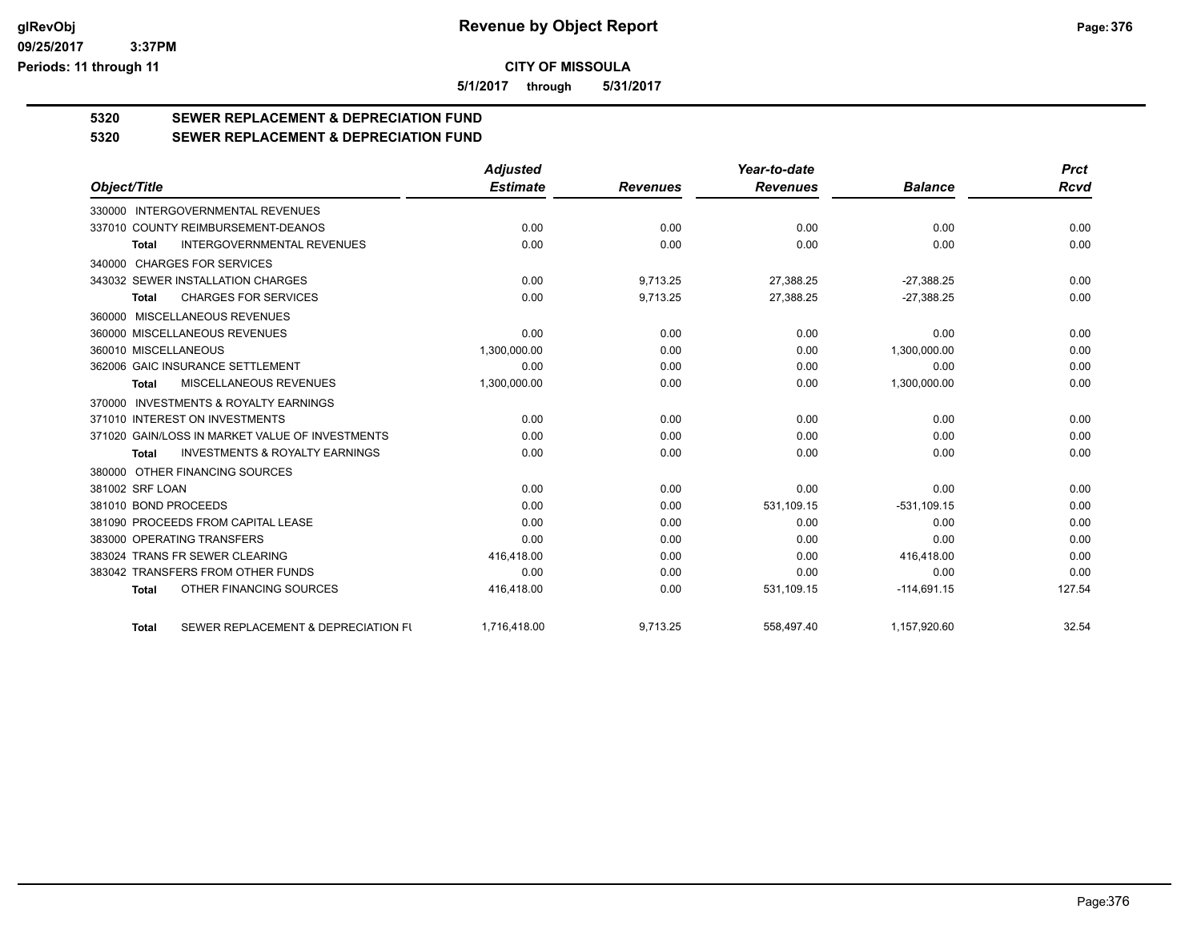**CITY OF MISSOULA**

**5/1/2017 through 5/31/2017**

## 5320 SEWER REPLACEMENT & DEPRECIATION FUND

## 5320 SEWER REPLACEMENT & DEPRECIATION FUND

| Object/Title | Adjusted Estimate | Revenues | Year-to-date Revenues | Balance | Prct Rcvd |
|---|---|---|---|---|---|
| 330000 INTERGOVERNMENTAL REVENUES | | | | | |
| 337010 COUNTY REIMBURSEMENT-DEANOS | 0.00 | 0.00 | 0.00 | 0.00 | 0.00 |
| **Total** INTERGOVERNMENTAL REVENUES | 0.00 | 0.00 | 0.00 | 0.00 | 0.00 |
| 340000 CHARGES FOR SERVICES | | | | | |
| 343032 SEWER INSTALLATION CHARGES | 0.00 | 9,713.25 | 27,388.25 | -27,388.25 | 0.00 |
| **Total** CHARGES FOR SERVICES | 0.00 | 9,713.25 | 27,388.25 | -27,388.25 | 0.00 |
| 360000 MISCELLANEOUS REVENUES | | | | | |
| 360000 MISCELLANEOUS REVENUES | 0.00 | 0.00 | 0.00 | 0.00 | 0.00 |
| 360010 MISCELLANEOUS | 1,300,000.00 | 0.00 | 0.00 | 1,300,000.00 | 0.00 |
| 362006 GAIC INSURANCE SETTLEMENT | 0.00 | 0.00 | 0.00 | 0.00 | 0.00 |
| **Total** MISCELLANEOUS REVENUES | 1,300,000.00 | 0.00 | 0.00 | 1,300,000.00 | 0.00 |
| 370000 INVESTMENTS & ROYALTY EARNINGS | | | | | |
| 371010 INTEREST ON INVESTMENTS | 0.00 | 0.00 | 0.00 | 0.00 | 0.00 |
| 371020 GAIN/LOSS IN MARKET VALUE OF INVESTMENTS | 0.00 | 0.00 | 0.00 | 0.00 | 0.00 |
| **Total** INVESTMENTS & ROYALTY EARNINGS | 0.00 | 0.00 | 0.00 | 0.00 | 0.00 |
| 380000 OTHER FINANCING SOURCES | | | | | |
| 381002 SRF LOAN | 0.00 | 0.00 | 0.00 | 0.00 | 0.00 |
| 381010 BOND PROCEEDS | 0.00 | 0.00 | 531,109.15 | -531,109.15 | 0.00 |
| 381090 PROCEEDS FROM CAPITAL LEASE | 0.00 | 0.00 | 0.00 | 0.00 | 0.00 |
| 383000 OPERATING TRANSFERS | 0.00 | 0.00 | 0.00 | 0.00 | 0.00 |
| 383024 TRANS FR SEWER CLEARING | 416,418.00 | 0.00 | 0.00 | 416,418.00 | 0.00 |
| 383042 TRANSFERS FROM OTHER FUNDS | 0.00 | 0.00 | 0.00 | 0.00 | 0.00 |
| **Total** OTHER FINANCING SOURCES | 416,418.00 | 0.00 | 531,109.15 | -114,691.15 | 127.54 |
| **Total** SEWER REPLACEMENT & DEPRECIATION FU | 1,716,418.00 | 9,713.25 | 558,497.40 | 1,157,920.60 | 32.54 |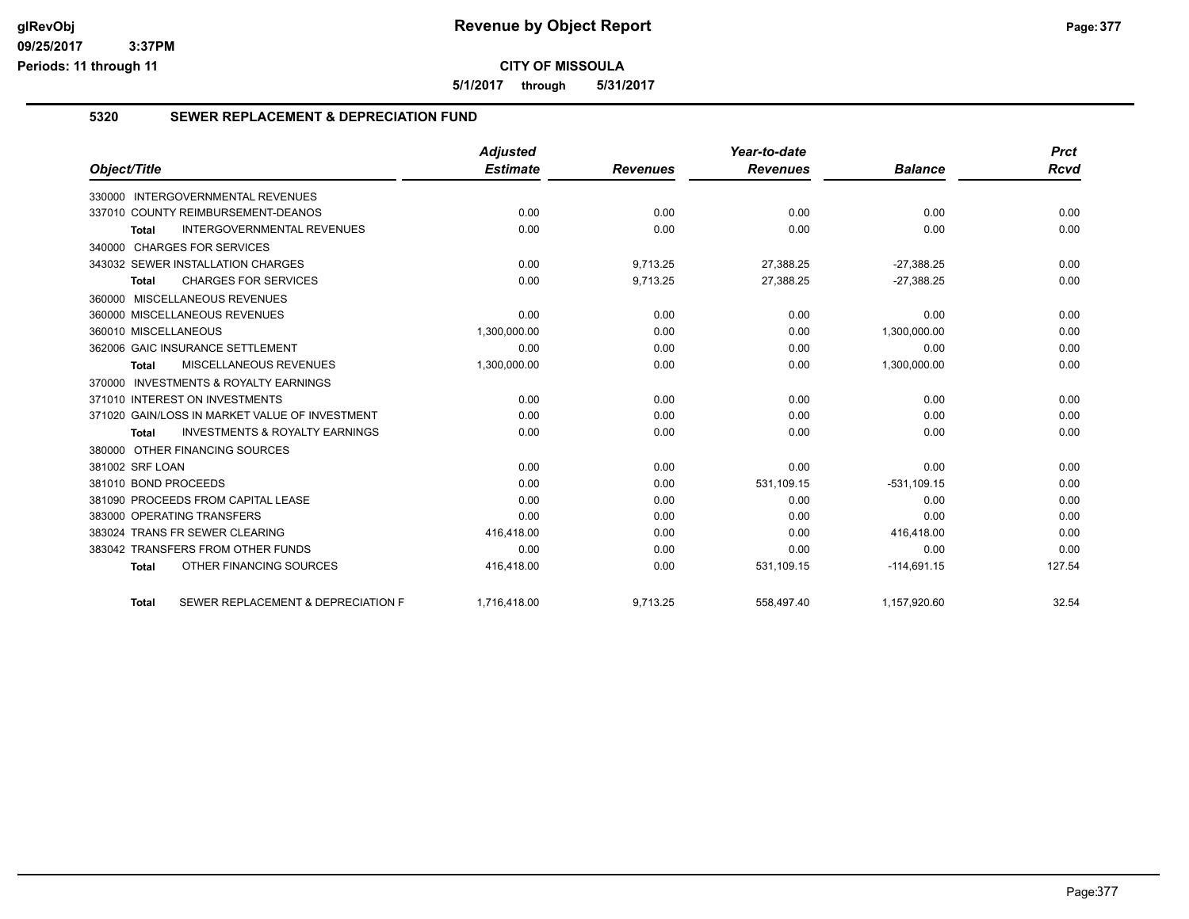# Revenue by Object Report

**CITY OF MISSOULA**

**5/1/2017 through 5/31/2017**

glRevObj
09/25/2017 3:37PM
Periods: 11 through 11

## 5320 SEWER REPLACEMENT & DEPRECIATION FUND

| Object/Title | Adjusted Estimate | Revenues | Year-to-date Revenues | Balance | Prct Rcvd |
|---|---|---|---|---|---|
| 330000 INTERGOVERNMENTAL REVENUES | | | | | |
| 337010 COUNTY REIMBURSEMENT-DEANOS | 0.00 | 0.00 | 0.00 | 0.00 | 0.00 |
| **Total** INTERGOVERNMENTAL REVENUES | 0.00 | 0.00 | 0.00 | 0.00 | 0.00 |
| 340000 CHARGES FOR SERVICES | | | | | |
| 343032 SEWER INSTALLATION CHARGES | 0.00 | 9,713.25 | 27,388.25 | -27,388.25 | 0.00 |
| **Total** CHARGES FOR SERVICES | 0.00 | 9,713.25 | 27,388.25 | -27,388.25 | 0.00 |
| 360000 MISCELLANEOUS REVENUES | | | | | |
| 360000 MISCELLANEOUS REVENUES | 0.00 | 0.00 | 0.00 | 0.00 | 0.00 |
| 360010 MISCELLANEOUS | 1,300,000.00 | 0.00 | 0.00 | 1,300,000.00 | 0.00 |
| 362006 GAIC INSURANCE SETTLEMENT | 0.00 | 0.00 | 0.00 | 0.00 | 0.00 |
| **Total** MISCELLANEOUS REVENUES | 1,300,000.00 | 0.00 | 0.00 | 1,300,000.00 | 0.00 |
| 370000 INVESTMENTS & ROYALTY EARNINGS | | | | | |
| 371010 INTEREST ON INVESTMENTS | 0.00 | 0.00 | 0.00 | 0.00 | 0.00 |
| 371020 GAIN/LOSS IN MARKET VALUE OF INVESTMENT | 0.00 | 0.00 | 0.00 | 0.00 | 0.00 |
| **Total** INVESTMENTS & ROYALTY EARNINGS | 0.00 | 0.00 | 0.00 | 0.00 | 0.00 |
| 380000 OTHER FINANCING SOURCES | | | | | |
| 381002 SRF LOAN | 0.00 | 0.00 | 0.00 | 0.00 | 0.00 |
| 381010 BOND PROCEEDS | 0.00 | 0.00 | 531,109.15 | -531,109.15 | 0.00 |
| 381090 PROCEEDS FROM CAPITAL LEASE | 0.00 | 0.00 | 0.00 | 0.00 | 0.00 |
| 383000 OPERATING TRANSFERS | 0.00 | 0.00 | 0.00 | 0.00 | 0.00 |
| 383024 TRANS FR SEWER CLEARING | 416,418.00 | 0.00 | 0.00 | 416,418.00 | 0.00 |
| 383042 TRANSFERS FROM OTHER FUNDS | 0.00 | 0.00 | 0.00 | 0.00 | 0.00 |
| **Total** OTHER FINANCING SOURCES | 416,418.00 | 0.00 | 531,109.15 | -114,691.15 | 127.54 |
| **Total** SEWER REPLACEMENT & DEPRECIATION F | 1,716,418.00 | 9,713.25 | 558,497.40 | 1,157,920.60 | 32.54 |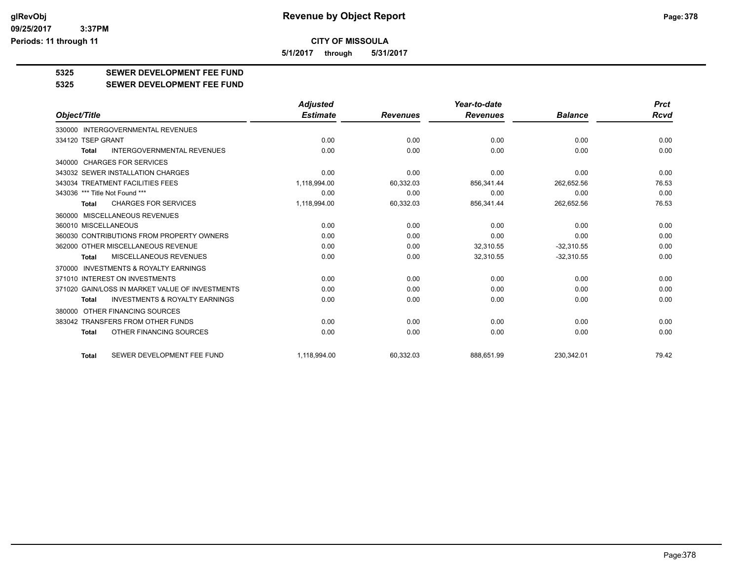**Revenue by Object Report**

**CITY OF MISSOULA**

**5/1/2017 through 5/31/2017**

glRevObj
09/25/2017 3:37PM
Periods: 11 through 11

## 5325 SEWER DEVELOPMENT FEE FUND
## 5325 SEWER DEVELOPMENT FEE FUND

| Object/Title | Adjusted Estimate | Revenues | Year-to-date Revenues | Balance | Prct Rcvd |
|---|---|---|---|---|---|
| 330000 INTERGOVERNMENTAL REVENUES | | | | | |
| 334120 TSEP GRANT | 0.00 | 0.00 | 0.00 | 0.00 | 0.00 |
| **Total** INTERGOVERNMENTAL REVENUES | 0.00 | 0.00 | 0.00 | 0.00 | 0.00 |
| 340000 CHARGES FOR SERVICES | | | | | |
| 343032 SEWER INSTALLATION CHARGES | 0.00 | 0.00 | 0.00 | 0.00 | 0.00 |
| 343034 TREATMENT FACILITIES FEES | 1,118,994.00 | 60,332.03 | 856,341.44 | 262,652.56 | 76.53 |
| 343036 *** Title Not Found *** | 0.00 | 0.00 | 0.00 | 0.00 | 0.00 |
| **Total** CHARGES FOR SERVICES | 1,118,994.00 | 60,332.03 | 856,341.44 | 262,652.56 | 76.53 |
| 360000 MISCELLANEOUS REVENUES | | | | | |
| 360010 MISCELLANEOUS | 0.00 | 0.00 | 0.00 | 0.00 | 0.00 |
| 360030 CONTRIBUTIONS FROM PROPERTY OWNERS | 0.00 | 0.00 | 0.00 | 0.00 | 0.00 |
| 362000 OTHER MISCELLANEOUS REVENUE | 0.00 | 0.00 | 32,310.55 | -32,310.55 | 0.00 |
| **Total** MISCELLANEOUS REVENUES | 0.00 | 0.00 | 32,310.55 | -32,310.55 | 0.00 |
| 370000 INVESTMENTS & ROYALTY EARNINGS | | | | | |
| 371010 INTEREST ON INVESTMENTS | 0.00 | 0.00 | 0.00 | 0.00 | 0.00 |
| 371020 GAIN/LOSS IN MARKET VALUE OF INVESTMENTS | 0.00 | 0.00 | 0.00 | 0.00 | 0.00 |
| **Total** INVESTMENTS & ROYALTY EARNINGS | 0.00 | 0.00 | 0.00 | 0.00 | 0.00 |
| 380000 OTHER FINANCING SOURCES | | | | | |
| 383042 TRANSFERS FROM OTHER FUNDS | 0.00 | 0.00 | 0.00 | 0.00 | 0.00 |
| **Total** OTHER FINANCING SOURCES | 0.00 | 0.00 | 0.00 | 0.00 | 0.00 |
| **Total** SEWER DEVELOPMENT FEE FUND | 1,118,994.00 | 60,332.03 | 888,651.99 | 230,342.01 | 79.42 |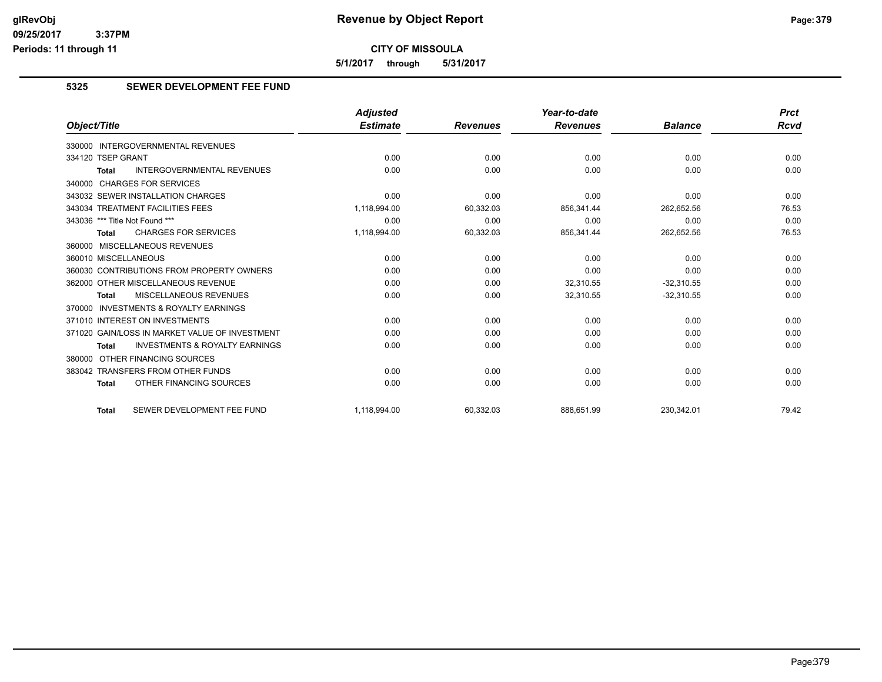# Revenue by Object Report

**CITY OF MISSOULA**

**5/1/2017 through 5/31/2017**

glRevObj
09/25/2017 3:37PM
Periods: 11 through 11

## 5325 SEWER DEVELOPMENT FEE FUND

| Object/Title | Adjusted Estimate | Revenues | Year-to-date Revenues | Balance | Prct Rcvd |
|---|---|---|---|---|---|
| 330000 INTERGOVERNMENTAL REVENUES | | | | | |
| 334120 TSEP GRANT | 0.00 | 0.00 | 0.00 | 0.00 | 0.00 |
| **Total** INTERGOVERNMENTAL REVENUES | 0.00 | 0.00 | 0.00 | 0.00 | 0.00 |
| 340000 CHARGES FOR SERVICES | | | | | |
| 343032 SEWER INSTALLATION CHARGES | 0.00 | 0.00 | 0.00 | 0.00 | 0.00 |
| 343034 TREATMENT FACILITIES FEES | 1,118,994.00 | 60,332.03 | 856,341.44 | 262,652.56 | 76.53 |
| 343036 *** Title Not Found *** | 0.00 | 0.00 | 0.00 | 0.00 | 0.00 |
| **Total** CHARGES FOR SERVICES | 1,118,994.00 | 60,332.03 | 856,341.44 | 262,652.56 | 76.53 |
| 360000 MISCELLANEOUS REVENUES | | | | | |
| 360010 MISCELLANEOUS | 0.00 | 0.00 | 0.00 | 0.00 | 0.00 |
| 360030 CONTRIBUTIONS FROM PROPERTY OWNERS | 0.00 | 0.00 | 0.00 | 0.00 | 0.00 |
| 362000 OTHER MISCELLANEOUS REVENUE | 0.00 | 0.00 | 32,310.55 | -32,310.55 | 0.00 |
| **Total** MISCELLANEOUS REVENUES | 0.00 | 0.00 | 32,310.55 | -32,310.55 | 0.00 |
| 370000 INVESTMENTS & ROYALTY EARNINGS | | | | | |
| 371010 INTEREST ON INVESTMENTS | 0.00 | 0.00 | 0.00 | 0.00 | 0.00 |
| 371020 GAIN/LOSS IN MARKET VALUE OF INVESTMENT | 0.00 | 0.00 | 0.00 | 0.00 | 0.00 |
| **Total** INVESTMENTS & ROYALTY EARNINGS | 0.00 | 0.00 | 0.00 | 0.00 | 0.00 |
| 380000 OTHER FINANCING SOURCES | | | | | |
| 383042 TRANSFERS FROM OTHER FUNDS | 0.00 | 0.00 | 0.00 | 0.00 | 0.00 |
| **Total** OTHER FINANCING SOURCES | 0.00 | 0.00 | 0.00 | 0.00 | 0.00 |
| **Total** SEWER DEVELOPMENT FEE FUND | 1,118,994.00 | 60,332.03 | 888,651.99 | 230,342.01 | 79.42 |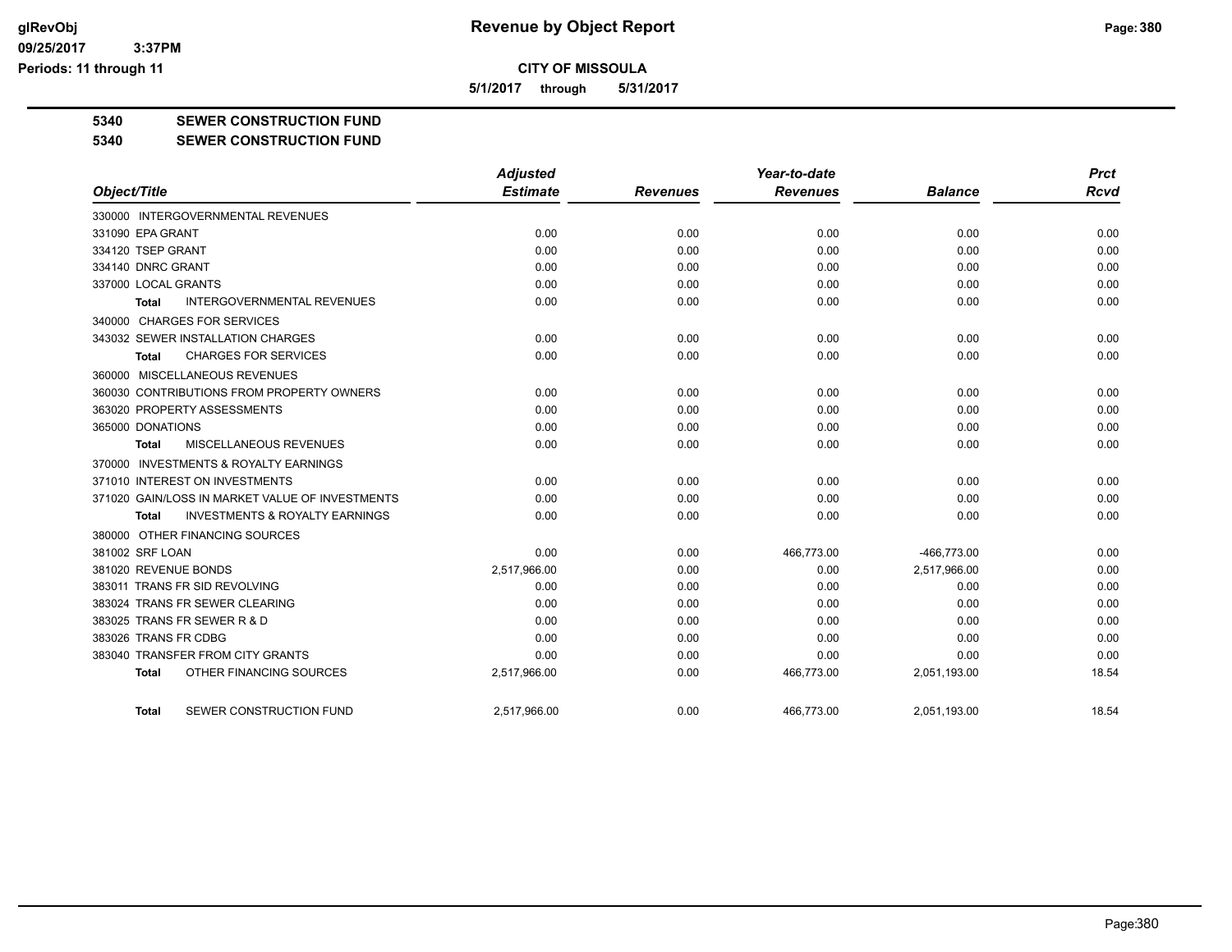# Revenue by Object Report

**CITY OF MISSOULA**

**5/1/2017 through 5/31/2017**

glRevObj
09/25/2017 3:37PM
Periods: 11 through 11

**5340 SEWER CONSTRUCTION FUND**

**5340 SEWER CONSTRUCTION FUND**

| Object/Title | Adjusted Estimate | Revenues | Year-to-date Revenues | Balance | Prct Rcvd |
|---|---|---|---|---|---|
| 330000 INTERGOVERNMENTAL REVENUES | | | | | |
| 331090 EPA GRANT | 0.00 | 0.00 | 0.00 | 0.00 | 0.00 |
| 334120 TSEP GRANT | 0.00 | 0.00 | 0.00 | 0.00 | 0.00 |
| 334140 DNRC GRANT | 0.00 | 0.00 | 0.00 | 0.00 | 0.00 |
| 337000 LOCAL GRANTS | 0.00 | 0.00 | 0.00 | 0.00 | 0.00 |
| **Total** INTERGOVERNMENTAL REVENUES | 0.00 | 0.00 | 0.00 | 0.00 | 0.00 |
| 340000 CHARGES FOR SERVICES | | | | | |
| 343032 SEWER INSTALLATION CHARGES | 0.00 | 0.00 | 0.00 | 0.00 | 0.00 |
| **Total** CHARGES FOR SERVICES | 0.00 | 0.00 | 0.00 | 0.00 | 0.00 |
| 360000 MISCELLANEOUS REVENUES | | | | | |
| 360030 CONTRIBUTIONS FROM PROPERTY OWNERS | 0.00 | 0.00 | 0.00 | 0.00 | 0.00 |
| 363020 PROPERTY ASSESSMENTS | 0.00 | 0.00 | 0.00 | 0.00 | 0.00 |
| 365000 DONATIONS | 0.00 | 0.00 | 0.00 | 0.00 | 0.00 |
| **Total** MISCELLANEOUS REVENUES | 0.00 | 0.00 | 0.00 | 0.00 | 0.00 |
| 370000 INVESTMENTS & ROYALTY EARNINGS | | | | | |
| 371010 INTEREST ON INVESTMENTS | 0.00 | 0.00 | 0.00 | 0.00 | 0.00 |
| 371020 GAIN/LOSS IN MARKET VALUE OF INVESTMENTS | 0.00 | 0.00 | 0.00 | 0.00 | 0.00 |
| **Total** INVESTMENTS & ROYALTY EARNINGS | 0.00 | 0.00 | 0.00 | 0.00 | 0.00 |
| 380000 OTHER FINANCING SOURCES | | | | | |
| 381002 SRF LOAN | 0.00 | 0.00 | 466,773.00 | -466,773.00 | 0.00 |
| 381020 REVENUE BONDS | 2,517,966.00 | 0.00 | 0.00 | 2,517,966.00 | 0.00 |
| 383011 TRANS FR SID REVOLVING | 0.00 | 0.00 | 0.00 | 0.00 | 0.00 |
| 383024 TRANS FR SEWER CLEARING | 0.00 | 0.00 | 0.00 | 0.00 | 0.00 |
| 383025 TRANS FR SEWER R & D | 0.00 | 0.00 | 0.00 | 0.00 | 0.00 |
| 383026 TRANS FR CDBG | 0.00 | 0.00 | 0.00 | 0.00 | 0.00 |
| 383040 TRANSFER FROM CITY GRANTS | 0.00 | 0.00 | 0.00 | 0.00 | 0.00 |
| **Total** OTHER FINANCING SOURCES | 2,517,966.00 | 0.00 | 466,773.00 | 2,051,193.00 | 18.54 |
| **Total** SEWER CONSTRUCTION FUND | 2,517,966.00 | 0.00 | 466,773.00 | 2,051,193.00 | 18.54 |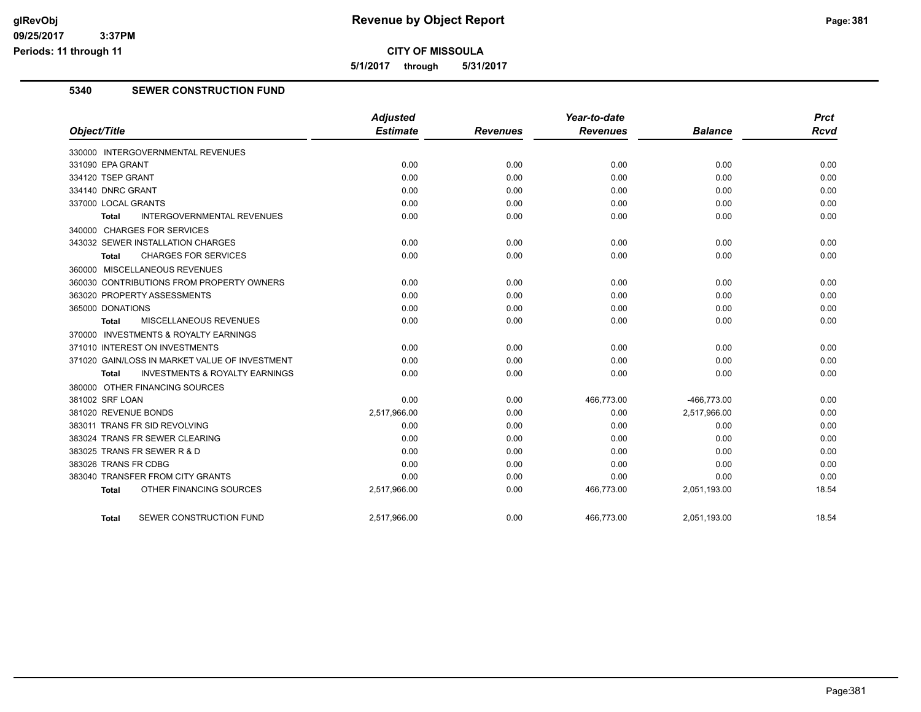# Revenue by Object Report

**CITY OF MISSOULA**

**5/1/2017 through 5/31/2017**

glRevObj
09/25/2017 3:37PM
Periods: 11 through 11

## 5340 SEWER CONSTRUCTION FUND

| Object/Title | Adjusted Estimate | Revenues | Year-to-date Revenues | Balance | Prct Rcvd |
|---|---|---|---|---|---|
| 330000 INTERGOVERNMENTAL REVENUES | | | | | |
| 331090 EPA GRANT | 0.00 | 0.00 | 0.00 | 0.00 | 0.00 |
| 334120 TSEP GRANT | 0.00 | 0.00 | 0.00 | 0.00 | 0.00 |
| 334140 DNRC GRANT | 0.00 | 0.00 | 0.00 | 0.00 | 0.00 |
| 337000 LOCAL GRANTS | 0.00 | 0.00 | 0.00 | 0.00 | 0.00 |
| **Total** INTERGOVERNMENTAL REVENUES | 0.00 | 0.00 | 0.00 | 0.00 | 0.00 |
| 340000 CHARGES FOR SERVICES | | | | | |
| 343032 SEWER INSTALLATION CHARGES | 0.00 | 0.00 | 0.00 | 0.00 | 0.00 |
| **Total** CHARGES FOR SERVICES | 0.00 | 0.00 | 0.00 | 0.00 | 0.00 |
| 360000 MISCELLANEOUS REVENUES | | | | | |
| 360030 CONTRIBUTIONS FROM PROPERTY OWNERS | 0.00 | 0.00 | 0.00 | 0.00 | 0.00 |
| 363020 PROPERTY ASSESSMENTS | 0.00 | 0.00 | 0.00 | 0.00 | 0.00 |
| 365000 DONATIONS | 0.00 | 0.00 | 0.00 | 0.00 | 0.00 |
| **Total** MISCELLANEOUS REVENUES | 0.00 | 0.00 | 0.00 | 0.00 | 0.00 |
| 370000 INVESTMENTS & ROYALTY EARNINGS | | | | | |
| 371010 INTEREST ON INVESTMENTS | 0.00 | 0.00 | 0.00 | 0.00 | 0.00 |
| 371020 GAIN/LOSS IN MARKET VALUE OF INVESTMENT | 0.00 | 0.00 | 0.00 | 0.00 | 0.00 |
| **Total** INVESTMENTS & ROYALTY EARNINGS | 0.00 | 0.00 | 0.00 | 0.00 | 0.00 |
| 380000 OTHER FINANCING SOURCES | | | | | |
| 381002 SRF LOAN | 0.00 | 0.00 | 466,773.00 | -466,773.00 | 0.00 |
| 381020 REVENUE BONDS | 2,517,966.00 | 0.00 | 0.00 | 2,517,966.00 | 0.00 |
| 383011 TRANS FR SID REVOLVING | 0.00 | 0.00 | 0.00 | 0.00 | 0.00 |
| 383024 TRANS FR SEWER CLEARING | 0.00 | 0.00 | 0.00 | 0.00 | 0.00 |
| 383025 TRANS FR SEWER R & D | 0.00 | 0.00 | 0.00 | 0.00 | 0.00 |
| 383026 TRANS FR CDBG | 0.00 | 0.00 | 0.00 | 0.00 | 0.00 |
| 383040 TRANSFER FROM CITY GRANTS | 0.00 | 0.00 | 0.00 | 0.00 | 0.00 |
| **Total** OTHER FINANCING SOURCES | 2,517,966.00 | 0.00 | 466,773.00 | 2,051,193.00 | 18.54 |
| **Total** SEWER CONSTRUCTION FUND | 2,517,966.00 | 0.00 | 466,773.00 | 2,051,193.00 | 18.54 |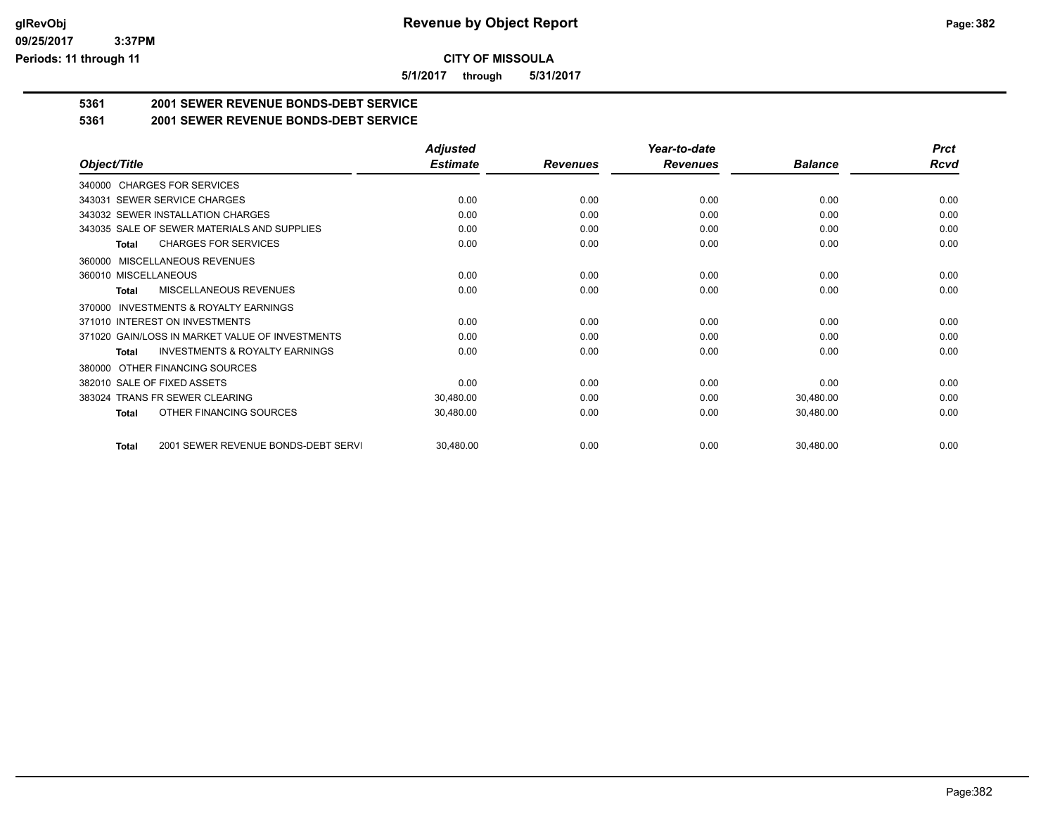**glRevObj**
**09/25/2017 3:37PM**
**Periods: 11 through 11**

# Revenue by Object Report

**CITY OF MISSOULA**

**5/1/2017 through 5/31/2017**

## 5361 2001 SEWER REVENUE BONDS-DEBT SERVICE

## 5361 2001 SEWER REVENUE BONDS-DEBT SERVICE

| Object/Title | Adjusted Estimate | Revenues | Year-to-date Revenues | Balance | Prct Rcvd |
|---|---|---|---|---|---|
| 340000 CHARGES FOR SERVICES | | | | | |
| 343031 SEWER SERVICE CHARGES | 0.00 | 0.00 | 0.00 | 0.00 | 0.00 |
| 343032 SEWER INSTALLATION CHARGES | 0.00 | 0.00 | 0.00 | 0.00 | 0.00 |
| 343035 SALE OF SEWER MATERIALS AND SUPPLIES | 0.00 | 0.00 | 0.00 | 0.00 | 0.00 |
| **Total** CHARGES FOR SERVICES | 0.00 | 0.00 | 0.00 | 0.00 | 0.00 |
| 360000 MISCELLANEOUS REVENUES | | | | | |
| 360010 MISCELLANEOUS | 0.00 | 0.00 | 0.00 | 0.00 | 0.00 |
| **Total** MISCELLANEOUS REVENUES | 0.00 | 0.00 | 0.00 | 0.00 | 0.00 |
| 370000 INVESTMENTS & ROYALTY EARNINGS | | | | | |
| 371010 INTEREST ON INVESTMENTS | 0.00 | 0.00 | 0.00 | 0.00 | 0.00 |
| 371020 GAIN/LOSS IN MARKET VALUE OF INVESTMENTS | 0.00 | 0.00 | 0.00 | 0.00 | 0.00 |
| **Total** INVESTMENTS & ROYALTY EARNINGS | 0.00 | 0.00 | 0.00 | 0.00 | 0.00 |
| 380000 OTHER FINANCING SOURCES | | | | | |
| 382010 SALE OF FIXED ASSETS | 0.00 | 0.00 | 0.00 | 0.00 | 0.00 |
| 383024 TRANS FR SEWER CLEARING | 30,480.00 | 0.00 | 0.00 | 30,480.00 | 0.00 |
| **Total** OTHER FINANCING SOURCES | 30,480.00 | 0.00 | 0.00 | 30,480.00 | 0.00 |
| **Total** 2001 SEWER REVENUE BONDS-DEBT SERVI | 30,480.00 | 0.00 | 0.00 | 30,480.00 | 0.00 |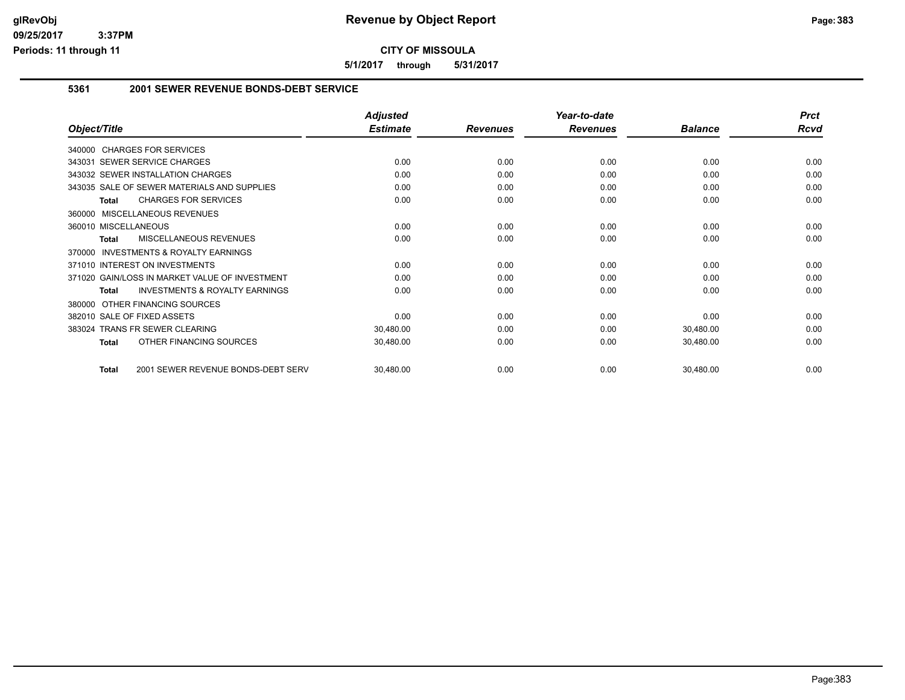# Revenue by Object Report

**CITY OF MISSOULA**

**5/1/2017 through 5/31/2017**

glRevObj
09/25/2017 3:37PM
Periods: 11 through 11

## 5361 2001 SEWER REVENUE BONDS-DEBT SERVICE

| Object/Title | Adjusted Estimate | Revenues | Year-to-date Revenues | Balance | Prct Rcvd |
|---|---|---|---|---|---|
| 340000 CHARGES FOR SERVICES | | | | | |
| 343031 SEWER SERVICE CHARGES | 0.00 | 0.00 | 0.00 | 0.00 | 0.00 |
| 343032 SEWER INSTALLATION CHARGES | 0.00 | 0.00 | 0.00 | 0.00 | 0.00 |
| 343035 SALE OF SEWER MATERIALS AND SUPPLIES | 0.00 | 0.00 | 0.00 | 0.00 | 0.00 |
| **Total** CHARGES FOR SERVICES | 0.00 | 0.00 | 0.00 | 0.00 | 0.00 |
| 360000 MISCELLANEOUS REVENUES | | | | | |
| 360010 MISCELLANEOUS | 0.00 | 0.00 | 0.00 | 0.00 | 0.00 |
| **Total** MISCELLANEOUS REVENUES | 0.00 | 0.00 | 0.00 | 0.00 | 0.00 |
| 370000 INVESTMENTS & ROYALTY EARNINGS | | | | | |
| 371010 INTEREST ON INVESTMENTS | 0.00 | 0.00 | 0.00 | 0.00 | 0.00 |
| 371020 GAIN/LOSS IN MARKET VALUE OF INVESTMENT | 0.00 | 0.00 | 0.00 | 0.00 | 0.00 |
| **Total** INVESTMENTS & ROYALTY EARNINGS | 0.00 | 0.00 | 0.00 | 0.00 | 0.00 |
| 380000 OTHER FINANCING SOURCES | | | | | |
| 382010 SALE OF FIXED ASSETS | 0.00 | 0.00 | 0.00 | 0.00 | 0.00 |
| 383024 TRANS FR SEWER CLEARING | 30,480.00 | 0.00 | 0.00 | 30,480.00 | 0.00 |
| **Total** OTHER FINANCING SOURCES | 30,480.00 | 0.00 | 0.00 | 30,480.00 | 0.00 |
| **Total** 2001 SEWER REVENUE BONDS-DEBT SERV | 30,480.00 | 0.00 | 0.00 | 30,480.00 | 0.00 |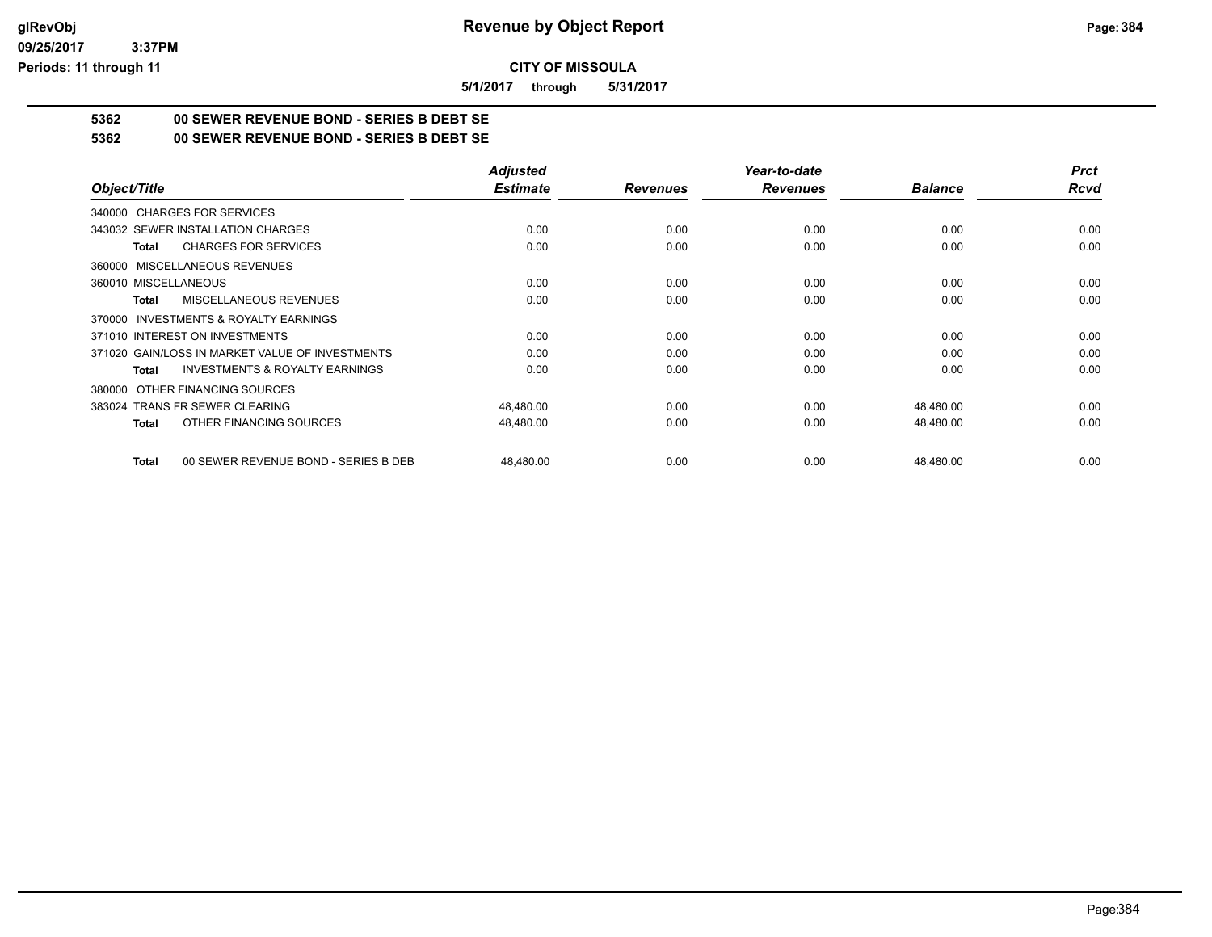**Revenue by Object Report**

**CITY OF MISSOULA**

**5/1/2017 through 5/31/2017**

## 5362 00 SEWER REVENUE BOND - SERIES B DEBT SE

## 5362 00 SEWER REVENUE BOND - SERIES B DEBT SE

| Object/Title | Adjusted Estimate | Revenues | Year-to-date Revenues | Balance | Prct Rcvd |
|---|---|---|---|---|---|
| 340000 CHARGES FOR SERVICES | | | | | |
| 343032 SEWER INSTALLATION CHARGES | 0.00 | 0.00 | 0.00 | 0.00 | 0.00 |
| **Total** CHARGES FOR SERVICES | 0.00 | 0.00 | 0.00 | 0.00 | 0.00 |
| 360000 MISCELLANEOUS REVENUES | | | | | |
| 360010 MISCELLANEOUS | 0.00 | 0.00 | 0.00 | 0.00 | 0.00 |
| **Total** MISCELLANEOUS REVENUES | 0.00 | 0.00 | 0.00 | 0.00 | 0.00 |
| 370000 INVESTMENTS & ROYALTY EARNINGS | | | | | |
| 371010 INTEREST ON INVESTMENTS | 0.00 | 0.00 | 0.00 | 0.00 | 0.00 |
| 371020 GAIN/LOSS IN MARKET VALUE OF INVESTMENTS | 0.00 | 0.00 | 0.00 | 0.00 | 0.00 |
| **Total** INVESTMENTS & ROYALTY EARNINGS | 0.00 | 0.00 | 0.00 | 0.00 | 0.00 |
| 380000 OTHER FINANCING SOURCES | | | | | |
| 383024 TRANS FR SEWER CLEARING | 48,480.00 | 0.00 | 0.00 | 48,480.00 | 0.00 |
| **Total** OTHER FINANCING SOURCES | 48,480.00 | 0.00 | 0.00 | 48,480.00 | 0.00 |
| **Total** 00 SEWER REVENUE BOND - SERIES B DEBT | 48,480.00 | 0.00 | 0.00 | 48,480.00 | 0.00 |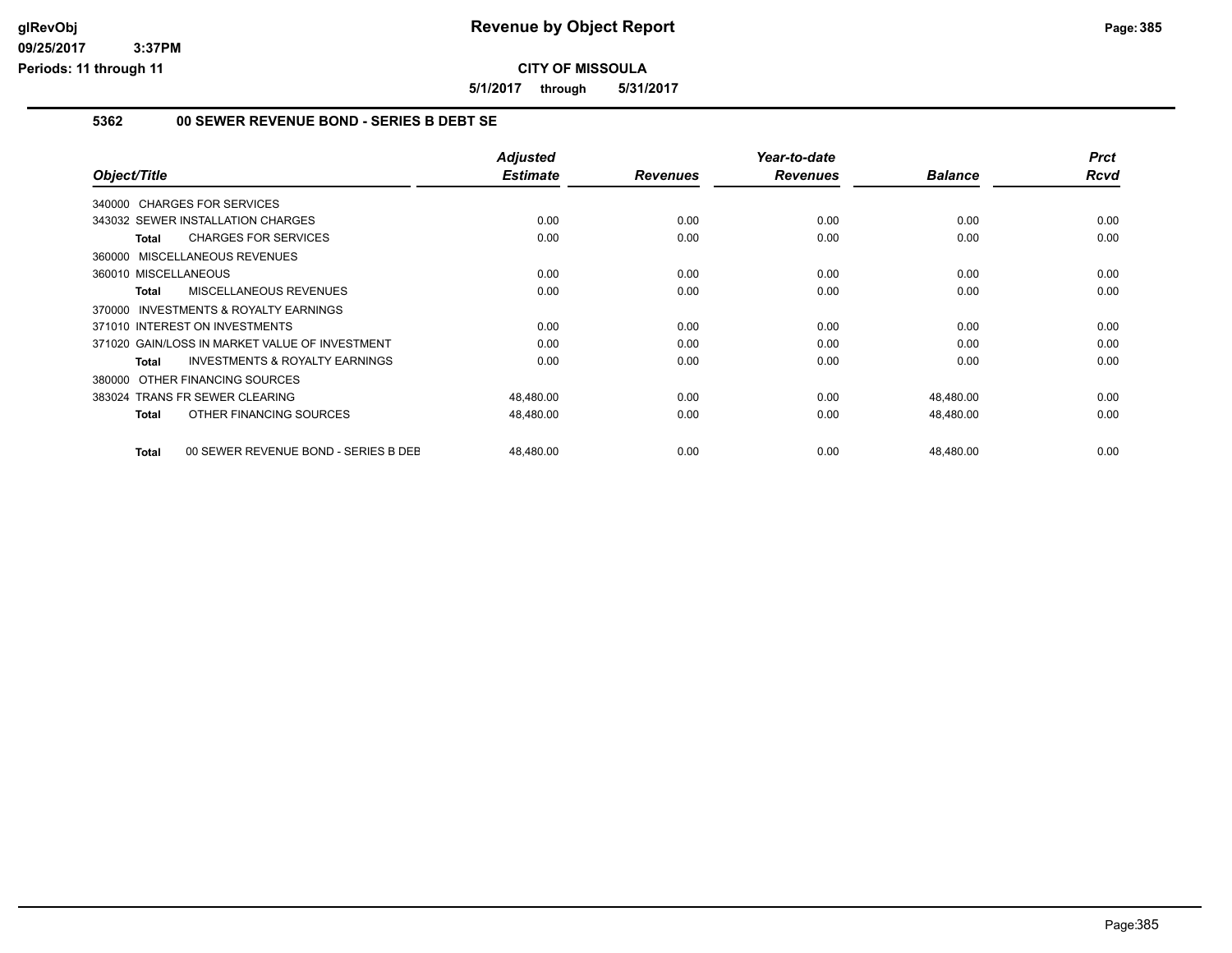**Revenue by Object Report**

**CITY OF MISSOULA**

**5/1/2017 through 5/31/2017**

glRevObj
09/25/2017 3:37PM
Periods: 11 through 11

## 5362 00 SEWER REVENUE BOND - SERIES B DEBT SE

| Object/Title | Adjusted Estimate | Revenues | Year-to-date Revenues | Balance | Prct Rcvd |
|---|---|---|---|---|---|
| 340000 CHARGES FOR SERVICES | | | | | |
| 343032 SEWER INSTALLATION CHARGES | 0.00 | 0.00 | 0.00 | 0.00 | 0.00 |
| **Total** CHARGES FOR SERVICES | 0.00 | 0.00 | 0.00 | 0.00 | 0.00 |
| 360000 MISCELLANEOUS REVENUES | | | | | |
| 360010 MISCELLANEOUS | 0.00 | 0.00 | 0.00 | 0.00 | 0.00 |
| **Total** MISCELLANEOUS REVENUES | 0.00 | 0.00 | 0.00 | 0.00 | 0.00 |
| 370000 INVESTMENTS & ROYALTY EARNINGS | | | | | |
| 371010 INTEREST ON INVESTMENTS | 0.00 | 0.00 | 0.00 | 0.00 | 0.00 |
| 371020 GAIN/LOSS IN MARKET VALUE OF INVESTMENT | 0.00 | 0.00 | 0.00 | 0.00 | 0.00 |
| **Total** INVESTMENTS & ROYALTY EARNINGS | 0.00 | 0.00 | 0.00 | 0.00 | 0.00 |
| 380000 OTHER FINANCING SOURCES | | | | | |
| 383024 TRANS FR SEWER CLEARING | 48,480.00 | 0.00 | 0.00 | 48,480.00 | 0.00 |
| **Total** OTHER FINANCING SOURCES | 48,480.00 | 0.00 | 0.00 | 48,480.00 | 0.00 |
| **Total** 00 SEWER REVENUE BOND - SERIES B DEB | 48,480.00 | 0.00 | 0.00 | 48,480.00 | 0.00 |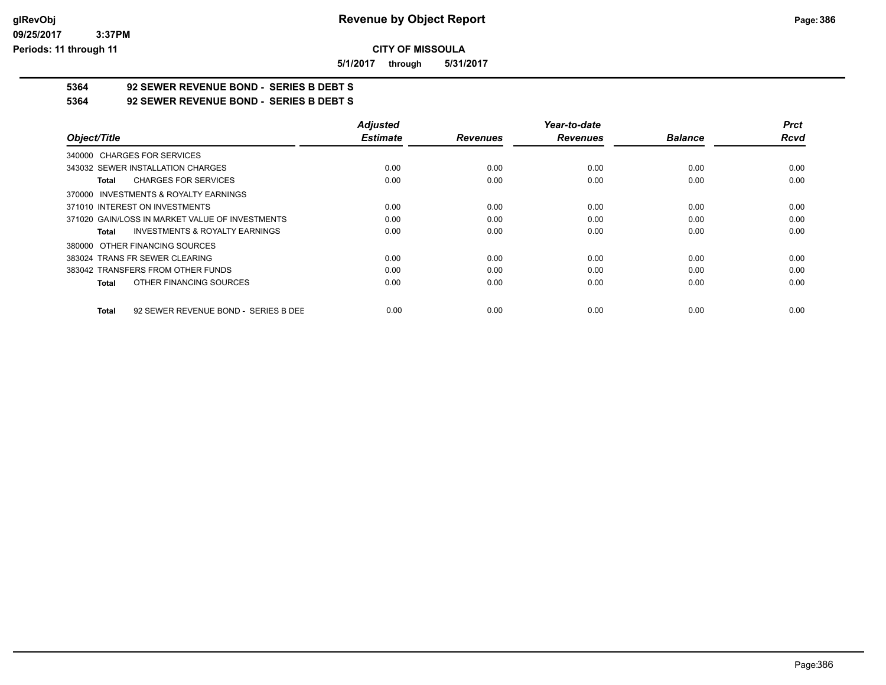**CITY OF MISSOULA**

**5/1/2017 through 5/31/2017**

## 5364 92 SEWER REVENUE BOND - SERIES B DEBT S

## 5364 92 SEWER REVENUE BOND - SERIES B DEBT S

| Object/Title | Adjusted Estimate | Revenues | Year-to-date Revenues | Balance | Prct Rcvd |
|---|---|---|---|---|---|
| 340000 CHARGES FOR SERVICES | | | | | |
| 343032 SEWER INSTALLATION CHARGES | 0.00 | 0.00 | 0.00 | 0.00 | 0.00 |
| **Total** CHARGES FOR SERVICES | 0.00 | 0.00 | 0.00 | 0.00 | 0.00 |
| 370000 INVESTMENTS & ROYALTY EARNINGS | | | | | |
| 371010 INTEREST ON INVESTMENTS | 0.00 | 0.00 | 0.00 | 0.00 | 0.00 |
| 371020 GAIN/LOSS IN MARKET VALUE OF INVESTMENTS | 0.00 | 0.00 | 0.00 | 0.00 | 0.00 |
| **Total** INVESTMENTS & ROYALTY EARNINGS | 0.00 | 0.00 | 0.00 | 0.00 | 0.00 |
| 380000 OTHER FINANCING SOURCES | | | | | |
| 383024 TRANS FR SEWER CLEARING | 0.00 | 0.00 | 0.00 | 0.00 | 0.00 |
| 383042 TRANSFERS FROM OTHER FUNDS | 0.00 | 0.00 | 0.00 | 0.00 | 0.00 |
| **Total** OTHER FINANCING SOURCES | 0.00 | 0.00 | 0.00 | 0.00 | 0.00 |
| **Total** 92 SEWER REVENUE BOND - SERIES B DEE | 0.00 | 0.00 | 0.00 | 0.00 | 0.00 |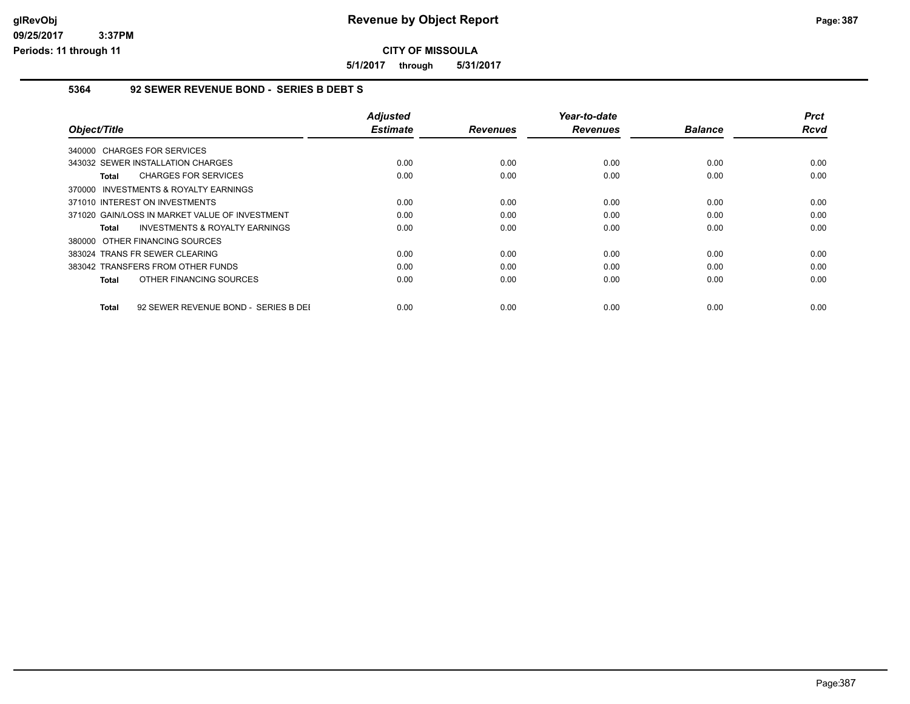# Revenue by Object Report

**CITY OF MISSOULA**

**5/1/2017 through 5/31/2017**

glRevObj
09/25/2017 3:37PM
Periods: 11 through 11

## 5364 92 SEWER REVENUE BOND - SERIES B DEBT S

| Object/Title | Adjusted Estimate | Revenues | Year-to-date Revenues | Balance | Prct Rcvd |
|---|---|---|---|---|---|
| 340000 CHARGES FOR SERVICES | | | | | |
| 343032 SEWER INSTALLATION CHARGES | 0.00 | 0.00 | 0.00 | 0.00 | 0.00 |
| **Total** CHARGES FOR SERVICES | 0.00 | 0.00 | 0.00 | 0.00 | 0.00 |
| 370000 INVESTMENTS & ROYALTY EARNINGS | | | | | |
| 371010 INTEREST ON INVESTMENTS | 0.00 | 0.00 | 0.00 | 0.00 | 0.00 |
| 371020 GAIN/LOSS IN MARKET VALUE OF INVESTMENT | 0.00 | 0.00 | 0.00 | 0.00 | 0.00 |
| **Total** INVESTMENTS & ROYALTY EARNINGS | 0.00 | 0.00 | 0.00 | 0.00 | 0.00 |
| 380000 OTHER FINANCING SOURCES | | | | | |
| 383024 TRANS FR SEWER CLEARING | 0.00 | 0.00 | 0.00 | 0.00 | 0.00 |
| 383042 TRANSFERS FROM OTHER FUNDS | 0.00 | 0.00 | 0.00 | 0.00 | 0.00 |
| **Total** OTHER FINANCING SOURCES | 0.00 | 0.00 | 0.00 | 0.00 | 0.00 |
| **Total** 92 SEWER REVENUE BOND - SERIES B DEI | 0.00 | 0.00 | 0.00 | 0.00 | 0.00 |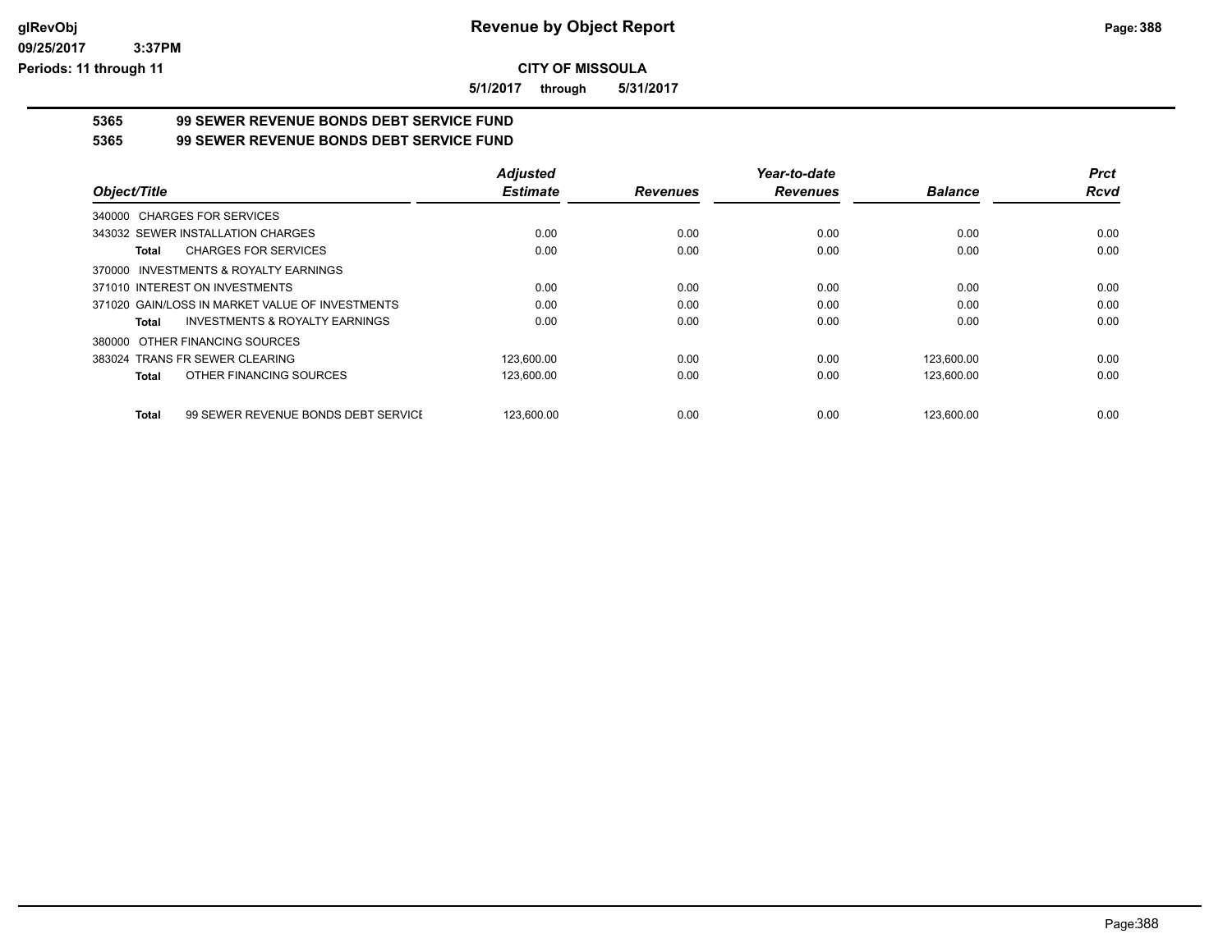# Revenue by Object Report

**CITY OF MISSOULA**

**5/1/2017 through 5/31/2017**

glRevObj
09/25/2017 3:37PM
Periods: 11 through 11

## 5365 99 SEWER REVENUE BONDS DEBT SERVICE FUND

## 5365 99 SEWER REVENUE BONDS DEBT SERVICE FUND

| Object/Title | Adjusted Estimate | Revenues | Year-to-date Revenues | Balance | Prct Rcvd |
|---|---|---|---|---|---|
| 340000 CHARGES FOR SERVICES | | | | | |
| 343032 SEWER INSTALLATION CHARGES | 0.00 | 0.00 | 0.00 | 0.00 | 0.00 |
| **Total** CHARGES FOR SERVICES | 0.00 | 0.00 | 0.00 | 0.00 | 0.00 |
| 370000 INVESTMENTS & ROYALTY EARNINGS | | | | | |
| 371010 INTEREST ON INVESTMENTS | 0.00 | 0.00 | 0.00 | 0.00 | 0.00 |
| 371020 GAIN/LOSS IN MARKET VALUE OF INVESTMENTS | 0.00 | 0.00 | 0.00 | 0.00 | 0.00 |
| **Total** INVESTMENTS & ROYALTY EARNINGS | 0.00 | 0.00 | 0.00 | 0.00 | 0.00 |
| 380000 OTHER FINANCING SOURCES | | | | | |
| 383024 TRANS FR SEWER CLEARING | 123,600.00 | 0.00 | 0.00 | 123,600.00 | 0.00 |
| **Total** OTHER FINANCING SOURCES | 123,600.00 | 0.00 | 0.00 | 123,600.00 | 0.00 |
| **Total** 99 SEWER REVENUE BONDS DEBT SERVICE | 123,600.00 | 0.00 | 0.00 | 123,600.00 | 0.00 |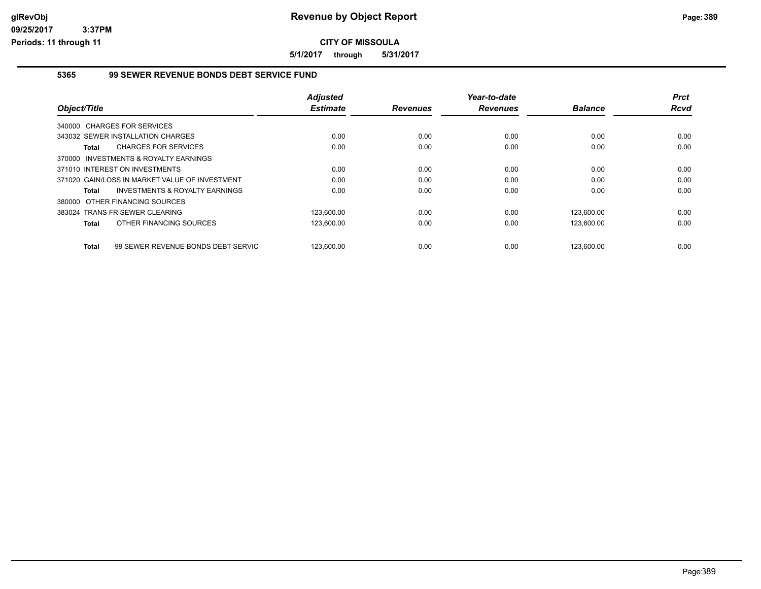# Revenue by Object Report

**CITY OF MISSOULA**

**5/1/2017 through 5/31/2017**

glRevObj
09/25/2017 3:37PM
Periods: 11 through 11

## 5365 99 SEWER REVENUE BONDS DEBT SERVICE FUND

| Object/Title | Adjusted Estimate | Revenues | Year-to-date Revenues | Balance | Prct Rcvd |
|---|---|---|---|---|---|
| 340000 CHARGES FOR SERVICES | | | | | |
| 343032 SEWER INSTALLATION CHARGES | 0.00 | 0.00 | 0.00 | 0.00 | 0.00 |
| **Total** CHARGES FOR SERVICES | 0.00 | 0.00 | 0.00 | 0.00 | 0.00 |
| 370000 INVESTMENTS & ROYALTY EARNINGS | | | | | |
| 371010 INTEREST ON INVESTMENTS | 0.00 | 0.00 | 0.00 | 0.00 | 0.00 |
| 371020 GAIN/LOSS IN MARKET VALUE OF INVESTMENT | 0.00 | 0.00 | 0.00 | 0.00 | 0.00 |
| **Total** INVESTMENTS & ROYALTY EARNINGS | 0.00 | 0.00 | 0.00 | 0.00 | 0.00 |
| 380000 OTHER FINANCING SOURCES | | | | | |
| 383024 TRANS FR SEWER CLEARING | 123,600.00 | 0.00 | 0.00 | 123,600.00 | 0.00 |
| **Total** OTHER FINANCING SOURCES | 123,600.00 | 0.00 | 0.00 | 123,600.00 | 0.00 |
| **Total** 99 SEWER REVENUE BONDS DEBT SERVIC | 123,600.00 | 0.00 | 0.00 | 123,600.00 | 0.00 |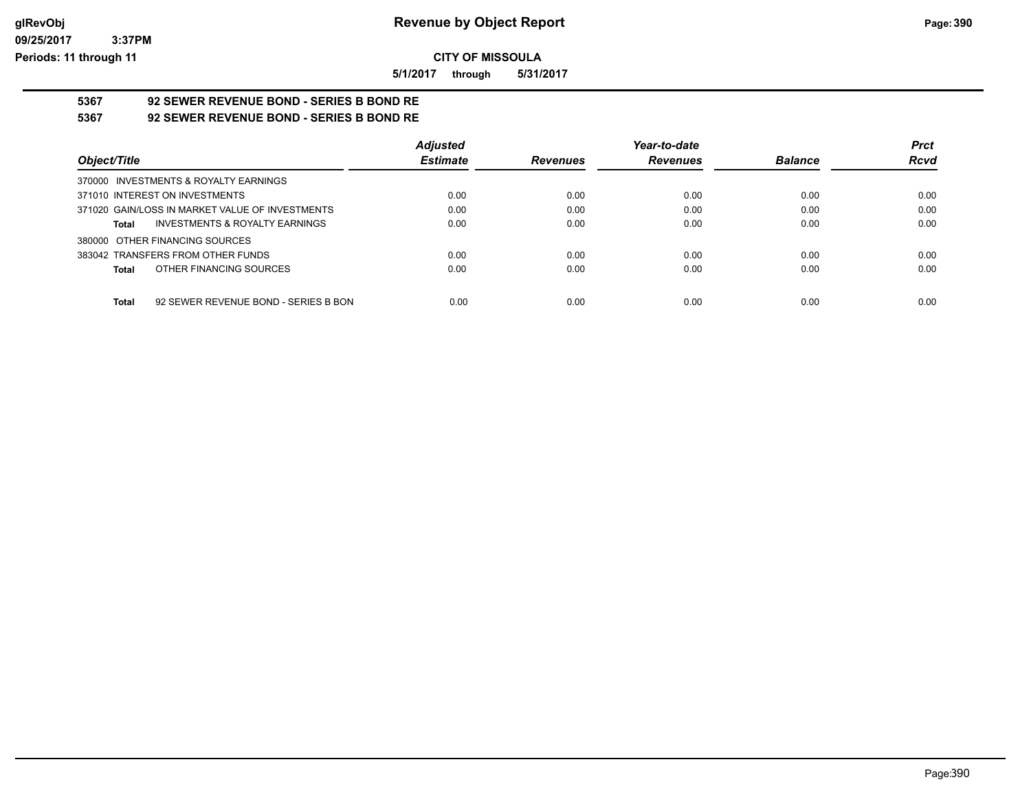# Revenue by Object Report

glRevObj
09/25/2017 3:37PM
Periods: 11 through 11

**CITY OF MISSOULA**

5/1/2017 through 5/31/2017

## 5367 92 SEWER REVENUE BOND - SERIES B BOND RE

## 5367 92 SEWER REVENUE BOND - SERIES B BOND RE

| Object/Title | Adjusted Estimate | Revenues | Year-to-date Revenues | Balance | Prct Rcvd |
|---|---|---|---|---|---|
| 370000 INVESTMENTS & ROYALTY EARNINGS | | | | | |
| 371010 INTEREST ON INVESTMENTS | 0.00 | 0.00 | 0.00 | 0.00 | 0.00 |
| 371020 GAIN/LOSS IN MARKET VALUE OF INVESTMENTS | 0.00 | 0.00 | 0.00 | 0.00 | 0.00 |
| **Total** INVESTMENTS & ROYALTY EARNINGS | 0.00 | 0.00 | 0.00 | 0.00 | 0.00 |
| 380000 OTHER FINANCING SOURCES | | | | | |
| 383042 TRANSFERS FROM OTHER FUNDS | 0.00 | 0.00 | 0.00 | 0.00 | 0.00 |
| **Total** OTHER FINANCING SOURCES | 0.00 | 0.00 | 0.00 | 0.00 | 0.00 |
| **Total** 92 SEWER REVENUE BOND - SERIES B BON | 0.00 | 0.00 | 0.00 | 0.00 | 0.00 |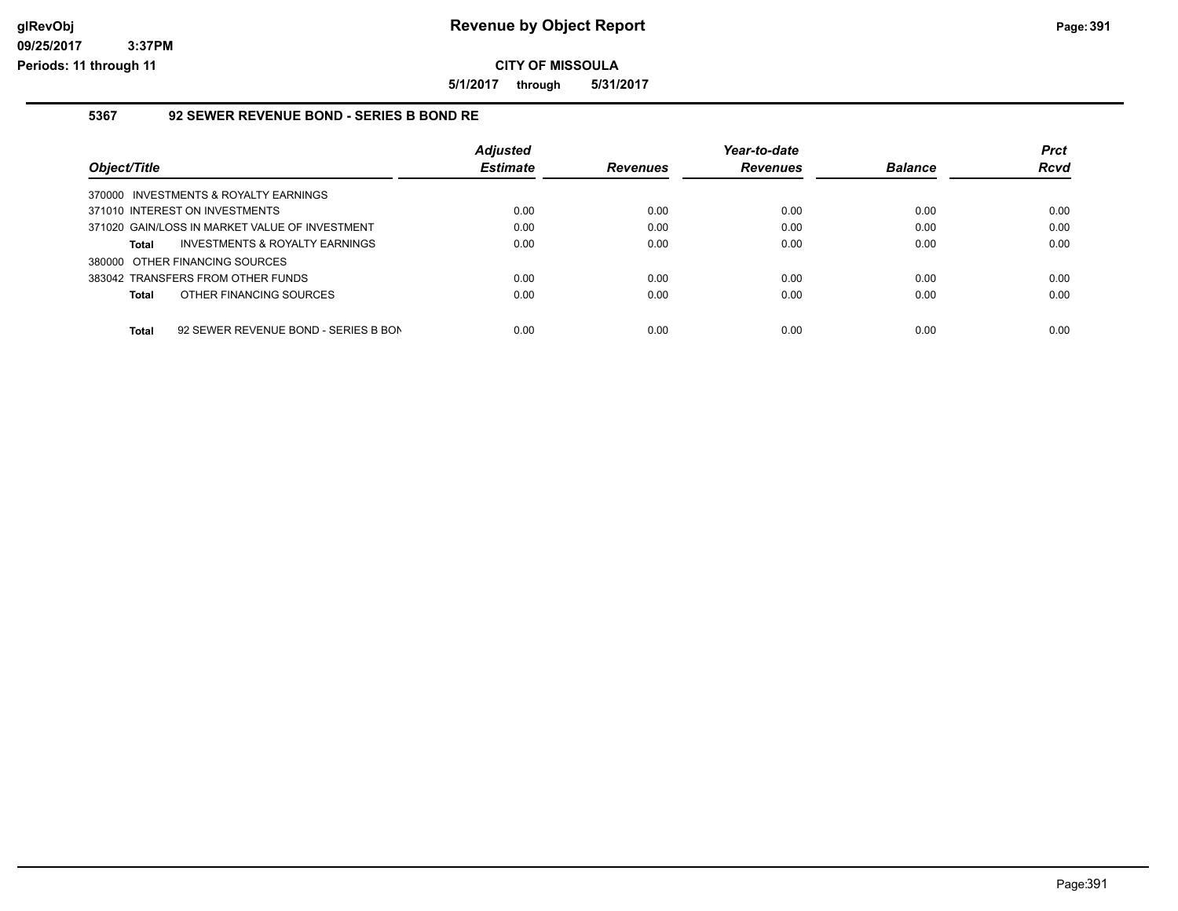# Revenue by Object Report

## CITY OF MISSOULA

**5/1/2017 through 5/31/2017**

glRevObj
09/25/2017 3:37PM
Periods: 11 through 11

### 5367 92 SEWER REVENUE BOND - SERIES B BOND RE

| Object/Title | Adjusted Estimate | Revenues | Year-to-date Revenues | Balance | Prct Rcvd |
|---|---|---|---|---|---|
| 370000 INVESTMENTS & ROYALTY EARNINGS | | | | | |
| 371010 INTEREST ON INVESTMENTS | 0.00 | 0.00 | 0.00 | 0.00 | 0.00 |
| 371020 GAIN/LOSS IN MARKET VALUE OF INVESTMENT | 0.00 | 0.00 | 0.00 | 0.00 | 0.00 |
| **Total** INVESTMENTS & ROYALTY EARNINGS | 0.00 | 0.00 | 0.00 | 0.00 | 0.00 |
| 380000 OTHER FINANCING SOURCES | | | | | |
| 383042 TRANSFERS FROM OTHER FUNDS | 0.00 | 0.00 | 0.00 | 0.00 | 0.00 |
| **Total** OTHER FINANCING SOURCES | 0.00 | 0.00 | 0.00 | 0.00 | 0.00 |
| **Total** 92 SEWER REVENUE BOND - SERIES B BON | 0.00 | 0.00 | 0.00 | 0.00 | 0.00 |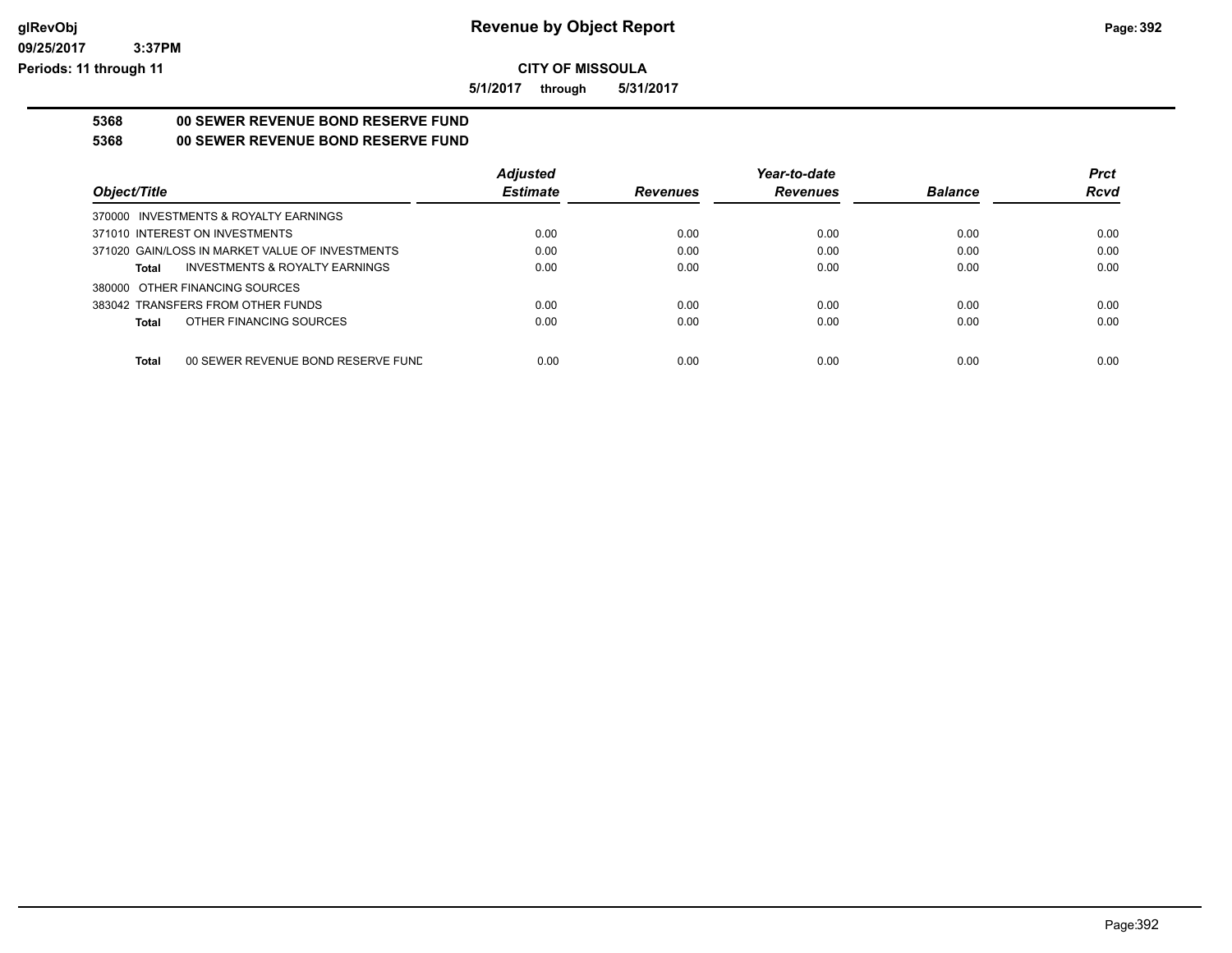**glRevObj** **Revenue by Object Report**
**09/25/2017 3:37PM**
**Periods: 11 through 11**

**CITY OF MISSOULA**

**5/1/2017 through 5/31/2017**

**5368 00 SEWER REVENUE BOND RESERVE FUND**

**5368 00 SEWER REVENUE BOND RESERVE FUND**

| *Object/Title* | *Adjusted Estimate* | *Revenues* | *Year-to-date Revenues* | *Balance* | *Prct Rcvd* |
|---|---|---|---|---|---|
| 370000 INVESTMENTS & ROYALTY EARNINGS | | | | | |
| 371010 INTEREST ON INVESTMENTS | 0.00 | 0.00 | 0.00 | 0.00 | 0.00 |
| 371020 GAIN/LOSS IN MARKET VALUE OF INVESTMENTS | 0.00 | 0.00 | 0.00 | 0.00 | 0.00 |
| **Total** INVESTMENTS & ROYALTY EARNINGS | 0.00 | 0.00 | 0.00 | 0.00 | 0.00 |
| 380000 OTHER FINANCING SOURCES | | | | | |
| 383042 TRANSFERS FROM OTHER FUNDS | 0.00 | 0.00 | 0.00 | 0.00 | 0.00 |
| **Total** OTHER FINANCING SOURCES | 0.00 | 0.00 | 0.00 | 0.00 | 0.00 |
| **Total** 00 SEWER REVENUE BOND RESERVE FUND | 0.00 | 0.00 | 0.00 | 0.00 | 0.00 |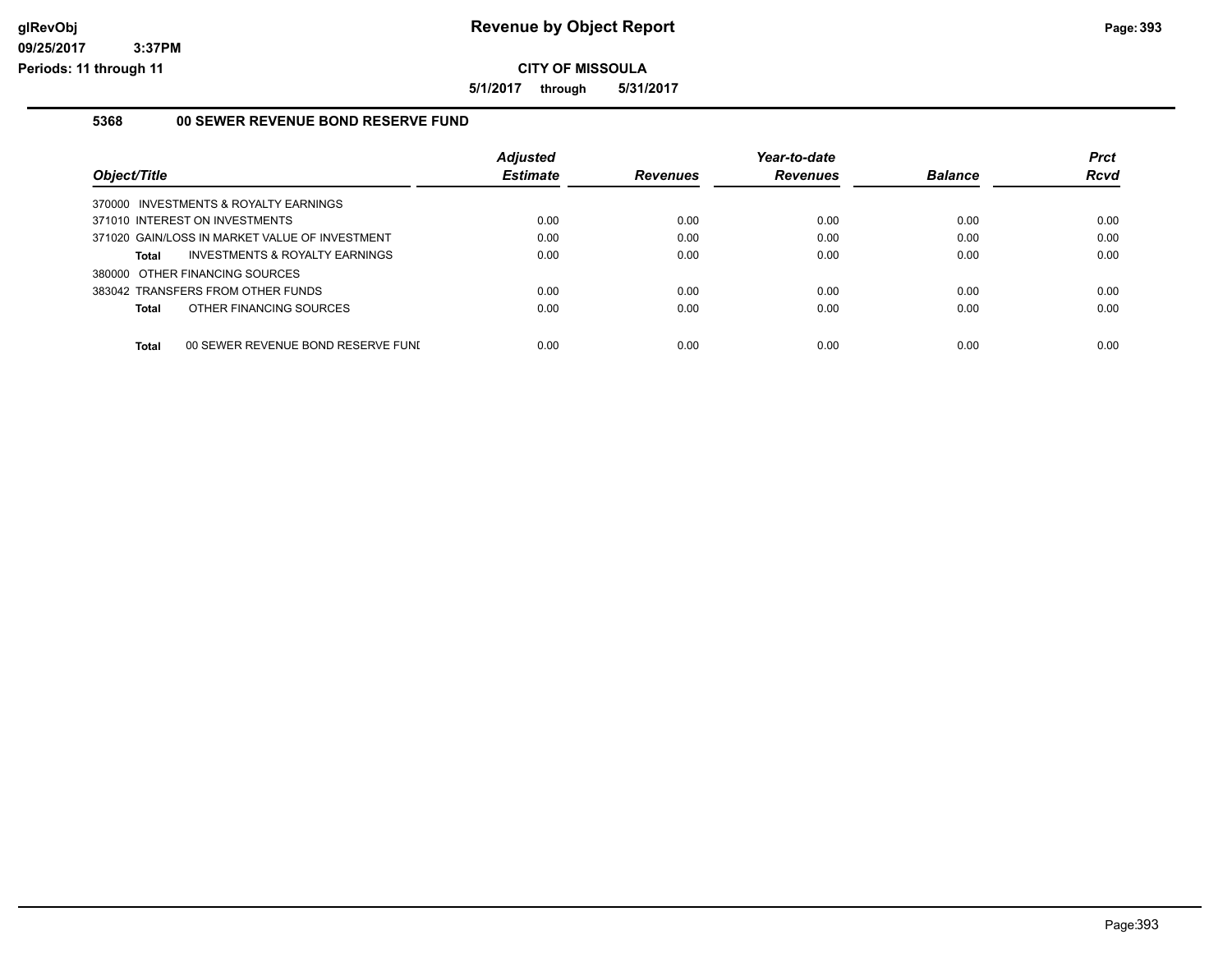# Revenue by Object Report

**CITY OF MISSOULA**

**5/1/2017 through 5/31/2017**

glRevObj
09/25/2017 3:37PM
Periods: 11 through 11

## 5368 00 SEWER REVENUE BOND RESERVE FUND

| Object/Title | Adjusted Estimate | Revenues | Year-to-date Revenues | Balance | Prct Rcvd |
|---|---|---|---|---|---|
| 370000 INVESTMENTS & ROYALTY EARNINGS | | | | | |
| 371010 INTEREST ON INVESTMENTS | 0.00 | 0.00 | 0.00 | 0.00 | 0.00 |
| 371020 GAIN/LOSS IN MARKET VALUE OF INVESTMENT | 0.00 | 0.00 | 0.00 | 0.00 | 0.00 |
| **Total** INVESTMENTS & ROYALTY EARNINGS | 0.00 | 0.00 | 0.00 | 0.00 | 0.00 |
| 380000 OTHER FINANCING SOURCES | | | | | |
| 383042 TRANSFERS FROM OTHER FUNDS | 0.00 | 0.00 | 0.00 | 0.00 | 0.00 |
| **Total** OTHER FINANCING SOURCES | 0.00 | 0.00 | 0.00 | 0.00 | 0.00 |
| **Total** 00 SEWER REVENUE BOND RESERVE FUNI | 0.00 | 0.00 | 0.00 | 0.00 | 0.00 |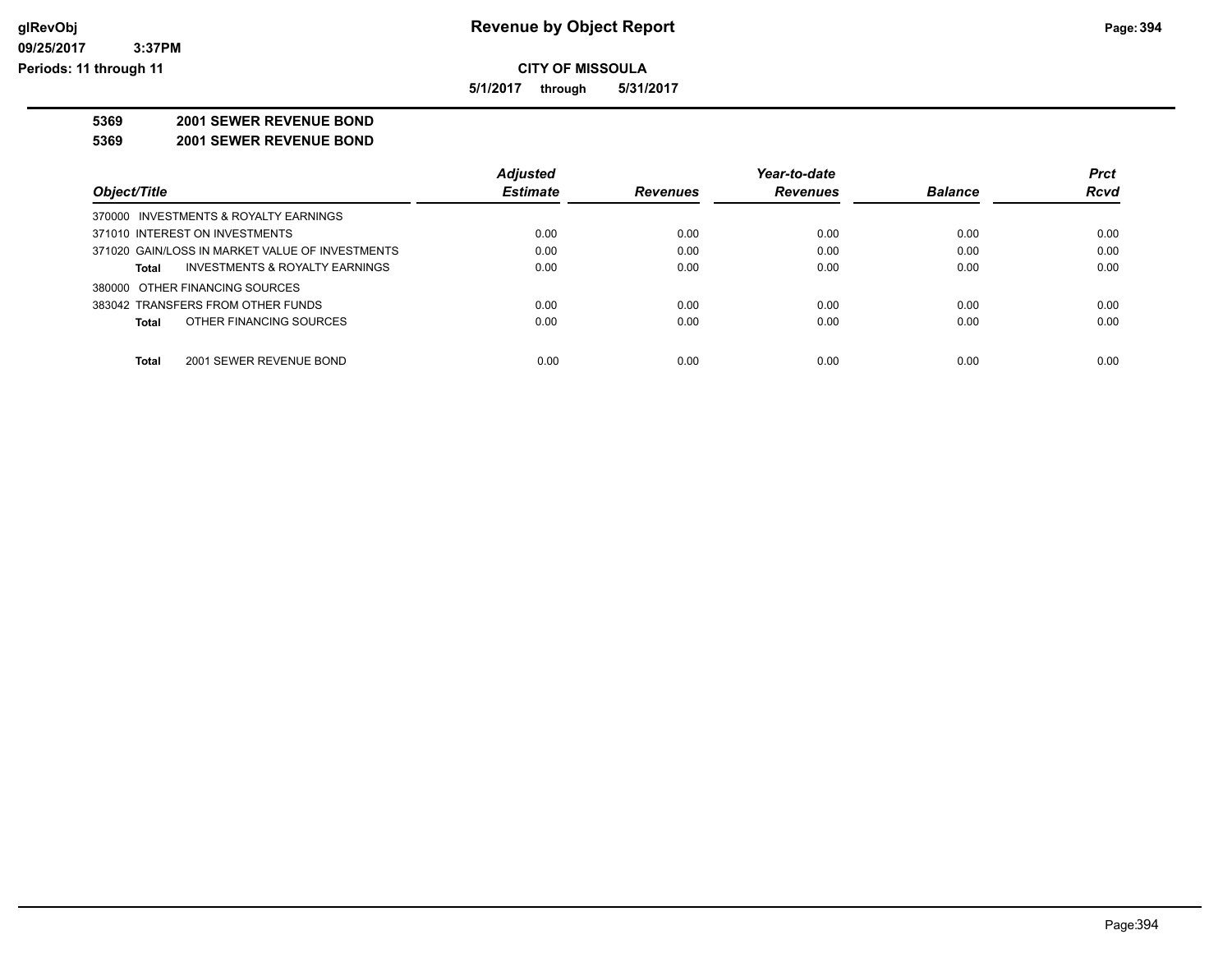**CITY OF MISSOULA**

**5/1/2017 through 5/31/2017**

**5369 2001 SEWER REVENUE BOND**

**5369 2001 SEWER REVENUE BOND**

| Object/Title | Adjusted Estimate | Revenues | Year-to-date Revenues | Balance | Prct Rcvd |
|---|---|---|---|---|---|
| 370000 INVESTMENTS & ROYALTY EARNINGS | | | | | |
| 371010 INTEREST ON INVESTMENTS | 0.00 | 0.00 | 0.00 | 0.00 | 0.00 |
| 371020 GAIN/LOSS IN MARKET VALUE OF INVESTMENTS | 0.00 | 0.00 | 0.00 | 0.00 | 0.00 |
| **Total** INVESTMENTS & ROYALTY EARNINGS | 0.00 | 0.00 | 0.00 | 0.00 | 0.00 |
| 380000 OTHER FINANCING SOURCES | | | | | |
| 383042 TRANSFERS FROM OTHER FUNDS | 0.00 | 0.00 | 0.00 | 0.00 | 0.00 |
| **Total** OTHER FINANCING SOURCES | 0.00 | 0.00 | 0.00 | 0.00 | 0.00 |
| **Total** 2001 SEWER REVENUE BOND | 0.00 | 0.00 | 0.00 | 0.00 | 0.00 |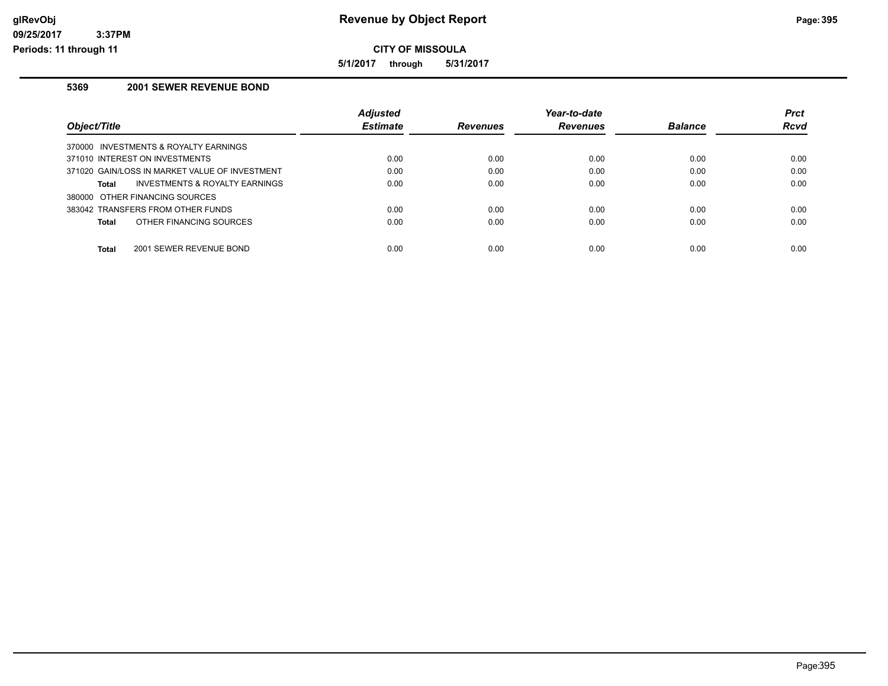# Revenue by Object Report

**CITY OF MISSOULA**

**5/1/2017 through 5/31/2017**

## 5369 2001 SEWER REVENUE BOND

| Object/Title | Adjusted Estimate | Revenues | Year-to-date Revenues | Balance | Prct Rcvd |
|---|---|---|---|---|---|
| 370000 INVESTMENTS & ROYALTY EARNINGS | | | | | |
| 371010 INTEREST ON INVESTMENTS | 0.00 | 0.00 | 0.00 | 0.00 | 0.00 |
| 371020 GAIN/LOSS IN MARKET VALUE OF INVESTMENT | 0.00 | 0.00 | 0.00 | 0.00 | 0.00 |
| **Total** INVESTMENTS & ROYALTY EARNINGS | 0.00 | 0.00 | 0.00 | 0.00 | 0.00 |
| 380000 OTHER FINANCING SOURCES | | | | | |
| 383042 TRANSFERS FROM OTHER FUNDS | 0.00 | 0.00 | 0.00 | 0.00 | 0.00 |
| **Total** OTHER FINANCING SOURCES | 0.00 | 0.00 | 0.00 | 0.00 | 0.00 |
| **Total** 2001 SEWER REVENUE BOND | 0.00 | 0.00 | 0.00 | 0.00 | 0.00 |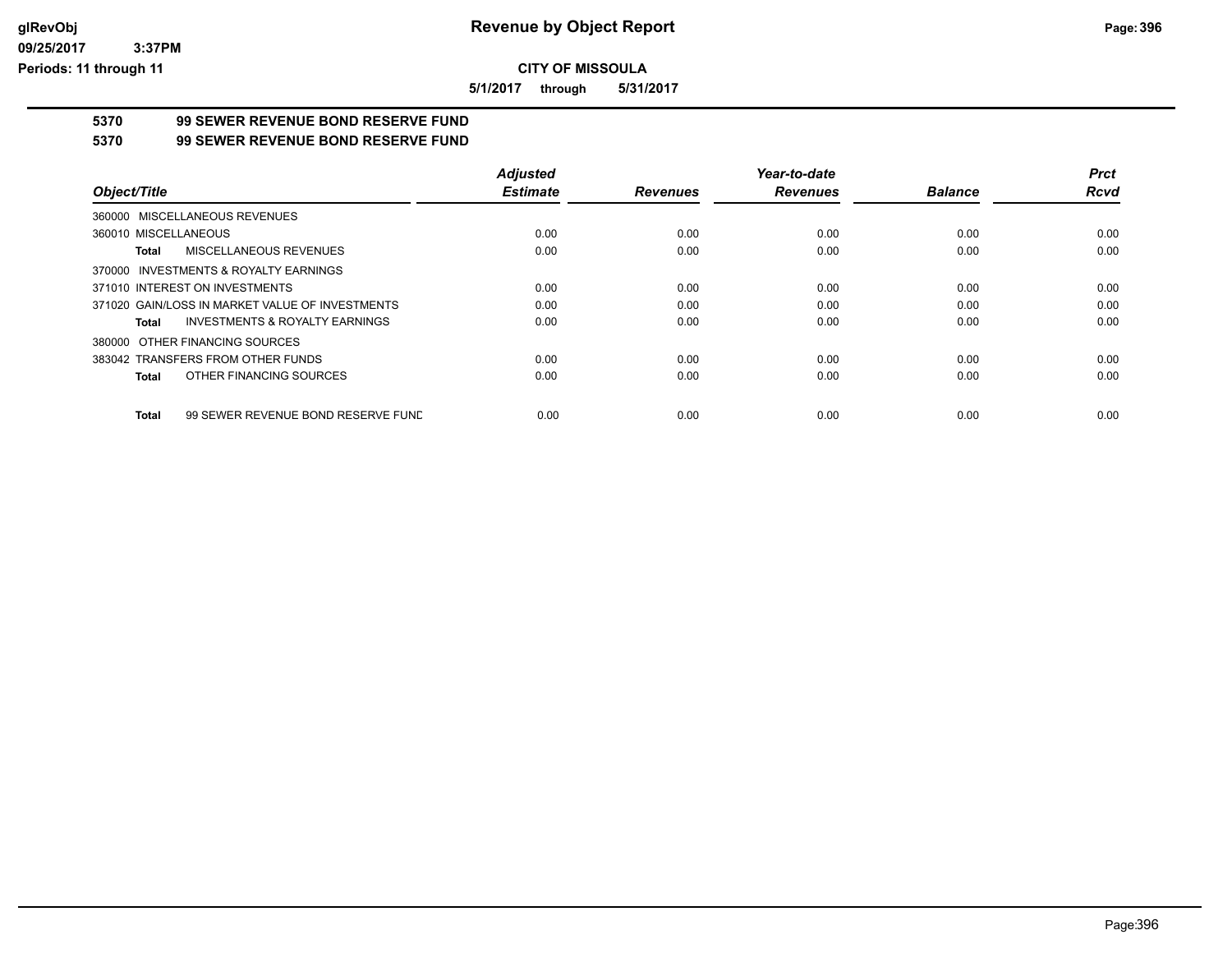# CITY OF MISSOULA

**5/1/2017 through 5/31/2017**

## 5370 99 SEWER REVENUE BOND RESERVE FUND

## 5370 99 SEWER REVENUE BOND RESERVE FUND

| Object/Title | Adjusted Estimate | Revenues | Year-to-date Revenues | Balance | Prct Rcvd |
|---|---|---|---|---|---|
| 360000 MISCELLANEOUS REVENUES | | | | | |
| 360010 MISCELLANEOUS | 0.00 | 0.00 | 0.00 | 0.00 | 0.00 |
| **Total** MISCELLANEOUS REVENUES | 0.00 | 0.00 | 0.00 | 0.00 | 0.00 |
| 370000 INVESTMENTS & ROYALTY EARNINGS | | | | | |
| 371010 INTEREST ON INVESTMENTS | 0.00 | 0.00 | 0.00 | 0.00 | 0.00 |
| 371020 GAIN/LOSS IN MARKET VALUE OF INVESTMENTS | 0.00 | 0.00 | 0.00 | 0.00 | 0.00 |
| **Total** INVESTMENTS & ROYALTY EARNINGS | 0.00 | 0.00 | 0.00 | 0.00 | 0.00 |
| 380000 OTHER FINANCING SOURCES | | | | | |
| 383042 TRANSFERS FROM OTHER FUNDS | 0.00 | 0.00 | 0.00 | 0.00 | 0.00 |
| **Total** OTHER FINANCING SOURCES | 0.00 | 0.00 | 0.00 | 0.00 | 0.00 |
| **Total** 99 SEWER REVENUE BOND RESERVE FUND | 0.00 | 0.00 | 0.00 | 0.00 | 0.00 |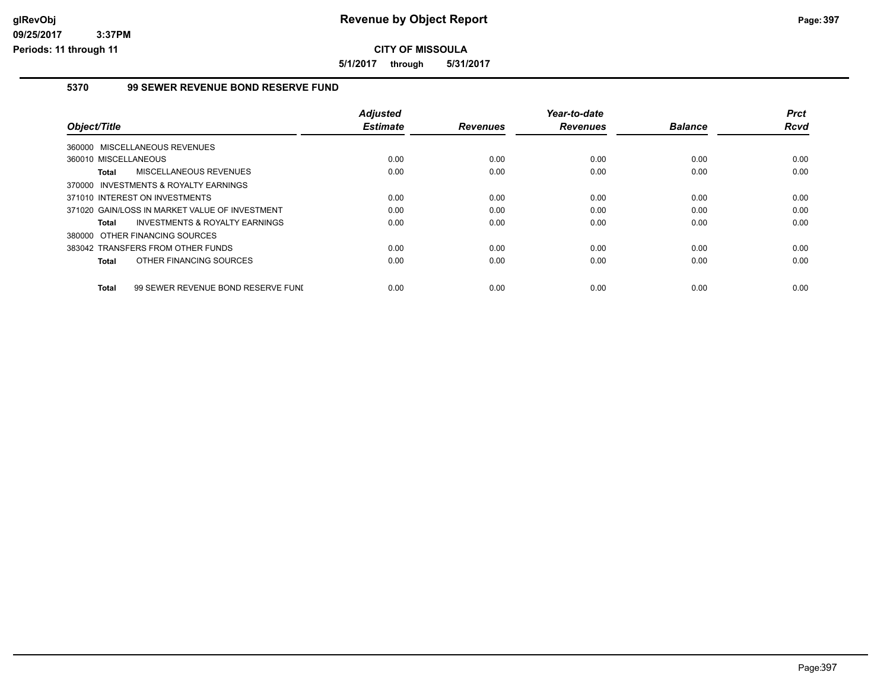# Revenue by Object Report

**CITY OF MISSOULA**

**5/1/2017 through 5/31/2017**

glRevObj
09/25/2017 3:37PM
Periods: 11 through 11

## 5370 99 SEWER REVENUE BOND RESERVE FUND

| Object/Title | Adjusted Estimate | Revenues | Year-to-date Revenues | Balance | Prct Rcvd |
|---|---|---|---|---|---|
| 360000 MISCELLANEOUS REVENUES | | | | | |
| 360010 MISCELLANEOUS | 0.00 | 0.00 | 0.00 | 0.00 | 0.00 |
| **Total** MISCELLANEOUS REVENUES | 0.00 | 0.00 | 0.00 | 0.00 | 0.00 |
| 370000 INVESTMENTS & ROYALTY EARNINGS | | | | | |
| 371010 INTEREST ON INVESTMENTS | 0.00 | 0.00 | 0.00 | 0.00 | 0.00 |
| 371020 GAIN/LOSS IN MARKET VALUE OF INVESTMENT | 0.00 | 0.00 | 0.00 | 0.00 | 0.00 |
| **Total** INVESTMENTS & ROYALTY EARNINGS | 0.00 | 0.00 | 0.00 | 0.00 | 0.00 |
| 380000 OTHER FINANCING SOURCES | | | | | |
| 383042 TRANSFERS FROM OTHER FUNDS | 0.00 | 0.00 | 0.00 | 0.00 | 0.00 |
| **Total** OTHER FINANCING SOURCES | 0.00 | 0.00 | 0.00 | 0.00 | 0.00 |
| **Total** 99 SEWER REVENUE BOND RESERVE FUNI | 0.00 | 0.00 | 0.00 | 0.00 | 0.00 |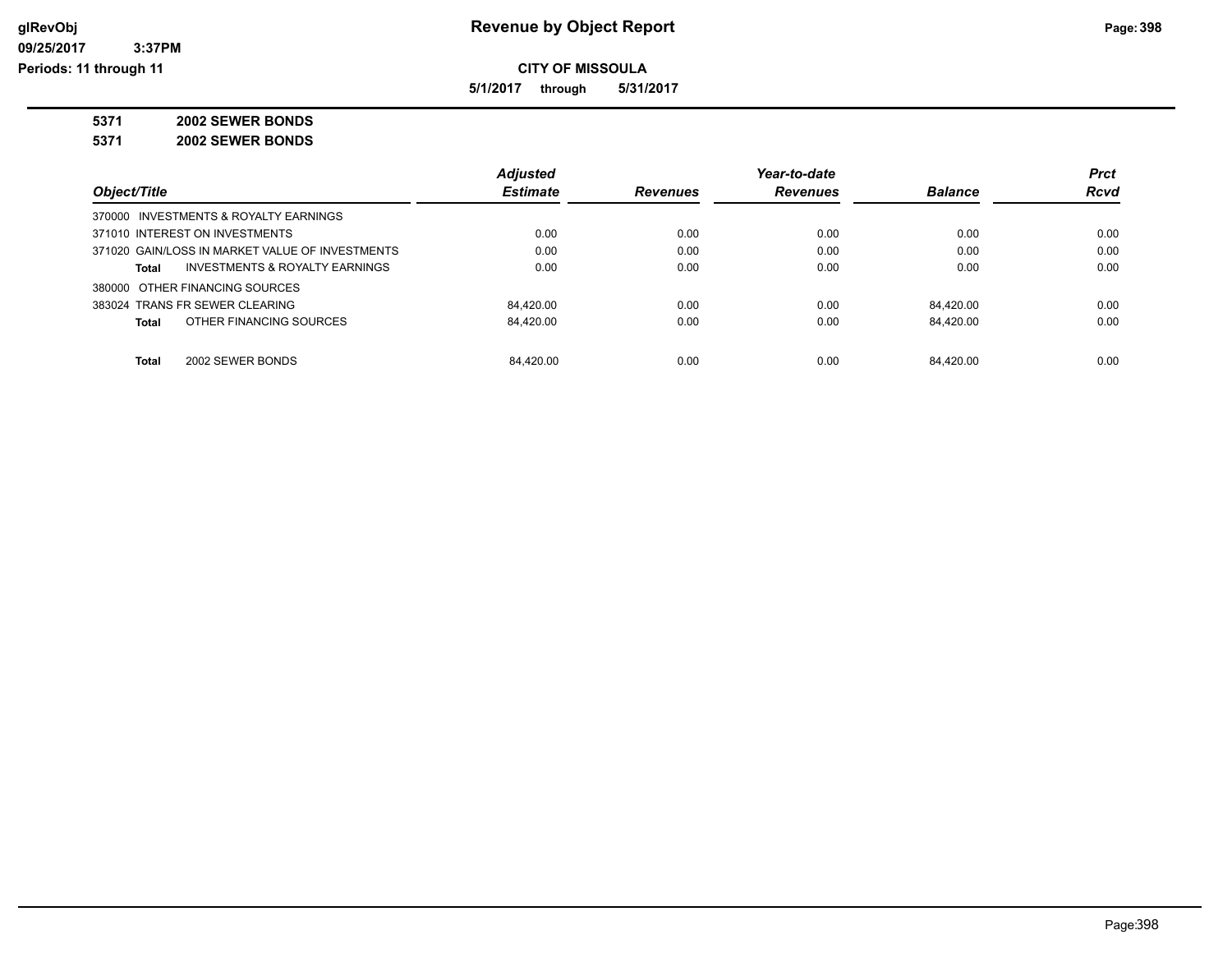**CITY OF MISSOULA**

**5/1/2017 through 5/31/2017**

**5371 2002 SEWER BONDS**

**5371 2002 SEWER BONDS**

| Object/Title | Adjusted Estimate | Revenues | Year-to-date Revenues | Balance | Prct Rcvd |
|---|---|---|---|---|---|
| 370000 INVESTMENTS & ROYALTY EARNINGS | | | | | |
| 371010 INTEREST ON INVESTMENTS | 0.00 | 0.00 | 0.00 | 0.00 | 0.00 |
| 371020 GAIN/LOSS IN MARKET VALUE OF INVESTMENTS | 0.00 | 0.00 | 0.00 | 0.00 | 0.00 |
| **Total** INVESTMENTS & ROYALTY EARNINGS | 0.00 | 0.00 | 0.00 | 0.00 | 0.00 |
| 380000 OTHER FINANCING SOURCES | | | | | |
| 383024 TRANS FR SEWER CLEARING | 84,420.00 | 0.00 | 0.00 | 84,420.00 | 0.00 |
| **Total** OTHER FINANCING SOURCES | 84,420.00 | 0.00 | 0.00 | 84,420.00 | 0.00 |
| **Total** 2002 SEWER BONDS | 84,420.00 | 0.00 | 0.00 | 84,420.00 | 0.00 |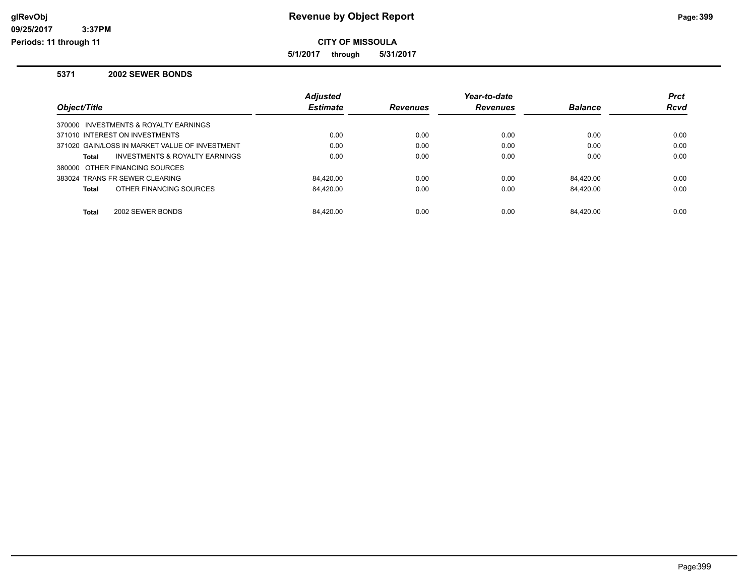**Revenue by Object Report**

**CITY OF MISSOULA**

**5/1/2017 through 5/31/2017**

### 5371 2002 SEWER BONDS

| Object/Title | Adjusted Estimate | Revenues | Year-to-date Revenues | Balance | Prct Rcvd |
|---|---|---|---|---|---|
| 370000 INVESTMENTS & ROYALTY EARNINGS | | | | | |
| 371010 INTEREST ON INVESTMENTS | 0.00 | 0.00 | 0.00 | 0.00 | 0.00 |
| 371020 GAIN/LOSS IN MARKET VALUE OF INVESTMENT | 0.00 | 0.00 | 0.00 | 0.00 | 0.00 |
| **Total** INVESTMENTS & ROYALTY EARNINGS | 0.00 | 0.00 | 0.00 | 0.00 | 0.00 |
| 380000 OTHER FINANCING SOURCES | | | | | |
| 383024 TRANS FR SEWER CLEARING | 84,420.00 | 0.00 | 0.00 | 84,420.00 | 0.00 |
| **Total** OTHER FINANCING SOURCES | 84,420.00 | 0.00 | 0.00 | 84,420.00 | 0.00 |
| **Total** 2002 SEWER BONDS | 84,420.00 | 0.00 | 0.00 | 84,420.00 | 0.00 |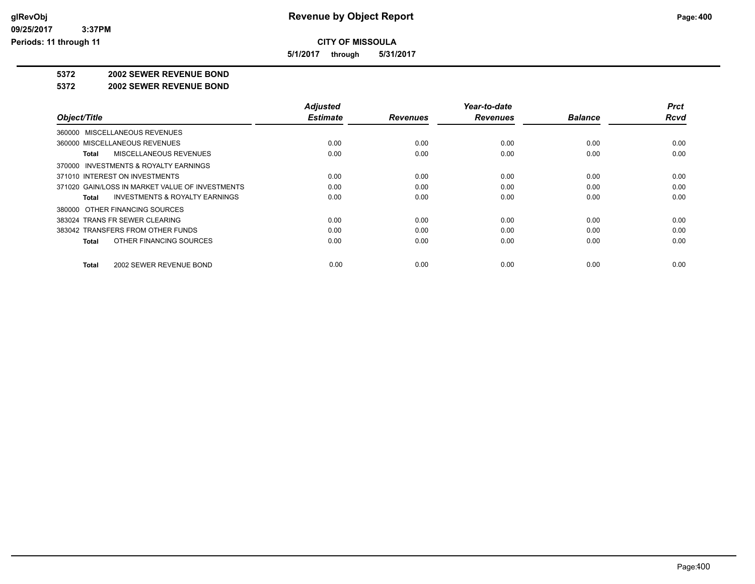# Revenue by Object Report

**CITY OF MISSOULA**

**5/1/2017 through 5/31/2017**

## 5372 2002 SEWER REVENUE BOND

## 5372 2002 SEWER REVENUE BOND

| Object/Title | Adjusted Estimate | Revenues | Year-to-date Revenues | Balance | Prct Rcvd |
|---|---|---|---|---|---|
| 360000 MISCELLANEOUS REVENUES | | | | | |
| 360000 MISCELLANEOUS REVENUES | 0.00 | 0.00 | 0.00 | 0.00 | 0.00 |
| **Total** MISCELLANEOUS REVENUES | 0.00 | 0.00 | 0.00 | 0.00 | 0.00 |
| 370000 INVESTMENTS & ROYALTY EARNINGS | | | | | |
| 371010 INTEREST ON INVESTMENTS | 0.00 | 0.00 | 0.00 | 0.00 | 0.00 |
| 371020 GAIN/LOSS IN MARKET VALUE OF INVESTMENTS | 0.00 | 0.00 | 0.00 | 0.00 | 0.00 |
| **Total** INVESTMENTS & ROYALTY EARNINGS | 0.00 | 0.00 | 0.00 | 0.00 | 0.00 |
| 380000 OTHER FINANCING SOURCES | | | | | |
| 383024 TRANS FR SEWER CLEARING | 0.00 | 0.00 | 0.00 | 0.00 | 0.00 |
| 383042 TRANSFERS FROM OTHER FUNDS | 0.00 | 0.00 | 0.00 | 0.00 | 0.00 |
| **Total** OTHER FINANCING SOURCES | 0.00 | 0.00 | 0.00 | 0.00 | 0.00 |
| **Total** 2002 SEWER REVENUE BOND | 0.00 | 0.00 | 0.00 | 0.00 | 0.00 |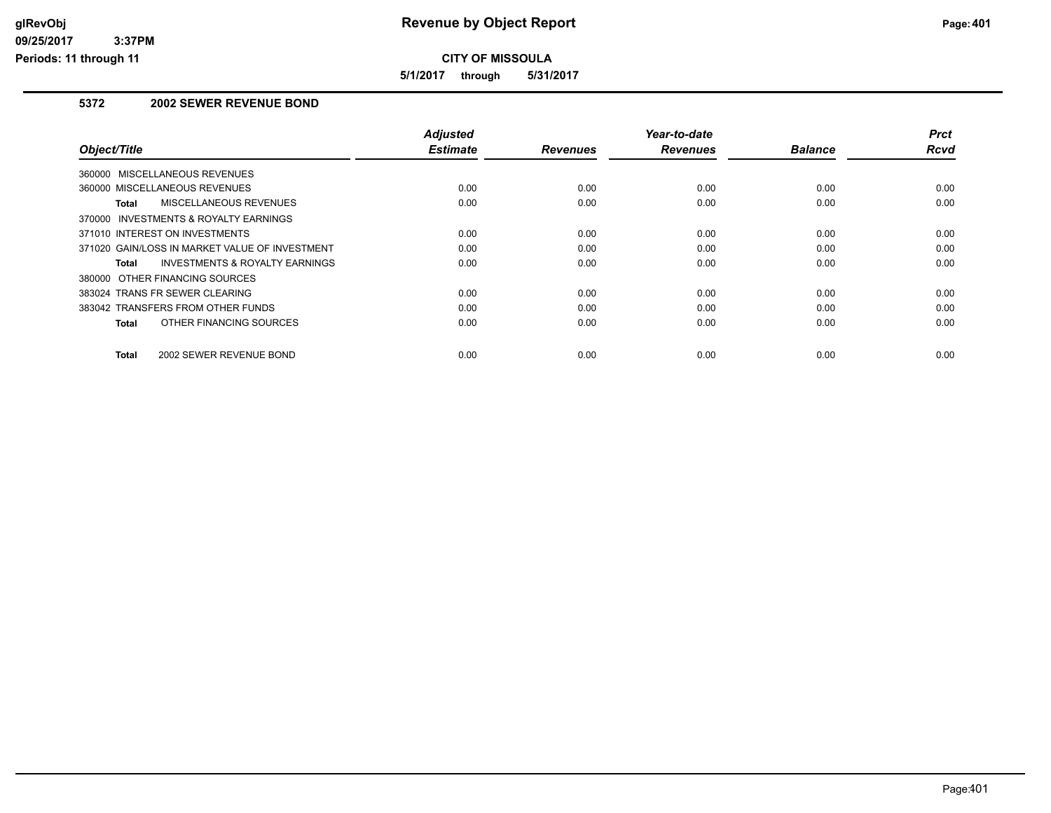**CITY OF MISSOULA**

**5/1/2017 through 5/31/2017**

## 5372 2002 SEWER REVENUE BOND

| Object/Title | Adjusted Estimate | Revenues | Year-to-date Revenues | Balance | Prct Rcvd |
|---|---|---|---|---|---|
| 360000 MISCELLANEOUS REVENUES | | | | | |
| 360000 MISCELLANEOUS REVENUES | 0.00 | 0.00 | 0.00 | 0.00 | 0.00 |
| **Total** MISCELLANEOUS REVENUES | 0.00 | 0.00 | 0.00 | 0.00 | 0.00 |
| 370000 INVESTMENTS & ROYALTY EARNINGS | | | | | |
| 371010 INTEREST ON INVESTMENTS | 0.00 | 0.00 | 0.00 | 0.00 | 0.00 |
| 371020 GAIN/LOSS IN MARKET VALUE OF INVESTMENT | 0.00 | 0.00 | 0.00 | 0.00 | 0.00 |
| **Total** INVESTMENTS & ROYALTY EARNINGS | 0.00 | 0.00 | 0.00 | 0.00 | 0.00 |
| 380000 OTHER FINANCING SOURCES | | | | | |
| 383024 TRANS FR SEWER CLEARING | 0.00 | 0.00 | 0.00 | 0.00 | 0.00 |
| 383042 TRANSFERS FROM OTHER FUNDS | 0.00 | 0.00 | 0.00 | 0.00 | 0.00 |
| **Total** OTHER FINANCING SOURCES | 0.00 | 0.00 | 0.00 | 0.00 | 0.00 |
| **Total** 2002 SEWER REVENUE BOND | 0.00 | 0.00 | 0.00 | 0.00 | 0.00 |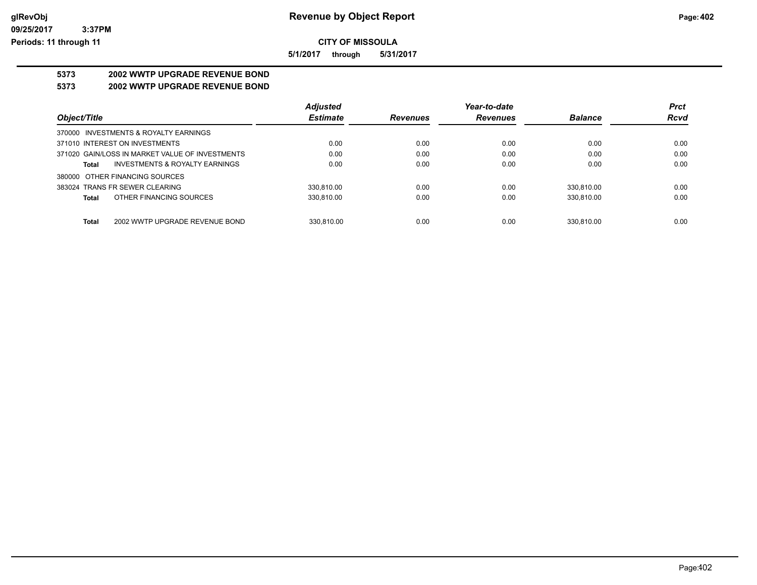**CITY OF MISSOULA**

**5/1/2017 through 5/31/2017**

## 5373 2002 WWTP UPGRADE REVENUE BOND

### 5373 2002 WWTP UPGRADE REVENUE BOND

| Object/Title | Adjusted Estimate | Revenues | Year-to-date Revenues | Balance | Prct Rcvd |
|---|---|---|---|---|---|
| 370000 INVESTMENTS & ROYALTY EARNINGS | | | | | |
| 371010 INTEREST ON INVESTMENTS | 0.00 | 0.00 | 0.00 | 0.00 | 0.00 |
| 371020 GAIN/LOSS IN MARKET VALUE OF INVESTMENTS | 0.00 | 0.00 | 0.00 | 0.00 | 0.00 |
| **Total** INVESTMENTS & ROYALTY EARNINGS | 0.00 | 0.00 | 0.00 | 0.00 | 0.00 |
| 380000 OTHER FINANCING SOURCES | | | | | |
| 383024 TRANS FR SEWER CLEARING | 330,810.00 | 0.00 | 0.00 | 330,810.00 | 0.00 |
| **Total** OTHER FINANCING SOURCES | 330,810.00 | 0.00 | 0.00 | 330,810.00 | 0.00 |
| **Total** 2002 WWTP UPGRADE REVENUE BOND | 330,810.00 | 0.00 | 0.00 | 330,810.00 | 0.00 |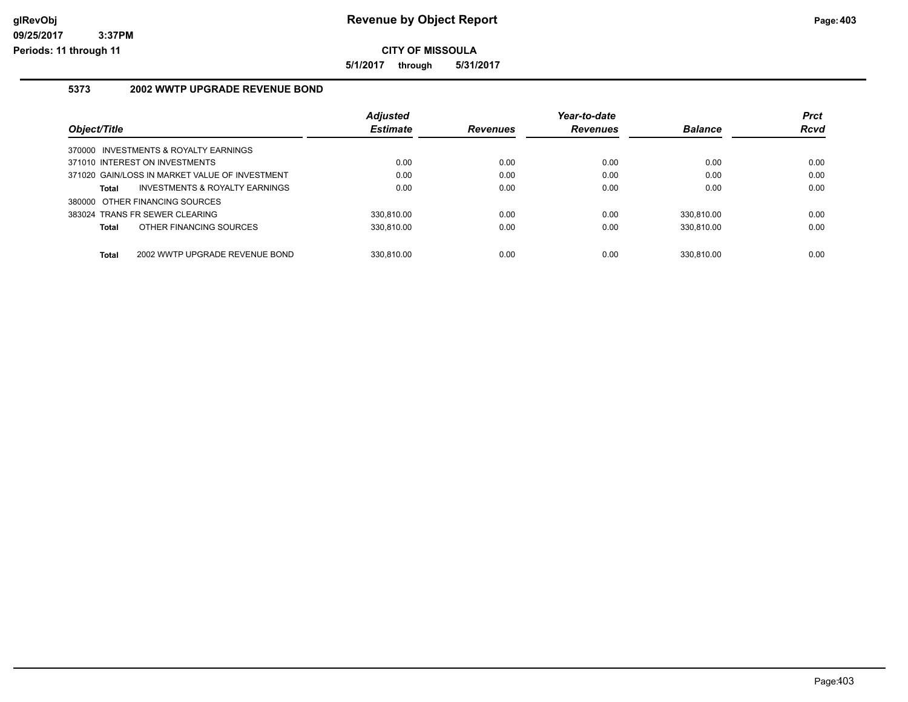# Revenue by Object Report

glRevObj
09/25/2017 3:37PM
Periods: 11 through 11

**CITY OF MISSOULA**

**5/1/2017 through 5/31/2017**

## 5373 2002 WWTP UPGRADE REVENUE BOND

| Object/Title | Adjusted Estimate | Revenues | Year-to-date Revenues | Balance | Prct Rcvd |
|---|---|---|---|---|---|
| 370000 INVESTMENTS & ROYALTY EARNINGS | | | | | |
| 371010 INTEREST ON INVESTMENTS | 0.00 | 0.00 | 0.00 | 0.00 | 0.00 |
| 371020 GAIN/LOSS IN MARKET VALUE OF INVESTMENT | 0.00 | 0.00 | 0.00 | 0.00 | 0.00 |
| **Total** INVESTMENTS & ROYALTY EARNINGS | 0.00 | 0.00 | 0.00 | 0.00 | 0.00 |
| 380000 OTHER FINANCING SOURCES | | | | | |
| 383024 TRANS FR SEWER CLEARING | 330,810.00 | 0.00 | 0.00 | 330,810.00 | 0.00 |
| **Total** OTHER FINANCING SOURCES | 330,810.00 | 0.00 | 0.00 | 330,810.00 | 0.00 |
| **Total** 2002 WWTP UPGRADE REVENUE BOND | 330,810.00 | 0.00 | 0.00 | 330,810.00 | 0.00 |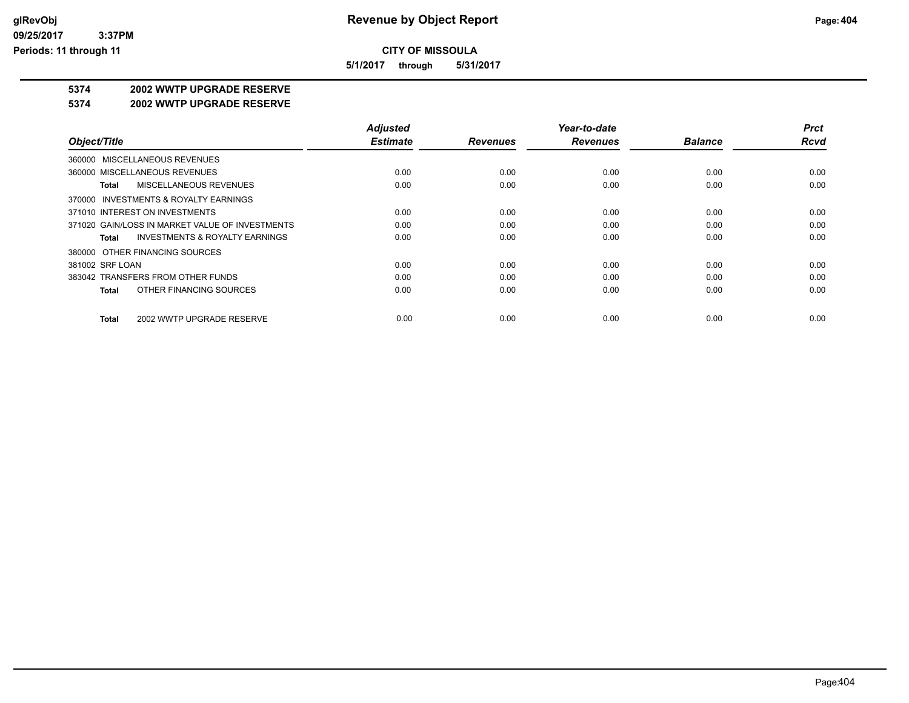**CITY OF MISSOULA**

**5/1/2017 through 5/31/2017**

## 5374 2002 WWTP UPGRADE RESERVE

### 5374 2002 WWTP UPGRADE RESERVE

| Object/Title | Adjusted Estimate | Revenues | Year-to-date Revenues | Balance | Prct Rcvd |
|---|---|---|---|---|---|
| 360000 MISCELLANEOUS REVENUES | | | | | |
| 360000 MISCELLANEOUS REVENUES | 0.00 | 0.00 | 0.00 | 0.00 | 0.00 |
| **Total** MISCELLANEOUS REVENUES | 0.00 | 0.00 | 0.00 | 0.00 | 0.00 |
| 370000 INVESTMENTS & ROYALTY EARNINGS | | | | | |
| 371010 INTEREST ON INVESTMENTS | 0.00 | 0.00 | 0.00 | 0.00 | 0.00 |
| 371020 GAIN/LOSS IN MARKET VALUE OF INVESTMENTS | 0.00 | 0.00 | 0.00 | 0.00 | 0.00 |
| **Total** INVESTMENTS & ROYALTY EARNINGS | 0.00 | 0.00 | 0.00 | 0.00 | 0.00 |
| 380000 OTHER FINANCING SOURCES | | | | | |
| 381002 SRF LOAN | 0.00 | 0.00 | 0.00 | 0.00 | 0.00 |
| 383042 TRANSFERS FROM OTHER FUNDS | 0.00 | 0.00 | 0.00 | 0.00 | 0.00 |
| **Total** OTHER FINANCING SOURCES | 0.00 | 0.00 | 0.00 | 0.00 | 0.00 |
| **Total** 2002 WWTP UPGRADE RESERVE | 0.00 | 0.00 | 0.00 | 0.00 | 0.00 |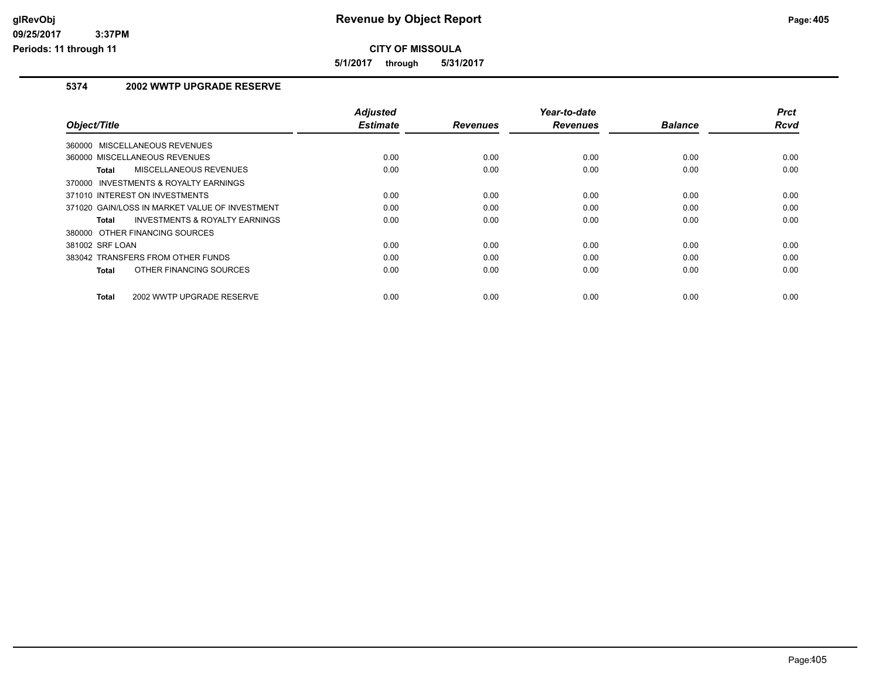**CITY OF MISSOULA**

**5/1/2017 through 5/31/2017**

## 5374 2002 WWTP UPGRADE RESERVE

| Object/Title | Adjusted Estimate | Revenues | Year-to-date Revenues | Balance | Prct Rcvd |
|---|---|---|---|---|---|
| 360000 MISCELLANEOUS REVENUES | | | | | |
| 360000 MISCELLANEOUS REVENUES | 0.00 | 0.00 | 0.00 | 0.00 | 0.00 |
| **Total** MISCELLANEOUS REVENUES | 0.00 | 0.00 | 0.00 | 0.00 | 0.00 |
| 370000 INVESTMENTS & ROYALTY EARNINGS | | | | | |
| 371010 INTEREST ON INVESTMENTS | 0.00 | 0.00 | 0.00 | 0.00 | 0.00 |
| 371020 GAIN/LOSS IN MARKET VALUE OF INVESTMENT | 0.00 | 0.00 | 0.00 | 0.00 | 0.00 |
| **Total** INVESTMENTS & ROYALTY EARNINGS | 0.00 | 0.00 | 0.00 | 0.00 | 0.00 |
| 380000 OTHER FINANCING SOURCES | | | | | |
| 381002 SRF LOAN | 0.00 | 0.00 | 0.00 | 0.00 | 0.00 |
| 383042 TRANSFERS FROM OTHER FUNDS | 0.00 | 0.00 | 0.00 | 0.00 | 0.00 |
| **Total** OTHER FINANCING SOURCES | 0.00 | 0.00 | 0.00 | 0.00 | 0.00 |
| **Total** 2002 WWTP UPGRADE RESERVE | 0.00 | 0.00 | 0.00 | 0.00 | 0.00 |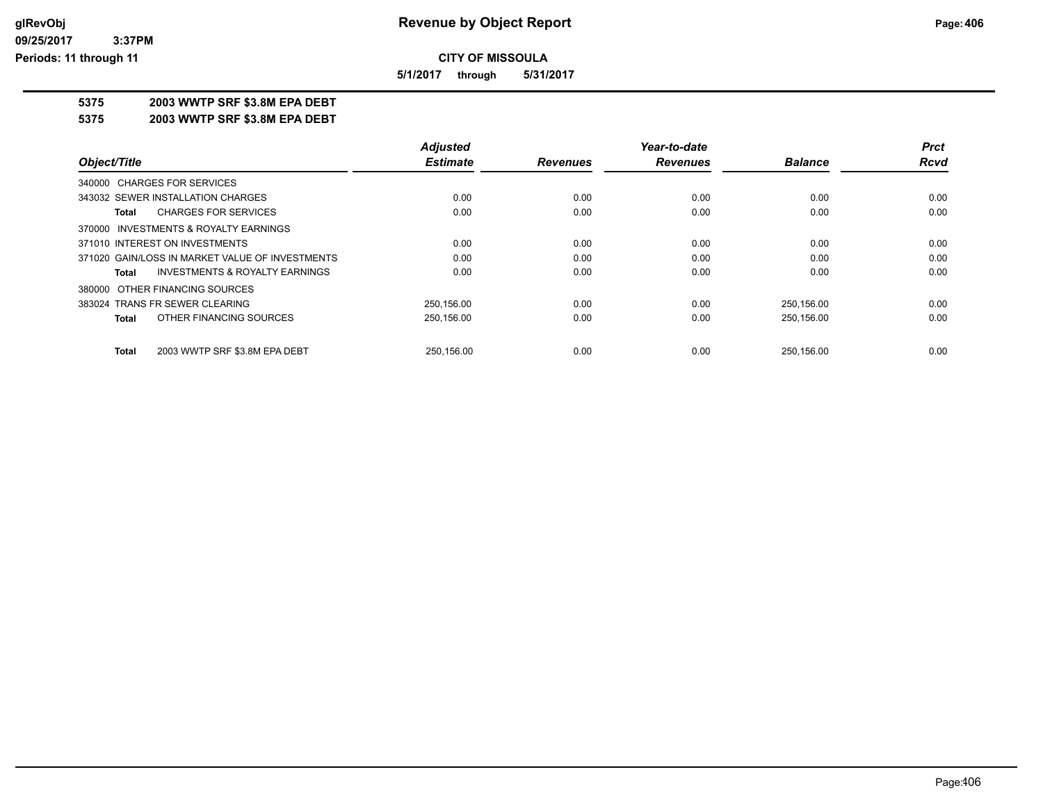**CITY OF MISSOULA**

**5/1/2017 through 5/31/2017**

**5375 2003 WWTP SRF $3.8M EPA DEBT**

**5375 2003 WWTP SRF $3.8M EPA DEBT**

| Object/Title | Adjusted Estimate | Revenues | Year-to-date Revenues | Balance | Prct Rcvd |
|---|---|---|---|---|---|
| 340000 CHARGES FOR SERVICES | | | | | |
| 343032 SEWER INSTALLATION CHARGES | 0.00 | 0.00 | 0.00 | 0.00 | 0.00 |
| **Total** CHARGES FOR SERVICES | 0.00 | 0.00 | 0.00 | 0.00 | 0.00 |
| 370000 INVESTMENTS & ROYALTY EARNINGS | | | | | |
| 371010 INTEREST ON INVESTMENTS | 0.00 | 0.00 | 0.00 | 0.00 | 0.00 |
| 371020 GAIN/LOSS IN MARKET VALUE OF INVESTMENTS | 0.00 | 0.00 | 0.00 | 0.00 | 0.00 |
| **Total** INVESTMENTS & ROYALTY EARNINGS | 0.00 | 0.00 | 0.00 | 0.00 | 0.00 |
| 380000 OTHER FINANCING SOURCES | | | | | |
| 383024 TRANS FR SEWER CLEARING | 250,156.00 | 0.00 | 0.00 | 250,156.00 | 0.00 |
| **Total** OTHER FINANCING SOURCES | 250,156.00 | 0.00 | 0.00 | 250,156.00 | 0.00 |
| **Total** 2003 WWTP SRF $3.8M EPA DEBT | 250,156.00 | 0.00 | 0.00 | 250,156.00 | 0.00 |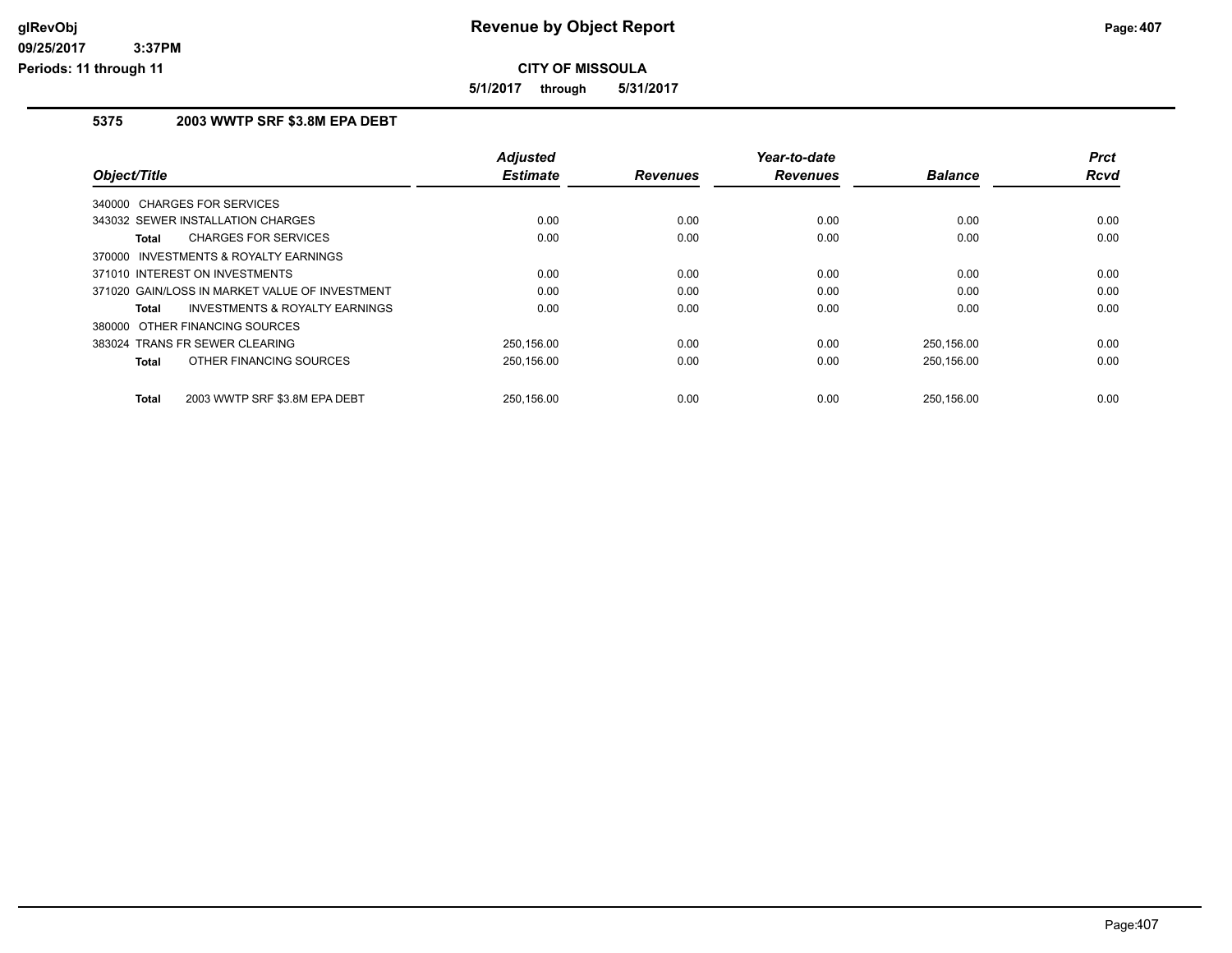**CITY OF MISSOULA**

**5/1/2017 through 5/31/2017**

### 5375 2003 WWTP SRF $3.8M EPA DEBT

| Object/Title | Adjusted Estimate | Revenues | Year-to-date Revenues | Balance | Prct Rcvd |
|---|---|---|---|---|---|
| 340000 CHARGES FOR SERVICES | | | | | |
| 343032 SEWER INSTALLATION CHARGES | 0.00 | 0.00 | 0.00 | 0.00 | 0.00 |
| **Total** CHARGES FOR SERVICES | 0.00 | 0.00 | 0.00 | 0.00 | 0.00 |
| 370000 INVESTMENTS & ROYALTY EARNINGS | | | | | |
| 371010 INTEREST ON INVESTMENTS | 0.00 | 0.00 | 0.00 | 0.00 | 0.00 |
| 371020 GAIN/LOSS IN MARKET VALUE OF INVESTMENT | 0.00 | 0.00 | 0.00 | 0.00 | 0.00 |
| **Total** INVESTMENTS & ROYALTY EARNINGS | 0.00 | 0.00 | 0.00 | 0.00 | 0.00 |
| 380000 OTHER FINANCING SOURCES | | | | | |
| 383024 TRANS FR SEWER CLEARING | 250,156.00 | 0.00 | 0.00 | 250,156.00 | 0.00 |
| **Total** OTHER FINANCING SOURCES | 250,156.00 | 0.00 | 0.00 | 250,156.00 | 0.00 |
| **Total** 2003 WWTP SRF $3.8M EPA DEBT | 250,156.00 | 0.00 | 0.00 | 250,156.00 | 0.00 |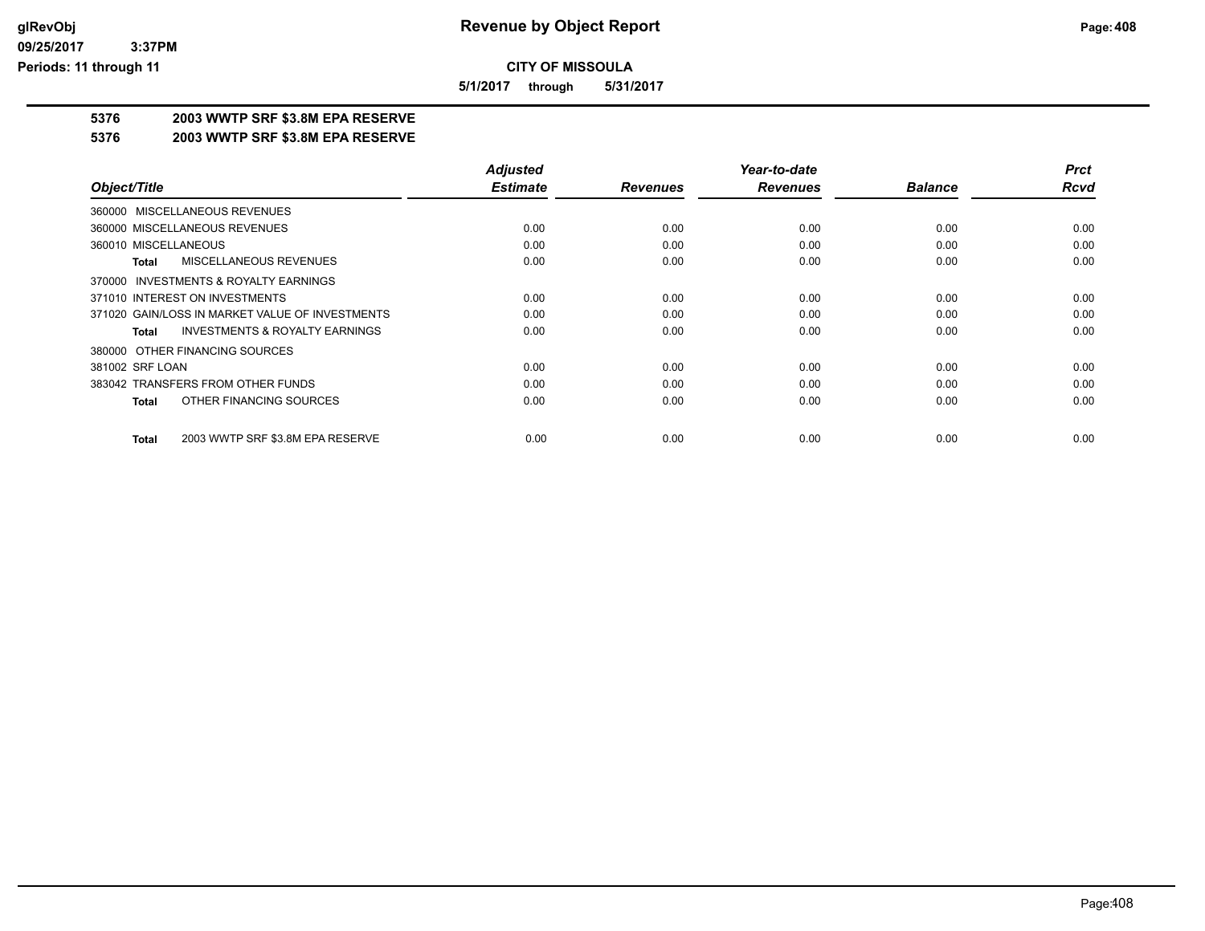# Revenue by Object Report

**CITY OF MISSOULA**

**5/1/2017 through 5/31/2017**

glRevObj
09/25/2017 3:37PM
Periods: 11 through 11

## 5376 2003 WWTP SRF $3.8M EPA RESERVE
## 5376 2003 WWTP SRF $3.8M EPA RESERVE

| Object/Title | Adjusted Estimate | Revenues | Year-to-date Revenues | Balance | Prct Rcvd |
|---|---|---|---|---|---|
| 360000 MISCELLANEOUS REVENUES | | | | | |
| 360000 MISCELLANEOUS REVENUES | 0.00 | 0.00 | 0.00 | 0.00 | 0.00 |
| 360010 MISCELLANEOUS | 0.00 | 0.00 | 0.00 | 0.00 | 0.00 |
| **Total** MISCELLANEOUS REVENUES | 0.00 | 0.00 | 0.00 | 0.00 | 0.00 |
| 370000 INVESTMENTS & ROYALTY EARNINGS | | | | | |
| 371010 INTEREST ON INVESTMENTS | 0.00 | 0.00 | 0.00 | 0.00 | 0.00 |
| 371020 GAIN/LOSS IN MARKET VALUE OF INVESTMENTS | 0.00 | 0.00 | 0.00 | 0.00 | 0.00 |
| **Total** INVESTMENTS & ROYALTY EARNINGS | 0.00 | 0.00 | 0.00 | 0.00 | 0.00 |
| 380000 OTHER FINANCING SOURCES | | | | | |
| 381002 SRF LOAN | 0.00 | 0.00 | 0.00 | 0.00 | 0.00 |
| 383042 TRANSFERS FROM OTHER FUNDS | 0.00 | 0.00 | 0.00 | 0.00 | 0.00 |
| **Total** OTHER FINANCING SOURCES | 0.00 | 0.00 | 0.00 | 0.00 | 0.00 |
| **Total** 2003 WWTP SRF $3.8M EPA RESERVE | 0.00 | 0.00 | 0.00 | 0.00 | 0.00 |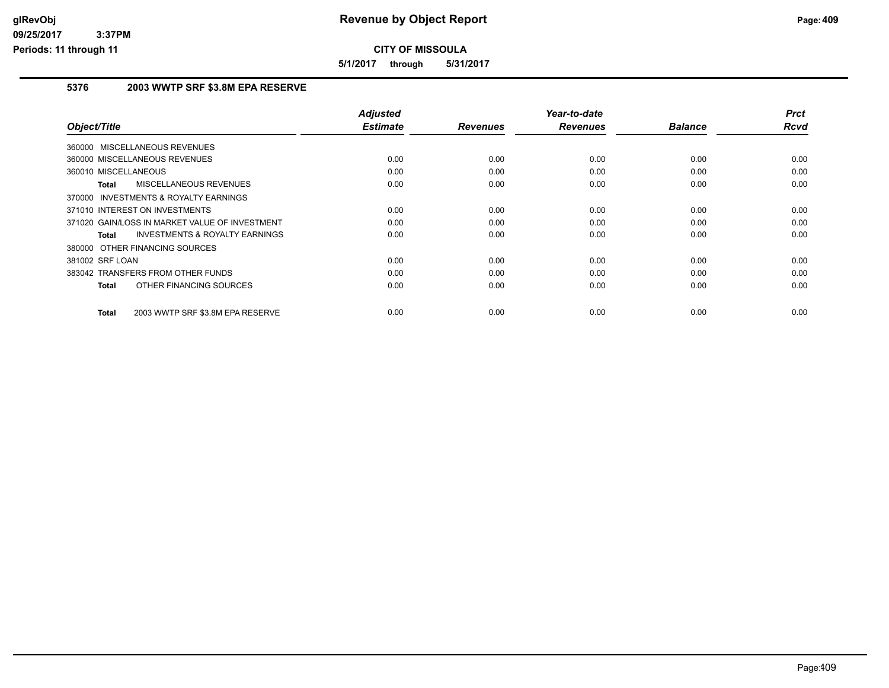**CITY OF MISSOULA**

**5/1/2017 through 5/31/2017**

## 5376 2003 WWTP SRF $3.8M EPA RESERVE

| Object/Title | Adjusted Estimate | Revenues | Year-to-date Revenues | Balance | Prct Rcvd |
|---|---|---|---|---|---|
| 360000 MISCELLANEOUS REVENUES | | | | | |
| 360000 MISCELLANEOUS REVENUES | 0.00 | 0.00 | 0.00 | 0.00 | 0.00 |
| 360010 MISCELLANEOUS | 0.00 | 0.00 | 0.00 | 0.00 | 0.00 |
| **Total** MISCELLANEOUS REVENUES | 0.00 | 0.00 | 0.00 | 0.00 | 0.00 |
| 370000 INVESTMENTS & ROYALTY EARNINGS | | | | | |
| 371010 INTEREST ON INVESTMENTS | 0.00 | 0.00 | 0.00 | 0.00 | 0.00 |
| 371020 GAIN/LOSS IN MARKET VALUE OF INVESTMENT | 0.00 | 0.00 | 0.00 | 0.00 | 0.00 |
| **Total** INVESTMENTS & ROYALTY EARNINGS | 0.00 | 0.00 | 0.00 | 0.00 | 0.00 |
| 380000 OTHER FINANCING SOURCES | | | | | |
| 381002 SRF LOAN | 0.00 | 0.00 | 0.00 | 0.00 | 0.00 |
| 383042 TRANSFERS FROM OTHER FUNDS | 0.00 | 0.00 | 0.00 | 0.00 | 0.00 |
| **Total** OTHER FINANCING SOURCES | 0.00 | 0.00 | 0.00 | 0.00 | 0.00 |
| **Total** 2003 WWTP SRF $3.8M EPA RESERVE | 0.00 | 0.00 | 0.00 | 0.00 | 0.00 |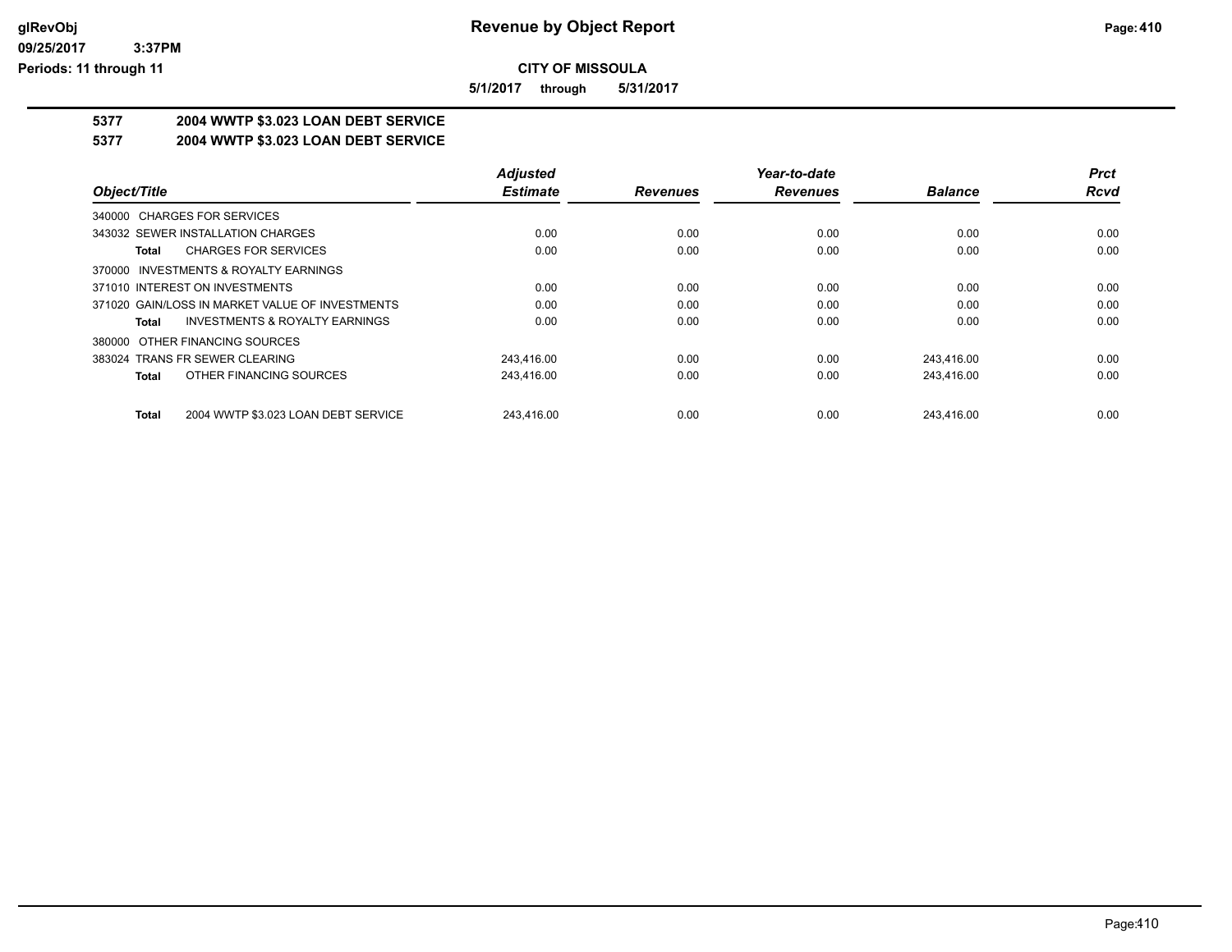**CITY OF MISSOULA**

**5/1/2017 through 5/31/2017**

## 5377 2004 WWTP $3.023 LOAN DEBT SERVICE

## 5377 2004 WWTP $3.023 LOAN DEBT SERVICE

| Object/Title | Adjusted Estimate | Revenues | Year-to-date Revenues | Balance | Prct Rcvd |
|---|---|---|---|---|---|
| 340000 CHARGES FOR SERVICES | | | | | |
| 343032 SEWER INSTALLATION CHARGES | 0.00 | 0.00 | 0.00 | 0.00 | 0.00 |
| **Total** CHARGES FOR SERVICES | 0.00 | 0.00 | 0.00 | 0.00 | 0.00 |
| 370000 INVESTMENTS & ROYALTY EARNINGS | | | | | |
| 371010 INTEREST ON INVESTMENTS | 0.00 | 0.00 | 0.00 | 0.00 | 0.00 |
| 371020 GAIN/LOSS IN MARKET VALUE OF INVESTMENTS | 0.00 | 0.00 | 0.00 | 0.00 | 0.00 |
| **Total** INVESTMENTS & ROYALTY EARNINGS | 0.00 | 0.00 | 0.00 | 0.00 | 0.00 |
| 380000 OTHER FINANCING SOURCES | | | | | |
| 383024 TRANS FR SEWER CLEARING | 243,416.00 | 0.00 | 0.00 | 243,416.00 | 0.00 |
| **Total** OTHER FINANCING SOURCES | 243,416.00 | 0.00 | 0.00 | 243,416.00 | 0.00 |
| **Total** 2004 WWTP $3.023 LOAN DEBT SERVICE | 243,416.00 | 0.00 | 0.00 | 243,416.00 | 0.00 |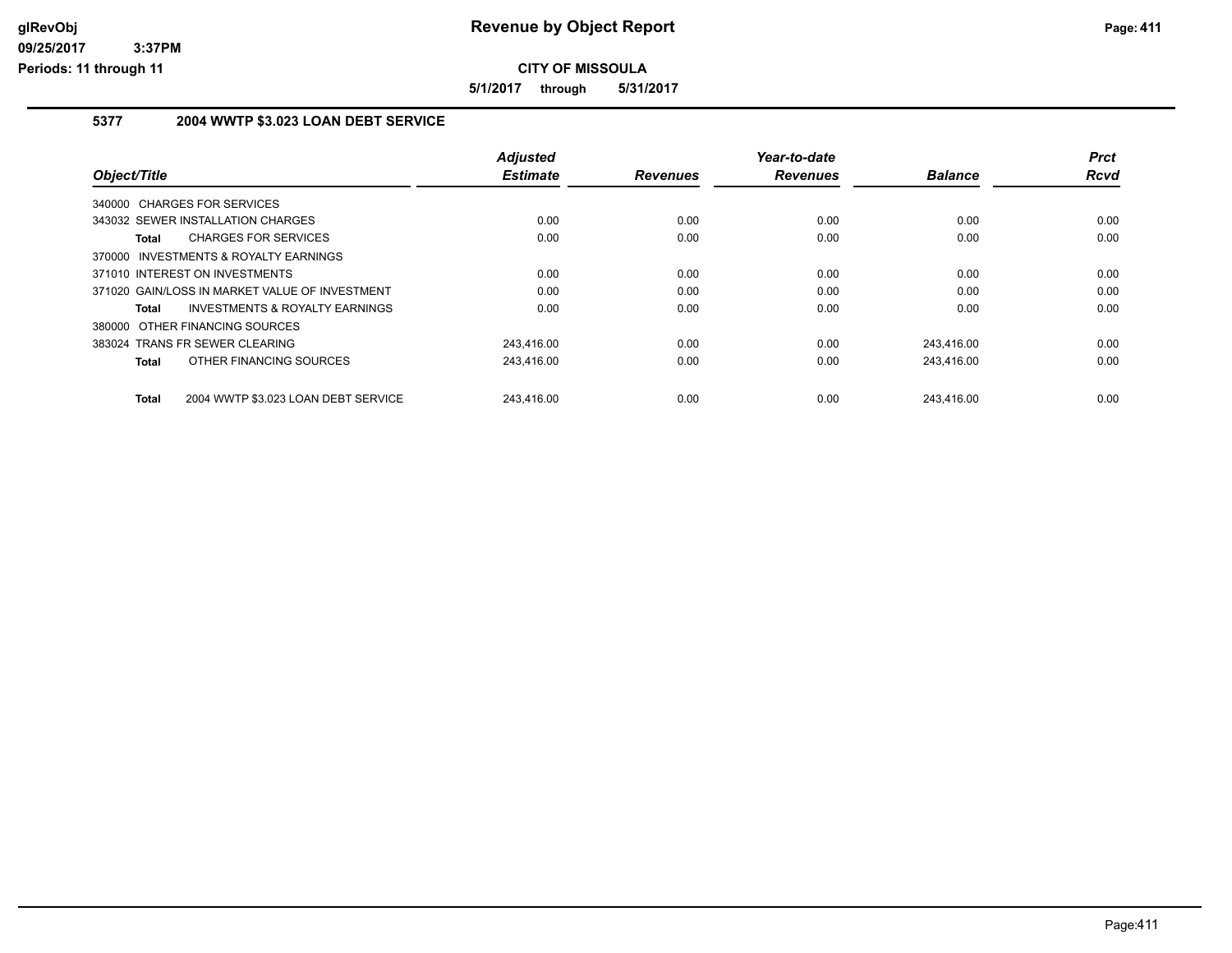# Revenue by Object Report

**CITY OF MISSOULA**

**5/1/2017 through 5/31/2017**

glRevObj
09/25/2017 3:37PM
Periods: 11 through 11

## 5377 2004 WWTP $3.023 LOAN DEBT SERVICE

| Object/Title | Adjusted Estimate | Revenues | Year-to-date Revenues | Balance | Prct Rcvd |
|---|---|---|---|---|---|
| 340000 CHARGES FOR SERVICES | | | | | |
| 343032 SEWER INSTALLATION CHARGES | 0.00 | 0.00 | 0.00 | 0.00 | 0.00 |
| **Total** CHARGES FOR SERVICES | 0.00 | 0.00 | 0.00 | 0.00 | 0.00 |
| 370000 INVESTMENTS & ROYALTY EARNINGS | | | | | |
| 371010 INTEREST ON INVESTMENTS | 0.00 | 0.00 | 0.00 | 0.00 | 0.00 |
| 371020 GAIN/LOSS IN MARKET VALUE OF INVESTMENT | 0.00 | 0.00 | 0.00 | 0.00 | 0.00 |
| **Total** INVESTMENTS & ROYALTY EARNINGS | 0.00 | 0.00 | 0.00 | 0.00 | 0.00 |
| 380000 OTHER FINANCING SOURCES | | | | | |
| 383024 TRANS FR SEWER CLEARING | 243,416.00 | 0.00 | 0.00 | 243,416.00 | 0.00 |
| **Total** OTHER FINANCING SOURCES | 243,416.00 | 0.00 | 0.00 | 243,416.00 | 0.00 |
| **Total** 2004 WWTP $3.023 LOAN DEBT SERVICE | 243,416.00 | 0.00 | 0.00 | 243,416.00 | 0.00 |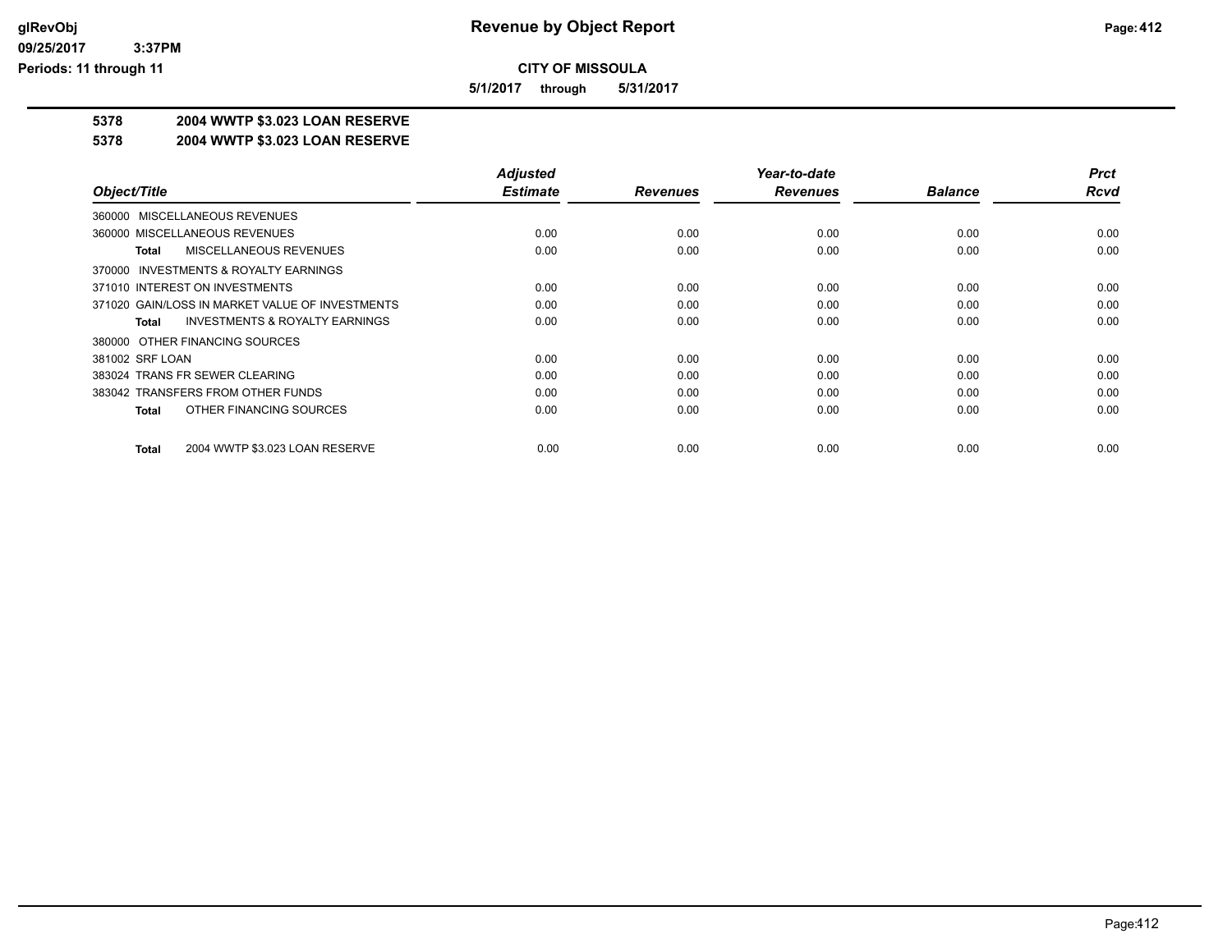**Revenue by Object Report**

**CITY OF MISSOULA**

**5/1/2017 through 5/31/2017**

Periods: 11 through 11

## 5378 2004 WWTP $3.023 LOAN RESERVE

## 5378 2004 WWTP $3.023 LOAN RESERVE

| Object/Title | Adjusted Estimate | Revenues | Year-to-date Revenues | Balance | Prct Rcvd |
|---|---|---|---|---|---|
| 360000 MISCELLANEOUS REVENUES | | | | | |
| 360000 MISCELLANEOUS REVENUES | 0.00 | 0.00 | 0.00 | 0.00 | 0.00 |
| **Total** MISCELLANEOUS REVENUES | 0.00 | 0.00 | 0.00 | 0.00 | 0.00 |
| 370000 INVESTMENTS & ROYALTY EARNINGS | | | | | |
| 371010 INTEREST ON INVESTMENTS | 0.00 | 0.00 | 0.00 | 0.00 | 0.00 |
| 371020 GAIN/LOSS IN MARKET VALUE OF INVESTMENTS | 0.00 | 0.00 | 0.00 | 0.00 | 0.00 |
| **Total** INVESTMENTS & ROYALTY EARNINGS | 0.00 | 0.00 | 0.00 | 0.00 | 0.00 |
| 380000 OTHER FINANCING SOURCES | | | | | |
| 381002 SRF LOAN | 0.00 | 0.00 | 0.00 | 0.00 | 0.00 |
| 383024 TRANS FR SEWER CLEARING | 0.00 | 0.00 | 0.00 | 0.00 | 0.00 |
| 383042 TRANSFERS FROM OTHER FUNDS | 0.00 | 0.00 | 0.00 | 0.00 | 0.00 |
| **Total** OTHER FINANCING SOURCES | 0.00 | 0.00 | 0.00 | 0.00 | 0.00 |
| **Total** 2004 WWTP $3.023 LOAN RESERVE | 0.00 | 0.00 | 0.00 | 0.00 | 0.00 |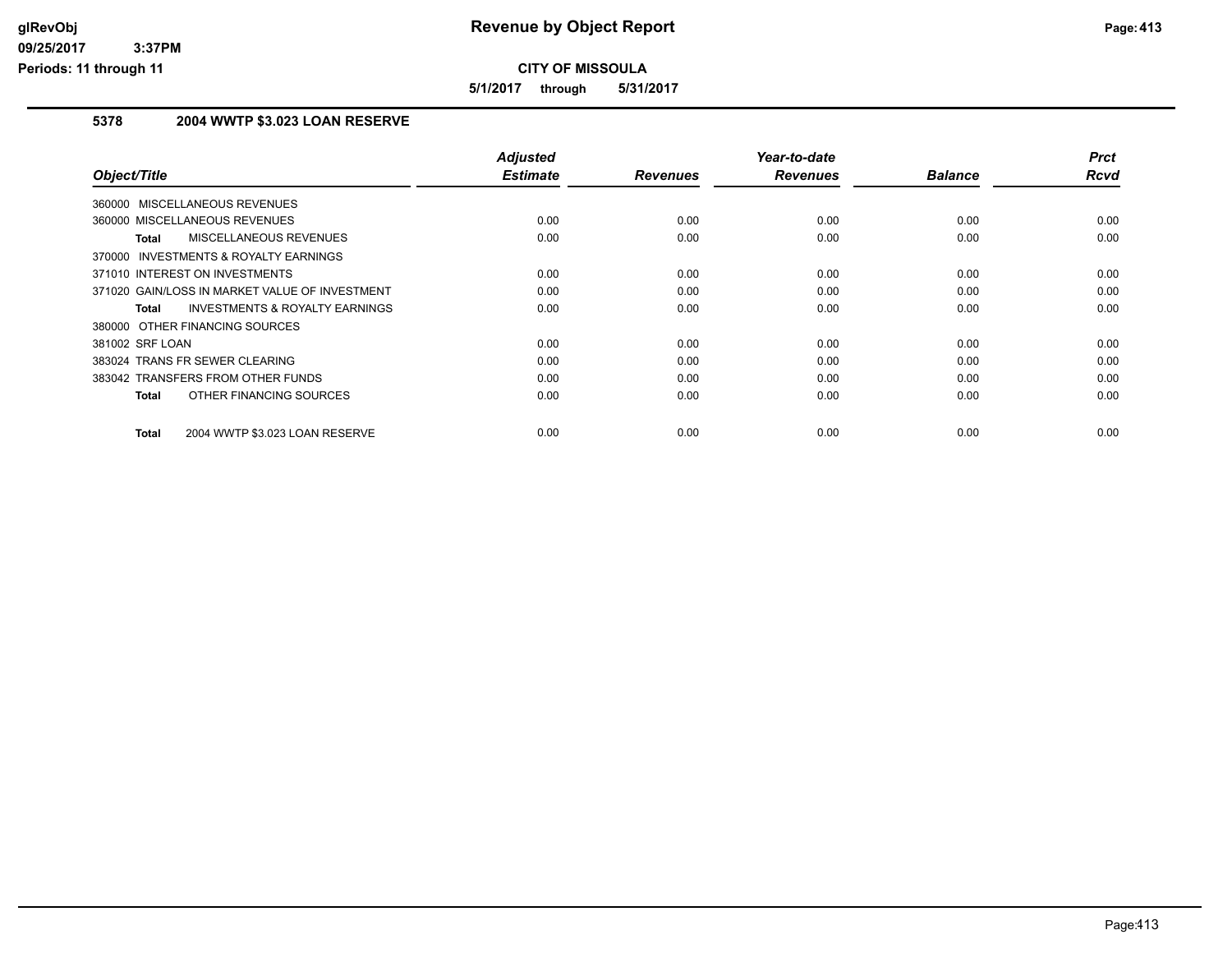# Revenue by Object Report

**CITY OF MISSOULA**

**5/1/2017 through 5/31/2017**

## 5378 2004 WWTP $3.023 LOAN RESERVE

| Object/Title | Adjusted Estimate | Revenues | Year-to-date Revenues | Balance | Prct Rcvd |
|---|---|---|---|---|---|
| 360000 MISCELLANEOUS REVENUES | | | | | |
| 360000 MISCELLANEOUS REVENUES | 0.00 | 0.00 | 0.00 | 0.00 | 0.00 |
| **Total** MISCELLANEOUS REVENUES | 0.00 | 0.00 | 0.00 | 0.00 | 0.00 |
| 370000 INVESTMENTS & ROYALTY EARNINGS | | | | | |
| 371010 INTEREST ON INVESTMENTS | 0.00 | 0.00 | 0.00 | 0.00 | 0.00 |
| 371020 GAIN/LOSS IN MARKET VALUE OF INVESTMENT | 0.00 | 0.00 | 0.00 | 0.00 | 0.00 |
| **Total** INVESTMENTS & ROYALTY EARNINGS | 0.00 | 0.00 | 0.00 | 0.00 | 0.00 |
| 380000 OTHER FINANCING SOURCES | | | | | |
| 381002 SRF LOAN | 0.00 | 0.00 | 0.00 | 0.00 | 0.00 |
| 383024 TRANS FR SEWER CLEARING | 0.00 | 0.00 | 0.00 | 0.00 | 0.00 |
| 383042 TRANSFERS FROM OTHER FUNDS | 0.00 | 0.00 | 0.00 | 0.00 | 0.00 |
| **Total** OTHER FINANCING SOURCES | 0.00 | 0.00 | 0.00 | 0.00 | 0.00 |
| **Total** 2004 WWTP $3.023 LOAN RESERVE | 0.00 | 0.00 | 0.00 | 0.00 | 0.00 |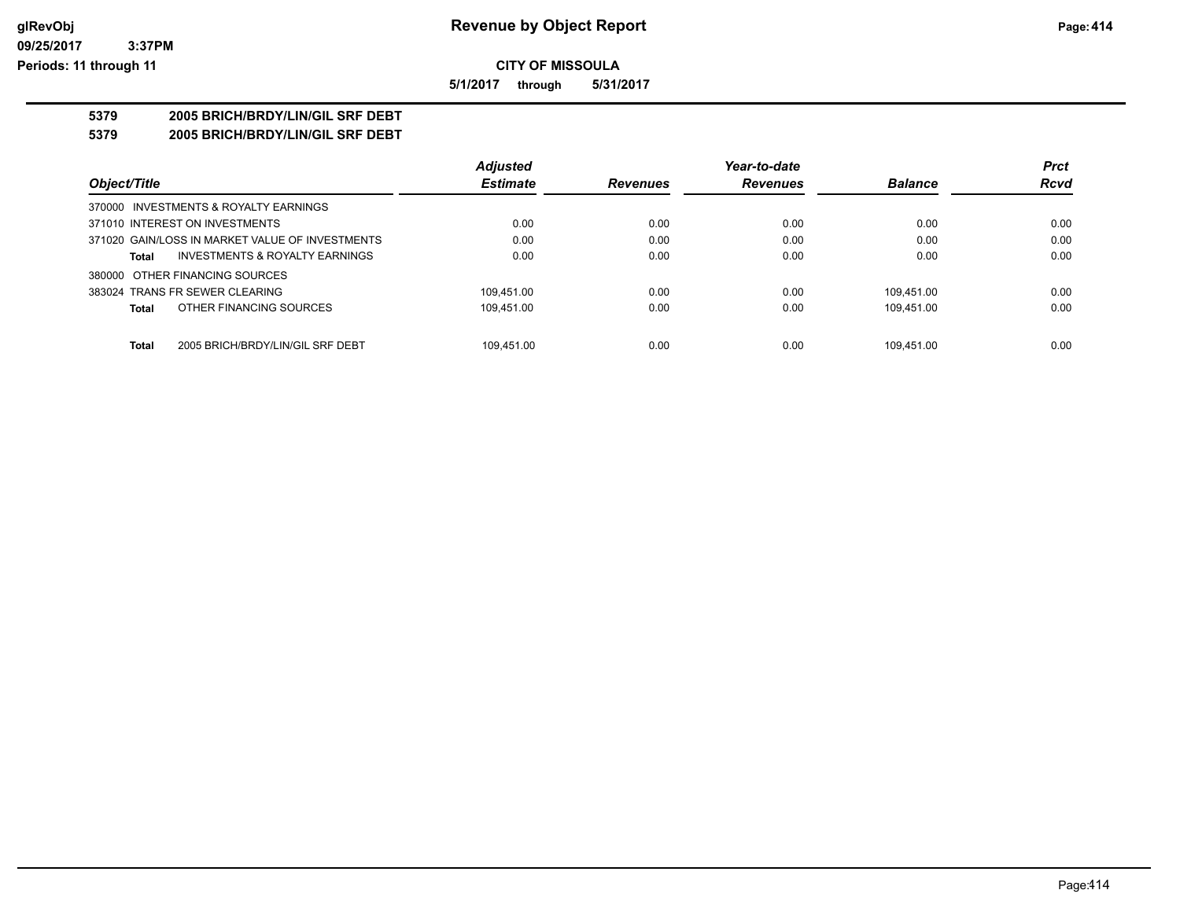**CITY OF MISSOULA**

**5/1/2017 through 5/31/2017**

**5379 2005 BRICH/BRDY/LIN/GIL SRF DEBT**

**5379 2005 BRICH/BRDY/LIN/GIL SRF DEBT**

| Object/Title | Adjusted Estimate | Revenues | Year-to-date Revenues | Balance | Prct Rcvd |
|---|---|---|---|---|---|
| 370000 INVESTMENTS & ROYALTY EARNINGS | | | | | |
| 371010 INTEREST ON INVESTMENTS | 0.00 | 0.00 | 0.00 | 0.00 | 0.00 |
| 371020 GAIN/LOSS IN MARKET VALUE OF INVESTMENTS | 0.00 | 0.00 | 0.00 | 0.00 | 0.00 |
| **Total** INVESTMENTS & ROYALTY EARNINGS | 0.00 | 0.00 | 0.00 | 0.00 | 0.00 |
| 380000 OTHER FINANCING SOURCES | | | | | |
| 383024 TRANS FR SEWER CLEARING | 109,451.00 | 0.00 | 0.00 | 109,451.00 | 0.00 |
| **Total** OTHER FINANCING SOURCES | 109,451.00 | 0.00 | 0.00 | 109,451.00 | 0.00 |
| **Total** 2005 BRICH/BRDY/LIN/GIL SRF DEBT | 109,451.00 | 0.00 | 0.00 | 109,451.00 | 0.00 |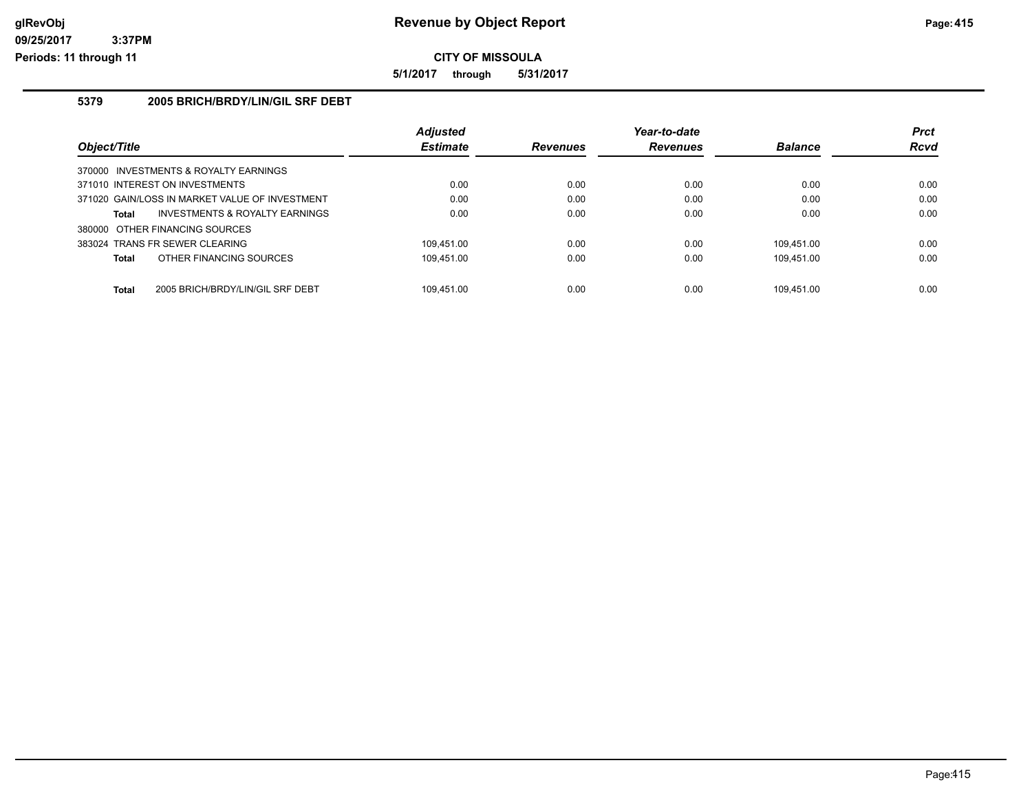# Revenue by Object Report

**CITY OF MISSOULA**

**5/1/2017 through 5/31/2017**

glRevObj
09/25/2017 3:37PM
Periods: 11 through 11

## 5379 2005 BRICH/BRDY/LIN/GIL SRF DEBT

| Object/Title | Adjusted Estimate | Revenues | Year-to-date Revenues | Balance | Prct Rcvd |
|---|---|---|---|---|---|
| 370000 INVESTMENTS & ROYALTY EARNINGS | | | | | |
| 371010 INTEREST ON INVESTMENTS | 0.00 | 0.00 | 0.00 | 0.00 | 0.00 |
| 371020 GAIN/LOSS IN MARKET VALUE OF INVESTMENT | 0.00 | 0.00 | 0.00 | 0.00 | 0.00 |
| **Total** INVESTMENTS & ROYALTY EARNINGS | 0.00 | 0.00 | 0.00 | 0.00 | 0.00 |
| 380000 OTHER FINANCING SOURCES | | | | | |
| 383024 TRANS FR SEWER CLEARING | 109,451.00 | 0.00 | 0.00 | 109,451.00 | 0.00 |
| **Total** OTHER FINANCING SOURCES | 109,451.00 | 0.00 | 0.00 | 109,451.00 | 0.00 |
| **Total** 2005 BRICH/BRDY/LIN/GIL SRF DEBT | 109,451.00 | 0.00 | 0.00 | 109,451.00 | 0.00 |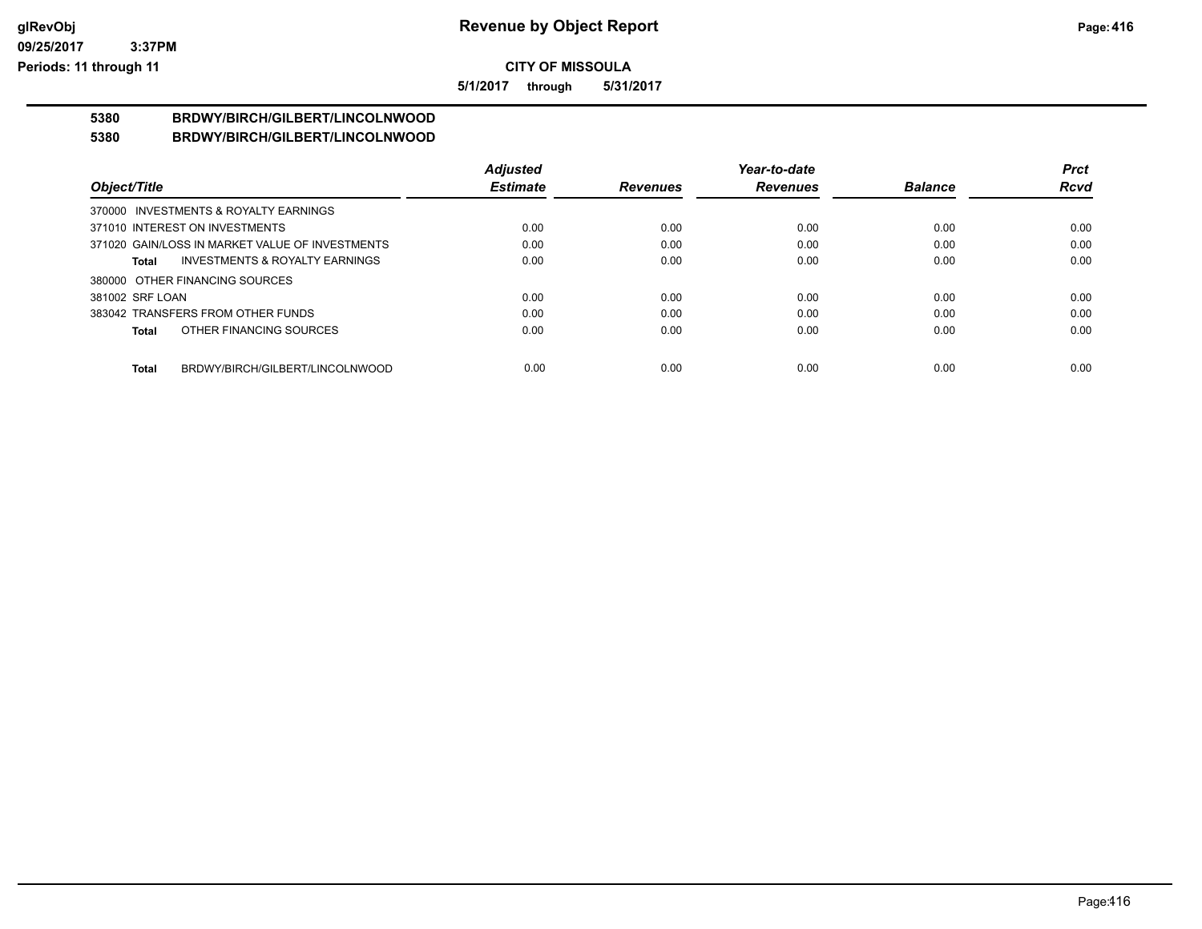**CITY OF MISSOULA**

**5/1/2017 through 5/31/2017**

## 5380 BRDWY/BIRCH/GILBERT/LINCOLNWOOD

### 5380 BRDWY/BIRCH/GILBERT/LINCOLNWOOD

| Object/Title | Adjusted Estimate | Revenues | Year-to-date Revenues | Balance | Prct Rcvd |
|---|---|---|---|---|---|
| 370000 INVESTMENTS & ROYALTY EARNINGS | | | | | |
| 371010 INTEREST ON INVESTMENTS | 0.00 | 0.00 | 0.00 | 0.00 | 0.00 |
| 371020 GAIN/LOSS IN MARKET VALUE OF INVESTMENTS | 0.00 | 0.00 | 0.00 | 0.00 | 0.00 |
| **Total** INVESTMENTS & ROYALTY EARNINGS | 0.00 | 0.00 | 0.00 | 0.00 | 0.00 |
| 380000 OTHER FINANCING SOURCES | | | | | |
| 381002 SRF LOAN | 0.00 | 0.00 | 0.00 | 0.00 | 0.00 |
| 383042 TRANSFERS FROM OTHER FUNDS | 0.00 | 0.00 | 0.00 | 0.00 | 0.00 |
| **Total** OTHER FINANCING SOURCES | 0.00 | 0.00 | 0.00 | 0.00 | 0.00 |
| **Total** BRDWY/BIRCH/GILBERT/LINCOLNWOOD | 0.00 | 0.00 | 0.00 | 0.00 | 0.00 |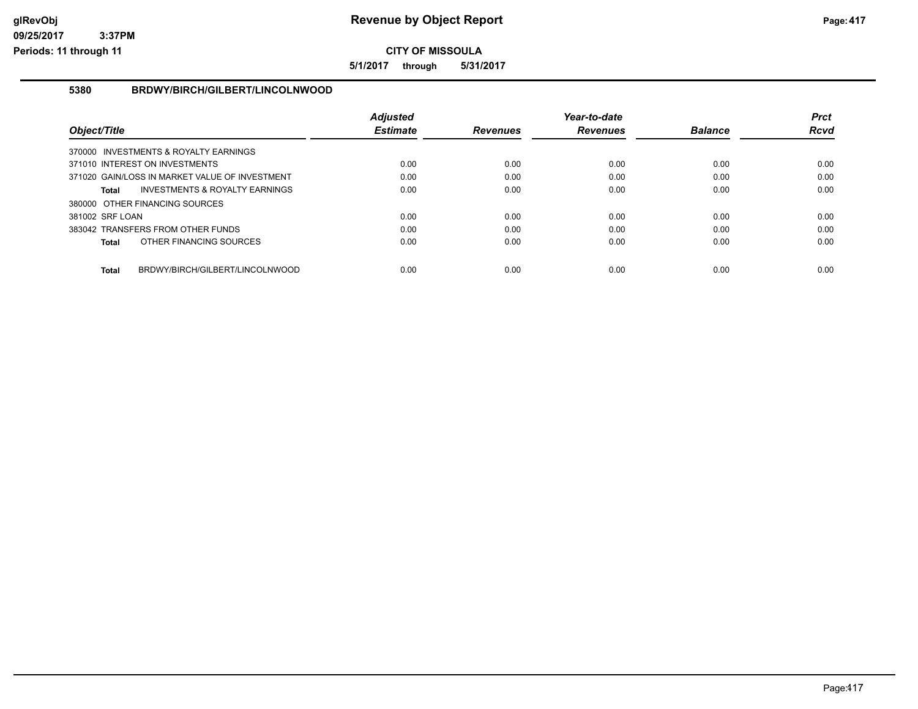# Revenue by Object Report

**CITY OF MISSOULA**

**5/1/2017 through 5/31/2017**

glRevObj
09/25/2017 3:37PM
Periods: 11 through 11

## 5380 BRDWY/BIRCH/GILBERT/LINCOLNWOOD

| Object/Title | Adjusted Estimate | Revenues | Year-to-date Revenues | Balance | Prct Rcvd |
|---|---|---|---|---|---|
| 370000 INVESTMENTS & ROYALTY EARNINGS | | | | | |
| 371010 INTEREST ON INVESTMENTS | 0.00 | 0.00 | 0.00 | 0.00 | 0.00 |
| 371020 GAIN/LOSS IN MARKET VALUE OF INVESTMENT | 0.00 | 0.00 | 0.00 | 0.00 | 0.00 |
| **Total** INVESTMENTS & ROYALTY EARNINGS | 0.00 | 0.00 | 0.00 | 0.00 | 0.00 |
| 380000 OTHER FINANCING SOURCES | | | | | |
| 381002 SRF LOAN | 0.00 | 0.00 | 0.00 | 0.00 | 0.00 |
| 383042 TRANSFERS FROM OTHER FUNDS | 0.00 | 0.00 | 0.00 | 0.00 | 0.00 |
| **Total** OTHER FINANCING SOURCES | 0.00 | 0.00 | 0.00 | 0.00 | 0.00 |
| **Total** BRDWY/BIRCH/GILBERT/LINCOLNWOOD | 0.00 | 0.00 | 0.00 | 0.00 | 0.00 |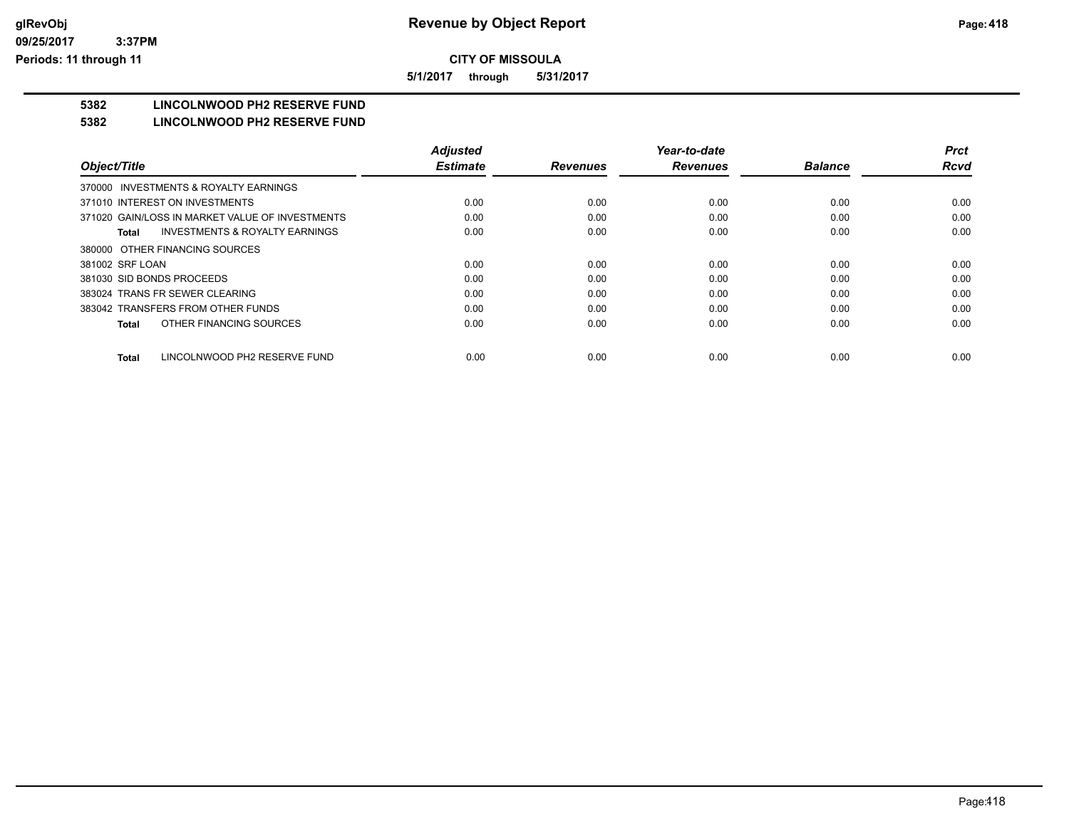**CITY OF MISSOULA**

**5/1/2017 through 5/31/2017**

## 5382 LINCOLNWOOD PH2 RESERVE FUND

## 5382 LINCOLNWOOD PH2 RESERVE FUND

| Object/Title | Adjusted Estimate | Revenues | Year-to-date Revenues | Balance | Prct Rcvd |
|---|---|---|---|---|---|
| 370000 INVESTMENTS & ROYALTY EARNINGS | | | | | |
| 371010 INTEREST ON INVESTMENTS | 0.00 | 0.00 | 0.00 | 0.00 | 0.00 |
| 371020 GAIN/LOSS IN MARKET VALUE OF INVESTMENTS | 0.00 | 0.00 | 0.00 | 0.00 | 0.00 |
| **Total** INVESTMENTS & ROYALTY EARNINGS | 0.00 | 0.00 | 0.00 | 0.00 | 0.00 |
| 380000 OTHER FINANCING SOURCES | | | | | |
| 381002 SRF LOAN | 0.00 | 0.00 | 0.00 | 0.00 | 0.00 |
| 381030 SID BONDS PROCEEDS | 0.00 | 0.00 | 0.00 | 0.00 | 0.00 |
| 383024 TRANS FR SEWER CLEARING | 0.00 | 0.00 | 0.00 | 0.00 | 0.00 |
| 383042 TRANSFERS FROM OTHER FUNDS | 0.00 | 0.00 | 0.00 | 0.00 | 0.00 |
| **Total** OTHER FINANCING SOURCES | 0.00 | 0.00 | 0.00 | 0.00 | 0.00 |
| **Total** LINCOLNWOOD PH2 RESERVE FUND | 0.00 | 0.00 | 0.00 | 0.00 | 0.00 |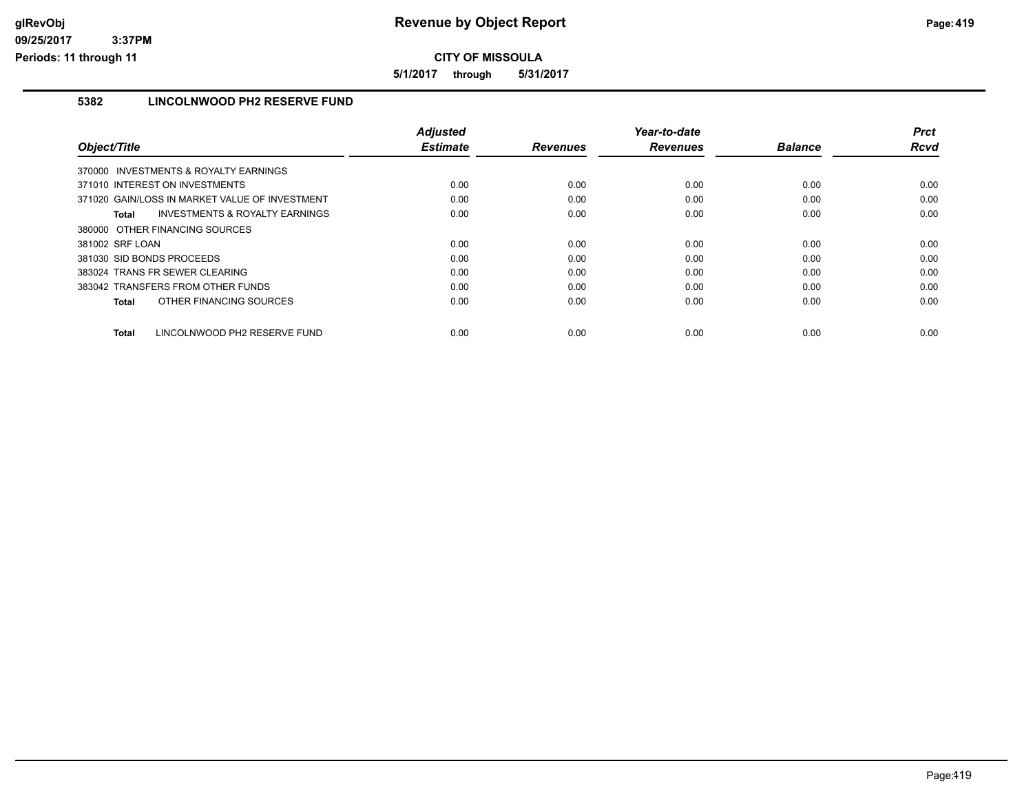# Revenue by Object Report

**CITY OF MISSOULA**

**5/1/2017 through 5/31/2017**

glRevObj
09/25/2017 3:37PM
Periods: 11 through 11

## 5382 LINCOLNWOOD PH2 RESERVE FUND

| Object/Title | Adjusted Estimate | Revenues | Year-to-date Revenues | Balance | Prct Rcvd |
|---|---|---|---|---|---|
| 370000 INVESTMENTS & ROYALTY EARNINGS | | | | | |
| 371010 INTEREST ON INVESTMENTS | 0.00 | 0.00 | 0.00 | 0.00 | 0.00 |
| 371020 GAIN/LOSS IN MARKET VALUE OF INVESTMENT | 0.00 | 0.00 | 0.00 | 0.00 | 0.00 |
| **Total** INVESTMENTS & ROYALTY EARNINGS | 0.00 | 0.00 | 0.00 | 0.00 | 0.00 |
| 380000 OTHER FINANCING SOURCES | | | | | |
| 381002 SRF LOAN | 0.00 | 0.00 | 0.00 | 0.00 | 0.00 |
| 381030 SID BONDS PROCEEDS | 0.00 | 0.00 | 0.00 | 0.00 | 0.00 |
| 383024 TRANS FR SEWER CLEARING | 0.00 | 0.00 | 0.00 | 0.00 | 0.00 |
| 383042 TRANSFERS FROM OTHER FUNDS | 0.00 | 0.00 | 0.00 | 0.00 | 0.00 |
| **Total** OTHER FINANCING SOURCES | 0.00 | 0.00 | 0.00 | 0.00 | 0.00 |
| **Total** LINCOLNWOOD PH2 RESERVE FUND | 0.00 | 0.00 | 0.00 | 0.00 | 0.00 |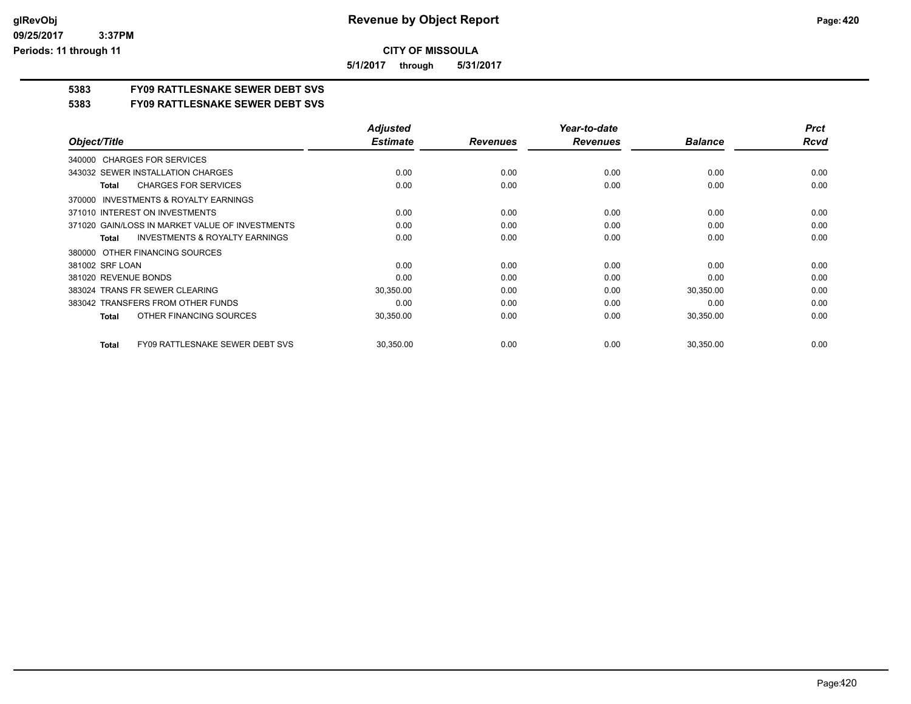**CITY OF MISSOULA**

**5/1/2017 through 5/31/2017**

## 5383 FY09 RATTLESNAKE SEWER DEBT SVS

## 5383 FY09 RATTLESNAKE SEWER DEBT SVS

| Object/Title | Adjusted Estimate | Revenues | Year-to-date Revenues | Balance | Prct Rcvd |
|---|---|---|---|---|---|
| 340000 CHARGES FOR SERVICES | | | | | |
| 343032 SEWER INSTALLATION CHARGES | 0.00 | 0.00 | 0.00 | 0.00 | 0.00 |
| **Total** CHARGES FOR SERVICES | 0.00 | 0.00 | 0.00 | 0.00 | 0.00 |
| 370000 INVESTMENTS & ROYALTY EARNINGS | | | | | |
| 371010 INTEREST ON INVESTMENTS | 0.00 | 0.00 | 0.00 | 0.00 | 0.00 |
| 371020 GAIN/LOSS IN MARKET VALUE OF INVESTMENTS | 0.00 | 0.00 | 0.00 | 0.00 | 0.00 |
| **Total** INVESTMENTS & ROYALTY EARNINGS | 0.00 | 0.00 | 0.00 | 0.00 | 0.00 |
| 380000 OTHER FINANCING SOURCES | | | | | |
| 381002 SRF LOAN | 0.00 | 0.00 | 0.00 | 0.00 | 0.00 |
| 381020 REVENUE BONDS | 0.00 | 0.00 | 0.00 | 0.00 | 0.00 |
| 383024 TRANS FR SEWER CLEARING | 30,350.00 | 0.00 | 0.00 | 30,350.00 | 0.00 |
| 383042 TRANSFERS FROM OTHER FUNDS | 0.00 | 0.00 | 0.00 | 0.00 | 0.00 |
| **Total** OTHER FINANCING SOURCES | 30,350.00 | 0.00 | 0.00 | 30,350.00 | 0.00 |
| **Total** FY09 RATTLESNAKE SEWER DEBT SVS | 30,350.00 | 0.00 | 0.00 | 30,350.00 | 0.00 |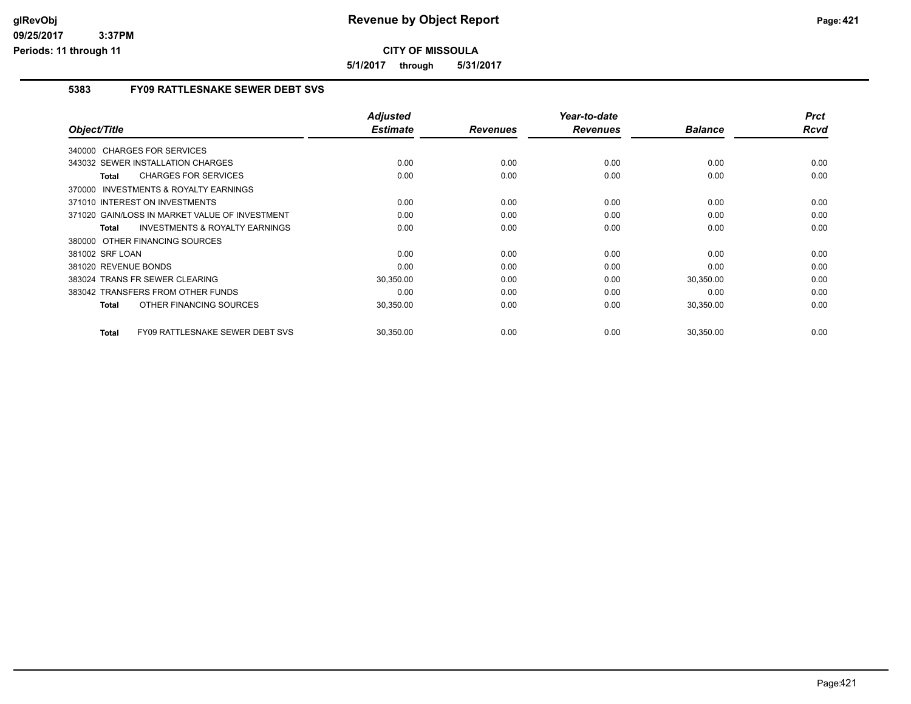# CITY OF MISSOULA

**5/1/2017 through 5/31/2017**

## 5383 FY09 RATTLESNAKE SEWER DEBT SVS

| Object/Title | Adjusted Estimate | Revenues | Year-to-date Revenues | Balance | Prct Rcvd |
|---|---|---|---|---|---|
| 340000 CHARGES FOR SERVICES | | | | | |
| 343032 SEWER INSTALLATION CHARGES | 0.00 | 0.00 | 0.00 | 0.00 | 0.00 |
| **Total** CHARGES FOR SERVICES | 0.00 | 0.00 | 0.00 | 0.00 | 0.00 |
| 370000 INVESTMENTS & ROYALTY EARNINGS | | | | | |
| 371010 INTEREST ON INVESTMENTS | 0.00 | 0.00 | 0.00 | 0.00 | 0.00 |
| 371020 GAIN/LOSS IN MARKET VALUE OF INVESTMENT | 0.00 | 0.00 | 0.00 | 0.00 | 0.00 |
| **Total** INVESTMENTS & ROYALTY EARNINGS | 0.00 | 0.00 | 0.00 | 0.00 | 0.00 |
| 380000 OTHER FINANCING SOURCES | | | | | |
| 381002 SRF LOAN | 0.00 | 0.00 | 0.00 | 0.00 | 0.00 |
| 381020 REVENUE BONDS | 0.00 | 0.00 | 0.00 | 0.00 | 0.00 |
| 383024 TRANS FR SEWER CLEARING | 30,350.00 | 0.00 | 0.00 | 30,350.00 | 0.00 |
| 383042 TRANSFERS FROM OTHER FUNDS | 0.00 | 0.00 | 0.00 | 0.00 | 0.00 |
| **Total** OTHER FINANCING SOURCES | 30,350.00 | 0.00 | 0.00 | 30,350.00 | 0.00 |
| **Total** FY09 RATTLESNAKE SEWER DEBT SVS | 30,350.00 | 0.00 | 0.00 | 30,350.00 | 0.00 |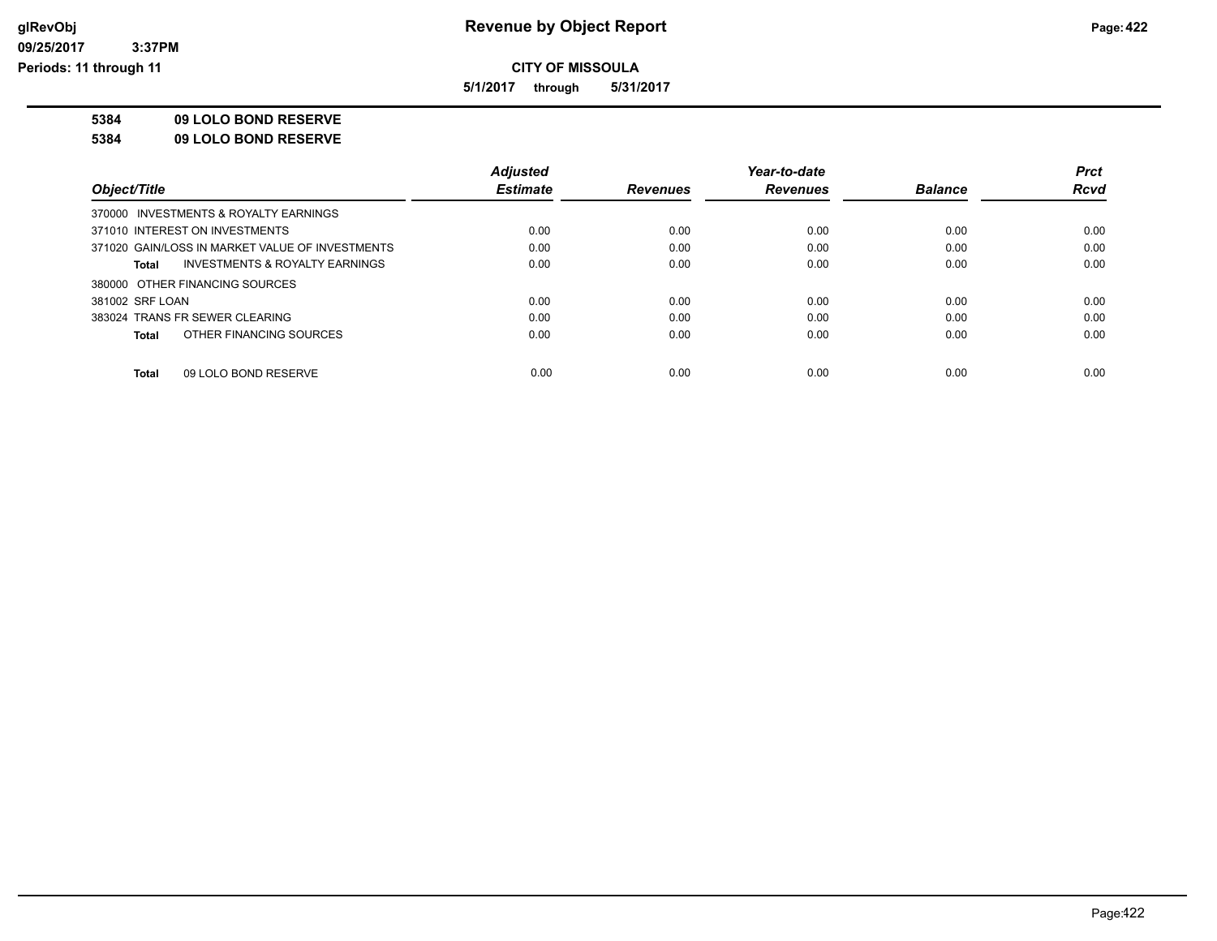# Revenue by Object Report

**CITY OF MISSOULA**

**5/1/2017 through 5/31/2017**

glRevObj
09/25/2017 3:37PM
Periods: 11 through 11

**5384 09 LOLO BOND RESERVE**

**5384 09 LOLO BOND RESERVE**

| Object/Title | Adjusted Estimate | Revenues | Year-to-date Revenues | Balance | Prct Rcvd |
|---|---|---|---|---|---|
| 370000 INVESTMENTS & ROYALTY EARNINGS | | | | | |
| 371010 INTEREST ON INVESTMENTS | 0.00 | 0.00 | 0.00 | 0.00 | 0.00 |
| 371020 GAIN/LOSS IN MARKET VALUE OF INVESTMENTS | 0.00 | 0.00 | 0.00 | 0.00 | 0.00 |
| **Total** INVESTMENTS & ROYALTY EARNINGS | 0.00 | 0.00 | 0.00 | 0.00 | 0.00 |
| 380000 OTHER FINANCING SOURCES | | | | | |
| 381002 SRF LOAN | 0.00 | 0.00 | 0.00 | 0.00 | 0.00 |
| 383024 TRANS FR SEWER CLEARING | 0.00 | 0.00 | 0.00 | 0.00 | 0.00 |
| **Total** OTHER FINANCING SOURCES | 0.00 | 0.00 | 0.00 | 0.00 | 0.00 |
| **Total** 09 LOLO BOND RESERVE | 0.00 | 0.00 | 0.00 | 0.00 | 0.00 |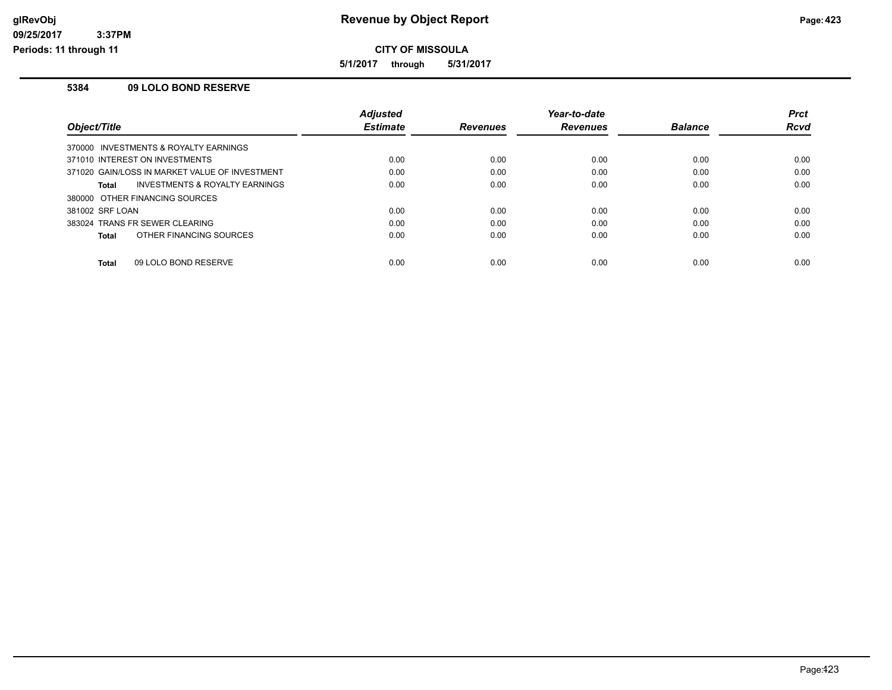# Revenue by Object Report

**CITY OF MISSOULA**

**5/1/2017 through 5/31/2017**

glRevObj
09/25/2017 3:37PM
Periods: 11 through 11

## 5384 09 LOLO BOND RESERVE

| Object/Title | Adjusted Estimate | Revenues | Year-to-date Revenues | Balance | Prct Rcvd |
|---|---|---|---|---|---|
| 370000 INVESTMENTS & ROYALTY EARNINGS | | | | | |
| 371010 INTEREST ON INVESTMENTS | 0.00 | 0.00 | 0.00 | 0.00 | 0.00 |
| 371020 GAIN/LOSS IN MARKET VALUE OF INVESTMENT | 0.00 | 0.00 | 0.00 | 0.00 | 0.00 |
| **Total** INVESTMENTS & ROYALTY EARNINGS | 0.00 | 0.00 | 0.00 | 0.00 | 0.00 |
| 380000 OTHER FINANCING SOURCES | | | | | |
| 381002 SRF LOAN | 0.00 | 0.00 | 0.00 | 0.00 | 0.00 |
| 383024 TRANS FR SEWER CLEARING | 0.00 | 0.00 | 0.00 | 0.00 | 0.00 |
| **Total** OTHER FINANCING SOURCES | 0.00 | 0.00 | 0.00 | 0.00 | 0.00 |
| **Total** 09 LOLO BOND RESERVE | 0.00 | 0.00 | 0.00 | 0.00 | 0.00 |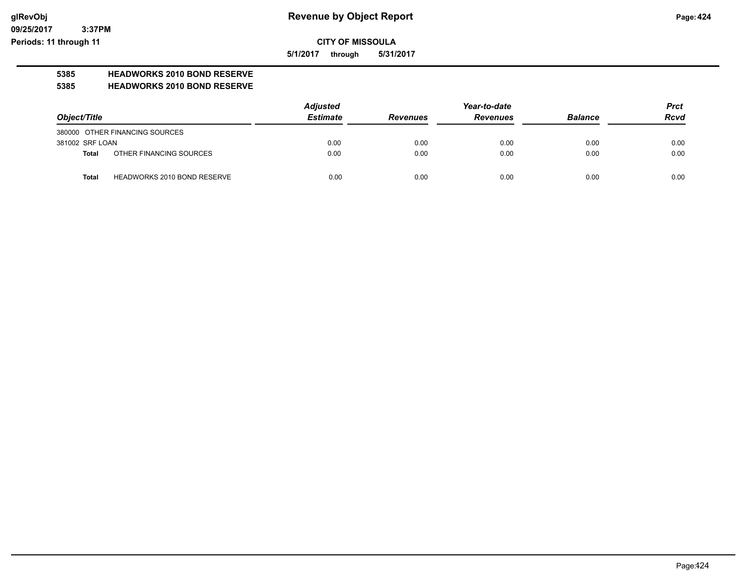# Revenue by Object Report

glRevObj
09/25/2017 3:37PM
Periods: 11 through 11

**CITY OF MISSOULA**

**5/1/2017 through 5/31/2017**

## 5385 HEADWORKS 2010 BOND RESERVE

## 5385 HEADWORKS 2010 BOND RESERVE

| Object/Title | | Adjusted Estimate | Revenues | Year-to-date Revenues | Balance | Prct Rcvd |
|---|---|---|---|---|---|---|
| 380000 OTHER FINANCING SOURCES | | | | | | |
| 381002 SRF LOAN | | 0.00 | 0.00 | 0.00 | 0.00 | 0.00 |
| **Total** | OTHER FINANCING SOURCES | 0.00 | 0.00 | 0.00 | 0.00 | 0.00 |
| **Total** | HEADWORKS 2010 BOND RESERVE | 0.00 | 0.00 | 0.00 | 0.00 | 0.00 |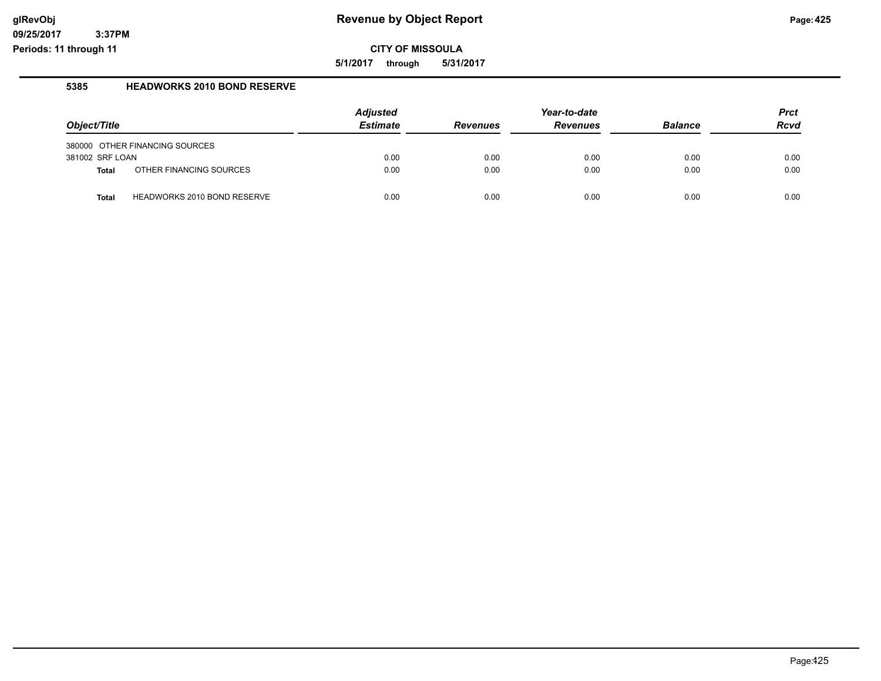# Revenue by Object Report

**CITY OF MISSOULA**

**5/1/2017 through 5/31/2017**

## 5385 HEADWORKS 2010 BOND RESERVE

| Object/Title | Adjusted Estimate | Revenues | Year-to-date Revenues | Balance | Prct Rcvd |
|---|---|---|---|---|---|
| 380000 OTHER FINANCING SOURCES | | | | | |
| 381002 SRF LOAN | 0.00 | 0.00 | 0.00 | 0.00 | 0.00 |
| **Total** OTHER FINANCING SOURCES | 0.00 | 0.00 | 0.00 | 0.00 | 0.00 |
| **Total** HEADWORKS 2010 BOND RESERVE | 0.00 | 0.00 | 0.00 | 0.00 | 0.00 |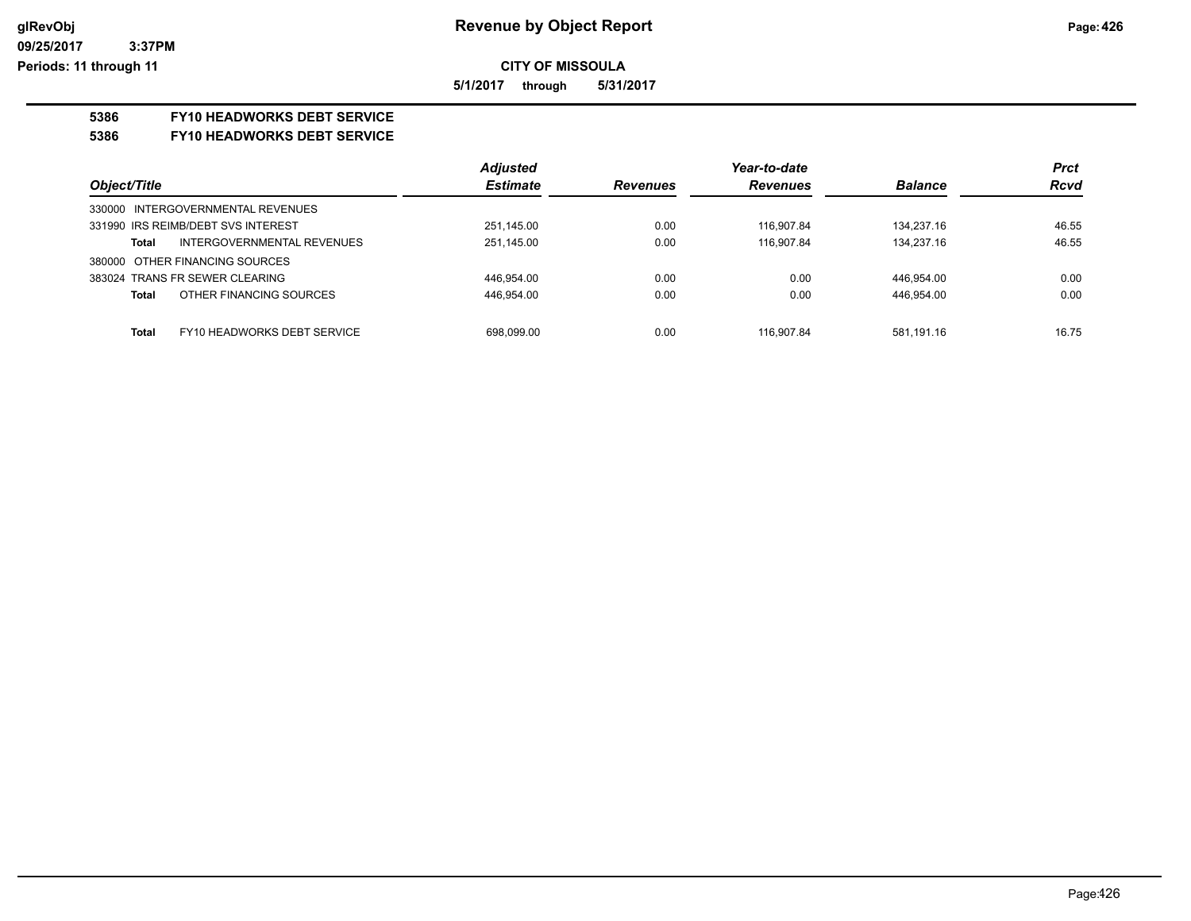**Revenue by Object Report**

**CITY OF MISSOULA**

**5/1/2017 through 5/31/2017**

glRevObj
09/25/2017 3:37PM
Periods: 11 through 11

## 5386 FY10 HEADWORKS DEBT SERVICE
## 5386 FY10 HEADWORKS DEBT SERVICE

| Object/Title | Adjusted Estimate | Revenues | Year-to-date Revenues | Balance | Prct Rcvd |
|---|---|---|---|---|---|
| 330000 INTERGOVERNMENTAL REVENUES | | | | | |
| 331990 IRS REIMB/DEBT SVS INTEREST | 251,145.00 | 0.00 | 116,907.84 | 134,237.16 | 46.55 |
| **Total** INTERGOVERNMENTAL REVENUES | 251,145.00 | 0.00 | 116,907.84 | 134,237.16 | 46.55 |
| 380000 OTHER FINANCING SOURCES | | | | | |
| 383024 TRANS FR SEWER CLEARING | 446,954.00 | 0.00 | 0.00 | 446,954.00 | 0.00 |
| **Total** OTHER FINANCING SOURCES | 446,954.00 | 0.00 | 0.00 | 446,954.00 | 0.00 |
| **Total** FY10 HEADWORKS DEBT SERVICE | 698,099.00 | 0.00 | 116,907.84 | 581,191.16 | 16.75 |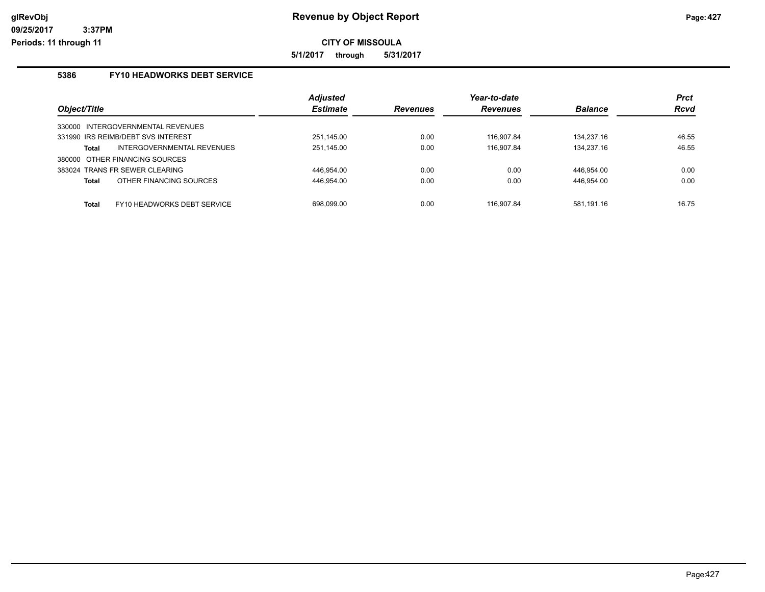# Revenue by Object Report

**CITY OF MISSOULA**

**5/1/2017 through 5/31/2017**

## 5386 FY10 HEADWORKS DEBT SERVICE

| Object/Title | Adjusted Estimate | Revenues | Year-to-date Revenues | Balance | Prct Rcvd |
|---|---|---|---|---|---|
| 330000 INTERGOVERNMENTAL REVENUES | | | | | |
| 331990 IRS REIMB/DEBT SVS INTEREST | 251,145.00 | 0.00 | 116,907.84 | 134,237.16 | 46.55 |
| **Total** INTERGOVERNMENTAL REVENUES | 251,145.00 | 0.00 | 116,907.84 | 134,237.16 | 46.55 |
| 380000 OTHER FINANCING SOURCES | | | | | |
| 383024 TRANS FR SEWER CLEARING | 446,954.00 | 0.00 | 0.00 | 446,954.00 | 0.00 |
| **Total** OTHER FINANCING SOURCES | 446,954.00 | 0.00 | 0.00 | 446,954.00 | 0.00 |
| **Total** FY10 HEADWORKS DEBT SERVICE | 698,099.00 | 0.00 | 116,907.84 | 581,191.16 | 16.75 |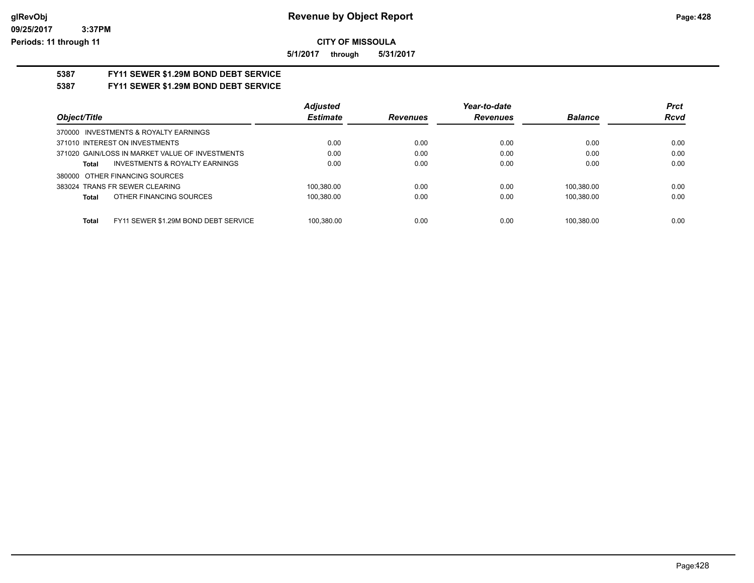**CITY OF MISSOULA**

**5/1/2017 through 5/31/2017**

## 5387 FY11 SEWER $1.29M BOND DEBT SERVICE

## 5387 FY11 SEWER $1.29M BOND DEBT SERVICE

| Object/Title | Adjusted Estimate | Revenues | Year-to-date Revenues | Balance | Prct Rcvd |
|---|---|---|---|---|---|
| 370000 INVESTMENTS & ROYALTY EARNINGS | | | | | |
| 371010 INTEREST ON INVESTMENTS | 0.00 | 0.00 | 0.00 | 0.00 | 0.00 |
| 371020 GAIN/LOSS IN MARKET VALUE OF INVESTMENTS | 0.00 | 0.00 | 0.00 | 0.00 | 0.00 |
| **Total** INVESTMENTS & ROYALTY EARNINGS | 0.00 | 0.00 | 0.00 | 0.00 | 0.00 |
| 380000 OTHER FINANCING SOURCES | | | | | |
| 383024 TRANS FR SEWER CLEARING | 100,380.00 | 0.00 | 0.00 | 100,380.00 | 0.00 |
| **Total** OTHER FINANCING SOURCES | 100,380.00 | 0.00 | 0.00 | 100,380.00 | 0.00 |
| **Total** FY11 SEWER $1.29M BOND DEBT SERVICE | 100,380.00 | 0.00 | 0.00 | 100,380.00 | 0.00 |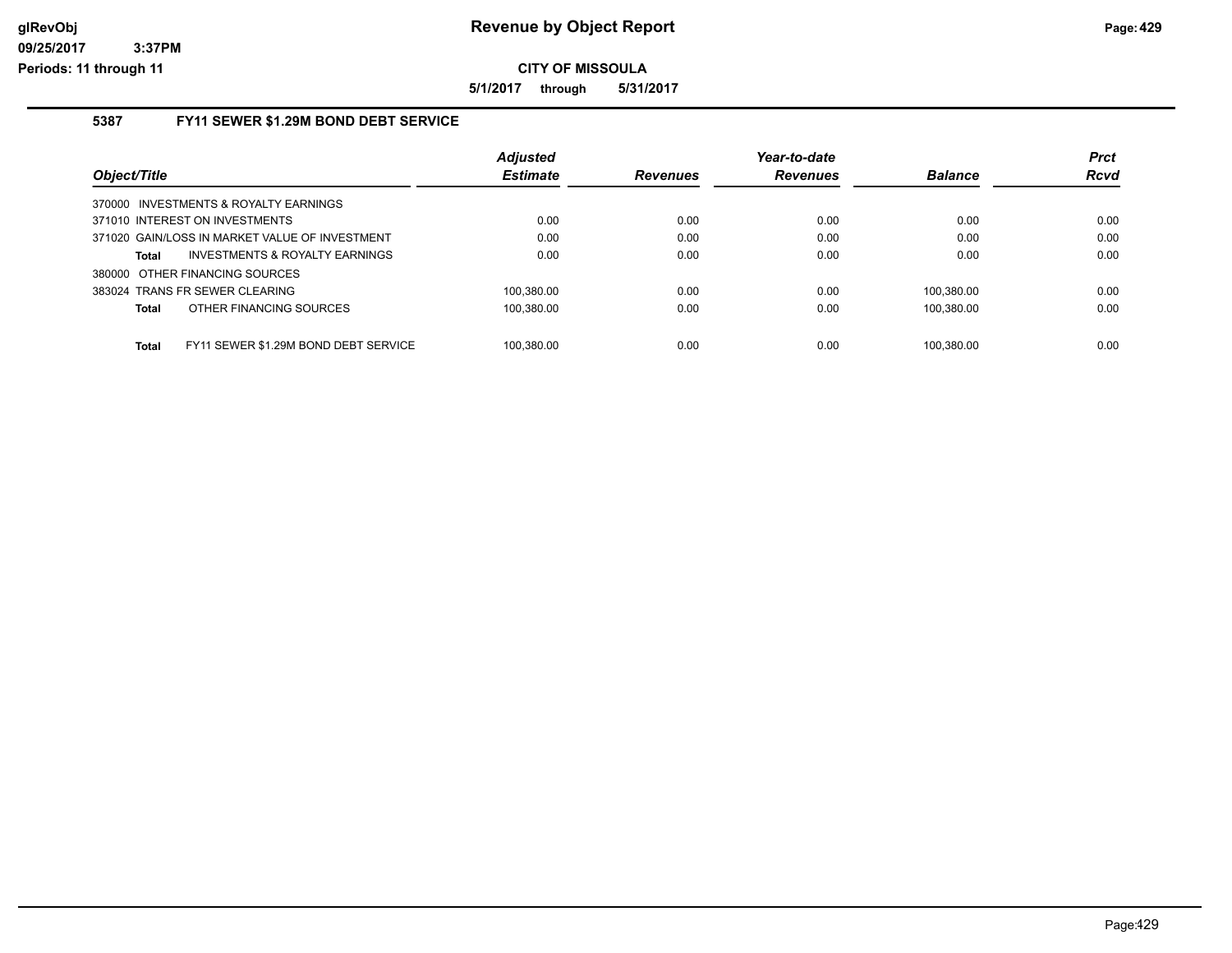# Revenue by Object Report

**CITY OF MISSOULA**

**5/1/2017 through 5/31/2017**

glRevObj
09/25/2017 3:37PM
Periods: 11 through 11

## 5387 FY11 SEWER $1.29M BOND DEBT SERVICE

| Object/Title | Adjusted Estimate | Revenues | Year-to-date Revenues | Balance | Prct Rcvd |
|---|---|---|---|---|---|
| 370000 INVESTMENTS & ROYALTY EARNINGS | | | | | |
| 371010 INTEREST ON INVESTMENTS | 0.00 | 0.00 | 0.00 | 0.00 | 0.00 |
| 371020 GAIN/LOSS IN MARKET VALUE OF INVESTMENT | 0.00 | 0.00 | 0.00 | 0.00 | 0.00 |
| **Total** INVESTMENTS & ROYALTY EARNINGS | 0.00 | 0.00 | 0.00 | 0.00 | 0.00 |
| 380000 OTHER FINANCING SOURCES | | | | | |
| 383024 TRANS FR SEWER CLEARING | 100,380.00 | 0.00 | 0.00 | 100,380.00 | 0.00 |
| **Total** OTHER FINANCING SOURCES | 100,380.00 | 0.00 | 0.00 | 100,380.00 | 0.00 |
| **Total** FY11 SEWER $1.29M BOND DEBT SERVICE | 100,380.00 | 0.00 | 0.00 | 100,380.00 | 0.00 |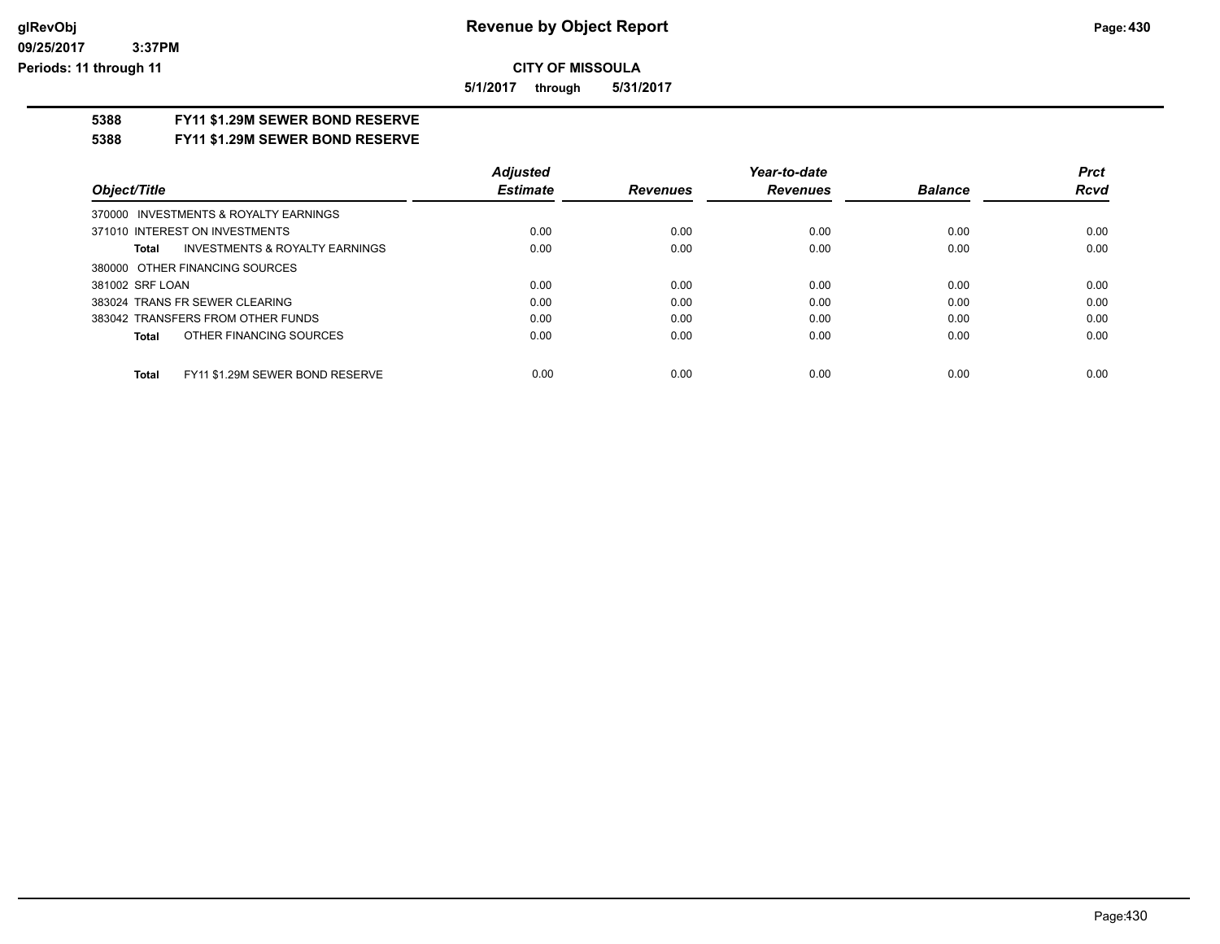**CITY OF MISSOULA**

**5/1/2017 through 5/31/2017**

**5388 FY11 $1.29M SEWER BOND RESERVE**

**5388 FY11 $1.29M SEWER BOND RESERVE**

| Object/Title | Adjusted Estimate | Revenues | Year-to-date Revenues | Balance | Prct Rcvd |
|---|---|---|---|---|---|
| 370000 INVESTMENTS & ROYALTY EARNINGS | | | | | |
| 371010 INTEREST ON INVESTMENTS | 0.00 | 0.00 | 0.00 | 0.00 | 0.00 |
| **Total** INVESTMENTS & ROYALTY EARNINGS | 0.00 | 0.00 | 0.00 | 0.00 | 0.00 |
| 380000 OTHER FINANCING SOURCES | | | | | |
| 381002 SRF LOAN | 0.00 | 0.00 | 0.00 | 0.00 | 0.00 |
| 383024 TRANS FR SEWER CLEARING | 0.00 | 0.00 | 0.00 | 0.00 | 0.00 |
| 383042 TRANSFERS FROM OTHER FUNDS | 0.00 | 0.00 | 0.00 | 0.00 | 0.00 |
| **Total** OTHER FINANCING SOURCES | 0.00 | 0.00 | 0.00 | 0.00 | 0.00 |
| **Total** FY11 $1.29M SEWER BOND RESERVE | 0.00 | 0.00 | 0.00 | 0.00 | 0.00 |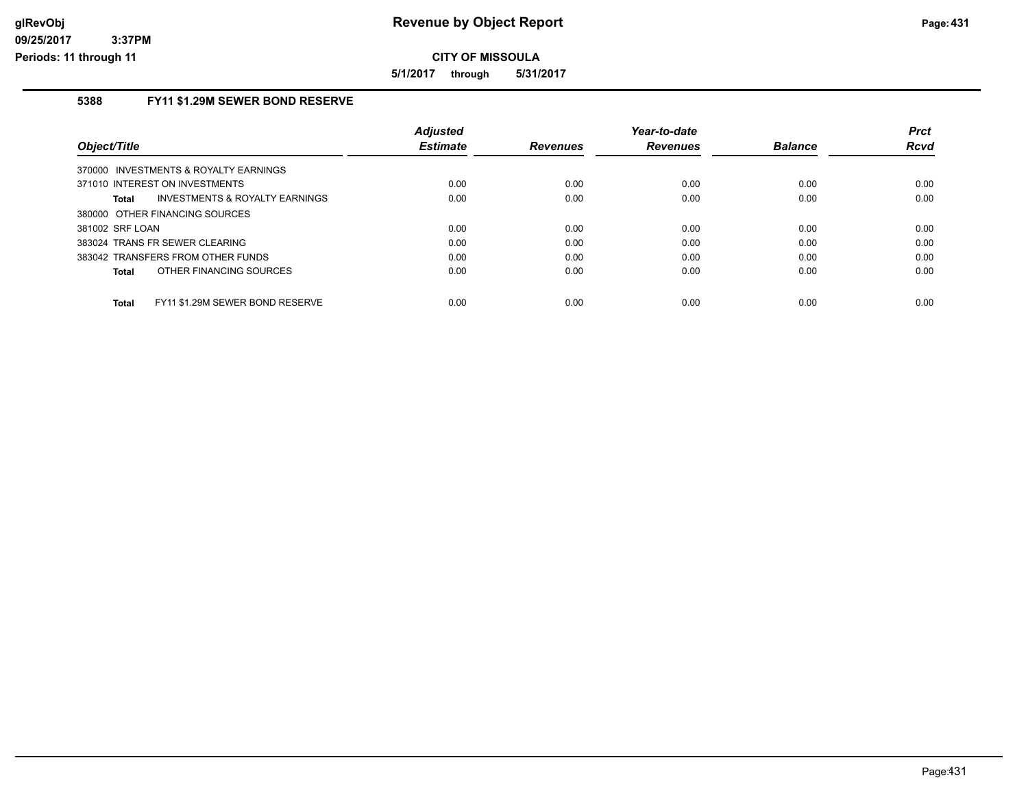**Revenue by Object Report**

**CITY OF MISSOULA**

**5/1/2017 through 5/31/2017**

glRevObj
09/25/2017 3:37PM
Periods: 11 through 11

## 5388 FY11 $1.29M SEWER BOND RESERVE

| Object/Title | Adjusted Estimate | Revenues | Year-to-date Revenues | Balance | Prct Rcvd |
|---|---|---|---|---|---|
| 370000 INVESTMENTS & ROYALTY EARNINGS | | | | | |
| 371010 INTEREST ON INVESTMENTS | 0.00 | 0.00 | 0.00 | 0.00 | 0.00 |
| **Total** INVESTMENTS & ROYALTY EARNINGS | 0.00 | 0.00 | 0.00 | 0.00 | 0.00 |
| 380000 OTHER FINANCING SOURCES | | | | | |
| 381002 SRF LOAN | 0.00 | 0.00 | 0.00 | 0.00 | 0.00 |
| 383024 TRANS FR SEWER CLEARING | 0.00 | 0.00 | 0.00 | 0.00 | 0.00 |
| 383042 TRANSFERS FROM OTHER FUNDS | 0.00 | 0.00 | 0.00 | 0.00 | 0.00 |
| **Total** OTHER FINANCING SOURCES | 0.00 | 0.00 | 0.00 | 0.00 | 0.00 |
| **Total** FY11 $1.29M SEWER BOND RESERVE | 0.00 | 0.00 | 0.00 | 0.00 | 0.00 |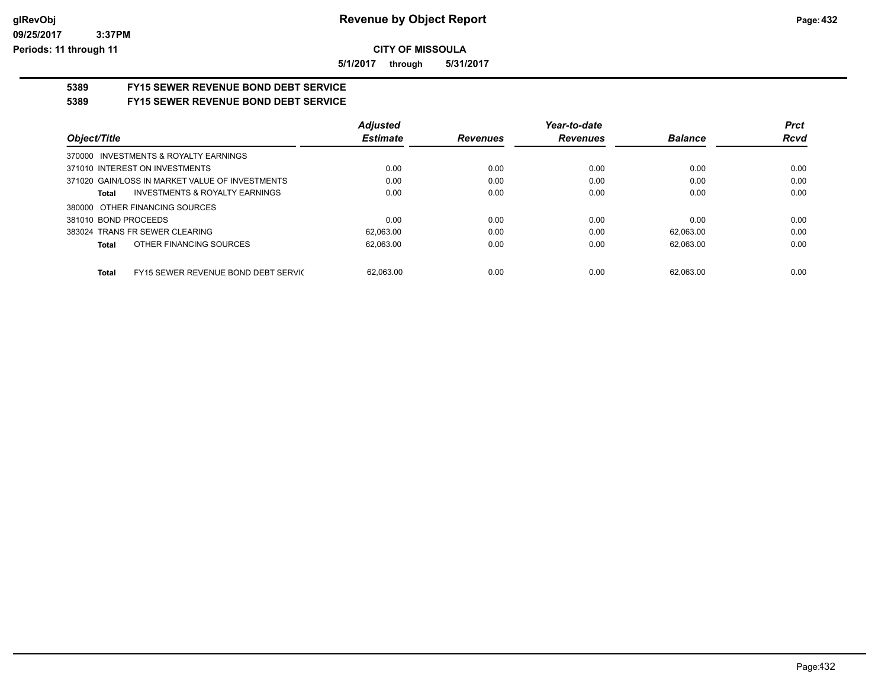**Revenue by Object Report**

**CITY OF MISSOULA**

**5/1/2017 through 5/31/2017**

glRevObj
09/25/2017 3:37PM
Periods: 11 through 11

## 5389 FY15 SEWER REVENUE BOND DEBT SERVICE

## 5389 FY15 SEWER REVENUE BOND DEBT SERVICE

| Object/Title | Adjusted Estimate | Revenues | Year-to-date Revenues | Balance | Prct Rcvd |
|---|---|---|---|---|---|
| 370000 INVESTMENTS & ROYALTY EARNINGS | | | | | |
| 371010 INTEREST ON INVESTMENTS | 0.00 | 0.00 | 0.00 | 0.00 | 0.00 |
| 371020 GAIN/LOSS IN MARKET VALUE OF INVESTMENTS | 0.00 | 0.00 | 0.00 | 0.00 | 0.00 |
| **Total** INVESTMENTS & ROYALTY EARNINGS | 0.00 | 0.00 | 0.00 | 0.00 | 0.00 |
| 380000 OTHER FINANCING SOURCES | | | | | |
| 381010 BOND PROCEEDS | 0.00 | 0.00 | 0.00 | 0.00 | 0.00 |
| 383024 TRANS FR SEWER CLEARING | 62,063.00 | 0.00 | 0.00 | 62,063.00 | 0.00 |
| **Total** OTHER FINANCING SOURCES | 62,063.00 | 0.00 | 0.00 | 62,063.00 | 0.00 |
| **Total** FY15 SEWER REVENUE BOND DEBT SERVIC | 62,063.00 | 0.00 | 0.00 | 62,063.00 | 0.00 |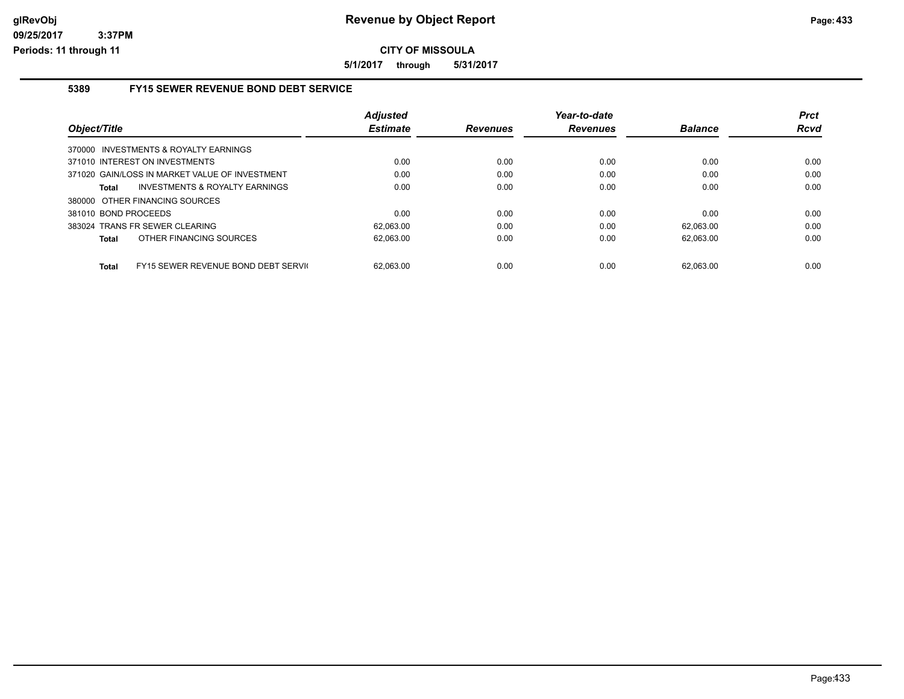# Revenue by Object Report

**CITY OF MISSOULA**

**5/1/2017 through 5/31/2017**

glRevObj
09/25/2017 3:37PM
Periods: 11 through 11

## 5389 FY15 SEWER REVENUE BOND DEBT SERVICE

| Object/Title | Adjusted Estimate | Revenues | Year-to-date Revenues | Balance | Prct Rcvd |
|---|---|---|---|---|---|
| 370000 INVESTMENTS & ROYALTY EARNINGS | | | | | |
| 371010 INTEREST ON INVESTMENTS | 0.00 | 0.00 | 0.00 | 0.00 | 0.00 |
| 371020 GAIN/LOSS IN MARKET VALUE OF INVESTMENT | 0.00 | 0.00 | 0.00 | 0.00 | 0.00 |
| **Total** INVESTMENTS & ROYALTY EARNINGS | 0.00 | 0.00 | 0.00 | 0.00 | 0.00 |
| 380000 OTHER FINANCING SOURCES | | | | | |
| 381010 BOND PROCEEDS | 0.00 | 0.00 | 0.00 | 0.00 | 0.00 |
| 383024 TRANS FR SEWER CLEARING | 62,063.00 | 0.00 | 0.00 | 62,063.00 | 0.00 |
| **Total** OTHER FINANCING SOURCES | 62,063.00 | 0.00 | 0.00 | 62,063.00 | 0.00 |
| **Total** FY15 SEWER REVENUE BOND DEBT SERVI( | 62,063.00 | 0.00 | 0.00 | 62,063.00 | 0.00 |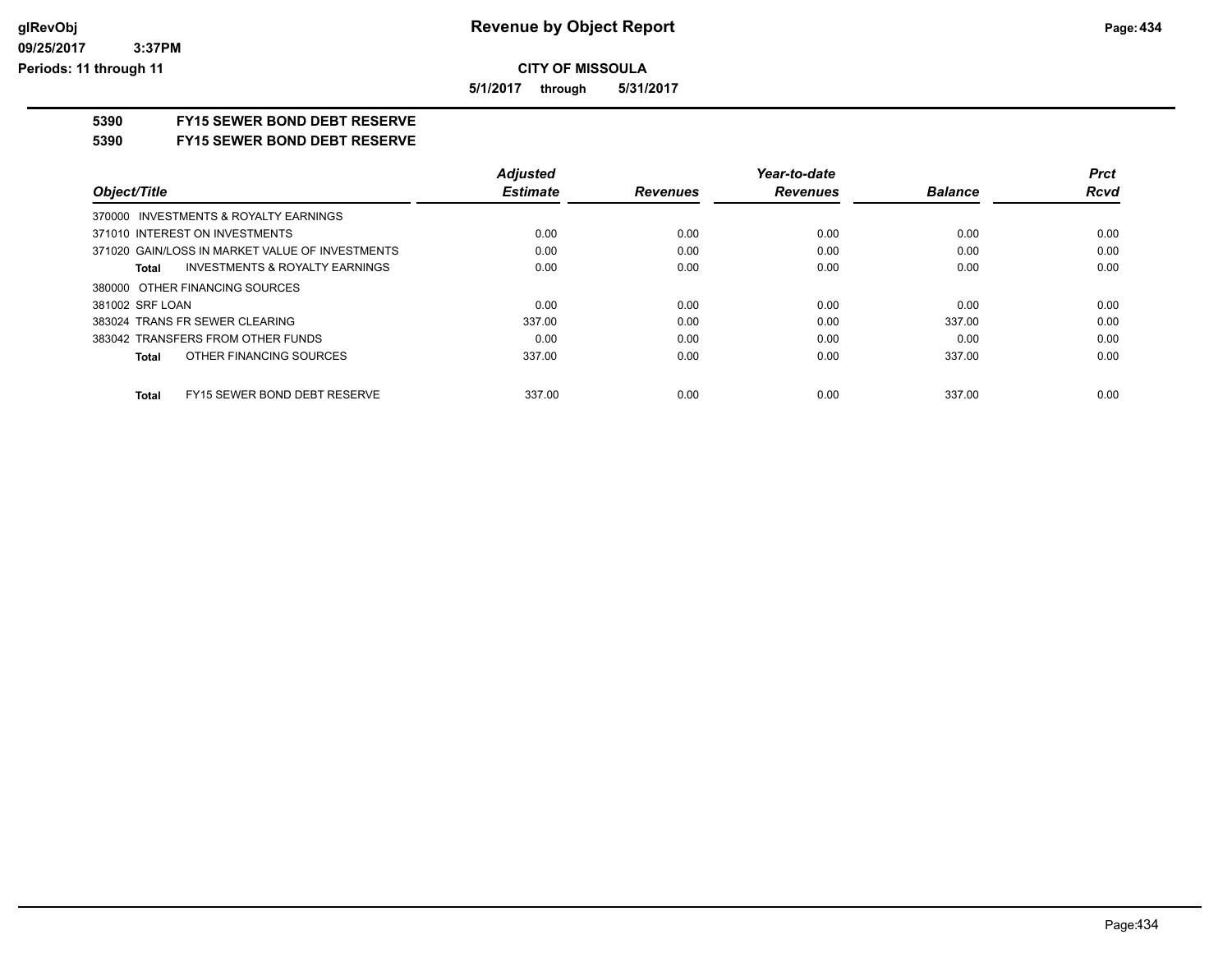**CITY OF MISSOULA**

**5/1/2017 through 5/31/2017**

**5390 FY15 SEWER BOND DEBT RESERVE**

**5390 FY15 SEWER BOND DEBT RESERVE**

| Object/Title | Adjusted Estimate | Revenues | Year-to-date Revenues | Balance | Prct Rcvd |
|---|---|---|---|---|---|
| 370000 INVESTMENTS & ROYALTY EARNINGS | | | | | |
| 371010 INTEREST ON INVESTMENTS | 0.00 | 0.00 | 0.00 | 0.00 | 0.00 |
| 371020 GAIN/LOSS IN MARKET VALUE OF INVESTMENTS | 0.00 | 0.00 | 0.00 | 0.00 | 0.00 |
| **Total** INVESTMENTS & ROYALTY EARNINGS | 0.00 | 0.00 | 0.00 | 0.00 | 0.00 |
| 380000 OTHER FINANCING SOURCES | | | | | |
| 381002 SRF LOAN | 0.00 | 0.00 | 0.00 | 0.00 | 0.00 |
| 383024 TRANS FR SEWER CLEARING | 337.00 | 0.00 | 0.00 | 337.00 | 0.00 |
| 383042 TRANSFERS FROM OTHER FUNDS | 0.00 | 0.00 | 0.00 | 0.00 | 0.00 |
| **Total** OTHER FINANCING SOURCES | 337.00 | 0.00 | 0.00 | 337.00 | 0.00 |
| **Total** FY15 SEWER BOND DEBT RESERVE | 337.00 | 0.00 | 0.00 | 337.00 | 0.00 |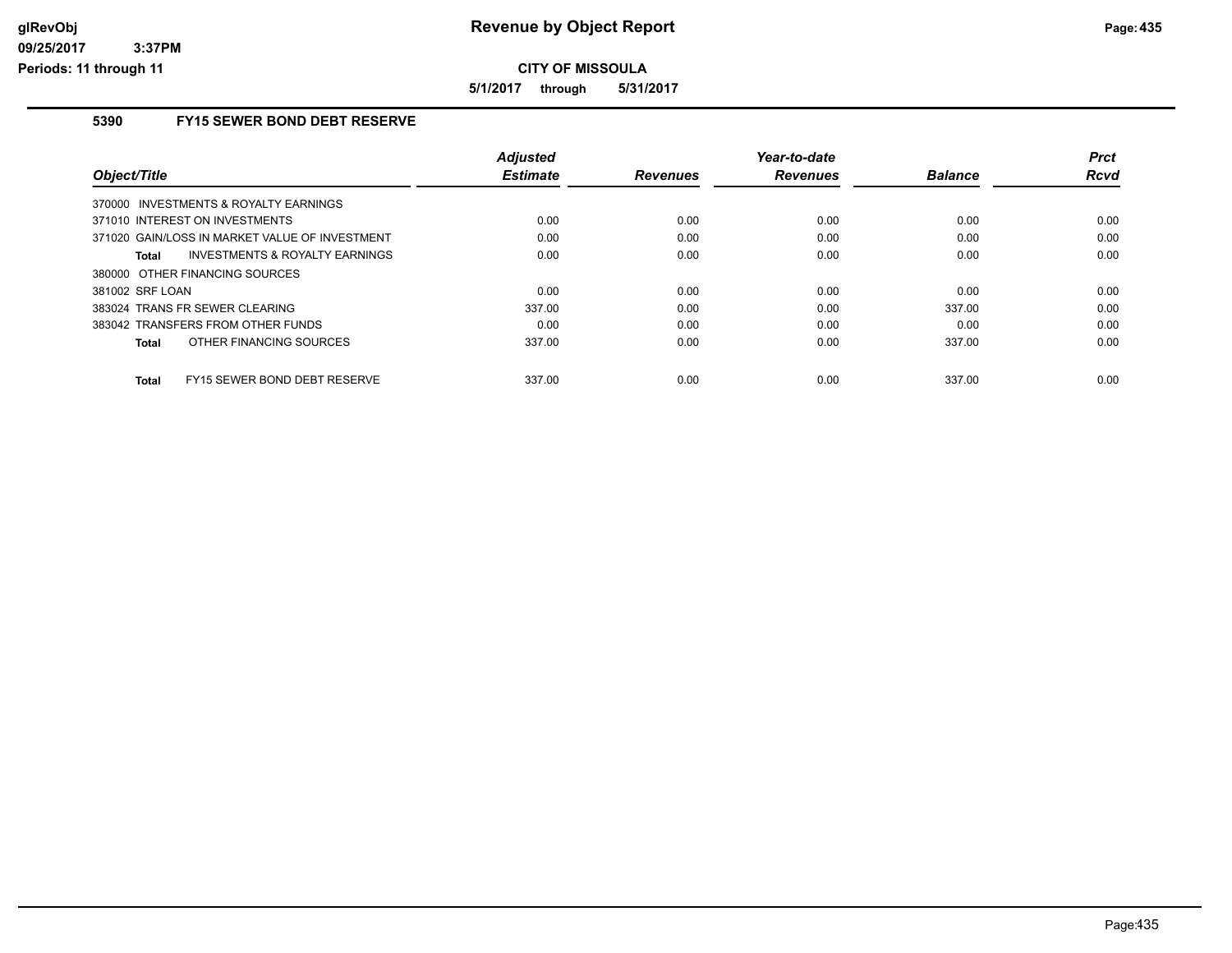**CITY OF MISSOULA**

**5/1/2017 through 5/31/2017**

## 5390 FY15 SEWER BOND DEBT RESERVE

| Object/Title | Adjusted Estimate | Revenues | Year-to-date Revenues | Balance | Prct Rcvd |
|---|---|---|---|---|---|
| 370000 INVESTMENTS & ROYALTY EARNINGS | | | | | |
| 371010 INTEREST ON INVESTMENTS | 0.00 | 0.00 | 0.00 | 0.00 | 0.00 |
| 371020 GAIN/LOSS IN MARKET VALUE OF INVESTMENT | 0.00 | 0.00 | 0.00 | 0.00 | 0.00 |
| **Total** INVESTMENTS & ROYALTY EARNINGS | 0.00 | 0.00 | 0.00 | 0.00 | 0.00 |
| 380000 OTHER FINANCING SOURCES | | | | | |
| 381002 SRF LOAN | 0.00 | 0.00 | 0.00 | 0.00 | 0.00 |
| 383024 TRANS FR SEWER CLEARING | 337.00 | 0.00 | 0.00 | 337.00 | 0.00 |
| 383042 TRANSFERS FROM OTHER FUNDS | 0.00 | 0.00 | 0.00 | 0.00 | 0.00 |
| **Total** OTHER FINANCING SOURCES | 337.00 | 0.00 | 0.00 | 337.00 | 0.00 |
| **Total** FY15 SEWER BOND DEBT RESERVE | 337.00 | 0.00 | 0.00 | 337.00 | 0.00 |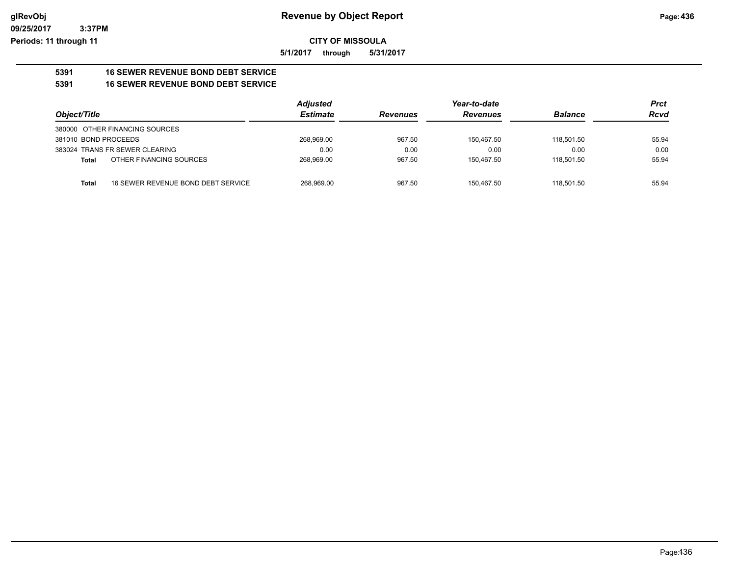# Revenue by Object Report

**CITY OF MISSOULA**

**5/1/2017 through 5/31/2017**

glRevObj
09/25/2017 3:37PM
Periods: 11 through 11

## 5391 16 SEWER REVENUE BOND DEBT SERVICE

## 5391 16 SEWER REVENUE BOND DEBT SERVICE

| Object/Title | | Adjusted Estimate | Revenues | Year-to-date Revenues | Balance | Prct Rcvd |
|---|---|---|---|---|---|---|
| 380000 OTHER FINANCING SOURCES | | | | | | |
| 381010 BOND PROCEEDS | | 268,969.00 | 967.50 | 150,467.50 | 118,501.50 | 55.94 |
| 383024 TRANS FR SEWER CLEARING | | 0.00 | 0.00 | 0.00 | 0.00 | 0.00 |
| **Total** | OTHER FINANCING SOURCES | 268,969.00 | 967.50 | 150,467.50 | 118,501.50 | 55.94 |
| | | | | | | |
| **Total** | 16 SEWER REVENUE BOND DEBT SERVICE | 268,969.00 | 967.50 | 150,467.50 | 118,501.50 | 55.94 |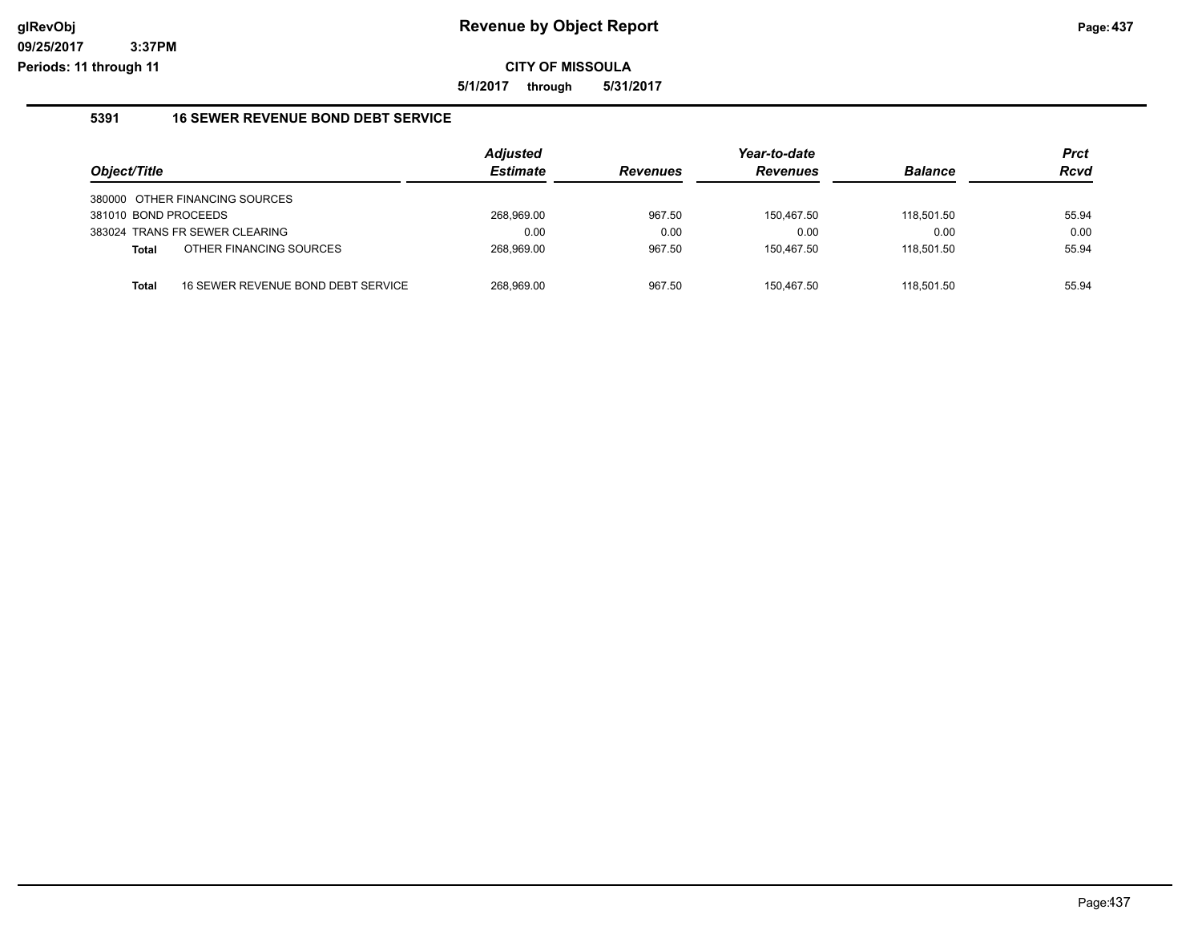# Revenue by Object Report

**CITY OF MISSOULA**

**5/1/2017 through 5/31/2017**

glRevObj
09/25/2017 3:37PM
Periods: 11 through 11

### 5391 16 SEWER REVENUE BOND DEBT SERVICE

| Object/Title | | Adjusted Estimate | Revenues | Year-to-date Revenues | Balance | Prct Rcvd |
|---|---|---|---|---|---|---|
| 380000 OTHER FINANCING SOURCES | | | | | | |
| 381010 BOND PROCEEDS | | 268,969.00 | 967.50 | 150,467.50 | 118,501.50 | 55.94 |
| 383024 TRANS FR SEWER CLEARING | | 0.00 | 0.00 | 0.00 | 0.00 | 0.00 |
| **Total** | OTHER FINANCING SOURCES | 268,969.00 | 967.50 | 150,467.50 | 118,501.50 | 55.94 |
| **Total** | 16 SEWER REVENUE BOND DEBT SERVICE | 268,969.00 | 967.50 | 150,467.50 | 118,501.50 | 55.94 |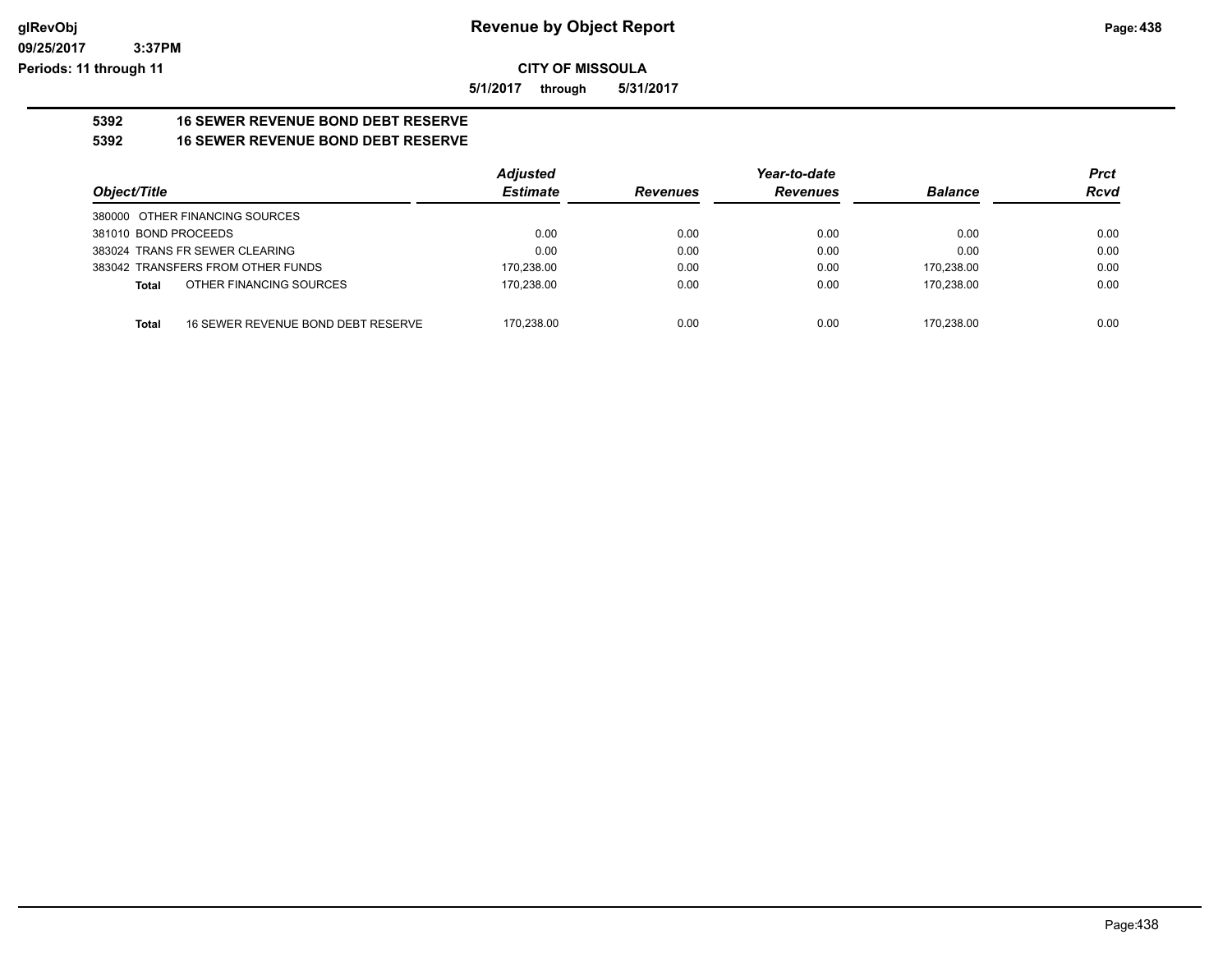# Revenue by Object Report

**CITY OF MISSOULA**

**5/1/2017 through 5/31/2017**

glRevObj
09/25/2017 3:37PM
Periods: 11 through 11

## 5392 16 SEWER REVENUE BOND DEBT RESERVE

## 5392 16 SEWER REVENUE BOND DEBT RESERVE

| Object/Title | Adjusted Estimate | Revenues | Year-to-date Revenues | Balance | Prct Rcvd |
|---|---|---|---|---|---|
| 380000 OTHER FINANCING SOURCES | | | | | |
| 381010 BOND PROCEEDS | 0.00 | 0.00 | 0.00 | 0.00 | 0.00 |
| 383024 TRANS FR SEWER CLEARING | 0.00 | 0.00 | 0.00 | 0.00 | 0.00 |
| 383042 TRANSFERS FROM OTHER FUNDS | 170,238.00 | 0.00 | 0.00 | 170,238.00 | 0.00 |
| **Total** OTHER FINANCING SOURCES | 170,238.00 | 0.00 | 0.00 | 170,238.00 | 0.00 |
| **Total** 16 SEWER REVENUE BOND DEBT RESERVE | 170,238.00 | 0.00 | 0.00 | 170,238.00 | 0.00 |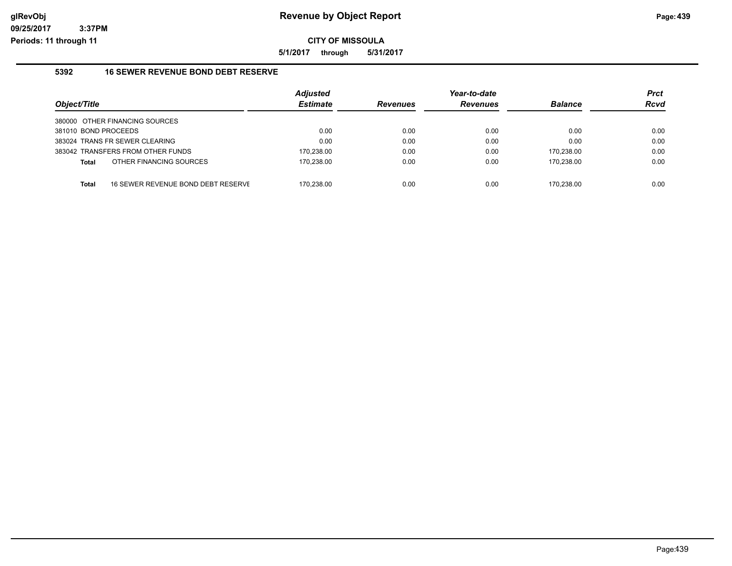# Revenue by Object Report

## CITY OF MISSOULA

**5/1/2017 through 5/31/2017**

### 5392 16 SEWER REVENUE BOND DEBT RESERVE

| Object/Title | Adjusted Estimate | Revenues | Year-to-date Revenues | Balance | Prct Rcvd |
|---|---|---|---|---|---|
| 380000 OTHER FINANCING SOURCES | | | | | |
| 381010 BOND PROCEEDS | 0.00 | 0.00 | 0.00 | 0.00 | 0.00 |
| 383024 TRANS FR SEWER CLEARING | 0.00 | 0.00 | 0.00 | 0.00 | 0.00 |
| 383042 TRANSFERS FROM OTHER FUNDS | 170,238.00 | 0.00 | 0.00 | 170,238.00 | 0.00 |
| **Total** OTHER FINANCING SOURCES | 170,238.00 | 0.00 | 0.00 | 170,238.00 | 0.00 |
| **Total** 16 SEWER REVENUE BOND DEBT RESERVE | 170,238.00 | 0.00 | 0.00 | 170,238.00 | 0.00 |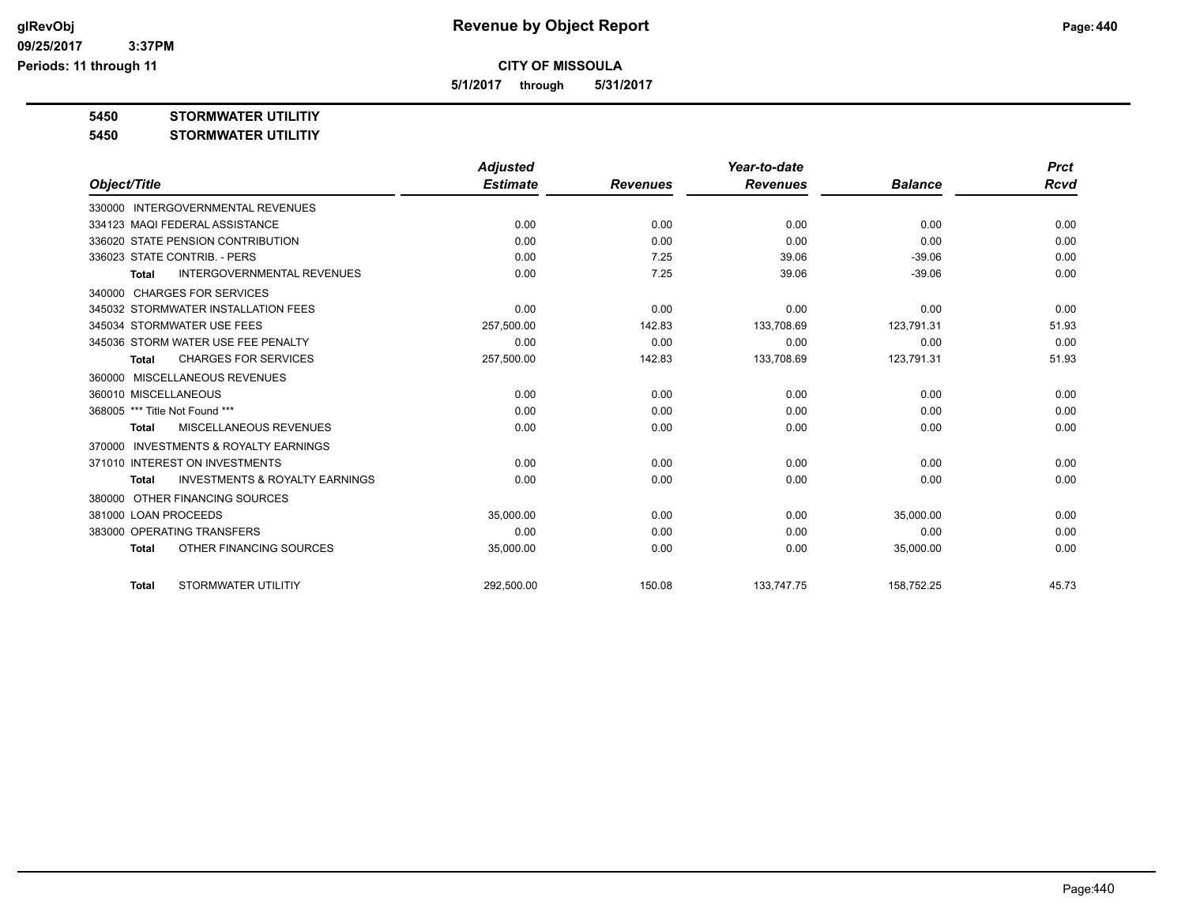# Revenue by Object Report

**CITY OF MISSOULA**

**5/1/2017 through 5/31/2017**

glRevObj
09/25/2017 3:37PM
Periods: 11 through 11

**5450 STORMWATER UTILITIY**

**5450 STORMWATER UTILITIY**

| Object/Title | Adjusted Estimate | Revenues | Year-to-date Revenues | Balance | Prct Rcvd |
|---|---|---|---|---|---|
| 330000 INTERGOVERNMENTAL REVENUES | | | | | |
| 334123 MAQI FEDERAL ASSISTANCE | 0.00 | 0.00 | 0.00 | 0.00 | 0.00 |
| 336020 STATE PENSION CONTRIBUTION | 0.00 | 0.00 | 0.00 | 0.00 | 0.00 |
| 336023 STATE CONTRIB. - PERS | 0.00 | 7.25 | 39.06 | -39.06 | 0.00 |
| **Total** INTERGOVERNMENTAL REVENUES | 0.00 | 7.25 | 39.06 | -39.06 | 0.00 |
| 340000 CHARGES FOR SERVICES | | | | | |
| 345032 STORMWATER INSTALLATION FEES | 0.00 | 0.00 | 0.00 | 0.00 | 0.00 |
| 345034 STORMWATER USE FEES | 257,500.00 | 142.83 | 133,708.69 | 123,791.31 | 51.93 |
| 345036 STORM WATER USE FEE PENALTY | 0.00 | 0.00 | 0.00 | 0.00 | 0.00 |
| **Total** CHARGES FOR SERVICES | 257,500.00 | 142.83 | 133,708.69 | 123,791.31 | 51.93 |
| 360000 MISCELLANEOUS REVENUES | | | | | |
| 360010 MISCELLANEOUS | 0.00 | 0.00 | 0.00 | 0.00 | 0.00 |
| 368005 *** Title Not Found *** | 0.00 | 0.00 | 0.00 | 0.00 | 0.00 |
| **Total** MISCELLANEOUS REVENUES | 0.00 | 0.00 | 0.00 | 0.00 | 0.00 |
| 370000 INVESTMENTS & ROYALTY EARNINGS | | | | | |
| 371010 INTEREST ON INVESTMENTS | 0.00 | 0.00 | 0.00 | 0.00 | 0.00 |
| **Total** INVESTMENTS & ROYALTY EARNINGS | 0.00 | 0.00 | 0.00 | 0.00 | 0.00 |
| 380000 OTHER FINANCING SOURCES | | | | | |
| 381000 LOAN PROCEEDS | 35,000.00 | 0.00 | 0.00 | 35,000.00 | 0.00 |
| 383000 OPERATING TRANSFERS | 0.00 | 0.00 | 0.00 | 0.00 | 0.00 |
| **Total** OTHER FINANCING SOURCES | 35,000.00 | 0.00 | 0.00 | 35,000.00 | 0.00 |
| **Total** STORMWATER UTILITIY | 292,500.00 | 150.08 | 133,747.75 | 158,752.25 | 45.73 |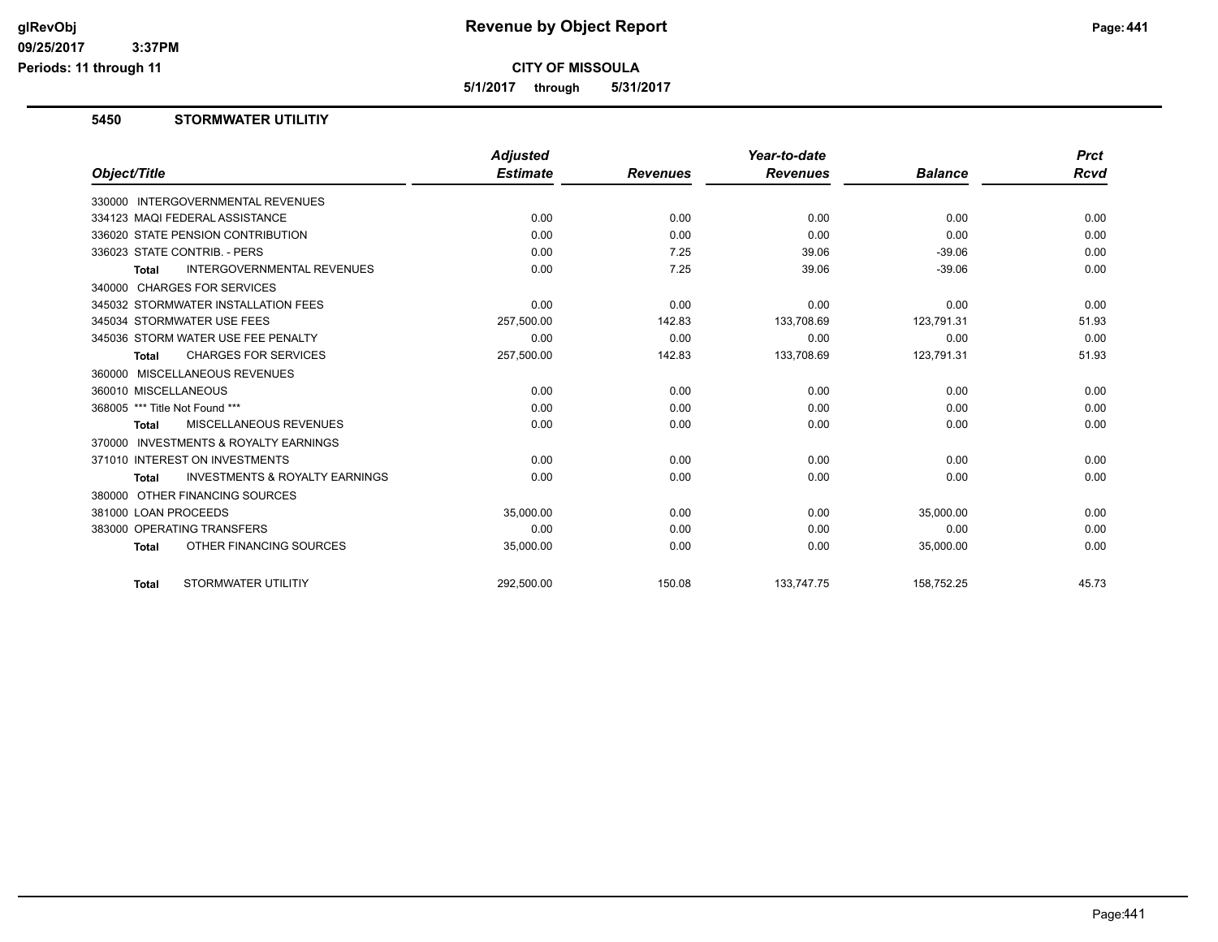**CITY OF MISSOULA**

**5/1/2017 through 5/31/2017**

## 5450 STORMWATER UTILITIY

| Object/Title | Adjusted Estimate | Revenues | Year-to-date Revenues | Balance | Prct Rcvd |
|---|---|---|---|---|---|
| 330000 INTERGOVERNMENTAL REVENUES | | | | | |
| 334123 MAQI FEDERAL ASSISTANCE | 0.00 | 0.00 | 0.00 | 0.00 | 0.00 |
| 336020 STATE PENSION CONTRIBUTION | 0.00 | 0.00 | 0.00 | 0.00 | 0.00 |
| 336023 STATE CONTRIB. - PERS | 0.00 | 7.25 | 39.06 | -39.06 | 0.00 |
| **Total** INTERGOVERNMENTAL REVENUES | 0.00 | 7.25 | 39.06 | -39.06 | 0.00 |
| 340000 CHARGES FOR SERVICES | | | | | |
| 345032 STORMWATER INSTALLATION FEES | 0.00 | 0.00 | 0.00 | 0.00 | 0.00 |
| 345034 STORMWATER USE FEES | 257,500.00 | 142.83 | 133,708.69 | 123,791.31 | 51.93 |
| 345036 STORM WATER USE FEE PENALTY | 0.00 | 0.00 | 0.00 | 0.00 | 0.00 |
| **Total** CHARGES FOR SERVICES | 257,500.00 | 142.83 | 133,708.69 | 123,791.31 | 51.93 |
| 360000 MISCELLANEOUS REVENUES | | | | | |
| 360010 MISCELLANEOUS | 0.00 | 0.00 | 0.00 | 0.00 | 0.00 |
| 368005 *** Title Not Found *** | 0.00 | 0.00 | 0.00 | 0.00 | 0.00 |
| **Total** MISCELLANEOUS REVENUES | 0.00 | 0.00 | 0.00 | 0.00 | 0.00 |
| 370000 INVESTMENTS & ROYALTY EARNINGS | | | | | |
| 371010 INTEREST ON INVESTMENTS | 0.00 | 0.00 | 0.00 | 0.00 | 0.00 |
| **Total** INVESTMENTS & ROYALTY EARNINGS | 0.00 | 0.00 | 0.00 | 0.00 | 0.00 |
| 380000 OTHER FINANCING SOURCES | | | | | |
| 381000 LOAN PROCEEDS | 35,000.00 | 0.00 | 0.00 | 35,000.00 | 0.00 |
| 383000 OPERATING TRANSFERS | 0.00 | 0.00 | 0.00 | 0.00 | 0.00 |
| **Total** OTHER FINANCING SOURCES | 35,000.00 | 0.00 | 0.00 | 35,000.00 | 0.00 |
| **Total** STORMWATER UTILITIY | 292,500.00 | 150.08 | 133,747.75 | 158,752.25 | 45.73 |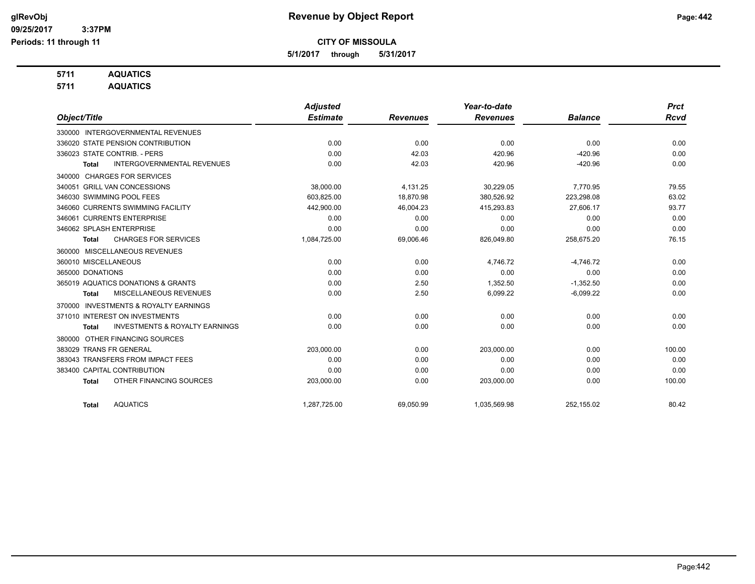# Revenue by Object Report

**CITY OF MISSOULA**

**5/1/2017 through 5/31/2017**

glRevObj
09/25/2017 3:37PM
Periods: 11 through 11

**5711 AQUATICS**

**5711 AQUATICS**

| Object/Title | Adjusted Estimate | Revenues | Year-to-date Revenues | Balance | Prct Rcvd |
|---|---|---|---|---|---|
| 330000 INTERGOVERNMENTAL REVENUES | | | | | |
| 336020 STATE PENSION CONTRIBUTION | 0.00 | 0.00 | 0.00 | 0.00 | 0.00 |
| 336023 STATE CONTRIB. - PERS | 0.00 | 42.03 | 420.96 | -420.96 | 0.00 |
| **Total** INTERGOVERNMENTAL REVENUES | 0.00 | 42.03 | 420.96 | -420.96 | 0.00 |
| 340000 CHARGES FOR SERVICES | | | | | |
| 340051 GRILL VAN CONCESSIONS | 38,000.00 | 4,131.25 | 30,229.05 | 7,770.95 | 79.55 |
| 346030 SWIMMING POOL FEES | 603,825.00 | 18,870.98 | 380,526.92 | 223,298.08 | 63.02 |
| 346060 CURRENTS SWIMMING FACILITY | 442,900.00 | 46,004.23 | 415,293.83 | 27,606.17 | 93.77 |
| 346061 CURRENTS ENTERPRISE | 0.00 | 0.00 | 0.00 | 0.00 | 0.00 |
| 346062 SPLASH ENTERPRISE | 0.00 | 0.00 | 0.00 | 0.00 | 0.00 |
| **Total** CHARGES FOR SERVICES | 1,084,725.00 | 69,006.46 | 826,049.80 | 258,675.20 | 76.15 |
| 360000 MISCELLANEOUS REVENUES | | | | | |
| 360010 MISCELLANEOUS | 0.00 | 0.00 | 4,746.72 | -4,746.72 | 0.00 |
| 365000 DONATIONS | 0.00 | 0.00 | 0.00 | 0.00 | 0.00 |
| 365019 AQUATICS DONATIONS & GRANTS | 0.00 | 2.50 | 1,352.50 | -1,352.50 | 0.00 |
| **Total** MISCELLANEOUS REVENUES | 0.00 | 2.50 | 6,099.22 | -6,099.22 | 0.00 |
| 370000 INVESTMENTS & ROYALTY EARNINGS | | | | | |
| 371010 INTEREST ON INVESTMENTS | 0.00 | 0.00 | 0.00 | 0.00 | 0.00 |
| **Total** INVESTMENTS & ROYALTY EARNINGS | 0.00 | 0.00 | 0.00 | 0.00 | 0.00 |
| 380000 OTHER FINANCING SOURCES | | | | | |
| 383029 TRANS FR GENERAL | 203,000.00 | 0.00 | 203,000.00 | 0.00 | 100.00 |
| 383043 TRANSFERS FROM IMPACT FEES | 0.00 | 0.00 | 0.00 | 0.00 | 0.00 |
| 383400 CAPITAL CONTRIBUTION | 0.00 | 0.00 | 0.00 | 0.00 | 0.00 |
| **Total** OTHER FINANCING SOURCES | 203,000.00 | 0.00 | 203,000.00 | 0.00 | 100.00 |
| **Total** AQUATICS | 1,287,725.00 | 69,050.99 | 1,035,569.98 | 252,155.02 | 80.42 |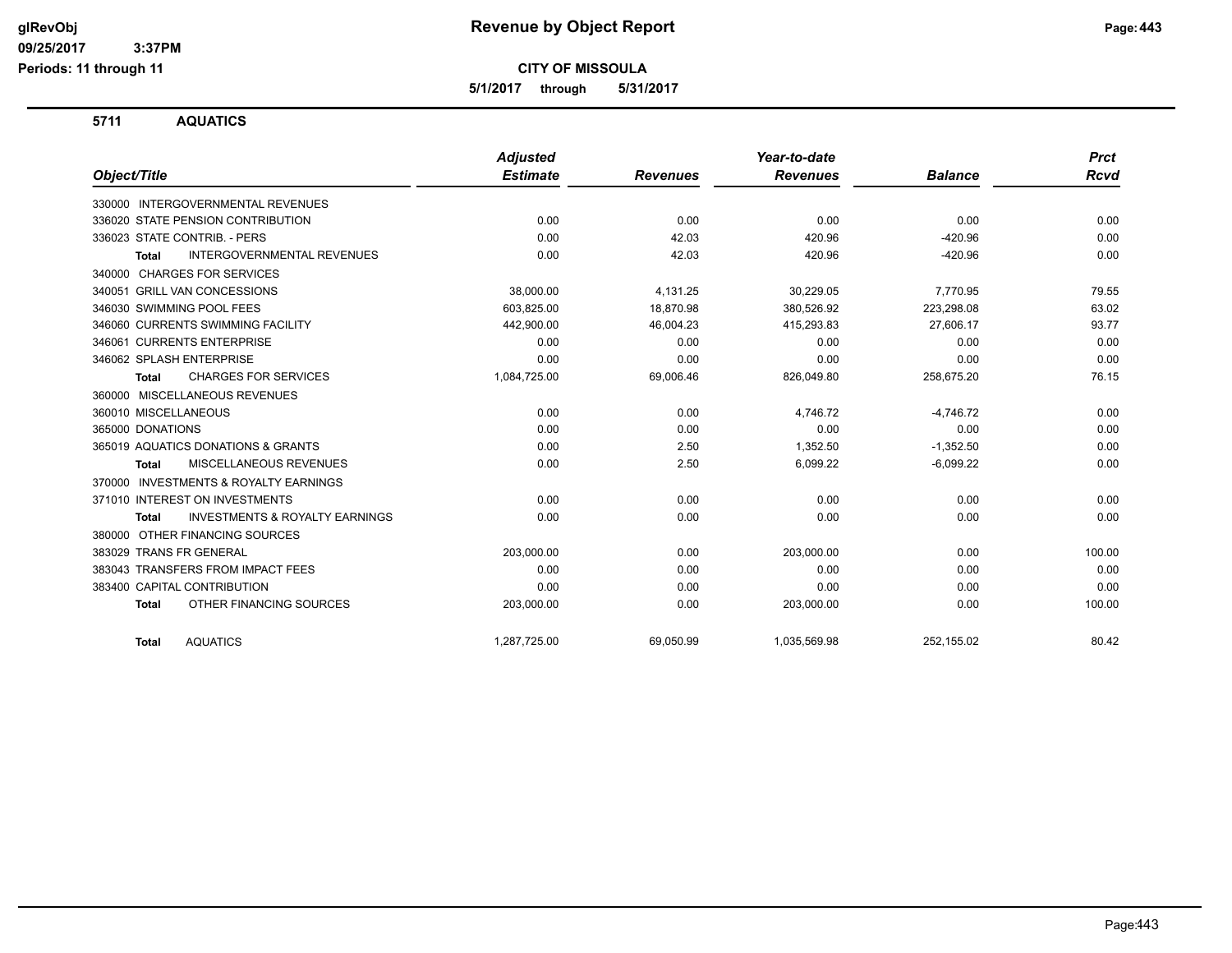# Revenue by Object Report

**CITY OF MISSOULA**

**5/1/2017 through 5/31/2017**

glRevObj
09/25/2017 3:37PM
Periods: 11 through 11

## 5711 AQUATICS

| Object/Title | Adjusted Estimate | Revenues | Year-to-date Revenues | Balance | Prct Rcvd |
|---|---|---|---|---|---|
| 330000 INTERGOVERNMENTAL REVENUES | | | | | |
| 336020 STATE PENSION CONTRIBUTION | 0.00 | 0.00 | 0.00 | 0.00 | 0.00 |
| 336023 STATE CONTRIB. - PERS | 0.00 | 42.03 | 420.96 | -420.96 | 0.00 |
| **Total** INTERGOVERNMENTAL REVENUES | 0.00 | 42.03 | 420.96 | -420.96 | 0.00 |
| 340000 CHARGES FOR SERVICES | | | | | |
| 340051 GRILL VAN CONCESSIONS | 38,000.00 | 4,131.25 | 30,229.05 | 7,770.95 | 79.55 |
| 346030 SWIMMING POOL FEES | 603,825.00 | 18,870.98 | 380,526.92 | 223,298.08 | 63.02 |
| 346060 CURRENTS SWIMMING FACILITY | 442,900.00 | 46,004.23 | 415,293.83 | 27,606.17 | 93.77 |
| 346061 CURRENTS ENTERPRISE | 0.00 | 0.00 | 0.00 | 0.00 | 0.00 |
| 346062 SPLASH ENTERPRISE | 0.00 | 0.00 | 0.00 | 0.00 | 0.00 |
| **Total** CHARGES FOR SERVICES | 1,084,725.00 | 69,006.46 | 826,049.80 | 258,675.20 | 76.15 |
| 360000 MISCELLANEOUS REVENUES | | | | | |
| 360010 MISCELLANEOUS | 0.00 | 0.00 | 4,746.72 | -4,746.72 | 0.00 |
| 365000 DONATIONS | 0.00 | 0.00 | 0.00 | 0.00 | 0.00 |
| 365019 AQUATICS DONATIONS & GRANTS | 0.00 | 2.50 | 1,352.50 | -1,352.50 | 0.00 |
| **Total** MISCELLANEOUS REVENUES | 0.00 | 2.50 | 6,099.22 | -6,099.22 | 0.00 |
| 370000 INVESTMENTS & ROYALTY EARNINGS | | | | | |
| 371010 INTEREST ON INVESTMENTS | 0.00 | 0.00 | 0.00 | 0.00 | 0.00 |
| **Total** INVESTMENTS & ROYALTY EARNINGS | 0.00 | 0.00 | 0.00 | 0.00 | 0.00 |
| 380000 OTHER FINANCING SOURCES | | | | | |
| 383029 TRANS FR GENERAL | 203,000.00 | 0.00 | 203,000.00 | 0.00 | 100.00 |
| 383043 TRANSFERS FROM IMPACT FEES | 0.00 | 0.00 | 0.00 | 0.00 | 0.00 |
| 383400 CAPITAL CONTRIBUTION | 0.00 | 0.00 | 0.00 | 0.00 | 0.00 |
| **Total** OTHER FINANCING SOURCES | 203,000.00 | 0.00 | 203,000.00 | 0.00 | 100.00 |
| **Total** AQUATICS | 1,287,725.00 | 69,050.99 | 1,035,569.98 | 252,155.02 | 80.42 |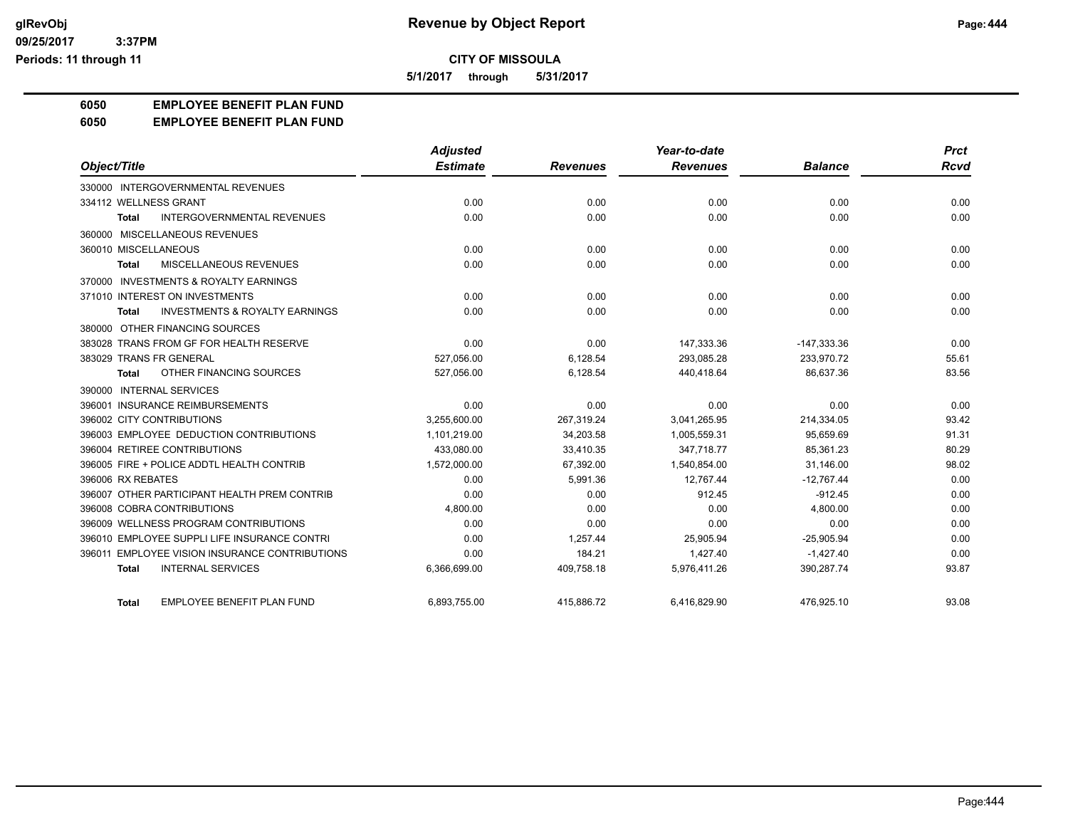**Revenue by Object Report**

**CITY OF MISSOULA**

**5/1/2017 through 5/31/2017**

glRevObj
09/25/2017 3:37PM
Periods: 11 through 11

**6050 EMPLOYEE BENEFIT PLAN FUND**

**6050 EMPLOYEE BENEFIT PLAN FUND**

| Object/Title | Adjusted Estimate | Revenues | Year-to-date Revenues | Balance | Prct Rcvd |
|---|---|---|---|---|---|
| 330000 INTERGOVERNMENTAL REVENUES | | | | | |
| 334112 WELLNESS GRANT | 0.00 | 0.00 | 0.00 | 0.00 | 0.00 |
| Total INTERGOVERNMENTAL REVENUES | 0.00 | 0.00 | 0.00 | 0.00 | 0.00 |
| 360000 MISCELLANEOUS REVENUES | | | | | |
| 360010 MISCELLANEOUS | 0.00 | 0.00 | 0.00 | 0.00 | 0.00 |
| Total MISCELLANEOUS REVENUES | 0.00 | 0.00 | 0.00 | 0.00 | 0.00 |
| 370000 INVESTMENTS & ROYALTY EARNINGS | | | | | |
| 371010 INTEREST ON INVESTMENTS | 0.00 | 0.00 | 0.00 | 0.00 | 0.00 |
| Total INVESTMENTS & ROYALTY EARNINGS | 0.00 | 0.00 | 0.00 | 0.00 | 0.00 |
| 380000 OTHER FINANCING SOURCES | | | | | |
| 383028 TRANS FROM GF FOR HEALTH RESERVE | 0.00 | 0.00 | 147,333.36 | -147,333.36 | 0.00 |
| 383029 TRANS FR GENERAL | 527,056.00 | 6,128.54 | 293,085.28 | 233,970.72 | 55.61 |
| Total OTHER FINANCING SOURCES | 527,056.00 | 6,128.54 | 440,418.64 | 86,637.36 | 83.56 |
| 390000 INTERNAL SERVICES | | | | | |
| 396001 INSURANCE REIMBURSEMENTS | 0.00 | 0.00 | 0.00 | 0.00 | 0.00 |
| 396002 CITY CONTRIBUTIONS | 3,255,600.00 | 267,319.24 | 3,041,265.95 | 214,334.05 | 93.42 |
| 396003 EMPLOYEE DEDUCTION CONTRIBUTIONS | 1,101,219.00 | 34,203.58 | 1,005,559.31 | 95,659.69 | 91.31 |
| 396004 RETIREE CONTRIBUTIONS | 433,080.00 | 33,410.35 | 347,718.77 | 85,361.23 | 80.29 |
| 396005 FIRE + POLICE ADDTL HEALTH CONTRIB | 1,572,000.00 | 67,392.00 | 1,540,854.00 | 31,146.00 | 98.02 |
| 396006 RX REBATES | 0.00 | 5,991.36 | 12,767.44 | -12,767.44 | 0.00 |
| 396007 OTHER PARTICIPANT HEALTH PREM CONTRIB | 0.00 | 0.00 | 912.45 | -912.45 | 0.00 |
| 396008 COBRA CONTRIBUTIONS | 4,800.00 | 0.00 | 0.00 | 4,800.00 | 0.00 |
| 396009 WELLNESS PROGRAM CONTRIBUTIONS | 0.00 | 0.00 | 0.00 | 0.00 | 0.00 |
| 396010 EMPLOYEE SUPPLI LIFE INSURANCE CONTRI | 0.00 | 1,257.44 | 25,905.94 | -25,905.94 | 0.00 |
| 396011 EMPLOYEE VISION INSURANCE CONTRIBUTIONS | 0.00 | 184.21 | 1,427.40 | -1,427.40 | 0.00 |
| Total INTERNAL SERVICES | 6,366,699.00 | 409,758.18 | 5,976,411.26 | 390,287.74 | 93.87 |
| Total EMPLOYEE BENEFIT PLAN FUND | 6,893,755.00 | 415,886.72 | 6,416,829.90 | 476,925.10 | 93.08 |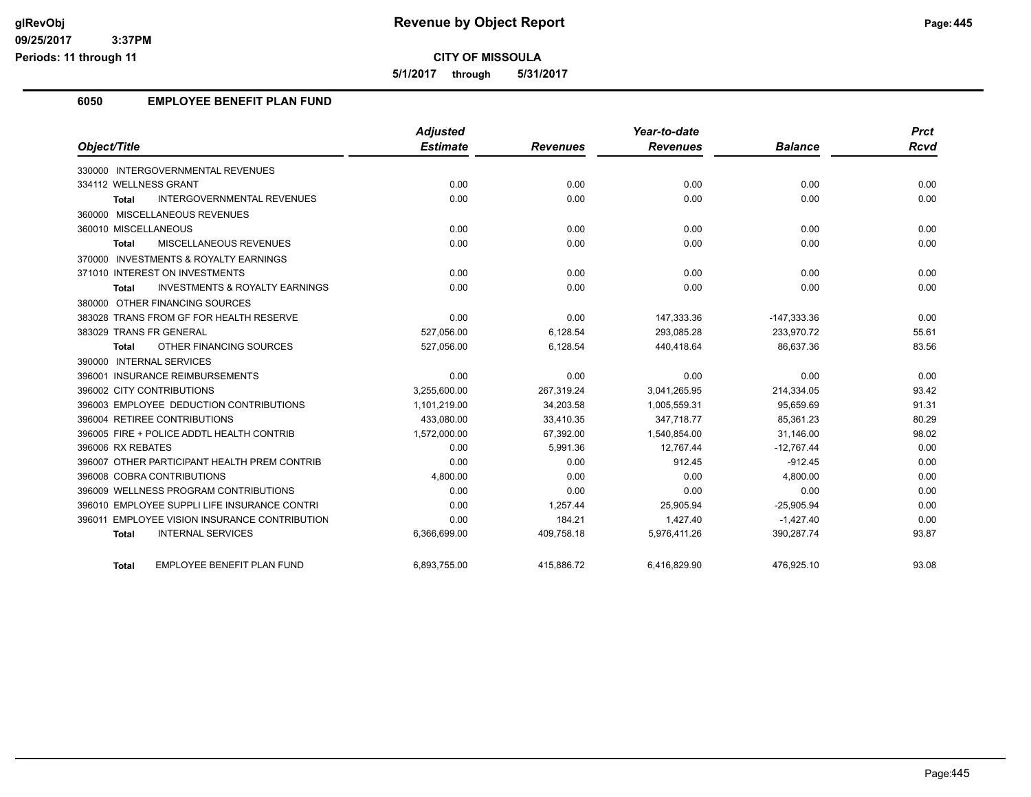**Revenue by Object Report**

**CITY OF MISSOULA**

**5/1/2017 through 5/31/2017**

glRevObj
09/25/2017 3:37PM
Periods: 11 through 11

## 6050 EMPLOYEE BENEFIT PLAN FUND

| Object/Title | Adjusted Estimate | Revenues | Year-to-date Revenues | Balance | Prct Rcvd |
|---|---|---|---|---|---|
| 330000 INTERGOVERNMENTAL REVENUES | | | | | |
| 334112 WELLNESS GRANT | 0.00 | 0.00 | 0.00 | 0.00 | 0.00 |
| **Total** INTERGOVERNMENTAL REVENUES | 0.00 | 0.00 | 0.00 | 0.00 | 0.00 |
| 360000 MISCELLANEOUS REVENUES | | | | | |
| 360010 MISCELLANEOUS | 0.00 | 0.00 | 0.00 | 0.00 | 0.00 |
| **Total** MISCELLANEOUS REVENUES | 0.00 | 0.00 | 0.00 | 0.00 | 0.00 |
| 370000 INVESTMENTS & ROYALTY EARNINGS | | | | | |
| 371010 INTEREST ON INVESTMENTS | 0.00 | 0.00 | 0.00 | 0.00 | 0.00 |
| **Total** INVESTMENTS & ROYALTY EARNINGS | 0.00 | 0.00 | 0.00 | 0.00 | 0.00 |
| 380000 OTHER FINANCING SOURCES | | | | | |
| 383028 TRANS FROM GF FOR HEALTH RESERVE | 0.00 | 0.00 | 147,333.36 | -147,333.36 | 0.00 |
| 383029 TRANS FR GENERAL | 527,056.00 | 6,128.54 | 293,085.28 | 233,970.72 | 55.61 |
| **Total** OTHER FINANCING SOURCES | 527,056.00 | 6,128.54 | 440,418.64 | 86,637.36 | 83.56 |
| 390000 INTERNAL SERVICES | | | | | |
| 396001 INSURANCE REIMBURSEMENTS | 0.00 | 0.00 | 0.00 | 0.00 | 0.00 |
| 396002 CITY CONTRIBUTIONS | 3,255,600.00 | 267,319.24 | 3,041,265.95 | 214,334.05 | 93.42 |
| 396003 EMPLOYEE DEDUCTION CONTRIBUTIONS | 1,101,219.00 | 34,203.58 | 1,005,559.31 | 95,659.69 | 91.31 |
| 396004 RETIREE CONTRIBUTIONS | 433,080.00 | 33,410.35 | 347,718.77 | 85,361.23 | 80.29 |
| 396005 FIRE + POLICE ADDTL HEALTH CONTRIB | 1,572,000.00 | 67,392.00 | 1,540,854.00 | 31,146.00 | 98.02 |
| 396006 RX REBATES | 0.00 | 5,991.36 | 12,767.44 | -12,767.44 | 0.00 |
| 396007 OTHER PARTICIPANT HEALTH PREM CONTRIB | 0.00 | 0.00 | 912.45 | -912.45 | 0.00 |
| 396008 COBRA CONTRIBUTIONS | 4,800.00 | 0.00 | 0.00 | 4,800.00 | 0.00 |
| 396009 WELLNESS PROGRAM CONTRIBUTIONS | 0.00 | 0.00 | 0.00 | 0.00 | 0.00 |
| 396010 EMPLOYEE SUPPLI LIFE INSURANCE CONTRI | 0.00 | 1,257.44 | 25,905.94 | -25,905.94 | 0.00 |
| 396011 EMPLOYEE VISION INSURANCE CONTRIBUTION | 0.00 | 184.21 | 1,427.40 | -1,427.40 | 0.00 |
| **Total** INTERNAL SERVICES | 6,366,699.00 | 409,758.18 | 5,976,411.26 | 390,287.74 | 93.87 |
| **Total** EMPLOYEE BENEFIT PLAN FUND | 6,893,755.00 | 415,886.72 | 6,416,829.90 | 476,925.10 | 93.08 |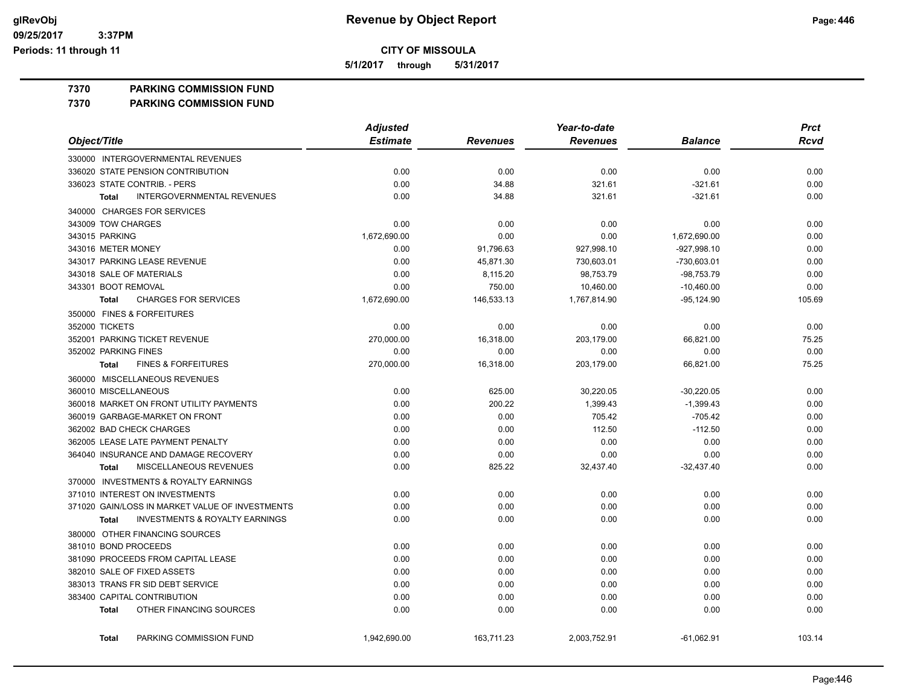# Revenue by Object Report

**CITY OF MISSOULA**

**5/1/2017 through 5/31/2017**

glRevObj
09/25/2017 3:37PM
Periods: 11 through 11

## 7370 PARKING COMMISSION FUND
## 7370 PARKING COMMISSION FUND

| Object/Title | Adjusted Estimate | Revenues | Year-to-date Revenues | Balance | Prct Rcvd |
|---|---|---|---|---|---|
| 330000 INTERGOVERNMENTAL REVENUES | | | | | |
| 336020 STATE PENSION CONTRIBUTION | 0.00 | 0.00 | 0.00 | 0.00 | 0.00 |
| 336023 STATE CONTRIB. - PERS | 0.00 | 34.88 | 321.61 | -321.61 | 0.00 |
| **Total** INTERGOVERNMENTAL REVENUES | 0.00 | 34.88 | 321.61 | -321.61 | 0.00 |
| 340000 CHARGES FOR SERVICES | | | | | |
| 343009 TOW CHARGES | 0.00 | 0.00 | 0.00 | 0.00 | 0.00 |
| 343015 PARKING | 1,672,690.00 | 0.00 | 0.00 | 1,672,690.00 | 0.00 |
| 343016 METER MONEY | 0.00 | 91,796.63 | 927,998.10 | -927,998.10 | 0.00 |
| 343017 PARKING LEASE REVENUE | 0.00 | 45,871.30 | 730,603.01 | -730,603.01 | 0.00 |
| 343018 SALE OF MATERIALS | 0.00 | 8,115.20 | 98,753.79 | -98,753.79 | 0.00 |
| 343301 BOOT REMOVAL | 0.00 | 750.00 | 10,460.00 | -10,460.00 | 0.00 |
| **Total** CHARGES FOR SERVICES | 1,672,690.00 | 146,533.13 | 1,767,814.90 | -95,124.90 | 105.69 |
| 350000 FINES & FORFEITURES | | | | | |
| 352000 TICKETS | 0.00 | 0.00 | 0.00 | 0.00 | 0.00 |
| 352001 PARKING TICKET REVENUE | 270,000.00 | 16,318.00 | 203,179.00 | 66,821.00 | 75.25 |
| 352002 PARKING FINES | 0.00 | 0.00 | 0.00 | 0.00 | 0.00 |
| **Total** FINES & FORFEITURES | 270,000.00 | 16,318.00 | 203,179.00 | 66,821.00 | 75.25 |
| 360000 MISCELLANEOUS REVENUES | | | | | |
| 360010 MISCELLANEOUS | 0.00 | 625.00 | 30,220.05 | -30,220.05 | 0.00 |
| 360018 MARKET ON FRONT UTILITY PAYMENTS | 0.00 | 200.22 | 1,399.43 | -1,399.43 | 0.00 |
| 360019 GARBAGE-MARKET ON FRONT | 0.00 | 0.00 | 705.42 | -705.42 | 0.00 |
| 362002 BAD CHECK CHARGES | 0.00 | 0.00 | 112.50 | -112.50 | 0.00 |
| 362005 LEASE LATE PAYMENT PENALTY | 0.00 | 0.00 | 0.00 | 0.00 | 0.00 |
| 364040 INSURANCE AND DAMAGE RECOVERY | 0.00 | 0.00 | 0.00 | 0.00 | 0.00 |
| **Total** MISCELLANEOUS REVENUES | 0.00 | 825.22 | 32,437.40 | -32,437.40 | 0.00 |
| 370000 INVESTMENTS & ROYALTY EARNINGS | | | | | |
| 371010 INTEREST ON INVESTMENTS | 0.00 | 0.00 | 0.00 | 0.00 | 0.00 |
| 371020 GAIN/LOSS IN MARKET VALUE OF INVESTMENTS | 0.00 | 0.00 | 0.00 | 0.00 | 0.00 |
| **Total** INVESTMENTS & ROYALTY EARNINGS | 0.00 | 0.00 | 0.00 | 0.00 | 0.00 |
| 380000 OTHER FINANCING SOURCES | | | | | |
| 381010 BOND PROCEEDS | 0.00 | 0.00 | 0.00 | 0.00 | 0.00 |
| 381090 PROCEEDS FROM CAPITAL LEASE | 0.00 | 0.00 | 0.00 | 0.00 | 0.00 |
| 382010 SALE OF FIXED ASSETS | 0.00 | 0.00 | 0.00 | 0.00 | 0.00 |
| 383013 TRANS FR SID DEBT SERVICE | 0.00 | 0.00 | 0.00 | 0.00 | 0.00 |
| 383400 CAPITAL CONTRIBUTION | 0.00 | 0.00 | 0.00 | 0.00 | 0.00 |
| **Total** OTHER FINANCING SOURCES | 0.00 | 0.00 | 0.00 | 0.00 | 0.00 |
| **Total** PARKING COMMISSION FUND | 1,942,690.00 | 163,711.23 | 2,003,752.91 | -61,062.91 | 103.14 |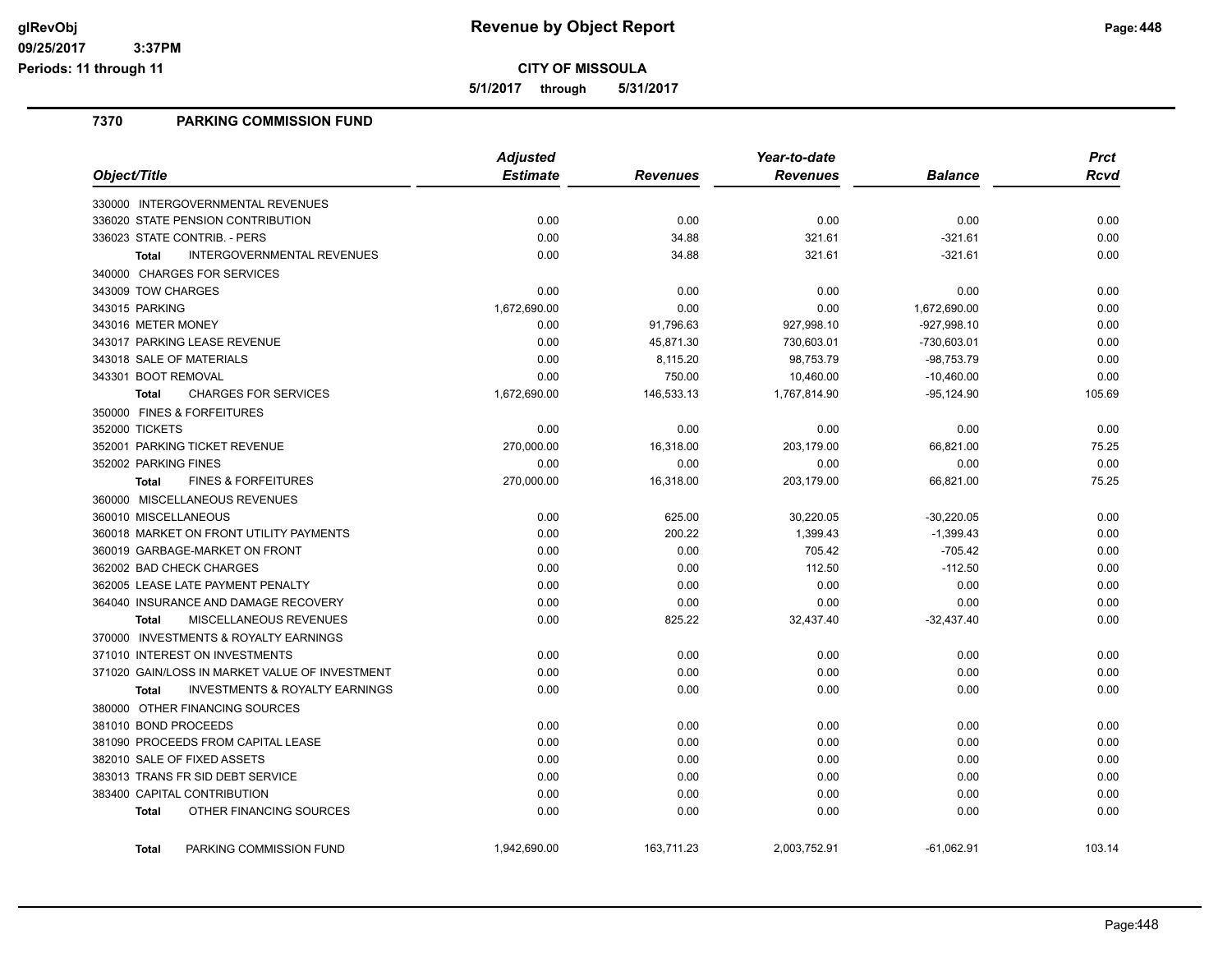# Revenue by Object Report

**CITY OF MISSOULA**

**5/1/2017 through 5/31/2017**

glRevObj
09/25/2017 3:37PM
Periods: 11 through 11

## 7370 PARKING COMMISSION FUND

| Object/Title | Adjusted Estimate | Revenues | Year-to-date Revenues | Balance | Prct Rcvd |
|---|---|---|---|---|---|
| 330000 INTERGOVERNMENTAL REVENUES | | | | | |
| 336020 STATE PENSION CONTRIBUTION | 0.00 | 0.00 | 0.00 | 0.00 | 0.00 |
| 336023 STATE CONTRIB. - PERS | 0.00 | 34.88 | 321.61 | -321.61 | 0.00 |
| **Total** INTERGOVERNMENTAL REVENUES | 0.00 | 34.88 | 321.61 | -321.61 | 0.00 |
| 340000 CHARGES FOR SERVICES | | | | | |
| 343009 TOW CHARGES | 0.00 | 0.00 | 0.00 | 0.00 | 0.00 |
| 343015 PARKING | 1,672,690.00 | 0.00 | 0.00 | 1,672,690.00 | 0.00 |
| 343016 METER MONEY | 0.00 | 91,796.63 | 927,998.10 | -927,998.10 | 0.00 |
| 343017 PARKING LEASE REVENUE | 0.00 | 45,871.30 | 730,603.01 | -730,603.01 | 0.00 |
| 343018 SALE OF MATERIALS | 0.00 | 8,115.20 | 98,753.79 | -98,753.79 | 0.00 |
| 343301 BOOT REMOVAL | 0.00 | 750.00 | 10,460.00 | -10,460.00 | 0.00 |
| **Total** CHARGES FOR SERVICES | 1,672,690.00 | 146,533.13 | 1,767,814.90 | -95,124.90 | 105.69 |
| 350000 FINES & FORFEITURES | | | | | |
| 352000 TICKETS | 0.00 | 0.00 | 0.00 | 0.00 | 0.00 |
| 352001 PARKING TICKET REVENUE | 270,000.00 | 16,318.00 | 203,179.00 | 66,821.00 | 75.25 |
| 352002 PARKING FINES | 0.00 | 0.00 | 0.00 | 0.00 | 0.00 |
| **Total** FINES & FORFEITURES | 270,000.00 | 16,318.00 | 203,179.00 | 66,821.00 | 75.25 |
| 360000 MISCELLANEOUS REVENUES | | | | | |
| 360010 MISCELLANEOUS | 0.00 | 625.00 | 30,220.05 | -30,220.05 | 0.00 |
| 360018 MARKET ON FRONT UTILITY PAYMENTS | 0.00 | 200.22 | 1,399.43 | -1,399.43 | 0.00 |
| 360019 GARBAGE-MARKET ON FRONT | 0.00 | 0.00 | 705.42 | -705.42 | 0.00 |
| 362002 BAD CHECK CHARGES | 0.00 | 0.00 | 112.50 | -112.50 | 0.00 |
| 362005 LEASE LATE PAYMENT PENALTY | 0.00 | 0.00 | 0.00 | 0.00 | 0.00 |
| 364040 INSURANCE AND DAMAGE RECOVERY | 0.00 | 0.00 | 0.00 | 0.00 | 0.00 |
| **Total** MISCELLANEOUS REVENUES | 0.00 | 825.22 | 32,437.40 | -32,437.40 | 0.00 |
| 370000 INVESTMENTS & ROYALTY EARNINGS | | | | | |
| 371010 INTEREST ON INVESTMENTS | 0.00 | 0.00 | 0.00 | 0.00 | 0.00 |
| 371020 GAIN/LOSS IN MARKET VALUE OF INVESTMENT | 0.00 | 0.00 | 0.00 | 0.00 | 0.00 |
| **Total** INVESTMENTS & ROYALTY EARNINGS | 0.00 | 0.00 | 0.00 | 0.00 | 0.00 |
| 380000 OTHER FINANCING SOURCES | | | | | |
| 381010 BOND PROCEEDS | 0.00 | 0.00 | 0.00 | 0.00 | 0.00 |
| 381090 PROCEEDS FROM CAPITAL LEASE | 0.00 | 0.00 | 0.00 | 0.00 | 0.00 |
| 382010 SALE OF FIXED ASSETS | 0.00 | 0.00 | 0.00 | 0.00 | 0.00 |
| 383013 TRANS FR SID DEBT SERVICE | 0.00 | 0.00 | 0.00 | 0.00 | 0.00 |
| 383400 CAPITAL CONTRIBUTION | 0.00 | 0.00 | 0.00 | 0.00 | 0.00 |
| **Total** OTHER FINANCING SOURCES | 0.00 | 0.00 | 0.00 | 0.00 | 0.00 |
| **Total** PARKING COMMISSION FUND | 1,942,690.00 | 163,711.23 | 2,003,752.91 | -61,062.91 | 103.14 |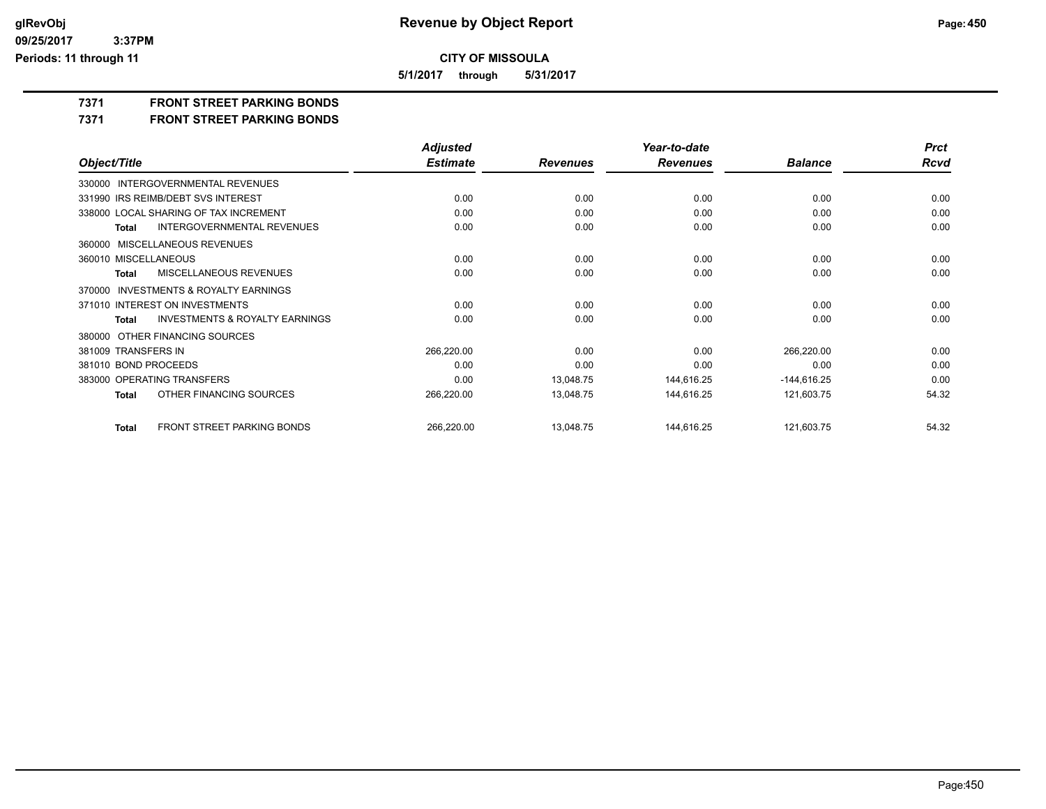# Revenue by Object Report

**CITY OF MISSOULA**

**5/1/2017 through 5/31/2017**

glRevObj
09/25/2017 3:37PM
Periods: 11 through 11

## 7371 FRONT STREET PARKING BONDS

## 7371 FRONT STREET PARKING BONDS

| Object/Title | Adjusted Estimate | Revenues | Year-to-date Revenues | Balance | Prct Rcvd |
|---|---|---|---|---|---|
| 330000 INTERGOVERNMENTAL REVENUES | | | | | |
| 331990 IRS REIMB/DEBT SVS INTEREST | 0.00 | 0.00 | 0.00 | 0.00 | 0.00 |
| 338000 LOCAL SHARING OF TAX INCREMENT | 0.00 | 0.00 | 0.00 | 0.00 | 0.00 |
| **Total** INTERGOVERNMENTAL REVENUES | 0.00 | 0.00 | 0.00 | 0.00 | 0.00 |
| 360000 MISCELLANEOUS REVENUES | | | | | |
| 360010 MISCELLANEOUS | 0.00 | 0.00 | 0.00 | 0.00 | 0.00 |
| **Total** MISCELLANEOUS REVENUES | 0.00 | 0.00 | 0.00 | 0.00 | 0.00 |
| 370000 INVESTMENTS & ROYALTY EARNINGS | | | | | |
| 371010 INTEREST ON INVESTMENTS | 0.00 | 0.00 | 0.00 | 0.00 | 0.00 |
| **Total** INVESTMENTS & ROYALTY EARNINGS | 0.00 | 0.00 | 0.00 | 0.00 | 0.00 |
| 380000 OTHER FINANCING SOURCES | | | | | |
| 381009 TRANSFERS IN | 266,220.00 | 0.00 | 0.00 | 266,220.00 | 0.00 |
| 381010 BOND PROCEEDS | 0.00 | 0.00 | 0.00 | 0.00 | 0.00 |
| 383000 OPERATING TRANSFERS | 0.00 | 13,048.75 | 144,616.25 | -144,616.25 | 0.00 |
| **Total** OTHER FINANCING SOURCES | 266,220.00 | 13,048.75 | 144,616.25 | 121,603.75 | 54.32 |
| **Total** FRONT STREET PARKING BONDS | 266,220.00 | 13,048.75 | 144,616.25 | 121,603.75 | 54.32 |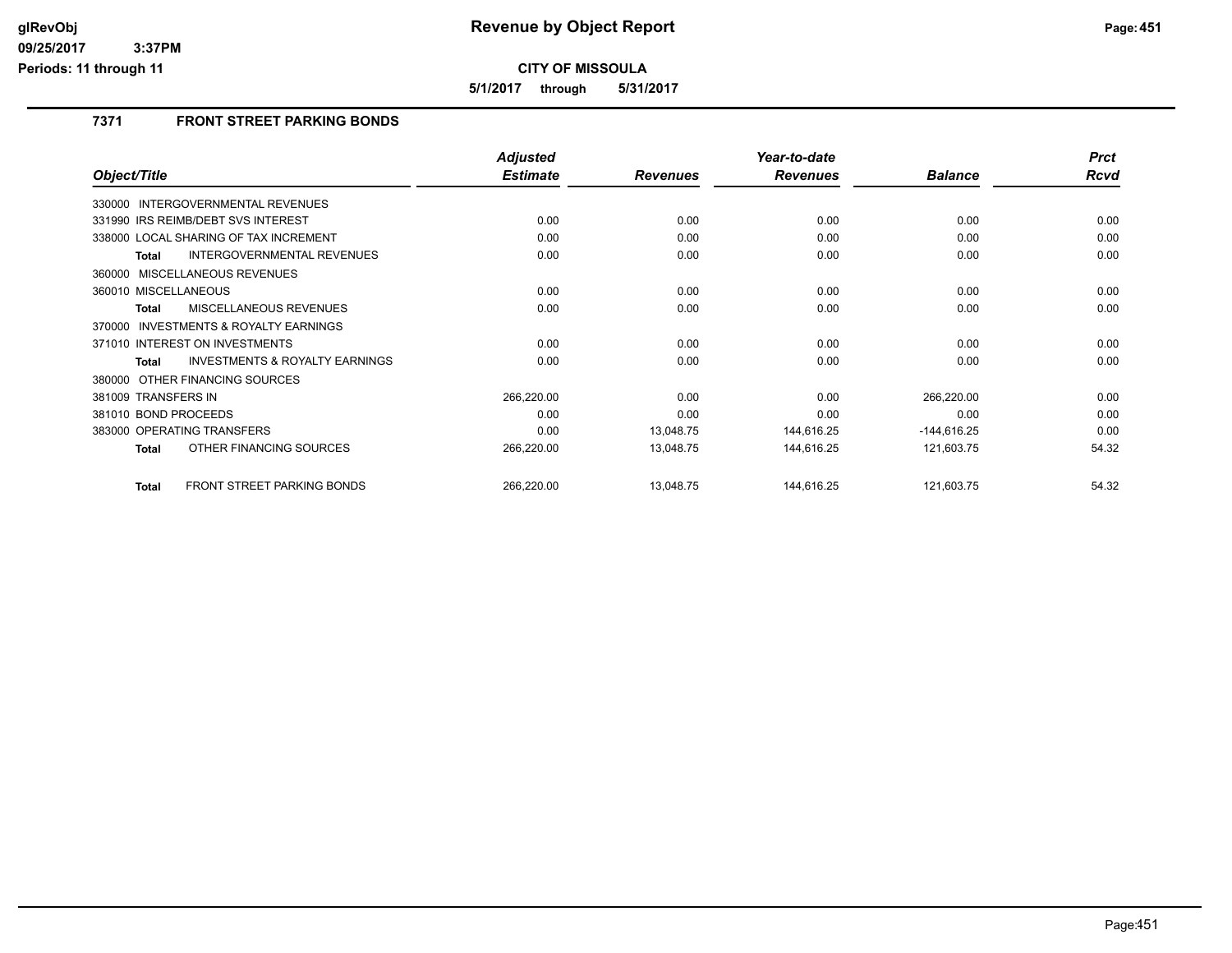**CITY OF MISSOULA**

**5/1/2017 through 5/31/2017**

## 7371 FRONT STREET PARKING BONDS

| Object/Title | Adjusted Estimate | Revenues | Year-to-date Revenues | Balance | Prct Rcvd |
|---|---|---|---|---|---|
| 330000 INTERGOVERNMENTAL REVENUES | | | | | |
| 331990 IRS REIMB/DEBT SVS INTEREST | 0.00 | 0.00 | 0.00 | 0.00 | 0.00 |
| 338000 LOCAL SHARING OF TAX INCREMENT | 0.00 | 0.00 | 0.00 | 0.00 | 0.00 |
| **Total** INTERGOVERNMENTAL REVENUES | 0.00 | 0.00 | 0.00 | 0.00 | 0.00 |
| 360000 MISCELLANEOUS REVENUES | | | | | |
| 360010 MISCELLANEOUS | 0.00 | 0.00 | 0.00 | 0.00 | 0.00 |
| **Total** MISCELLANEOUS REVENUES | 0.00 | 0.00 | 0.00 | 0.00 | 0.00 |
| 370000 INVESTMENTS & ROYALTY EARNINGS | | | | | |
| 371010 INTEREST ON INVESTMENTS | 0.00 | 0.00 | 0.00 | 0.00 | 0.00 |
| **Total** INVESTMENTS & ROYALTY EARNINGS | 0.00 | 0.00 | 0.00 | 0.00 | 0.00 |
| 380000 OTHER FINANCING SOURCES | | | | | |
| 381009 TRANSFERS IN | 266,220.00 | 0.00 | 0.00 | 266,220.00 | 0.00 |
| 381010 BOND PROCEEDS | 0.00 | 0.00 | 0.00 | 0.00 | 0.00 |
| 383000 OPERATING TRANSFERS | 0.00 | 13,048.75 | 144,616.25 | -144,616.25 | 0.00 |
| **Total** OTHER FINANCING SOURCES | 266,220.00 | 13,048.75 | 144,616.25 | 121,603.75 | 54.32 |
| **Total** FRONT STREET PARKING BONDS | 266,220.00 | 13,048.75 | 144,616.25 | 121,603.75 | 54.32 |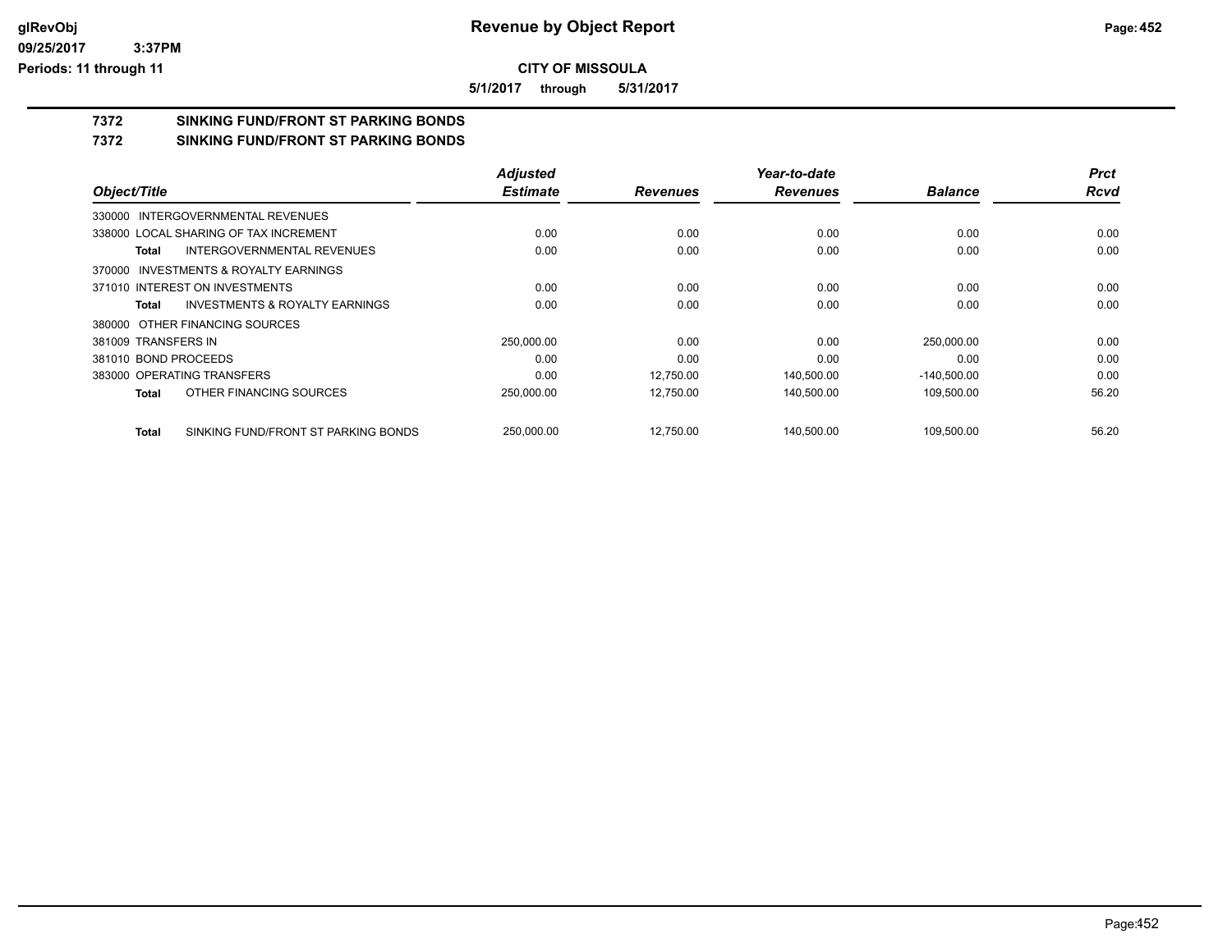**CITY OF MISSOULA**

**5/1/2017 through 5/31/2017**

## 7372 SINKING FUND/FRONT ST PARKING BONDS

## 7372 SINKING FUND/FRONT ST PARKING BONDS

| Object/Title | Adjusted Estimate | Revenues | Year-to-date Revenues | Balance | Prct Rcvd |
|---|---|---|---|---|---|
| 330000 INTERGOVERNMENTAL REVENUES | | | | | |
| 338000 LOCAL SHARING OF TAX INCREMENT | 0.00 | 0.00 | 0.00 | 0.00 | 0.00 |
| **Total** INTERGOVERNMENTAL REVENUES | 0.00 | 0.00 | 0.00 | 0.00 | 0.00 |
| 370000 INVESTMENTS & ROYALTY EARNINGS | | | | | |
| 371010 INTEREST ON INVESTMENTS | 0.00 | 0.00 | 0.00 | 0.00 | 0.00 |
| **Total** INVESTMENTS & ROYALTY EARNINGS | 0.00 | 0.00 | 0.00 | 0.00 | 0.00 |
| 380000 OTHER FINANCING SOURCES | | | | | |
| 381009 TRANSFERS IN | 250,000.00 | 0.00 | 0.00 | 250,000.00 | 0.00 |
| 381010 BOND PROCEEDS | 0.00 | 0.00 | 0.00 | 0.00 | 0.00 |
| 383000 OPERATING TRANSFERS | 0.00 | 12,750.00 | 140,500.00 | -140,500.00 | 0.00 |
| **Total** OTHER FINANCING SOURCES | 250,000.00 | 12,750.00 | 140,500.00 | 109,500.00 | 56.20 |
| **Total** SINKING FUND/FRONT ST PARKING BONDS | 250,000.00 | 12,750.00 | 140,500.00 | 109,500.00 | 56.20 |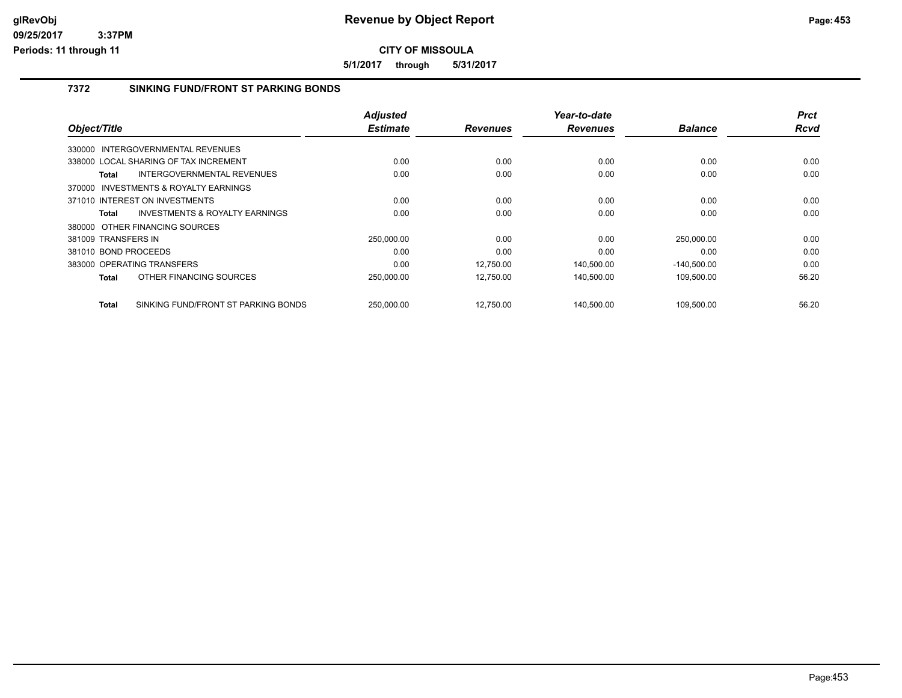# Revenue by Object Report

**CITY OF MISSOULA**

**5/1/2017 through 5/31/2017**

glRevObj
09/25/2017 3:37PM
Periods: 11 through 11

## 7372 SINKING FUND/FRONT ST PARKING BONDS

| Object/Title | Adjusted Estimate | Revenues | Year-to-date Revenues | Balance | Prct Rcvd |
|---|---|---|---|---|---|
| 330000 INTERGOVERNMENTAL REVENUES | | | | | |
| 338000 LOCAL SHARING OF TAX INCREMENT | 0.00 | 0.00 | 0.00 | 0.00 | 0.00 |
| **Total** INTERGOVERNMENTAL REVENUES | 0.00 | 0.00 | 0.00 | 0.00 | 0.00 |
| 370000 INVESTMENTS & ROYALTY EARNINGS | | | | | |
| 371010 INTEREST ON INVESTMENTS | 0.00 | 0.00 | 0.00 | 0.00 | 0.00 |
| **Total** INVESTMENTS & ROYALTY EARNINGS | 0.00 | 0.00 | 0.00 | 0.00 | 0.00 |
| 380000 OTHER FINANCING SOURCES | | | | | |
| 381009 TRANSFERS IN | 250,000.00 | 0.00 | 0.00 | 250,000.00 | 0.00 |
| 381010 BOND PROCEEDS | 0.00 | 0.00 | 0.00 | 0.00 | 0.00 |
| 383000 OPERATING TRANSFERS | 0.00 | 12,750.00 | 140,500.00 | -140,500.00 | 0.00 |
| **Total** OTHER FINANCING SOURCES | 250,000.00 | 12,750.00 | 140,500.00 | 109,500.00 | 56.20 |
| **Total** SINKING FUND/FRONT ST PARKING BONDS | 250,000.00 | 12,750.00 | 140,500.00 | 109,500.00 | 56.20 |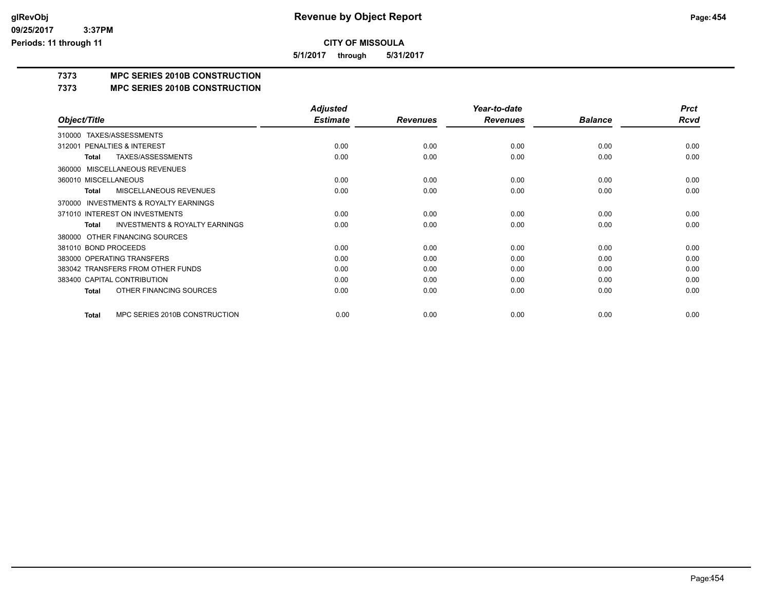**CITY OF MISSOULA**

**5/1/2017 through 5/31/2017**

## 7373 MPC SERIES 2010B CONSTRUCTION

## 7373 MPC SERIES 2010B CONSTRUCTION

| Object/Title | Adjusted Estimate | Revenues | Year-to-date Revenues | Balance | Prct Rcvd |
|---|---|---|---|---|---|
| 310000 TAXES/ASSESSMENTS | | | | | |
| 312001 PENALTIES & INTEREST | 0.00 | 0.00 | 0.00 | 0.00 | 0.00 |
| **Total** TAXES/ASSESSMENTS | 0.00 | 0.00 | 0.00 | 0.00 | 0.00 |
| 360000 MISCELLANEOUS REVENUES | | | | | |
| 360010 MISCELLANEOUS | 0.00 | 0.00 | 0.00 | 0.00 | 0.00 |
| **Total** MISCELLANEOUS REVENUES | 0.00 | 0.00 | 0.00 | 0.00 | 0.00 |
| 370000 INVESTMENTS & ROYALTY EARNINGS | | | | | |
| 371010 INTEREST ON INVESTMENTS | 0.00 | 0.00 | 0.00 | 0.00 | 0.00 |
| **Total** INVESTMENTS & ROYALTY EARNINGS | 0.00 | 0.00 | 0.00 | 0.00 | 0.00 |
| 380000 OTHER FINANCING SOURCES | | | | | |
| 381010 BOND PROCEEDS | 0.00 | 0.00 | 0.00 | 0.00 | 0.00 |
| 383000 OPERATING TRANSFERS | 0.00 | 0.00 | 0.00 | 0.00 | 0.00 |
| 383042 TRANSFERS FROM OTHER FUNDS | 0.00 | 0.00 | 0.00 | 0.00 | 0.00 |
| 383400 CAPITAL CONTRIBUTION | 0.00 | 0.00 | 0.00 | 0.00 | 0.00 |
| **Total** OTHER FINANCING SOURCES | 0.00 | 0.00 | 0.00 | 0.00 | 0.00 |
| **Total** MPC SERIES 2010B CONSTRUCTION | 0.00 | 0.00 | 0.00 | 0.00 | 0.00 |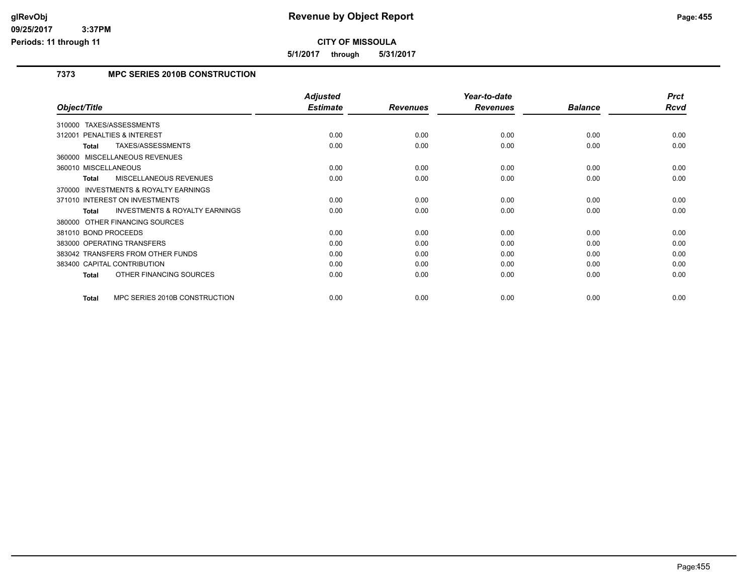# Revenue by Object Report

**CITY OF MISSOULA**

**5/1/2017 through 5/31/2017**

glRevObj
09/25/2017 3:37PM
Periods: 11 through 11

### 7373 MPC SERIES 2010B CONSTRUCTION

| Object/Title | Adjusted Estimate | Revenues | Year-to-date Revenues | Balance | Prct Rcvd |
|---|---|---|---|---|---|
| 310000 TAXES/ASSESSMENTS | | | | | |
| 312001 PENALTIES & INTEREST | 0.00 | 0.00 | 0.00 | 0.00 | 0.00 |
| **Total** TAXES/ASSESSMENTS | 0.00 | 0.00 | 0.00 | 0.00 | 0.00 |
| 360000 MISCELLANEOUS REVENUES | | | | | |
| 360010 MISCELLANEOUS | 0.00 | 0.00 | 0.00 | 0.00 | 0.00 |
| **Total** MISCELLANEOUS REVENUES | 0.00 | 0.00 | 0.00 | 0.00 | 0.00 |
| 370000 INVESTMENTS & ROYALTY EARNINGS | | | | | |
| 371010 INTEREST ON INVESTMENTS | 0.00 | 0.00 | 0.00 | 0.00 | 0.00 |
| **Total** INVESTMENTS & ROYALTY EARNINGS | 0.00 | 0.00 | 0.00 | 0.00 | 0.00 |
| 380000 OTHER FINANCING SOURCES | | | | | |
| 381010 BOND PROCEEDS | 0.00 | 0.00 | 0.00 | 0.00 | 0.00 |
| 383000 OPERATING TRANSFERS | 0.00 | 0.00 | 0.00 | 0.00 | 0.00 |
| 383042 TRANSFERS FROM OTHER FUNDS | 0.00 | 0.00 | 0.00 | 0.00 | 0.00 |
| 383400 CAPITAL CONTRIBUTION | 0.00 | 0.00 | 0.00 | 0.00 | 0.00 |
| **Total** OTHER FINANCING SOURCES | 0.00 | 0.00 | 0.00 | 0.00 | 0.00 |
| **Total** MPC SERIES 2010B CONSTRUCTION | 0.00 | 0.00 | 0.00 | 0.00 | 0.00 |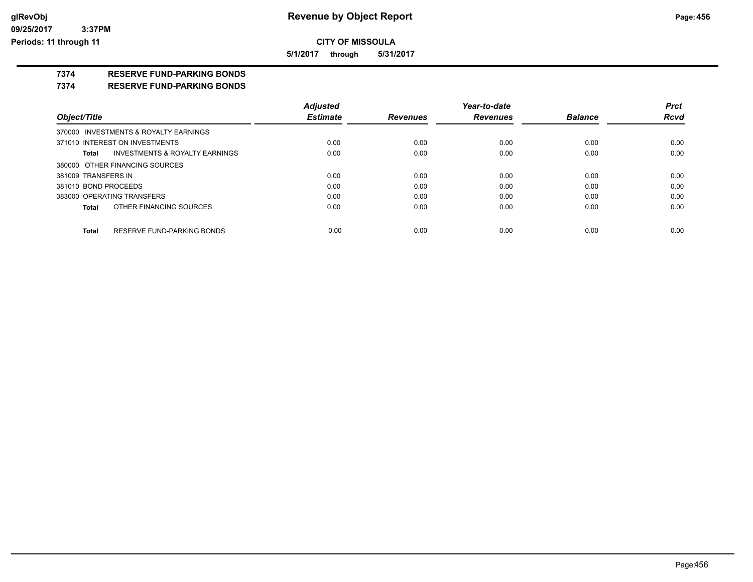glRevObj
09/25/2017 3:37PM
Periods: 11 through 11

# Revenue by Object Report

**CITY OF MISSOULA**

**5/1/2017 through 5/31/2017**

## 7374 RESERVE FUND-PARKING BONDS

## 7374 RESERVE FUND-PARKING BONDS

| Object/Title | Adjusted Estimate | Revenues | Year-to-date Revenues | Balance | Prct Rcvd |
|---|---|---|---|---|---|
| 370000 INVESTMENTS & ROYALTY EARNINGS | | | | | |
| 371010 INTEREST ON INVESTMENTS | 0.00 | 0.00 | 0.00 | 0.00 | 0.00 |
| **Total** INVESTMENTS & ROYALTY EARNINGS | 0.00 | 0.00 | 0.00 | 0.00 | 0.00 |
| 380000 OTHER FINANCING SOURCES | | | | | |
| 381009 TRANSFERS IN | 0.00 | 0.00 | 0.00 | 0.00 | 0.00 |
| 381010 BOND PROCEEDS | 0.00 | 0.00 | 0.00 | 0.00 | 0.00 |
| 383000 OPERATING TRANSFERS | 0.00 | 0.00 | 0.00 | 0.00 | 0.00 |
| **Total** OTHER FINANCING SOURCES | 0.00 | 0.00 | 0.00 | 0.00 | 0.00 |
| **Total** RESERVE FUND-PARKING BONDS | 0.00 | 0.00 | 0.00 | 0.00 | 0.00 |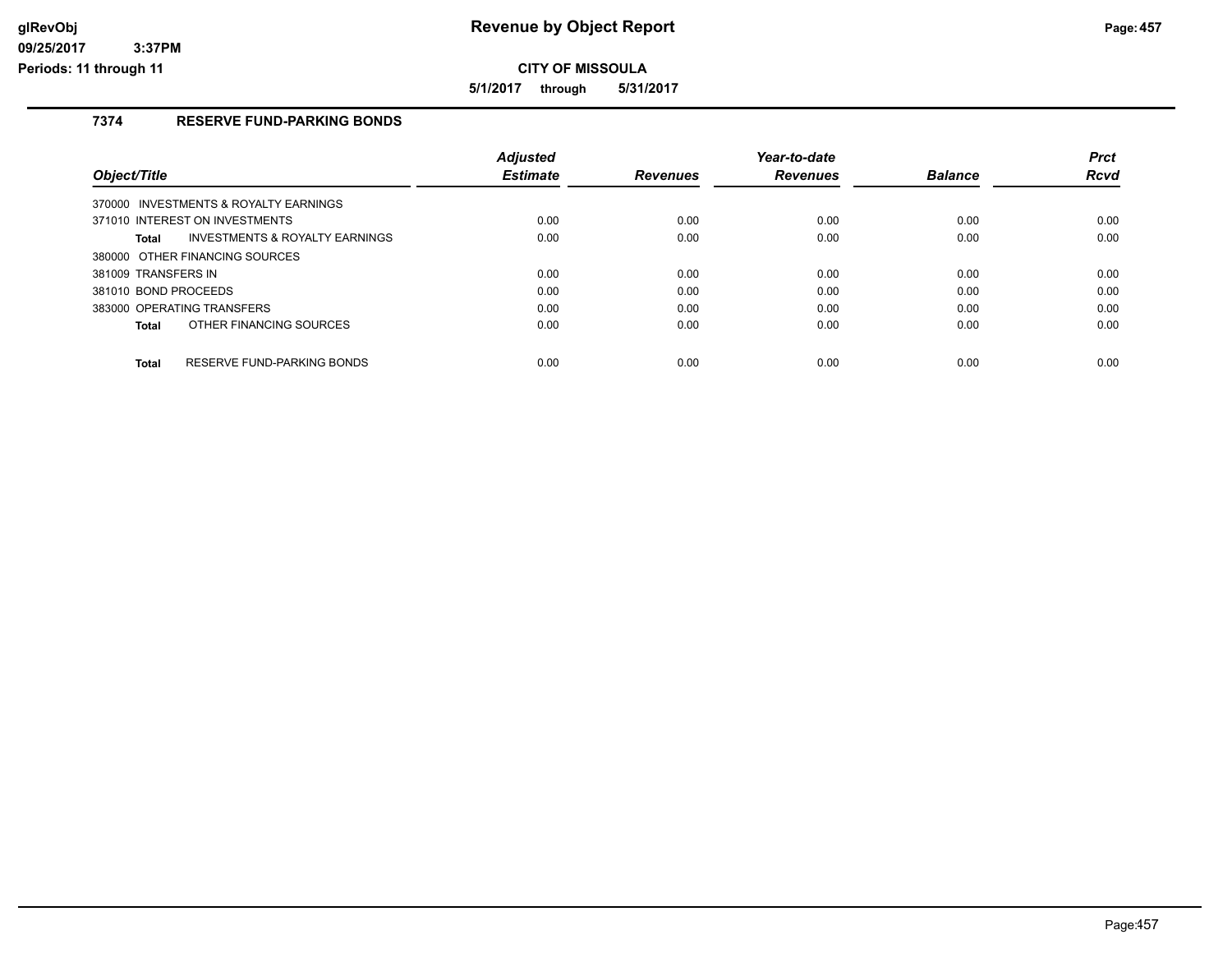**CITY OF MISSOULA**

**5/1/2017 through 5/31/2017**

### 7374 RESERVE FUND-PARKING BONDS

| Object/Title | Adjusted Estimate | Revenues | Year-to-date Revenues | Balance | Prct Rcvd |
|---|---|---|---|---|---|
| 370000 INVESTMENTS & ROYALTY EARNINGS | | | | | |
| 371010 INTEREST ON INVESTMENTS | 0.00 | 0.00 | 0.00 | 0.00 | 0.00 |
| **Total** INVESTMENTS & ROYALTY EARNINGS | 0.00 | 0.00 | 0.00 | 0.00 | 0.00 |
| 380000 OTHER FINANCING SOURCES | | | | | |
| 381009 TRANSFERS IN | 0.00 | 0.00 | 0.00 | 0.00 | 0.00 |
| 381010 BOND PROCEEDS | 0.00 | 0.00 | 0.00 | 0.00 | 0.00 |
| 383000 OPERATING TRANSFERS | 0.00 | 0.00 | 0.00 | 0.00 | 0.00 |
| **Total** OTHER FINANCING SOURCES | 0.00 | 0.00 | 0.00 | 0.00 | 0.00 |
| **Total** RESERVE FUND-PARKING BONDS | 0.00 | 0.00 | 0.00 | 0.00 | 0.00 |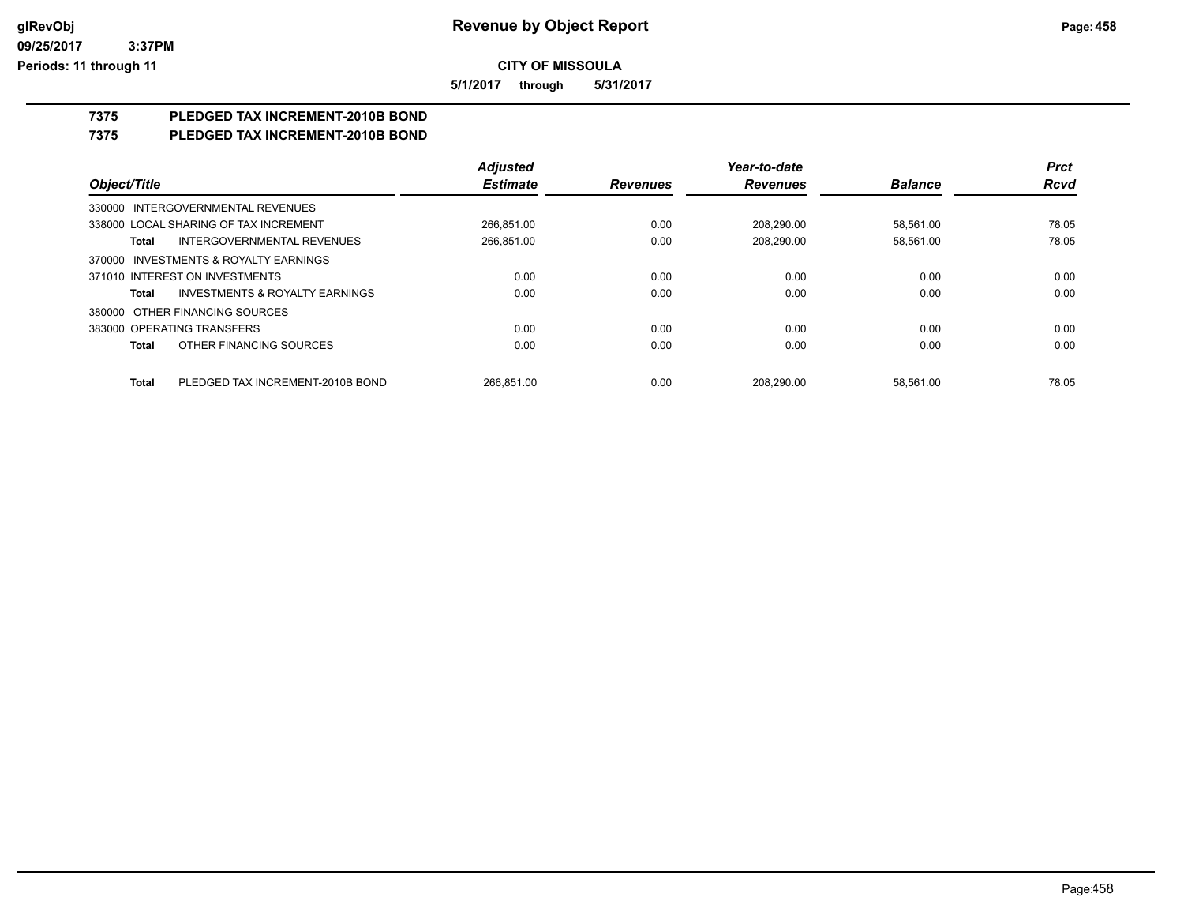# Revenue by Object Report

**CITY OF MISSOULA**

**5/1/2017 through 5/31/2017**

glRevObj
09/25/2017 3:37PM
Periods: 11 through 11

## 7375 PLEDGED TAX INCREMENT-2010B BOND
## 7375 PLEDGED TAX INCREMENT-2010B BOND

| Object/Title | Adjusted Estimate | Revenues | Year-to-date Revenues | Balance | Prct Rcvd |
|---|---|---|---|---|---|
| 330000 INTERGOVERNMENTAL REVENUES | | | | | |
| 338000 LOCAL SHARING OF TAX INCREMENT | 266,851.00 | 0.00 | 208,290.00 | 58,561.00 | 78.05 |
| **Total** INTERGOVERNMENTAL REVENUES | 266,851.00 | 0.00 | 208,290.00 | 58,561.00 | 78.05 |
| 370000 INVESTMENTS & ROYALTY EARNINGS | | | | | |
| 371010 INTEREST ON INVESTMENTS | 0.00 | 0.00 | 0.00 | 0.00 | 0.00 |
| **Total** INVESTMENTS & ROYALTY EARNINGS | 0.00 | 0.00 | 0.00 | 0.00 | 0.00 |
| 380000 OTHER FINANCING SOURCES | | | | | |
| 383000 OPERATING TRANSFERS | 0.00 | 0.00 | 0.00 | 0.00 | 0.00 |
| **Total** OTHER FINANCING SOURCES | 0.00 | 0.00 | 0.00 | 0.00 | 0.00 |
| **Total** PLEDGED TAX INCREMENT-2010B BOND | 266,851.00 | 0.00 | 208,290.00 | 58,561.00 | 78.05 |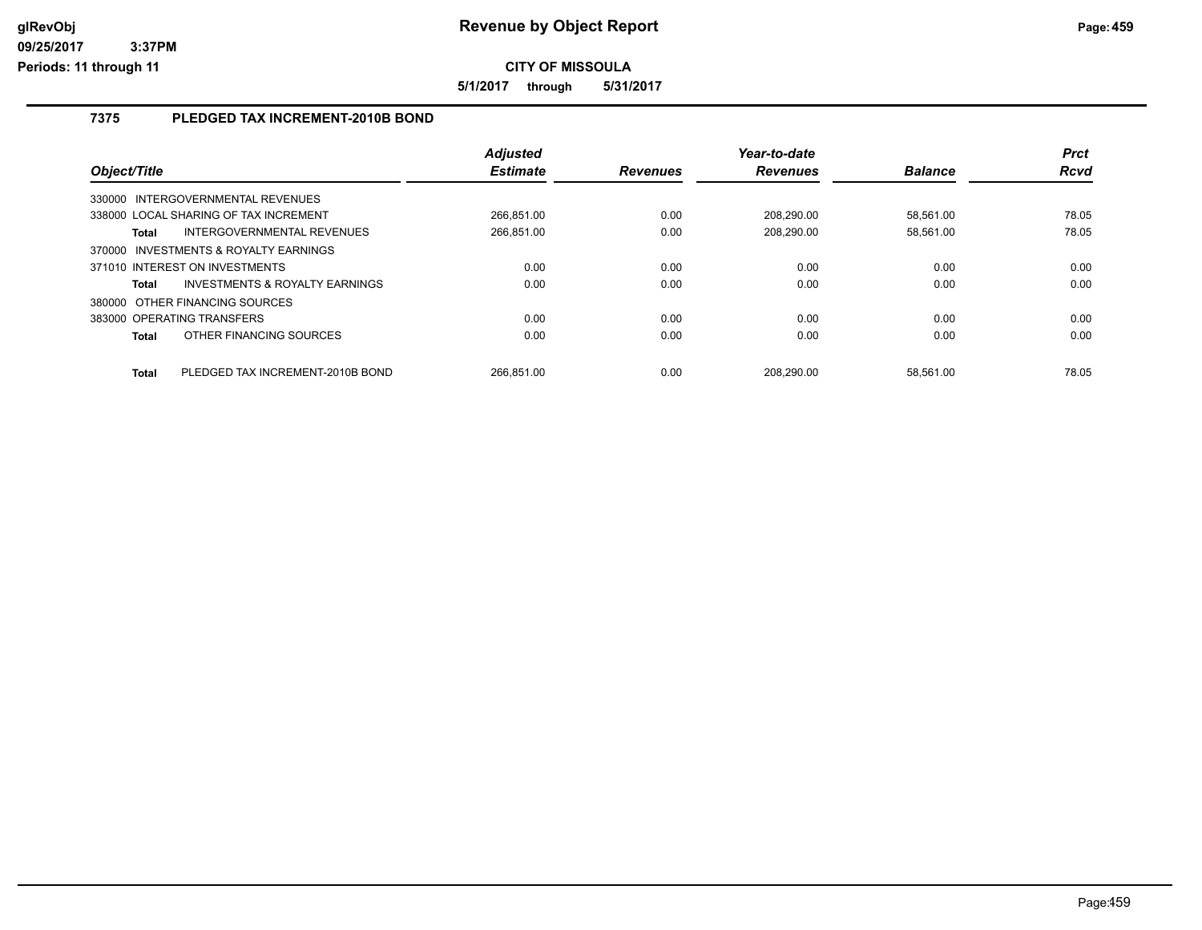# Revenue by Object Report

**CITY OF MISSOULA**

**5/1/2017 through 5/31/2017**

glRevObj
09/25/2017 3:37PM
Periods: 11 through 11

## 7375 PLEDGED TAX INCREMENT-2010B BOND

| Object/Title | Adjusted Estimate | Revenues | Year-to-date Revenues | Balance | Prct Rcvd |
|---|---|---|---|---|---|
| 330000 INTERGOVERNMENTAL REVENUES | | | | | |
| 338000 LOCAL SHARING OF TAX INCREMENT | 266,851.00 | 0.00 | 208,290.00 | 58,561.00 | 78.05 |
| **Total** INTERGOVERNMENTAL REVENUES | 266,851.00 | 0.00 | 208,290.00 | 58,561.00 | 78.05 |
| 370000 INVESTMENTS & ROYALTY EARNINGS | | | | | |
| 371010 INTEREST ON INVESTMENTS | 0.00 | 0.00 | 0.00 | 0.00 | 0.00 |
| **Total** INVESTMENTS & ROYALTY EARNINGS | 0.00 | 0.00 | 0.00 | 0.00 | 0.00 |
| 380000 OTHER FINANCING SOURCES | | | | | |
| 383000 OPERATING TRANSFERS | 0.00 | 0.00 | 0.00 | 0.00 | 0.00 |
| **Total** OTHER FINANCING SOURCES | 0.00 | 0.00 | 0.00 | 0.00 | 0.00 |
| **Total** PLEDGED TAX INCREMENT-2010B BOND | 266,851.00 | 0.00 | 208,290.00 | 58,561.00 | 78.05 |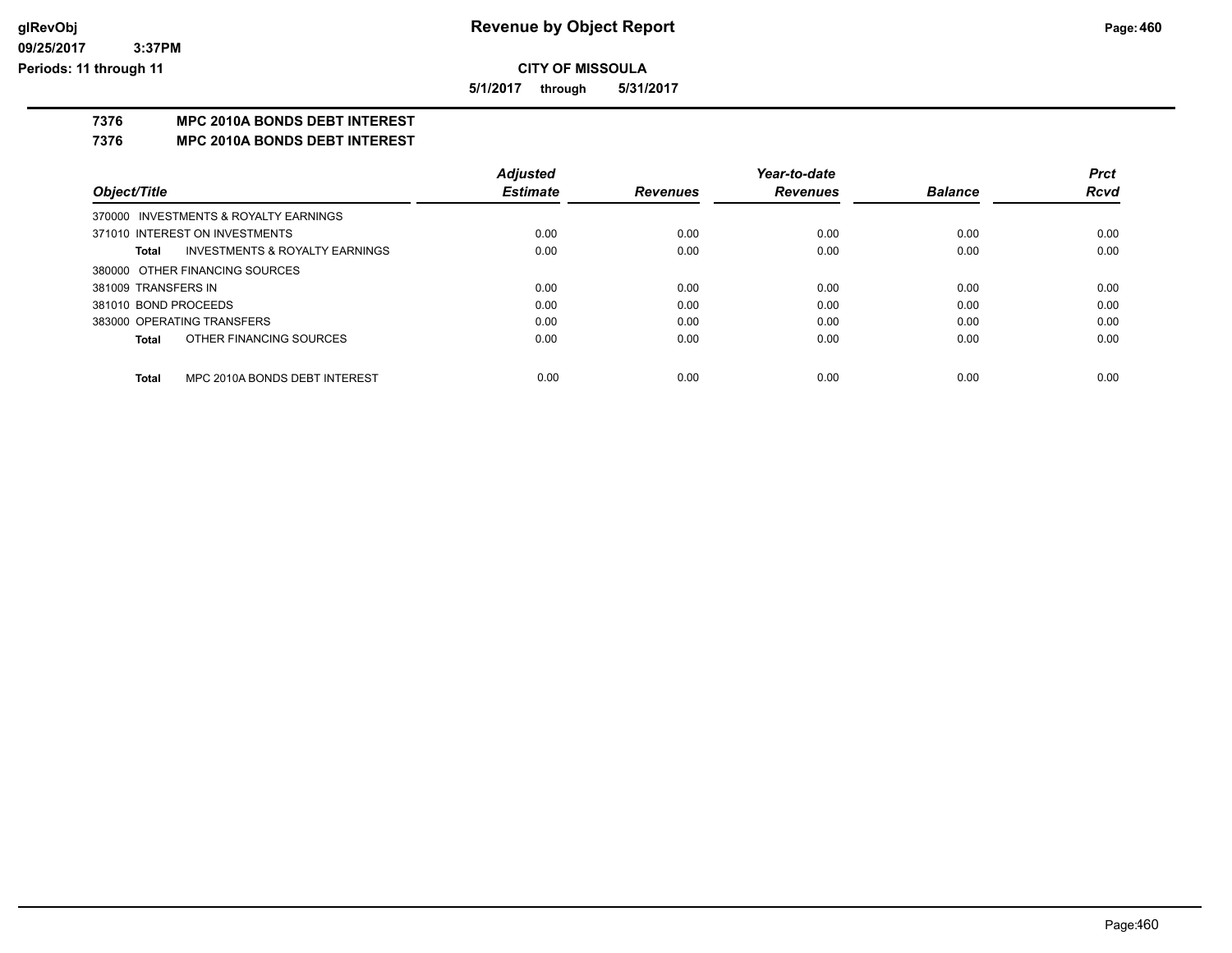# CITY OF MISSOULA

**5/1/2017 through 5/31/2017**

## 7376 MPC 2010A BONDS DEBT INTEREST

## 7376 MPC 2010A BONDS DEBT INTEREST

| Object/Title | Adjusted Estimate | Revenues | Year-to-date Revenues | Balance | Prct Rcvd |
|---|---|---|---|---|---|
| 370000 INVESTMENTS & ROYALTY EARNINGS | | | | | |
| 371010 INTEREST ON INVESTMENTS | 0.00 | 0.00 | 0.00 | 0.00 | 0.00 |
| **Total** INVESTMENTS & ROYALTY EARNINGS | 0.00 | 0.00 | 0.00 | 0.00 | 0.00 |
| 380000 OTHER FINANCING SOURCES | | | | | |
| 381009 TRANSFERS IN | 0.00 | 0.00 | 0.00 | 0.00 | 0.00 |
| 381010 BOND PROCEEDS | 0.00 | 0.00 | 0.00 | 0.00 | 0.00 |
| 383000 OPERATING TRANSFERS | 0.00 | 0.00 | 0.00 | 0.00 | 0.00 |
| **Total** OTHER FINANCING SOURCES | 0.00 | 0.00 | 0.00 | 0.00 | 0.00 |
| **Total** MPC 2010A BONDS DEBT INTEREST | 0.00 | 0.00 | 0.00 | 0.00 | 0.00 |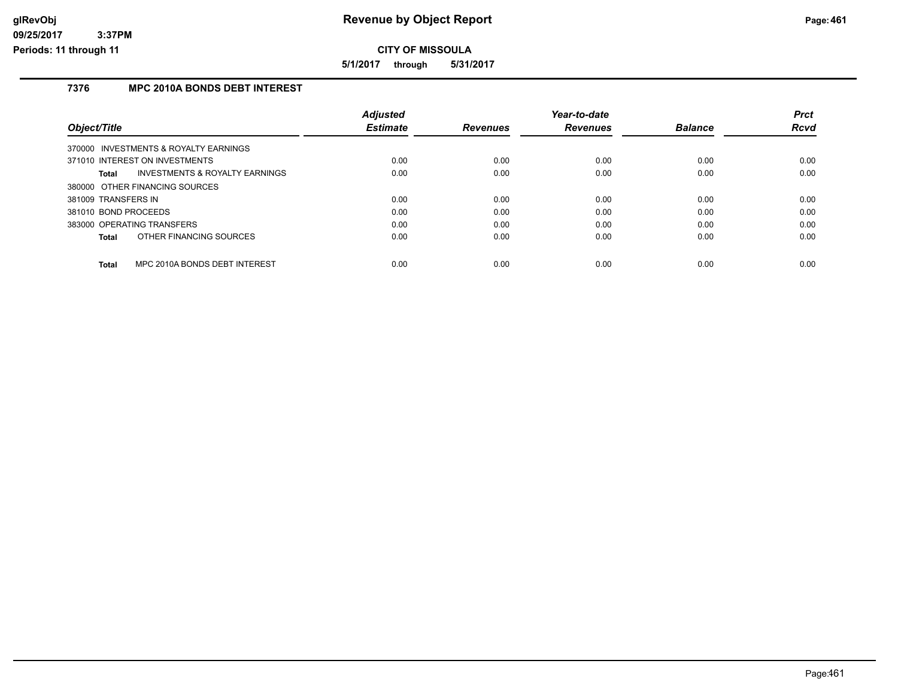# Revenue by Object Report

**CITY OF MISSOULA**

**5/1/2017 through 5/31/2017**

glRevObj
09/25/2017 3:37PM
Periods: 11 through 11

## 7376 MPC 2010A BONDS DEBT INTEREST

| Object/Title | Adjusted Estimate | Revenues | Year-to-date Revenues | Balance | Prct Rcvd |
|---|---|---|---|---|---|
| 370000 INVESTMENTS & ROYALTY EARNINGS | | | | | |
| 371010 INTEREST ON INVESTMENTS | 0.00 | 0.00 | 0.00 | 0.00 | 0.00 |
| **Total** INVESTMENTS & ROYALTY EARNINGS | 0.00 | 0.00 | 0.00 | 0.00 | 0.00 |
| 380000 OTHER FINANCING SOURCES | | | | | |
| 381009 TRANSFERS IN | 0.00 | 0.00 | 0.00 | 0.00 | 0.00 |
| 381010 BOND PROCEEDS | 0.00 | 0.00 | 0.00 | 0.00 | 0.00 |
| 383000 OPERATING TRANSFERS | 0.00 | 0.00 | 0.00 | 0.00 | 0.00 |
| **Total** OTHER FINANCING SOURCES | 0.00 | 0.00 | 0.00 | 0.00 | 0.00 |
| **Total** MPC 2010A BONDS DEBT INTEREST | 0.00 | 0.00 | 0.00 | 0.00 | 0.00 |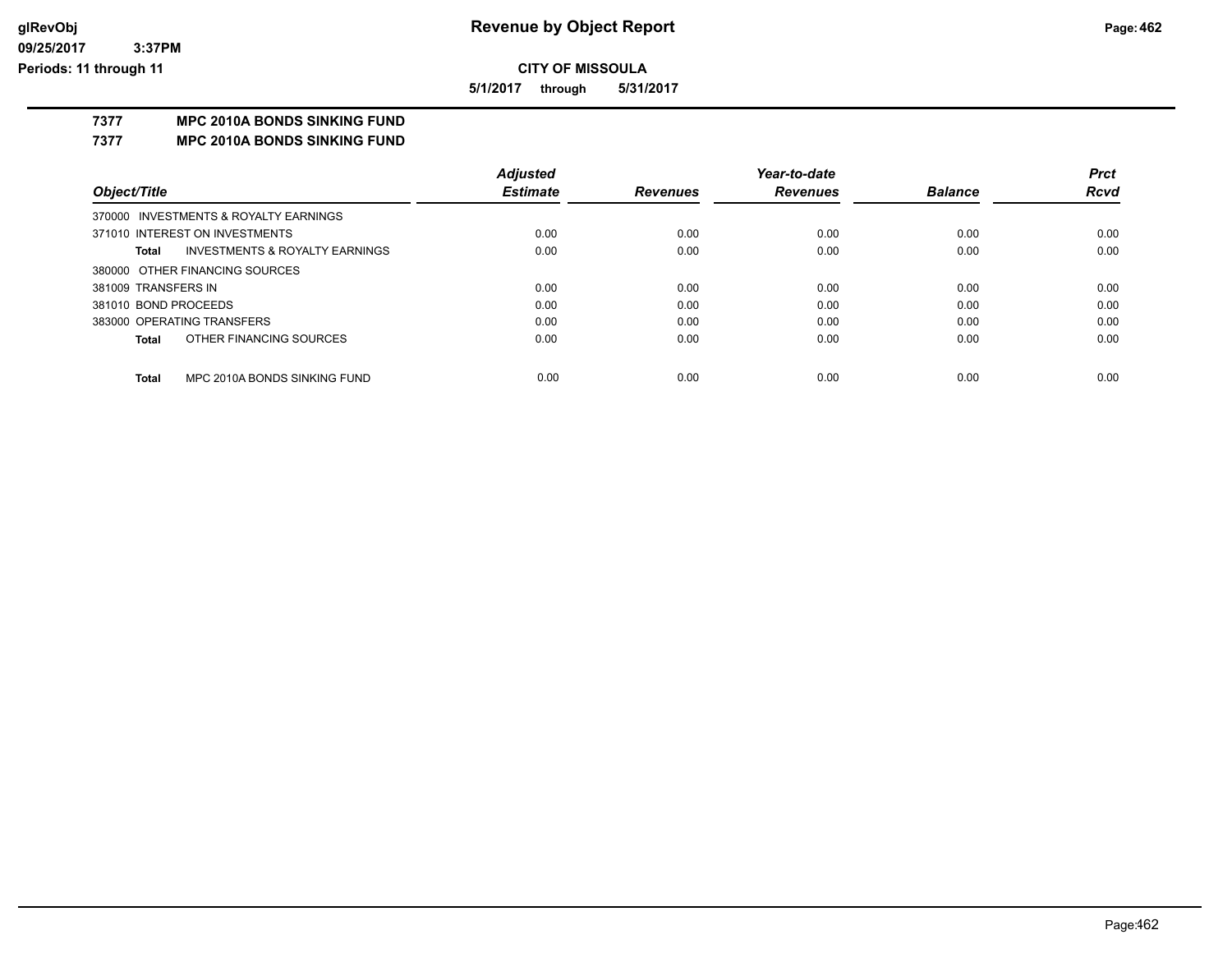**CITY OF MISSOULA**

**5/1/2017 through 5/31/2017**

## 7377 MPC 2010A BONDS SINKING FUND

## 7377 MPC 2010A BONDS SINKING FUND

| Object/Title | Adjusted Estimate | Revenues | Year-to-date Revenues | Balance | Prct Rcvd |
|---|---|---|---|---|---|
| 370000 INVESTMENTS & ROYALTY EARNINGS | | | | | |
| 371010 INTEREST ON INVESTMENTS | 0.00 | 0.00 | 0.00 | 0.00 | 0.00 |
| **Total** INVESTMENTS & ROYALTY EARNINGS | 0.00 | 0.00 | 0.00 | 0.00 | 0.00 |
| 380000 OTHER FINANCING SOURCES | | | | | |
| 381009 TRANSFERS IN | 0.00 | 0.00 | 0.00 | 0.00 | 0.00 |
| 381010 BOND PROCEEDS | 0.00 | 0.00 | 0.00 | 0.00 | 0.00 |
| 383000 OPERATING TRANSFERS | 0.00 | 0.00 | 0.00 | 0.00 | 0.00 |
| **Total** OTHER FINANCING SOURCES | 0.00 | 0.00 | 0.00 | 0.00 | 0.00 |
| **Total** MPC 2010A BONDS SINKING FUND | 0.00 | 0.00 | 0.00 | 0.00 | 0.00 |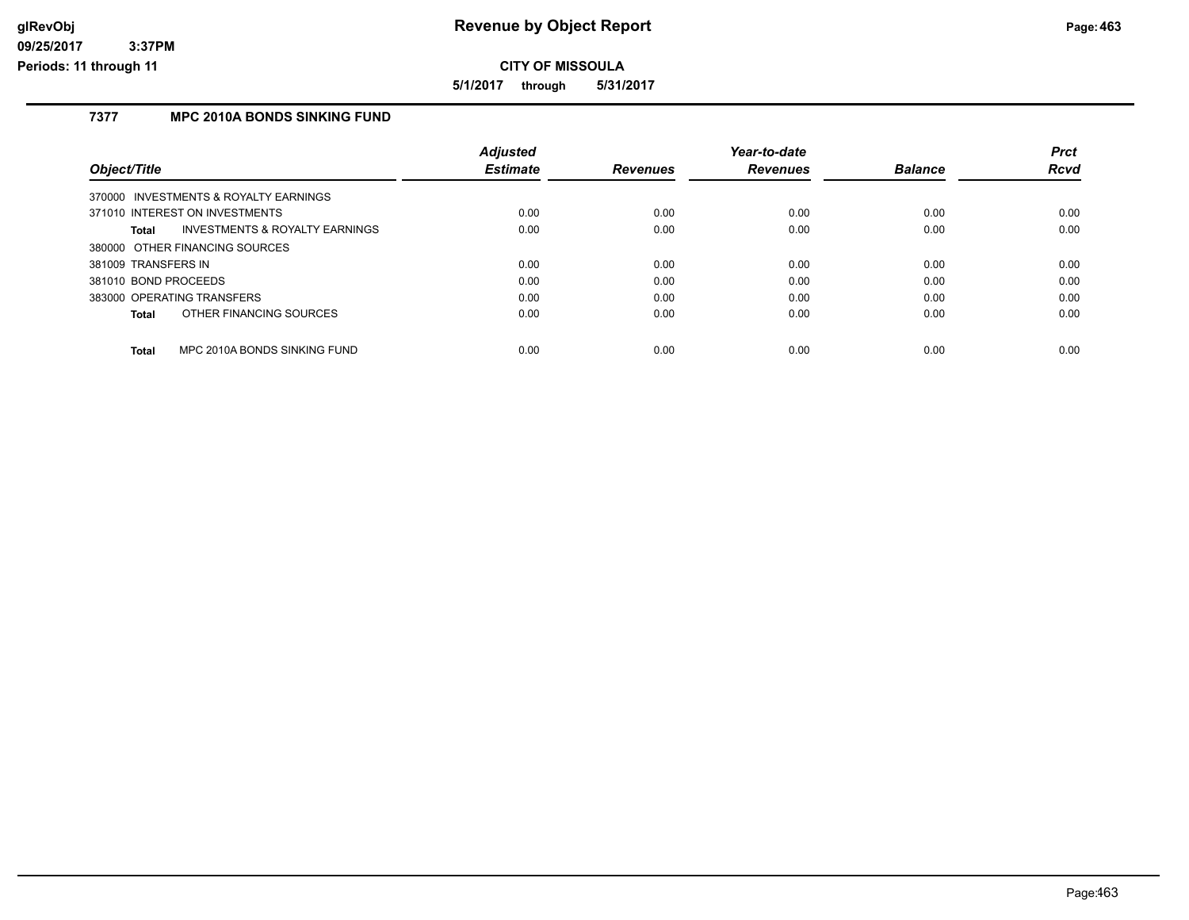**CITY OF MISSOULA**

**5/1/2017 through 5/31/2017**

## 7377 MPC 2010A BONDS SINKING FUND

| Object/Title | Adjusted Estimate | Revenues | Year-to-date Revenues | Balance | Prct Rcvd |
|---|---|---|---|---|---|
| 370000 INVESTMENTS & ROYALTY EARNINGS | | | | | |
| 371010 INTEREST ON INVESTMENTS | 0.00 | 0.00 | 0.00 | 0.00 | 0.00 |
| **Total** INVESTMENTS & ROYALTY EARNINGS | 0.00 | 0.00 | 0.00 | 0.00 | 0.00 |
| 380000 OTHER FINANCING SOURCES | | | | | |
| 381009 TRANSFERS IN | 0.00 | 0.00 | 0.00 | 0.00 | 0.00 |
| 381010 BOND PROCEEDS | 0.00 | 0.00 | 0.00 | 0.00 | 0.00 |
| 383000 OPERATING TRANSFERS | 0.00 | 0.00 | 0.00 | 0.00 | 0.00 |
| **Total** OTHER FINANCING SOURCES | 0.00 | 0.00 | 0.00 | 0.00 | 0.00 |
| **Total** MPC 2010A BONDS SINKING FUND | 0.00 | 0.00 | 0.00 | 0.00 | 0.00 |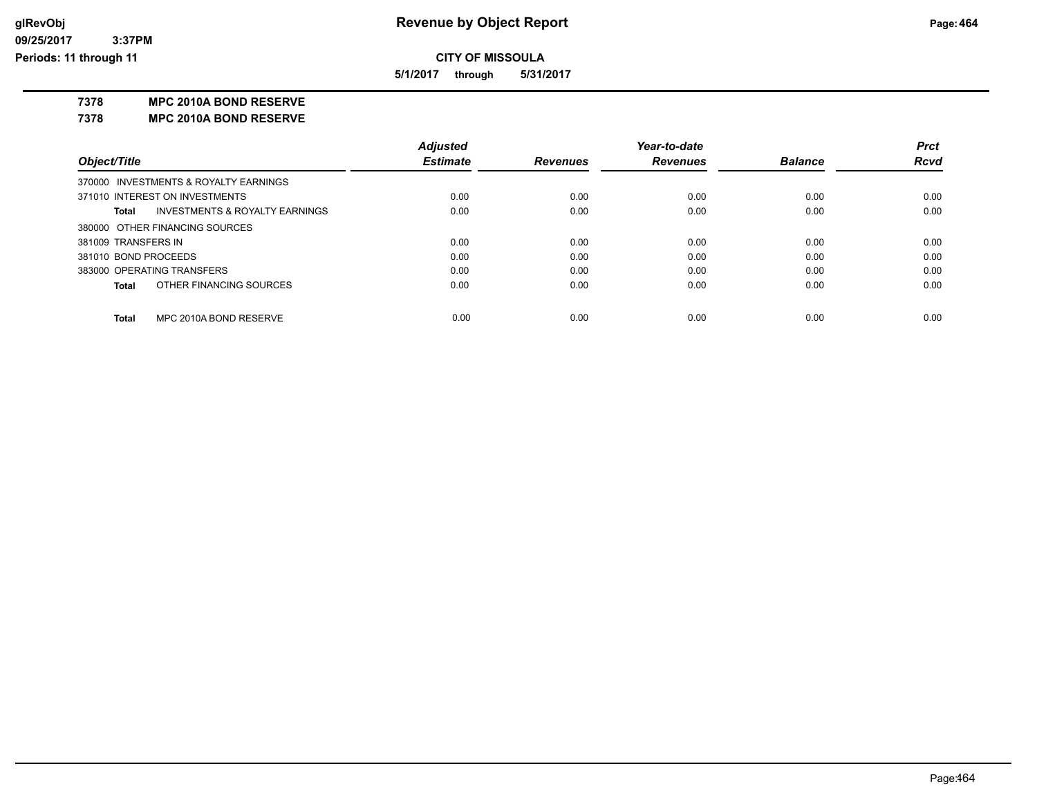**Revenue by Object Report**

**CITY OF MISSOULA**

**5/1/2017 through 5/31/2017**

glRevObj
09/25/2017 3:37PM
Periods: 11 through 11

**7378 MPC 2010A BOND RESERVE**

**7378 MPC 2010A BOND RESERVE**

| Object/Title | Adjusted Estimate | Revenues | Year-to-date Revenues | Balance | Prct Rcvd |
|---|---|---|---|---|---|
| 370000 INVESTMENTS & ROYALTY EARNINGS | | | | | |
| 371010 INTEREST ON INVESTMENTS | 0.00 | 0.00 | 0.00 | 0.00 | 0.00 |
| **Total** INVESTMENTS & ROYALTY EARNINGS | 0.00 | 0.00 | 0.00 | 0.00 | 0.00 |
| 380000 OTHER FINANCING SOURCES | | | | | |
| 381009 TRANSFERS IN | 0.00 | 0.00 | 0.00 | 0.00 | 0.00 |
| 381010 BOND PROCEEDS | 0.00 | 0.00 | 0.00 | 0.00 | 0.00 |
| 383000 OPERATING TRANSFERS | 0.00 | 0.00 | 0.00 | 0.00 | 0.00 |
| **Total** OTHER FINANCING SOURCES | 0.00 | 0.00 | 0.00 | 0.00 | 0.00 |
| **Total** MPC 2010A BOND RESERVE | 0.00 | 0.00 | 0.00 | 0.00 | 0.00 |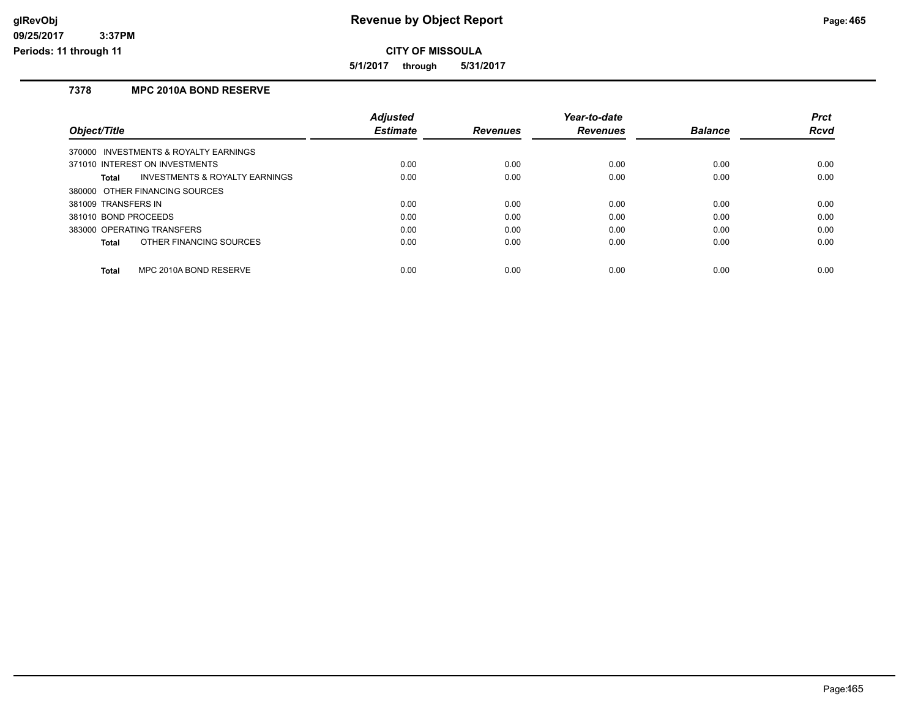# Revenue by Object Report

**CITY OF MISSOULA**

**5/1/2017 through 5/31/2017**

glRevObj
09/25/2017 3:37PM
Periods: 11 through 11

## 7378 MPC 2010A BOND RESERVE

| Object/Title | Adjusted Estimate | Revenues | Year-to-date Revenues | Balance | Prct Rcvd |
|---|---|---|---|---|---|
| 370000 INVESTMENTS & ROYALTY EARNINGS | | | | | |
| 371010 INTEREST ON INVESTMENTS | 0.00 | 0.00 | 0.00 | 0.00 | 0.00 |
| **Total** INVESTMENTS & ROYALTY EARNINGS | 0.00 | 0.00 | 0.00 | 0.00 | 0.00 |
| 380000 OTHER FINANCING SOURCES | | | | | |
| 381009 TRANSFERS IN | 0.00 | 0.00 | 0.00 | 0.00 | 0.00 |
| 381010 BOND PROCEEDS | 0.00 | 0.00 | 0.00 | 0.00 | 0.00 |
| 383000 OPERATING TRANSFERS | 0.00 | 0.00 | 0.00 | 0.00 | 0.00 |
| **Total** OTHER FINANCING SOURCES | 0.00 | 0.00 | 0.00 | 0.00 | 0.00 |
| **Total** MPC 2010A BOND RESERVE | 0.00 | 0.00 | 0.00 | 0.00 | 0.00 |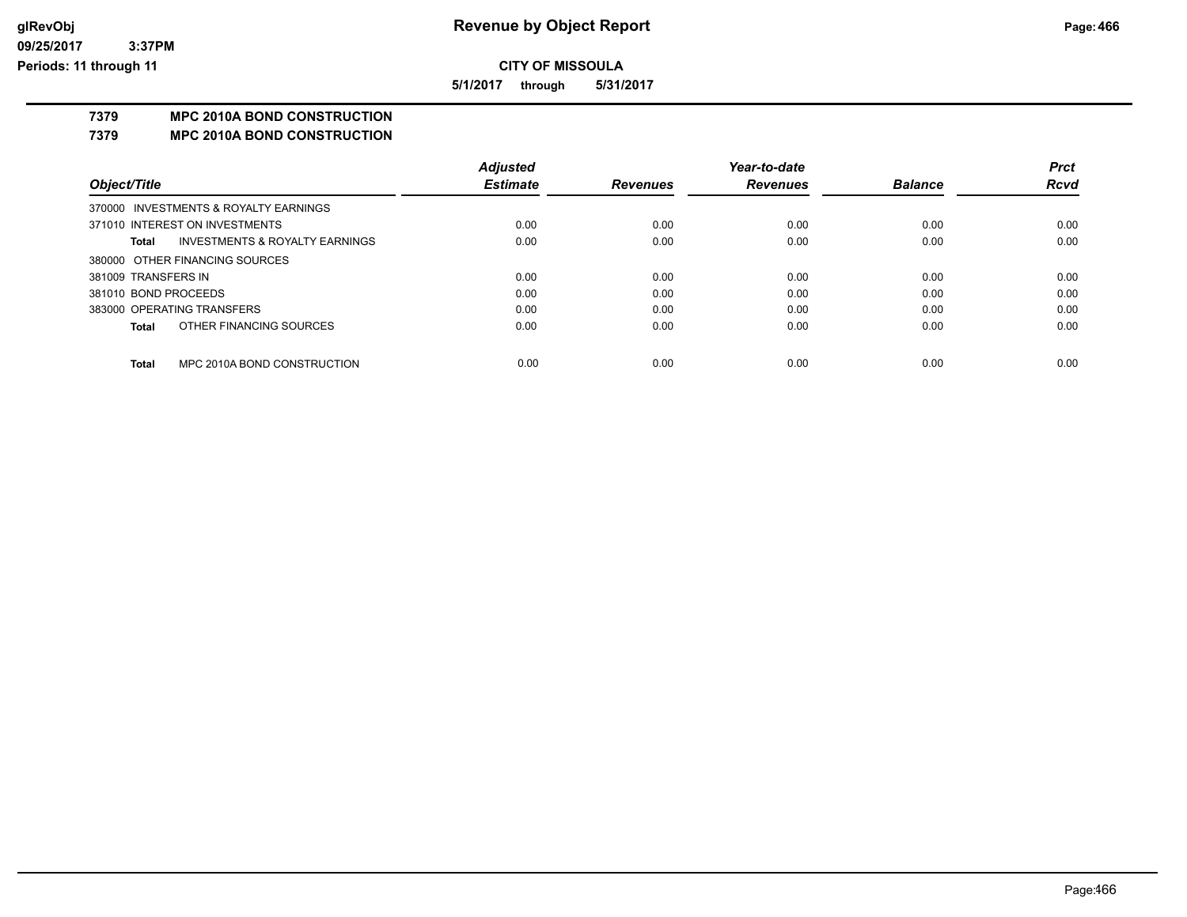**CITY OF MISSOULA**

**5/1/2017 through 5/31/2017**

## 7379 MPC 2010A BOND CONSTRUCTION

### 7379 MPC 2010A BOND CONSTRUCTION

| Object/Title | Adjusted Estimate | Revenues | Year-to-date Revenues | Balance | Prct Rcvd |
|---|---|---|---|---|---|
| 370000 INVESTMENTS & ROYALTY EARNINGS | | | | | |
| 371010 INTEREST ON INVESTMENTS | 0.00 | 0.00 | 0.00 | 0.00 | 0.00 |
| **Total** INVESTMENTS & ROYALTY EARNINGS | 0.00 | 0.00 | 0.00 | 0.00 | 0.00 |
| 380000 OTHER FINANCING SOURCES | | | | | |
| 381009 TRANSFERS IN | 0.00 | 0.00 | 0.00 | 0.00 | 0.00 |
| 381010 BOND PROCEEDS | 0.00 | 0.00 | 0.00 | 0.00 | 0.00 |
| 383000 OPERATING TRANSFERS | 0.00 | 0.00 | 0.00 | 0.00 | 0.00 |
| **Total** OTHER FINANCING SOURCES | 0.00 | 0.00 | 0.00 | 0.00 | 0.00 |
| **Total** MPC 2010A BOND CONSTRUCTION | 0.00 | 0.00 | 0.00 | 0.00 | 0.00 |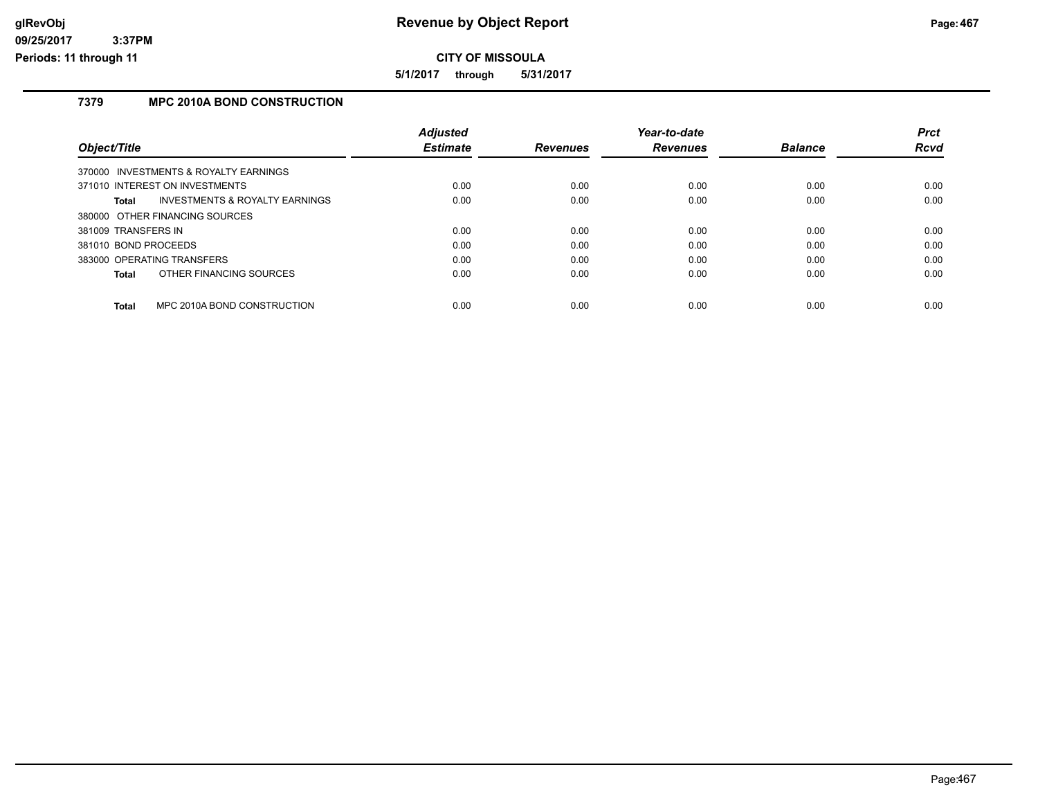**CITY OF MISSOULA**

**5/1/2017 through 5/31/2017**

### 7379 MPC 2010A BOND CONSTRUCTION

| Object/Title | Adjusted Estimate | Revenues | Year-to-date Revenues | Balance | Prct Rcvd |
|---|---|---|---|---|---|
| 370000 INVESTMENTS & ROYALTY EARNINGS | | | | | |
| 371010 INTEREST ON INVESTMENTS | 0.00 | 0.00 | 0.00 | 0.00 | 0.00 |
| **Total** INVESTMENTS & ROYALTY EARNINGS | 0.00 | 0.00 | 0.00 | 0.00 | 0.00 |
| 380000 OTHER FINANCING SOURCES | | | | | |
| 381009 TRANSFERS IN | 0.00 | 0.00 | 0.00 | 0.00 | 0.00 |
| 381010 BOND PROCEEDS | 0.00 | 0.00 | 0.00 | 0.00 | 0.00 |
| 383000 OPERATING TRANSFERS | 0.00 | 0.00 | 0.00 | 0.00 | 0.00 |
| **Total** OTHER FINANCING SOURCES | 0.00 | 0.00 | 0.00 | 0.00 | 0.00 |
| **Total** MPC 2010A BOND CONSTRUCTION | 0.00 | 0.00 | 0.00 | 0.00 | 0.00 |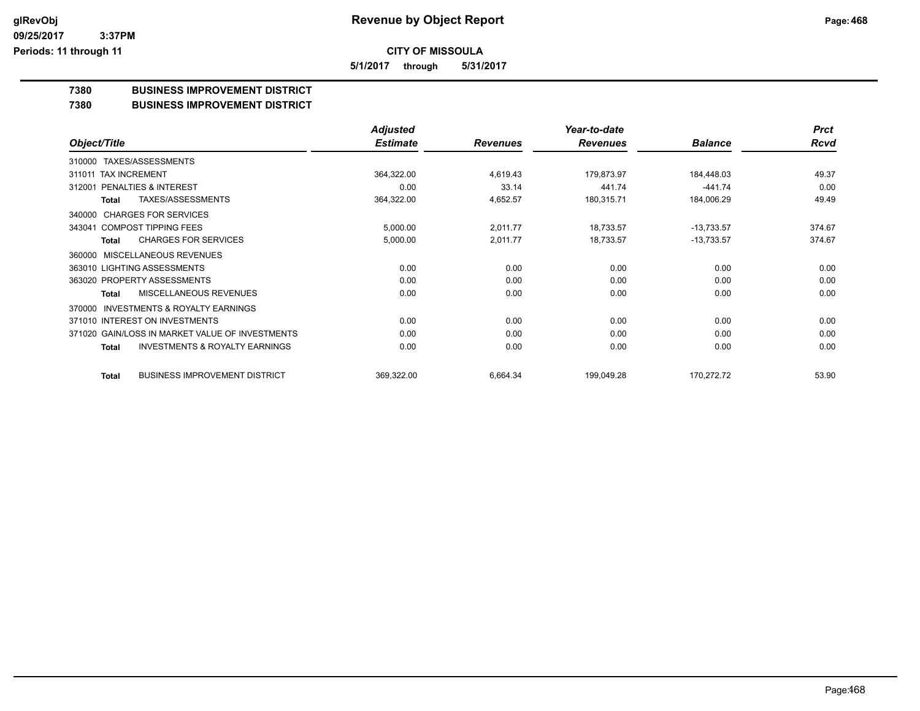# Revenue by Object Report

glRevObj
09/25/2017 3:37PM
Periods: 11 through 11

**CITY OF MISSOULA**

**5/1/2017 through 5/31/2017**

## 7380 BUSINESS IMPROVEMENT DISTRICT
## 7380 BUSINESS IMPROVEMENT DISTRICT

| Object/Title | Adjusted Estimate | Revenues | Year-to-date Revenues | Balance | Prct Rcvd |
|---|---|---|---|---|---|
| 310000 TAXES/ASSESSMENTS | | | | | |
| 311011 TAX INCREMENT | 364,322.00 | 4,619.43 | 179,873.97 | 184,448.03 | 49.37 |
| 312001 PENALTIES & INTEREST | 0.00 | 33.14 | 441.74 | -441.74 | 0.00 |
| **Total** TAXES/ASSESSMENTS | 364,322.00 | 4,652.57 | 180,315.71 | 184,006.29 | 49.49 |
| 340000 CHARGES FOR SERVICES | | | | | |
| 343041 COMPOST TIPPING FEES | 5,000.00 | 2,011.77 | 18,733.57 | -13,733.57 | 374.67 |
| **Total** CHARGES FOR SERVICES | 5,000.00 | 2,011.77 | 18,733.57 | -13,733.57 | 374.67 |
| 360000 MISCELLANEOUS REVENUES | | | | | |
| 363010 LIGHTING ASSESSMENTS | 0.00 | 0.00 | 0.00 | 0.00 | 0.00 |
| 363020 PROPERTY ASSESSMENTS | 0.00 | 0.00 | 0.00 | 0.00 | 0.00 |
| **Total** MISCELLANEOUS REVENUES | 0.00 | 0.00 | 0.00 | 0.00 | 0.00 |
| 370000 INVESTMENTS & ROYALTY EARNINGS | | | | | |
| 371010 INTEREST ON INVESTMENTS | 0.00 | 0.00 | 0.00 | 0.00 | 0.00 |
| 371020 GAIN/LOSS IN MARKET VALUE OF INVESTMENTS | 0.00 | 0.00 | 0.00 | 0.00 | 0.00 |
| **Total** INVESTMENTS & ROYALTY EARNINGS | 0.00 | 0.00 | 0.00 | 0.00 | 0.00 |
| **Total** BUSINESS IMPROVEMENT DISTRICT | 369,322.00 | 6,664.34 | 199,049.28 | 170,272.72 | 53.90 |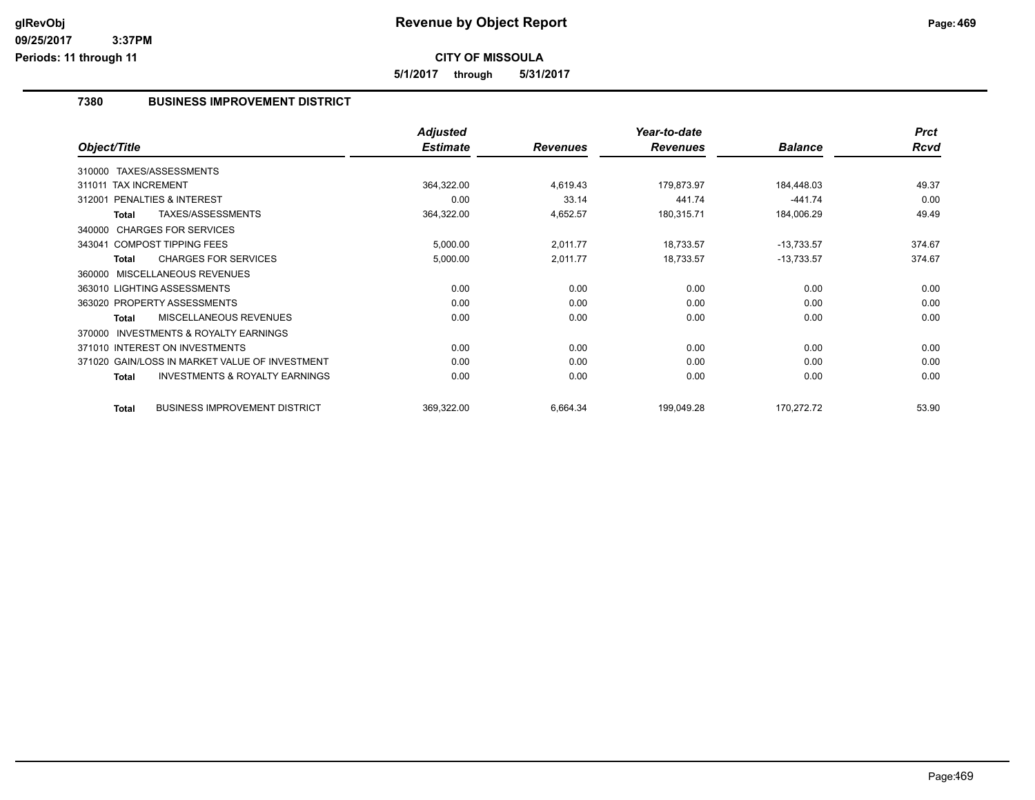# Revenue by Object Report

**CITY OF MISSOULA**

**5/1/2017 through 5/31/2017**

## 7380 BUSINESS IMPROVEMENT DISTRICT

| Object/Title | Adjusted Estimate | Revenues | Year-to-date Revenues | Balance | Prct Rcvd |
|---|---|---|---|---|---|
| 310000 TAXES/ASSESSMENTS | | | | | |
| 311011 TAX INCREMENT | 364,322.00 | 4,619.43 | 179,873.97 | 184,448.03 | 49.37 |
| 312001 PENALTIES & INTEREST | 0.00 | 33.14 | 441.74 | -441.74 | 0.00 |
| **Total** TAXES/ASSESSMENTS | 364,322.00 | 4,652.57 | 180,315.71 | 184,006.29 | 49.49 |
| 340000 CHARGES FOR SERVICES | | | | | |
| 343041 COMPOST TIPPING FEES | 5,000.00 | 2,011.77 | 18,733.57 | -13,733.57 | 374.67 |
| **Total** CHARGES FOR SERVICES | 5,000.00 | 2,011.77 | 18,733.57 | -13,733.57 | 374.67 |
| 360000 MISCELLANEOUS REVENUES | | | | | |
| 363010 LIGHTING ASSESSMENTS | 0.00 | 0.00 | 0.00 | 0.00 | 0.00 |
| 363020 PROPERTY ASSESSMENTS | 0.00 | 0.00 | 0.00 | 0.00 | 0.00 |
| **Total** MISCELLANEOUS REVENUES | 0.00 | 0.00 | 0.00 | 0.00 | 0.00 |
| 370000 INVESTMENTS & ROYALTY EARNINGS | | | | | |
| 371010 INTEREST ON INVESTMENTS | 0.00 | 0.00 | 0.00 | 0.00 | 0.00 |
| 371020 GAIN/LOSS IN MARKET VALUE OF INVESTMENT | 0.00 | 0.00 | 0.00 | 0.00 | 0.00 |
| **Total** INVESTMENTS & ROYALTY EARNINGS | 0.00 | 0.00 | 0.00 | 0.00 | 0.00 |
| **Total** BUSINESS IMPROVEMENT DISTRICT | 369,322.00 | 6,664.34 | 199,049.28 | 170,272.72 | 53.90 |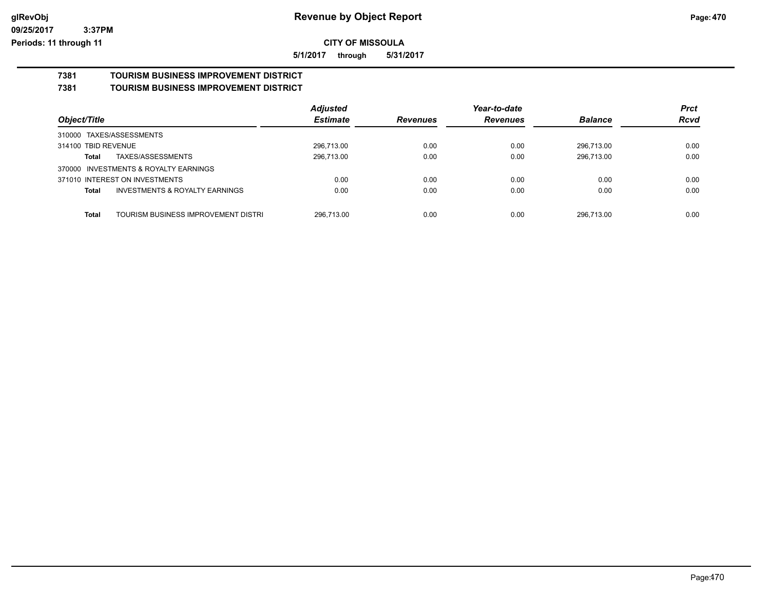**Revenue by Object Report**

**CITY OF MISSOULA**

**5/1/2017 through 5/31/2017**

glRevObj
09/25/2017 3:37PM
Periods: 11 through 11

## 7381 TOURISM BUSINESS IMPROVEMENT DISTRICT
## 7381 TOURISM BUSINESS IMPROVEMENT DISTRICT

| Object/Title | Adjusted Estimate | Revenues | Year-to-date Revenues | Balance | Prct Rcvd |
|---|---|---|---|---|---|
| 310000 TAXES/ASSESSMENTS | | | | | |
| 314100 TBID REVENUE | 296,713.00 | 0.00 | 0.00 | 296,713.00 | 0.00 |
| **Total** TAXES/ASSESSMENTS | 296,713.00 | 0.00 | 0.00 | 296,713.00 | 0.00 |
| 370000 INVESTMENTS & ROYALTY EARNINGS | | | | | |
| 371010 INTEREST ON INVESTMENTS | 0.00 | 0.00 | 0.00 | 0.00 | 0.00 |
| **Total** INVESTMENTS & ROYALTY EARNINGS | 0.00 | 0.00 | 0.00 | 0.00 | 0.00 |
| **Total** TOURISM BUSINESS IMPROVEMENT DISTRI | 296,713.00 | 0.00 | 0.00 | 296,713.00 | 0.00 |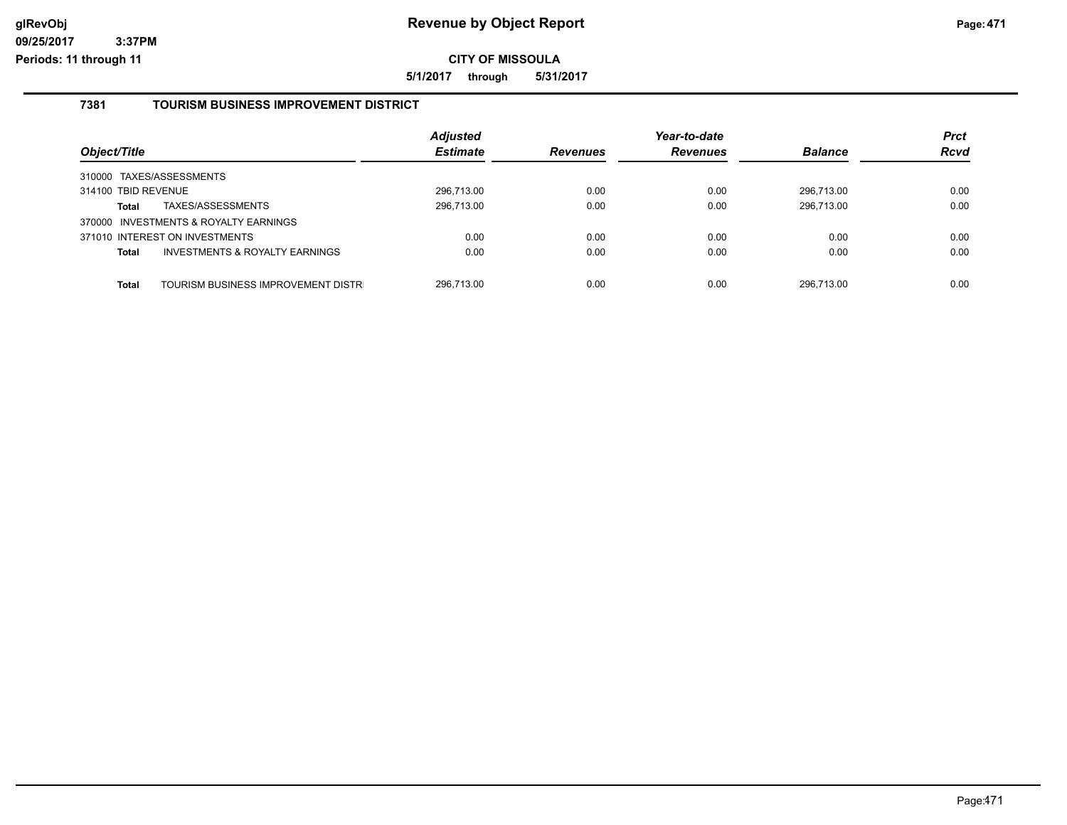**glRevObj**
**09/25/2017 3:37PM**
**Periods: 11 through 11**

# Revenue by Object Report

**CITY OF MISSOULA**

**5/1/2017 through 5/31/2017**

## 7381 TOURISM BUSINESS IMPROVEMENT DISTRICT

| Object/Title | Adjusted Estimate | Revenues | Year-to-date Revenues | Balance | Prct Rcvd |
|---|---|---|---|---|---|
| 310000 TAXES/ASSESSMENTS | | | | | |
| 314100 TBID REVENUE | 296,713.00 | 0.00 | 0.00 | 296,713.00 | 0.00 |
| **Total** TAXES/ASSESSMENTS | 296,713.00 | 0.00 | 0.00 | 296,713.00 | 0.00 |
| 370000 INVESTMENTS & ROYALTY EARNINGS | | | | | |
| 371010 INTEREST ON INVESTMENTS | 0.00 | 0.00 | 0.00 | 0.00 | 0.00 |
| **Total** INVESTMENTS & ROYALTY EARNINGS | 0.00 | 0.00 | 0.00 | 0.00 | 0.00 |
| **Total** TOURISM BUSINESS IMPROVEMENT DISTR | 296,713.00 | 0.00 | 0.00 | 296,713.00 | 0.00 |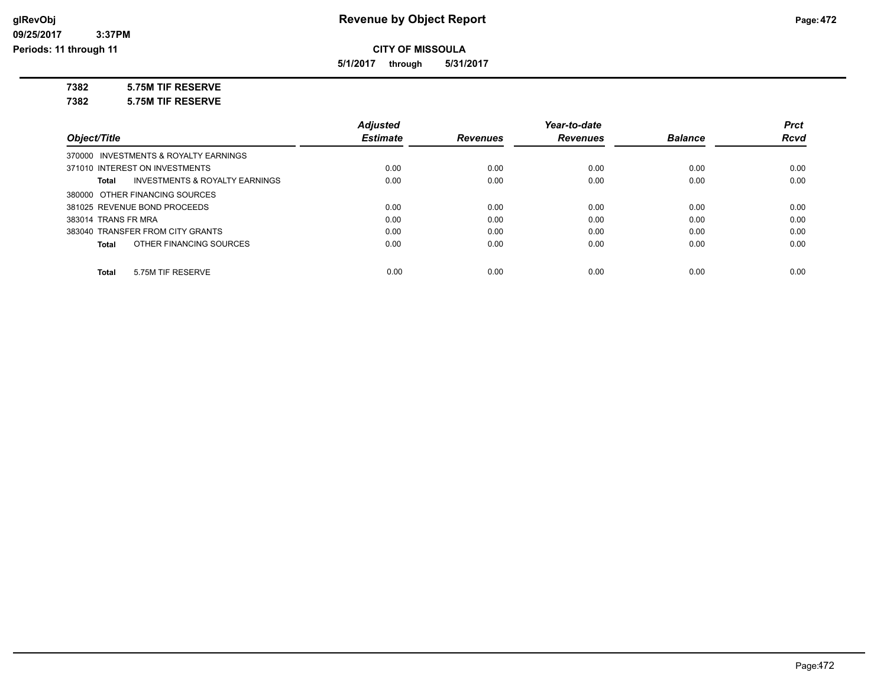# Revenue by Object Report

**CITY OF MISSOULA**

**5/1/2017 through 5/31/2017**

glRevObj
09/25/2017 3:37PM
Periods: 11 through 11

**7382 5.75M TIF RESERVE**

**7382 5.75M TIF RESERVE**

| Object/Title | Adjusted Estimate | Revenues | Year-to-date Revenues | Balance | Prct Rcvd |
|---|---|---|---|---|---|
| 370000 INVESTMENTS & ROYALTY EARNINGS | | | | | |
| 371010 INTEREST ON INVESTMENTS | 0.00 | 0.00 | 0.00 | 0.00 | 0.00 |
| **Total** INVESTMENTS & ROYALTY EARNINGS | 0.00 | 0.00 | 0.00 | 0.00 | 0.00 |
| 380000 OTHER FINANCING SOURCES | | | | | |
| 381025 REVENUE BOND PROCEEDS | 0.00 | 0.00 | 0.00 | 0.00 | 0.00 |
| 383014 TRANS FR MRA | 0.00 | 0.00 | 0.00 | 0.00 | 0.00 |
| 383040 TRANSFER FROM CITY GRANTS | 0.00 | 0.00 | 0.00 | 0.00 | 0.00 |
| **Total** OTHER FINANCING SOURCES | 0.00 | 0.00 | 0.00 | 0.00 | 0.00 |
| **Total** 5.75M TIF RESERVE | 0.00 | 0.00 | 0.00 | 0.00 | 0.00 |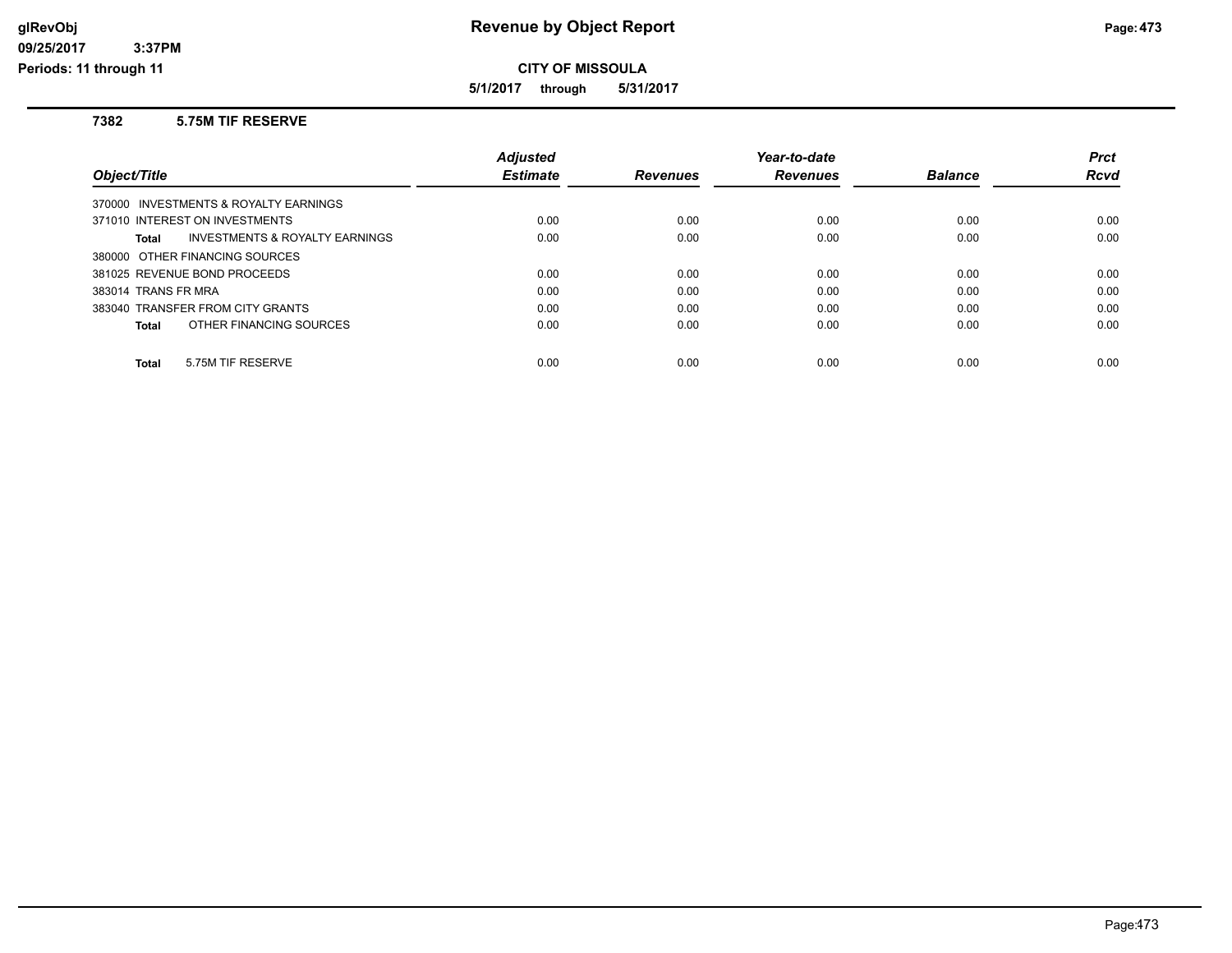# Revenue by Object Report

**CITY OF MISSOULA**

**5/1/2017 through 5/31/2017**

glRevObj
09/25/2017 3:37PM
Periods: 11 through 11

### 7382 5.75M TIF RESERVE

| Object/Title | Adjusted Estimate | Revenues | Year-to-date Revenues | Balance | Prct Rcvd |
|---|---|---|---|---|---|
| 370000 INVESTMENTS & ROYALTY EARNINGS | | | | | |
| 371010 INTEREST ON INVESTMENTS | 0.00 | 0.00 | 0.00 | 0.00 | 0.00 |
| **Total** INVESTMENTS & ROYALTY EARNINGS | 0.00 | 0.00 | 0.00 | 0.00 | 0.00 |
| 380000 OTHER FINANCING SOURCES | | | | | |
| 381025 REVENUE BOND PROCEEDS | 0.00 | 0.00 | 0.00 | 0.00 | 0.00 |
| 383014 TRANS FR MRA | 0.00 | 0.00 | 0.00 | 0.00 | 0.00 |
| 383040 TRANSFER FROM CITY GRANTS | 0.00 | 0.00 | 0.00 | 0.00 | 0.00 |
| **Total** OTHER FINANCING SOURCES | 0.00 | 0.00 | 0.00 | 0.00 | 0.00 |
| **Total** 5.75M TIF RESERVE | 0.00 | 0.00 | 0.00 | 0.00 | 0.00 |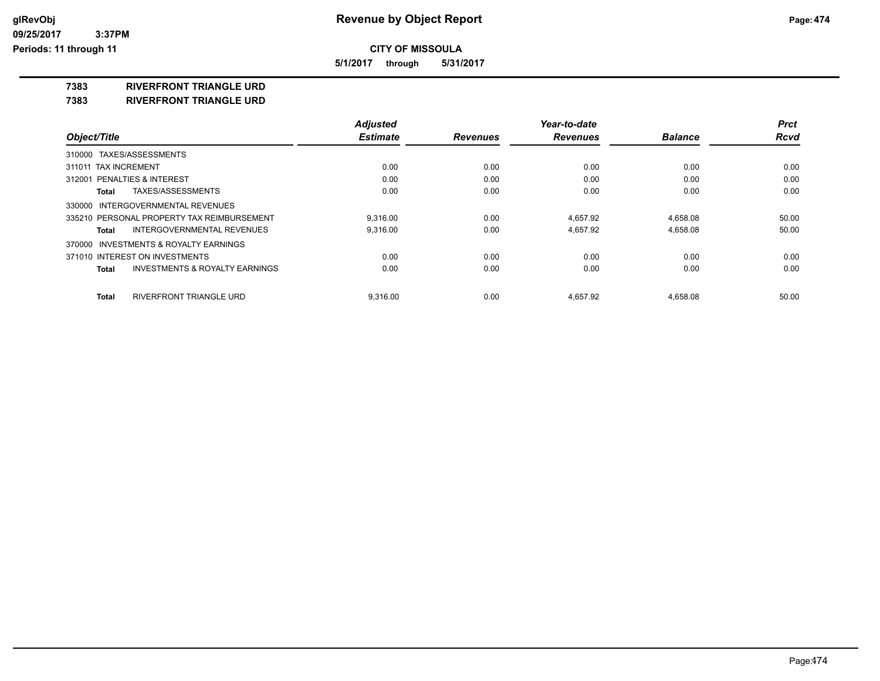# Revenue by Object Report

**CITY OF MISSOULA**

**5/1/2017 through 5/31/2017**

glRevObj
09/25/2017 3:37PM
Periods: 11 through 11

**7383 RIVERFRONT TRIANGLE URD**

**7383 RIVERFRONT TRIANGLE URD**

| Object/Title | Adjusted Estimate | Revenues | Year-to-date Revenues | Balance | Prct Rcvd |
|---|---|---|---|---|---|
| 310000 TAXES/ASSESSMENTS | | | | | |
| 311011 TAX INCREMENT | 0.00 | 0.00 | 0.00 | 0.00 | 0.00 |
| 312001 PENALTIES & INTEREST | 0.00 | 0.00 | 0.00 | 0.00 | 0.00 |
| **Total** TAXES/ASSESSMENTS | 0.00 | 0.00 | 0.00 | 0.00 | 0.00 |
| 330000 INTERGOVERNMENTAL REVENUES | | | | | |
| 335210 PERSONAL PROPERTY TAX REIMBURSEMENT | 9,316.00 | 0.00 | 4,657.92 | 4,658.08 | 50.00 |
| **Total** INTERGOVERNMENTAL REVENUES | 9,316.00 | 0.00 | 4,657.92 | 4,658.08 | 50.00 |
| 370000 INVESTMENTS & ROYALTY EARNINGS | | | | | |
| 371010 INTEREST ON INVESTMENTS | 0.00 | 0.00 | 0.00 | 0.00 | 0.00 |
| **Total** INVESTMENTS & ROYALTY EARNINGS | 0.00 | 0.00 | 0.00 | 0.00 | 0.00 |
| **Total** RIVERFRONT TRIANGLE URD | 9,316.00 | 0.00 | 4,657.92 | 4,658.08 | 50.00 |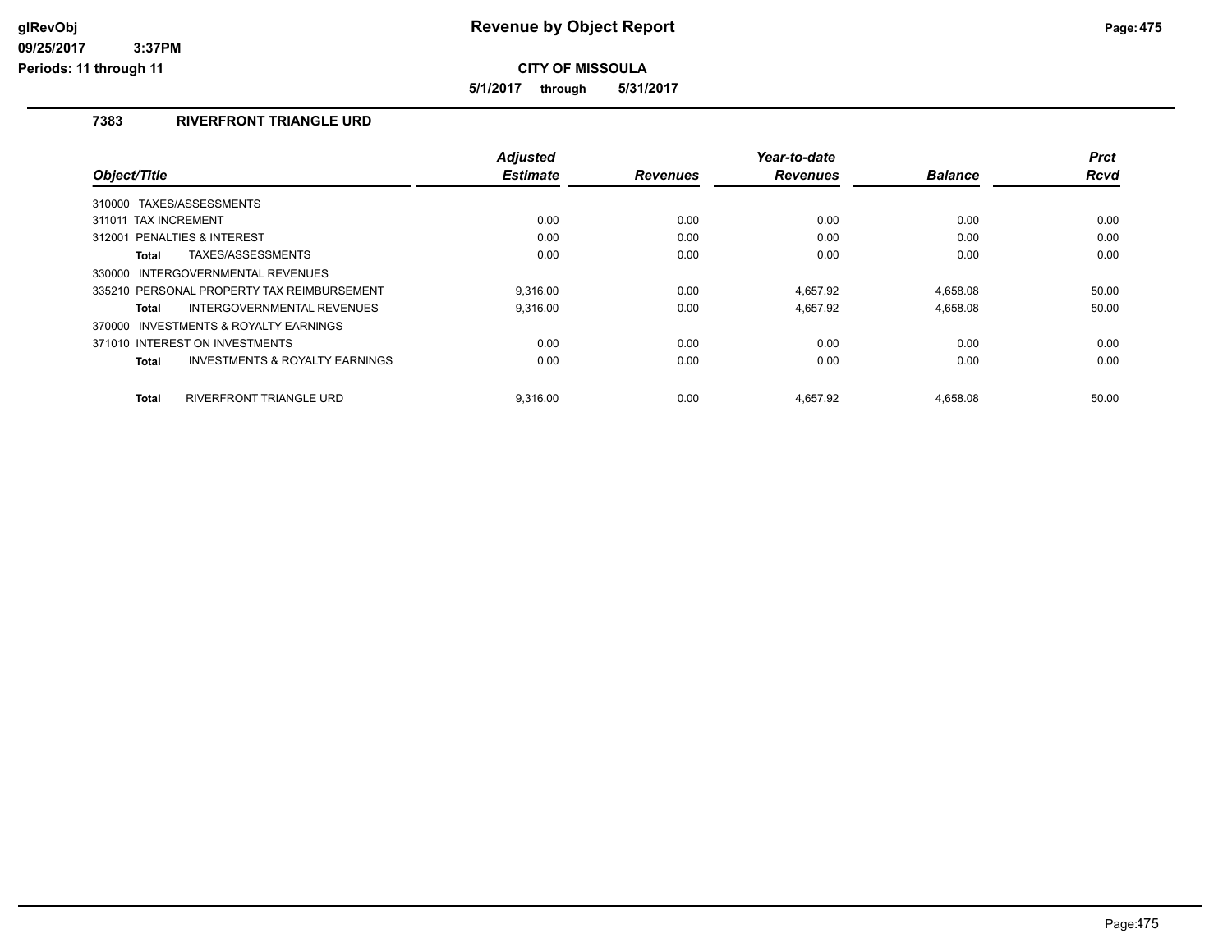**CITY OF MISSOULA**

**5/1/2017 through 5/31/2017**

## 7383 RIVERFRONT TRIANGLE URD

| Object/Title | Adjusted Estimate | Revenues | Year-to-date Revenues | Balance | Prct Rcvd |
|---|---|---|---|---|---|
| 310000 TAXES/ASSESSMENTS | | | | | |
| 311011 TAX INCREMENT | 0.00 | 0.00 | 0.00 | 0.00 | 0.00 |
| 312001 PENALTIES & INTEREST | 0.00 | 0.00 | 0.00 | 0.00 | 0.00 |
| **Total** TAXES/ASSESSMENTS | 0.00 | 0.00 | 0.00 | 0.00 | 0.00 |
| 330000 INTERGOVERNMENTAL REVENUES | | | | | |
| 335210 PERSONAL PROPERTY TAX REIMBURSEMENT | 9,316.00 | 0.00 | 4,657.92 | 4,658.08 | 50.00 |
| **Total** INTERGOVERNMENTAL REVENUES | 9,316.00 | 0.00 | 4,657.92 | 4,658.08 | 50.00 |
| 370000 INVESTMENTS & ROYALTY EARNINGS | | | | | |
| 371010 INTEREST ON INVESTMENTS | 0.00 | 0.00 | 0.00 | 0.00 | 0.00 |
| **Total** INVESTMENTS & ROYALTY EARNINGS | 0.00 | 0.00 | 0.00 | 0.00 | 0.00 |
| **Total** RIVERFRONT TRIANGLE URD | 9,316.00 | 0.00 | 4,657.92 | 4,658.08 | 50.00 |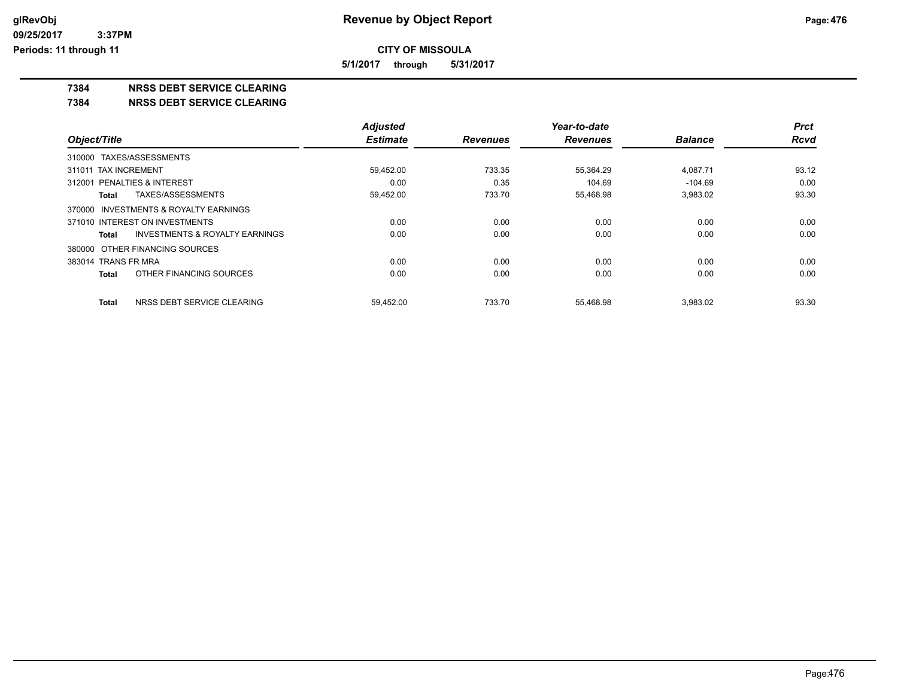# Revenue by Object Report

**CITY OF MISSOULA**

**5/1/2017 through 5/31/2017**

glRevObj
09/25/2017 3:37PM
Periods: 11 through 11

## 7384 NRSS DEBT SERVICE CLEARING

### 7384 NRSS DEBT SERVICE CLEARING

| Object/Title | Adjusted Estimate | Revenues | Year-to-date Revenues | Balance | Prct Rcvd |
|---|---|---|---|---|---|
| 310000 TAXES/ASSESSMENTS | | | | | |
| 311011 TAX INCREMENT | 59,452.00 | 733.35 | 55,364.29 | 4,087.71 | 93.12 |
| 312001 PENALTIES & INTEREST | 0.00 | 0.35 | 104.69 | -104.69 | 0.00 |
| **Total** TAXES/ASSESSMENTS | 59,452.00 | 733.70 | 55,468.98 | 3,983.02 | 93.30 |
| 370000 INVESTMENTS & ROYALTY EARNINGS | | | | | |
| 371010 INTEREST ON INVESTMENTS | 0.00 | 0.00 | 0.00 | 0.00 | 0.00 |
| **Total** INVESTMENTS & ROYALTY EARNINGS | 0.00 | 0.00 | 0.00 | 0.00 | 0.00 |
| 380000 OTHER FINANCING SOURCES | | | | | |
| 383014 TRANS FR MRA | 0.00 | 0.00 | 0.00 | 0.00 | 0.00 |
| **Total** OTHER FINANCING SOURCES | 0.00 | 0.00 | 0.00 | 0.00 | 0.00 |
| **Total** NRSS DEBT SERVICE CLEARING | 59,452.00 | 733.70 | 55,468.98 | 3,983.02 | 93.30 |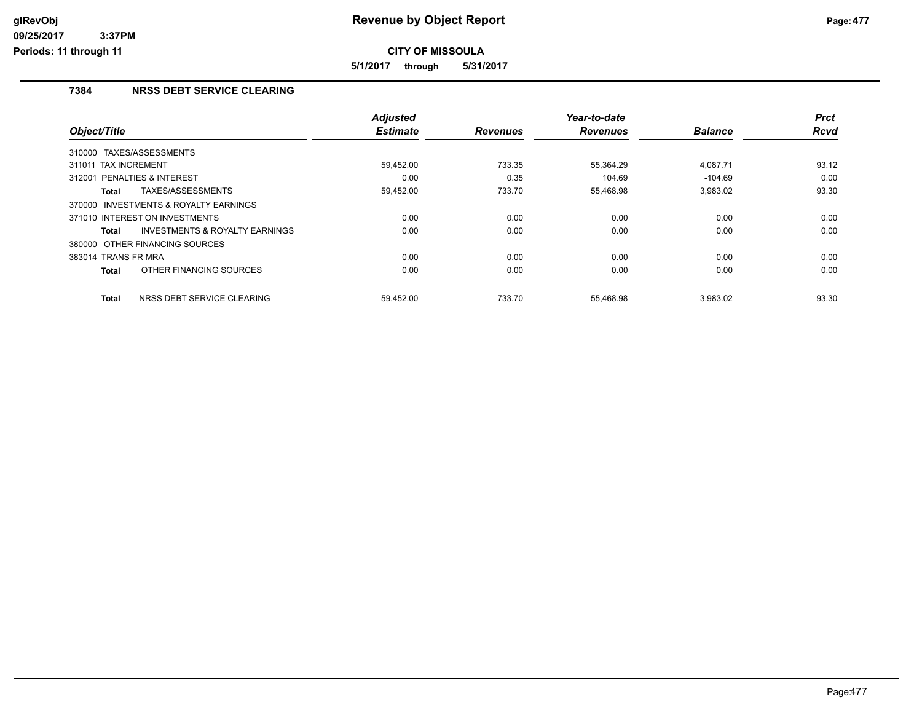# Revenue by Object Report

**CITY OF MISSOULA**

**5/1/2017 through 5/31/2017**

glRevObj
09/25/2017 3:37PM
Periods: 11 through 11

## 7384 NRSS DEBT SERVICE CLEARING

| Object/Title | Adjusted Estimate | Revenues | Year-to-date Revenues | Balance | Prct Rcvd |
|---|---|---|---|---|---|
| 310000 TAXES/ASSESSMENTS | | | | | |
| 311011 TAX INCREMENT | 59,452.00 | 733.35 | 55,364.29 | 4,087.71 | 93.12 |
| 312001 PENALTIES & INTEREST | 0.00 | 0.35 | 104.69 | -104.69 | 0.00 |
| **Total** TAXES/ASSESSMENTS | 59,452.00 | 733.70 | 55,468.98 | 3,983.02 | 93.30 |
| 370000 INVESTMENTS & ROYALTY EARNINGS | | | | | |
| 371010 INTEREST ON INVESTMENTS | 0.00 | 0.00 | 0.00 | 0.00 | 0.00 |
| **Total** INVESTMENTS & ROYALTY EARNINGS | 0.00 | 0.00 | 0.00 | 0.00 | 0.00 |
| 380000 OTHER FINANCING SOURCES | | | | | |
| 383014 TRANS FR MRA | 0.00 | 0.00 | 0.00 | 0.00 | 0.00 |
| **Total** OTHER FINANCING SOURCES | 0.00 | 0.00 | 0.00 | 0.00 | 0.00 |
| **Total** NRSS DEBT SERVICE CLEARING | 59,452.00 | 733.70 | 55,468.98 | 3,983.02 | 93.30 |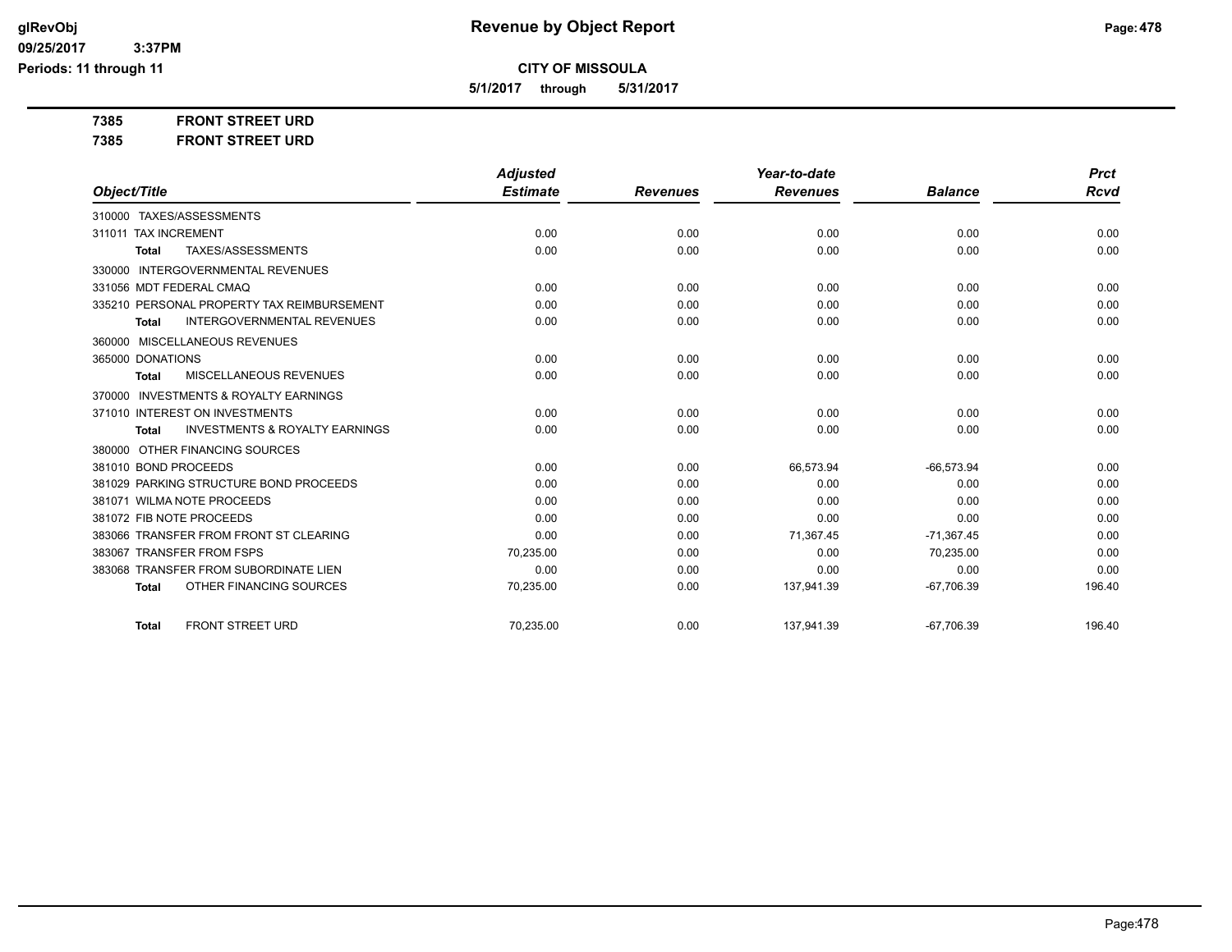# Revenue by Object Report

**CITY OF MISSOULA**

**5/1/2017 through 5/31/2017**

glRevObj
09/25/2017 3:37PM
Periods: 11 through 11

**7385 FRONT STREET URD**
**7385 FRONT STREET URD**

| Object/Title | Adjusted Estimate | Revenues | Year-to-date Revenues | Balance | Prct Rcvd |
|---|---|---|---|---|---|
| 310000 TAXES/ASSESSMENTS | | | | | |
| 311011 TAX INCREMENT | 0.00 | 0.00 | 0.00 | 0.00 | 0.00 |
| **Total** TAXES/ASSESSMENTS | 0.00 | 0.00 | 0.00 | 0.00 | 0.00 |
| 330000 INTERGOVERNMENTAL REVENUES | | | | | |
| 331056 MDT FEDERAL CMAQ | 0.00 | 0.00 | 0.00 | 0.00 | 0.00 |
| 335210 PERSONAL PROPERTY TAX REIMBURSEMENT | 0.00 | 0.00 | 0.00 | 0.00 | 0.00 |
| **Total** INTERGOVERNMENTAL REVENUES | 0.00 | 0.00 | 0.00 | 0.00 | 0.00 |
| 360000 MISCELLANEOUS REVENUES | | | | | |
| 365000 DONATIONS | 0.00 | 0.00 | 0.00 | 0.00 | 0.00 |
| **Total** MISCELLANEOUS REVENUES | 0.00 | 0.00 | 0.00 | 0.00 | 0.00 |
| 370000 INVESTMENTS & ROYALTY EARNINGS | | | | | |
| 371010 INTEREST ON INVESTMENTS | 0.00 | 0.00 | 0.00 | 0.00 | 0.00 |
| **Total** INVESTMENTS & ROYALTY EARNINGS | 0.00 | 0.00 | 0.00 | 0.00 | 0.00 |
| 380000 OTHER FINANCING SOURCES | | | | | |
| 381010 BOND PROCEEDS | 0.00 | 0.00 | 66,573.94 | -66,573.94 | 0.00 |
| 381029 PARKING STRUCTURE BOND PROCEEDS | 0.00 | 0.00 | 0.00 | 0.00 | 0.00 |
| 381071 WILMA NOTE PROCEEDS | 0.00 | 0.00 | 0.00 | 0.00 | 0.00 |
| 381072 FIB NOTE PROCEEDS | 0.00 | 0.00 | 0.00 | 0.00 | 0.00 |
| 383066 TRANSFER FROM FRONT ST CLEARING | 0.00 | 0.00 | 71,367.45 | -71,367.45 | 0.00 |
| 383067 TRANSFER FROM FSPS | 70,235.00 | 0.00 | 0.00 | 70,235.00 | 0.00 |
| 383068 TRANSFER FROM SUBORDINATE LIEN | 0.00 | 0.00 | 0.00 | 0.00 | 0.00 |
| **Total** OTHER FINANCING SOURCES | 70,235.00 | 0.00 | 137,941.39 | -67,706.39 | 196.40 |
| **Total** FRONT STREET URD | 70,235.00 | 0.00 | 137,941.39 | -67,706.39 | 196.40 |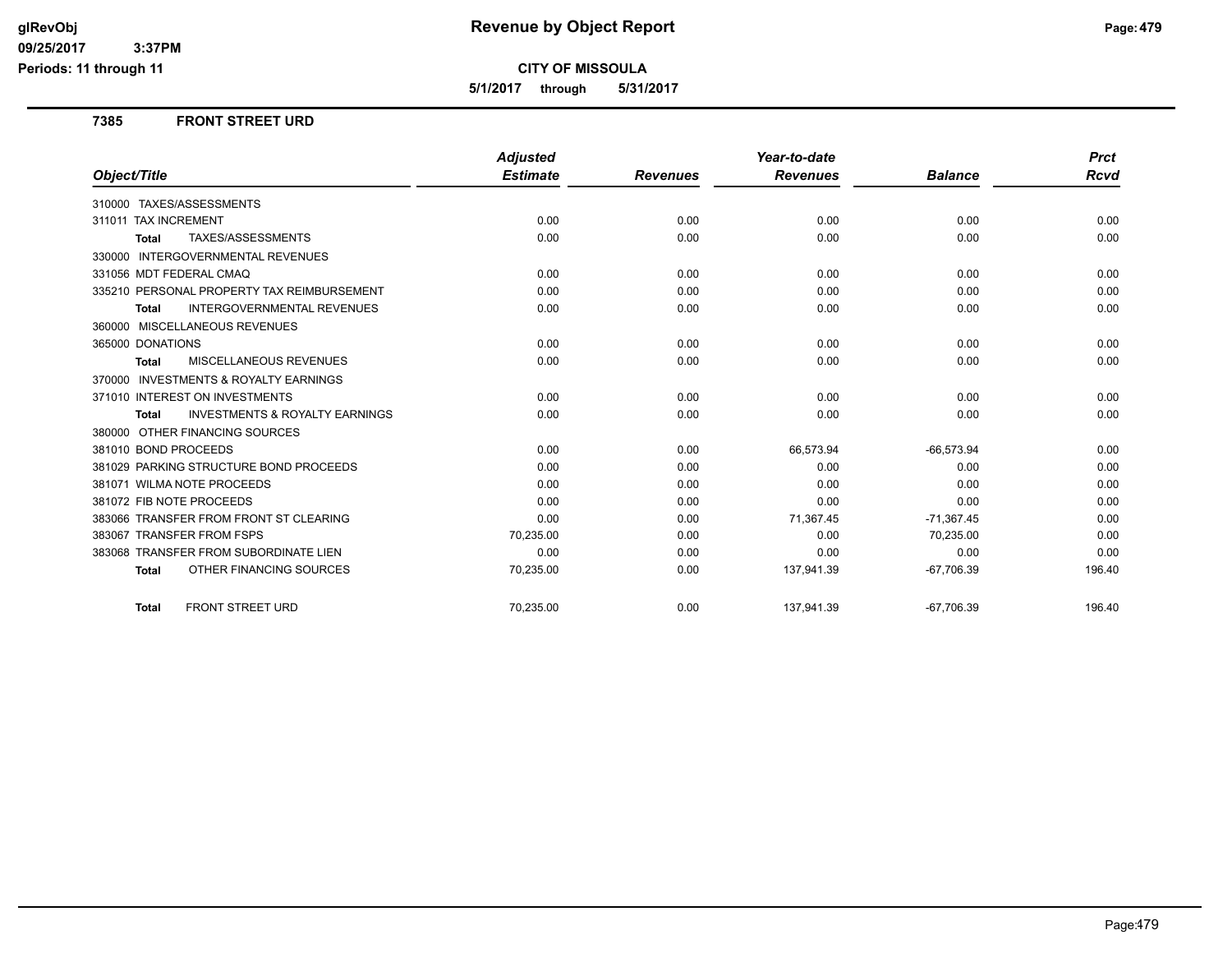# Revenue by Object Report

**CITY OF MISSOULA**

**5/1/2017 through 5/31/2017**

glRevObj
09/25/2017 3:37PM
Periods: 11 through 11

## 7385 FRONT STREET URD

| Object/Title | Adjusted Estimate | Revenues | Year-to-date Revenues | Balance | Prct Rcvd |
|---|---|---|---|---|---|
| 310000 TAXES/ASSESSMENTS | | | | | |
| 311011 TAX INCREMENT | 0.00 | 0.00 | 0.00 | 0.00 | 0.00 |
| **Total** TAXES/ASSESSMENTS | 0.00 | 0.00 | 0.00 | 0.00 | 0.00 |
| 330000 INTERGOVERNMENTAL REVENUES | | | | | |
| 331056 MDT FEDERAL CMAQ | 0.00 | 0.00 | 0.00 | 0.00 | 0.00 |
| 335210 PERSONAL PROPERTY TAX REIMBURSEMENT | 0.00 | 0.00 | 0.00 | 0.00 | 0.00 |
| **Total** INTERGOVERNMENTAL REVENUES | 0.00 | 0.00 | 0.00 | 0.00 | 0.00 |
| 360000 MISCELLANEOUS REVENUES | | | | | |
| 365000 DONATIONS | 0.00 | 0.00 | 0.00 | 0.00 | 0.00 |
| **Total** MISCELLANEOUS REVENUES | 0.00 | 0.00 | 0.00 | 0.00 | 0.00 |
| 370000 INVESTMENTS & ROYALTY EARNINGS | | | | | |
| 371010 INTEREST ON INVESTMENTS | 0.00 | 0.00 | 0.00 | 0.00 | 0.00 |
| **Total** INVESTMENTS & ROYALTY EARNINGS | 0.00 | 0.00 | 0.00 | 0.00 | 0.00 |
| 380000 OTHER FINANCING SOURCES | | | | | |
| 381010 BOND PROCEEDS | 0.00 | 0.00 | 66,573.94 | -66,573.94 | 0.00 |
| 381029 PARKING STRUCTURE BOND PROCEEDS | 0.00 | 0.00 | 0.00 | 0.00 | 0.00 |
| 381071 WILMA NOTE PROCEEDS | 0.00 | 0.00 | 0.00 | 0.00 | 0.00 |
| 381072 FIB NOTE PROCEEDS | 0.00 | 0.00 | 0.00 | 0.00 | 0.00 |
| 383066 TRANSFER FROM FRONT ST CLEARING | 0.00 | 0.00 | 71,367.45 | -71,367.45 | 0.00 |
| 383067 TRANSFER FROM FSPS | 70,235.00 | 0.00 | 0.00 | 70,235.00 | 0.00 |
| 383068 TRANSFER FROM SUBORDINATE LIEN | 0.00 | 0.00 | 0.00 | 0.00 | 0.00 |
| **Total** OTHER FINANCING SOURCES | 70,235.00 | 0.00 | 137,941.39 | -67,706.39 | 196.40 |
| **Total** FRONT STREET URD | 70,235.00 | 0.00 | 137,941.39 | -67,706.39 | 196.40 |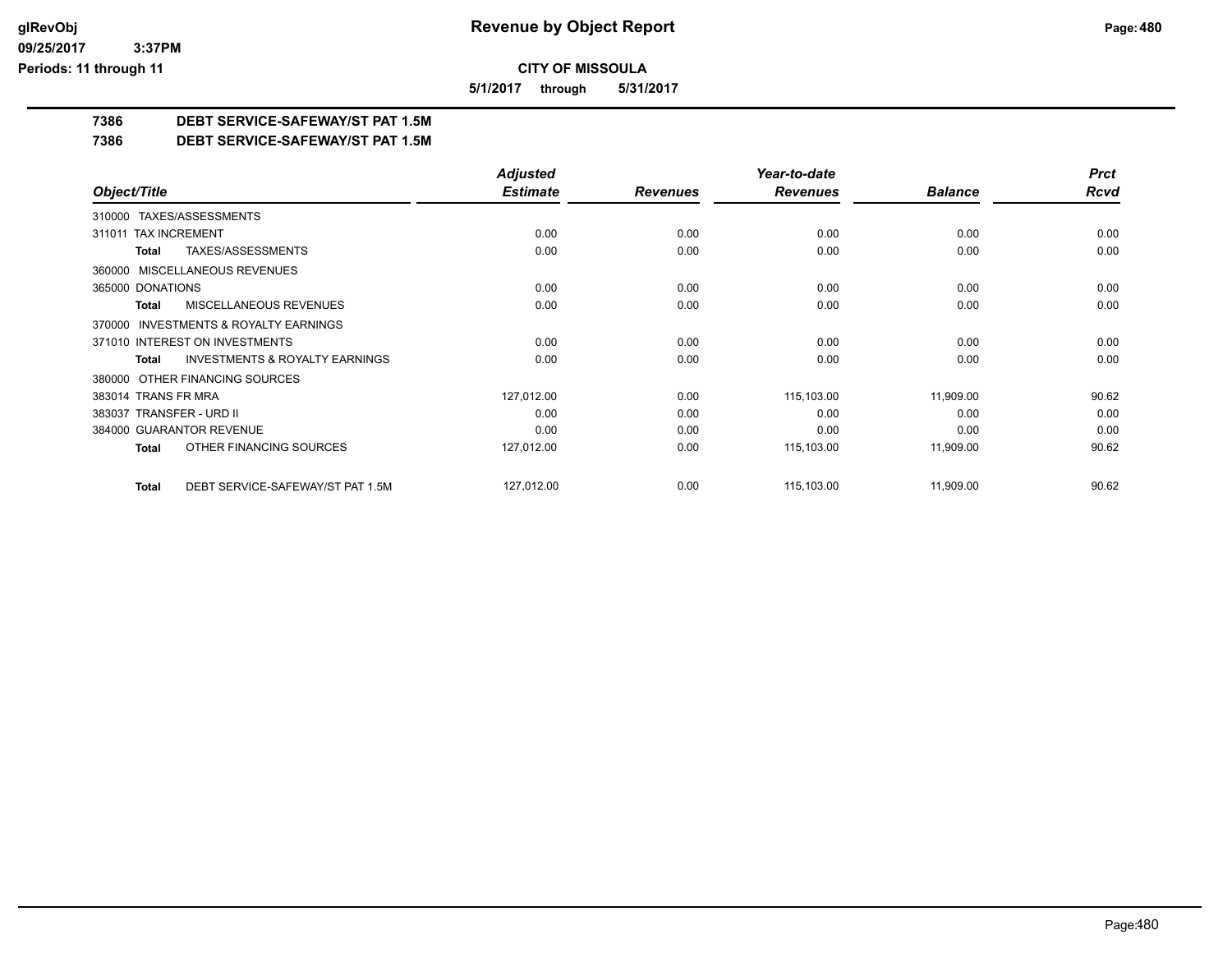# Revenue by Object Report

**CITY OF MISSOULA**

**5/1/2017 through 5/31/2017**

glRevObj
09/25/2017 3:37PM
Periods: 11 through 11

**7386 DEBT SERVICE-SAFEWAY/ST PAT 1.5M**

**7386 DEBT SERVICE-SAFEWAY/ST PAT 1.5M**

| Object/Title | Adjusted Estimate | Revenues | Year-to-date Revenues | Balance | Prct Rcvd |
|---|---|---|---|---|---|
| 310000 TAXES/ASSESSMENTS | | | | | |
| 311011 TAX INCREMENT | 0.00 | 0.00 | 0.00 | 0.00 | 0.00 |
| **Total** TAXES/ASSESSMENTS | 0.00 | 0.00 | 0.00 | 0.00 | 0.00 |
| 360000 MISCELLANEOUS REVENUES | | | | | |
| 365000 DONATIONS | 0.00 | 0.00 | 0.00 | 0.00 | 0.00 |
| **Total** MISCELLANEOUS REVENUES | 0.00 | 0.00 | 0.00 | 0.00 | 0.00 |
| 370000 INVESTMENTS & ROYALTY EARNINGS | | | | | |
| 371010 INTEREST ON INVESTMENTS | 0.00 | 0.00 | 0.00 | 0.00 | 0.00 |
| **Total** INVESTMENTS & ROYALTY EARNINGS | 0.00 | 0.00 | 0.00 | 0.00 | 0.00 |
| 380000 OTHER FINANCING SOURCES | | | | | |
| 383014 TRANS FR MRA | 127,012.00 | 0.00 | 115,103.00 | 11,909.00 | 90.62 |
| 383037 TRANSFER - URD II | 0.00 | 0.00 | 0.00 | 0.00 | 0.00 |
| 384000 GUARANTOR REVENUE | 0.00 | 0.00 | 0.00 | 0.00 | 0.00 |
| **Total** OTHER FINANCING SOURCES | 127,012.00 | 0.00 | 115,103.00 | 11,909.00 | 90.62 |
| **Total** DEBT SERVICE-SAFEWAY/ST PAT 1.5M | 127,012.00 | 0.00 | 115,103.00 | 11,909.00 | 90.62 |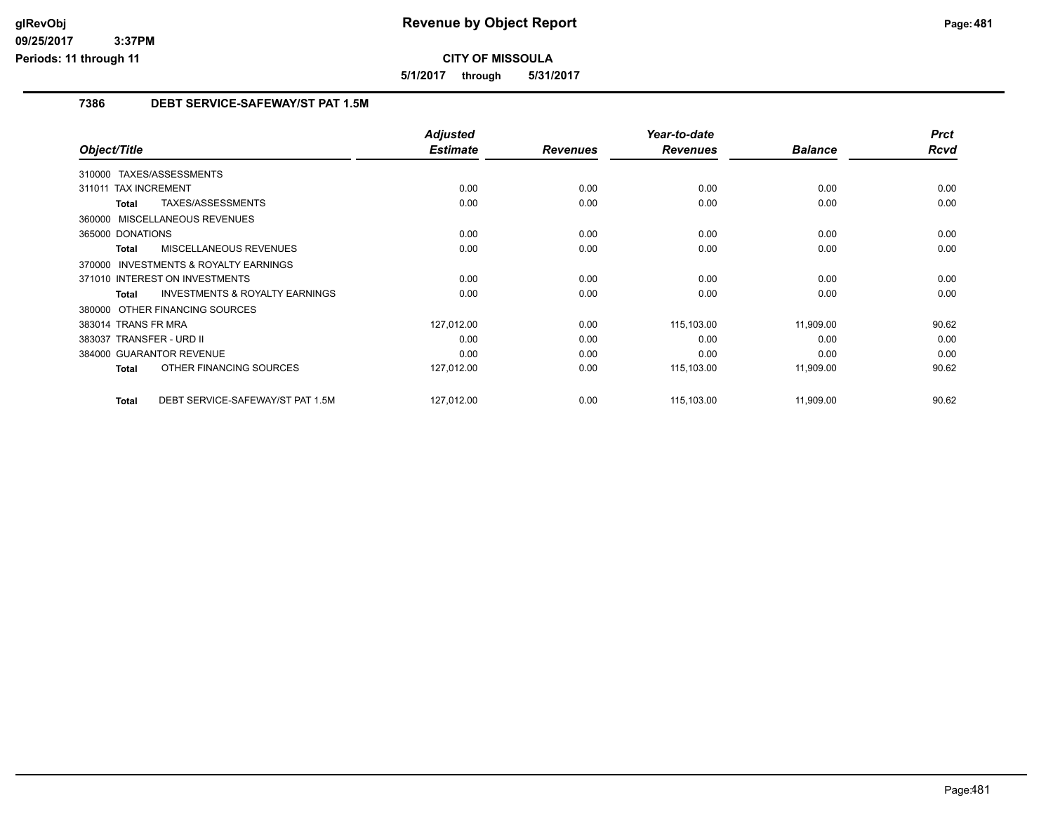**glRevObj**
**09/25/2017 3:37PM**
**Periods: 11 through 11**

# Revenue by Object Report

**CITY OF MISSOULA**

**5/1/2017 through 5/31/2017**

## 7386 DEBT SERVICE-SAFEWAY/ST PAT 1.5M

| Object/Title | Adjusted Estimate | Revenues | Year-to-date Revenues | Balance | Prct Rcvd |
|---|---|---|---|---|---|
| 310000 TAXES/ASSESSMENTS | | | | | |
| 311011 TAX INCREMENT | 0.00 | 0.00 | 0.00 | 0.00 | 0.00 |
| **Total** TAXES/ASSESSMENTS | 0.00 | 0.00 | 0.00 | 0.00 | 0.00 |
| 360000 MISCELLANEOUS REVENUES | | | | | |
| 365000 DONATIONS | 0.00 | 0.00 | 0.00 | 0.00 | 0.00 |
| **Total** MISCELLANEOUS REVENUES | 0.00 | 0.00 | 0.00 | 0.00 | 0.00 |
| 370000 INVESTMENTS & ROYALTY EARNINGS | | | | | |
| 371010 INTEREST ON INVESTMENTS | 0.00 | 0.00 | 0.00 | 0.00 | 0.00 |
| **Total** INVESTMENTS & ROYALTY EARNINGS | 0.00 | 0.00 | 0.00 | 0.00 | 0.00 |
| 380000 OTHER FINANCING SOURCES | | | | | |
| 383014 TRANS FR MRA | 127,012.00 | 0.00 | 115,103.00 | 11,909.00 | 90.62 |
| 383037 TRANSFER - URD II | 0.00 | 0.00 | 0.00 | 0.00 | 0.00 |
| 384000 GUARANTOR REVENUE | 0.00 | 0.00 | 0.00 | 0.00 | 0.00 |
| **Total** OTHER FINANCING SOURCES | 127,012.00 | 0.00 | 115,103.00 | 11,909.00 | 90.62 |
| **Total** DEBT SERVICE-SAFEWAY/ST PAT 1.5M | 127,012.00 | 0.00 | 115,103.00 | 11,909.00 | 90.62 |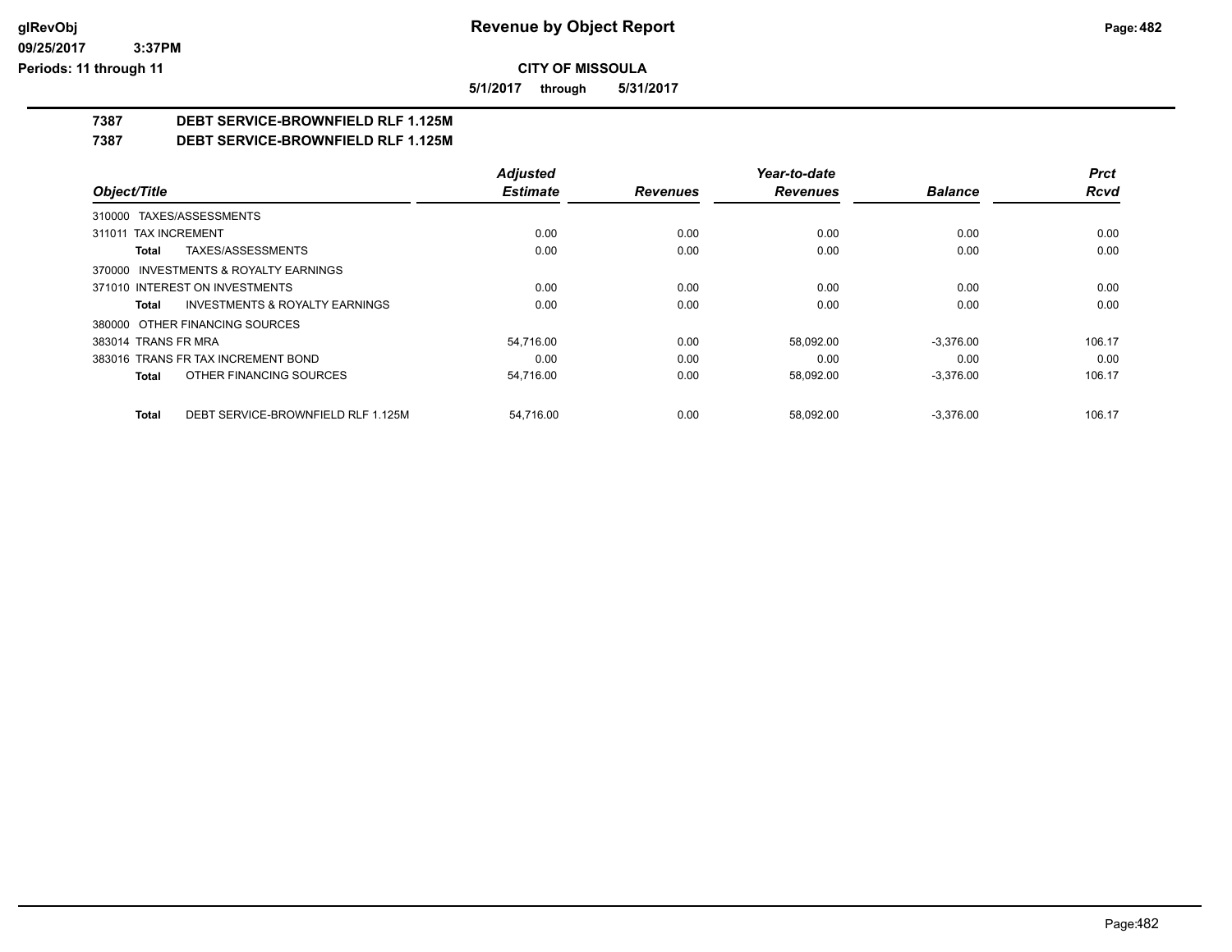# CITY OF MISSOULA

**5/1/2017 through 5/31/2017**

## 7387 DEBT SERVICE-BROWNFIELD RLF 1.125M

## 7387 DEBT SERVICE-BROWNFIELD RLF 1.125M

| Object/Title | Adjusted Estimate | Revenues | Year-to-date Revenues | Balance | Prct Rcvd |
|---|---|---|---|---|---|
| 310000 TAXES/ASSESSMENTS | | | | | |
| 311011 TAX INCREMENT | 0.00 | 0.00 | 0.00 | 0.00 | 0.00 |
| **Total** TAXES/ASSESSMENTS | 0.00 | 0.00 | 0.00 | 0.00 | 0.00 |
| 370000 INVESTMENTS & ROYALTY EARNINGS | | | | | |
| 371010 INTEREST ON INVESTMENTS | 0.00 | 0.00 | 0.00 | 0.00 | 0.00 |
| **Total** INVESTMENTS & ROYALTY EARNINGS | 0.00 | 0.00 | 0.00 | 0.00 | 0.00 |
| 380000 OTHER FINANCING SOURCES | | | | | |
| 383014 TRANS FR MRA | 54,716.00 | 0.00 | 58,092.00 | -3,376.00 | 106.17 |
| 383016 TRANS FR TAX INCREMENT BOND | 0.00 | 0.00 | 0.00 | 0.00 | 0.00 |
| **Total** OTHER FINANCING SOURCES | 54,716.00 | 0.00 | 58,092.00 | -3,376.00 | 106.17 |
| **Total** DEBT SERVICE-BROWNFIELD RLF 1.125M | 54,716.00 | 0.00 | 58,092.00 | -3,376.00 | 106.17 |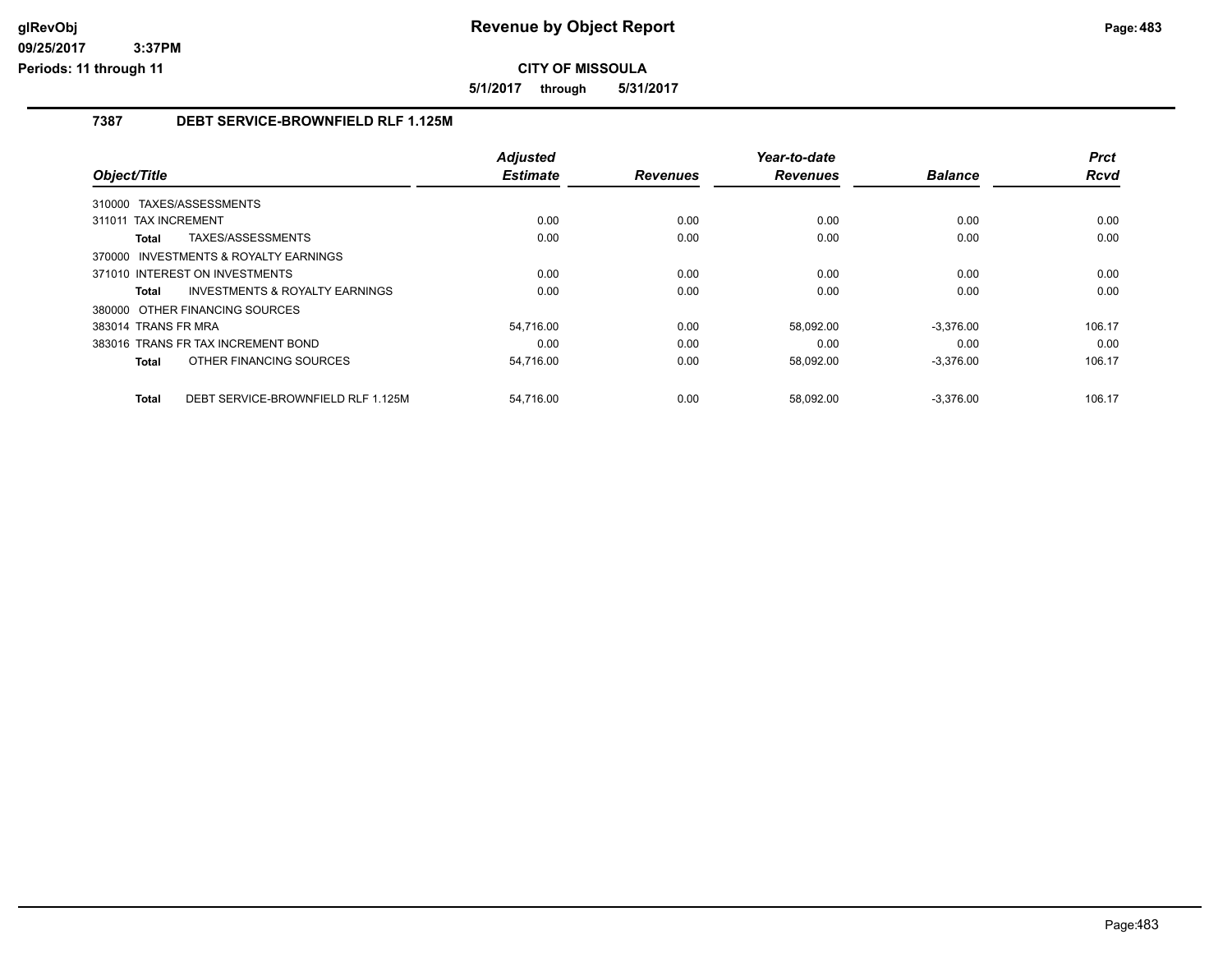# Revenue by Object Report

**CITY OF MISSOULA**

**5/1/2017 through 5/31/2017**

## 7387 DEBT SERVICE-BROWNFIELD RLF 1.125M

| Object/Title | | Adjusted Estimate | Revenues | Year-to-date Revenues | Balance | Prct Rcvd |
|---|---|---|---|---|---|---|
| 310000 TAXES/ASSESSMENTS | | | | | | |
| 311011 TAX INCREMENT | | 0.00 | 0.00 | 0.00 | 0.00 | 0.00 |
| **Total** | TAXES/ASSESSMENTS | 0.00 | 0.00 | 0.00 | 0.00 | 0.00 |
| 370000 INVESTMENTS & ROYALTY EARNINGS | | | | | | |
| 371010 INTEREST ON INVESTMENTS | | 0.00 | 0.00 | 0.00 | 0.00 | 0.00 |
| **Total** | INVESTMENTS & ROYALTY EARNINGS | 0.00 | 0.00 | 0.00 | 0.00 | 0.00 |
| 380000 OTHER FINANCING SOURCES | | | | | | |
| 383014 TRANS FR MRA | | 54,716.00 | 0.00 | 58,092.00 | -3,376.00 | 106.17 |
| 383016 TRANS FR TAX INCREMENT BOND | | 0.00 | 0.00 | 0.00 | 0.00 | 0.00 |
| **Total** | OTHER FINANCING SOURCES | 54,716.00 | 0.00 | 58,092.00 | -3,376.00 | 106.17 |
| **Total** | DEBT SERVICE-BROWNFIELD RLF 1.125M | 54,716.00 | 0.00 | 58,092.00 | -3,376.00 | 106.17 |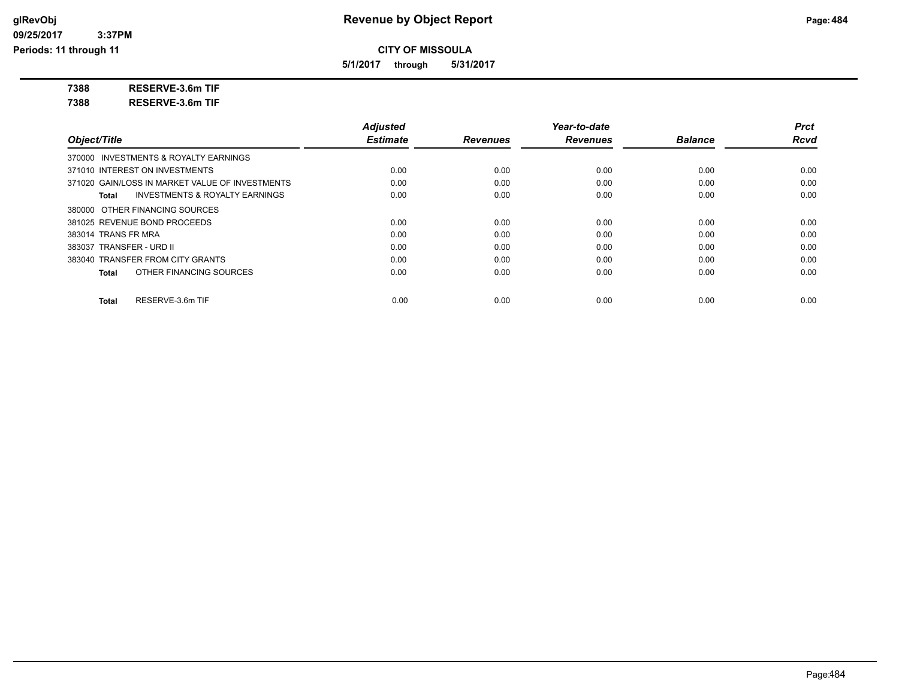# Revenue by Object Report

**CITY OF MISSOULA**

**5/1/2017 through 5/31/2017**

**7388 RESERVE-3.6m TIF**

**7388 RESERVE-3.6m TIF**

| Object/Title | Adjusted Estimate | Revenues | Year-to-date Revenues | Balance | Prct Rcvd |
|---|---|---|---|---|---|
| 370000 INVESTMENTS & ROYALTY EARNINGS | | | | | |
| 371010 INTEREST ON INVESTMENTS | 0.00 | 0.00 | 0.00 | 0.00 | 0.00 |
| 371020 GAIN/LOSS IN MARKET VALUE OF INVESTMENTS | 0.00 | 0.00 | 0.00 | 0.00 | 0.00 |
| **Total** INVESTMENTS & ROYALTY EARNINGS | 0.00 | 0.00 | 0.00 | 0.00 | 0.00 |
| 380000 OTHER FINANCING SOURCES | | | | | |
| 381025 REVENUE BOND PROCEEDS | 0.00 | 0.00 | 0.00 | 0.00 | 0.00 |
| 383014 TRANS FR MRA | 0.00 | 0.00 | 0.00 | 0.00 | 0.00 |
| 383037 TRANSFER - URD II | 0.00 | 0.00 | 0.00 | 0.00 | 0.00 |
| 383040 TRANSFER FROM CITY GRANTS | 0.00 | 0.00 | 0.00 | 0.00 | 0.00 |
| **Total** OTHER FINANCING SOURCES | 0.00 | 0.00 | 0.00 | 0.00 | 0.00 |
| **Total** RESERVE-3.6m TIF | 0.00 | 0.00 | 0.00 | 0.00 | 0.00 |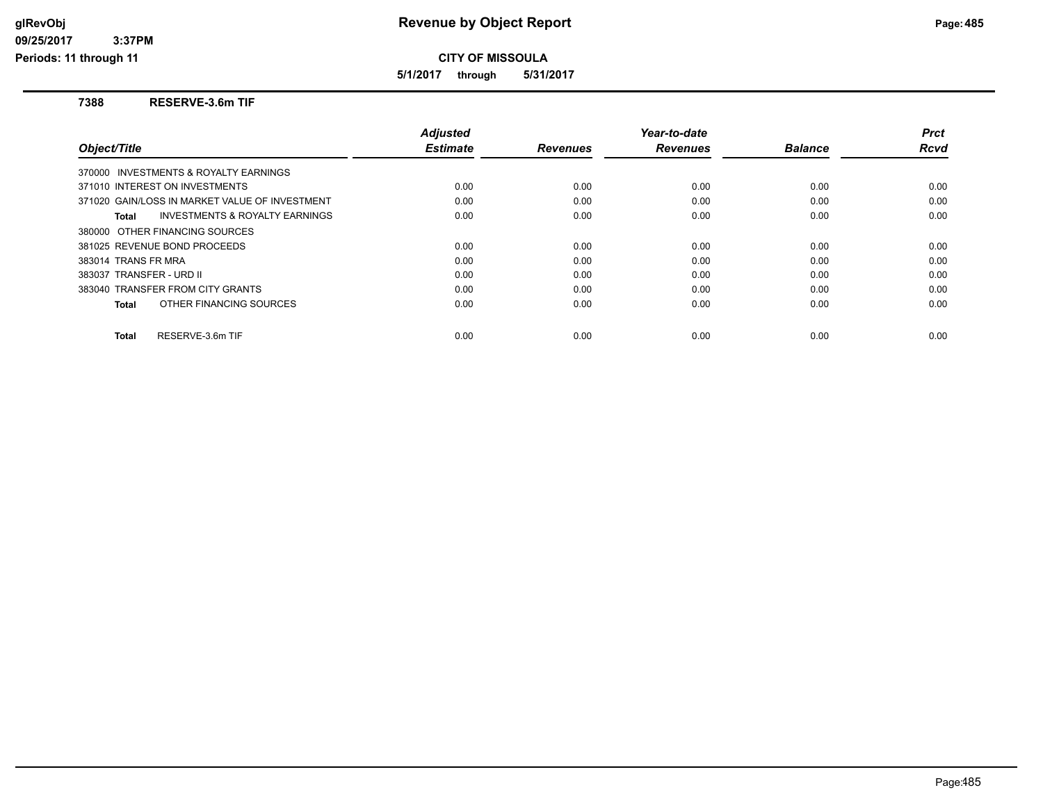# Revenue by Object Report

glRevObj
09/25/2017 3:37PM
Periods: 11 through 11

**CITY OF MISSOULA**

**5/1/2017 through 5/31/2017**

## 7388 RESERVE-3.6m TIF

| Object/Title | Adjusted Estimate | Revenues | Year-to-date Revenues | Balance | Prct Rcvd |
|---|---|---|---|---|---|
| 370000 INVESTMENTS & ROYALTY EARNINGS | | | | | |
| 371010 INTEREST ON INVESTMENTS | 0.00 | 0.00 | 0.00 | 0.00 | 0.00 |
| 371020 GAIN/LOSS IN MARKET VALUE OF INVESTMENT | 0.00 | 0.00 | 0.00 | 0.00 | 0.00 |
| **Total** INVESTMENTS & ROYALTY EARNINGS | 0.00 | 0.00 | 0.00 | 0.00 | 0.00 |
| 380000 OTHER FINANCING SOURCES | | | | | |
| 381025 REVENUE BOND PROCEEDS | 0.00 | 0.00 | 0.00 | 0.00 | 0.00 |
| 383014 TRANS FR MRA | 0.00 | 0.00 | 0.00 | 0.00 | 0.00 |
| 383037 TRANSFER - URD II | 0.00 | 0.00 | 0.00 | 0.00 | 0.00 |
| 383040 TRANSFER FROM CITY GRANTS | 0.00 | 0.00 | 0.00 | 0.00 | 0.00 |
| **Total** OTHER FINANCING SOURCES | 0.00 | 0.00 | 0.00 | 0.00 | 0.00 |
| **Total** RESERVE-3.6m TIF | 0.00 | 0.00 | 0.00 | 0.00 | 0.00 |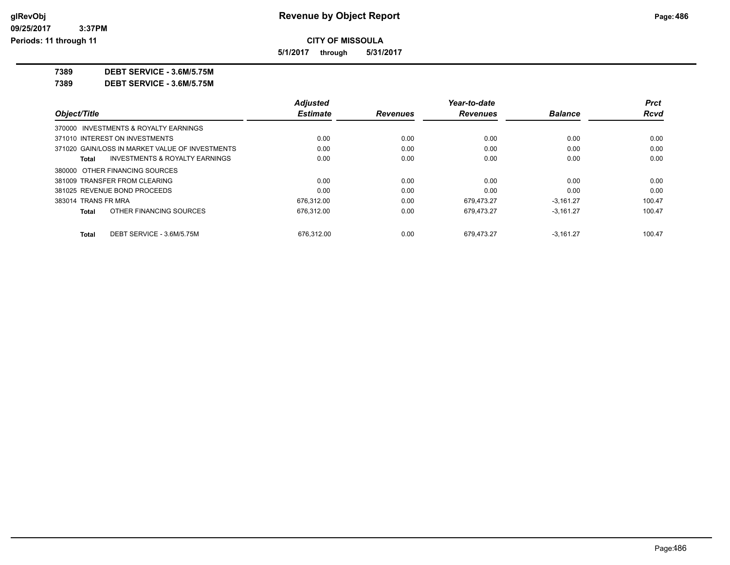# Revenue by Object Report

glRevObj
09/25/2017 3:37PM
Periods: 11 through 11

**CITY OF MISSOULA**

**5/1/2017 through 5/31/2017**

**7389 DEBT SERVICE - 3.6M/5.75M**

**7389 DEBT SERVICE - 3.6M/5.75M**

| Object/Title | Adjusted Estimate | Revenues | Year-to-date Revenues | Balance | Prct Rcvd |
|---|---|---|---|---|---|
| 370000 INVESTMENTS & ROYALTY EARNINGS | | | | | |
| 371010 INTEREST ON INVESTMENTS | 0.00 | 0.00 | 0.00 | 0.00 | 0.00 |
| 371020 GAIN/LOSS IN MARKET VALUE OF INVESTMENTS | 0.00 | 0.00 | 0.00 | 0.00 | 0.00 |
| **Total** INVESTMENTS & ROYALTY EARNINGS | 0.00 | 0.00 | 0.00 | 0.00 | 0.00 |
| 380000 OTHER FINANCING SOURCES | | | | | |
| 381009 TRANSFER FROM CLEARING | 0.00 | 0.00 | 0.00 | 0.00 | 0.00 |
| 381025 REVENUE BOND PROCEEDS | 0.00 | 0.00 | 0.00 | 0.00 | 0.00 |
| 383014 TRANS FR MRA | 676,312.00 | 0.00 | 679,473.27 | -3,161.27 | 100.47 |
| **Total** OTHER FINANCING SOURCES | 676,312.00 | 0.00 | 679,473.27 | -3,161.27 | 100.47 |
| **Total** DEBT SERVICE - 3.6M/5.75M | 676,312.00 | 0.00 | 679,473.27 | -3,161.27 | 100.47 |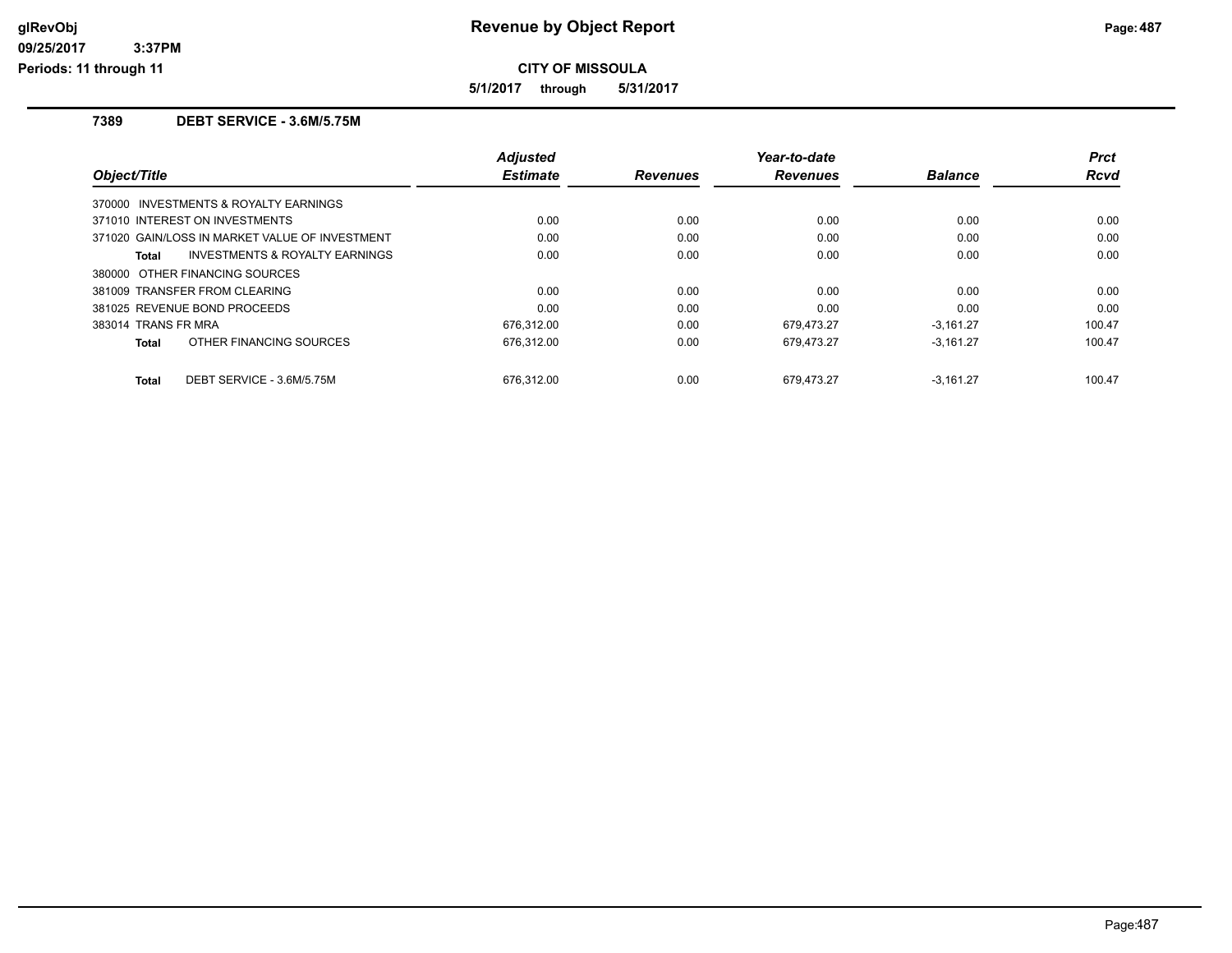# Revenue by Object Report

**CITY OF MISSOULA**

**5/1/2017 through 5/31/2017**

## 7389 DEBT SERVICE - 3.6M/5.75M

| Object/Title | Adjusted Estimate | Revenues | Year-to-date Revenues | Balance | Prct Rcvd |
|---|---|---|---|---|---|
| 370000 INVESTMENTS & ROYALTY EARNINGS | | | | | |
| 371010 INTEREST ON INVESTMENTS | 0.00 | 0.00 | 0.00 | 0.00 | 0.00 |
| 371020 GAIN/LOSS IN MARKET VALUE OF INVESTMENT | 0.00 | 0.00 | 0.00 | 0.00 | 0.00 |
| **Total** INVESTMENTS & ROYALTY EARNINGS | 0.00 | 0.00 | 0.00 | 0.00 | 0.00 |
| 380000 OTHER FINANCING SOURCES | | | | | |
| 381009 TRANSFER FROM CLEARING | 0.00 | 0.00 | 0.00 | 0.00 | 0.00 |
| 381025 REVENUE BOND PROCEEDS | 0.00 | 0.00 | 0.00 | 0.00 | 0.00 |
| 383014 TRANS FR MRA | 676,312.00 | 0.00 | 679,473.27 | -3,161.27 | 100.47 |
| **Total** OTHER FINANCING SOURCES | 676,312.00 | 0.00 | 679,473.27 | -3,161.27 | 100.47 |
| **Total** DEBT SERVICE - 3.6M/5.75M | 676,312.00 | 0.00 | 679,473.27 | -3,161.27 | 100.47 |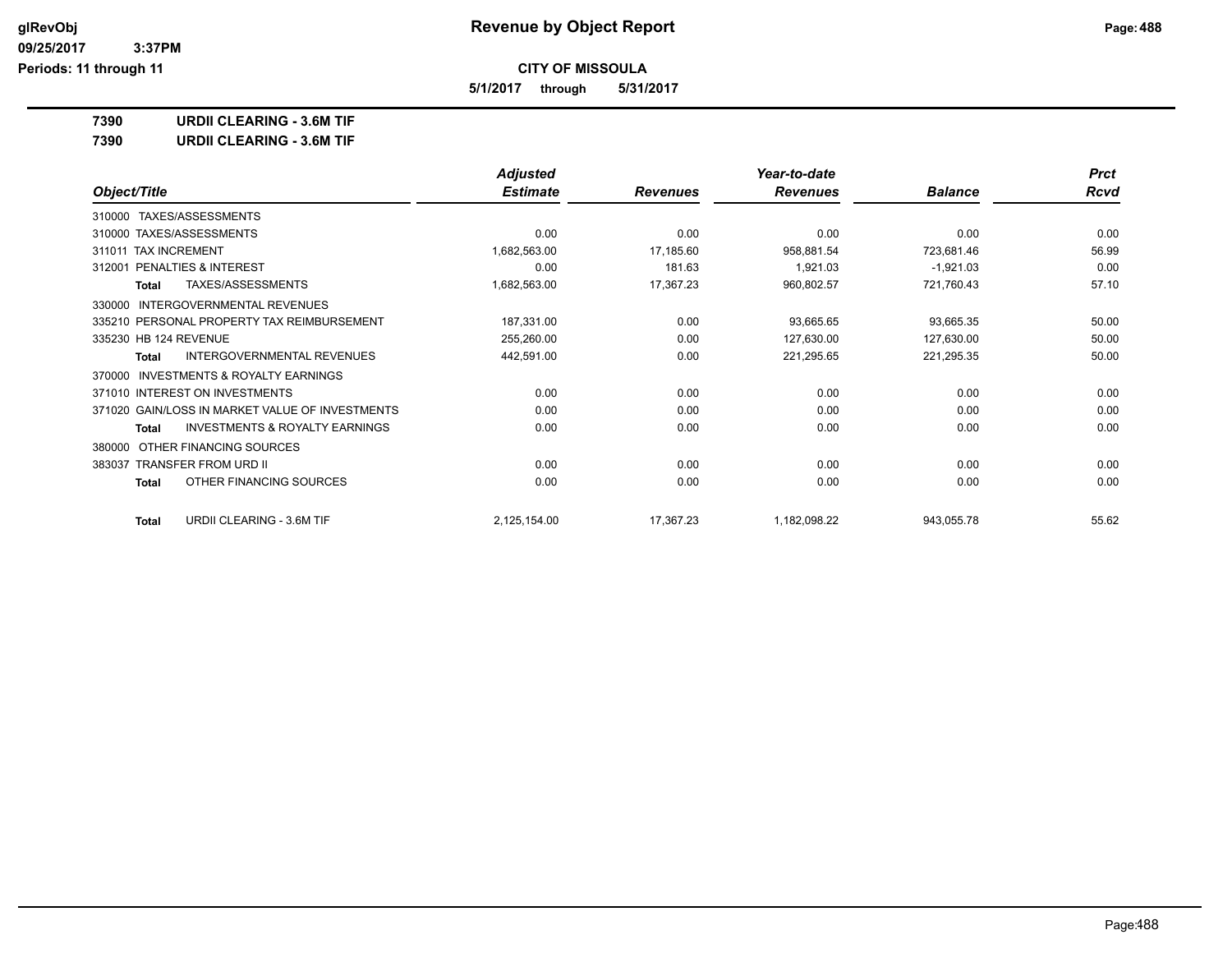**CITY OF MISSOULA**

**5/1/2017 through 5/31/2017**

**7390 URDII CLEARING - 3.6M TIF**

**7390 URDII CLEARING - 3.6M TIF**

| Object/Title | Adjusted Estimate | Revenues | Year-to-date Revenues | Balance | Prct Rcvd |
|---|---|---|---|---|---|
| 310000 TAXES/ASSESSMENTS | | | | | |
| 310000 TAXES/ASSESSMENTS | 0.00 | 0.00 | 0.00 | 0.00 | 0.00 |
| 311011 TAX INCREMENT | 1,682,563.00 | 17,185.60 | 958,881.54 | 723,681.46 | 56.99 |
| 312001 PENALTIES & INTEREST | 0.00 | 181.63 | 1,921.03 | -1,921.03 | 0.00 |
| **Total** TAXES/ASSESSMENTS | 1,682,563.00 | 17,367.23 | 960,802.57 | 721,760.43 | 57.10 |
| 330000 INTERGOVERNMENTAL REVENUES | | | | | |
| 335210 PERSONAL PROPERTY TAX REIMBURSEMENT | 187,331.00 | 0.00 | 93,665.65 | 93,665.35 | 50.00 |
| 335230 HB 124 REVENUE | 255,260.00 | 0.00 | 127,630.00 | 127,630.00 | 50.00 |
| **Total** INTERGOVERNMENTAL REVENUES | 442,591.00 | 0.00 | 221,295.65 | 221,295.35 | 50.00 |
| 370000 INVESTMENTS & ROYALTY EARNINGS | | | | | |
| 371010 INTEREST ON INVESTMENTS | 0.00 | 0.00 | 0.00 | 0.00 | 0.00 |
| 371020 GAIN/LOSS IN MARKET VALUE OF INVESTMENTS | 0.00 | 0.00 | 0.00 | 0.00 | 0.00 |
| **Total** INVESTMENTS & ROYALTY EARNINGS | 0.00 | 0.00 | 0.00 | 0.00 | 0.00 |
| 380000 OTHER FINANCING SOURCES | | | | | |
| 383037 TRANSFER FROM URD II | 0.00 | 0.00 | 0.00 | 0.00 | 0.00 |
| **Total** OTHER FINANCING SOURCES | 0.00 | 0.00 | 0.00 | 0.00 | 0.00 |
| **Total** URDII CLEARING - 3.6M TIF | 2,125,154.00 | 17,367.23 | 1,182,098.22 | 943,055.78 | 55.62 |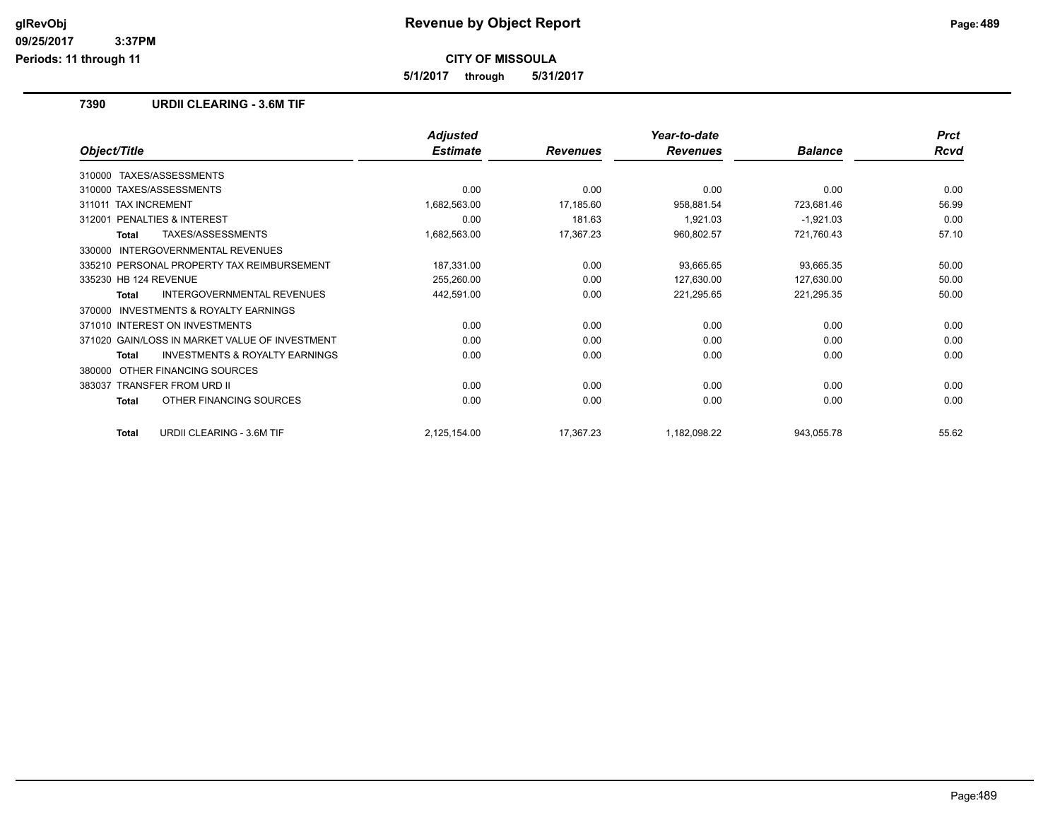# Revenue by Object Report

**CITY OF MISSOULA**

**5/1/2017 through 5/31/2017**

## 7390 URDII CLEARING - 3.6M TIF

| Object/Title | Adjusted Estimate | Revenues | Year-to-date Revenues | Balance | Prct Rcvd |
|---|---|---|---|---|---|
| 310000 TAXES/ASSESSMENTS | | | | | |
| 310000 TAXES/ASSESSMENTS | 0.00 | 0.00 | 0.00 | 0.00 | 0.00 |
| 311011 TAX INCREMENT | 1,682,563.00 | 17,185.60 | 958,881.54 | 723,681.46 | 56.99 |
| 312001 PENALTIES & INTEREST | 0.00 | 181.63 | 1,921.03 | -1,921.03 | 0.00 |
| **Total** TAXES/ASSESSMENTS | 1,682,563.00 | 17,367.23 | 960,802.57 | 721,760.43 | 57.10 |
| 330000 INTERGOVERNMENTAL REVENUES | | | | | |
| 335210 PERSONAL PROPERTY TAX REIMBURSEMENT | 187,331.00 | 0.00 | 93,665.65 | 93,665.35 | 50.00 |
| 335230 HB 124 REVENUE | 255,260.00 | 0.00 | 127,630.00 | 127,630.00 | 50.00 |
| **Total** INTERGOVERNMENTAL REVENUES | 442,591.00 | 0.00 | 221,295.65 | 221,295.35 | 50.00 |
| 370000 INVESTMENTS & ROYALTY EARNINGS | | | | | |
| 371010 INTEREST ON INVESTMENTS | 0.00 | 0.00 | 0.00 | 0.00 | 0.00 |
| 371020 GAIN/LOSS IN MARKET VALUE OF INVESTMENT | 0.00 | 0.00 | 0.00 | 0.00 | 0.00 |
| **Total** INVESTMENTS & ROYALTY EARNINGS | 0.00 | 0.00 | 0.00 | 0.00 | 0.00 |
| 380000 OTHER FINANCING SOURCES | | | | | |
| 383037 TRANSFER FROM URD II | 0.00 | 0.00 | 0.00 | 0.00 | 0.00 |
| **Total** OTHER FINANCING SOURCES | 0.00 | 0.00 | 0.00 | 0.00 | 0.00 |
| **Total** URDII CLEARING - 3.6M TIF | 2,125,154.00 | 17,367.23 | 1,182,098.22 | 943,055.78 | 55.62 |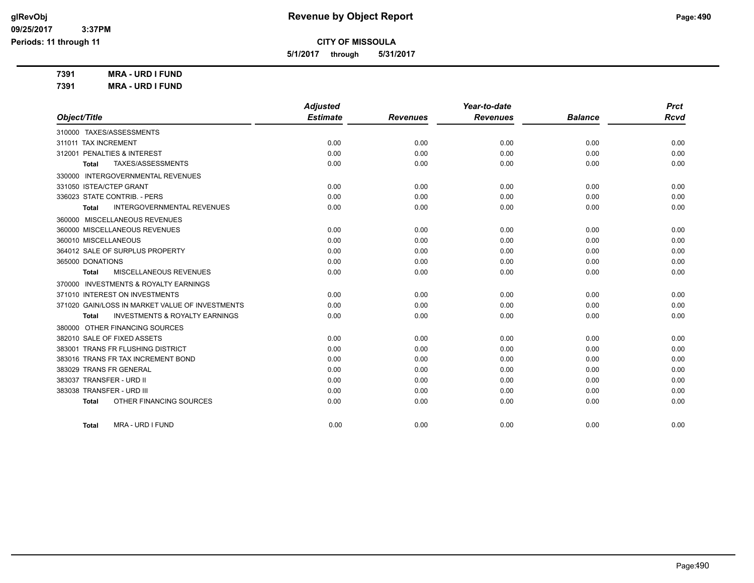# Revenue by Object Report

**CITY OF MISSOULA**

**5/1/2017 through 5/31/2017**

glRevObj
09/25/2017 3:37PM
Periods: 11 through 11

**7391 MRA - URD I FUND**

**7391 MRA - URD I FUND**

| Object/Title | Adjusted Estimate | Revenues | Year-to-date Revenues | Balance | Prct Rcvd |
|---|---|---|---|---|---|
| 310000 TAXES/ASSESSMENTS | | | | | |
| 311011 TAX INCREMENT | 0.00 | 0.00 | 0.00 | 0.00 | 0.00 |
| 312001 PENALTIES & INTEREST | 0.00 | 0.00 | 0.00 | 0.00 | 0.00 |
| **Total** TAXES/ASSESSMENTS | 0.00 | 0.00 | 0.00 | 0.00 | 0.00 |
| 330000 INTERGOVERNMENTAL REVENUES | | | | | |
| 331050 ISTEA/CTEP GRANT | 0.00 | 0.00 | 0.00 | 0.00 | 0.00 |
| 336023 STATE CONTRIB. - PERS | 0.00 | 0.00 | 0.00 | 0.00 | 0.00 |
| **Total** INTERGOVERNMENTAL REVENUES | 0.00 | 0.00 | 0.00 | 0.00 | 0.00 |
| 360000 MISCELLANEOUS REVENUES | | | | | |
| 360000 MISCELLANEOUS REVENUES | 0.00 | 0.00 | 0.00 | 0.00 | 0.00 |
| 360010 MISCELLANEOUS | 0.00 | 0.00 | 0.00 | 0.00 | 0.00 |
| 364012 SALE OF SURPLUS PROPERTY | 0.00 | 0.00 | 0.00 | 0.00 | 0.00 |
| 365000 DONATIONS | 0.00 | 0.00 | 0.00 | 0.00 | 0.00 |
| **Total** MISCELLANEOUS REVENUES | 0.00 | 0.00 | 0.00 | 0.00 | 0.00 |
| 370000 INVESTMENTS & ROYALTY EARNINGS | | | | | |
| 371010 INTEREST ON INVESTMENTS | 0.00 | 0.00 | 0.00 | 0.00 | 0.00 |
| 371020 GAIN/LOSS IN MARKET VALUE OF INVESTMENTS | 0.00 | 0.00 | 0.00 | 0.00 | 0.00 |
| **Total** INVESTMENTS & ROYALTY EARNINGS | 0.00 | 0.00 | 0.00 | 0.00 | 0.00 |
| 380000 OTHER FINANCING SOURCES | | | | | |
| 382010 SALE OF FIXED ASSETS | 0.00 | 0.00 | 0.00 | 0.00 | 0.00 |
| 383001 TRANS FR FLUSHING DISTRICT | 0.00 | 0.00 | 0.00 | 0.00 | 0.00 |
| 383016 TRANS FR TAX INCREMENT BOND | 0.00 | 0.00 | 0.00 | 0.00 | 0.00 |
| 383029 TRANS FR GENERAL | 0.00 | 0.00 | 0.00 | 0.00 | 0.00 |
| 383037 TRANSFER - URD II | 0.00 | 0.00 | 0.00 | 0.00 | 0.00 |
| 383038 TRANSFER - URD III | 0.00 | 0.00 | 0.00 | 0.00 | 0.00 |
| **Total** OTHER FINANCING SOURCES | 0.00 | 0.00 | 0.00 | 0.00 | 0.00 |
| **Total** MRA - URD I FUND | 0.00 | 0.00 | 0.00 | 0.00 | 0.00 |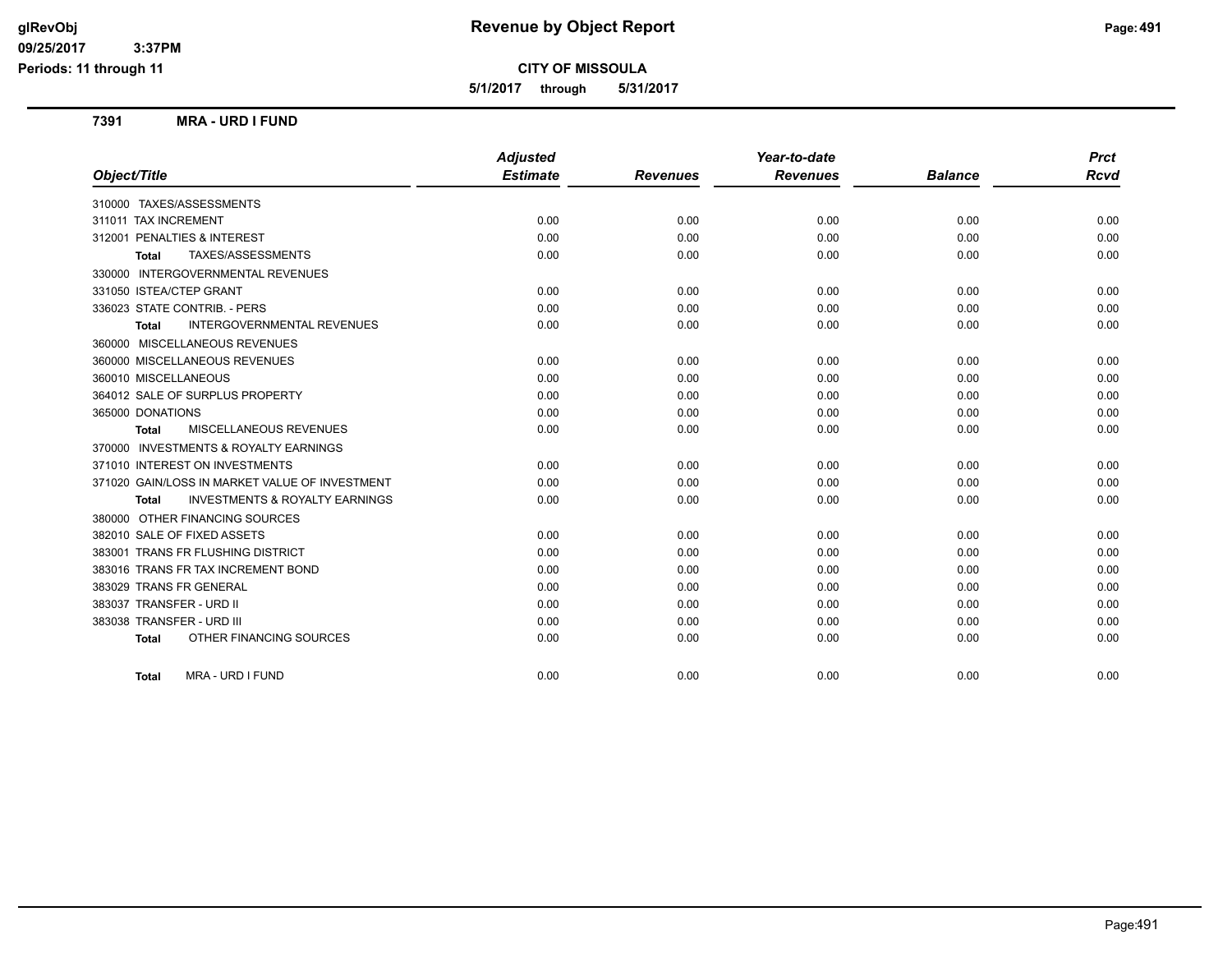# Revenue by Object Report

**CITY OF MISSOULA**

**5/1/2017 through 5/31/2017**

glRevObj
09/25/2017 3:37PM
Periods: 11 through 11

## 7391 MRA - URD I FUND

| Object/Title | Adjusted Estimate | Revenues | Year-to-date Revenues | Balance | Prct Rcvd |
|---|---|---|---|---|---|
| 310000 TAXES/ASSESSMENTS | | | | | |
| 311011 TAX INCREMENT | 0.00 | 0.00 | 0.00 | 0.00 | 0.00 |
| 312001 PENALTIES & INTEREST | 0.00 | 0.00 | 0.00 | 0.00 | 0.00 |
| **Total** TAXES/ASSESSMENTS | 0.00 | 0.00 | 0.00 | 0.00 | 0.00 |
| 330000 INTERGOVERNMENTAL REVENUES | | | | | |
| 331050 ISTEA/CTEP GRANT | 0.00 | 0.00 | 0.00 | 0.00 | 0.00 |
| 336023 STATE CONTRIB. - PERS | 0.00 | 0.00 | 0.00 | 0.00 | 0.00 |
| **Total** INTERGOVERNMENTAL REVENUES | 0.00 | 0.00 | 0.00 | 0.00 | 0.00 |
| 360000 MISCELLANEOUS REVENUES | | | | | |
| 360000 MISCELLANEOUS REVENUES | 0.00 | 0.00 | 0.00 | 0.00 | 0.00 |
| 360010 MISCELLANEOUS | 0.00 | 0.00 | 0.00 | 0.00 | 0.00 |
| 364012 SALE OF SURPLUS PROPERTY | 0.00 | 0.00 | 0.00 | 0.00 | 0.00 |
| 365000 DONATIONS | 0.00 | 0.00 | 0.00 | 0.00 | 0.00 |
| **Total** MISCELLANEOUS REVENUES | 0.00 | 0.00 | 0.00 | 0.00 | 0.00 |
| 370000 INVESTMENTS & ROYALTY EARNINGS | | | | | |
| 371010 INTEREST ON INVESTMENTS | 0.00 | 0.00 | 0.00 | 0.00 | 0.00 |
| 371020 GAIN/LOSS IN MARKET VALUE OF INVESTMENT | 0.00 | 0.00 | 0.00 | 0.00 | 0.00 |
| **Total** INVESTMENTS & ROYALTY EARNINGS | 0.00 | 0.00 | 0.00 | 0.00 | 0.00 |
| 380000 OTHER FINANCING SOURCES | | | | | |
| 382010 SALE OF FIXED ASSETS | 0.00 | 0.00 | 0.00 | 0.00 | 0.00 |
| 383001 TRANS FR FLUSHING DISTRICT | 0.00 | 0.00 | 0.00 | 0.00 | 0.00 |
| 383016 TRANS FR TAX INCREMENT BOND | 0.00 | 0.00 | 0.00 | 0.00 | 0.00 |
| 383029 TRANS FR GENERAL | 0.00 | 0.00 | 0.00 | 0.00 | 0.00 |
| 383037 TRANSFER - URD II | 0.00 | 0.00 | 0.00 | 0.00 | 0.00 |
| 383038 TRANSFER - URD III | 0.00 | 0.00 | 0.00 | 0.00 | 0.00 |
| **Total** OTHER FINANCING SOURCES | 0.00 | 0.00 | 0.00 | 0.00 | 0.00 |
| **Total** MRA - URD I FUND | 0.00 | 0.00 | 0.00 | 0.00 | 0.00 |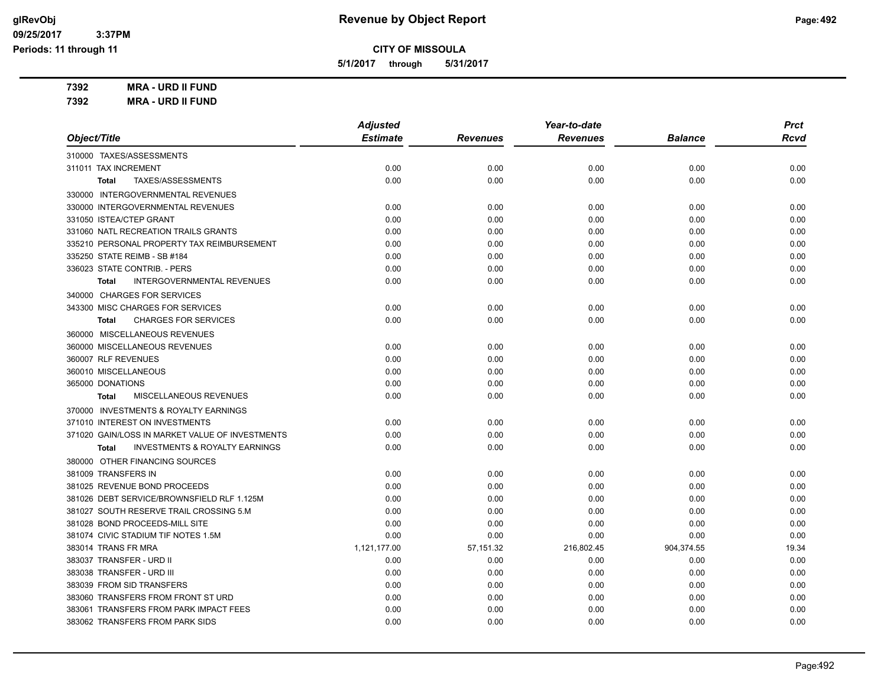# Revenue by Object Report

glRevObj
09/25/2017 3:37PM
Periods: 11 through 11

**CITY OF MISSOULA**

**5/1/2017 through 5/31/2017**

**7392 MRA - URD II FUND**
**7392 MRA - URD II FUND**

| Object/Title | Adjusted Estimate | Revenues | Year-to-date Revenues | Balance | Prct Rcvd |
|---|---|---|---|---|---|
| 310000 TAXES/ASSESSMENTS | | | | | |
| 311011 TAX INCREMENT | 0.00 | 0.00 | 0.00 | 0.00 | 0.00 |
| **Total** TAXES/ASSESSMENTS | 0.00 | 0.00 | 0.00 | 0.00 | 0.00 |
| 330000 INTERGOVERNMENTAL REVENUES | | | | | |
| 330000 INTERGOVERNMENTAL REVENUES | 0.00 | 0.00 | 0.00 | 0.00 | 0.00 |
| 331050 ISTEA/CTEP GRANT | 0.00 | 0.00 | 0.00 | 0.00 | 0.00 |
| 331060 NATL RECREATION TRAILS GRANTS | 0.00 | 0.00 | 0.00 | 0.00 | 0.00 |
| 335210 PERSONAL PROPERTY TAX REIMBURSEMENT | 0.00 | 0.00 | 0.00 | 0.00 | 0.00 |
| 335250 STATE REIMB - SB #184 | 0.00 | 0.00 | 0.00 | 0.00 | 0.00 |
| 336023 STATE CONTRIB. - PERS | 0.00 | 0.00 | 0.00 | 0.00 | 0.00 |
| **Total** INTERGOVERNMENTAL REVENUES | 0.00 | 0.00 | 0.00 | 0.00 | 0.00 |
| 340000 CHARGES FOR SERVICES | | | | | |
| 343300 MISC CHARGES FOR SERVICES | 0.00 | 0.00 | 0.00 | 0.00 | 0.00 |
| **Total** CHARGES FOR SERVICES | 0.00 | 0.00 | 0.00 | 0.00 | 0.00 |
| 360000 MISCELLANEOUS REVENUES | | | | | |
| 360000 MISCELLANEOUS REVENUES | 0.00 | 0.00 | 0.00 | 0.00 | 0.00 |
| 360007 RLF REVENUES | 0.00 | 0.00 | 0.00 | 0.00 | 0.00 |
| 360010 MISCELLANEOUS | 0.00 | 0.00 | 0.00 | 0.00 | 0.00 |
| 365000 DONATIONS | 0.00 | 0.00 | 0.00 | 0.00 | 0.00 |
| **Total** MISCELLANEOUS REVENUES | 0.00 | 0.00 | 0.00 | 0.00 | 0.00 |
| 370000 INVESTMENTS & ROYALTY EARNINGS | | | | | |
| 371010 INTEREST ON INVESTMENTS | 0.00 | 0.00 | 0.00 | 0.00 | 0.00 |
| 371020 GAIN/LOSS IN MARKET VALUE OF INVESTMENTS | 0.00 | 0.00 | 0.00 | 0.00 | 0.00 |
| **Total** INVESTMENTS & ROYALTY EARNINGS | 0.00 | 0.00 | 0.00 | 0.00 | 0.00 |
| 380000 OTHER FINANCING SOURCES | | | | | |
| 381009 TRANSFERS IN | 0.00 | 0.00 | 0.00 | 0.00 | 0.00 |
| 381025 REVENUE BOND PROCEEDS | 0.00 | 0.00 | 0.00 | 0.00 | 0.00 |
| 381026 DEBT SERVICE/BROWNSFIELD RLF 1.125M | 0.00 | 0.00 | 0.00 | 0.00 | 0.00 |
| 381027 SOUTH RESERVE TRAIL CROSSING 5.M | 0.00 | 0.00 | 0.00 | 0.00 | 0.00 |
| 381028 BOND PROCEEDS-MILL SITE | 0.00 | 0.00 | 0.00 | 0.00 | 0.00 |
| 381074 CIVIC STADIUM TIF NOTES 1.5M | 0.00 | 0.00 | 0.00 | 0.00 | 0.00 |
| 383014 TRANS FR MRA | 1,121,177.00 | 57,151.32 | 216,802.45 | 904,374.55 | 19.34 |
| 383037 TRANSFER - URD II | 0.00 | 0.00 | 0.00 | 0.00 | 0.00 |
| 383038 TRANSFER - URD III | 0.00 | 0.00 | 0.00 | 0.00 | 0.00 |
| 383039 FROM SID TRANSFERS | 0.00 | 0.00 | 0.00 | 0.00 | 0.00 |
| 383060 TRANSFERS FROM FRONT ST URD | 0.00 | 0.00 | 0.00 | 0.00 | 0.00 |
| 383061 TRANSFERS FROM PARK IMPACT FEES | 0.00 | 0.00 | 0.00 | 0.00 | 0.00 |
| 383062 TRANSFERS FROM PARK SIDS | 0.00 | 0.00 | 0.00 | 0.00 | 0.00 |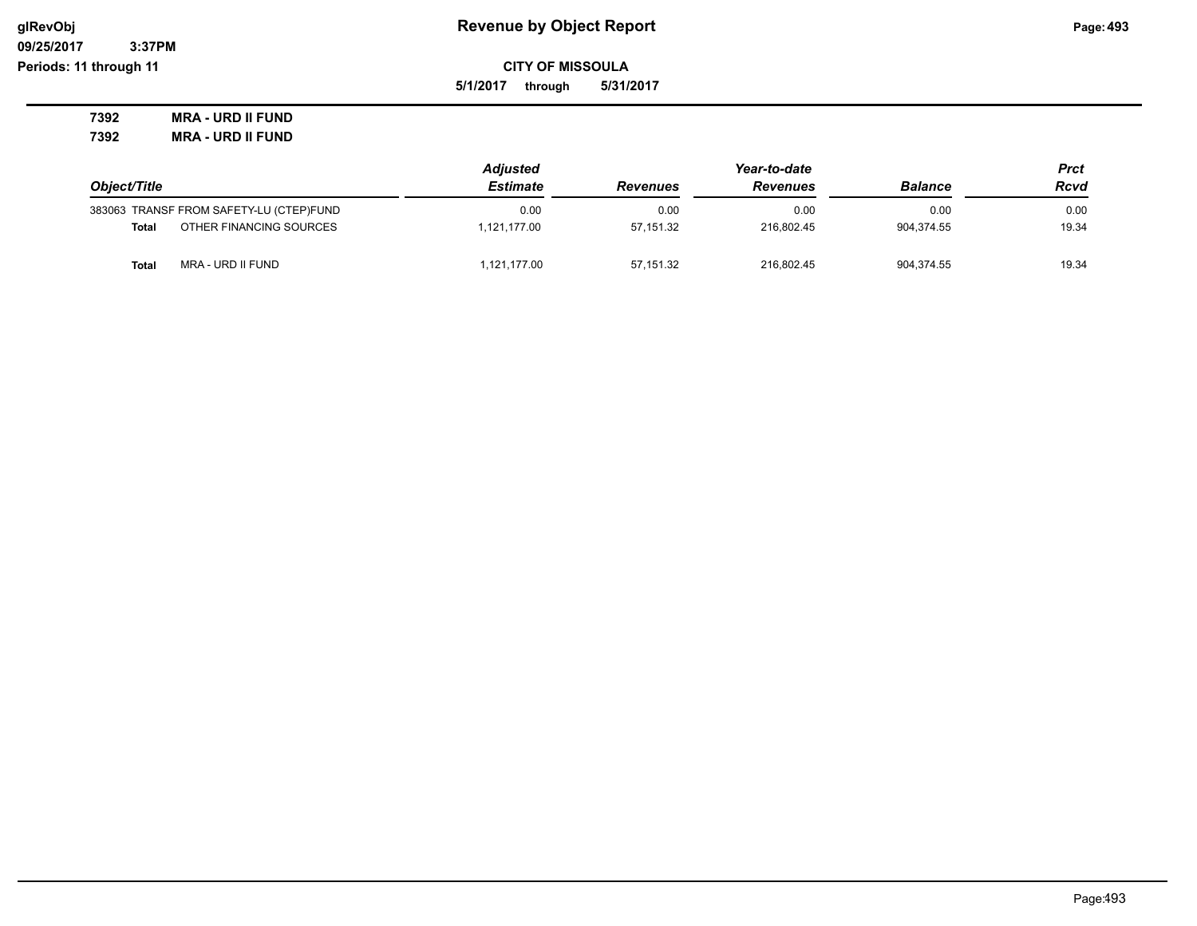# Revenue by Object Report

glRevObj
09/25/2017 3:37PM
Periods: 11 through 11

**CITY OF MISSOULA**

**5/1/2017 through 5/31/2017**

**7392 MRA - URD II FUND**
**7392 MRA - URD II FUND**

| Object/Title | Adjusted Estimate | Revenues | Year-to-date Revenues | Balance | Prct Rcvd |
|---|---|---|---|---|---|
| 383063 TRANSF FROM SAFETY-LU (CTEP)FUND | 0.00 | 0.00 | 0.00 | 0.00 | 0.00 |
| **Total** OTHER FINANCING SOURCES | 1,121,177.00 | 57,151.32 | 216,802.45 | 904,374.55 | 19.34 |
| **Total** MRA - URD II FUND | 1,121,177.00 | 57,151.32 | 216,802.45 | 904,374.55 | 19.34 |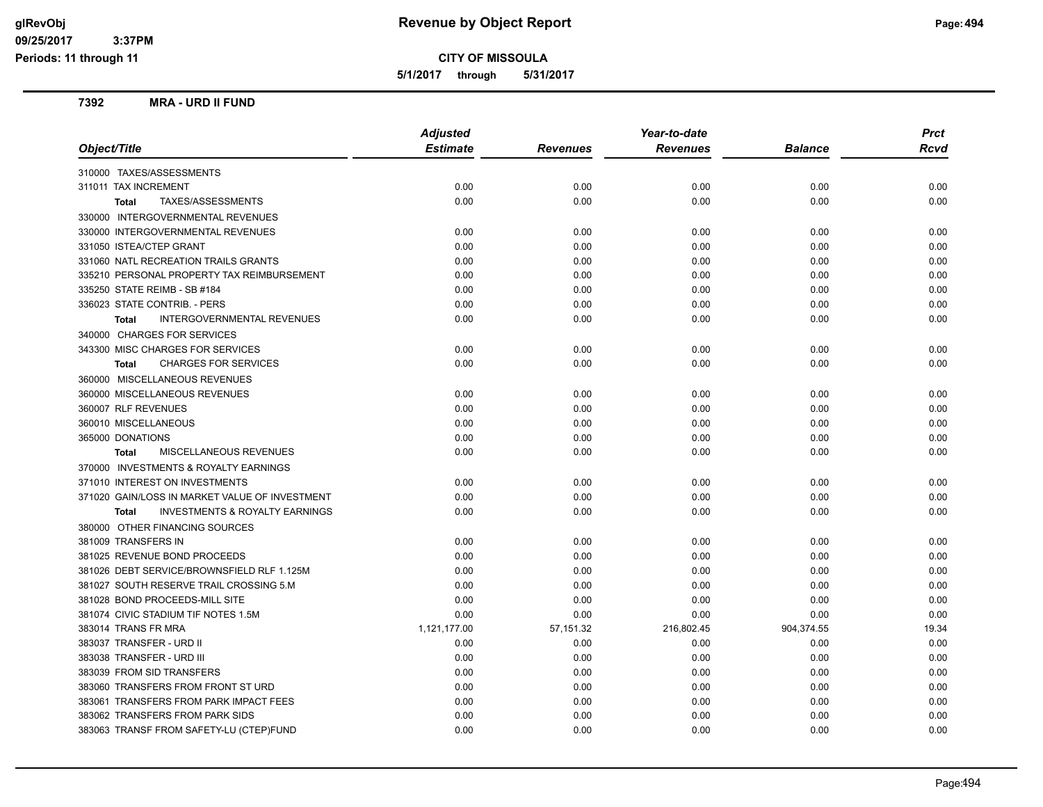**Revenue by Object Report**

**CITY OF MISSOULA**

**5/1/2017 through 5/31/2017**

glRevObj
09/25/2017 3:37PM
Periods: 11 through 11

## 7392 MRA - URD II FUND

| Object/Title | Adjusted Estimate | Revenues | Year-to-date Revenues | Balance | Prct Rcvd |
|---|---|---|---|---|---|
| 310000 TAXES/ASSESSMENTS | | | | | |
| 311011 TAX INCREMENT | 0.00 | 0.00 | 0.00 | 0.00 | 0.00 |
| **Total** TAXES/ASSESSMENTS | 0.00 | 0.00 | 0.00 | 0.00 | 0.00 |
| 330000 INTERGOVERNMENTAL REVENUES | | | | | |
| 330000 INTERGOVERNMENTAL REVENUES | 0.00 | 0.00 | 0.00 | 0.00 | 0.00 |
| 331050 ISTEA/CTEP GRANT | 0.00 | 0.00 | 0.00 | 0.00 | 0.00 |
| 331060 NATL RECREATION TRAILS GRANTS | 0.00 | 0.00 | 0.00 | 0.00 | 0.00 |
| 335210 PERSONAL PROPERTY TAX REIMBURSEMENT | 0.00 | 0.00 | 0.00 | 0.00 | 0.00 |
| 335250 STATE REIMB - SB #184 | 0.00 | 0.00 | 0.00 | 0.00 | 0.00 |
| 336023 STATE CONTRIB. - PERS | 0.00 | 0.00 | 0.00 | 0.00 | 0.00 |
| **Total** INTERGOVERNMENTAL REVENUES | 0.00 | 0.00 | 0.00 | 0.00 | 0.00 |
| 340000 CHARGES FOR SERVICES | | | | | |
| 343300 MISC CHARGES FOR SERVICES | 0.00 | 0.00 | 0.00 | 0.00 | 0.00 |
| **Total** CHARGES FOR SERVICES | 0.00 | 0.00 | 0.00 | 0.00 | 0.00 |
| 360000 MISCELLANEOUS REVENUES | | | | | |
| 360000 MISCELLANEOUS REVENUES | 0.00 | 0.00 | 0.00 | 0.00 | 0.00 |
| 360007 RLF REVENUES | 0.00 | 0.00 | 0.00 | 0.00 | 0.00 |
| 360010 MISCELLANEOUS | 0.00 | 0.00 | 0.00 | 0.00 | 0.00 |
| 365000 DONATIONS | 0.00 | 0.00 | 0.00 | 0.00 | 0.00 |
| **Total** MISCELLANEOUS REVENUES | 0.00 | 0.00 | 0.00 | 0.00 | 0.00 |
| 370000 INVESTMENTS & ROYALTY EARNINGS | | | | | |
| 371010 INTEREST ON INVESTMENTS | 0.00 | 0.00 | 0.00 | 0.00 | 0.00 |
| 371020 GAIN/LOSS IN MARKET VALUE OF INVESTMENT | 0.00 | 0.00 | 0.00 | 0.00 | 0.00 |
| **Total** INVESTMENTS & ROYALTY EARNINGS | 0.00 | 0.00 | 0.00 | 0.00 | 0.00 |
| 380000 OTHER FINANCING SOURCES | | | | | |
| 381009 TRANSFERS IN | 0.00 | 0.00 | 0.00 | 0.00 | 0.00 |
| 381025 REVENUE BOND PROCEEDS | 0.00 | 0.00 | 0.00 | 0.00 | 0.00 |
| 381026 DEBT SERVICE/BROWNSFIELD RLF 1.125M | 0.00 | 0.00 | 0.00 | 0.00 | 0.00 |
| 381027 SOUTH RESERVE TRAIL CROSSING 5.M | 0.00 | 0.00 | 0.00 | 0.00 | 0.00 |
| 381028 BOND PROCEEDS-MILL SITE | 0.00 | 0.00 | 0.00 | 0.00 | 0.00 |
| 381074 CIVIC STADIUM TIF NOTES 1.5M | 0.00 | 0.00 | 0.00 | 0.00 | 0.00 |
| 383014 TRANS FR MRA | 1,121,177.00 | 57,151.32 | 216,802.45 | 904,374.55 | 19.34 |
| 383037 TRANSFER - URD II | 0.00 | 0.00 | 0.00 | 0.00 | 0.00 |
| 383038 TRANSFER - URD III | 0.00 | 0.00 | 0.00 | 0.00 | 0.00 |
| 383039 FROM SID TRANSFERS | 0.00 | 0.00 | 0.00 | 0.00 | 0.00 |
| 383060 TRANSFERS FROM FRONT ST URD | 0.00 | 0.00 | 0.00 | 0.00 | 0.00 |
| 383061 TRANSFERS FROM PARK IMPACT FEES | 0.00 | 0.00 | 0.00 | 0.00 | 0.00 |
| 383062 TRANSFERS FROM PARK SIDS | 0.00 | 0.00 | 0.00 | 0.00 | 0.00 |
| 383063 TRANSF FROM SAFETY-LU (CTEP)FUND | 0.00 | 0.00 | 0.00 | 0.00 | 0.00 |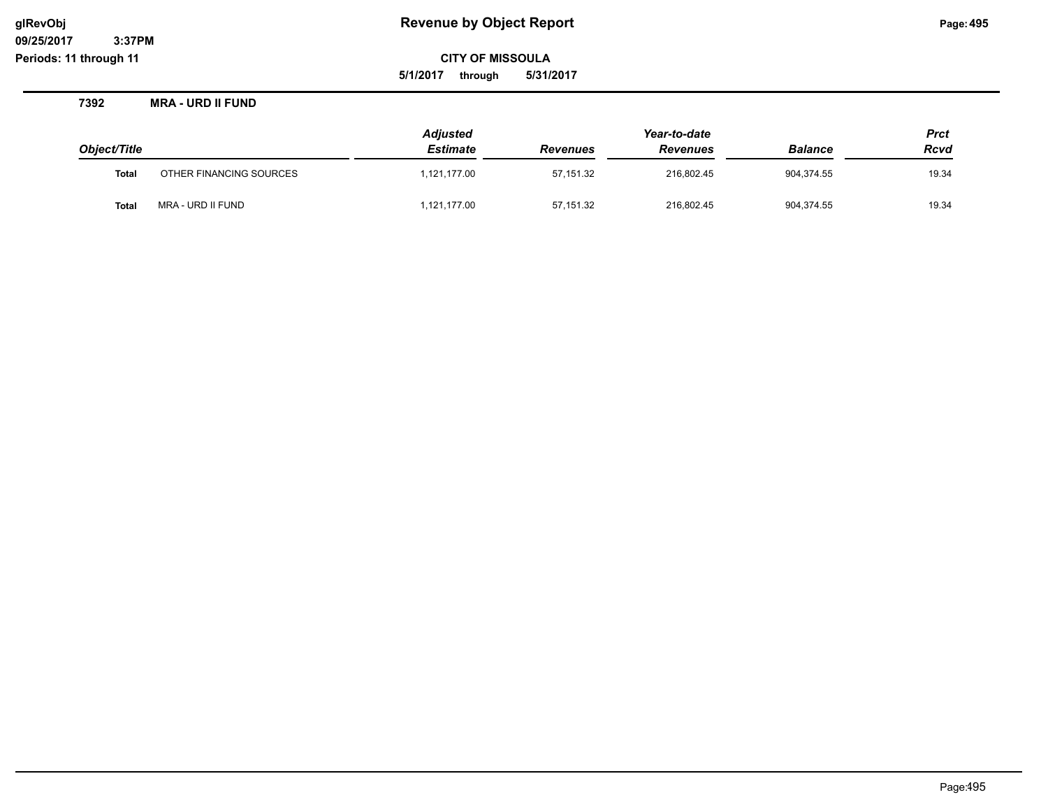# Revenue by Object Report

**glRevObj**
**09/25/2017 3:37PM**
**Periods: 11 through 11**

**CITY OF MISSOULA**

**5/1/2017 through 5/31/2017**

**7392 MRA - URD II FUND**

| *Object/Title* | | *Adjusted Estimate* | *Revenues* | *Year-to-date Revenues* | *Balance* | *Prct Rcvd* |
|---|---|---|---|---|---|---|
| **Total** | OTHER FINANCING SOURCES | 1,121,177.00 | 57,151.32 | 216,802.45 | 904,374.55 | 19.34 |
| **Total** | MRA - URD II FUND | 1,121,177.00 | 57,151.32 | 216,802.45 | 904,374.55 | 19.34 |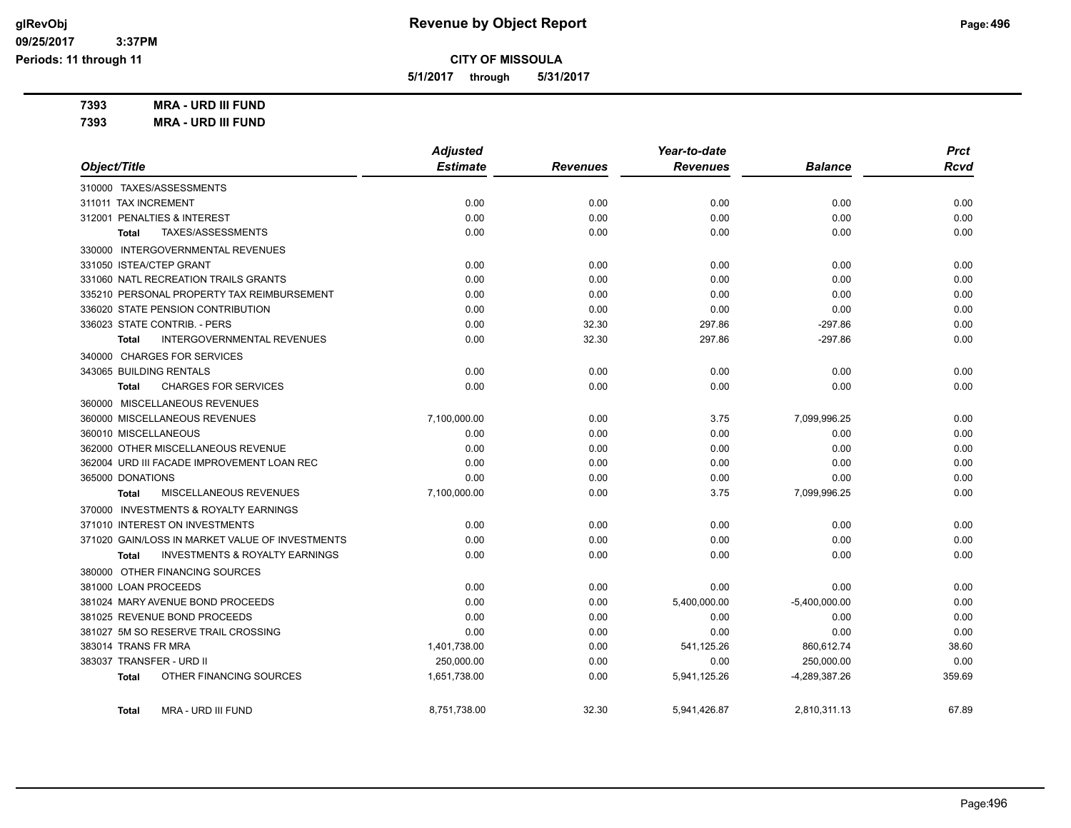# Revenue by Object Report

**CITY OF MISSOULA**

**5/1/2017 through 5/31/2017**

glRevObj
09/25/2017 3:37PM
Periods: 11 through 11

**7393 MRA - URD III FUND**
**7393 MRA - URD III FUND**

| Object/Title | Adjusted Estimate | Revenues | Year-to-date Revenues | Balance | Prct Rcvd |
|---|---|---|---|---|---|
| 310000 TAXES/ASSESSMENTS | | | | | |
| 311011 TAX INCREMENT | 0.00 | 0.00 | 0.00 | 0.00 | 0.00 |
| 312001 PENALTIES & INTEREST | 0.00 | 0.00 | 0.00 | 0.00 | 0.00 |
| **Total** TAXES/ASSESSMENTS | 0.00 | 0.00 | 0.00 | 0.00 | 0.00 |
| 330000 INTERGOVERNMENTAL REVENUES | | | | | |
| 331050 ISTEA/CTEP GRANT | 0.00 | 0.00 | 0.00 | 0.00 | 0.00 |
| 331060 NATL RECREATION TRAILS GRANTS | 0.00 | 0.00 | 0.00 | 0.00 | 0.00 |
| 335210 PERSONAL PROPERTY TAX REIMBURSEMENT | 0.00 | 0.00 | 0.00 | 0.00 | 0.00 |
| 336020 STATE PENSION CONTRIBUTION | 0.00 | 0.00 | 0.00 | 0.00 | 0.00 |
| 336023 STATE CONTRIB. - PERS | 0.00 | 32.30 | 297.86 | -297.86 | 0.00 |
| **Total** INTERGOVERNMENTAL REVENUES | 0.00 | 32.30 | 297.86 | -297.86 | 0.00 |
| 340000 CHARGES FOR SERVICES | | | | | |
| 343065 BUILDING RENTALS | 0.00 | 0.00 | 0.00 | 0.00 | 0.00 |
| **Total** CHARGES FOR SERVICES | 0.00 | 0.00 | 0.00 | 0.00 | 0.00 |
| 360000 MISCELLANEOUS REVENUES | | | | | |
| 360000 MISCELLANEOUS REVENUES | 7,100,000.00 | 0.00 | 3.75 | 7,099,996.25 | 0.00 |
| 360010 MISCELLANEOUS | 0.00 | 0.00 | 0.00 | 0.00 | 0.00 |
| 362000 OTHER MISCELLANEOUS REVENUE | 0.00 | 0.00 | 0.00 | 0.00 | 0.00 |
| 362004 URD III FACADE IMPROVEMENT LOAN REC | 0.00 | 0.00 | 0.00 | 0.00 | 0.00 |
| 365000 DONATIONS | 0.00 | 0.00 | 0.00 | 0.00 | 0.00 |
| **Total** MISCELLANEOUS REVENUES | 7,100,000.00 | 0.00 | 3.75 | 7,099,996.25 | 0.00 |
| 370000 INVESTMENTS & ROYALTY EARNINGS | | | | | |
| 371010 INTEREST ON INVESTMENTS | 0.00 | 0.00 | 0.00 | 0.00 | 0.00 |
| 371020 GAIN/LOSS IN MARKET VALUE OF INVESTMENTS | 0.00 | 0.00 | 0.00 | 0.00 | 0.00 |
| **Total** INVESTMENTS & ROYALTY EARNINGS | 0.00 | 0.00 | 0.00 | 0.00 | 0.00 |
| 380000 OTHER FINANCING SOURCES | | | | | |
| 381000 LOAN PROCEEDS | 0.00 | 0.00 | 0.00 | 0.00 | 0.00 |
| 381024 MARY AVENUE BOND PROCEEDS | 0.00 | 0.00 | 5,400,000.00 | -5,400,000.00 | 0.00 |
| 381025 REVENUE BOND PROCEEDS | 0.00 | 0.00 | 0.00 | 0.00 | 0.00 |
| 381027 5M SO RESERVE TRAIL CROSSING | 0.00 | 0.00 | 0.00 | 0.00 | 0.00 |
| 383014 TRANS FR MRA | 1,401,738.00 | 0.00 | 541,125.26 | 860,612.74 | 38.60 |
| 383037 TRANSFER - URD II | 250,000.00 | 0.00 | 0.00 | 250,000.00 | 0.00 |
| **Total** OTHER FINANCING SOURCES | 1,651,738.00 | 0.00 | 5,941,125.26 | -4,289,387.26 | 359.69 |
| **Total** MRA - URD III FUND | 8,751,738.00 | 32.30 | 5,941,426.87 | 2,810,311.13 | 67.89 |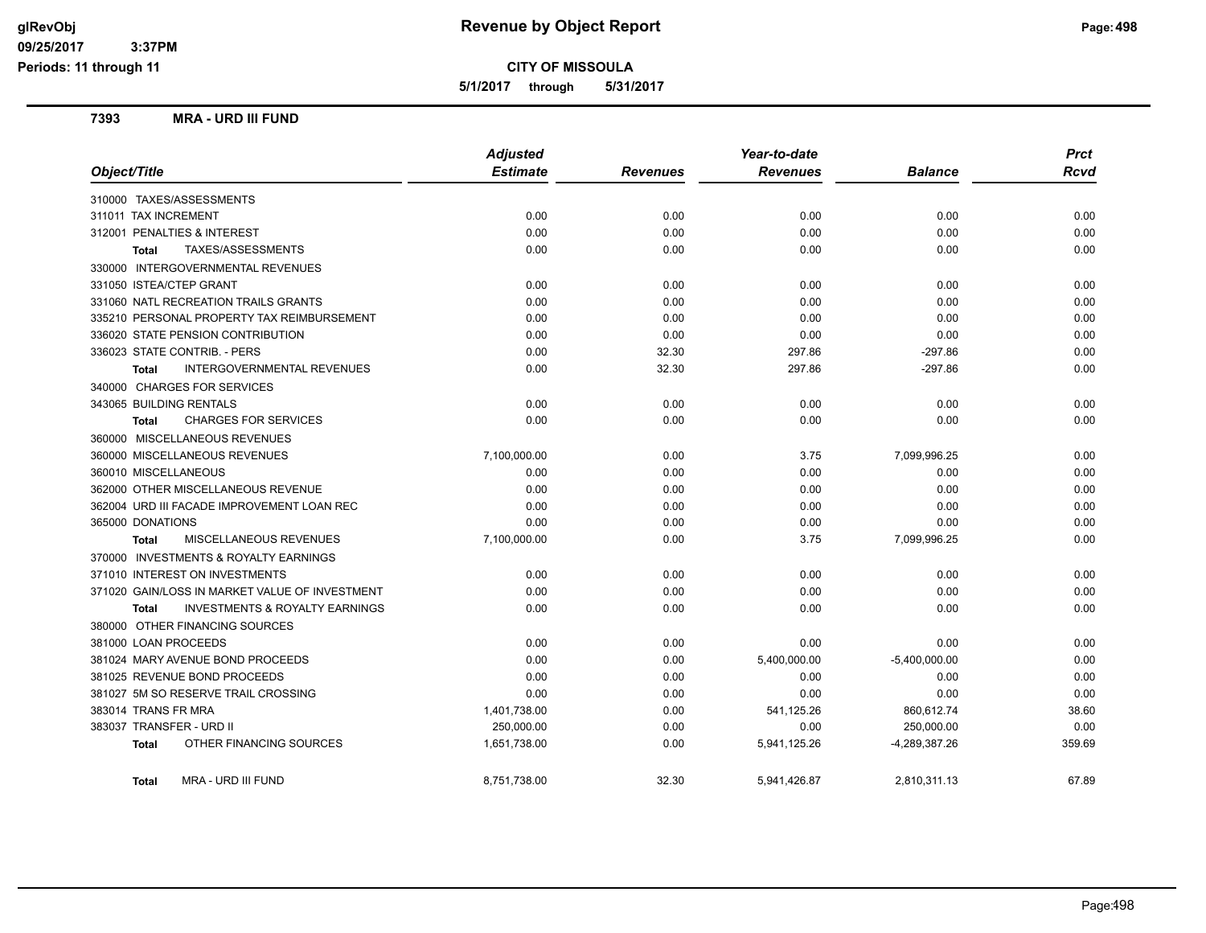# Revenue by Object Report

**CITY OF MISSOULA**

**5/1/2017 through 5/31/2017**

glRevObj
09/25/2017 3:37PM
Periods: 11 through 11

## 7393 MRA - URD III FUND

| Object/Title | Adjusted Estimate | Revenues | Year-to-date Revenues | Balance | Prct Rcvd |
|---|---|---|---|---|---|
| 310000 TAXES/ASSESSMENTS | | | | | |
| 311011 TAX INCREMENT | 0.00 | 0.00 | 0.00 | 0.00 | 0.00 |
| 312001 PENALTIES & INTEREST | 0.00 | 0.00 | 0.00 | 0.00 | 0.00 |
| **Total** TAXES/ASSESSMENTS | 0.00 | 0.00 | 0.00 | 0.00 | 0.00 |
| 330000 INTERGOVERNMENTAL REVENUES | | | | | |
| 331050 ISTEA/CTEP GRANT | 0.00 | 0.00 | 0.00 | 0.00 | 0.00 |
| 331060 NATL RECREATION TRAILS GRANTS | 0.00 | 0.00 | 0.00 | 0.00 | 0.00 |
| 335210 PERSONAL PROPERTY TAX REIMBURSEMENT | 0.00 | 0.00 | 0.00 | 0.00 | 0.00 |
| 336020 STATE PENSION CONTRIBUTION | 0.00 | 0.00 | 0.00 | 0.00 | 0.00 |
| 336023 STATE CONTRIB. - PERS | 0.00 | 32.30 | 297.86 | -297.86 | 0.00 |
| **Total** INTERGOVERNMENTAL REVENUES | 0.00 | 32.30 | 297.86 | -297.86 | 0.00 |
| 340000 CHARGES FOR SERVICES | | | | | |
| 343065 BUILDING RENTALS | 0.00 | 0.00 | 0.00 | 0.00 | 0.00 |
| **Total** CHARGES FOR SERVICES | 0.00 | 0.00 | 0.00 | 0.00 | 0.00 |
| 360000 MISCELLANEOUS REVENUES | | | | | |
| 360000 MISCELLANEOUS REVENUES | 7,100,000.00 | 0.00 | 3.75 | 7,099,996.25 | 0.00 |
| 360010 MISCELLANEOUS | 0.00 | 0.00 | 0.00 | 0.00 | 0.00 |
| 362000 OTHER MISCELLANEOUS REVENUE | 0.00 | 0.00 | 0.00 | 0.00 | 0.00 |
| 362004 URD III FACADE IMPROVEMENT LOAN REC | 0.00 | 0.00 | 0.00 | 0.00 | 0.00 |
| 365000 DONATIONS | 0.00 | 0.00 | 0.00 | 0.00 | 0.00 |
| **Total** MISCELLANEOUS REVENUES | 7,100,000.00 | 0.00 | 3.75 | 7,099,996.25 | 0.00 |
| 370000 INVESTMENTS & ROYALTY EARNINGS | | | | | |
| 371010 INTEREST ON INVESTMENTS | 0.00 | 0.00 | 0.00 | 0.00 | 0.00 |
| 371020 GAIN/LOSS IN MARKET VALUE OF INVESTMENT | 0.00 | 0.00 | 0.00 | 0.00 | 0.00 |
| **Total** INVESTMENTS & ROYALTY EARNINGS | 0.00 | 0.00 | 0.00 | 0.00 | 0.00 |
| 380000 OTHER FINANCING SOURCES | | | | | |
| 381000 LOAN PROCEEDS | 0.00 | 0.00 | 0.00 | 0.00 | 0.00 |
| 381024 MARY AVENUE BOND PROCEEDS | 0.00 | 0.00 | 5,400,000.00 | -5,400,000.00 | 0.00 |
| 381025 REVENUE BOND PROCEEDS | 0.00 | 0.00 | 0.00 | 0.00 | 0.00 |
| 381027 5M SO RESERVE TRAIL CROSSING | 0.00 | 0.00 | 0.00 | 0.00 | 0.00 |
| 383014 TRANS FR MRA | 1,401,738.00 | 0.00 | 541,125.26 | 860,612.74 | 38.60 |
| 383037 TRANSFER - URD II | 250,000.00 | 0.00 | 0.00 | 250,000.00 | 0.00 |
| **Total** OTHER FINANCING SOURCES | 1,651,738.00 | 0.00 | 5,941,125.26 | -4,289,387.26 | 359.69 |
| **Total** MRA - URD III FUND | 8,751,738.00 | 32.30 | 5,941,426.87 | 2,810,311.13 | 67.89 |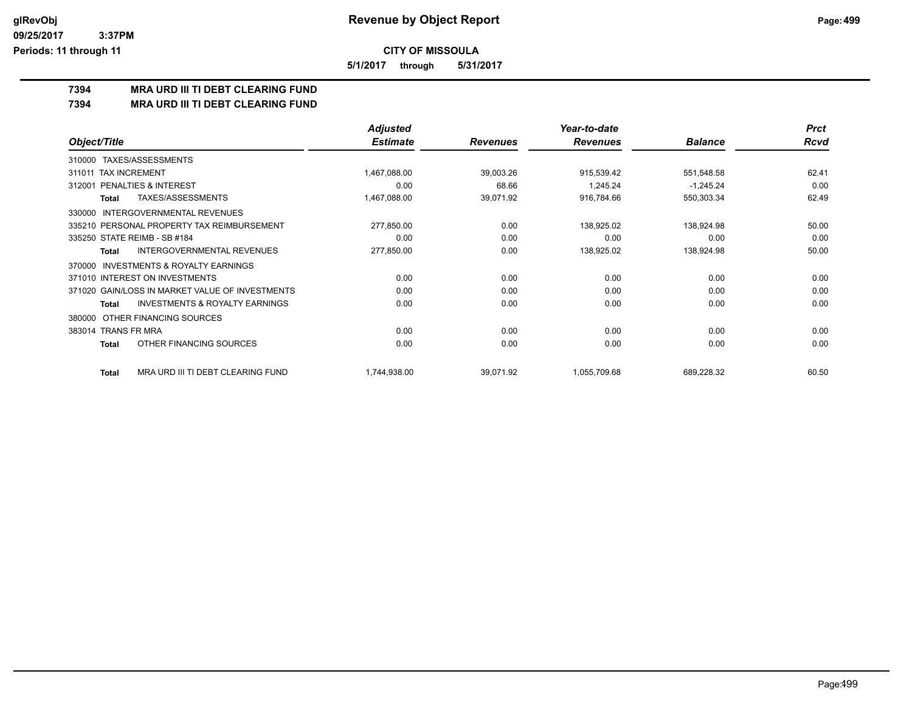**CITY OF MISSOULA**

**5/1/2017 through 5/31/2017**

# 7394 MRA URD III TI DEBT CLEARING FUND

## 7394 MRA URD III TI DEBT CLEARING FUND

| Object/Title | Adjusted Estimate | Revenues | Year-to-date Revenues | Balance | Prct Rcvd |
|---|---|---|---|---|---|
| 310000 TAXES/ASSESSMENTS | | | | | |
| 311011 TAX INCREMENT | 1,467,088.00 | 39,003.26 | 915,539.42 | 551,548.58 | 62.41 |
| 312001 PENALTIES & INTEREST | 0.00 | 68.66 | 1,245.24 | -1,245.24 | 0.00 |
| **Total** TAXES/ASSESSMENTS | 1,467,088.00 | 39,071.92 | 916,784.66 | 550,303.34 | 62.49 |
| 330000 INTERGOVERNMENTAL REVENUES | | | | | |
| 335210 PERSONAL PROPERTY TAX REIMBURSEMENT | 277,850.00 | 0.00 | 138,925.02 | 138,924.98 | 50.00 |
| 335250 STATE REIMB - SB #184 | 0.00 | 0.00 | 0.00 | 0.00 | 0.00 |
| **Total** INTERGOVERNMENTAL REVENUES | 277,850.00 | 0.00 | 138,925.02 | 138,924.98 | 50.00 |
| 370000 INVESTMENTS & ROYALTY EARNINGS | | | | | |
| 371010 INTEREST ON INVESTMENTS | 0.00 | 0.00 | 0.00 | 0.00 | 0.00 |
| 371020 GAIN/LOSS IN MARKET VALUE OF INVESTMENTS | 0.00 | 0.00 | 0.00 | 0.00 | 0.00 |
| **Total** INVESTMENTS & ROYALTY EARNINGS | 0.00 | 0.00 | 0.00 | 0.00 | 0.00 |
| 380000 OTHER FINANCING SOURCES | | | | | |
| 383014 TRANS FR MRA | 0.00 | 0.00 | 0.00 | 0.00 | 0.00 |
| **Total** OTHER FINANCING SOURCES | 0.00 | 0.00 | 0.00 | 0.00 | 0.00 |
| **Total** MRA URD III TI DEBT CLEARING FUND | 1,744,938.00 | 39,071.92 | 1,055,709.68 | 689,228.32 | 60.50 |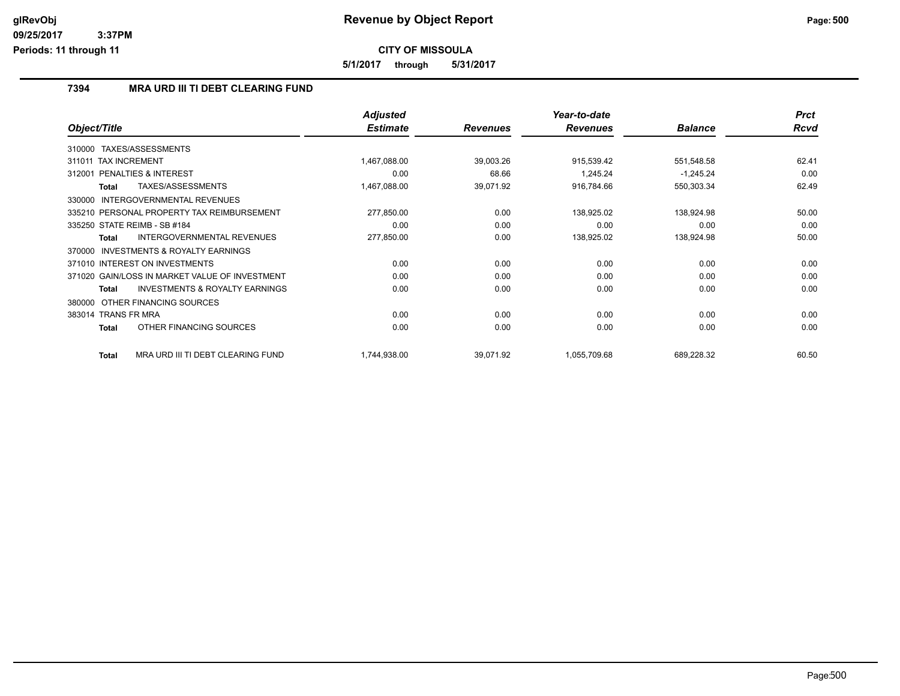# Revenue by Object Report

**CITY OF MISSOULA**

**5/1/2017 through 5/31/2017**

glRevObj
09/25/2017 3:37PM
Periods: 11 through 11

## 7394 MRA URD III TI DEBT CLEARING FUND

| Object/Title | Adjusted Estimate | Revenues | Year-to-date Revenues | Balance | Prct Rcvd |
|---|---|---|---|---|---|
| 310000 TAXES/ASSESSMENTS | | | | | |
| 311011 TAX INCREMENT | 1,467,088.00 | 39,003.26 | 915,539.42 | 551,548.58 | 62.41 |
| 312001 PENALTIES & INTEREST | 0.00 | 68.66 | 1,245.24 | -1,245.24 | 0.00 |
| **Total** TAXES/ASSESSMENTS | 1,467,088.00 | 39,071.92 | 916,784.66 | 550,303.34 | 62.49 |
| 330000 INTERGOVERNMENTAL REVENUES | | | | | |
| 335210 PERSONAL PROPERTY TAX REIMBURSEMENT | 277,850.00 | 0.00 | 138,925.02 | 138,924.98 | 50.00 |
| 335250 STATE REIMB - SB #184 | 0.00 | 0.00 | 0.00 | 0.00 | 0.00 |
| **Total** INTERGOVERNMENTAL REVENUES | 277,850.00 | 0.00 | 138,925.02 | 138,924.98 | 50.00 |
| 370000 INVESTMENTS & ROYALTY EARNINGS | | | | | |
| 371010 INTEREST ON INVESTMENTS | 0.00 | 0.00 | 0.00 | 0.00 | 0.00 |
| 371020 GAIN/LOSS IN MARKET VALUE OF INVESTMENT | 0.00 | 0.00 | 0.00 | 0.00 | 0.00 |
| **Total** INVESTMENTS & ROYALTY EARNINGS | 0.00 | 0.00 | 0.00 | 0.00 | 0.00 |
| 380000 OTHER FINANCING SOURCES | | | | | |
| 383014 TRANS FR MRA | 0.00 | 0.00 | 0.00 | 0.00 | 0.00 |
| **Total** OTHER FINANCING SOURCES | 0.00 | 0.00 | 0.00 | 0.00 | 0.00 |
| **Total** MRA URD III TI DEBT CLEARING FUND | 1,744,938.00 | 39,071.92 | 1,055,709.68 | 689,228.32 | 60.50 |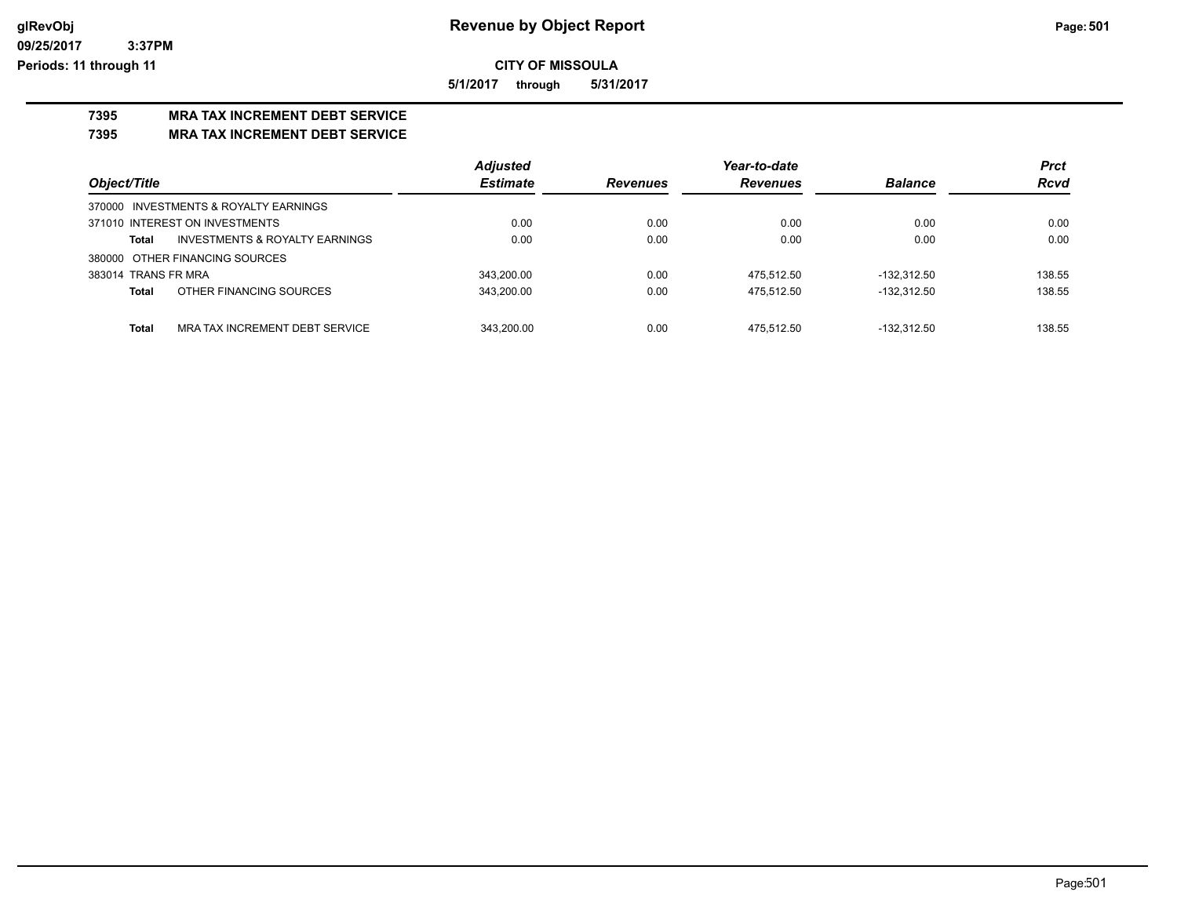**Revenue by Object Report**

**CITY OF MISSOULA**

**5/1/2017 through 5/31/2017**

**7395 MRA TAX INCREMENT DEBT SERVICE**

**7395 MRA TAX INCREMENT DEBT SERVICE**

| Object/Title | | Adjusted Estimate | Revenues | Year-to-date Revenues | Balance | Prct Rcvd |
|---|---|---|---|---|---|---|
| 370000 INVESTMENTS & ROYALTY EARNINGS | | | | | | |
| 371010 INTEREST ON INVESTMENTS | | 0.00 | 0.00 | 0.00 | 0.00 | 0.00 |
| Total | INVESTMENTS & ROYALTY EARNINGS | 0.00 | 0.00 | 0.00 | 0.00 | 0.00 |
| 380000 OTHER FINANCING SOURCES | | | | | | |
| 383014 TRANS FR MRA | | 343,200.00 | 0.00 | 475,512.50 | -132,312.50 | 138.55 |
| Total | OTHER FINANCING SOURCES | 343,200.00 | 0.00 | 475,512.50 | -132,312.50 | 138.55 |
| Total | MRA TAX INCREMENT DEBT SERVICE | 343,200.00 | 0.00 | 475,512.50 | -132,312.50 | 138.55 |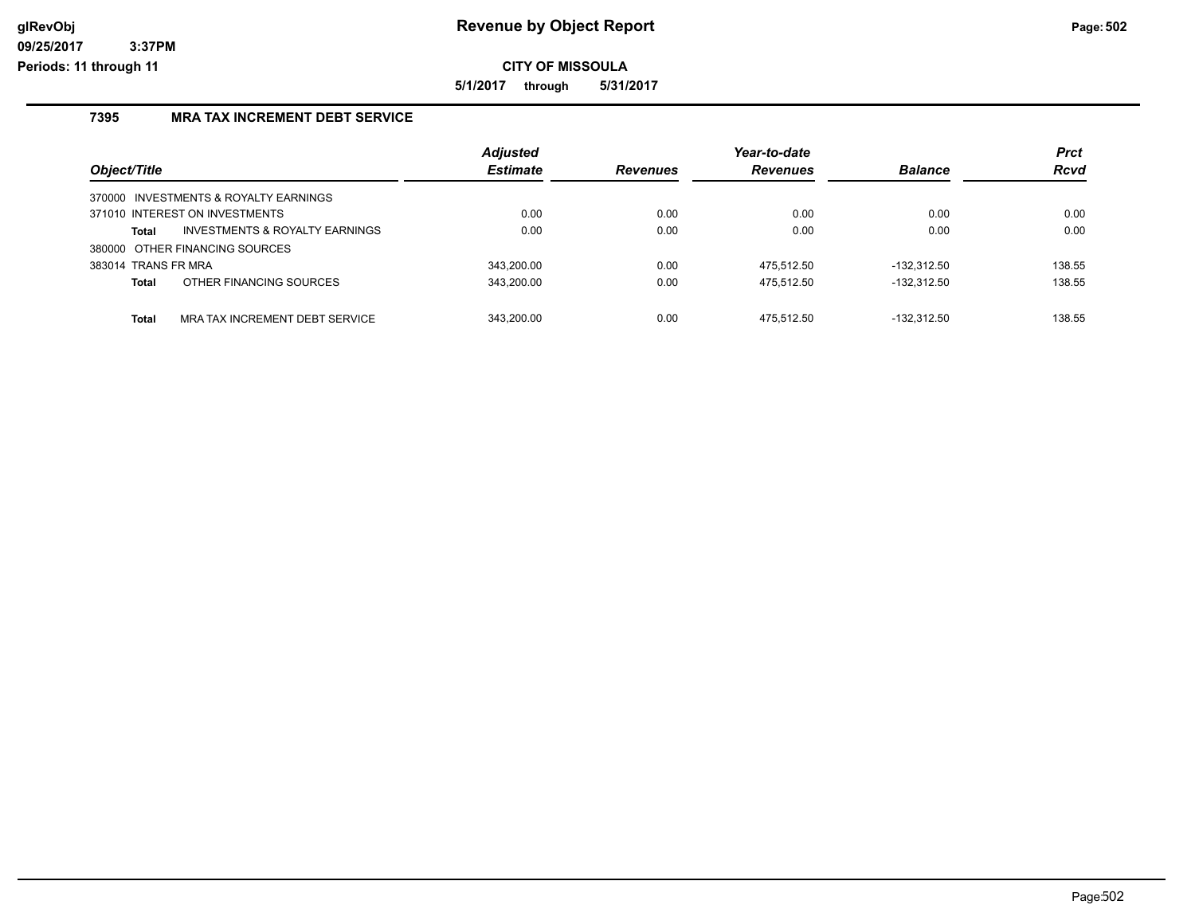# Revenue by Object Report

**CITY OF MISSOULA**

**5/1/2017 through 5/31/2017**

glRevObj
09/25/2017 3:37PM
Periods: 11 through 11

### 7395 MRA TAX INCREMENT DEBT SERVICE

| Object/Title | Adjusted Estimate | Revenues | Year-to-date Revenues | Balance | Prct Rcvd |
|---|---|---|---|---|---|
| 370000 INVESTMENTS & ROYALTY EARNINGS | | | | | |
| 371010 INTEREST ON INVESTMENTS | 0.00 | 0.00 | 0.00 | 0.00 | 0.00 |
| **Total** INVESTMENTS & ROYALTY EARNINGS | 0.00 | 0.00 | 0.00 | 0.00 | 0.00 |
| 380000 OTHER FINANCING SOURCES | | | | | |
| 383014 TRANS FR MRA | 343,200.00 | 0.00 | 475,512.50 | -132,312.50 | 138.55 |
| **Total** OTHER FINANCING SOURCES | 343,200.00 | 0.00 | 475,512.50 | -132,312.50 | 138.55 |
| **Total** MRA TAX INCREMENT DEBT SERVICE | 343,200.00 | 0.00 | 475,512.50 | -132,312.50 | 138.55 |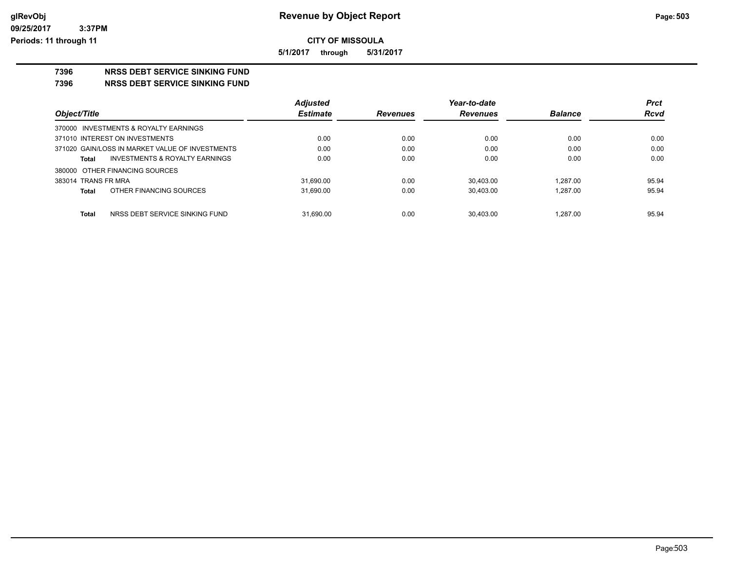# Revenue by Object Report

**CITY OF MISSOULA**

**5/1/2017 through 5/31/2017**

glRevObj
09/25/2017 3:37PM
Periods: 11 through 11

## 7396 NRSS DEBT SERVICE SINKING FUND
## 7396 NRSS DEBT SERVICE SINKING FUND

| Object/Title | Adjusted Estimate | Revenues | Year-to-date Revenues | Balance | Prct Rcvd |
|---|---|---|---|---|---|
| 370000 INVESTMENTS & ROYALTY EARNINGS | | | | | |
| 371010 INTEREST ON INVESTMENTS | 0.00 | 0.00 | 0.00 | 0.00 | 0.00 |
| 371020 GAIN/LOSS IN MARKET VALUE OF INVESTMENTS | 0.00 | 0.00 | 0.00 | 0.00 | 0.00 |
| **Total** INVESTMENTS & ROYALTY EARNINGS | 0.00 | 0.00 | 0.00 | 0.00 | 0.00 |
| 380000 OTHER FINANCING SOURCES | | | | | |
| 383014 TRANS FR MRA | 31,690.00 | 0.00 | 30,403.00 | 1,287.00 | 95.94 |
| **Total** OTHER FINANCING SOURCES | 31,690.00 | 0.00 | 30,403.00 | 1,287.00 | 95.94 |
| **Total** NRSS DEBT SERVICE SINKING FUND | 31,690.00 | 0.00 | 30,403.00 | 1,287.00 | 95.94 |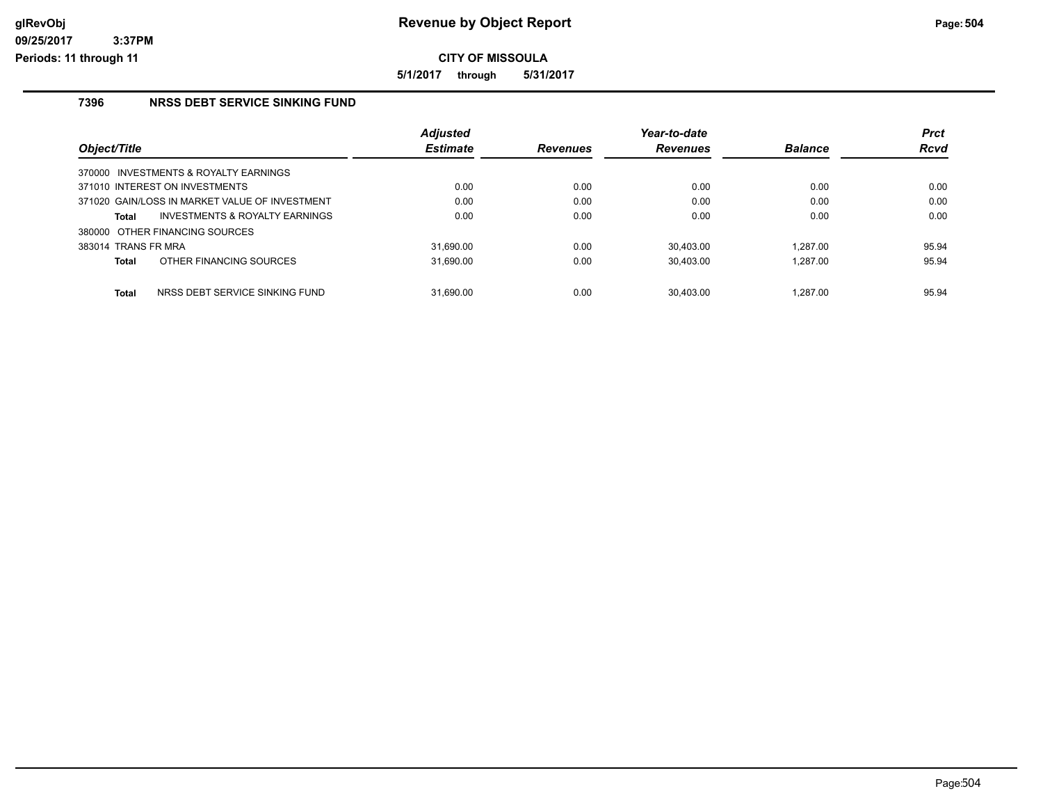# Revenue by Object Report

**CITY OF MISSOULA**

**5/1/2017 through 5/31/2017**

glRevObj
09/25/2017 3:37PM
Periods: 11 through 11

## 7396 NRSS DEBT SERVICE SINKING FUND

| Object/Title | Adjusted Estimate | Revenues | Year-to-date Revenues | Balance | Prct Rcvd |
|---|---|---|---|---|---|
| 370000 INVESTMENTS & ROYALTY EARNINGS | | | | | |
| 371010 INTEREST ON INVESTMENTS | 0.00 | 0.00 | 0.00 | 0.00 | 0.00 |
| 371020 GAIN/LOSS IN MARKET VALUE OF INVESTMENT | 0.00 | 0.00 | 0.00 | 0.00 | 0.00 |
| **Total** INVESTMENTS & ROYALTY EARNINGS | 0.00 | 0.00 | 0.00 | 0.00 | 0.00 |
| 380000 OTHER FINANCING SOURCES | | | | | |
| 383014 TRANS FR MRA | 31,690.00 | 0.00 | 30,403.00 | 1,287.00 | 95.94 |
| **Total** OTHER FINANCING SOURCES | 31,690.00 | 0.00 | 30,403.00 | 1,287.00 | 95.94 |
| **Total** NRSS DEBT SERVICE SINKING FUND | 31,690.00 | 0.00 | 30,403.00 | 1,287.00 | 95.94 |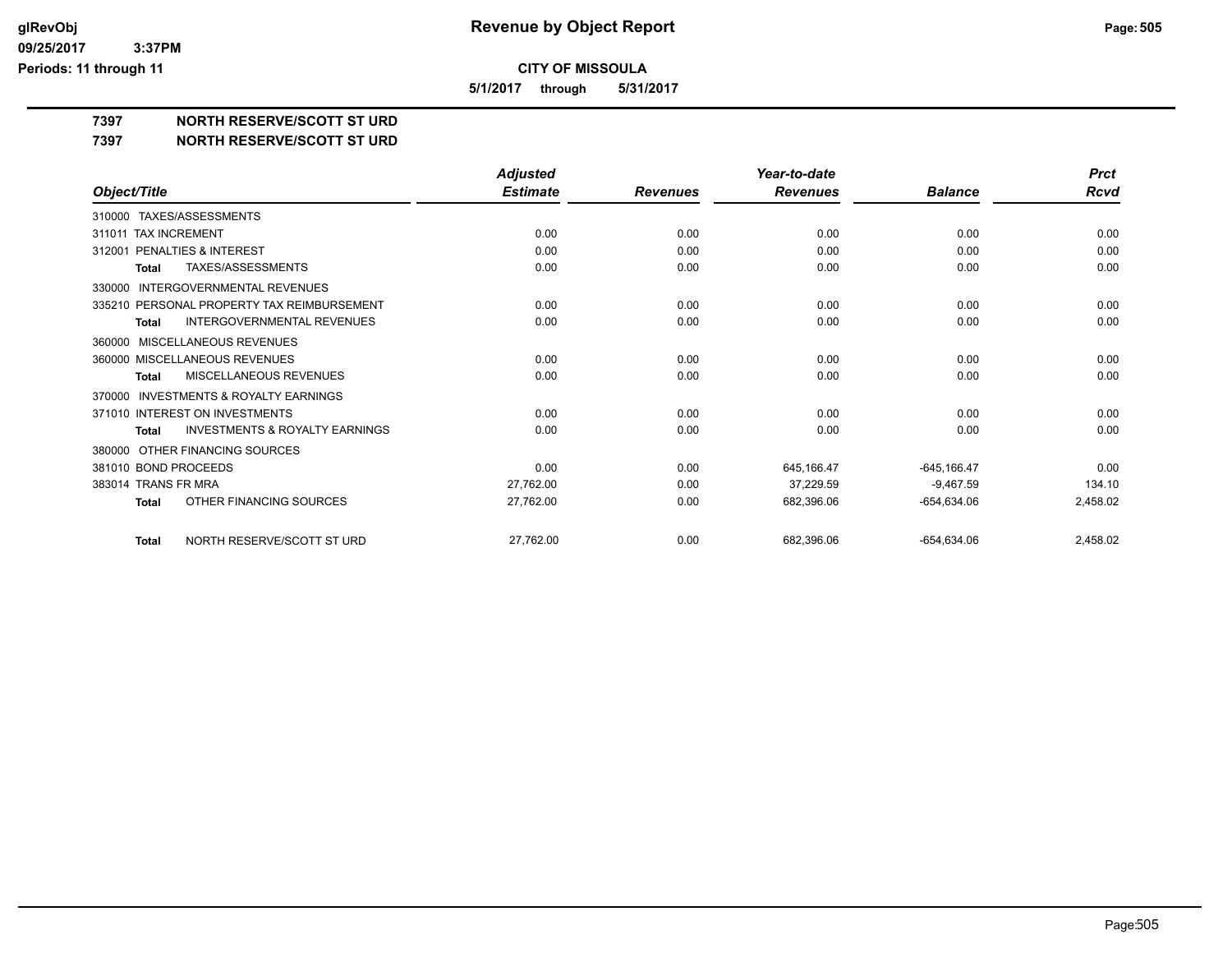# Revenue by Object Report

**CITY OF MISSOULA**

**5/1/2017 through 5/31/2017**

glRevObj
09/25/2017 3:37PM
Periods: 11 through 11

## 7397 NORTH RESERVE/SCOTT ST URD
## 7397 NORTH RESERVE/SCOTT ST URD

| Object/Title | Adjusted Estimate | Revenues | Year-to-date Revenues | Balance | Prct Rcvd |
|---|---|---|---|---|---|
| 310000 TAXES/ASSESSMENTS | | | | | |
| 311011 TAX INCREMENT | 0.00 | 0.00 | 0.00 | 0.00 | 0.00 |
| 312001 PENALTIES & INTEREST | 0.00 | 0.00 | 0.00 | 0.00 | 0.00 |
| **Total** TAXES/ASSESSMENTS | 0.00 | 0.00 | 0.00 | 0.00 | 0.00 |
| 330000 INTERGOVERNMENTAL REVENUES | | | | | |
| 335210 PERSONAL PROPERTY TAX REIMBURSEMENT | 0.00 | 0.00 | 0.00 | 0.00 | 0.00 |
| **Total** INTERGOVERNMENTAL REVENUES | 0.00 | 0.00 | 0.00 | 0.00 | 0.00 |
| 360000 MISCELLANEOUS REVENUES | | | | | |
| 360000 MISCELLANEOUS REVENUES | 0.00 | 0.00 | 0.00 | 0.00 | 0.00 |
| **Total** MISCELLANEOUS REVENUES | 0.00 | 0.00 | 0.00 | 0.00 | 0.00 |
| 370000 INVESTMENTS & ROYALTY EARNINGS | | | | | |
| 371010 INTEREST ON INVESTMENTS | 0.00 | 0.00 | 0.00 | 0.00 | 0.00 |
| **Total** INVESTMENTS & ROYALTY EARNINGS | 0.00 | 0.00 | 0.00 | 0.00 | 0.00 |
| 380000 OTHER FINANCING SOURCES | | | | | |
| 381010 BOND PROCEEDS | 0.00 | 0.00 | 645,166.47 | -645,166.47 | 0.00 |
| 383014 TRANS FR MRA | 27,762.00 | 0.00 | 37,229.59 | -9,467.59 | 134.10 |
| **Total** OTHER FINANCING SOURCES | 27,762.00 | 0.00 | 682,396.06 | -654,634.06 | 2,458.02 |
| **Total** NORTH RESERVE/SCOTT ST URD | 27,762.00 | 0.00 | 682,396.06 | -654,634.06 | 2,458.02 |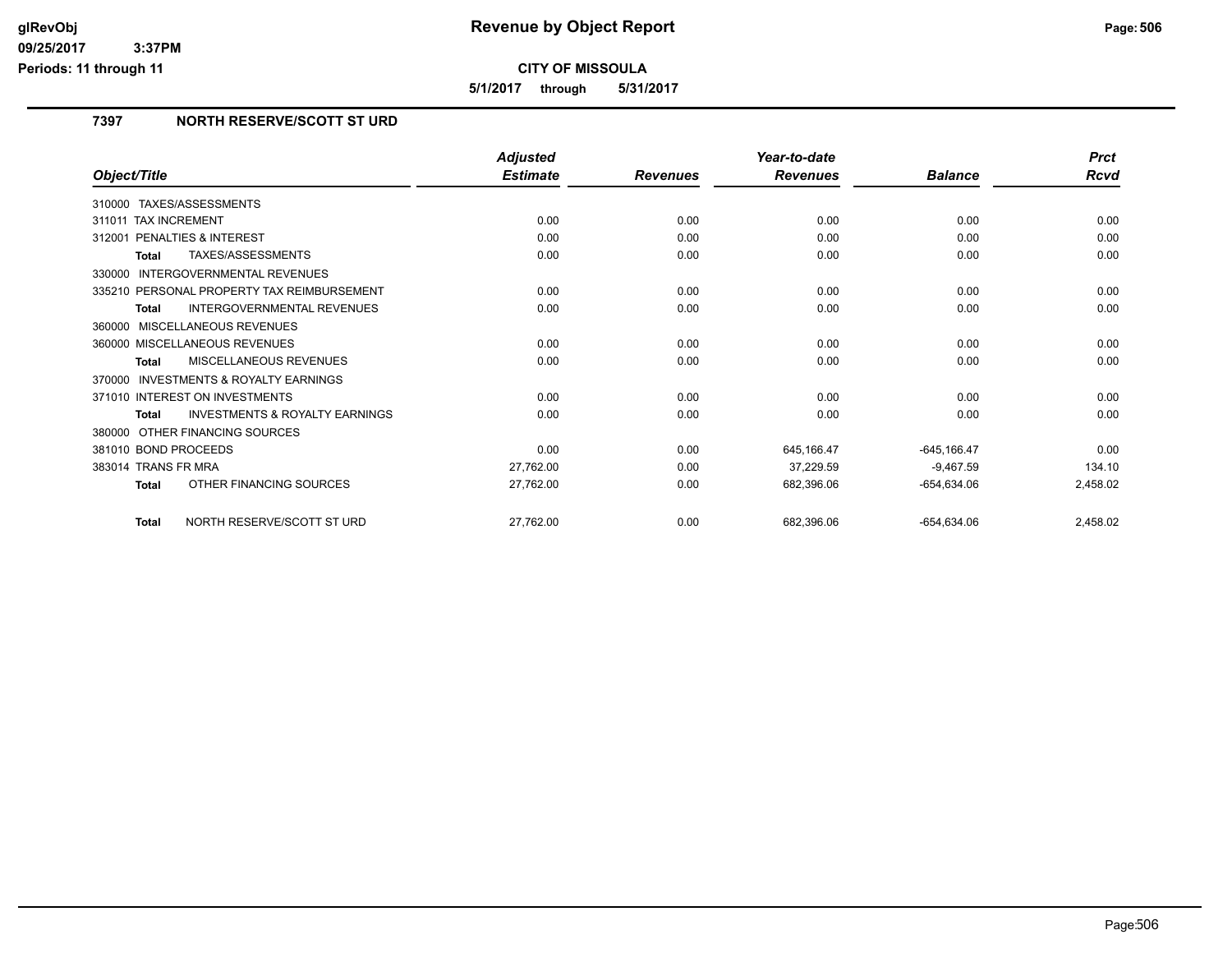# Revenue by Object Report

**CITY OF MISSOULA**

**5/1/2017 through 5/31/2017**

glRevObj
09/25/2017 3:37PM
Periods: 11 through 11

## 7397 NORTH RESERVE/SCOTT ST URD

| Object/Title | Adjusted Estimate | Revenues | Year-to-date Revenues | Balance | Prct Rcvd |
|---|---|---|---|---|---|
| 310000 TAXES/ASSESSMENTS | | | | | |
| 311011 TAX INCREMENT | 0.00 | 0.00 | 0.00 | 0.00 | 0.00 |
| 312001 PENALTIES & INTEREST | 0.00 | 0.00 | 0.00 | 0.00 | 0.00 |
| **Total** TAXES/ASSESSMENTS | 0.00 | 0.00 | 0.00 | 0.00 | 0.00 |
| 330000 INTERGOVERNMENTAL REVENUES | | | | | |
| 335210 PERSONAL PROPERTY TAX REIMBURSEMENT | 0.00 | 0.00 | 0.00 | 0.00 | 0.00 |
| **Total** INTERGOVERNMENTAL REVENUES | 0.00 | 0.00 | 0.00 | 0.00 | 0.00 |
| 360000 MISCELLANEOUS REVENUES | | | | | |
| 360000 MISCELLANEOUS REVENUES | 0.00 | 0.00 | 0.00 | 0.00 | 0.00 |
| **Total** MISCELLANEOUS REVENUES | 0.00 | 0.00 | 0.00 | 0.00 | 0.00 |
| 370000 INVESTMENTS & ROYALTY EARNINGS | | | | | |
| 371010 INTEREST ON INVESTMENTS | 0.00 | 0.00 | 0.00 | 0.00 | 0.00 |
| **Total** INVESTMENTS & ROYALTY EARNINGS | 0.00 | 0.00 | 0.00 | 0.00 | 0.00 |
| 380000 OTHER FINANCING SOURCES | | | | | |
| 381010 BOND PROCEEDS | 0.00 | 0.00 | 645,166.47 | -645,166.47 | 0.00 |
| 383014 TRANS FR MRA | 27,762.00 | 0.00 | 37,229.59 | -9,467.59 | 134.10 |
| **Total** OTHER FINANCING SOURCES | 27,762.00 | 0.00 | 682,396.06 | -654,634.06 | 2,458.02 |
| **Total** NORTH RESERVE/SCOTT ST URD | 27,762.00 | 0.00 | 682,396.06 | -654,634.06 | 2,458.02 |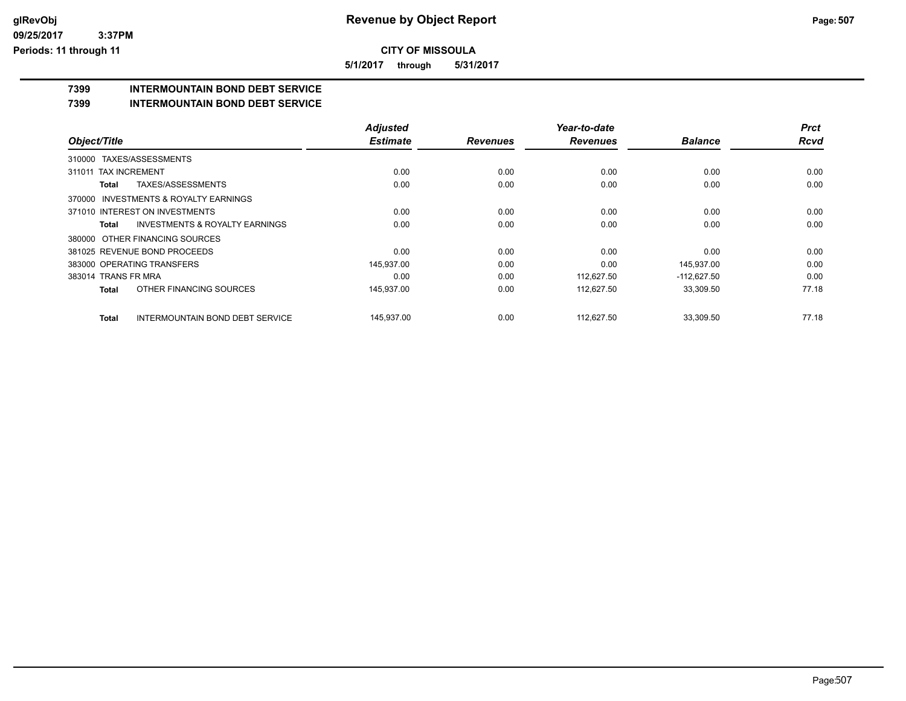# Revenue by Object Report

**CITY OF MISSOULA**

**5/1/2017 through 5/31/2017**

glRevObj
09/25/2017 3:37PM
Periods: 11 through 11

## 7399 INTERMOUNTAIN BOND DEBT SERVICE

## 7399 INTERMOUNTAIN BOND DEBT SERVICE

| Object/Title | Adjusted Estimate | Revenues | Year-to-date Revenues | Balance | Prct Rcvd |
|---|---|---|---|---|---|
| 310000 TAXES/ASSESSMENTS | | | | | |
| 311011 TAX INCREMENT | 0.00 | 0.00 | 0.00 | 0.00 | 0.00 |
| **Total** TAXES/ASSESSMENTS | 0.00 | 0.00 | 0.00 | 0.00 | 0.00 |
| 370000 INVESTMENTS & ROYALTY EARNINGS | | | | | |
| 371010 INTEREST ON INVESTMENTS | 0.00 | 0.00 | 0.00 | 0.00 | 0.00 |
| **Total** INVESTMENTS & ROYALTY EARNINGS | 0.00 | 0.00 | 0.00 | 0.00 | 0.00 |
| 380000 OTHER FINANCING SOURCES | | | | | |
| 381025 REVENUE BOND PROCEEDS | 0.00 | 0.00 | 0.00 | 0.00 | 0.00 |
| 383000 OPERATING TRANSFERS | 145,937.00 | 0.00 | 0.00 | 145,937.00 | 0.00 |
| 383014 TRANS FR MRA | 0.00 | 0.00 | 112,627.50 | -112,627.50 | 0.00 |
| **Total** OTHER FINANCING SOURCES | 145,937.00 | 0.00 | 112,627.50 | 33,309.50 | 77.18 |
| **Total** INTERMOUNTAIN BOND DEBT SERVICE | 145,937.00 | 0.00 | 112,627.50 | 33,309.50 | 77.18 |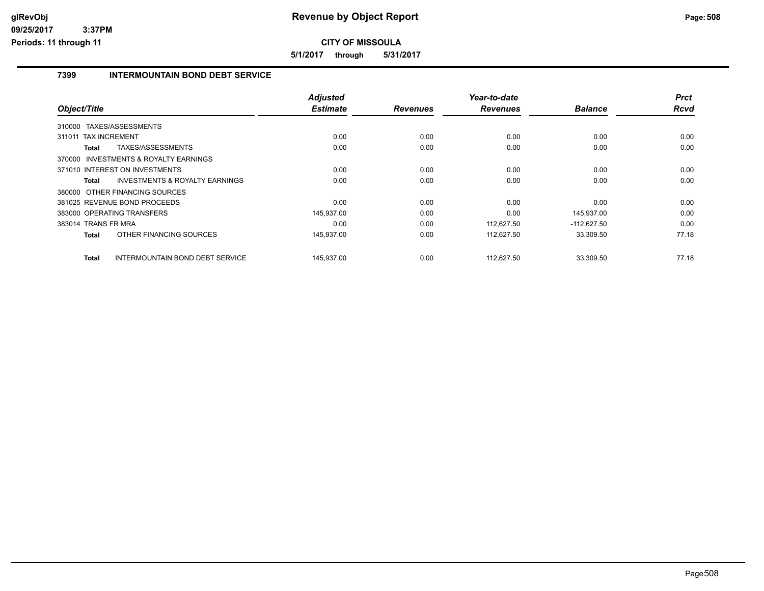# Revenue by Object Report

**CITY OF MISSOULA**

**5/1/2017 through 5/31/2017**

glRevObj
09/25/2017 3:37PM
Periods: 11 through 11

### 7399 INTERMOUNTAIN BOND DEBT SERVICE

| Object/Title | Adjusted Estimate | Revenues | Year-to-date Revenues | Balance | Prct Rcvd |
|---|---|---|---|---|---|
| 310000 TAXES/ASSESSMENTS | | | | | |
| 311011 TAX INCREMENT | 0.00 | 0.00 | 0.00 | 0.00 | 0.00 |
| **Total** TAXES/ASSESSMENTS | 0.00 | 0.00 | 0.00 | 0.00 | 0.00 |
| 370000 INVESTMENTS & ROYALTY EARNINGS | | | | | |
| 371010 INTEREST ON INVESTMENTS | 0.00 | 0.00 | 0.00 | 0.00 | 0.00 |
| **Total** INVESTMENTS & ROYALTY EARNINGS | 0.00 | 0.00 | 0.00 | 0.00 | 0.00 |
| 380000 OTHER FINANCING SOURCES | | | | | |
| 381025 REVENUE BOND PROCEEDS | 0.00 | 0.00 | 0.00 | 0.00 | 0.00 |
| 383000 OPERATING TRANSFERS | 145,937.00 | 0.00 | 0.00 | 145,937.00 | 0.00 |
| 383014 TRANS FR MRA | 0.00 | 0.00 | 112,627.50 | -112,627.50 | 0.00 |
| **Total** OTHER FINANCING SOURCES | 145,937.00 | 0.00 | 112,627.50 | 33,309.50 | 77.18 |
| **Total** INTERMOUNTAIN BOND DEBT SERVICE | 145,937.00 | 0.00 | 112,627.50 | 33,309.50 | 77.18 |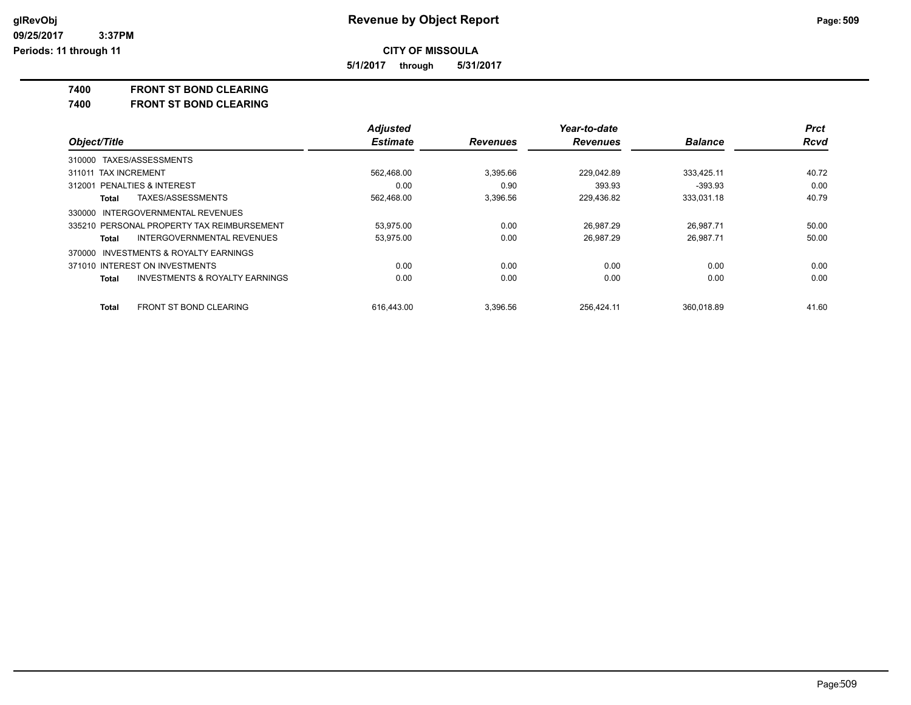**glRevObj**
**09/25/2017 3:37PM**
**Periods: 11 through 11**

# Revenue by Object Report

**CITY OF MISSOULA**

**5/1/2017 through 5/31/2017**

## 7400 FRONT ST BOND CLEARING
## 7400 FRONT ST BOND CLEARING

| Object/Title | Adjusted Estimate | Revenues | Year-to-date Revenues | Balance | Prct Rcvd |
|---|---|---|---|---|---|
| 310000 TAXES/ASSESSMENTS | | | | | |
| 311011 TAX INCREMENT | 562,468.00 | 3,395.66 | 229,042.89 | 333,425.11 | 40.72 |
| 312001 PENALTIES & INTEREST | 0.00 | 0.90 | 393.93 | -393.93 | 0.00 |
| **Total** TAXES/ASSESSMENTS | 562,468.00 | 3,396.56 | 229,436.82 | 333,031.18 | 40.79 |
| 330000 INTERGOVERNMENTAL REVENUES | | | | | |
| 335210 PERSONAL PROPERTY TAX REIMBURSEMENT | 53,975.00 | 0.00 | 26,987.29 | 26,987.71 | 50.00 |
| **Total** INTERGOVERNMENTAL REVENUES | 53,975.00 | 0.00 | 26,987.29 | 26,987.71 | 50.00 |
| 370000 INVESTMENTS & ROYALTY EARNINGS | | | | | |
| 371010 INTEREST ON INVESTMENTS | 0.00 | 0.00 | 0.00 | 0.00 | 0.00 |
| **Total** INVESTMENTS & ROYALTY EARNINGS | 0.00 | 0.00 | 0.00 | 0.00 | 0.00 |
| **Total** FRONT ST BOND CLEARING | 616,443.00 | 3,396.56 | 256,424.11 | 360,018.89 | 41.60 |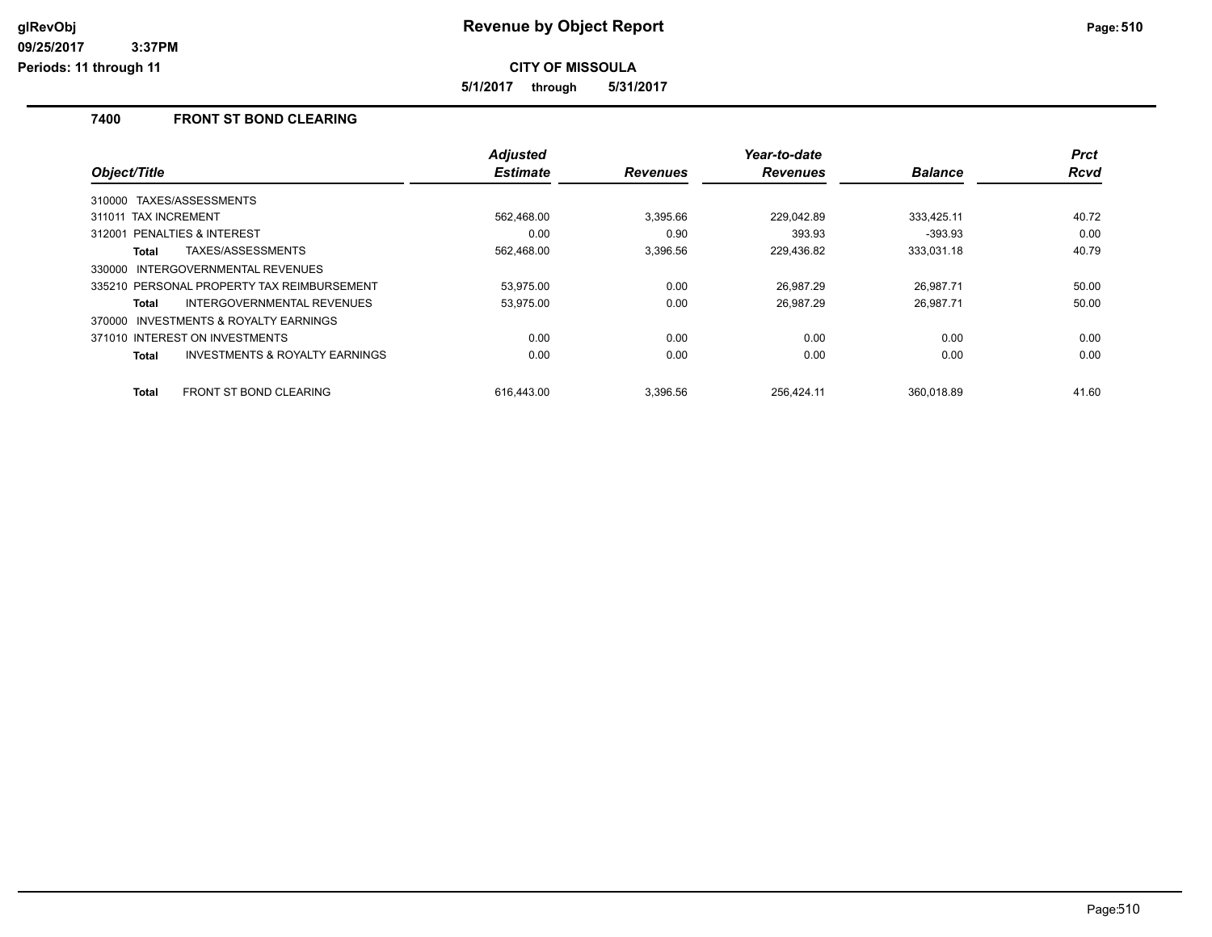# Revenue by Object Report

**CITY OF MISSOULA**

**5/1/2017 through 5/31/2017**

glRevObj
09/25/2017 3:37PM
Periods: 11 through 11

## 7400 FRONT ST BOND CLEARING

| Object/Title | Adjusted Estimate | Revenues | Year-to-date Revenues | Balance | Prct Rcvd |
|---|---|---|---|---|---|
| 310000 TAXES/ASSESSMENTS | | | | | |
| 311011 TAX INCREMENT | 562,468.00 | 3,395.66 | 229,042.89 | 333,425.11 | 40.72 |
| 312001 PENALTIES & INTEREST | 0.00 | 0.90 | 393.93 | -393.93 | 0.00 |
| **Total** TAXES/ASSESSMENTS | 562,468.00 | 3,396.56 | 229,436.82 | 333,031.18 | 40.79 |
| 330000 INTERGOVERNMENTAL REVENUES | | | | | |
| 335210 PERSONAL PROPERTY TAX REIMBURSEMENT | 53,975.00 | 0.00 | 26,987.29 | 26,987.71 | 50.00 |
| **Total** INTERGOVERNMENTAL REVENUES | 53,975.00 | 0.00 | 26,987.29 | 26,987.71 | 50.00 |
| 370000 INVESTMENTS & ROYALTY EARNINGS | | | | | |
| 371010 INTEREST ON INVESTMENTS | 0.00 | 0.00 | 0.00 | 0.00 | 0.00 |
| **Total** INVESTMENTS & ROYALTY EARNINGS | 0.00 | 0.00 | 0.00 | 0.00 | 0.00 |
| **Total** FRONT ST BOND CLEARING | 616,443.00 | 3,396.56 | 256,424.11 | 360,018.89 | 41.60 |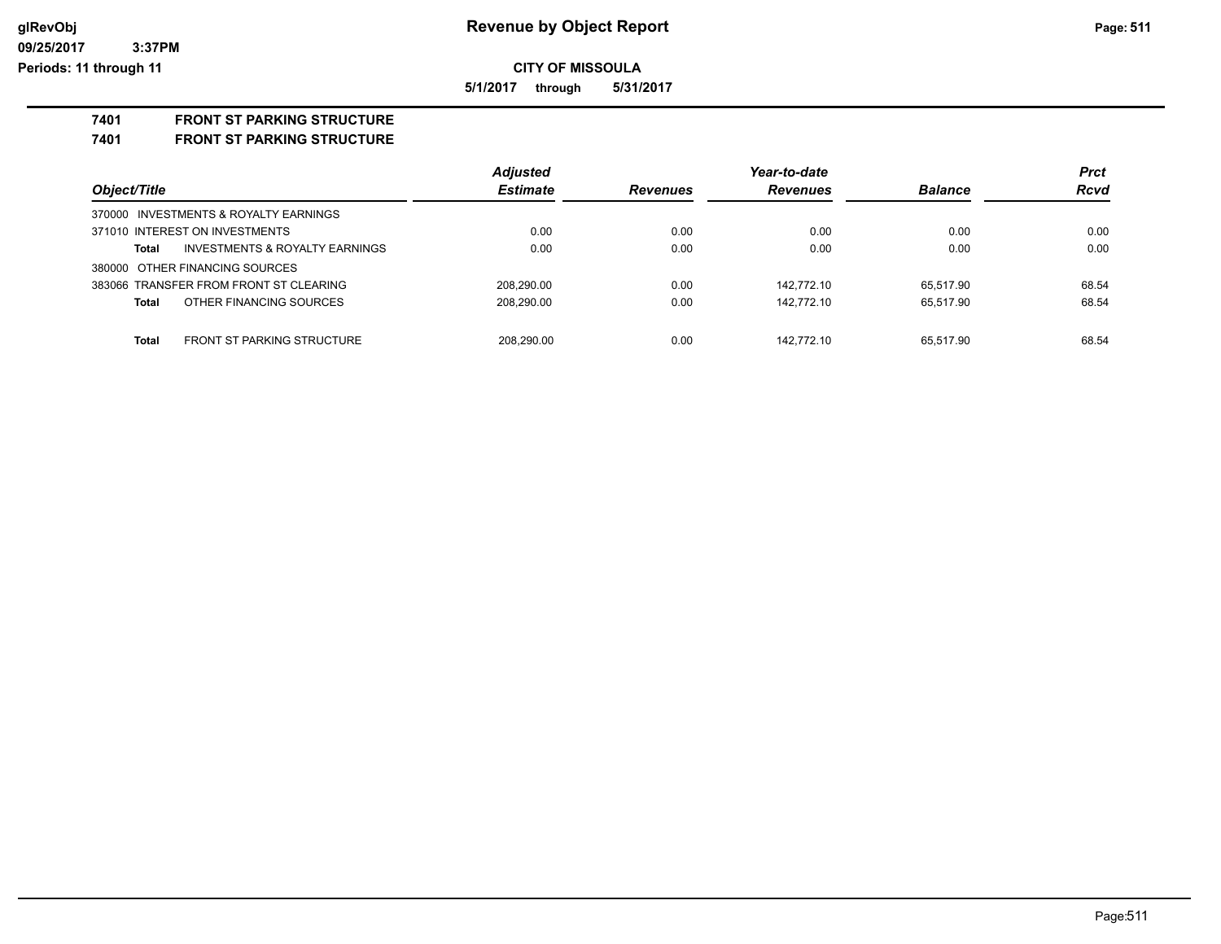# Revenue by Object Report

**CITY OF MISSOULA**

**5/1/2017 through 5/31/2017**

glRevObj
09/25/2017 3:37PM
Periods: 11 through 11

## 7401 FRONT ST PARKING STRUCTURE
## 7401 FRONT ST PARKING STRUCTURE

| Object/Title | | Adjusted Estimate | Revenues | Year-to-date Revenues | Balance | Prct Rcvd |
|---|---|---|---|---|---|---|
| 370000 INVESTMENTS & ROYALTY EARNINGS | | | | | | |
| 371010 INTEREST ON INVESTMENTS | | 0.00 | 0.00 | 0.00 | 0.00 | 0.00 |
| **Total** | INVESTMENTS & ROYALTY EARNINGS | 0.00 | 0.00 | 0.00 | 0.00 | 0.00 |
| 380000 OTHER FINANCING SOURCES | | | | | | |
| 383066 TRANSFER FROM FRONT ST CLEARING | | 208,290.00 | 0.00 | 142,772.10 | 65,517.90 | 68.54 |
| **Total** | OTHER FINANCING SOURCES | 208,290.00 | 0.00 | 142,772.10 | 65,517.90 | 68.54 |
| **Total** | FRONT ST PARKING STRUCTURE | 208,290.00 | 0.00 | 142,772.10 | 65,517.90 | 68.54 |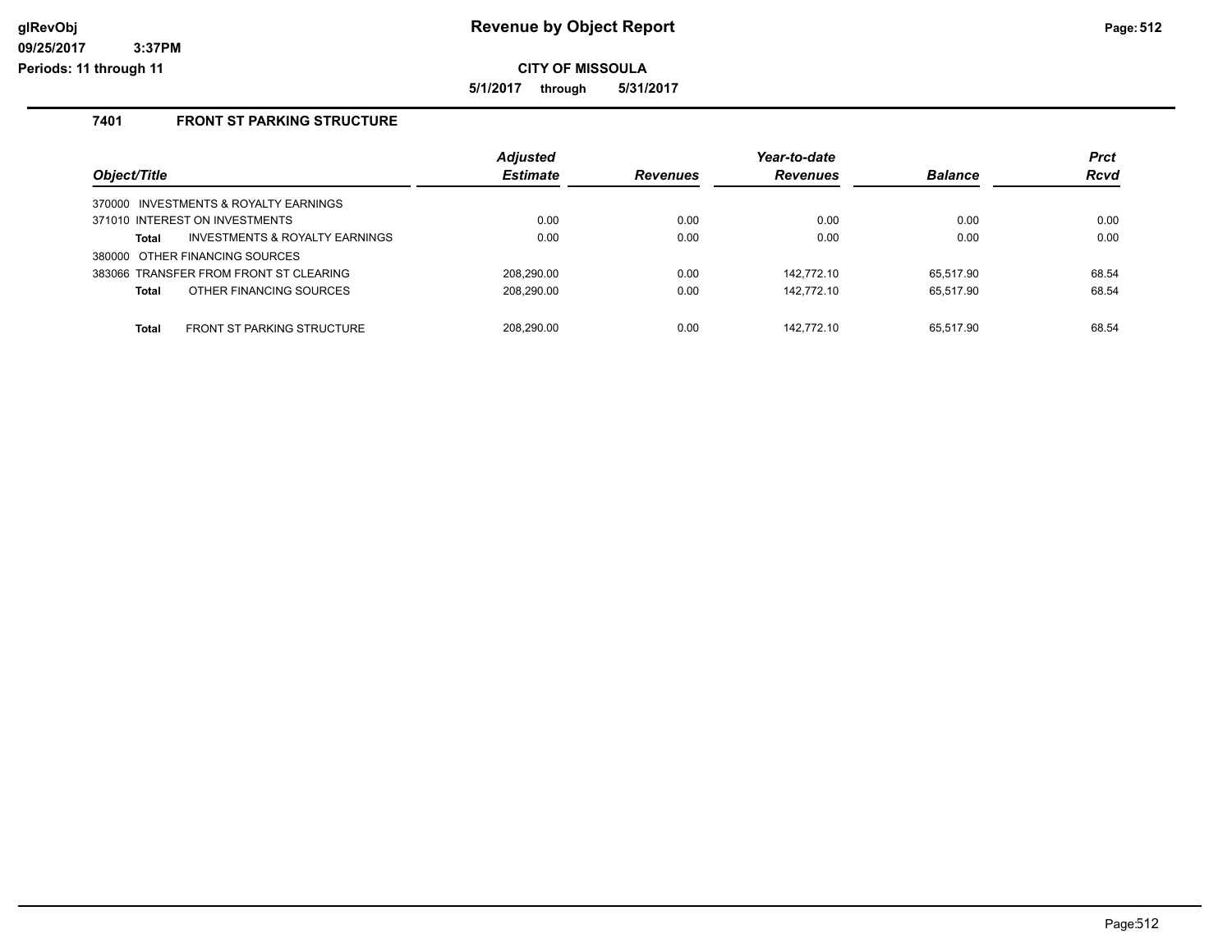# Revenue by Object Report

**CITY OF MISSOULA**

**5/1/2017 through 5/31/2017**

### 7401 FRONT ST PARKING STRUCTURE

| Object/Title | Adjusted Estimate | Revenues | Year-to-date Revenues | Balance | Prct Rcvd |
|---|---|---|---|---|---|
| 370000 INVESTMENTS & ROYALTY EARNINGS | | | | | |
| 371010 INTEREST ON INVESTMENTS | 0.00 | 0.00 | 0.00 | 0.00 | 0.00 |
| **Total** INVESTMENTS & ROYALTY EARNINGS | 0.00 | 0.00 | 0.00 | 0.00 | 0.00 |
| 380000 OTHER FINANCING SOURCES | | | | | |
| 383066 TRANSFER FROM FRONT ST CLEARING | 208,290.00 | 0.00 | 142,772.10 | 65,517.90 | 68.54 |
| **Total** OTHER FINANCING SOURCES | 208,290.00 | 0.00 | 142,772.10 | 65,517.90 | 68.54 |
| **Total** FRONT ST PARKING STRUCTURE | 208,290.00 | 0.00 | 142,772.10 | 65,517.90 | 68.54 |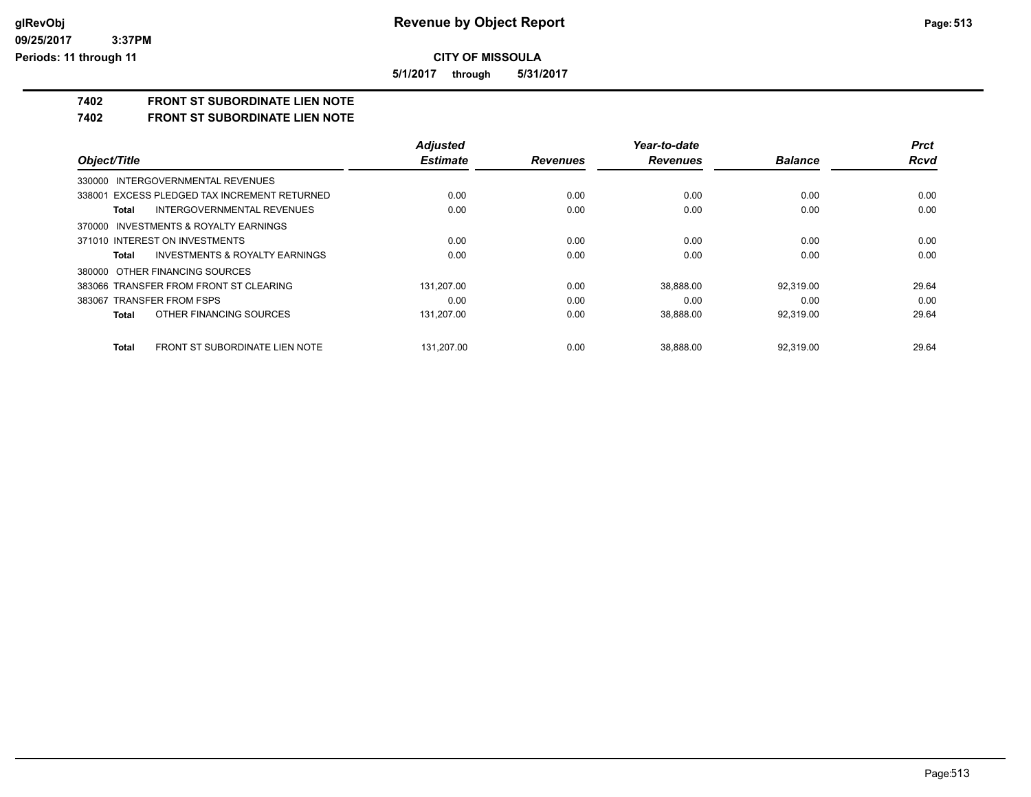**CITY OF MISSOULA**

**5/1/2017 through 5/31/2017**

# 7402 FRONT ST SUBORDINATE LIEN NOTE

## 7402 FRONT ST SUBORDINATE LIEN NOTE

| Object/Title | Adjusted Estimate | Revenues | Year-to-date Revenues | Balance | Prct Rcvd |
|---|---|---|---|---|---|
| 330000 INTERGOVERNMENTAL REVENUES | | | | | |
| 338001 EXCESS PLEDGED TAX INCREMENT RETURNED | 0.00 | 0.00 | 0.00 | 0.00 | 0.00 |
| **Total** INTERGOVERNMENTAL REVENUES | 0.00 | 0.00 | 0.00 | 0.00 | 0.00 |
| 370000 INVESTMENTS & ROYALTY EARNINGS | | | | | |
| 371010 INTEREST ON INVESTMENTS | 0.00 | 0.00 | 0.00 | 0.00 | 0.00 |
| **Total** INVESTMENTS & ROYALTY EARNINGS | 0.00 | 0.00 | 0.00 | 0.00 | 0.00 |
| 380000 OTHER FINANCING SOURCES | | | | | |
| 383066 TRANSFER FROM FRONT ST CLEARING | 131,207.00 | 0.00 | 38,888.00 | 92,319.00 | 29.64 |
| 383067 TRANSFER FROM FSPS | 0.00 | 0.00 | 0.00 | 0.00 | 0.00 |
| **Total** OTHER FINANCING SOURCES | 131,207.00 | 0.00 | 38,888.00 | 92,319.00 | 29.64 |
| **Total** FRONT ST SUBORDINATE LIEN NOTE | 131,207.00 | 0.00 | 38,888.00 | 92,319.00 | 29.64 |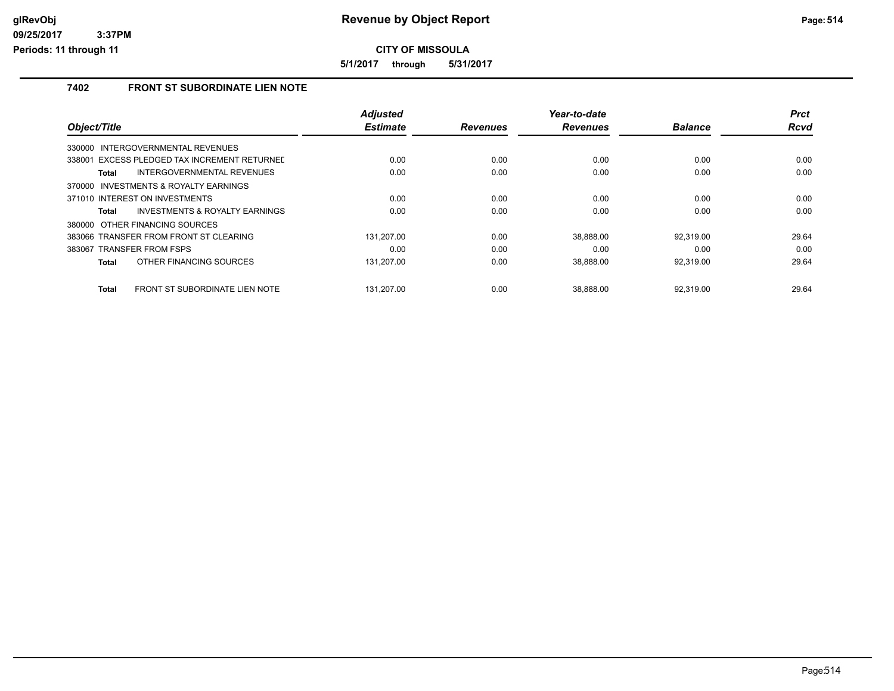# Revenue by Object Report

**CITY OF MISSOULA**

**5/1/2017 through 5/31/2017**

## 7402 FRONT ST SUBORDINATE LIEN NOTE

| Object/Title | Adjusted Estimate | Revenues | Year-to-date Revenues | Balance | Prct Rcvd |
|---|---|---|---|---|---|
| 330000 INTERGOVERNMENTAL REVENUES | | | | | |
| 338001 EXCESS PLEDGED TAX INCREMENT RETURNED | 0.00 | 0.00 | 0.00 | 0.00 | 0.00 |
| **Total** INTERGOVERNMENTAL REVENUES | 0.00 | 0.00 | 0.00 | 0.00 | 0.00 |
| 370000 INVESTMENTS & ROYALTY EARNINGS | | | | | |
| 371010 INTEREST ON INVESTMENTS | 0.00 | 0.00 | 0.00 | 0.00 | 0.00 |
| **Total** INVESTMENTS & ROYALTY EARNINGS | 0.00 | 0.00 | 0.00 | 0.00 | 0.00 |
| 380000 OTHER FINANCING SOURCES | | | | | |
| 383066 TRANSFER FROM FRONT ST CLEARING | 131,207.00 | 0.00 | 38,888.00 | 92,319.00 | 29.64 |
| 383067 TRANSFER FROM FSPS | 0.00 | 0.00 | 0.00 | 0.00 | 0.00 |
| **Total** OTHER FINANCING SOURCES | 131,207.00 | 0.00 | 38,888.00 | 92,319.00 | 29.64 |
| **Total** FRONT ST SUBORDINATE LIEN NOTE | 131,207.00 | 0.00 | 38,888.00 | 92,319.00 | 29.64 |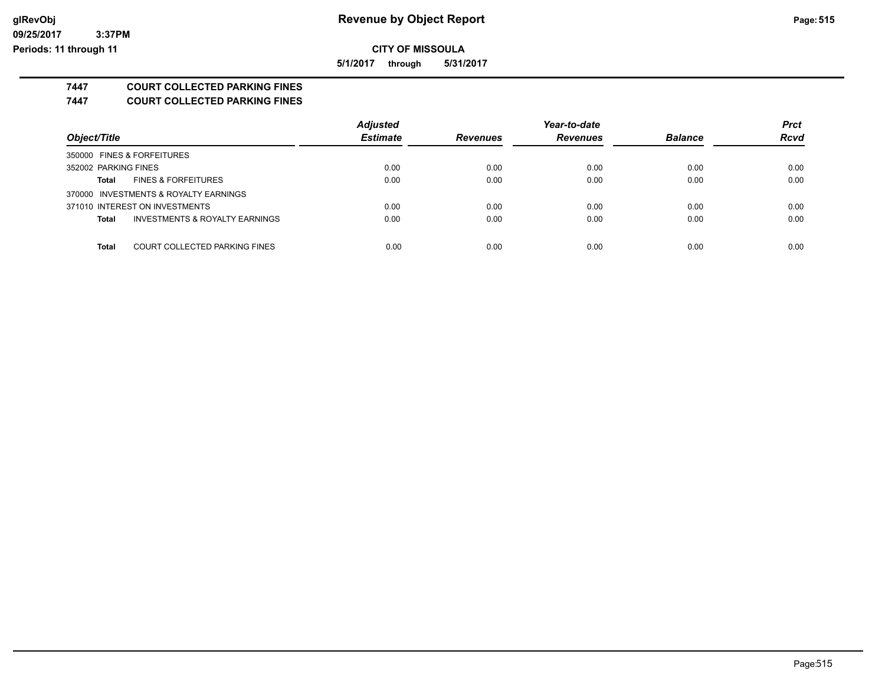**Revenue by Object Report**

**CITY OF MISSOULA**

**5/1/2017 through 5/31/2017**

glRevObj
09/25/2017 3:37PM
Periods: 11 through 11

## 7447 COURT COLLECTED PARKING FINES

## 7447 COURT COLLECTED PARKING FINES

| Object/Title | Adjusted Estimate | Revenues | Year-to-date Revenues | Balance | Prct Rcvd |
|---|---|---|---|---|---|
| 350000 FINES & FORFEITURES | | | | | |
| 352002 PARKING FINES | 0.00 | 0.00 | 0.00 | 0.00 | 0.00 |
| **Total** FINES & FORFEITURES | 0.00 | 0.00 | 0.00 | 0.00 | 0.00 |
| 370000 INVESTMENTS & ROYALTY EARNINGS | | | | | |
| 371010 INTEREST ON INVESTMENTS | 0.00 | 0.00 | 0.00 | 0.00 | 0.00 |
| **Total** INVESTMENTS & ROYALTY EARNINGS | 0.00 | 0.00 | 0.00 | 0.00 | 0.00 |
| **Total** COURT COLLECTED PARKING FINES | 0.00 | 0.00 | 0.00 | 0.00 | 0.00 |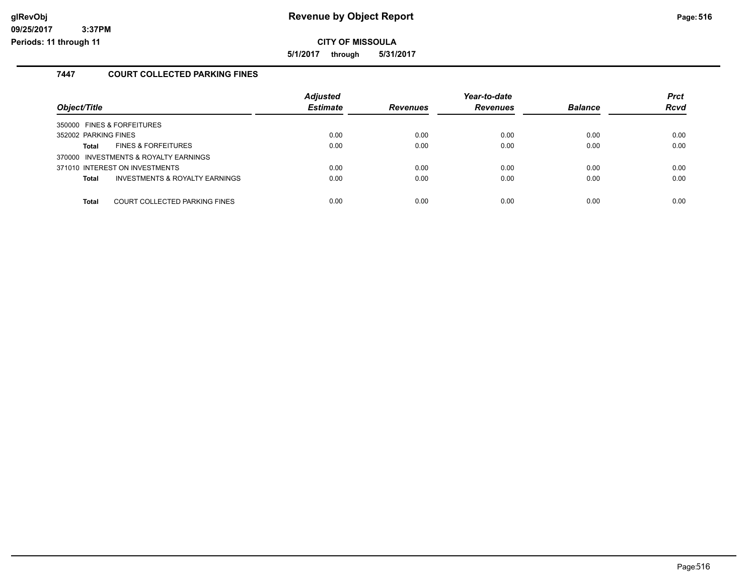# Revenue by Object Report

**CITY OF MISSOULA**

**5/1/2017 through 5/31/2017**

glRevObj
09/25/2017 3:37PM
Periods: 11 through 11

## 7447 COURT COLLECTED PARKING FINES

| Object/Title | | Adjusted Estimate | Revenues | Year-to-date Revenues | Balance | Prct Rcvd |
|---|---|---|---|---|---|---|
| 350000 FINES & FORFEITURES | | | | | | |
| 352002 PARKING FINES | | 0.00 | 0.00 | 0.00 | 0.00 | 0.00 |
| **Total** | FINES & FORFEITURES | 0.00 | 0.00 | 0.00 | 0.00 | 0.00 |
| 370000 INVESTMENTS & ROYALTY EARNINGS | | | | | | |
| 371010 INTEREST ON INVESTMENTS | | 0.00 | 0.00 | 0.00 | 0.00 | 0.00 |
| **Total** | INVESTMENTS & ROYALTY EARNINGS | 0.00 | 0.00 | 0.00 | 0.00 | 0.00 |
| **Total** | COURT COLLECTED PARKING FINES | 0.00 | 0.00 | 0.00 | 0.00 | 0.00 |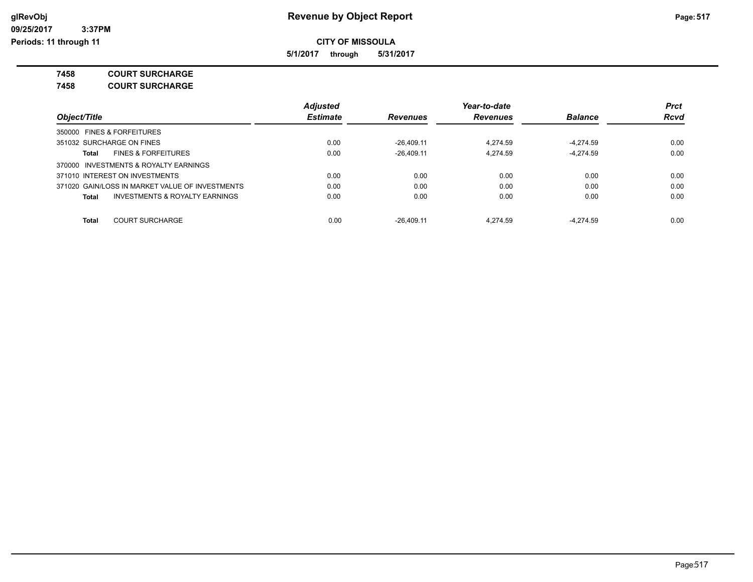**Revenue by Object Report**

**CITY OF MISSOULA**

**5/1/2017 through 5/31/2017**

glRevObj
09/25/2017 3:37PM
Periods: 11 through 11

**7458 COURT SURCHARGE**

**7458 COURT SURCHARGE**

| Object/Title | Adjusted Estimate | Revenues | Year-to-date Revenues | Balance | Prct Rcvd |
|---|---|---|---|---|---|
| 350000 FINES & FORFEITURES | | | | | |
| 351032 SURCHARGE ON FINES | 0.00 | -26,409.11 | 4,274.59 | -4,274.59 | 0.00 |
| **Total** FINES & FORFEITURES | 0.00 | -26,409.11 | 4,274.59 | -4,274.59 | 0.00 |
| 370000 INVESTMENTS & ROYALTY EARNINGS | | | | | |
| 371010 INTEREST ON INVESTMENTS | 0.00 | 0.00 | 0.00 | 0.00 | 0.00 |
| 371020 GAIN/LOSS IN MARKET VALUE OF INVESTMENTS | 0.00 | 0.00 | 0.00 | 0.00 | 0.00 |
| **Total** INVESTMENTS & ROYALTY EARNINGS | 0.00 | 0.00 | 0.00 | 0.00 | 0.00 |
| **Total** COURT SURCHARGE | 0.00 | -26,409.11 | 4,274.59 | -4,274.59 | 0.00 |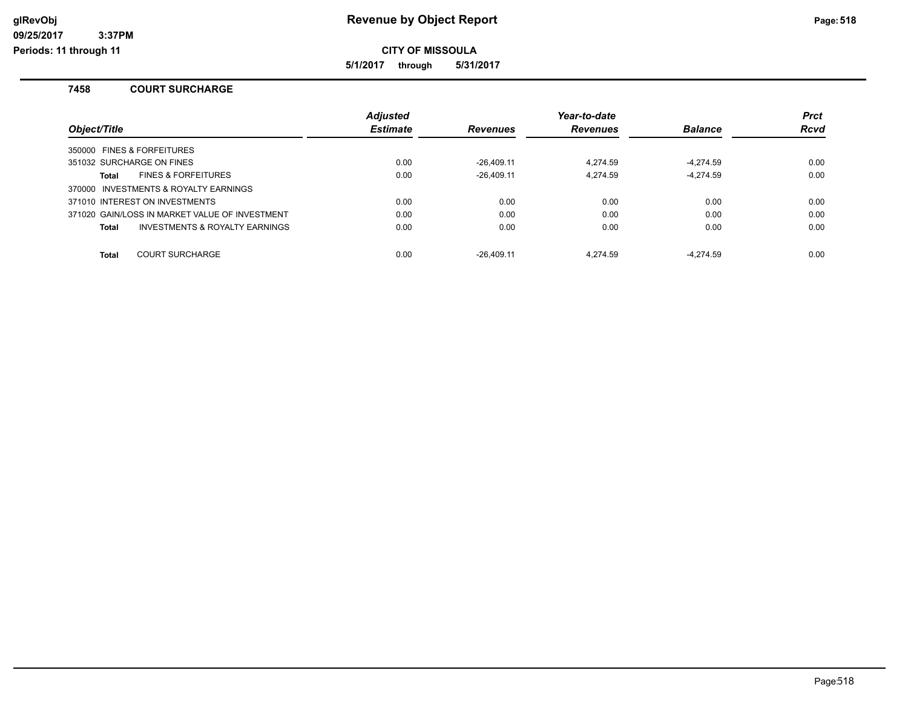# Revenue by Object Report

**CITY OF MISSOULA**

**5/1/2017 through 5/31/2017**

glRevObj
09/25/2017 3:37PM
Periods: 11 through 11

## 7458 COURT SURCHARGE

| Object/Title | Adjusted Estimate | Revenues | Year-to-date Revenues | Balance | Prct Rcvd |
|---|---|---|---|---|---|
| 350000 FINES & FORFEITURES | | | | | |
| 351032 SURCHARGE ON FINES | 0.00 | -26,409.11 | 4,274.59 | -4,274.59 | 0.00 |
| **Total** FINES & FORFEITURES | 0.00 | -26,409.11 | 4,274.59 | -4,274.59 | 0.00 |
| 370000 INVESTMENTS & ROYALTY EARNINGS | | | | | |
| 371010 INTEREST ON INVESTMENTS | 0.00 | 0.00 | 0.00 | 0.00 | 0.00 |
| 371020 GAIN/LOSS IN MARKET VALUE OF INVESTMENT | 0.00 | 0.00 | 0.00 | 0.00 | 0.00 |
| **Total** INVESTMENTS & ROYALTY EARNINGS | 0.00 | 0.00 | 0.00 | 0.00 | 0.00 |
| **Total** COURT SURCHARGE | 0.00 | -26,409.11 | 4,274.59 | -4,274.59 | 0.00 |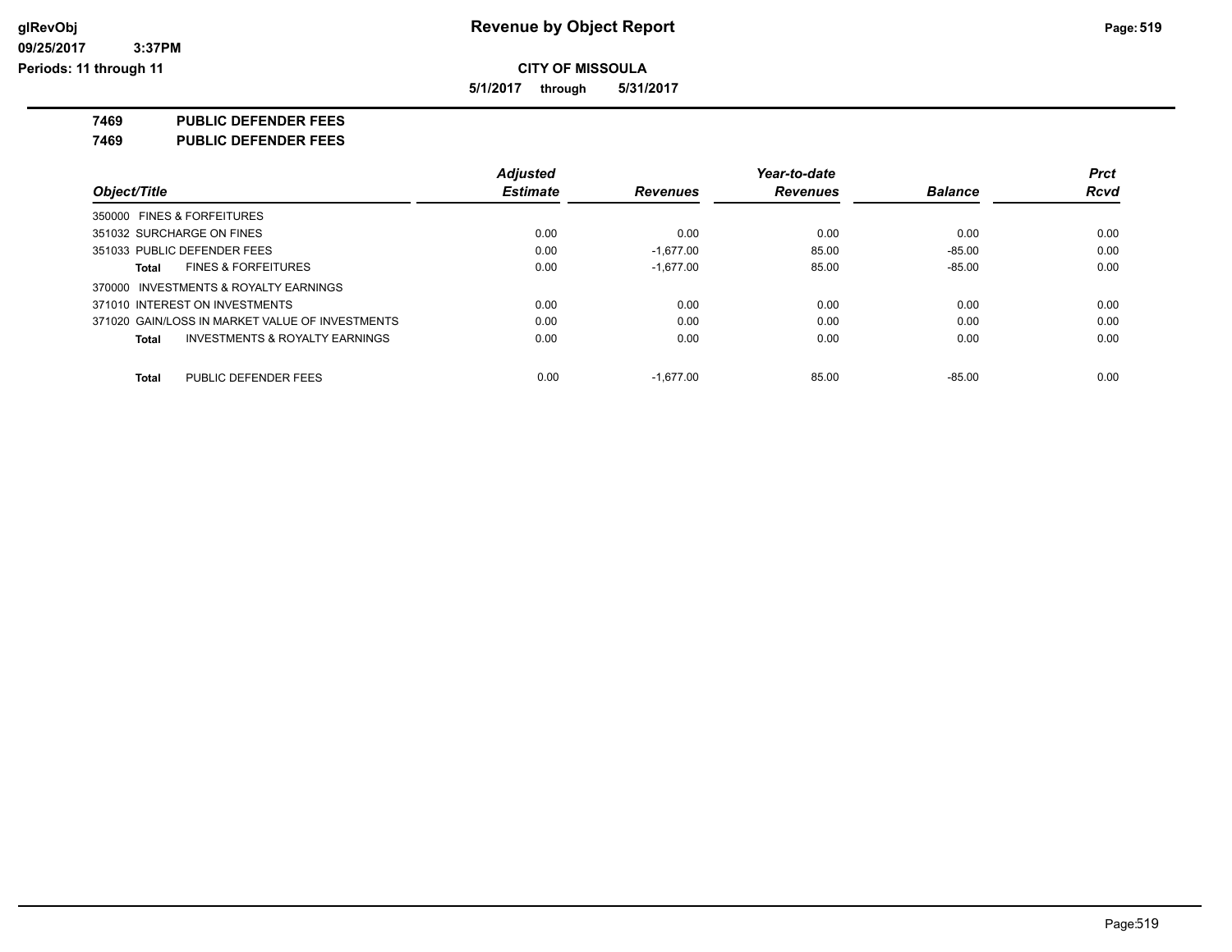# Revenue by Object Report

**CITY OF MISSOULA**

**5/1/2017 through 5/31/2017**

glRevObj
09/25/2017 3:37PM
Periods: 11 through 11

**7469 PUBLIC DEFENDER FEES**

**7469 PUBLIC DEFENDER FEES**

| Object/Title | Adjusted Estimate | Revenues | Year-to-date Revenues | Balance | Prct Rcvd |
|---|---|---|---|---|---|
| 350000 FINES & FORFEITURES | | | | | |
| 351032 SURCHARGE ON FINES | 0.00 | 0.00 | 0.00 | 0.00 | 0.00 |
| 351033 PUBLIC DEFENDER FEES | 0.00 | -1,677.00 | 85.00 | -85.00 | 0.00 |
| **Total** FINES & FORFEITURES | 0.00 | -1,677.00 | 85.00 | -85.00 | 0.00 |
| 370000 INVESTMENTS & ROYALTY EARNINGS | | | | | |
| 371010 INTEREST ON INVESTMENTS | 0.00 | 0.00 | 0.00 | 0.00 | 0.00 |
| 371020 GAIN/LOSS IN MARKET VALUE OF INVESTMENTS | 0.00 | 0.00 | 0.00 | 0.00 | 0.00 |
| **Total** INVESTMENTS & ROYALTY EARNINGS | 0.00 | 0.00 | 0.00 | 0.00 | 0.00 |
| **Total** PUBLIC DEFENDER FEES | 0.00 | -1,677.00 | 85.00 | -85.00 | 0.00 |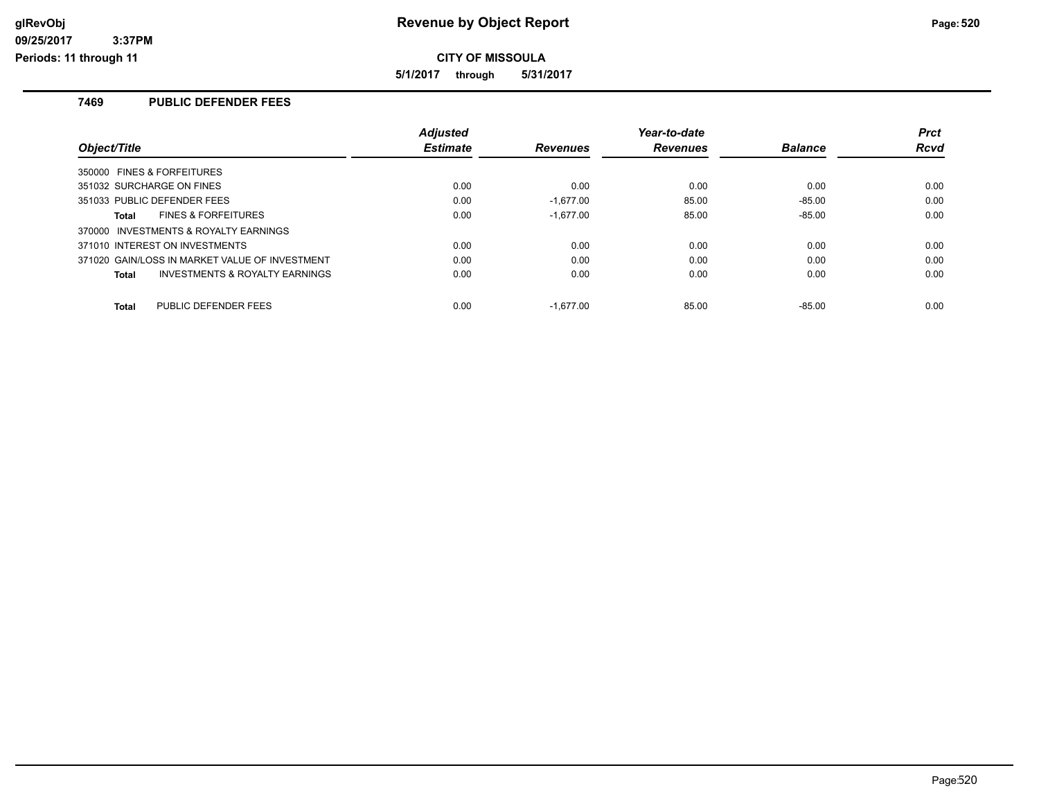**Revenue by Object Report**

**CITY OF MISSOULA**

**5/1/2017 through 5/31/2017**

glRevObj
09/25/2017 3:37PM
Periods: 11 through 11

## 7469 PUBLIC DEFENDER FEES

| Object/Title | Adjusted Estimate | Revenues | Year-to-date Revenues | Balance | Prct Rcvd |
|---|---|---|---|---|---|
| 350000 FINES & FORFEITURES | | | | | |
| 351032 SURCHARGE ON FINES | 0.00 | 0.00 | 0.00 | 0.00 | 0.00 |
| 351033 PUBLIC DEFENDER FEES | 0.00 | -1,677.00 | 85.00 | -85.00 | 0.00 |
| **Total** FINES & FORFEITURES | 0.00 | -1,677.00 | 85.00 | -85.00 | 0.00 |
| 370000 INVESTMENTS & ROYALTY EARNINGS | | | | | |
| 371010 INTEREST ON INVESTMENTS | 0.00 | 0.00 | 0.00 | 0.00 | 0.00 |
| 371020 GAIN/LOSS IN MARKET VALUE OF INVESTMENT | 0.00 | 0.00 | 0.00 | 0.00 | 0.00 |
| **Total** INVESTMENTS & ROYALTY EARNINGS | 0.00 | 0.00 | 0.00 | 0.00 | 0.00 |
| **Total** PUBLIC DEFENDER FEES | 0.00 | -1,677.00 | 85.00 | -85.00 | 0.00 |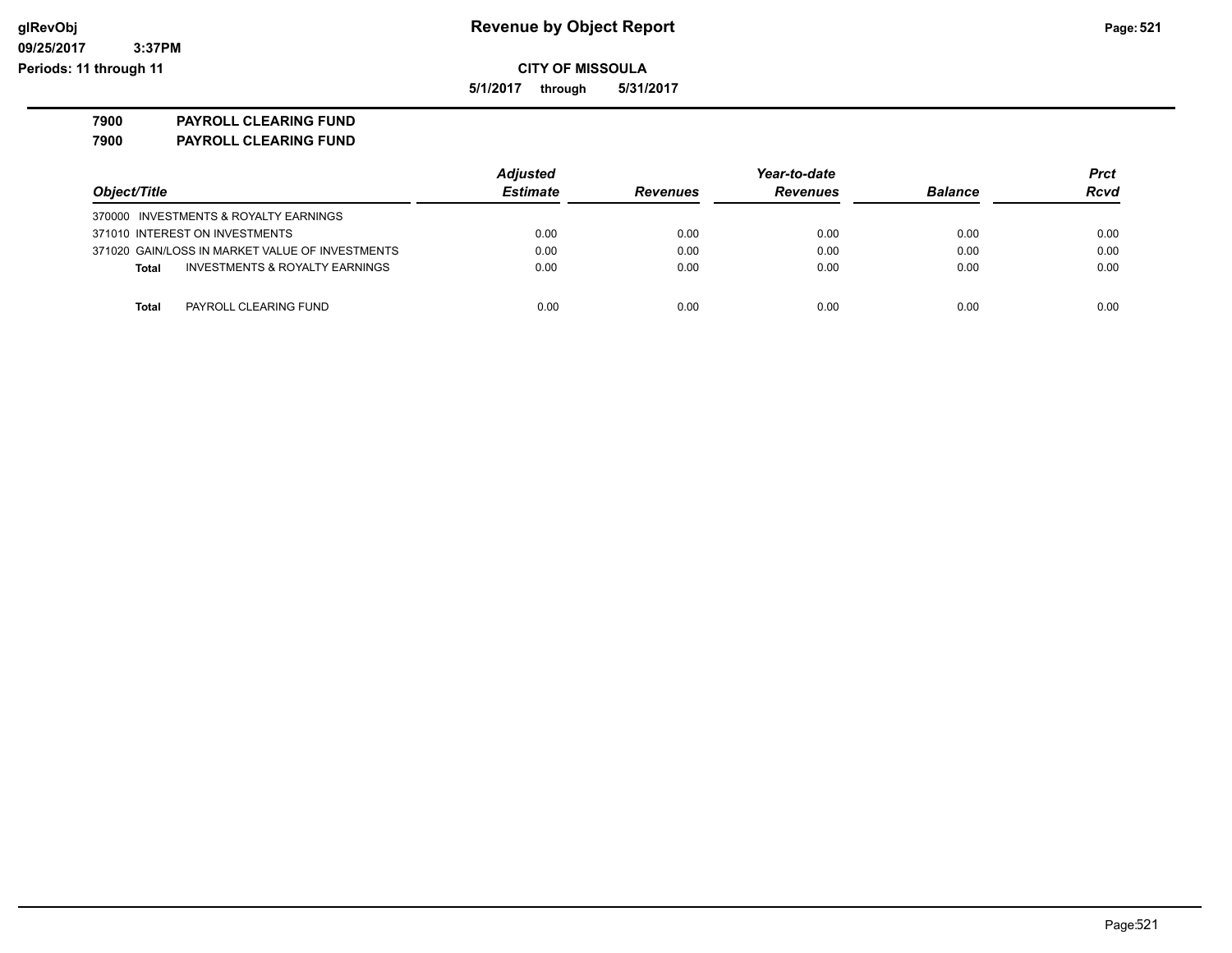**Revenue by Object Report**

**CITY OF MISSOULA**

**5/1/2017 through 5/31/2017**

glRevObj
09/25/2017 3:37PM
Periods: 11 through 11

**7900 PAYROLL CLEARING FUND**
**7900 PAYROLL CLEARING FUND**

| Object/Title | Adjusted Estimate | Revenues | Year-to-date Revenues | Balance | Prct Rcvd |
|---|---|---|---|---|---|
| 370000 INVESTMENTS & ROYALTY EARNINGS | | | | | |
| 371010 INTEREST ON INVESTMENTS | 0.00 | 0.00 | 0.00 | 0.00 | 0.00 |
| 371020 GAIN/LOSS IN MARKET VALUE OF INVESTMENTS | 0.00 | 0.00 | 0.00 | 0.00 | 0.00 |
| **Total** INVESTMENTS & ROYALTY EARNINGS | 0.00 | 0.00 | 0.00 | 0.00 | 0.00 |
| **Total** PAYROLL CLEARING FUND | 0.00 | 0.00 | 0.00 | 0.00 | 0.00 |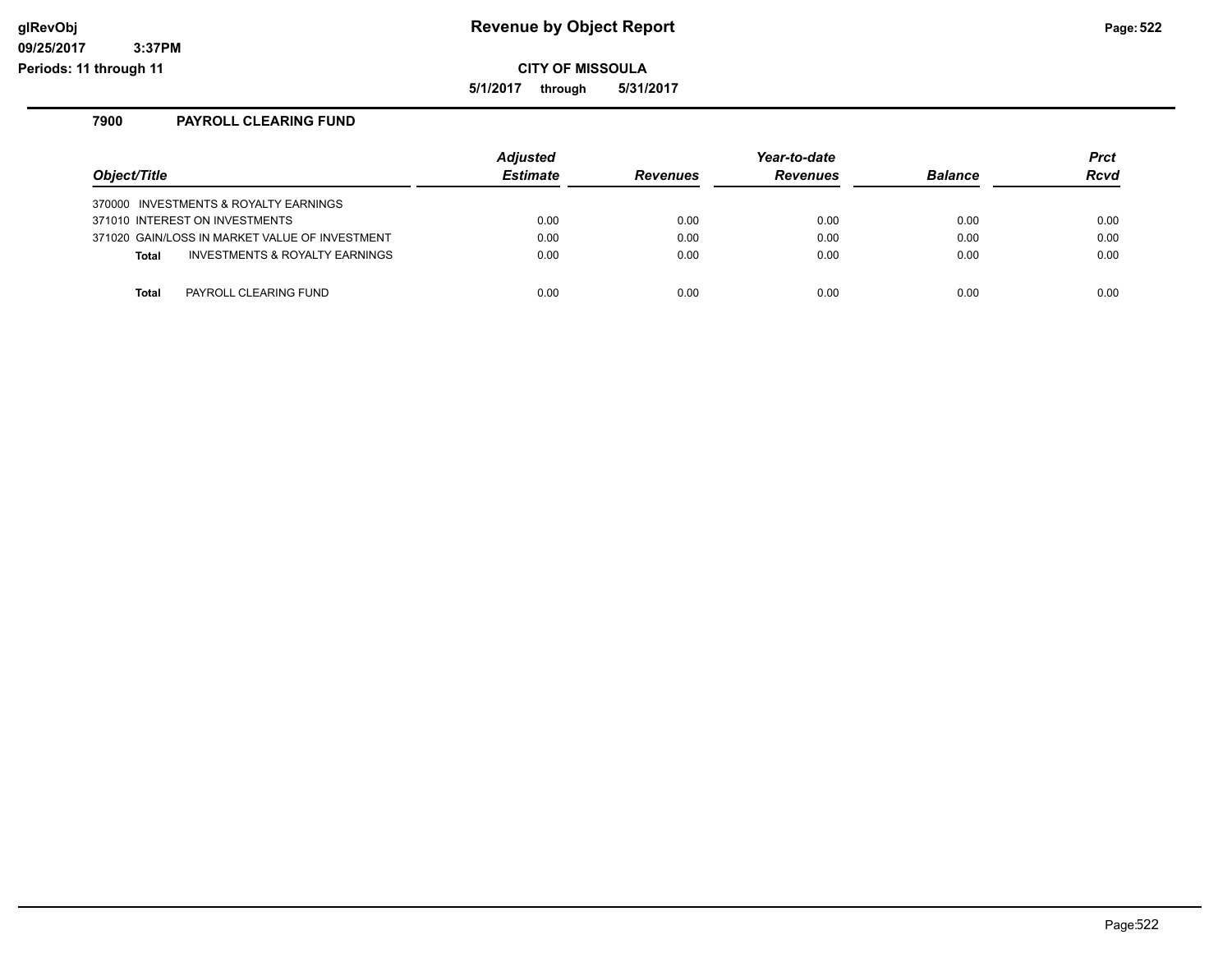**glRevObj**
**09/25/2017 3:37PM**
**Periods: 11 through 11**

# Revenue by Object Report

**CITY OF MISSOULA**

**5/1/2017 through 5/31/2017**

## 7900 PAYROLL CLEARING FUND

| Object/Title | Adjusted Estimate | Revenues | Year-to-date Revenues | Balance | Prct Rcvd |
|---|---|---|---|---|---|
| 370000 INVESTMENTS & ROYALTY EARNINGS | | | | | |
| 371010 INTEREST ON INVESTMENTS | 0.00 | 0.00 | 0.00 | 0.00 | 0.00 |
| 371020 GAIN/LOSS IN MARKET VALUE OF INVESTMENT | 0.00 | 0.00 | 0.00 | 0.00 | 0.00 |
| **Total** INVESTMENTS & ROYALTY EARNINGS | 0.00 | 0.00 | 0.00 | 0.00 | 0.00 |
| | | | | | |
| **Total** PAYROLL CLEARING FUND | 0.00 | 0.00 | 0.00 | 0.00 | 0.00 |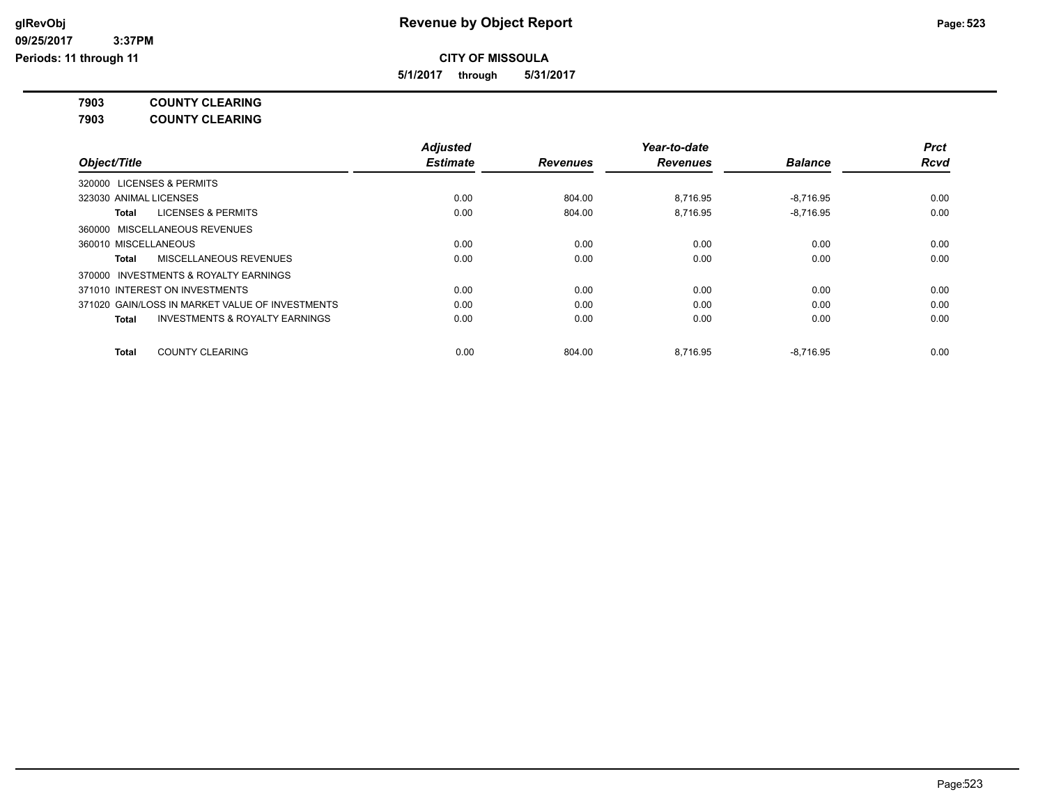# Revenue by Object Report

**CITY OF MISSOULA**

**5/1/2017 through 5/31/2017**

glRevObj
09/25/2017 3:37PM
Periods: 11 through 11

**7903 COUNTY CLEARING**
**7903 COUNTY CLEARING**

| Object/Title | Adjusted Estimate | Revenues | Year-to-date Revenues | Balance | Prct Rcvd |
|---|---|---|---|---|---|
| 320000 LICENSES & PERMITS | | | | | |
| 323030 ANIMAL LICENSES | 0.00 | 804.00 | 8,716.95 | -8,716.95 | 0.00 |
| **Total** LICENSES & PERMITS | 0.00 | 804.00 | 8,716.95 | -8,716.95 | 0.00 |
| 360000 MISCELLANEOUS REVENUES | | | | | |
| 360010 MISCELLANEOUS | 0.00 | 0.00 | 0.00 | 0.00 | 0.00 |
| **Total** MISCELLANEOUS REVENUES | 0.00 | 0.00 | 0.00 | 0.00 | 0.00 |
| 370000 INVESTMENTS & ROYALTY EARNINGS | | | | | |
| 371010 INTEREST ON INVESTMENTS | 0.00 | 0.00 | 0.00 | 0.00 | 0.00 |
| 371020 GAIN/LOSS IN MARKET VALUE OF INVESTMENTS | 0.00 | 0.00 | 0.00 | 0.00 | 0.00 |
| **Total** INVESTMENTS & ROYALTY EARNINGS | 0.00 | 0.00 | 0.00 | 0.00 | 0.00 |
| **Total** COUNTY CLEARING | 0.00 | 804.00 | 8,716.95 | -8,716.95 | 0.00 |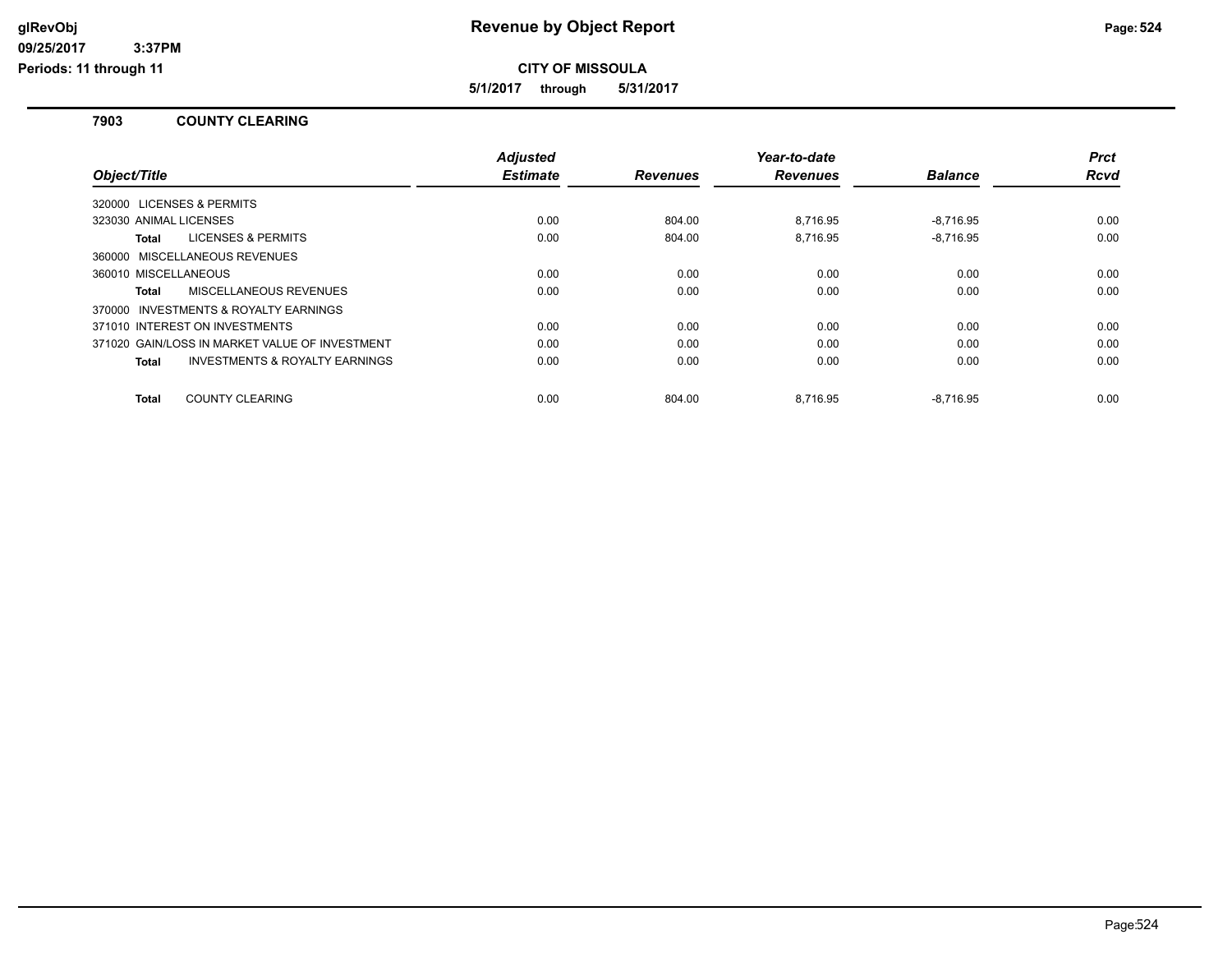# Revenue by Object Report

**CITY OF MISSOULA**

**5/1/2017 through 5/31/2017**

glRevObj
09/25/2017 3:37PM
Periods: 11 through 11

## 7903 COUNTY CLEARING

| Object/Title | Adjusted Estimate | Revenues | Year-to-date Revenues | Balance | Prct Rcvd |
|---|---|---|---|---|---|
| 320000 LICENSES & PERMITS | | | | | |
| 323030 ANIMAL LICENSES | 0.00 | 804.00 | 8,716.95 | -8,716.95 | 0.00 |
| **Total** LICENSES & PERMITS | 0.00 | 804.00 | 8,716.95 | -8,716.95 | 0.00 |
| 360000 MISCELLANEOUS REVENUES | | | | | |
| 360010 MISCELLANEOUS | 0.00 | 0.00 | 0.00 | 0.00 | 0.00 |
| **Total** MISCELLANEOUS REVENUES | 0.00 | 0.00 | 0.00 | 0.00 | 0.00 |
| 370000 INVESTMENTS & ROYALTY EARNINGS | | | | | |
| 371010 INTEREST ON INVESTMENTS | 0.00 | 0.00 | 0.00 | 0.00 | 0.00 |
| 371020 GAIN/LOSS IN MARKET VALUE OF INVESTMENT | 0.00 | 0.00 | 0.00 | 0.00 | 0.00 |
| **Total** INVESTMENTS & ROYALTY EARNINGS | 0.00 | 0.00 | 0.00 | 0.00 | 0.00 |
| **Total** COUNTY CLEARING | 0.00 | 804.00 | 8,716.95 | -8,716.95 | 0.00 |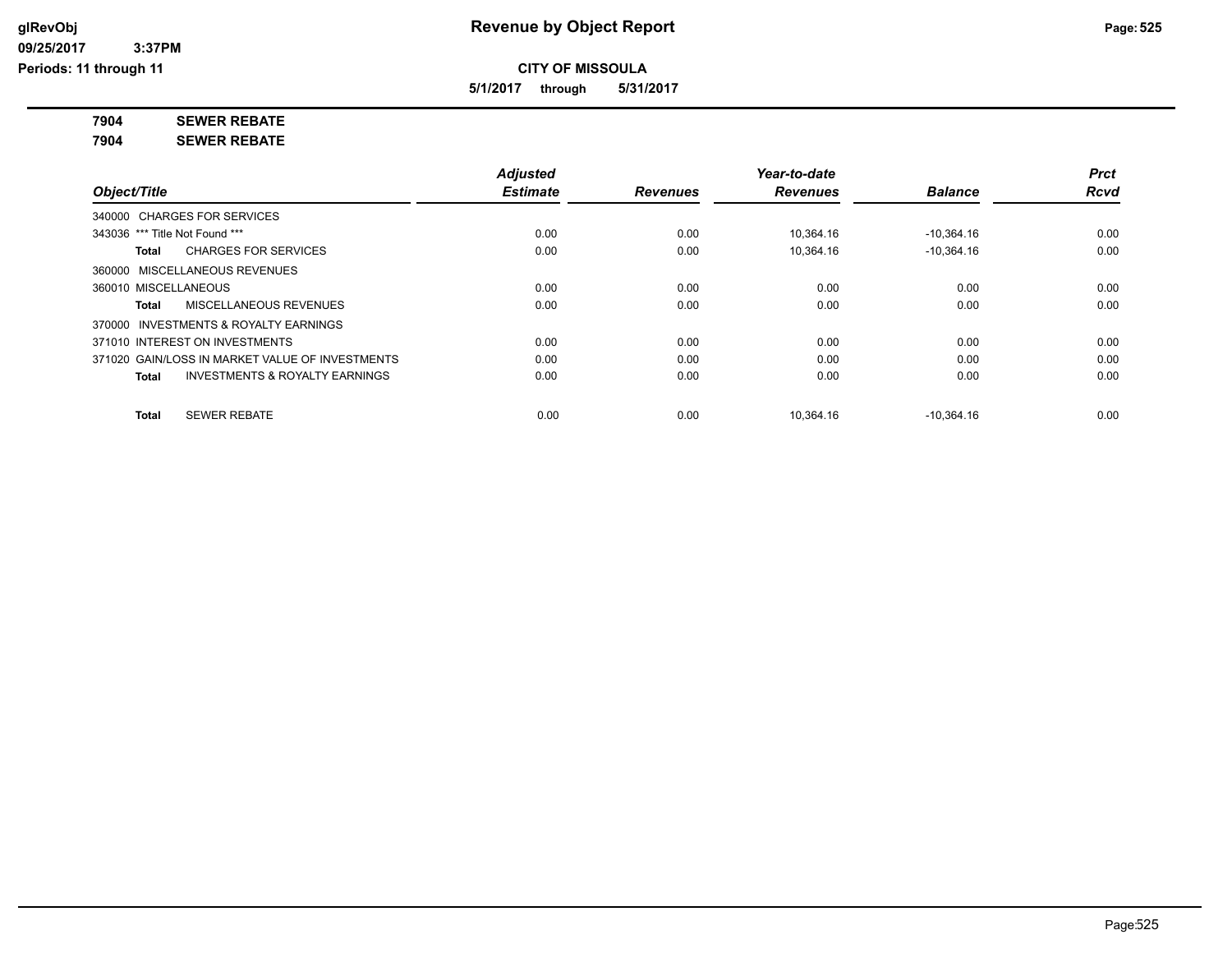glRevObj
09/25/2017 3:37PM
Periods: 11 through 11

# Revenue by Object Report

**CITY OF MISSOULA**

**5/1/2017 through 5/31/2017**

**7904 SEWER REBATE**

**7904 SEWER REBATE**

| Object/Title | Adjusted Estimate | Revenues | Year-to-date Revenues | Balance | Prct Rcvd |
|---|---|---|---|---|---|
| 340000 CHARGES FOR SERVICES | | | | | |
| 343036 *** Title Not Found *** | 0.00 | 0.00 | 10,364.16 | -10,364.16 | 0.00 |
| **Total** CHARGES FOR SERVICES | 0.00 | 0.00 | 10,364.16 | -10,364.16 | 0.00 |
| 360000 MISCELLANEOUS REVENUES | | | | | |
| 360010 MISCELLANEOUS | 0.00 | 0.00 | 0.00 | 0.00 | 0.00 |
| **Total** MISCELLANEOUS REVENUES | 0.00 | 0.00 | 0.00 | 0.00 | 0.00 |
| 370000 INVESTMENTS & ROYALTY EARNINGS | | | | | |
| 371010 INTEREST ON INVESTMENTS | 0.00 | 0.00 | 0.00 | 0.00 | 0.00 |
| 371020 GAIN/LOSS IN MARKET VALUE OF INVESTMENTS | 0.00 | 0.00 | 0.00 | 0.00 | 0.00 |
| **Total** INVESTMENTS & ROYALTY EARNINGS | 0.00 | 0.00 | 0.00 | 0.00 | 0.00 |
| **Total** SEWER REBATE | 0.00 | 0.00 | 10,364.16 | -10,364.16 | 0.00 |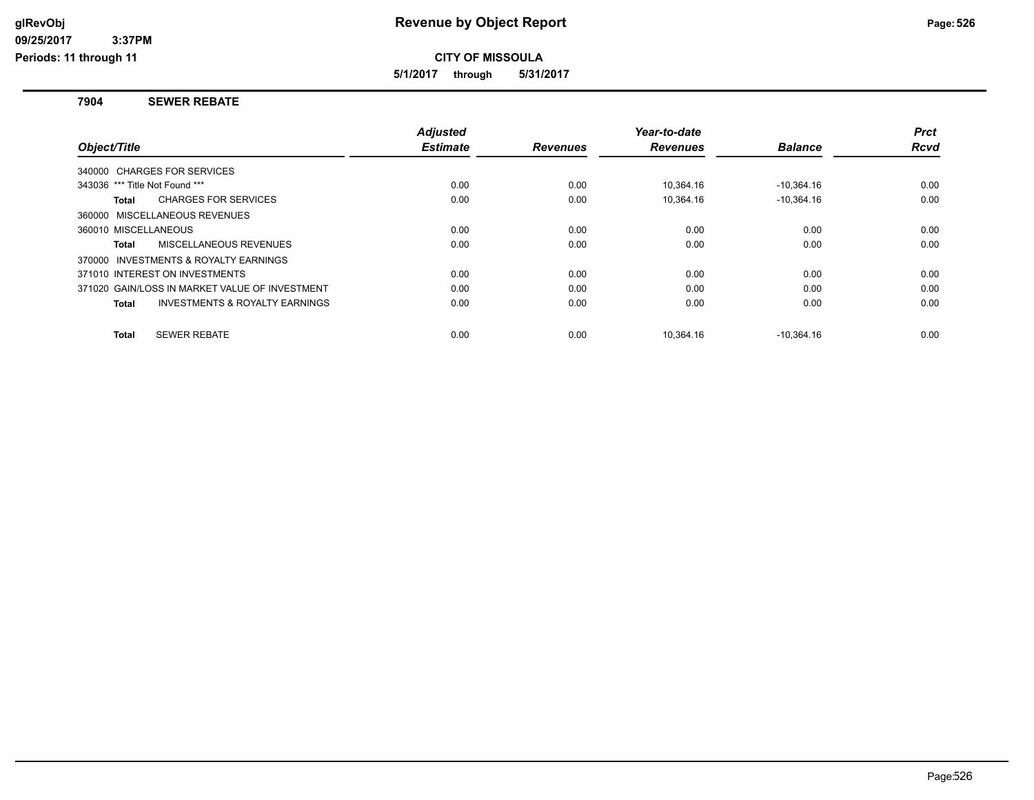# Revenue by Object Report

**CITY OF MISSOULA**

**5/1/2017 through 5/31/2017**

glRevObj
09/25/2017 3:37PM
Periods: 11 through 11

## 7904 SEWER REBATE

| Object/Title | Adjusted Estimate | Revenues | Year-to-date Revenues | Balance | Prct Rcvd |
|---|---|---|---|---|---|
| 340000 CHARGES FOR SERVICES | | | | | |
| 343036 *** Title Not Found *** | 0.00 | 0.00 | 10,364.16 | -10,364.16 | 0.00 |
| **Total** CHARGES FOR SERVICES | 0.00 | 0.00 | 10,364.16 | -10,364.16 | 0.00 |
| 360000 MISCELLANEOUS REVENUES | | | | | |
| 360010 MISCELLANEOUS | 0.00 | 0.00 | 0.00 | 0.00 | 0.00 |
| **Total** MISCELLANEOUS REVENUES | 0.00 | 0.00 | 0.00 | 0.00 | 0.00 |
| 370000 INVESTMENTS & ROYALTY EARNINGS | | | | | |
| 371010 INTEREST ON INVESTMENTS | 0.00 | 0.00 | 0.00 | 0.00 | 0.00 |
| 371020 GAIN/LOSS IN MARKET VALUE OF INVESTMENT | 0.00 | 0.00 | 0.00 | 0.00 | 0.00 |
| **Total** INVESTMENTS & ROYALTY EARNINGS | 0.00 | 0.00 | 0.00 | 0.00 | 0.00 |
| **Total** SEWER REBATE | 0.00 | 0.00 | 10,364.16 | -10,364.16 | 0.00 |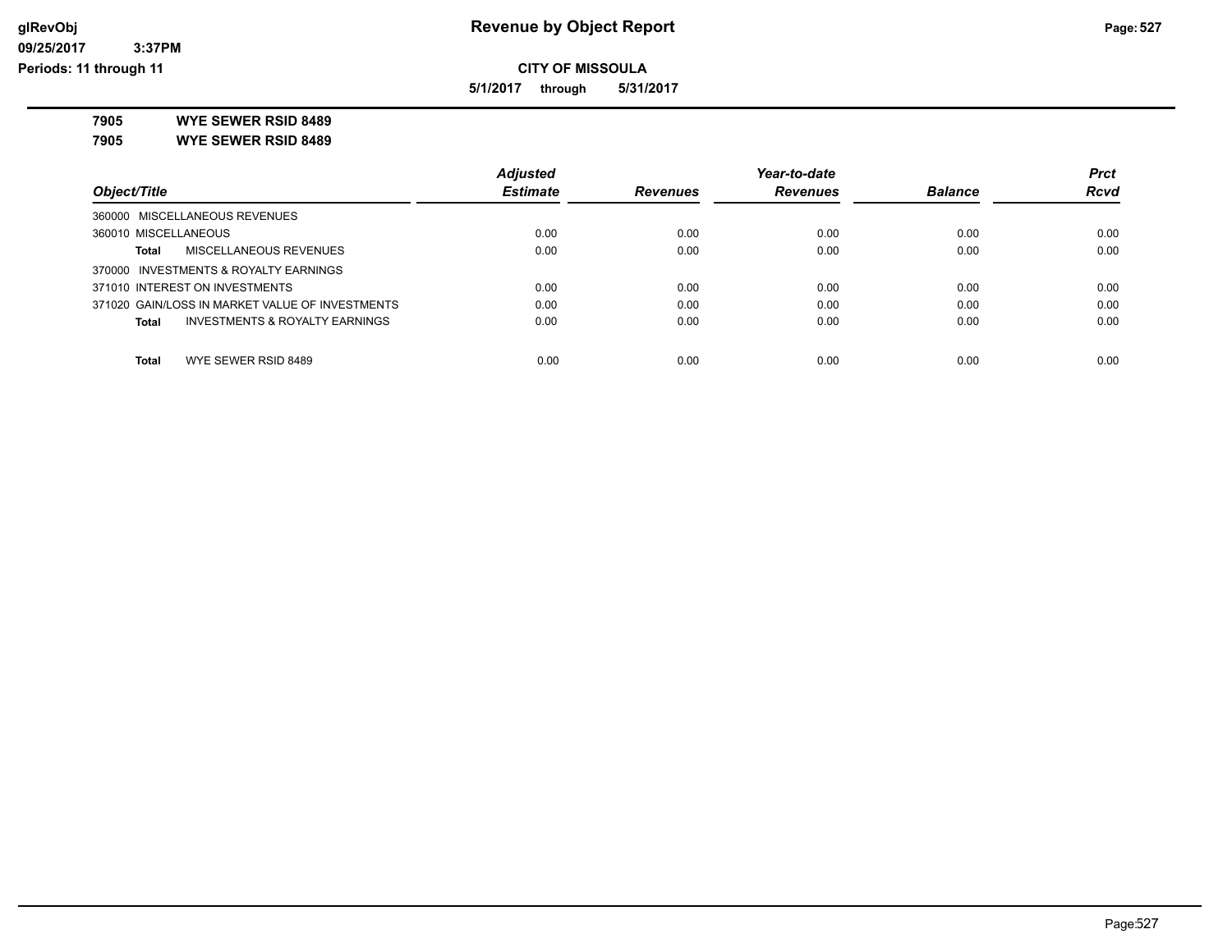**CITY OF MISSOULA**

**5/1/2017 through 5/31/2017**

**7905 WYE SEWER RSID 8489**

**7905 WYE SEWER RSID 8489**

| Object/Title | Adjusted Estimate | Revenues | Year-to-date Revenues | Balance | Prct Rcvd |
|---|---|---|---|---|---|
| 360000 MISCELLANEOUS REVENUES | | | | | |
| 360010 MISCELLANEOUS | 0.00 | 0.00 | 0.00 | 0.00 | 0.00 |
| **Total** MISCELLANEOUS REVENUES | 0.00 | 0.00 | 0.00 | 0.00 | 0.00 |
| 370000 INVESTMENTS & ROYALTY EARNINGS | | | | | |
| 371010 INTEREST ON INVESTMENTS | 0.00 | 0.00 | 0.00 | 0.00 | 0.00 |
| 371020 GAIN/LOSS IN MARKET VALUE OF INVESTMENTS | 0.00 | 0.00 | 0.00 | 0.00 | 0.00 |
| **Total** INVESTMENTS & ROYALTY EARNINGS | 0.00 | 0.00 | 0.00 | 0.00 | 0.00 |
| **Total** WYE SEWER RSID 8489 | 0.00 | 0.00 | 0.00 | 0.00 | 0.00 |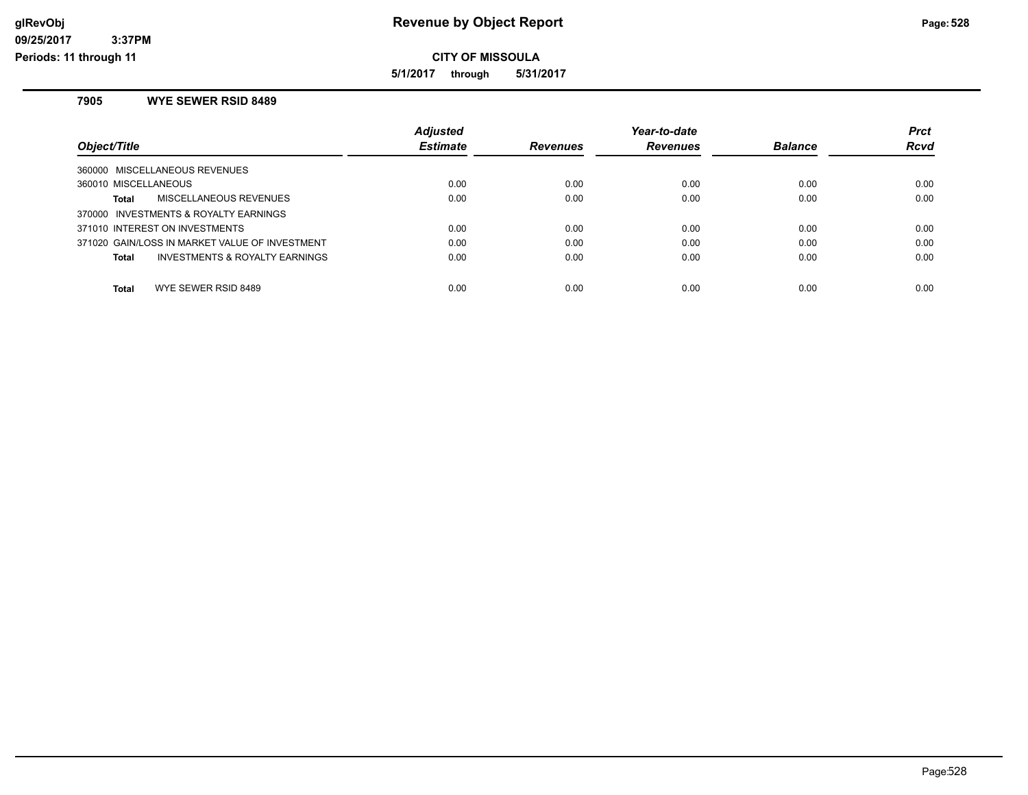# Revenue by Object Report

**CITY OF MISSOULA**

**5/1/2017 through 5/31/2017**

### 7905 WYE SEWER RSID 8489

| Object/Title | Adjusted Estimate | Revenues | Year-to-date Revenues | Balance | Prct Rcvd |
|---|---|---|---|---|---|
| 360000 MISCELLANEOUS REVENUES | | | | | |
| 360010 MISCELLANEOUS | 0.00 | 0.00 | 0.00 | 0.00 | 0.00 |
| **Total** MISCELLANEOUS REVENUES | 0.00 | 0.00 | 0.00 | 0.00 | 0.00 |
| 370000 INVESTMENTS & ROYALTY EARNINGS | | | | | |
| 371010 INTEREST ON INVESTMENTS | 0.00 | 0.00 | 0.00 | 0.00 | 0.00 |
| 371020 GAIN/LOSS IN MARKET VALUE OF INVESTMENT | 0.00 | 0.00 | 0.00 | 0.00 | 0.00 |
| **Total** INVESTMENTS & ROYALTY EARNINGS | 0.00 | 0.00 | 0.00 | 0.00 | 0.00 |
| **Total** WYE SEWER RSID 8489 | 0.00 | 0.00 | 0.00 | 0.00 | 0.00 |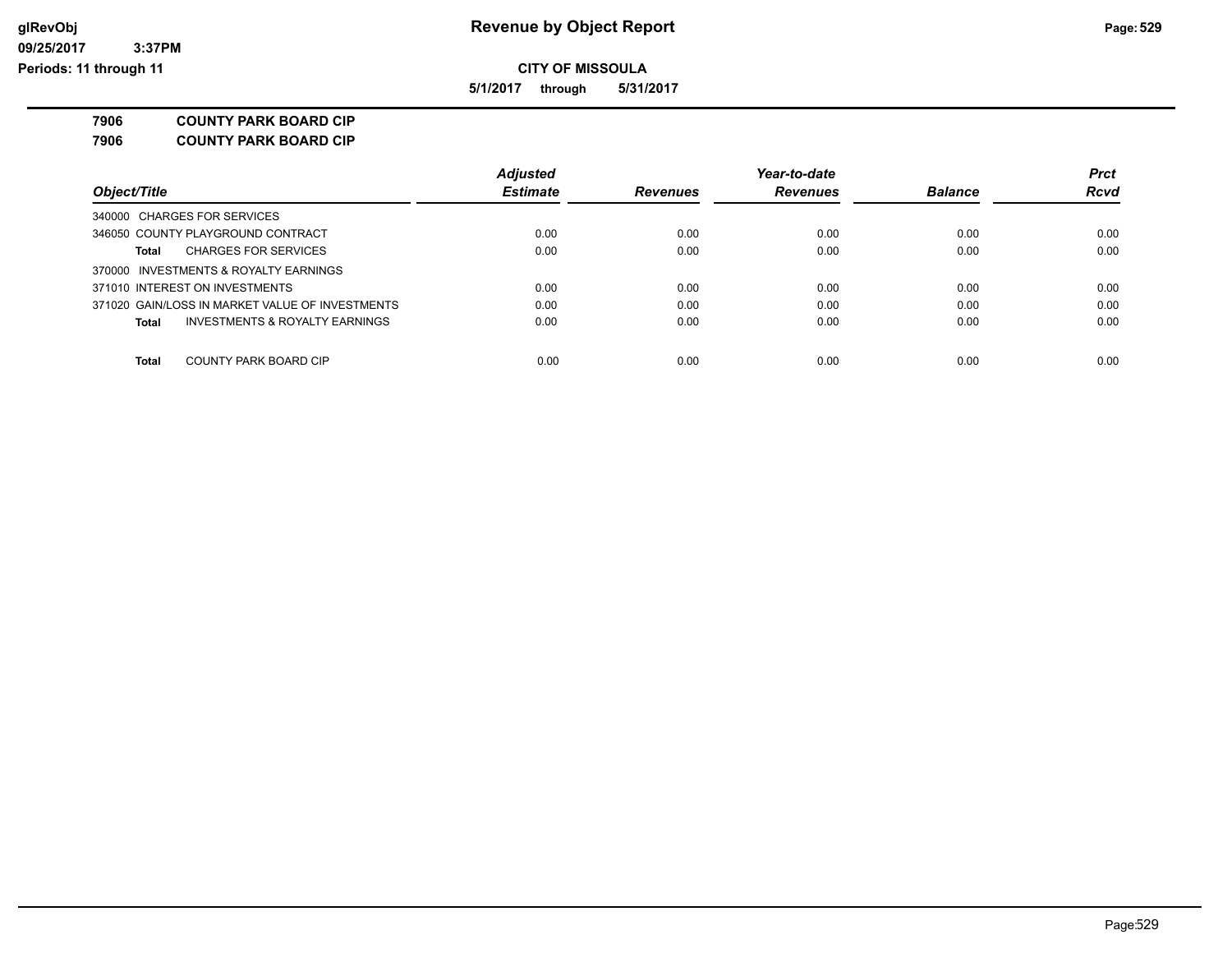**Revenue by Object Report**

**CITY OF MISSOULA**

**5/1/2017 through 5/31/2017**

glRevObj
09/25/2017 3:37PM
Periods: 11 through 11

## 7906 COUNTY PARK BOARD CIP
## 7906 COUNTY PARK BOARD CIP

| Object/Title | Adjusted Estimate | Revenues | Year-to-date Revenues | Balance | Prct Rcvd |
|---|---|---|---|---|---|
| 340000 CHARGES FOR SERVICES | | | | | |
| 346050 COUNTY PLAYGROUND CONTRACT | 0.00 | 0.00 | 0.00 | 0.00 | 0.00 |
| **Total** CHARGES FOR SERVICES | 0.00 | 0.00 | 0.00 | 0.00 | 0.00 |
| 370000 INVESTMENTS & ROYALTY EARNINGS | | | | | |
| 371010 INTEREST ON INVESTMENTS | 0.00 | 0.00 | 0.00 | 0.00 | 0.00 |
| 371020 GAIN/LOSS IN MARKET VALUE OF INVESTMENTS | 0.00 | 0.00 | 0.00 | 0.00 | 0.00 |
| **Total** INVESTMENTS & ROYALTY EARNINGS | 0.00 | 0.00 | 0.00 | 0.00 | 0.00 |
| **Total** COUNTY PARK BOARD CIP | 0.00 | 0.00 | 0.00 | 0.00 | 0.00 |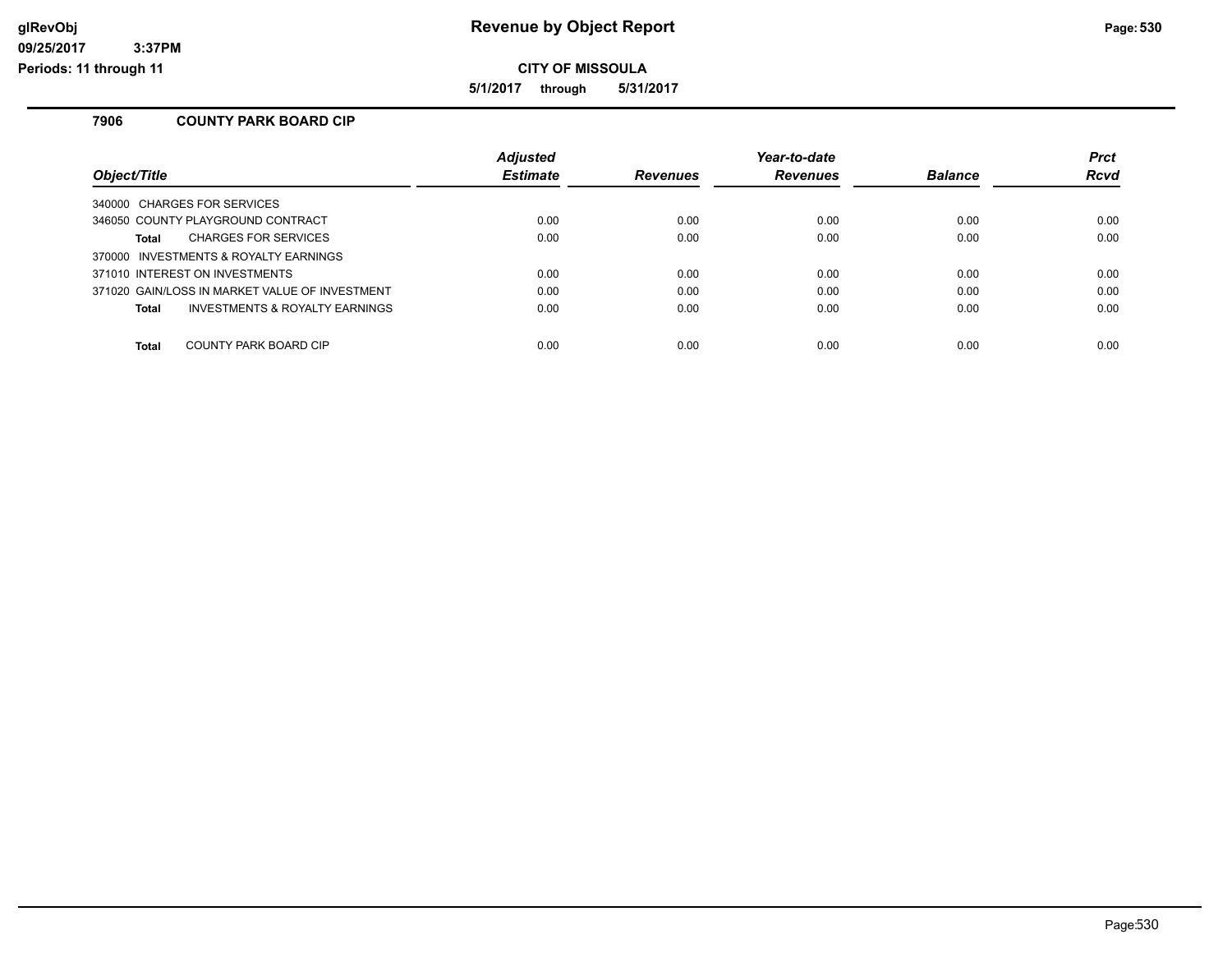# Revenue by Object Report

**CITY OF MISSOULA**

**5/1/2017 through 5/31/2017**

glRevObj
09/25/2017 3:37PM
Periods: 11 through 11

### 7906 COUNTY PARK BOARD CIP

| Object/Title | Adjusted Estimate | Revenues | Year-to-date Revenues | Balance | Prct Rcvd |
|---|---|---|---|---|---|
| 340000 CHARGES FOR SERVICES | | | | | |
| 346050 COUNTY PLAYGROUND CONTRACT | 0.00 | 0.00 | 0.00 | 0.00 | 0.00 |
| **Total** CHARGES FOR SERVICES | 0.00 | 0.00 | 0.00 | 0.00 | 0.00 |
| 370000 INVESTMENTS & ROYALTY EARNINGS | | | | | |
| 371010 INTEREST ON INVESTMENTS | 0.00 | 0.00 | 0.00 | 0.00 | 0.00 |
| 371020 GAIN/LOSS IN MARKET VALUE OF INVESTMENT | 0.00 | 0.00 | 0.00 | 0.00 | 0.00 |
| **Total** INVESTMENTS & ROYALTY EARNINGS | 0.00 | 0.00 | 0.00 | 0.00 | 0.00 |
| **Total** COUNTY PARK BOARD CIP | 0.00 | 0.00 | 0.00 | 0.00 | 0.00 |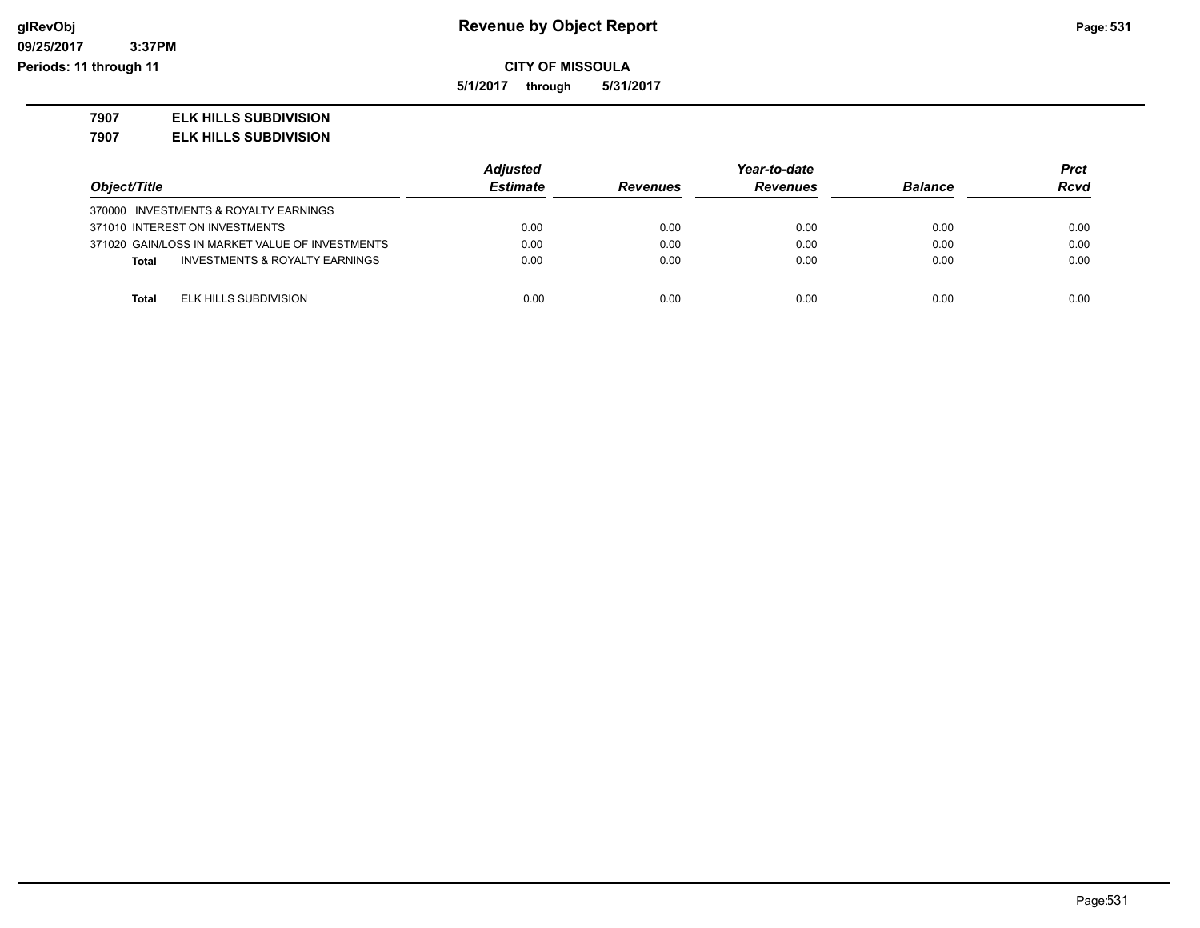**Revenue by Object Report**

**CITY OF MISSOULA**

**5/1/2017 through 5/31/2017**

**7907 ELK HILLS SUBDIVISION**

**7907 ELK HILLS SUBDIVISION**

| Object/Title | Adjusted Estimate | Revenues | Year-to-date Revenues | Balance | Prct Rcvd |
|---|---|---|---|---|---|
| 370000 INVESTMENTS & ROYALTY EARNINGS | | | | | |
| 371010 INTEREST ON INVESTMENTS | 0.00 | 0.00 | 0.00 | 0.00 | 0.00 |
| 371020 GAIN/LOSS IN MARKET VALUE OF INVESTMENTS | 0.00 | 0.00 | 0.00 | 0.00 | 0.00 |
| **Total** INVESTMENTS & ROYALTY EARNINGS | 0.00 | 0.00 | 0.00 | 0.00 | 0.00 |
| **Total** ELK HILLS SUBDIVISION | 0.00 | 0.00 | 0.00 | 0.00 | 0.00 |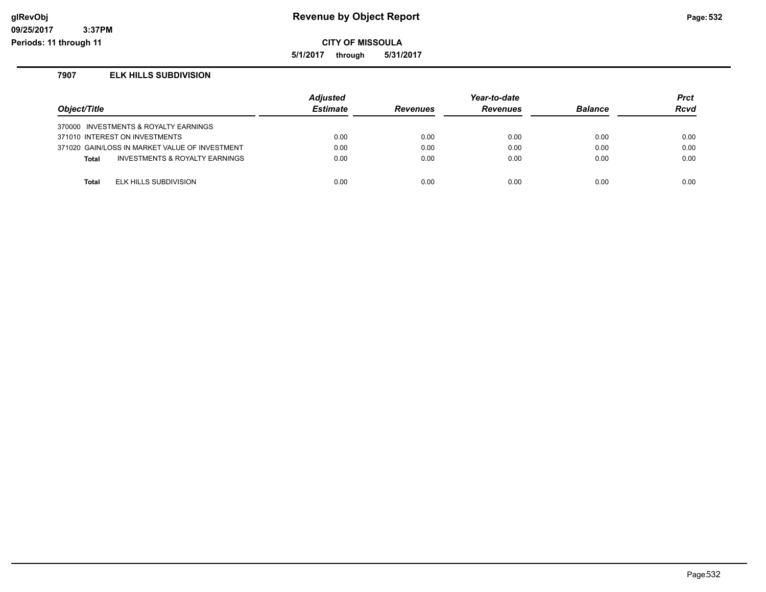# Revenue by Object Report

glRevObj
09/25/2017 3:37PM
Periods: 11 through 11

**CITY OF MISSOULA**

**5/1/2017 through 5/31/2017**

## 7907 ELK HILLS SUBDIVISION

| Object/Title | Adjusted Estimate | Revenues | Year-to-date Revenues | Balance | Prct Rcvd |
|---|---|---|---|---|---|
| 370000 INVESTMENTS & ROYALTY EARNINGS | | | | | |
| 371010 INTEREST ON INVESTMENTS | 0.00 | 0.00 | 0.00 | 0.00 | 0.00 |
| 371020 GAIN/LOSS IN MARKET VALUE OF INVESTMENT | 0.00 | 0.00 | 0.00 | 0.00 | 0.00 |
| **Total** INVESTMENTS & ROYALTY EARNINGS | 0.00 | 0.00 | 0.00 | 0.00 | 0.00 |
| **Total** ELK HILLS SUBDIVISION | 0.00 | 0.00 | 0.00 | 0.00 | 0.00 |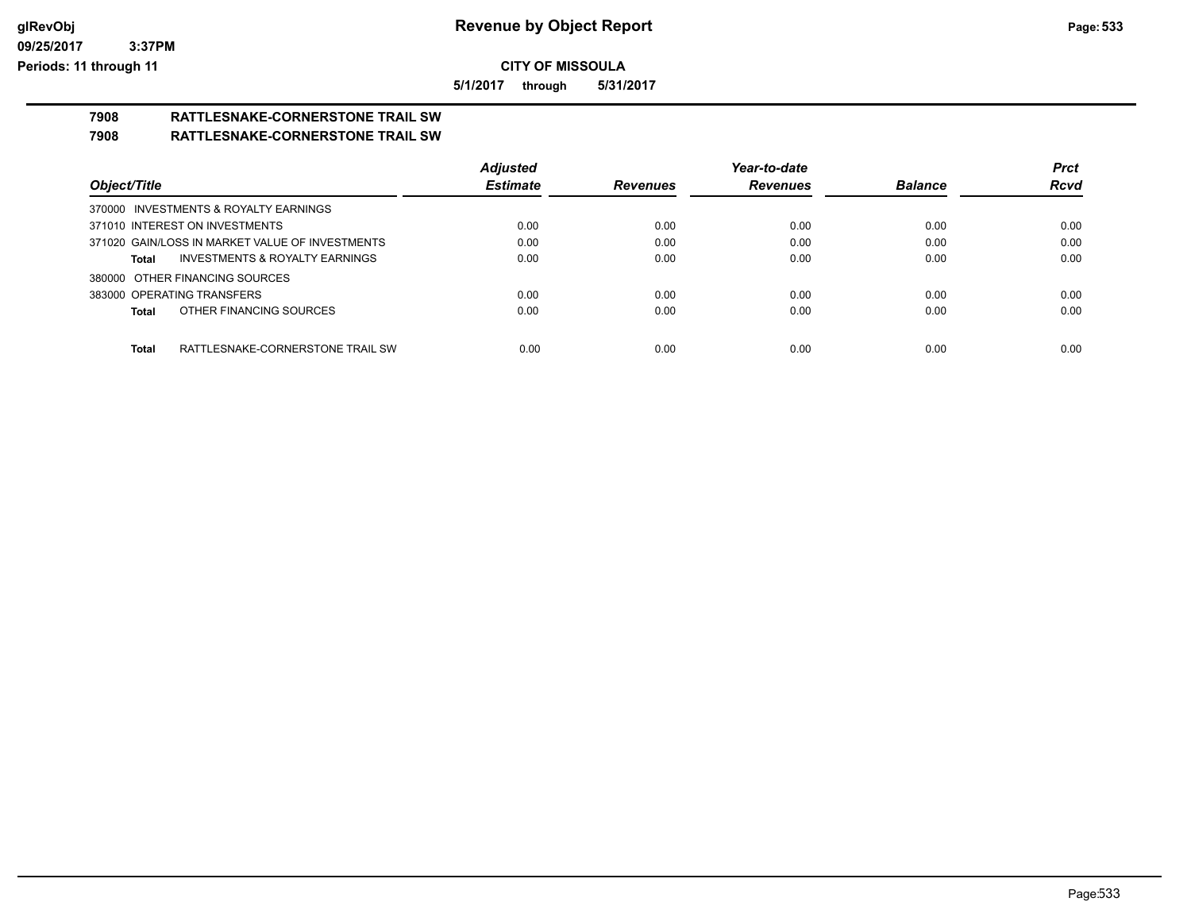**CITY OF MISSOULA**

**5/1/2017 through 5/31/2017**

# 7908 RATTLESNAKE-CORNERSTONE TRAIL SW

## 7908 RATTLESNAKE-CORNERSTONE TRAIL SW

| Object/Title | Adjusted Estimate | Revenues | Year-to-date Revenues | Balance | Prct Rcvd |
|---|---|---|---|---|---|
| 370000 INVESTMENTS & ROYALTY EARNINGS | | | | | |
| 371010 INTEREST ON INVESTMENTS | 0.00 | 0.00 | 0.00 | 0.00 | 0.00 |
| 371020 GAIN/LOSS IN MARKET VALUE OF INVESTMENTS | 0.00 | 0.00 | 0.00 | 0.00 | 0.00 |
| **Total** INVESTMENTS & ROYALTY EARNINGS | 0.00 | 0.00 | 0.00 | 0.00 | 0.00 |
| 380000 OTHER FINANCING SOURCES | | | | | |
| 383000 OPERATING TRANSFERS | 0.00 | 0.00 | 0.00 | 0.00 | 0.00 |
| **Total** OTHER FINANCING SOURCES | 0.00 | 0.00 | 0.00 | 0.00 | 0.00 |
| **Total** RATTLESNAKE-CORNERSTONE TRAIL SW | 0.00 | 0.00 | 0.00 | 0.00 | 0.00 |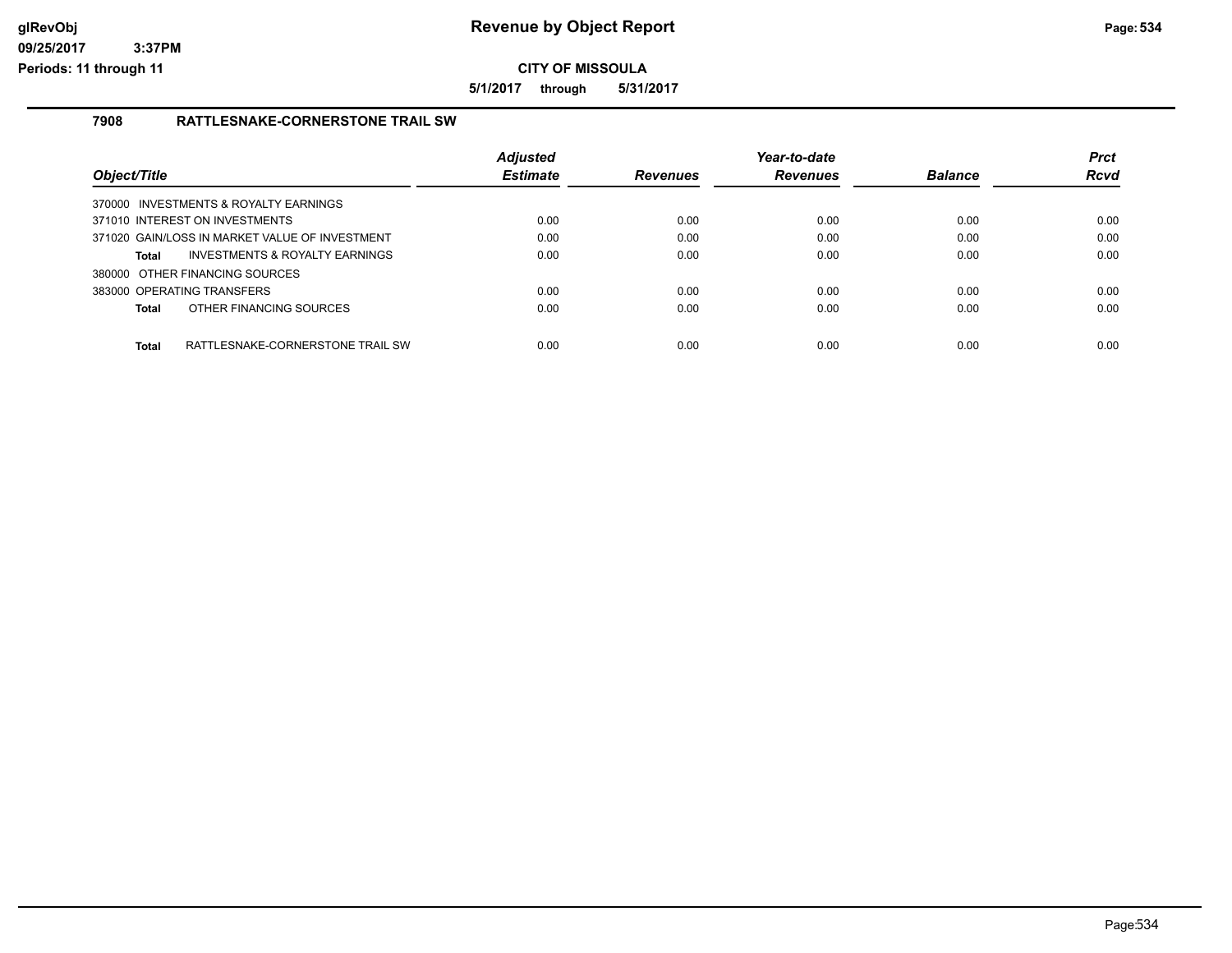# Revenue by Object Report

glRevObj
09/25/2017 3:37PM
Periods: 11 through 11

**CITY OF MISSOULA**

**5/1/2017 through 5/31/2017**

## 7908 RATTLESNAKE-CORNERSTONE TRAIL SW

| Object/Title | Adjusted Estimate | Revenues | Year-to-date Revenues | Balance | Prct Rcvd |
|---|---|---|---|---|---|
| 370000 INVESTMENTS & ROYALTY EARNINGS | | | | | |
| 371010 INTEREST ON INVESTMENTS | 0.00 | 0.00 | 0.00 | 0.00 | 0.00 |
| 371020 GAIN/LOSS IN MARKET VALUE OF INVESTMENT | 0.00 | 0.00 | 0.00 | 0.00 | 0.00 |
| **Total** INVESTMENTS & ROYALTY EARNINGS | 0.00 | 0.00 | 0.00 | 0.00 | 0.00 |
| 380000 OTHER FINANCING SOURCES | | | | | |
| 383000 OPERATING TRANSFERS | 0.00 | 0.00 | 0.00 | 0.00 | 0.00 |
| **Total** OTHER FINANCING SOURCES | 0.00 | 0.00 | 0.00 | 0.00 | 0.00 |
| **Total** RATTLESNAKE-CORNERSTONE TRAIL SW | 0.00 | 0.00 | 0.00 | 0.00 | 0.00 |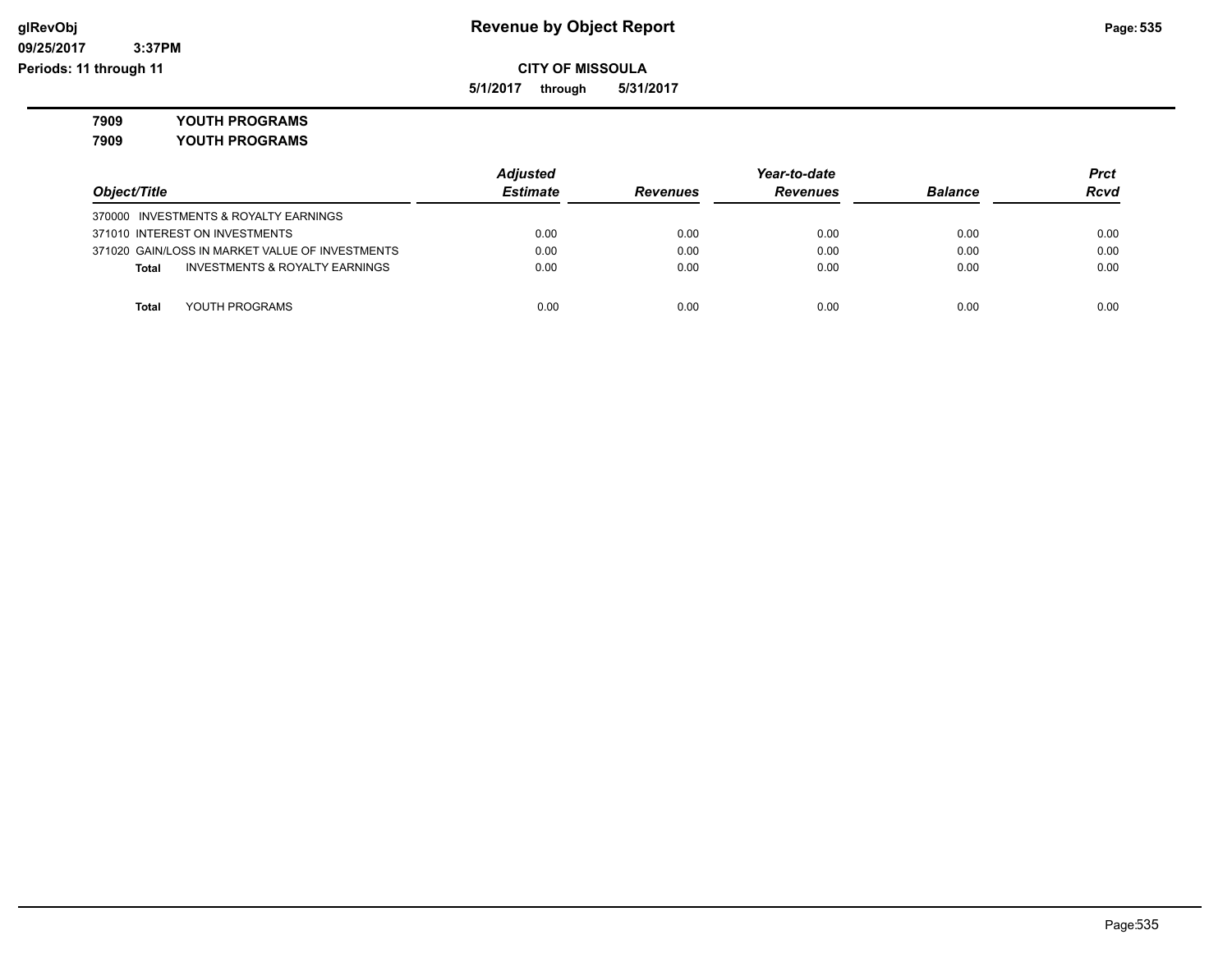# Revenue by Object Report

glRevObj
09/25/2017 3:37PM
Periods: 11 through 11

**CITY OF MISSOULA**

**5/1/2017 through 5/31/2017**

**7909 YOUTH PROGRAMS**

**7909 YOUTH PROGRAMS**

| Object/Title | Adjusted Estimate | Revenues | Year-to-date Revenues | Balance | Prct Rcvd |
|---|---|---|---|---|---|
| 370000 INVESTMENTS & ROYALTY EARNINGS | | | | | |
| 371010 INTEREST ON INVESTMENTS | 0.00 | 0.00 | 0.00 | 0.00 | 0.00 |
| 371020 GAIN/LOSS IN MARKET VALUE OF INVESTMENTS | 0.00 | 0.00 | 0.00 | 0.00 | 0.00 |
| **Total** INVESTMENTS & ROYALTY EARNINGS | 0.00 | 0.00 | 0.00 | 0.00 | 0.00 |
| **Total** YOUTH PROGRAMS | 0.00 | 0.00 | 0.00 | 0.00 | 0.00 |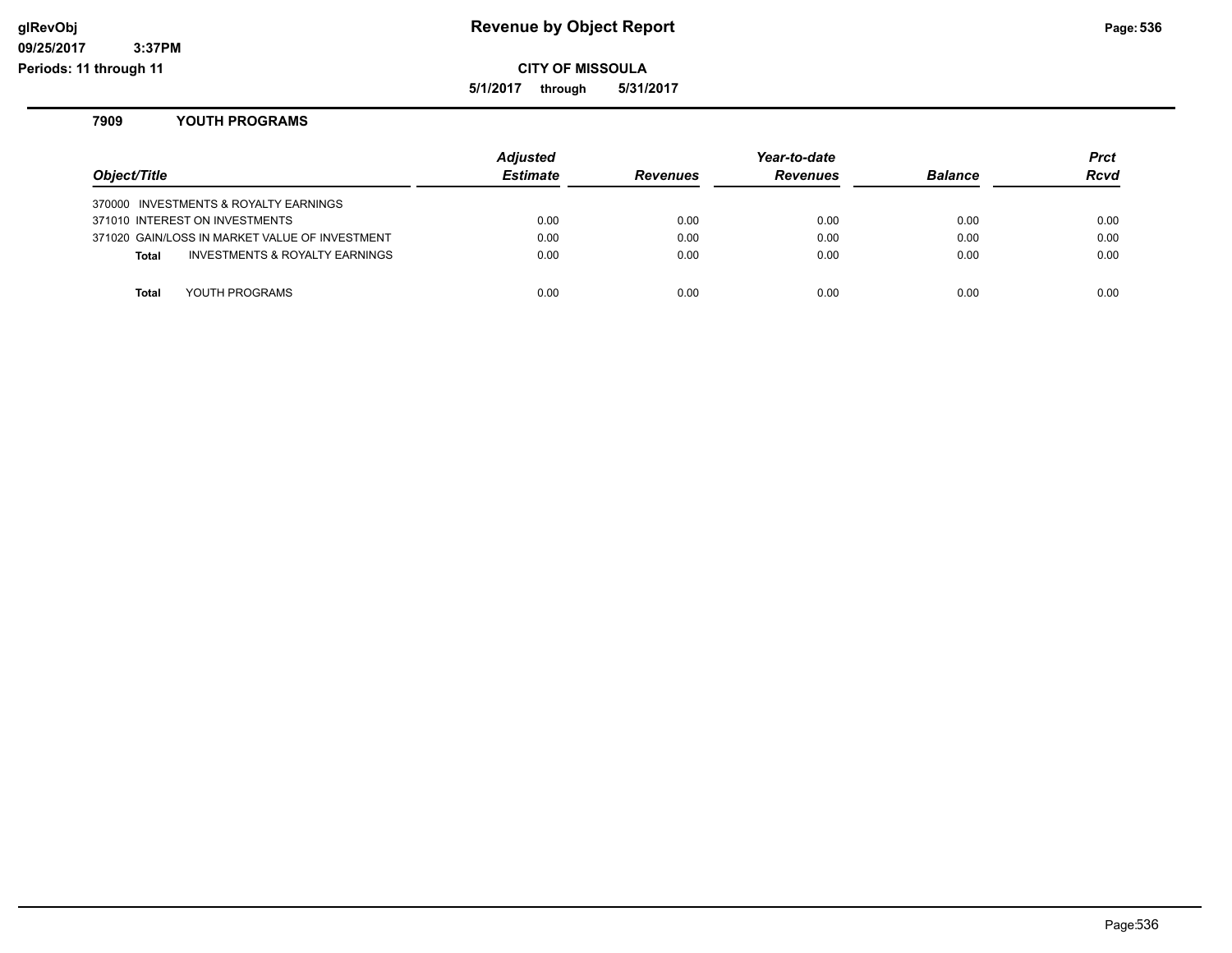# Revenue by Object Report

glRevObj
09/25/2017 3:37PM
Periods: 11 through 11

**CITY OF MISSOULA**

**5/1/2017 through 5/31/2017**

## 7909 YOUTH PROGRAMS

| Object/Title | Adjusted Estimate | Revenues | Year-to-date Revenues | Balance | Prct Rcvd |
|---|---|---|---|---|---|
| 370000 INVESTMENTS & ROYALTY EARNINGS | | | | | |
| 371010 INTEREST ON INVESTMENTS | 0.00 | 0.00 | 0.00 | 0.00 | 0.00 |
| 371020 GAIN/LOSS IN MARKET VALUE OF INVESTMENT | 0.00 | 0.00 | 0.00 | 0.00 | 0.00 |
| **Total** INVESTMENTS & ROYALTY EARNINGS | 0.00 | 0.00 | 0.00 | 0.00 | 0.00 |
| **Total** YOUTH PROGRAMS | 0.00 | 0.00 | 0.00 | 0.00 | 0.00 |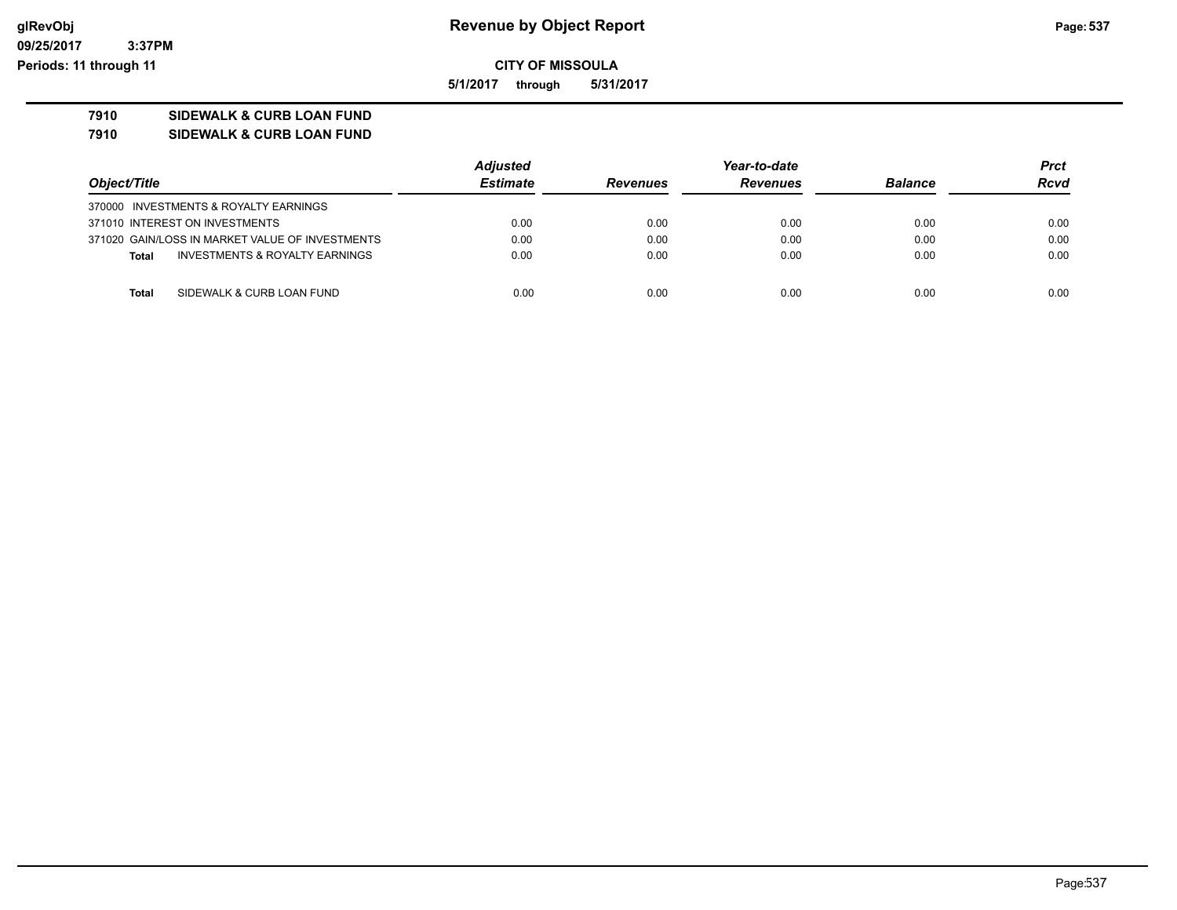# Revenue by Object Report

glRevObj
09/25/2017 3:37PM
Periods: 11 through 11

**CITY OF MISSOULA**

**5/1/2017 through 5/31/2017**

**7910 SIDEWALK & CURB LOAN FUND**

**7910 SIDEWALK & CURB LOAN FUND**

| Object/Title | Adjusted Estimate | Revenues | Year-to-date Revenues | Balance | Prct Rcvd |
|---|---|---|---|---|---|
| 370000 INVESTMENTS & ROYALTY EARNINGS | | | | | |
| 371010 INTEREST ON INVESTMENTS | 0.00 | 0.00 | 0.00 | 0.00 | 0.00 |
| 371020 GAIN/LOSS IN MARKET VALUE OF INVESTMENTS | 0.00 | 0.00 | 0.00 | 0.00 | 0.00 |
| **Total** INVESTMENTS & ROYALTY EARNINGS | 0.00 | 0.00 | 0.00 | 0.00 | 0.00 |
| **Total** SIDEWALK & CURB LOAN FUND | 0.00 | 0.00 | 0.00 | 0.00 | 0.00 |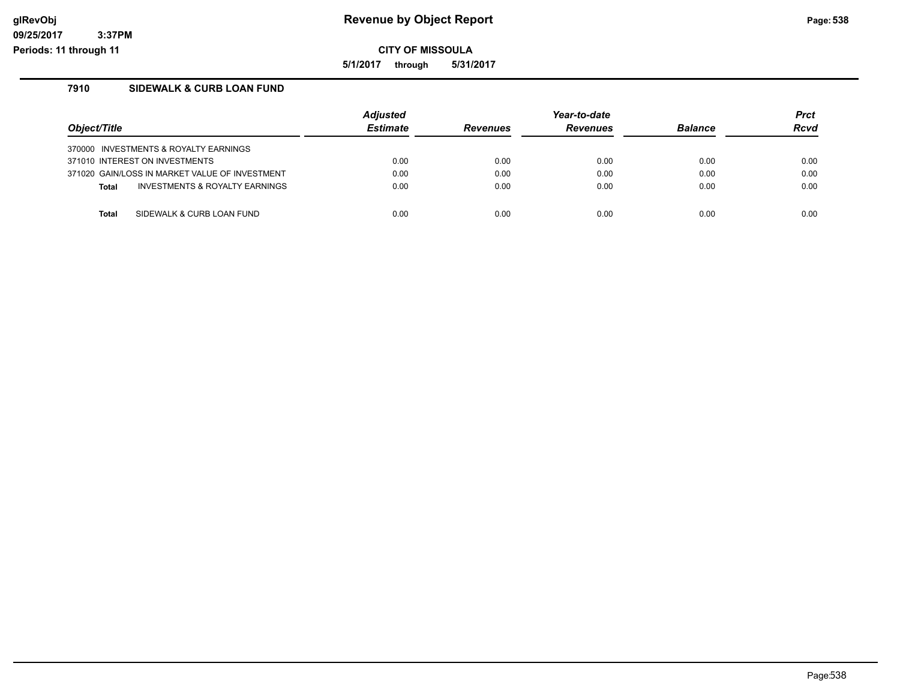# Revenue by Object Report

glRevObj
09/25/2017 3:37PM
Periods: 11 through 11

**CITY OF MISSOULA**

**5/1/2017 through 5/31/2017**

## 7910 SIDEWALK & CURB LOAN FUND

| Object/Title | Adjusted Estimate | Revenues | Year-to-date Revenues | Balance | Prct Rcvd |
|---|---|---|---|---|---|
| 370000 INVESTMENTS & ROYALTY EARNINGS | | | | | |
| 371010 INTEREST ON INVESTMENTS | 0.00 | 0.00 | 0.00 | 0.00 | 0.00 |
| 371020 GAIN/LOSS IN MARKET VALUE OF INVESTMENT | 0.00 | 0.00 | 0.00 | 0.00 | 0.00 |
| **Total** INVESTMENTS & ROYALTY EARNINGS | 0.00 | 0.00 | 0.00 | 0.00 | 0.00 |
| **Total** SIDEWALK & CURB LOAN FUND | 0.00 | 0.00 | 0.00 | 0.00 | 0.00 |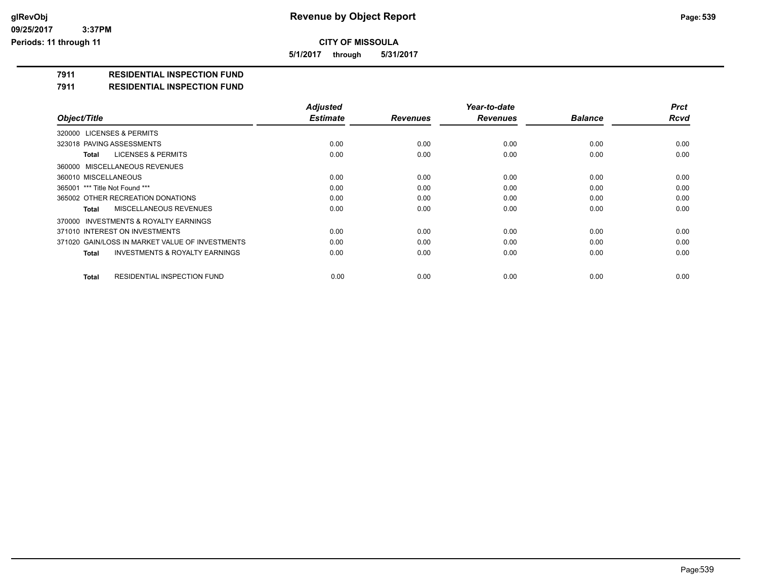**CITY OF MISSOULA**

**5/1/2017 through 5/31/2017**

# 7911 RESIDENTIAL INSPECTION FUND

## 7911 RESIDENTIAL INSPECTION FUND

| Object/Title | Adjusted Estimate | Revenues | Year-to-date Revenues | Balance | Prct Rcvd |
|---|---|---|---|---|---|
| 320000 LICENSES & PERMITS | | | | | |
| 323018 PAVING ASSESSMENTS | 0.00 | 0.00 | 0.00 | 0.00 | 0.00 |
| **Total** LICENSES & PERMITS | 0.00 | 0.00 | 0.00 | 0.00 | 0.00 |
| 360000 MISCELLANEOUS REVENUES | | | | | |
| 360010 MISCELLANEOUS | 0.00 | 0.00 | 0.00 | 0.00 | 0.00 |
| 365001 *** Title Not Found *** | 0.00 | 0.00 | 0.00 | 0.00 | 0.00 |
| 365002 OTHER RECREATION DONATIONS | 0.00 | 0.00 | 0.00 | 0.00 | 0.00 |
| **Total** MISCELLANEOUS REVENUES | 0.00 | 0.00 | 0.00 | 0.00 | 0.00 |
| 370000 INVESTMENTS & ROYALTY EARNINGS | | | | | |
| 371010 INTEREST ON INVESTMENTS | 0.00 | 0.00 | 0.00 | 0.00 | 0.00 |
| 371020 GAIN/LOSS IN MARKET VALUE OF INVESTMENTS | 0.00 | 0.00 | 0.00 | 0.00 | 0.00 |
| **Total** INVESTMENTS & ROYALTY EARNINGS | 0.00 | 0.00 | 0.00 | 0.00 | 0.00 |
| **Total** RESIDENTIAL INSPECTION FUND | 0.00 | 0.00 | 0.00 | 0.00 | 0.00 |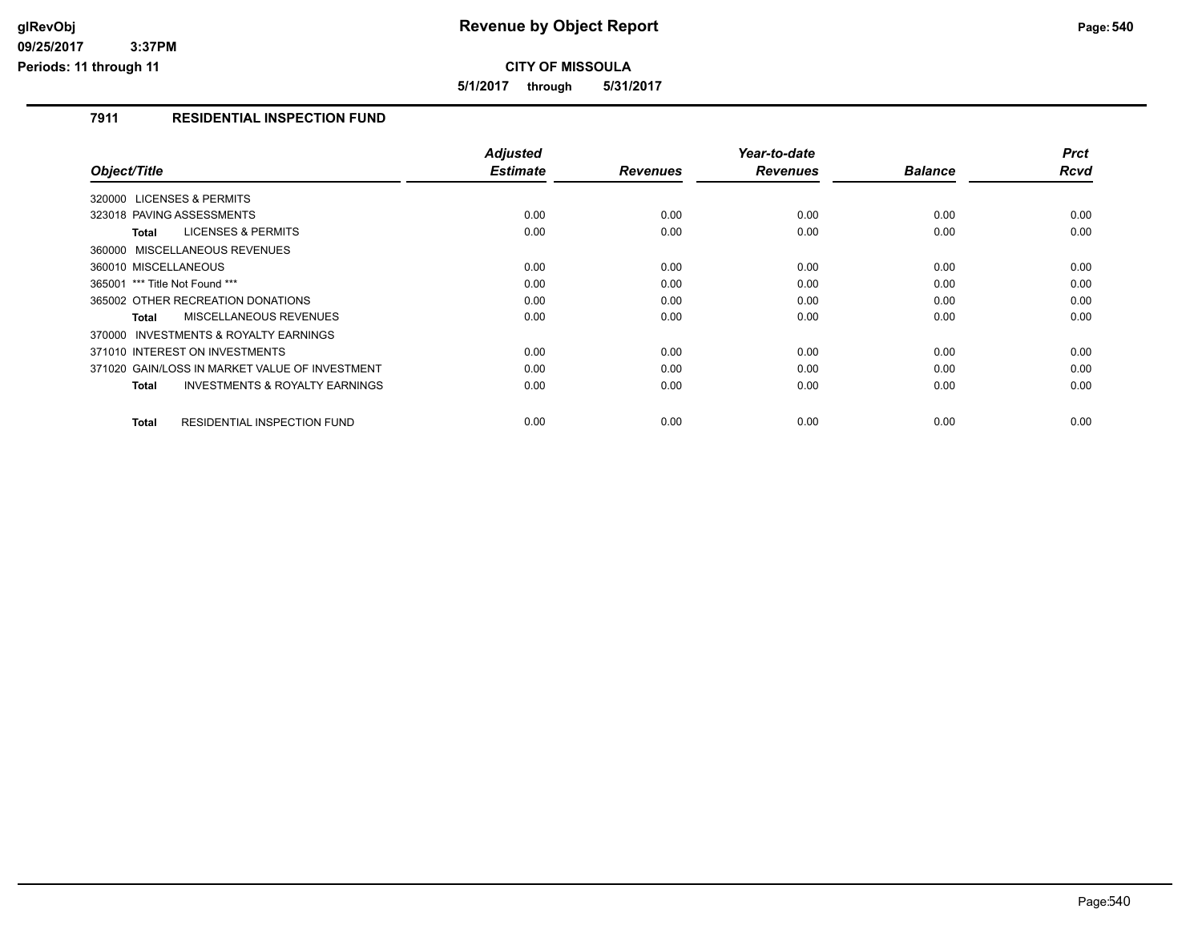# Revenue by Object Report

**CITY OF MISSOULA**

**5/1/2017 through 5/31/2017**

### 7911 RESIDENTIAL INSPECTION FUND

| Object/Title | Adjusted Estimate | Revenues | Year-to-date Revenues | Balance | Prct Rcvd |
|---|---|---|---|---|---|
| 320000 LICENSES & PERMITS | | | | | |
| 323018 PAVING ASSESSMENTS | 0.00 | 0.00 | 0.00 | 0.00 | 0.00 |
| **Total** LICENSES & PERMITS | 0.00 | 0.00 | 0.00 | 0.00 | 0.00 |
| 360000 MISCELLANEOUS REVENUES | | | | | |
| 360010 MISCELLANEOUS | 0.00 | 0.00 | 0.00 | 0.00 | 0.00 |
| 365001 *** Title Not Found *** | 0.00 | 0.00 | 0.00 | 0.00 | 0.00 |
| 365002 OTHER RECREATION DONATIONS | 0.00 | 0.00 | 0.00 | 0.00 | 0.00 |
| **Total** MISCELLANEOUS REVENUES | 0.00 | 0.00 | 0.00 | 0.00 | 0.00 |
| 370000 INVESTMENTS & ROYALTY EARNINGS | | | | | |
| 371010 INTEREST ON INVESTMENTS | 0.00 | 0.00 | 0.00 | 0.00 | 0.00 |
| 371020 GAIN/LOSS IN MARKET VALUE OF INVESTMENT | 0.00 | 0.00 | 0.00 | 0.00 | 0.00 |
| **Total** INVESTMENTS & ROYALTY EARNINGS | 0.00 | 0.00 | 0.00 | 0.00 | 0.00 |
| **Total** RESIDENTIAL INSPECTION FUND | 0.00 | 0.00 | 0.00 | 0.00 | 0.00 |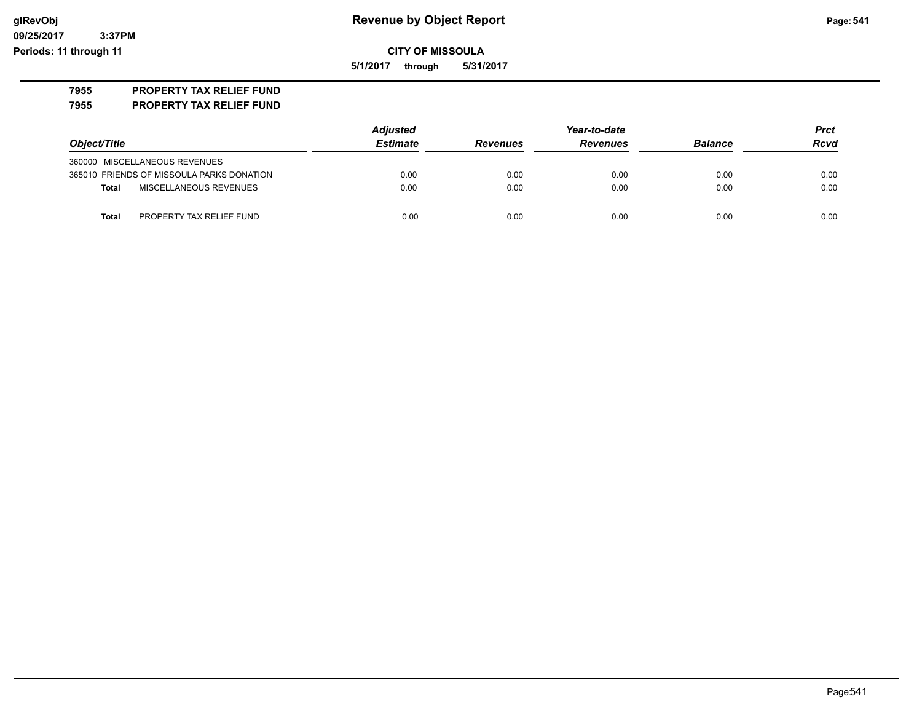# Revenue by Object Report

**CITY OF MISSOULA**

**5/1/2017 through 5/31/2017**

glRevObj
09/25/2017 3:37PM
Periods: 11 through 11

**7955 PROPERTY TAX RELIEF FUND**
**7955 PROPERTY TAX RELIEF FUND**

| Object/Title | Adjusted Estimate | Revenues | Year-to-date Revenues | Balance | Prct Rcvd |
|---|---|---|---|---|---|
| 360000 MISCELLANEOUS REVENUES | | | | | |
| 365010 FRIENDS OF MISSOULA PARKS DONATION | 0.00 | 0.00 | 0.00 | 0.00 | 0.00 |
| **Total** MISCELLANEOUS REVENUES | 0.00 | 0.00 | 0.00 | 0.00 | 0.00 |
| | | | | | |
| **Total** PROPERTY TAX RELIEF FUND | 0.00 | 0.00 | 0.00 | 0.00 | 0.00 |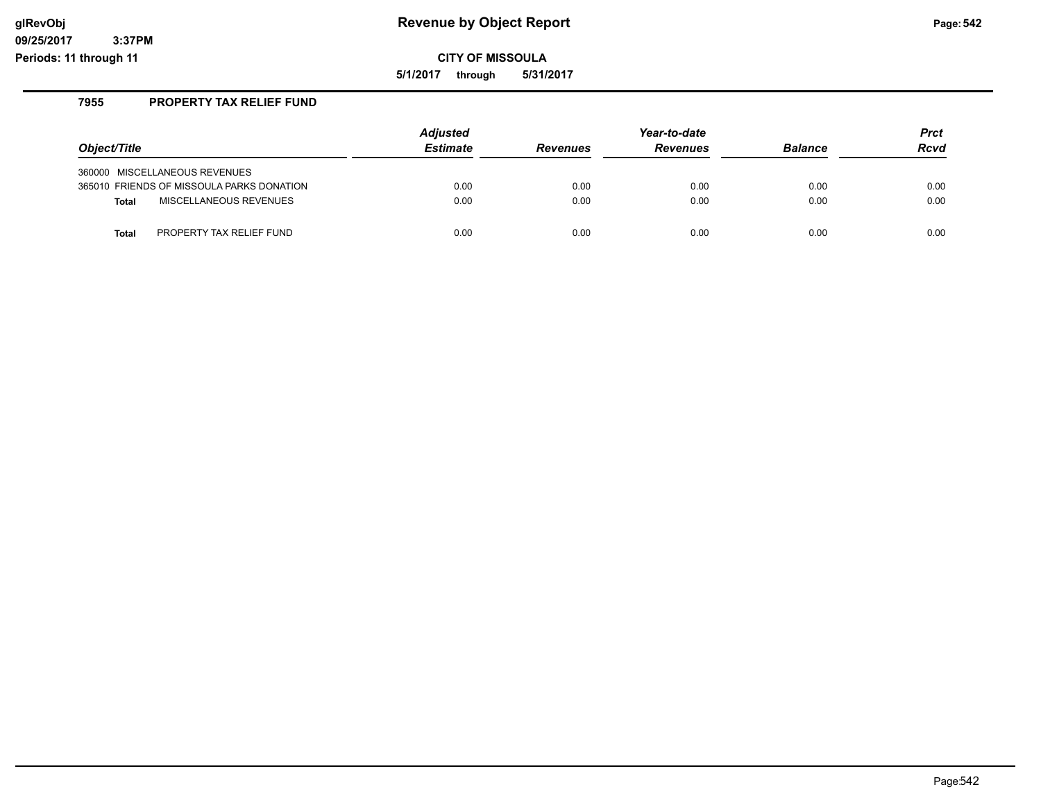# Revenue by Object Report

**CITY OF MISSOULA**

**5/1/2017 through 5/31/2017**

glRevObj
09/25/2017 3:37PM
Periods: 11 through 11

## 7955 PROPERTY TAX RELIEF FUND

| Object/Title | Adjusted Estimate | Revenues | Year-to-date Revenues | Balance | Prct Rcvd |
|---|---|---|---|---|---|
| 360000 MISCELLANEOUS REVENUES | | | | | |
| 365010 FRIENDS OF MISSOULA PARKS DONATION | 0.00 | 0.00 | 0.00 | 0.00 | 0.00 |
| **Total** MISCELLANEOUS REVENUES | 0.00 | 0.00 | 0.00 | 0.00 | 0.00 |
| **Total** PROPERTY TAX RELIEF FUND | 0.00 | 0.00 | 0.00 | 0.00 | 0.00 |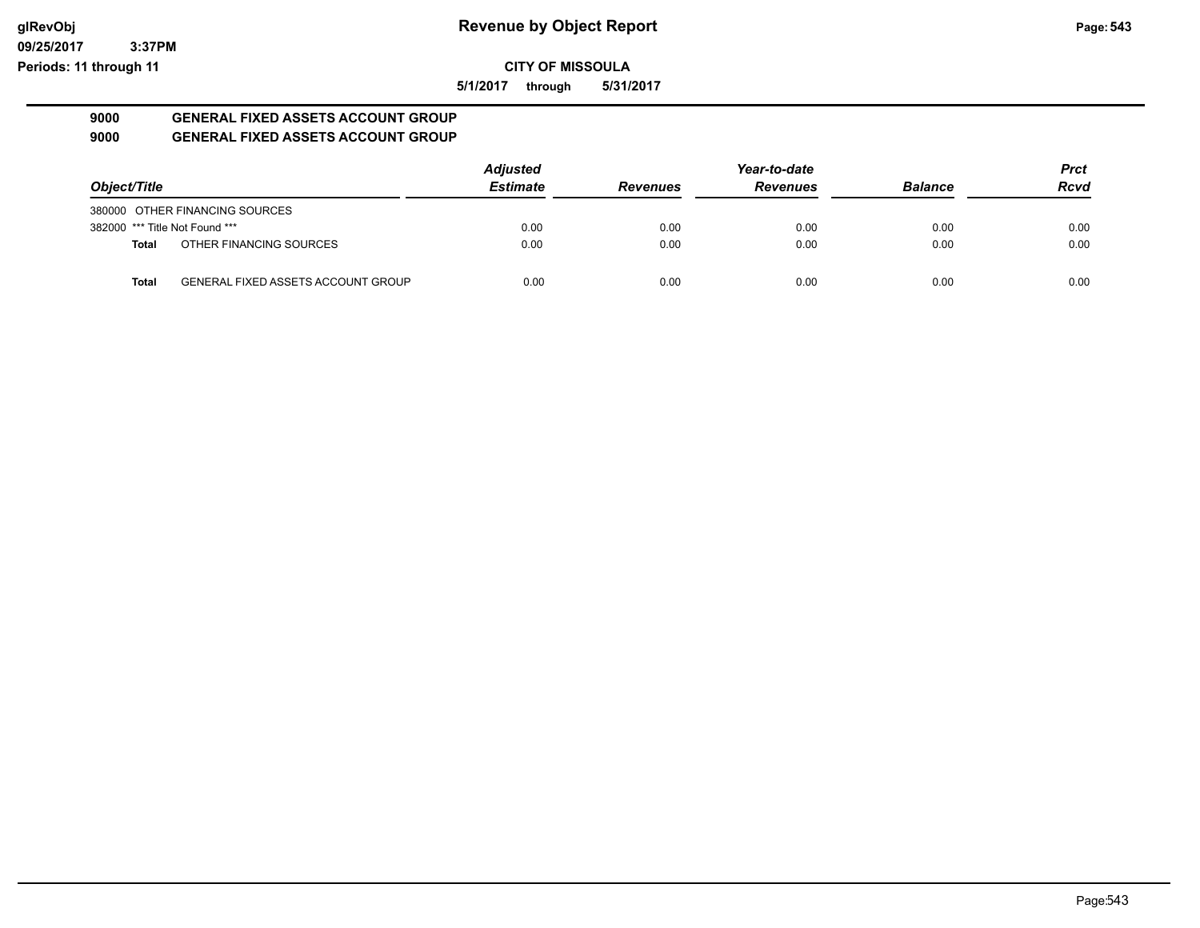**glRevObj**
**09/25/2017 3:37PM**
**Periods: 11 through 11**

# Revenue by Object Report

**CITY OF MISSOULA**

**5/1/2017 through 5/31/2017**

## 9000 GENERAL FIXED ASSETS ACCOUNT GROUP
## 9000 GENERAL FIXED ASSETS ACCOUNT GROUP

| Object/Title | | Adjusted Estimate | Revenues | Year-to-date Revenues | Balance | Prct Rcvd |
|---|---|---|---|---|---|---|
| 380000 OTHER FINANCING SOURCES | | | | | | |
| 382000 *** Title Not Found *** | | 0.00 | 0.00 | 0.00 | 0.00 | 0.00 |
| **Total** | OTHER FINANCING SOURCES | 0.00 | 0.00 | 0.00 | 0.00 | 0.00 |
| **Total** | GENERAL FIXED ASSETS ACCOUNT GROUP | 0.00 | 0.00 | 0.00 | 0.00 | 0.00 |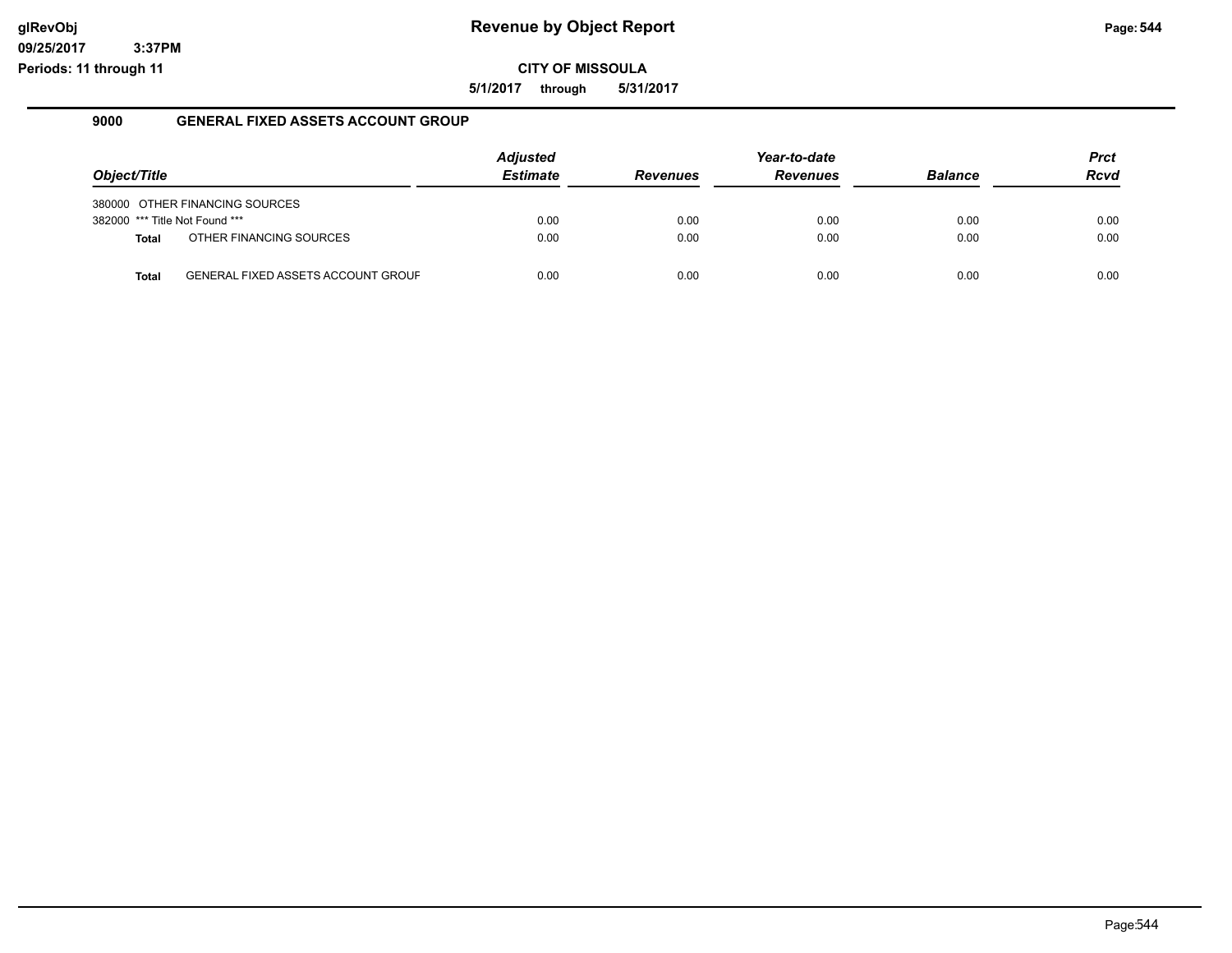# Revenue by Object Report

glRevObj
09/25/2017 3:37PM
Periods: 11 through 11

**CITY OF MISSOULA**

**5/1/2017 through 5/31/2017**

## 9000 GENERAL FIXED ASSETS ACCOUNT GROUP

| Object/Title | Adjusted Estimate | Revenues | Year-to-date Revenues | Balance | Prct Rcvd |
|---|---|---|---|---|---|
| 380000 OTHER FINANCING SOURCES | | | | | |
| 382000 *** Title Not Found *** | 0.00 | 0.00 | 0.00 | 0.00 | 0.00 |
| **Total** OTHER FINANCING SOURCES | 0.00 | 0.00 | 0.00 | 0.00 | 0.00 |
| **Total** GENERAL FIXED ASSETS ACCOUNT GROUF | 0.00 | 0.00 | 0.00 | 0.00 | 0.00 |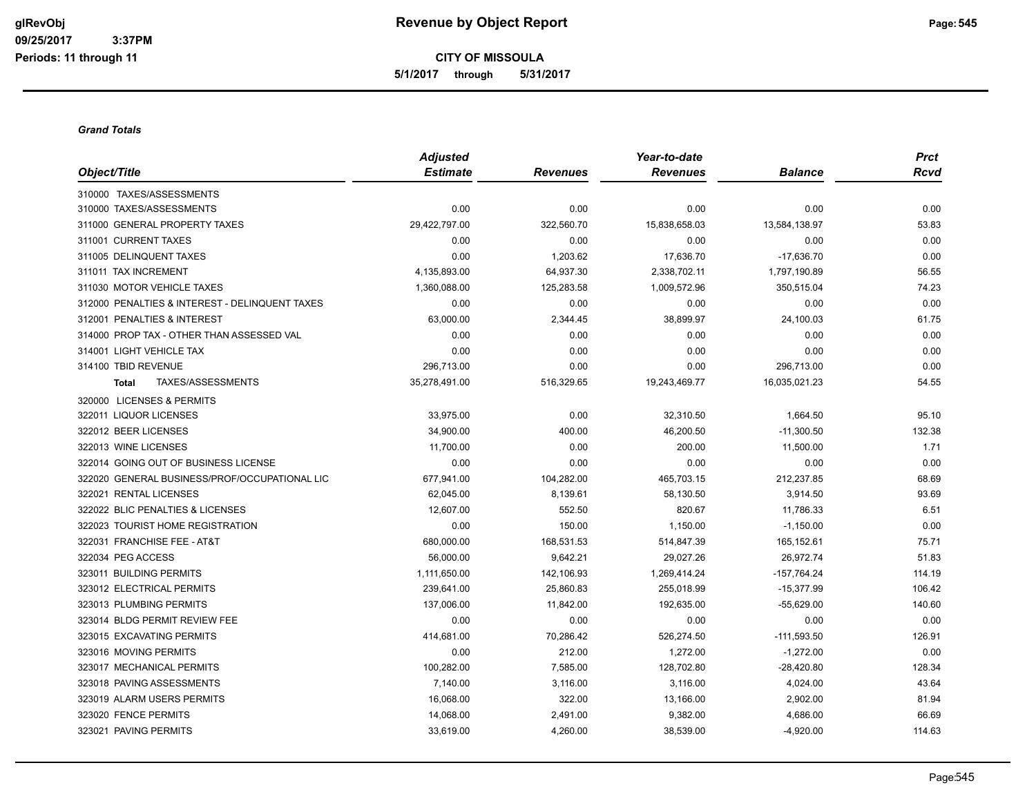# Revenue by Object Report

**CITY OF MISSOULA**

**5/1/2017 through 5/31/2017**

glRevObj
09/25/2017 3:37PM
Periods: 11 through 11

***Grand Totals***

| Object/Title | Adjusted Estimate | Revenues | Year-to-date Revenues | Balance | Prct Rcvd |
|---|---|---|---|---|---|
| 310000 TAXES/ASSESSMENTS | | | | | |
| 310000 TAXES/ASSESSMENTS | 0.00 | 0.00 | 0.00 | 0.00 | 0.00 |
| 311000 GENERAL PROPERTY TAXES | 29,422,797.00 | 322,560.70 | 15,838,658.03 | 13,584,138.97 | 53.83 |
| 311001 CURRENT TAXES | 0.00 | 0.00 | 0.00 | 0.00 | 0.00 |
| 311005 DELINQUENT TAXES | 0.00 | 1,203.62 | 17,636.70 | -17,636.70 | 0.00 |
| 311011 TAX INCREMENT | 4,135,893.00 | 64,937.30 | 2,338,702.11 | 1,797,190.89 | 56.55 |
| 311030 MOTOR VEHICLE TAXES | 1,360,088.00 | 125,283.58 | 1,009,572.96 | 350,515.04 | 74.23 |
| 312000 PENALTIES & INTEREST - DELINQUENT TAXES | 0.00 | 0.00 | 0.00 | 0.00 | 0.00 |
| 312001 PENALTIES & INTEREST | 63,000.00 | 2,344.45 | 38,899.97 | 24,100.03 | 61.75 |
| 314000 PROP TAX - OTHER THAN ASSESSED VAL | 0.00 | 0.00 | 0.00 | 0.00 | 0.00 |
| 314001 LIGHT VEHICLE TAX | 0.00 | 0.00 | 0.00 | 0.00 | 0.00 |
| 314100 TBID REVENUE | 296,713.00 | 0.00 | 0.00 | 296,713.00 | 0.00 |
| **Total** TAXES/ASSESSMENTS | 35,278,491.00 | 516,329.65 | 19,243,469.77 | 16,035,021.23 | 54.55 |
| 320000 LICENSES & PERMITS | | | | | |
| 322011 LIQUOR LICENSES | 33,975.00 | 0.00 | 32,310.50 | 1,664.50 | 95.10 |
| 322012 BEER LICENSES | 34,900.00 | 400.00 | 46,200.50 | -11,300.50 | 132.38 |
| 322013 WINE LICENSES | 11,700.00 | 0.00 | 200.00 | 11,500.00 | 1.71 |
| 322014 GOING OUT OF BUSINESS LICENSE | 0.00 | 0.00 | 0.00 | 0.00 | 0.00 |
| 322020 GENERAL BUSINESS/PROF/OCCUPATIONAL LIC | 677,941.00 | 104,282.00 | 465,703.15 | 212,237.85 | 68.69 |
| 322021 RENTAL LICENSES | 62,045.00 | 8,139.61 | 58,130.50 | 3,914.50 | 93.69 |
| 322022 BLIC PENALTIES & LICENSES | 12,607.00 | 552.50 | 820.67 | 11,786.33 | 6.51 |
| 322023 TOURIST HOME REGISTRATION | 0.00 | 150.00 | 1,150.00 | -1,150.00 | 0.00 |
| 322031 FRANCHISE FEE - AT&T | 680,000.00 | 168,531.53 | 514,847.39 | 165,152.61 | 75.71 |
| 322034 PEG ACCESS | 56,000.00 | 9,642.21 | 29,027.26 | 26,972.74 | 51.83 |
| 323011 BUILDING PERMITS | 1,111,650.00 | 142,106.93 | 1,269,414.24 | -157,764.24 | 114.19 |
| 323012 ELECTRICAL PERMITS | 239,641.00 | 25,860.83 | 255,018.99 | -15,377.99 | 106.42 |
| 323013 PLUMBING PERMITS | 137,006.00 | 11,842.00 | 192,635.00 | -55,629.00 | 140.60 |
| 323014 BLDG PERMIT REVIEW FEE | 0.00 | 0.00 | 0.00 | 0.00 | 0.00 |
| 323015 EXCAVATING PERMITS | 414,681.00 | 70,286.42 | 526,274.50 | -111,593.50 | 126.91 |
| 323016 MOVING PERMITS | 0.00 | 212.00 | 1,272.00 | -1,272.00 | 0.00 |
| 323017 MECHANICAL PERMITS | 100,282.00 | 7,585.00 | 128,702.80 | -28,420.80 | 128.34 |
| 323018 PAVING ASSESSMENTS | 7,140.00 | 3,116.00 | 3,116.00 | 4,024.00 | 43.64 |
| 323019 ALARM USERS PERMITS | 16,068.00 | 322.00 | 13,166.00 | 2,902.00 | 81.94 |
| 323020 FENCE PERMITS | 14,068.00 | 2,491.00 | 9,382.00 | 4,686.00 | 66.69 |
| 323021 PAVING PERMITS | 33,619.00 | 4,260.00 | 38,539.00 | -4,920.00 | 114.63 |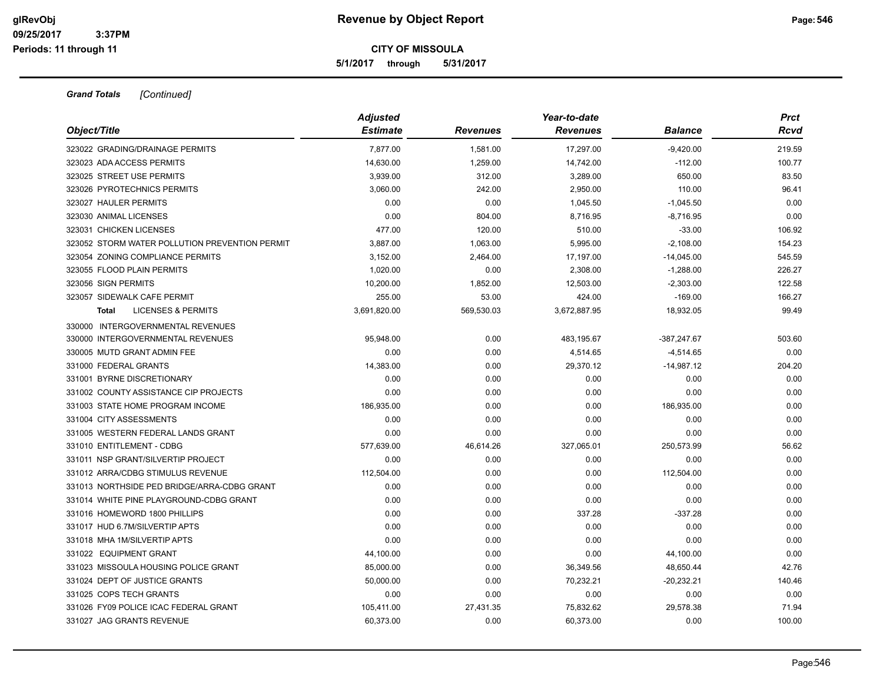**CITY OF MISSOULA**

**5/1/2017 through 5/31/2017**

***Grand Totals*** *[Continued]*

| Object/Title | Adjusted Estimate | Revenues | Year-to-date Revenues | Balance | Prct Rcvd |
|---|---|---|---|---|---|
| 323022 GRADING/DRAINAGE PERMITS | 7,877.00 | 1,581.00 | 17,297.00 | -9,420.00 | 219.59 |
| 323023 ADA ACCESS PERMITS | 14,630.00 | 1,259.00 | 14,742.00 | -112.00 | 100.77 |
| 323025 STREET USE PERMITS | 3,939.00 | 312.00 | 3,289.00 | 650.00 | 83.50 |
| 323026 PYROTECHNICS PERMITS | 3,060.00 | 242.00 | 2,950.00 | 110.00 | 96.41 |
| 323027 HAULER PERMITS | 0.00 | 0.00 | 1,045.50 | -1,045.50 | 0.00 |
| 323030 ANIMAL LICENSES | 0.00 | 804.00 | 8,716.95 | -8,716.95 | 0.00 |
| 323031 CHICKEN LICENSES | 477.00 | 120.00 | 510.00 | -33.00 | 106.92 |
| 323052 STORM WATER POLLUTION PREVENTION PERMIT | 3,887.00 | 1,063.00 | 5,995.00 | -2,108.00 | 154.23 |
| 323054 ZONING COMPLIANCE PERMITS | 3,152.00 | 2,464.00 | 17,197.00 | -14,045.00 | 545.59 |
| 323055 FLOOD PLAIN PERMITS | 1,020.00 | 0.00 | 2,308.00 | -1,288.00 | 226.27 |
| 323056 SIGN PERMITS | 10,200.00 | 1,852.00 | 12,503.00 | -2,303.00 | 122.58 |
| 323057 SIDEWALK CAFE PERMIT | 255.00 | 53.00 | 424.00 | -169.00 | 166.27 |
| **Total** LICENSES & PERMITS | 3,691,820.00 | 569,530.03 | 3,672,887.95 | 18,932.05 | 99.49 |
| 330000 INTERGOVERNMENTAL REVENUES | | | | | |
| 330000 INTERGOVERNMENTAL REVENUES | 95,948.00 | 0.00 | 483,195.67 | -387,247.67 | 503.60 |
| 330005 MUTD GRANT ADMIN FEE | 0.00 | 0.00 | 4,514.65 | -4,514.65 | 0.00 |
| 331000 FEDERAL GRANTS | 14,383.00 | 0.00 | 29,370.12 | -14,987.12 | 204.20 |
| 331001 BYRNE DISCRETIONARY | 0.00 | 0.00 | 0.00 | 0.00 | 0.00 |
| 331002 COUNTY ASSISTANCE CIP PROJECTS | 0.00 | 0.00 | 0.00 | 0.00 | 0.00 |
| 331003 STATE HOME PROGRAM INCOME | 186,935.00 | 0.00 | 0.00 | 186,935.00 | 0.00 |
| 331004 CITY ASSESSMENTS | 0.00 | 0.00 | 0.00 | 0.00 | 0.00 |
| 331005 WESTERN FEDERAL LANDS GRANT | 0.00 | 0.00 | 0.00 | 0.00 | 0.00 |
| 331010 ENTITLEMENT - CDBG | 577,639.00 | 46,614.26 | 327,065.01 | 250,573.99 | 56.62 |
| 331011 NSP GRANT/SILVERTIP PROJECT | 0.00 | 0.00 | 0.00 | 0.00 | 0.00 |
| 331012 ARRA/CDBG STIMULUS REVENUE | 112,504.00 | 0.00 | 0.00 | 112,504.00 | 0.00 |
| 331013 NORTHSIDE PED BRIDGE/ARRA-CDBG GRANT | 0.00 | 0.00 | 0.00 | 0.00 | 0.00 |
| 331014 WHITE PINE PLAYGROUND-CDBG GRANT | 0.00 | 0.00 | 0.00 | 0.00 | 0.00 |
| 331016 HOMEWORD 1800 PHILLIPS | 0.00 | 0.00 | 337.28 | -337.28 | 0.00 |
| 331017 HUD 6.7M/SILVERTIP APTS | 0.00 | 0.00 | 0.00 | 0.00 | 0.00 |
| 331018 MHA 1M/SILVERTIP APTS | 0.00 | 0.00 | 0.00 | 0.00 | 0.00 |
| 331022 EQUIPMENT GRANT | 44,100.00 | 0.00 | 0.00 | 44,100.00 | 0.00 |
| 331023 MISSOULA HOUSING POLICE GRANT | 85,000.00 | 0.00 | 36,349.56 | 48,650.44 | 42.76 |
| 331024 DEPT OF JUSTICE GRANTS | 50,000.00 | 0.00 | 70,232.21 | -20,232.21 | 140.46 |
| 331025 COPS TECH GRANTS | 0.00 | 0.00 | 0.00 | 0.00 | 0.00 |
| 331026 FY09 POLICE ICAC FEDERAL GRANT | 105,411.00 | 27,431.35 | 75,832.62 | 29,578.38 | 71.94 |
| 331027 JAG GRANTS REVENUE | 60,373.00 | 0.00 | 60,373.00 | 0.00 | 100.00 |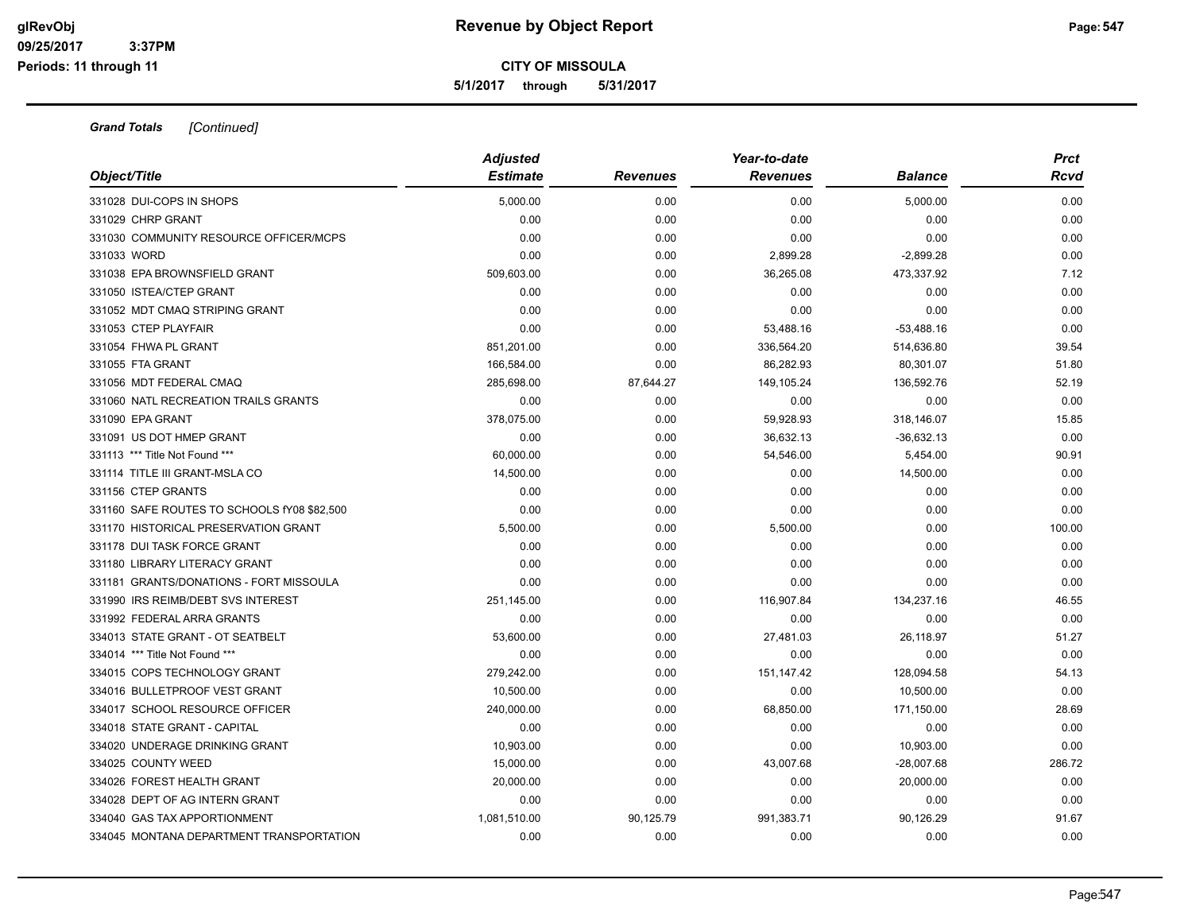# Revenue by Object Report

**CITY OF MISSOULA**

**5/1/2017 through 5/31/2017**

glRevObj
09/25/2017 3:37PM
Periods: 11 through 11

***Grand Totals*** *[Continued]*

| Object/Title | Adjusted Estimate | Revenues | Year-to-date Revenues | Balance | Prct Rcvd |
|---|---|---|---|---|---|
| 331028 DUI-COPS IN SHOPS | 5,000.00 | 0.00 | 0.00 | 5,000.00 | 0.00 |
| 331029 CHRP GRANT | 0.00 | 0.00 | 0.00 | 0.00 | 0.00 |
| 331030 COMMUNITY RESOURCE OFFICER/MCPS | 0.00 | 0.00 | 0.00 | 0.00 | 0.00 |
| 331033 WORD | 0.00 | 0.00 | 2,899.28 | -2,899.28 | 0.00 |
| 331038 EPA BROWNSFIELD GRANT | 509,603.00 | 0.00 | 36,265.08 | 473,337.92 | 7.12 |
| 331050 ISTEA/CTEP GRANT | 0.00 | 0.00 | 0.00 | 0.00 | 0.00 |
| 331052 MDT CMAQ STRIPING GRANT | 0.00 | 0.00 | 0.00 | 0.00 | 0.00 |
| 331053 CTEP PLAYFAIR | 0.00 | 0.00 | 53,488.16 | -53,488.16 | 0.00 |
| 331054 FHWA PL GRANT | 851,201.00 | 0.00 | 336,564.20 | 514,636.80 | 39.54 |
| 331055 FTA GRANT | 166,584.00 | 0.00 | 86,282.93 | 80,301.07 | 51.80 |
| 331056 MDT FEDERAL CMAQ | 285,698.00 | 87,644.27 | 149,105.24 | 136,592.76 | 52.19 |
| 331060 NATL RECREATION TRAILS GRANTS | 0.00 | 0.00 | 0.00 | 0.00 | 0.00 |
| 331090 EPA GRANT | 378,075.00 | 0.00 | 59,928.93 | 318,146.07 | 15.85 |
| 331091 US DOT HMEP GRANT | 0.00 | 0.00 | 36,632.13 | -36,632.13 | 0.00 |
| 331113 *** Title Not Found *** | 60,000.00 | 0.00 | 54,546.00 | 5,454.00 | 90.91 |
| 331114 TITLE III GRANT-MSLA CO | 14,500.00 | 0.00 | 0.00 | 14,500.00 | 0.00 |
| 331156 CTEP GRANTS | 0.00 | 0.00 | 0.00 | 0.00 | 0.00 |
| 331160 SAFE ROUTES TO SCHOOLS fY08 $82,500 | 0.00 | 0.00 | 0.00 | 0.00 | 0.00 |
| 331170 HISTORICAL PRESERVATION GRANT | 5,500.00 | 0.00 | 5,500.00 | 0.00 | 100.00 |
| 331178 DUI TASK FORCE GRANT | 0.00 | 0.00 | 0.00 | 0.00 | 0.00 |
| 331180 LIBRARY LITERACY GRANT | 0.00 | 0.00 | 0.00 | 0.00 | 0.00 |
| 331181 GRANTS/DONATIONS - FORT MISSOULA | 0.00 | 0.00 | 0.00 | 0.00 | 0.00 |
| 331990 IRS REIMB/DEBT SVS INTEREST | 251,145.00 | 0.00 | 116,907.84 | 134,237.16 | 46.55 |
| 331992 FEDERAL ARRA GRANTS | 0.00 | 0.00 | 0.00 | 0.00 | 0.00 |
| 334013 STATE GRANT - OT SEATBELT | 53,600.00 | 0.00 | 27,481.03 | 26,118.97 | 51.27 |
| 334014 *** Title Not Found *** | 0.00 | 0.00 | 0.00 | 0.00 | 0.00 |
| 334015 COPS TECHNOLOGY GRANT | 279,242.00 | 0.00 | 151,147.42 | 128,094.58 | 54.13 |
| 334016 BULLETPROOF VEST GRANT | 10,500.00 | 0.00 | 0.00 | 10,500.00 | 0.00 |
| 334017 SCHOOL RESOURCE OFFICER | 240,000.00 | 0.00 | 68,850.00 | 171,150.00 | 28.69 |
| 334018 STATE GRANT - CAPITAL | 0.00 | 0.00 | 0.00 | 0.00 | 0.00 |
| 334020 UNDERAGE DRINKING GRANT | 10,903.00 | 0.00 | 0.00 | 10,903.00 | 0.00 |
| 334025 COUNTY WEED | 15,000.00 | 0.00 | 43,007.68 | -28,007.68 | 286.72 |
| 334026 FOREST HEALTH GRANT | 20,000.00 | 0.00 | 0.00 | 20,000.00 | 0.00 |
| 334028 DEPT OF AG INTERN GRANT | 0.00 | 0.00 | 0.00 | 0.00 | 0.00 |
| 334040 GAS TAX APPORTIONMENT | 1,081,510.00 | 90,125.79 | 991,383.71 | 90,126.29 | 91.67 |
| 334045 MONTANA DEPARTMENT TRANSPORTATION | 0.00 | 0.00 | 0.00 | 0.00 | 0.00 |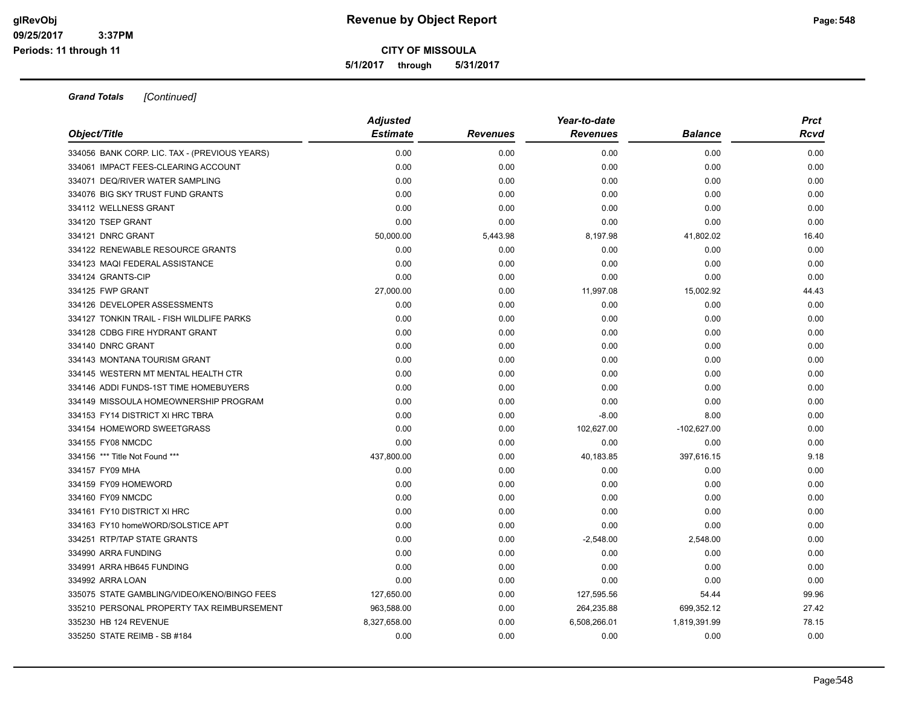**Grand Totals** *[Continued]*

| Object/Title | Adjusted Estimate | Revenues | Year-to-date Revenues | Balance | Prct Rcvd |
|---|---|---|---|---|---|
| 334056 BANK CORP. LIC. TAX - (PREVIOUS YEARS) | 0.00 | 0.00 | 0.00 | 0.00 | 0.00 |
| 334061 IMPACT FEES-CLEARING ACCOUNT | 0.00 | 0.00 | 0.00 | 0.00 | 0.00 |
| 334071 DEQ/RIVER WATER SAMPLING | 0.00 | 0.00 | 0.00 | 0.00 | 0.00 |
| 334076 BIG SKY TRUST FUND GRANTS | 0.00 | 0.00 | 0.00 | 0.00 | 0.00 |
| 334112 WELLNESS GRANT | 0.00 | 0.00 | 0.00 | 0.00 | 0.00 |
| 334120 TSEP GRANT | 0.00 | 0.00 | 0.00 | 0.00 | 0.00 |
| 334121 DNRC GRANT | 50,000.00 | 5,443.98 | 8,197.98 | 41,802.02 | 16.40 |
| 334122 RENEWABLE RESOURCE GRANTS | 0.00 | 0.00 | 0.00 | 0.00 | 0.00 |
| 334123 MAQI FEDERAL ASSISTANCE | 0.00 | 0.00 | 0.00 | 0.00 | 0.00 |
| 334124 GRANTS-CIP | 0.00 | 0.00 | 0.00 | 0.00 | 0.00 |
| 334125 FWP GRANT | 27,000.00 | 0.00 | 11,997.08 | 15,002.92 | 44.43 |
| 334126 DEVELOPER ASSESSMENTS | 0.00 | 0.00 | 0.00 | 0.00 | 0.00 |
| 334127 TONKIN TRAIL - FISH WILDLIFE PARKS | 0.00 | 0.00 | 0.00 | 0.00 | 0.00 |
| 334128 CDBG FIRE HYDRANT GRANT | 0.00 | 0.00 | 0.00 | 0.00 | 0.00 |
| 334140 DNRC GRANT | 0.00 | 0.00 | 0.00 | 0.00 | 0.00 |
| 334143 MONTANA TOURISM GRANT | 0.00 | 0.00 | 0.00 | 0.00 | 0.00 |
| 334145 WESTERN MT MENTAL HEALTH CTR | 0.00 | 0.00 | 0.00 | 0.00 | 0.00 |
| 334146 ADDI FUNDS-1ST TIME HOMEBUYERS | 0.00 | 0.00 | 0.00 | 0.00 | 0.00 |
| 334149 MISSOULA HOMEOWNERSHIP PROGRAM | 0.00 | 0.00 | 0.00 | 0.00 | 0.00 |
| 334153 FY14 DISTRICT XI HRC TBRA | 0.00 | 0.00 | -8.00 | 8.00 | 0.00 |
| 334154 HOMEWORD SWEETGRASS | 0.00 | 0.00 | 102,627.00 | -102,627.00 | 0.00 |
| 334155 FY08 NMCDC | 0.00 | 0.00 | 0.00 | 0.00 | 0.00 |
| 334156 *** Title Not Found *** | 437,800.00 | 0.00 | 40,183.85 | 397,616.15 | 9.18 |
| 334157 FY09 MHA | 0.00 | 0.00 | 0.00 | 0.00 | 0.00 |
| 334159 FY09 HOMEWORD | 0.00 | 0.00 | 0.00 | 0.00 | 0.00 |
| 334160 FY09 NMCDC | 0.00 | 0.00 | 0.00 | 0.00 | 0.00 |
| 334161 FY10 DISTRICT XI HRC | 0.00 | 0.00 | 0.00 | 0.00 | 0.00 |
| 334163 FY10 homeWORD/SOLSTICE APT | 0.00 | 0.00 | 0.00 | 0.00 | 0.00 |
| 334251 RTP/TAP STATE GRANTS | 0.00 | 0.00 | -2,548.00 | 2,548.00 | 0.00 |
| 334990 ARRA FUNDING | 0.00 | 0.00 | 0.00 | 0.00 | 0.00 |
| 334991 ARRA HB645 FUNDING | 0.00 | 0.00 | 0.00 | 0.00 | 0.00 |
| 334992 ARRA LOAN | 0.00 | 0.00 | 0.00 | 0.00 | 0.00 |
| 335075 STATE GAMBLING/VIDEO/KENO/BINGO FEES | 127,650.00 | 0.00 | 127,595.56 | 54.44 | 99.96 |
| 335210 PERSONAL PROPERTY TAX REIMBURSEMENT | 963,588.00 | 0.00 | 264,235.88 | 699,352.12 | 27.42 |
| 335230 HB 124 REVENUE | 8,327,658.00 | 0.00 | 6,508,266.01 | 1,819,391.99 | 78.15 |
| 335250 STATE REIMB - SB #184 | 0.00 | 0.00 | 0.00 | 0.00 | 0.00 |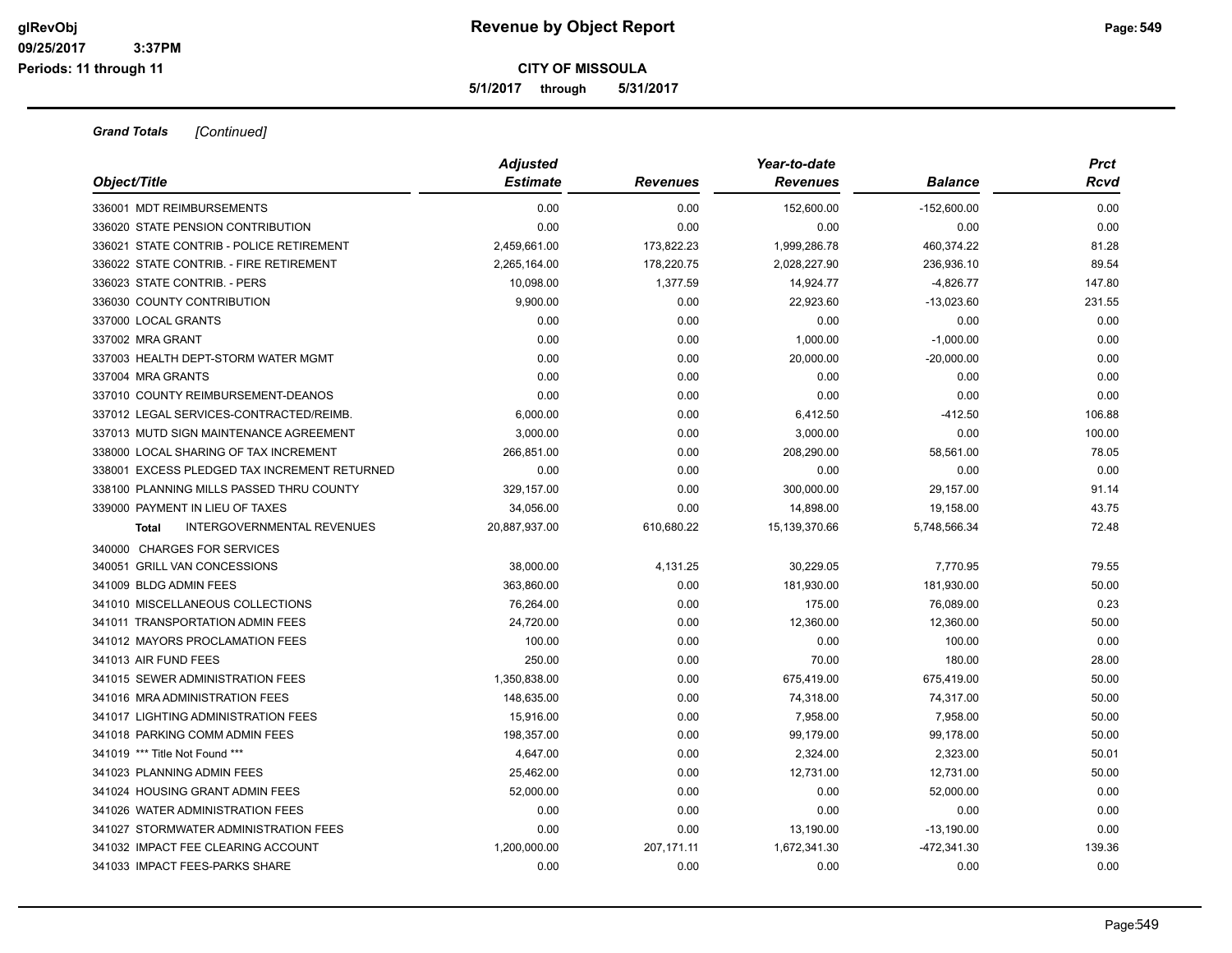# Revenue by Object Report

**CITY OF MISSOULA**

**5/1/2017 through 5/31/2017**

glRevObj
09/25/2017 3:37PM
Periods: 11 through 11

***Grand Totals*** *[Continued]*

| Object/Title | Adjusted Estimate | Revenues | Year-to-date Revenues | Balance | Prct Rcvd |
|---|---|---|---|---|---|
| 336001 MDT REIMBURSEMENTS | 0.00 | 0.00 | 152,600.00 | -152,600.00 | 0.00 |
| 336020 STATE PENSION CONTRIBUTION | 0.00 | 0.00 | 0.00 | 0.00 | 0.00 |
| 336021 STATE CONTRIB - POLICE RETIREMENT | 2,459,661.00 | 173,822.23 | 1,999,286.78 | 460,374.22 | 81.28 |
| 336022 STATE CONTRIB. - FIRE RETIREMENT | 2,265,164.00 | 178,220.75 | 2,028,227.90 | 236,936.10 | 89.54 |
| 336023 STATE CONTRIB. - PERS | 10,098.00 | 1,377.59 | 14,924.77 | -4,826.77 | 147.80 |
| 336030 COUNTY CONTRIBUTION | 9,900.00 | 0.00 | 22,923.60 | -13,023.60 | 231.55 |
| 337000 LOCAL GRANTS | 0.00 | 0.00 | 0.00 | 0.00 | 0.00 |
| 337002 MRA GRANT | 0.00 | 0.00 | 1,000.00 | -1,000.00 | 0.00 |
| 337003 HEALTH DEPT-STORM WATER MGMT | 0.00 | 0.00 | 20,000.00 | -20,000.00 | 0.00 |
| 337004 MRA GRANTS | 0.00 | 0.00 | 0.00 | 0.00 | 0.00 |
| 337010 COUNTY REIMBURSEMENT-DEANOS | 0.00 | 0.00 | 0.00 | 0.00 | 0.00 |
| 337012 LEGAL SERVICES-CONTRACTED/REIMB. | 6,000.00 | 0.00 | 6,412.50 | -412.50 | 106.88 |
| 337013 MUTD SIGN MAINTENANCE AGREEMENT | 3,000.00 | 0.00 | 3,000.00 | 0.00 | 100.00 |
| 338000 LOCAL SHARING OF TAX INCREMENT | 266,851.00 | 0.00 | 208,290.00 | 58,561.00 | 78.05 |
| 338001 EXCESS PLEDGED TAX INCREMENT RETURNED | 0.00 | 0.00 | 0.00 | 0.00 | 0.00 |
| 338100 PLANNING MILLS PASSED THRU COUNTY | 329,157.00 | 0.00 | 300,000.00 | 29,157.00 | 91.14 |
| 339000 PAYMENT IN LIEU OF TAXES | 34,056.00 | 0.00 | 14,898.00 | 19,158.00 | 43.75 |
| **Total** INTERGOVERNMENTAL REVENUES | 20,887,937.00 | 610,680.22 | 15,139,370.66 | 5,748,566.34 | 72.48 |
| 340000 CHARGES FOR SERVICES | | | | | |
| 340051 GRILL VAN CONCESSIONS | 38,000.00 | 4,131.25 | 30,229.05 | 7,770.95 | 79.55 |
| 341009 BLDG ADMIN FEES | 363,860.00 | 0.00 | 181,930.00 | 181,930.00 | 50.00 |
| 341010 MISCELLANEOUS COLLECTIONS | 76,264.00 | 0.00 | 175.00 | 76,089.00 | 0.23 |
| 341011 TRANSPORTATION ADMIN FEES | 24,720.00 | 0.00 | 12,360.00 | 12,360.00 | 50.00 |
| 341012 MAYORS PROCLAMATION FEES | 100.00 | 0.00 | 0.00 | 100.00 | 0.00 |
| 341013 AIR FUND FEES | 250.00 | 0.00 | 70.00 | 180.00 | 28.00 |
| 341015 SEWER ADMINISTRATION FEES | 1,350,838.00 | 0.00 | 675,419.00 | 675,419.00 | 50.00 |
| 341016 MRA ADMINISTRATION FEES | 148,635.00 | 0.00 | 74,318.00 | 74,317.00 | 50.00 |
| 341017 LIGHTING ADMINISTRATION FEES | 15,916.00 | 0.00 | 7,958.00 | 7,958.00 | 50.00 |
| 341018 PARKING COMM ADMIN FEES | 198,357.00 | 0.00 | 99,179.00 | 99,178.00 | 50.00 |
| 341019 *** Title Not Found *** | 4,647.00 | 0.00 | 2,324.00 | 2,323.00 | 50.01 |
| 341023 PLANNING ADMIN FEES | 25,462.00 | 0.00 | 12,731.00 | 12,731.00 | 50.00 |
| 341024 HOUSING GRANT ADMIN FEES | 52,000.00 | 0.00 | 0.00 | 52,000.00 | 0.00 |
| 341026 WATER ADMINISTRATION FEES | 0.00 | 0.00 | 0.00 | 0.00 | 0.00 |
| 341027 STORMWATER ADMINISTRATION FEES | 0.00 | 0.00 | 13,190.00 | -13,190.00 | 0.00 |
| 341032 IMPACT FEE CLEARING ACCOUNT | 1,200,000.00 | 207,171.11 | 1,672,341.30 | -472,341.30 | 139.36 |
| 341033 IMPACT FEES-PARKS SHARE | 0.00 | 0.00 | 0.00 | 0.00 | 0.00 |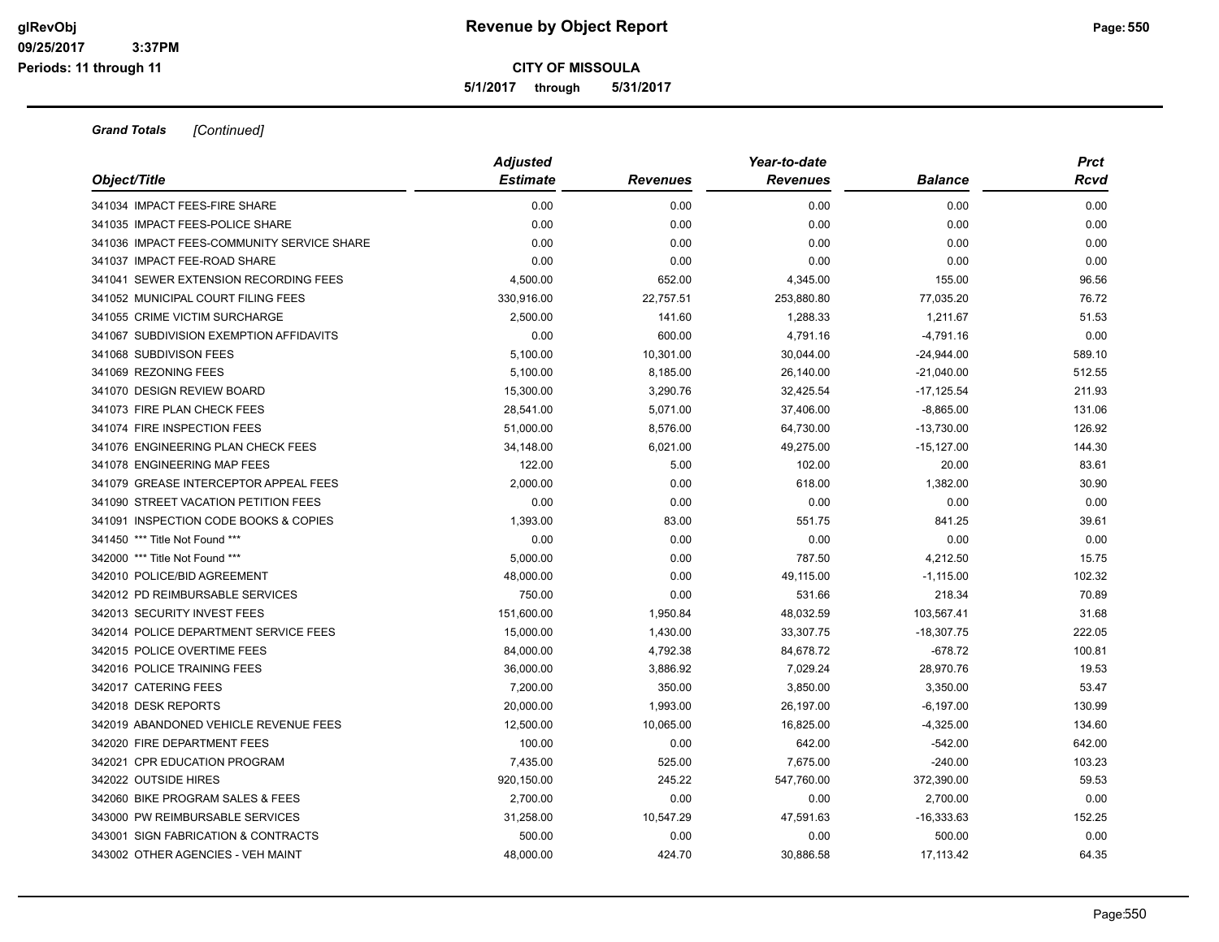**CITY OF MISSOULA**

**5/1/2017 through 5/31/2017**

***Grand Totals*** *[Continued]*

| *Object/Title* | *Adjusted Estimate* | *Revenues* | *Year-to-date Revenues* | *Balance* | *Prct Rcvd* |
|---|---|---|---|---|---|
| 341034 IMPACT FEES-FIRE SHARE | 0.00 | 0.00 | 0.00 | 0.00 | 0.00 |
| 341035 IMPACT FEES-POLICE SHARE | 0.00 | 0.00 | 0.00 | 0.00 | 0.00 |
| 341036 IMPACT FEES-COMMUNITY SERVICE SHARE | 0.00 | 0.00 | 0.00 | 0.00 | 0.00 |
| 341037 IMPACT FEE-ROAD SHARE | 0.00 | 0.00 | 0.00 | 0.00 | 0.00 |
| 341041 SEWER EXTENSION RECORDING FEES | 4,500.00 | 652.00 | 4,345.00 | 155.00 | 96.56 |
| 341052 MUNICIPAL COURT FILING FEES | 330,916.00 | 22,757.51 | 253,880.80 | 77,035.20 | 76.72 |
| 341055 CRIME VICTIM SURCHARGE | 2,500.00 | 141.60 | 1,288.33 | 1,211.67 | 51.53 |
| 341067 SUBDIVISION EXEMPTION AFFIDAVITS | 0.00 | 600.00 | 4,791.16 | -4,791.16 | 0.00 |
| 341068 SUBDIVISON FEES | 5,100.00 | 10,301.00 | 30,044.00 | -24,944.00 | 589.10 |
| 341069 REZONING FEES | 5,100.00 | 8,185.00 | 26,140.00 | -21,040.00 | 512.55 |
| 341070 DESIGN REVIEW BOARD | 15,300.00 | 3,290.76 | 32,425.54 | -17,125.54 | 211.93 |
| 341073 FIRE PLAN CHECK FEES | 28,541.00 | 5,071.00 | 37,406.00 | -8,865.00 | 131.06 |
| 341074 FIRE INSPECTION FEES | 51,000.00 | 8,576.00 | 64,730.00 | -13,730.00 | 126.92 |
| 341076 ENGINEERING PLAN CHECK FEES | 34,148.00 | 6,021.00 | 49,275.00 | -15,127.00 | 144.30 |
| 341078 ENGINEERING MAP FEES | 122.00 | 5.00 | 102.00 | 20.00 | 83.61 |
| 341079 GREASE INTERCEPTOR APPEAL FEES | 2,000.00 | 0.00 | 618.00 | 1,382.00 | 30.90 |
| 341090 STREET VACATION PETITION FEES | 0.00 | 0.00 | 0.00 | 0.00 | 0.00 |
| 341091 INSPECTION CODE BOOKS & COPIES | 1,393.00 | 83.00 | 551.75 | 841.25 | 39.61 |
| 341450 *** Title Not Found *** | 0.00 | 0.00 | 0.00 | 0.00 | 0.00 |
| 342000 *** Title Not Found *** | 5,000.00 | 0.00 | 787.50 | 4,212.50 | 15.75 |
| 342010 POLICE/BID AGREEMENT | 48,000.00 | 0.00 | 49,115.00 | -1,115.00 | 102.32 |
| 342012 PD REIMBURSABLE SERVICES | 750.00 | 0.00 | 531.66 | 218.34 | 70.89 |
| 342013 SECURITY INVEST FEES | 151,600.00 | 1,950.84 | 48,032.59 | 103,567.41 | 31.68 |
| 342014 POLICE DEPARTMENT SERVICE FEES | 15,000.00 | 1,430.00 | 33,307.75 | -18,307.75 | 222.05 |
| 342015 POLICE OVERTIME FEES | 84,000.00 | 4,792.38 | 84,678.72 | -678.72 | 100.81 |
| 342016 POLICE TRAINING FEES | 36,000.00 | 3,886.92 | 7,029.24 | 28,970.76 | 19.53 |
| 342017 CATERING FEES | 7,200.00 | 350.00 | 3,850.00 | 3,350.00 | 53.47 |
| 342018 DESK REPORTS | 20,000.00 | 1,993.00 | 26,197.00 | -6,197.00 | 130.99 |
| 342019 ABANDONED VEHICLE REVENUE FEES | 12,500.00 | 10,065.00 | 16,825.00 | -4,325.00 | 134.60 |
| 342020 FIRE DEPARTMENT FEES | 100.00 | 0.00 | 642.00 | -542.00 | 642.00 |
| 342021 CPR EDUCATION PROGRAM | 7,435.00 | 525.00 | 7,675.00 | -240.00 | 103.23 |
| 342022 OUTSIDE HIRES | 920,150.00 | 245.22 | 547,760.00 | 372,390.00 | 59.53 |
| 342060 BIKE PROGRAM SALES & FEES | 2,700.00 | 0.00 | 0.00 | 2,700.00 | 0.00 |
| 343000 PW REIMBURSABLE SERVICES | 31,258.00 | 10,547.29 | 47,591.63 | -16,333.63 | 152.25 |
| 343001 SIGN FABRICATION & CONTRACTS | 500.00 | 0.00 | 0.00 | 500.00 | 0.00 |
| 343002 OTHER AGENCIES - VEH MAINT | 48,000.00 | 424.70 | 30,886.58 | 17,113.42 | 64.35 |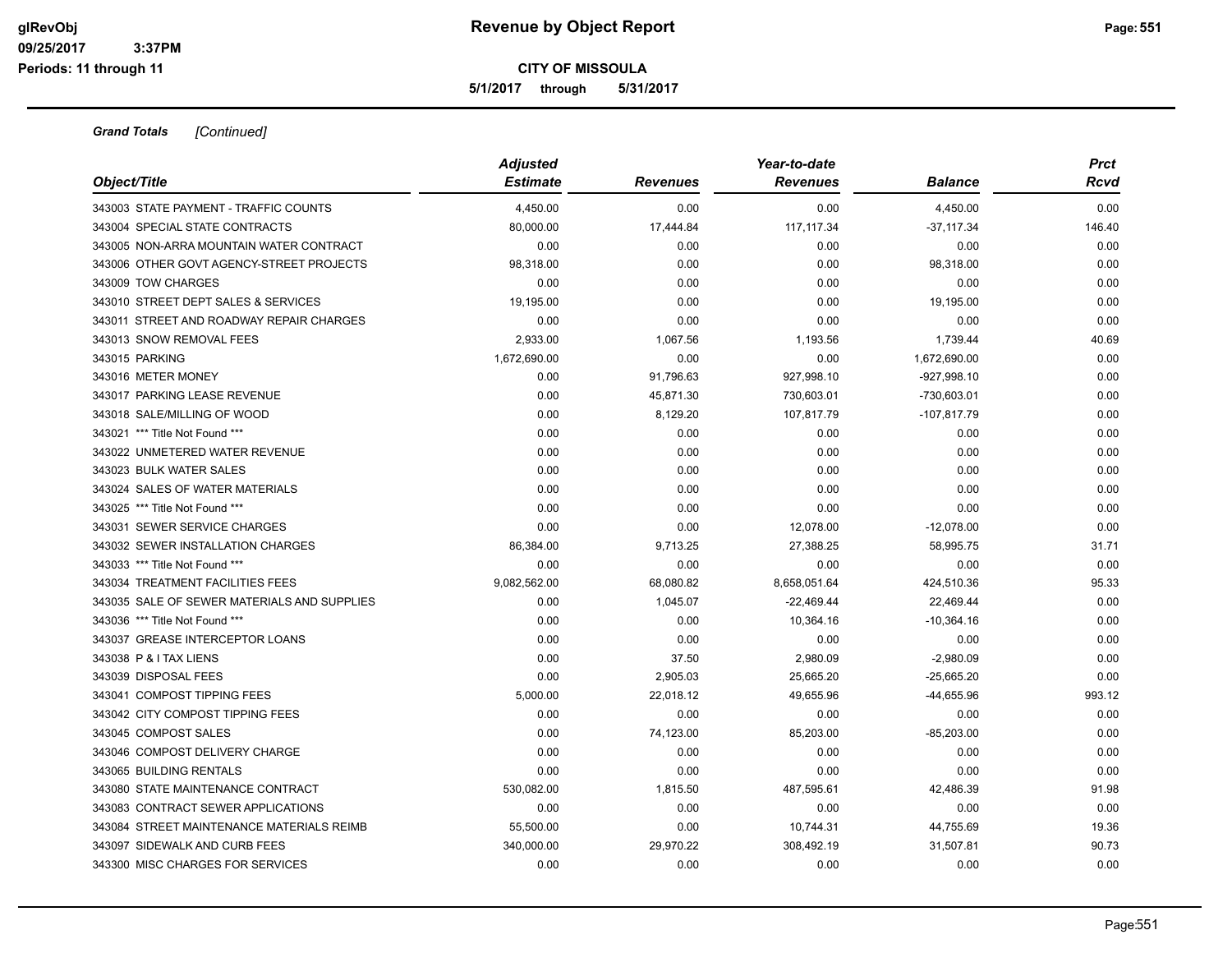# Revenue by Object Report

**CITY OF MISSOULA**

**5/1/2017 through 5/31/2017**

***Grand Totals** [Continued]*

| Object/Title | Adjusted Estimate | Revenues | Year-to-date Revenues | Balance | Prct Rcvd |
|---|---|---|---|---|---|
| 343003 STATE PAYMENT - TRAFFIC COUNTS | 4,450.00 | 0.00 | 0.00 | 4,450.00 | 0.00 |
| 343004 SPECIAL STATE CONTRACTS | 80,000.00 | 17,444.84 | 117,117.34 | -37,117.34 | 146.40 |
| 343005 NON-ARRA MOUNTAIN WATER CONTRACT | 0.00 | 0.00 | 0.00 | 0.00 | 0.00 |
| 343006 OTHER GOVT AGENCY-STREET PROJECTS | 98,318.00 | 0.00 | 0.00 | 98,318.00 | 0.00 |
| 343009 TOW CHARGES | 0.00 | 0.00 | 0.00 | 0.00 | 0.00 |
| 343010 STREET DEPT SALES & SERVICES | 19,195.00 | 0.00 | 0.00 | 19,195.00 | 0.00 |
| 343011 STREET AND ROADWAY REPAIR CHARGES | 0.00 | 0.00 | 0.00 | 0.00 | 0.00 |
| 343013 SNOW REMOVAL FEES | 2,933.00 | 1,067.56 | 1,193.56 | 1,739.44 | 40.69 |
| 343015 PARKING | 1,672,690.00 | 0.00 | 0.00 | 1,672,690.00 | 0.00 |
| 343016 METER MONEY | 0.00 | 91,796.63 | 927,998.10 | -927,998.10 | 0.00 |
| 343017 PARKING LEASE REVENUE | 0.00 | 45,871.30 | 730,603.01 | -730,603.01 | 0.00 |
| 343018 SALE/MILLING OF WOOD | 0.00 | 8,129.20 | 107,817.79 | -107,817.79 | 0.00 |
| 343021 *** Title Not Found *** | 0.00 | 0.00 | 0.00 | 0.00 | 0.00 |
| 343022 UNMETERED WATER REVENUE | 0.00 | 0.00 | 0.00 | 0.00 | 0.00 |
| 343023 BULK WATER SALES | 0.00 | 0.00 | 0.00 | 0.00 | 0.00 |
| 343024 SALES OF WATER MATERIALS | 0.00 | 0.00 | 0.00 | 0.00 | 0.00 |
| 343025 *** Title Not Found *** | 0.00 | 0.00 | 0.00 | 0.00 | 0.00 |
| 343031 SEWER SERVICE CHARGES | 0.00 | 0.00 | 12,078.00 | -12,078.00 | 0.00 |
| 343032 SEWER INSTALLATION CHARGES | 86,384.00 | 9,713.25 | 27,388.25 | 58,995.75 | 31.71 |
| 343033 *** Title Not Found *** | 0.00 | 0.00 | 0.00 | 0.00 | 0.00 |
| 343034 TREATMENT FACILITIES FEES | 9,082,562.00 | 68,080.82 | 8,658,051.64 | 424,510.36 | 95.33 |
| 343035 SALE OF SEWER MATERIALS AND SUPPLIES | 0.00 | 1,045.07 | -22,469.44 | 22,469.44 | 0.00 |
| 343036 *** Title Not Found *** | 0.00 | 0.00 | 10,364.16 | -10,364.16 | 0.00 |
| 343037 GREASE INTERCEPTOR LOANS | 0.00 | 0.00 | 0.00 | 0.00 | 0.00 |
| 343038 P & I TAX LIENS | 0.00 | 37.50 | 2,980.09 | -2,980.09 | 0.00 |
| 343039 DISPOSAL FEES | 0.00 | 2,905.03 | 25,665.20 | -25,665.20 | 0.00 |
| 343041 COMPOST TIPPING FEES | 5,000.00 | 22,018.12 | 49,655.96 | -44,655.96 | 993.12 |
| 343042 CITY COMPOST TIPPING FEES | 0.00 | 0.00 | 0.00 | 0.00 | 0.00 |
| 343045 COMPOST SALES | 0.00 | 74,123.00 | 85,203.00 | -85,203.00 | 0.00 |
| 343046 COMPOST DELIVERY CHARGE | 0.00 | 0.00 | 0.00 | 0.00 | 0.00 |
| 343065 BUILDING RENTALS | 0.00 | 0.00 | 0.00 | 0.00 | 0.00 |
| 343080 STATE MAINTENANCE CONTRACT | 530,082.00 | 1,815.50 | 487,595.61 | 42,486.39 | 91.98 |
| 343083 CONTRACT SEWER APPLICATIONS | 0.00 | 0.00 | 0.00 | 0.00 | 0.00 |
| 343084 STREET MAINTENANCE MATERIALS REIMB | 55,500.00 | 0.00 | 10,744.31 | 44,755.69 | 19.36 |
| 343097 SIDEWALK AND CURB FEES | 340,000.00 | 29,970.22 | 308,492.19 | 31,507.81 | 90.73 |
| 343300 MISC CHARGES FOR SERVICES | 0.00 | 0.00 | 0.00 | 0.00 | 0.00 |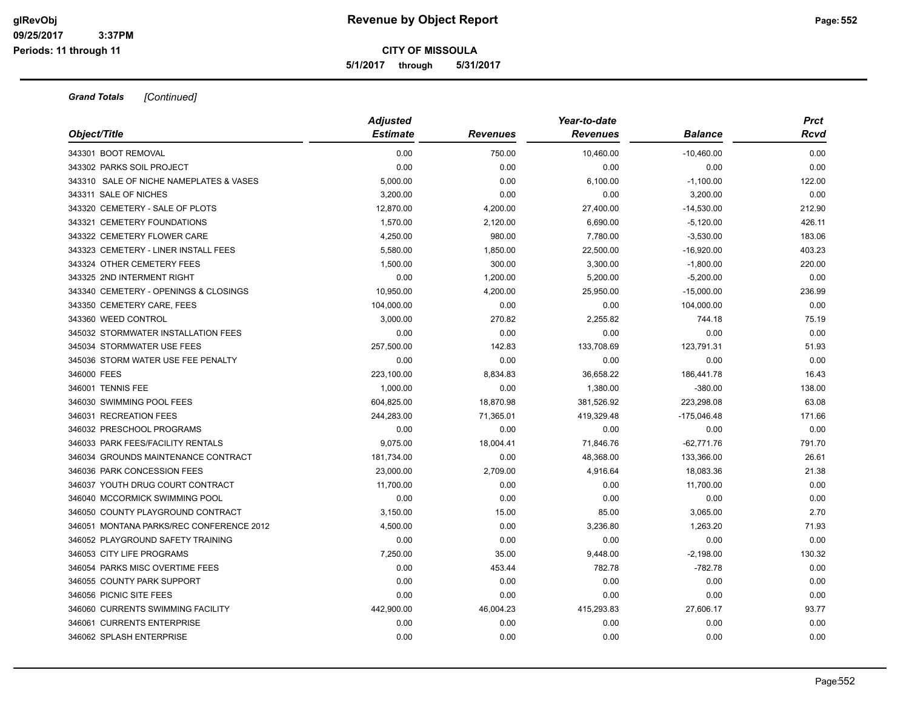**Grand Totals** *[Continued]*

| Object/Title | Adjusted Estimate | Revenues | Year-to-date Revenues | Balance | Prct Rcvd |
|---|---|---|---|---|---|
| 343301 BOOT REMOVAL | 0.00 | 750.00 | 10,460.00 | -10,460.00 | 0.00 |
| 343302 PARKS SOIL PROJECT | 0.00 | 0.00 | 0.00 | 0.00 | 0.00 |
| 343310 SALE OF NICHE NAMEPLATES & VASES | 5,000.00 | 0.00 | 6,100.00 | -1,100.00 | 122.00 |
| 343311 SALE OF NICHES | 3,200.00 | 0.00 | 0.00 | 3,200.00 | 0.00 |
| 343320 CEMETERY - SALE OF PLOTS | 12,870.00 | 4,200.00 | 27,400.00 | -14,530.00 | 212.90 |
| 343321 CEMETERY FOUNDATIONS | 1,570.00 | 2,120.00 | 6,690.00 | -5,120.00 | 426.11 |
| 343322 CEMETERY FLOWER CARE | 4,250.00 | 980.00 | 7,780.00 | -3,530.00 | 183.06 |
| 343323 CEMETERY - LINER INSTALL FEES | 5,580.00 | 1,850.00 | 22,500.00 | -16,920.00 | 403.23 |
| 343324 OTHER CEMETERY FEES | 1,500.00 | 300.00 | 3,300.00 | -1,800.00 | 220.00 |
| 343325 2ND INTERMENT RIGHT | 0.00 | 1,200.00 | 5,200.00 | -5,200.00 | 0.00 |
| 343340 CEMETERY - OPENINGS & CLOSINGS | 10,950.00 | 4,200.00 | 25,950.00 | -15,000.00 | 236.99 |
| 343350 CEMETERY CARE, FEES | 104,000.00 | 0.00 | 0.00 | 104,000.00 | 0.00 |
| 343360 WEED CONTROL | 3,000.00 | 270.82 | 2,255.82 | 744.18 | 75.19 |
| 345032 STORMWATER INSTALLATION FEES | 0.00 | 0.00 | 0.00 | 0.00 | 0.00 |
| 345034 STORMWATER USE FEES | 257,500.00 | 142.83 | 133,708.69 | 123,791.31 | 51.93 |
| 345036 STORM WATER USE FEE PENALTY | 0.00 | 0.00 | 0.00 | 0.00 | 0.00 |
| 346000 FEES | 223,100.00 | 8,834.83 | 36,658.22 | 186,441.78 | 16.43 |
| 346001 TENNIS FEE | 1,000.00 | 0.00 | 1,380.00 | -380.00 | 138.00 |
| 346030 SWIMMING POOL FEES | 604,825.00 | 18,870.98 | 381,526.92 | 223,298.08 | 63.08 |
| 346031 RECREATION FEES | 244,283.00 | 71,365.01 | 419,329.48 | -175,046.48 | 171.66 |
| 346032 PRESCHOOL PROGRAMS | 0.00 | 0.00 | 0.00 | 0.00 | 0.00 |
| 346033 PARK FEES/FACILITY RENTALS | 9,075.00 | 18,004.41 | 71,846.76 | -62,771.76 | 791.70 |
| 346034 GROUNDS MAINTENANCE CONTRACT | 181,734.00 | 0.00 | 48,368.00 | 133,366.00 | 26.61 |
| 346036 PARK CONCESSION FEES | 23,000.00 | 2,709.00 | 4,916.64 | 18,083.36 | 21.38 |
| 346037 YOUTH DRUG COURT CONTRACT | 11,700.00 | 0.00 | 0.00 | 11,700.00 | 0.00 |
| 346040 MCCORMICK SWIMMING POOL | 0.00 | 0.00 | 0.00 | 0.00 | 0.00 |
| 346050 COUNTY PLAYGROUND CONTRACT | 3,150.00 | 15.00 | 85.00 | 3,065.00 | 2.70 |
| 346051 MONTANA PARKS/REC CONFERENCE 2012 | 4,500.00 | 0.00 | 3,236.80 | 1,263.20 | 71.93 |
| 346052 PLAYGROUND SAFETY TRAINING | 0.00 | 0.00 | 0.00 | 0.00 | 0.00 |
| 346053 CITY LIFE PROGRAMS | 7,250.00 | 35.00 | 9,448.00 | -2,198.00 | 130.32 |
| 346054 PARKS MISC OVERTIME FEES | 0.00 | 453.44 | 782.78 | -782.78 | 0.00 |
| 346055 COUNTY PARK SUPPORT | 0.00 | 0.00 | 0.00 | 0.00 | 0.00 |
| 346056 PICNIC SITE FEES | 0.00 | 0.00 | 0.00 | 0.00 | 0.00 |
| 346060 CURRENTS SWIMMING FACILITY | 442,900.00 | 46,004.23 | 415,293.83 | 27,606.17 | 93.77 |
| 346061 CURRENTS ENTERPRISE | 0.00 | 0.00 | 0.00 | 0.00 | 0.00 |
| 346062 SPLASH ENTERPRISE | 0.00 | 0.00 | 0.00 | 0.00 | 0.00 |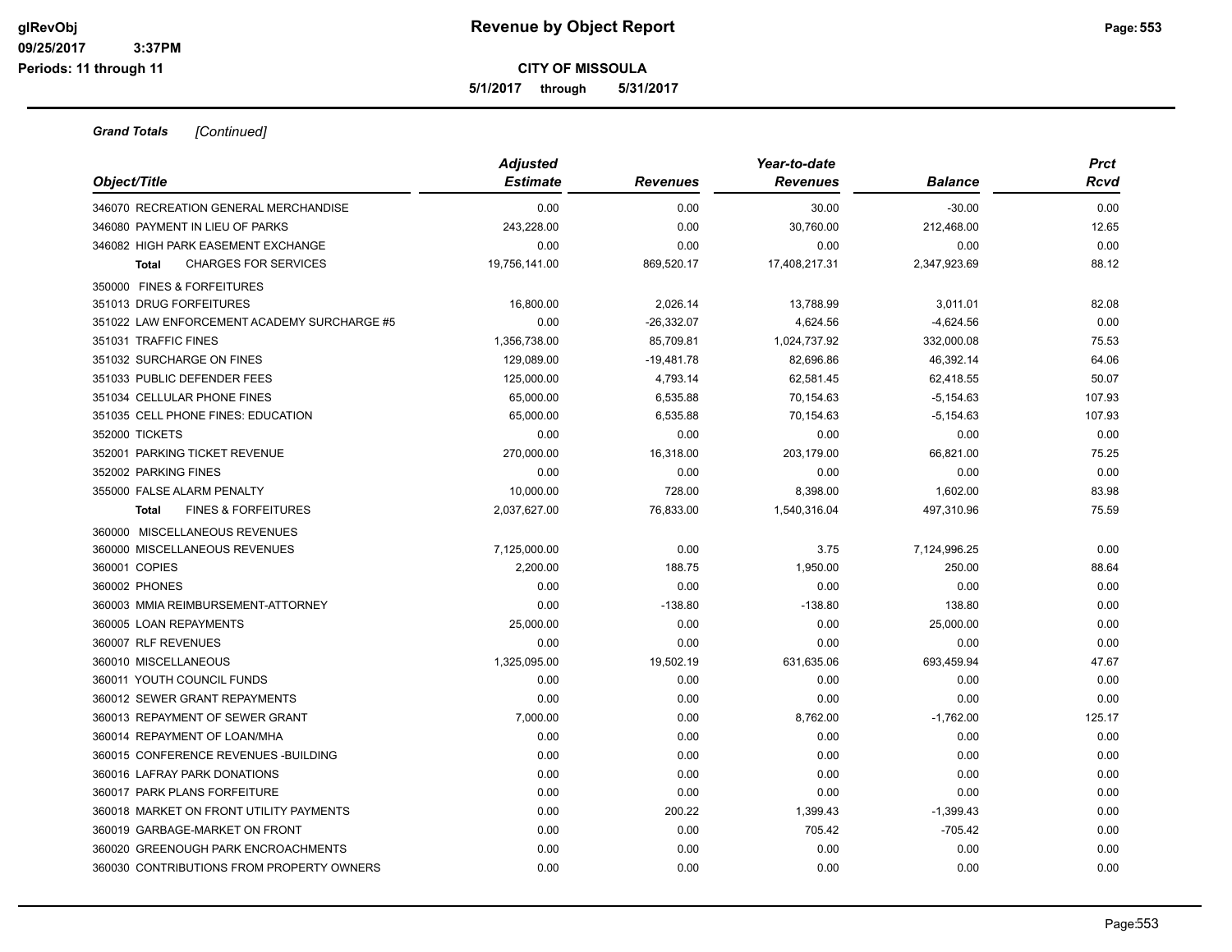# Revenue by Object Report

glRevObj
09/25/2017 3:37PM
Periods: 11 through 11

**CITY OF MISSOULA**

**5/1/2017 through 5/31/2017**

***Grand Totals*** *[Continued]*

| Object/Title | Adjusted Estimate | Revenues | Year-to-date Revenues | Balance | Prct Rcvd |
|---|---|---|---|---|---|
| 346070 RECREATION GENERAL MERCHANDISE | 0.00 | 0.00 | 30.00 | -30.00 | 0.00 |
| 346080 PAYMENT IN LIEU OF PARKS | 243,228.00 | 0.00 | 30,760.00 | 212,468.00 | 12.65 |
| 346082 HIGH PARK EASEMENT EXCHANGE | 0.00 | 0.00 | 0.00 | 0.00 | 0.00 |
| **Total** CHARGES FOR SERVICES | 19,756,141.00 | 869,520.17 | 17,408,217.31 | 2,347,923.69 | 88.12 |
| 350000 FINES & FORFEITURES | | | | | |
| 351013 DRUG FORFEITURES | 16,800.00 | 2,026.14 | 13,788.99 | 3,011.01 | 82.08 |
| 351022 LAW ENFORCEMENT ACADEMY SURCHARGE #5 | 0.00 | -26,332.07 | 4,624.56 | -4,624.56 | 0.00 |
| 351031 TRAFFIC FINES | 1,356,738.00 | 85,709.81 | 1,024,737.92 | 332,000.08 | 75.53 |
| 351032 SURCHARGE ON FINES | 129,089.00 | -19,481.78 | 82,696.86 | 46,392.14 | 64.06 |
| 351033 PUBLIC DEFENDER FEES | 125,000.00 | 4,793.14 | 62,581.45 | 62,418.55 | 50.07 |
| 351034 CELLULAR PHONE FINES | 65,000.00 | 6,535.88 | 70,154.63 | -5,154.63 | 107.93 |
| 351035 CELL PHONE FINES: EDUCATION | 65,000.00 | 6,535.88 | 70,154.63 | -5,154.63 | 107.93 |
| 352000 TICKETS | 0.00 | 0.00 | 0.00 | 0.00 | 0.00 |
| 352001 PARKING TICKET REVENUE | 270,000.00 | 16,318.00 | 203,179.00 | 66,821.00 | 75.25 |
| 352002 PARKING FINES | 0.00 | 0.00 | 0.00 | 0.00 | 0.00 |
| 355000 FALSE ALARM PENALTY | 10,000.00 | 728.00 | 8,398.00 | 1,602.00 | 83.98 |
| **Total** FINES & FORFEITURES | 2,037,627.00 | 76,833.00 | 1,540,316.04 | 497,310.96 | 75.59 |
| 360000 MISCELLANEOUS REVENUES | | | | | |
| 360000 MISCELLANEOUS REVENUES | 7,125,000.00 | 0.00 | 3.75 | 7,124,996.25 | 0.00 |
| 360001 COPIES | 2,200.00 | 188.75 | 1,950.00 | 250.00 | 88.64 |
| 360002 PHONES | 0.00 | 0.00 | 0.00 | 0.00 | 0.00 |
| 360003 MMIA REIMBURSEMENT-ATTORNEY | 0.00 | -138.80 | -138.80 | 138.80 | 0.00 |
| 360005 LOAN REPAYMENTS | 25,000.00 | 0.00 | 0.00 | 25,000.00 | 0.00 |
| 360007 RLF REVENUES | 0.00 | 0.00 | 0.00 | 0.00 | 0.00 |
| 360010 MISCELLANEOUS | 1,325,095.00 | 19,502.19 | 631,635.06 | 693,459.94 | 47.67 |
| 360011 YOUTH COUNCIL FUNDS | 0.00 | 0.00 | 0.00 | 0.00 | 0.00 |
| 360012 SEWER GRANT REPAYMENTS | 0.00 | 0.00 | 0.00 | 0.00 | 0.00 |
| 360013 REPAYMENT OF SEWER GRANT | 7,000.00 | 0.00 | 8,762.00 | -1,762.00 | 125.17 |
| 360014 REPAYMENT OF LOAN/MHA | 0.00 | 0.00 | 0.00 | 0.00 | 0.00 |
| 360015 CONFERENCE REVENUES -BUILDING | 0.00 | 0.00 | 0.00 | 0.00 | 0.00 |
| 360016 LAFRAY PARK DONATIONS | 0.00 | 0.00 | 0.00 | 0.00 | 0.00 |
| 360017 PARK PLANS FORFEITURE | 0.00 | 0.00 | 0.00 | 0.00 | 0.00 |
| 360018 MARKET ON FRONT UTILITY PAYMENTS | 0.00 | 200.22 | 1,399.43 | -1,399.43 | 0.00 |
| 360019 GARBAGE-MARKET ON FRONT | 0.00 | 0.00 | 705.42 | -705.42 | 0.00 |
| 360020 GREENOUGH PARK ENCROACHMENTS | 0.00 | 0.00 | 0.00 | 0.00 | 0.00 |
| 360030 CONTRIBUTIONS FROM PROPERTY OWNERS | 0.00 | 0.00 | 0.00 | 0.00 | 0.00 |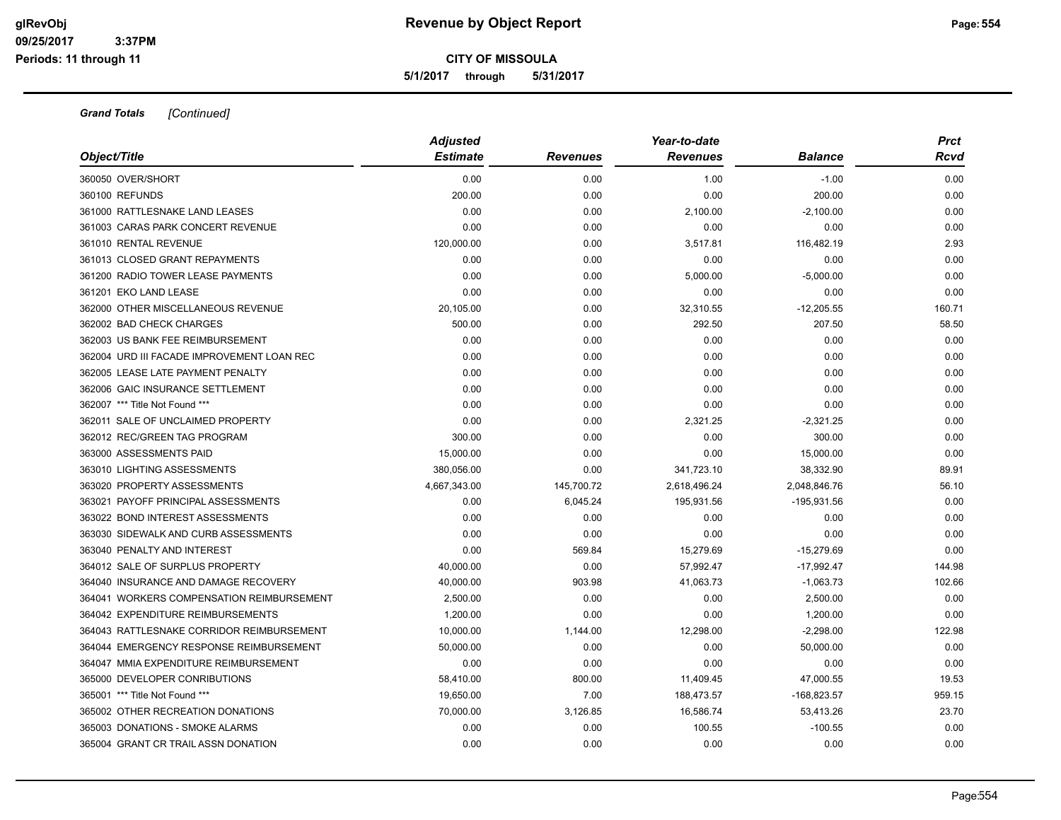# Revenue by Object Report

**CITY OF MISSOULA**

**5/1/2017 through 5/31/2017**

*Grand Totals [Continued]*

| Object/Title | Adjusted Estimate | Revenues | Year-to-date Revenues | Balance | Prct Rcvd |
|---|---|---|---|---|---|
| 360050 OVER/SHORT | 0.00 | 0.00 | 1.00 | -1.00 | 0.00 |
| 360100 REFUNDS | 200.00 | 0.00 | 0.00 | 200.00 | 0.00 |
| 361000 RATTLESNAKE LAND LEASES | 0.00 | 0.00 | 2,100.00 | -2,100.00 | 0.00 |
| 361003 CARAS PARK CONCERT REVENUE | 0.00 | 0.00 | 0.00 | 0.00 | 0.00 |
| 361010 RENTAL REVENUE | 120,000.00 | 0.00 | 3,517.81 | 116,482.19 | 2.93 |
| 361013 CLOSED GRANT REPAYMENTS | 0.00 | 0.00 | 0.00 | 0.00 | 0.00 |
| 361200 RADIO TOWER LEASE PAYMENTS | 0.00 | 0.00 | 5,000.00 | -5,000.00 | 0.00 |
| 361201 EKO LAND LEASE | 0.00 | 0.00 | 0.00 | 0.00 | 0.00 |
| 362000 OTHER MISCELLANEOUS REVENUE | 20,105.00 | 0.00 | 32,310.55 | -12,205.55 | 160.71 |
| 362002 BAD CHECK CHARGES | 500.00 | 0.00 | 292.50 | 207.50 | 58.50 |
| 362003 US BANK FEE REIMBURSEMENT | 0.00 | 0.00 | 0.00 | 0.00 | 0.00 |
| 362004 URD III FACADE IMPROVEMENT LOAN REC | 0.00 | 0.00 | 0.00 | 0.00 | 0.00 |
| 362005 LEASE LATE PAYMENT PENALTY | 0.00 | 0.00 | 0.00 | 0.00 | 0.00 |
| 362006 GAIC INSURANCE SETTLEMENT | 0.00 | 0.00 | 0.00 | 0.00 | 0.00 |
| 362007 *** Title Not Found *** | 0.00 | 0.00 | 0.00 | 0.00 | 0.00 |
| 362011 SALE OF UNCLAIMED PROPERTY | 0.00 | 0.00 | 2,321.25 | -2,321.25 | 0.00 |
| 362012 REC/GREEN TAG PROGRAM | 300.00 | 0.00 | 0.00 | 300.00 | 0.00 |
| 363000 ASSESSMENTS PAID | 15,000.00 | 0.00 | 0.00 | 15,000.00 | 0.00 |
| 363010 LIGHTING ASSESSMENTS | 380,056.00 | 0.00 | 341,723.10 | 38,332.90 | 89.91 |
| 363020 PROPERTY ASSESSMENTS | 4,667,343.00 | 145,700.72 | 2,618,496.24 | 2,048,846.76 | 56.10 |
| 363021 PAYOFF PRINCIPAL ASSESSMENTS | 0.00 | 6,045.24 | 195,931.56 | -195,931.56 | 0.00 |
| 363022 BOND INTEREST ASSESSMENTS | 0.00 | 0.00 | 0.00 | 0.00 | 0.00 |
| 363030 SIDEWALK AND CURB ASSESSMENTS | 0.00 | 0.00 | 0.00 | 0.00 | 0.00 |
| 363040 PENALTY AND INTEREST | 0.00 | 569.84 | 15,279.69 | -15,279.69 | 0.00 |
| 364012 SALE OF SURPLUS PROPERTY | 40,000.00 | 0.00 | 57,992.47 | -17,992.47 | 144.98 |
| 364040 INSURANCE AND DAMAGE RECOVERY | 40,000.00 | 903.98 | 41,063.73 | -1,063.73 | 102.66 |
| 364041 WORKERS COMPENSATION REIMBURSEMENT | 2,500.00 | 0.00 | 0.00 | 2,500.00 | 0.00 |
| 364042 EXPENDITURE REIMBURSEMENTS | 1,200.00 | 0.00 | 0.00 | 1,200.00 | 0.00 |
| 364043 RATTLESNAKE CORRIDOR REIMBURSEMENT | 10,000.00 | 1,144.00 | 12,298.00 | -2,298.00 | 122.98 |
| 364044 EMERGENCY RESPONSE REIMBURSEMENT | 50,000.00 | 0.00 | 0.00 | 50,000.00 | 0.00 |
| 364047 MMIA EXPENDITURE REIMBURSEMENT | 0.00 | 0.00 | 0.00 | 0.00 | 0.00 |
| 365000 DEVELOPER CONRIBUTIONS | 58,410.00 | 800.00 | 11,409.45 | 47,000.55 | 19.53 |
| 365001 *** Title Not Found *** | 19,650.00 | 7.00 | 188,473.57 | -168,823.57 | 959.15 |
| 365002 OTHER RECREATION DONATIONS | 70,000.00 | 3,126.85 | 16,586.74 | 53,413.26 | 23.70 |
| 365003 DONATIONS - SMOKE ALARMS | 0.00 | 0.00 | 100.55 | -100.55 | 0.00 |
| 365004 GRANT CR TRAIL ASSN DONATION | 0.00 | 0.00 | 0.00 | 0.00 | 0.00 |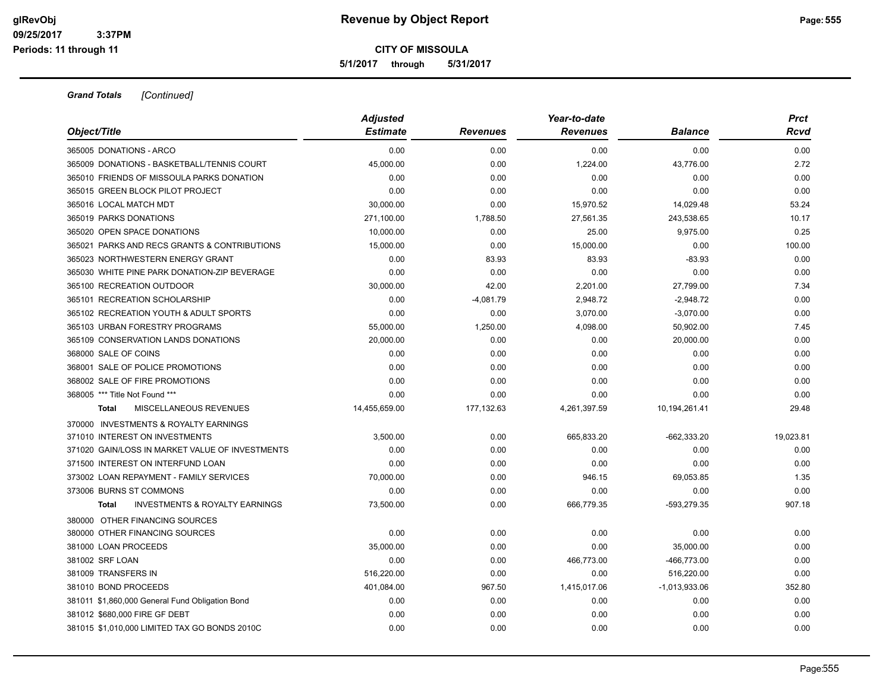**CITY OF MISSOULA**

**5/1/2017 through 5/31/2017**

***Grand Totals*** *[Continued]*

| *Object/Title* | *Adjusted Estimate* | *Revenues* | *Year-to-date Revenues* | *Balance* | *Prct Rcvd* |
|---|---|---|---|---|---|
| 365005 DONATIONS - ARCO | 0.00 | 0.00 | 0.00 | 0.00 | 0.00 |
| 365009 DONATIONS - BASKETBALL/TENNIS COURT | 45,000.00 | 0.00 | 1,224.00 | 43,776.00 | 2.72 |
| 365010 FRIENDS OF MISSOULA PARKS DONATION | 0.00 | 0.00 | 0.00 | 0.00 | 0.00 |
| 365015 GREEN BLOCK PILOT PROJECT | 0.00 | 0.00 | 0.00 | 0.00 | 0.00 |
| 365016 LOCAL MATCH MDT | 30,000.00 | 0.00 | 15,970.52 | 14,029.48 | 53.24 |
| 365019 PARKS DONATIONS | 271,100.00 | 1,788.50 | 27,561.35 | 243,538.65 | 10.17 |
| 365020 OPEN SPACE DONATIONS | 10,000.00 | 0.00 | 25.00 | 9,975.00 | 0.25 |
| 365021 PARKS AND RECS GRANTS & CONTRIBUTIONS | 15,000.00 | 0.00 | 15,000.00 | 0.00 | 100.00 |
| 365023 NORTHWESTERN ENERGY GRANT | 0.00 | 83.93 | 83.93 | -83.93 | 0.00 |
| 365030 WHITE PINE PARK DONATION-ZIP BEVERAGE | 0.00 | 0.00 | 0.00 | 0.00 | 0.00 |
| 365100 RECREATION OUTDOOR | 30,000.00 | 42.00 | 2,201.00 | 27,799.00 | 7.34 |
| 365101 RECREATION SCHOLARSHIP | 0.00 | -4,081.79 | 2,948.72 | -2,948.72 | 0.00 |
| 365102 RECREATION YOUTH & ADULT SPORTS | 0.00 | 0.00 | 3,070.00 | -3,070.00 | 0.00 |
| 365103 URBAN FORESTRY PROGRAMS | 55,000.00 | 1,250.00 | 4,098.00 | 50,902.00 | 7.45 |
| 365109 CONSERVATION LANDS DONATIONS | 20,000.00 | 0.00 | 0.00 | 20,000.00 | 0.00 |
| 368000 SALE OF COINS | 0.00 | 0.00 | 0.00 | 0.00 | 0.00 |
| 368001 SALE OF POLICE PROMOTIONS | 0.00 | 0.00 | 0.00 | 0.00 | 0.00 |
| 368002 SALE OF FIRE PROMOTIONS | 0.00 | 0.00 | 0.00 | 0.00 | 0.00 |
| 368005 *** Title Not Found *** | 0.00 | 0.00 | 0.00 | 0.00 | 0.00 |
| **Total** MISCELLANEOUS REVENUES | 14,455,659.00 | 177,132.63 | 4,261,397.59 | 10,194,261.41 | 29.48 |
| 370000 INVESTMENTS & ROYALTY EARNINGS | | | | | |
| 371010 INTEREST ON INVESTMENTS | 3,500.00 | 0.00 | 665,833.20 | -662,333.20 | 19,023.81 |
| 371020 GAIN/LOSS IN MARKET VALUE OF INVESTMENTS | 0.00 | 0.00 | 0.00 | 0.00 | 0.00 |
| 371500 INTEREST ON INTERFUND LOAN | 0.00 | 0.00 | 0.00 | 0.00 | 0.00 |
| 373002 LOAN REPAYMENT - FAMILY SERVICES | 70,000.00 | 0.00 | 946.15 | 69,053.85 | 1.35 |
| 373006 BURNS ST COMMONS | 0.00 | 0.00 | 0.00 | 0.00 | 0.00 |
| **Total** INVESTMENTS & ROYALTY EARNINGS | 73,500.00 | 0.00 | 666,779.35 | -593,279.35 | 907.18 |
| 380000 OTHER FINANCING SOURCES | | | | | |
| 380000 OTHER FINANCING SOURCES | 0.00 | 0.00 | 0.00 | 0.00 | 0.00 |
| 381000 LOAN PROCEEDS | 35,000.00 | 0.00 | 0.00 | 35,000.00 | 0.00 |
| 381002 SRF LOAN | 0.00 | 0.00 | 466,773.00 | -466,773.00 | 0.00 |
| 381009 TRANSFERS IN | 516,220.00 | 0.00 | 0.00 | 516,220.00 | 0.00 |
| 381010 BOND PROCEEDS | 401,084.00 | 967.50 | 1,415,017.06 | -1,013,933.06 | 352.80 |
| 381011 $1,860,000 General Fund Obligation Bond | 0.00 | 0.00 | 0.00 | 0.00 | 0.00 |
| 381012 $680,000 FIRE GF DEBT | 0.00 | 0.00 | 0.00 | 0.00 | 0.00 |
| 381015 $1,010,000 LIMITED TAX GO BONDS 2010C | 0.00 | 0.00 | 0.00 | 0.00 | 0.00 |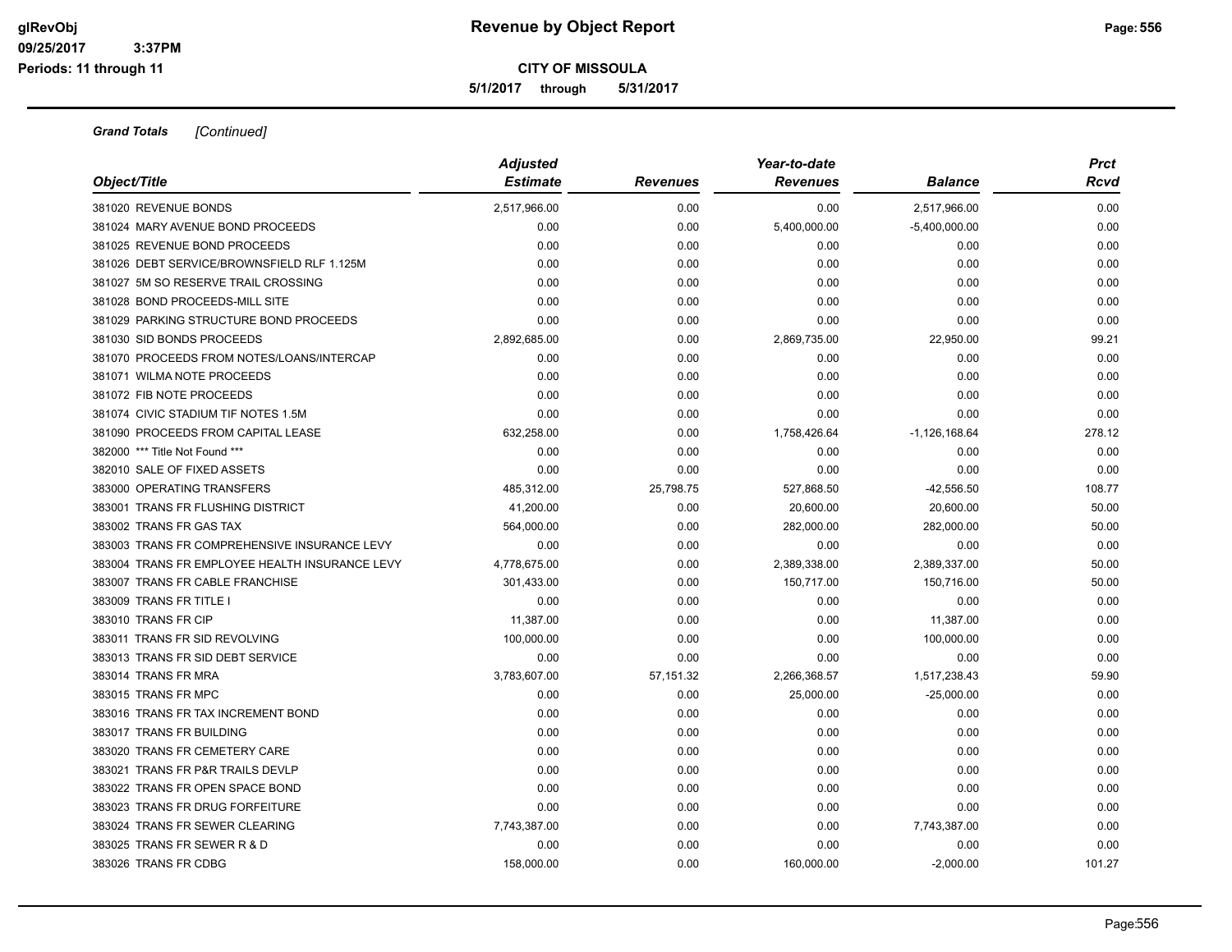# Revenue by Object Report

**CITY OF MISSOULA**

**5/1/2017 through 5/31/2017**

glRevObj
09/25/2017 3:37PM
Periods: 11 through 11

***Grand Totals*** *[Continued]*

| Object/Title | Adjusted Estimate | Revenues | Year-to-date Revenues | Balance | Prct Rcvd |
|---|---|---|---|---|---|
| 381020 REVENUE BONDS | 2,517,966.00 | 0.00 | 0.00 | 2,517,966.00 | 0.00 |
| 381024 MARY AVENUE BOND PROCEEDS | 0.00 | 0.00 | 5,400,000.00 | -5,400,000.00 | 0.00 |
| 381025 REVENUE BOND PROCEEDS | 0.00 | 0.00 | 0.00 | 0.00 | 0.00 |
| 381026 DEBT SERVICE/BROWNSFIELD RLF 1.125M | 0.00 | 0.00 | 0.00 | 0.00 | 0.00 |
| 381027 5M SO RESERVE TRAIL CROSSING | 0.00 | 0.00 | 0.00 | 0.00 | 0.00 |
| 381028 BOND PROCEEDS-MILL SITE | 0.00 | 0.00 | 0.00 | 0.00 | 0.00 |
| 381029 PARKING STRUCTURE BOND PROCEEDS | 0.00 | 0.00 | 0.00 | 0.00 | 0.00 |
| 381030 SID BONDS PROCEEDS | 2,892,685.00 | 0.00 | 2,869,735.00 | 22,950.00 | 99.21 |
| 381070 PROCEEDS FROM NOTES/LOANS/INTERCAP | 0.00 | 0.00 | 0.00 | 0.00 | 0.00 |
| 381071 WILMA NOTE PROCEEDS | 0.00 | 0.00 | 0.00 | 0.00 | 0.00 |
| 381072 FIB NOTE PROCEEDS | 0.00 | 0.00 | 0.00 | 0.00 | 0.00 |
| 381074 CIVIC STADIUM TIF NOTES 1.5M | 0.00 | 0.00 | 0.00 | 0.00 | 0.00 |
| 381090 PROCEEDS FROM CAPITAL LEASE | 632,258.00 | 0.00 | 1,758,426.64 | -1,126,168.64 | 278.12 |
| 382000 *** Title Not Found *** | 0.00 | 0.00 | 0.00 | 0.00 | 0.00 |
| 382010 SALE OF FIXED ASSETS | 0.00 | 0.00 | 0.00 | 0.00 | 0.00 |
| 383000 OPERATING TRANSFERS | 485,312.00 | 25,798.75 | 527,868.50 | -42,556.50 | 108.77 |
| 383001 TRANS FR FLUSHING DISTRICT | 41,200.00 | 0.00 | 20,600.00 | 20,600.00 | 50.00 |
| 383002 TRANS FR GAS TAX | 564,000.00 | 0.00 | 282,000.00 | 282,000.00 | 50.00 |
| 383003 TRANS FR COMPREHENSIVE INSURANCE LEVY | 0.00 | 0.00 | 0.00 | 0.00 | 0.00 |
| 383004 TRANS FR EMPLOYEE HEALTH INSURANCE LEVY | 4,778,675.00 | 0.00 | 2,389,338.00 | 2,389,337.00 | 50.00 |
| 383007 TRANS FR CABLE FRANCHISE | 301,433.00 | 0.00 | 150,717.00 | 150,716.00 | 50.00 |
| 383009 TRANS FR TITLE I | 0.00 | 0.00 | 0.00 | 0.00 | 0.00 |
| 383010 TRANS FR CIP | 11,387.00 | 0.00 | 0.00 | 11,387.00 | 0.00 |
| 383011 TRANS FR SID REVOLVING | 100,000.00 | 0.00 | 0.00 | 100,000.00 | 0.00 |
| 383013 TRANS FR SID DEBT SERVICE | 0.00 | 0.00 | 0.00 | 0.00 | 0.00 |
| 383014 TRANS FR MRA | 3,783,607.00 | 57,151.32 | 2,266,368.57 | 1,517,238.43 | 59.90 |
| 383015 TRANS FR MPC | 0.00 | 0.00 | 25,000.00 | -25,000.00 | 0.00 |
| 383016 TRANS FR TAX INCREMENT BOND | 0.00 | 0.00 | 0.00 | 0.00 | 0.00 |
| 383017 TRANS FR BUILDING | 0.00 | 0.00 | 0.00 | 0.00 | 0.00 |
| 383020 TRANS FR CEMETERY CARE | 0.00 | 0.00 | 0.00 | 0.00 | 0.00 |
| 383021 TRANS FR P&R TRAILS DEVLP | 0.00 | 0.00 | 0.00 | 0.00 | 0.00 |
| 383022 TRANS FR OPEN SPACE BOND | 0.00 | 0.00 | 0.00 | 0.00 | 0.00 |
| 383023 TRANS FR DRUG FORFEITURE | 0.00 | 0.00 | 0.00 | 0.00 | 0.00 |
| 383024 TRANS FR SEWER CLEARING | 7,743,387.00 | 0.00 | 0.00 | 7,743,387.00 | 0.00 |
| 383025 TRANS FR SEWER R & D | 0.00 | 0.00 | 0.00 | 0.00 | 0.00 |
| 383026 TRANS FR CDBG | 158,000.00 | 0.00 | 160,000.00 | -2,000.00 | 101.27 |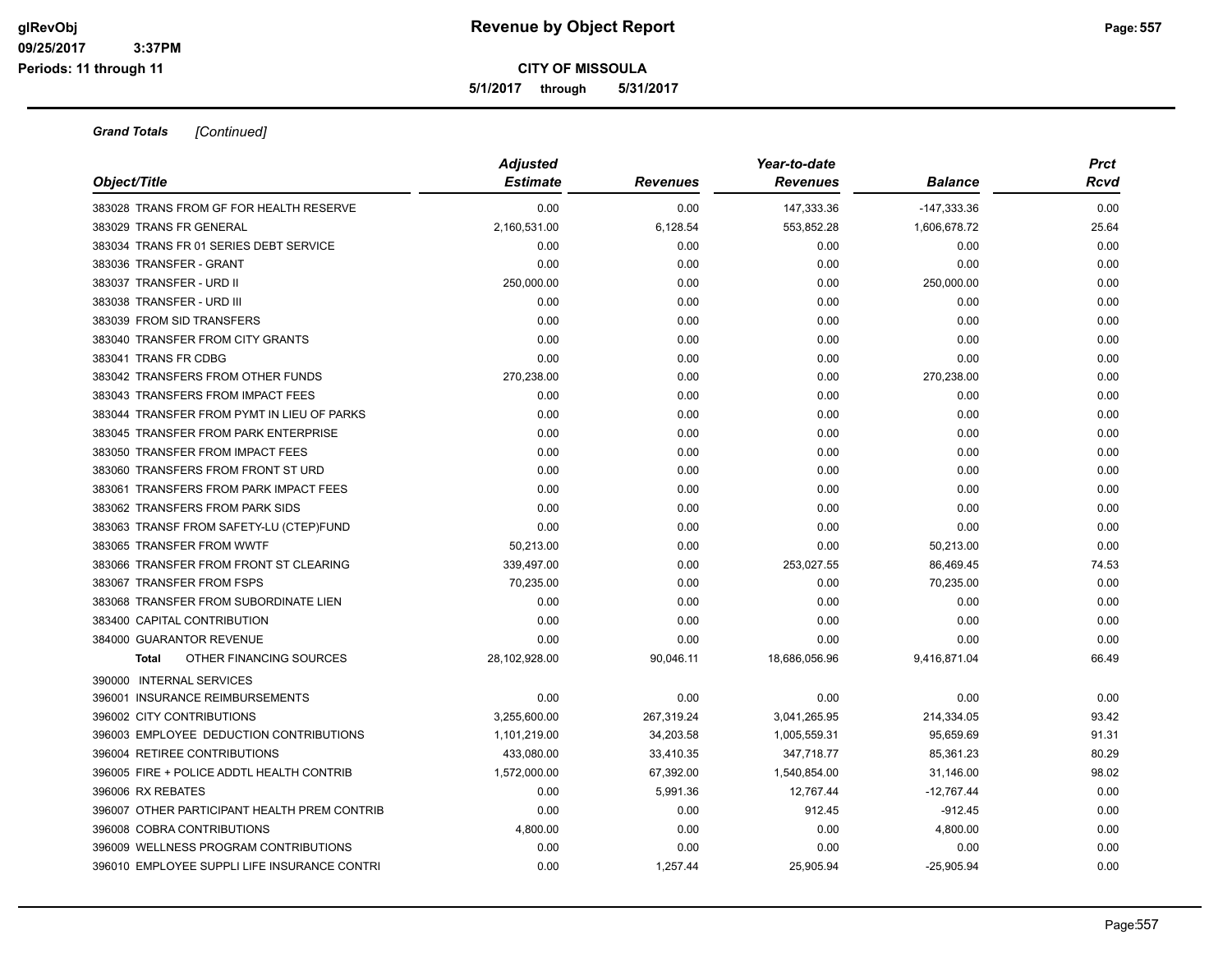# Revenue by Object Report

glRevObj
09/25/2017 3:37PM
Periods: 11 through 11

**CITY OF MISSOULA**

**5/1/2017 through 5/31/2017**

***Grand Totals*** *[Continued]*

| Object/Title | Adjusted Estimate | Revenues | Year-to-date Revenues | Balance | Prct Rcvd |
|---|---|---|---|---|---|
| 383028 TRANS FROM GF FOR HEALTH RESERVE | 0.00 | 0.00 | 147,333.36 | -147,333.36 | 0.00 |
| 383029 TRANS FR GENERAL | 2,160,531.00 | 6,128.54 | 553,852.28 | 1,606,678.72 | 25.64 |
| 383034 TRANS FR 01 SERIES DEBT SERVICE | 0.00 | 0.00 | 0.00 | 0.00 | 0.00 |
| 383036 TRANSFER - GRANT | 0.00 | 0.00 | 0.00 | 0.00 | 0.00 |
| 383037 TRANSFER - URD II | 250,000.00 | 0.00 | 0.00 | 250,000.00 | 0.00 |
| 383038 TRANSFER - URD III | 0.00 | 0.00 | 0.00 | 0.00 | 0.00 |
| 383039 FROM SID TRANSFERS | 0.00 | 0.00 | 0.00 | 0.00 | 0.00 |
| 383040 TRANSFER FROM CITY GRANTS | 0.00 | 0.00 | 0.00 | 0.00 | 0.00 |
| 383041 TRANS FR CDBG | 0.00 | 0.00 | 0.00 | 0.00 | 0.00 |
| 383042 TRANSFERS FROM OTHER FUNDS | 270,238.00 | 0.00 | 0.00 | 270,238.00 | 0.00 |
| 383043 TRANSFERS FROM IMPACT FEES | 0.00 | 0.00 | 0.00 | 0.00 | 0.00 |
| 383044 TRANSFER FROM PYMT IN LIEU OF PARKS | 0.00 | 0.00 | 0.00 | 0.00 | 0.00 |
| 383045 TRANSFER FROM PARK ENTERPRISE | 0.00 | 0.00 | 0.00 | 0.00 | 0.00 |
| 383050 TRANSFER FROM IMPACT FEES | 0.00 | 0.00 | 0.00 | 0.00 | 0.00 |
| 383060 TRANSFERS FROM FRONT ST URD | 0.00 | 0.00 | 0.00 | 0.00 | 0.00 |
| 383061 TRANSFERS FROM PARK IMPACT FEES | 0.00 | 0.00 | 0.00 | 0.00 | 0.00 |
| 383062 TRANSFERS FROM PARK SIDS | 0.00 | 0.00 | 0.00 | 0.00 | 0.00 |
| 383063 TRANSF FROM SAFETY-LU (CTEP)FUND | 0.00 | 0.00 | 0.00 | 0.00 | 0.00 |
| 383065 TRANSFER FROM WWTF | 50,213.00 | 0.00 | 0.00 | 50,213.00 | 0.00 |
| 383066 TRANSFER FROM FRONT ST CLEARING | 339,497.00 | 0.00 | 253,027.55 | 86,469.45 | 74.53 |
| 383067 TRANSFER FROM FSPS | 70,235.00 | 0.00 | 0.00 | 70,235.00 | 0.00 |
| 383068 TRANSFER FROM SUBORDINATE LIEN | 0.00 | 0.00 | 0.00 | 0.00 | 0.00 |
| 383400 CAPITAL CONTRIBUTION | 0.00 | 0.00 | 0.00 | 0.00 | 0.00 |
| 384000 GUARANTOR REVENUE | 0.00 | 0.00 | 0.00 | 0.00 | 0.00 |
| **Total** OTHER FINANCING SOURCES | 28,102,928.00 | 90,046.11 | 18,686,056.96 | 9,416,871.04 | 66.49 |
| 390000 INTERNAL SERVICES | | | | | |
| 396001 INSURANCE REIMBURSEMENTS | 0.00 | 0.00 | 0.00 | 0.00 | 0.00 |
| 396002 CITY CONTRIBUTIONS | 3,255,600.00 | 267,319.24 | 3,041,265.95 | 214,334.05 | 93.42 |
| 396003 EMPLOYEE DEDUCTION CONTRIBUTIONS | 1,101,219.00 | 34,203.58 | 1,005,559.31 | 95,659.69 | 91.31 |
| 396004 RETIREE CONTRIBUTIONS | 433,080.00 | 33,410.35 | 347,718.77 | 85,361.23 | 80.29 |
| 396005 FIRE + POLICE ADDTL HEALTH CONTRIB | 1,572,000.00 | 67,392.00 | 1,540,854.00 | 31,146.00 | 98.02 |
| 396006 RX REBATES | 0.00 | 5,991.36 | 12,767.44 | -12,767.44 | 0.00 |
| 396007 OTHER PARTICIPANT HEALTH PREM CONTRIB | 0.00 | 0.00 | 912.45 | -912.45 | 0.00 |
| 396008 COBRA CONTRIBUTIONS | 4,800.00 | 0.00 | 0.00 | 4,800.00 | 0.00 |
| 396009 WELLNESS PROGRAM CONTRIBUTIONS | 0.00 | 0.00 | 0.00 | 0.00 | 0.00 |
| 396010 EMPLOYEE SUPPLI LIFE INSURANCE CONTRI | 0.00 | 1,257.44 | 25,905.94 | -25,905.94 | 0.00 |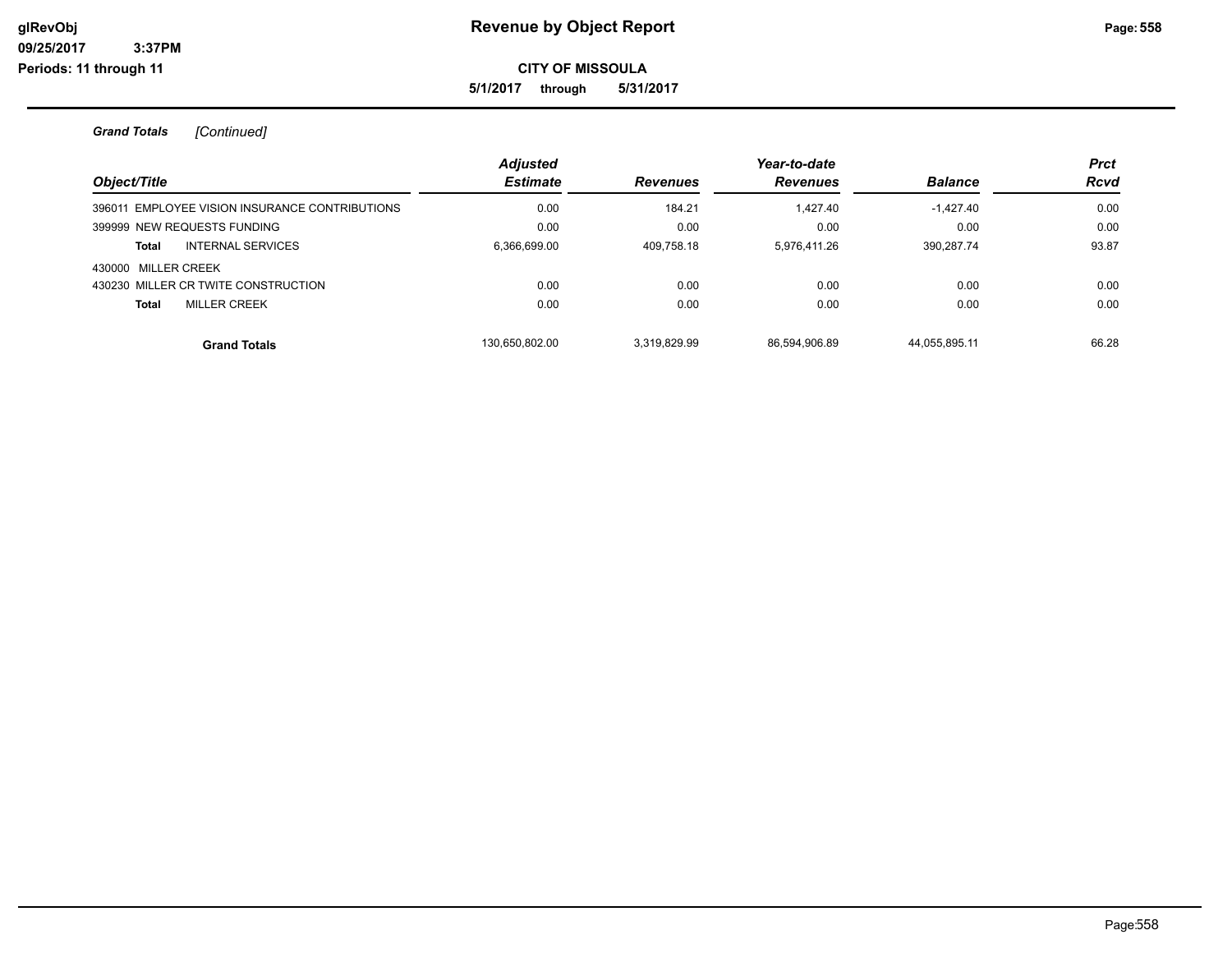# Revenue by Object Report

**CITY OF MISSOULA**

**5/1/2017 through 5/31/2017**

***Grand Totals*** *[Continued]*

| Object/Title | Adjusted Estimate | Revenues | Year-to-date Revenues | Balance | Prct Rcvd |
|---|---|---|---|---|---|
| 396011 EMPLOYEE VISION INSURANCE CONTRIBUTIONS | 0.00 | 184.21 | 1,427.40 | -1,427.40 | 0.00 |
| 399999 NEW REQUESTS FUNDING | 0.00 | 0.00 | 0.00 | 0.00 | 0.00 |
| **Total** INTERNAL SERVICES | 6,366,699.00 | 409,758.18 | 5,976,411.26 | 390,287.74 | 93.87 |
| 430000 MILLER CREEK | | | | | |
| 430230 MILLER CR TWITE CONSTRUCTION | 0.00 | 0.00 | 0.00 | 0.00 | 0.00 |
| **Total** MILLER CREEK | 0.00 | 0.00 | 0.00 | 0.00 | 0.00 |
| **Grand Totals** | 130,650,802.00 | 3,319,829.99 | 86,594,906.89 | 44,055,895.11 | 66.28 |